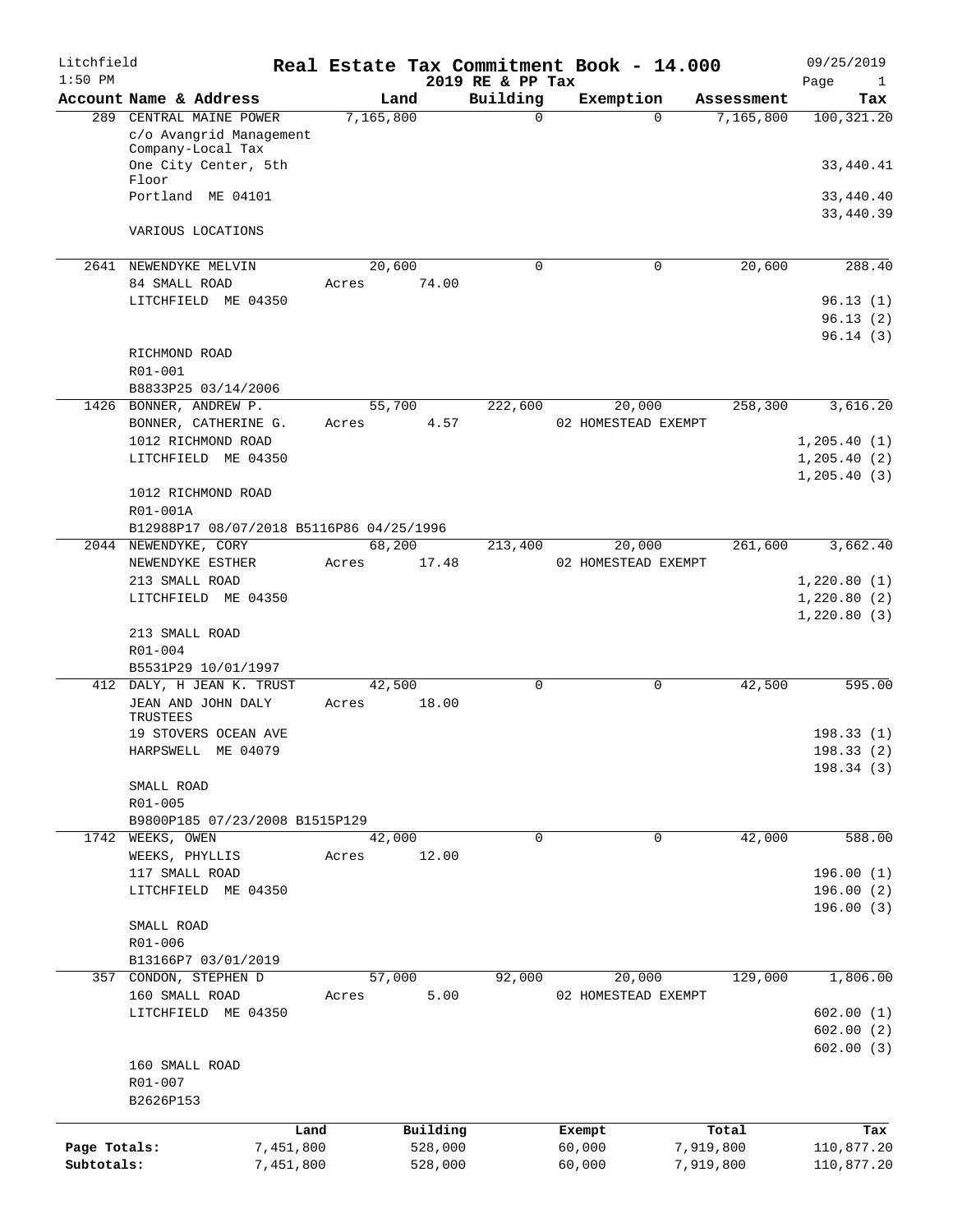# Real Estate Tax Commitment Book - 14.000

Litchfield
1:50 PM
2019 RE & PP Tax
09/25/2019

| Account Name & Address | Land | Building | Exemption | Assessment | Tax |
|---|---|---|---|---|---|
| 289 CENTRAL MAINE POWER | 7,165,800 | 0 | 0 | 7,165,800 | 100,321.20 |
| c/o Avangrid Management Company-Local Tax | | | | | |
| One City Center, 5th Floor | | | | | 33,440.41 |
| Portland ME 04101 | | | | | 33,440.40 |
| | | | | | 33,440.39 |
| VARIOUS LOCATIONS | | | | | |
| 2641 NEWENDYKE MELVIN | 20,600 | 0 | 0 | 20,600 | 288.40 |
| 84 SMALL ROAD | Acres 74.00 | | | | |
| LITCHFIELD ME 04350 | | | | | 96.13 (1) |
| | | | | | 96.13 (2) |
| | | | | | 96.14 (3) |
| RICHMOND ROAD | | | | | |
| R01-001 | | | | | |
| B8833P25 03/14/2006 | | | | | |
| 1426 BONNER, ANDREW P. | 55,700 | 222,600 | 20,000 | 258,300 | 3,616.20 |
| BONNER, CATHERINE G. | Acres 4.57 | | 02 HOMESTEAD EXEMPT | | |
| 1012 RICHMOND ROAD | | | | | 1,205.40 (1) |
| LITCHFIELD ME 04350 | | | | | 1,205.40 (2) |
| | | | | | 1,205.40 (3) |
| 1012 RICHMOND ROAD | | | | | |
| R01-001A | | | | | |
| B12988P17 08/07/2018 B5116P86 04/25/1996 | | | | | |
| 2044 NEWENDYKE, CORY | 68,200 | 213,400 | 20,000 | 261,600 | 3,662.40 |
| NEWENDYKE ESTHER | Acres 17.48 | | 02 HOMESTEAD EXEMPT | | |
| 213 SMALL ROAD | | | | | 1,220.80 (1) |
| LITCHFIELD ME 04350 | | | | | 1,220.80 (2) |
| | | | | | 1,220.80 (3) |
| 213 SMALL ROAD | | | | | |
| R01-004 | | | | | |
| B5531P29 10/01/1997 | | | | | |
| 412 DALY, H JEAN K. TRUST | 42,500 | 0 | 0 | 42,500 | 595.00 |
| JEAN AND JOHN DALY TRUSTEES | Acres 18.00 | | | | |
| 19 STOVERS OCEAN AVE | | | | | 198.33 (1) |
| HARPSWELL ME 04079 | | | | | 198.33 (2) |
| | | | | | 198.34 (3) |
| SMALL ROAD | | | | | |
| R01-005 | | | | | |
| B9800P185 07/23/2008 B1515P129 | | | | | |
| 1742 WEEKS, OWEN | 42,000 | 0 | 0 | 42,000 | 588.00 |
| WEEKS, PHYLLIS | Acres 12.00 | | | | |
| 117 SMALL ROAD | | | | | 196.00 (1) |
| LITCHFIELD ME 04350 | | | | | 196.00 (2) |
| | | | | | 196.00 (3) |
| SMALL ROAD | | | | | |
| R01-006 | | | | | |
| B13166P7 03/01/2019 | | | | | |
| 357 CONDON, STEPHEN D | 57,000 | 92,000 | 20,000 | 129,000 | 1,806.00 |
| 160 SMALL ROAD | Acres 5.00 | | 02 HOMESTEAD EXEMPT | | |
| LITCHFIELD ME 04350 | | | | | 602.00 (1) |
| | | | | | 602.00 (2) |
| | | | | | 602.00 (3) |
| 160 SMALL ROAD | | | | | |
| R01-007 | | | | | |
| B2626P153 | | | | | |

| | Land | Building | Exempt | Total | Tax |
|---|---|---|---|---|---|
| Page Totals: | 7,451,800 | 528,000 | 60,000 | 7,919,800 | 110,877.20 |
| Subtotals: | 7,451,800 | 528,000 | 60,000 | 7,919,800 | 110,877.20 |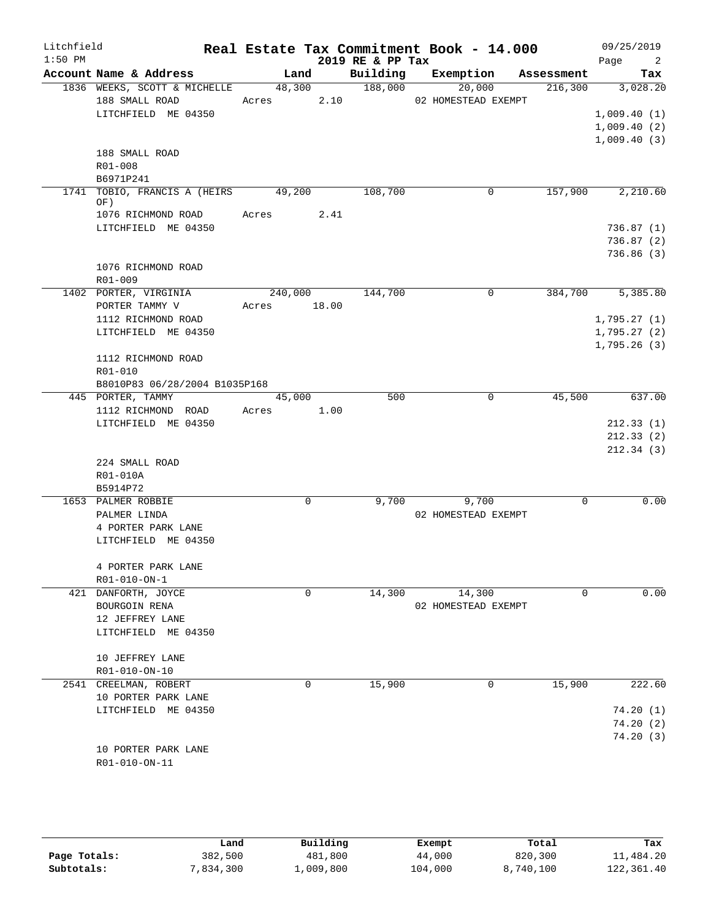# Real Estate Tax Commitment Book - 14.000

Litchfield
1:50 PM

2019 RE & PP Tax

09/25/2019

| Account Name & Address | Land | Building | Exemption | Assessment | Tax |
|---|---|---|---|---|---|
| 1836 WEEKS, SCOTT & MICHELLE<br>188 SMALL ROAD<br>LITCHFIELD ME 04350<br><br>188 SMALL ROAD<br>R01-008<br>B6971P241 | 48,300<br>Acres 2.10 | 188,000 | 20,000<br>02 HOMESTEAD EXEMPT | 216,300 | 3,028.20<br><br>1,009.40 (1)<br>1,009.40 (2)<br>1,009.40 (3) |
| 1741 TOBIO, FRANCIS A (HEIRS OF)<br>1076 RICHMOND ROAD<br>LITCHFIELD ME 04350<br><br>1076 RICHMOND ROAD<br>R01-009 | 49,200<br>Acres 2.41 | 108,700 | 0 | 157,900 | 2,210.60<br><br>736.87 (1)<br>736.87 (2)<br>736.86 (3) |
| 1402 PORTER, VIRGINIA<br>PORTER TAMMY V<br>1112 RICHMOND ROAD<br>LITCHFIELD ME 04350<br><br>1112 RICHMOND ROAD<br>R01-010<br>B8010P83 06/28/2004 B1035P168 | 240,000<br>Acres 18.00 | 144,700 | 0 | 384,700 | 5,385.80<br><br>1,795.27 (1)<br>1,795.27 (2)<br>1,795.26 (3) |
| 445 PORTER, TAMMY<br>1112 RICHMOND ROAD<br>LITCHFIELD ME 04350<br><br>224 SMALL ROAD<br>R01-010A<br>B5914P72 | 45,000<br>Acres 1.00 | 500 | 0 | 45,500 | 637.00<br><br>212.33 (1)<br>212.33 (2)<br>212.34 (3) |
| 1653 PALMER ROBBIE<br>PALMER LINDA<br>4 PORTER PARK LANE<br>LITCHFIELD ME 04350<br><br>4 PORTER PARK LANE<br>R01-010-ON-1 | 0 | 9,700 | 9,700<br>02 HOMESTEAD EXEMPT | 0 | 0.00 |
| 421 DANFORTH, JOYCE<br>BOURGOIN RENA<br>12 JEFFREY LANE<br>LITCHFIELD ME 04350<br><br>10 JEFFREY LANE<br>R01-010-ON-10 | 0 | 14,300 | 14,300<br>02 HOMESTEAD EXEMPT | 0 | 0.00 |
| 2541 CREELMAN, ROBERT<br>10 PORTER PARK LANE<br>LITCHFIELD ME 04350<br><br>10 PORTER PARK LANE<br>R01-010-ON-11 | 0 | 15,900 | 0 | 15,900 | 222.60<br><br>74.20 (1)<br>74.20 (2)<br>74.20 (3) |

| | Land | Building | Exempt | Total | Tax |
|---|---|---|---|---|---|
| Page Totals: | 382,500 | 481,800 | 44,000 | 820,300 | 11,484.20 |
| Subtotals: | 7,834,300 | 1,009,800 | 104,000 | 8,740,100 | 122,361.40 |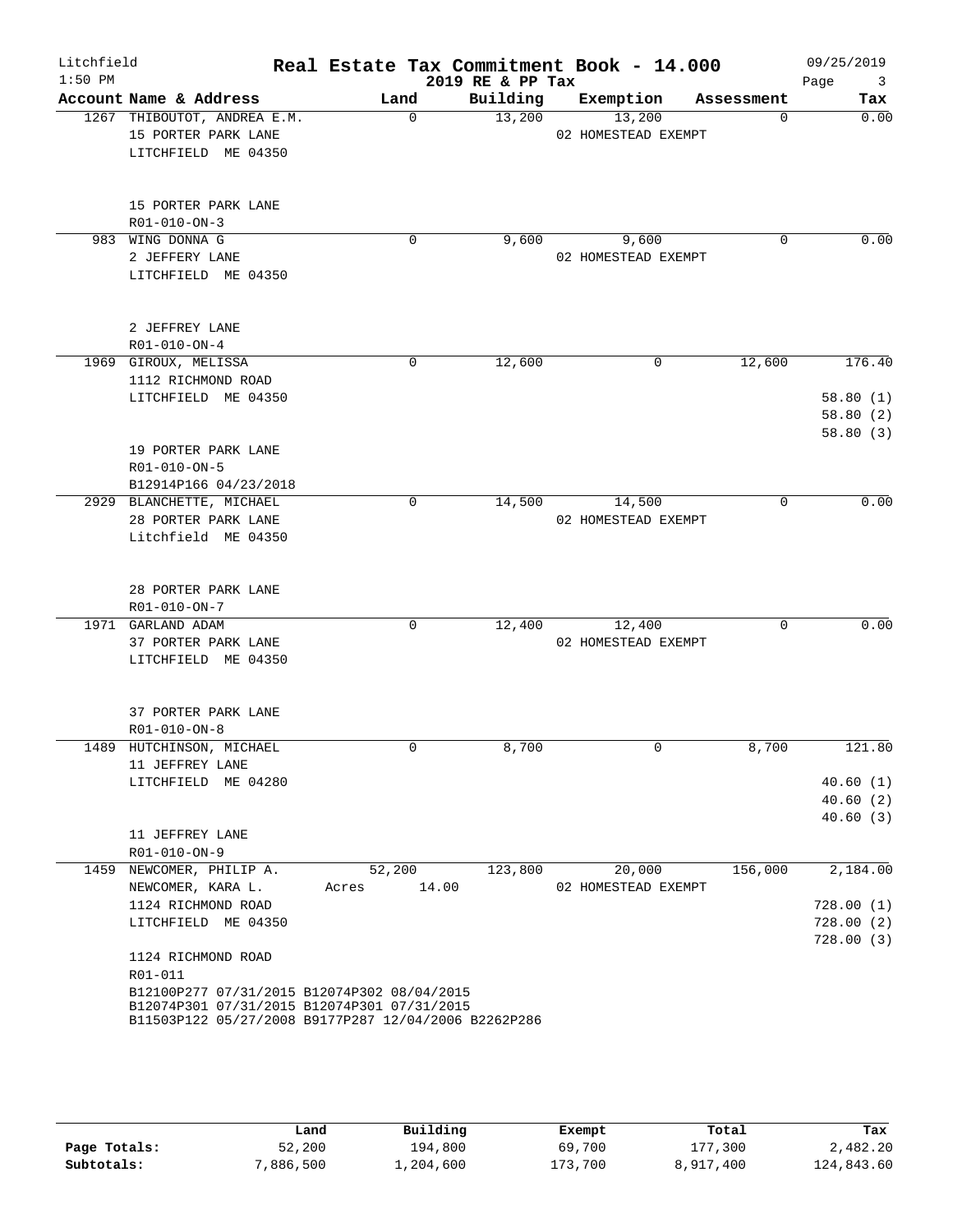Litchfield
1:50 PM

# Real Estate Tax Commitment Book - 14.000

2019 RE & PP Tax

09/25/2019

| Account Name & Address | Land | Building | Exemption | Assessment | Tax |
|---|---|---|---|---|---|
| 1267 THIBOUTOT, ANDREA E.M.<br>15 PORTER PARK LANE<br>LITCHFIELD ME 04350<br><br>15 PORTER PARK LANE<br>R01-010-ON-3 | 0 | 13,200 | 13,200<br>02 HOMESTEAD EXEMPT | 0 | 0.00 |
| 983 WING DONNA G<br>2 JEFFERY LANE<br>LITCHFIELD ME 04350<br><br>2 JEFFREY LANE<br>R01-010-ON-4 | 0 | 9,600 | 9,600<br>02 HOMESTEAD EXEMPT | 0 | 0.00 |
| 1969 GIROUX, MELISSA<br>1112 RICHMOND ROAD<br>LITCHFIELD ME 04350<br><br>19 PORTER PARK LANE<br>R01-010-ON-5<br>B12914P166 04/23/2018 | 0 | 12,600 | 0 | 12,600 | 176.40<br><br>58.80 (1)<br>58.80 (2)<br>58.80 (3) |
| 2929 BLANCHETTE, MICHAEL<br>28 PORTER PARK LANE<br>Litchfield ME 04350<br><br>28 PORTER PARK LANE<br>R01-010-ON-7 | 0 | 14,500 | 14,500<br>02 HOMESTEAD EXEMPT | 0 | 0.00 |
| 1971 GARLAND ADAM<br>37 PORTER PARK LANE<br>LITCHFIELD ME 04350<br><br>37 PORTER PARK LANE<br>R01-010-ON-8 | 0 | 12,400 | 12,400<br>02 HOMESTEAD EXEMPT | 0 | 0.00 |
| 1489 HUTCHINSON, MICHAEL<br>11 JEFFREY LANE<br>LITCHFIELD ME 04280<br><br>11 JEFFREY LANE<br>R01-010-ON-9 | 0 | 8,700 | 0 | 8,700 | 121.80<br><br>40.60 (1)<br>40.60 (2)<br>40.60 (3) |
| 1459 NEWCOMER, PHILIP A.<br>NEWCOMER, KARA L.<br>1124 RICHMOND ROAD<br>LITCHFIELD ME 04350<br><br>1124 RICHMOND ROAD<br>R01-011<br>B12100P277 07/31/2015 B12074P302 08/04/2015<br>B12074P301 07/31/2015 B12074P301 07/31/2015<br>B11503P122 05/27/2008 B9177P287 12/04/2006 B2262P286 | 52,200<br>Acres 14.00 | 123,800 | 20,000<br>02 HOMESTEAD EXEMPT | 156,000 | 2,184.00<br><br>728.00 (1)<br>728.00 (2)<br>728.00 (3) |

| | Land | Building | Exempt | Total | Tax |
|---|---|---|---|---|---|
| Page Totals: | 52,200 | 194,800 | 69,700 | 177,300 | 2,482.20 |
| Subtotals: | 7,886,500 | 1,204,600 | 173,700 | 8,917,400 | 124,843.60 |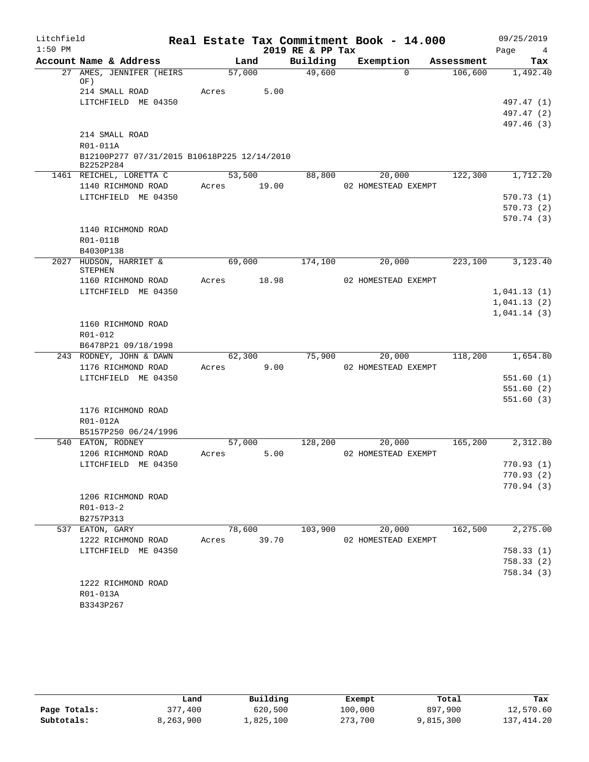Litchfield 1:50 PM

# Real Estate Tax Commitment Book - 14.000

2019 RE & PP Tax

09/25/2019

| Account Name & Address | Land | Building | Exemption | Assessment | Tax |
|---|---|---|---|---|---|
| 27 AMES, JENNIFER (HEIRS OF) | 57,000 | 49,600 | 0 | 106,600 | 1,492.40 |
| 214 SMALL ROAD | Acres 5.00 | | | | |
| LITCHFIELD ME 04350 | | | | | 497.47 (1) |
| | | | | | 497.47 (2) |
| | | | | | 497.46 (3) |
| 214 SMALL ROAD | | | | | |
| R01-011A | | | | | |
| B12100P277 07/31/2015 B10618P225 12/14/2010 B2252P284 | | | | | |
| 1461 REICHEL, LORETTA C | 53,500 | 88,800 | 20,000 | 122,300 | 1,712.20 |
| 1140 RICHMOND ROAD | Acres 19.00 | | 02 HOMESTEAD EXEMPT | | |
| LITCHFIELD ME 04350 | | | | | 570.73 (1) |
| | | | | | 570.73 (2) |
| | | | | | 570.74 (3) |
| 1140 RICHMOND ROAD | | | | | |
| R01-011B | | | | | |
| B4030P138 | | | | | |
| 2027 HUDSON, HARRIET & STEPHEN | 69,000 | 174,100 | 20,000 | 223,100 | 3,123.40 |
| 1160 RICHMOND ROAD | Acres 18.98 | | 02 HOMESTEAD EXEMPT | | |
| LITCHFIELD ME 04350 | | | | | 1,041.13 (1) |
| | | | | | 1,041.13 (2) |
| | | | | | 1,041.14 (3) |
| 1160 RICHMOND ROAD | | | | | |
| R01-012 | | | | | |
| B6478P21 09/18/1998 | | | | | |
| 243 RODNEY, JOHN & DAWN | 62,300 | 75,900 | 20,000 | 118,200 | 1,654.80 |
| 1176 RICHMOND ROAD | Acres 9.00 | | 02 HOMESTEAD EXEMPT | | |
| LITCHFIELD ME 04350 | | | | | 551.60 (1) |
| | | | | | 551.60 (2) |
| | | | | | 551.60 (3) |
| 1176 RICHMOND ROAD | | | | | |
| R01-012A | | | | | |
| B5157P250 06/24/1996 | | | | | |
| 540 EATON, RODNEY | 57,000 | 128,200 | 20,000 | 165,200 | 2,312.80 |
| 1206 RICHMOND ROAD | Acres 5.00 | | 02 HOMESTEAD EXEMPT | | |
| LITCHFIELD ME 04350 | | | | | 770.93 (1) |
| | | | | | 770.93 (2) |
| | | | | | 770.94 (3) |
| 1206 RICHMOND ROAD | | | | | |
| R01-013-2 | | | | | |
| B2757P313 | | | | | |
| 537 EATON, GARY | 78,600 | 103,900 | 20,000 | 162,500 | 2,275.00 |
| 1222 RICHMOND ROAD | Acres 39.70 | | 02 HOMESTEAD EXEMPT | | |
| LITCHFIELD ME 04350 | | | | | 758.33 (1) |
| | | | | | 758.33 (2) |
| | | | | | 758.34 (3) |
| 1222 RICHMOND ROAD | | | | | |
| R01-013A | | | | | |
| B3343P267 | | | | | |

| | Land | Building | Exempt | Total | Tax |
|---|---|---|---|---|---|
| Page Totals: | 377,400 | 620,500 | 100,000 | 897,900 | 12,570.60 |
| Subtotals: | 8,263,900 | 1,825,100 | 273,700 | 9,815,300 | 137,414.20 |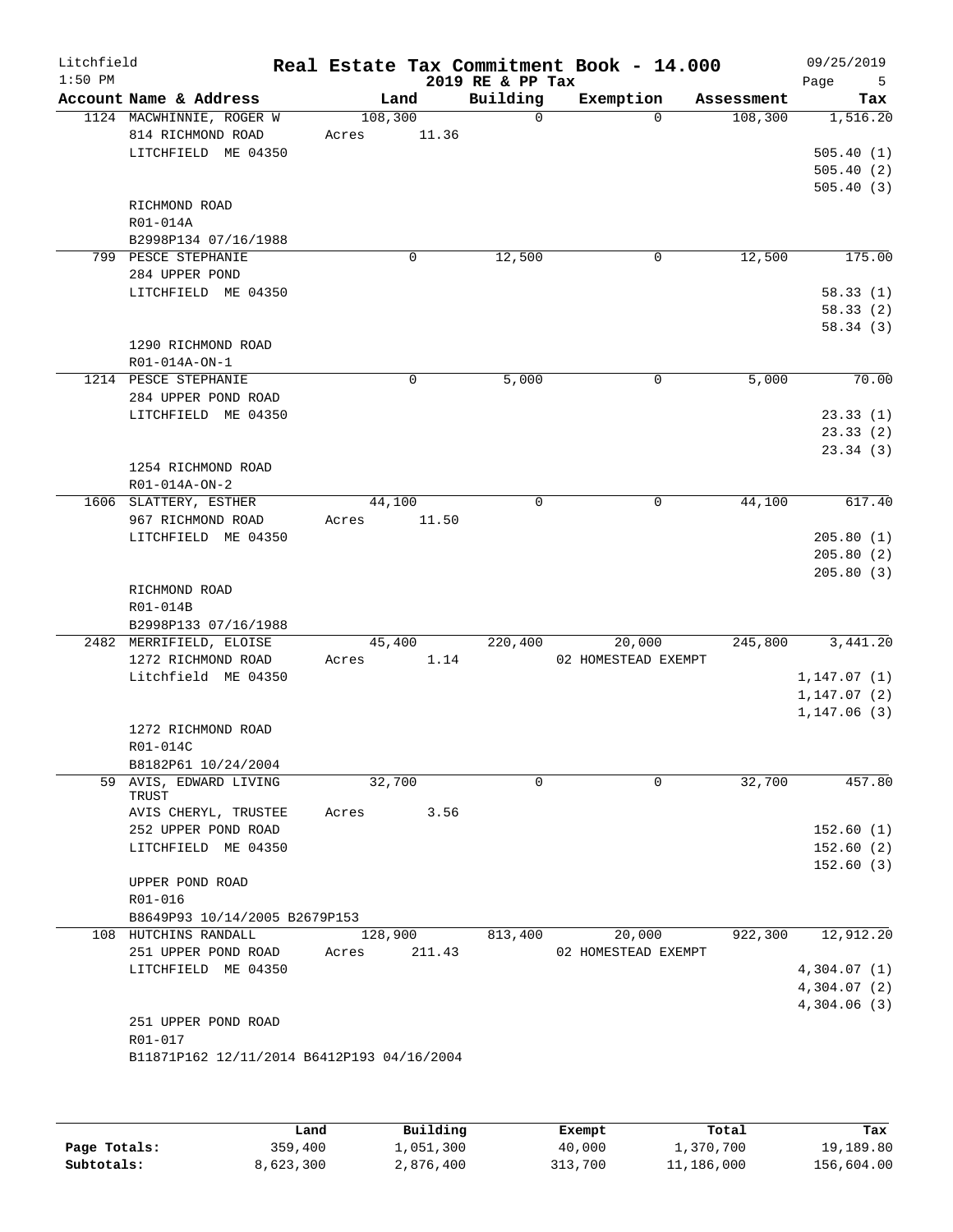# Real Estate Tax Commitment Book - 14.000

Litchfield — 2019 RE & PP Tax — 09/25/2019 — 1:50 PM

| Account Name & Address | Land | Building | Exemption | Assessment | Tax |
|---|---|---|---|---|---|
| 1124 MACWHINNIE, ROGER W | 108,300 | 0 | 0 | 108,300 | 1,516.20 |
| 814 RICHMOND ROAD | Acres 11.36 | | | | |
| LITCHFIELD ME 04350 | | | | | 505.40 (1) |
| | | | | | 505.40 (2) |
| | | | | | 505.40 (3) |
| RICHMOND ROAD | | | | | |
| R01-014A | | | | | |
| B2998P134 07/16/1988 | | | | | |
| 799 PESCE STEPHANIE | 0 | 12,500 | 0 | 12,500 | 175.00 |
| 284 UPPER POND | | | | | |
| LITCHFIELD ME 04350 | | | | | 58.33 (1) |
| | | | | | 58.33 (2) |
| | | | | | 58.34 (3) |
| 1290 RICHMOND ROAD | | | | | |
| R01-014A-ON-1 | | | | | |
| 1214 PESCE STEPHANIE | 0 | 5,000 | 0 | 5,000 | 70.00 |
| 284 UPPER POND ROAD | | | | | |
| LITCHFIELD ME 04350 | | | | | 23.33 (1) |
| | | | | | 23.33 (2) |
| | | | | | 23.34 (3) |
| 1254 RICHMOND ROAD | | | | | |
| R01-014A-ON-2 | | | | | |
| 1606 SLATTERY, ESTHER | 44,100 | 0 | 0 | 44,100 | 617.40 |
| 967 RICHMOND ROAD | Acres 11.50 | | | | |
| LITCHFIELD ME 04350 | | | | | 205.80 (1) |
| | | | | | 205.80 (2) |
| | | | | | 205.80 (3) |
| RICHMOND ROAD | | | | | |
| R01-014B | | | | | |
| B2998P133 07/16/1988 | | | | | |
| 2482 MERRIFIELD, ELOISE | 45,400 | 220,400 | 20,000 | 245,800 | 3,441.20 |
| 1272 RICHMOND ROAD | Acres 1.14 | | 02 HOMESTEAD EXEMPT | | |
| Litchfield ME 04350 | | | | | 1,147.07 (1) |
| | | | | | 1,147.07 (2) |
| | | | | | 1,147.06 (3) |
| 1272 RICHMOND ROAD | | | | | |
| R01-014C | | | | | |
| B8182P61 10/24/2004 | | | | | |
| 59 AVIS, EDWARD LIVING TRUST | 32,700 | 0 | 0 | 32,700 | 457.80 |
| AVIS CHERYL, TRUSTEE | Acres 3.56 | | | | |
| 252 UPPER POND ROAD | | | | | 152.60 (1) |
| LITCHFIELD ME 04350 | | | | | 152.60 (2) |
| | | | | | 152.60 (3) |
| UPPER POND ROAD | | | | | |
| R01-016 | | | | | |
| B8649P93 10/14/2005 B2679P153 | | | | | |
| 108 HUTCHINS RANDALL | 128,900 | 813,400 | 20,000 | 922,300 | 12,912.20 |
| 251 UPPER POND ROAD | Acres 211.43 | | 02 HOMESTEAD EXEMPT | | |
| LITCHFIELD ME 04350 | | | | | 4,304.07 (1) |
| | | | | | 4,304.07 (2) |
| | | | | | 4,304.06 (3) |
| 251 UPPER POND ROAD | | | | | |
| R01-017 | | | | | |
| B11871P162 12/11/2014 B6412P193 04/16/2004 | | | | | |

| | Land | Building | Exempt | Total | Tax |
|---|---|---|---|---|---|
| **Page Totals:** | 359,400 | 1,051,300 | 40,000 | 1,370,700 | 19,189.80 |
| **Subtotals:** | 8,623,300 | 2,876,400 | 313,700 | 11,186,000 | 156,604.00 |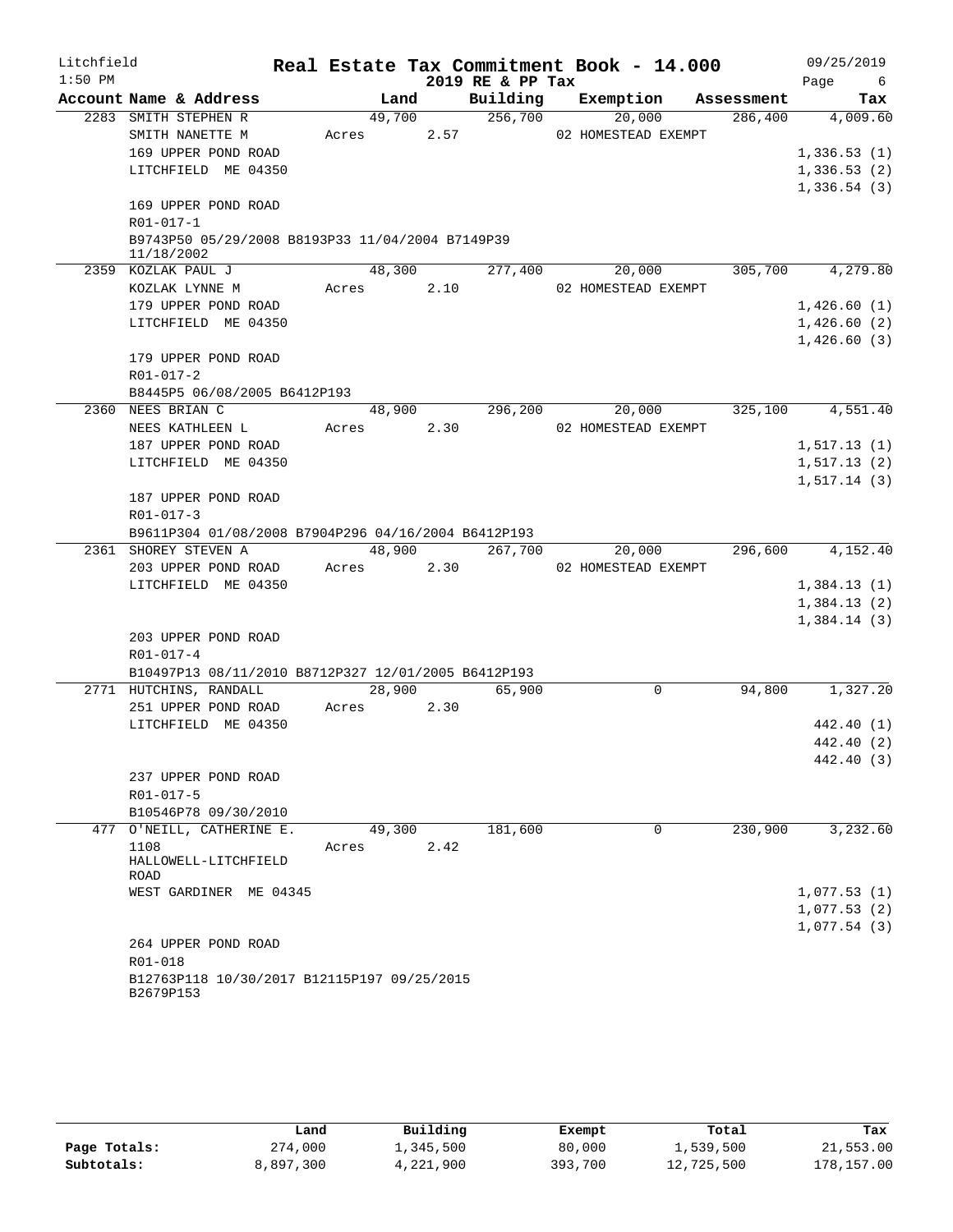# Litchfield — Real Estate Tax Commitment Book - 14.000 — 2019 RE & PP Tax

1:50 PM — 09/25/2019

| Account | Name & Address | Land | Building | Exemption | Assessment | Tax |
|---|---|---|---|---|---|---|
| 2283 | SMITH STEPHEN R | 49,700 | 256,700 | 20,000 | 286,400 | 4,009.60 |
| | SMITH NANETTE M | Acres 2.57 | | 02 HOMESTEAD EXEMPT | | |
| | 169 UPPER POND ROAD | | | | | 1,336.53 (1) |
| | LITCHFIELD ME 04350 | | | | | 1,336.53 (2) |
| | | | | | | 1,336.54 (3) |
| | 169 UPPER POND ROAD | | | | | |
| | R01-017-1 | | | | | |
| | B9743P50 05/29/2008 B8193P33 11/04/2004 B7149P39 11/18/2002 | | | | | |
| 2359 | KOZLAK PAUL J | 48,300 | 277,400 | 20,000 | 305,700 | 4,279.80 |
| | KOZLAK LYNNE M | Acres 2.10 | | 02 HOMESTEAD EXEMPT | | |
| | 179 UPPER POND ROAD | | | | | 1,426.60 (1) |
| | LITCHFIELD ME 04350 | | | | | 1,426.60 (2) |
| | | | | | | 1,426.60 (3) |
| | 179 UPPER POND ROAD | | | | | |
| | R01-017-2 | | | | | |
| | B8445P5 06/08/2005 B6412P193 | | | | | |
| 2360 | NEES BRIAN C | 48,900 | 296,200 | 20,000 | 325,100 | 4,551.40 |
| | NEES KATHLEEN L | Acres 2.30 | | 02 HOMESTEAD EXEMPT | | |
| | 187 UPPER POND ROAD | | | | | 1,517.13 (1) |
| | LITCHFIELD ME 04350 | | | | | 1,517.13 (2) |
| | | | | | | 1,517.14 (3) |
| | 187 UPPER POND ROAD | | | | | |
| | R01-017-3 | | | | | |
| | B9611P304 01/08/2008 B7904P296 04/16/2004 B6412P193 | | | | | |
| 2361 | SHOREY STEVEN A | 48,900 | 267,700 | 20,000 | 296,600 | 4,152.40 |
| | 203 UPPER POND ROAD | Acres 2.30 | | 02 HOMESTEAD EXEMPT | | |
| | LITCHFIELD ME 04350 | | | | | 1,384.13 (1) |
| | | | | | | 1,384.13 (2) |
| | | | | | | 1,384.14 (3) |
| | 203 UPPER POND ROAD | | | | | |
| | R01-017-4 | | | | | |
| | B10497P13 08/11/2010 B8712P327 12/01/2005 B6412P193 | | | | | |
| 2771 | HUTCHINS, RANDALL | 28,900 | 65,900 | 0 | 94,800 | 1,327.20 |
| | 251 UPPER POND ROAD | Acres 2.30 | | | | |
| | LITCHFIELD ME 04350 | | | | | 442.40 (1) |
| | | | | | | 442.40 (2) |
| | | | | | | 442.40 (3) |
| | 237 UPPER POND ROAD | | | | | |
| | R01-017-5 | | | | | |
| | B10546P78 09/30/2010 | | | | | |
| 477 | O'NEILL, CATHERINE E. | 49,300 | 181,600 | 0 | 230,900 | 3,232.60 |
| | 1108 HALLOWELL-LITCHFIELD ROAD | Acres 2.42 | | | | |
| | WEST GARDINER ME 04345 | | | | | 1,077.53 (1) |
| | | | | | | 1,077.53 (2) |
| | | | | | | 1,077.54 (3) |
| | 264 UPPER POND ROAD | | | | | |
| | R01-018 | | | | | |
| | B12763P118 10/30/2017 B12115P197 09/25/2015 B2679P153 | | | | | |

| | Land | Building | Exempt | Total | Tax |
|---|---|---|---|---|---|
| Page Totals: | 274,000 | 1,345,500 | 80,000 | 1,539,500 | 21,553.00 |
| Subtotals: | 8,897,300 | 4,221,900 | 393,700 | 12,725,500 | 178,157.00 |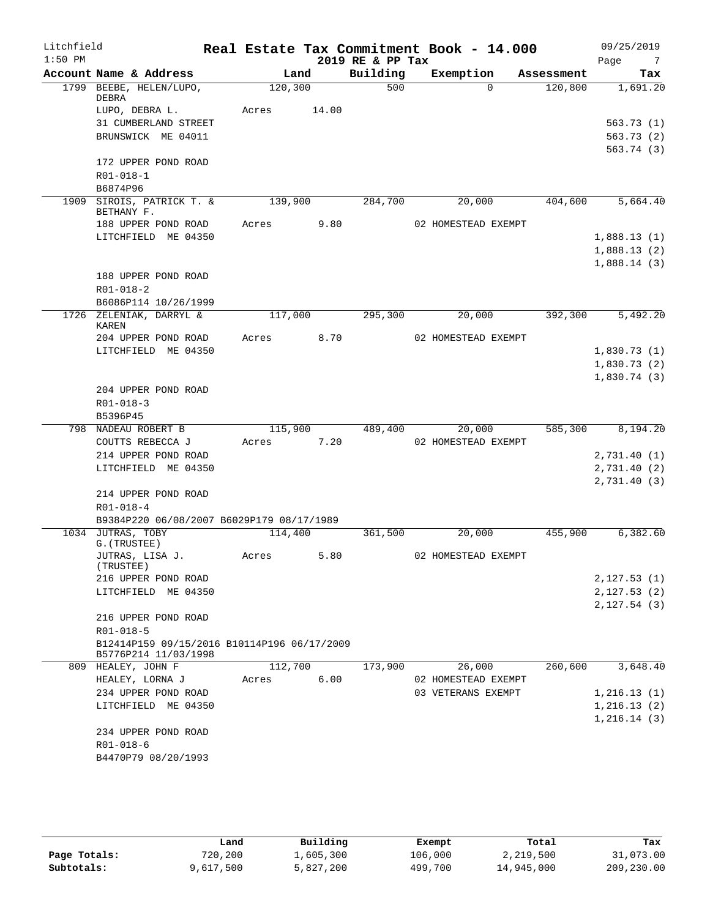Litchfield 1:50 PM

# Real Estate Tax Commitment Book - 14.000

## 2019 RE & PP Tax

09/25/2019

| Account Name & Address | Land | Building | Exemption | Assessment | Tax |
|---|---|---|---|---|---|
| 1799 BEEBE, HELEN/LUPO, DEBRA | 120,300 | 500 | 0 | 120,800 | 1,691.20 |
| LUPO, DEBRA L. | Acres 14.00 | | | | |
| 31 CUMBERLAND STREET | | | | | 563.73 (1) |
| BRUNSWICK ME 04011 | | | | | 563.73 (2) |
| | | | | | 563.74 (3) |
| 172 UPPER POND ROAD | | | | | |
| R01-018-1 | | | | | |
| B6874P96 | | | | | |
| 1909 SIROIS, PATRICK T. & BETHANY F. | 139,900 | 284,700 | 20,000 | 404,600 | 5,664.40 |
| 188 UPPER POND ROAD | Acres 9.80 | | 02 HOMESTEAD EXEMPT | | |
| LITCHFIELD ME 04350 | | | | | 1,888.13 (1) |
| | | | | | 1,888.13 (2) |
| | | | | | 1,888.14 (3) |
| 188 UPPER POND ROAD | | | | | |
| R01-018-2 | | | | | |
| B6086P114 10/26/1999 | | | | | |
| 1726 ZELENIAK, DARRYL & KAREN | 117,000 | 295,300 | 20,000 | 392,300 | 5,492.20 |
| 204 UPPER POND ROAD | Acres 8.70 | | 02 HOMESTEAD EXEMPT | | |
| LITCHFIELD ME 04350 | | | | | 1,830.73 (1) |
| | | | | | 1,830.73 (2) |
| | | | | | 1,830.74 (3) |
| 204 UPPER POND ROAD | | | | | |
| R01-018-3 | | | | | |
| B5396P45 | | | | | |
| 798 NADEAU ROBERT B | 115,900 | 489,400 | 20,000 | 585,300 | 8,194.20 |
| COUTTS REBECCA J | Acres 7.20 | | 02 HOMESTEAD EXEMPT | | |
| 214 UPPER POND ROAD | | | | | 2,731.40 (1) |
| LITCHFIELD ME 04350 | | | | | 2,731.40 (2) |
| | | | | | 2,731.40 (3) |
| 214 UPPER POND ROAD | | | | | |
| R01-018-4 | | | | | |
| B9384P220 06/08/2007 B6029P179 08/17/1989 | | | | | |
| 1034 JUTRAS, TOBY G.(TRUSTEE) | 114,400 | 361,500 | 20,000 | 455,900 | 6,382.60 |
| JUTRAS, LISA J. (TRUSTEE) | Acres 5.80 | | 02 HOMESTEAD EXEMPT | | |
| 216 UPPER POND ROAD | | | | | 2,127.53 (1) |
| LITCHFIELD ME 04350 | | | | | 2,127.53 (2) |
| | | | | | 2,127.54 (3) |
| 216 UPPER POND ROAD | | | | | |
| R01-018-5 | | | | | |
| B12414P159 09/15/2016 B10114P196 06/17/2009 B5776P214 11/03/1998 | | | | | |
| 809 HEALEY, JOHN F | 112,700 | 173,900 | 26,000 | 260,600 | 3,648.40 |
| HEALEY, LORNA J | Acres 6.00 | | 02 HOMESTEAD EXEMPT | | |
| 234 UPPER POND ROAD | | | 03 VETERANS EXEMPT | | 1,216.13 (1) |
| LITCHFIELD ME 04350 | | | | | 1,216.13 (2) |
| | | | | | 1,216.14 (3) |
| 234 UPPER POND ROAD | | | | | |
| R01-018-6 | | | | | |
| B4470P79 08/20/1993 | | | | | |

| | Land | Building | Exempt | Total | Tax |
|---|---|---|---|---|---|
| Page Totals: | 720,200 | 1,605,300 | 106,000 | 2,219,500 | 31,073.00 |
| Subtotals: | 9,617,500 | 5,827,200 | 499,700 | 14,945,000 | 209,230.00 |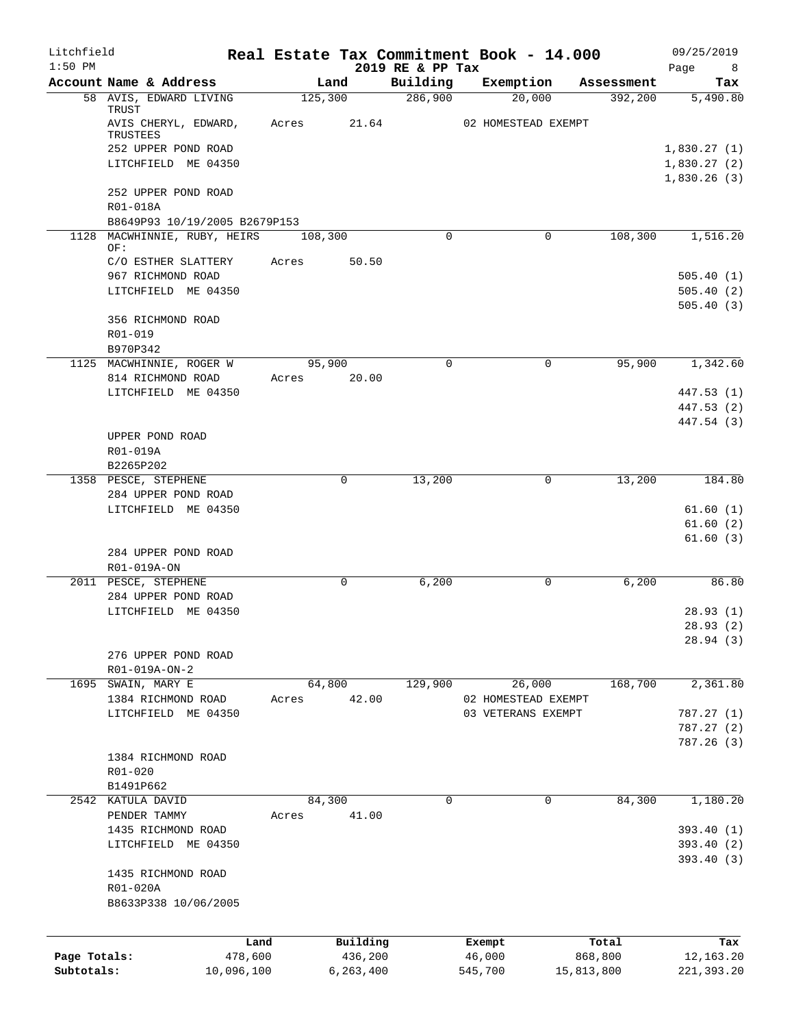Litchfield
1:50 PM

# Real Estate Tax Commitment Book - 14.000
## 2019 RE & PP Tax

09/25/2019

| Account | Name & Address | Land | Building | Exemption | Assessment | Tax |
|---|---|---|---|---|---|---|
| 58 | AVIS, EDWARD LIVING TRUST | 125,300 | 286,900 | 20,000 | 392,200 | 5,490.80 |
| | AVIS CHERYL, EDWARD, TRUSTEES | Acres 21.64 | | 02 HOMESTEAD EXEMPT | | |
| | 252 UPPER POND ROAD | | | | | 1,830.27 (1) |
| | LITCHFIELD ME 04350 | | | | | 1,830.27 (2) |
| | | | | | | 1,830.26 (3) |
| | 252 UPPER POND ROAD | | | | | |
| | R01-018A | | | | | |
| | B8649P93 10/19/2005 B2679P153 | | | | | |
| 1128 | MACWHINNIE, RUBY, HEIRS OF: | 108,300 | 0 | 0 | 108,300 | 1,516.20 |
| | C/O ESTHER SLATTERY | Acres 50.50 | | | | |
| | 967 RICHMOND ROAD | | | | | 505.40 (1) |
| | LITCHFIELD ME 04350 | | | | | 505.40 (2) |
| | | | | | | 505.40 (3) |
| | 356 RICHMOND ROAD | | | | | |
| | R01-019 | | | | | |
| | B970P342 | | | | | |
| 1125 | MACWHINNIE, ROGER W | 95,900 | 0 | 0 | 95,900 | 1,342.60 |
| | 814 RICHMOND ROAD | Acres 20.00 | | | | |
| | LITCHFIELD ME 04350 | | | | | 447.53 (1) |
| | | | | | | 447.53 (2) |
| | | | | | | 447.54 (3) |
| | UPPER POND ROAD | | | | | |
| | R01-019A | | | | | |
| | B2265P202 | | | | | |
| 1358 | PESCE, STEPHENE | 0 | 13,200 | 0 | 13,200 | 184.80 |
| | 284 UPPER POND ROAD | | | | | |
| | LITCHFIELD ME 04350 | | | | | 61.60 (1) |
| | | | | | | 61.60 (2) |
| | | | | | | 61.60 (3) |
| | 284 UPPER POND ROAD | | | | | |
| | R01-019A-ON | | | | | |
| 2011 | PESCE, STEPHENE | 0 | 6,200 | 0 | 6,200 | 86.80 |
| | 284 UPPER POND ROAD | | | | | |
| | LITCHFIELD ME 04350 | | | | | 28.93 (1) |
| | | | | | | 28.93 (2) |
| | | | | | | 28.94 (3) |
| | 276 UPPER POND ROAD | | | | | |
| | R01-019A-ON-2 | | | | | |
| 1695 | SWAIN, MARY E | 64,800 | 129,900 | 26,000 | 168,700 | 2,361.80 |
| | 1384 RICHMOND ROAD | Acres 42.00 | | 02 HOMESTEAD EXEMPT | | |
| | LITCHFIELD ME 04350 | | | 03 VETERANS EXEMPT | | 787.27 (1) |
| | | | | | | 787.27 (2) |
| | | | | | | 787.26 (3) |
| | 1384 RICHMOND ROAD | | | | | |
| | R01-020 | | | | | |
| | B1491P662 | | | | | |
| 2542 | KATULA DAVID | 84,300 | 0 | 0 | 84,300 | 1,180.20 |
| | PENDER TAMMY | Acres 41.00 | | | | |
| | 1435 RICHMOND ROAD | | | | | 393.40 (1) |
| | LITCHFIELD ME 04350 | | | | | 393.40 (2) |
| | | | | | | 393.40 (3) |
| | 1435 RICHMOND ROAD | | | | | |
| | R01-020A | | | | | |
| | B8633P338 10/06/2005 | | | | | |

| | Land | Building | Exempt | Total | Tax |
|---|---|---|---|---|---|
| Page Totals: | 478,600 | 436,200 | 46,000 | 868,800 | 12,163.20 |
| Subtotals: | 10,096,100 | 6,263,400 | 545,700 | 15,813,800 | 221,393.20 |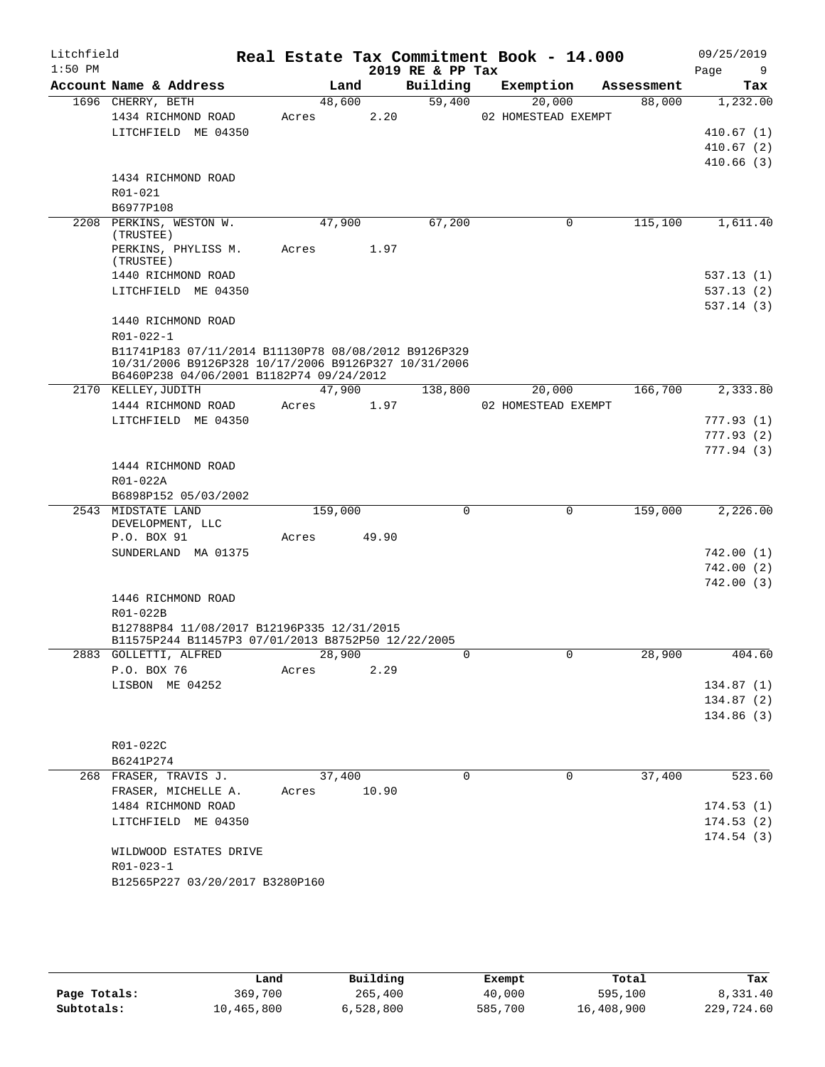Litchfield
1:50 PM

# Real Estate Tax Commitment Book - 14.000

## 2019 RE & PP Tax

09/25/2019

| Account Name & Address | Land | Building | Exemption | Assessment | Tax |
|---|---|---|---|---|---|
| 1696 CHERRY, BETH | 48,600 | 59,400 | 20,000 | 88,000 | 1,232.00 |
| 1434 RICHMOND ROAD | Acres 2.20 | | 02 HOMESTEAD EXEMPT | | |
| LITCHFIELD ME 04350 | | | | | 410.67 (1) |
| | | | | | 410.67 (2) |
| | | | | | 410.66 (3) |
| 1434 RICHMOND ROAD | | | | | |
| R01-021 | | | | | |
| B6977P108 | | | | | |
| 2208 PERKINS, WESTON W. (TRUSTEE) | 47,900 | 67,200 | 0 | 115,100 | 1,611.40 |
| PERKINS, PHYLISS M. (TRUSTEE) | Acres 1.97 | | | | |
| 1440 RICHMOND ROAD | | | | | 537.13 (1) |
| LITCHFIELD ME 04350 | | | | | 537.13 (2) |
| | | | | | 537.14 (3) |
| 1440 RICHMOND ROAD | | | | | |
| R01-022-1 | | | | | |
| B11741P183 07/11/2014 B11130P78 08/08/2012 B9126P329 10/31/2006 B9126P328 10/17/2006 B9126P327 10/31/2006 B6460P238 04/06/2001 B1182P74 09/24/2012 | | | | | |
| 2170 KELLEY, JUDITH | 47,900 | 138,800 | 20,000 | 166,700 | 2,333.80 |
| 1444 RICHMOND ROAD | Acres 1.97 | | 02 HOMESTEAD EXEMPT | | |
| LITCHFIELD ME 04350 | | | | | 777.93 (1) |
| | | | | | 777.93 (2) |
| | | | | | 777.94 (3) |
| 1444 RICHMOND ROAD | | | | | |
| R01-022A | | | | | |
| B6898P152 05/03/2002 | | | | | |
| 2543 MIDSTATE LAND DEVELOPMENT, LLC | 159,000 | 0 | 0 | 159,000 | 2,226.00 |
| P.O. BOX 91 | Acres 49.90 | | | | |
| SUNDERLAND MA 01375 | | | | | 742.00 (1) |
| | | | | | 742.00 (2) |
| | | | | | 742.00 (3) |
| 1446 RICHMOND ROAD | | | | | |
| R01-022B | | | | | |
| B12788P84 11/08/2017 B12196P335 12/31/2015 B11575P244 B11457P3 07/01/2013 B8752P50 12/22/2005 | | | | | |
| 2883 GOLLETTI, ALFRED | 28,900 | 0 | 0 | 28,900 | 404.60 |
| P.O. BOX 76 | Acres 2.29 | | | | |
| LISBON ME 04252 | | | | | 134.87 (1) |
| | | | | | 134.87 (2) |
| | | | | | 134.86 (3) |
| R01-022C | | | | | |
| B6241P274 | | | | | |
| 268 FRASER, TRAVIS J. | 37,400 | 0 | 0 | 37,400 | 523.60 |
| FRASER, MICHELLE A. | Acres 10.90 | | | | |
| 1484 RICHMOND ROAD | | | | | 174.53 (1) |
| LITCHFIELD ME 04350 | | | | | 174.53 (2) |
| | | | | | 174.54 (3) |
| WILDWOOD ESTATES DRIVE | | | | | |
| R01-023-1 | | | | | |
| B12565P227 03/20/2017 B3280P160 | | | | | |

| | Land | Building | Exempt | Total | Tax |
|---|---|---|---|---|---|
| Page Totals: | 369,700 | 265,400 | 40,000 | 595,100 | 8,331.40 |
| Subtotals: | 10,465,800 | 6,528,800 | 585,700 | 16,408,900 | 229,724.60 |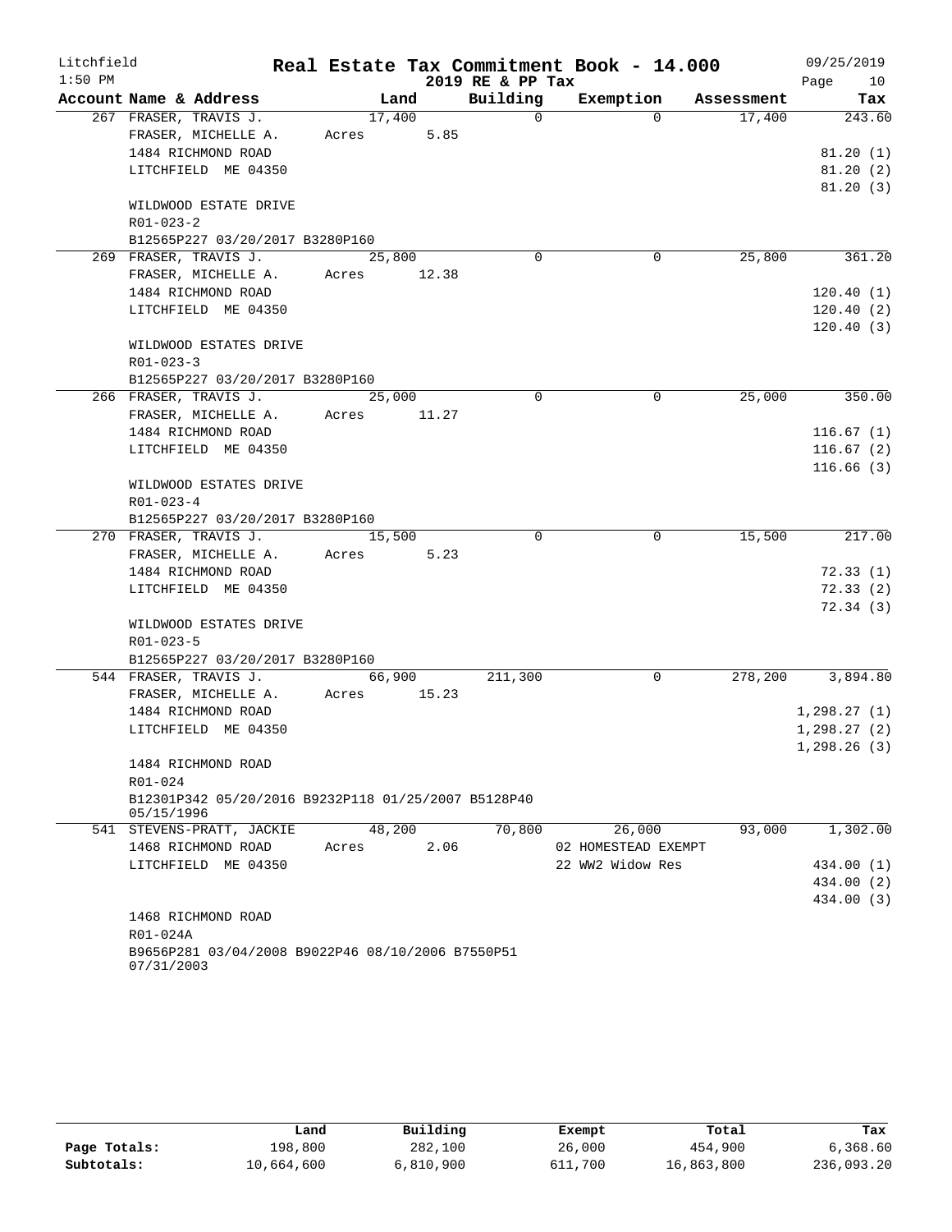Litchfield 1:50 PM

# Real Estate Tax Commitment Book - 14.000

2019 RE & PP Tax

09/25/2019

| Account Name & Address | Land | Building | Exemption | Assessment | Tax |
|---|---|---|---|---|---|
| 267 FRASER, TRAVIS J. | 17,400 | 0 | 0 | 17,400 | 243.60 |
| FRASER, MICHELLE A. | Acres 5.85 | | | | |
| 1484 RICHMOND ROAD | | | | | 81.20 (1) |
| LITCHFIELD ME 04350 | | | | | 81.20 (2) |
| | | | | | 81.20 (3) |
| WILDWOOD ESTATE DRIVE | | | | | |
| R01-023-2 | | | | | |
| B12565P227 03/20/2017 B3280P160 | | | | | |
| 269 FRASER, TRAVIS J. | 25,800 | 0 | 0 | 25,800 | 361.20 |
| FRASER, MICHELLE A. | Acres 12.38 | | | | |
| 1484 RICHMOND ROAD | | | | | 120.40 (1) |
| LITCHFIELD ME 04350 | | | | | 120.40 (2) |
| | | | | | 120.40 (3) |
| WILDWOOD ESTATES DRIVE | | | | | |
| R01-023-3 | | | | | |
| B12565P227 03/20/2017 B3280P160 | | | | | |
| 266 FRASER, TRAVIS J. | 25,000 | 0 | 0 | 25,000 | 350.00 |
| FRASER, MICHELLE A. | Acres 11.27 | | | | |
| 1484 RICHMOND ROAD | | | | | 116.67 (1) |
| LITCHFIELD ME 04350 | | | | | 116.67 (2) |
| | | | | | 116.66 (3) |
| WILDWOOD ESTATES DRIVE | | | | | |
| R01-023-4 | | | | | |
| B12565P227 03/20/2017 B3280P160 | | | | | |
| 270 FRASER, TRAVIS J. | 15,500 | 0 | 0 | 15,500 | 217.00 |
| FRASER, MICHELLE A. | Acres 5.23 | | | | |
| 1484 RICHMOND ROAD | | | | | 72.33 (1) |
| LITCHFIELD ME 04350 | | | | | 72.33 (2) |
| | | | | | 72.34 (3) |
| WILDWOOD ESTATES DRIVE | | | | | |
| R01-023-5 | | | | | |
| B12565P227 03/20/2017 B3280P160 | | | | | |
| 544 FRASER, TRAVIS J. | 66,900 | 211,300 | 0 | 278,200 | 3,894.80 |
| FRASER, MICHELLE A. | Acres 15.23 | | | | |
| 1484 RICHMOND ROAD | | | | | 1,298.27 (1) |
| LITCHFIELD ME 04350 | | | | | 1,298.27 (2) |
| | | | | | 1,298.26 (3) |
| 1484 RICHMOND ROAD | | | | | |
| R01-024 | | | | | |
| B12301P342 05/20/2016 B9232P118 01/25/2007 B5128P40 05/15/1996 | | | | | |
| 541 STEVENS-PRATT, JACKIE | 48,200 | 70,800 | 26,000 | 93,000 | 1,302.00 |
| 1468 RICHMOND ROAD | Acres 2.06 | | 02 HOMESTEAD EXEMPT | | |
| LITCHFIELD ME 04350 | | | 22 WW2 Widow Res | | 434.00 (1) |
| | | | | | 434.00 (2) |
| | | | | | 434.00 (3) |
| 1468 RICHMOND ROAD | | | | | |
| R01-024A | | | | | |
| B9656P281 03/04/2008 B9022P46 08/10/2006 B7550P51 07/31/2003 | | | | | |

| | Land | Building | Exempt | Total | Tax |
|---|---|---|---|---|---|
| Page Totals: | 198,800 | 282,100 | 26,000 | 454,900 | 6,368.60 |
| Subtotals: | 10,664,600 | 6,810,900 | 611,700 | 16,863,800 | 236,093.20 |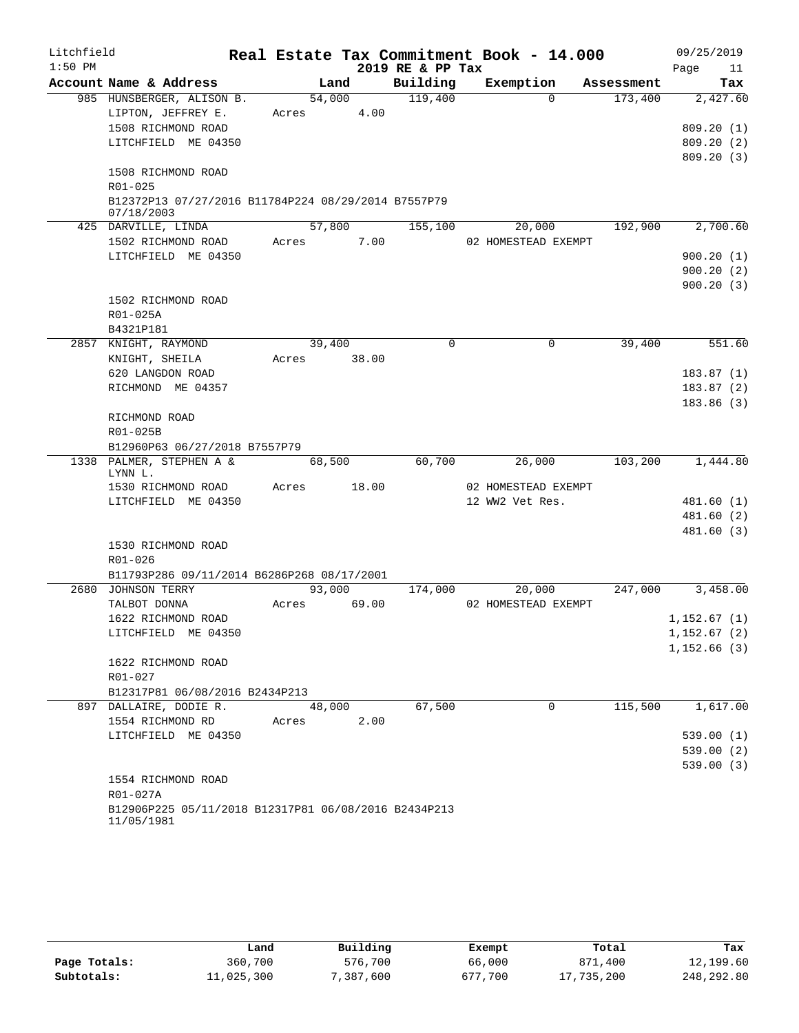Litchfield
1:50 PM

# Real Estate Tax Commitment Book - 14.000
## 2019 RE & PP Tax

09/25/2019

| Account Name & Address | Land | Building | Exemption | Assessment | Tax |
|---|---|---|---|---|---|
| 985 HUNSBERGER, ALISON B. | 54,000 | 119,400 | 0 | 173,400 | 2,427.60 |
| LIPTON, JEFFREY E. | Acres 4.00 | | | | |
| 1508 RICHMOND ROAD | | | | | 809.20 (1) |
| LITCHFIELD ME 04350 | | | | | 809.20 (2) |
| | | | | | 809.20 (3) |
| 1508 RICHMOND ROAD | | | | | |
| R01-025 | | | | | |
| B12372P13 07/27/2016 B11784P224 08/29/2014 B7557P79 07/18/2003 | | | | | |
| 425 DARVILLE, LINDA | 57,800 | 155,100 | 20,000 | 192,900 | 2,700.60 |
| 1502 RICHMOND ROAD | Acres 7.00 | | 02 HOMESTEAD EXEMPT | | |
| LITCHFIELD ME 04350 | | | | | 900.20 (1) |
| | | | | | 900.20 (2) |
| | | | | | 900.20 (3) |
| 1502 RICHMOND ROAD | | | | | |
| R01-025A | | | | | |
| B4321P181 | | | | | |
| 2857 KNIGHT, RAYMOND | 39,400 | 0 | 0 | 39,400 | 551.60 |
| KNIGHT, SHEILA | Acres 38.00 | | | | |
| 620 LANGDON ROAD | | | | | 183.87 (1) |
| RICHMOND ME 04357 | | | | | 183.87 (2) |
| | | | | | 183.86 (3) |
| RICHMOND ROAD | | | | | |
| R01-025B | | | | | |
| B12960P63 06/27/2018 B7557P79 | | | | | |
| 1338 PALMER, STEPHEN A & LYNN L. | 68,500 | 60,700 | 26,000 | 103,200 | 1,444.80 |
| 1530 RICHMOND ROAD | Acres 18.00 | | 02 HOMESTEAD EXEMPT | | |
| LITCHFIELD ME 04350 | | | 12 WW2 Vet Res. | | 481.60 (1) |
| | | | | | 481.60 (2) |
| | | | | | 481.60 (3) |
| 1530 RICHMOND ROAD | | | | | |
| R01-026 | | | | | |
| B11793P286 09/11/2014 B6286P268 08/17/2001 | | | | | |
| 2680 JOHNSON TERRY | 93,000 | 174,000 | 20,000 | 247,000 | 3,458.00 |
| TALBOT DONNA | Acres 69.00 | | 02 HOMESTEAD EXEMPT | | |
| 1622 RICHMOND ROAD | | | | | 1,152.67 (1) |
| LITCHFIELD ME 04350 | | | | | 1,152.67 (2) |
| | | | | | 1,152.66 (3) |
| 1622 RICHMOND ROAD | | | | | |
| R01-027 | | | | | |
| B12317P81 06/08/2016 B2434P213 | | | | | |
| 897 DALLAIRE, DODIE R. | 48,000 | 67,500 | 0 | 115,500 | 1,617.00 |
| 1554 RICHMOND RD | Acres 2.00 | | | | |
| LITCHFIELD ME 04350 | | | | | 539.00 (1) |
| | | | | | 539.00 (2) |
| | | | | | 539.00 (3) |
| 1554 RICHMOND ROAD | | | | | |
| R01-027A | | | | | |
| B12906P225 05/11/2018 B12317P81 06/08/2016 B2434P213 11/05/1981 | | | | | |

| | Land | Building | Exempt | Total | Tax |
|---|---|---|---|---|---|
| Page Totals: | 360,700 | 576,700 | 66,000 | 871,400 | 12,199.60 |
| Subtotals: | 11,025,300 | 7,387,600 | 677,700 | 17,735,200 | 248,292.80 |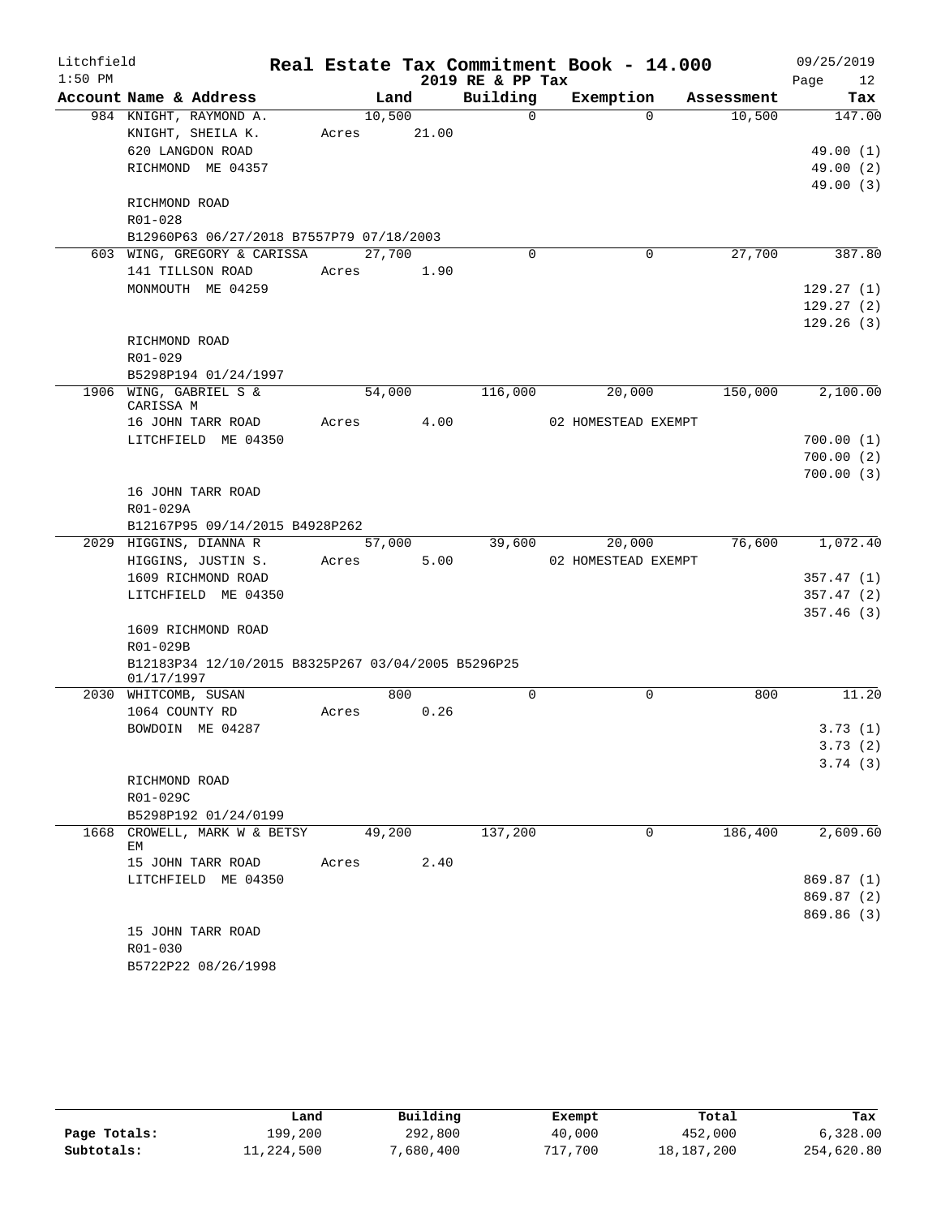Litchfield 1:50 PM

# Real Estate Tax Commitment Book - 14.000

2019 RE & PP Tax

09/25/2019 Page 12

| Account Name & Address | Land | Building | Exemption | Assessment | Tax |
|---|---|---|---|---|---|
| 984 KNIGHT, RAYMOND A. | 10,500 | 0 | 0 | 10,500 | 147.00 |
| KNIGHT, SHEILA K. | Acres 21.00 | | | | |
| 620 LANGDON ROAD | | | | | 49.00 (1) |
| RICHMOND ME 04357 | | | | | 49.00 (2) |
| | | | | | 49.00 (3) |
| RICHMOND ROAD | | | | | |
| R01-028 | | | | | |
| B12960P63 06/27/2018 B7557P79 07/18/2003 | | | | | |
| 603 WING, GREGORY & CARISSA | 27,700 | 0 | 0 | 27,700 | 387.80 |
| 141 TILLSON ROAD | Acres 1.90 | | | | |
| MONMOUTH ME 04259 | | | | | 129.27 (1) |
| | | | | | 129.27 (2) |
| | | | | | 129.26 (3) |
| RICHMOND ROAD | | | | | |
| R01-029 | | | | | |
| B5298P194 01/24/1997 | | | | | |
| 1906 WING, GABRIEL S & CARISSA M | 54,000 | 116,000 | 20,000 | 150,000 | 2,100.00 |
| 16 JOHN TARR ROAD | Acres 4.00 | | 02 HOMESTEAD EXEMPT | | |
| LITCHFIELD ME 04350 | | | | | 700.00 (1) |
| | | | | | 700.00 (2) |
| | | | | | 700.00 (3) |
| 16 JOHN TARR ROAD | | | | | |
| R01-029A | | | | | |
| B12167P95 09/14/2015 B4928P262 | | | | | |
| 2029 HIGGINS, DIANNA R | 57,000 | 39,600 | 20,000 | 76,600 | 1,072.40 |
| HIGGINS, JUSTIN S. | Acres 5.00 | | 02 HOMESTEAD EXEMPT | | |
| 1609 RICHMOND ROAD | | | | | 357.47 (1) |
| LITCHFIELD ME 04350 | | | | | 357.47 (2) |
| | | | | | 357.46 (3) |
| 1609 RICHMOND ROAD | | | | | |
| R01-029B | | | | | |
| B12183P34 12/10/2015 B8325P267 03/04/2005 B5296P25 01/17/1997 | | | | | |
| 2030 WHITCOMB, SUSAN | 800 | 0 | 0 | 800 | 11.20 |
| 1064 COUNTY RD | Acres 0.26 | | | | |
| BOWDOIN ME 04287 | | | | | 3.73 (1) |
| | | | | | 3.73 (2) |
| | | | | | 3.74 (3) |
| RICHMOND ROAD | | | | | |
| R01-029C | | | | | |
| B5298P192 01/24/0199 | | | | | |
| 1668 CROWELL, MARK W & BETSY EM | 49,200 | 137,200 | 0 | 186,400 | 2,609.60 |
| 15 JOHN TARR ROAD | Acres 2.40 | | | | |
| LITCHFIELD ME 04350 | | | | | 869.87 (1) |
| | | | | | 869.87 (2) |
| | | | | | 869.86 (3) |
| 15 JOHN TARR ROAD | | | | | |
| R01-030 | | | | | |
| B5722P22 08/26/1998 | | | | | |

| | Land | Building | Exempt | Total | Tax |
|---|---|---|---|---|---|
| Page Totals: | 199,200 | 292,800 | 40,000 | 452,000 | 6,328.00 |
| Subtotals: | 11,224,500 | 7,680,400 | 717,700 | 18,187,200 | 254,620.80 |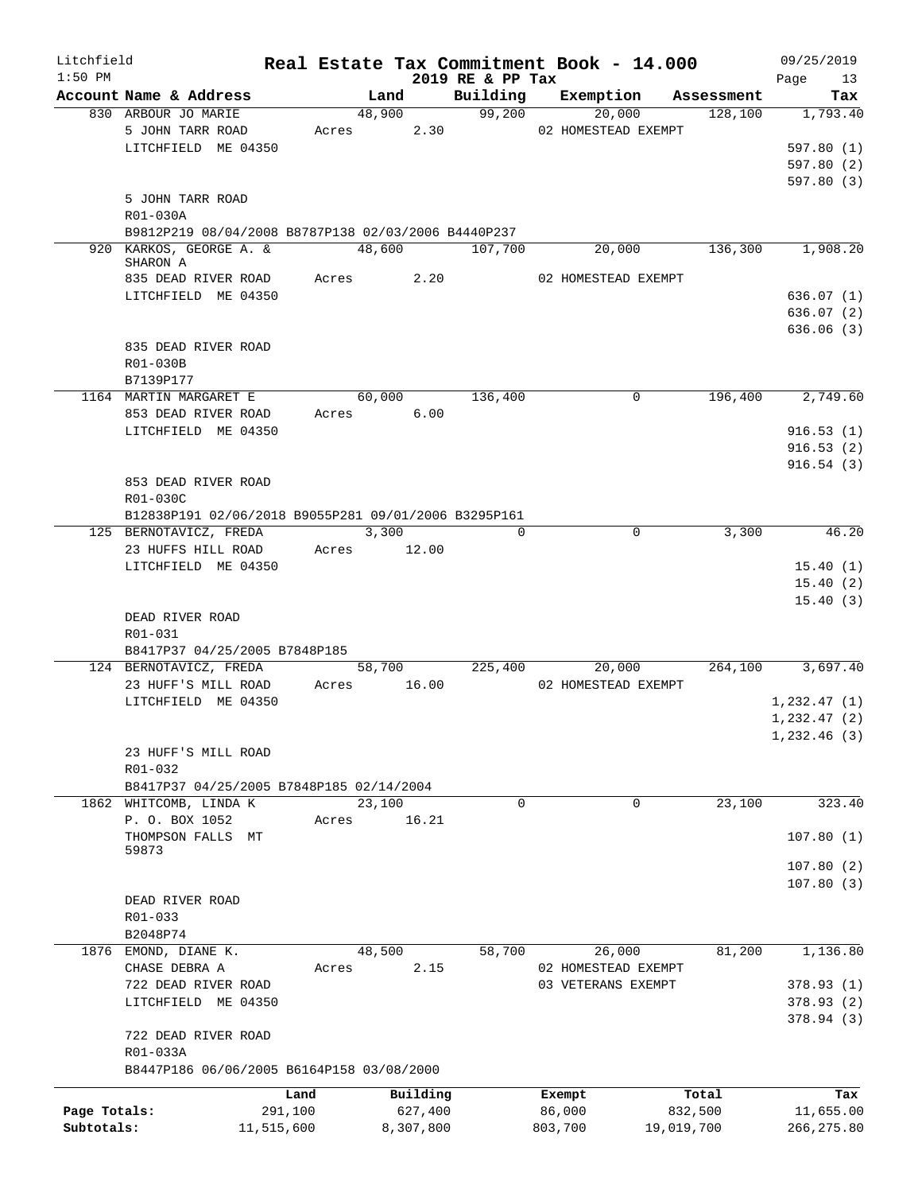Litchfield
1:50 PM

# Real Estate Tax Commitment Book - 14.000
## 2019 RE & PP Tax

09/25/2019

| Account | Name & Address | Land | Building | Exemption | Assessment | Tax |
|---|---|---|---|---|---|---|
| 830 | ARBOUR JO MARIE | 48,900 | 99,200 | 20,000 | 128,100 | 1,793.40 |
| | 5 JOHN TARR ROAD | Acres 2.30 | | 02 HOMESTEAD EXEMPT | | |
| | LITCHFIELD ME 04350 | | | | | 597.80 (1) |
| | | | | | | 597.80 (2) |
| | | | | | | 597.80 (3) |
| | 5 JOHN TARR ROAD | | | | | |
| | R01-030A | | | | | |
| | B9812P219 08/04/2008 B8787P138 02/03/2006 B4440P237 | | | | | |
| 920 | KARKOS, GEORGE A. & SHARON A | 48,600 | 107,700 | 20,000 | 136,300 | 1,908.20 |
| | 835 DEAD RIVER ROAD | Acres 2.20 | | 02 HOMESTEAD EXEMPT | | |
| | LITCHFIELD ME 04350 | | | | | 636.07 (1) |
| | | | | | | 636.07 (2) |
| | | | | | | 636.06 (3) |
| | 835 DEAD RIVER ROAD | | | | | |
| | R01-030B | | | | | |
| | B7139P177 | | | | | |
| 1164 | MARTIN MARGARET E | 60,000 | 136,400 | 0 | 196,400 | 2,749.60 |
| | 853 DEAD RIVER ROAD | Acres 6.00 | | | | |
| | LITCHFIELD ME 04350 | | | | | 916.53 (1) |
| | | | | | | 916.53 (2) |
| | | | | | | 916.54 (3) |
| | 853 DEAD RIVER ROAD | | | | | |
| | R01-030C | | | | | |
| | B12838P191 02/06/2018 B9055P281 09/01/2006 B3295P161 | | | | | |
| 125 | BERNOTAVICZ, FREDA | 3,300 | 0 | 0 | 3,300 | 46.20 |
| | 23 HUFFS HILL ROAD | Acres 12.00 | | | | |
| | LITCHFIELD ME 04350 | | | | | 15.40 (1) |
| | | | | | | 15.40 (2) |
| | | | | | | 15.40 (3) |
| | DEAD RIVER ROAD | | | | | |
| | R01-031 | | | | | |
| | B8417P37 04/25/2005 B7848P185 | | | | | |
| 124 | BERNOTAVICZ, FREDA | 58,700 | 225,400 | 20,000 | 264,100 | 3,697.40 |
| | 23 HUFF'S MILL ROAD | Acres 16.00 | | 02 HOMESTEAD EXEMPT | | |
| | LITCHFIELD ME 04350 | | | | | 1,232.47 (1) |
| | | | | | | 1,232.47 (2) |
| | | | | | | 1,232.46 (3) |
| | 23 HUFF'S MILL ROAD | | | | | |
| | R01-032 | | | | | |
| | B8417P37 04/25/2005 B7848P185 02/14/2004 | | | | | |
| 1862 | WHITCOMB, LINDA K | 23,100 | 0 | 0 | 23,100 | 323.40 |
| | P. O. BOX 1052 | Acres 16.21 | | | | |
| | THOMPSON FALLS MT 59873 | | | | | 107.80 (1) |
| | | | | | | 107.80 (2) |
| | | | | | | 107.80 (3) |
| | DEAD RIVER ROAD | | | | | |
| | R01-033 | | | | | |
| | B2048P74 | | | | | |
| 1876 | EMOND, DIANE K. | 48,500 | 58,700 | 26,000 | 81,200 | 1,136.80 |
| | CHASE DEBRA A | Acres 2.15 | | 02 HOMESTEAD EXEMPT | | |
| | 722 DEAD RIVER ROAD | | | 03 VETERANS EXEMPT | | 378.93 (1) |
| | LITCHFIELD ME 04350 | | | | | 378.93 (2) |
| | | | | | | 378.94 (3) |
| | 722 DEAD RIVER ROAD | | | | | |
| | R01-033A | | | | | |
| | B8447P186 06/06/2005 B6164P158 03/08/2000 | | | | | |

| | Land | Building | Exempt | Total | Tax |
|---|---|---|---|---|---|
| Page Totals: | 291,100 | 627,400 | 86,000 | 832,500 | 11,655.00 |
| Subtotals: | 11,515,600 | 8,307,800 | 803,700 | 19,019,700 | 266,275.80 |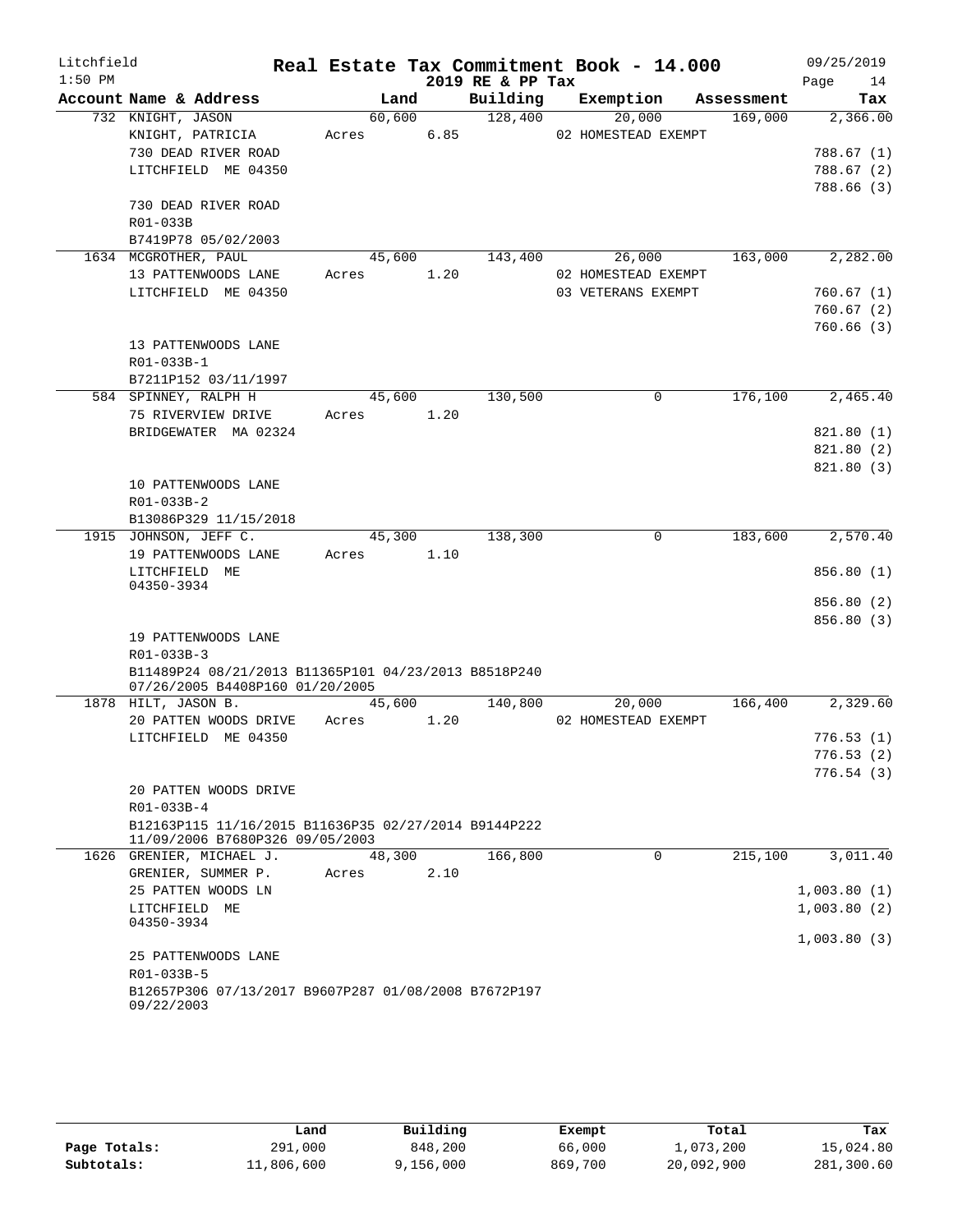Litchfield
1:50 PM

# Real Estate Tax Commitment Book - 14.000

2019 RE & PP Tax

09/25/2019

| Account Name & Address | Land | Building | Exemption | Assessment | Tax |
|---|---|---|---|---|---|
| 732 KNIGHT, JASON | 60,600 | 128,400 | 20,000 | 169,000 | 2,366.00 |
| KNIGHT, PATRICIA | Acres 6.85 | | 02 HOMESTEAD EXEMPT | | |
| 730 DEAD RIVER ROAD | | | | | 788.67 (1) |
| LITCHFIELD ME 04350 | | | | | 788.67 (2) |
| | | | | | 788.66 (3) |
| 730 DEAD RIVER ROAD | | | | | |
| R01-033B | | | | | |
| B7419P78 05/02/2003 | | | | | |
| 1634 MCGROTHER, PAUL | 45,600 | 143,400 | 26,000 | 163,000 | 2,282.00 |
| 13 PATTENWOODS LANE | Acres 1.20 | | 02 HOMESTEAD EXEMPT | | |
| LITCHFIELD ME 04350 | | | 03 VETERANS EXEMPT | | 760.67 (1) |
| | | | | | 760.67 (2) |
| | | | | | 760.66 (3) |
| 13 PATTENWOODS LANE | | | | | |
| R01-033B-1 | | | | | |
| B7211P152 03/11/1997 | | | | | |
| 584 SPINNEY, RALPH H | 45,600 | 130,500 | 0 | 176,100 | 2,465.40 |
| 75 RIVERVIEW DRIVE | Acres 1.20 | | | | |
| BRIDGEWATER MA 02324 | | | | | 821.80 (1) |
| | | | | | 821.80 (2) |
| | | | | | 821.80 (3) |
| 10 PATTENWOODS LANE | | | | | |
| R01-033B-2 | | | | | |
| B13086P329 11/15/2018 | | | | | |
| 1915 JOHNSON, JEFF C. | 45,300 | 138,300 | 0 | 183,600 | 2,570.40 |
| 19 PATTENWOODS LANE | Acres 1.10 | | | | |
| LITCHFIELD ME 04350-3934 | | | | | 856.80 (1) |
| | | | | | 856.80 (2) |
| | | | | | 856.80 (3) |
| 19 PATTENWOODS LANE | | | | | |
| R01-033B-3 | | | | | |
| B11489P24 08/21/2013 B11365P101 04/23/2013 B8518P240 07/26/2005 B4408P160 01/20/2005 | | | | | |
| 1878 HILT, JASON B. | 45,600 | 140,800 | 20,000 | 166,400 | 2,329.60 |
| 20 PATTEN WOODS DRIVE | Acres 1.20 | | 02 HOMESTEAD EXEMPT | | |
| LITCHFIELD ME 04350 | | | | | 776.53 (1) |
| | | | | | 776.53 (2) |
| | | | | | 776.54 (3) |
| 20 PATTEN WOODS DRIVE | | | | | |
| R01-033B-4 | | | | | |
| B12163P115 11/16/2015 B11636P35 02/27/2014 B9144P222 11/09/2006 B7680P326 09/05/2003 | | | | | |
| 1626 GRENIER, MICHAEL J. | 48,300 | 166,800 | 0 | 215,100 | 3,011.40 |
| GRENIER, SUMMER P. | Acres 2.10 | | | | |
| 25 PATTEN WOODS LN | | | | | 1,003.80 (1) |
| LITCHFIELD ME 04350-3934 | | | | | 1,003.80 (2) |
| | | | | | 1,003.80 (3) |
| 25 PATTENWOODS LANE | | | | | |
| R01-033B-5 | | | | | |
| B12657P306 07/13/2017 B9607P287 01/08/2008 B7672P197 09/22/2003 | | | | | |

| | Land | Building | Exempt | Total | Tax |
|---|---|---|---|---|---|
| Page Totals: | 291,000 | 848,200 | 66,000 | 1,073,200 | 15,024.80 |
| Subtotals: | 11,806,600 | 9,156,000 | 869,700 | 20,092,900 | 281,300.60 |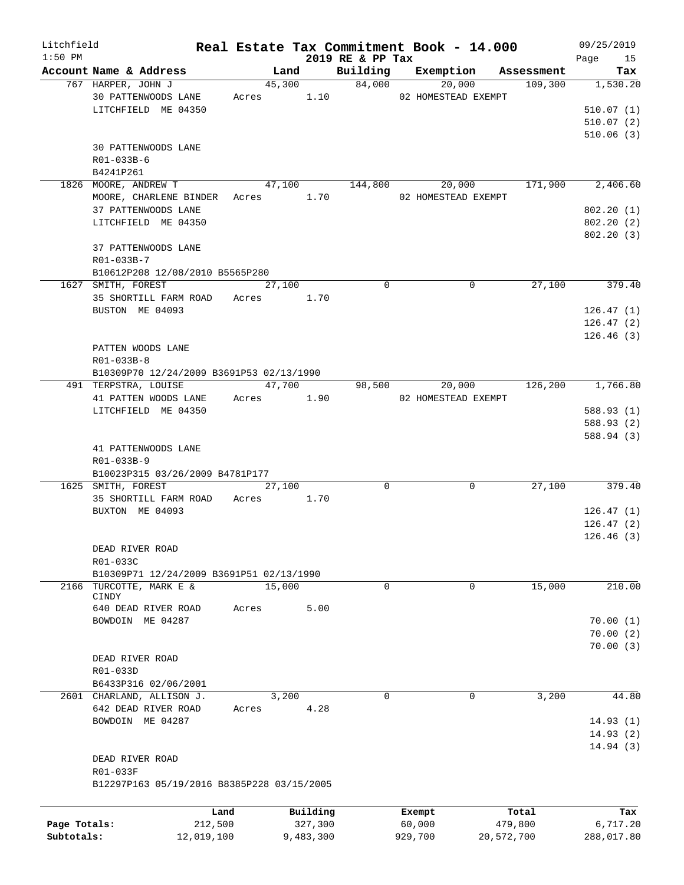# Real Estate Tax Commitment Book - 14.000

Litchfield 1:50 PM — 2019 RE & PP Tax — 09/25/2019

| Account Name & Address | Land | Building | Exemption | Assessment | Tax |
|---|---|---|---|---|---|
| 767 HARPER, JOHN J | 45,300 | 84,000 | 20,000 | 109,300 | 1,530.20 |
| 30 PATTENWOODS LANE | Acres 1.10 | | 02 HOMESTEAD EXEMPT | | |
| LITCHFIELD ME 04350 | | | | | 510.07 (1) |
| | | | | | 510.07 (2) |
| | | | | | 510.06 (3) |
| 30 PATTENWOODS LANE | | | | | |
| R01-033B-6 | | | | | |
| B4241P261 | | | | | |
| 1826 MOORE, ANDREW T | 47,100 | 144,800 | 20,000 | 171,900 | 2,406.60 |
| MOORE, CHARLENE BINDER | Acres 1.70 | | 02 HOMESTEAD EXEMPT | | |
| 37 PATTENWOODS LANE | | | | | 802.20 (1) |
| LITCHFIELD ME 04350 | | | | | 802.20 (2) |
| | | | | | 802.20 (3) |
| 37 PATTENWOODS LANE | | | | | |
| R01-033B-7 | | | | | |
| B10612P208 12/08/2010 B5565P280 | | | | | |
| 1627 SMITH, FOREST | 27,100 | 0 | 0 | 27,100 | 379.40 |
| 35 SHORTILL FARM ROAD | Acres 1.70 | | | | |
| BUSTON ME 04093 | | | | | 126.47 (1) |
| | | | | | 126.47 (2) |
| | | | | | 126.46 (3) |
| PATTEN WOODS LANE | | | | | |
| R01-033B-8 | | | | | |
| B10309P70 12/24/2009 B3691P53 02/13/1990 | | | | | |
| 491 TERPSTRA, LOUISE | 47,700 | 98,500 | 20,000 | 126,200 | 1,766.80 |
| 41 PATTEN WOODS LANE | Acres 1.90 | | 02 HOMESTEAD EXEMPT | | |
| LITCHFIELD ME 04350 | | | | | 588.93 (1) |
| | | | | | 588.93 (2) |
| | | | | | 588.94 (3) |
| 41 PATTENWOODS LANE | | | | | |
| R01-033B-9 | | | | | |
| B10023P315 03/26/2009 B4781P177 | | | | | |
| 1625 SMITH, FOREST | 27,100 | 0 | 0 | 27,100 | 379.40 |
| 35 SHORTILL FARM ROAD | Acres 1.70 | | | | |
| BUXTON ME 04093 | | | | | 126.47 (1) |
| | | | | | 126.47 (2) |
| | | | | | 126.46 (3) |
| DEAD RIVER ROAD | | | | | |
| R01-033C | | | | | |
| B10309P71 12/24/2009 B3691P51 02/13/1990 | | | | | |
| 2166 TURCOTTE, MARK E & CINDY | 15,000 | 0 | 0 | 15,000 | 210.00 |
| 640 DEAD RIVER ROAD | Acres 5.00 | | | | |
| BOWDOIN ME 04287 | | | | | 70.00 (1) |
| | | | | | 70.00 (2) |
| | | | | | 70.00 (3) |
| DEAD RIVER ROAD | | | | | |
| R01-033D | | | | | |
| B6433P316 02/06/2001 | | | | | |
| 2601 CHARLAND, ALLISON J. | 3,200 | 0 | 0 | 3,200 | 44.80 |
| 642 DEAD RIVER ROAD | Acres 4.28 | | | | |
| BOWDOIN ME 04287 | | | | | 14.93 (1) |
| | | | | | 14.93 (2) |
| | | | | | 14.94 (3) |
| DEAD RIVER ROAD | | | | | |
| R01-033F | | | | | |
| B12297P163 05/19/2016 B8385P228 03/15/2005 | | | | | |

| | Land | Building | Exempt | Total | Tax |
|---|---|---|---|---|---|
| Page Totals: | 212,500 | 327,300 | 60,000 | 479,800 | 6,717.20 |
| Subtotals: | 12,019,100 | 9,483,300 | 929,700 | 20,572,700 | 288,017.80 |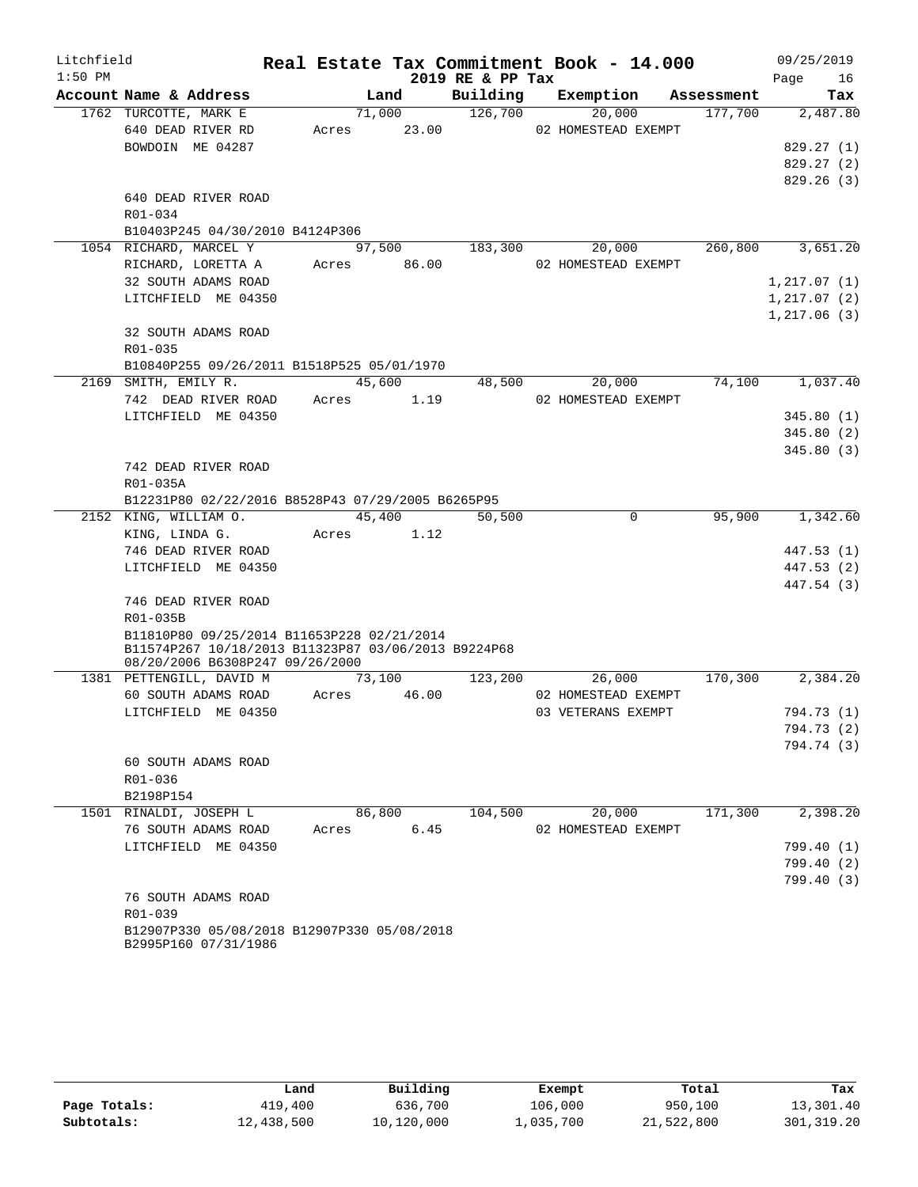Litchfield
1:50 PM

**Real Estate Tax Commitment Book - 14.000**
**2019 RE & PP Tax**

09/25/2019

| Account Name & Address | Land | Building | Exemption | Assessment | Tax |
|---|---|---|---|---|---|
| 1762 TURCOTTE, MARK E | 71,000 | 126,700 | 20,000 | 177,700 | 2,487.80 |
| 640 DEAD RIVER RD | Acres 23.00 | | 02 HOMESTEAD EXEMPT | | |
| BOWDOIN ME 04287 | | | | | 829.27 (1) |
| | | | | | 829.27 (2) |
| | | | | | 829.26 (3) |
| 640 DEAD RIVER ROAD | | | | | |
| R01-034 | | | | | |
| B10403P245 04/30/2010 B4124P306 | | | | | |
| 1054 RICHARD, MARCEL Y | 97,500 | 183,300 | 20,000 | 260,800 | 3,651.20 |
| RICHARD, LORETTA A | Acres 86.00 | | 02 HOMESTEAD EXEMPT | | |
| 32 SOUTH ADAMS ROAD | | | | | 1,217.07 (1) |
| LITCHFIELD ME 04350 | | | | | 1,217.07 (2) |
| | | | | | 1,217.06 (3) |
| 32 SOUTH ADAMS ROAD | | | | | |
| R01-035 | | | | | |
| B10840P255 09/26/2011 B1518P525 05/01/1970 | | | | | |
| 2169 SMITH, EMILY R. | 45,600 | 48,500 | 20,000 | 74,100 | 1,037.40 |
| 742 DEAD RIVER ROAD | Acres 1.19 | | 02 HOMESTEAD EXEMPT | | |
| LITCHFIELD ME 04350 | | | | | 345.80 (1) |
| | | | | | 345.80 (2) |
| | | | | | 345.80 (3) |
| 742 DEAD RIVER ROAD | | | | | |
| R01-035A | | | | | |
| B12231P80 02/22/2016 B8528P43 07/29/2005 B6265P95 | | | | | |
| 2152 KING, WILLIAM O. | 45,400 | 50,500 | 0 | 95,900 | 1,342.60 |
| KING, LINDA G. | Acres 1.12 | | | | |
| 746 DEAD RIVER ROAD | | | | | 447.53 (1) |
| LITCHFIELD ME 04350 | | | | | 447.53 (2) |
| | | | | | 447.54 (3) |
| 746 DEAD RIVER ROAD | | | | | |
| R01-035B | | | | | |
| B11810P80 09/25/2014 B11653P228 02/21/2014 B11574P267 10/18/2013 B11323P87 03/06/2013 B9224P68 08/20/2006 B6308P247 09/26/2000 | | | | | |
| 1381 PETTENGILL, DAVID M | 73,100 | 123,200 | 26,000 | 170,300 | 2,384.20 |
| 60 SOUTH ADAMS ROAD | Acres 46.00 | | 02 HOMESTEAD EXEMPT | | |
| LITCHFIELD ME 04350 | | | 03 VETERANS EXEMPT | | 794.73 (1) |
| | | | | | 794.73 (2) |
| | | | | | 794.74 (3) |
| 60 SOUTH ADAMS ROAD | | | | | |
| R01-036 | | | | | |
| B2198P154 | | | | | |
| 1501 RINALDI, JOSEPH L | 86,800 | 104,500 | 20,000 | 171,300 | 2,398.20 |
| 76 SOUTH ADAMS ROAD | Acres 6.45 | | 02 HOMESTEAD EXEMPT | | |
| LITCHFIELD ME 04350 | | | | | 799.40 (1) |
| | | | | | 799.40 (2) |
| | | | | | 799.40 (3) |
| 76 SOUTH ADAMS ROAD | | | | | |
| R01-039 | | | | | |
| B12907P330 05/08/2018 B12907P330 05/08/2018 B2995P160 07/31/1986 | | | | | |

| | Land | Building | Exempt | Total | Tax |
|---|---|---|---|---|---|
| Page Totals: | 419,400 | 636,700 | 106,000 | 950,100 | 13,301.40 |
| Subtotals: | 12,438,500 | 10,120,000 | 1,035,700 | 21,522,800 | 301,319.20 |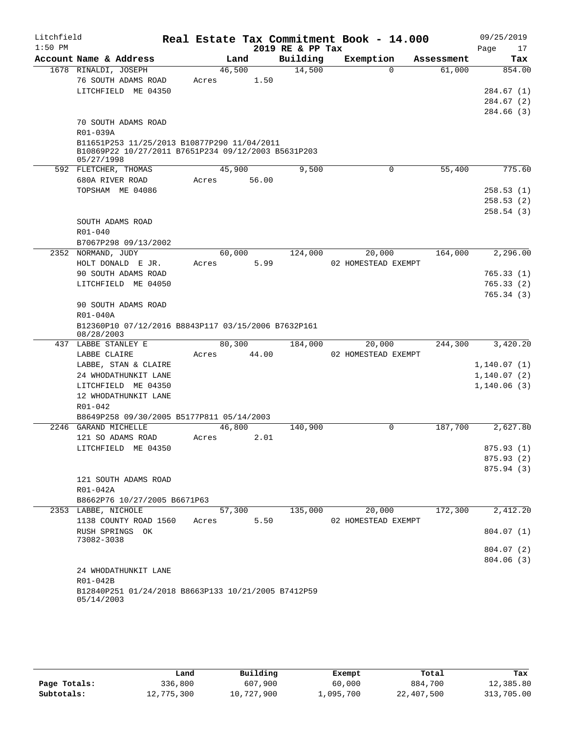# Litchfield — Real Estate Tax Commitment Book - 14.000

2019 RE & PP Tax — 09/25/2019 — 1:50 PM

| Account Name & Address | Land | Building | Exemption | Assessment | Tax |
|---|---|---|---|---|---|
| 1678 RINALDI, JOSEPH | 46,500 | 14,500 | 0 | 61,000 | 854.00 |
| 76 SOUTH ADAMS ROAD | Acres 1.50 | | | | |
| LITCHFIELD ME 04350 | | | | | 284.67 (1) |
| | | | | | 284.67 (2) |
| | | | | | 284.66 (3) |
| 70 SOUTH ADAMS ROAD | | | | | |
| R01-039A | | | | | |
| B11651P253 11/25/2013 B10877P290 11/04/2011 B10869P22 10/27/2011 B7651P234 09/12/2003 B5631P203 05/27/1998 | | | | | |
| 592 FLETCHER, THOMAS | 45,900 | 9,500 | 0 | 55,400 | 775.60 |
| 680A RIVER ROAD | Acres 56.00 | | | | |
| TOPSHAM ME 04086 | | | | | 258.53 (1) |
| | | | | | 258.53 (2) |
| | | | | | 258.54 (3) |
| SOUTH ADAMS ROAD | | | | | |
| R01-040 | | | | | |
| B7067P298 09/13/2002 | | | | | |
| 2352 NORMAND, JUDY | 60,000 | 124,000 | 20,000 | 164,000 | 2,296.00 |
| HOLT DONALD E JR. | Acres 5.99 | | 02 HOMESTEAD EXEMPT | | |
| 90 SOUTH ADAMS ROAD | | | | | 765.33 (1) |
| LITCHFIELD ME 04050 | | | | | 765.33 (2) |
| | | | | | 765.34 (3) |
| 90 SOUTH ADAMS ROAD | | | | | |
| R01-040A | | | | | |
| B12360P10 07/12/2016 B8843P117 03/15/2006 B7632P161 08/28/2003 | | | | | |
| 437 LABBE STANLEY E | 80,300 | 184,000 | 20,000 | 244,300 | 3,420.20 |
| LABBE CLAIRE | Acres 44.00 | | 02 HOMESTEAD EXEMPT | | |
| LABBE, STAN & CLAIRE | | | | | 1,140.07 (1) |
| 24 WHODATHUNKIT LANE | | | | | 1,140.07 (2) |
| LITCHFIELD ME 04350 | | | | | 1,140.06 (3) |
| 12 WHODATHUNKIT LANE | | | | | |
| R01-042 | | | | | |
| B8649P258 09/30/2005 B5177P811 05/14/2003 | | | | | |
| 2246 GARAND MICHELLE | 46,800 | 140,900 | 0 | 187,700 | 2,627.80 |
| 121 SO ADAMS ROAD | Acres 2.01 | | | | |
| LITCHFIELD ME 04350 | | | | | 875.93 (1) |
| | | | | | 875.93 (2) |
| | | | | | 875.94 (3) |
| 121 SOUTH ADAMS ROAD | | | | | |
| R01-042A | | | | | |
| B8662P76 10/27/2005 B6671P63 | | | | | |
| 2353 LABBE, NICHOLE | 57,300 | 135,000 | 20,000 | 172,300 | 2,412.20 |
| 1138 COUNTY ROAD 1560 | Acres 5.50 | | 02 HOMESTEAD EXEMPT | | |
| RUSH SPRINGS OK 73082-3038 | | | | | 804.07 (1) |
| | | | | | 804.07 (2) |
| | | | | | 804.06 (3) |
| 24 WHODATHUNKIT LANE | | | | | |
| R01-042B | | | | | |
| B12840P251 01/24/2018 B8663P133 10/21/2005 B7412P59 05/14/2003 | | | | | |

| | Land | Building | Exempt | Total | Tax |
|---|---|---|---|---|---|
| Page Totals: | 336,800 | 607,900 | 60,000 | 884,700 | 12,385.80 |
| Subtotals: | 12,775,300 | 10,727,900 | 1,095,700 | 22,407,500 | 313,705.00 |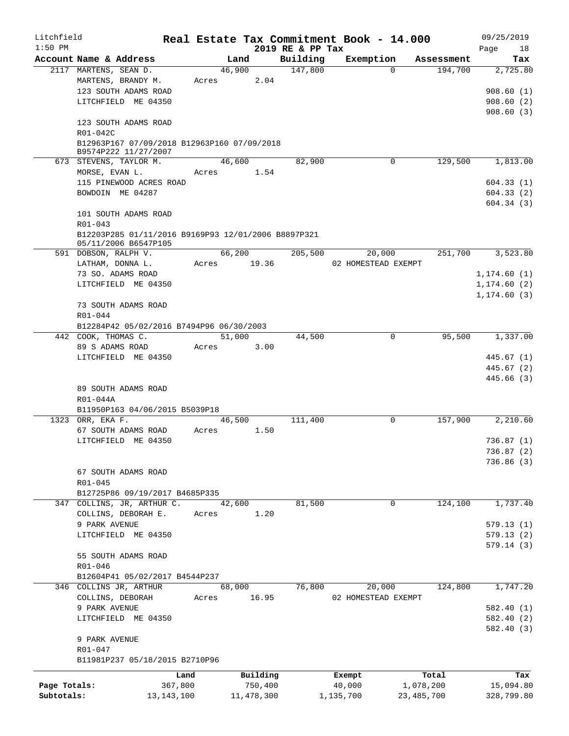Litchfield 1:50 PM

# Real Estate Tax Commitment Book - 14.000

2019 RE & PP Tax

09/25/2019

| Account Name & Address | Land | Building | Exemption | Assessment | Tax |
|---|---|---|---|---|---|
| 2117 MARTENS, SEAN D. | 46,900 | 147,800 | 0 | 194,700 | 2,725.80 |
| MARTENS, BRANDY M. | Acres 2.04 | | | | |
| 123 SOUTH ADAMS ROAD | | | | | 908.60 (1) |
| LITCHFIELD ME 04350 | | | | | 908.60 (2) |
| | | | | | 908.60 (3) |
| 123 SOUTH ADAMS ROAD | | | | | |
| R01-042C | | | | | |
| B12963P167 07/09/2018 B12963P160 07/09/2018 B9574P222 11/27/2007 | | | | | |
| 673 STEVENS, TAYLOR M. | 46,600 | 82,900 | 0 | 129,500 | 1,813.00 |
| MORSE, EVAN L. | Acres 1.54 | | | | |
| 115 PINEWOOD ACRES ROAD | | | | | 604.33 (1) |
| BOWDOIN ME 04287 | | | | | 604.33 (2) |
| | | | | | 604.34 (3) |
| 101 SOUTH ADAMS ROAD | | | | | |
| R01-043 | | | | | |
| B12203P285 01/11/2016 B9169P93 12/01/2006 B8897P321 05/11/2006 B6547P105 | | | | | |
| 591 DOBSON, RALPH V. | 66,200 | 205,500 | 20,000 | 251,700 | 3,523.80 |
| LATHAM, DONNA L. | Acres 19.36 | | 02 HOMESTEAD EXEMPT | | |
| 73 SO. ADAMS ROAD | | | | | 1,174.60 (1) |
| LITCHFIELD ME 04350 | | | | | 1,174.60 (2) |
| | | | | | 1,174.60 (3) |
| 73 SOUTH ADAMS ROAD | | | | | |
| R01-044 | | | | | |
| B12284P42 05/02/2016 B7494P96 06/30/2003 | | | | | |
| 442 COOK, THOMAS C. | 51,000 | 44,500 | 0 | 95,500 | 1,337.00 |
| 89 S ADAMS ROAD | Acres 3.00 | | | | |
| LITCHFIELD ME 04350 | | | | | 445.67 (1) |
| | | | | | 445.67 (2) |
| | | | | | 445.66 (3) |
| 89 SOUTH ADAMS ROAD | | | | | |
| R01-044A | | | | | |
| B11950P163 04/06/2015 B5039P18 | | | | | |
| 1323 ORR, EKA F. | 46,500 | 111,400 | 0 | 157,900 | 2,210.60 |
| 67 SOUTH ADAMS ROAD | Acres 1.50 | | | | |
| LITCHFIELD ME 04350 | | | | | 736.87 (1) |
| | | | | | 736.87 (2) |
| | | | | | 736.86 (3) |
| 67 SOUTH ADAMS ROAD | | | | | |
| R01-045 | | | | | |
| B12725P86 09/19/2017 B4685P335 | | | | | |
| 347 COLLINS, JR, ARTHUR C. | 42,600 | 81,500 | 0 | 124,100 | 1,737.40 |
| COLLINS, DEBORAH E. | Acres 1.20 | | | | |
| 9 PARK AVENUE | | | | | 579.13 (1) |
| LITCHFIELD ME 04350 | | | | | 579.13 (2) |
| | | | | | 579.14 (3) |
| 55 SOUTH ADAMS ROAD | | | | | |
| R01-046 | | | | | |
| B12604P41 05/02/2017 B4544P237 | | | | | |
| 346 COLLINS JR, ARTHUR | 68,000 | 76,800 | 20,000 | 124,800 | 1,747.20 |
| COLLINS, DEBORAH | Acres 16.95 | | 02 HOMESTEAD EXEMPT | | |
| 9 PARK AVENUE | | | | | 582.40 (1) |
| LITCHFIELD ME 04350 | | | | | 582.40 (2) |
| | | | | | 582.40 (3) |
| 9 PARK AVENUE | | | | | |
| R01-047 | | | | | |
| B11981P237 05/18/2015 B2710P96 | | | | | |

| | Land | Building | Exempt | Total | Tax |
|---|---|---|---|---|---|
| Page Totals: | 367,800 | 750,400 | 40,000 | 1,078,200 | 15,094.80 |
| Subtotals: | 13,143,100 | 11,478,300 | 1,135,700 | 23,485,700 | 328,799.80 |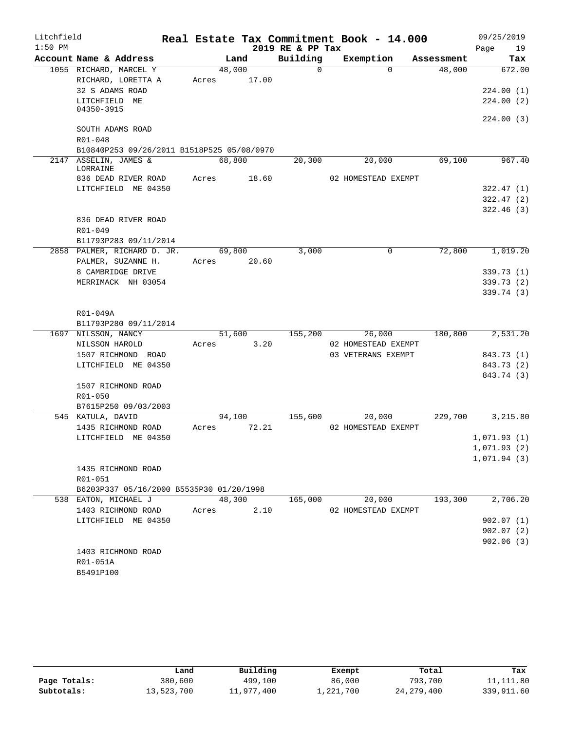# Litchfield Real Estate Tax Commitment Book - 14.000

2019 RE & PP Tax

09/25/2019 1:50 PM

| Account Name & Address | Land | Building | Exemption | Assessment | Tax |
|---|---|---|---|---|---|
| 1055 RICHARD, MARCEL Y | 48,000 | 0 | 0 | 48,000 | 672.00 |
| RICHARD, LORETTA A | Acres 17.00 | | | | |
| 32 S ADAMS ROAD | | | | | 224.00 (1) |
| LITCHFIELD ME 04350-3915 | | | | | 224.00 (2) |
| | | | | | 224.00 (3) |
| SOUTH ADAMS ROAD | | | | | |
| R01-048 | | | | | |
| B10840P253 09/26/2011 B1518P525 05/08/0970 | | | | | |
| 2147 ASSELIN, JAMES & LORRAINE | 68,800 | 20,300 | 20,000 | 69,100 | 967.40 |
| 836 DEAD RIVER ROAD | Acres 18.60 | | 02 HOMESTEAD EXEMPT | | |
| LITCHFIELD ME 04350 | | | | | 322.47 (1) |
| | | | | | 322.47 (2) |
| | | | | | 322.46 (3) |
| 836 DEAD RIVER ROAD | | | | | |
| R01-049 | | | | | |
| B11793P283 09/11/2014 | | | | | |
| 2858 PALMER, RICHARD D. JR. | 69,800 | 3,000 | 0 | 72,800 | 1,019.20 |
| PALMER, SUZANNE H. | Acres 20.60 | | | | |
| 8 CAMBRIDGE DRIVE | | | | | 339.73 (1) |
| MERRIMACK NH 03054 | | | | | 339.73 (2) |
| | | | | | 339.74 (3) |
| R01-049A | | | | | |
| B11793P280 09/11/2014 | | | | | |
| 1697 NILSSON, NANCY | 51,600 | 155,200 | 26,000 | 180,800 | 2,531.20 |
| NILSSON HAROLD | Acres 3.20 | | 02 HOMESTEAD EXEMPT | | |
| 1507 RICHMOND ROAD | | | 03 VETERANS EXEMPT | | 843.73 (1) |
| LITCHFIELD ME 04350 | | | | | 843.73 (2) |
| | | | | | 843.74 (3) |
| 1507 RICHMOND ROAD | | | | | |
| R01-050 | | | | | |
| B7615P250 09/03/2003 | | | | | |
| 545 KATULA, DAVID | 94,100 | 155,600 | 20,000 | 229,700 | 3,215.80 |
| 1435 RICHMOND ROAD | Acres 72.21 | | 02 HOMESTEAD EXEMPT | | |
| LITCHFIELD ME 04350 | | | | | 1,071.93 (1) |
| | | | | | 1,071.93 (2) |
| | | | | | 1,071.94 (3) |
| 1435 RICHMOND ROAD | | | | | |
| R01-051 | | | | | |
| B6203P337 05/16/2000 B5535P30 01/20/1998 | | | | | |
| 538 EATON, MICHAEL J | 48,300 | 165,000 | 20,000 | 193,300 | 2,706.20 |
| 1403 RICHMOND ROAD | Acres 2.10 | | 02 HOMESTEAD EXEMPT | | |
| LITCHFIELD ME 04350 | | | | | 902.07 (1) |
| | | | | | 902.07 (2) |
| | | | | | 902.06 (3) |
| 1403 RICHMOND ROAD | | | | | |
| R01-051A | | | | | |
| B5491P100 | | | | | |

| | Land | Building | Exempt | Total | Tax |
|---|---|---|---|---|---|
| Page Totals: | 380,600 | 499,100 | 86,000 | 793,700 | 11,111.80 |
| Subtotals: | 13,523,700 | 11,977,400 | 1,221,700 | 24,279,400 | 339,911.60 |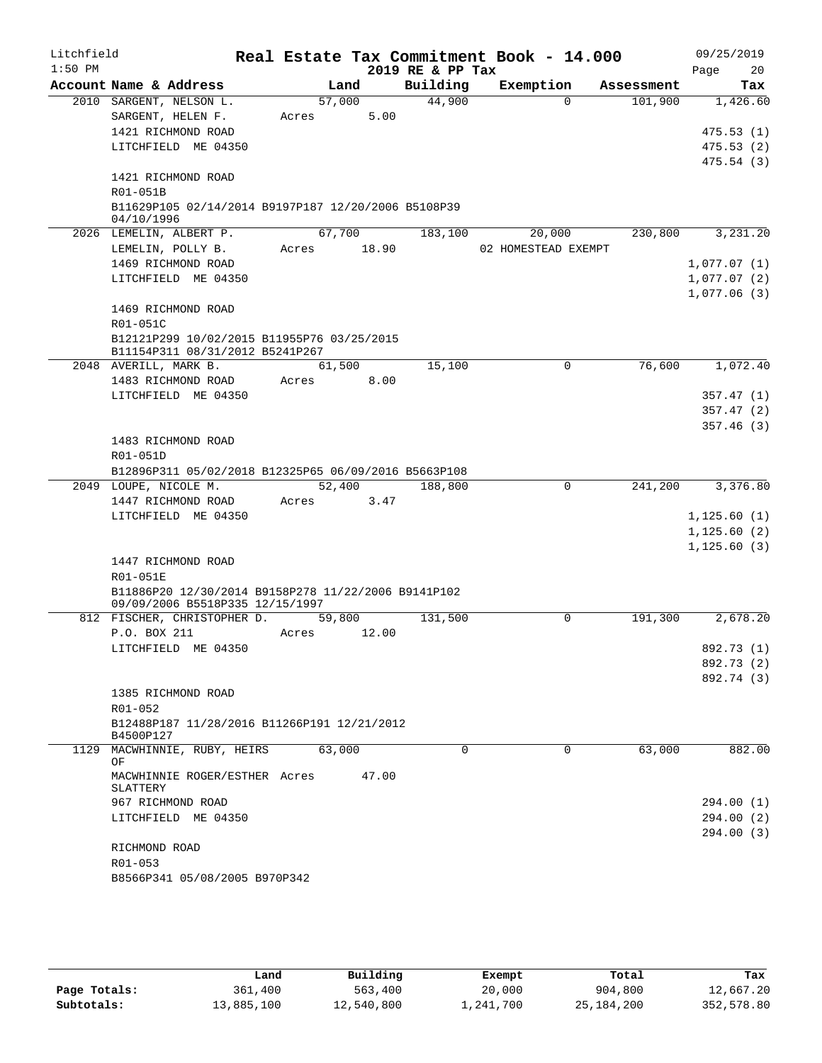Litchfield 1:50 PM

# Real Estate Tax Commitment Book - 14.000

2019 RE & PP Tax

09/25/2019

| Account | Name & Address | Land | Building | Exemption | Assessment | Tax |
|---|---|---|---|---|---|---|
| 2010 | SARGENT, NELSON L. | 57,000 | 44,900 | 0 | 101,900 | 1,426.60 |
| | SARGENT, HELEN F. | Acres 5.00 | | | | |
| | 1421 RICHMOND ROAD | | | | | 475.53 (1) |
| | LITCHFIELD ME 04350 | | | | | 475.53 (2) |
| | | | | | | 475.54 (3) |
| | 1421 RICHMOND ROAD | | | | | |
| | R01-051B | | | | | |
| | B11629P105 02/14/2014 B9197P187 12/20/2006 B5108P39 04/10/1996 | | | | | |
| 2026 | LEMELIN, ALBERT P. | 67,700 | 183,100 | 20,000 | 230,800 | 3,231.20 |
| | LEMELIN, POLLY B. | Acres 18.90 | | 02 HOMESTEAD EXEMPT | | |
| | 1469 RICHMOND ROAD | | | | | 1,077.07 (1) |
| | LITCHFIELD ME 04350 | | | | | 1,077.07 (2) |
| | | | | | | 1,077.06 (3) |
| | 1469 RICHMOND ROAD | | | | | |
| | R01-051C | | | | | |
| | B12121P299 10/02/2015 B11955P76 03/25/2015 B11154P311 08/31/2012 B5241P267 | | | | | |
| 2048 | AVERILL, MARK B. | 61,500 | 15,100 | 0 | 76,600 | 1,072.40 |
| | 1483 RICHMOND ROAD | Acres 8.00 | | | | |
| | LITCHFIELD ME 04350 | | | | | 357.47 (1) |
| | | | | | | 357.47 (2) |
| | | | | | | 357.46 (3) |
| | 1483 RICHMOND ROAD | | | | | |
| | R01-051D | | | | | |
| | B12896P311 05/02/2018 B12325P65 06/09/2016 B5663P108 | | | | | |
| 2049 | LOUPE, NICOLE M. | 52,400 | 188,800 | 0 | 241,200 | 3,376.80 |
| | 1447 RICHMOND ROAD | Acres 3.47 | | | | |
| | LITCHFIELD ME 04350 | | | | | 1,125.60 (1) |
| | | | | | | 1,125.60 (2) |
| | | | | | | 1,125.60 (3) |
| | 1447 RICHMOND ROAD | | | | | |
| | R01-051E | | | | | |
| | B11886P20 12/30/2014 B9158P278 11/22/2006 B9141P102 09/09/2006 B5518P335 12/15/1997 | | | | | |
| 812 | FISCHER, CHRISTOPHER D. | 59,800 | 131,500 | 0 | 191,300 | 2,678.20 |
| | P.O. BOX 211 | Acres 12.00 | | | | |
| | LITCHFIELD ME 04350 | | | | | 892.73 (1) |
| | | | | | | 892.73 (2) |
| | | | | | | 892.74 (3) |
| | 1385 RICHMOND ROAD | | | | | |
| | R01-052 | | | | | |
| | B12488P187 11/28/2016 B11266P191 12/21/2012 B4500P127 | | | | | |
| 1129 | MACWHINNIE, RUBY, HEIRS OF | 63,000 | 0 | 0 | 63,000 | 882.00 |
| | MACWHINNIE ROGER/ESTHER SLATTERY | Acres 47.00 | | | | |
| | 967 RICHMOND ROAD | | | | | 294.00 (1) |
| | LITCHFIELD ME 04350 | | | | | 294.00 (2) |
| | | | | | | 294.00 (3) |
| | RICHMOND ROAD | | | | | |
| | R01-053 | | | | | |
| | B8566P341 05/08/2005 B970P342 | | | | | |

| | Land | Building | Exempt | Total | Tax |
|---|---|---|---|---|---|
| Page Totals: | 361,400 | 563,400 | 20,000 | 904,800 | 12,667.20 |
| Subtotals: | 13,885,100 | 12,540,800 | 1,241,700 | 25,184,200 | 352,578.80 |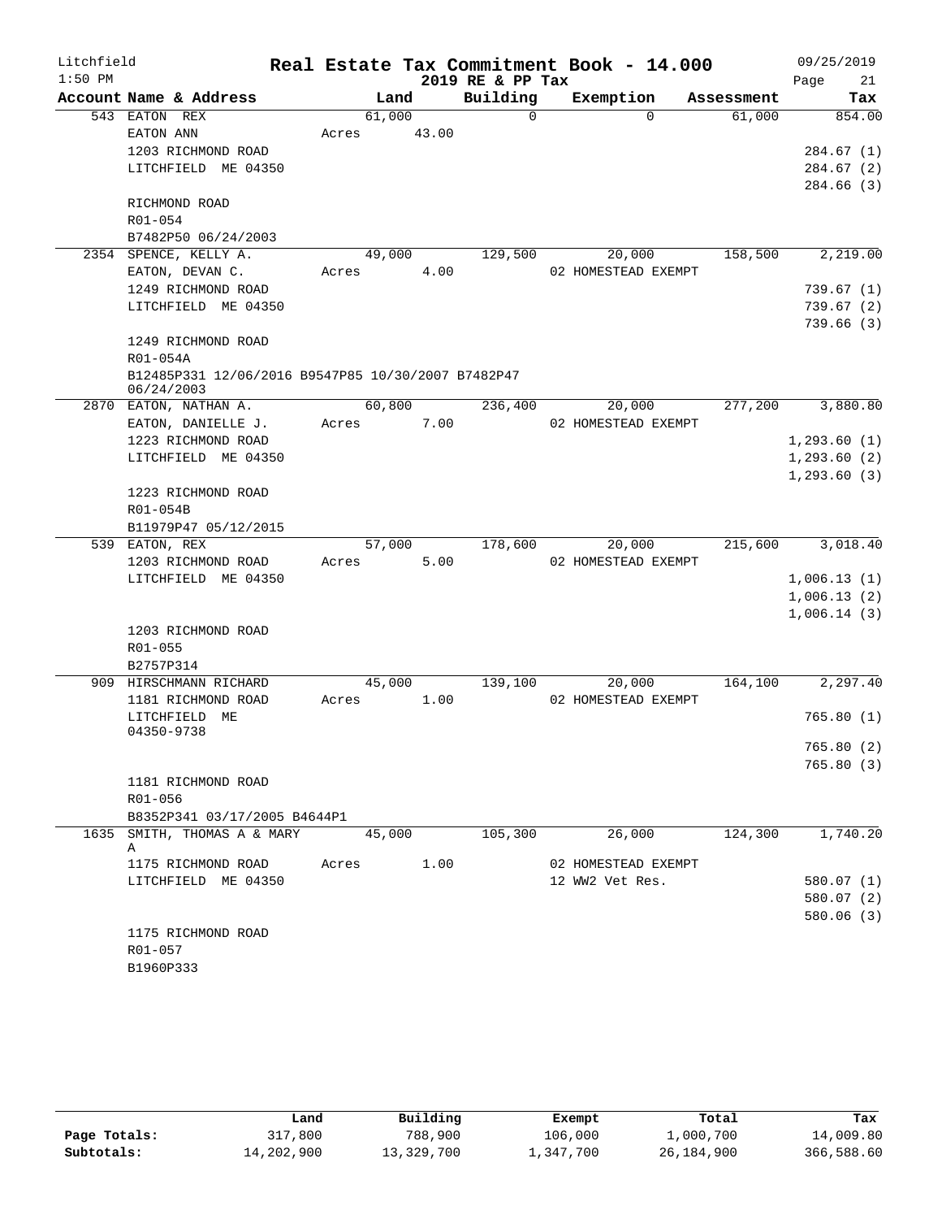# Real Estate Tax Commitment Book - 14.000

Litchfield 1:50 PM — 2019 RE & PP Tax — 09/25/2019

| Account Name & Address | Land | Building | Exemption | Assessment | Tax |
|---|---|---|---|---|---|
| 543 EATON REX | 61,000 | 0 | 0 | 61,000 | 854.00 |
| EATON ANN | Acres 43.00 | | | | |
| 1203 RICHMOND ROAD | | | | | 284.67 (1) |
| LITCHFIELD ME 04350 | | | | | 284.67 (2) |
| | | | | | 284.66 (3) |
| RICHMOND ROAD | | | | | |
| R01-054 | | | | | |
| B7482P50 06/24/2003 | | | | | |
| 2354 SPENCE, KELLY A. | 49,000 | 129,500 | 20,000 | 158,500 | 2,219.00 |
| EATON, DEVAN C. | Acres 4.00 | | 02 HOMESTEAD EXEMPT | | |
| 1249 RICHMOND ROAD | | | | | 739.67 (1) |
| LITCHFIELD ME 04350 | | | | | 739.67 (2) |
| | | | | | 739.66 (3) |
| 1249 RICHMOND ROAD | | | | | |
| R01-054A | | | | | |
| B12485P331 12/06/2016 B9547P85 10/30/2007 B7482P47 06/24/2003 | | | | | |
| 2870 EATON, NATHAN A. | 60,800 | 236,400 | 20,000 | 277,200 | 3,880.80 |
| EATON, DANIELLE J. | Acres 7.00 | | 02 HOMESTEAD EXEMPT | | |
| 1223 RICHMOND ROAD | | | | | 1,293.60 (1) |
| LITCHFIELD ME 04350 | | | | | 1,293.60 (2) |
| | | | | | 1,293.60 (3) |
| 1223 RICHMOND ROAD | | | | | |
| R01-054B | | | | | |
| B11979P47 05/12/2015 | | | | | |
| 539 EATON, REX | 57,000 | 178,600 | 20,000 | 215,600 | 3,018.40 |
| 1203 RICHMOND ROAD | Acres 5.00 | | 02 HOMESTEAD EXEMPT | | |
| LITCHFIELD ME 04350 | | | | | 1,006.13 (1) |
| | | | | | 1,006.13 (2) |
| | | | | | 1,006.14 (3) |
| 1203 RICHMOND ROAD | | | | | |
| R01-055 | | | | | |
| B2757P314 | | | | | |
| 909 HIRSCHMANN RICHARD | 45,000 | 139,100 | 20,000 | 164,100 | 2,297.40 |
| 1181 RICHMOND ROAD | Acres 1.00 | | 02 HOMESTEAD EXEMPT | | |
| LITCHFIELD ME 04350-9738 | | | | | 765.80 (1) |
| | | | | | 765.80 (2) |
| | | | | | 765.80 (3) |
| 1181 RICHMOND ROAD | | | | | |
| R01-056 | | | | | |
| B8352P341 03/17/2005 B4644P1 | | | | | |
| 1635 SMITH, THOMAS A & MARY A | 45,000 | 105,300 | 26,000 | 124,300 | 1,740.20 |
| 1175 RICHMOND ROAD | Acres 1.00 | | 02 HOMESTEAD EXEMPT | | |
| LITCHFIELD ME 04350 | | | 12 WW2 Vet Res. | | 580.07 (1) |
| | | | | | 580.07 (2) |
| | | | | | 580.06 (3) |
| 1175 RICHMOND ROAD | | | | | |
| R01-057 | | | | | |
| B1960P333 | | | | | |

| | Land | Building | Exempt | Total | Tax |
|---|---|---|---|---|---|
| Page Totals: | 317,800 | 788,900 | 106,000 | 1,000,700 | 14,009.80 |
| Subtotals: | 14,202,900 | 13,329,700 | 1,347,700 | 26,184,900 | 366,588.60 |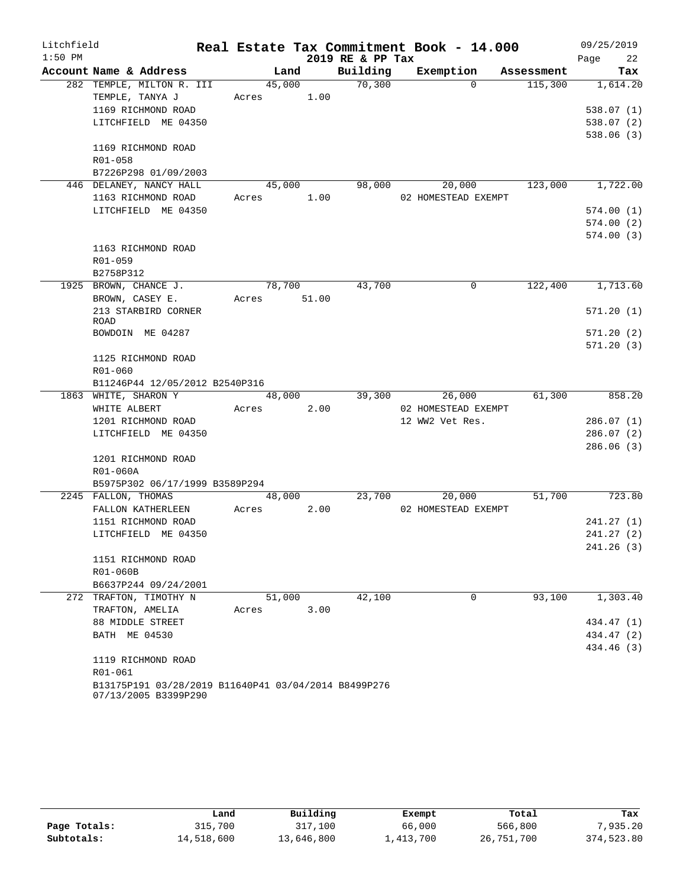Litchfield
1:50 PM

# Real Estate Tax Commitment Book - 14.000

## 2019 RE & PP Tax

09/25/2019

| Account | Name & Address | Land | Building | Exemption | Assessment | Tax |
|---|---|---|---|---|---|---|
| 282 | TEMPLE, MILTON R. III | 45,000 | 70,300 | 0 | 115,300 | 1,614.20 |
| | TEMPLE, TANYA J | Acres 1.00 | | | | |
| | 1169 RICHMOND ROAD | | | | | 538.07 (1) |
| | LITCHFIELD ME 04350 | | | | | 538.07 (2) |
| | | | | | | 538.06 (3) |
| | 1169 RICHMOND ROAD | | | | | |
| | R01-058 | | | | | |
| | B7226P298 01/09/2003 | | | | | |
| 446 | DELANEY, NANCY HALL | 45,000 | 98,000 | 20,000 | 123,000 | 1,722.00 |
| | 1163 RICHMOND ROAD | Acres 1.00 | | 02 HOMESTEAD EXEMPT | | |
| | LITCHFIELD ME 04350 | | | | | 574.00 (1) |
| | | | | | | 574.00 (2) |
| | | | | | | 574.00 (3) |
| | 1163 RICHMOND ROAD | | | | | |
| | R01-059 | | | | | |
| | B2758P312 | | | | | |
| 1925 | BROWN, CHANCE J. | 78,700 | 43,700 | 0 | 122,400 | 1,713.60 |
| | BROWN, CASEY E. | Acres 51.00 | | | | |
| | 213 STARBIRD CORNER ROAD | | | | | 571.20 (1) |
| | BOWDOIN ME 04287 | | | | | 571.20 (2) |
| | | | | | | 571.20 (3) |
| | 1125 RICHMOND ROAD | | | | | |
| | R01-060 | | | | | |
| | B11246P44 12/05/2012 B2540P316 | | | | | |
| 1863 | WHITE, SHARON Y | 48,000 | 39,300 | 26,000 | 61,300 | 858.20 |
| | WHITE ALBERT | Acres 2.00 | | 02 HOMESTEAD EXEMPT | | |
| | 1201 RICHMOND ROAD | | | 12 WW2 Vet Res. | | 286.07 (1) |
| | LITCHFIELD ME 04350 | | | | | 286.07 (2) |
| | | | | | | 286.06 (3) |
| | 1201 RICHMOND ROAD | | | | | |
| | R01-060A | | | | | |
| | B5975P302 06/17/1999 B3589P294 | | | | | |
| 2245 | FALLON, THOMAS | 48,000 | 23,700 | 20,000 | 51,700 | 723.80 |
| | FALLON KATHERLEEN | Acres 2.00 | | 02 HOMESTEAD EXEMPT | | |
| | 1151 RICHMOND ROAD | | | | | 241.27 (1) |
| | LITCHFIELD ME 04350 | | | | | 241.27 (2) |
| | | | | | | 241.26 (3) |
| | 1151 RICHMOND ROAD | | | | | |
| | R01-060B | | | | | |
| | B6637P244 09/24/2001 | | | | | |
| 272 | TRAFTON, TIMOTHY N | 51,000 | 42,100 | 0 | 93,100 | 1,303.40 |
| | TRAFTON, AMELIA | Acres 3.00 | | | | |
| | 88 MIDDLE STREET | | | | | 434.47 (1) |
| | BATH ME 04530 | | | | | 434.47 (2) |
| | | | | | | 434.46 (3) |
| | 1119 RICHMOND ROAD | | | | | |
| | R01-061 | | | | | |
| | B13175P191 03/28/2019 B11640P41 03/04/2014 B8499P276 07/13/2005 B3399P290 | | | | | |

| | Land | Building | Exempt | Total | Tax |
|---|---|---|---|---|---|
| Page Totals: | 315,700 | 317,100 | 66,000 | 566,800 | 7,935.20 |
| Subtotals: | 14,518,600 | 13,646,800 | 1,413,700 | 26,751,700 | 374,523.80 |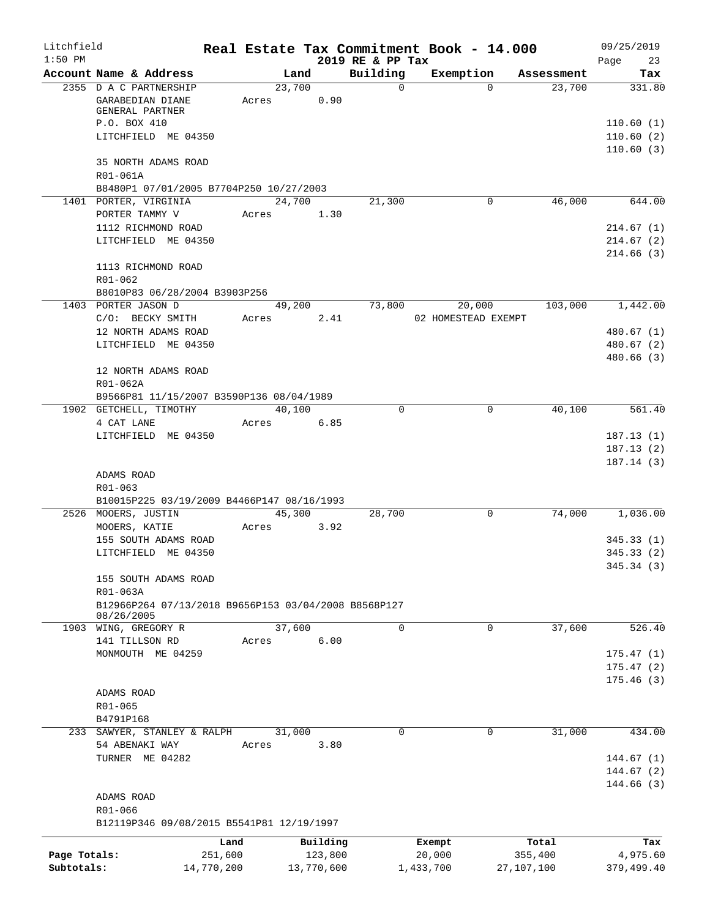# Real Estate Tax Commitment Book - 14.000

Litchfield 1:50 PM — 2019 RE & PP Tax — 09/25/2019

| Account | Name & Address | Land | Building | Exemption | Assessment | Tax |
|---|---|---|---|---|---|---|
| 2355 | D A C PARTNERSHIP<br>GARABEDIAN DIANE<br>GENERAL PARTNER<br>P.O. BOX 410<br>LITCHFIELD ME 04350<br><br>35 NORTH ADAMS ROAD<br>R01-061A<br>B8480P1 07/01/2005 B7704P250 10/27/2003 | 23,700<br>Acres 0.90 | 0 | 0 | 23,700 | 331.80<br><br>110.60 (1)<br>110.60 (2)<br>110.60 (3) |
| 1401 | PORTER, VIRGINIA<br>PORTER TAMMY V<br>1112 RICHMOND ROAD<br>LITCHFIELD ME 04350<br><br>1113 RICHMOND ROAD<br>R01-062<br>B8010P83 06/28/2004 B3903P256 | 24,700<br>Acres 1.30 | 21,300 | 0 | 46,000 | 644.00<br><br>214.67 (1)<br>214.67 (2)<br>214.66 (3) |
| 1403 | PORTER JASON D<br>C/O: BECKY SMITH<br>12 NORTH ADAMS ROAD<br>LITCHFIELD ME 04350<br><br>12 NORTH ADAMS ROAD<br>R01-062A<br>B9566P81 11/15/2007 B3590P136 08/04/1989 | 49,200<br>Acres 2.41 | 73,800 | 20,000<br>02 HOMESTEAD EXEMPT | 103,000 | 1,442.00<br><br>480.67 (1)<br>480.67 (2)<br>480.66 (3) |
| 1902 | GETCHELL, TIMOTHY<br>4 CAT LANE<br>LITCHFIELD ME 04350<br><br>ADAMS ROAD<br>R01-063<br>B10015P225 03/19/2009 B4466P147 08/16/1993 | 40,100<br>Acres 6.85 | 0 | 0 | 40,100 | 561.40<br><br>187.13 (1)<br>187.13 (2)<br>187.14 (3) |
| 2526 | MOOERS, JUSTIN<br>MOOERS, KATIE<br>155 SOUTH ADAMS ROAD<br>LITCHFIELD ME 04350<br><br>155 SOUTH ADAMS ROAD<br>R01-063A<br>B12966P264 07/13/2018 B9656P153 03/04/2008 B8568P127 08/26/2005 | 45,300<br>Acres 3.92 | 28,700 | 0 | 74,000 | 1,036.00<br><br>345.33 (1)<br>345.33 (2)<br>345.34 (3) |
| 1903 | WING, GREGORY R<br>141 TILLSON RD<br>MONMOUTH ME 04259<br><br>ADAMS ROAD<br>R01-065<br>B4791P168 | 37,600<br>Acres 6.00 | 0 | 0 | 37,600 | 526.40<br><br>175.47 (1)<br>175.47 (2)<br>175.46 (3) |
| 233 | SAWYER, STANLEY & RALPH<br>54 ABENAKI WAY<br>TURNER ME 04282<br><br>ADAMS ROAD<br>R01-066<br>B12119P346 09/08/2015 B5541P81 12/19/1997 | 31,000<br>Acres 3.80 | 0 | 0 | 31,000 | 434.00<br><br>144.67 (1)<br>144.67 (2)<br>144.66 (3) |

| | Land | Building | Exempt | Total | Tax |
|---|---|---|---|---|---|
| Page Totals: | 251,600 | 123,800 | 20,000 | 355,400 | 4,975.60 |
| Subtotals: | 14,770,200 | 13,770,600 | 1,433,700 | 27,107,100 | 379,499.40 |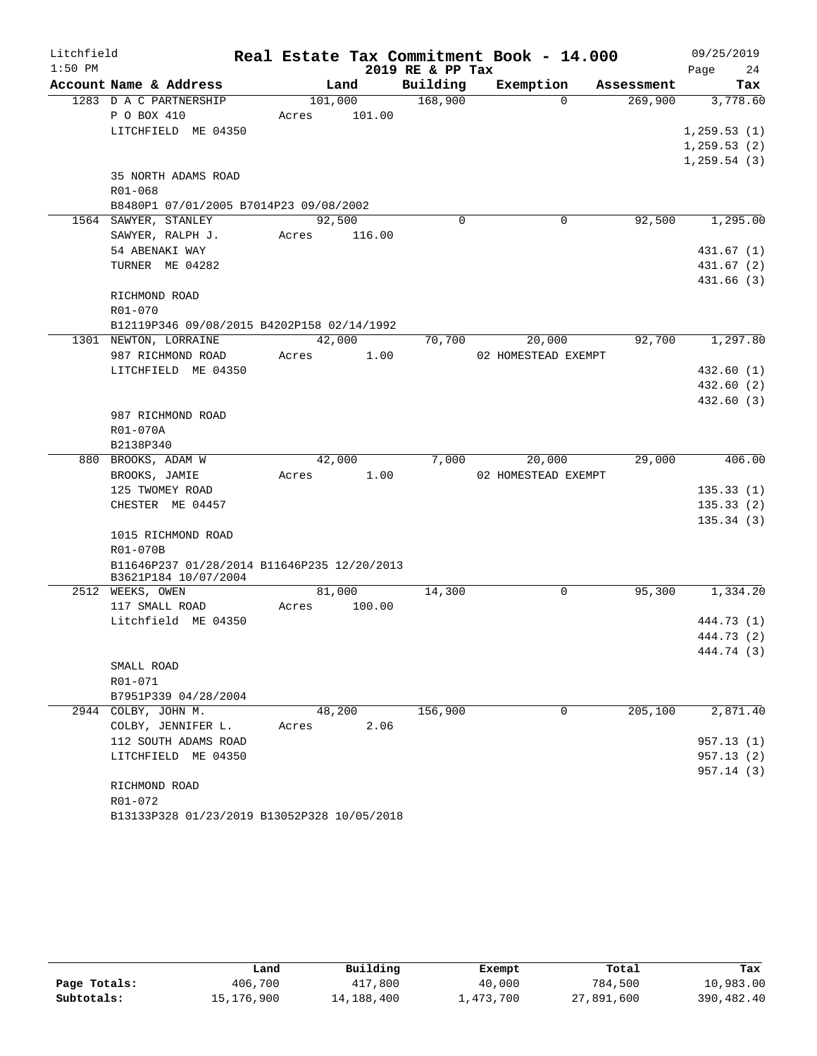Litchfield  
1:50 PM

# Real Estate Tax Commitment Book - 14.000

2019 RE & PP Tax

09/25/2019

| Account Name & Address | Land | Building | Exemption | Assessment | Tax |
|---|---|---|---|---|---|
| 1283 D A C PARTNERSHIP | 101,000 | 168,900 | 0 | 269,900 | 3,778.60 |
| P O BOX 410 | Acres 101.00 | | | | |
| LITCHFIELD ME 04350 | | | | | 1,259.53 (1) |
| | | | | | 1,259.53 (2) |
| | | | | | 1,259.54 (3) |
| 35 NORTH ADAMS ROAD | | | | | |
| R01-068 | | | | | |
| B8480P1 07/01/2005 B7014P23 09/08/2002 | | | | | |
| 1564 SAWYER, STANLEY | 92,500 | 0 | 0 | 92,500 | 1,295.00 |
| SAWYER, RALPH J. | Acres 116.00 | | | | |
| 54 ABENAKI WAY | | | | | 431.67 (1) |
| TURNER ME 04282 | | | | | 431.67 (2) |
| | | | | | 431.66 (3) |
| RICHMOND ROAD | | | | | |
| R01-070 | | | | | |
| B12119P346 09/08/2015 B4202P158 02/14/1992 | | | | | |
| 1301 NEWTON, LORRAINE | 42,000 | 70,700 | 20,000 | 92,700 | 1,297.80 |
| 987 RICHMOND ROAD | Acres 1.00 | | 02 HOMESTEAD EXEMPT | | |
| LITCHFIELD ME 04350 | | | | | 432.60 (1) |
| | | | | | 432.60 (2) |
| | | | | | 432.60 (3) |
| 987 RICHMOND ROAD | | | | | |
| R01-070A | | | | | |
| B2138P340 | | | | | |
| 880 BROOKS, ADAM W | 42,000 | 7,000 | 20,000 | 29,000 | 406.00 |
| BROOKS, JAMIE | Acres 1.00 | | 02 HOMESTEAD EXEMPT | | |
| 125 TWOMEY ROAD | | | | | 135.33 (1) |
| CHESTER ME 04457 | | | | | 135.33 (2) |
| | | | | | 135.34 (3) |
| 1015 RICHMOND ROAD | | | | | |
| R01-070B | | | | | |
| B11646P237 01/28/2014 B11646P235 12/20/2013 B3621P184 10/07/2004 | | | | | |
| 2512 WEEKS, OWEN | 81,000 | 14,300 | 0 | 95,300 | 1,334.20 |
| 117 SMALL ROAD | Acres 100.00 | | | | |
| Litchfield ME 04350 | | | | | 444.73 (1) |
| | | | | | 444.73 (2) |
| | | | | | 444.74 (3) |
| SMALL ROAD | | | | | |
| R01-071 | | | | | |
| B7951P339 04/28/2004 | | | | | |
| 2944 COLBY, JOHN M. | 48,200 | 156,900 | 0 | 205,100 | 2,871.40 |
| COLBY, JENNIFER L. | Acres 2.06 | | | | |
| 112 SOUTH ADAMS ROAD | | | | | 957.13 (1) |
| LITCHFIELD ME 04350 | | | | | 957.13 (2) |
| | | | | | 957.14 (3) |
| RICHMOND ROAD | | | | | |
| R01-072 | | | | | |
| B13133P328 01/23/2019 B13052P328 10/05/2018 | | | | | |

| | Land | Building | Exempt | Total | Tax |
|---|---|---|---|---|---|
| **Page Totals:** | 406,700 | 417,800 | 40,000 | 784,500 | 10,983.00 |
| **Subtotals:** | 15,176,900 | 14,188,400 | 1,473,700 | 27,891,600 | 390,482.40 |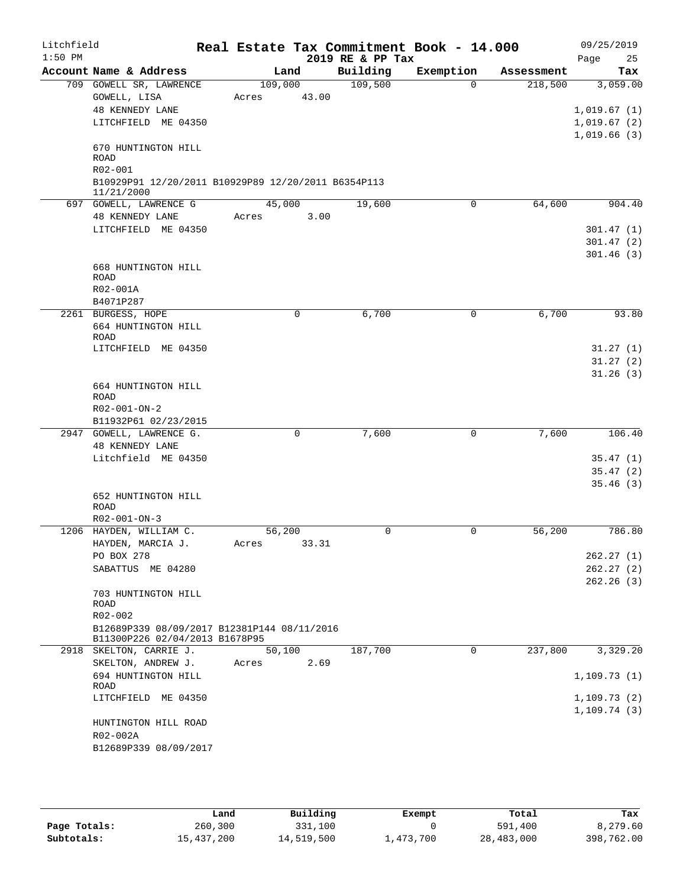Litchfield 1:50 PM

# Real Estate Tax Commitment Book - 14.000

2019 RE & PP Tax

09/25/2019 Page 25

| Account Name & Address | Land | Building | Exemption | Assessment | Tax |
|---|---|---|---|---|---|
| 709 GOWELL SR, LAWRENCE<br>GOWELL, LISA<br>48 KENNEDY LANE<br>LITCHFIELD ME 04350<br><br>670 HUNTINGTON HILL ROAD<br>R02-001<br>B10929P91 12/20/2011 B10929P89 12/20/2011 B6354P113 11/21/2000 | 109,000<br>Acres 43.00 | 109,500 | 0 | 218,500 | 3,059.00<br><br>1,019.67 (1)<br>1,019.67 (2)<br>1,019.66 (3) |
| 697 GOWELL, LAWRENCE G<br>48 KENNEDY LANE<br>LITCHFIELD ME 04350<br><br>668 HUNTINGTON HILL ROAD<br>R02-001A<br>B4071P287 | 45,000<br>Acres 3.00 | 19,600 | 0 | 64,600 | 904.40<br><br>301.47 (1)<br>301.47 (2)<br>301.46 (3) |
| 2261 BURGESS, HOPE<br>664 HUNTINGTON HILL ROAD<br>LITCHFIELD ME 04350<br><br>664 HUNTINGTON HILL ROAD<br>R02-001-ON-2<br>B11932P61 02/23/2015 | 0 | 6,700 | 0 | 6,700 | 93.80<br><br>31.27 (1)<br>31.27 (2)<br>31.26 (3) |
| 2947 GOWELL, LAWRENCE G.<br>48 KENNEDY LANE<br>Litchfield ME 04350<br><br>652 HUNTINGTON HILL ROAD<br>R02-001-ON-3 | 0 | 7,600 | 0 | 7,600 | 106.40<br><br>35.47 (1)<br>35.47 (2)<br>35.46 (3) |
| 1206 HAYDEN, WILLIAM C.<br>HAYDEN, MARCIA J.<br>PO BOX 278<br>SABATTUS ME 04280<br><br>703 HUNTINGTON HILL ROAD<br>R02-002<br>B12689P339 08/09/2017 B12381P144 08/11/2016 B11300P226 02/04/2013 B1678P95 | 56,200<br>Acres 33.31 | 0 | 0 | 56,200 | 786.80<br><br>262.27 (1)<br>262.27 (2)<br>262.26 (3) |
| 2918 SKELTON, CARRIE J.<br>SKELTON, ANDREW J.<br>694 HUNTINGTON HILL ROAD<br>LITCHFIELD ME 04350<br><br>HUNTINGTON HILL ROAD<br>R02-002A<br>B12689P339 08/09/2017 | 50,100<br>Acres 2.69 | 187,700 | 0 | 237,800 | 3,329.20<br><br>1,109.73 (1)<br>1,109.73 (2)<br>1,109.74 (3) |

| | Land | Building | Exempt | Total | Tax |
|---|---|---|---|---|---|
| Page Totals: | 260,300 | 331,100 | 0 | 591,400 | 8,279.60 |
| Subtotals: | 15,437,200 | 14,519,500 | 1,473,700 | 28,483,000 | 398,762.00 |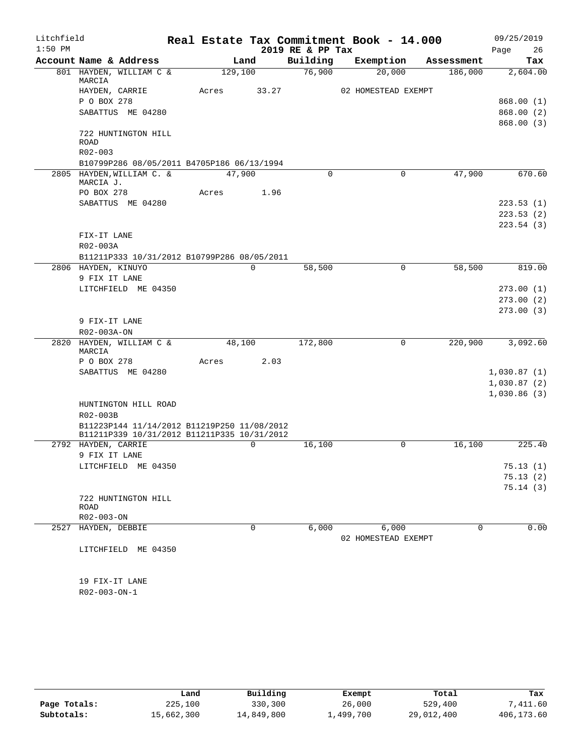Litchfield
1:50 PM

# Real Estate Tax Commitment Book - 14.000

2019 RE & PP Tax

09/25/2019

| Account Name & Address | Land | Building | Exemption | Assessment | Tax |
|---|---|---|---|---|---|
| 801 HAYDEN, WILLIAM C & MARCIA | 129,100 | 76,900 | 20,000 | 186,000 | 2,604.00 |
| HAYDEN, CARRIE | Acres 33.27 | | 02 HOMESTEAD EXEMPT | | |
| P O BOX 278 | | | | | 868.00 (1) |
| SABATTUS ME 04280 | | | | | 868.00 (2) |
| | | | | | 868.00 (3) |
| 722 HUNTINGTON HILL ROAD | | | | | |
| R02-003 | | | | | |
| B10799P286 08/05/2011 B4705P186 06/13/1994 | | | | | |
| 2805 HAYDEN,WILLIAM C. & MARCIA J. | 47,900 | 0 | 0 | 47,900 | 670.60 |
| PO BOX 278 | Acres 1.96 | | | | |
| SABATTUS ME 04280 | | | | | 223.53 (1) |
| | | | | | 223.53 (2) |
| | | | | | 223.54 (3) |
| FIX-IT LANE | | | | | |
| R02-003A | | | | | |
| B11211P333 10/31/2012 B10799P286 08/05/2011 | | | | | |
| 2806 HAYDEN, KINUYO | 0 | 58,500 | 0 | 58,500 | 819.00 |
| 9 FIX IT LANE | | | | | |
| LITCHFIELD ME 04350 | | | | | 273.00 (1) |
| | | | | | 273.00 (2) |
| | | | | | 273.00 (3) |
| 9 FIX-IT LANE | | | | | |
| R02-003A-ON | | | | | |
| 2820 HAYDEN, WILLIAM C & MARCIA | 48,100 | 172,800 | 0 | 220,900 | 3,092.60 |
| P O BOX 278 | Acres 2.03 | | | | |
| SABATTUS ME 04280 | | | | | 1,030.87 (1) |
| | | | | | 1,030.87 (2) |
| | | | | | 1,030.86 (3) |
| HUNTINGTON HILL ROAD | | | | | |
| R02-003B | | | | | |
| B11223P144 11/14/2012 B11219P250 11/08/2012 B11211P339 10/31/2012 B11211P335 10/31/2012 | | | | | |
| 2792 HAYDEN, CARRIE | 0 | 16,100 | 0 | 16,100 | 225.40 |
| 9 FIX IT LANE | | | | | |
| LITCHFIELD ME 04350 | | | | | 75.13 (1) |
| | | | | | 75.13 (2) |
| | | | | | 75.14 (3) |
| 722 HUNTINGTON HILL ROAD | | | | | |
| R02-003-ON | | | | | |
| 2527 HAYDEN, DEBBIE | 0 | 6,000 | 6,000 | 0 | 0.00 |
| | | | 02 HOMESTEAD EXEMPT | | |
| LITCHFIELD ME 04350 | | | | | |
| 19 FIX-IT LANE | | | | | |
| R02-003-ON-1 | | | | | |

| | Land | Building | Exempt | Total | Tax |
|---|---|---|---|---|---|
| Page Totals: | 225,100 | 330,300 | 26,000 | 529,400 | 7,411.60 |
| Subtotals: | 15,662,300 | 14,849,800 | 1,499,700 | 29,012,400 | 406,173.60 |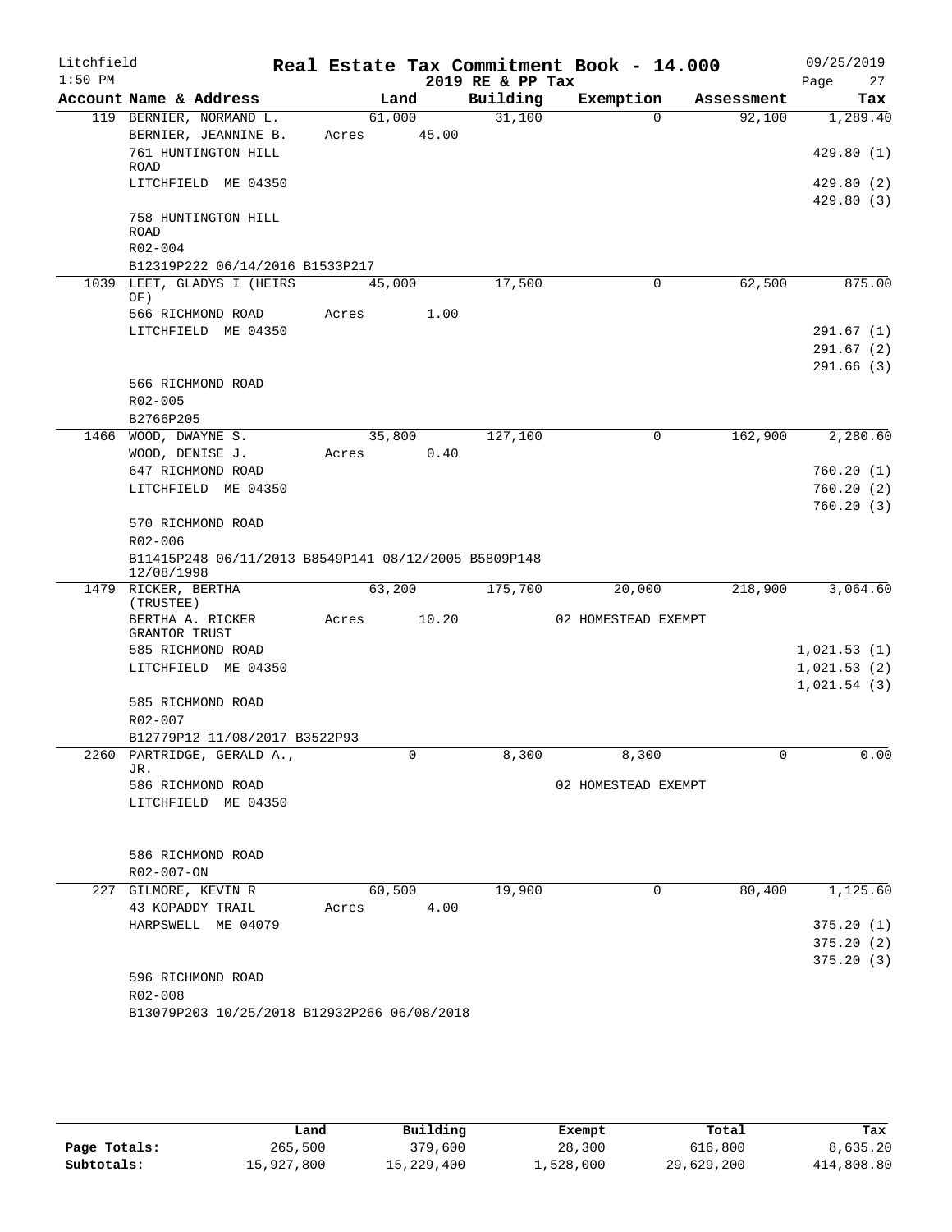Litchfield
1:50 PM

# Real Estate Tax Commitment Book - 14.000

2019 RE & PP Tax

09/25/2019

| Account Name & Address | Land | Building | Exemption | Assessment | Tax |
|---|---|---|---|---|---|
| 119 BERNIER, NORMAND L. | 61,000 | 31,100 | 0 | 92,100 | 1,289.40 |
| BERNIER, JEANNINE B. | Acres 45.00 | | | | |
| 761 HUNTINGTON HILL ROAD | | | | | 429.80 (1) |
| LITCHFIELD ME 04350 | | | | | 429.80 (2) |
| | | | | | 429.80 (3) |
| 758 HUNTINGTON HILL ROAD | | | | | |
| R02-004 | | | | | |
| B12319P222 06/14/2016 B1533P217 | | | | | |
| 1039 LEET, GLADYS I (HEIRS OF) | 45,000 | 17,500 | 0 | 62,500 | 875.00 |
| 566 RICHMOND ROAD | Acres 1.00 | | | | |
| LITCHFIELD ME 04350 | | | | | 291.67 (1) |
| | | | | | 291.67 (2) |
| | | | | | 291.66 (3) |
| 566 RICHMOND ROAD | | | | | |
| R02-005 | | | | | |
| B2766P205 | | | | | |
| 1466 WOOD, DWAYNE S. | 35,800 | 127,100 | 0 | 162,900 | 2,280.60 |
| WOOD, DENISE J. | Acres 0.40 | | | | |
| 647 RICHMOND ROAD | | | | | 760.20 (1) |
| LITCHFIELD ME 04350 | | | | | 760.20 (2) |
| | | | | | 760.20 (3) |
| 570 RICHMOND ROAD | | | | | |
| R02-006 | | | | | |
| B11415P248 06/11/2013 B8549P141 08/12/2005 B5809P148 12/08/1998 | | | | | |
| 1479 RICKER, BERTHA (TRUSTEE) | 63,200 | 175,700 | 20,000 | 218,900 | 3,064.60 |
| BERTHA A. RICKER GRANTOR TRUST | Acres 10.20 | | 02 HOMESTEAD EXEMPT | | |
| 585 RICHMOND ROAD | | | | | 1,021.53 (1) |
| LITCHFIELD ME 04350 | | | | | 1,021.53 (2) |
| | | | | | 1,021.54 (3) |
| 585 RICHMOND ROAD | | | | | |
| R02-007 | | | | | |
| B12779P12 11/08/2017 B3522P93 | | | | | |
| 2260 PARTRIDGE, GERALD A., JR. | 0 | 8,300 | 8,300 | 0 | 0.00 |
| 586 RICHMOND ROAD | | | 02 HOMESTEAD EXEMPT | | |
| LITCHFIELD ME 04350 | | | | | |
| 586 RICHMOND ROAD | | | | | |
| R02-007-ON | | | | | |
| 227 GILMORE, KEVIN R | 60,500 | 19,900 | 0 | 80,400 | 1,125.60 |
| 43 KOPADDY TRAIL | Acres 4.00 | | | | |
| HARPSWELL ME 04079 | | | | | 375.20 (1) |
| | | | | | 375.20 (2) |
| | | | | | 375.20 (3) |
| 596 RICHMOND ROAD | | | | | |
| R02-008 | | | | | |
| B13079P203 10/25/2018 B12932P266 06/08/2018 | | | | | |

| | Land | Building | Exempt | Total | Tax |
|---|---|---|---|---|---|
| Page Totals: | 265,500 | 379,600 | 28,300 | 616,800 | 8,635.20 |
| Subtotals: | 15,927,800 | 15,229,400 | 1,528,000 | 29,629,200 | 414,808.80 |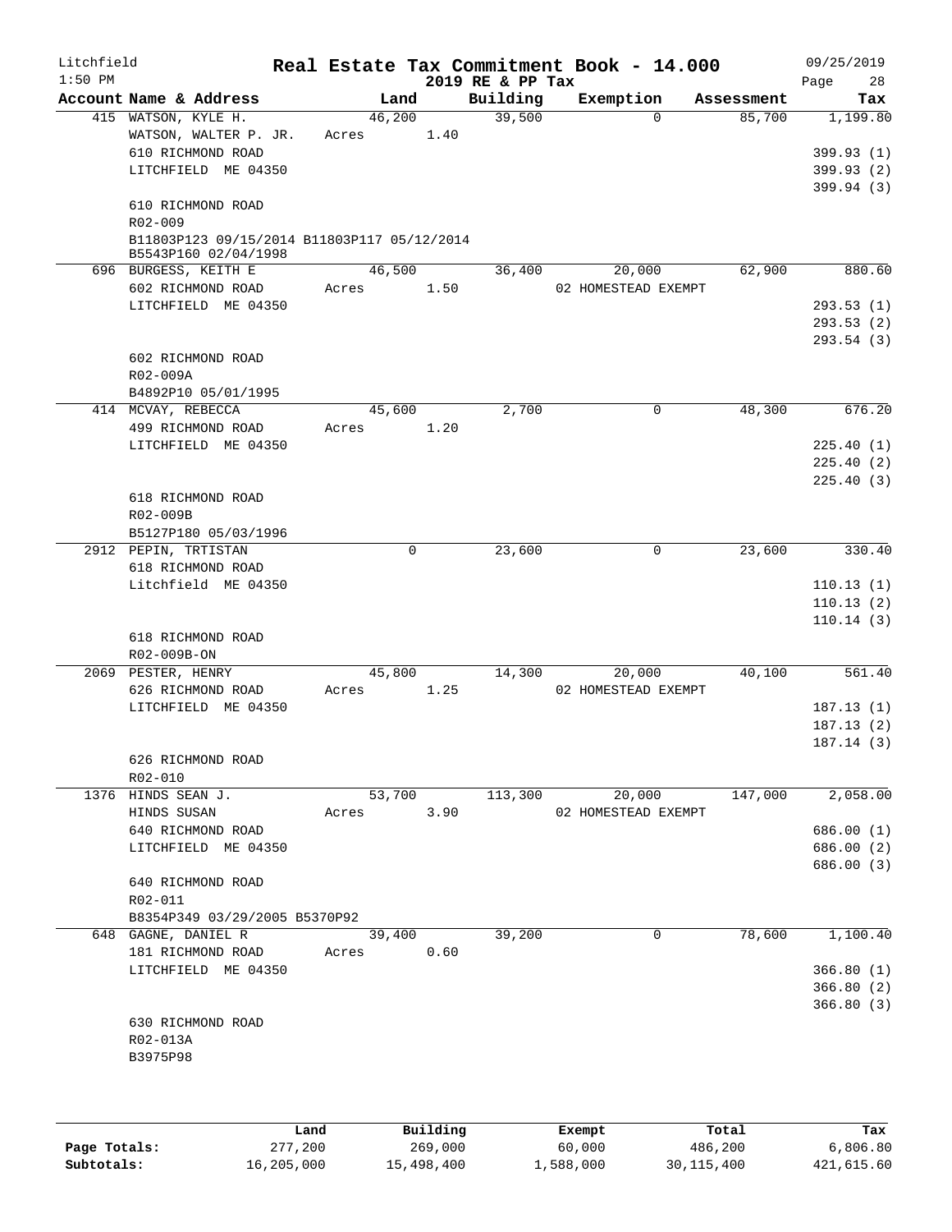Litchfield
1:50 PM

# Real Estate Tax Commitment Book - 14.000

2019 RE & PP Tax

09/25/2019

| Account Name & Address | Land | Building | Exemption | Assessment | Tax |
|---|---|---|---|---|---|
| 415 WATSON, KYLE H. | 46,200 | 39,500 | 0 | 85,700 | 1,199.80 |
| WATSON, WALTER P. JR. | Acres 1.40 | | | | |
| 610 RICHMOND ROAD | | | | | 399.93 (1) |
| LITCHFIELD ME 04350 | | | | | 399.93 (2) |
| | | | | | 399.94 (3) |
| 610 RICHMOND ROAD | | | | | |
| R02-009 | | | | | |
| B11803P123 09/15/2014 B11803P117 05/12/2014 | | | | | |
| B5543P160 02/04/1998 | | | | | |
| 696 BURGESS, KEITH E | 46,500 | 36,400 | 20,000 | 62,900 | 880.60 |
| 602 RICHMOND ROAD | Acres 1.50 | | 02 HOMESTEAD EXEMPT | | |
| LITCHFIELD ME 04350 | | | | | 293.53 (1) |
| | | | | | 293.53 (2) |
| | | | | | 293.54 (3) |
| 602 RICHMOND ROAD | | | | | |
| R02-009A | | | | | |
| B4892P10 05/01/1995 | | | | | |
| 414 MCVAY, REBECCA | 45,600 | 2,700 | 0 | 48,300 | 676.20 |
| 499 RICHMOND ROAD | Acres 1.20 | | | | |
| LITCHFIELD ME 04350 | | | | | 225.40 (1) |
| | | | | | 225.40 (2) |
| | | | | | 225.40 (3) |
| 618 RICHMOND ROAD | | | | | |
| R02-009B | | | | | |
| B5127P180 05/03/1996 | | | | | |
| 2912 PEPIN, TRTISTAN | 0 | 23,600 | 0 | 23,600 | 330.40 |
| 618 RICHMOND ROAD | | | | | |
| Litchfield ME 04350 | | | | | 110.13 (1) |
| | | | | | 110.13 (2) |
| | | | | | 110.14 (3) |
| 618 RICHMOND ROAD | | | | | |
| R02-009B-ON | | | | | |
| 2069 PESTER, HENRY | 45,800 | 14,300 | 20,000 | 40,100 | 561.40 |
| 626 RICHMOND ROAD | Acres 1.25 | | 02 HOMESTEAD EXEMPT | | |
| LITCHFIELD ME 04350 | | | | | 187.13 (1) |
| | | | | | 187.13 (2) |
| | | | | | 187.14 (3) |
| 626 RICHMOND ROAD | | | | | |
| R02-010 | | | | | |
| 1376 HINDS SEAN J. | 53,700 | 113,300 | 20,000 | 147,000 | 2,058.00 |
| HINDS SUSAN | Acres 3.90 | | 02 HOMESTEAD EXEMPT | | |
| 640 RICHMOND ROAD | | | | | 686.00 (1) |
| LITCHFIELD ME 04350 | | | | | 686.00 (2) |
| | | | | | 686.00 (3) |
| 640 RICHMOND ROAD | | | | | |
| R02-011 | | | | | |
| B8354P349 03/29/2005 B5370P92 | | | | | |
| 648 GAGNE, DANIEL R | 39,400 | 39,200 | 0 | 78,600 | 1,100.40 |
| 181 RICHMOND ROAD | Acres 0.60 | | | | |
| LITCHFIELD ME 04350 | | | | | 366.80 (1) |
| | | | | | 366.80 (2) |
| | | | | | 366.80 (3) |
| 630 RICHMOND ROAD | | | | | |
| R02-013A | | | | | |
| B3975P98 | | | | | |

| | Land | Building | Exempt | Total | Tax |
|---|---|---|---|---|---|
| Page Totals: | 277,200 | 269,000 | 60,000 | 486,200 | 6,806.80 |
| Subtotals: | 16,205,000 | 15,498,400 | 1,588,000 | 30,115,400 | 421,615.60 |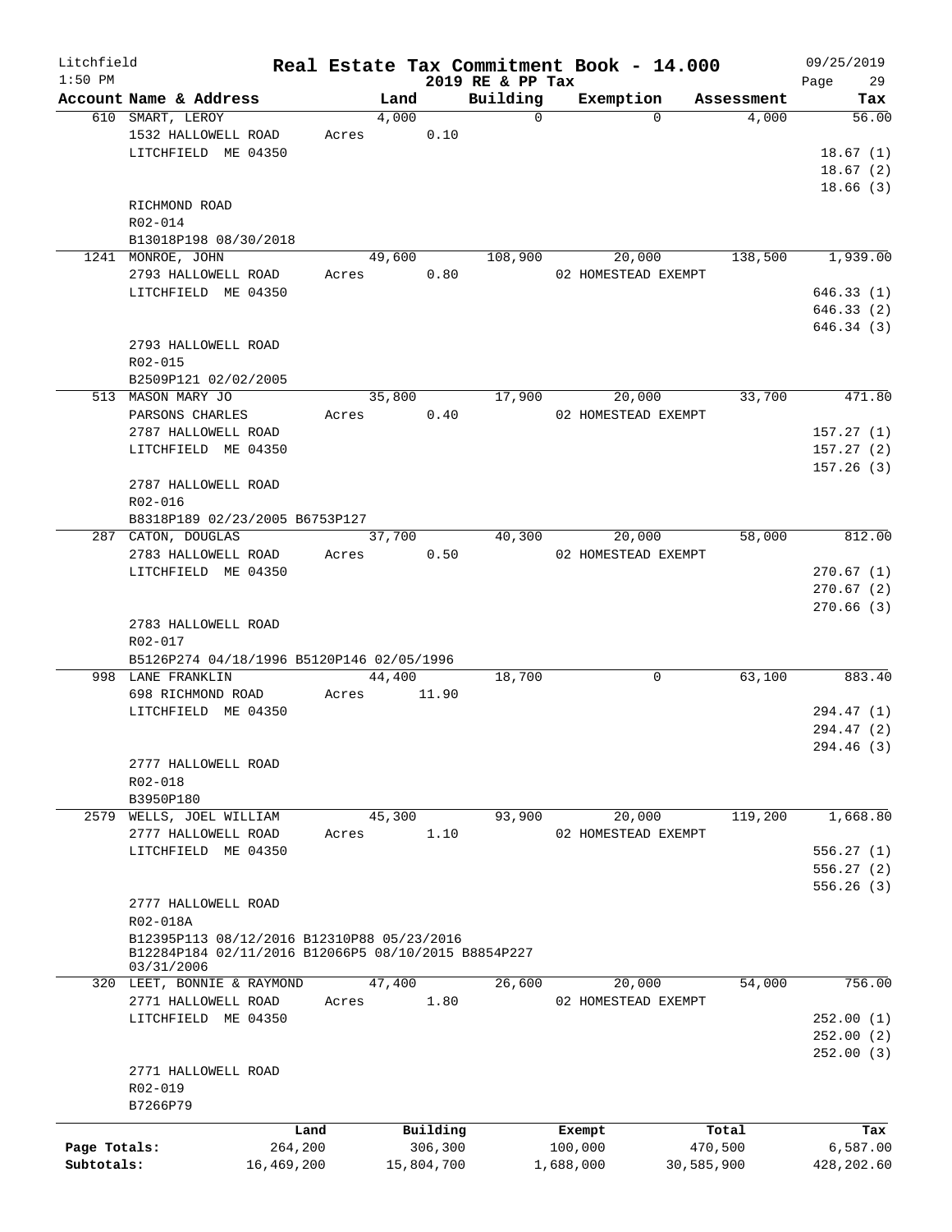Litchfield 1:50 PM

# Real Estate Tax Commitment Book - 14.000

2019 RE & PP Tax

09/25/2019

| Account Name & Address | Land | Building | Exemption | Assessment | Tax |
|---|---|---|---|---|---|
| 610 SMART, LEROY | 4,000 | 0 | 0 | 4,000 | 56.00 |
| 1532 HALLOWELL ROAD | Acres 0.10 | | | | |
| LITCHFIELD ME 04350 | | | | | 18.67 (1) |
| | | | | | 18.67 (2) |
| | | | | | 18.66 (3) |
| RICHMOND ROAD | | | | | |
| R02-014 | | | | | |
| B13018P198 08/30/2018 | | | | | |
| 1241 MONROE, JOHN | 49,600 | 108,900 | 20,000 | 138,500 | 1,939.00 |
| 2793 HALLOWELL ROAD | Acres 0.80 | | 02 HOMESTEAD EXEMPT | | |
| LITCHFIELD ME 04350 | | | | | 646.33 (1) |
| | | | | | 646.33 (2) |
| | | | | | 646.34 (3) |
| 2793 HALLOWELL ROAD | | | | | |
| R02-015 | | | | | |
| B2509P121 02/02/2005 | | | | | |
| 513 MASON MARY JO | 35,800 | 17,900 | 20,000 | 33,700 | 471.80 |
| PARSONS CHARLES | Acres 0.40 | | 02 HOMESTEAD EXEMPT | | |
| 2787 HALLOWELL ROAD | | | | | 157.27 (1) |
| LITCHFIELD ME 04350 | | | | | 157.27 (2) |
| | | | | | 157.26 (3) |
| 2787 HALLOWELL ROAD | | | | | |
| R02-016 | | | | | |
| B8318P189 02/23/2005 B6753P127 | | | | | |
| 287 CATON, DOUGLAS | 37,700 | 40,300 | 20,000 | 58,000 | 812.00 |
| 2783 HALLOWELL ROAD | Acres 0.50 | | 02 HOMESTEAD EXEMPT | | |
| LITCHFIELD ME 04350 | | | | | 270.67 (1) |
| | | | | | 270.67 (2) |
| | | | | | 270.66 (3) |
| 2783 HALLOWELL ROAD | | | | | |
| R02-017 | | | | | |
| B5126P274 04/18/1996 B5120P146 02/05/1996 | | | | | |
| 998 LANE FRANKLIN | 44,400 | 18,700 | 0 | 63,100 | 883.40 |
| 698 RICHMOND ROAD | Acres 11.90 | | | | |
| LITCHFIELD ME 04350 | | | | | 294.47 (1) |
| | | | | | 294.47 (2) |
| | | | | | 294.46 (3) |
| 2777 HALLOWELL ROAD | | | | | |
| R02-018 | | | | | |
| B3950P180 | | | | | |
| 2579 WELLS, JOEL WILLIAM | 45,300 | 93,900 | 20,000 | 119,200 | 1,668.80 |
| 2777 HALLOWELL ROAD | Acres 1.10 | | 02 HOMESTEAD EXEMPT | | |
| LITCHFIELD ME 04350 | | | | | 556.27 (1) |
| | | | | | 556.27 (2) |
| | | | | | 556.26 (3) |
| 2777 HALLOWELL ROAD | | | | | |
| R02-018A | | | | | |
| B12395P113 08/12/2016 B12310P88 05/23/2016 | | | | | |
| B12284P184 02/11/2016 B12066P5 08/10/2015 B8854P227 03/31/2006 | | | | | |
| 320 LEET, BONNIE & RAYMOND | 47,400 | 26,600 | 20,000 | 54,000 | 756.00 |
| 2771 HALLOWELL ROAD | Acres 1.80 | | 02 HOMESTEAD EXEMPT | | |
| LITCHFIELD ME 04350 | | | | | 252.00 (1) |
| | | | | | 252.00 (2) |
| | | | | | 252.00 (3) |
| 2771 HALLOWELL ROAD | | | | | |
| R02-019 | | | | | |
| B7266P79 | | | | | |

| | Land | Building | Exempt | Total | Tax |
|---|---|---|---|---|---|
| Page Totals: | 264,200 | 306,300 | 100,000 | 470,500 | 6,587.00 |
| Subtotals: | 16,469,200 | 15,804,700 | 1,688,000 | 30,585,900 | 428,202.60 |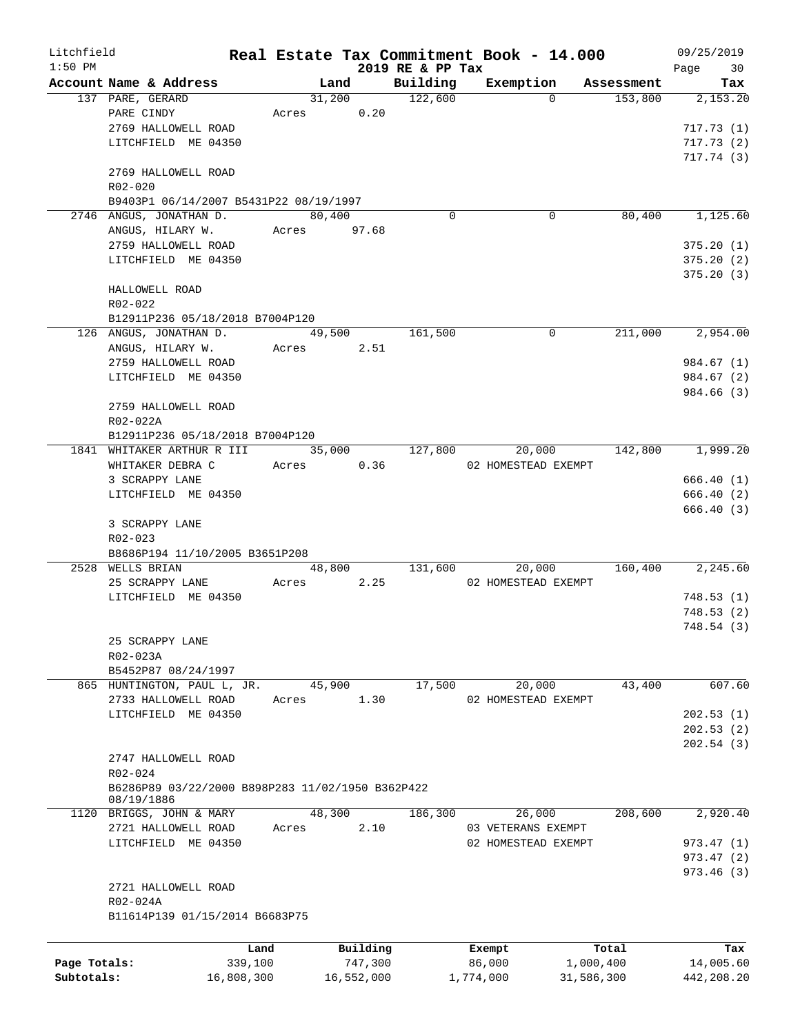Litchfield 1:50 PM

# Real Estate Tax Commitment Book - 14.000

2019 RE & PP Tax

09/25/2019

| Account | Name & Address | Land | Building | Exemption | Assessment | Tax |
|---|---|---|---|---|---|---|
| 137 | PARE, GERARD<br>PARE CINDY<br>2769 HALLOWELL ROAD<br>LITCHFIELD ME 04350<br><br>2769 HALLOWELL ROAD<br>R02-020<br>B9403P1 06/14/2007 B5431P22 08/19/1997 | 31,200<br>Acres 0.20 | 122,600 | 0 | 153,800 | 2,153.20<br>717.73 (1)<br>717.73 (2)<br>717.74 (3) |
| 2746 | ANGUS, JONATHAN D.<br>ANGUS, HILARY W.<br>2759 HALLOWELL ROAD<br>LITCHFIELD ME 04350<br><br>HALLOWELL ROAD<br>R02-022<br>B12911P236 05/18/2018 B7004P120 | 80,400<br>Acres 97.68 | 0 | 0 | 80,400 | 1,125.60<br>375.20 (1)<br>375.20 (2)<br>375.20 (3) |
| 126 | ANGUS, JONATHAN D.<br>ANGUS, HILARY W.<br>2759 HALLOWELL ROAD<br>LITCHFIELD ME 04350<br><br>2759 HALLOWELL ROAD<br>R02-022A<br>B12911P236 05/18/2018 B7004P120 | 49,500<br>Acres 2.51 | 161,500 | 0 | 211,000 | 2,954.00<br>984.67 (1)<br>984.67 (2)<br>984.66 (3) |
| 1841 | WHITAKER ARTHUR R III<br>WHITAKER DEBRA C<br>3 SCRAPPY LANE<br>LITCHFIELD ME 04350<br><br>3 SCRAPPY LANE<br>R02-023<br>B8686P194 11/10/2005 B3651P208 | 35,000<br>Acres 0.36 | 127,800 | 20,000<br>02 HOMESTEAD EXEMPT | 142,800 | 1,999.20<br>666.40 (1)<br>666.40 (2)<br>666.40 (3) |
| 2528 | WELLS BRIAN<br>25 SCRAPPY LANE<br>LITCHFIELD ME 04350<br><br>25 SCRAPPY LANE<br>R02-023A<br>B5452P87 08/24/1997 | 48,800<br>Acres 2.25 | 131,600 | 20,000<br>02 HOMESTEAD EXEMPT | 160,400 | 2,245.60<br>748.53 (1)<br>748.53 (2)<br>748.54 (3) |
| 865 | HUNTINGTON, PAUL L, JR.<br>2733 HALLOWELL ROAD<br>LITCHFIELD ME 04350<br><br>2747 HALLOWELL ROAD<br>R02-024<br>B6286P89 03/22/2000 B898P283 11/02/1950 B362P422 08/19/1886 | 45,900<br>Acres 1.30 | 17,500 | 20,000<br>02 HOMESTEAD EXEMPT | 43,400 | 607.60<br>202.53 (1)<br>202.53 (2)<br>202.54 (3) |
| 1120 | BRIGGS, JOHN & MARY<br>2721 HALLOWELL ROAD<br>LITCHFIELD ME 04350<br><br>2721 HALLOWELL ROAD<br>R02-024A<br>B11614P139 01/15/2014 B6683P75 | 48,300<br>Acres 2.10 | 186,300 | 26,000<br>03 VETERANS EXEMPT<br>02 HOMESTEAD EXEMPT | 208,600 | 2,920.40<br>973.47 (1)<br>973.47 (2)<br>973.46 (3) |

| | Land | Building | Exempt | Total | Tax |
|---|---|---|---|---|---|
| Page Totals: | 339,100 | 747,300 | 86,000 | 1,000,400 | 14,005.60 |
| Subtotals: | 16,808,300 | 16,552,000 | 1,774,000 | 31,586,300 | 442,208.20 |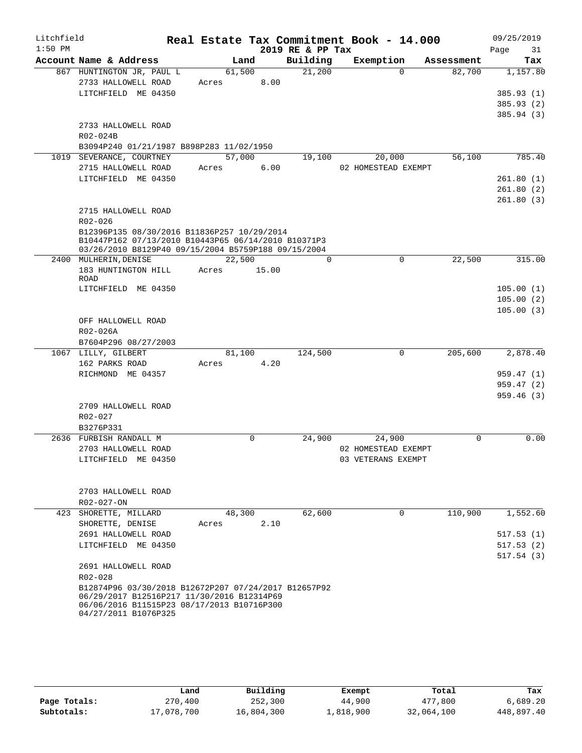Litchfield
1:50 PM

# Real Estate Tax Commitment Book - 14.000

2019 RE & PP Tax

09/25/2019

| Account Name & Address | Land | Building | Exemption | Assessment | Tax |
|---|---|---|---|---|---|
| 867 HUNTINGTON JR, PAUL L | 61,500 | 21,200 | 0 | 82,700 | 1,157.80 |
| 2733 HALLOWELL ROAD | Acres 8.00 | | | | |
| LITCHFIELD ME 04350 | | | | | 385.93 (1) |
| | | | | | 385.93 (2) |
| | | | | | 385.94 (3) |
| 2733 HALLOWELL ROAD | | | | | |
| R02-024B | | | | | |
| B3094P240 01/21/1987 B898P283 11/02/1950 | | | | | |
| 1019 SEVERANCE, COURTNEY | 57,000 | 19,100 | 20,000 | 56,100 | 785.40 |
| 2715 HALLOWELL ROAD | Acres 6.00 | | 02 HOMESTEAD EXEMPT | | |
| LITCHFIELD ME 04350 | | | | | 261.80 (1) |
| | | | | | 261.80 (2) |
| | | | | | 261.80 (3) |
| 2715 HALLOWELL ROAD | | | | | |
| R02-026 | | | | | |
| B12396P135 08/30/2016 B11836P257 10/29/2014 B10447P162 07/13/2010 B10443P65 06/14/2010 B10371P3 03/26/2010 B8129P40 09/15/2004 B5759P188 09/15/2004 | | | | | |
| 2400 MULHERIN, DENISE | 22,500 | 0 | 0 | 22,500 | 315.00 |
| 183 HUNTINGTON HILL ROAD | Acres 15.00 | | | | |
| LITCHFIELD ME 04350 | | | | | 105.00 (1) |
| | | | | | 105.00 (2) |
| | | | | | 105.00 (3) |
| OFF HALLOWELL ROAD | | | | | |
| R02-026A | | | | | |
| B7604P296 08/27/2003 | | | | | |
| 1067 LILLY, GILBERT | 81,100 | 124,500 | 0 | 205,600 | 2,878.40 |
| 162 PARKS ROAD | Acres 4.20 | | | | |
| RICHMOND ME 04357 | | | | | 959.47 (1) |
| | | | | | 959.47 (2) |
| | | | | | 959.46 (3) |
| 2709 HALLOWELL ROAD | | | | | |
| R02-027 | | | | | |
| B3276P331 | | | | | |
| 2636 FURBISH RANDALL M | 0 | 24,900 | 24,900 | 0 | 0.00 |
| 2703 HALLOWELL ROAD | | | 02 HOMESTEAD EXEMPT | | |
| LITCHFIELD ME 04350 | | | 03 VETERANS EXEMPT | | |
| 2703 HALLOWELL ROAD | | | | | |
| R02-027-ON | | | | | |
| 423 SHORETTE, MILLARD | 48,300 | 62,600 | 0 | 110,900 | 1,552.60 |
| SHORETTE, DENISE | Acres 2.10 | | | | |
| 2691 HALLOWELL ROAD | | | | | 517.53 (1) |
| LITCHFIELD ME 04350 | | | | | 517.53 (2) |
| | | | | | 517.54 (3) |
| 2691 HALLOWELL ROAD | | | | | |
| R02-028 | | | | | |
| B12874P96 03/30/2018 B12672P207 07/24/2017 B12657P92 06/29/2017 B12516P217 11/30/2016 B12314P69 06/06/2016 B11515P23 08/17/2013 B10716P300 04/27/2011 B1076P325 | | | | | |

| | Land | Building | Exempt | Total | Tax |
|---|---|---|---|---|---|
| Page Totals: | 270,400 | 252,300 | 44,900 | 477,800 | 6,689.20 |
| Subtotals: | 17,078,700 | 16,804,300 | 1,818,900 | 32,064,100 | 448,897.40 |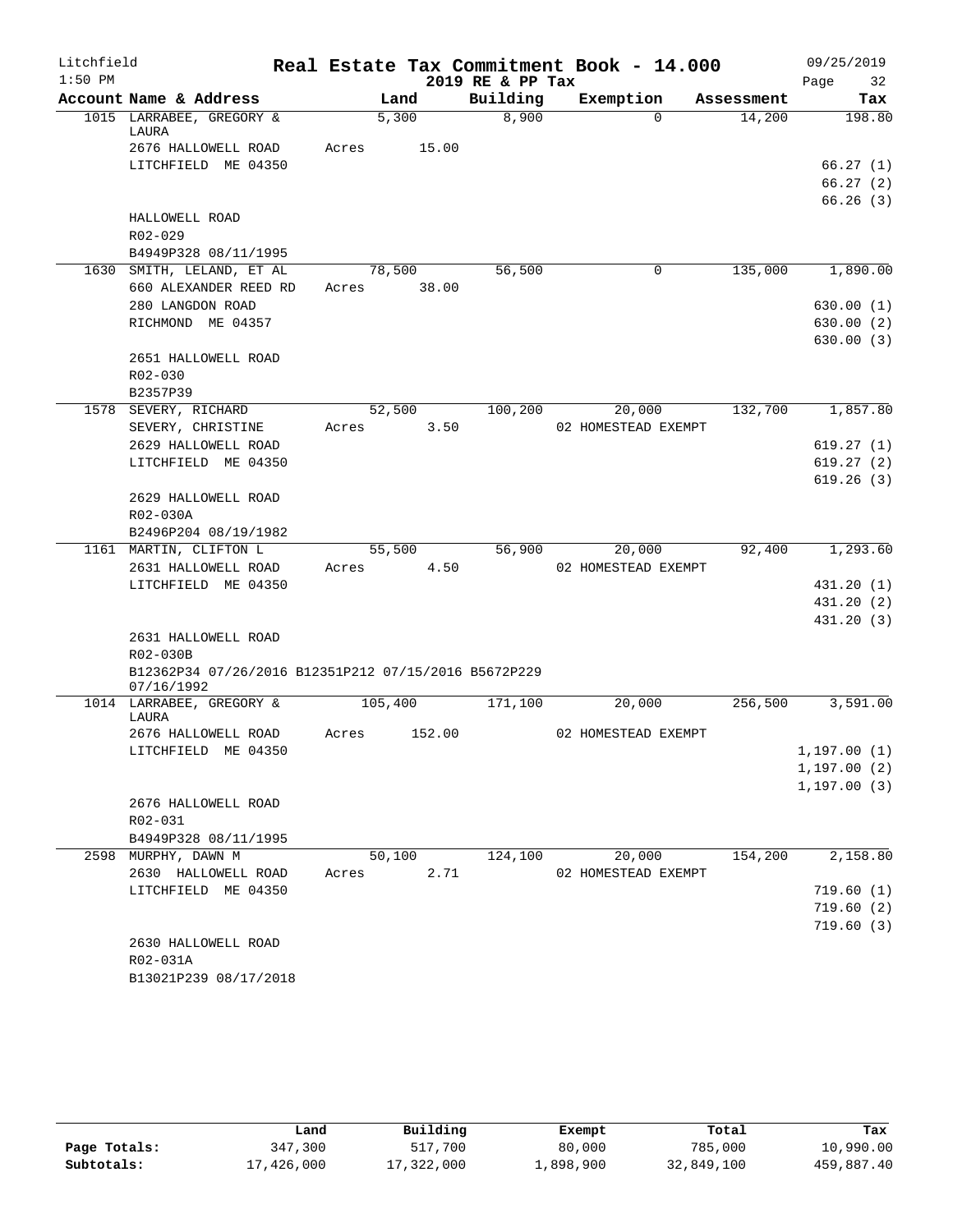Litchfield — Real Estate Tax Commitment Book - 14.000 — 09/25/2019
1:50 PM — 2019 RE & PP Tax

| Account Name & Address | Land | Building | Exemption | Assessment | Tax |
|---|---|---|---|---|---|
| 1015 LARRABEE, GREGORY & LAURA | 5,300 | 8,900 | 0 | 14,200 | 198.80 |
| 2676 HALLOWELL ROAD | Acres 15.00 | | | | |
| LITCHFIELD ME 04350 | | | | | 66.27 (1) |
| | | | | | 66.27 (2) |
| | | | | | 66.26 (3) |
| HALLOWELL ROAD | | | | | |
| R02-029 | | | | | |
| B4949P328 08/11/1995 | | | | | |
| 1630 SMITH, LELAND, ET AL | 78,500 | 56,500 | 0 | 135,000 | 1,890.00 |
| 660 ALEXANDER REED RD | Acres 38.00 | | | | |
| 280 LANGDON ROAD | | | | | 630.00 (1) |
| RICHMOND ME 04357 | | | | | 630.00 (2) |
| | | | | | 630.00 (3) |
| 2651 HALLOWELL ROAD | | | | | |
| R02-030 | | | | | |
| B2357P39 | | | | | |
| 1578 SEVERY, RICHARD | 52,500 | 100,200 | 20,000 | 132,700 | 1,857.80 |
| SEVERY, CHRISTINE | Acres 3.50 | | 02 HOMESTEAD EXEMPT | | |
| 2629 HALLOWELL ROAD | | | | | 619.27 (1) |
| LITCHFIELD ME 04350 | | | | | 619.27 (2) |
| | | | | | 619.26 (3) |
| 2629 HALLOWELL ROAD | | | | | |
| R02-030A | | | | | |
| B2496P204 08/19/1982 | | | | | |
| 1161 MARTIN, CLIFTON L | 55,500 | 56,900 | 20,000 | 92,400 | 1,293.60 |
| 2631 HALLOWELL ROAD | Acres 4.50 | | 02 HOMESTEAD EXEMPT | | |
| LITCHFIELD ME 04350 | | | | | 431.20 (1) |
| | | | | | 431.20 (2) |
| | | | | | 431.20 (3) |
| 2631 HALLOWELL ROAD | | | | | |
| R02-030B | | | | | |
| B12362P34 07/26/2016 B12351P212 07/15/2016 B5672P229 07/16/1992 | | | | | |
| 1014 LARRABEE, GREGORY & LAURA | 105,400 | 171,100 | 20,000 | 256,500 | 3,591.00 |
| 2676 HALLOWELL ROAD | Acres 152.00 | | 02 HOMESTEAD EXEMPT | | |
| LITCHFIELD ME 04350 | | | | | 1,197.00 (1) |
| | | | | | 1,197.00 (2) |
| | | | | | 1,197.00 (3) |
| 2676 HALLOWELL ROAD | | | | | |
| R02-031 | | | | | |
| B4949P328 08/11/1995 | | | | | |
| 2598 MURPHY, DAWN M | 50,100 | 124,100 | 20,000 | 154,200 | 2,158.80 |
| 2630 HALLOWELL ROAD | Acres 2.71 | | 02 HOMESTEAD EXEMPT | | |
| LITCHFIELD ME 04350 | | | | | 719.60 (1) |
| | | | | | 719.60 (2) |
| | | | | | 719.60 (3) |
| 2630 HALLOWELL ROAD | | | | | |
| R02-031A | | | | | |
| B13021P239 08/17/2018 | | | | | |

| | Land | Building | Exempt | Total | Tax |
|---|---|---|---|---|---|
| Page Totals: | 347,300 | 517,700 | 80,000 | 785,000 | 10,990.00 |
| Subtotals: | 17,426,000 | 17,322,000 | 1,898,900 | 32,849,100 | 459,887.40 |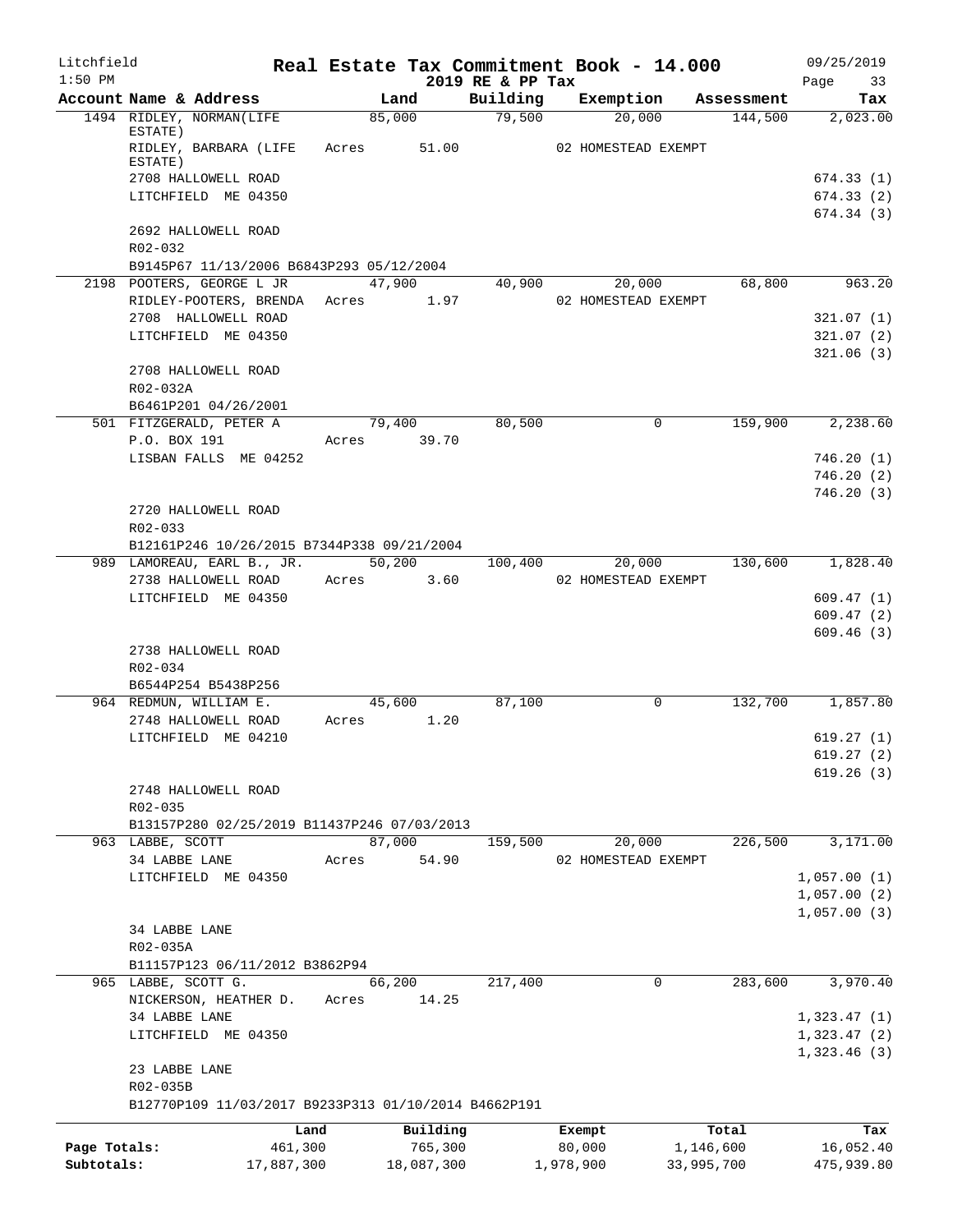# Litchfield — Real Estate Tax Commitment Book - 14.000

1:50 PM — 2019 RE & PP Tax — 09/25/2019

| Account Name & Address | Land | Building | Exemption | Assessment | Tax |
|---|---|---|---|---|---|
| 1494 RIDLEY, NORMAN(LIFE ESTATE) | 85,000 | 79,500 | 20,000 | 144,500 | 2,023.00 |
| RIDLEY, BARBARA (LIFE ESTATE) | Acres 51.00 | | 02 HOMESTEAD EXEMPT | | |
| 2708 HALLOWELL ROAD | | | | | 674.33 (1) |
| LITCHFIELD ME 04350 | | | | | 674.33 (2) |
| | | | | | 674.34 (3) |
| 2692 HALLOWELL ROAD | | | | | |
| R02-032 | | | | | |
| B9145P67 11/13/2006 B6843P293 05/12/2004 | | | | | |
| 2198 POOTERS, GEORGE L JR | 47,900 | 40,900 | 20,000 | 68,800 | 963.20 |
| RIDLEY-POOTERS, BRENDA | Acres 1.97 | | 02 HOMESTEAD EXEMPT | | |
| 2708 HALLOWELL ROAD | | | | | 321.07 (1) |
| LITCHFIELD ME 04350 | | | | | 321.07 (2) |
| | | | | | 321.06 (3) |
| 2708 HALLOWELL ROAD | | | | | |
| R02-032A | | | | | |
| B6461P201 04/26/2001 | | | | | |
| 501 FITZGERALD, PETER A | 79,400 | 80,500 | 0 | 159,900 | 2,238.60 |
| P.O. BOX 191 | Acres 39.70 | | | | |
| LISBAN FALLS ME 04252 | | | | | 746.20 (1) |
| | | | | | 746.20 (2) |
| | | | | | 746.20 (3) |
| 2720 HALLOWELL ROAD | | | | | |
| R02-033 | | | | | |
| B12161P246 10/26/2015 B7344P338 09/21/2004 | | | | | |
| 989 LAMOREAU, EARL B., JR. | 50,200 | 100,400 | 20,000 | 130,600 | 1,828.40 |
| 2738 HALLOWELL ROAD | Acres 3.60 | | 02 HOMESTEAD EXEMPT | | |
| LITCHFIELD ME 04350 | | | | | 609.47 (1) |
| | | | | | 609.47 (2) |
| | | | | | 609.46 (3) |
| 2738 HALLOWELL ROAD | | | | | |
| R02-034 | | | | | |
| B6544P254 B5438P256 | | | | | |
| 964 REDMUN, WILLIAM E. | 45,600 | 87,100 | 0 | 132,700 | 1,857.80 |
| 2748 HALLOWELL ROAD | Acres 1.20 | | | | |
| LITCHFIELD ME 04210 | | | | | 619.27 (1) |
| | | | | | 619.27 (2) |
| | | | | | 619.26 (3) |
| 2748 HALLOWELL ROAD | | | | | |
| R02-035 | | | | | |
| B13157P280 02/25/2019 B11437P246 07/03/2013 | | | | | |
| 963 LABBE, SCOTT | 87,000 | 159,500 | 20,000 | 226,500 | 3,171.00 |
| 34 LABBE LANE | Acres 54.90 | | 02 HOMESTEAD EXEMPT | | |
| LITCHFIELD ME 04350 | | | | | 1,057.00 (1) |
| | | | | | 1,057.00 (2) |
| | | | | | 1,057.00 (3) |
| 34 LABBE LANE | | | | | |
| R02-035A | | | | | |
| B11157P123 06/11/2012 B3862P94 | | | | | |
| 965 LABBE, SCOTT G. | 66,200 | 217,400 | 0 | 283,600 | 3,970.40 |
| NICKERSON, HEATHER D. | Acres 14.25 | | | | |
| 34 LABBE LANE | | | | | 1,323.47 (1) |
| LITCHFIELD ME 04350 | | | | | 1,323.47 (2) |
| | | | | | 1,323.46 (3) |
| 23 LABBE LANE | | | | | |
| R02-035B | | | | | |
| B12770P109 11/03/2017 B9233P313 01/10/2014 B4662P191 | | | | | |

| | Land | Building | Exempt | Total | Tax |
|---|---|---|---|---|---|
| Page Totals: | 461,300 | 765,300 | 80,000 | 1,146,600 | 16,052.40 |
| Subtotals: | 17,887,300 | 18,087,300 | 1,978,900 | 33,995,700 | 475,939.80 |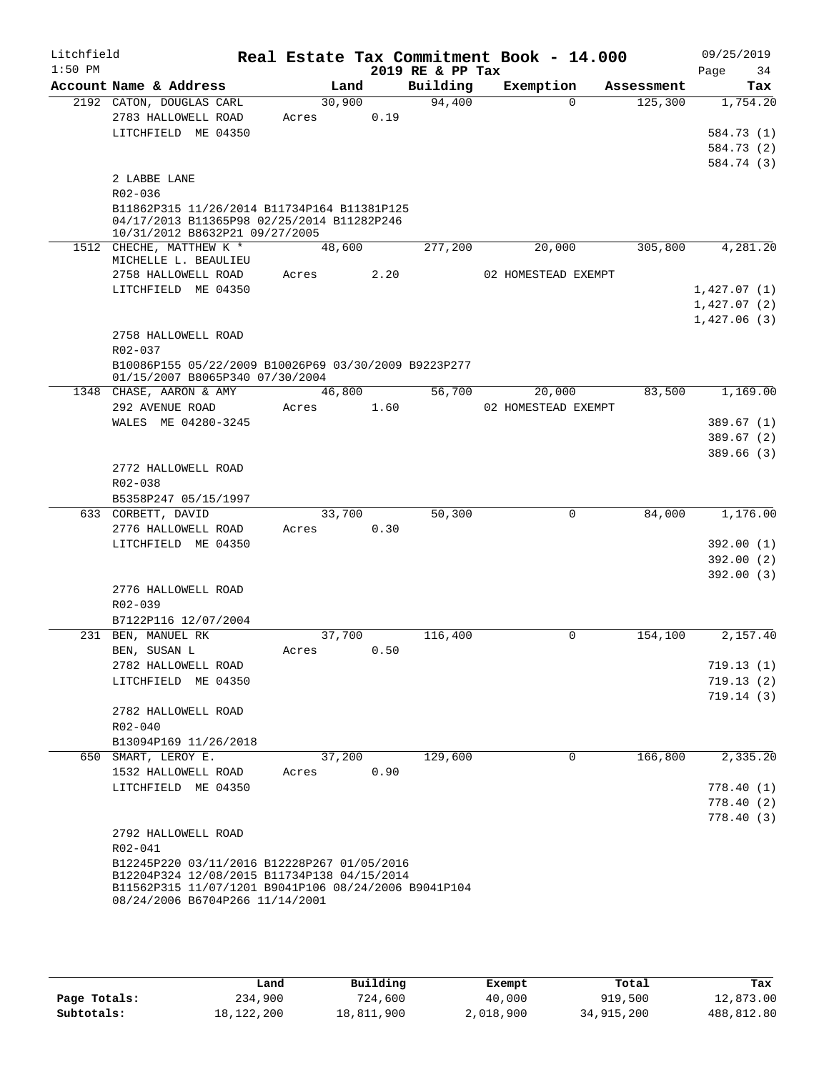Litchfield 1:50 PM

# Real Estate Tax Commitment Book - 14.000

2019 RE & PP Tax

09/25/2019

| Account Name & Address | Land | Building | Exemption | Assessment | Tax |
|---|---|---|---|---|---|
| 2192 CATON, DOUGLAS CARL | 30,900 | 94,400 | 0 | 125,300 | 1,754.20 |
| 2783 HALLOWELL ROAD | Acres 0.19 | | | | |
| LITCHFIELD ME 04350 | | | | | 584.73 (1) |
| | | | | | 584.73 (2) |
| | | | | | 584.74 (3) |
| 2 LABBE LANE | | | | | |
| R02-036 | | | | | |
| B11862P315 11/26/2014 B11734P164 B11381P125 04/17/2013 B11365P98 02/25/2014 B11282P246 10/31/2012 B8632P21 09/27/2005 | | | | | |
| 1512 CHECHE, MATTHEW K * | 48,600 | 277,200 | 20,000 | 305,800 | 4,281.20 |
| MICHELLE L. BEAULIEU | | | | | |
| 2758 HALLOWELL ROAD | Acres 2.20 | | 02 HOMESTEAD EXEMPT | | |
| LITCHFIELD ME 04350 | | | | | 1,427.07 (1) |
| | | | | | 1,427.07 (2) |
| | | | | | 1,427.06 (3) |
| 2758 HALLOWELL ROAD | | | | | |
| R02-037 | | | | | |
| B10086P155 05/22/2009 B10026P69 03/30/2009 B9223P277 01/15/2007 B8065P340 07/30/2004 | | | | | |
| 1348 CHASE, AARON & AMY | 46,800 | 56,700 | 20,000 | 83,500 | 1,169.00 |
| 292 AVENUE ROAD | Acres 1.60 | | 02 HOMESTEAD EXEMPT | | |
| WALES ME 04280-3245 | | | | | 389.67 (1) |
| | | | | | 389.67 (2) |
| | | | | | 389.66 (3) |
| 2772 HALLOWELL ROAD | | | | | |
| R02-038 | | | | | |
| B5358P247 05/15/1997 | | | | | |
| 633 CORBETT, DAVID | 33,700 | 50,300 | 0 | 84,000 | 1,176.00 |
| 2776 HALLOWELL ROAD | Acres 0.30 | | | | |
| LITCHFIELD ME 04350 | | | | | 392.00 (1) |
| | | | | | 392.00 (2) |
| | | | | | 392.00 (3) |
| 2776 HALLOWELL ROAD | | | | | |
| R02-039 | | | | | |
| B7122P116 12/07/2004 | | | | | |
| 231 BEN, MANUEL RK | 37,700 | 116,400 | 0 | 154,100 | 2,157.40 |
| BEN, SUSAN L | Acres 0.50 | | | | |
| 2782 HALLOWELL ROAD | | | | | 719.13 (1) |
| LITCHFIELD ME 04350 | | | | | 719.13 (2) |
| | | | | | 719.14 (3) |
| 2782 HALLOWELL ROAD | | | | | |
| R02-040 | | | | | |
| B13094P169 11/26/2018 | | | | | |
| 650 SMART, LEROY E. | 37,200 | 129,600 | 0 | 166,800 | 2,335.20 |
| 1532 HALLOWELL ROAD | Acres 0.90 | | | | |
| LITCHFIELD ME 04350 | | | | | 778.40 (1) |
| | | | | | 778.40 (2) |
| | | | | | 778.40 (3) |
| 2792 HALLOWELL ROAD | | | | | |
| R02-041 | | | | | |
| B12245P220 03/11/2016 B12228P267 01/05/2016 B12204P324 12/08/2015 B11734P138 04/15/2014 B11562P315 11/07/1201 B9041P106 08/24/2006 B9041P104 08/24/2006 B6704P266 11/14/2001 | | | | | |

| | Land | Building | Exempt | Total | Tax |
|---|---|---|---|---|---|
| Page Totals: | 234,900 | 724,600 | 40,000 | 919,500 | 12,873.00 |
| Subtotals: | 18,122,200 | 18,811,900 | 2,018,900 | 34,915,200 | 488,812.80 |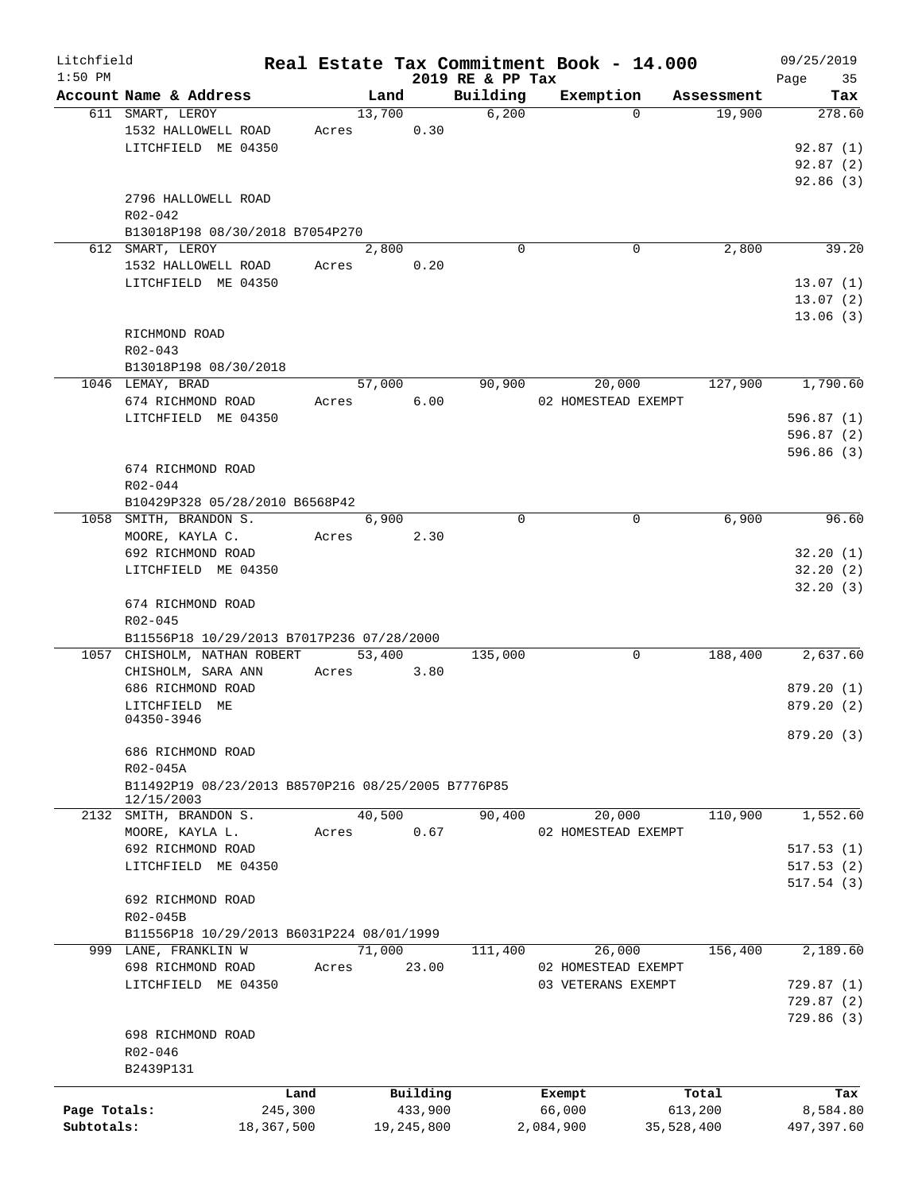Litchfield
1:50 PM

# Real Estate Tax Commitment Book - 14.000

## 2019 RE & PP Tax

09/25/2019

| Account Name & Address | Land | Building | Exemption | Assessment | Tax |
|---|---|---|---|---|---|
| 611 SMART, LEROY | 13,700 | 6,200 | 0 | 19,900 | 278.60 |
| 1532 HALLOWELL ROAD | Acres 0.30 | | | | |
| LITCHFIELD ME 04350 | | | | | 92.87 (1) |
| | | | | | 92.87 (2) |
| | | | | | 92.86 (3) |
| 2796 HALLOWELL ROAD | | | | | |
| R02-042 | | | | | |
| B13018P198 08/30/2018 B7054P270 | | | | | |
| 612 SMART, LEROY | 2,800 | 0 | 0 | 2,800 | 39.20 |
| 1532 HALLOWELL ROAD | Acres 0.20 | | | | |
| LITCHFIELD ME 04350 | | | | | 13.07 (1) |
| | | | | | 13.07 (2) |
| | | | | | 13.06 (3) |
| RICHMOND ROAD | | | | | |
| R02-043 | | | | | |
| B13018P198 08/30/2018 | | | | | |
| 1046 LEMAY, BRAD | 57,000 | 90,900 | 20,000 | 127,900 | 1,790.60 |
| 674 RICHMOND ROAD | Acres 6.00 | | 02 HOMESTEAD EXEMPT | | |
| LITCHFIELD ME 04350 | | | | | 596.87 (1) |
| | | | | | 596.87 (2) |
| | | | | | 596.86 (3) |
| 674 RICHMOND ROAD | | | | | |
| R02-044 | | | | | |
| B10429P328 05/28/2010 B6568P42 | | | | | |
| 1058 SMITH, BRANDON S. | 6,900 | 0 | 0 | 6,900 | 96.60 |
| MOORE, KAYLA C. | Acres 2.30 | | | | |
| 692 RICHMOND ROAD | | | | | 32.20 (1) |
| LITCHFIELD ME 04350 | | | | | 32.20 (2) |
| | | | | | 32.20 (3) |
| 674 RICHMOND ROAD | | | | | |
| R02-045 | | | | | |
| B11556P18 10/29/2013 B7017P236 07/28/2000 | | | | | |
| 1057 CHISHOLM, NATHAN ROBERT | 53,400 | 135,000 | 0 | 188,400 | 2,637.60 |
| CHISHOLM, SARA ANN | Acres 3.80 | | | | |
| 686 RICHMOND ROAD | | | | | 879.20 (1) |
| LITCHFIELD ME 04350-3946 | | | | | 879.20 (2) |
| | | | | | 879.20 (3) |
| 686 RICHMOND ROAD | | | | | |
| R02-045A | | | | | |
| B11492P19 08/23/2013 B8570P216 08/25/2005 B7776P85 12/15/2003 | | | | | |
| 2132 SMITH, BRANDON S. | 40,500 | 90,400 | 20,000 | 110,900 | 1,552.60 |
| MOORE, KAYLA L. | Acres 0.67 | | 02 HOMESTEAD EXEMPT | | |
| 692 RICHMOND ROAD | | | | | 517.53 (1) |
| LITCHFIELD ME 04350 | | | | | 517.53 (2) |
| | | | | | 517.54 (3) |
| 692 RICHMOND ROAD | | | | | |
| R02-045B | | | | | |
| B11556P18 10/29/2013 B6031P224 08/01/1999 | | | | | |
| 999 LANE, FRANKLIN W | 71,000 | 111,400 | 26,000 | 156,400 | 2,189.60 |
| 698 RICHMOND ROAD | Acres 23.00 | | 02 HOMESTEAD EXEMPT | | |
| LITCHFIELD ME 04350 | | | 03 VETERANS EXEMPT | | 729.87 (1) |
| | | | | | 729.87 (2) |
| | | | | | 729.86 (3) |
| 698 RICHMOND ROAD | | | | | |
| R02-046 | | | | | |
| B2439P131 | | | | | |

| | Land | Building | Exempt | Total | Tax |
|---|---|---|---|---|---|
| Page Totals: | 245,300 | 433,900 | 66,000 | 613,200 | 8,584.80 |
| Subtotals: | 18,367,500 | 19,245,800 | 2,084,900 | 35,528,400 | 497,397.60 |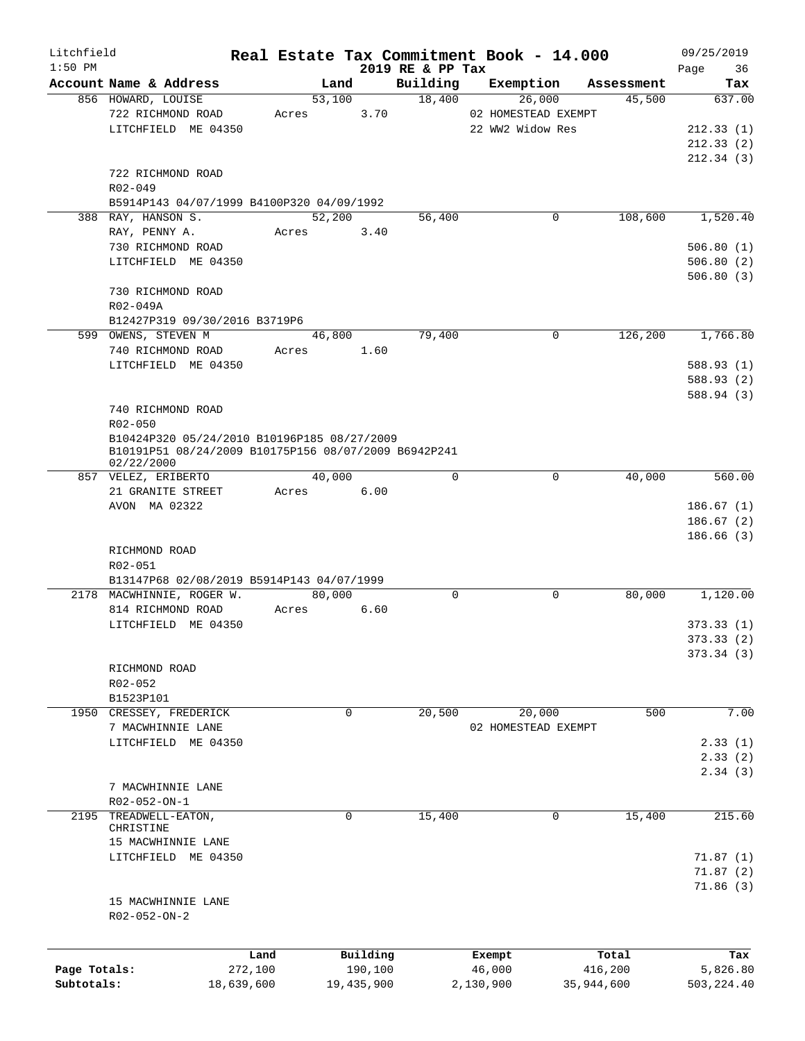Litchfield
1:50 PM

# Real Estate Tax Commitment Book - 14.000

2019 RE & PP Tax

09/25/2019

| Account Name & Address | Land | Building | Exemption | Assessment | Tax |
|---|---|---|---|---|---|
| 856 HOWARD, LOUISE | 53,100 | 18,400 | 26,000 | 45,500 | 637.00 |
| 722 RICHMOND ROAD | Acres 3.70 | | 02 HOMESTEAD EXEMPT | | |
| LITCHFIELD ME 04350 | | | 22 WW2 Widow Res | | 212.33 (1) |
| | | | | | 212.33 (2) |
| | | | | | 212.34 (3) |
| 722 RICHMOND ROAD | | | | | |
| R02-049 | | | | | |
| B5914P143 04/07/1999 B4100P320 04/09/1992 | | | | | |
| 388 RAY, HANSON S. | 52,200 | 56,400 | 0 | 108,600 | 1,520.40 |
| RAY, PENNY A. | Acres 3.40 | | | | |
| 730 RICHMOND ROAD | | | | | 506.80 (1) |
| LITCHFIELD ME 04350 | | | | | 506.80 (2) |
| | | | | | 506.80 (3) |
| 730 RICHMOND ROAD | | | | | |
| R02-049A | | | | | |
| B12427P319 09/30/2016 B3719P6 | | | | | |
| 599 OWENS, STEVEN M | 46,800 | 79,400 | 0 | 126,200 | 1,766.80 |
| 740 RICHMOND ROAD | Acres 1.60 | | | | |
| LITCHFIELD ME 04350 | | | | | 588.93 (1) |
| | | | | | 588.93 (2) |
| | | | | | 588.94 (3) |
| 740 RICHMOND ROAD | | | | | |
| R02-050 | | | | | |
| B10424P320 05/24/2010 B10196P185 08/27/2009 | | | | | |
| B10191P51 08/24/2009 B10175P156 08/07/2009 B6942P241 02/22/2000 | | | | | |
| 857 VELEZ, ERIBERTO | 40,000 | 0 | 0 | 40,000 | 560.00 |
| 21 GRANITE STREET | Acres 6.00 | | | | |
| AVON MA 02322 | | | | | 186.67 (1) |
| | | | | | 186.67 (2) |
| | | | | | 186.66 (3) |
| RICHMOND ROAD | | | | | |
| R02-051 | | | | | |
| B13147P68 02/08/2019 B5914P143 04/07/1999 | | | | | |
| 2178 MACWHINNIE, ROGER W. | 80,000 | 0 | 0 | 80,000 | 1,120.00 |
| 814 RICHMOND ROAD | Acres 6.60 | | | | |
| LITCHFIELD ME 04350 | | | | | 373.33 (1) |
| | | | | | 373.33 (2) |
| | | | | | 373.34 (3) |
| RICHMOND ROAD | | | | | |
| R02-052 | | | | | |
| B1523P101 | | | | | |
| 1950 CRESSEY, FREDERICK | 0 | 20,500 | 20,000 | 500 | 7.00 |
| 7 MACWHINNIE LANE | | | 02 HOMESTEAD EXEMPT | | |
| LITCHFIELD ME 04350 | | | | | 2.33 (1) |
| | | | | | 2.33 (2) |
| | | | | | 2.34 (3) |
| 7 MACWHINNIE LANE | | | | | |
| R02-052-ON-1 | | | | | |
| 2195 TREADWELL-EATON, CHRISTINE | 0 | 15,400 | 0 | 15,400 | 215.60 |
| 15 MACWHINNIE LANE | | | | | |
| LITCHFIELD ME 04350 | | | | | 71.87 (1) |
| | | | | | 71.87 (2) |
| | | | | | 71.86 (3) |
| 15 MACWHINNIE LANE | | | | | |
| R02-052-ON-2 | | | | | |

| | Land | Building | Exempt | Total | Tax |
|---|---|---|---|---|---|
| Page Totals: | 272,100 | 190,100 | 46,000 | 416,200 | 5,826.80 |
| Subtotals: | 18,639,600 | 19,435,900 | 2,130,900 | 35,944,600 | 503,224.40 |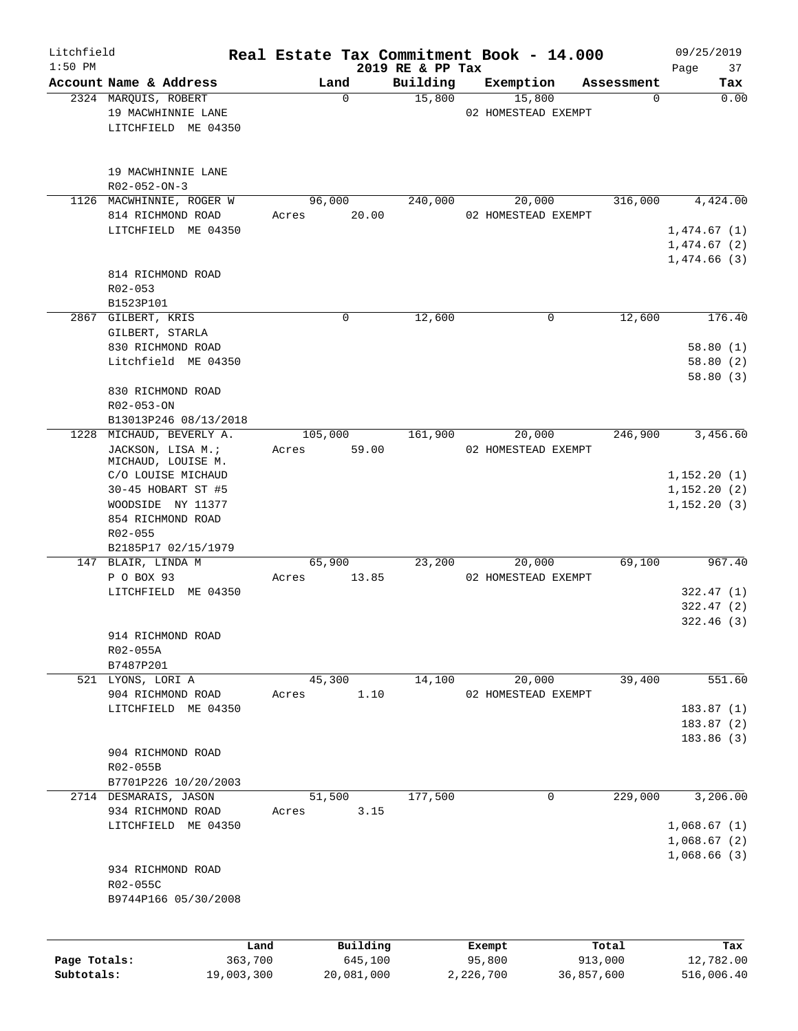Litchfield
1:50 PM

# Real Estate Tax Commitment Book - 14.000

2019 RE & PP Tax

09/25/2019

| Account Name & Address | Land | Building | Exemption | Assessment | Tax |
|---|---|---|---|---|---|
| 2324 MARQUIS, ROBERT<br>19 MACWHINNIE LANE<br>LITCHFIELD ME 04350<br><br>19 MACWHINNIE LANE<br>R02-052-ON-3 | 0 | 15,800 | 15,800<br>02 HOMESTEAD EXEMPT | 0 | 0.00 |
| 1126 MACWHINNIE, ROGER W<br>814 RICHMOND ROAD<br>LITCHFIELD ME 04350<br><br>814 RICHMOND ROAD<br>R02-053<br>B1523P101 | 96,000<br>Acres 20.00 | 240,000 | 20,000<br>02 HOMESTEAD EXEMPT | 316,000 | 4,424.00<br>1,474.67 (1)<br>1,474.67 (2)<br>1,474.66 (3) |
| 2867 GILBERT, KRIS<br>GILBERT, STARLA<br>830 RICHMOND ROAD<br>Litchfield ME 04350<br><br>830 RICHMOND ROAD<br>R02-053-ON<br>B13013P246 08/13/2018 | 0 | 12,600 | 0 | 12,600 | 176.40<br>58.80 (1)<br>58.80 (2)<br>58.80 (3) |
| 1228 MICHAUD, BEVERLY A.<br>JACKSON, LISA M.;<br>MICHAUD, LOUISE M.<br>C/O LOUISE MICHAUD<br>30-45 HOBART ST #5<br>WOODSIDE NY 11377<br>854 RICHMOND ROAD<br>R02-055<br>B2185P17 02/15/1979 | 105,000<br>Acres 59.00 | 161,900 | 20,000<br>02 HOMESTEAD EXEMPT | 246,900 | 3,456.60<br>1,152.20 (1)<br>1,152.20 (2)<br>1,152.20 (3) |
| 147 BLAIR, LINDA M<br>P O BOX 93<br>LITCHFIELD ME 04350<br><br>914 RICHMOND ROAD<br>R02-055A<br>B7487P201 | 65,900<br>Acres 13.85 | 23,200 | 20,000<br>02 HOMESTEAD EXEMPT | 69,100 | 967.40<br>322.47 (1)<br>322.47 (2)<br>322.46 (3) |
| 521 LYONS, LORI A<br>904 RICHMOND ROAD<br>LITCHFIELD ME 04350<br><br>904 RICHMOND ROAD<br>R02-055B<br>B7701P226 10/20/2003 | 45,300<br>Acres 1.10 | 14,100 | 20,000<br>02 HOMESTEAD EXEMPT | 39,400 | 551.60<br>183.87 (1)<br>183.87 (2)<br>183.86 (3) |
| 2714 DESMARAIS, JASON<br>934 RICHMOND ROAD<br>LITCHFIELD ME 04350<br><br>934 RICHMOND ROAD<br>R02-055C<br>B9744P166 05/30/2008 | 51,500<br>Acres 3.15 | 177,500 | 0 | 229,000 | 3,206.00<br>1,068.67 (1)<br>1,068.67 (2)<br>1,068.66 (3) |

| | Land | Building | Exempt | Total | Tax |
|---|---|---|---|---|---|
| Page Totals: | 363,700 | 645,100 | 95,800 | 913,000 | 12,782.00 |
| Subtotals: | 19,003,300 | 20,081,000 | 2,226,700 | 36,857,600 | 516,006.40 |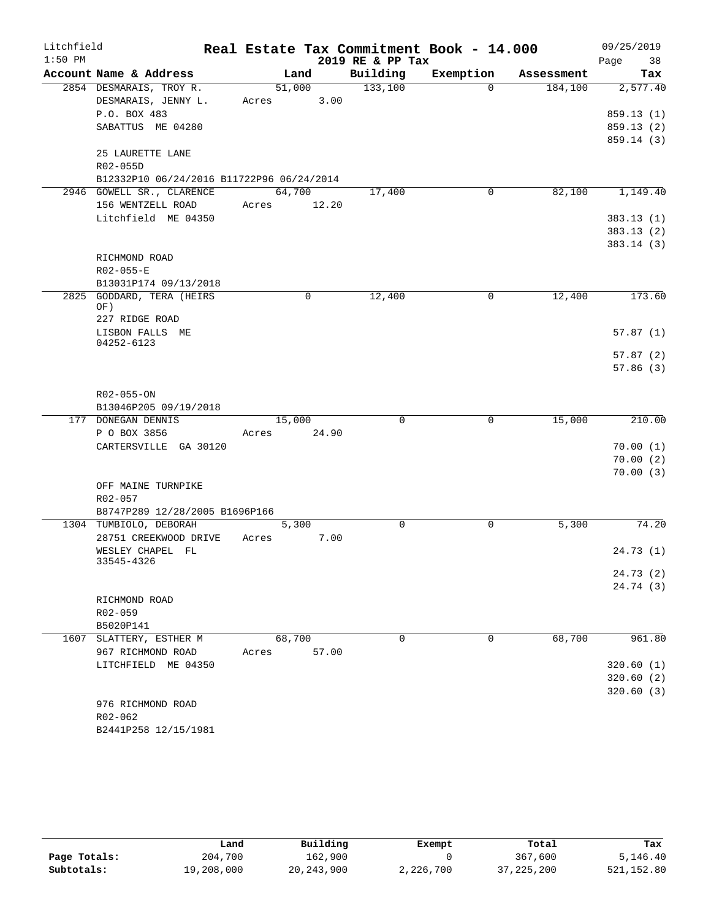Litchfield
1:50 PM

# Real Estate Tax Commitment Book - 14.000

2019 RE & PP Tax

09/25/2019

| Account | Name & Address | Land | Building | Exemption | Assessment | Tax |
|---|---|---|---|---|---|---|
| 2854 | DESMARAIS, TROY R. | 51,000 | 133,100 | 0 | 184,100 | 2,577.40 |
| | DESMARAIS, JENNY L. | Acres 3.00 | | | | |
| | P.O. BOX 483 | | | | | 859.13 (1) |
| | SABATTUS ME 04280 | | | | | 859.13 (2) |
| | | | | | | 859.14 (3) |
| | 25 LAURETTE LANE | | | | | |
| | R02-055D | | | | | |
| | B12332P10 06/24/2016 B11722P96 06/24/2014 | | | | | |
| 2946 | GOWELL SR., CLARENCE | 64,700 | 17,400 | 0 | 82,100 | 1,149.40 |
| | 156 WENTZELL ROAD | Acres 12.20 | | | | |
| | Litchfield ME 04350 | | | | | 383.13 (1) |
| | | | | | | 383.13 (2) |
| | | | | | | 383.14 (3) |
| | RICHMOND ROAD | | | | | |
| | R02-055-E | | | | | |
| | B13031P174 09/13/2018 | | | | | |
| 2825 | GODDARD, TERA (HEIRS OF) | 0 | 12,400 | 0 | 12,400 | 173.60 |
| | 227 RIDGE ROAD | | | | | |
| | LISBON FALLS ME 04252-6123 | | | | | 57.87 (1) |
| | | | | | | 57.87 (2) |
| | | | | | | 57.86 (3) |
| | R02-055-ON | | | | | |
| | B13046P205 09/19/2018 | | | | | |
| 177 | DONEGAN DENNIS | 15,000 | 0 | 0 | 15,000 | 210.00 |
| | P O BOX 3856 | Acres 24.90 | | | | |
| | CARTERSVILLE GA 30120 | | | | | 70.00 (1) |
| | | | | | | 70.00 (2) |
| | | | | | | 70.00 (3) |
| | OFF MAINE TURNPIKE | | | | | |
| | R02-057 | | | | | |
| | B8747P289 12/28/2005 B1696P166 | | | | | |
| 1304 | TUMBIOLO, DEBORAH | 5,300 | 0 | 0 | 5,300 | 74.20 |
| | 28751 CREEKWOOD DRIVE | Acres 7.00 | | | | |
| | WESLEY CHAPEL FL 33545-4326 | | | | | 24.73 (1) |
| | | | | | | 24.73 (2) |
| | | | | | | 24.74 (3) |
| | RICHMOND ROAD | | | | | |
| | R02-059 | | | | | |
| | B5020P141 | | | | | |
| 1607 | SLATTERY, ESTHER M | 68,700 | 0 | 0 | 68,700 | 961.80 |
| | 967 RICHMOND ROAD | Acres 57.00 | | | | |
| | LITCHFIELD ME 04350 | | | | | 320.60 (1) |
| | | | | | | 320.60 (2) |
| | | | | | | 320.60 (3) |
| | 976 RICHMOND ROAD | | | | | |
| | R02-062 | | | | | |
| | B2441P258 12/15/1981 | | | | | |

| | Land | Building | Exempt | Total | Tax |
|---|---|---|---|---|---|
| Page Totals: | 204,700 | 162,900 | 0 | 367,600 | 5,146.40 |
| Subtotals: | 19,208,000 | 20,243,900 | 2,226,700 | 37,225,200 | 521,152.80 |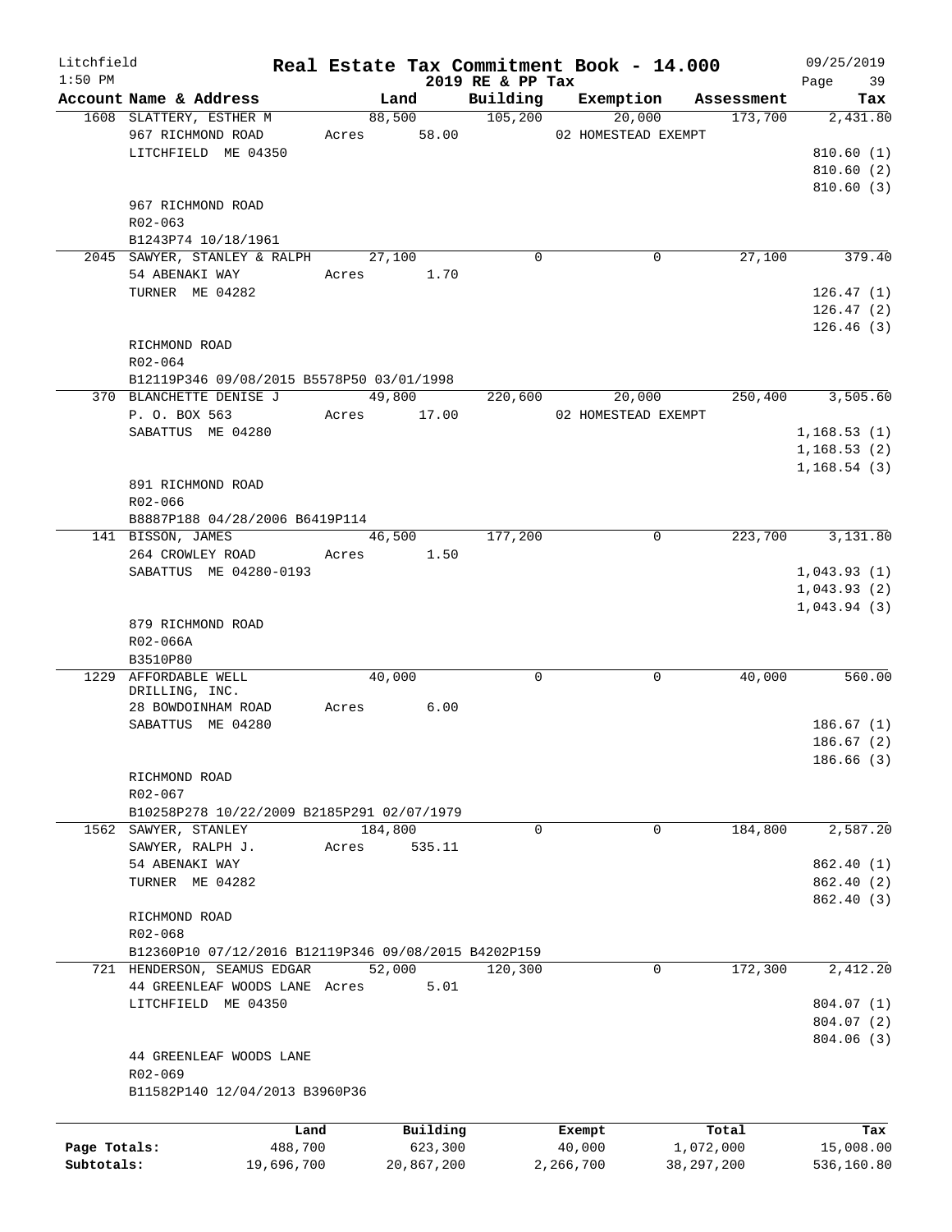Litchfield 1:50 PM

# Real Estate Tax Commitment Book - 14.000

## 2019 RE & PP Tax

09/25/2019 Page 39

| Account Name & Address | Land | Building | Exemption | Assessment | Tax |
|---|---|---|---|---|---|
| 1608 SLATTERY, ESTHER M | 88,500 | 105,200 | 20,000 | 173,700 | 2,431.80 |
| 967 RICHMOND ROAD | Acres 58.00 | | 02 HOMESTEAD EXEMPT | | |
| LITCHFIELD ME 04350 | | | | | 810.60 (1) |
| | | | | | 810.60 (2) |
| | | | | | 810.60 (3) |
| 967 RICHMOND ROAD | | | | | |
| R02-063 | | | | | |
| B1243P74 10/18/1961 | | | | | |
| 2045 SAWYER, STANLEY & RALPH | 27,100 | 0 | 0 | 27,100 | 379.40 |
| 54 ABENAKI WAY | Acres 1.70 | | | | |
| TURNER ME 04282 | | | | | 126.47 (1) |
| | | | | | 126.47 (2) |
| | | | | | 126.46 (3) |
| RICHMOND ROAD | | | | | |
| R02-064 | | | | | |
| B12119P346 09/08/2015 B5578P50 03/01/1998 | | | | | |
| 370 BLANCHETTE DENISE J | 49,800 | 220,600 | 20,000 | 250,400 | 3,505.60 |
| P. O. BOX 563 | Acres 17.00 | | 02 HOMESTEAD EXEMPT | | |
| SABATTUS ME 04280 | | | | | 1,168.53 (1) |
| | | | | | 1,168.53 (2) |
| | | | | | 1,168.54 (3) |
| 891 RICHMOND ROAD | | | | | |
| R02-066 | | | | | |
| B8887P188 04/28/2006 B6419P114 | | | | | |
| 141 BISSON, JAMES | 46,500 | 177,200 | 0 | 223,700 | 3,131.80 |
| 264 CROWLEY ROAD | Acres 1.50 | | | | |
| SABATTUS ME 04280-0193 | | | | | 1,043.93 (1) |
| | | | | | 1,043.93 (2) |
| | | | | | 1,043.94 (3) |
| 879 RICHMOND ROAD | | | | | |
| R02-066A | | | | | |
| B3510P80 | | | | | |
| 1229 AFFORDABLE WELL DRILLING, INC. | 40,000 | 0 | 0 | 40,000 | 560.00 |
| 28 BOWDOINHAM ROAD | Acres 6.00 | | | | |
| SABATTUS ME 04280 | | | | | 186.67 (1) |
| | | | | | 186.67 (2) |
| | | | | | 186.66 (3) |
| RICHMOND ROAD | | | | | |
| R02-067 | | | | | |
| B10258P278 10/22/2009 B2185P291 02/07/1979 | | | | | |
| 1562 SAWYER, STANLEY | 184,800 | 0 | 0 | 184,800 | 2,587.20 |
| SAWYER, RALPH J. | Acres 535.11 | | | | |
| 54 ABENAKI WAY | | | | | 862.40 (1) |
| TURNER ME 04282 | | | | | 862.40 (2) |
| | | | | | 862.40 (3) |
| RICHMOND ROAD | | | | | |
| R02-068 | | | | | |
| B12360P10 07/12/2016 B12119P346 09/08/2015 B4202P159 | | | | | |
| 721 HENDERSON, SEAMUS EDGAR | 52,000 | 120,300 | 0 | 172,300 | 2,412.20 |
| 44 GREENLEAF WOODS LANE | Acres 5.01 | | | | |
| LITCHFIELD ME 04350 | | | | | 804.07 (1) |
| | | | | | 804.07 (2) |
| | | | | | 804.06 (3) |
| 44 GREENLEAF WOODS LANE | | | | | |
| R02-069 | | | | | |
| B11582P140 12/04/2013 B3960P36 | | | | | |

| | Land | Building | Exempt | Total | Tax |
|---|---|---|---|---|---|
| Page Totals: | 488,700 | 623,300 | 40,000 | 1,072,000 | 15,008.00 |
| Subtotals: | 19,696,700 | 20,867,200 | 2,266,700 | 38,297,200 | 536,160.80 |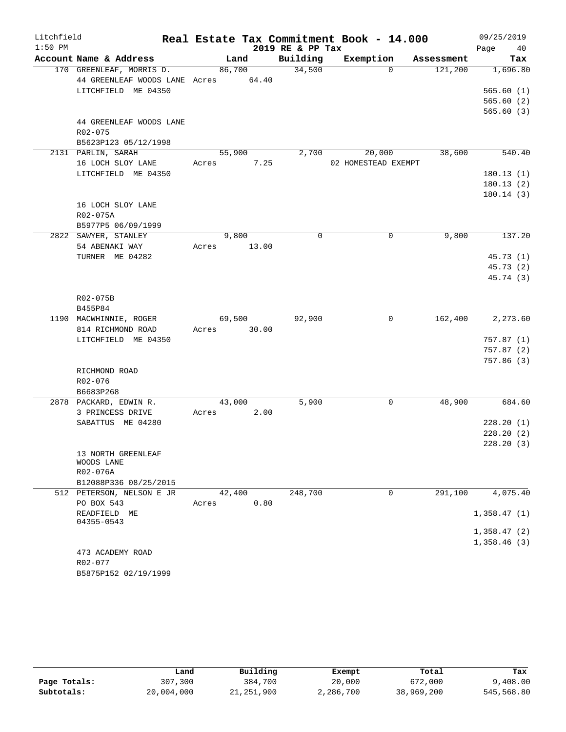# Litchfield — Real Estate Tax Commitment Book - 14.000

1:50 PM — 2019 RE & PP Tax — 09/25/2019

| Account Name & Address | Land | Building | Exemption | Assessment | Tax |
|---|---|---|---|---|---|
| 170 GREENLEAF, MORRIS D.<br>44 GREENLEAF WOODS LANE<br>LITCHFIELD ME 04350<br><br>44 GREENLEAF WOODS LANE<br>R02-075<br>B5623P123 05/12/1998 | 86,700<br>Acres 64.40 | 34,500 | 0 | 121,200 | 1,696.80<br>565.60 (1)<br>565.60 (2)<br>565.60 (3) |
| 2131 PARLIN, SARAH<br>16 LOCH SLOY LANE<br>LITCHFIELD ME 04350<br><br>16 LOCH SLOY LANE<br>R02-075A<br>B5977P5 06/09/1999 | 55,900<br>Acres 7.25 | 2,700 | 20,000<br>02 HOMESTEAD EXEMPT | 38,600 | 540.40<br>180.13 (1)<br>180.13 (2)<br>180.14 (3) |
| 2822 SAWYER, STANLEY<br>54 ABENAKI WAY<br>TURNER ME 04282<br><br>R02-075B<br>B455P84 | 9,800<br>Acres 13.00 | 0 | 0 | 9,800 | 137.20<br>45.73 (1)<br>45.73 (2)<br>45.74 (3) |
| 1190 MACWHINNIE, ROGER<br>814 RICHMOND ROAD<br>LITCHFIELD ME 04350<br><br>RICHMOND ROAD<br>R02-076<br>B6683P268 | 69,500<br>Acres 30.00 | 92,900 | 0 | 162,400 | 2,273.60<br>757.87 (1)<br>757.87 (2)<br>757.86 (3) |
| 2878 PACKARD, EDWIN R.<br>3 PRINCESS DRIVE<br>SABATTUS ME 04280<br><br>13 NORTH GREENLEAF WOODS LANE<br>R02-076A<br>B12088P336 08/25/2015 | 43,000<br>Acres 2.00 | 5,900 | 0 | 48,900 | 684.60<br>228.20 (1)<br>228.20 (2)<br>228.20 (3) |
| 512 PETERSON, NELSON E JR<br>PO BOX 543<br>READFIELD ME 04355-0543<br><br>473 ACADEMY ROAD<br>R02-077<br>B5875P152 02/19/1999 | 42,400<br>Acres 0.80 | 248,700 | 0 | 291,100 | 4,075.40<br>1,358.47 (1)<br>1,358.47 (2)<br>1,358.46 (3) |

| | Land | Building | Exempt | Total | Tax |
|---|---|---|---|---|---|
| Page Totals: | 307,300 | 384,700 | 20,000 | 672,000 | 9,408.00 |
| Subtotals: | 20,004,000 | 21,251,900 | 2,286,700 | 38,969,200 | 545,568.80 |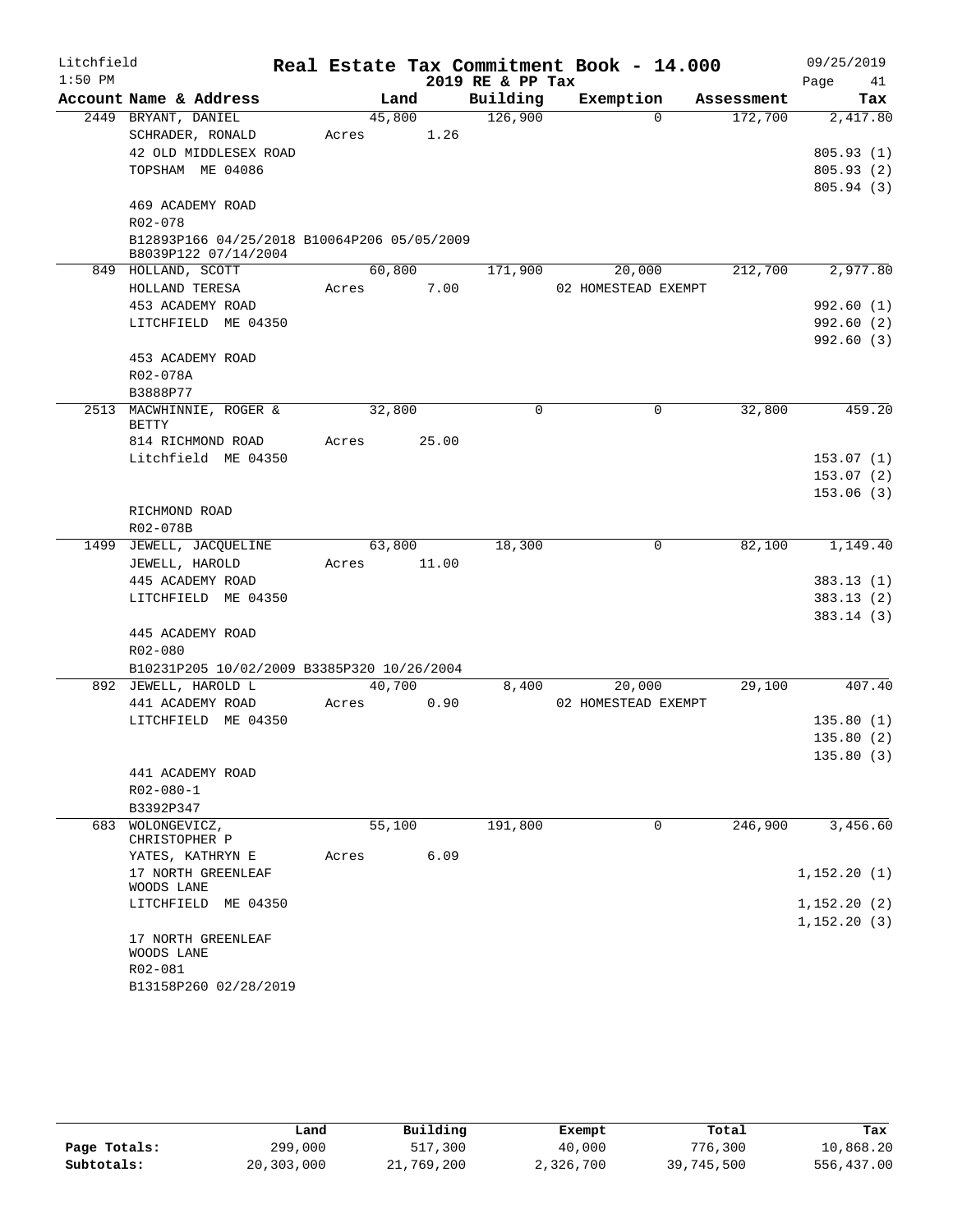Litchfield 1:50 PM

# Real Estate Tax Commitment Book - 14.000

2019 RE & PP Tax

09/25/2019 Page 41

| Account Name & Address | Land | Building | Exemption | Assessment | Tax |
|---|---|---|---|---|---|
| 2449 BRYANT, DANIEL | 45,800 | 126,900 | 0 | 172,700 | 2,417.80 |
| SCHRADER, RONALD | Acres 1.26 | | | | |
| 42 OLD MIDDLESEX ROAD | | | | | 805.93 (1) |
| TOPSHAM ME 04086 | | | | | 805.93 (2) |
| | | | | | 805.94 (3) |
| 469 ACADEMY ROAD | | | | | |
| R02-078 | | | | | |
| B12893P166 04/25/2018 B10064P206 05/05/2009 B8039P122 07/14/2004 | | | | | |
| 849 HOLLAND, SCOTT | 60,800 | 171,900 | 20,000 | 212,700 | 2,977.80 |
| HOLLAND TERESA | Acres 7.00 | | 02 HOMESTEAD EXEMPT | | |
| 453 ACADEMY ROAD | | | | | 992.60 (1) |
| LITCHFIELD ME 04350 | | | | | 992.60 (2) |
| | | | | | 992.60 (3) |
| 453 ACADEMY ROAD | | | | | |
| R02-078A | | | | | |
| B3888P77 | | | | | |
| 2513 MACWHINNIE, ROGER & BETTY | 32,800 | 0 | 0 | 32,800 | 459.20 |
| 814 RICHMOND ROAD | Acres 25.00 | | | | |
| Litchfield ME 04350 | | | | | 153.07 (1) |
| | | | | | 153.07 (2) |
| | | | | | 153.06 (3) |
| RICHMOND ROAD | | | | | |
| R02-078B | | | | | |
| 1499 JEWELL, JACQUELINE | 63,800 | 18,300 | 0 | 82,100 | 1,149.40 |
| JEWELL, HAROLD | Acres 11.00 | | | | |
| 445 ACADEMY ROAD | | | | | 383.13 (1) |
| LITCHFIELD ME 04350 | | | | | 383.13 (2) |
| | | | | | 383.14 (3) |
| 445 ACADEMY ROAD | | | | | |
| R02-080 | | | | | |
| B10231P205 10/02/2009 B3385P320 10/26/2004 | | | | | |
| 892 JEWELL, HAROLD L | 40,700 | 8,400 | 20,000 | 29,100 | 407.40 |
| 441 ACADEMY ROAD | Acres 0.90 | | 02 HOMESTEAD EXEMPT | | |
| LITCHFIELD ME 04350 | | | | | 135.80 (1) |
| | | | | | 135.80 (2) |
| | | | | | 135.80 (3) |
| 441 ACADEMY ROAD | | | | | |
| R02-080-1 | | | | | |
| B3392P347 | | | | | |
| 683 WOLONGEVICZ, CHRISTOPHER P | 55,100 | 191,800 | 0 | 246,900 | 3,456.60 |
| YATES, KATHRYN E | Acres 6.09 | | | | |
| 17 NORTH GREENLEAF WOODS LANE | | | | | 1,152.20 (1) |
| LITCHFIELD ME 04350 | | | | | 1,152.20 (2) |
| | | | | | 1,152.20 (3) |
| 17 NORTH GREENLEAF WOODS LANE | | | | | |
| R02-081 | | | | | |
| B13158P260 02/28/2019 | | | | | |

| | Land | Building | Exempt | Total | Tax |
|---|---|---|---|---|---|
| Page Totals: | 299,000 | 517,300 | 40,000 | 776,300 | 10,868.20 |
| Subtotals: | 20,303,000 | 21,769,200 | 2,326,700 | 39,745,500 | 556,437.00 |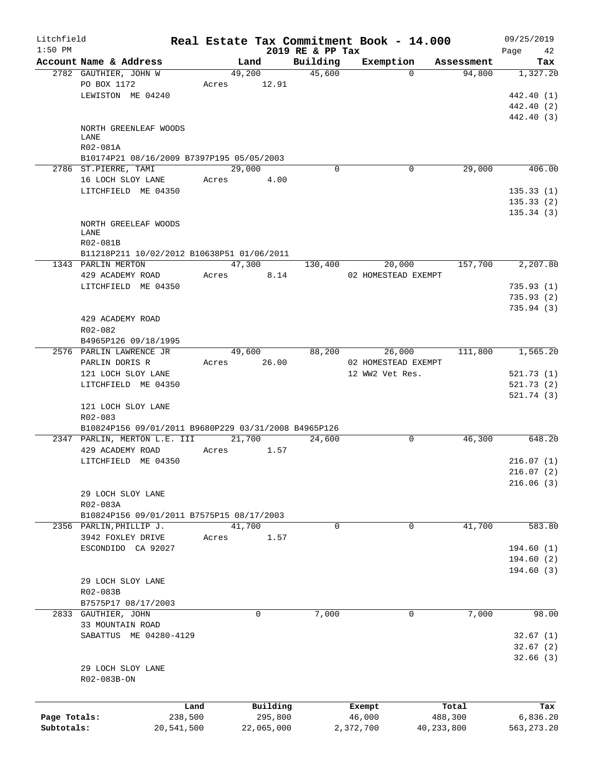Litchfield
1:50 PM

# Real Estate Tax Commitment Book - 14.000
## 2019 RE & PP Tax

09/25/2019

| Account | Name & Address | Land | Building | Exemption | Assessment | Tax |
|---|---|---|---|---|---|---|
| 2782 | GAUTHIER, JOHN W | 49,200 | 45,600 | 0 | 94,800 | 1,327.20 |
| | PO BOX 1172 | Acres 12.91 | | | | |
| | LEWISTON ME 04240 | | | | | 442.40 (1) |
| | | | | | | 442.40 (2) |
| | | | | | | 442.40 (3) |
| | NORTH GREENLEAF WOODS LANE | | | | | |
| | R02-081A | | | | | |
| | B10174P21 08/16/2009 B7397P195 05/05/2003 | | | | | |
| 2786 | ST.PIERRE, TAMI | 29,000 | 0 | 0 | 29,000 | 406.00 |
| | 16 LOCH SLOY LANE | Acres 4.00 | | | | |
| | LITCHFIELD ME 04350 | | | | | 135.33 (1) |
| | | | | | | 135.33 (2) |
| | | | | | | 135.34 (3) |
| | NORTH GREELEAF WOODS LANE | | | | | |
| | R02-081B | | | | | |
| | B11218P211 10/02/2012 B10638P51 01/06/2011 | | | | | |
| 1343 | PARLIN MERTON | 47,300 | 130,400 | 20,000 | 157,700 | 2,207.80 |
| | 429 ACADEMY ROAD | Acres 8.14 | | 02 HOMESTEAD EXEMPT | | |
| | LITCHFIELD ME 04350 | | | | | 735.93 (1) |
| | | | | | | 735.93 (2) |
| | | | | | | 735.94 (3) |
| | 429 ACADEMY ROAD | | | | | |
| | R02-082 | | | | | |
| | B4965P126 09/18/1995 | | | | | |
| 2576 | PARLIN LAWRENCE JR | 49,600 | 88,200 | 26,000 | 111,800 | 1,565.20 |
| | PARLIN DORIS R | Acres 26.00 | | 02 HOMESTEAD EXEMPT | | |
| | 121 LOCH SLOY LANE | | | 12 WW2 Vet Res. | | 521.73 (1) |
| | LITCHFIELD ME 04350 | | | | | 521.73 (2) |
| | | | | | | 521.74 (3) |
| | 121 LOCH SLOY LANE | | | | | |
| | R02-083 | | | | | |
| | B10824P156 09/01/2011 B9680P229 03/31/2008 B4965P126 | | | | | |
| 2347 | PARLIN, MERTON L.E. III | 21,700 | 24,600 | 0 | 46,300 | 648.20 |
| | 429 ACADEMY ROAD | Acres 1.57 | | | | |
| | LITCHFIELD ME 04350 | | | | | 216.07 (1) |
| | | | | | | 216.07 (2) |
| | | | | | | 216.06 (3) |
| | 29 LOCH SLOY LANE | | | | | |
| | R02-083A | | | | | |
| | B10824P156 09/01/2011 B7575P15 08/17/2003 | | | | | |
| 2356 | PARLIN,PHILLIP J. | 41,700 | 0 | 0 | 41,700 | 583.80 |
| | 3942 FOXLEY DRIVE | Acres 1.57 | | | | |
| | ESCONDIDO CA 92027 | | | | | 194.60 (1) |
| | | | | | | 194.60 (2) |
| | | | | | | 194.60 (3) |
| | 29 LOCH SLOY LANE | | | | | |
| | R02-083B | | | | | |
| | B7575P17 08/17/2003 | | | | | |
| 2833 | GAUTHIER, JOHN | 0 | 7,000 | 0 | 7,000 | 98.00 |
| | 33 MOUNTAIN ROAD | | | | | |
| | SABATTUS ME 04280-4129 | | | | | 32.67 (1) |
| | | | | | | 32.67 (2) |
| | | | | | | 32.66 (3) |
| | 29 LOCH SLOY LANE | | | | | |
| | R02-083B-ON | | | | | |

| | Land | Building | Exempt | Total | Tax |
|---|---|---|---|---|---|
| Page Totals: | 238,500 | 295,800 | 46,000 | 488,300 | 6,836.20 |
| Subtotals: | 20,541,500 | 22,065,000 | 2,372,700 | 40,233,800 | 563,273.20 |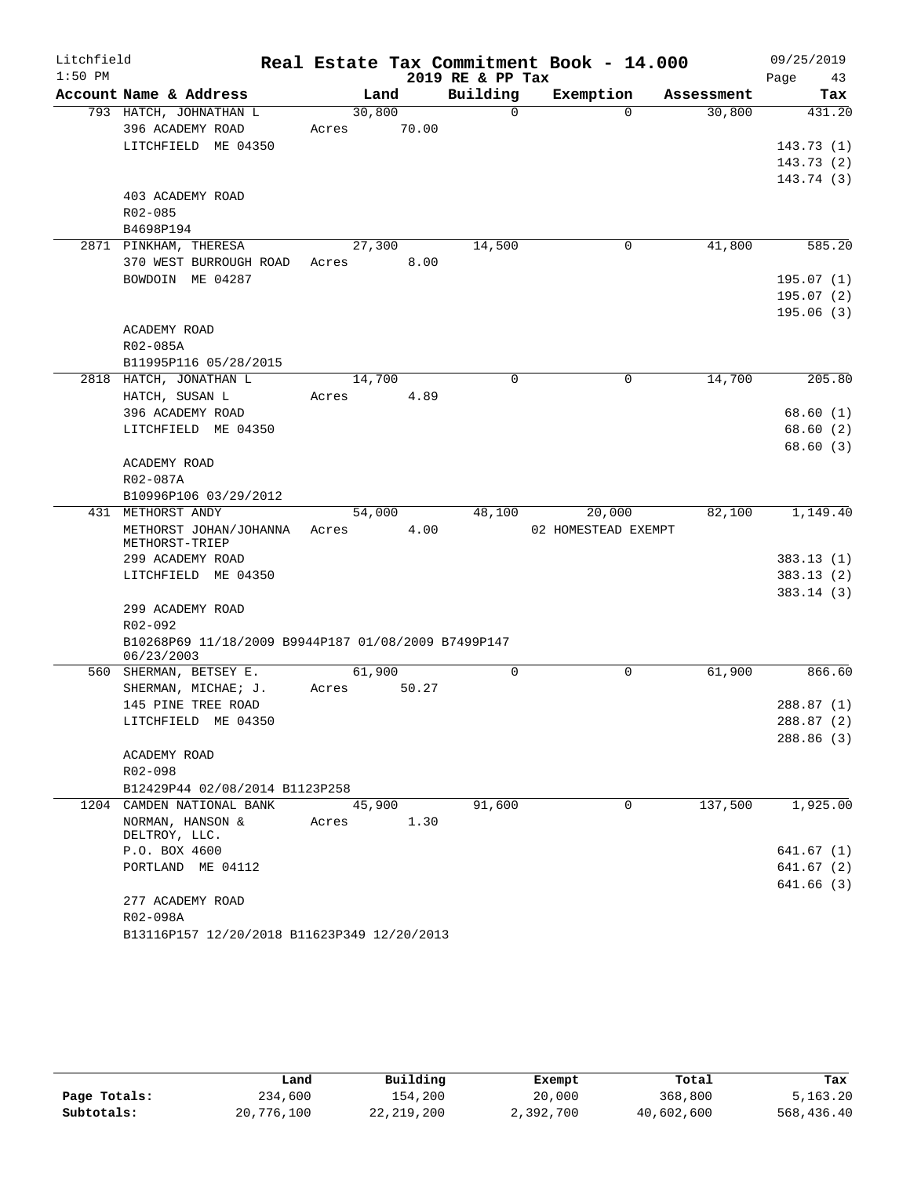Litchfield 1:50 PM

# Real Estate Tax Commitment Book - 14.000

## 2019 RE & PP Tax

09/25/2019 Page 43

| Account Name & Address | Land | Building | Exemption | Assessment | Tax |
|---|---|---|---|---|---|
| 793 HATCH, JOHNATHAN L | 30,800 | 0 | 0 | 30,800 | 431.20 |
| 396 ACADEMY ROAD | Acres 70.00 | | | | |
| LITCHFIELD ME 04350 | | | | | 143.73 (1) |
| | | | | | 143.73 (2) |
| | | | | | 143.74 (3) |
| 403 ACADEMY ROAD | | | | | |
| R02-085 | | | | | |
| B4698P194 | | | | | |
| 2871 PINKHAM, THERESA | 27,300 | 14,500 | 0 | 41,800 | 585.20 |
| 370 WEST BURROUGH ROAD | Acres 8.00 | | | | |
| BOWDOIN ME 04287 | | | | | 195.07 (1) |
| | | | | | 195.07 (2) |
| | | | | | 195.06 (3) |
| ACADEMY ROAD | | | | | |
| R02-085A | | | | | |
| B11995P116 05/28/2015 | | | | | |
| 2818 HATCH, JONATHAN L | 14,700 | 0 | 0 | 14,700 | 205.80 |
| HATCH, SUSAN L | Acres 4.89 | | | | |
| 396 ACADEMY ROAD | | | | | 68.60 (1) |
| LITCHFIELD ME 04350 | | | | | 68.60 (2) |
| | | | | | 68.60 (3) |
| ACADEMY ROAD | | | | | |
| R02-087A | | | | | |
| B10996P106 03/29/2012 | | | | | |
| 431 METHORST ANDY | 54,000 | 48,100 | 20,000 | 82,100 | 1,149.40 |
| METHORST JOHAN/JOHANNA METHORST-TRIEP | Acres 4.00 | | 02 HOMESTEAD EXEMPT | | |
| 299 ACADEMY ROAD | | | | | 383.13 (1) |
| LITCHFIELD ME 04350 | | | | | 383.13 (2) |
| | | | | | 383.14 (3) |
| 299 ACADEMY ROAD | | | | | |
| R02-092 | | | | | |
| B10268P69 11/18/2009 B9944P187 01/08/2009 B7499P147 06/23/2003 | | | | | |
| 560 SHERMAN, BETSEY E. | 61,900 | 0 | 0 | 61,900 | 866.60 |
| SHERMAN, MICHAE; J. | Acres 50.27 | | | | |
| 145 PINE TREE ROAD | | | | | 288.87 (1) |
| LITCHFIELD ME 04350 | | | | | 288.87 (2) |
| | | | | | 288.86 (3) |
| ACADEMY ROAD | | | | | |
| R02-098 | | | | | |
| B12429P44 02/08/2014 B1123P258 | | | | | |
| 1204 CAMDEN NATIONAL BANK | 45,900 | 91,600 | 0 | 137,500 | 1,925.00 |
| NORMAN, HANSON & DELTROY, LLC. | Acres 1.30 | | | | |
| P.O. BOX 4600 | | | | | 641.67 (1) |
| PORTLAND ME 04112 | | | | | 641.67 (2) |
| | | | | | 641.66 (3) |
| 277 ACADEMY ROAD | | | | | |
| R02-098A | | | | | |
| B13116P157 12/20/2018 B11623P349 12/20/2013 | | | | | |

| | Land | Building | Exempt | Total | Tax |
|---|---|---|---|---|---|
| Page Totals: | 234,600 | 154,200 | 20,000 | 368,800 | 5,163.20 |
| Subtotals: | 20,776,100 | 22,219,200 | 2,392,700 | 40,602,600 | 568,436.40 |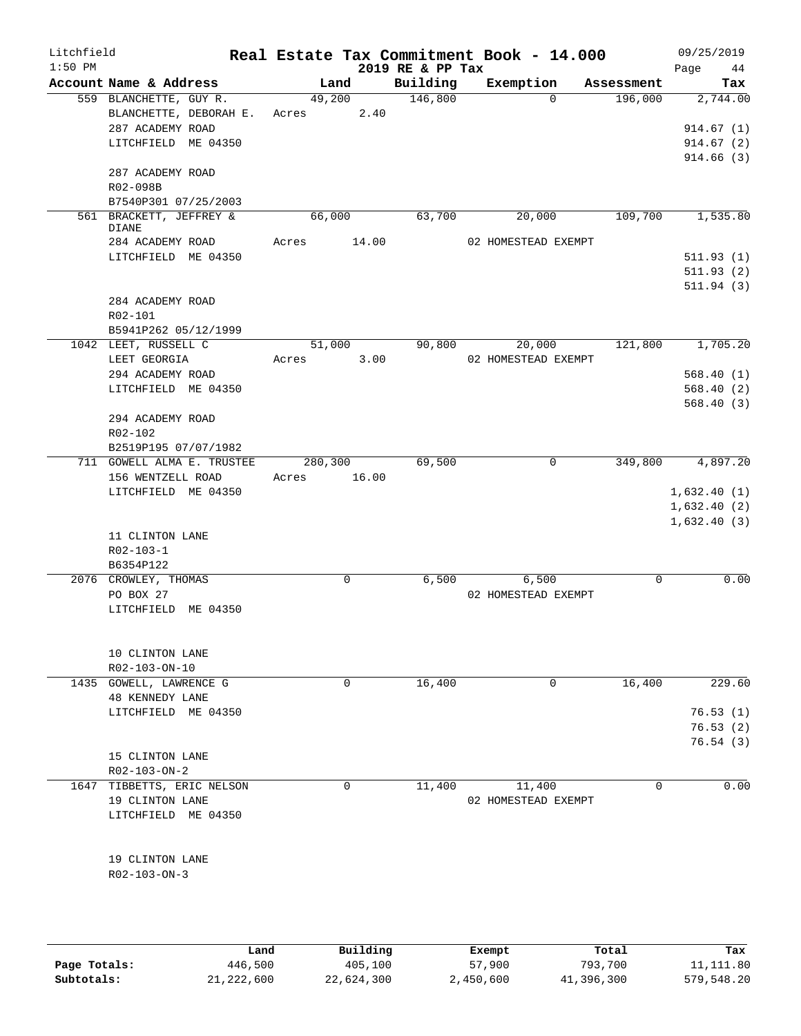Litchfield 1:50 PM

# Real Estate Tax Commitment Book - 14.000

## 2019 RE & PP Tax

09/25/2019 Page 44

| Account Name & Address | Land | Building | Exemption | Assessment | Tax |
|---|---|---|---|---|---|
| 559 BLANCHETTE, GUY R.<br>BLANCHETTE, DEBORAH E.<br>287 ACADEMY ROAD<br>LITCHFIELD ME 04350<br><br>287 ACADEMY ROAD<br>R02-098B<br>B7540P301 07/25/2003 | 49,200<br>Acres 2.40 | 146,800 | 0 | 196,000 | 2,744.00<br><br>914.67 (1)<br>914.67 (2)<br>914.66 (3) |
| 561 BRACKETT, JEFFREY & DIANE<br>284 ACADEMY ROAD<br>LITCHFIELD ME 04350<br><br>284 ACADEMY ROAD<br>R02-101<br>B5941P262 05/12/1999 | 66,000<br>Acres 14.00 | 63,700 | 20,000<br>02 HOMESTEAD EXEMPT | 109,700 | 1,535.80<br><br>511.93 (1)<br>511.93 (2)<br>511.94 (3) |
| 1042 LEET, RUSSELL C<br>LEET GEORGIA<br>294 ACADEMY ROAD<br>LITCHFIELD ME 04350<br><br>294 ACADEMY ROAD<br>R02-102<br>B2519P195 07/07/1982 | 51,000<br>Acres 3.00 | 90,800 | 20,000<br>02 HOMESTEAD EXEMPT | 121,800 | 1,705.20<br><br>568.40 (1)<br>568.40 (2)<br>568.40 (3) |
| 711 GOWELL ALMA E. TRUSTEE<br>156 WENTZELL ROAD<br>LITCHFIELD ME 04350<br><br>11 CLINTON LANE<br>R02-103-1<br>B6354P122 | 280,300<br>Acres 16.00 | 69,500 | 0 | 349,800 | 4,897.20<br><br>1,632.40 (1)<br>1,632.40 (2)<br>1,632.40 (3) |
| 2076 CROWLEY, THOMAS<br>PO BOX 27<br>LITCHFIELD ME 04350<br><br>10 CLINTON LANE<br>R02-103-ON-10 | 0 | 6,500 | 6,500<br>02 HOMESTEAD EXEMPT | 0 | 0.00 |
| 1435 GOWELL, LAWRENCE G<br>48 KENNEDY LANE<br>LITCHFIELD ME 04350<br><br>15 CLINTON LANE<br>R02-103-ON-2 | 0 | 16,400 | 0 | 16,400 | 229.60<br><br>76.53 (1)<br>76.53 (2)<br>76.54 (3) |
| 1647 TIBBETTS, ERIC NELSON<br>19 CLINTON LANE<br>LITCHFIELD ME 04350<br><br>19 CLINTON LANE<br>R02-103-ON-3 | 0 | 11,400 | 11,400<br>02 HOMESTEAD EXEMPT | 0 | 0.00 |

| | Land | Building | Exempt | Total | Tax |
|---|---|---|---|---|---|
| **Page Totals:** | 446,500 | 405,100 | 57,900 | 793,700 | 11,111.80 |
| **Subtotals:** | 21,222,600 | 22,624,300 | 2,450,600 | 41,396,300 | 579,548.20 |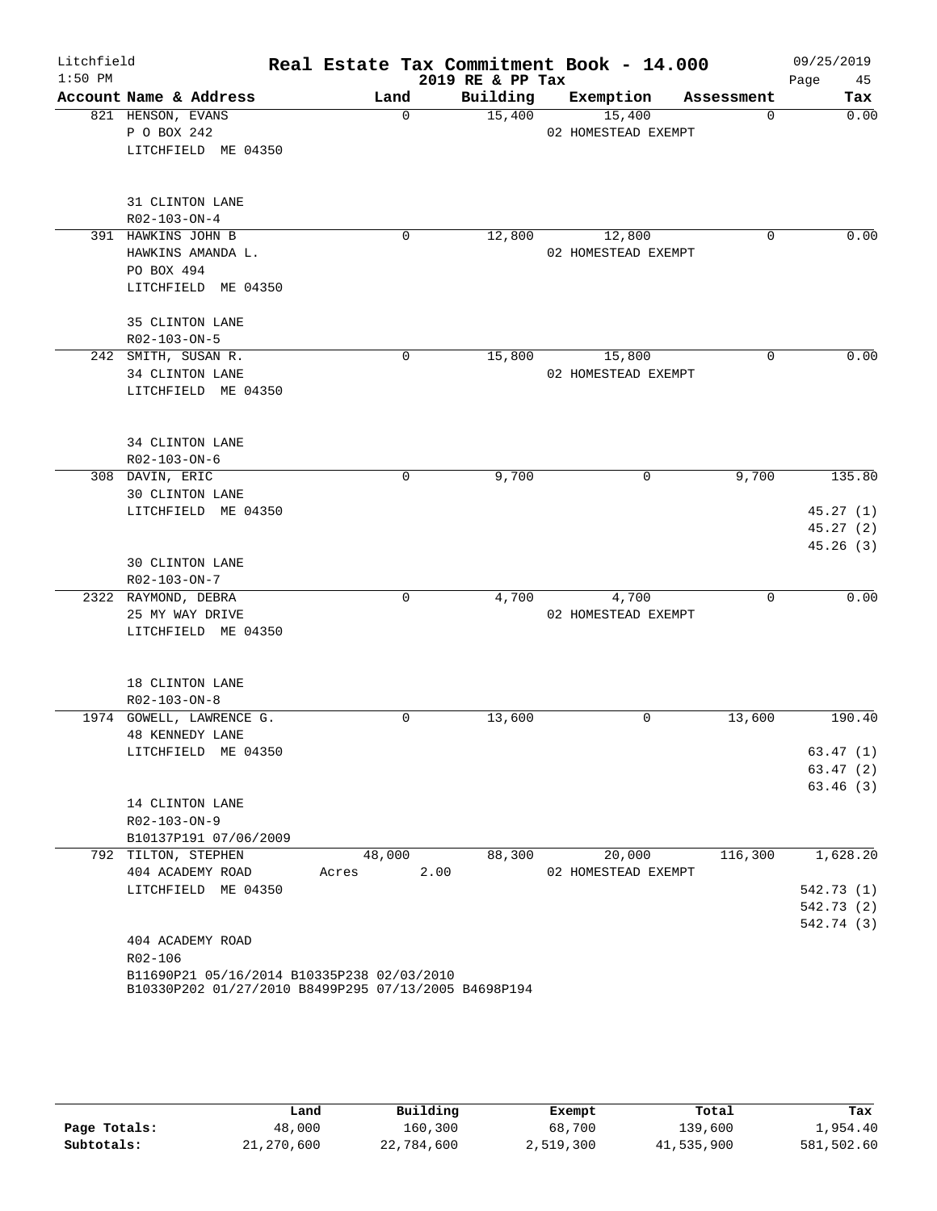# Real Estate Tax Commitment Book - 14.000

Litchfield — 1:50 PM — 2019 RE & PP Tax — 09/25/2019

| Account Name & Address | Land | Building | Exemption | Assessment | Tax |
|---|---|---|---|---|---|
| 821 HENSON, EVANS<br>P O BOX 242<br>LITCHFIELD ME 04350<br><br>31 CLINTON LANE<br>R02-103-ON-4 | 0 | 15,400 | 15,400<br>02 HOMESTEAD EXEMPT | 0 | 0.00 |
| 391 HAWKINS JOHN B<br>HAWKINS AMANDA L.<br>PO BOX 494<br>LITCHFIELD ME 04350<br><br>35 CLINTON LANE<br>R02-103-ON-5 | 0 | 12,800 | 12,800<br>02 HOMESTEAD EXEMPT | 0 | 0.00 |
| 242 SMITH, SUSAN R.<br>34 CLINTON LANE<br>LITCHFIELD ME 04350<br><br>34 CLINTON LANE<br>R02-103-ON-6 | 0 | 15,800 | 15,800<br>02 HOMESTEAD EXEMPT | 0 | 0.00 |
| 308 DAVIN, ERIC<br>30 CLINTON LANE<br>LITCHFIELD ME 04350<br><br>30 CLINTON LANE<br>R02-103-ON-7 | 0 | 9,700 | 0 | 9,700 | 135.80<br>45.27 (1)<br>45.27 (2)<br>45.26 (3) |
| 2322 RAYMOND, DEBRA<br>25 MY WAY DRIVE<br>LITCHFIELD ME 04350<br><br>18 CLINTON LANE<br>R02-103-ON-8 | 0 | 4,700 | 4,700<br>02 HOMESTEAD EXEMPT | 0 | 0.00 |
| 1974 GOWELL, LAWRENCE G.<br>48 KENNEDY LANE<br>LITCHFIELD ME 04350<br><br>14 CLINTON LANE<br>R02-103-ON-9<br>B10137P191 07/06/2009 | 0 | 13,600 | 0 | 13,600 | 190.40<br>63.47 (1)<br>63.47 (2)<br>63.46 (3) |
| 792 TILTON, STEPHEN<br>404 ACADEMY ROAD<br>LITCHFIELD ME 04350<br><br>404 ACADEMY ROAD<br>R02-106<br>B11690P21 05/16/2014 B10335P238 02/03/2010<br>B10330P202 01/27/2010 B8499P295 07/13/2005 B4698P194 | 48,000<br>Acres 2.00 | 88,300 | 20,000<br>02 HOMESTEAD EXEMPT | 116,300 | 1,628.20<br>542.73 (1)<br>542.73 (2)<br>542.74 (3) |

| | Land | Building | Exempt | Total | Tax |
|---|---|---|---|---|---|
| Page Totals: | 48,000 | 160,300 | 68,700 | 139,600 | 1,954.40 |
| Subtotals: | 21,270,600 | 22,784,600 | 2,519,300 | 41,535,900 | 581,502.60 |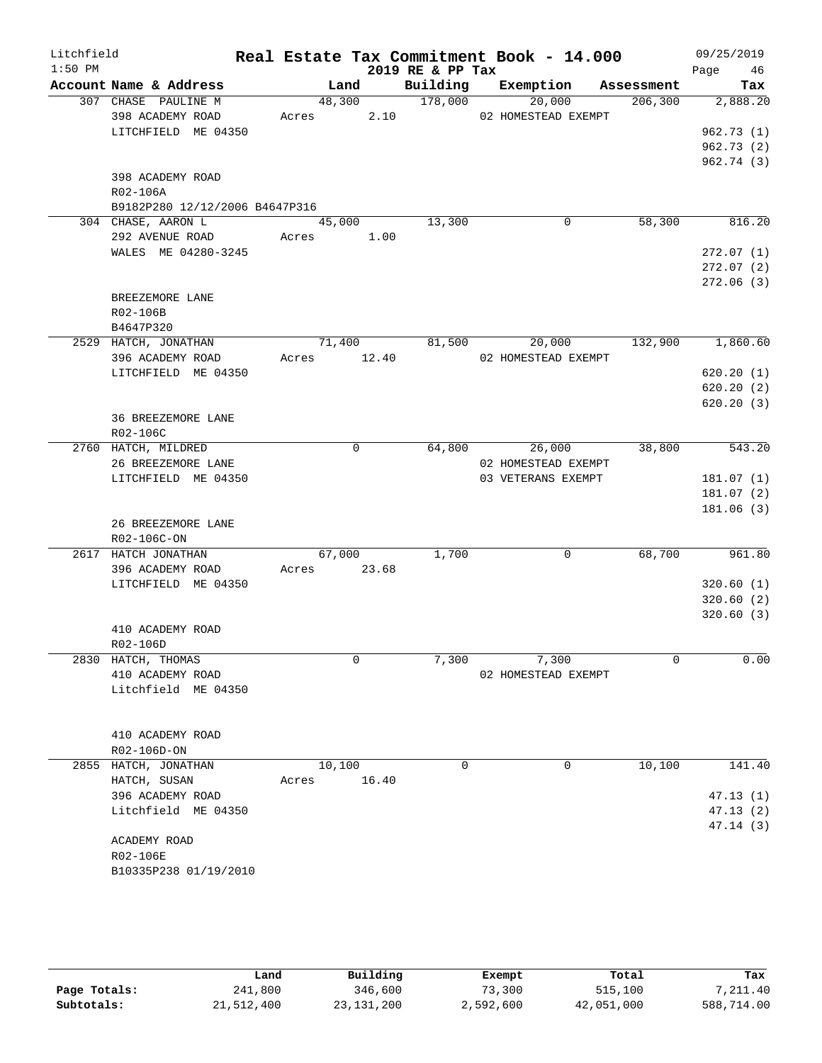# Real Estate Tax Commitment Book - 14.000

Litchfield 1:50 PM — 2019 RE & PP Tax — 09/25/2019

| Account Name & Address | Land | Building | Exemption | Assessment | Tax |
|---|---|---|---|---|---|
| 307 CHASE PAULINE M | 48,300 | 178,000 | 20,000 | 206,300 | 2,888.20 |
| 398 ACADEMY ROAD | Acres 2.10 | | 02 HOMESTEAD EXEMPT | | |
| LITCHFIELD ME 04350 | | | | | 962.73 (1) |
| | | | | | 962.73 (2) |
| | | | | | 962.74 (3) |
| 398 ACADEMY ROAD | | | | | |
| R02-106A | | | | | |
| B9182P280 12/12/2006 B4647P316 | | | | | |
| 304 CHASE, AARON L | 45,000 | 13,300 | 0 | 58,300 | 816.20 |
| 292 AVENUE ROAD | Acres 1.00 | | | | |
| WALES ME 04280-3245 | | | | | 272.07 (1) |
| | | | | | 272.07 (2) |
| | | | | | 272.06 (3) |
| BREEZEMORE LANE | | | | | |
| R02-106B | | | | | |
| B4647P320 | | | | | |
| 2529 HATCH, JONATHAN | 71,400 | 81,500 | 20,000 | 132,900 | 1,860.60 |
| 396 ACADEMY ROAD | Acres 12.40 | | 02 HOMESTEAD EXEMPT | | |
| LITCHFIELD ME 04350 | | | | | 620.20 (1) |
| | | | | | 620.20 (2) |
| | | | | | 620.20 (3) |
| 36 BREEZEMORE LANE | | | | | |
| R02-106C | | | | | |
| 2760 HATCH, MILDRED | 0 | 64,800 | 26,000 | 38,800 | 543.20 |
| 26 BREEZEMORE LANE | | | 02 HOMESTEAD EXEMPT | | |
| LITCHFIELD ME 04350 | | | 03 VETERANS EXEMPT | | 181.07 (1) |
| | | | | | 181.07 (2) |
| | | | | | 181.06 (3) |
| 26 BREEZEMORE LANE | | | | | |
| R02-106C-ON | | | | | |
| 2617 HATCH JONATHAN | 67,000 | 1,700 | 0 | 68,700 | 961.80 |
| 396 ACADEMY ROAD | Acres 23.68 | | | | |
| LITCHFIELD ME 04350 | | | | | 320.60 (1) |
| | | | | | 320.60 (2) |
| | | | | | 320.60 (3) |
| 410 ACADEMY ROAD | | | | | |
| R02-106D | | | | | |
| 2830 HATCH, THOMAS | 0 | 7,300 | 7,300 | 0 | 0.00 |
| 410 ACADEMY ROAD | | | 02 HOMESTEAD EXEMPT | | |
| Litchfield ME 04350 | | | | | |
| 410 ACADEMY ROAD | | | | | |
| R02-106D-ON | | | | | |
| 2855 HATCH, JONATHAN | 10,100 | 0 | 0 | 10,100 | 141.40 |
| HATCH, SUSAN | Acres 16.40 | | | | |
| 396 ACADEMY ROAD | | | | | 47.13 (1) |
| Litchfield ME 04350 | | | | | 47.13 (2) |
| | | | | | 47.14 (3) |
| ACADEMY ROAD | | | | | |
| R02-106E | | | | | |
| B10335P238 01/19/2010 | | | | | |

| | Land | Building | Exempt | Total | Tax |
|---|---|---|---|---|---|
| Page Totals: | 241,800 | 346,600 | 73,300 | 515,100 | 7,211.40 |
| Subtotals: | 21,512,400 | 23,131,200 | 2,592,600 | 42,051,000 | 588,714.00 |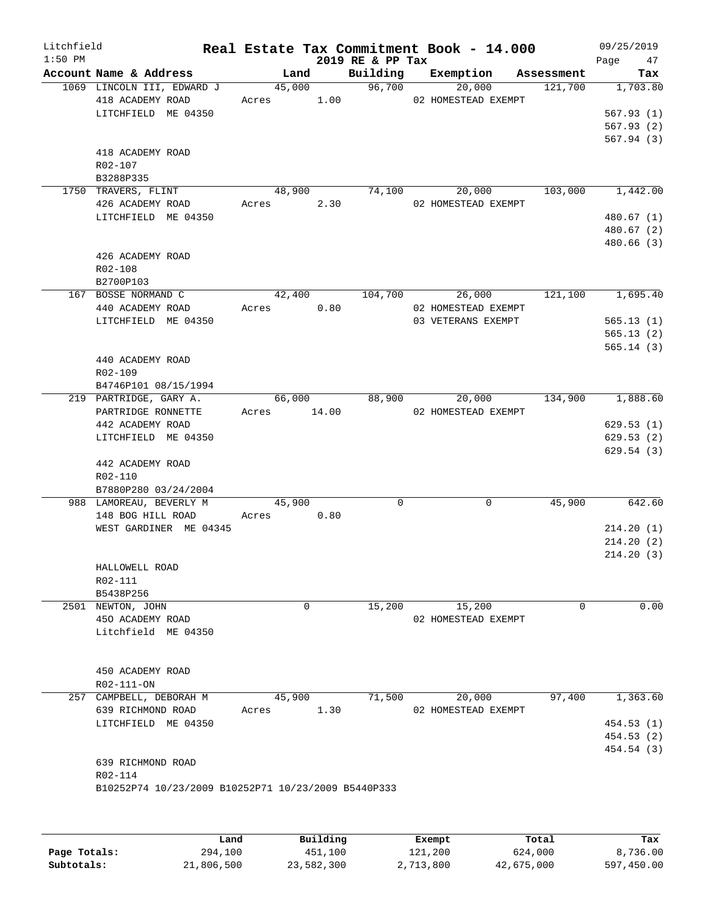# Real Estate Tax Commitment Book - 14.000

Litchfield
1:50 PM

2019 RE & PP Tax

09/25/2019

| Account Name & Address | Land | Building | Exemption | Assessment | Tax |
|---|---|---|---|---|---|
| 1069 LINCOLN III, EDWARD J | 45,000 | 96,700 | 20,000 | 121,700 | 1,703.80 |
| 418 ACADEMY ROAD | Acres 1.00 | | 02 HOMESTEAD EXEMPT | | |
| LITCHFIELD ME 04350 | | | | | 567.93 (1) |
| | | | | | 567.93 (2) |
| | | | | | 567.94 (3) |
| 418 ACADEMY ROAD | | | | | |
| R02-107 | | | | | |
| B3288P335 | | | | | |
| 1750 TRAVERS, FLINT | 48,900 | 74,100 | 20,000 | 103,000 | 1,442.00 |
| 426 ACADEMY ROAD | Acres 2.30 | | 02 HOMESTEAD EXEMPT | | |
| LITCHFIELD ME 04350 | | | | | 480.67 (1) |
| | | | | | 480.67 (2) |
| | | | | | 480.66 (3) |
| 426 ACADEMY ROAD | | | | | |
| R02-108 | | | | | |
| B2700P103 | | | | | |
| 167 BOSSE NORMAND C | 42,400 | 104,700 | 26,000 | 121,100 | 1,695.40 |
| 440 ACADEMY ROAD | Acres 0.80 | | 02 HOMESTEAD EXEMPT | | |
| LITCHFIELD ME 04350 | | | 03 VETERANS EXEMPT | | 565.13 (1) |
| | | | | | 565.13 (2) |
| | | | | | 565.14 (3) |
| 440 ACADEMY ROAD | | | | | |
| R02-109 | | | | | |
| B4746P101 08/15/1994 | | | | | |
| 219 PARTRIDGE, GARY A. | 66,000 | 88,900 | 20,000 | 134,900 | 1,888.60 |
| PARTRIDGE RONNETTE | Acres 14.00 | | 02 HOMESTEAD EXEMPT | | |
| 442 ACADEMY ROAD | | | | | 629.53 (1) |
| LITCHFIELD ME 04350 | | | | | 629.53 (2) |
| | | | | | 629.54 (3) |
| 442 ACADEMY ROAD | | | | | |
| R02-110 | | | | | |
| B7880P280 03/24/2004 | | | | | |
| 988 LAMOREAU, BEVERLY M | 45,900 | 0 | 0 | 45,900 | 642.60 |
| 148 BOG HILL ROAD | Acres 0.80 | | | | |
| WEST GARDINER ME 04345 | | | | | 214.20 (1) |
| | | | | | 214.20 (2) |
| | | | | | 214.20 (3) |
| HALLOWELL ROAD | | | | | |
| R02-111 | | | | | |
| B5438P256 | | | | | |
| 2501 NEWTON, JOHN | 0 | 15,200 | 15,200 | 0 | 0.00 |
| 450 ACADEMY ROAD | | | 02 HOMESTEAD EXEMPT | | |
| Litchfield ME 04350 | | | | | |
| 450 ACADEMY ROAD | | | | | |
| R02-111-ON | | | | | |
| 257 CAMPBELL, DEBORAH M | 45,900 | 71,500 | 20,000 | 97,400 | 1,363.60 |
| 639 RICHMOND ROAD | Acres 1.30 | | 02 HOMESTEAD EXEMPT | | |
| LITCHFIELD ME 04350 | | | | | 454.53 (1) |
| | | | | | 454.53 (2) |
| | | | | | 454.54 (3) |
| 639 RICHMOND ROAD | | | | | |
| R02-114 | | | | | |
| B10252P74 10/23/2009 B10252P71 10/23/2009 B5440P333 | | | | | |

| | Land | Building | Exempt | Total | Tax |
|---|---|---|---|---|---|
| Page Totals: | 294,100 | 451,100 | 121,200 | 624,000 | 8,736.00 |
| Subtotals: | 21,806,500 | 23,582,300 | 2,713,800 | 42,675,000 | 597,450.00 |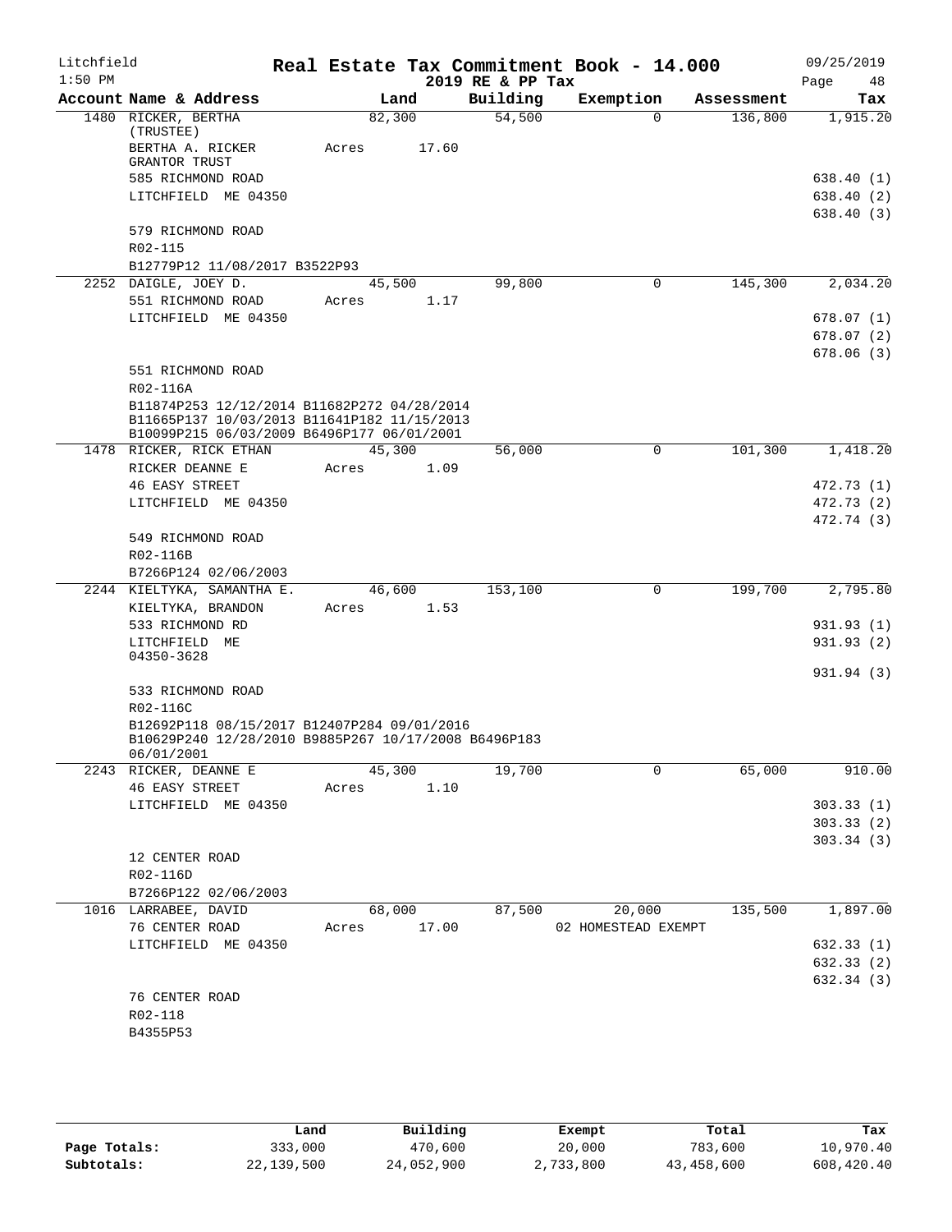Litchfield 1:50 PM

## Real Estate Tax Commitment Book - 14.000
2019 RE & PP Tax

09/25/2019 Page 48

| Account Name & Address | Land | Building | Exemption | Assessment | Tax |
|---|---|---|---|---|---|
| 1480 RICKER, BERTHA (TRUSTEE) | 82,300 | 54,500 | 0 | 136,800 | 1,915.20 |
| BERTHA A. RICKER GRANTOR TRUST | Acres 17.60 | | | | |
| 585 RICHMOND ROAD | | | | | 638.40 (1) |
| LITCHFIELD ME 04350 | | | | | 638.40 (2) |
| | | | | | 638.40 (3) |
| 579 RICHMOND ROAD | | | | | |
| R02-115 | | | | | |
| B12779P12 11/08/2017 B3522P93 | | | | | |
| 2252 DAIGLE, JOEY D. | 45,500 | 99,800 | 0 | 145,300 | 2,034.20 |
| 551 RICHMOND ROAD | Acres 1.17 | | | | |
| LITCHFIELD ME 04350 | | | | | 678.07 (1) |
| | | | | | 678.07 (2) |
| | | | | | 678.06 (3) |
| 551 RICHMOND ROAD | | | | | |
| R02-116A | | | | | |
| B11874P253 12/12/2014 B11682P272 04/28/2014 B11665P137 10/03/2013 B11641P182 11/15/2013 B10099P215 06/03/2009 B6496P177 06/01/2001 | | | | | |
| 1478 RICKER, RICK ETHAN | 45,300 | 56,000 | 0 | 101,300 | 1,418.20 |
| RICKER DEANNE E | Acres 1.09 | | | | |
| 46 EASY STREET | | | | | 472.73 (1) |
| LITCHFIELD ME 04350 | | | | | 472.73 (2) |
| | | | | | 472.74 (3) |
| 549 RICHMOND ROAD | | | | | |
| R02-116B | | | | | |
| B7266P124 02/06/2003 | | | | | |
| 2244 KIELTYKA, SAMANTHA E. | 46,600 | 153,100 | 0 | 199,700 | 2,795.80 |
| KIELTYKA, BRANDON | Acres 1.53 | | | | |
| 533 RICHMOND RD | | | | | 931.93 (1) |
| LITCHFIELD ME 04350-3628 | | | | | 931.93 (2) |
| | | | | | 931.94 (3) |
| 533 RICHMOND ROAD | | | | | |
| R02-116C | | | | | |
| B12692P118 08/15/2017 B12407P284 09/01/2016 B10629P240 12/28/2010 B9885P267 10/17/2008 B6496P183 06/01/2001 | | | | | |
| 2243 RICKER, DEANNE E | 45,300 | 19,700 | 0 | 65,000 | 910.00 |
| 46 EASY STREET | Acres 1.10 | | | | |
| LITCHFIELD ME 04350 | | | | | 303.33 (1) |
| | | | | | 303.33 (2) |
| | | | | | 303.34 (3) |
| 12 CENTER ROAD | | | | | |
| R02-116D | | | | | |
| B7266P122 02/06/2003 | | | | | |
| 1016 LARRABEE, DAVID | 68,000 | 87,500 | 20,000 | 135,500 | 1,897.00 |
| 76 CENTER ROAD | Acres 17.00 | | 02 HOMESTEAD EXEMPT | | |
| LITCHFIELD ME 04350 | | | | | 632.33 (1) |
| | | | | | 632.33 (2) |
| | | | | | 632.34 (3) |
| 76 CENTER ROAD | | | | | |
| R02-118 | | | | | |
| B4355P53 | | | | | |

| | Land | Building | Exempt | Total | Tax |
|---|---|---|---|---|---|
| Page Totals: | 333,000 | 470,600 | 20,000 | 783,600 | 10,970.40 |
| Subtotals: | 22,139,500 | 24,052,900 | 2,733,800 | 43,458,600 | 608,420.40 |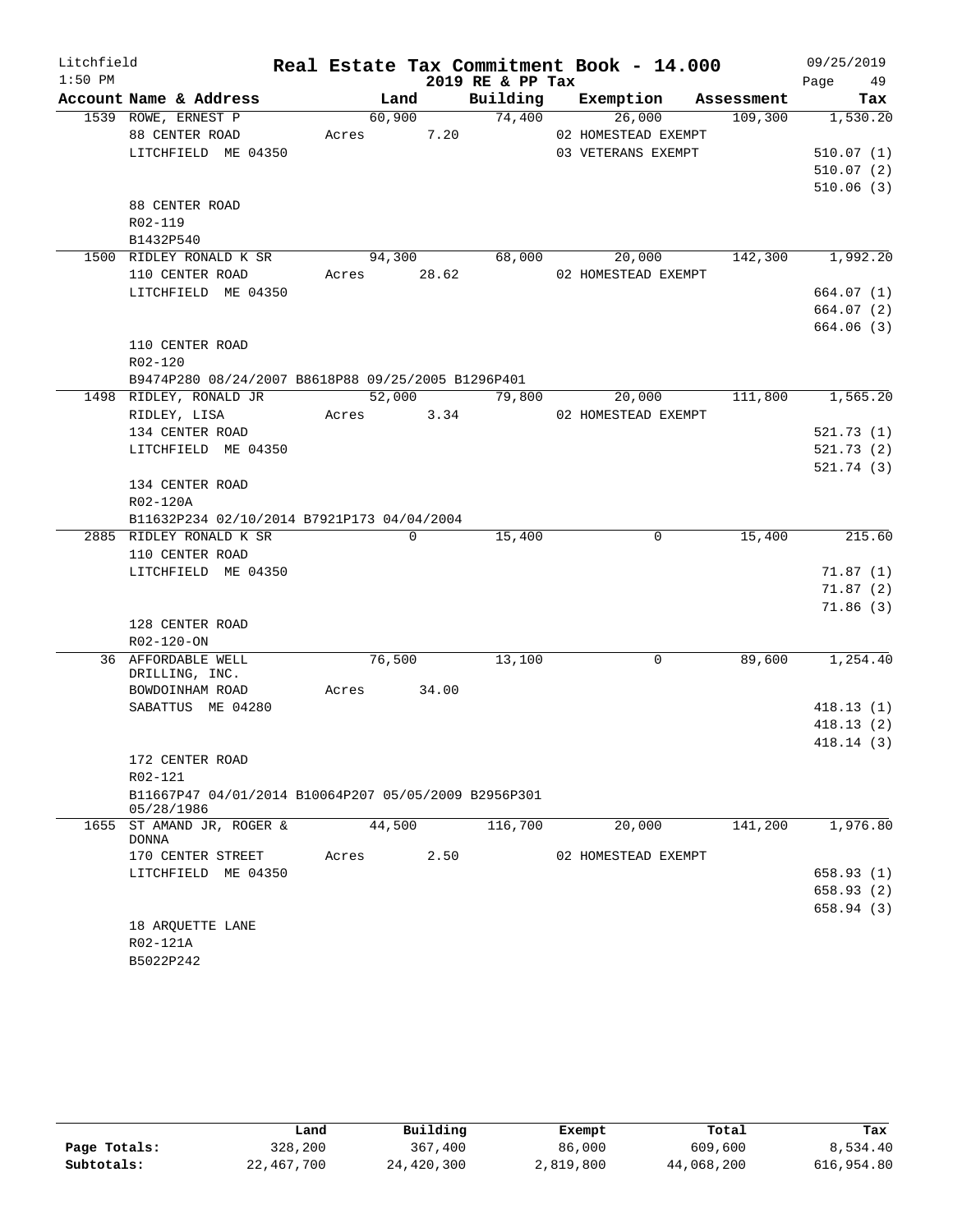Litchfield

1:50 PM

# Real Estate Tax Commitment Book - 14.000

2019 RE & PP Tax

09/25/2019

| Account Name & Address | Land | Building | Exemption | Assessment | Tax |
|---|---|---|---|---|---|
| 1539 ROWE, ERNEST P | 60,900 | 74,400 | 26,000 | 109,300 | 1,530.20 |
| 88 CENTER ROAD | Acres 7.20 | | 02 HOMESTEAD EXEMPT | | |
| LITCHFIELD ME 04350 | | | 03 VETERANS EXEMPT | | 510.07 (1) |
| | | | | | 510.07 (2) |
| | | | | | 510.06 (3) |
| 88 CENTER ROAD | | | | | |
| R02-119 | | | | | |
| B1432P540 | | | | | |
| 1500 RIDLEY RONALD K SR | 94,300 | 68,000 | 20,000 | 142,300 | 1,992.20 |
| 110 CENTER ROAD | Acres 28.62 | | 02 HOMESTEAD EXEMPT | | |
| LITCHFIELD ME 04350 | | | | | 664.07 (1) |
| | | | | | 664.07 (2) |
| | | | | | 664.06 (3) |
| 110 CENTER ROAD | | | | | |
| R02-120 | | | | | |
| B9474P280 08/24/2007 B8618P88 09/25/2005 B1296P401 | | | | | |
| 1498 RIDLEY, RONALD JR | 52,000 | 79,800 | 20,000 | 111,800 | 1,565.20 |
| RIDLEY, LISA | Acres 3.34 | | 02 HOMESTEAD EXEMPT | | |
| 134 CENTER ROAD | | | | | 521.73 (1) |
| LITCHFIELD ME 04350 | | | | | 521.73 (2) |
| | | | | | 521.74 (3) |
| 134 CENTER ROAD | | | | | |
| R02-120A | | | | | |
| B11632P234 02/10/2014 B7921P173 04/04/2004 | | | | | |
| 2885 RIDLEY RONALD K SR | 0 | 15,400 | 0 | 15,400 | 215.60 |
| 110 CENTER ROAD | | | | | |
| LITCHFIELD ME 04350 | | | | | 71.87 (1) |
| | | | | | 71.87 (2) |
| | | | | | 71.86 (3) |
| 128 CENTER ROAD | | | | | |
| R02-120-ON | | | | | |
| 36 AFFORDABLE WELL DRILLING, INC. | 76,500 | 13,100 | 0 | 89,600 | 1,254.40 |
| BOWDOINHAM ROAD | Acres 34.00 | | | | |
| SABATTUS ME 04280 | | | | | 418.13 (1) |
| | | | | | 418.13 (2) |
| | | | | | 418.14 (3) |
| 172 CENTER ROAD | | | | | |
| R02-121 | | | | | |
| B11667P47 04/01/2014 B10064P207 05/05/2009 B2956P301 05/28/1986 | | | | | |
| 1655 ST AMAND JR, ROGER & DONNA | 44,500 | 116,700 | 20,000 | 141,200 | 1,976.80 |
| 170 CENTER STREET | Acres 2.50 | | 02 HOMESTEAD EXEMPT | | |
| LITCHFIELD ME 04350 | | | | | 658.93 (1) |
| | | | | | 658.93 (2) |
| | | | | | 658.94 (3) |
| 18 ARQUETTE LANE | | | | | |
| R02-121A | | | | | |
| B5022P242 | | | | | |

| | Land | Building | Exempt | Total | Tax |
|---|---|---|---|---|---|
| Page Totals: | 328,200 | 367,400 | 86,000 | 609,600 | 8,534.40 |
| Subtotals: | 22,467,700 | 24,420,300 | 2,819,800 | 44,068,200 | 616,954.80 |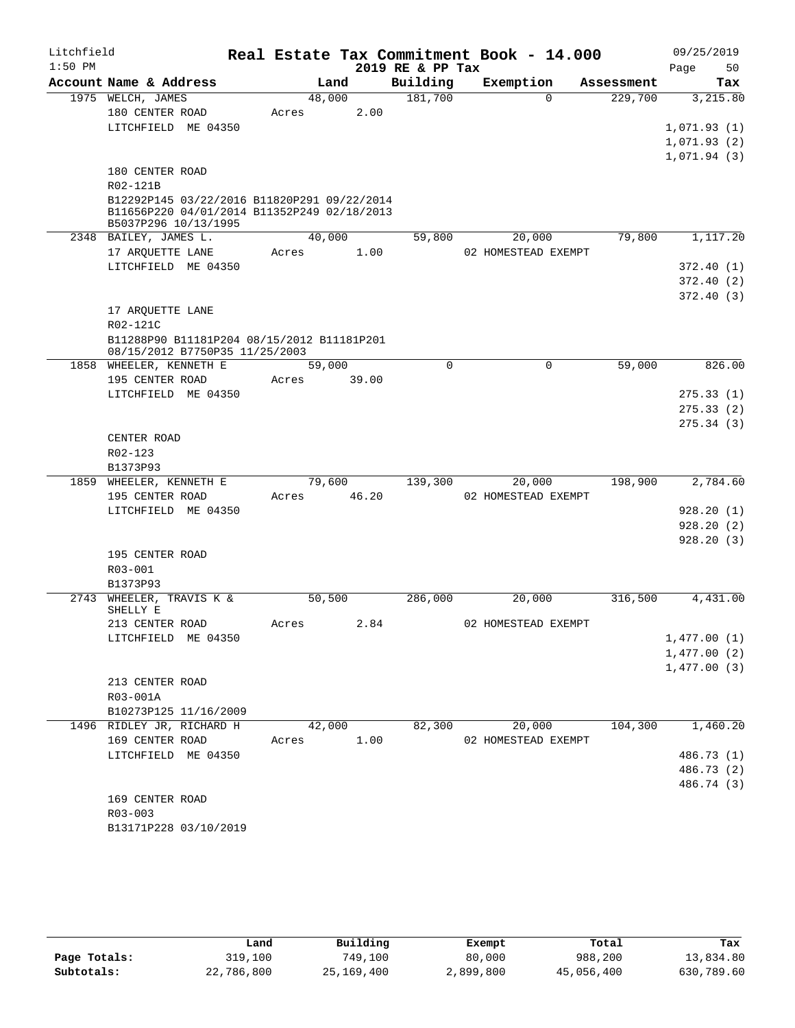# Real Estate Tax Commitment Book - 14.000

Litchfield — 1:50 PM — 2019 RE & PP Tax — 09/25/2019 — Page 50

| Account Name & Address | Land | Building | Exemption | Assessment | Tax |
|---|---|---|---|---|---|
| 1975 WELCH, JAMES | 48,000 | 181,700 | 0 | 229,700 | 3,215.80 |
| 180 CENTER ROAD | Acres 2.00 | | | | |
| LITCHFIELD ME 04350 | | | | | 1,071.93 (1) |
| | | | | | 1,071.93 (2) |
| | | | | | 1,071.94 (3) |
| 180 CENTER ROAD | | | | | |
| R02-121B | | | | | |
| B12292P145 03/22/2016 B11820P291 09/22/2014 B11656P220 04/01/2014 B11352P249 02/18/2013 B5037P296 10/13/1995 | | | | | |
| 2348 BAILEY, JAMES L. | 40,000 | 59,800 | 20,000 | 79,800 | 1,117.20 |
| 17 ARQUETTE LANE | Acres 1.00 | | 02 HOMESTEAD EXEMPT | | |
| LITCHFIELD ME 04350 | | | | | 372.40 (1) |
| | | | | | 372.40 (2) |
| | | | | | 372.40 (3) |
| 17 ARQUETTE LANE | | | | | |
| R02-121C | | | | | |
| B11288P90 B11181P204 08/15/2012 B11181P201 08/15/2012 B7750P35 11/25/2003 | | | | | |
| 1858 WHEELER, KENNETH E | 59,000 | 0 | 0 | 59,000 | 826.00 |
| 195 CENTER ROAD | Acres 39.00 | | | | |
| LITCHFIELD ME 04350 | | | | | 275.33 (1) |
| | | | | | 275.33 (2) |
| | | | | | 275.34 (3) |
| CENTER ROAD | | | | | |
| R02-123 | | | | | |
| B1373P93 | | | | | |
| 1859 WHEELER, KENNETH E | 79,600 | 139,300 | 20,000 | 198,900 | 2,784.60 |
| 195 CENTER ROAD | Acres 46.20 | | 02 HOMESTEAD EXEMPT | | |
| LITCHFIELD ME 04350 | | | | | 928.20 (1) |
| | | | | | 928.20 (2) |
| | | | | | 928.20 (3) |
| 195 CENTER ROAD | | | | | |
| R03-001 | | | | | |
| B1373P93 | | | | | |
| 2743 WHEELER, TRAVIS K & SHELLY E | 50,500 | 286,000 | 20,000 | 316,500 | 4,431.00 |
| 213 CENTER ROAD | Acres 2.84 | | 02 HOMESTEAD EXEMPT | | |
| LITCHFIELD ME 04350 | | | | | 1,477.00 (1) |
| | | | | | 1,477.00 (2) |
| | | | | | 1,477.00 (3) |
| 213 CENTER ROAD | | | | | |
| R03-001A | | | | | |
| B10273P125 11/16/2009 | | | | | |
| 1496 RIDLEY JR, RICHARD H | 42,000 | 82,300 | 20,000 | 104,300 | 1,460.20 |
| 169 CENTER ROAD | Acres 1.00 | | 02 HOMESTEAD EXEMPT | | |
| LITCHFIELD ME 04350 | | | | | 486.73 (1) |
| | | | | | 486.73 (2) |
| | | | | | 486.74 (3) |
| 169 CENTER ROAD | | | | | |
| R03-003 | | | | | |
| B13171P228 03/10/2019 | | | | | |

| | Land | Building | Exempt | Total | Tax |
|---|---|---|---|---|---|
| Page Totals: | 319,100 | 749,100 | 80,000 | 988,200 | 13,834.80 |
| Subtotals: | 22,786,800 | 25,169,400 | 2,899,800 | 45,056,400 | 630,789.60 |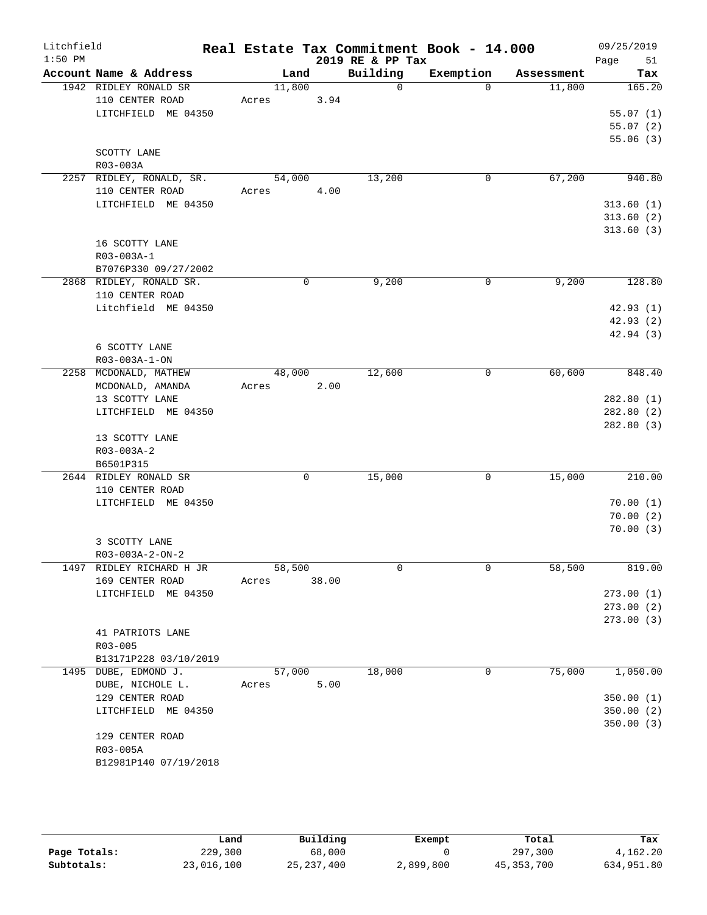Litchfield
1:50 PM

**Real Estate Tax Commitment Book - 14.000**
**2019 RE & PP Tax**

09/25/2019

| Account | Name & Address | Land | Building | Exemption | Assessment | Tax |
|---|---|---|---|---|---|---|
| 1942 | RIDLEY RONALD SR<br>110 CENTER ROAD<br>LITCHFIELD ME 04350<br><br>SCOTTY LANE<br>R03-003A | 11,800<br>Acres 3.94 | 0 | 0 | 11,800 | 165.20<br>55.07 (1)<br>55.07 (2)<br>55.06 (3) |
| 2257 | RIDLEY, RONALD, SR.<br>110 CENTER ROAD<br>LITCHFIELD ME 04350<br><br>16 SCOTTY LANE<br>R03-003A-1<br>B7076P330 09/27/2002 | 54,000<br>Acres 4.00 | 13,200 | 0 | 67,200 | 940.80<br>313.60 (1)<br>313.60 (2)<br>313.60 (3) |
| 2868 | RIDLEY, RONALD SR.<br>110 CENTER ROAD<br>Litchfield ME 04350<br><br>6 SCOTTY LANE<br>R03-003A-1-ON | 0 | 9,200 | 0 | 9,200 | 128.80<br>42.93 (1)<br>42.93 (2)<br>42.94 (3) |
| 2258 | MCDONALD, MATHEW<br>MCDONALD, AMANDA<br>13 SCOTTY LANE<br>LITCHFIELD ME 04350<br><br>13 SCOTTY LANE<br>R03-003A-2<br>B6501P315 | 48,000<br>Acres 2.00 | 12,600 | 0 | 60,600 | 848.40<br>282.80 (1)<br>282.80 (2)<br>282.80 (3) |
| 2644 | RIDLEY RONALD SR<br>110 CENTER ROAD<br>LITCHFIELD ME 04350<br><br>3 SCOTTY LANE<br>R03-003A-2-ON-2 | 0 | 15,000 | 0 | 15,000 | 210.00<br>70.00 (1)<br>70.00 (2)<br>70.00 (3) |
| 1497 | RIDLEY RICHARD H JR<br>169 CENTER ROAD<br>LITCHFIELD ME 04350<br><br>41 PATRIOTS LANE<br>R03-005<br>B13171P228 03/10/2019 | 58,500<br>Acres 38.00 | 0 | 0 | 58,500 | 819.00<br>273.00 (1)<br>273.00 (2)<br>273.00 (3) |
| 1495 | DUBE, EDMOND J.<br>DUBE, NICHOLE L.<br>129 CENTER ROAD<br>LITCHFIELD ME 04350<br><br>129 CENTER ROAD<br>R03-005A<br>B12981P140 07/19/2018 | 57,000<br>Acres 5.00 | 18,000 | 0 | 75,000 | 1,050.00<br>350.00 (1)<br>350.00 (2)<br>350.00 (3) |

| | Land | Building | Exempt | Total | Tax |
|---|---|---|---|---|---|
| Page Totals: | 229,300 | 68,000 | 0 | 297,300 | 4,162.20 |
| Subtotals: | 23,016,100 | 25,237,400 | 2,899,800 | 45,353,700 | 634,951.80 |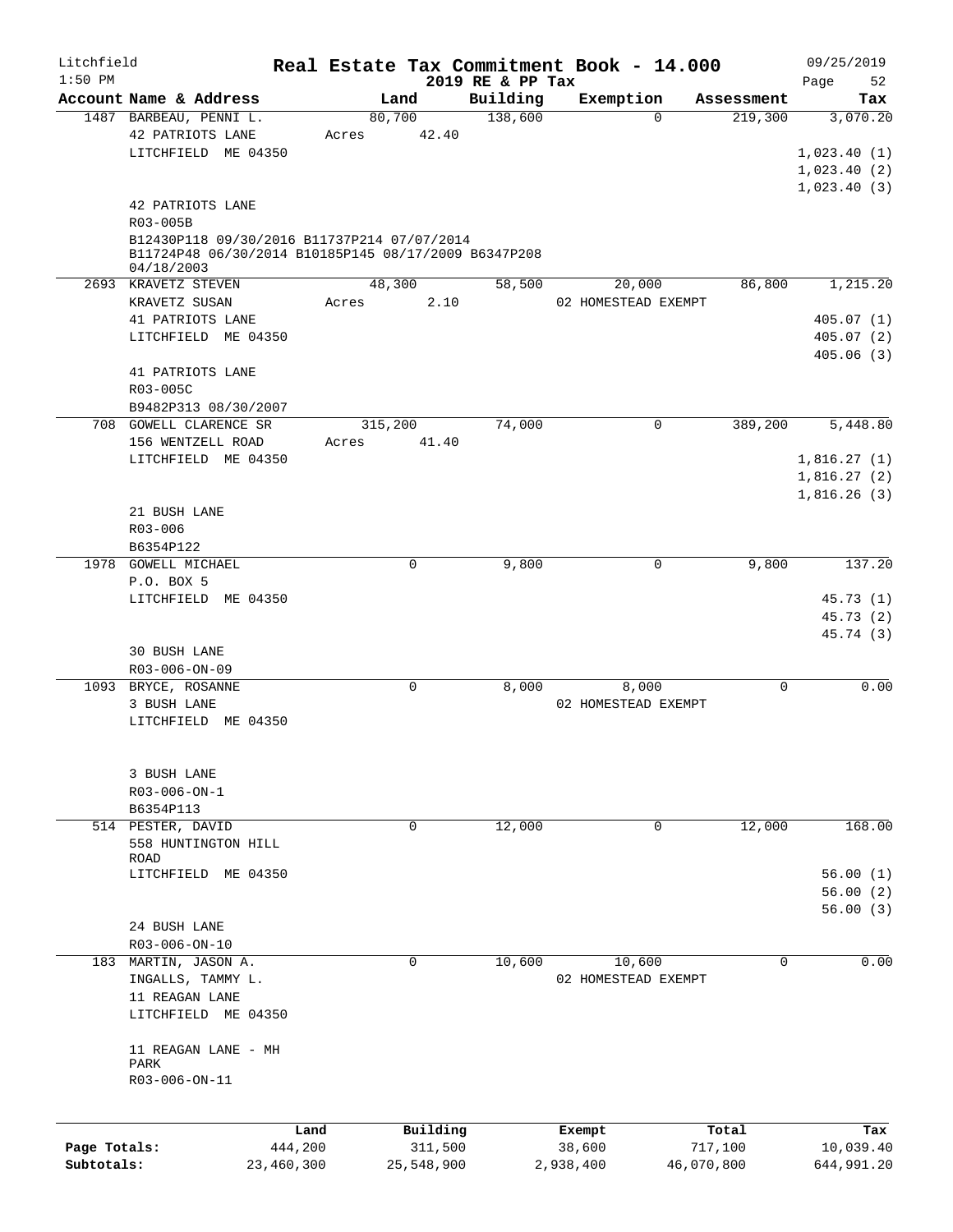# Real Estate Tax Commitment Book - 14.000

Litchfield 1:50 PM — 2019 RE & PP Tax — 09/25/2019

| Account Name & Address | Land | Building | Exemption | Assessment | Tax |
|---|---|---|---|---|---|
| 1487 BARBEAU, PENNI L. | 80,700 | 138,600 | 0 | 219,300 | 3,070.20 |
| 42 PATRIOTS LANE | Acres 42.40 | | | | |
| LITCHFIELD ME 04350 | | | | | 1,023.40 (1) |
| | | | | | 1,023.40 (2) |
| | | | | | 1,023.40 (3) |
| 42 PATRIOTS LANE | | | | | |
| R03-005B | | | | | |
| B12430P118 09/30/2016 B11737P214 07/07/2014 B11724P48 06/30/2014 B10185P145 08/17/2009 B6347P208 04/18/2003 | | | | | |
| 2693 KRAVETZ STEVEN | 48,300 | 58,500 | 20,000 | 86,800 | 1,215.20 |
| KRAVETZ SUSAN | Acres 2.10 | | 02 HOMESTEAD EXEMPT | | |
| 41 PATRIOTS LANE | | | | | 405.07 (1) |
| LITCHFIELD ME 04350 | | | | | 405.07 (2) |
| | | | | | 405.06 (3) |
| 41 PATRIOTS LANE | | | | | |
| R03-005C | | | | | |
| B9482P313 08/30/2007 | | | | | |
| 708 GOWELL CLARENCE SR | 315,200 | 74,000 | 0 | 389,200 | 5,448.80 |
| 156 WENTZELL ROAD | Acres 41.40 | | | | |
| LITCHFIELD ME 04350 | | | | | 1,816.27 (1) |
| | | | | | 1,816.27 (2) |
| | | | | | 1,816.26 (3) |
| 21 BUSH LANE | | | | | |
| R03-006 | | | | | |
| B6354P122 | | | | | |
| 1978 GOWELL MICHAEL | 0 | 9,800 | 0 | 9,800 | 137.20 |
| P.O. BOX 5 | | | | | |
| LITCHFIELD ME 04350 | | | | | 45.73 (1) |
| | | | | | 45.73 (2) |
| | | | | | 45.74 (3) |
| 30 BUSH LANE | | | | | |
| R03-006-ON-09 | | | | | |
| 1093 BRYCE, ROSANNE | 0 | 8,000 | 8,000 | 0 | 0.00 |
| 3 BUSH LANE | | | 02 HOMESTEAD EXEMPT | | |
| LITCHFIELD ME 04350 | | | | | |
| 3 BUSH LANE | | | | | |
| R03-006-ON-1 | | | | | |
| B6354P113 | | | | | |
| 514 PESTER, DAVID | 0 | 12,000 | 0 | 12,000 | 168.00 |
| 558 HUNTINGTON HILL ROAD | | | | | |
| LITCHFIELD ME 04350 | | | | | 56.00 (1) |
| | | | | | 56.00 (2) |
| | | | | | 56.00 (3) |
| 24 BUSH LANE | | | | | |
| R03-006-ON-10 | | | | | |
| 183 MARTIN, JASON A. | 0 | 10,600 | 10,600 | 0 | 0.00 |
| INGALLS, TAMMY L. | | | 02 HOMESTEAD EXEMPT | | |
| 11 REAGAN LANE | | | | | |
| LITCHFIELD ME 04350 | | | | | |
| 11 REAGAN LANE - MH PARK | | | | | |
| R03-006-ON-11 | | | | | |

| | Land | Building | Exempt | Total | Tax |
|---|---|---|---|---|---|
| Page Totals: | 444,200 | 311,500 | 38,600 | 717,100 | 10,039.40 |
| Subtotals: | 23,460,300 | 25,548,900 | 2,938,400 | 46,070,800 | 644,991.20 |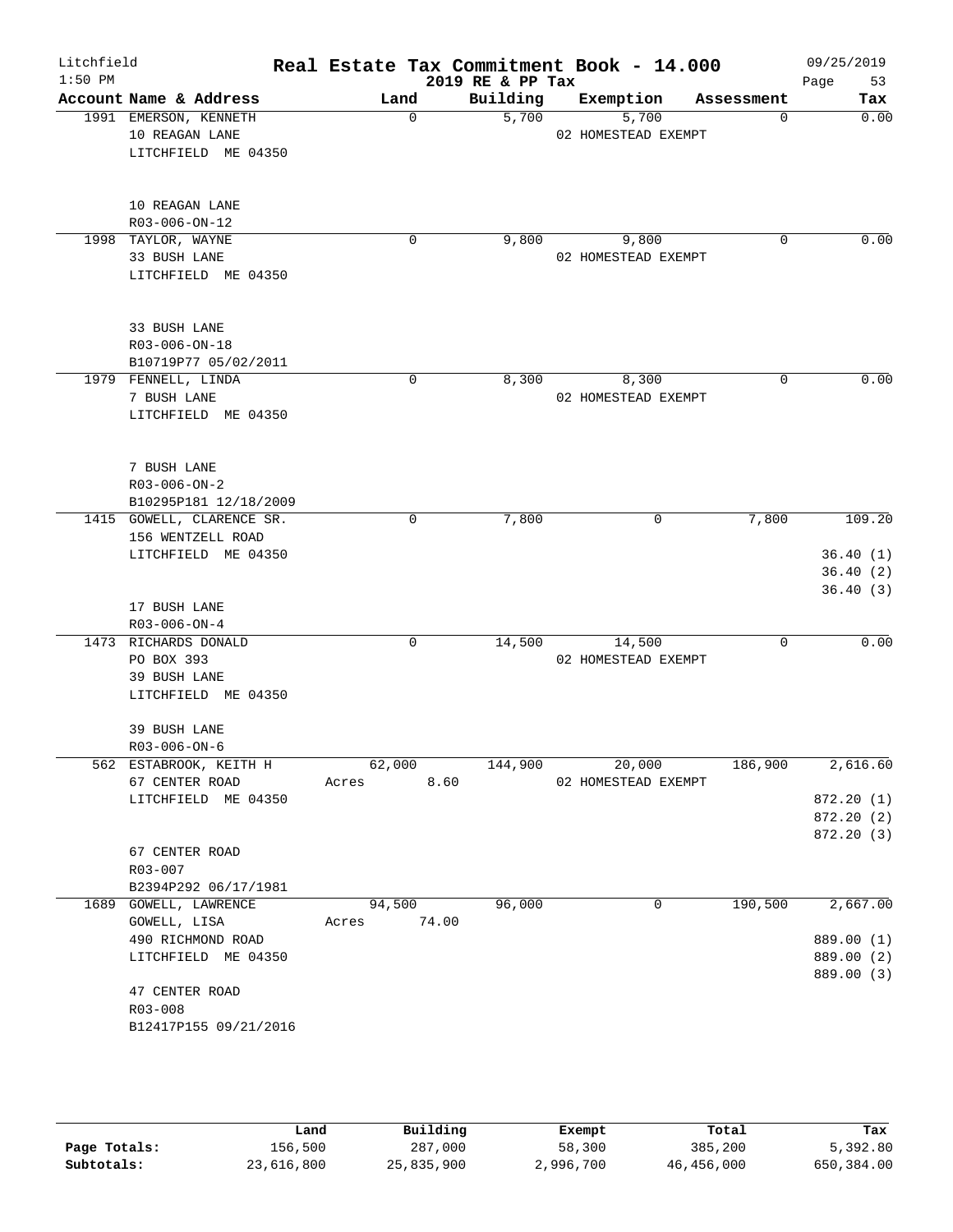Litchfield
1:50 PM

# Real Estate Tax Commitment Book - 14.000

2019 RE & PP Tax

09/25/2019

| Account | Name & Address | Land | Building | Exemption | Assessment | Tax |
|---|---|---|---|---|---|---|
| 1991 | EMERSON, KENNETH<br>10 REAGAN LANE<br>LITCHFIELD ME 04350<br><br>10 REAGAN LANE<br>R03-006-ON-12 | 0 | 5,700 | 5,700<br>02 HOMESTEAD EXEMPT | 0 | 0.00 |
| 1998 | TAYLOR, WAYNE<br>33 BUSH LANE<br>LITCHFIELD ME 04350<br><br>33 BUSH LANE<br>R03-006-ON-18<br>B10719P77 05/02/2011 | 0 | 9,800 | 9,800<br>02 HOMESTEAD EXEMPT | 0 | 0.00 |
| 1979 | FENNELL, LINDA<br>7 BUSH LANE<br>LITCHFIELD ME 04350<br><br>7 BUSH LANE<br>R03-006-ON-2<br>B10295P181 12/18/2009 | 0 | 8,300 | 8,300<br>02 HOMESTEAD EXEMPT | 0 | 0.00 |
| 1415 | GOWELL, CLARENCE SR.<br>156 WENTZELL ROAD<br>LITCHFIELD ME 04350<br><br>17 BUSH LANE<br>R03-006-ON-4 | 0 | 7,800 | 0 | 7,800 | 109.20<br>36.40 (1)<br>36.40 (2)<br>36.40 (3) |
| 1473 | RICHARDS DONALD<br>PO BOX 393<br>39 BUSH LANE<br>LITCHFIELD ME 04350<br><br>39 BUSH LANE<br>R03-006-ON-6 | 0 | 14,500 | 14,500<br>02 HOMESTEAD EXEMPT | 0 | 0.00 |
| 562 | ESTABROOK, KEITH H<br>67 CENTER ROAD<br>LITCHFIELD ME 04350<br><br>67 CENTER ROAD<br>R03-007<br>B2394P292 06/17/1981 | 62,000<br>Acres 8.60 | 144,900 | 20,000<br>02 HOMESTEAD EXEMPT | 186,900 | 2,616.60<br>872.20 (1)<br>872.20 (2)<br>872.20 (3) |
| 1689 | GOWELL, LAWRENCE<br>GOWELL, LISA<br>490 RICHMOND ROAD<br>LITCHFIELD ME 04350<br><br>47 CENTER ROAD<br>R03-008<br>B12417P155 09/21/2016 | 94,500<br>Acres 74.00 | 96,000 | 0 | 190,500 | 2,667.00<br>889.00 (1)<br>889.00 (2)<br>889.00 (3) |

| | Land | Building | Exempt | Total | Tax |
|---|---|---|---|---|---|
| **Page Totals:** | 156,500 | 287,000 | 58,300 | 385,200 | 5,392.80 |
| **Subtotals:** | 23,616,800 | 25,835,900 | 2,996,700 | 46,456,000 | 650,384.00 |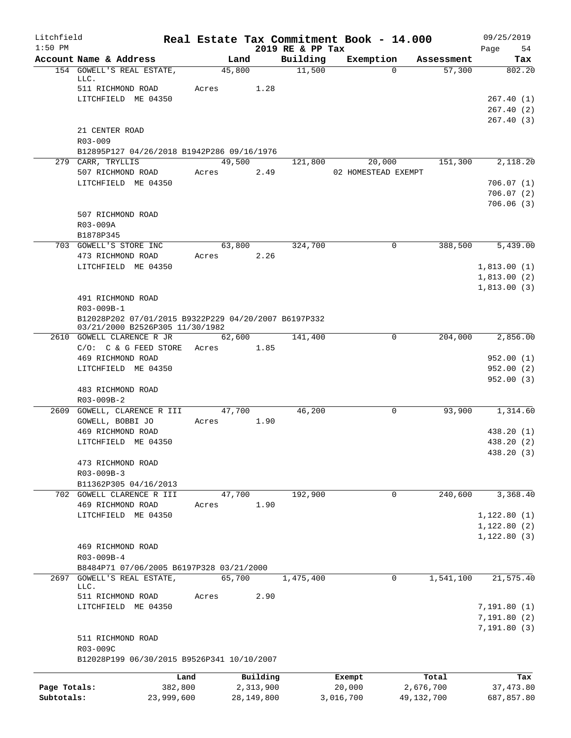Litchfield | Real Estate Tax Commitment Book - 14.000 | 09/25/2019
1:50 PM | 2019 RE & PP Tax | Page 54

| Account Name & Address | Land | Building | Exemption | Assessment | Tax |
|---|---|---|---|---|---|
| 154 GOWELL'S REAL ESTATE, LLC. | 45,800 | 11,500 | 0 | 57,300 | 802.20 |
| 511 RICHMOND ROAD | Acres 1.28 | | | | |
| LITCHFIELD ME 04350 | | | | | 267.40 (1) |
| | | | | | 267.40 (2) |
| | | | | | 267.40 (3) |
| 21 CENTER ROAD | | | | | |
| R03-009 | | | | | |
| B12895P127 04/26/2018 B1942P286 09/16/1976 | | | | | |
| 279 CARR, TRYLLIS | 49,500 | 121,800 | 20,000 | 151,300 | 2,118.20 |
| 507 RICHMOND ROAD | Acres 2.49 | | 02 HOMESTEAD EXEMPT | | |
| LITCHFIELD ME 04350 | | | | | 706.07 (1) |
| | | | | | 706.07 (2) |
| | | | | | 706.06 (3) |
| 507 RICHMOND ROAD | | | | | |
| R03-009A | | | | | |
| B1878P345 | | | | | |
| 703 GOWELL'S STORE INC | 63,800 | 324,700 | 0 | 388,500 | 5,439.00 |
| 473 RICHMOND ROAD | Acres 2.26 | | | | |
| LITCHFIELD ME 04350 | | | | | 1,813.00 (1) |
| | | | | | 1,813.00 (2) |
| | | | | | 1,813.00 (3) |
| 491 RICHMOND ROAD | | | | | |
| R03-009B-1 | | | | | |
| B12028P202 07/01/2015 B9322P229 04/20/2007 B6197P332 03/21/2000 B2526P305 11/30/1982 | | | | | |
| 2610 GOWELL CLARENCE R JR | 62,600 | 141,400 | 0 | 204,000 | 2,856.00 |
| C/O: C & G FEED STORE | Acres 1.85 | | | | |
| 469 RICHMOND ROAD | | | | | 952.00 (1) |
| LITCHFIELD ME 04350 | | | | | 952.00 (2) |
| | | | | | 952.00 (3) |
| 483 RICHMOND ROAD | | | | | |
| R03-009B-2 | | | | | |
| 2609 GOWELL, CLARENCE R III | 47,700 | 46,200 | 0 | 93,900 | 1,314.60 |
| GOWELL, BOBBI JO | Acres 1.90 | | | | |
| 469 RICHMOND ROAD | | | | | 438.20 (1) |
| LITCHFIELD ME 04350 | | | | | 438.20 (2) |
| | | | | | 438.20 (3) |
| 473 RICHMOND ROAD | | | | | |
| R03-009B-3 | | | | | |
| B11362P305 04/16/2013 | | | | | |
| 702 GOWELL CLARENCE R III | 47,700 | 192,900 | 0 | 240,600 | 3,368.40 |
| 469 RICHMOND ROAD | Acres 1.90 | | | | |
| LITCHFIELD ME 04350 | | | | | 1,122.80 (1) |
| | | | | | 1,122.80 (2) |
| | | | | | 1,122.80 (3) |
| 469 RICHMOND ROAD | | | | | |
| R03-009B-4 | | | | | |
| B8484P71 07/06/2005 B6197P328 03/21/2000 | | | | | |
| 2697 GOWELL'S REAL ESTATE, LLC. | 65,700 | 1,475,400 | 0 | 1,541,100 | 21,575.40 |
| 511 RICHMOND ROAD | Acres 2.90 | | | | |
| LITCHFIELD ME 04350 | | | | | 7,191.80 (1) |
| | | | | | 7,191.80 (2) |
| | | | | | 7,191.80 (3) |
| 511 RICHMOND ROAD | | | | | |
| R03-009C | | | | | |
| B12028P199 06/30/2015 B9526P341 10/10/2007 | | | | | |

| | Land | Building | Exempt | Total | Tax |
|---|---|---|---|---|---|
| Page Totals: | 382,800 | 2,313,900 | 20,000 | 2,676,700 | 37,473.80 |
| Subtotals: | 23,999,600 | 28,149,800 | 3,016,700 | 49,132,700 | 687,857.80 |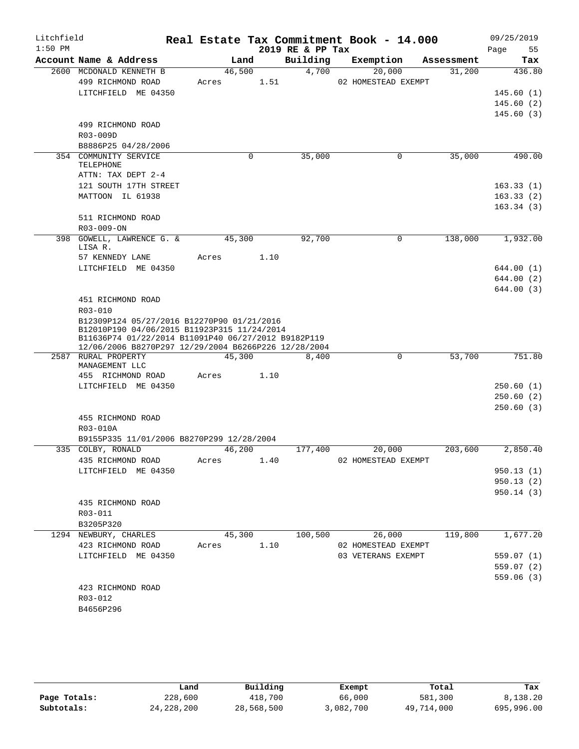# Litchfield — Real Estate Tax Commitment Book - 14.000

1:50 PM — 2019 RE & PP Tax — 09/25/2019

| Account Name & Address | Land | Building | Exemption | Assessment | Tax |
|---|---|---|---|---|---|
| 2600 MCDONALD KENNETH B | 46,500 | 4,700 | 20,000 | 31,200 | 436.80 |
| 499 RICHMOND ROAD | Acres 1.51 | | 02 HOMESTEAD EXEMPT | | |
| LITCHFIELD ME 04350 | | | | | 145.60 (1) |
| | | | | | 145.60 (2) |
| | | | | | 145.60 (3) |
| 499 RICHMOND ROAD | | | | | |
| R03-009D | | | | | |
| B8886P25 04/28/2006 | | | | | |
| 354 COMMUNITY SERVICE TELEPHONE | 0 | 35,000 | 0 | 35,000 | 490.00 |
| ATTN: TAX DEPT 2-4 | | | | | |
| 121 SOUTH 17TH STREET | | | | | 163.33 (1) |
| MATTOON IL 61938 | | | | | 163.33 (2) |
| | | | | | 163.34 (3) |
| 511 RICHMOND ROAD | | | | | |
| R03-009-ON | | | | | |
| 398 GOWELL, LAWRENCE G. & LISA R. | 45,300 | 92,700 | 0 | 138,000 | 1,932.00 |
| 57 KENNEDY LANE | Acres 1.10 | | | | |
| LITCHFIELD ME 04350 | | | | | 644.00 (1) |
| | | | | | 644.00 (2) |
| | | | | | 644.00 (3) |
| 451 RICHMOND ROAD | | | | | |
| R03-010 | | | | | |
| B12309P124 05/27/2016 B12270P90 01/21/2016 B12010P190 04/06/2015 B11923P315 11/24/2014 B11636P74 01/22/2014 B11091P40 06/27/2012 B9182P119 12/06/2006 B8270P297 12/29/2004 B6266P226 12/28/2004 | | | | | |
| 2587 RURAL PROPERTY MANAGEMENT LLC | 45,300 | 8,400 | 0 | 53,700 | 751.80 |
| 455 RICHMOND ROAD | Acres 1.10 | | | | |
| LITCHFIELD ME 04350 | | | | | 250.60 (1) |
| | | | | | 250.60 (2) |
| | | | | | 250.60 (3) |
| 455 RICHMOND ROAD | | | | | |
| R03-010A | | | | | |
| B9155P335 11/01/2006 B8270P299 12/28/2004 | | | | | |
| 335 COLBY, RONALD | 46,200 | 177,400 | 20,000 | 203,600 | 2,850.40 |
| 435 RICHMOND ROAD | Acres 1.40 | | 02 HOMESTEAD EXEMPT | | |
| LITCHFIELD ME 04350 | | | | | 950.13 (1) |
| | | | | | 950.13 (2) |
| | | | | | 950.14 (3) |
| 435 RICHMOND ROAD | | | | | |
| R03-011 | | | | | |
| B3205P320 | | | | | |
| 1294 NEWBURY, CHARLES | 45,300 | 100,500 | 26,000 | 119,800 | 1,677.20 |
| 423 RICHMOND ROAD | Acres 1.10 | | 02 HOMESTEAD EXEMPT | | |
| LITCHFIELD ME 04350 | | | 03 VETERANS EXEMPT | | 559.07 (1) |
| | | | | | 559.07 (2) |
| | | | | | 559.06 (3) |
| 423 RICHMOND ROAD | | | | | |
| R03-012 | | | | | |
| B4656P296 | | | | | |

| | Land | Building | Exempt | Total | Tax |
|---|---|---|---|---|---|
| Page Totals: | 228,600 | 418,700 | 66,000 | 581,300 | 8,138.20 |
| Subtotals: | 24,228,200 | 28,568,500 | 3,082,700 | 49,714,000 | 695,996.00 |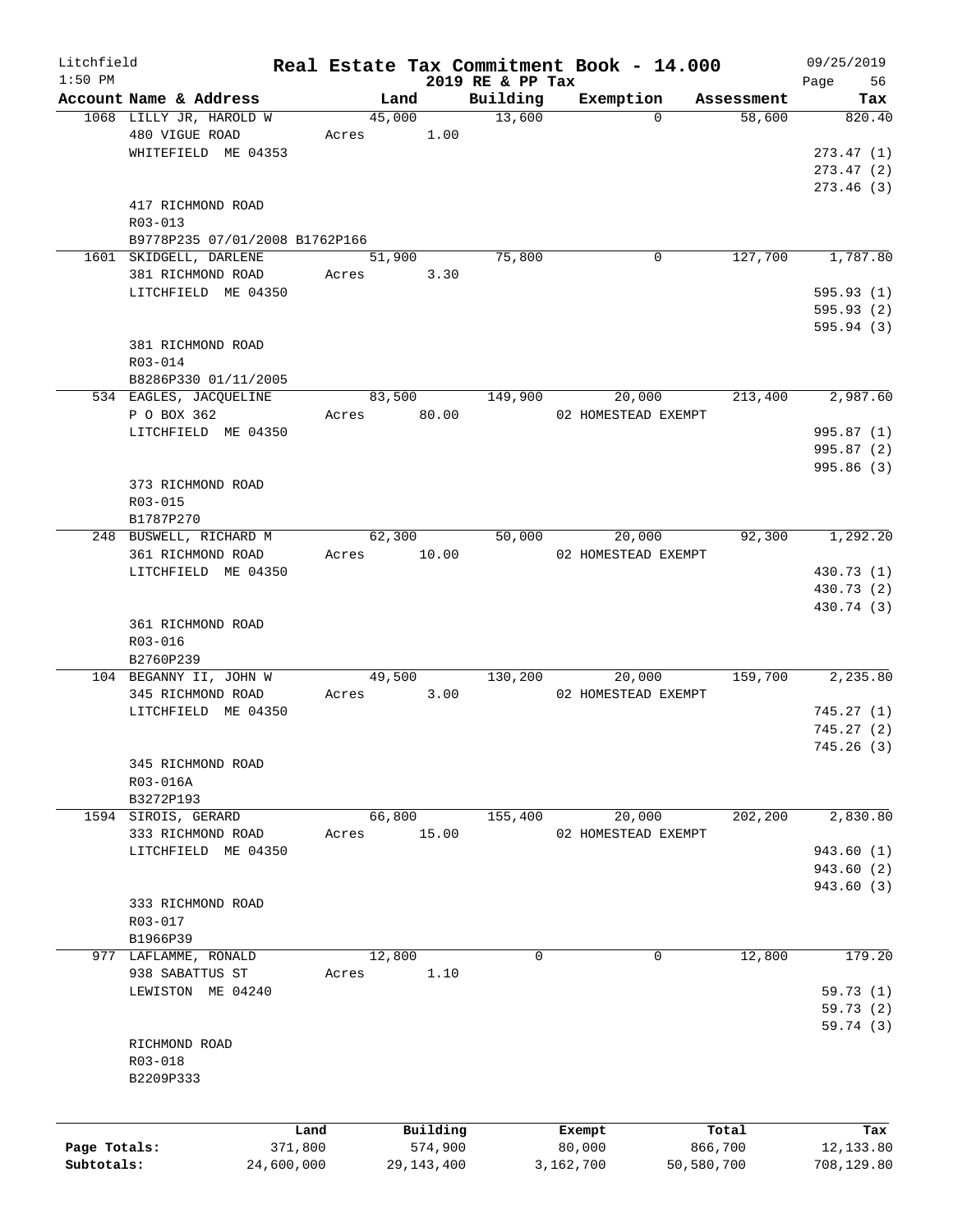Litchfield
1:50 PM

# Real Estate Tax Commitment Book - 14.000
## 2019 RE & PP Tax

09/25/2019

| Account Name & Address | Land | Building | Exemption | Assessment | Tax |
|---|---|---|---|---|---|
| 1068 LILLY JR, HAROLD W | 45,000 | 13,600 | 0 | 58,600 | 820.40 |
| 480 VIGUE ROAD | Acres 1.00 | | | | |
| WHITEFIELD ME 04353 | | | | | 273.47 (1) |
| | | | | | 273.47 (2) |
| | | | | | 273.46 (3) |
| 417 RICHMOND ROAD | | | | | |
| R03-013 | | | | | |
| B9778P235 07/01/2008 B1762P166 | | | | | |
| 1601 SKIDGELL, DARLENE | 51,900 | 75,800 | 0 | 127,700 | 1,787.80 |
| 381 RICHMOND ROAD | Acres 3.30 | | | | |
| LITCHFIELD ME 04350 | | | | | 595.93 (1) |
| | | | | | 595.93 (2) |
| | | | | | 595.94 (3) |
| 381 RICHMOND ROAD | | | | | |
| R03-014 | | | | | |
| B8286P330 01/11/2005 | | | | | |
| 534 EAGLES, JACQUELINE | 83,500 | 149,900 | 20,000 | 213,400 | 2,987.60 |
| P O BOX 362 | Acres 80.00 | | 02 HOMESTEAD EXEMPT | | |
| LITCHFIELD ME 04350 | | | | | 995.87 (1) |
| | | | | | 995.87 (2) |
| | | | | | 995.86 (3) |
| 373 RICHMOND ROAD | | | | | |
| R03-015 | | | | | |
| B1787P270 | | | | | |
| 248 BUSWELL, RICHARD M | 62,300 | 50,000 | 20,000 | 92,300 | 1,292.20 |
| 361 RICHMOND ROAD | Acres 10.00 | | 02 HOMESTEAD EXEMPT | | |
| LITCHFIELD ME 04350 | | | | | 430.73 (1) |
| | | | | | 430.73 (2) |
| | | | | | 430.74 (3) |
| 361 RICHMOND ROAD | | | | | |
| R03-016 | | | | | |
| B2760P239 | | | | | |
| 104 BEGANNY II, JOHN W | 49,500 | 130,200 | 20,000 | 159,700 | 2,235.80 |
| 345 RICHMOND ROAD | Acres 3.00 | | 02 HOMESTEAD EXEMPT | | |
| LITCHFIELD ME 04350 | | | | | 745.27 (1) |
| | | | | | 745.27 (2) |
| | | | | | 745.26 (3) |
| 345 RICHMOND ROAD | | | | | |
| R03-016A | | | | | |
| B3272P193 | | | | | |
| 1594 SIROIS, GERARD | 66,800 | 155,400 | 20,000 | 202,200 | 2,830.80 |
| 333 RICHMOND ROAD | Acres 15.00 | | 02 HOMESTEAD EXEMPT | | |
| LITCHFIELD ME 04350 | | | | | 943.60 (1) |
| | | | | | 943.60 (2) |
| | | | | | 943.60 (3) |
| 333 RICHMOND ROAD | | | | | |
| R03-017 | | | | | |
| B1966P39 | | | | | |
| 977 LAFLAMME, RONALD | 12,800 | 0 | 0 | 12,800 | 179.20 |
| 938 SABATTUS ST | Acres 1.10 | | | | |
| LEWISTON ME 04240 | | | | | 59.73 (1) |
| | | | | | 59.73 (2) |
| | | | | | 59.74 (3) |
| RICHMOND ROAD | | | | | |
| R03-018 | | | | | |
| B2209P333 | | | | | |

| | Land | Building | Exempt | Total | Tax |
|---|---|---|---|---|---|
| Page Totals: | 371,800 | 574,900 | 80,000 | 866,700 | 12,133.80 |
| Subtotals: | 24,600,000 | 29,143,400 | 3,162,700 | 50,580,700 | 708,129.80 |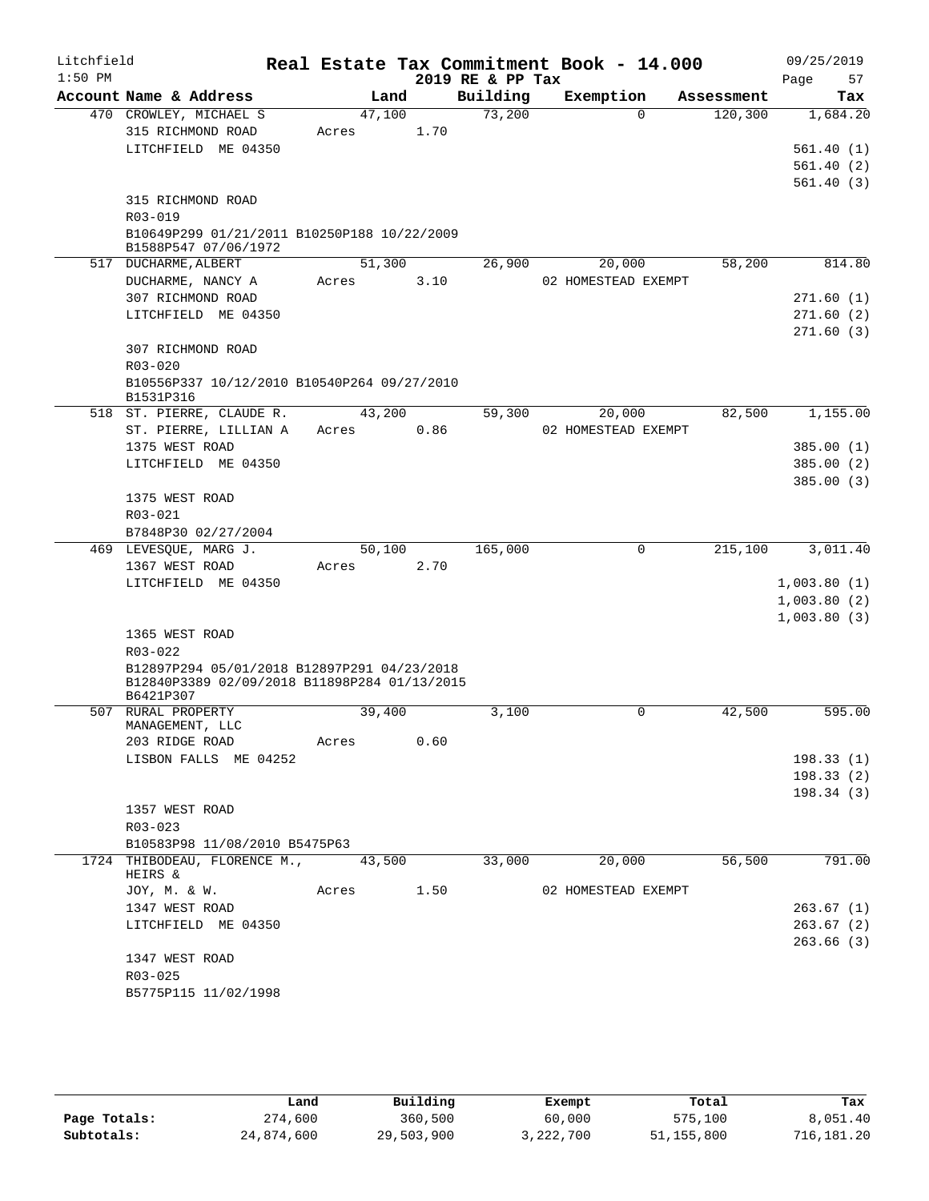Litchfield  
1:50 PM

# Real Estate Tax Commitment Book - 14.000

2019 RE & PP Tax

09/25/2019

| Account | Name & Address | Land | Building | Exemption | Assessment | Tax |
|---|---|---|---|---|---|---|
| 470 | CROWLEY, MICHAEL S | 47,100 | 73,200 | 0 | 120,300 | 1,684.20 |
| | 315 RICHMOND ROAD | Acres 1.70 | | | | |
| | LITCHFIELD ME 04350 | | | | | 561.40 (1) |
| | | | | | | 561.40 (2) |
| | | | | | | 561.40 (3) |
| | 315 RICHMOND ROAD | | | | | |
| | R03-019 | | | | | |
| | B10649P299 01/21/2011 B10250P188 10/22/2009 B1588P547 07/06/1972 | | | | | |
| 517 | DUCHARME, ALBERT | 51,300 | 26,900 | 20,000 | 58,200 | 814.80 |
| | DUCHARME, NANCY A | Acres 3.10 | | 02 HOMESTEAD EXEMPT | | |
| | 307 RICHMOND ROAD | | | | | 271.60 (1) |
| | LITCHFIELD ME 04350 | | | | | 271.60 (2) |
| | | | | | | 271.60 (3) |
| | 307 RICHMOND ROAD | | | | | |
| | R03-020 | | | | | |
| | B10556P337 10/12/2010 B10540P264 09/27/2010 B1531P316 | | | | | |
| 518 | ST. PIERRE, CLAUDE R. | 43,200 | 59,300 | 20,000 | 82,500 | 1,155.00 |
| | ST. PIERRE, LILLIAN A | Acres 0.86 | | 02 HOMESTEAD EXEMPT | | |
| | 1375 WEST ROAD | | | | | 385.00 (1) |
| | LITCHFIELD ME 04350 | | | | | 385.00 (2) |
| | | | | | | 385.00 (3) |
| | 1375 WEST ROAD | | | | | |
| | R03-021 | | | | | |
| | B7848P30 02/27/2004 | | | | | |
| 469 | LEVESQUE, MARG J. | 50,100 | 165,000 | 0 | 215,100 | 3,011.40 |
| | 1367 WEST ROAD | Acres 2.70 | | | | |
| | LITCHFIELD ME 04350 | | | | | 1,003.80 (1) |
| | | | | | | 1,003.80 (2) |
| | | | | | | 1,003.80 (3) |
| | 1365 WEST ROAD | | | | | |
| | R03-022 | | | | | |
| | B12897P294 05/01/2018 B12897P291 04/23/2018 B12840P3389 02/09/2018 B11898P284 01/13/2015 B6421P307 | | | | | |
| 507 | RURAL PROPERTY MANAGEMENT, LLC | 39,400 | 3,100 | 0 | 42,500 | 595.00 |
| | 203 RIDGE ROAD | Acres 0.60 | | | | |
| | LISBON FALLS ME 04252 | | | | | 198.33 (1) |
| | | | | | | 198.33 (2) |
| | | | | | | 198.34 (3) |
| | 1357 WEST ROAD | | | | | |
| | R03-023 | | | | | |
| | B10583P98 11/08/2010 B5475P63 | | | | | |
| 1724 | THIBODEAU, FLORENCE M., HEIRS & | 43,500 | 33,000 | 20,000 | 56,500 | 791.00 |
| | JOY, M. & W. | Acres 1.50 | | 02 HOMESTEAD EXEMPT | | |
| | 1347 WEST ROAD | | | | | 263.67 (1) |
| | LITCHFIELD ME 04350 | | | | | 263.67 (2) |
| | | | | | | 263.66 (3) |
| | 1347 WEST ROAD | | | | | |
| | R03-025 | | | | | |
| | B5775P115 11/02/1998 | | | | | |

| | Land | Building | Exempt | Total | Tax |
|---|---|---|---|---|---|
| Page Totals: | 274,600 | 360,500 | 60,000 | 575,100 | 8,051.40 |
| Subtotals: | 24,874,600 | 29,503,900 | 3,222,700 | 51,155,800 | 716,181.20 |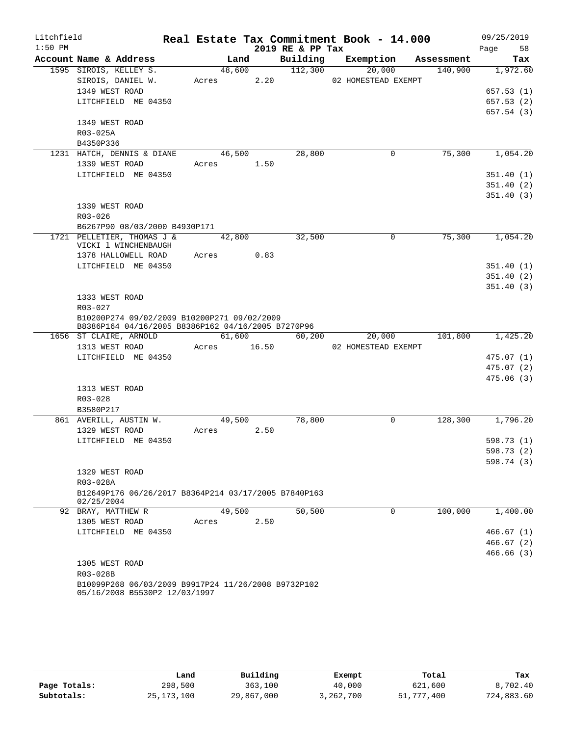# Real Estate Tax Commitment Book - 14.000

Litchfield
1:50 PM

2019 RE & PP Tax

09/25/2019
Page 58

| Account Name & Address | Land | Building | Exemption | Assessment | Tax |
|---|---|---|---|---|---|
| 1595 SIROIS, KELLEY S. | 48,600 | 112,300 | 20,000 | 140,900 | 1,972.60 |
| SIROIS, DANIEL W. | Acres 2.20 | | 02 HOMESTEAD EXEMPT | | |
| 1349 WEST ROAD | | | | | 657.53 (1) |
| LITCHFIELD ME 04350 | | | | | 657.53 (2) |
| | | | | | 657.54 (3) |
| 1349 WEST ROAD | | | | | |
| R03-025A | | | | | |
| B4350P336 | | | | | |
| 1231 HATCH, DENNIS & DIANE | 46,500 | 28,800 | 0 | 75,300 | 1,054.20 |
| 1339 WEST ROAD | Acres 1.50 | | | | |
| LITCHFIELD ME 04350 | | | | | 351.40 (1) |
| | | | | | 351.40 (2) |
| | | | | | 351.40 (3) |
| 1339 WEST ROAD | | | | | |
| R03-026 | | | | | |
| B6267P90 08/03/2000 B4930P171 | | | | | |
| 1721 PELLETIER, THOMAS J & VICKI l WINCHENBAUGH | 42,800 | 32,500 | 0 | 75,300 | 1,054.20 |
| 1378 HALLOWELL ROAD | Acres 0.83 | | | | |
| LITCHFIELD ME 04350 | | | | | 351.40 (1) |
| | | | | | 351.40 (2) |
| | | | | | 351.40 (3) |
| 1333 WEST ROAD | | | | | |
| R03-027 | | | | | |
| B10200P274 09/02/2009 B10200P271 09/02/2009 B8386P164 04/16/2005 B8386P162 04/16/2005 B7270P96 | | | | | |
| 1656 ST CLAIRE, ARNOLD | 61,600 | 60,200 | 20,000 | 101,800 | 1,425.20 |
| 1313 WEST ROAD | Acres 16.50 | | 02 HOMESTEAD EXEMPT | | |
| LITCHFIELD ME 04350 | | | | | 475.07 (1) |
| | | | | | 475.07 (2) |
| | | | | | 475.06 (3) |
| 1313 WEST ROAD | | | | | |
| R03-028 | | | | | |
| B3580P217 | | | | | |
| 861 AVERILL, AUSTIN W. | 49,500 | 78,800 | 0 | 128,300 | 1,796.20 |
| 1329 WEST ROAD | Acres 2.50 | | | | |
| LITCHFIELD ME 04350 | | | | | 598.73 (1) |
| | | | | | 598.73 (2) |
| | | | | | 598.74 (3) |
| 1329 WEST ROAD | | | | | |
| R03-028A | | | | | |
| B12649P176 06/26/2017 B8364P214 03/17/2005 B7840P163 02/25/2004 | | | | | |
| 92 BRAY, MATTHEW R | 49,500 | 50,500 | 0 | 100,000 | 1,400.00 |
| 1305 WEST ROAD | Acres 2.50 | | | | |
| LITCHFIELD ME 04350 | | | | | 466.67 (1) |
| | | | | | 466.67 (2) |
| | | | | | 466.66 (3) |
| 1305 WEST ROAD | | | | | |
| R03-028B | | | | | |
| B10099P268 06/03/2009 B9917P24 11/26/2008 B9732P102 05/16/2008 B5530P2 12/03/1997 | | | | | |

| | Land | Building | Exempt | Total | Tax |
|---|---|---|---|---|---|
| Page Totals: | 298,500 | 363,100 | 40,000 | 621,600 | 8,702.40 |
| Subtotals: | 25,173,100 | 29,867,000 | 3,262,700 | 51,777,400 | 724,883.60 |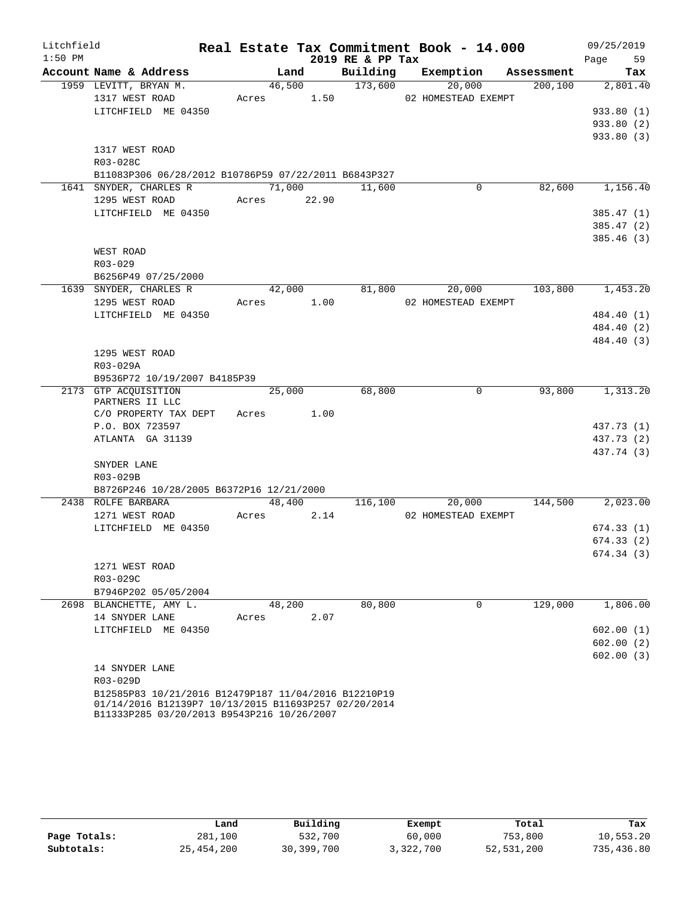Litchfield 1:50 PM

# Real Estate Tax Commitment Book - 14.000

2019 RE & PP Tax

09/25/2019 Page 59

| Account Name & Address | Land | Building | Exemption | Assessment | Tax |
|---|---|---|---|---|---|
| 1959 LEVITT, BRYAN M. | 46,500 | 173,600 | 20,000 | 200,100 | 2,801.40 |
| 1317 WEST ROAD | Acres 1.50 | | 02 HOMESTEAD EXEMPT | | |
| LITCHFIELD ME 04350 | | | | | 933.80 (1) |
| | | | | | 933.80 (2) |
| | | | | | 933.80 (3) |
| 1317 WEST ROAD | | | | | |
| R03-028C | | | | | |
| B11083P306 06/28/2012 B10786P59 07/22/2011 B6843P327 | | | | | |
| 1641 SNYDER, CHARLES R | 71,000 | 11,600 | 0 | 82,600 | 1,156.40 |
| 1295 WEST ROAD | Acres 22.90 | | | | |
| LITCHFIELD ME 04350 | | | | | 385.47 (1) |
| | | | | | 385.47 (2) |
| | | | | | 385.46 (3) |
| WEST ROAD | | | | | |
| R03-029 | | | | | |
| B6256P49 07/25/2000 | | | | | |
| 1639 SNYDER, CHARLES R | 42,000 | 81,800 | 20,000 | 103,800 | 1,453.20 |
| 1295 WEST ROAD | Acres 1.00 | | 02 HOMESTEAD EXEMPT | | |
| LITCHFIELD ME 04350 | | | | | 484.40 (1) |
| | | | | | 484.40 (2) |
| | | | | | 484.40 (3) |
| 1295 WEST ROAD | | | | | |
| R03-029A | | | | | |
| B9536P72 10/19/2007 B4185P39 | | | | | |
| 2173 GTP ACQUISITION PARTNERS II LLC | 25,000 | 68,800 | 0 | 93,800 | 1,313.20 |
| C/O PROPERTY TAX DEPT | Acres 1.00 | | | | |
| P.O. BOX 723597 | | | | | 437.73 (1) |
| ATLANTA GA 31139 | | | | | 437.73 (2) |
| | | | | | 437.74 (3) |
| SNYDER LANE | | | | | |
| R03-029B | | | | | |
| B8726P246 10/28/2005 B6372P16 12/21/2000 | | | | | |
| 2438 ROLFE BARBARA | 48,400 | 116,100 | 20,000 | 144,500 | 2,023.00 |
| 1271 WEST ROAD | Acres 2.14 | | 02 HOMESTEAD EXEMPT | | |
| LITCHFIELD ME 04350 | | | | | 674.33 (1) |
| | | | | | 674.33 (2) |
| | | | | | 674.34 (3) |
| 1271 WEST ROAD | | | | | |
| R03-029C | | | | | |
| B7946P202 05/05/2004 | | | | | |
| 2698 BLANCHETTE, AMY L. | 48,200 | 80,800 | 0 | 129,000 | 1,806.00 |
| 14 SNYDER LANE | Acres 2.07 | | | | |
| LITCHFIELD ME 04350 | | | | | 602.00 (1) |
| | | | | | 602.00 (2) |
| | | | | | 602.00 (3) |
| 14 SNYDER LANE | | | | | |
| R03-029D | | | | | |
| B12585P83 10/21/2016 B12479P187 11/04/2016 B12210P19 01/14/2016 B12139P7 10/13/2015 B11693P257 02/20/2014 B11333P285 03/20/2013 B9543P216 10/26/2007 | | | | | |

| | Land | Building | Exempt | Total | Tax |
|---|---|---|---|---|---|
| Page Totals: | 281,100 | 532,700 | 60,000 | 753,800 | 10,553.20 |
| Subtotals: | 25,454,200 | 30,399,700 | 3,322,700 | 52,531,200 | 735,436.80 |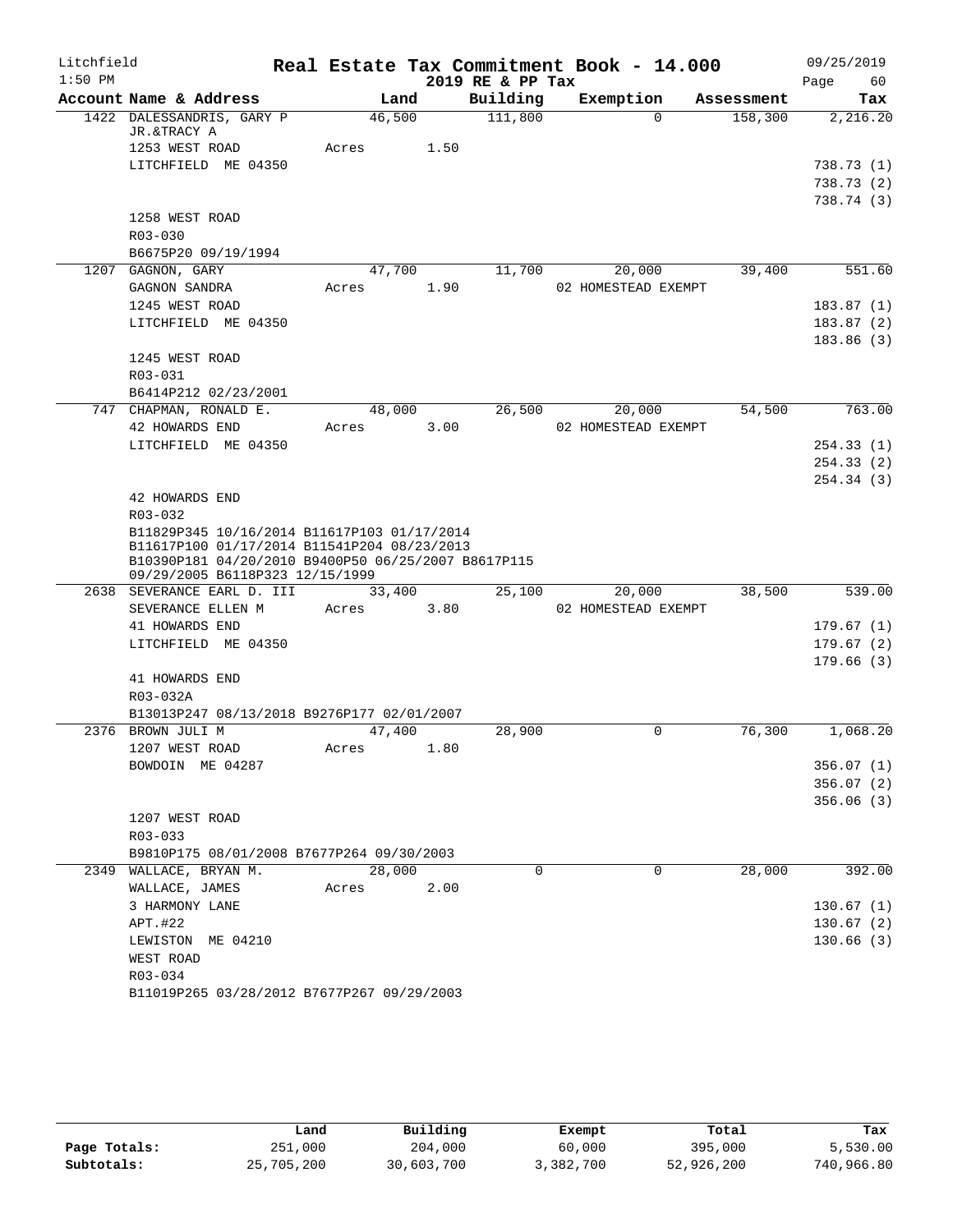Litchfield
1:50 PM

# Real Estate Tax Commitment Book - 14.000

## 2019 RE & PP Tax

09/25/2019

| Account Name & Address | Land | Building | Exemption | Assessment | Tax |
|---|---|---|---|---|---|
| 1422 DALESSANDRIS, GARY P JR.&TRACY A | 46,500 | 111,800 | 0 | 158,300 | 2,216.20 |
| 1253 WEST ROAD | Acres 1.50 | | | | |
| LITCHFIELD ME 04350 | | | | | 738.73 (1) |
| | | | | | 738.73 (2) |
| | | | | | 738.74 (3) |
| 1258 WEST ROAD | | | | | |
| R03-030 | | | | | |
| B6675P20 09/19/1994 | | | | | |
| 1207 GAGNON, GARY | 47,700 | 11,700 | 20,000 | 39,400 | 551.60 |
| GAGNON SANDRA | Acres 1.90 | | 02 HOMESTEAD EXEMPT | | |
| 1245 WEST ROAD | | | | | 183.87 (1) |
| LITCHFIELD ME 04350 | | | | | 183.87 (2) |
| | | | | | 183.86 (3) |
| 1245 WEST ROAD | | | | | |
| R03-031 | | | | | |
| B6414P212 02/23/2001 | | | | | |
| 747 CHAPMAN, RONALD E. | 48,000 | 26,500 | 20,000 | 54,500 | 763.00 |
| 42 HOWARDS END | Acres 3.00 | | 02 HOMESTEAD EXEMPT | | |
| LITCHFIELD ME 04350 | | | | | 254.33 (1) |
| | | | | | 254.33 (2) |
| | | | | | 254.34 (3) |
| 42 HOWARDS END | | | | | |
| R03-032 | | | | | |
| B11829P345 10/16/2014 B11617P103 01/17/2014 B11617P100 01/17/2014 B11541P204 08/23/2013 B10390P181 04/20/2010 B9400P50 06/25/2007 B8617P115 09/29/2005 B6118P323 12/15/1999 | | | | | |
| 2638 SEVERANCE EARL D. III | 33,400 | 25,100 | 20,000 | 38,500 | 539.00 |
| SEVERANCE ELLEN M | Acres 3.80 | | 02 HOMESTEAD EXEMPT | | |
| 41 HOWARDS END | | | | | 179.67 (1) |
| LITCHFIELD ME 04350 | | | | | 179.67 (2) |
| | | | | | 179.66 (3) |
| 41 HOWARDS END | | | | | |
| R03-032A | | | | | |
| B13013P247 08/13/2018 B9276P177 02/01/2007 | | | | | |
| 2376 BROWN JULI M | 47,400 | 28,900 | 0 | 76,300 | 1,068.20 |
| 1207 WEST ROAD | Acres 1.80 | | | | |
| BOWDOIN ME 04287 | | | | | 356.07 (1) |
| | | | | | 356.07 (2) |
| | | | | | 356.06 (3) |
| 1207 WEST ROAD | | | | | |
| R03-033 | | | | | |
| B9810P175 08/01/2008 B7677P264 09/30/2003 | | | | | |
| 2349 WALLACE, BRYAN M. | 28,000 | 0 | 0 | 28,000 | 392.00 |
| WALLACE, JAMES | Acres 2.00 | | | | |
| 3 HARMONY LANE | | | | | 130.67 (1) |
| APT.#22 | | | | | 130.67 (2) |
| LEWISTON ME 04210 | | | | | 130.66 (3) |
| WEST ROAD | | | | | |
| R03-034 | | | | | |
| B11019P265 03/28/2012 B7677P267 09/29/2003 | | | | | |

| | Land | Building | Exempt | Total | Tax |
|---|---|---|---|---|---|
| Page Totals: | 251,000 | 204,000 | 60,000 | 395,000 | 5,530.00 |
| Subtotals: | 25,705,200 | 30,603,700 | 3,382,700 | 52,926,200 | 740,966.80 |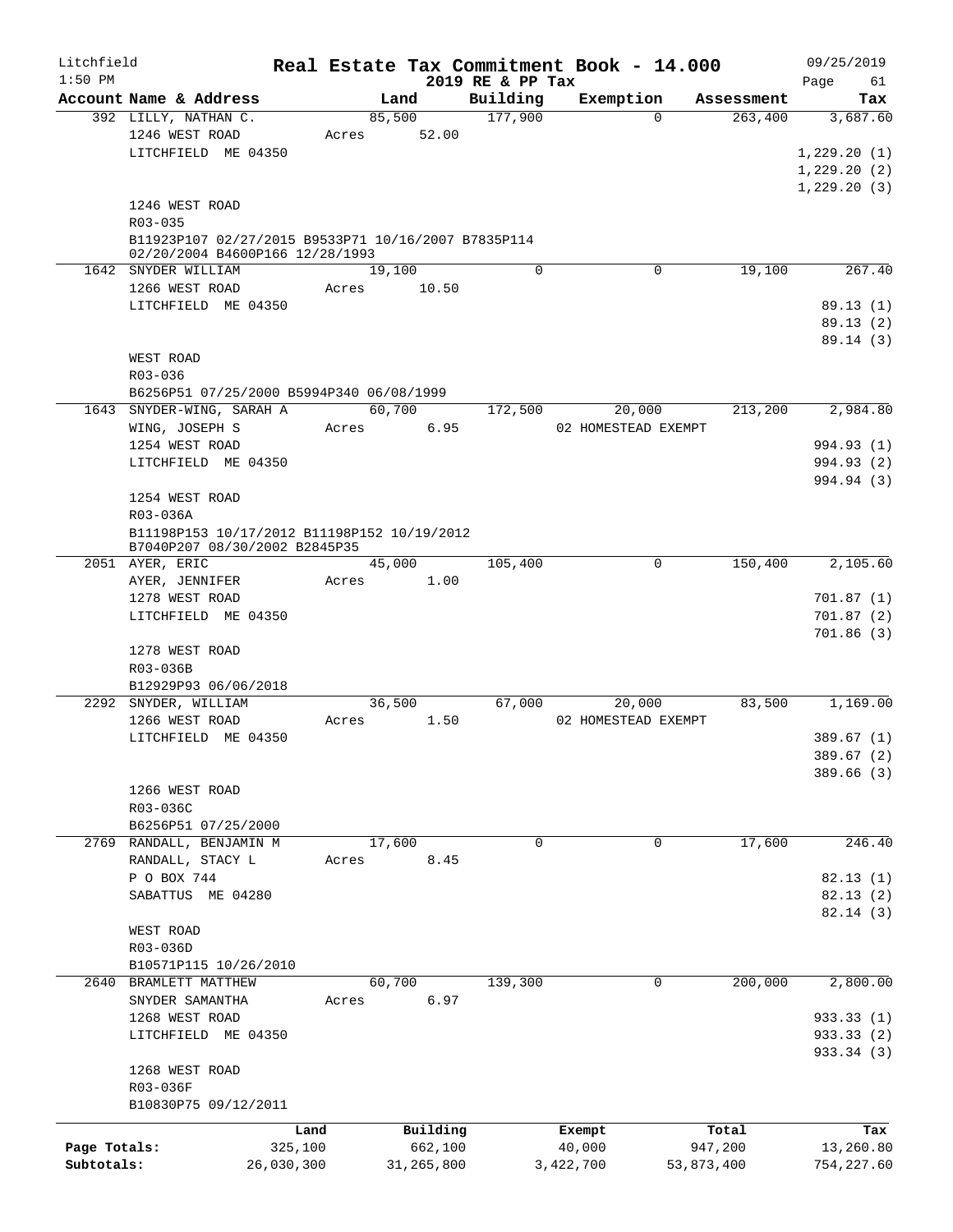Litchfield
1:50 PM

# Real Estate Tax Commitment Book - 14.000

2019 RE & PP Tax

09/25/2019

| Account | Name & Address | Land | Building | Exemption | Assessment | Tax |
|---|---|---|---|---|---|---|
| 392 | LILLY, NATHAN C.<br>1246 WEST ROAD<br>LITCHFIELD ME 04350<br><br>1246 WEST ROAD<br>R03-035<br>B11923P107 02/27/2015 B9533P71 10/16/2007 B7835P114 02/20/2004 B4600P166 12/28/1993 | 85,500<br>Acres 52.00 | 177,900 | 0 | 263,400 | 3,687.60<br>1,229.20 (1)<br>1,229.20 (2)<br>1,229.20 (3) |
| 1642 | SNYDER WILLIAM<br>1266 WEST ROAD<br>LITCHFIELD ME 04350<br><br>WEST ROAD<br>R03-036<br>B6256P51 07/25/2000 B5994P340 06/08/1999 | 19,100<br>Acres 10.50 | 0 | 0 | 19,100 | 267.40<br>89.13 (1)<br>89.13 (2)<br>89.14 (3) |
| 1643 | SNYDER-WING, SARAH A<br>WING, JOSEPH S<br>1254 WEST ROAD<br>LITCHFIELD ME 04350<br><br>1254 WEST ROAD<br>R03-036A<br>B11198P153 10/17/2012 B11198P152 10/19/2012 B7040P207 08/30/2002 B2845P35 | 60,700<br>Acres 6.95 | 172,500 | 20,000<br>02 HOMESTEAD EXEMPT | 213,200 | 2,984.80<br>994.93 (1)<br>994.93 (2)<br>994.94 (3) |
| 2051 | AYER, ERIC<br>AYER, JENNIFER<br>1278 WEST ROAD<br>LITCHFIELD ME 04350<br><br>1278 WEST ROAD<br>R03-036B<br>B12929P93 06/06/2018 | 45,000<br>Acres 1.00 | 105,400 | 0 | 150,400 | 2,105.60<br>701.87 (1)<br>701.87 (2)<br>701.86 (3) |
| 2292 | SNYDER, WILLIAM<br>1266 WEST ROAD<br>LITCHFIELD ME 04350<br><br>1266 WEST ROAD<br>R03-036C<br>B6256P51 07/25/2000 | 36,500<br>Acres 1.50 | 67,000 | 20,000<br>02 HOMESTEAD EXEMPT | 83,500 | 1,169.00<br>389.67 (1)<br>389.67 (2)<br>389.66 (3) |
| 2769 | RANDALL, BENJAMIN M<br>RANDALL, STACY L<br>P O BOX 744<br>SABATTUS ME 04280<br><br>WEST ROAD<br>R03-036D<br>B10571P115 10/26/2010 | 17,600<br>Acres 8.45 | 0 | 0 | 17,600 | 246.40<br>82.13 (1)<br>82.13 (2)<br>82.14 (3) |
| 2640 | BRAMLETT MATTHEW<br>SNYDER SAMANTHA<br>1268 WEST ROAD<br>LITCHFIELD ME 04350<br><br>1268 WEST ROAD<br>R03-036F<br>B10830P75 09/12/2011 | 60,700<br>Acres 6.97 | 139,300 | 0 | 200,000 | 2,800.00<br>933.33 (1)<br>933.33 (2)<br>933.34 (3) |

| | Land | Building | Exempt | Total | Tax |
|---|---|---|---|---|---|
| Page Totals: | 325,100 | 662,100 | 40,000 | 947,200 | 13,260.80 |
| Subtotals: | 26,030,300 | 31,265,800 | 3,422,700 | 53,873,400 | 754,227.60 |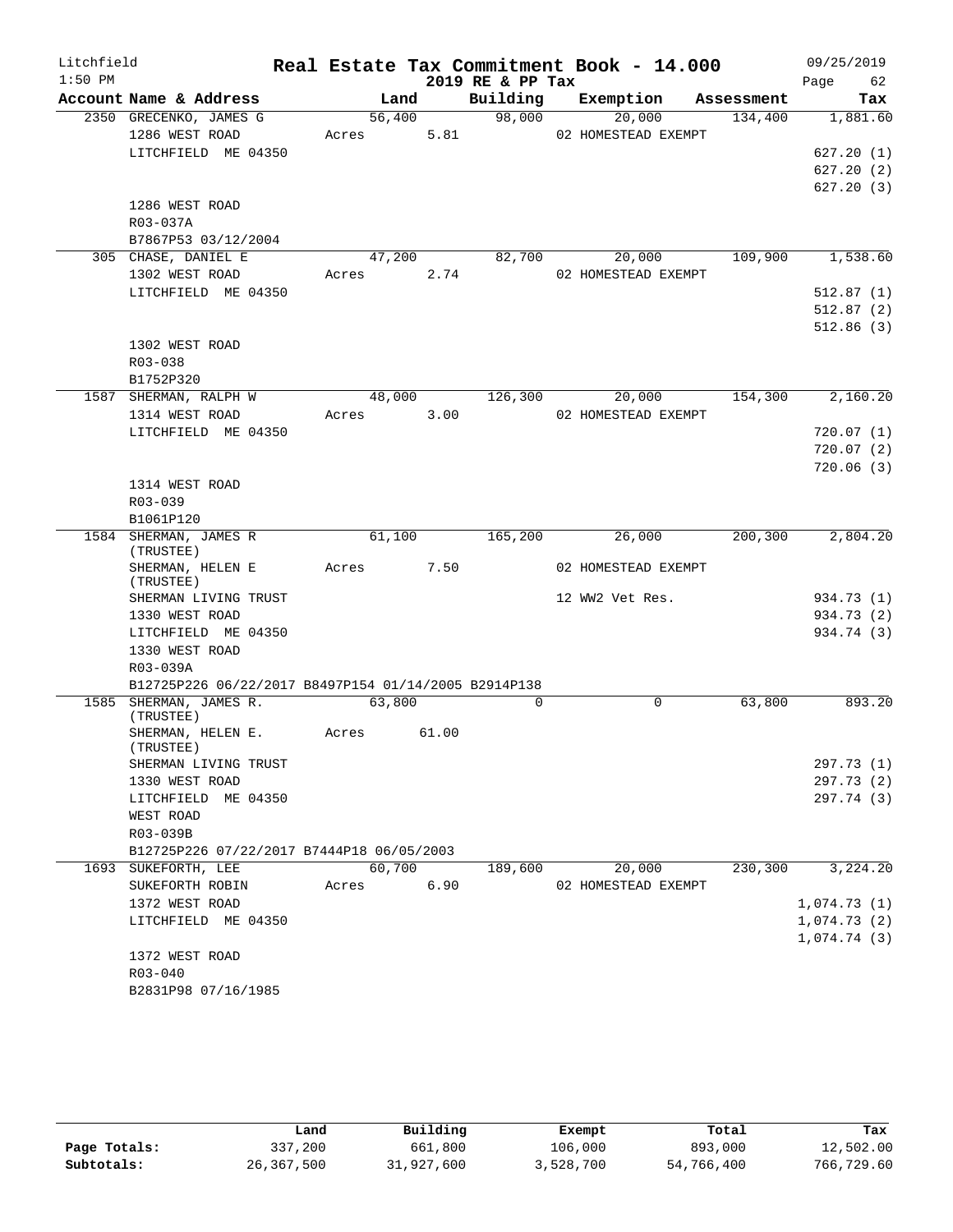Litchfield
1:50 PM

# Real Estate Tax Commitment Book - 14.000

2019 RE & PP Tax

09/25/2019
Page 62

| Account Name & Address | Land | Building | Exemption | Assessment | Tax |
|---|---|---|---|---|---|
| 2350 GRECENKO, JAMES G | 56,400 | 98,000 | 20,000 | 134,400 | 1,881.60 |
| 1286 WEST ROAD | Acres 5.81 | | 02 HOMESTEAD EXEMPT | | |
| LITCHFIELD ME 04350 | | | | | 627.20 (1) |
| | | | | | 627.20 (2) |
| | | | | | 627.20 (3) |
| 1286 WEST ROAD | | | | | |
| R03-037A | | | | | |
| B7867P53 03/12/2004 | | | | | |
| 305 CHASE, DANIEL E | 47,200 | 82,700 | 20,000 | 109,900 | 1,538.60 |
| 1302 WEST ROAD | Acres 2.74 | | 02 HOMESTEAD EXEMPT | | |
| LITCHFIELD ME 04350 | | | | | 512.87 (1) |
| | | | | | 512.87 (2) |
| | | | | | 512.86 (3) |
| 1302 WEST ROAD | | | | | |
| R03-038 | | | | | |
| B1752P320 | | | | | |
| 1587 SHERMAN, RALPH W | 48,000 | 126,300 | 20,000 | 154,300 | 2,160.20 |
| 1314 WEST ROAD | Acres 3.00 | | 02 HOMESTEAD EXEMPT | | |
| LITCHFIELD ME 04350 | | | | | 720.07 (1) |
| | | | | | 720.07 (2) |
| | | | | | 720.06 (3) |
| 1314 WEST ROAD | | | | | |
| R03-039 | | | | | |
| B1061P120 | | | | | |
| 1584 SHERMAN, JAMES R (TRUSTEE) | 61,100 | 165,200 | 26,000 | 200,300 | 2,804.20 |
| SHERMAN, HELEN E (TRUSTEE) | Acres 7.50 | | 02 HOMESTEAD EXEMPT | | |
| SHERMAN LIVING TRUST | | | 12 WW2 Vet Res. | | 934.73 (1) |
| 1330 WEST ROAD | | | | | 934.73 (2) |
| LITCHFIELD ME 04350 | | | | | 934.74 (3) |
| 1330 WEST ROAD | | | | | |
| R03-039A | | | | | |
| B12725P226 06/22/2017 B8497P154 01/14/2005 B2914P138 | | | | | |
| 1585 SHERMAN, JAMES R. (TRUSTEE) | 63,800 | 0 | 0 | 63,800 | 893.20 |
| SHERMAN, HELEN E. (TRUSTEE) | Acres 61.00 | | | | |
| SHERMAN LIVING TRUST | | | | | 297.73 (1) |
| 1330 WEST ROAD | | | | | 297.73 (2) |
| LITCHFIELD ME 04350 | | | | | 297.74 (3) |
| WEST ROAD | | | | | |
| R03-039B | | | | | |
| B12725P226 07/22/2017 B7444P18 06/05/2003 | | | | | |
| 1693 SUKEFORTH, LEE | 60,700 | 189,600 | 20,000 | 230,300 | 3,224.20 |
| SUKEFORTH ROBIN | Acres 6.90 | | 02 HOMESTEAD EXEMPT | | |
| 1372 WEST ROAD | | | | | 1,074.73 (1) |
| LITCHFIELD ME 04350 | | | | | 1,074.73 (2) |
| | | | | | 1,074.74 (3) |
| 1372 WEST ROAD | | | | | |
| R03-040 | | | | | |
| B2831P98 07/16/1985 | | | | | |

| | Land | Building | Exempt | Total | Tax |
|---|---|---|---|---|---|
| Page Totals: | 337,200 | 661,800 | 106,000 | 893,000 | 12,502.00 |
| Subtotals: | 26,367,500 | 31,927,600 | 3,528,700 | 54,766,400 | 766,729.60 |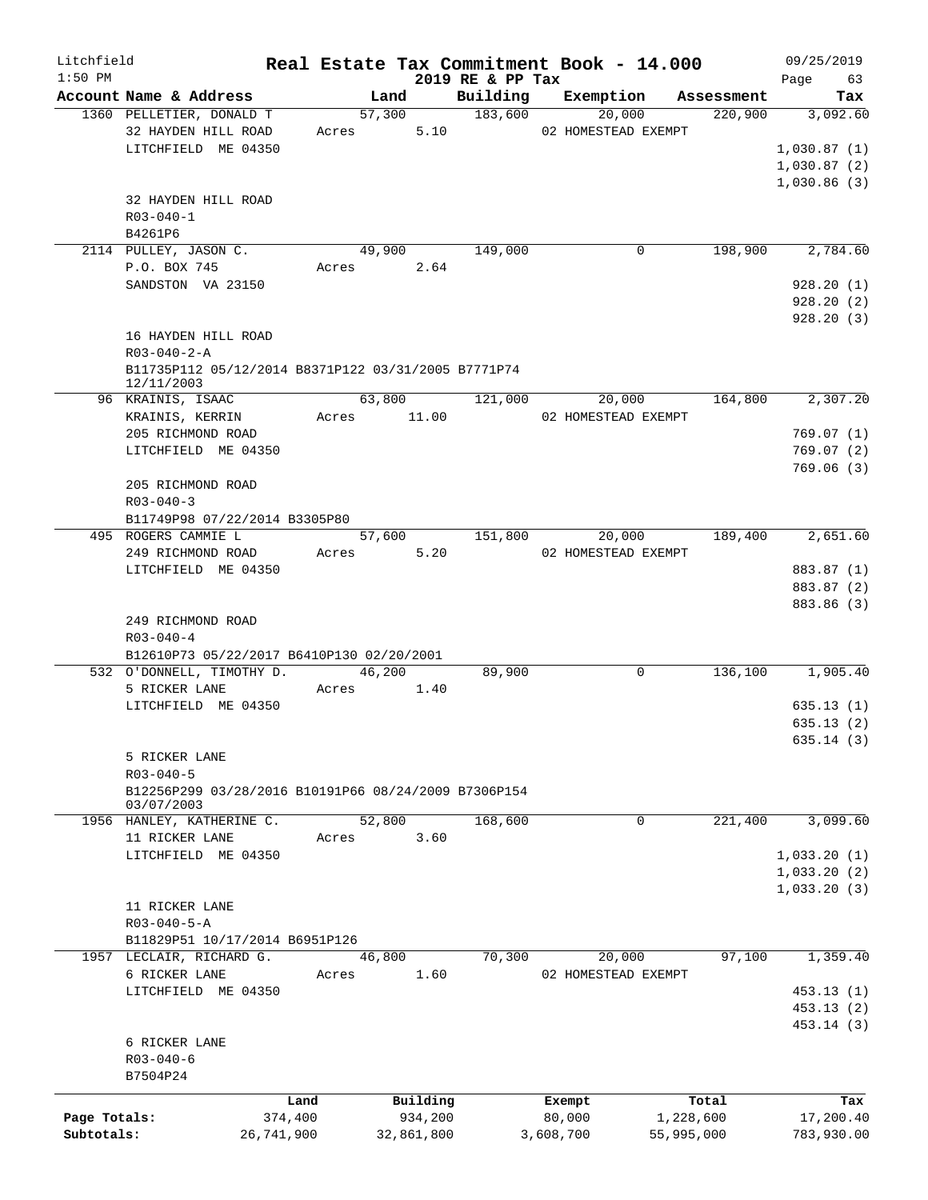Litchfield
1:50 PM

# Real Estate Tax Commitment Book - 14.000

2019 RE & PP Tax

09/25/2019

| Account Name & Address | Land | Building | Exemption | Assessment | Tax |
|---|---|---|---|---|---|
| 1360 PELLETIER, DONALD T | 57,300 | 183,600 | 20,000 | 220,900 | 3,092.60 |
| 32 HAYDEN HILL ROAD | Acres 5.10 | | 02 HOMESTEAD EXEMPT | | |
| LITCHFIELD ME 04350 | | | | | 1,030.87 (1) |
| | | | | | 1,030.87 (2) |
| | | | | | 1,030.86 (3) |
| 32 HAYDEN HILL ROAD | | | | | |
| R03-040-1 | | | | | |
| B4261P6 | | | | | |
| 2114 PULLEY, JASON C. | 49,900 | 149,000 | 0 | 198,900 | 2,784.60 |
| P.O. BOX 745 | Acres 2.64 | | | | |
| SANDSTON VA 23150 | | | | | 928.20 (1) |
| | | | | | 928.20 (2) |
| | | | | | 928.20 (3) |
| 16 HAYDEN HILL ROAD | | | | | |
| R03-040-2-A | | | | | |
| B11735P112 05/12/2014 B8371P122 03/31/2005 B7771P74 12/11/2003 | | | | | |
| 96 KRAINIS, ISAAC | 63,800 | 121,000 | 20,000 | 164,800 | 2,307.20 |
| KRAINIS, KERRIN | Acres 11.00 | | 02 HOMESTEAD EXEMPT | | |
| 205 RICHMOND ROAD | | | | | 769.07 (1) |
| LITCHFIELD ME 04350 | | | | | 769.07 (2) |
| | | | | | 769.06 (3) |
| 205 RICHMOND ROAD | | | | | |
| R03-040-3 | | | | | |
| B11749P98 07/22/2014 B3305P80 | | | | | |
| 495 ROGERS CAMMIE L | 57,600 | 151,800 | 20,000 | 189,400 | 2,651.60 |
| 249 RICHMOND ROAD | Acres 5.20 | | 02 HOMESTEAD EXEMPT | | |
| LITCHFIELD ME 04350 | | | | | 883.87 (1) |
| | | | | | 883.87 (2) |
| | | | | | 883.86 (3) |
| 249 RICHMOND ROAD | | | | | |
| R03-040-4 | | | | | |
| B12610P73 05/22/2017 B6410P130 02/20/2001 | | | | | |
| 532 O'DONNELL, TIMOTHY D. | 46,200 | 89,900 | 0 | 136,100 | 1,905.40 |
| 5 RICKER LANE | Acres 1.40 | | | | |
| LITCHFIELD ME 04350 | | | | | 635.13 (1) |
| | | | | | 635.13 (2) |
| | | | | | 635.14 (3) |
| 5 RICKER LANE | | | | | |
| R03-040-5 | | | | | |
| B12256P299 03/28/2016 B10191P66 08/24/2009 B7306P154 03/07/2003 | | | | | |
| 1956 HANLEY, KATHERINE C. | 52,800 | 168,600 | 0 | 221,400 | 3,099.60 |
| 11 RICKER LANE | Acres 3.60 | | | | |
| LITCHFIELD ME 04350 | | | | | 1,033.20 (1) |
| | | | | | 1,033.20 (2) |
| | | | | | 1,033.20 (3) |
| 11 RICKER LANE | | | | | |
| R03-040-5-A | | | | | |
| B11829P51 10/17/2014 B6951P126 | | | | | |
| 1957 LECLAIR, RICHARD G. | 46,800 | 70,300 | 20,000 | 97,100 | 1,359.40 |
| 6 RICKER LANE | Acres 1.60 | | 02 HOMESTEAD EXEMPT | | |
| LITCHFIELD ME 04350 | | | | | 453.13 (1) |
| | | | | | 453.13 (2) |
| | | | | | 453.14 (3) |
| 6 RICKER LANE | | | | | |
| R03-040-6 | | | | | |
| B7504P24 | | | | | |

| | Land | Building | Exempt | Total | Tax |
|---|---|---|---|---|---|
| Page Totals: | 374,400 | 934,200 | 80,000 | 1,228,600 | 17,200.40 |
| Subtotals: | 26,741,900 | 32,861,800 | 3,608,700 | 55,995,000 | 783,930.00 |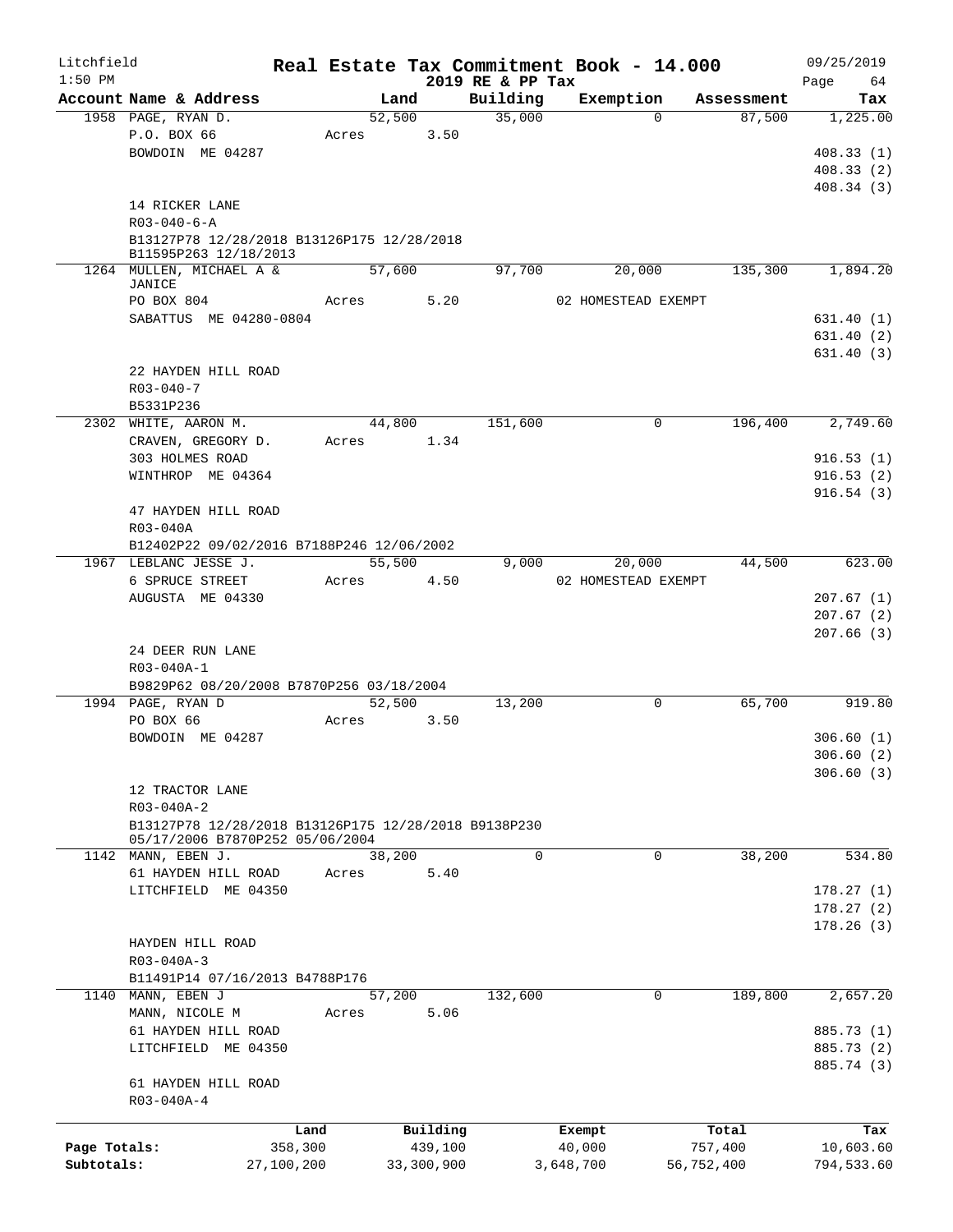Litchfield
1:50 PM

# Real Estate Tax Commitment Book - 14.000

2019 RE & PP Tax

09/25/2019

| Account Name & Address | Land | Building | Exemption | Assessment | Tax |
|---|---|---|---|---|---|
| 1958 PAGE, RYAN D. | 52,500 | 35,000 | 0 | 87,500 | 1,225.00 |
| P.O. BOX 66 | Acres 3.50 | | | | |
| BOWDOIN ME 04287 | | | | | 408.33 (1) |
| | | | | | 408.33 (2) |
| | | | | | 408.34 (3) |
| 14 RICKER LANE | | | | | |
| R03-040-6-A | | | | | |
| B13127P78 12/28/2018 B13126P175 12/28/2018 B11595P263 12/18/2013 | | | | | |
| 1264 MULLEN, MICHAEL A & JANICE | 57,600 | 97,700 | 20,000 | 135,300 | 1,894.20 |
| PO BOX 804 | Acres 5.20 | | 02 HOMESTEAD EXEMPT | | |
| SABATTUS ME 04280-0804 | | | | | 631.40 (1) |
| | | | | | 631.40 (2) |
| | | | | | 631.40 (3) |
| 22 HAYDEN HILL ROAD | | | | | |
| R03-040-7 | | | | | |
| B5331P236 | | | | | |
| 2302 WHITE, AARON M. | 44,800 | 151,600 | 0 | 196,400 | 2,749.60 |
| CRAVEN, GREGORY D. | Acres 1.34 | | | | |
| 303 HOLMES ROAD | | | | | 916.53 (1) |
| WINTHROP ME 04364 | | | | | 916.53 (2) |
| | | | | | 916.54 (3) |
| 47 HAYDEN HILL ROAD | | | | | |
| R03-040A | | | | | |
| B12402P22 09/02/2016 B7188P246 12/06/2002 | | | | | |
| 1967 LEBLANC JESSE J. | 55,500 | 9,000 | 20,000 | 44,500 | 623.00 |
| 6 SPRUCE STREET | Acres 4.50 | | 02 HOMESTEAD EXEMPT | | |
| AUGUSTA ME 04330 | | | | | 207.67 (1) |
| | | | | | 207.67 (2) |
| | | | | | 207.66 (3) |
| 24 DEER RUN LANE | | | | | |
| R03-040A-1 | | | | | |
| B9829P62 08/20/2008 B7870P256 03/18/2004 | | | | | |
| 1994 PAGE, RYAN D | 52,500 | 13,200 | 0 | 65,700 | 919.80 |
| PO BOX 66 | Acres 3.50 | | | | |
| BOWDOIN ME 04287 | | | | | 306.60 (1) |
| | | | | | 306.60 (2) |
| | | | | | 306.60 (3) |
| 12 TRACTOR LANE | | | | | |
| R03-040A-2 | | | | | |
| B13127P78 12/28/2018 B13126P175 12/28/2018 B9138P230 05/17/2006 B7870P252 05/06/2004 | | | | | |
| 1142 MANN, EBEN J. | 38,200 | 0 | 0 | 38,200 | 534.80 |
| 61 HAYDEN HILL ROAD | Acres 5.40 | | | | |
| LITCHFIELD ME 04350 | | | | | 178.27 (1) |
| | | | | | 178.27 (2) |
| | | | | | 178.26 (3) |
| HAYDEN HILL ROAD | | | | | |
| R03-040A-3 | | | | | |
| B11491P14 07/16/2013 B4788P176 | | | | | |
| 1140 MANN, EBEN J | 57,200 | 132,600 | 0 | 189,800 | 2,657.20 |
| MANN, NICOLE M | Acres 5.06 | | | | |
| 61 HAYDEN HILL ROAD | | | | | 885.73 (1) |
| LITCHFIELD ME 04350 | | | | | 885.73 (2) |
| | | | | | 885.74 (3) |
| 61 HAYDEN HILL ROAD | | | | | |
| R03-040A-4 | | | | | |

| | Land | Building | Exempt | Total | Tax |
|---|---|---|---|---|---|
| Page Totals: | 358,300 | 439,100 | 40,000 | 757,400 | 10,603.60 |
| Subtotals: | 27,100,200 | 33,300,900 | 3,648,700 | 56,752,400 | 794,533.60 |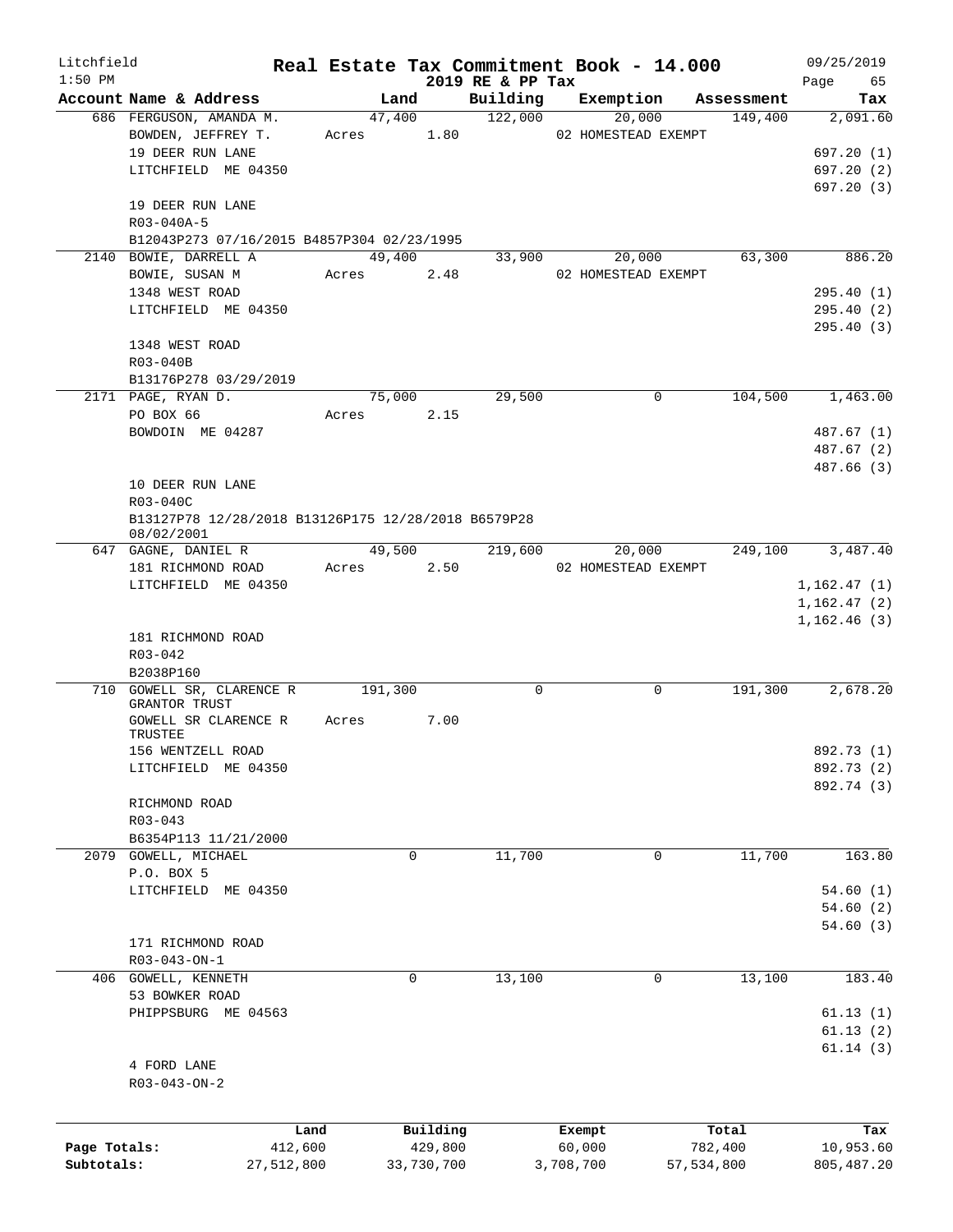# Real Estate Tax Commitment Book - 14.000

Litchfield
1:50 PM

2019 RE & PP Tax

09/25/2019

| Account Name & Address | Land | Building | Exemption | Assessment | Tax |
|---|---|---|---|---|---|
| 686 FERGUSON, AMANDA M. | 47,400 | 122,000 | 20,000 | 149,400 | 2,091.60 |
| BOWDEN, JEFFREY T. | Acres 1.80 | | 02 HOMESTEAD EXEMPT | | |
| 19 DEER RUN LANE | | | | | 697.20 (1) |
| LITCHFIELD ME 04350 | | | | | 697.20 (2) |
| | | | | | 697.20 (3) |
| 19 DEER RUN LANE | | | | | |
| R03-040A-5 | | | | | |
| B12043P273 07/16/2015 B4857P304 02/23/1995 | | | | | |
| 2140 BOWIE, DARRELL A | 49,400 | 33,900 | 20,000 | 63,300 | 886.20 |
| BOWIE, SUSAN M | Acres 2.48 | | 02 HOMESTEAD EXEMPT | | |
| 1348 WEST ROAD | | | | | 295.40 (1) |
| LITCHFIELD ME 04350 | | | | | 295.40 (2) |
| | | | | | 295.40 (3) |
| 1348 WEST ROAD | | | | | |
| R03-040B | | | | | |
| B13176P278 03/29/2019 | | | | | |
| 2171 PAGE, RYAN D. | 75,000 | 29,500 | 0 | 104,500 | 1,463.00 |
| PO BOX 66 | Acres 2.15 | | | | |
| BOWDOIN ME 04287 | | | | | 487.67 (1) |
| | | | | | 487.67 (2) |
| | | | | | 487.66 (3) |
| 10 DEER RUN LANE | | | | | |
| R03-040C | | | | | |
| B13127P78 12/28/2018 B13126P175 12/28/2018 B6579P28 08/02/2001 | | | | | |
| 647 GAGNE, DANIEL R | 49,500 | 219,600 | 20,000 | 249,100 | 3,487.40 |
| 181 RICHMOND ROAD | Acres 2.50 | | 02 HOMESTEAD EXEMPT | | |
| LITCHFIELD ME 04350 | | | | | 1,162.47 (1) |
| | | | | | 1,162.47 (2) |
| | | | | | 1,162.46 (3) |
| 181 RICHMOND ROAD | | | | | |
| R03-042 | | | | | |
| B2038P160 | | | | | |
| 710 GOWELL SR, CLARENCE R GRANTOR TRUST | 191,300 | 0 | 0 | 191,300 | 2,678.20 |
| GOWELL SR CLARENCE R TRUSTEE | Acres 7.00 | | | | |
| 156 WENTZELL ROAD | | | | | 892.73 (1) |
| LITCHFIELD ME 04350 | | | | | 892.73 (2) |
| | | | | | 892.74 (3) |
| RICHMOND ROAD | | | | | |
| R03-043 | | | | | |
| B6354P113 11/21/2000 | | | | | |
| 2079 GOWELL, MICHAEL | 0 | 11,700 | 0 | 11,700 | 163.80 |
| P.O. BOX 5 | | | | | |
| LITCHFIELD ME 04350 | | | | | 54.60 (1) |
| | | | | | 54.60 (2) |
| | | | | | 54.60 (3) |
| 171 RICHMOND ROAD | | | | | |
| R03-043-ON-1 | | | | | |
| 406 GOWELL, KENNETH | 0 | 13,100 | 0 | 13,100 | 183.40 |
| 53 BOWKER ROAD | | | | | |
| PHIPPSBURG ME 04563 | | | | | 61.13 (1) |
| | | | | | 61.13 (2) |
| | | | | | 61.14 (3) |
| 4 FORD LANE | | | | | |
| R03-043-ON-2 | | | | | |

| | Land | Building | Exempt | Total | Tax |
|---|---|---|---|---|---|
| Page Totals: | 412,600 | 429,800 | 60,000 | 782,400 | 10,953.60 |
| Subtotals: | 27,512,800 | 33,730,700 | 3,708,700 | 57,534,800 | 805,487.20 |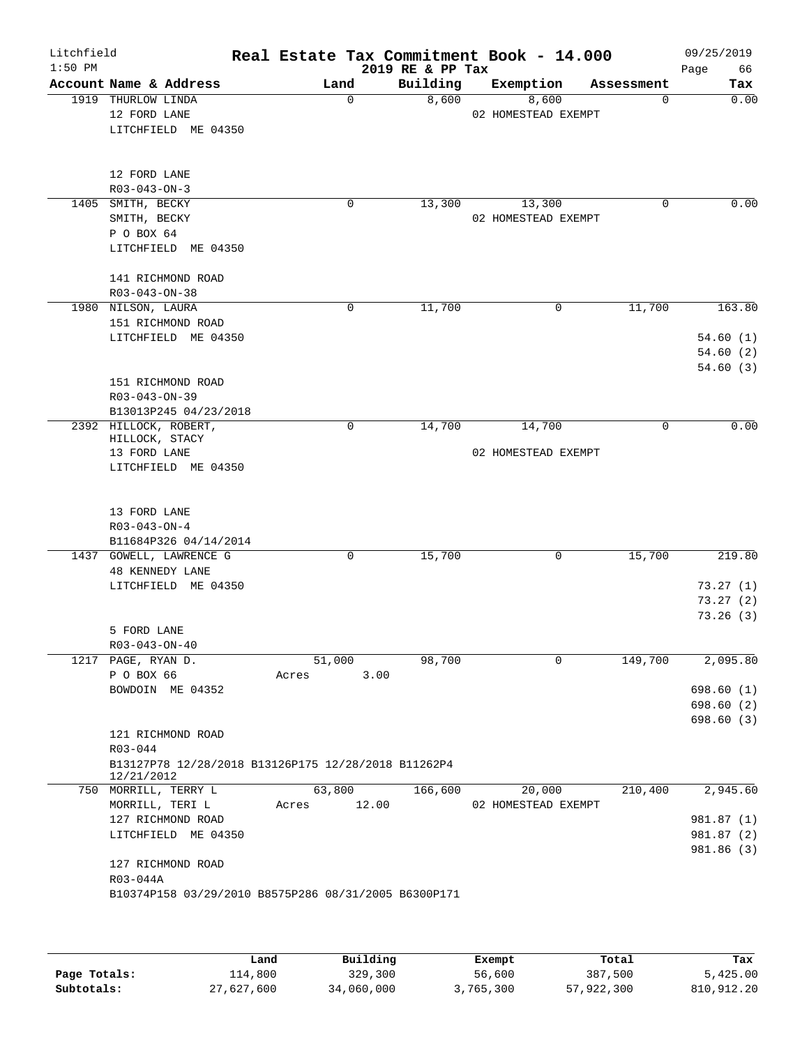# Litchfield Real Estate Tax Commitment Book - 14.000

1:50 PM — 2019 RE & PP Tax — 09/25/2019

| Account Name & Address | Land | Building | Exemption | Assessment | Tax |
|---|---|---|---|---|---|
| 1919 THURLOW LINDA<br>12 FORD LANE<br>LITCHFIELD ME 04350<br><br>12 FORD LANE<br>R03-043-ON-3 | 0 | 8,600 | 8,600<br>02 HOMESTEAD EXEMPT | 0 | 0.00 |
| 1405 SMITH, BECKY<br>SMITH, BECKY<br>P O BOX 64<br>LITCHFIELD ME 04350<br><br>141 RICHMOND ROAD<br>R03-043-ON-38 | 0 | 13,300 | 13,300<br>02 HOMESTEAD EXEMPT | 0 | 0.00 |
| 1980 NILSON, LAURA<br>151 RICHMOND ROAD<br>LITCHFIELD ME 04350<br><br>151 RICHMOND ROAD<br>R03-043-ON-39<br>B13013P245 04/23/2018 | 0 | 11,700 | 0 | 11,700 | 163.80<br>54.60 (1)<br>54.60 (2)<br>54.60 (3) |
| 2392 HILLOCK, ROBERT,<br>HILLOCK, STACY<br>13 FORD LANE<br>LITCHFIELD ME 04350<br><br>13 FORD LANE<br>R03-043-ON-4<br>B11684P326 04/14/2014 | 0 | 14,700 | 14,700<br>02 HOMESTEAD EXEMPT | 0 | 0.00 |
| 1437 GOWELL, LAWRENCE G<br>48 KENNEDY LANE<br>LITCHFIELD ME 04350<br><br>5 FORD LANE<br>R03-043-ON-40 | 0 | 15,700 | 0 | 15,700 | 219.80<br>73.27 (1)<br>73.27 (2)<br>73.26 (3) |
| 1217 PAGE, RYAN D.<br>P O BOX 66<br>BOWDOIN ME 04352<br><br>121 RICHMOND ROAD<br>R03-044<br>B13127P78 12/28/2018 B13126P175 12/28/2018 B11262P4 12/21/2012 | 51,000<br>Acres 3.00 | 98,700 | 0 | 149,700 | 2,095.80<br>698.60 (1)<br>698.60 (2)<br>698.60 (3) |
| 750 MORRILL, TERRY L<br>MORRILL, TERI L<br>127 RICHMOND ROAD<br>LITCHFIELD ME 04350<br><br>127 RICHMOND ROAD<br>R03-044A<br>B10374P158 03/29/2010 B8575P286 08/31/2005 B6300P171 | 63,800<br>Acres 12.00 | 166,600 | 20,000<br>02 HOMESTEAD EXEMPT | 210,400 | 2,945.60<br>981.87 (1)<br>981.87 (2)<br>981.86 (3) |

| | Land | Building | Exempt | Total | Tax |
|---|---|---|---|---|---|
| Page Totals: | 114,800 | 329,300 | 56,600 | 387,500 | 5,425.00 |
| Subtotals: | 27,627,600 | 34,060,000 | 3,765,300 | 57,922,300 | 810,912.20 |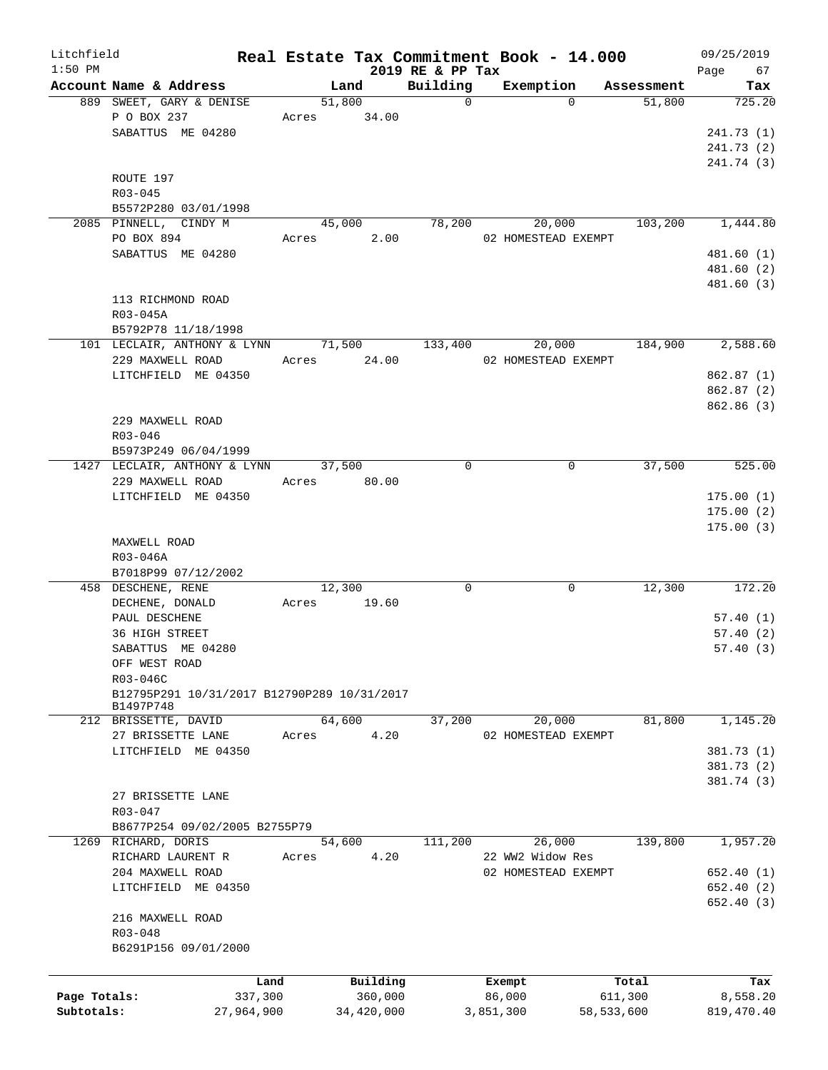# Real Estate Tax Commitment Book - 14.000

Litchfield
1:50 PM

2019 RE & PP Tax

09/25/2019

| Account Name & Address | Land | Building | Exemption | Assessment | Tax |
|---|---|---|---|---|---|
| 889 SWEET, GARY & DENISE | 51,800 | 0 | 0 | 51,800 | 725.20 |
| P O BOX 237 | Acres 34.00 | | | | |
| SABATTUS ME 04280 | | | | | 241.73 (1) |
| | | | | | 241.73 (2) |
| | | | | | 241.74 (3) |
| ROUTE 197 | | | | | |
| R03-045 | | | | | |
| B5572P280 03/01/1998 | | | | | |
| 2085 PINNELL, CINDY M | 45,000 | 78,200 | 20,000 | 103,200 | 1,444.80 |
| PO BOX 894 | Acres 2.00 | | 02 HOMESTEAD EXEMPT | | |
| SABATTUS ME 04280 | | | | | 481.60 (1) |
| | | | | | 481.60 (2) |
| | | | | | 481.60 (3) |
| 113 RICHMOND ROAD | | | | | |
| R03-045A | | | | | |
| B5792P78 11/18/1998 | | | | | |
| 101 LECLAIR, ANTHONY & LYNN | 71,500 | 133,400 | 20,000 | 184,900 | 2,588.60 |
| 229 MAXWELL ROAD | Acres 24.00 | | 02 HOMESTEAD EXEMPT | | |
| LITCHFIELD ME 04350 | | | | | 862.87 (1) |
| | | | | | 862.87 (2) |
| | | | | | 862.86 (3) |
| 229 MAXWELL ROAD | | | | | |
| R03-046 | | | | | |
| B5973P249 06/04/1999 | | | | | |
| 1427 LECLAIR, ANTHONY & LYNN | 37,500 | 0 | 0 | 37,500 | 525.00 |
| 229 MAXWELL ROAD | Acres 80.00 | | | | |
| LITCHFIELD ME 04350 | | | | | 175.00 (1) |
| | | | | | 175.00 (2) |
| | | | | | 175.00 (3) |
| MAXWELL ROAD | | | | | |
| R03-046A | | | | | |
| B7018P99 07/12/2002 | | | | | |
| 458 DESCHENE, RENE | 12,300 | 0 | 0 | 12,300 | 172.20 |
| DECHENE, DONALD | Acres 19.60 | | | | |
| PAUL DESCHENE | | | | | 57.40 (1) |
| 36 HIGH STREET | | | | | 57.40 (2) |
| SABATTUS ME 04280 | | | | | 57.40 (3) |
| OFF WEST ROAD | | | | | |
| R03-046C | | | | | |
| B12795P291 10/31/2017 B12790P289 10/31/2017 B1497P748 | | | | | |
| 212 BRISSETTE, DAVID | 64,600 | 37,200 | 20,000 | 81,800 | 1,145.20 |
| 27 BRISSETTE LANE | Acres 4.20 | | 02 HOMESTEAD EXEMPT | | |
| LITCHFIELD ME 04350 | | | | | 381.73 (1) |
| | | | | | 381.73 (2) |
| | | | | | 381.74 (3) |
| 27 BRISSETTE LANE | | | | | |
| R03-047 | | | | | |
| B8677P254 09/02/2005 B2755P79 | | | | | |
| 1269 RICHARD, DORIS | 54,600 | 111,200 | 26,000 | 139,800 | 1,957.20 |
| RICHARD LAURENT R | Acres 4.20 | | 22 WW2 Widow Res | | |
| 204 MAXWELL ROAD | | | 02 HOMESTEAD EXEMPT | | 652.40 (1) |
| LITCHFIELD ME 04350 | | | | | 652.40 (2) |
| | | | | | 652.40 (3) |
| 216 MAXWELL ROAD | | | | | |
| R03-048 | | | | | |
| B6291P156 09/01/2000 | | | | | |

| | Land | Building | Exempt | Total | Tax |
|---|---|---|---|---|---|
| Page Totals: | 337,300 | 360,000 | 86,000 | 611,300 | 8,558.20 |
| Subtotals: | 27,964,900 | 34,420,000 | 3,851,300 | 58,533,600 | 819,470.40 |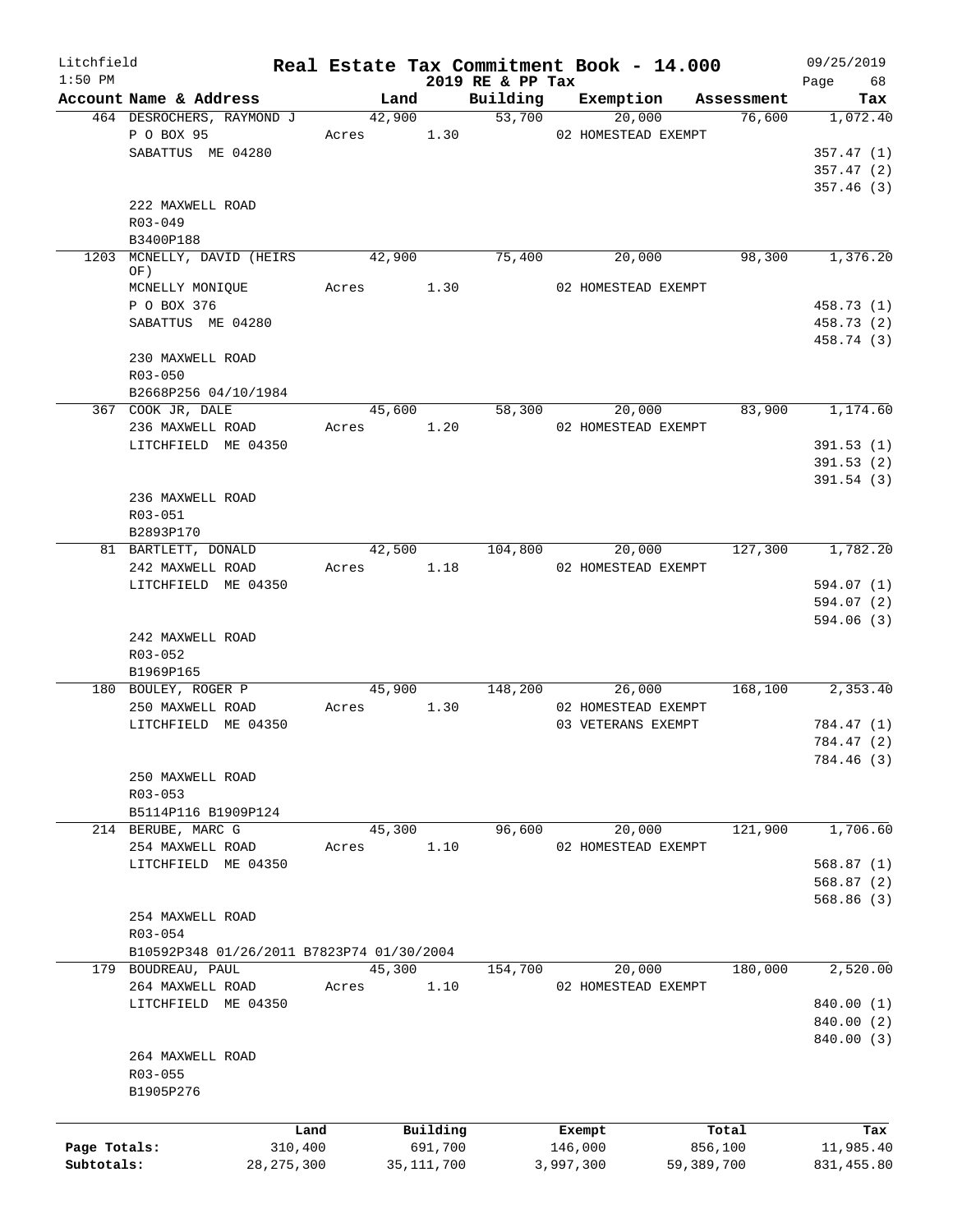Litchfield 1:50 PM

# Real Estate Tax Commitment Book - 14.000

2019 RE & PP Tax

09/25/2019

| Account Name & Address | Land | Building | Exemption | Assessment | Tax |
|---|---|---|---|---|---|
| 464 DESROCHERS, RAYMOND J | 42,900 | 53,700 | 20,000 | 76,600 | 1,072.40 |
| P O BOX 95 | Acres 1.30 | | 02 HOMESTEAD EXEMPT | | |
| SABATTUS ME 04280 | | | | | 357.47 (1) |
| | | | | | 357.47 (2) |
| | | | | | 357.46 (3) |
| 222 MAXWELL ROAD | | | | | |
| R03-049 | | | | | |
| B3400P188 | | | | | |
| 1203 MCNELLY, DAVID (HEIRS OF) | 42,900 | 75,400 | 20,000 | 98,300 | 1,376.20 |
| MCNELLY MONIQUE | Acres 1.30 | | 02 HOMESTEAD EXEMPT | | |
| P O BOX 376 | | | | | 458.73 (1) |
| SABATTUS ME 04280 | | | | | 458.73 (2) |
| | | | | | 458.74 (3) |
| 230 MAXWELL ROAD | | | | | |
| R03-050 | | | | | |
| B2668P256 04/10/1984 | | | | | |
| 367 COOK JR, DALE | 45,600 | 58,300 | 20,000 | 83,900 | 1,174.60 |
| 236 MAXWELL ROAD | Acres 1.20 | | 02 HOMESTEAD EXEMPT | | |
| LITCHFIELD ME 04350 | | | | | 391.53 (1) |
| | | | | | 391.53 (2) |
| | | | | | 391.54 (3) |
| 236 MAXWELL ROAD | | | | | |
| R03-051 | | | | | |
| B2893P170 | | | | | |
| 81 BARTLETT, DONALD | 42,500 | 104,800 | 20,000 | 127,300 | 1,782.20 |
| 242 MAXWELL ROAD | Acres 1.18 | | 02 HOMESTEAD EXEMPT | | |
| LITCHFIELD ME 04350 | | | | | 594.07 (1) |
| | | | | | 594.07 (2) |
| | | | | | 594.06 (3) |
| 242 MAXWELL ROAD | | | | | |
| R03-052 | | | | | |
| B1969P165 | | | | | |
| 180 BOULEY, ROGER P | 45,900 | 148,200 | 26,000 | 168,100 | 2,353.40 |
| 250 MAXWELL ROAD | Acres 1.30 | | 02 HOMESTEAD EXEMPT | | |
| LITCHFIELD ME 04350 | | | 03 VETERANS EXEMPT | | 784.47 (1) |
| | | | | | 784.47 (2) |
| | | | | | 784.46 (3) |
| 250 MAXWELL ROAD | | | | | |
| R03-053 | | | | | |
| B5114P116 B1909P124 | | | | | |
| 214 BERUBE, MARC G | 45,300 | 96,600 | 20,000 | 121,900 | 1,706.60 |
| 254 MAXWELL ROAD | Acres 1.10 | | 02 HOMESTEAD EXEMPT | | |
| LITCHFIELD ME 04350 | | | | | 568.87 (1) |
| | | | | | 568.87 (2) |
| | | | | | 568.86 (3) |
| 254 MAXWELL ROAD | | | | | |
| R03-054 | | | | | |
| B10592P348 01/26/2011 B7823P74 01/30/2004 | | | | | |
| 179 BOUDREAU, PAUL | 45,300 | 154,700 | 20,000 | 180,000 | 2,520.00 |
| 264 MAXWELL ROAD | Acres 1.10 | | 02 HOMESTEAD EXEMPT | | |
| LITCHFIELD ME 04350 | | | | | 840.00 (1) |
| | | | | | 840.00 (2) |
| | | | | | 840.00 (3) |
| 264 MAXWELL ROAD | | | | | |
| R03-055 | | | | | |
| B1905P276 | | | | | |

| | Land | Building | Exempt | Total | Tax |
|---|---|---|---|---|---|
| Page Totals: | 310,400 | 691,700 | 146,000 | 856,100 | 11,985.40 |
| Subtotals: | 28,275,300 | 35,111,700 | 3,997,300 | 59,389,700 | 831,455.80 |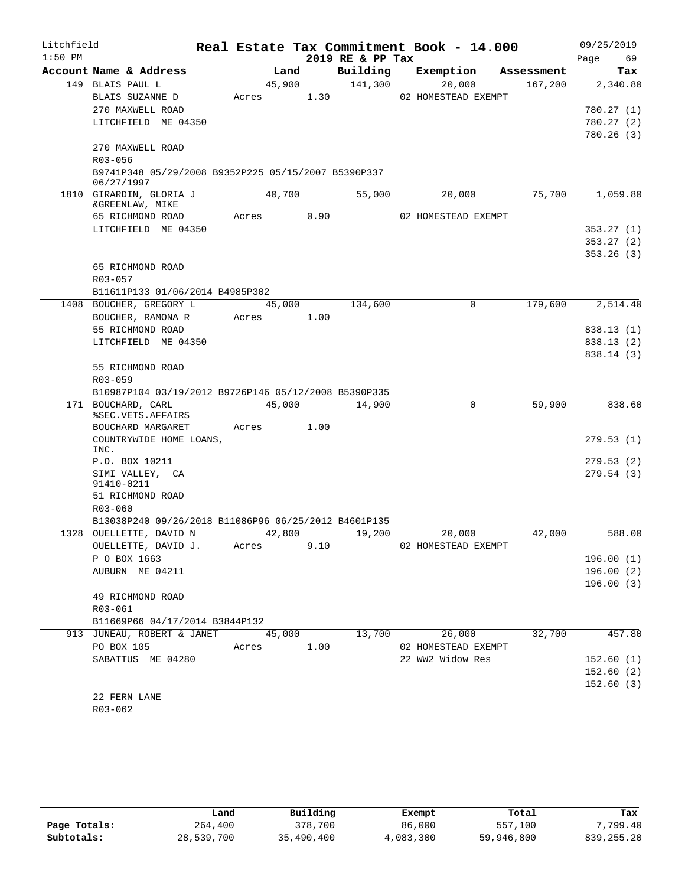# Real Estate Tax Commitment Book - 14.000

Litchfield 1:50 PM — 2019 RE & PP Tax — 09/25/2019

| Account Name & Address | Land | Building | Exemption | Assessment | Tax |
|---|---|---|---|---|---|
| 149 BLAIS PAUL L | 45,900 | 141,300 | 20,000 | 167,200 | 2,340.80 |
| BLAIS SUZANNE D | Acres 1.30 | | 02 HOMESTEAD EXEMPT | | |
| 270 MAXWELL ROAD | | | | | 780.27 (1) |
| LITCHFIELD ME 04350 | | | | | 780.27 (2) |
| | | | | | 780.26 (3) |
| 270 MAXWELL ROAD | | | | | |
| R03-056 | | | | | |
| B9741P348 05/29/2008 B9352P225 05/15/2007 B5390P337 06/27/1997 | | | | | |
| 1810 GIRARDIN, GLORIA J &GREENLAW, MIKE | 40,700 | 55,000 | 20,000 | 75,700 | 1,059.80 |
| 65 RICHMOND ROAD | Acres 0.90 | | 02 HOMESTEAD EXEMPT | | |
| LITCHFIELD ME 04350 | | | | | 353.27 (1) |
| | | | | | 353.27 (2) |
| | | | | | 353.26 (3) |
| 65 RICHMOND ROAD | | | | | |
| R03-057 | | | | | |
| B11611P133 01/06/2014 B4985P302 | | | | | |
| 1408 BOUCHER, GREGORY L | 45,000 | 134,600 | 0 | 179,600 | 2,514.40 |
| BOUCHER, RAMONA R | Acres 1.00 | | | | |
| 55 RICHMOND ROAD | | | | | 838.13 (1) |
| LITCHFIELD ME 04350 | | | | | 838.13 (2) |
| | | | | | 838.14 (3) |
| 55 RICHMOND ROAD | | | | | |
| R03-059 | | | | | |
| B10987P104 03/19/2012 B9726P146 05/12/2008 B5390P335 | | | | | |
| 171 BOUCHARD, CARL %SEC.VETS.AFFAIRS | 45,000 | 14,900 | 0 | 59,900 | 838.60 |
| BOUCHARD MARGARET | Acres 1.00 | | | | |
| COUNTRYWIDE HOME LOANS, INC. | | | | | 279.53 (1) |
| P.O. BOX 10211 | | | | | 279.53 (2) |
| SIMI VALLEY, CA 91410-0211 | | | | | 279.54 (3) |
| 51 RICHMOND ROAD | | | | | |
| R03-060 | | | | | |
| B13038P240 09/26/2018 B11086P96 06/25/2012 B4601P135 | | | | | |
| 1328 OUELLETTE, DAVID N | 42,800 | 19,200 | 20,000 | 42,000 | 588.00 |
| OUELLETTE, DAVID J. | Acres 9.10 | | 02 HOMESTEAD EXEMPT | | |
| P O BOX 1663 | | | | | 196.00 (1) |
| AUBURN ME 04211 | | | | | 196.00 (2) |
| | | | | | 196.00 (3) |
| 49 RICHMOND ROAD | | | | | |
| R03-061 | | | | | |
| B11669P66 04/17/2014 B3844P132 | | | | | |
| 913 JUNEAU, ROBERT & JANET | 45,000 | 13,700 | 26,000 | 32,700 | 457.80 |
| PO BOX 105 | Acres 1.00 | | 02 HOMESTEAD EXEMPT | | |
| SABATTUS ME 04280 | | | 22 WW2 Widow Res | | 152.60 (1) |
| | | | | | 152.60 (2) |
| | | | | | 152.60 (3) |
| 22 FERN LANE | | | | | |
| R03-062 | | | | | |

| | Land | Building | Exempt | Total | Tax |
|---|---|---|---|---|---|
| Page Totals: | 264,400 | 378,700 | 86,000 | 557,100 | 7,799.40 |
| Subtotals: | 28,539,700 | 35,490,400 | 4,083,300 | 59,946,800 | 839,255.20 |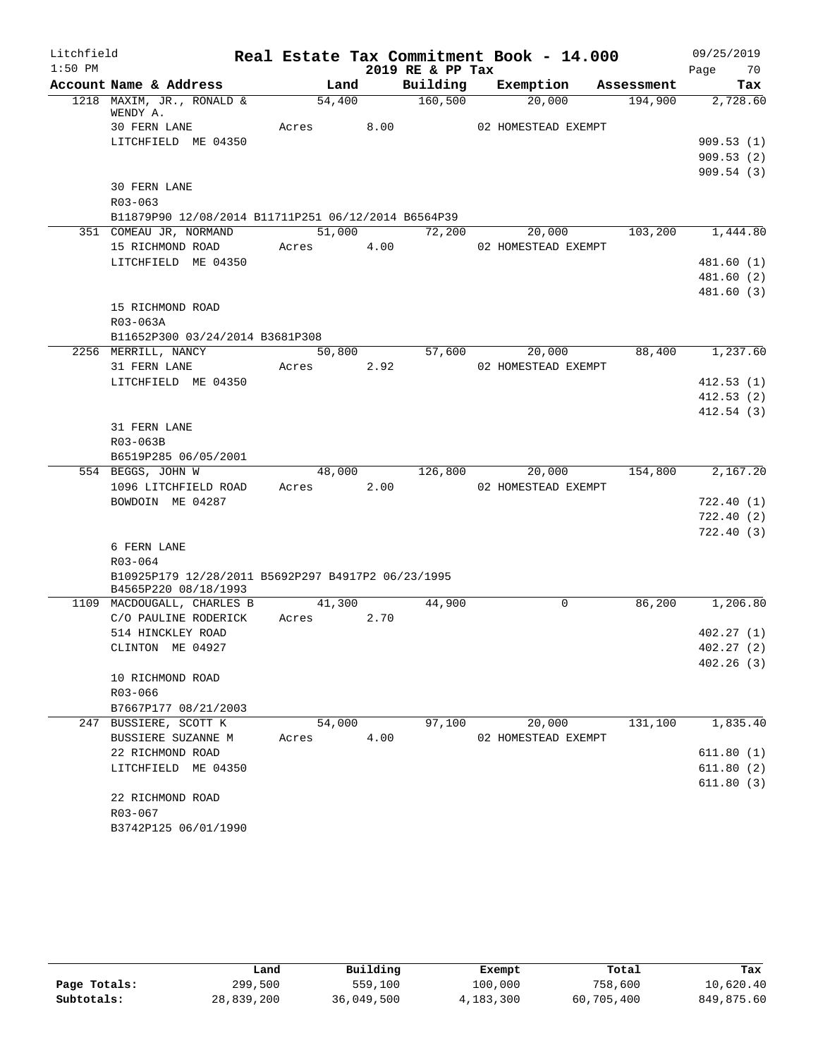# Real Estate Tax Commitment Book - 14.000

Litchfield 1:50 PM — 2019 RE & PP Tax — 09/25/2019

| Account Name & Address | Land | Building | Exemption | Assessment | Tax |
|---|---|---|---|---|---|
| 1218 MAXIM, JR., RONALD & WENDY A. | 54,400 | 160,500 | 20,000 | 194,900 | 2,728.60 |
| 30 FERN LANE | Acres 8.00 | | 02 HOMESTEAD EXEMPT | | |
| LITCHFIELD ME 04350 | | | | | 909.53 (1) |
| | | | | | 909.53 (2) |
| | | | | | 909.54 (3) |
| 30 FERN LANE | | | | | |
| R03-063 | | | | | |
| B11879P90 12/08/2014 B11711P251 06/12/2014 B6564P39 | | | | | |
| 351 COMEAU JR, NORMAND | 51,000 | 72,200 | 20,000 | 103,200 | 1,444.80 |
| 15 RICHMOND ROAD | Acres 4.00 | | 02 HOMESTEAD EXEMPT | | |
| LITCHFIELD ME 04350 | | | | | 481.60 (1) |
| | | | | | 481.60 (2) |
| | | | | | 481.60 (3) |
| 15 RICHMOND ROAD | | | | | |
| R03-063A | | | | | |
| B11652P300 03/24/2014 B3681P308 | | | | | |
| 2256 MERRILL, NANCY | 50,800 | 57,600 | 20,000 | 88,400 | 1,237.60 |
| 31 FERN LANE | Acres 2.92 | | 02 HOMESTEAD EXEMPT | | |
| LITCHFIELD ME 04350 | | | | | 412.53 (1) |
| | | | | | 412.53 (2) |
| | | | | | 412.54 (3) |
| 31 FERN LANE | | | | | |
| R03-063B | | | | | |
| B6519P285 06/05/2001 | | | | | |
| 554 BEGGS, JOHN W | 48,000 | 126,800 | 20,000 | 154,800 | 2,167.20 |
| 1096 LITCHFIELD ROAD | Acres 2.00 | | 02 HOMESTEAD EXEMPT | | |
| BOWDOIN ME 04287 | | | | | 722.40 (1) |
| | | | | | 722.40 (2) |
| | | | | | 722.40 (3) |
| 6 FERN LANE | | | | | |
| R03-064 | | | | | |
| B10925P179 12/28/2011 B5692P297 B4917P2 06/23/1995 B4565P220 08/18/1993 | | | | | |
| 1109 MACDOUGALL, CHARLES B | 41,300 | 44,900 | 0 | 86,200 | 1,206.80 |
| C/O PAULINE RODERICK | Acres 2.70 | | | | |
| 514 HINCKLEY ROAD | | | | | 402.27 (1) |
| CLINTON ME 04927 | | | | | 402.27 (2) |
| | | | | | 402.26 (3) |
| 10 RICHMOND ROAD | | | | | |
| R03-066 | | | | | |
| B7667P177 08/21/2003 | | | | | |
| 247 BUSSIERE, SCOTT K | 54,000 | 97,100 | 20,000 | 131,100 | 1,835.40 |
| BUSSIERE SUZANNE M | Acres 4.00 | | 02 HOMESTEAD EXEMPT | | |
| 22 RICHMOND ROAD | | | | | 611.80 (1) |
| LITCHFIELD ME 04350 | | | | | 611.80 (2) |
| | | | | | 611.80 (3) |
| 22 RICHMOND ROAD | | | | | |
| R03-067 | | | | | |
| B3742P125 06/01/1990 | | | | | |

| | Land | Building | Exempt | Total | Tax |
|---|---|---|---|---|---|
| Page Totals: | 299,500 | 559,100 | 100,000 | 758,600 | 10,620.40 |
| Subtotals: | 28,839,200 | 36,049,500 | 4,183,300 | 60,705,400 | 849,875.60 |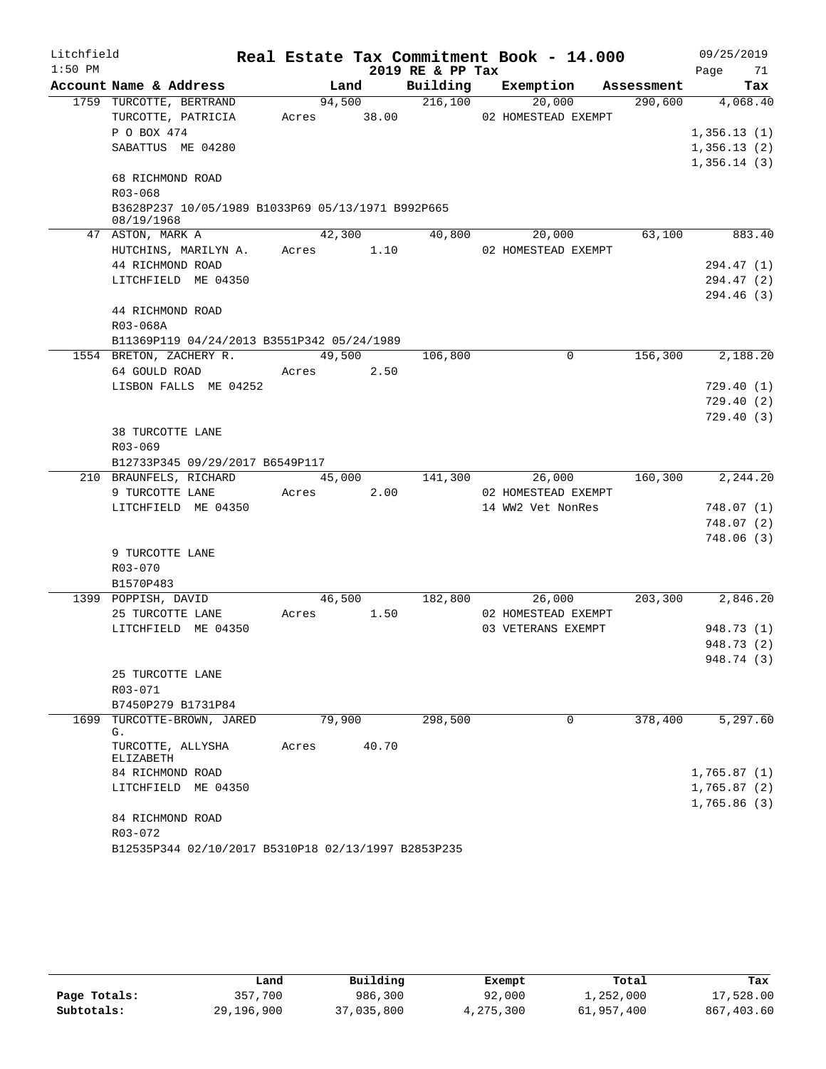Litchfield 1:50 PM

# Real Estate Tax Commitment Book - 14.000

2019 RE & PP Tax

09/25/2019 Page 71

| Account Name & Address | Land | Building | Exemption | Assessment | Tax |
|---|---|---|---|---|---|
| 1759 TURCOTTE, BERTRAND | 94,500 | 216,100 | 20,000 | 290,600 | 4,068.40 |
| TURCOTTE, PATRICIA | Acres 38.00 | | 02 HOMESTEAD EXEMPT | | |
| P O BOX 474 | | | | | 1,356.13 (1) |
| SABATTUS ME 04280 | | | | | 1,356.13 (2) |
| | | | | | 1,356.14 (3) |
| 68 RICHMOND ROAD | | | | | |
| R03-068 | | | | | |
| B3628P237 10/05/1989 B1033P69 05/13/1971 B992P665 08/19/1968 | | | | | |
| 47 ASTON, MARK A | 42,300 | 40,800 | 20,000 | 63,100 | 883.40 |
| HUTCHINS, MARILYN A. | Acres 1.10 | | 02 HOMESTEAD EXEMPT | | |
| 44 RICHMOND ROAD | | | | | 294.47 (1) |
| LITCHFIELD ME 04350 | | | | | 294.47 (2) |
| | | | | | 294.46 (3) |
| 44 RICHMOND ROAD | | | | | |
| R03-068A | | | | | |
| B11369P119 04/24/2013 B3551P342 05/24/1989 | | | | | |
| 1554 BRETON, ZACHERY R. | 49,500 | 106,800 | 0 | 156,300 | 2,188.20 |
| 64 GOULD ROAD | Acres 2.50 | | | | |
| LISBON FALLS ME 04252 | | | | | 729.40 (1) |
| | | | | | 729.40 (2) |
| | | | | | 729.40 (3) |
| 38 TURCOTTE LANE | | | | | |
| R03-069 | | | | | |
| B12733P345 09/29/2017 B6549P117 | | | | | |
| 210 BRAUNFELS, RICHARD | 45,000 | 141,300 | 26,000 | 160,300 | 2,244.20 |
| 9 TURCOTTE LANE | Acres 2.00 | | 02 HOMESTEAD EXEMPT | | |
| LITCHFIELD ME 04350 | | | 14 WW2 Vet NonRes | | 748.07 (1) |
| | | | | | 748.07 (2) |
| | | | | | 748.06 (3) |
| 9 TURCOTTE LANE | | | | | |
| R03-070 | | | | | |
| B1570P483 | | | | | |
| 1399 POPPISH, DAVID | 46,500 | 182,800 | 26,000 | 203,300 | 2,846.20 |
| 25 TURCOTTE LANE | Acres 1.50 | | 02 HOMESTEAD EXEMPT | | |
| LITCHFIELD ME 04350 | | | 03 VETERANS EXEMPT | | 948.73 (1) |
| | | | | | 948.73 (2) |
| | | | | | 948.74 (3) |
| 25 TURCOTTE LANE | | | | | |
| R03-071 | | | | | |
| B7450P279 B1731P84 | | | | | |
| 1699 TURCOTTE-BROWN, JARED G. | 79,900 | 298,500 | 0 | 378,400 | 5,297.60 |
| TURCOTTE, ALLYSHA ELIZABETH | Acres 40.70 | | | | |
| 84 RICHMOND ROAD | | | | | 1,765.87 (1) |
| LITCHFIELD ME 04350 | | | | | 1,765.87 (2) |
| | | | | | 1,765.86 (3) |
| 84 RICHMOND ROAD | | | | | |
| R03-072 | | | | | |
| B12535P344 02/10/2017 B5310P18 02/13/1997 B2853P235 | | | | | |

| | Land | Building | Exempt | Total | Tax |
|---|---|---|---|---|---|
| Page Totals: | 357,700 | 986,300 | 92,000 | 1,252,000 | 17,528.00 |
| Subtotals: | 29,196,900 | 37,035,800 | 4,275,300 | 61,957,400 | 867,403.60 |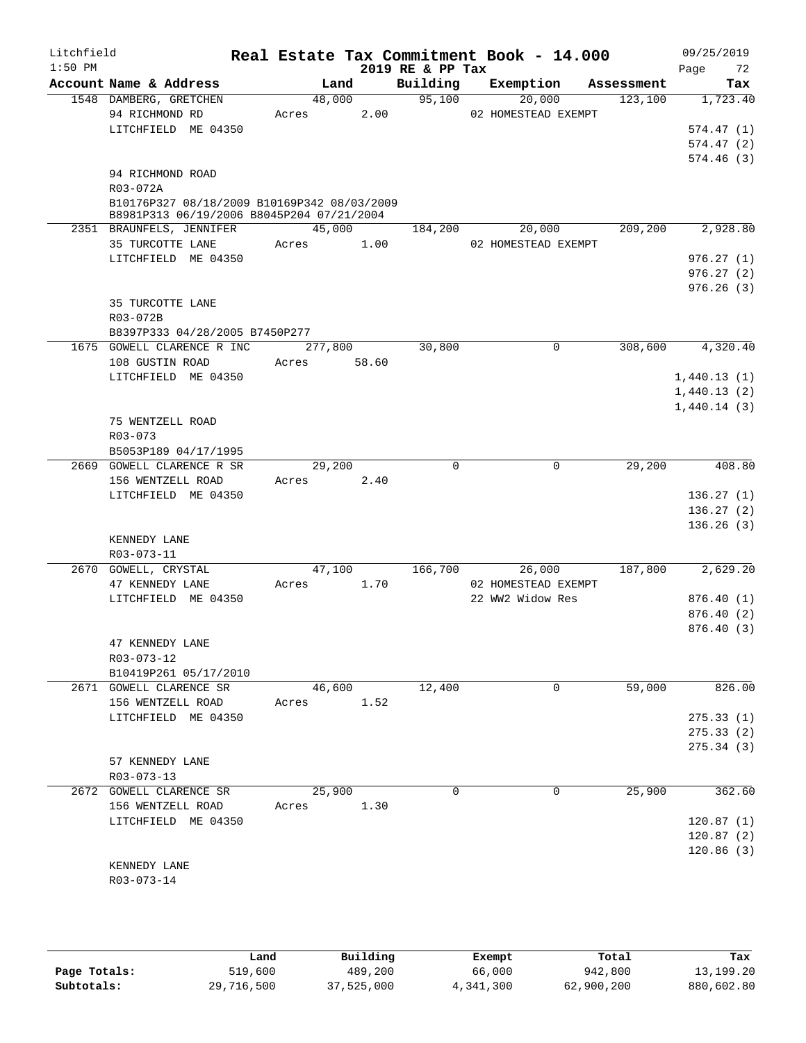Litchfield
1:50 PM

# Real Estate Tax Commitment Book - 14.000

2019 RE & PP Tax

09/25/2019

| Account Name & Address | Land | Building | Exemption | Assessment | Tax |
|---|---|---|---|---|---|
| 1548 DAMBERG, GRETCHEN | 48,000 | 95,100 | 20,000 | 123,100 | 1,723.40 |
| 94 RICHMOND RD | Acres 2.00 | | 02 HOMESTEAD EXEMPT | | |
| LITCHFIELD ME 04350 | | | | | 574.47 (1) |
| | | | | | 574.47 (2) |
| | | | | | 574.46 (3) |
| 94 RICHMOND ROAD | | | | | |
| R03-072A | | | | | |
| B10176P327 08/18/2009 B10169P342 08/03/2009 | | | | | |
| B8981P313 06/19/2006 B8045P204 07/21/2004 | | | | | |
| 2351 BRAUNFELS, JENNIFER | 45,000 | 184,200 | 20,000 | 209,200 | 2,928.80 |
| 35 TURCOTTE LANE | Acres 1.00 | | 02 HOMESTEAD EXEMPT | | |
| LITCHFIELD ME 04350 | | | | | 976.27 (1) |
| | | | | | 976.27 (2) |
| | | | | | 976.26 (3) |
| 35 TURCOTTE LANE | | | | | |
| R03-072B | | | | | |
| B8397P333 04/28/2005 B7450P277 | | | | | |
| 1675 GOWELL CLARENCE R INC | 277,800 | 30,800 | 0 | 308,600 | 4,320.40 |
| 108 GUSTIN ROAD | Acres 58.60 | | | | |
| LITCHFIELD ME 04350 | | | | | 1,440.13 (1) |
| | | | | | 1,440.13 (2) |
| | | | | | 1,440.14 (3) |
| 75 WENTZELL ROAD | | | | | |
| R03-073 | | | | | |
| B5053P189 04/17/1995 | | | | | |
| 2669 GOWELL CLARENCE R SR | 29,200 | 0 | 0 | 29,200 | 408.80 |
| 156 WENTZELL ROAD | Acres 2.40 | | | | |
| LITCHFIELD ME 04350 | | | | | 136.27 (1) |
| | | | | | 136.27 (2) |
| | | | | | 136.26 (3) |
| KENNEDY LANE | | | | | |
| R03-073-11 | | | | | |
| 2670 GOWELL, CRYSTAL | 47,100 | 166,700 | 26,000 | 187,800 | 2,629.20 |
| 47 KENNEDY LANE | Acres 1.70 | | 02 HOMESTEAD EXEMPT | | |
| LITCHFIELD ME 04350 | | | 22 WW2 Widow Res | | 876.40 (1) |
| | | | | | 876.40 (2) |
| | | | | | 876.40 (3) |
| 47 KENNEDY LANE | | | | | |
| R03-073-12 | | | | | |
| B10419P261 05/17/2010 | | | | | |
| 2671 GOWELL CLARENCE SR | 46,600 | 12,400 | 0 | 59,000 | 826.00 |
| 156 WENTZELL ROAD | Acres 1.52 | | | | |
| LITCHFIELD ME 04350 | | | | | 275.33 (1) |
| | | | | | 275.33 (2) |
| | | | | | 275.34 (3) |
| 57 KENNEDY LANE | | | | | |
| R03-073-13 | | | | | |
| 2672 GOWELL CLARENCE SR | 25,900 | 0 | 0 | 25,900 | 362.60 |
| 156 WENTZELL ROAD | Acres 1.30 | | | | |
| LITCHFIELD ME 04350 | | | | | 120.87 (1) |
| | | | | | 120.87 (2) |
| | | | | | 120.86 (3) |
| KENNEDY LANE | | | | | |
| R03-073-14 | | | | | |

| | Land | Building | Exempt | Total | Tax |
|---|---|---|---|---|---|
| Page Totals: | 519,600 | 489,200 | 66,000 | 942,800 | 13,199.20 |
| Subtotals: | 29,716,500 | 37,525,000 | 4,341,300 | 62,900,200 | 880,602.80 |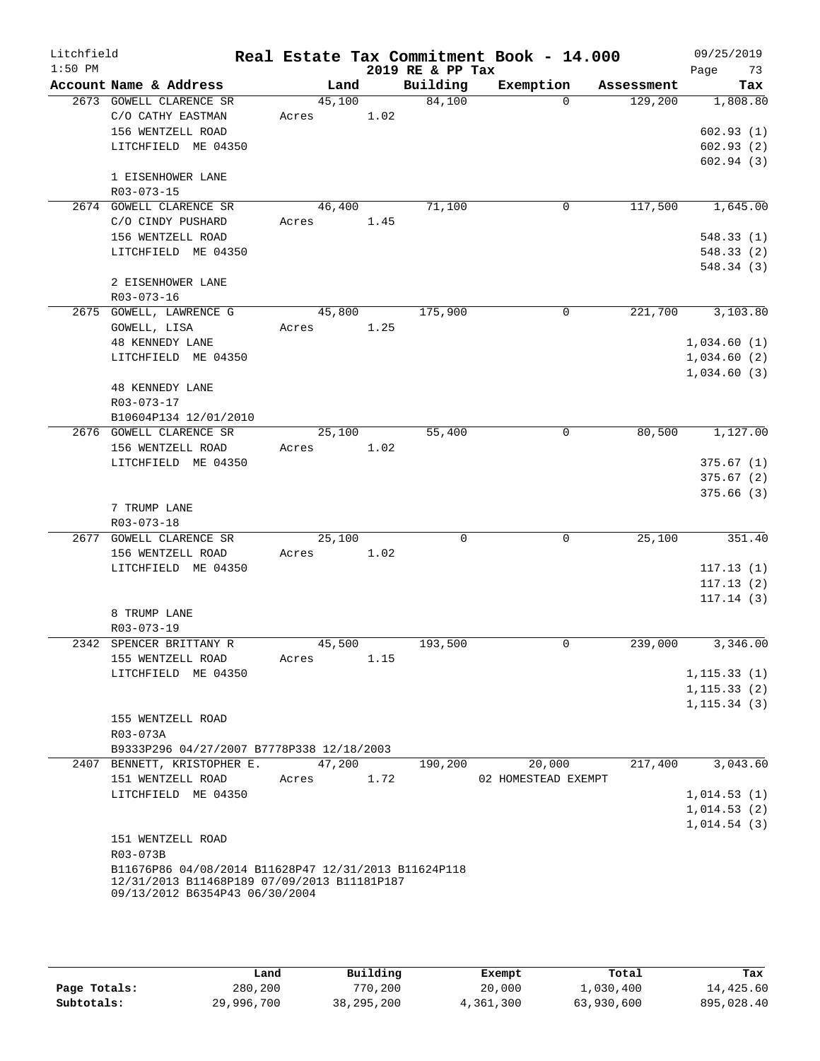Litchfield
1:50 PM

# Real Estate Tax Commitment Book - 14.000

## 2019 RE & PP Tax

09/25/2019

| Account | Name & Address | Land | Building | Exemption | Assessment | Tax |
|---|---|---|---|---|---|---|
| 2673 | GOWELL CLARENCE SR<br>C/O CATHY EASTMAN<br>156 WENTZELL ROAD<br>LITCHFIELD ME 04350<br><br>1 EISENHOWER LANE<br>R03-073-15 | 45,100<br>Acres 1.02 | 84,100 | 0 | 129,200 | 1,808.80<br><br>602.93 (1)<br>602.93 (2)<br>602.94 (3) |
| 2674 | GOWELL CLARENCE SR<br>C/O CINDY PUSHARD<br>156 WENTZELL ROAD<br>LITCHFIELD ME 04350<br><br>2 EISENHOWER LANE<br>R03-073-16 | 46,400<br>Acres 1.45 | 71,100 | 0 | 117,500 | 1,645.00<br><br>548.33 (1)<br>548.33 (2)<br>548.34 (3) |
| 2675 | GOWELL, LAWRENCE G<br>GOWELL, LISA<br>48 KENNEDY LANE<br>LITCHFIELD ME 04350<br><br>48 KENNEDY LANE<br>R03-073-17<br>B10604P134 12/01/2010 | 45,800<br>Acres 1.25 | 175,900 | 0 | 221,700 | 3,103.80<br><br>1,034.60 (1)<br>1,034.60 (2)<br>1,034.60 (3) |
| 2676 | GOWELL CLARENCE SR<br>156 WENTZELL ROAD<br>LITCHFIELD ME 04350<br><br>7 TRUMP LANE<br>R03-073-18 | 25,100<br>Acres 1.02 | 55,400 | 0 | 80,500 | 1,127.00<br><br>375.67 (1)<br>375.67 (2)<br>375.66 (3) |
| 2677 | GOWELL CLARENCE SR<br>156 WENTZELL ROAD<br>LITCHFIELD ME 04350<br><br>8 TRUMP LANE<br>R03-073-19 | 25,100<br>Acres 1.02 | 0 | 0 | 25,100 | 351.40<br><br>117.13 (1)<br>117.13 (2)<br>117.14 (3) |
| 2342 | SPENCER BRITTANY R<br>155 WENTZELL ROAD<br>LITCHFIELD ME 04350<br><br>155 WENTZELL ROAD<br>R03-073A<br>B9333P296 04/27/2007 B7778P338 12/18/2003 | 45,500<br>Acres 1.15 | 193,500 | 0 | 239,000 | 3,346.00<br><br>1,115.33 (1)<br>1,115.33 (2)<br>1,115.34 (3) |
| 2407 | BENNETT, KRISTOPHER E.<br>151 WENTZELL ROAD<br>LITCHFIELD ME 04350<br><br>151 WENTZELL ROAD<br>R03-073B<br>B11676P86 04/08/2014 B11628P47 12/31/2013 B11624P118 12/31/2013 B11468P189 07/09/2013 B11181P187 09/13/2012 B6354P43 06/30/2004 | 47,200<br>Acres 1.72 | 190,200 | 20,000<br>02 HOMESTEAD EXEMPT | 217,400 | 3,043.60<br><br>1,014.53 (1)<br>1,014.53 (2)<br>1,014.54 (3) |

| | Land | Building | Exempt | Total | Tax |
|---|---|---|---|---|---|
| Page Totals: | 280,200 | 770,200 | 20,000 | 1,030,400 | 14,425.60 |
| Subtotals: | 29,996,700 | 38,295,200 | 4,361,300 | 63,930,600 | 895,028.40 |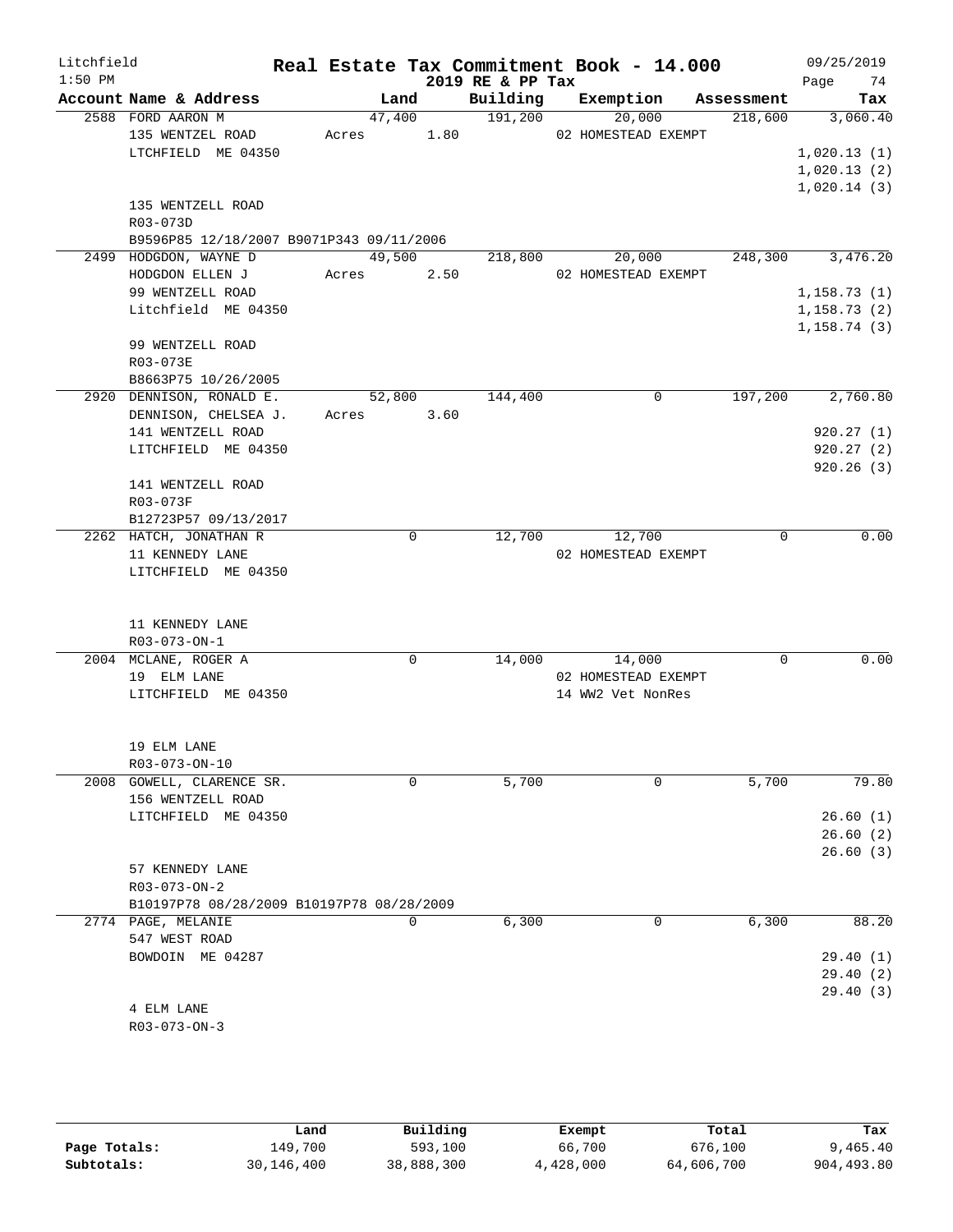Litchfield 1:50 PM

**Real Estate Tax Commitment Book - 14.000**

2019 RE & PP Tax

09/25/2019

| Account Name & Address | Land | Building | Exemption | Assessment | Tax |
|---|---|---|---|---|---|
| 2588 FORD AARON M | 47,400 | 191,200 | 20,000 | 218,600 | 3,060.40 |
| 135 WENTZEL ROAD | Acres 1.80 | | 02 HOMESTEAD EXEMPT | | |
| LTCHFIELD ME 04350 | | | | | 1,020.13 (1) |
| | | | | | 1,020.13 (2) |
| | | | | | 1,020.14 (3) |
| 135 WENTZELL ROAD | | | | | |
| R03-073D | | | | | |
| B9596P85 12/18/2007 B9071P343 09/11/2006 | | | | | |
| 2499 HODGDON, WAYNE D | 49,500 | 218,800 | 20,000 | 248,300 | 3,476.20 |
| HODGDON ELLEN J | Acres 2.50 | | 02 HOMESTEAD EXEMPT | | |
| 99 WENTZELL ROAD | | | | | 1,158.73 (1) |
| Litchfield ME 04350 | | | | | 1,158.73 (2) |
| | | | | | 1,158.74 (3) |
| 99 WENTZELL ROAD | | | | | |
| R03-073E | | | | | |
| B8663P75 10/26/2005 | | | | | |
| 2920 DENNISON, RONALD E. | 52,800 | 144,400 | 0 | 197,200 | 2,760.80 |
| DENNISON, CHELSEA J. | Acres 3.60 | | | | |
| 141 WENTZELL ROAD | | | | | 920.27 (1) |
| LITCHFIELD ME 04350 | | | | | 920.27 (2) |
| | | | | | 920.26 (3) |
| 141 WENTZELL ROAD | | | | | |
| R03-073F | | | | | |
| B12723P57 09/13/2017 | | | | | |
| 2262 HATCH, JONATHAN R | 0 | 12,700 | 12,700 | 0 | 0.00 |
| 11 KENNEDY LANE | | | 02 HOMESTEAD EXEMPT | | |
| LITCHFIELD ME 04350 | | | | | |
| 11 KENNEDY LANE | | | | | |
| R03-073-ON-1 | | | | | |
| 2004 MCLANE, ROGER A | 0 | 14,000 | 14,000 | 0 | 0.00 |
| 19 ELM LANE | | | 02 HOMESTEAD EXEMPT | | |
| LITCHFIELD ME 04350 | | | 14 WW2 Vet NonRes | | |
| 19 ELM LANE | | | | | |
| R03-073-ON-10 | | | | | |
| 2008 GOWELL, CLARENCE SR. | 0 | 5,700 | 0 | 5,700 | 79.80 |
| 156 WENTZELL ROAD | | | | | |
| LITCHFIELD ME 04350 | | | | | 26.60 (1) |
| | | | | | 26.60 (2) |
| | | | | | 26.60 (3) |
| 57 KENNEDY LANE | | | | | |
| R03-073-ON-2 | | | | | |
| B10197P78 08/28/2009 B10197P78 08/28/2009 | | | | | |
| 2774 PAGE, MELANIE | 0 | 6,300 | 0 | 6,300 | 88.20 |
| 547 WEST ROAD | | | | | |
| BOWDOIN ME 04287 | | | | | 29.40 (1) |
| | | | | | 29.40 (2) |
| | | | | | 29.40 (3) |
| 4 ELM LANE | | | | | |
| R03-073-ON-3 | | | | | |

| | Land | Building | Exempt | Total | Tax |
|---|---|---|---|---|---|
| **Page Totals:** | 149,700 | 593,100 | 66,700 | 676,100 | 9,465.40 |
| **Subtotals:** | 30,146,400 | 38,888,300 | 4,428,000 | 64,606,700 | 904,493.80 |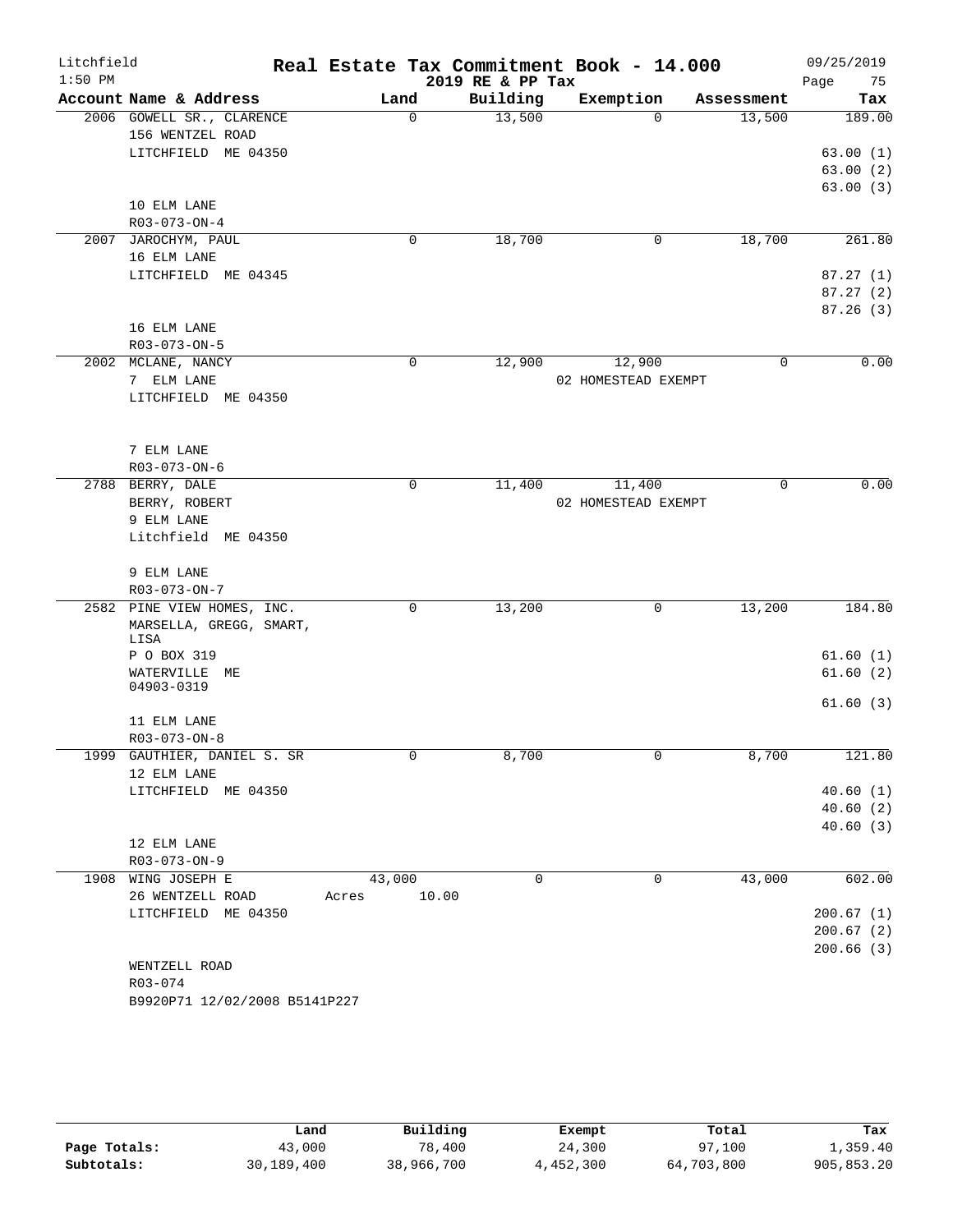# Real Estate Tax Commitment Book - 14.000

Litchfield 1:50 PM — 2019 RE & PP Tax — 09/25/2019

| Account Name & Address | Land | Building | Exemption | Assessment | Tax |
|---|---|---|---|---|---|
| 2006 GOWELL SR., CLARENCE<br>156 WENTZEL ROAD<br>LITCHFIELD ME 04350<br><br>10 ELM LANE<br>R03-073-ON-4 | 0 | 13,500 | 0 | 13,500 | 189.00<br>63.00 (1)<br>63.00 (2)<br>63.00 (3) |
| 2007 JAROCHYM, PAUL<br>16 ELM LANE<br>LITCHFIELD ME 04345<br><br>16 ELM LANE<br>R03-073-ON-5 | 0 | 18,700 | 0 | 18,700 | 261.80<br>87.27 (1)<br>87.27 (2)<br>87.26 (3) |
| 2002 MCLANE, NANCY<br>7 ELM LANE<br>LITCHFIELD ME 04350<br><br>7 ELM LANE<br>R03-073-ON-6 | 0 | 12,900 | 12,900<br>02 HOMESTEAD EXEMPT | 0 | 0.00 |
| 2788 BERRY, DALE<br>BERRY, ROBERT<br>9 ELM LANE<br>Litchfield ME 04350<br><br>9 ELM LANE<br>R03-073-ON-7 | 0 | 11,400 | 11,400<br>02 HOMESTEAD EXEMPT | 0 | 0.00 |
| 2582 PINE VIEW HOMES, INC.<br>MARSELLA, GREGG, SMART, LISA<br>P O BOX 319<br>WATERVILLE ME 04903-0319<br><br>11 ELM LANE<br>R03-073-ON-8 | 0 | 13,200 | 0 | 13,200 | 184.80<br>61.60 (1)<br>61.60 (2)<br>61.60 (3) |
| 1999 GAUTHIER, DANIEL S. SR<br>12 ELM LANE<br>LITCHFIELD ME 04350<br><br>12 ELM LANE<br>R03-073-ON-9 | 0 | 8,700 | 0 | 8,700 | 121.80<br>40.60 (1)<br>40.60 (2)<br>40.60 (3) |
| 1908 WING JOSEPH E<br>26 WENTZELL ROAD<br>LITCHFIELD ME 04350<br><br>WENTZELL ROAD<br>R03-074<br>B9920P71 12/02/2008 B5141P227 | 43,000<br>Acres 10.00 | 0 | 0 | 43,000 | 602.00<br>200.67 (1)<br>200.67 (2)<br>200.66 (3) |

| | Land | Building | Exempt | Total | Tax |
|---|---|---|---|---|---|
| Page Totals: | 43,000 | 78,400 | 24,300 | 97,100 | 1,359.40 |
| Subtotals: | 30,189,400 | 38,966,700 | 4,452,300 | 64,703,800 | 905,853.20 |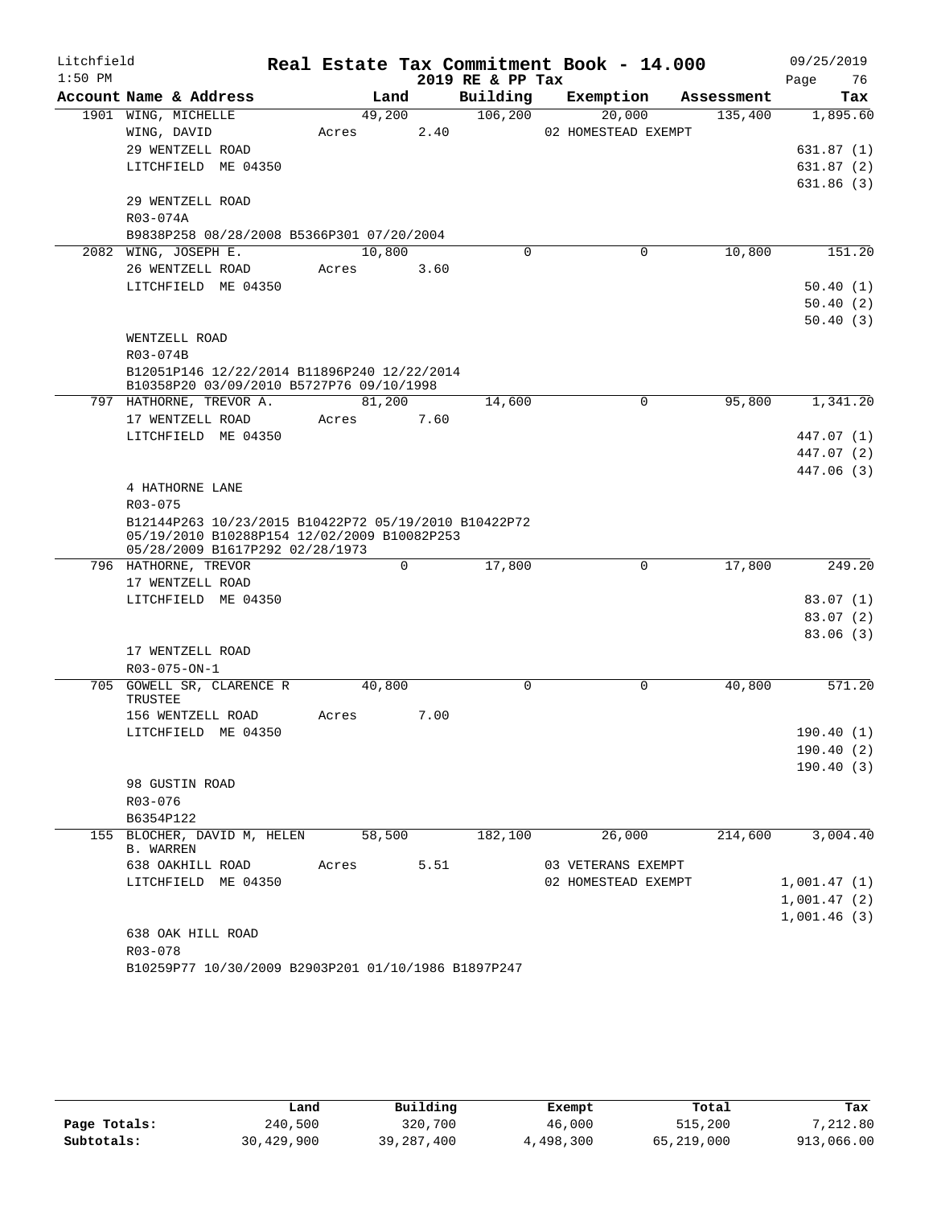Litchfield  
1:50 PM

# Real Estate Tax Commitment Book - 14.000

2019 RE & PP Tax

09/25/2019  
Page 76

| Account Name & Address | Land | Building | Exemption | Assessment | Tax |
|---|---|---|---|---|---|
| 1901 WING, MICHELLE | 49,200 | 106,200 | 20,000 | 135,400 | 1,895.60 |
| WING, DAVID | Acres 2.40 | | 02 HOMESTEAD EXEMPT | | |
| 29 WENTZELL ROAD | | | | | 631.87 (1) |
| LITCHFIELD ME 04350 | | | | | 631.87 (2) |
| | | | | | 631.86 (3) |
| 29 WENTZELL ROAD | | | | | |
| R03-074A | | | | | |
| B9838P258 08/28/2008 B5366P301 07/20/2004 | | | | | |
| 2082 WING, JOSEPH E. | 10,800 | 0 | 0 | 10,800 | 151.20 |
| 26 WENTZELL ROAD | Acres 3.60 | | | | |
| LITCHFIELD ME 04350 | | | | | 50.40 (1) |
| | | | | | 50.40 (2) |
| | | | | | 50.40 (3) |
| WENTZELL ROAD | | | | | |
| R03-074B | | | | | |
| B12051P146 12/22/2014 B11896P240 12/22/2014 B10358P20 03/09/2010 B5727P76 09/10/1998 | | | | | |
| 797 HATHORNE, TREVOR A. | 81,200 | 14,600 | 0 | 95,800 | 1,341.20 |
| 17 WENTZELL ROAD | Acres 7.60 | | | | |
| LITCHFIELD ME 04350 | | | | | 447.07 (1) |
| | | | | | 447.07 (2) |
| | | | | | 447.06 (3) |
| 4 HATHORNE LANE | | | | | |
| R03-075 | | | | | |
| B12144P263 10/23/2015 B10422P72 05/19/2010 B10422P72 05/19/2010 B10288P154 12/02/2009 B10082P253 05/28/2009 B1617P292 02/28/1973 | | | | | |
| 796 HATHORNE, TREVOR | 0 | 17,800 | 0 | 17,800 | 249.20 |
| 17 WENTZELL ROAD | | | | | |
| LITCHFIELD ME 04350 | | | | | 83.07 (1) |
| | | | | | 83.07 (2) |
| | | | | | 83.06 (3) |
| 17 WENTZELL ROAD | | | | | |
| R03-075-ON-1 | | | | | |
| 705 GOWELL SR, CLARENCE R TRUSTEE | 40,800 | 0 | 0 | 40,800 | 571.20 |
| 156 WENTZELL ROAD | Acres 7.00 | | | | |
| LITCHFIELD ME 04350 | | | | | 190.40 (1) |
| | | | | | 190.40 (2) |
| | | | | | 190.40 (3) |
| 98 GUSTIN ROAD | | | | | |
| R03-076 | | | | | |
| B6354P122 | | | | | |
| 155 BLOCHER, DAVID M, HELEN B. WARREN | 58,500 | 182,100 | 26,000 | 214,600 | 3,004.40 |
| 638 OAKHILL ROAD | Acres 5.51 | | 03 VETERANS EXEMPT | | |
| LITCHFIELD ME 04350 | | | 02 HOMESTEAD EXEMPT | | 1,001.47 (1) |
| | | | | | 1,001.47 (2) |
| | | | | | 1,001.46 (3) |
| 638 OAK HILL ROAD | | | | | |
| R03-078 | | | | | |
| B10259P77 10/30/2009 B2903P201 01/10/1986 B1897P247 | | | | | |

| | Land | Building | Exempt | Total | Tax |
|---|---|---|---|---|---|
| Page Totals: | 240,500 | 320,700 | 46,000 | 515,200 | 7,212.80 |
| Subtotals: | 30,429,900 | 39,287,400 | 4,498,300 | 65,219,000 | 913,066.00 |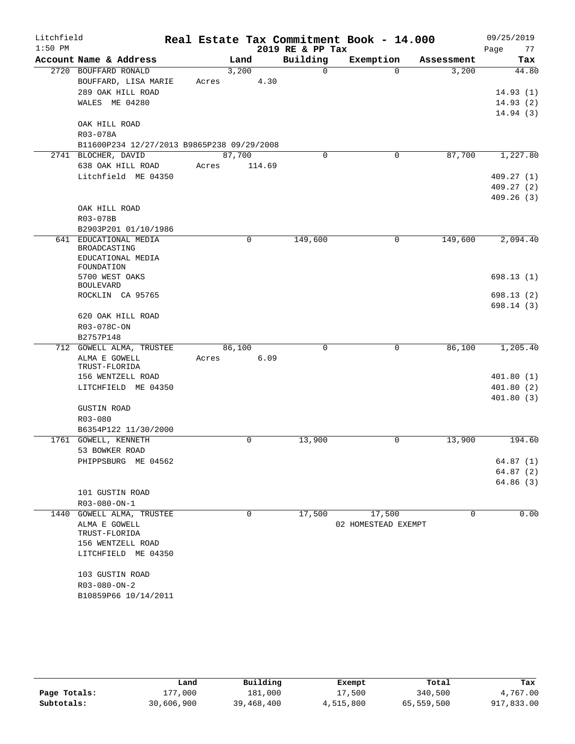# Litchfield — Real Estate Tax Commitment Book - 14.000 — 2019 RE & PP Tax

1:50 PM — 09/25/2019

| Account Name & Address | Land | Building | Exemption | Assessment | Tax |
|---|---|---|---|---|---|
| 2720 BOUFFARD RONALD | 3,200 | 0 | 0 | 3,200 | 44.80 |
| BOUFFARD, LISA MARIE | Acres 4.30 | | | | |
| 289 OAK HILL ROAD | | | | | 14.93 (1) |
| WALES ME 04280 | | | | | 14.93 (2) |
| | | | | | 14.94 (3) |
| OAK HILL ROAD | | | | | |
| R03-078A | | | | | |
| B11600P234 12/27/2013 B9865P238 09/29/2008 | | | | | |
| 2741 BLOCHER, DAVID | 87,700 | 0 | 0 | 87,700 | 1,227.80 |
| 638 OAK HILL ROAD | Acres 114.69 | | | | |
| Litchfield ME 04350 | | | | | 409.27 (1) |
| | | | | | 409.27 (2) |
| | | | | | 409.26 (3) |
| OAK HILL ROAD | | | | | |
| R03-078B | | | | | |
| B2903P201 01/10/1986 | | | | | |
| 641 EDUCATIONAL MEDIA BROADCASTING | 0 | 149,600 | 0 | 149,600 | 2,094.40 |
| EDUCATIONAL MEDIA FOUNDATION | | | | | |
| 5700 WEST OAKS BOULEVARD | | | | | 698.13 (1) |
| ROCKLIN CA 95765 | | | | | 698.13 (2) |
| | | | | | 698.14 (3) |
| 620 OAK HILL ROAD | | | | | |
| R03-078C-ON | | | | | |
| B2757P148 | | | | | |
| 712 GOWELL ALMA, TRUSTEE | 86,100 | 0 | 0 | 86,100 | 1,205.40 |
| ALMA E GOWELL TRUST-FLORIDA | Acres 6.09 | | | | |
| 156 WENTZELL ROAD | | | | | 401.80 (1) |
| LITCHFIELD ME 04350 | | | | | 401.80 (2) |
| | | | | | 401.80 (3) |
| GUSTIN ROAD | | | | | |
| R03-080 | | | | | |
| B6354P122 11/30/2000 | | | | | |
| 1761 GOWELL, KENNETH | 0 | 13,900 | 0 | 13,900 | 194.60 |
| 53 BOWKER ROAD | | | | | |
| PHIPPSBURG ME 04562 | | | | | 64.87 (1) |
| | | | | | 64.87 (2) |
| | | | | | 64.86 (3) |
| 101 GUSTIN ROAD | | | | | |
| R03-080-ON-1 | | | | | |
| 1440 GOWELL ALMA, TRUSTEE | 0 | 17,500 | 17,500 | 0 | 0.00 |
| ALMA E GOWELL TRUST-FLORIDA | | | 02 HOMESTEAD EXEMPT | | |
| 156 WENTZELL ROAD | | | | | |
| LITCHFIELD ME 04350 | | | | | |
| 103 GUSTIN ROAD | | | | | |
| R03-080-ON-2 | | | | | |
| B10859P66 10/14/2011 | | | | | |

| | Land | Building | Exempt | Total | Tax |
|---|---|---|---|---|---|
| Page Totals: | 177,000 | 181,000 | 17,500 | 340,500 | 4,767.00 |
| Subtotals: | 30,606,900 | 39,468,400 | 4,515,800 | 65,559,500 | 917,833.00 |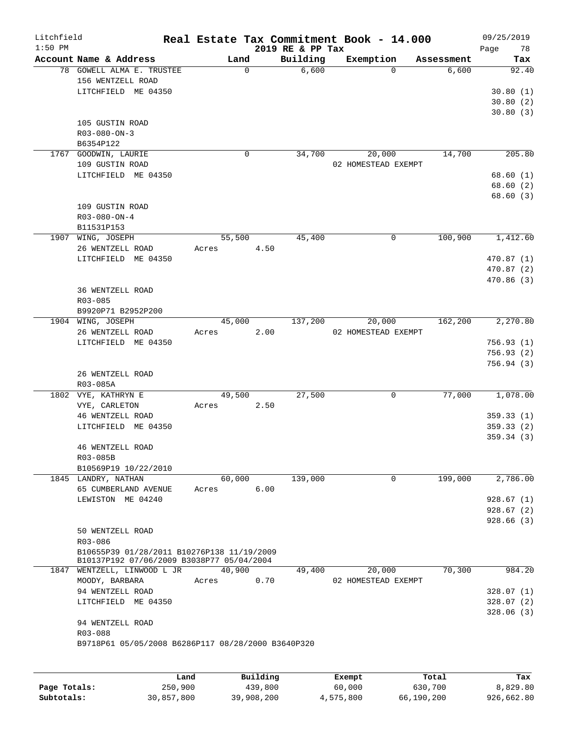Litchfield 1:50 PM

# Real Estate Tax Commitment Book - 14.000
## 2019 RE & PP Tax

09/25/2019

| Account Name & Address | Land | Building | Exemption | Assessment | Tax |
|---|---|---|---|---|---|
| 78 GOWELL ALMA E. TRUSTEE<br>156 WENTZELL ROAD<br>LITCHFIELD ME 04350<br><br>105 GUSTIN ROAD<br>R03-080-ON-3<br>B6354P122 | 0 | 6,600 | 0 | 6,600 | 92.40<br>30.80 (1)<br>30.80 (2)<br>30.80 (3) |
| 1767 GOODWIN, LAURIE<br>109 GUSTIN ROAD<br>LITCHFIELD ME 04350<br><br>109 GUSTIN ROAD<br>R03-080-ON-4<br>B11531P153 | 0 | 34,700 | 20,000<br>02 HOMESTEAD EXEMPT | 14,700 | 205.80<br>68.60 (1)<br>68.60 (2)<br>68.60 (3) |
| 1907 WING, JOSEPH<br>26 WENTZELL ROAD<br>LITCHFIELD ME 04350<br><br>36 WENTZELL ROAD<br>R03-085<br>B9920P71 B2952P200 | 55,500<br>Acres 4.50 | 45,400 | 0 | 100,900 | 1,412.60<br>470.87 (1)<br>470.87 (2)<br>470.86 (3) |
| 1904 WING, JOSEPH<br>26 WENTZELL ROAD<br>LITCHFIELD ME 04350<br><br>26 WENTZELL ROAD<br>R03-085A | 45,000<br>Acres 2.00 | 137,200 | 20,000<br>02 HOMESTEAD EXEMPT | 162,200 | 2,270.80<br>756.93 (1)<br>756.93 (2)<br>756.94 (3) |
| 1802 VYE, KATHRYN E<br>VYE, CARLETON<br>46 WENTZELL ROAD<br>LITCHFIELD ME 04350<br><br>46 WENTZELL ROAD<br>R03-085B<br>B10569P19 10/22/2010 | 49,500<br>Acres 2.50 | 27,500 | 0 | 77,000 | 1,078.00<br>359.33 (1)<br>359.33 (2)<br>359.34 (3) |
| 1845 LANDRY, NATHAN<br>65 CUMBERLAND AVENUE<br>LEWISTON ME 04240<br><br>50 WENTZELL ROAD<br>R03-086<br>B10655P39 01/28/2011 B10276P138 11/19/2009<br>B10137P192 07/06/2009 B3038P77 05/04/2004 | 60,000<br>Acres 6.00 | 139,000 | 0 | 199,000 | 2,786.00<br>928.67 (1)<br>928.67 (2)<br>928.66 (3) |
| 1847 WENTZELL, LINWOOD L JR<br>MOODY, BARBARA<br>94 WENTZELL ROAD<br>LITCHFIELD ME 04350<br><br>94 WENTZELL ROAD<br>R03-088<br>B9718P61 05/05/2008 B6286P117 08/28/2000 B3640P320 | 40,900<br>Acres 0.70 | 49,400 | 20,000<br>02 HOMESTEAD EXEMPT | 70,300 | 984.20<br>328.07 (1)<br>328.07 (2)<br>328.06 (3) |

| | Land | Building | Exempt | Total | Tax |
|---|---|---|---|---|---|
| Page Totals: | 250,900 | 439,800 | 60,000 | 630,700 | 8,829.80 |
| Subtotals: | 30,857,800 | 39,908,200 | 4,575,800 | 66,190,200 | 926,662.80 |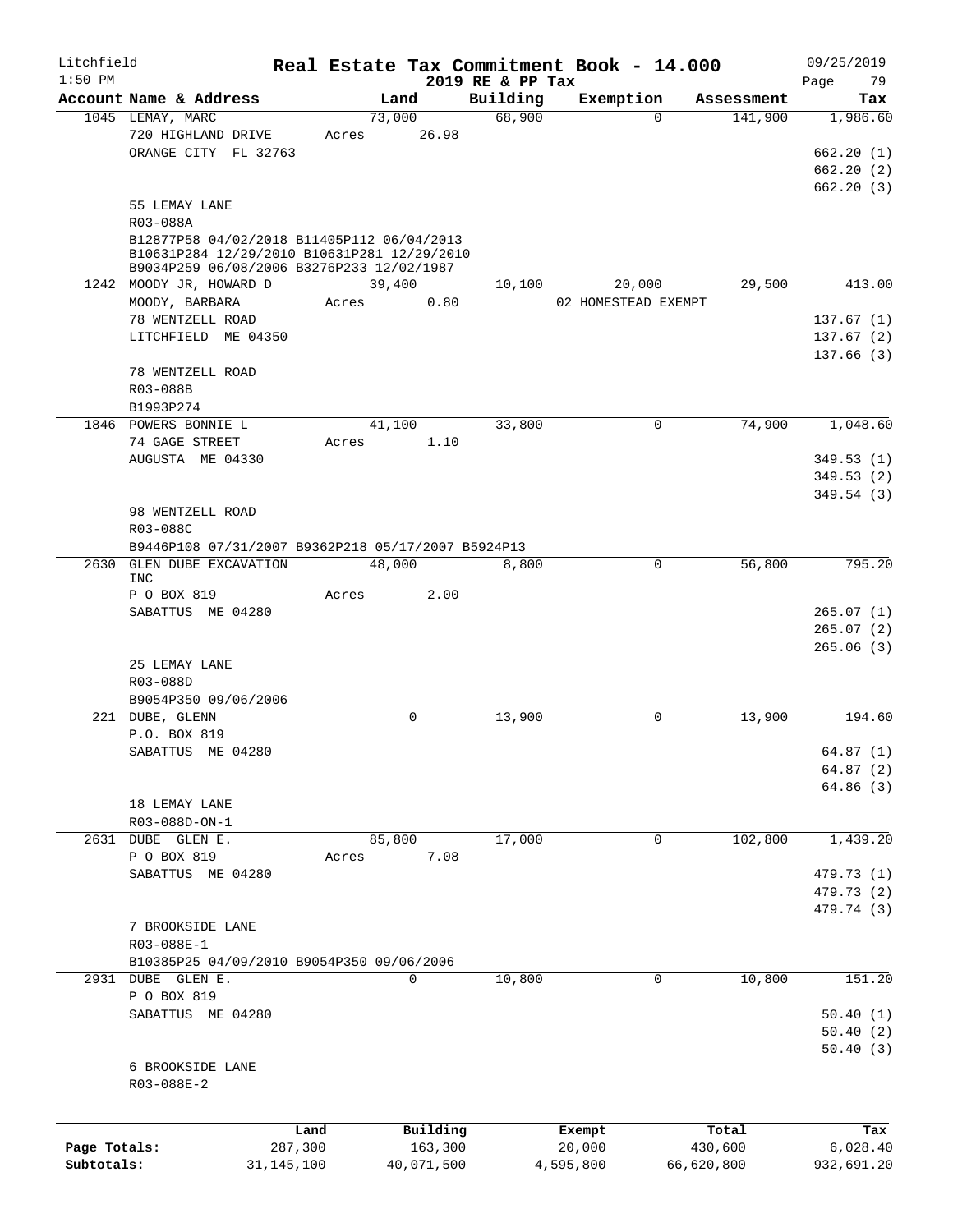Litchfield

1:50 PM

# Real Estate Tax Commitment Book - 14.000

2019 RE & PP Tax

09/25/2019

| Account Name & Address | Land | Building | Exemption | Assessment | Tax |
|---|---|---|---|---|---|
| 1045 LEMAY, MARC | 73,000 | 68,900 | 0 | 141,900 | 1,986.60 |
| 720 HIGHLAND DRIVE | Acres 26.98 | | | | |
| ORANGE CITY FL 32763 | | | | | 662.20 (1) |
| | | | | | 662.20 (2) |
| | | | | | 662.20 (3) |
| 55 LEMAY LANE | | | | | |
| R03-088A | | | | | |
| B12877P58 04/02/2018 B11405P112 06/04/2013 B10631P284 12/29/2010 B10631P281 12/29/2010 B9034P259 06/08/2006 B3276P233 12/02/1987 | | | | | |
| 1242 MOODY JR, HOWARD D | 39,400 | 10,100 | 20,000 | 29,500 | 413.00 |
| MOODY, BARBARA | Acres 0.80 | | 02 HOMESTEAD EXEMPT | | |
| 78 WENTZELL ROAD | | | | | 137.67 (1) |
| LITCHFIELD ME 04350 | | | | | 137.67 (2) |
| | | | | | 137.66 (3) |
| 78 WENTZELL ROAD | | | | | |
| R03-088B | | | | | |
| B1993P274 | | | | | |
| 1846 POWERS BONNIE L | 41,100 | 33,800 | 0 | 74,900 | 1,048.60 |
| 74 GAGE STREET | Acres 1.10 | | | | |
| AUGUSTA ME 04330 | | | | | 349.53 (1) |
| | | | | | 349.53 (2) |
| | | | | | 349.54 (3) |
| 98 WENTZELL ROAD | | | | | |
| R03-088C | | | | | |
| B9446P108 07/31/2007 B9362P218 05/17/2007 B5924P13 | | | | | |
| 2630 GLEN DUBE EXCAVATION INC | 48,000 | 8,800 | 0 | 56,800 | 795.20 |
| P O BOX 819 | Acres 2.00 | | | | |
| SABATTUS ME 04280 | | | | | 265.07 (1) |
| | | | | | 265.07 (2) |
| | | | | | 265.06 (3) |
| 25 LEMAY LANE | | | | | |
| R03-088D | | | | | |
| B9054P350 09/06/2006 | | | | | |
| 221 DUBE, GLENN | 0 | 13,900 | 0 | 13,900 | 194.60 |
| P.O. BOX 819 | | | | | |
| SABATTUS ME 04280 | | | | | 64.87 (1) |
| | | | | | 64.87 (2) |
| | | | | | 64.86 (3) |
| 18 LEMAY LANE | | | | | |
| R03-088D-ON-1 | | | | | |
| 2631 DUBE GLEN E. | 85,800 | 17,000 | 0 | 102,800 | 1,439.20 |
| P O BOX 819 | Acres 7.08 | | | | |
| SABATTUS ME 04280 | | | | | 479.73 (1) |
| | | | | | 479.73 (2) |
| | | | | | 479.74 (3) |
| 7 BROOKSIDE LANE | | | | | |
| R03-088E-1 | | | | | |
| B10385P25 04/09/2010 B9054P350 09/06/2006 | | | | | |
| 2931 DUBE GLEN E. | 0 | 10,800 | 0 | 10,800 | 151.20 |
| P O BOX 819 | | | | | |
| SABATTUS ME 04280 | | | | | 50.40 (1) |
| | | | | | 50.40 (2) |
| | | | | | 50.40 (3) |
| 6 BROOKSIDE LANE | | | | | |
| R03-088E-2 | | | | | |

| | Land | Building | Exempt | Total | Tax |
|---|---|---|---|---|---|
| Page Totals: | 287,300 | 163,300 | 20,000 | 430,600 | 6,028.40 |
| Subtotals: | 31,145,100 | 40,071,500 | 4,595,800 | 66,620,800 | 932,691.20 |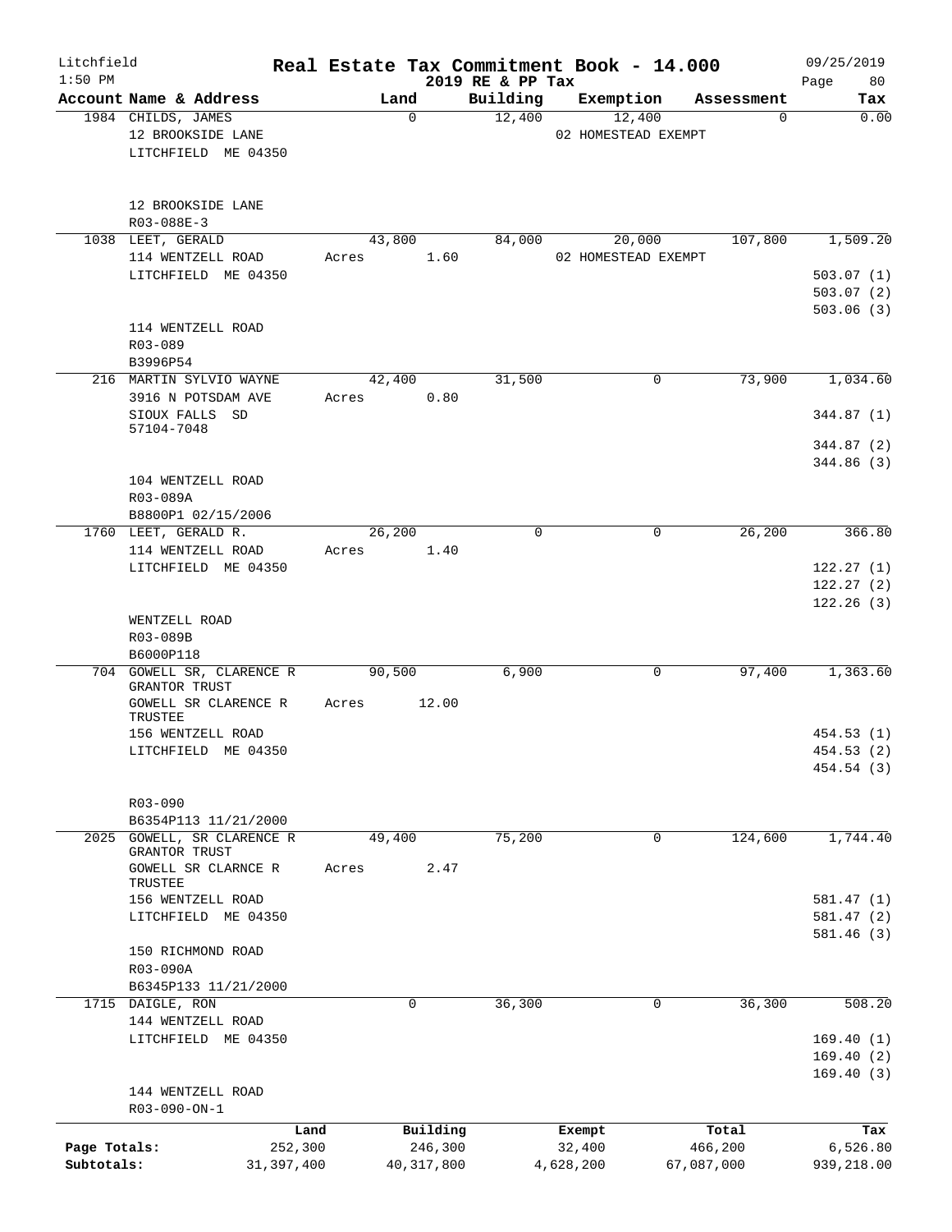# Litchfield — Real Estate Tax Commitment Book - 14.000

2019 RE & PP Tax — 1:50 PM — 09/25/2019

| Account Name & Address | Land | Building | Exemption | Assessment | Tax |
|---|---|---|---|---|---|
| 1984 CHILDS, JAMES | 0 | 12,400 | 12,400 | 0 | 0.00 |
| 12 BROOKSIDE LANE | | | 02 HOMESTEAD EXEMPT | | |
| LITCHFIELD ME 04350 | | | | | |
| 12 BROOKSIDE LANE | | | | | |
| R03-088E-3 | | | | | |
| 1038 LEET, GERALD | 43,800 | 84,000 | 20,000 | 107,800 | 1,509.20 |
| 114 WENTZELL ROAD | Acres 1.60 | | 02 HOMESTEAD EXEMPT | | |
| LITCHFIELD ME 04350 | | | | | 503.07 (1) |
| | | | | | 503.07 (2) |
| | | | | | 503.06 (3) |
| 114 WENTZELL ROAD | | | | | |
| R03-089 | | | | | |
| B3996P54 | | | | | |
| 216 MARTIN SYLVIO WAYNE | 42,400 | 31,500 | 0 | 73,900 | 1,034.60 |
| 3916 N POTSDAM AVE | Acres 0.80 | | | | |
| SIOUX FALLS SD 57104-7048 | | | | | 344.87 (1) |
| | | | | | 344.87 (2) |
| | | | | | 344.86 (3) |
| 104 WENTZELL ROAD | | | | | |
| R03-089A | | | | | |
| B8800P1 02/15/2006 | | | | | |
| 1760 LEET, GERALD R. | 26,200 | 0 | 0 | 26,200 | 366.80 |
| 114 WENTZELL ROAD | Acres 1.40 | | | | |
| LITCHFIELD ME 04350 | | | | | 122.27 (1) |
| | | | | | 122.27 (2) |
| | | | | | 122.26 (3) |
| WENTZELL ROAD | | | | | |
| R03-089B | | | | | |
| B6000P118 | | | | | |
| 704 GOWELL SR, CLARENCE R GRANTOR TRUST | 90,500 | 6,900 | 0 | 97,400 | 1,363.60 |
| GOWELL SR CLARENCE R TRUSTEE | Acres 12.00 | | | | |
| 156 WENTZELL ROAD | | | | | 454.53 (1) |
| LITCHFIELD ME 04350 | | | | | 454.53 (2) |
| | | | | | 454.54 (3) |
| R03-090 | | | | | |
| B6354P113 11/21/2000 | | | | | |
| 2025 GOWELL, SR CLARENCE R GRANTOR TRUST | 49,400 | 75,200 | 0 | 124,600 | 1,744.40 |
| GOWELL SR CLARNCE R TRUSTEE | Acres 2.47 | | | | |
| 156 WENTZELL ROAD | | | | | 581.47 (1) |
| LITCHFIELD ME 04350 | | | | | 581.47 (2) |
| | | | | | 581.46 (3) |
| 150 RICHMOND ROAD | | | | | |
| R03-090A | | | | | |
| B6345P133 11/21/2000 | | | | | |
| 1715 DAIGLE, RON | 0 | 36,300 | 0 | 36,300 | 508.20 |
| 144 WENTZELL ROAD | | | | | |
| LITCHFIELD ME 04350 | | | | | 169.40 (1) |
| | | | | | 169.40 (2) |
| | | | | | 169.40 (3) |
| 144 WENTZELL ROAD | | | | | |
| R03-090-ON-1 | | | | | |

| | Land | Building | Exempt | Total | Tax |
|---|---|---|---|---|---|
| Page Totals: | 252,300 | 246,300 | 32,400 | 466,200 | 6,526.80 |
| Subtotals: | 31,397,400 | 40,317,800 | 4,628,200 | 67,087,000 | 939,218.00 |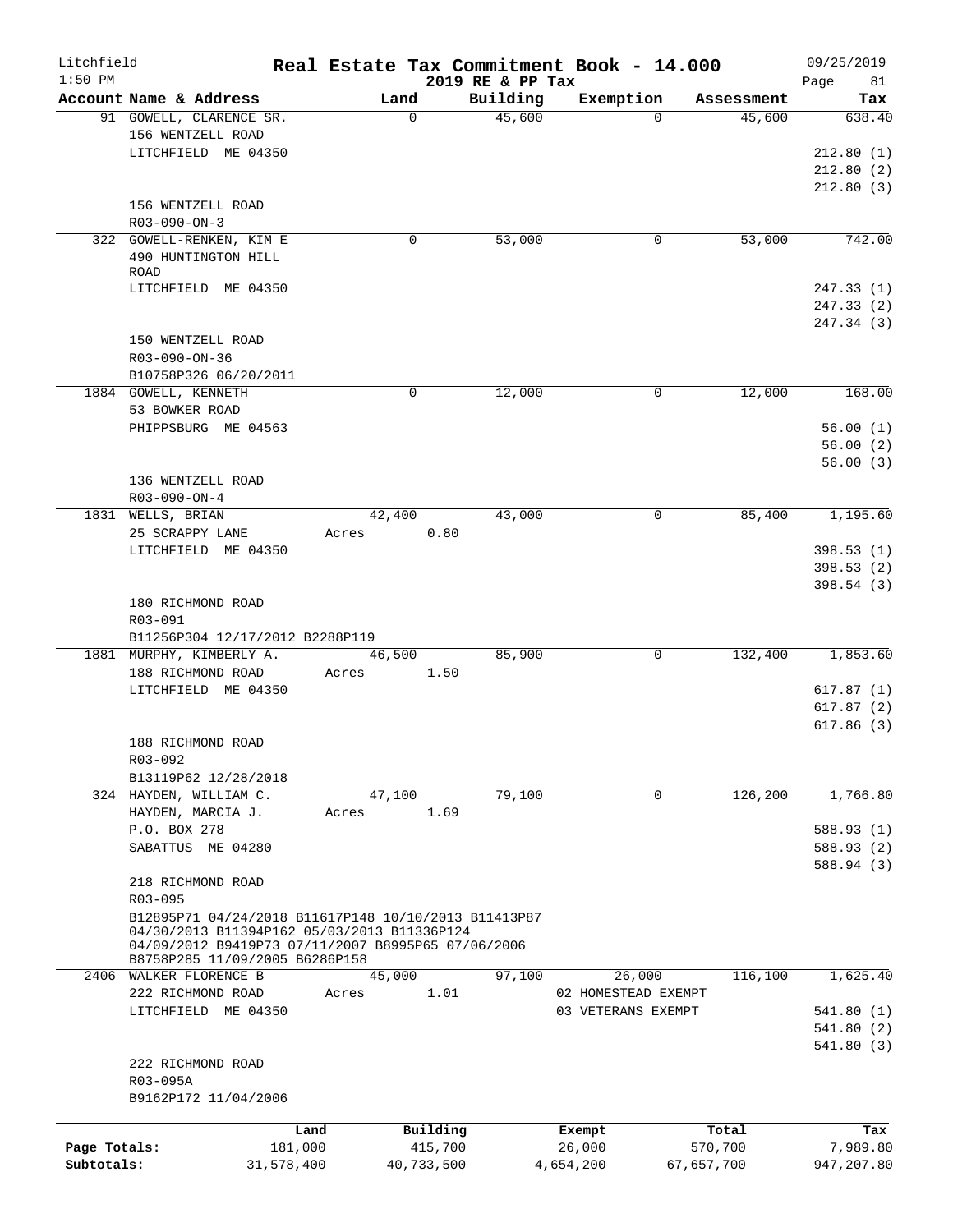Litchfield
1:50 PM

# Real Estate Tax Commitment Book - 14.000

2019 RE & PP Tax

09/25/2019

| Account Name & Address | Land | Building | Exemption | Assessment | Tax |
|---|---|---|---|---|---|
| 91 GOWELL, CLARENCE SR. | 0 | 45,600 | 0 | 45,600 | 638.40 |
| 156 WENTZELL ROAD | | | | | |
| LITCHFIELD ME 04350 | | | | | 212.80 (1) |
| | | | | | 212.80 (2) |
| | | | | | 212.80 (3) |
| 156 WENTZELL ROAD | | | | | |
| R03-090-ON-3 | | | | | |
| 322 GOWELL-RENKEN, KIM E | 0 | 53,000 | 0 | 53,000 | 742.00 |
| 490 HUNTINGTON HILL ROAD | | | | | |
| LITCHFIELD ME 04350 | | | | | 247.33 (1) |
| | | | | | 247.33 (2) |
| | | | | | 247.34 (3) |
| 150 WENTZELL ROAD | | | | | |
| R03-090-ON-36 | | | | | |
| B10758P326 06/20/2011 | | | | | |
| 1884 GOWELL, KENNETH | 0 | 12,000 | 0 | 12,000 | 168.00 |
| 53 BOWKER ROAD | | | | | |
| PHIPPSBURG ME 04563 | | | | | 56.00 (1) |
| | | | | | 56.00 (2) |
| | | | | | 56.00 (3) |
| 136 WENTZELL ROAD | | | | | |
| R03-090-ON-4 | | | | | |
| 1831 WELLS, BRIAN | 42,400 | 43,000 | 0 | 85,400 | 1,195.60 |
| 25 SCRAPPY LANE | Acres 0.80 | | | | |
| LITCHFIELD ME 04350 | | | | | 398.53 (1) |
| | | | | | 398.53 (2) |
| | | | | | 398.54 (3) |
| 180 RICHMOND ROAD | | | | | |
| R03-091 | | | | | |
| B11256P304 12/17/2012 B2288P119 | | | | | |
| 1881 MURPHY, KIMBERLY A. | 46,500 | 85,900 | 0 | 132,400 | 1,853.60 |
| 188 RICHMOND ROAD | Acres 1.50 | | | | |
| LITCHFIELD ME 04350 | | | | | 617.87 (1) |
| | | | | | 617.87 (2) |
| | | | | | 617.86 (3) |
| 188 RICHMOND ROAD | | | | | |
| R03-092 | | | | | |
| B13119P62 12/28/2018 | | | | | |
| 324 HAYDEN, WILLIAM C. | 47,100 | 79,100 | 0 | 126,200 | 1,766.80 |
| HAYDEN, MARCIA J. | Acres 1.69 | | | | |
| P.O. BOX 278 | | | | | 588.93 (1) |
| SABATTUS ME 04280 | | | | | 588.93 (2) |
| | | | | | 588.94 (3) |
| 218 RICHMOND ROAD | | | | | |
| R03-095 | | | | | |
| B12895P71 04/24/2018 B11617P148 10/10/2013 B11413P87 04/30/2013 B11394P162 05/03/2013 B11336P124 04/09/2012 B9419P73 07/11/2007 B8995P65 07/06/2006 B8758P285 11/09/2005 B6286P158 | | | | | |
| 2406 WALKER FLORENCE B | 45,000 | 97,100 | 26,000 | 116,100 | 1,625.40 |
| 222 RICHMOND ROAD | Acres 1.01 | | 02 HOMESTEAD EXEMPT | | |
| LITCHFIELD ME 04350 | | | 03 VETERANS EXEMPT | | 541.80 (1) |
| | | | | | 541.80 (2) |
| | | | | | 541.80 (3) |
| 222 RICHMOND ROAD | | | | | |
| R03-095A | | | | | |
| B9162P172 11/04/2006 | | | | | |

| | Land | Building | Exempt | Total | Tax |
|---|---|---|---|---|---|
| Page Totals: | 181,000 | 415,700 | 26,000 | 570,700 | 7,989.80 |
| Subtotals: | 31,578,400 | 40,733,500 | 4,654,200 | 67,657,700 | 947,207.80 |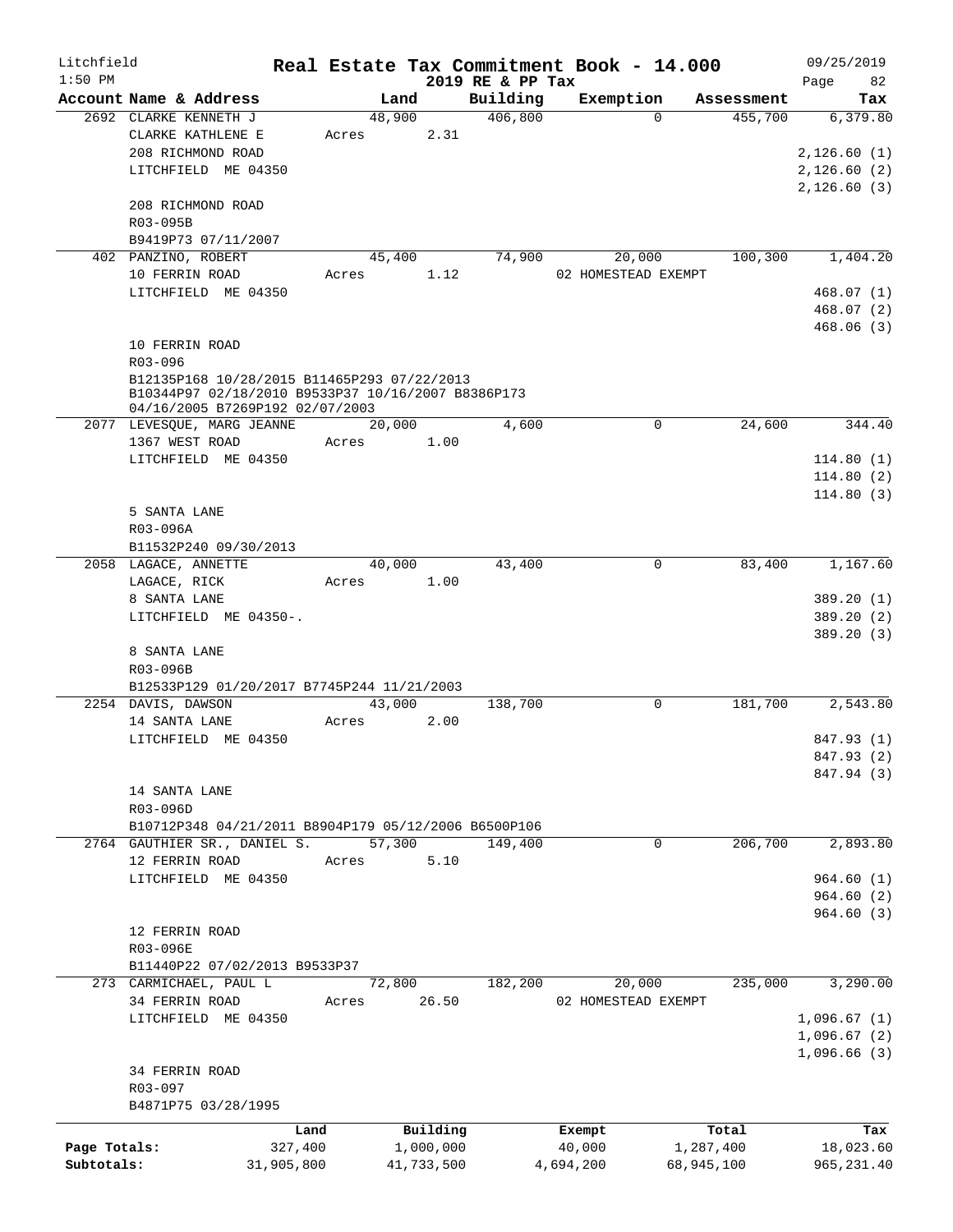Litchfield
1:50 PM

# Real Estate Tax Commitment Book - 14.000
## 2019 RE & PP Tax

09/25/2019

| Account | Name & Address | Land | Building | Exemption | Assessment | Tax |
|---|---|---|---|---|---|---|
| 2692 | CLARKE KENNETH J | 48,900 | 406,800 | 0 | 455,700 | 6,379.80 |
| | CLARKE KATHLENE E | Acres 2.31 | | | | |
| | 208 RICHMOND ROAD | | | | | 2,126.60 (1) |
| | LITCHFIELD ME 04350 | | | | | 2,126.60 (2) |
| | | | | | | 2,126.60 (3) |
| | 208 RICHMOND ROAD | | | | | |
| | R03-095B | | | | | |
| | B9419P73 07/11/2007 | | | | | |
| 402 | PANZINO, ROBERT | 45,400 | 74,900 | 20,000 | 100,300 | 1,404.20 |
| | 10 FERRIN ROAD | Acres 1.12 | | 02 HOMESTEAD EXEMPT | | |
| | LITCHFIELD ME 04350 | | | | | 468.07 (1) |
| | | | | | | 468.07 (2) |
| | | | | | | 468.06 (3) |
| | 10 FERRIN ROAD | | | | | |
| | R03-096 | | | | | |
| | B12135P168 10/28/2015 B11465P293 07/22/2013 B10344P97 02/18/2010 B9533P37 10/16/2007 B8386P173 04/16/2005 B7269P192 02/07/2003 | | | | | |
| 2077 | LEVESQUE, MARG JEANNE | 20,000 | 4,600 | 0 | 24,600 | 344.40 |
| | 1367 WEST ROAD | Acres 1.00 | | | | |
| | LITCHFIELD ME 04350 | | | | | 114.80 (1) |
| | | | | | | 114.80 (2) |
| | | | | | | 114.80 (3) |
| | 5 SANTA LANE | | | | | |
| | R03-096A | | | | | |
| | B11532P240 09/30/2013 | | | | | |
| 2058 | LAGACE, ANNETTE | 40,000 | 43,400 | 0 | 83,400 | 1,167.60 |
| | LAGACE, RICK | Acres 1.00 | | | | |
| | 8 SANTA LANE | | | | | 389.20 (1) |
| | LITCHFIELD ME 04350-. | | | | | 389.20 (2) |
| | | | | | | 389.20 (3) |
| | 8 SANTA LANE | | | | | |
| | R03-096B | | | | | |
| | B12533P129 01/20/2017 B7745P244 11/21/2003 | | | | | |
| 2254 | DAVIS, DAWSON | 43,000 | 138,700 | 0 | 181,700 | 2,543.80 |
| | 14 SANTA LANE | Acres 2.00 | | | | |
| | LITCHFIELD ME 04350 | | | | | 847.93 (1) |
| | | | | | | 847.93 (2) |
| | | | | | | 847.94 (3) |
| | 14 SANTA LANE | | | | | |
| | R03-096D | | | | | |
| | B10712P348 04/21/2011 B8904P179 05/12/2006 B6500P106 | | | | | |
| 2764 | GAUTHIER SR., DANIEL S. | 57,300 | 149,400 | 0 | 206,700 | 2,893.80 |
| | 12 FERRIN ROAD | Acres 5.10 | | | | |
| | LITCHFIELD ME 04350 | | | | | 964.60 (1) |
| | | | | | | 964.60 (2) |
| | | | | | | 964.60 (3) |
| | 12 FERRIN ROAD | | | | | |
| | R03-096E | | | | | |
| | B11440P22 07/02/2013 B9533P37 | | | | | |
| 273 | CARMICHAEL, PAUL L | 72,800 | 182,200 | 20,000 | 235,000 | 3,290.00 |
| | 34 FERRIN ROAD | Acres 26.50 | | 02 HOMESTEAD EXEMPT | | |
| | LITCHFIELD ME 04350 | | | | | 1,096.67 (1) |
| | | | | | | 1,096.67 (2) |
| | | | | | | 1,096.66 (3) |
| | 34 FERRIN ROAD | | | | | |
| | R03-097 | | | | | |
| | B4871P75 03/28/1995 | | | | | |

| | Land | Building | Exempt | Total | Tax |
|---|---|---|---|---|---|
| Page Totals: | 327,400 | 1,000,000 | 40,000 | 1,287,400 | 18,023.60 |
| Subtotals: | 31,905,800 | 41,733,500 | 4,694,200 | 68,945,100 | 965,231.40 |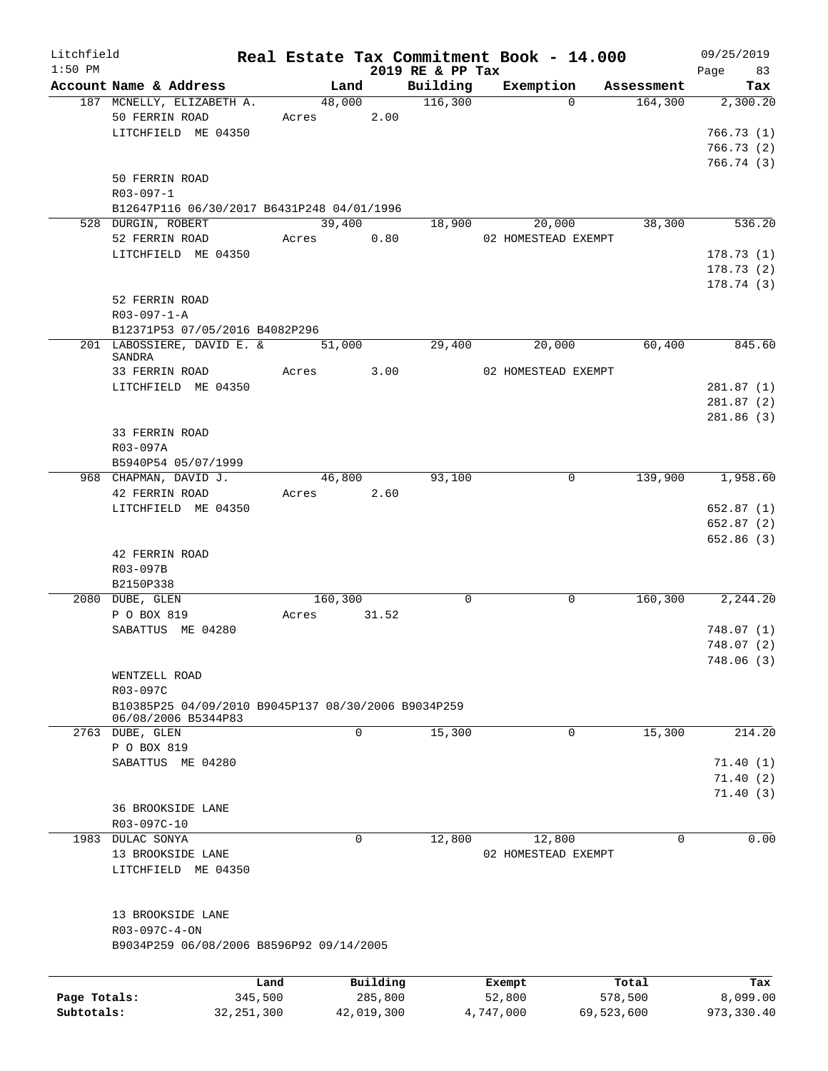Litchfield 1:50 PM

# Real Estate Tax Commitment Book - 14.000

2019 RE & PP Tax

09/25/2019 Page 83

| Account Name & Address | Land | Building | Exemption | Assessment | Tax |
|---|---|---|---|---|---|
| 187 MCNELLY, ELIZABETH A. | 48,000 | 116,300 | 0 | 164,300 | 2,300.20 |
| 50 FERRIN ROAD | Acres 2.00 | | | | |
| LITCHFIELD ME 04350 | | | | | 766.73 (1) |
| | | | | | 766.73 (2) |
| | | | | | 766.74 (3) |
| 50 FERRIN ROAD | | | | | |
| R03-097-1 | | | | | |
| B12647P116 06/30/2017 B6431P248 04/01/1996 | | | | | |
| 528 DURGIN, ROBERT | 39,400 | 18,900 | 20,000 | 38,300 | 536.20 |
| 52 FERRIN ROAD | Acres 0.80 | | 02 HOMESTEAD EXEMPT | | |
| LITCHFIELD ME 04350 | | | | | 178.73 (1) |
| | | | | | 178.73 (2) |
| | | | | | 178.74 (3) |
| 52 FERRIN ROAD | | | | | |
| R03-097-1-A | | | | | |
| B12371P53 07/05/2016 B4082P296 | | | | | |
| 201 LABOSSIERE, DAVID E. & SANDRA | 51,000 | 29,400 | 20,000 | 60,400 | 845.60 |
| 33 FERRIN ROAD | Acres 3.00 | | 02 HOMESTEAD EXEMPT | | |
| LITCHFIELD ME 04350 | | | | | 281.87 (1) |
| | | | | | 281.87 (2) |
| | | | | | 281.86 (3) |
| 33 FERRIN ROAD | | | | | |
| R03-097A | | | | | |
| B5940P54 05/07/1999 | | | | | |
| 968 CHAPMAN, DAVID J. | 46,800 | 93,100 | 0 | 139,900 | 1,958.60 |
| 42 FERRIN ROAD | Acres 2.60 | | | | |
| LITCHFIELD ME 04350 | | | | | 652.87 (1) |
| | | | | | 652.87 (2) |
| | | | | | 652.86 (3) |
| 42 FERRIN ROAD | | | | | |
| R03-097B | | | | | |
| B2150P338 | | | | | |
| 2080 DUBE, GLEN | 160,300 | 0 | 0 | 160,300 | 2,244.20 |
| P O BOX 819 | Acres 31.52 | | | | |
| SABATTUS ME 04280 | | | | | 748.07 (1) |
| | | | | | 748.07 (2) |
| | | | | | 748.06 (3) |
| WENTZELL ROAD | | | | | |
| R03-097C | | | | | |
| B10385P25 04/09/2010 B9045P137 08/30/2006 B9034P259 06/08/2006 B5344P83 | | | | | |
| 2763 DUBE, GLEN | 0 | 15,300 | 0 | 15,300 | 214.20 |
| P O BOX 819 | | | | | |
| SABATTUS ME 04280 | | | | | 71.40 (1) |
| | | | | | 71.40 (2) |
| | | | | | 71.40 (3) |
| 36 BROOKSIDE LANE | | | | | |
| R03-097C-10 | | | | | |
| 1983 DULAC SONYA | 0 | 12,800 | 12,800 | 0 | 0.00 |
| 13 BROOKSIDE LANE | | | 02 HOMESTEAD EXEMPT | | |
| LITCHFIELD ME 04350 | | | | | |
| 13 BROOKSIDE LANE | | | | | |
| R03-097C-4-ON | | | | | |
| B9034P259 06/08/2006 B8596P92 09/14/2005 | | | | | |

| | Land | Building | Exempt | Total | Tax |
|---|---|---|---|---|---|
| Page Totals: | 345,500 | 285,800 | 52,800 | 578,500 | 8,099.00 |
| Subtotals: | 32,251,300 | 42,019,300 | 4,747,000 | 69,523,600 | 973,330.40 |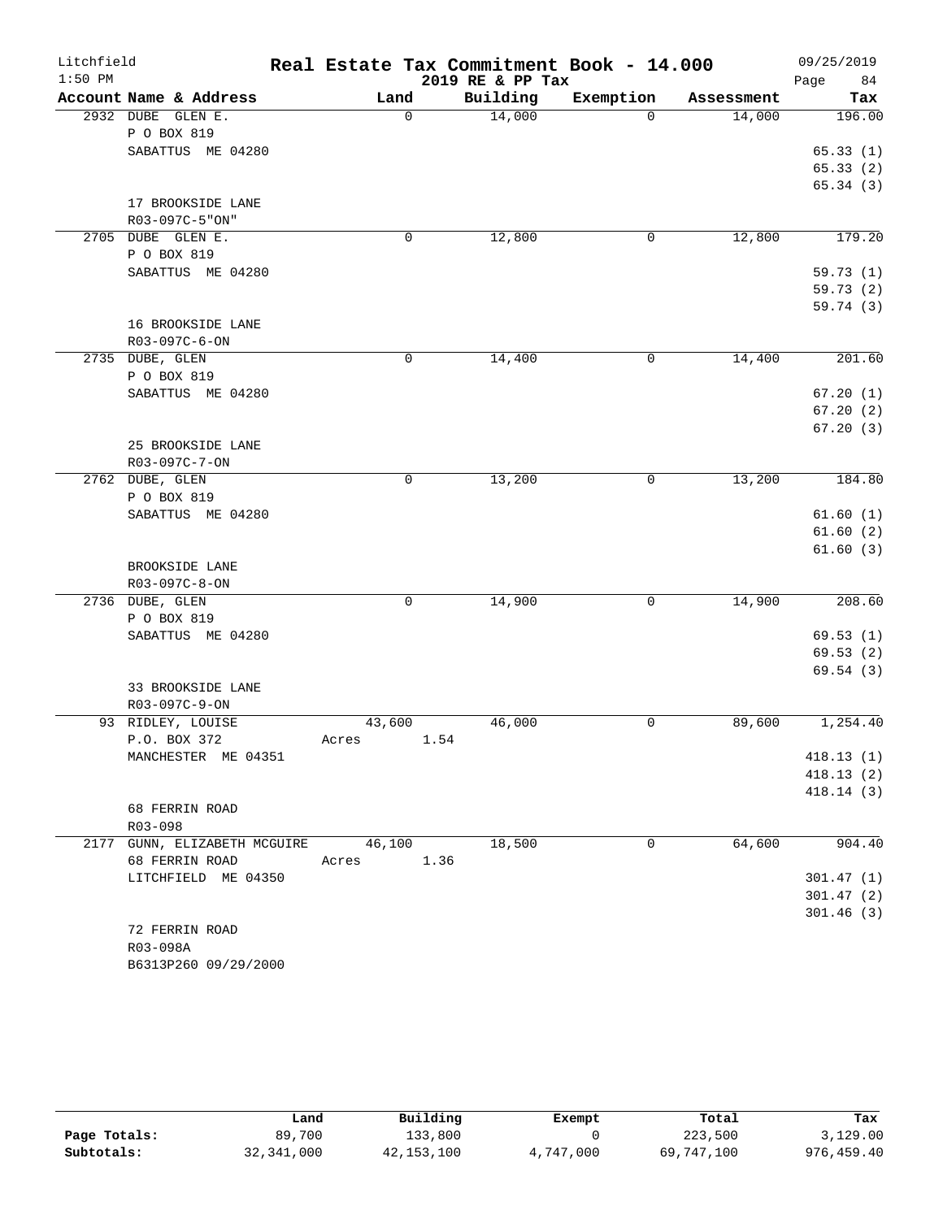Litchfield
1:50 PM

# Real Estate Tax Commitment Book - 14.000

2019 RE & PP Tax

09/25/2019

| Account Name & Address | Land | Building | Exemption | Assessment | Tax |
|---|---|---|---|---|---|
| 2932 DUBE GLEN E. | 0 | 14,000 | 0 | 14,000 | 196.00 |
| P O BOX 819 | | | | | |
| SABATTUS ME 04280 | | | | | 65.33 (1) |
| | | | | | 65.33 (2) |
| | | | | | 65.34 (3) |
| 17 BROOKSIDE LANE | | | | | |
| R03-097C-5"ON" | | | | | |
| 2705 DUBE GLEN E. | 0 | 12,800 | 0 | 12,800 | 179.20 |
| P O BOX 819 | | | | | |
| SABATTUS ME 04280 | | | | | 59.73 (1) |
| | | | | | 59.73 (2) |
| | | | | | 59.74 (3) |
| 16 BROOKSIDE LANE | | | | | |
| R03-097C-6-ON | | | | | |
| 2735 DUBE, GLEN | 0 | 14,400 | 0 | 14,400 | 201.60 |
| P O BOX 819 | | | | | |
| SABATTUS ME 04280 | | | | | 67.20 (1) |
| | | | | | 67.20 (2) |
| | | | | | 67.20 (3) |
| 25 BROOKSIDE LANE | | | | | |
| R03-097C-7-ON | | | | | |
| 2762 DUBE, GLEN | 0 | 13,200 | 0 | 13,200 | 184.80 |
| P O BOX 819 | | | | | |
| SABATTUS ME 04280 | | | | | 61.60 (1) |
| | | | | | 61.60 (2) |
| | | | | | 61.60 (3) |
| BROOKSIDE LANE | | | | | |
| R03-097C-8-ON | | | | | |
| 2736 DUBE, GLEN | 0 | 14,900 | 0 | 14,900 | 208.60 |
| P O BOX 819 | | | | | |
| SABATTUS ME 04280 | | | | | 69.53 (1) |
| | | | | | 69.53 (2) |
| | | | | | 69.54 (3) |
| 33 BROOKSIDE LANE | | | | | |
| R03-097C-9-ON | | | | | |
| 93 RIDLEY, LOUISE | 43,600 | 46,000 | 0 | 89,600 | 1,254.40 |
| P.O. BOX 372 | Acres 1.54 | | | | |
| MANCHESTER ME 04351 | | | | | 418.13 (1) |
| | | | | | 418.13 (2) |
| | | | | | 418.14 (3) |
| 68 FERRIN ROAD | | | | | |
| R03-098 | | | | | |
| 2177 GUNN, ELIZABETH MCGUIRE | 46,100 | 18,500 | 0 | 64,600 | 904.40 |
| 68 FERRIN ROAD | Acres 1.36 | | | | |
| LITCHFIELD ME 04350 | | | | | 301.47 (1) |
| | | | | | 301.47 (2) |
| | | | | | 301.46 (3) |
| 72 FERRIN ROAD | | | | | |
| R03-098A | | | | | |
| B6313P260 09/29/2000 | | | | | |

| | Land | Building | Exempt | Total | Tax |
|---|---|---|---|---|---|
| Page Totals: | 89,700 | 133,800 | 0 | 223,500 | 3,129.00 |
| Subtotals: | 32,341,000 | 42,153,100 | 4,747,000 | 69,747,100 | 976,459.40 |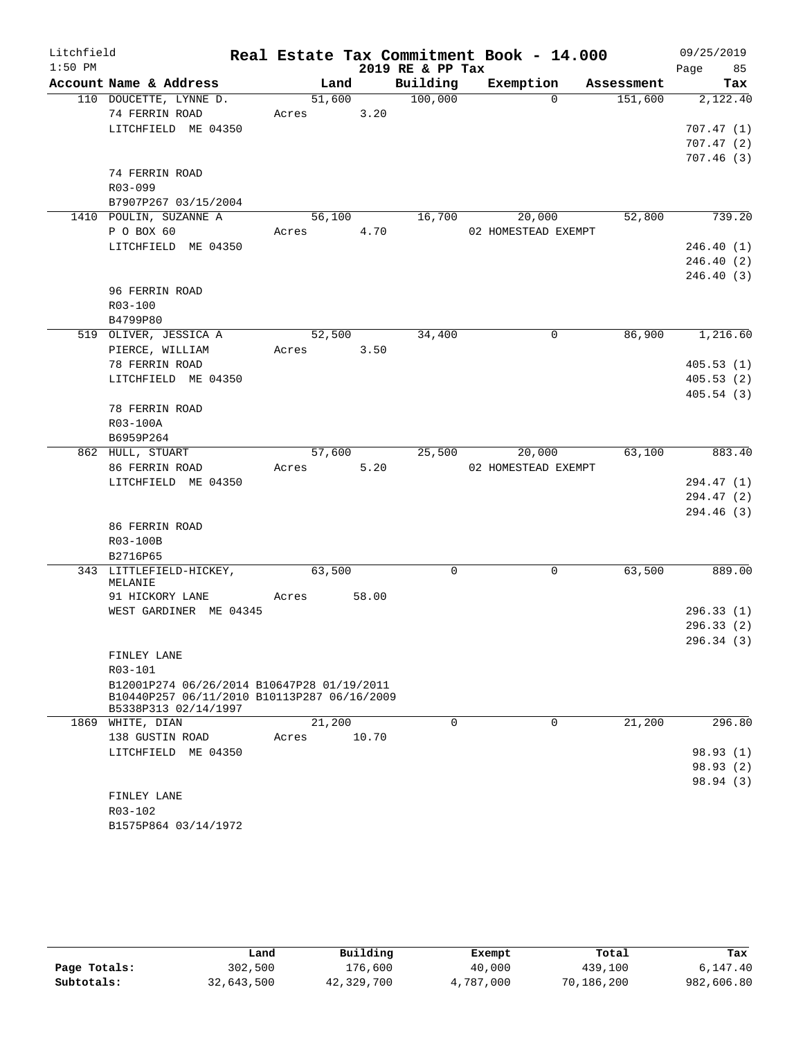# Real Estate Tax Commitment Book - 14.000

Litchfield 1:50 PM — 2019 RE & PP Tax — 09/25/2019

| Account Name & Address | Land | Building | Exemption | Assessment | Tax |
|---|---|---|---|---|---|
| 110 DOUCETTE, LYNNE D. | 51,600 | 100,000 | 0 | 151,600 | 2,122.40 |
| 74 FERRIN ROAD | Acres 3.20 | | | | |
| LITCHFIELD ME 04350 | | | | | 707.47 (1) |
| | | | | | 707.47 (2) |
| | | | | | 707.46 (3) |
| 74 FERRIN ROAD | | | | | |
| R03-099 | | | | | |
| B7907P267 03/15/2004 | | | | | |
| 1410 POULIN, SUZANNE A | 56,100 | 16,700 | 20,000 | 52,800 | 739.20 |
| P O BOX 60 | Acres 4.70 | | 02 HOMESTEAD EXEMPT | | |
| LITCHFIELD ME 04350 | | | | | 246.40 (1) |
| | | | | | 246.40 (2) |
| | | | | | 246.40 (3) |
| 96 FERRIN ROAD | | | | | |
| R03-100 | | | | | |
| B4799P80 | | | | | |
| 519 OLIVER, JESSICA A | 52,500 | 34,400 | 0 | 86,900 | 1,216.60 |
| PIERCE, WILLIAM | Acres 3.50 | | | | |
| 78 FERRIN ROAD | | | | | 405.53 (1) |
| LITCHFIELD ME 04350 | | | | | 405.53 (2) |
| | | | | | 405.54 (3) |
| 78 FERRIN ROAD | | | | | |
| R03-100A | | | | | |
| B6959P264 | | | | | |
| 862 HULL, STUART | 57,600 | 25,500 | 20,000 | 63,100 | 883.40 |
| 86 FERRIN ROAD | Acres 5.20 | | 02 HOMESTEAD EXEMPT | | |
| LITCHFIELD ME 04350 | | | | | 294.47 (1) |
| | | | | | 294.47 (2) |
| | | | | | 294.46 (3) |
| 86 FERRIN ROAD | | | | | |
| R03-100B | | | | | |
| B2716P65 | | | | | |
| 343 LITTLEFIELD-HICKEY, MELANIE | 63,500 | 0 | 0 | 63,500 | 889.00 |
| 91 HICKORY LANE | Acres 58.00 | | | | |
| WEST GARDINER ME 04345 | | | | | 296.33 (1) |
| | | | | | 296.33 (2) |
| | | | | | 296.34 (3) |
| FINLEY LANE | | | | | |
| R03-101 | | | | | |
| B12001P274 06/26/2014 B10647P28 01/19/2011 B10440P257 06/11/2010 B10113P287 06/16/2009 B5338P313 02/14/1997 | | | | | |
| 1869 WHITE, DIAN | 21,200 | 0 | 0 | 21,200 | 296.80 |
| 138 GUSTIN ROAD | Acres 10.70 | | | | |
| LITCHFIELD ME 04350 | | | | | 98.93 (1) |
| | | | | | 98.93 (2) |
| | | | | | 98.94 (3) |
| FINLEY LANE | | | | | |
| R03-102 | | | | | |
| B1575P864 03/14/1972 | | | | | |

| | Land | Building | Exempt | Total | Tax |
|---|---|---|---|---|---|
| Page Totals: | 302,500 | 176,600 | 40,000 | 439,100 | 6,147.40 |
| Subtotals: | 32,643,500 | 42,329,700 | 4,787,000 | 70,186,200 | 982,606.80 |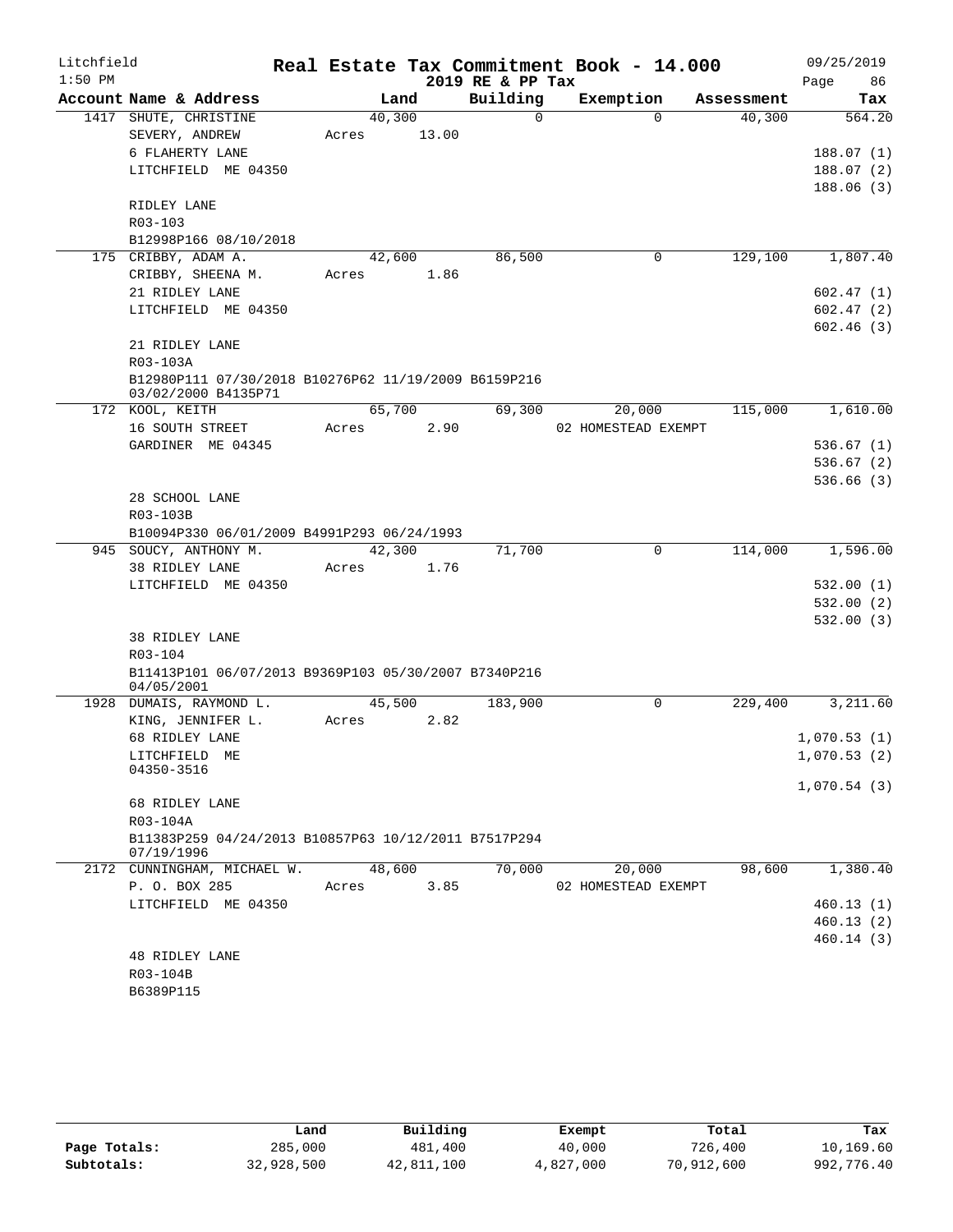Litchfield
1:50 PM

# Real Estate Tax Commitment Book - 14.000

## 2019 RE & PP Tax

09/25/2019

| Account Name & Address | Land | Building | Exemption | Assessment | Tax |
|---|---|---|---|---|---|
| 1417 SHUTE, CHRISTINE | 40,300 | 0 | 0 | 40,300 | 564.20 |
| SEVERY, ANDREW | Acres 13.00 | | | | |
| 6 FLAHERTY LANE | | | | | 188.07 (1) |
| LITCHFIELD ME 04350 | | | | | 188.07 (2) |
| | | | | | 188.06 (3) |
| RIDLEY LANE | | | | | |
| R03-103 | | | | | |
| B12998P166 08/10/2018 | | | | | |
| 175 CRIBBY, ADAM A. | 42,600 | 86,500 | 0 | 129,100 | 1,807.40 |
| CRIBBY, SHEENA M. | Acres 1.86 | | | | |
| 21 RIDLEY LANE | | | | | 602.47 (1) |
| LITCHFIELD ME 04350 | | | | | 602.47 (2) |
| | | | | | 602.46 (3) |
| 21 RIDLEY LANE | | | | | |
| R03-103A | | | | | |
| B12980P111 07/30/2018 B10276P62 11/19/2009 B6159P216 03/02/2000 B4135P71 | | | | | |
| 172 KOOL, KEITH | 65,700 | 69,300 | 20,000 | 115,000 | 1,610.00 |
| 16 SOUTH STREET | Acres 2.90 | | 02 HOMESTEAD EXEMPT | | |
| GARDINER ME 04345 | | | | | 536.67 (1) |
| | | | | | 536.67 (2) |
| | | | | | 536.66 (3) |
| 28 SCHOOL LANE | | | | | |
| R03-103B | | | | | |
| B10094P330 06/01/2009 B4991P293 06/24/1993 | | | | | |
| 945 SOUCY, ANTHONY M. | 42,300 | 71,700 | 0 | 114,000 | 1,596.00 |
| 38 RIDLEY LANE | Acres 1.76 | | | | |
| LITCHFIELD ME 04350 | | | | | 532.00 (1) |
| | | | | | 532.00 (2) |
| | | | | | 532.00 (3) |
| 38 RIDLEY LANE | | | | | |
| R03-104 | | | | | |
| B11413P101 06/07/2013 B9369P103 05/30/2007 B7340P216 04/05/2001 | | | | | |
| 1928 DUMAIS, RAYMOND L. | 45,500 | 183,900 | 0 | 229,400 | 3,211.60 |
| KING, JENNIFER L. | Acres 2.82 | | | | |
| 68 RIDLEY LANE | | | | | 1,070.53 (1) |
| LITCHFIELD ME 04350-3516 | | | | | 1,070.53 (2) |
| | | | | | 1,070.54 (3) |
| 68 RIDLEY LANE | | | | | |
| R03-104A | | | | | |
| B11383P259 04/24/2013 B10857P63 10/12/2011 B7517P294 07/19/1996 | | | | | |
| 2172 CUNNINGHAM, MICHAEL W. | 48,600 | 70,000 | 20,000 | 98,600 | 1,380.40 |
| P. O. BOX 285 | Acres 3.85 | | 02 HOMESTEAD EXEMPT | | |
| LITCHFIELD ME 04350 | | | | | 460.13 (1) |
| | | | | | 460.13 (2) |
| | | | | | 460.14 (3) |
| 48 RIDLEY LANE | | | | | |
| R03-104B | | | | | |
| B6389P115 | | | | | |

| | Land | Building | Exempt | Total | Tax |
|---|---|---|---|---|---|
| Page Totals: | 285,000 | 481,400 | 40,000 | 726,400 | 10,169.60 |
| Subtotals: | 32,928,500 | 42,811,100 | 4,827,000 | 70,912,600 | 992,776.40 |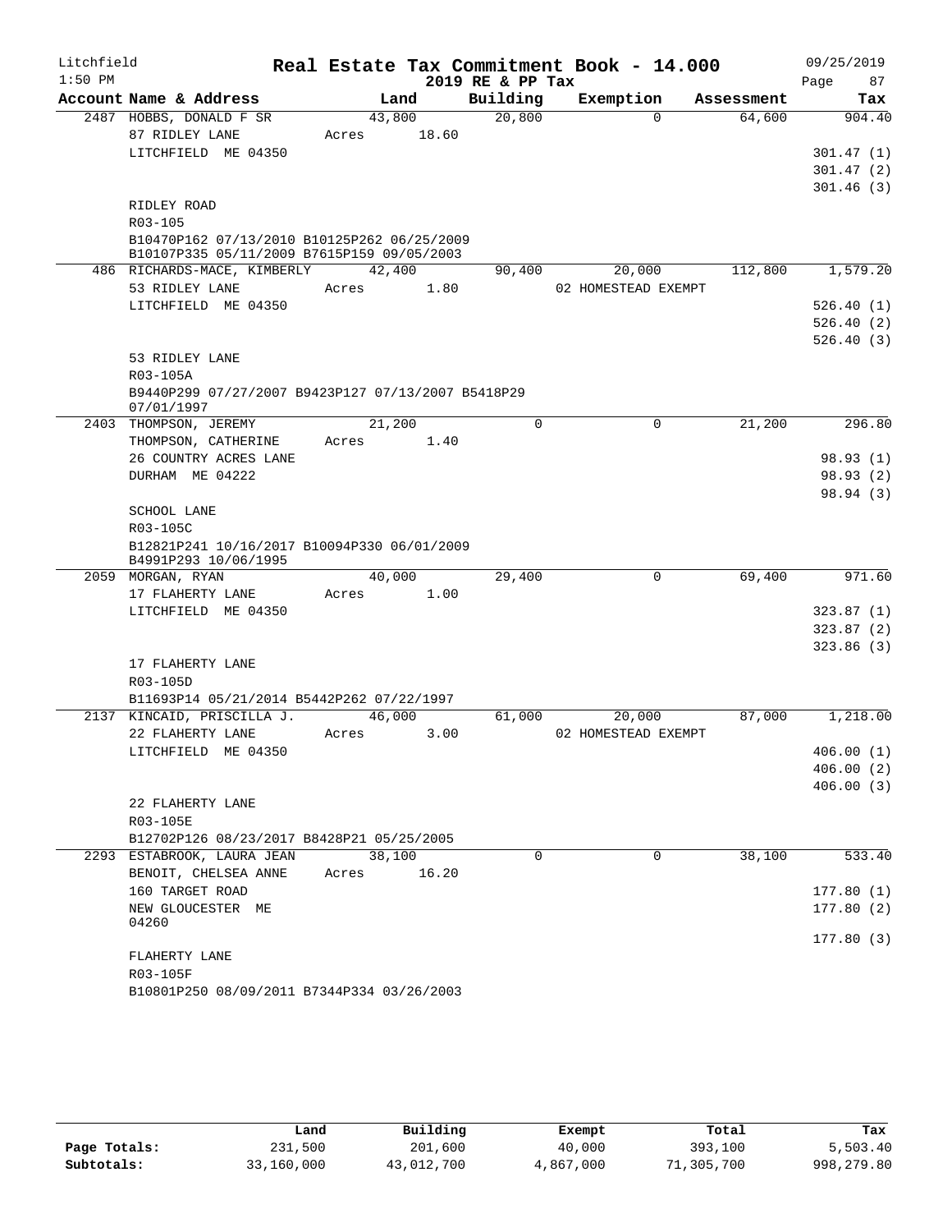Litchfield
1:50 PM

# Real Estate Tax Commitment Book - 14.000

2019 RE & PP Tax

09/25/2019

| Account Name & Address | Land | Building | Exemption | Assessment | Tax |
|---|---|---|---|---|---|
| 2487 HOBBS, DONALD F SR | 43,800 | 20,800 | 0 | 64,600 | 904.40 |
| 87 RIDLEY LANE | Acres 18.60 | | | | |
| LITCHFIELD ME 04350 | | | | | 301.47 (1) |
| | | | | | 301.47 (2) |
| | | | | | 301.46 (3) |
| RIDLEY ROAD | | | | | |
| R03-105 | | | | | |
| B10470P162 07/13/2010 B10125P262 06/25/2009 B10107P335 05/11/2009 B7615P159 09/05/2003 | | | | | |
| 486 RICHARDS-MACE, KIMBERLY | 42,400 | 90,400 | 20,000 | 112,800 | 1,579.20 |
| 53 RIDLEY LANE | Acres 1.80 | | 02 HOMESTEAD EXEMPT | | |
| LITCHFIELD ME 04350 | | | | | 526.40 (1) |
| | | | | | 526.40 (2) |
| | | | | | 526.40 (3) |
| 53 RIDLEY LANE | | | | | |
| R03-105A | | | | | |
| B9440P299 07/27/2007 B9423P127 07/13/2007 B5418P29 07/01/1997 | | | | | |
| 2403 THOMPSON, JEREMY | 21,200 | 0 | 0 | 21,200 | 296.80 |
| THOMPSON, CATHERINE | Acres 1.40 | | | | |
| 26 COUNTRY ACRES LANE | | | | | 98.93 (1) |
| DURHAM ME 04222 | | | | | 98.93 (2) |
| | | | | | 98.94 (3) |
| SCHOOL LANE | | | | | |
| R03-105C | | | | | |
| B12821P241 10/16/2017 B10094P330 06/01/2009 B4991P293 10/06/1995 | | | | | |
| 2059 MORGAN, RYAN | 40,000 | 29,400 | 0 | 69,400 | 971.60 |
| 17 FLAHERTY LANE | Acres 1.00 | | | | |
| LITCHFIELD ME 04350 | | | | | 323.87 (1) |
| | | | | | 323.87 (2) |
| | | | | | 323.86 (3) |
| 17 FLAHERTY LANE | | | | | |
| R03-105D | | | | | |
| B11693P14 05/21/2014 B5442P262 07/22/1997 | | | | | |
| 2137 KINCAID, PRISCILLA J. | 46,000 | 61,000 | 20,000 | 87,000 | 1,218.00 |
| 22 FLAHERTY LANE | Acres 3.00 | | 02 HOMESTEAD EXEMPT | | |
| LITCHFIELD ME 04350 | | | | | 406.00 (1) |
| | | | | | 406.00 (2) |
| | | | | | 406.00 (3) |
| 22 FLAHERTY LANE | | | | | |
| R03-105E | | | | | |
| B12702P126 08/23/2017 B8428P21 05/25/2005 | | | | | |
| 2293 ESTABROOK, LAURA JEAN | 38,100 | 0 | 0 | 38,100 | 533.40 |
| BENOIT, CHELSEA ANNE | Acres 16.20 | | | | |
| 160 TARGET ROAD | | | | | 177.80 (1) |
| NEW GLOUCESTER ME 04260 | | | | | 177.80 (2) |
| | | | | | 177.80 (3) |
| FLAHERTY LANE | | | | | |
| R03-105F | | | | | |
| B10801P250 08/09/2011 B7344P334 03/26/2003 | | | | | |

| | Land | Building | Exempt | Total | Tax |
|---|---|---|---|---|---|
| Page Totals: | 231,500 | 201,600 | 40,000 | 393,100 | 5,503.40 |
| Subtotals: | 33,160,000 | 43,012,700 | 4,867,000 | 71,305,700 | 998,279.80 |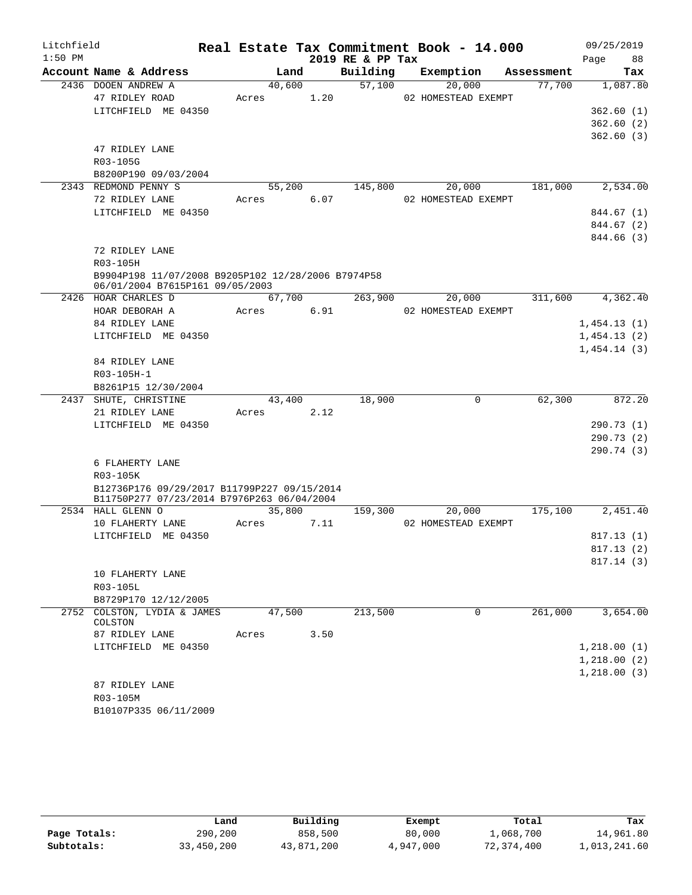Litchfield
1:50 PM

# Real Estate Tax Commitment Book - 14.000
## 2019 RE & PP Tax

09/25/2019

| Account | Name & Address | Land | Building | Exemption | Assessment | Tax |
|---|---|---|---|---|---|---|
| 2436 | DOOEN ANDREW A<br>47 RIDLEY ROAD<br>LITCHFIELD ME 04350<br><br>47 RIDLEY LANE<br>R03-105G<br>B8200P190 09/03/2004 | 40,600<br>Acres 1.20 | 57,100 | 20,000<br>02 HOMESTEAD EXEMPT | 77,700 | 1,087.80<br>362.60 (1)<br>362.60 (2)<br>362.60 (3) |
| 2343 | REDMOND PENNY S<br>72 RIDLEY LANE<br>LITCHFIELD ME 04350<br><br>72 RIDLEY LANE<br>R03-105H<br>B9904P198 11/07/2008 B9205P102 12/28/2006 B7974P58 06/01/2004 B7615P161 09/05/2003 | 55,200<br>Acres 6.07 | 145,800 | 20,000<br>02 HOMESTEAD EXEMPT | 181,000 | 2,534.00<br>844.67 (1)<br>844.67 (2)<br>844.66 (3) |
| 2426 | HOAR CHARLES D<br>HOAR DEBORAH A<br>84 RIDLEY LANE<br>LITCHFIELD ME 04350<br><br>84 RIDLEY LANE<br>R03-105H-1<br>B8261P15 12/30/2004 | 67,700<br>Acres 6.91 | 263,900 | 20,000<br>02 HOMESTEAD EXEMPT | 311,600 | 4,362.40<br>1,454.13 (1)<br>1,454.13 (2)<br>1,454.14 (3) |
| 2437 | SHUTE, CHRISTINE<br>21 RIDLEY LANE<br>LITCHFIELD ME 04350<br><br>6 FLAHERTY LANE<br>R03-105K<br>B12736P176 09/29/2017 B11799P227 09/15/2014 B11750P277 07/23/2014 B7976P263 06/04/2004 | 43,400<br>Acres 2.12 | 18,900 | 0 | 62,300 | 872.20<br>290.73 (1)<br>290.73 (2)<br>290.74 (3) |
| 2534 | HALL GLENN O<br>10 FLAHERTY LANE<br>LITCHFIELD ME 04350<br><br>10 FLAHERTY LANE<br>R03-105L<br>B8729P170 12/12/2005 | 35,800<br>Acres 7.11 | 159,300 | 20,000<br>02 HOMESTEAD EXEMPT | 175,100 | 2,451.40<br>817.13 (1)<br>817.13 (2)<br>817.14 (3) |
| 2752 | COLSTON, LYDIA & JAMES COLSTON<br>87 RIDLEY LANE<br>LITCHFIELD ME 04350<br><br>87 RIDLEY LANE<br>R03-105M<br>B10107P335 06/11/2009 | 47,500<br>Acres 3.50 | 213,500 | 0 | 261,000 | 3,654.00<br>1,218.00 (1)<br>1,218.00 (2)<br>1,218.00 (3) |

| | Land | Building | Exempt | Total | Tax |
|---|---|---|---|---|---|
| Page Totals: | 290,200 | 858,500 | 80,000 | 1,068,700 | 14,961.80 |
| Subtotals: | 33,450,200 | 43,871,200 | 4,947,000 | 72,374,400 | 1,013,241.60 |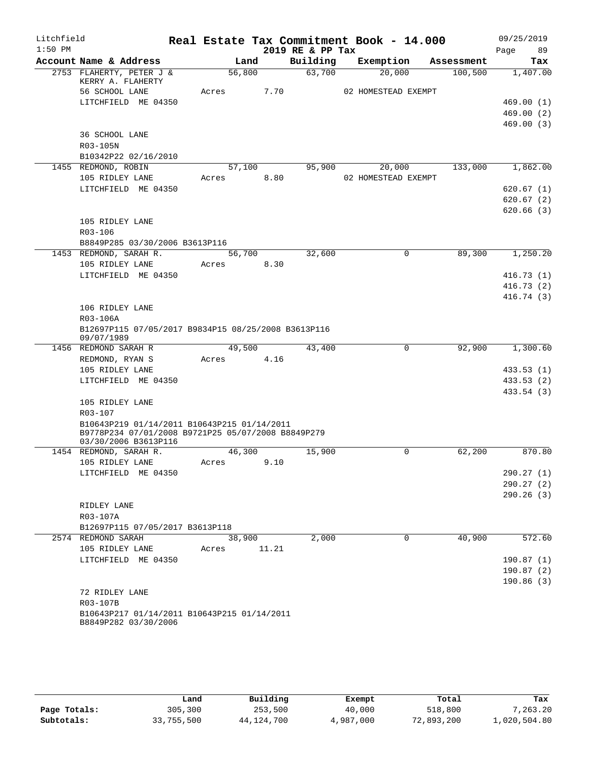Litchfield | Real Estate Tax Commitment Book - 14.000 | 09/25/2019
1:50 PM | 2019 RE & PP Tax | Page 89

| Account Name & Address | Land | Building | Exemption | Assessment | Tax |
|---|---|---|---|---|---|
| 2753 FLAHERTY, PETER J & KERRY A. FLAHERTY | 56,800 | 63,700 | 20,000 | 100,500 | 1,407.00 |
| 56 SCHOOL LANE | Acres 7.70 | | 02 HOMESTEAD EXEMPT | | |
| LITCHFIELD ME 04350 | | | | | 469.00 (1) |
| | | | | | 469.00 (2) |
| | | | | | 469.00 (3) |
| 36 SCHOOL LANE | | | | | |
| R03-105N | | | | | |
| B10342P22 02/16/2010 | | | | | |
| 1455 REDMOND, ROBIN | 57,100 | 95,900 | 20,000 | 133,000 | 1,862.00 |
| 105 RIDLEY LANE | Acres 8.80 | | 02 HOMESTEAD EXEMPT | | |
| LITCHFIELD ME 04350 | | | | | 620.67 (1) |
| | | | | | 620.67 (2) |
| | | | | | 620.66 (3) |
| 105 RIDLEY LANE | | | | | |
| R03-106 | | | | | |
| B8849P285 03/30/2006 B3613P116 | | | | | |
| 1453 REDMOND, SARAH R. | 56,700 | 32,600 | 0 | 89,300 | 1,250.20 |
| 105 RIDLEY LANE | Acres 8.30 | | | | |
| LITCHFIELD ME 04350 | | | | | 416.73 (1) |
| | | | | | 416.73 (2) |
| | | | | | 416.74 (3) |
| 106 RIDLEY LANE | | | | | |
| R03-106A | | | | | |
| B12697P115 07/05/2017 B9834P15 08/25/2008 B3613P116 09/07/1989 | | | | | |
| 1456 REDMOND SARAH R | 49,500 | 43,400 | 0 | 92,900 | 1,300.60 |
| REDMOND, RYAN S | Acres 4.16 | | | | |
| 105 RIDLEY LANE | | | | | 433.53 (1) |
| LITCHFIELD ME 04350 | | | | | 433.53 (2) |
| | | | | | 433.54 (3) |
| 105 RIDLEY LANE | | | | | |
| R03-107 | | | | | |
| B10643P219 01/14/2011 B10643P215 01/14/2011 B9778P234 07/01/2008 B9721P25 05/07/2008 B8849P279 03/30/2006 B3613P116 | | | | | |
| 1454 REDMOND, SARAH R. | 46,300 | 15,900 | 0 | 62,200 | 870.80 |
| 105 RIDLEY LANE | Acres 9.10 | | | | |
| LITCHFIELD ME 04350 | | | | | 290.27 (1) |
| | | | | | 290.27 (2) |
| | | | | | 290.26 (3) |
| RIDLEY LANE | | | | | |
| R03-107A | | | | | |
| B12697P115 07/05/2017 B3613P118 | | | | | |
| 2574 REDMOND SARAH | 38,900 | 2,000 | 0 | 40,900 | 572.60 |
| 105 RIDLEY LANE | Acres 11.21 | | | | |
| LITCHFIELD ME 04350 | | | | | 190.87 (1) |
| | | | | | 190.87 (2) |
| | | | | | 190.86 (3) |
| 72 RIDLEY LANE | | | | | |
| R03-107B | | | | | |
| B10643P217 01/14/2011 B10643P215 01/14/2011 B8849P282 03/30/2006 | | | | | |

| | Land | Building | Exempt | Total | Tax |
|---|---|---|---|---|---|
| Page Totals: | 305,300 | 253,500 | 40,000 | 518,800 | 7,263.20 |
| Subtotals: | 33,755,500 | 44,124,700 | 4,987,000 | 72,893,200 | 1,020,504.80 |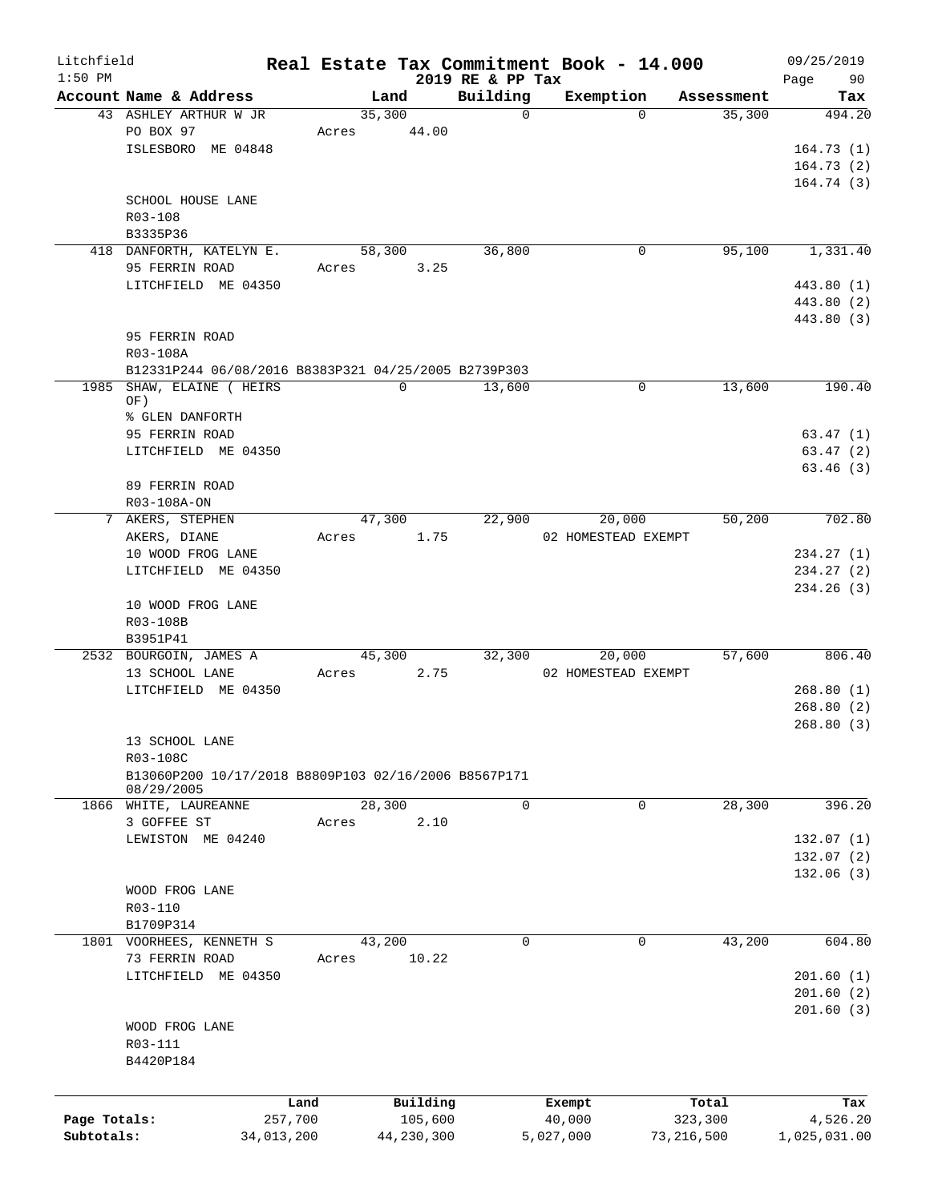# Real Estate Tax Commitment Book - 14.000

Litchfield 1:50 PM — 2019 RE & PP Tax — 09/25/2019

| Account Name & Address | Land | Building | Exemption | Assessment | Tax |
|---|---|---|---|---|---|
| 43 ASHLEY ARTHUR W JR | 35,300 | 0 | 0 | 35,300 | 494.20 |
| PO BOX 97 | Acres 44.00 | | | | |
| ISLESBORO ME 04848 | | | | | 164.73 (1) |
| | | | | | 164.73 (2) |
| | | | | | 164.74 (3) |
| SCHOOL HOUSE LANE | | | | | |
| R03-108 | | | | | |
| B3335P36 | | | | | |
| 418 DANFORTH, KATELYN E. | 58,300 | 36,800 | 0 | 95,100 | 1,331.40 |
| 95 FERRIN ROAD | Acres 3.25 | | | | |
| LITCHFIELD ME 04350 | | | | | 443.80 (1) |
| | | | | | 443.80 (2) |
| | | | | | 443.80 (3) |
| 95 FERRIN ROAD | | | | | |
| R03-108A | | | | | |
| B12331P244 06/08/2016 B8383P321 04/25/2005 B2739P303 | | | | | |
| 1985 SHAW, ELAINE ( HEIRS OF) | 0 | 13,600 | 0 | 13,600 | 190.40 |
| % GLEN DANFORTH | | | | | |
| 95 FERRIN ROAD | | | | | 63.47 (1) |
| LITCHFIELD ME 04350 | | | | | 63.47 (2) |
| | | | | | 63.46 (3) |
| 89 FERRIN ROAD | | | | | |
| R03-108A-ON | | | | | |
| 7 AKERS, STEPHEN | 47,300 | 22,900 | 20,000 | 50,200 | 702.80 |
| AKERS, DIANE | Acres 1.75 | | 02 HOMESTEAD EXEMPT | | |
| 10 WOOD FROG LANE | | | | | 234.27 (1) |
| LITCHFIELD ME 04350 | | | | | 234.27 (2) |
| | | | | | 234.26 (3) |
| 10 WOOD FROG LANE | | | | | |
| R03-108B | | | | | |
| B3951P41 | | | | | |
| 2532 BOURGOIN, JAMES A | 45,300 | 32,300 | 20,000 | 57,600 | 806.40 |
| 13 SCHOOL LANE | Acres 2.75 | | 02 HOMESTEAD EXEMPT | | |
| LITCHFIELD ME 04350 | | | | | 268.80 (1) |
| | | | | | 268.80 (2) |
| | | | | | 268.80 (3) |
| 13 SCHOOL LANE | | | | | |
| R03-108C | | | | | |
| B13060P200 10/17/2018 B8809P103 02/16/2006 B8567P171 08/29/2005 | | | | | |
| 1866 WHITE, LAUREANNE | 28,300 | 0 | 0 | 28,300 | 396.20 |
| 3 GOFFEE ST | Acres 2.10 | | | | |
| LEWISTON ME 04240 | | | | | 132.07 (1) |
| | | | | | 132.07 (2) |
| | | | | | 132.06 (3) |
| WOOD FROG LANE | | | | | |
| R03-110 | | | | | |
| B1709P314 | | | | | |
| 1801 VOORHEES, KENNETH S | 43,200 | 0 | 0 | 43,200 | 604.80 |
| 73 FERRIN ROAD | Acres 10.22 | | | | |
| LITCHFIELD ME 04350 | | | | | 201.60 (1) |
| | | | | | 201.60 (2) |
| | | | | | 201.60 (3) |
| WOOD FROG LANE | | | | | |
| R03-111 | | | | | |
| B4420P184 | | | | | |

| | Land | Building | Exempt | Total | Tax |
|---|---|---|---|---|---|
| Page Totals: | 257,700 | 105,600 | 40,000 | 323,300 | 4,526.20 |
| Subtotals: | 34,013,200 | 44,230,300 | 5,027,000 | 73,216,500 | 1,025,031.00 |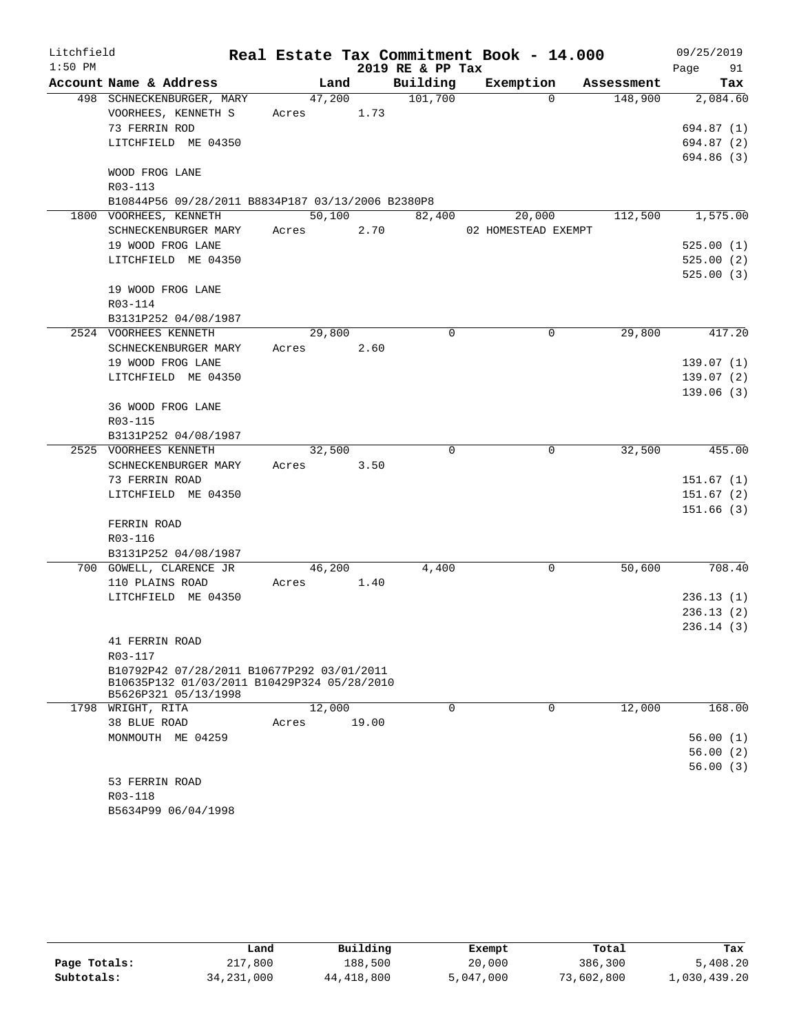Litchfield
1:50 PM

# Real Estate Tax Commitment Book - 14.000

2019 RE & PP Tax

09/25/2019

| Account | Name & Address | Land | Building | Exemption | Assessment | Tax |
|---|---|---|---|---|---|---|
| 498 | SCHNECKENBURGER, MARY<br>VOORHEES, KENNETH S<br>73 FERRIN ROD<br>LITCHFIELD ME 04350<br><br>WOOD FROG LANE<br>R03-113<br>B10844P56 09/28/2011 B8834P187 03/13/2006 B2380P8 | 47,200<br>Acres 1.73 | 101,700 | 0 | 148,900 | 2,084.60<br><br>694.87 (1)<br>694.87 (2)<br>694.86 (3) |
| 1800 | VOORHEES, KENNETH<br>SCHNECKENBURGER MARY<br>19 WOOD FROG LANE<br>LITCHFIELD ME 04350<br><br>19 WOOD FROG LANE<br>R03-114<br>B3131P252 04/08/1987 | 50,100<br>Acres 2.70 | 82,400 | 20,000<br>02 HOMESTEAD EXEMPT | 112,500 | 1,575.00<br><br>525.00 (1)<br>525.00 (2)<br>525.00 (3) |
| 2524 | VOORHEES KENNETH<br>SCHNECKENBURGER MARY<br>19 WOOD FROG LANE<br>LITCHFIELD ME 04350<br><br>36 WOOD FROG LANE<br>R03-115<br>B3131P252 04/08/1987 | 29,800<br>Acres 2.60 | 0 | 0 | 29,800 | 417.20<br><br>139.07 (1)<br>139.07 (2)<br>139.06 (3) |
| 2525 | VOORHEES KENNETH<br>SCHNECKENBURGER MARY<br>73 FERRIN ROAD<br>LITCHFIELD ME 04350<br><br>FERRIN ROAD<br>R03-116<br>B3131P252 04/08/1987 | 32,500<br>Acres 3.50 | 0 | 0 | 32,500 | 455.00<br><br>151.67 (1)<br>151.67 (2)<br>151.66 (3) |
| 700 | GOWELL, CLARENCE JR<br>110 PLAINS ROAD<br>LITCHFIELD ME 04350<br><br>41 FERRIN ROAD<br>R03-117<br>B10792P42 07/28/2011 B10677P292 03/01/2011<br>B10635P132 01/03/2011 B10429P324 05/28/2010<br>B5626P321 05/13/1998 | 46,200<br>Acres 1.40 | 4,400 | 0 | 50,600 | 708.40<br><br>236.13 (1)<br>236.13 (2)<br>236.14 (3) |
| 1798 | WRIGHT, RITA<br>38 BLUE ROAD<br>MONMOUTH ME 04259<br><br>53 FERRIN ROAD<br>R03-118<br>B5634P99 06/04/1998 | 12,000<br>Acres 19.00 | 0 | 0 | 12,000 | 168.00<br><br>56.00 (1)<br>56.00 (2)<br>56.00 (3) |

| | Land | Building | Exempt | Total | Tax |
|---|---|---|---|---|---|
| Page Totals: | 217,800 | 188,500 | 20,000 | 386,300 | 5,408.20 |
| Subtotals: | 34,231,000 | 44,418,800 | 5,047,000 | 73,602,800 | 1,030,439.20 |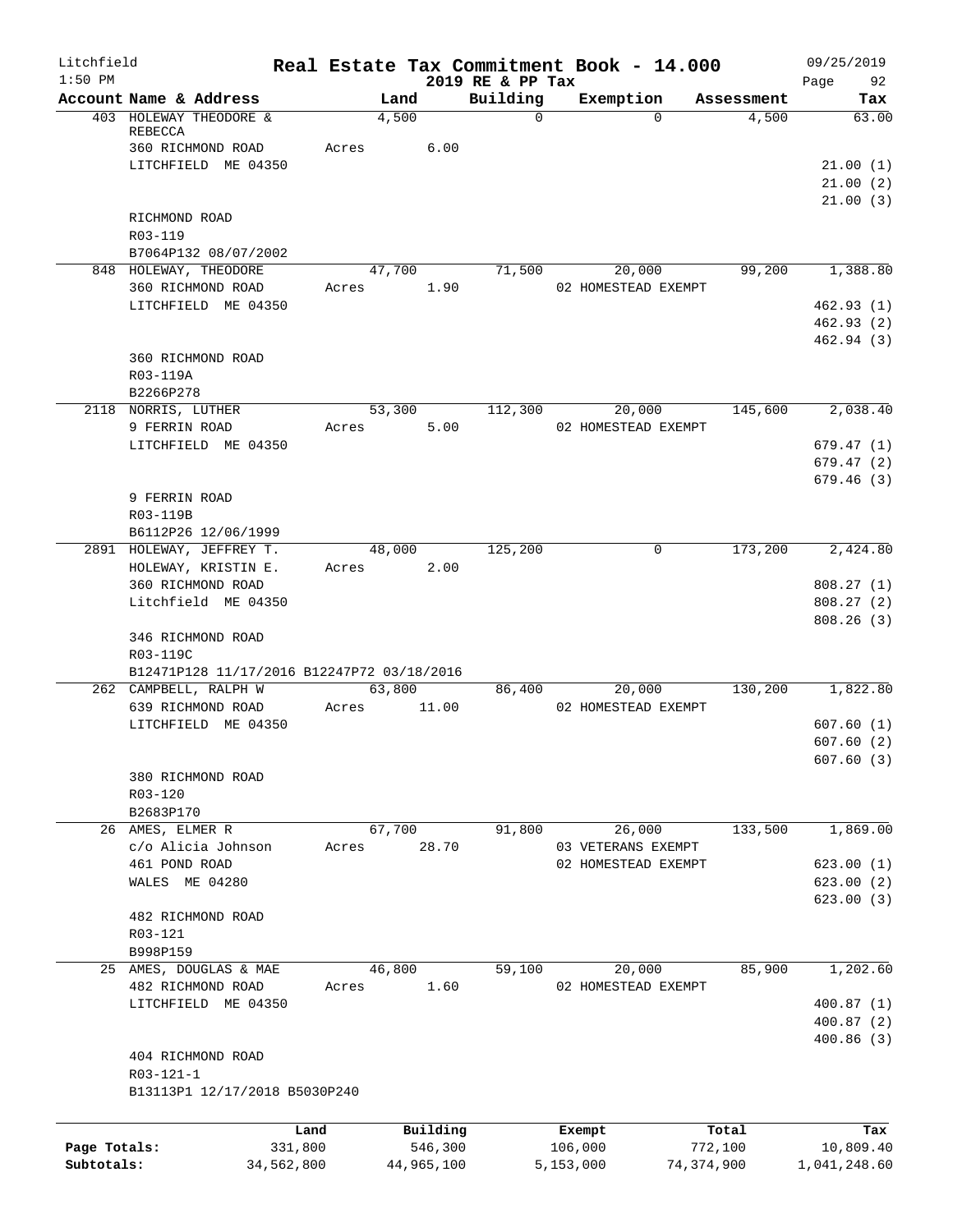Litchfield 1:50 PM

# Real Estate Tax Commitment Book - 14.000

2019 RE & PP Tax

09/25/2019 Page 92

| Account | Name & Address | Land | Building | Exemption | Assessment | Tax |
|---|---|---|---|---|---|---|
| 403 | HOLEWAY THEODORE & REBECCA<br>360 RICHMOND ROAD<br>LITCHFIELD ME 04350<br><br>RICHMOND ROAD<br>R03-119<br>B7064P132 08/07/2002 | 4,500<br>Acres 6.00 | 0 | 0 | 4,500 | 63.00<br>21.00 (1)<br>21.00 (2)<br>21.00 (3) |
| 848 | HOLEWAY, THEODORE<br>360 RICHMOND ROAD<br>LITCHFIELD ME 04350<br><br>360 RICHMOND ROAD<br>R03-119A<br>B2266P278 | 47,700<br>Acres 1.90 | 71,500 | 20,000<br>02 HOMESTEAD EXEMPT | 99,200 | 1,388.80<br>462.93 (1)<br>462.93 (2)<br>462.94 (3) |
| 2118 | NORRIS, LUTHER<br>9 FERRIN ROAD<br>LITCHFIELD ME 04350<br><br>9 FERRIN ROAD<br>R03-119B<br>B6112P26 12/06/1999 | 53,300<br>Acres 5.00 | 112,300 | 20,000<br>02 HOMESTEAD EXEMPT | 145,600 | 2,038.40<br>679.47 (1)<br>679.47 (2)<br>679.46 (3) |
| 2891 | HOLEWAY, JEFFREY T.<br>HOLEWAY, KRISTIN E.<br>360 RICHMOND ROAD<br>Litchfield ME 04350<br><br>346 RICHMOND ROAD<br>R03-119C<br>B12471P128 11/17/2016 B12247P72 03/18/2016 | 48,000<br>Acres 2.00 | 125,200 | 0 | 173,200 | 2,424.80<br>808.27 (1)<br>808.27 (2)<br>808.26 (3) |
| 262 | CAMPBELL, RALPH W<br>639 RICHMOND ROAD<br>LITCHFIELD ME 04350<br><br>380 RICHMOND ROAD<br>R03-120<br>B2683P170 | 63,800<br>Acres 11.00 | 86,400 | 20,000<br>02 HOMESTEAD EXEMPT | 130,200 | 1,822.80<br>607.60 (1)<br>607.60 (2)<br>607.60 (3) |
| 26 | AMES, ELMER R<br>c/o Alicia Johnson<br>461 POND ROAD<br>WALES ME 04280<br><br>482 RICHMOND ROAD<br>R03-121<br>B998P159 | 67,700<br>Acres 28.70 | 91,800 | 26,000<br>03 VETERANS EXEMPT<br>02 HOMESTEAD EXEMPT | 133,500 | 1,869.00<br>623.00 (1)<br>623.00 (2)<br>623.00 (3) |
| 25 | AMES, DOUGLAS & MAE<br>482 RICHMOND ROAD<br>LITCHFIELD ME 04350<br><br>404 RICHMOND ROAD<br>R03-121-1<br>B13113P1 12/17/2018 B5030P240 | 46,800<br>Acres 1.60 | 59,100 | 20,000<br>02 HOMESTEAD EXEMPT | 85,900 | 1,202.60<br>400.87 (1)<br>400.87 (2)<br>400.86 (3) |

| | Land | Building | Exempt | Total | Tax |
|---|---|---|---|---|---|
| Page Totals: | 331,800 | 546,300 | 106,000 | 772,100 | 10,809.40 |
| Subtotals: | 34,562,800 | 44,965,100 | 5,153,000 | 74,374,900 | 1,041,248.60 |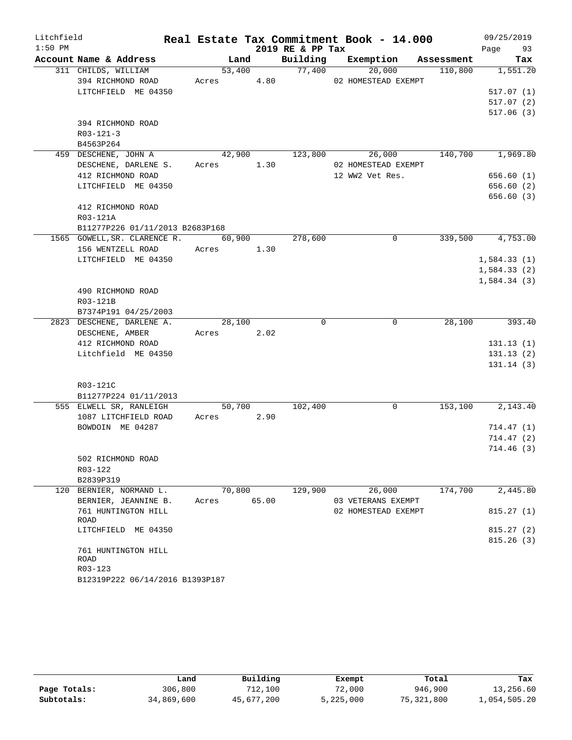Litchfield
1:50 PM

**Real Estate Tax Commitment Book - 14.000**
**2019 RE & PP Tax**

09/25/2019
Page 93

| Account Name & Address | Land | Building | Exemption | Assessment | Tax |
|---|---|---|---|---|---|
| 311 CHILDS, WILLIAM | 53,400 | 77,400 | 20,000 | 110,800 | 1,551.20 |
| 394 RICHMOND ROAD | Acres 4.80 | | 02 HOMESTEAD EXEMPT | | |
| LITCHFIELD ME 04350 | | | | | 517.07 (1) |
| | | | | | 517.07 (2) |
| | | | | | 517.06 (3) |
| 394 RICHMOND ROAD | | | | | |
| R03-121-3 | | | | | |
| B4563P264 | | | | | |
| 459 DESCHENE, JOHN A | 42,900 | 123,800 | 26,000 | 140,700 | 1,969.80 |
| DESCHENE, DARLENE S. | Acres 1.30 | | 02 HOMESTEAD EXEMPT | | |
| 412 RICHMOND ROAD | | | 12 WW2 Vet Res. | | 656.60 (1) |
| LITCHFIELD ME 04350 | | | | | 656.60 (2) |
| | | | | | 656.60 (3) |
| 412 RICHMOND ROAD | | | | | |
| R03-121A | | | | | |
| B11277P226 01/11/2013 B2683P168 | | | | | |
| 1565 GOWELL,SR. CLARENCE R. | 60,900 | 278,600 | 0 | 339,500 | 4,753.00 |
| 156 WENTZELL ROAD | Acres 1.30 | | | | |
| LITCHFIELD ME 04350 | | | | | 1,584.33 (1) |
| | | | | | 1,584.33 (2) |
| | | | | | 1,584.34 (3) |
| 490 RICHMOND ROAD | | | | | |
| R03-121B | | | | | |
| B7374P191 04/25/2003 | | | | | |
| 2823 DESCHENE, DARLENE A. | 28,100 | 0 | 0 | 28,100 | 393.40 |
| DESCHENE, AMBER | Acres 2.02 | | | | |
| 412 RICHMOND ROAD | | | | | 131.13 (1) |
| Litchfield ME 04350 | | | | | 131.13 (2) |
| | | | | | 131.14 (3) |
| R03-121C | | | | | |
| B11277P224 01/11/2013 | | | | | |
| 555 ELWELL SR, RANLEIGH | 50,700 | 102,400 | 0 | 153,100 | 2,143.40 |
| 1087 LITCHFIELD ROAD | Acres 2.90 | | | | |
| BOWDOIN ME 04287 | | | | | 714.47 (1) |
| | | | | | 714.47 (2) |
| | | | | | 714.46 (3) |
| 502 RICHMOND ROAD | | | | | |
| R03-122 | | | | | |
| B2839P319 | | | | | |
| 120 BERNIER, NORMAND L. | 70,800 | 129,900 | 26,000 | 174,700 | 2,445.80 |
| BERNIER, JEANNINE B. | Acres 65.00 | | 03 VETERANS EXEMPT | | |
| 761 HUNTINGTON HILL ROAD | | | 02 HOMESTEAD EXEMPT | | 815.27 (1) |
| LITCHFIELD ME 04350 | | | | | 815.27 (2) |
| | | | | | 815.26 (3) |
| 761 HUNTINGTON HILL ROAD | | | | | |
| R03-123 | | | | | |
| B12319P222 06/14/2016 B1393P187 | | | | | |

| | Land | Building | Exempt | Total | Tax |
|---|---|---|---|---|---|
| **Page Totals:** | 306,800 | 712,100 | 72,000 | 946,900 | 13,256.60 |
| **Subtotals:** | 34,869,600 | 45,677,200 | 5,225,000 | 75,321,800 | 1,054,505.20 |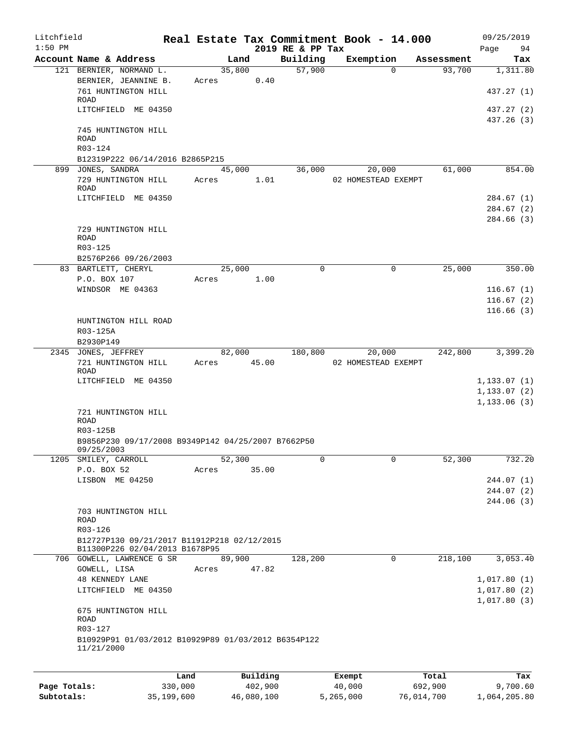Litchfield
1:50 PM

# Real Estate Tax Commitment Book - 14.000

2019 RE & PP Tax

09/25/2019

| Account Name & Address | Land | Building | Exemption | Assessment | Tax |
|---|---|---|---|---|---|
| 121 BERNIER, NORMAND L. | 35,800 | 57,900 | 0 | 93,700 | 1,311.80 |
| BERNIER, JEANNINE B. | Acres 0.40 | | | | |
| 761 HUNTINGTON HILL ROAD | | | | | 437.27 (1) |
| LITCHFIELD ME 04350 | | | | | 437.27 (2) |
| | | | | | 437.26 (3) |
| 745 HUNTINGTON HILL ROAD | | | | | |
| R03-124 | | | | | |
| B12319P222 06/14/2016 B2865P215 | | | | | |
| 899 JONES, SANDRA | 45,000 | 36,000 | 20,000 | 61,000 | 854.00 |
| 729 HUNTINGTON HILL ROAD | Acres 1.01 | | 02 HOMESTEAD EXEMPT | | |
| LITCHFIELD ME 04350 | | | | | 284.67 (1) |
| | | | | | 284.67 (2) |
| | | | | | 284.66 (3) |
| 729 HUNTINGTON HILL ROAD | | | | | |
| R03-125 | | | | | |
| B2576P266 09/26/2003 | | | | | |
| 83 BARTLETT, CHERYL | 25,000 | 0 | 0 | 25,000 | 350.00 |
| P.O. BOX 107 | Acres 1.00 | | | | |
| WINDSOR ME 04363 | | | | | 116.67 (1) |
| | | | | | 116.67 (2) |
| | | | | | 116.66 (3) |
| HUNTINGTON HILL ROAD | | | | | |
| R03-125A | | | | | |
| B2930P149 | | | | | |
| 2345 JONES, JEFFREY | 82,000 | 180,800 | 20,000 | 242,800 | 3,399.20 |
| 721 HUNTINGTON HILL ROAD | Acres 45.00 | | 02 HOMESTEAD EXEMPT | | |
| LITCHFIELD ME 04350 | | | | | 1,133.07 (1) |
| | | | | | 1,133.07 (2) |
| | | | | | 1,133.06 (3) |
| 721 HUNTINGTON HILL ROAD | | | | | |
| R03-125B | | | | | |
| B9856P230 09/17/2008 B9349P142 04/25/2007 B7662P50 09/25/2003 | | | | | |
| 1205 SMILEY, CARROLL | 52,300 | 0 | 0 | 52,300 | 732.20 |
| P.O. BOX 52 | Acres 35.00 | | | | |
| LISBON ME 04250 | | | | | 244.07 (1) |
| | | | | | 244.07 (2) |
| | | | | | 244.06 (3) |
| 703 HUNTINGTON HILL ROAD | | | | | |
| R03-126 | | | | | |
| B12727P130 09/21/2017 B11912P218 02/12/2015 B11300P226 02/04/2013 B1678P95 | | | | | |
| 706 GOWELL, LAWRENCE G SR | 89,900 | 128,200 | 0 | 218,100 | 3,053.40 |
| GOWELL, LISA | Acres 47.82 | | | | |
| 48 KENNEDY LANE | | | | | 1,017.80 (1) |
| LITCHFIELD ME 04350 | | | | | 1,017.80 (2) |
| | | | | | 1,017.80 (3) |
| 675 HUNTINGTON HILL ROAD | | | | | |
| R03-127 | | | | | |
| B10929P91 01/03/2012 B10929P89 01/03/2012 B6354P122 11/21/2000 | | | | | |

| | Land | Building | Exempt | Total | Tax |
|---|---|---|---|---|---|
| Page Totals: | 330,000 | 402,900 | 40,000 | 692,900 | 9,700.60 |
| Subtotals: | 35,199,600 | 46,080,100 | 5,265,000 | 76,014,700 | 1,064,205.80 |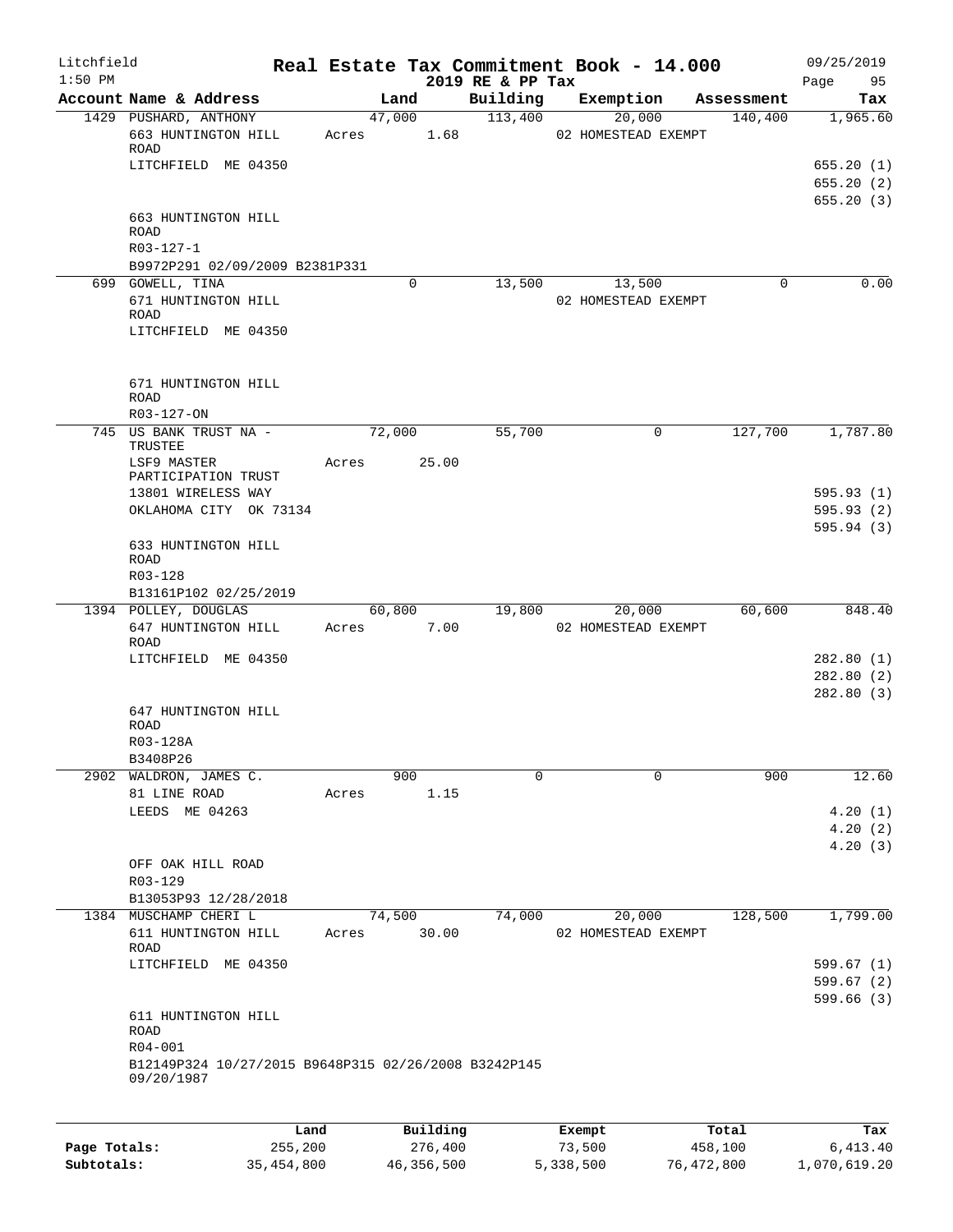Litchfield
1:50 PM

# Real Estate Tax Commitment Book - 14.000
## 2019 RE & PP Tax

09/25/2019
Page 95

| Account Name & Address | Land | Building | Exemption | Assessment | Tax |
|---|---|---|---|---|---|
| 1429 PUSHARD, ANTHONY | 47,000 | 113,400 | 20,000 | 140,400 | 1,965.60 |
| 663 HUNTINGTON HILL ROAD | Acres 1.68 | | 02 HOMESTEAD EXEMPT | | |
| LITCHFIELD ME 04350 | | | | | 655.20 (1) |
| | | | | | 655.20 (2) |
| | | | | | 655.20 (3) |
| 663 HUNTINGTON HILL ROAD | | | | | |
| R03-127-1 | | | | | |
| B9972P291 02/09/2009 B2381P331 | | | | | |
| 699 GOWELL, TINA | 0 | 13,500 | 13,500 | 0 | 0.00 |
| 671 HUNTINGTON HILL ROAD | | | 02 HOMESTEAD EXEMPT | | |
| LITCHFIELD ME 04350 | | | | | |
| 671 HUNTINGTON HILL ROAD | | | | | |
| R03-127-ON | | | | | |
| 745 US BANK TRUST NA - TRUSTEE | 72,000 | 55,700 | 0 | 127,700 | 1,787.80 |
| LSF9 MASTER PARTICIPATION TRUST | Acres 25.00 | | | | |
| 13801 WIRELESS WAY | | | | | 595.93 (1) |
| OKLAHOMA CITY OK 73134 | | | | | 595.93 (2) |
| | | | | | 595.94 (3) |
| 633 HUNTINGTON HILL ROAD | | | | | |
| R03-128 | | | | | |
| B13161P102 02/25/2019 | | | | | |
| 1394 POLLEY, DOUGLAS | 60,800 | 19,800 | 20,000 | 60,600 | 848.40 |
| 647 HUNTINGTON HILL ROAD | Acres 7.00 | | 02 HOMESTEAD EXEMPT | | |
| LITCHFIELD ME 04350 | | | | | 282.80 (1) |
| | | | | | 282.80 (2) |
| | | | | | 282.80 (3) |
| 647 HUNTINGTON HILL ROAD | | | | | |
| R03-128A | | | | | |
| B3408P26 | | | | | |
| 2902 WALDRON, JAMES C. | 900 | 0 | 0 | 900 | 12.60 |
| 81 LINE ROAD | Acres 1.15 | | | | |
| LEEDS ME 04263 | | | | | 4.20 (1) |
| | | | | | 4.20 (2) |
| | | | | | 4.20 (3) |
| OFF OAK HILL ROAD | | | | | |
| R03-129 | | | | | |
| B13053P93 12/28/2018 | | | | | |
| 1384 MUSCHAMP CHERI L | 74,500 | 74,000 | 20,000 | 128,500 | 1,799.00 |
| 611 HUNTINGTON HILL ROAD | Acres 30.00 | | 02 HOMESTEAD EXEMPT | | |
| LITCHFIELD ME 04350 | | | | | 599.67 (1) |
| | | | | | 599.67 (2) |
| | | | | | 599.66 (3) |
| 611 HUNTINGTON HILL ROAD | | | | | |
| R04-001 | | | | | |
| B12149P324 10/27/2015 B9648P315 02/26/2008 B3242P145 09/20/1987 | | | | | |

| | Land | Building | Exempt | Total | Tax |
|---|---|---|---|---|---|
| Page Totals: | 255,200 | 276,400 | 73,500 | 458,100 | 6,413.40 |
| Subtotals: | 35,454,800 | 46,356,500 | 5,338,500 | 76,472,800 | 1,070,619.20 |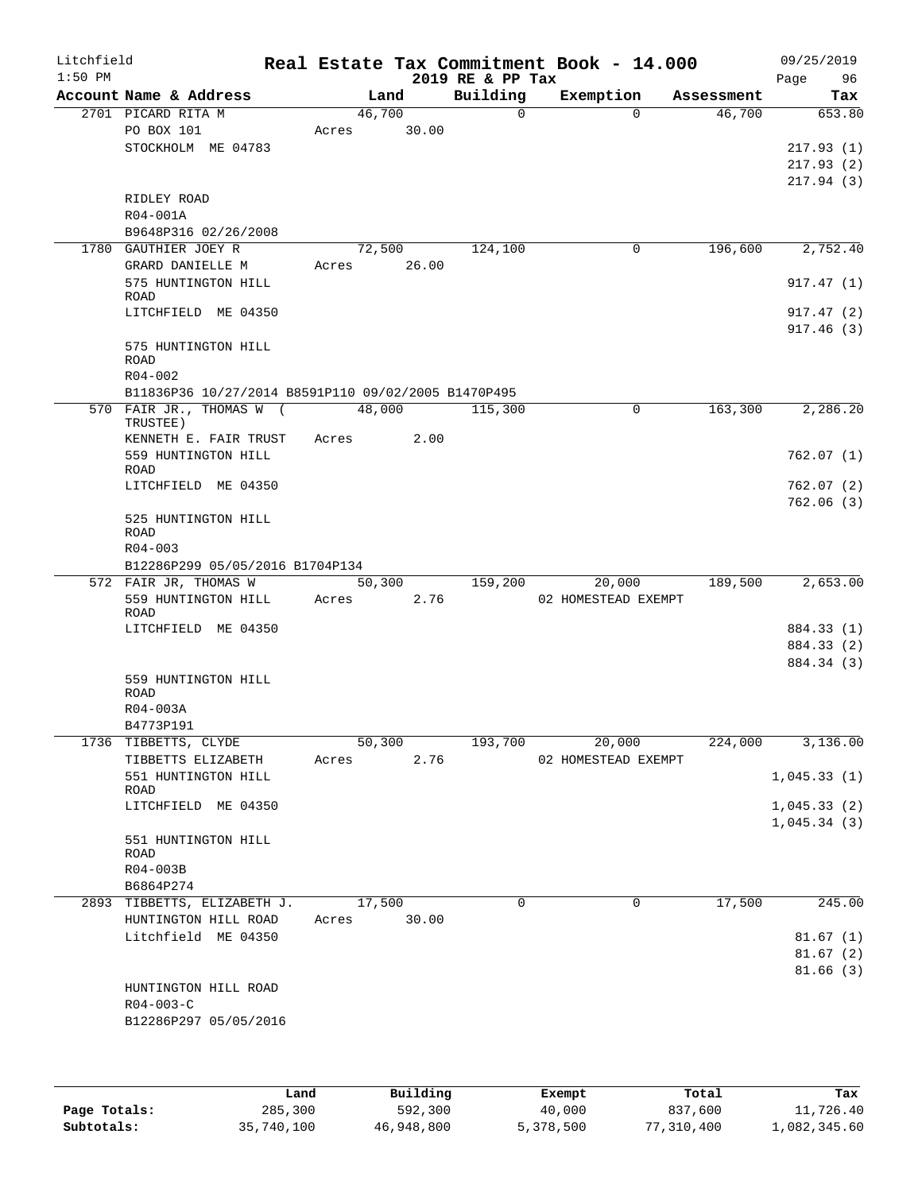Litchfield
1:50 PM

# Real Estate Tax Commitment Book - 14.000
## 2019 RE & PP Tax

09/25/2019

| Account Name & Address | Land | Building | Exemption | Assessment | Tax |
|---|---|---|---|---|---|
| 2701 PICARD RITA M | 46,700 | 0 | 0 | 46,700 | 653.80 |
| PO BOX 101 | Acres 30.00 | | | | |
| STOCKHOLM ME 04783 | | | | | 217.93 (1) |
| | | | | | 217.93 (2) |
| | | | | | 217.94 (3) |
| RIDLEY ROAD | | | | | |
| R04-001A | | | | | |
| B9648P316 02/26/2008 | | | | | |
| 1780 GAUTHIER JOEY R | 72,500 | 124,100 | 0 | 196,600 | 2,752.40 |
| GRARD DANIELLE M | Acres 26.00 | | | | |
| 575 HUNTINGTON HILL ROAD | | | | | 917.47 (1) |
| LITCHFIELD ME 04350 | | | | | 917.47 (2) |
| | | | | | 917.46 (3) |
| 575 HUNTINGTON HILL ROAD | | | | | |
| R04-002 | | | | | |
| B11836P36 10/27/2014 B8591P110 09/02/2005 B1470P495 | | | | | |
| 570 FAIR JR., THOMAS W ( TRUSTEE) | 48,000 | 115,300 | 0 | 163,300 | 2,286.20 |
| KENNETH E. FAIR TRUST | Acres 2.00 | | | | |
| 559 HUNTINGTON HILL ROAD | | | | | 762.07 (1) |
| LITCHFIELD ME 04350 | | | | | 762.07 (2) |
| | | | | | 762.06 (3) |
| 525 HUNTINGTON HILL ROAD | | | | | |
| R04-003 | | | | | |
| B12286P299 05/05/2016 B1704P134 | | | | | |
| 572 FAIR JR, THOMAS W | 50,300 | 159,200 | 20,000 | 189,500 | 2,653.00 |
| 559 HUNTINGTON HILL ROAD | Acres 2.76 | | 02 HOMESTEAD EXEMPT | | |
| LITCHFIELD ME 04350 | | | | | 884.33 (1) |
| | | | | | 884.33 (2) |
| | | | | | 884.34 (3) |
| 559 HUNTINGTON HILL ROAD | | | | | |
| R04-003A | | | | | |
| B4773P191 | | | | | |
| 1736 TIBBETTS, CLYDE | 50,300 | 193,700 | 20,000 | 224,000 | 3,136.00 |
| TIBBETTS ELIZABETH | Acres 2.76 | | 02 HOMESTEAD EXEMPT | | |
| 551 HUNTINGTON HILL ROAD | | | | | 1,045.33 (1) |
| LITCHFIELD ME 04350 | | | | | 1,045.33 (2) |
| | | | | | 1,045.34 (3) |
| 551 HUNTINGTON HILL ROAD | | | | | |
| R04-003B | | | | | |
| B6864P274 | | | | | |
| 2893 TIBBETTS, ELIZABETH J. | 17,500 | 0 | 0 | 17,500 | 245.00 |
| HUNTINGTON HILL ROAD | Acres 30.00 | | | | |
| Litchfield ME 04350 | | | | | 81.67 (1) |
| | | | | | 81.67 (2) |
| | | | | | 81.66 (3) |
| HUNTINGTON HILL ROAD | | | | | |
| R04-003-C | | | | | |
| B12286P297 05/05/2016 | | | | | |

| | Land | Building | Exempt | Total | Tax |
|---|---|---|---|---|---|
| Page Totals: | 285,300 | 592,300 | 40,000 | 837,600 | 11,726.40 |
| Subtotals: | 35,740,100 | 46,948,800 | 5,378,500 | 77,310,400 | 1,082,345.60 |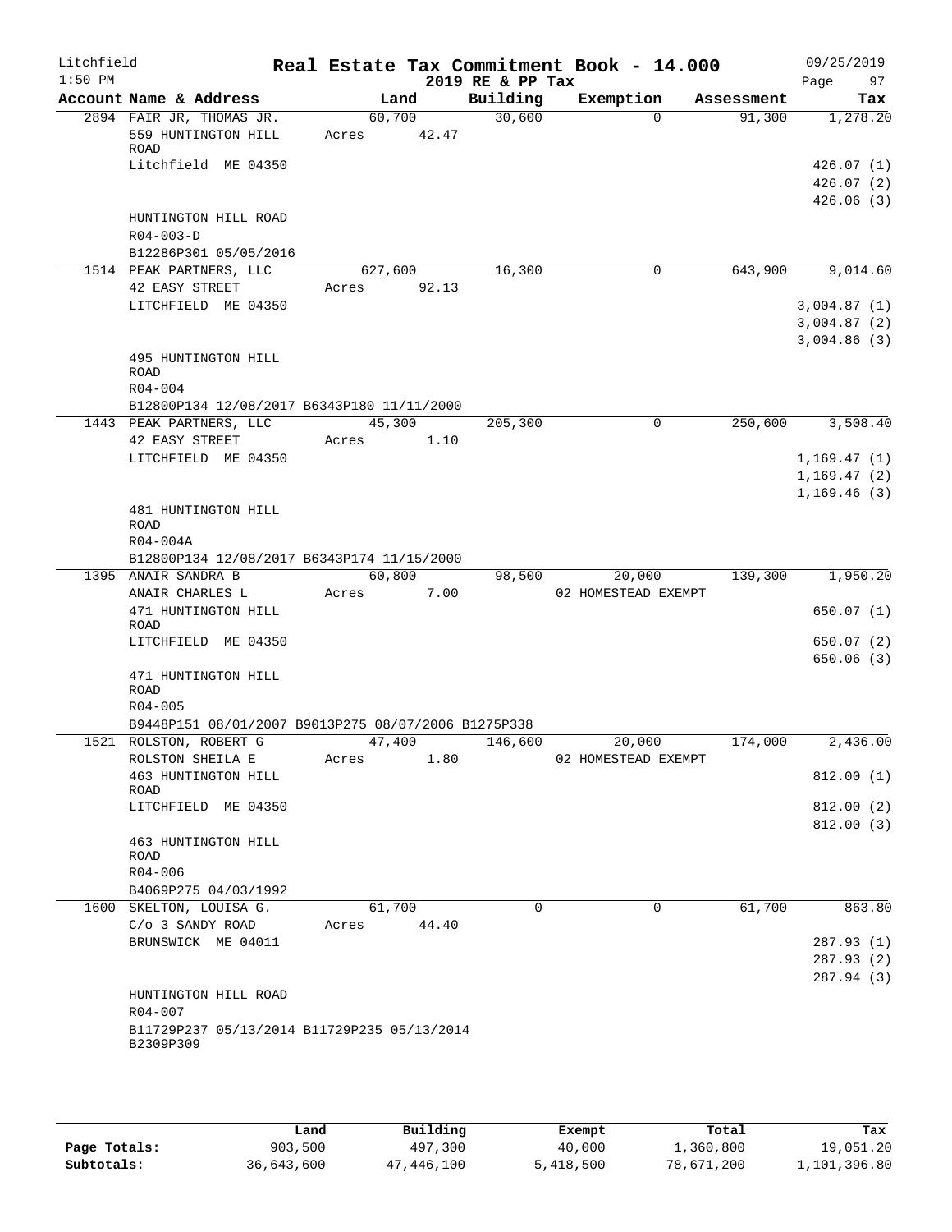Litchfield 1:50 PM

# Real Estate Tax Commitment Book - 14.000

2019 RE & PP Tax

09/25/2019

| Account Name & Address | Land | Building | Exemption | Assessment | Tax |
|---|---|---|---|---|---|
| 2894 FAIR JR, THOMAS JR. | 60,700 | 30,600 | 0 | 91,300 | 1,278.20 |
| 559 HUNTINGTON HILL ROAD | Acres 42.47 | | | | |
| Litchfield ME 04350 | | | | | 426.07 (1) |
| | | | | | 426.07 (2) |
| | | | | | 426.06 (3) |
| HUNTINGTON HILL ROAD | | | | | |
| R04-003-D | | | | | |
| B12286P301 05/05/2016 | | | | | |
| 1514 PEAK PARTNERS, LLC | 627,600 | 16,300 | 0 | 643,900 | 9,014.60 |
| 42 EASY STREET | Acres 92.13 | | | | |
| LITCHFIELD ME 04350 | | | | | 3,004.87 (1) |
| | | | | | 3,004.87 (2) |
| | | | | | 3,004.86 (3) |
| 495 HUNTINGTON HILL ROAD | | | | | |
| R04-004 | | | | | |
| B12800P134 12/08/2017 B6343P180 11/11/2000 | | | | | |
| 1443 PEAK PARTNERS, LLC | 45,300 | 205,300 | 0 | 250,600 | 3,508.40 |
| 42 EASY STREET | Acres 1.10 | | | | |
| LITCHFIELD ME 04350 | | | | | 1,169.47 (1) |
| | | | | | 1,169.47 (2) |
| | | | | | 1,169.46 (3) |
| 481 HUNTINGTON HILL ROAD | | | | | |
| R04-004A | | | | | |
| B12800P134 12/08/2017 B6343P174 11/15/2000 | | | | | |
| 1395 ANAIR SANDRA B | 60,800 | 98,500 | 20,000 | 139,300 | 1,950.20 |
| ANAIR CHARLES L | Acres 7.00 | | 02 HOMESTEAD EXEMPT | | |
| 471 HUNTINGTON HILL ROAD | | | | | 650.07 (1) |
| LITCHFIELD ME 04350 | | | | | 650.07 (2) |
| | | | | | 650.06 (3) |
| 471 HUNTINGTON HILL ROAD | | | | | |
| R04-005 | | | | | |
| B9448P151 08/01/2007 B9013P275 08/07/2006 B1275P338 | | | | | |
| 1521 ROLSTON, ROBERT G | 47,400 | 146,600 | 20,000 | 174,000 | 2,436.00 |
| ROLSTON SHEILA E | Acres 1.80 | | 02 HOMESTEAD EXEMPT | | |
| 463 HUNTINGTON HILL ROAD | | | | | 812.00 (1) |
| LITCHFIELD ME 04350 | | | | | 812.00 (2) |
| | | | | | 812.00 (3) |
| 463 HUNTINGTON HILL ROAD | | | | | |
| R04-006 | | | | | |
| B4069P275 04/03/1992 | | | | | |
| 1600 SKELTON, LOUISA G. | 61,700 | 0 | 0 | 61,700 | 863.80 |
| C/o 3 SANDY ROAD | Acres 44.40 | | | | |
| BRUNSWICK ME 04011 | | | | | 287.93 (1) |
| | | | | | 287.93 (2) |
| | | | | | 287.94 (3) |
| HUNTINGTON HILL ROAD | | | | | |
| R04-007 | | | | | |
| B11729P237 05/13/2014 B11729P235 05/13/2014 B2309P309 | | | | | |

| | Land | Building | Exempt | Total | Tax |
|---|---|---|---|---|---|
| Page Totals: | 903,500 | 497,300 | 40,000 | 1,360,800 | 19,051.20 |
| Subtotals: | 36,643,600 | 47,446,100 | 5,418,500 | 78,671,200 | 1,101,396.80 |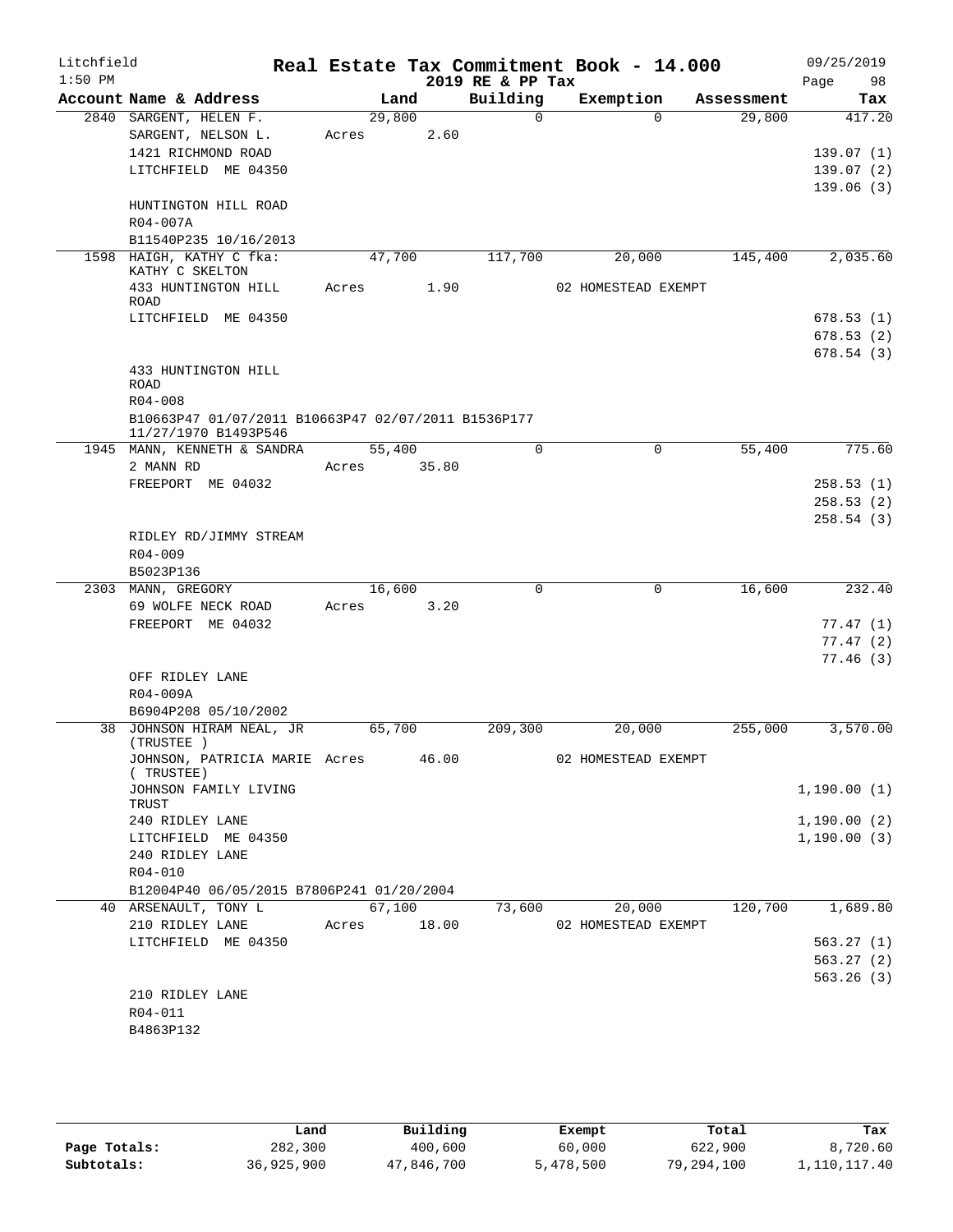Litchfield
1:50 PM

# Real Estate Tax Commitment Book - 14.000
## 2019 RE & PP Tax

09/25/2019

| Account Name & Address | Land | Building | Exemption | Assessment | Tax |
|---|---|---|---|---|---|
| 2840 SARGENT, HELEN F. | 29,800 | 0 | 0 | 29,800 | 417.20 |
| SARGENT, NELSON L. | Acres 2.60 | | | | |
| 1421 RICHMOND ROAD | | | | | 139.07 (1) |
| LITCHFIELD ME 04350 | | | | | 139.07 (2) |
| | | | | | 139.06 (3) |
| HUNTINGTON HILL ROAD | | | | | |
| R04-007A | | | | | |
| B11540P235 10/16/2013 | | | | | |
| 1598 HAIGH, KATHY C fka: KATHY C SKELTON | 47,700 | 117,700 | 20,000 | 145,400 | 2,035.60 |
| 433 HUNTINGTON HILL ROAD | Acres 1.90 | | 02 HOMESTEAD EXEMPT | | |
| LITCHFIELD ME 04350 | | | | | 678.53 (1) |
| | | | | | 678.53 (2) |
| | | | | | 678.54 (3) |
| 433 HUNTINGTON HILL ROAD | | | | | |
| R04-008 | | | | | |
| B10663P47 01/07/2011 B10663P47 02/07/2011 B1536P177 11/27/1970 B1493P546 | | | | | |
| 1945 MANN, KENNETH & SANDRA | 55,400 | 0 | 0 | 55,400 | 775.60 |
| 2 MANN RD | Acres 35.80 | | | | |
| FREEPORT ME 04032 | | | | | 258.53 (1) |
| | | | | | 258.53 (2) |
| | | | | | 258.54 (3) |
| RIDLEY RD/JIMMY STREAM | | | | | |
| R04-009 | | | | | |
| B5023P136 | | | | | |
| 2303 MANN, GREGORY | 16,600 | 0 | 0 | 16,600 | 232.40 |
| 69 WOLFE NECK ROAD | Acres 3.20 | | | | |
| FREEPORT ME 04032 | | | | | 77.47 (1) |
| | | | | | 77.47 (2) |
| | | | | | 77.46 (3) |
| OFF RIDLEY LANE | | | | | |
| R04-009A | | | | | |
| B6904P208 05/10/2002 | | | | | |
| 38 JOHNSON HIRAM NEAL, JR (TRUSTEE ) | 65,700 | 209,300 | 20,000 | 255,000 | 3,570.00 |
| JOHNSON, PATRICIA MARIE ( TRUSTEE) | Acres 46.00 | | 02 HOMESTEAD EXEMPT | | |
| JOHNSON FAMILY LIVING TRUST | | | | | 1,190.00 (1) |
| 240 RIDLEY LANE | | | | | 1,190.00 (2) |
| LITCHFIELD ME 04350 | | | | | 1,190.00 (3) |
| 240 RIDLEY LANE | | | | | |
| R04-010 | | | | | |
| B12004P40 06/05/2015 B7806P241 01/20/2004 | | | | | |
| 40 ARSENAULT, TONY L | 67,100 | 73,600 | 20,000 | 120,700 | 1,689.80 |
| 210 RIDLEY LANE | Acres 18.00 | | 02 HOMESTEAD EXEMPT | | |
| LITCHFIELD ME 04350 | | | | | 563.27 (1) |
| | | | | | 563.27 (2) |
| | | | | | 563.26 (3) |
| 210 RIDLEY LANE | | | | | |
| R04-011 | | | | | |
| B4863P132 | | | | | |

| | Land | Building | Exempt | Total | Tax |
|---|---|---|---|---|---|
| Page Totals: | 282,300 | 400,600 | 60,000 | 622,900 | 8,720.60 |
| Subtotals: | 36,925,900 | 47,846,700 | 5,478,500 | 79,294,100 | 1,110,117.40 |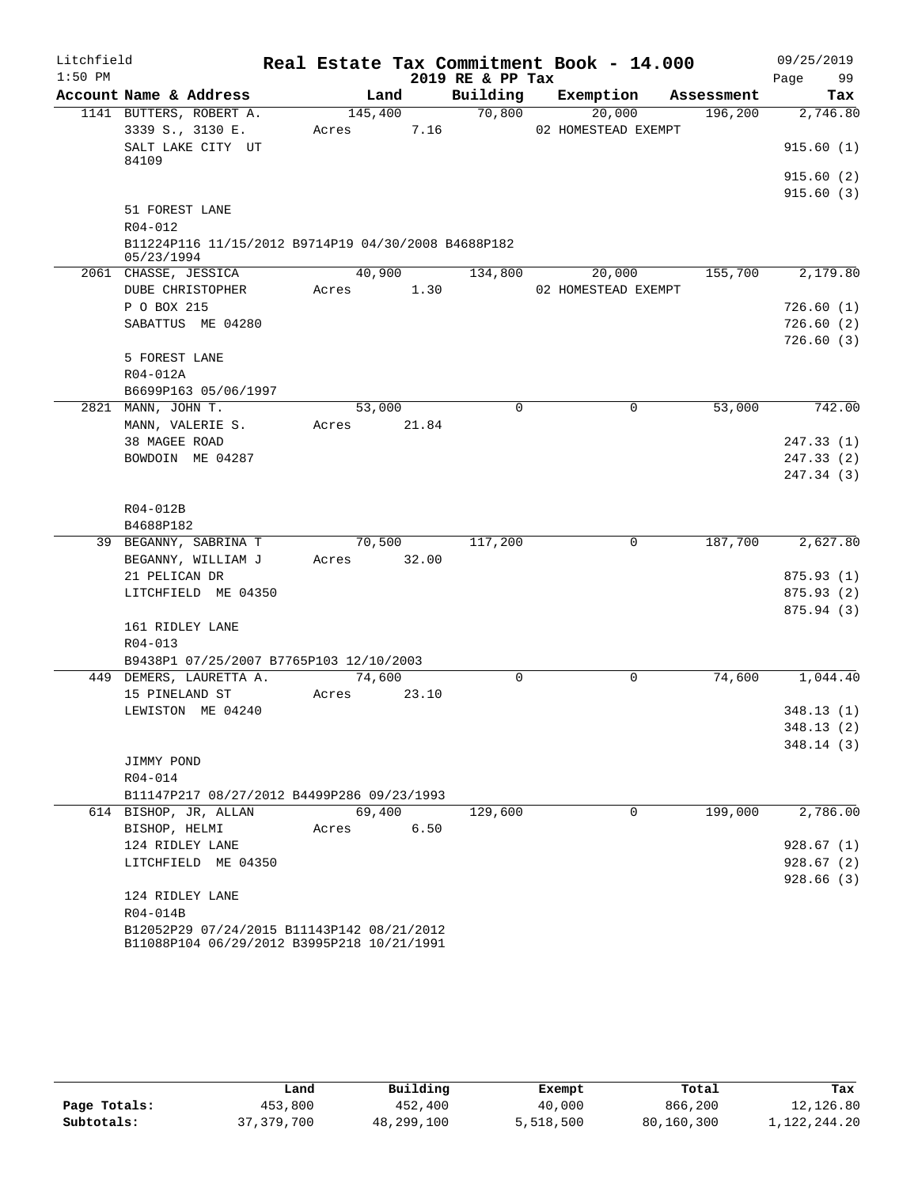# Real Estate Tax Commitment Book - 14.000

Litchfield 1:50 PM — 2019 RE & PP Tax — 09/25/2019

| Account Name & Address | Land | Building | Exemption | Assessment | Tax |
|---|---|---|---|---|---|
| 1141 BUTTERS, ROBERT A. | 145,400 | 70,800 | 20,000 | 196,200 | 2,746.80 |
| 3339 S., 3130 E. | Acres 7.16 | | 02 HOMESTEAD EXEMPT | | |
| SALT LAKE CITY UT 84109 | | | | | 915.60 (1) |
| | | | | | 915.60 (2) |
| | | | | | 915.60 (3) |
| 51 FOREST LANE | | | | | |
| R04-012 | | | | | |
| B11224P116 11/15/2012 B9714P19 04/30/2008 B4688P182 05/23/1994 | | | | | |
| 2061 CHASSE, JESSICA | 40,900 | 134,800 | 20,000 | 155,700 | 2,179.80 |
| DUBE CHRISTOPHER | Acres 1.30 | | 02 HOMESTEAD EXEMPT | | |
| P O BOX 215 | | | | | 726.60 (1) |
| SABATTUS ME 04280 | | | | | 726.60 (2) |
| | | | | | 726.60 (3) |
| 5 FOREST LANE | | | | | |
| R04-012A | | | | | |
| B6699P163 05/06/1997 | | | | | |
| 2821 MANN, JOHN T. | 53,000 | 0 | 0 | 53,000 | 742.00 |
| MANN, VALERIE S. | Acres 21.84 | | | | |
| 38 MAGEE ROAD | | | | | 247.33 (1) |
| BOWDOIN ME 04287 | | | | | 247.33 (2) |
| | | | | | 247.34 (3) |
| R04-012B | | | | | |
| B4688P182 | | | | | |
| 39 BEGANNY, SABRINA T | 70,500 | 117,200 | 0 | 187,700 | 2,627.80 |
| BEGANNY, WILLIAM J | Acres 32.00 | | | | |
| 21 PELICAN DR | | | | | 875.93 (1) |
| LITCHFIELD ME 04350 | | | | | 875.93 (2) |
| | | | | | 875.94 (3) |
| 161 RIDLEY LANE | | | | | |
| R04-013 | | | | | |
| B9438P1 07/25/2007 B7765P103 12/10/2003 | | | | | |
| 449 DEMERS, LAURETTA A. | 74,600 | 0 | 0 | 74,600 | 1,044.40 |
| 15 PINELAND ST | Acres 23.10 | | | | |
| LEWISTON ME 04240 | | | | | 348.13 (1) |
| | | | | | 348.13 (2) |
| | | | | | 348.14 (3) |
| JIMMY POND | | | | | |
| R04-014 | | | | | |
| B11147P217 08/27/2012 B4499P286 09/23/1993 | | | | | |
| 614 BISHOP, JR, ALLAN | 69,400 | 129,600 | 0 | 199,000 | 2,786.00 |
| BISHOP, HELMI | Acres 6.50 | | | | |
| 124 RIDLEY LANE | | | | | 928.67 (1) |
| LITCHFIELD ME 04350 | | | | | 928.67 (2) |
| | | | | | 928.66 (3) |
| 124 RIDLEY LANE | | | | | |
| R04-014B | | | | | |
| B12052P29 07/24/2015 B11143P142 08/21/2012 B11088P104 06/29/2012 B3995P218 10/21/1991 | | | | | |

| | Land | Building | Exempt | Total | Tax |
|---|---|---|---|---|---|
| Page Totals: | 453,800 | 452,400 | 40,000 | 866,200 | 12,126.80 |
| Subtotals: | 37,379,700 | 48,299,100 | 5,518,500 | 80,160,300 | 1,122,244.20 |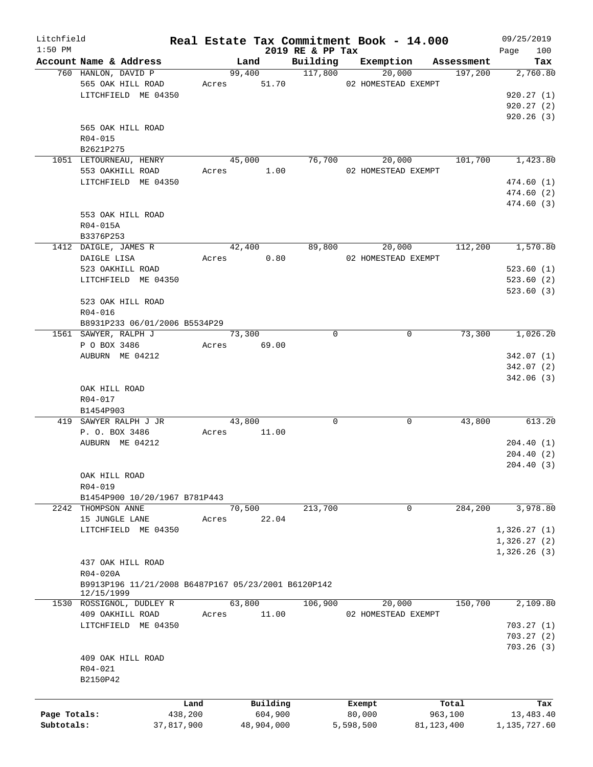# Real Estate Tax Commitment Book - 14.000

Litchfield
1:50 PM

2019 RE & PP Tax

09/25/2019

| Account Name & Address | Land | Building | Exemption | Assessment | Tax |
|---|---|---|---|---|---|
| 760 HANLON, DAVID P | 99,400 | 117,800 | 20,000 | 197,200 | 2,760.80 |
| 565 OAK HILL ROAD | Acres 51.70 | | 02 HOMESTEAD EXEMPT | | |
| LITCHFIELD ME 04350 | | | | | 920.27 (1) |
| | | | | | 920.27 (2) |
| | | | | | 920.26 (3) |
| 565 OAK HILL ROAD | | | | | |
| R04-015 | | | | | |
| B2621P275 | | | | | |
| 1051 LETOURNEAU, HENRY | 45,000 | 76,700 | 20,000 | 101,700 | 1,423.80 |
| 553 OAKHILL ROAD | Acres 1.00 | | 02 HOMESTEAD EXEMPT | | |
| LITCHFIELD ME 04350 | | | | | 474.60 (1) |
| | | | | | 474.60 (2) |
| | | | | | 474.60 (3) |
| 553 OAK HILL ROAD | | | | | |
| R04-015A | | | | | |
| B3376P253 | | | | | |
| 1412 DAIGLE, JAMES R | 42,400 | 89,800 | 20,000 | 112,200 | 1,570.80 |
| DAIGLE LISA | Acres 0.80 | | 02 HOMESTEAD EXEMPT | | |
| 523 OAKHILL ROAD | | | | | 523.60 (1) |
| LITCHFIELD ME 04350 | | | | | 523.60 (2) |
| | | | | | 523.60 (3) |
| 523 OAK HILL ROAD | | | | | |
| R04-016 | | | | | |
| B8931P233 06/01/2006 B5534P29 | | | | | |
| 1561 SAWYER, RALPH J | 73,300 | 0 | 0 | 73,300 | 1,026.20 |
| P O BOX 3486 | Acres 69.00 | | | | |
| AUBURN ME 04212 | | | | | 342.07 (1) |
| | | | | | 342.07 (2) |
| | | | | | 342.06 (3) |
| OAK HILL ROAD | | | | | |
| R04-017 | | | | | |
| B1454P903 | | | | | |
| 419 SAWYER RALPH J JR | 43,800 | 0 | 0 | 43,800 | 613.20 |
| P. O. BOX 3486 | Acres 11.00 | | | | |
| AUBURN ME 04212 | | | | | 204.40 (1) |
| | | | | | 204.40 (2) |
| | | | | | 204.40 (3) |
| OAK HILL ROAD | | | | | |
| R04-019 | | | | | |
| B1454P900 10/20/1967 B781P443 | | | | | |
| 2242 THOMPSON ANNE | 70,500 | 213,700 | 0 | 284,200 | 3,978.80 |
| 15 JUNGLE LANE | Acres 22.04 | | | | |
| LITCHFIELD ME 04350 | | | | | 1,326.27 (1) |
| | | | | | 1,326.27 (2) |
| | | | | | 1,326.26 (3) |
| 437 OAK HILL ROAD | | | | | |
| R04-020A | | | | | |
| B9913P196 11/21/2008 B6487P167 05/23/2001 B6120P142 12/15/1999 | | | | | |
| 1530 ROSSIGNOL, DUDLEY R | 63,800 | 106,900 | 20,000 | 150,700 | 2,109.80 |
| 409 OAKHILL ROAD | Acres 11.00 | | 02 HOMESTEAD EXEMPT | | |
| LITCHFIELD ME 04350 | | | | | 703.27 (1) |
| | | | | | 703.27 (2) |
| | | | | | 703.26 (3) |
| 409 OAK HILL ROAD | | | | | |
| R04-021 | | | | | |
| B2150P42 | | | | | |

| | Land | Building | Exempt | Total | Tax |
|---|---|---|---|---|---|
| Page Totals: | 438,200 | 604,900 | 80,000 | 963,100 | 13,483.40 |
| Subtotals: | 37,817,900 | 48,904,000 | 5,598,500 | 81,123,400 | 1,135,727.60 |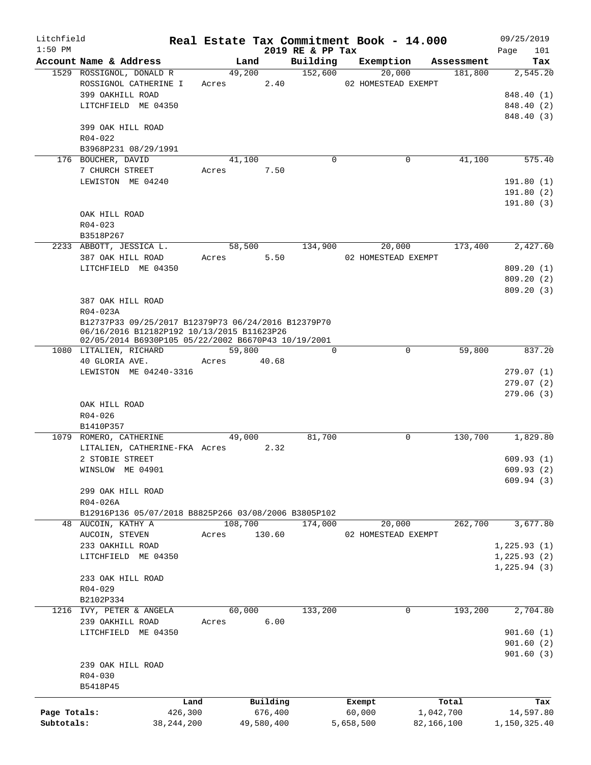Litchfield
1:50 PM

# Real Estate Tax Commitment Book - 14.000

2019 RE & PP Tax

09/25/2019

| Account Name & Address | Land | Building | Exemption | Assessment | Tax |
|---|---|---|---|---|---|
| 1529 ROSSIGNOL, DONALD R | 49,200 | 152,600 | 20,000 | 181,800 | 2,545.20 |
| ROSSIGNOL CATHERINE I | Acres 2.40 | | 02 HOMESTEAD EXEMPT | | |
| 399 OAKHILL ROAD | | | | | 848.40 (1) |
| LITCHFIELD ME 04350 | | | | | 848.40 (2) |
| | | | | | 848.40 (3) |
| 399 OAK HILL ROAD | | | | | |
| R04-022 | | | | | |
| B3968P231 08/29/1991 | | | | | |
| 176 BOUCHER, DAVID | 41,100 | 0 | 0 | 41,100 | 575.40 |
| 7 CHURCH STREET | Acres 7.50 | | | | |
| LEWISTON ME 04240 | | | | | 191.80 (1) |
| | | | | | 191.80 (2) |
| | | | | | 191.80 (3) |
| OAK HILL ROAD | | | | | |
| R04-023 | | | | | |
| B3518P267 | | | | | |
| 2233 ABBOTT, JESSICA L. | 58,500 | 134,900 | 20,000 | 173,400 | 2,427.60 |
| 387 OAK HILL ROAD | Acres 5.50 | | 02 HOMESTEAD EXEMPT | | |
| LITCHFIELD ME 04350 | | | | | 809.20 (1) |
| | | | | | 809.20 (2) |
| | | | | | 809.20 (3) |
| 387 OAK HILL ROAD | | | | | |
| R04-023A | | | | | |
| B12737P33 09/25/2017 B12379P73 06/24/2016 B12379P70 06/16/2016 B12182P192 10/13/2015 B11623P26 02/05/2014 B6930P105 05/22/2002 B6670P43 10/19/2001 | | | | | |
| 1080 LITALIEN, RICHARD | 59,800 | 0 | 0 | 59,800 | 837.20 |
| 40 GLORIA AVE. | Acres 40.68 | | | | |
| LEWISTON ME 04240-3316 | | | | | 279.07 (1) |
| | | | | | 279.07 (2) |
| | | | | | 279.06 (3) |
| OAK HILL ROAD | | | | | |
| R04-026 | | | | | |
| B1410P357 | | | | | |
| 1079 ROMERO, CATHERINE | 49,000 | 81,700 | 0 | 130,700 | 1,829.80 |
| LITALIEN, CATHERINE-FKA | Acres 2.32 | | | | |
| 2 STOBIE STREET | | | | | 609.93 (1) |
| WINSLOW ME 04901 | | | | | 609.93 (2) |
| | | | | | 609.94 (3) |
| 299 OAK HILL ROAD | | | | | |
| R04-026A | | | | | |
| B12916P136 05/07/2018 B8825P266 03/08/2006 B3805P102 | | | | | |
| 48 AUCOIN, KATHY A | 108,700 | 174,000 | 20,000 | 262,700 | 3,677.80 |
| AUCOIN, STEVEN | Acres 130.60 | | 02 HOMESTEAD EXEMPT | | |
| 233 OAKHILL ROAD | | | | | 1,225.93 (1) |
| LITCHFIELD ME 04350 | | | | | 1,225.93 (2) |
| | | | | | 1,225.94 (3) |
| 233 OAK HILL ROAD | | | | | |
| R04-029 | | | | | |
| B2102P334 | | | | | |
| 1216 IVY, PETER & ANGELA | 60,000 | 133,200 | 0 | 193,200 | 2,704.80 |
| 239 OAKHILL ROAD | Acres 6.00 | | | | |
| LITCHFIELD ME 04350 | | | | | 901.60 (1) |
| | | | | | 901.60 (2) |
| | | | | | 901.60 (3) |
| 239 OAK HILL ROAD | | | | | |
| R04-030 | | | | | |
| B5418P45 | | | | | |

| | Land | Building | Exempt | Total | Tax |
|---|---|---|---|---|---|
| Page Totals: | 426,300 | 676,400 | 60,000 | 1,042,700 | 14,597.80 |
| Subtotals: | 38,244,200 | 49,580,400 | 5,658,500 | 82,166,100 | 1,150,325.40 |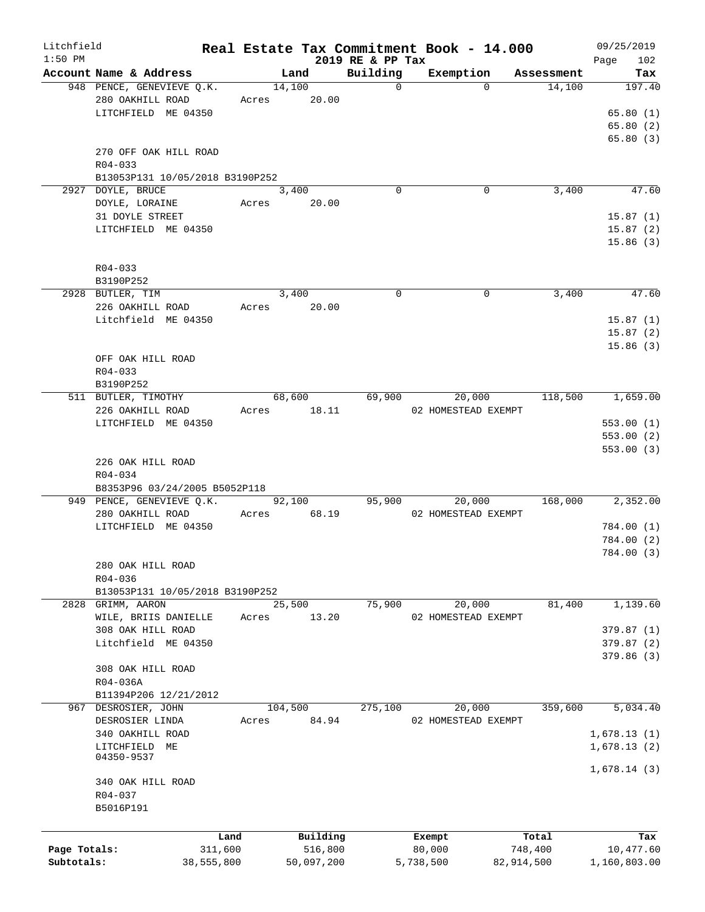# Real Estate Tax Commitment Book - 14.000

Litchfield
1:50 PM

2019 RE & PP Tax

09/25/2019

| Account Name & Address | Land | Building | Exemption | Assessment | Tax |
|---|---|---|---|---|---|
| 948 PENCE, GENEVIEVE Q.K. | 14,100 | 0 | 0 | 14,100 | 197.40 |
| 280 OAKHILL ROAD | Acres 20.00 | | | | |
| LITCHFIELD ME 04350 | | | | | 65.80 (1) |
| | | | | | 65.80 (2) |
| | | | | | 65.80 (3) |
| 270 OFF OAK HILL ROAD | | | | | |
| R04-033 | | | | | |
| B13053P131 10/05/2018 B3190P252 | | | | | |
| 2927 DOYLE, BRUCE | 3,400 | 0 | 0 | 3,400 | 47.60 |
| DOYLE, LORAINE | Acres 20.00 | | | | |
| 31 DOYLE STREET | | | | | 15.87 (1) |
| LITCHFIELD ME 04350 | | | | | 15.87 (2) |
| | | | | | 15.86 (3) |
| R04-033 | | | | | |
| B3190P252 | | | | | |
| 2928 BUTLER, TIM | 3,400 | 0 | 0 | 3,400 | 47.60 |
| 226 OAKHILL ROAD | Acres 20.00 | | | | |
| Litchfield ME 04350 | | | | | 15.87 (1) |
| | | | | | 15.87 (2) |
| | | | | | 15.86 (3) |
| OFF OAK HILL ROAD | | | | | |
| R04-033 | | | | | |
| B3190P252 | | | | | |
| 511 BUTLER, TIMOTHY | 68,600 | 69,900 | 20,000 | 118,500 | 1,659.00 |
| 226 OAKHILL ROAD | Acres 18.11 | | 02 HOMESTEAD EXEMPT | | |
| LITCHFIELD ME 04350 | | | | | 553.00 (1) |
| | | | | | 553.00 (2) |
| | | | | | 553.00 (3) |
| 226 OAK HILL ROAD | | | | | |
| R04-034 | | | | | |
| B8353P96 03/24/2005 B5052P118 | | | | | |
| 949 PENCE, GENEVIEVE Q.K. | 92,100 | 95,900 | 20,000 | 168,000 | 2,352.00 |
| 280 OAKHILL ROAD | Acres 68.19 | | 02 HOMESTEAD EXEMPT | | |
| LITCHFIELD ME 04350 | | | | | 784.00 (1) |
| | | | | | 784.00 (2) |
| | | | | | 784.00 (3) |
| 280 OAK HILL ROAD | | | | | |
| R04-036 | | | | | |
| B13053P131 10/05/2018 B3190P252 | | | | | |
| 2828 GRIMM, AARON | 25,500 | 75,900 | 20,000 | 81,400 | 1,139.60 |
| WILE, BRIIS DANIELLE | Acres 13.20 | | 02 HOMESTEAD EXEMPT | | |
| 308 OAK HILL ROAD | | | | | 379.87 (1) |
| Litchfield ME 04350 | | | | | 379.87 (2) |
| | | | | | 379.86 (3) |
| 308 OAK HILL ROAD | | | | | |
| R04-036A | | | | | |
| B11394P206 12/21/2012 | | | | | |
| 967 DESROSIER, JOHN | 104,500 | 275,100 | 20,000 | 359,600 | 5,034.40 |
| DESROSIER LINDA | Acres 84.94 | | 02 HOMESTEAD EXEMPT | | |
| 340 OAKHILL ROAD | | | | | 1,678.13 (1) |
| LITCHFIELD ME 04350-9537 | | | | | 1,678.13 (2) |
| | | | | | 1,678.14 (3) |
| 340 OAK HILL ROAD | | | | | |
| R04-037 | | | | | |
| B5016P191 | | | | | |

| | Land | Building | Exempt | Total | Tax |
|---|---|---|---|---|---|
| Page Totals: | 311,600 | 516,800 | 80,000 | 748,400 | 10,477.60 |
| Subtotals: | 38,555,800 | 50,097,200 | 5,738,500 | 82,914,500 | 1,160,803.00 |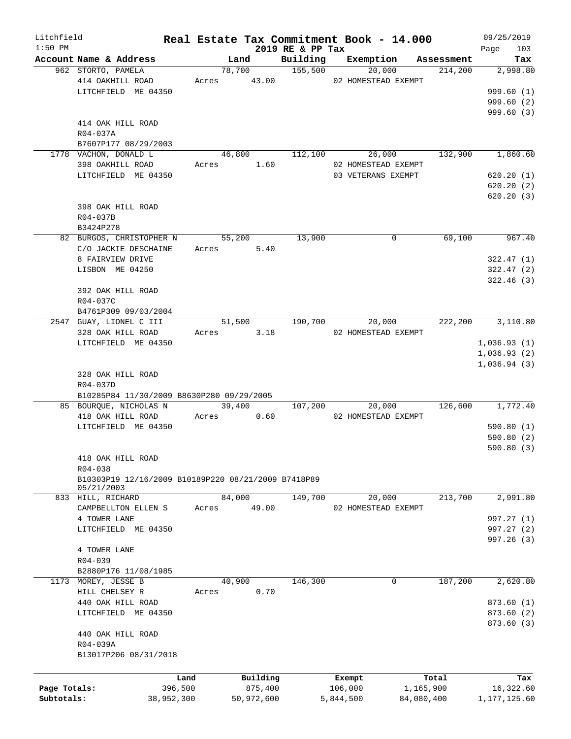Litchfield
1:50 PM

# Real Estate Tax Commitment Book - 14.000

2019 RE & PP Tax

09/25/2019

| Account Name & Address | Land | Building | Exemption | Assessment | Tax |
|---|---|---|---|---|---|
| 962 STORTO, PAMELA | 78,700 | 155,500 | 20,000 | 214,200 | 2,998.80 |
| 414 OAKHILL ROAD | Acres 43.00 | | 02 HOMESTEAD EXEMPT | | |
| LITCHFIELD ME 04350 | | | | | 999.60 (1) |
| | | | | | 999.60 (2) |
| | | | | | 999.60 (3) |
| 414 OAK HILL ROAD | | | | | |
| R04-037A | | | | | |
| B7607P177 08/29/2003 | | | | | |
| 1778 VACHON, DONALD L | 46,800 | 112,100 | 26,000 | 132,900 | 1,860.60 |
| 398 OAKHILL ROAD | Acres 1.60 | | 02 HOMESTEAD EXEMPT | | |
| LITCHFIELD ME 04350 | | | 03 VETERANS EXEMPT | | 620.20 (1) |
| | | | | | 620.20 (2) |
| | | | | | 620.20 (3) |
| 398 OAK HILL ROAD | | | | | |
| R04-037B | | | | | |
| B3424P278 | | | | | |
| 82 BURGOS, CHRISTOPHER N | 55,200 | 13,900 | 0 | 69,100 | 967.40 |
| C/O JACKIE DESCHAINE | Acres 5.40 | | | | |
| 8 FAIRVIEW DRIVE | | | | | 322.47 (1) |
| LISBON ME 04250 | | | | | 322.47 (2) |
| | | | | | 322.46 (3) |
| 392 OAK HILL ROAD | | | | | |
| R04-037C | | | | | |
| B4761P309 09/03/2004 | | | | | |
| 2547 GUAY, LIONEL C III | 51,500 | 190,700 | 20,000 | 222,200 | 3,110.80 |
| 328 OAK HILL ROAD | Acres 3.18 | | 02 HOMESTEAD EXEMPT | | |
| LITCHFIELD ME 04350 | | | | | 1,036.93 (1) |
| | | | | | 1,036.93 (2) |
| | | | | | 1,036.94 (3) |
| 328 OAK HILL ROAD | | | | | |
| R04-037D | | | | | |
| B10285P84 11/30/2009 B8630P280 09/29/2005 | | | | | |
| 85 BOURQUE, NICHOLAS N | 39,400 | 107,200 | 20,000 | 126,600 | 1,772.40 |
| 418 OAK HILL ROAD | Acres 0.60 | | 02 HOMESTEAD EXEMPT | | |
| LITCHFIELD ME 04350 | | | | | 590.80 (1) |
| | | | | | 590.80 (2) |
| | | | | | 590.80 (3) |
| 418 OAK HILL ROAD | | | | | |
| R04-038 | | | | | |
| B10303P19 12/16/2009 B10189P220 08/21/2009 B7418P89 05/21/2003 | | | | | |
| 833 HILL, RICHARD | 84,000 | 149,700 | 20,000 | 213,700 | 2,991.80 |
| CAMPBELLTON ELLEN S | Acres 49.00 | | 02 HOMESTEAD EXEMPT | | |
| 4 TOWER LANE | | | | | 997.27 (1) |
| LITCHFIELD ME 04350 | | | | | 997.27 (2) |
| | | | | | 997.26 (3) |
| 4 TOWER LANE | | | | | |
| R04-039 | | | | | |
| B2880P176 11/08/1985 | | | | | |
| 1173 MOREY, JESSE B | 40,900 | 146,300 | 0 | 187,200 | 2,620.80 |
| HILL CHELSEY R | Acres 0.70 | | | | |
| 440 OAK HILL ROAD | | | | | 873.60 (1) |
| LITCHFIELD ME 04350 | | | | | 873.60 (2) |
| | | | | | 873.60 (3) |
| 440 OAK HILL ROAD | | | | | |
| R04-039A | | | | | |
| B13017P206 08/31/2018 | | | | | |

| | Land | Building | Exempt | Total | Tax |
|---|---|---|---|---|---|
| Page Totals: | 396,500 | 875,400 | 106,000 | 1,165,900 | 16,322.60 |
| Subtotals: | 38,952,300 | 50,972,600 | 5,844,500 | 84,080,400 | 1,177,125.60 |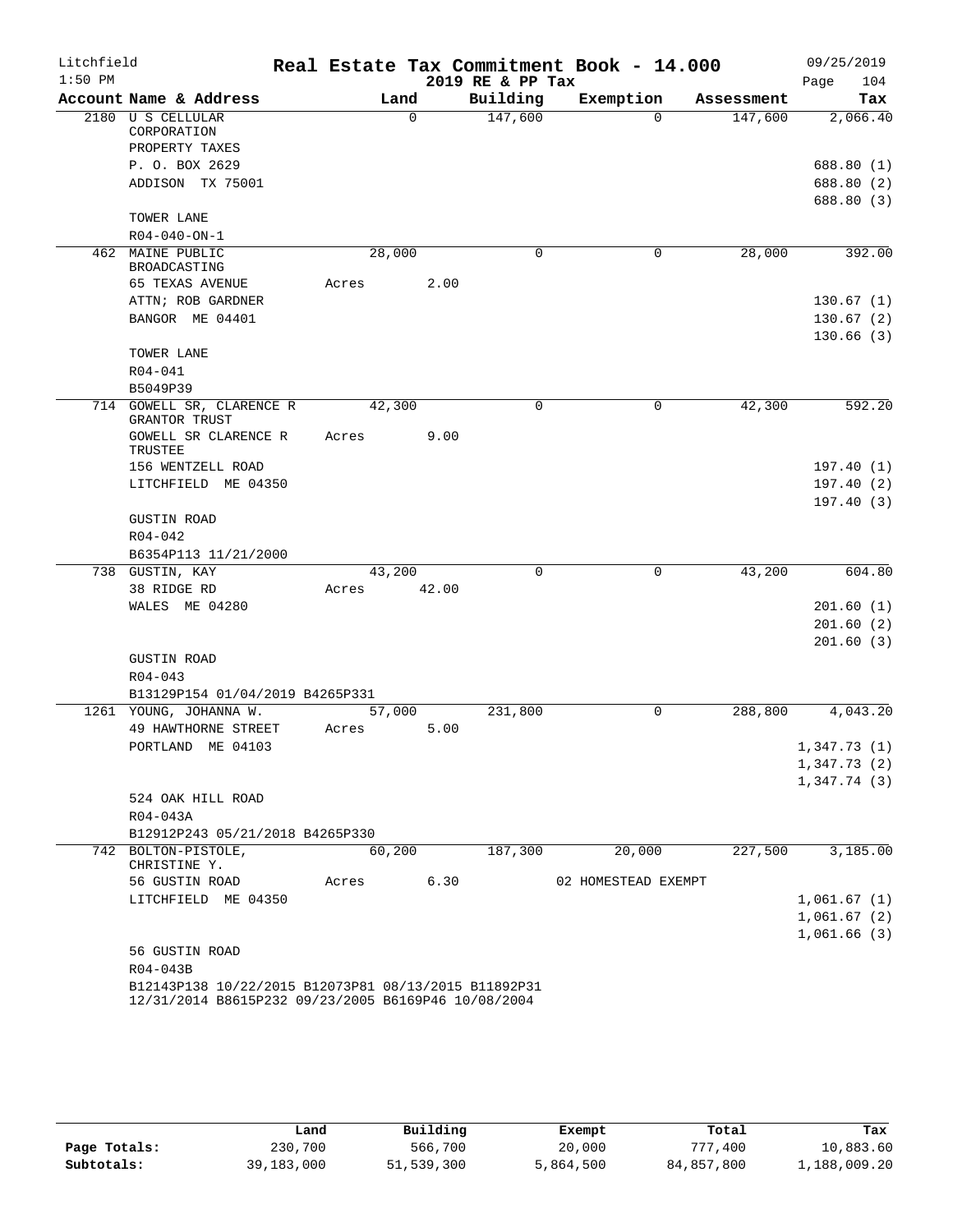Litchfield 1:50 PM

# Real Estate Tax Commitment Book - 14.000

2019 RE & PP Tax

09/25/2019 Page 104

| Account | Name & Address | Land | Building | Exemption | Assessment | Tax |
|---|---|---|---|---|---|---|
| 2180 | U S CELLULAR CORPORATION<br>PROPERTY TAXES<br>P. O. BOX 2629<br>ADDISON TX 75001<br>TOWER LANE<br>R04-040-ON-1 | 0 | 147,600 | 0 | 147,600 | 2,066.40<br>688.80 (1)<br>688.80 (2)<br>688.80 (3) |
| 462 | MAINE PUBLIC BROADCASTING<br>65 TEXAS AVENUE<br>ATTN; ROB GARDNER<br>BANGOR ME 04401<br>TOWER LANE<br>R04-041<br>B5049P39 | 28,000<br>Acres 2.00 | 0 | 0 | 28,000 | 392.00<br>130.67 (1)<br>130.67 (2)<br>130.66 (3) |
| 714 | GOWELL SR, CLARENCE R GRANTOR TRUST<br>GOWELL SR CLARENCE R TRUSTEE<br>156 WENTZELL ROAD<br>LITCHFIELD ME 04350<br>GUSTIN ROAD<br>R04-042<br>B6354P113 11/21/2000 | 42,300<br>Acres 9.00 | 0 | 0 | 42,300 | 592.20<br>197.40 (1)<br>197.40 (2)<br>197.40 (3) |
| 738 | GUSTIN, KAY<br>38 RIDGE RD<br>WALES ME 04280<br>GUSTIN ROAD<br>R04-043<br>B13129P154 01/04/2019 B4265P331 | 43,200<br>Acres 42.00 | 0 | 0 | 43,200 | 604.80<br>201.60 (1)<br>201.60 (2)<br>201.60 (3) |
| 1261 | YOUNG, JOHANNA W.<br>49 HAWTHORNE STREET<br>PORTLAND ME 04103<br>524 OAK HILL ROAD<br>R04-043A<br>B12912P243 05/21/2018 B4265P330 | 57,000<br>Acres 5.00 | 231,800 | 0 | 288,800 | 4,043.20<br>1,347.73 (1)<br>1,347.73 (2)<br>1,347.74 (3) |
| 742 | BOLTON-PISTOLE, CHRISTINE Y.<br>56 GUSTIN ROAD<br>LITCHFIELD ME 04350<br>56 GUSTIN ROAD<br>R04-043B<br>B12143P138 10/22/2015 B12073P81 08/13/2015 B11892P31 12/31/2014 B8615P232 09/23/2005 B6169P46 10/08/2004 | 60,200<br>Acres 6.30 | 187,300 | 20,000<br>02 HOMESTEAD EXEMPT | 227,500 | 3,185.00<br>1,061.67 (1)<br>1,061.67 (2)<br>1,061.66 (3) |

| | Land | Building | Exempt | Total | Tax |
|---|---|---|---|---|---|
| Page Totals: | 230,700 | 566,700 | 20,000 | 777,400 | 10,883.60 |
| Subtotals: | 39,183,000 | 51,539,300 | 5,864,500 | 84,857,800 | 1,188,009.20 |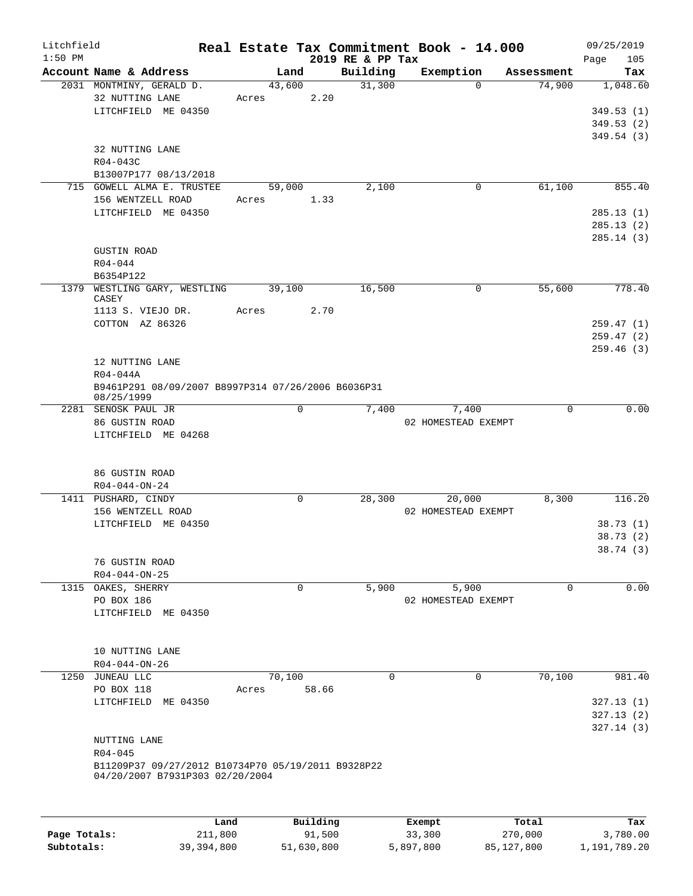Litchfield 1:50 PM

# Real Estate Tax Commitment Book - 14.000

2019 RE & PP Tax

09/25/2019 Page 105

| Account | Name & Address | Land | Building | Exemption | Assessment | Tax |
|---|---|---|---|---|---|---|
| 2031 | MONTMINY, GERALD D.<br>32 NUTTING LANE<br>LITCHFIELD ME 04350<br><br>32 NUTTING LANE<br>R04-043C<br>B13007P177 08/13/2018 | 43,600<br>Acres 2.20 | 31,300 | 0 | 74,900 | 1,048.60<br>349.53 (1)<br>349.53 (2)<br>349.54 (3) |
| 715 | GOWELL ALMA E. TRUSTEE<br>156 WENTZELL ROAD<br>LITCHFIELD ME 04350<br><br>GUSTIN ROAD<br>R04-044<br>B6354P122 | 59,000<br>Acres 1.33 | 2,100 | 0 | 61,100 | 855.40<br>285.13 (1)<br>285.13 (2)<br>285.14 (3) |
| 1379 | WESTLING GARY, WESTLING CASEY<br>1113 S. VIEJO DR.<br>COTTON AZ 86326<br><br>12 NUTTING LANE<br>R04-044A<br>B9461P291 08/09/2007 B8997P314 07/26/2006 B6036P31 08/25/1999 | 39,100<br>Acres 2.70 | 16,500 | 0 | 55,600 | 778.40<br>259.47 (1)<br>259.47 (2)<br>259.46 (3) |
| 2281 | SENOSK PAUL JR<br>86 GUSTIN ROAD<br>LITCHFIELD ME 04268<br><br>86 GUSTIN ROAD<br>R04-044-ON-24 | 0 | 7,400 | 7,400<br>02 HOMESTEAD EXEMPT | 0 | 0.00 |
| 1411 | PUSHARD, CINDY<br>156 WENTZELL ROAD<br>LITCHFIELD ME 04350<br><br>76 GUSTIN ROAD<br>R04-044-ON-25 | 0 | 28,300 | 20,000<br>02 HOMESTEAD EXEMPT | 8,300 | 116.20<br>38.73 (1)<br>38.73 (2)<br>38.74 (3) |
| 1315 | OAKES, SHERRY<br>PO BOX 186<br>LITCHFIELD ME 04350<br><br>10 NUTTING LANE<br>R04-044-ON-26 | 0 | 5,900 | 5,900<br>02 HOMESTEAD EXEMPT | 0 | 0.00 |
| 1250 | JUNEAU LLC<br>PO BOX 118<br>LITCHFIELD ME 04350<br><br>NUTTING LANE<br>R04-045<br>B11209P37 09/27/2012 B10734P70 05/19/2011 B9328P22 04/20/2007 B7931P303 02/20/2004 | 70,100<br>Acres 58.66 | 0 | 0 | 70,100 | 981.40<br>327.13 (1)<br>327.13 (2)<br>327.14 (3) |

| | Land | Building | Exempt | Total | Tax |
|---|---|---|---|---|---|
| **Page Totals:** | 211,800 | 91,500 | 33,300 | 270,000 | 3,780.00 |
| **Subtotals:** | 39,394,800 | 51,630,800 | 5,897,800 | 85,127,800 | 1,191,789.20 |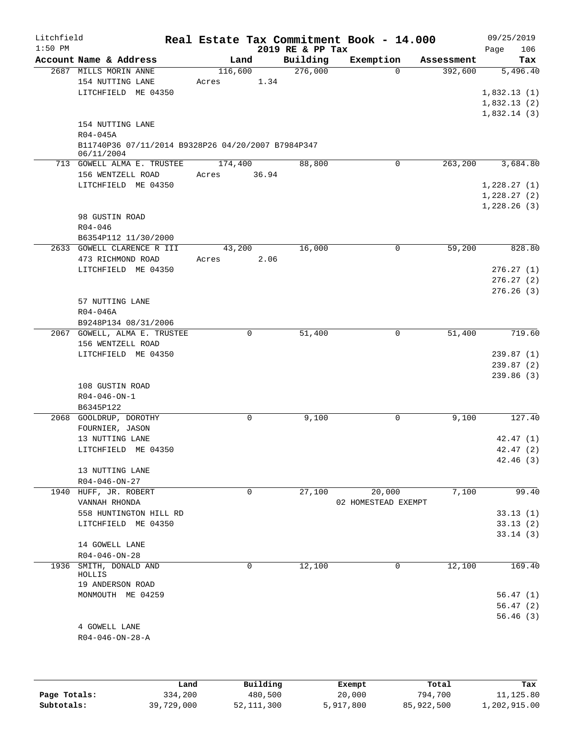Litchfield
1:50 PM

# Real Estate Tax Commitment Book - 14.000

2019 RE & PP Tax

09/25/2019
Page 106

| Account | Name & Address | Land | Building | Exemption | Assessment | Tax |
|---|---|---|---|---|---|---|
| 2687 | MILLS MORIN ANNE<br>154 NUTTING LANE<br>LITCHFIELD ME 04350<br><br>154 NUTTING LANE<br>R04-045A<br>B11740P36 07/11/2014 B9328P26 04/20/2007 B7984P347 06/11/2004 | 116,600<br>Acres 1.34 | 276,000 | 0 | 392,600 | 5,496.40<br>1,832.13 (1)<br>1,832.13 (2)<br>1,832.14 (3) |
| 713 | GOWELL ALMA E. TRUSTEE<br>156 WENTZELL ROAD<br>LITCHFIELD ME 04350<br><br>98 GUSTIN ROAD<br>R04-046<br>B6354P112 11/30/2000 | 174,400<br>Acres 36.94 | 88,800 | 0 | 263,200 | 3,684.80<br>1,228.27 (1)<br>1,228.27 (2)<br>1,228.26 (3) |
| 2633 | GOWELL CLARENCE R III<br>473 RICHMOND ROAD<br>LITCHFIELD ME 04350<br><br>57 NUTTING LANE<br>R04-046A<br>B9248P134 08/31/2006 | 43,200<br>Acres 2.06 | 16,000 | 0 | 59,200 | 828.80<br>276.27 (1)<br>276.27 (2)<br>276.26 (3) |
| 2067 | GOWELL, ALMA E. TRUSTEE<br>156 WENTZELL ROAD<br>LITCHFIELD ME 04350<br><br>108 GUSTIN ROAD<br>R04-046-ON-1<br>B6345P122 | 0 | 51,400 | 0 | 51,400 | 719.60<br>239.87 (1)<br>239.87 (2)<br>239.86 (3) |
| 2068 | GOOLDRUP, DOROTHY<br>FOURNIER, JASON<br>13 NUTTING LANE<br>LITCHFIELD ME 04350<br><br>13 NUTTING LANE<br>R04-046-ON-27 | 0 | 9,100 | 0 | 9,100 | 127.40<br>42.47 (1)<br>42.47 (2)<br>42.46 (3) |
| 1940 | HUFF, JR. ROBERT<br>VANNAH RHONDA<br>558 HUNTINGTON HILL RD<br>LITCHFIELD ME 04350<br><br>14 GOWELL LANE<br>R04-046-ON-28 | 0 | 27,100 | 20,000<br>02 HOMESTEAD EXEMPT | 7,100 | 99.40<br>33.13 (1)<br>33.13 (2)<br>33.14 (3) |
| 1936 | SMITH, DONALD AND HOLLIS<br>19 ANDERSON ROAD<br>MONMOUTH ME 04259<br><br>4 GOWELL LANE<br>R04-046-ON-28-A | 0 | 12,100 | 0 | 12,100 | 169.40<br>56.47 (1)<br>56.47 (2)<br>56.46 (3) |

| | Land | Building | Exempt | Total | Tax |
|---|---|---|---|---|---|
| Page Totals: | 334,200 | 480,500 | 20,000 | 794,700 | 11,125.80 |
| Subtotals: | 39,729,000 | 52,111,300 | 5,917,800 | 85,922,500 | 1,202,915.00 |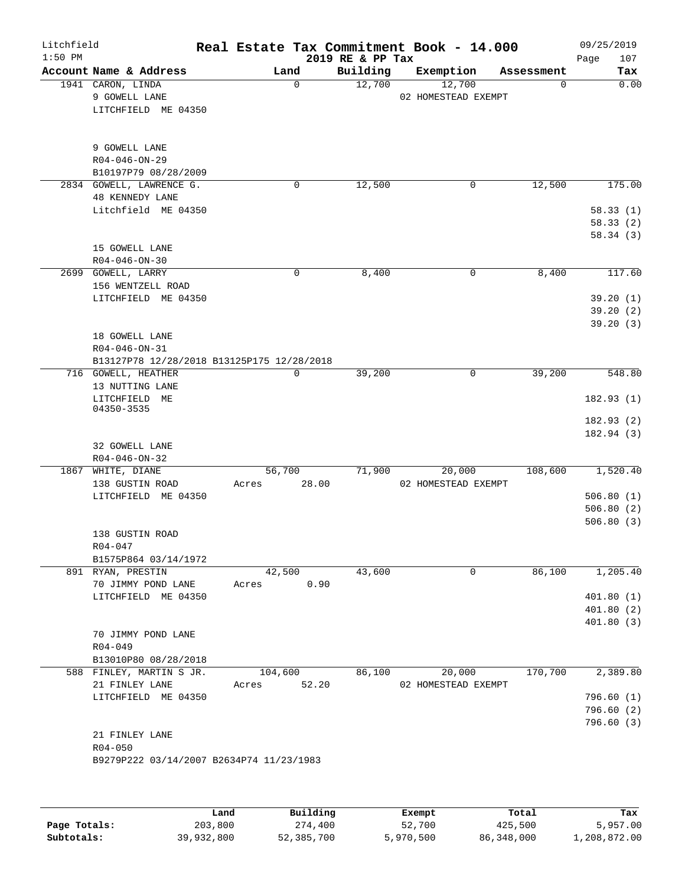# Real Estate Tax Commitment Book - 14.000

Litchfield 1:50 PM — 2019 RE & PP Tax — 09/25/2019

| Account Name & Address | Land | Building | Exemption | Assessment | Tax |
|---|---|---|---|---|---|
| 1941 CARON, LINDA<br>9 GOWELL LANE<br>LITCHFIELD ME 04350<br><br>9 GOWELL LANE<br>R04-046-ON-29<br>B10197P79 08/28/2009 | 0 | 12,700 | 12,700<br>02 HOMESTEAD EXEMPT | 0 | 0.00 |
| 2834 GOWELL, LAWRENCE G.<br>48 KENNEDY LANE<br>Litchfield ME 04350<br><br>15 GOWELL LANE<br>R04-046-ON-30 | 0 | 12,500 | 0 | 12,500 | 175.00<br>58.33 (1)<br>58.33 (2)<br>58.34 (3) |
| 2699 GOWELL, LARRY<br>156 WENTZELL ROAD<br>LITCHFIELD ME 04350<br><br>18 GOWELL LANE<br>R04-046-ON-31<br>B13127P78 12/28/2018 B13125P175 12/28/2018 | 0 | 8,400 | 0 | 8,400 | 117.60<br>39.20 (1)<br>39.20 (2)<br>39.20 (3) |
| 716 GOWELL, HEATHER<br>13 NUTTING LANE<br>LITCHFIELD ME 04350-3535<br><br>32 GOWELL LANE<br>R04-046-ON-32 | 0 | 39,200 | 0 | 39,200 | 548.80<br>182.93 (1)<br>182.93 (2)<br>182.94 (3) |
| 1867 WHITE, DIANE<br>138 GUSTIN ROAD<br>LITCHFIELD ME 04350<br><br>138 GUSTIN ROAD<br>R04-047<br>B1575P864 03/14/1972 | 56,700<br>Acres 28.00 | 71,900 | 20,000<br>02 HOMESTEAD EXEMPT | 108,600 | 1,520.40<br>506.80 (1)<br>506.80 (2)<br>506.80 (3) |
| 891 RYAN, PRESTIN<br>70 JIMMY POND LANE<br>LITCHFIELD ME 04350<br><br>70 JIMMY POND LANE<br>R04-049<br>B13010P80 08/28/2018 | 42,500<br>Acres 0.90 | 43,600 | 0 | 86,100 | 1,205.40<br>401.80 (1)<br>401.80 (2)<br>401.80 (3) |
| 588 FINLEY, MARTIN S JR.<br>21 FINLEY LANE<br>LITCHFIELD ME 04350<br><br>21 FINLEY LANE<br>R04-050<br>B9279P222 03/14/2007 B2634P74 11/23/1983 | 104,600<br>Acres 52.20 | 86,100 | 20,000<br>02 HOMESTEAD EXEMPT | 170,700 | 2,389.80<br>796.60 (1)<br>796.60 (2)<br>796.60 (3) |

| | Land | Building | Exempt | Total | Tax |
|---|---|---|---|---|---|
| Page Totals: | 203,800 | 274,400 | 52,700 | 425,500 | 5,957.00 |
| Subtotals: | 39,932,800 | 52,385,700 | 5,970,500 | 86,348,000 | 1,208,872.00 |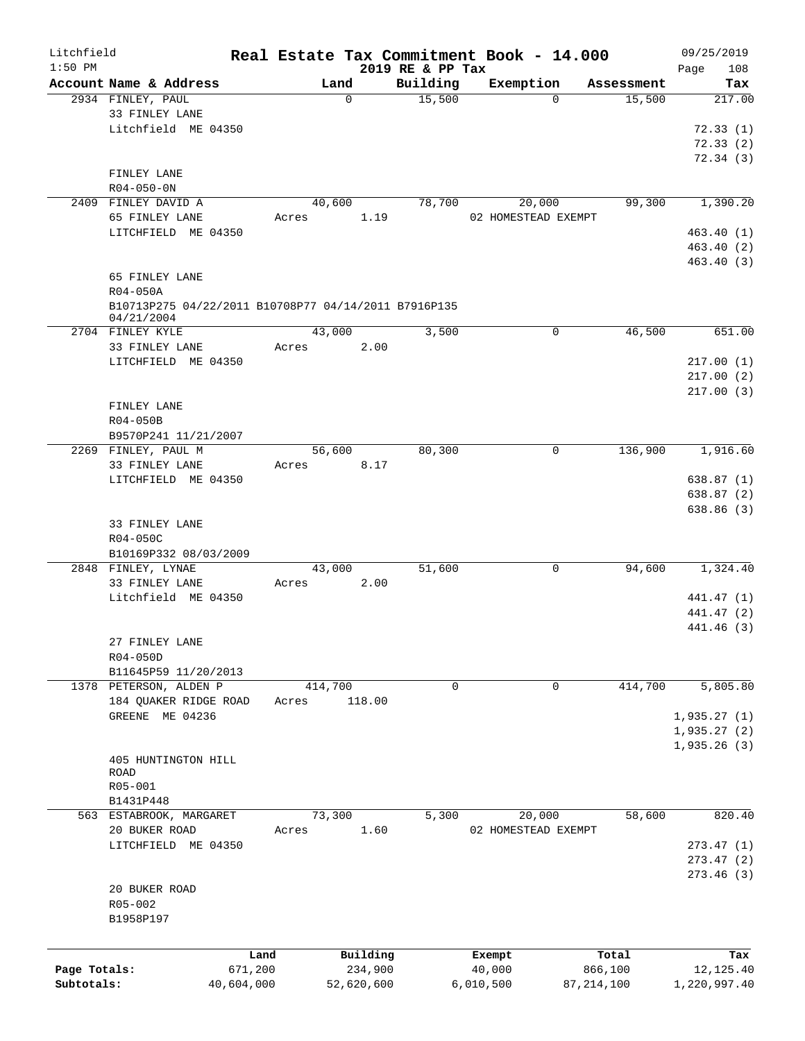Litchfield 1:50 PM

# Real Estate Tax Commitment Book - 14.000

2019 RE & PP Tax

09/25/2019

| Account Name & Address | Land | Building | Exemption | Assessment | Tax |
|---|---|---|---|---|---|
| 2934 FINLEY, PAUL | 0 | 15,500 | 0 | 15,500 | 217.00 |
| 33 FINLEY LANE | | | | | |
| Litchfield ME 04350 | | | | | 72.33 (1) |
| | | | | | 72.33 (2) |
| | | | | | 72.34 (3) |
| FINLEY LANE | | | | | |
| R04-050-0N | | | | | |
| 2409 FINLEY DAVID A | 40,600 | 78,700 | 20,000 | 99,300 | 1,390.20 |
| 65 FINLEY LANE | Acres 1.19 | | 02 HOMESTEAD EXEMPT | | |
| LITCHFIELD ME 04350 | | | | | 463.40 (1) |
| | | | | | 463.40 (2) |
| | | | | | 463.40 (3) |
| 65 FINLEY LANE | | | | | |
| R04-050A | | | | | |
| B10713P275 04/22/2011 B10708P77 04/14/2011 B7916P135 04/21/2004 | | | | | |
| 2704 FINLEY KYLE | 43,000 | 3,500 | 0 | 46,500 | 651.00 |
| 33 FINLEY LANE | Acres 2.00 | | | | |
| LITCHFIELD ME 04350 | | | | | 217.00 (1) |
| | | | | | 217.00 (2) |
| | | | | | 217.00 (3) |
| FINLEY LANE | | | | | |
| R04-050B | | | | | |
| B9570P241 11/21/2007 | | | | | |
| 2269 FINLEY, PAUL M | 56,600 | 80,300 | 0 | 136,900 | 1,916.60 |
| 33 FINLEY LANE | Acres 8.17 | | | | |
| LITCHFIELD ME 04350 | | | | | 638.87 (1) |
| | | | | | 638.87 (2) |
| | | | | | 638.86 (3) |
| 33 FINLEY LANE | | | | | |
| R04-050C | | | | | |
| B10169P332 08/03/2009 | | | | | |
| 2848 FINLEY, LYNAE | 43,000 | 51,600 | 0 | 94,600 | 1,324.40 |
| 33 FINLEY LANE | Acres 2.00 | | | | |
| Litchfield ME 04350 | | | | | 441.47 (1) |
| | | | | | 441.47 (2) |
| | | | | | 441.46 (3) |
| 27 FINLEY LANE | | | | | |
| R04-050D | | | | | |
| B11645P59 11/20/2013 | | | | | |
| 1378 PETERSON, ALDEN P | 414,700 | 0 | 0 | 414,700 | 5,805.80 |
| 184 QUAKER RIDGE ROAD | Acres 118.00 | | | | |
| GREENE ME 04236 | | | | | 1,935.27 (1) |
| | | | | | 1,935.27 (2) |
| | | | | | 1,935.26 (3) |
| 405 HUNTINGTON HILL ROAD | | | | | |
| R05-001 | | | | | |
| B1431P448 | | | | | |
| 563 ESTABROOK, MARGARET | 73,300 | 5,300 | 20,000 | 58,600 | 820.40 |
| 20 BUKER ROAD | Acres 1.60 | | 02 HOMESTEAD EXEMPT | | |
| LITCHFIELD ME 04350 | | | | | 273.47 (1) |
| | | | | | 273.47 (2) |
| | | | | | 273.46 (3) |
| 20 BUKER ROAD | | | | | |
| R05-002 | | | | | |
| B1958P197 | | | | | |

| | Land | Building | Exempt | Total | Tax |
|---|---|---|---|---|---|
| Page Totals: | 671,200 | 234,900 | 40,000 | 866,100 | 12,125.40 |
| Subtotals: | 40,604,000 | 52,620,600 | 6,010,500 | 87,214,100 | 1,220,997.40 |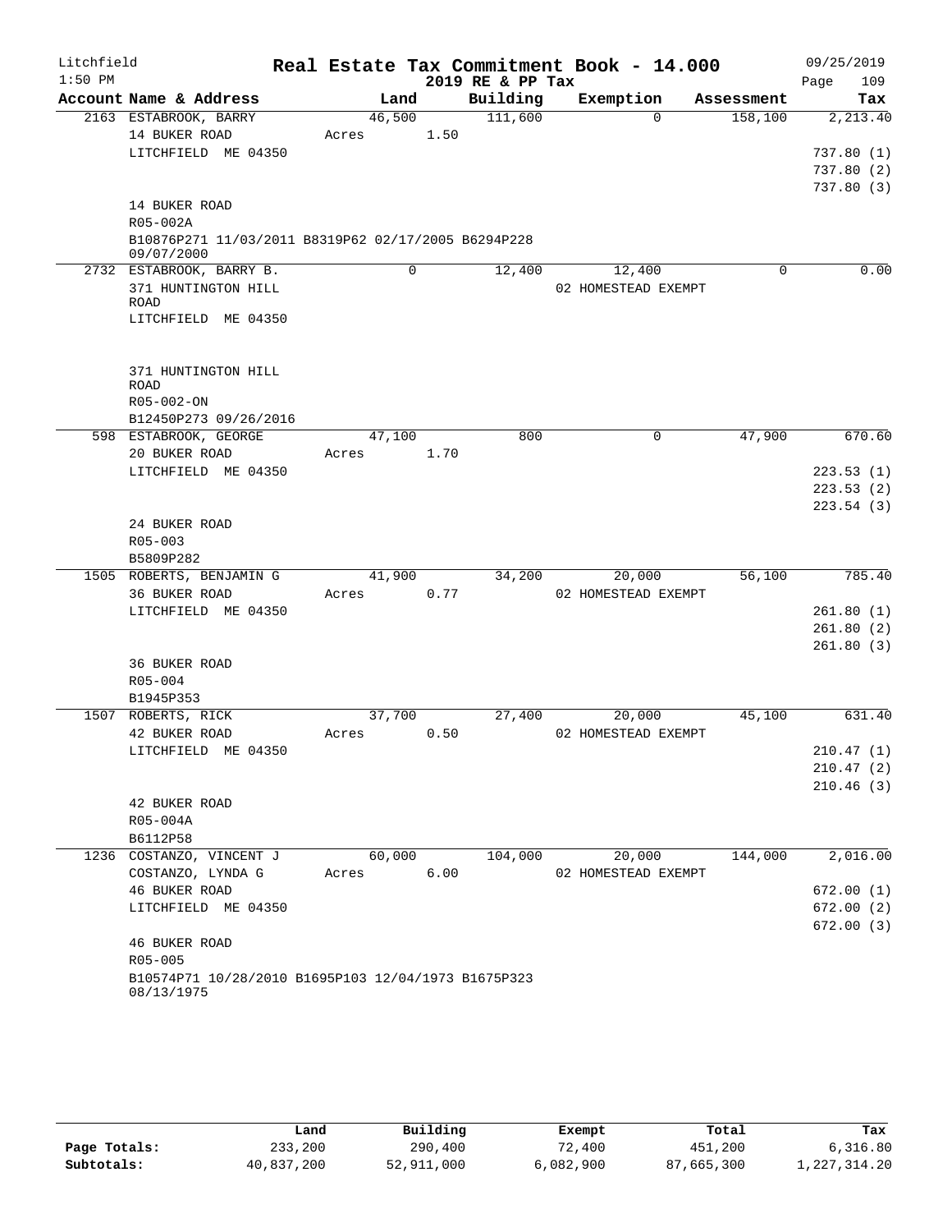Litchfield
1:50 PM

# Real Estate Tax Commitment Book - 14.000

## 2019 RE & PP Tax

09/25/2019

| Account Name & Address | Land | Building | Exemption | Assessment | Tax |
|---|---|---|---|---|---|
| 2163 ESTABROOK, BARRY<br>14 BUKER ROAD<br>LITCHFIELD ME 04350<br><br>14 BUKER ROAD<br>R05-002A<br>B10876P271 11/03/2011 B8319P62 02/17/2005 B6294P228 09/07/2000 | 46,500<br>Acres 1.50 | 111,600 | 0 | 158,100 | 2,213.40<br><br>737.80 (1)<br>737.80 (2)<br>737.80 (3) |
| 2732 ESTABROOK, BARRY B.<br>371 HUNTINGTON HILL ROAD<br>LITCHFIELD ME 04350<br><br>371 HUNTINGTON HILL ROAD<br>R05-002-ON<br>B12450P273 09/26/2016 | 0 | 12,400 | 12,400<br>02 HOMESTEAD EXEMPT | 0 | 0.00 |
| 598 ESTABROOK, GEORGE<br>20 BUKER ROAD<br>LITCHFIELD ME 04350<br><br>24 BUKER ROAD<br>R05-003<br>B5809P282 | 47,100<br>Acres 1.70 | 800 | 0 | 47,900 | 670.60<br><br>223.53 (1)<br>223.53 (2)<br>223.54 (3) |
| 1505 ROBERTS, BENJAMIN G<br>36 BUKER ROAD<br>LITCHFIELD ME 04350<br><br>36 BUKER ROAD<br>R05-004<br>B1945P353 | 41,900<br>Acres 0.77 | 34,200 | 20,000<br>02 HOMESTEAD EXEMPT | 56,100 | 785.40<br><br>261.80 (1)<br>261.80 (2)<br>261.80 (3) |
| 1507 ROBERTS, RICK<br>42 BUKER ROAD<br>LITCHFIELD ME 04350<br><br>42 BUKER ROAD<br>R05-004A<br>B6112P58 | 37,700<br>Acres 0.50 | 27,400 | 20,000<br>02 HOMESTEAD EXEMPT | 45,100 | 631.40<br><br>210.47 (1)<br>210.47 (2)<br>210.46 (3) |
| 1236 COSTANZO, VINCENT J<br>COSTANZO, LYNDA G<br>46 BUKER ROAD<br>LITCHFIELD ME 04350<br><br>46 BUKER ROAD<br>R05-005<br>B10574P71 10/28/2010 B1695P103 12/04/1973 B1675P323 08/13/1975 | 60,000<br>Acres 6.00 | 104,000 | 20,000<br>02 HOMESTEAD EXEMPT | 144,000 | 2,016.00<br><br>672.00 (1)<br>672.00 (2)<br>672.00 (3) |

| | Land | Building | Exempt | Total | Tax |
|---|---|---|---|---|---|
| Page Totals: | 233,200 | 290,400 | 72,400 | 451,200 | 6,316.80 |
| Subtotals: | 40,837,200 | 52,911,000 | 6,082,900 | 87,665,300 | 1,227,314.20 |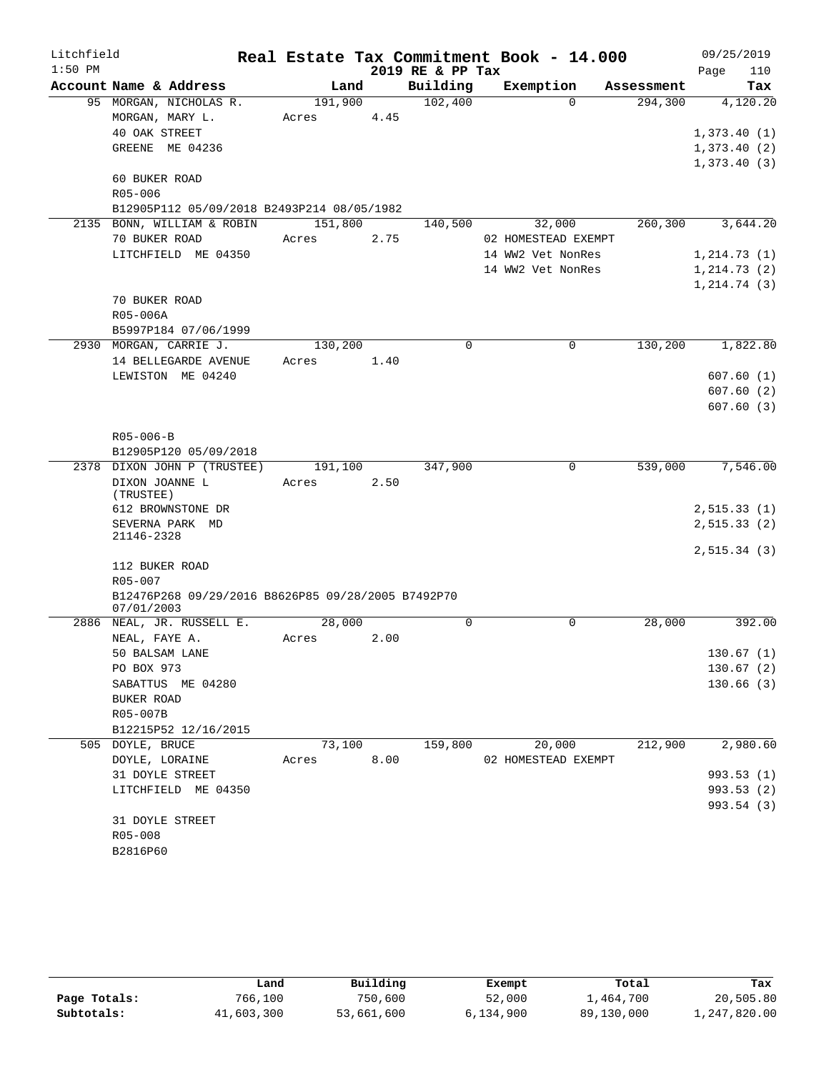# Real Estate Tax Commitment Book - 14.000

Litchfield
1:50 PM

2019 RE & PP Tax

09/25/2019

| Account Name & Address | Land | Building | Exemption | Assessment | Tax |
|---|---|---|---|---|---|
| 95 MORGAN, NICHOLAS R. | 191,900 | 102,400 | 0 | 294,300 | 4,120.20 |
| MORGAN, MARY L. | Acres 4.45 | | | | |
| 40 OAK STREET | | | | | 1,373.40 (1) |
| GREENE ME 04236 | | | | | 1,373.40 (2) |
| | | | | | 1,373.40 (3) |
| 60 BUKER ROAD | | | | | |
| R05-006 | | | | | |
| B12905P112 05/09/2018 B2493P214 08/05/1982 | | | | | |
| 2135 BONN, WILLIAM & ROBIN | 151,800 | 140,500 | 32,000 | 260,300 | 3,644.20 |
| 70 BUKER ROAD | Acres 2.75 | | 02 HOMESTEAD EXEMPT | | |
| LITCHFIELD ME 04350 | | | 14 WW2 Vet NonRes | | 1,214.73 (1) |
| | | | 14 WW2 Vet NonRes | | 1,214.73 (2) |
| | | | | | 1,214.74 (3) |
| 70 BUKER ROAD | | | | | |
| R05-006A | | | | | |
| B5997P184 07/06/1999 | | | | | |
| 2930 MORGAN, CARRIE J. | 130,200 | 0 | 0 | 130,200 | 1,822.80 |
| 14 BELLEGARDE AVENUE | Acres 1.40 | | | | |
| LEWISTON ME 04240 | | | | | 607.60 (1) |
| | | | | | 607.60 (2) |
| | | | | | 607.60 (3) |
| R05-006-B | | | | | |
| B12905P120 05/09/2018 | | | | | |
| 2378 DIXON JOHN P (TRUSTEE) | 191,100 | 347,900 | 0 | 539,000 | 7,546.00 |
| DIXON JOANNE L (TRUSTEE) | Acres 2.50 | | | | |
| 612 BROWNSTONE DR | | | | | 2,515.33 (1) |
| SEVERNA PARK MD 21146-2328 | | | | | 2,515.33 (2) |
| | | | | | 2,515.34 (3) |
| 112 BUKER ROAD | | | | | |
| R05-007 | | | | | |
| B12476P268 09/29/2016 B8626P85 09/28/2005 B7492P70 07/01/2003 | | | | | |
| 2886 NEAL, JR. RUSSELL E. | 28,000 | 0 | 0 | 28,000 | 392.00 |
| NEAL, FAYE A. | Acres 2.00 | | | | |
| 50 BALSAM LANE | | | | | 130.67 (1) |
| PO BOX 973 | | | | | 130.67 (2) |
| SABATTUS ME 04280 | | | | | 130.66 (3) |
| BUKER ROAD | | | | | |
| R05-007B | | | | | |
| B12215P52 12/16/2015 | | | | | |
| 505 DOYLE, BRUCE | 73,100 | 159,800 | 20,000 | 212,900 | 2,980.60 |
| DOYLE, LORAINE | Acres 8.00 | | 02 HOMESTEAD EXEMPT | | |
| 31 DOYLE STREET | | | | | 993.53 (1) |
| LITCHFIELD ME 04350 | | | | | 993.53 (2) |
| | | | | | 993.54 (3) |
| 31 DOYLE STREET | | | | | |
| R05-008 | | | | | |
| B2816P60 | | | | | |

| | Land | Building | Exempt | Total | Tax |
|---|---|---|---|---|---|
| Page Totals: | 766,100 | 750,600 | 52,000 | 1,464,700 | 20,505.80 |
| Subtotals: | 41,603,300 | 53,661,600 | 6,134,900 | 89,130,000 | 1,247,820.00 |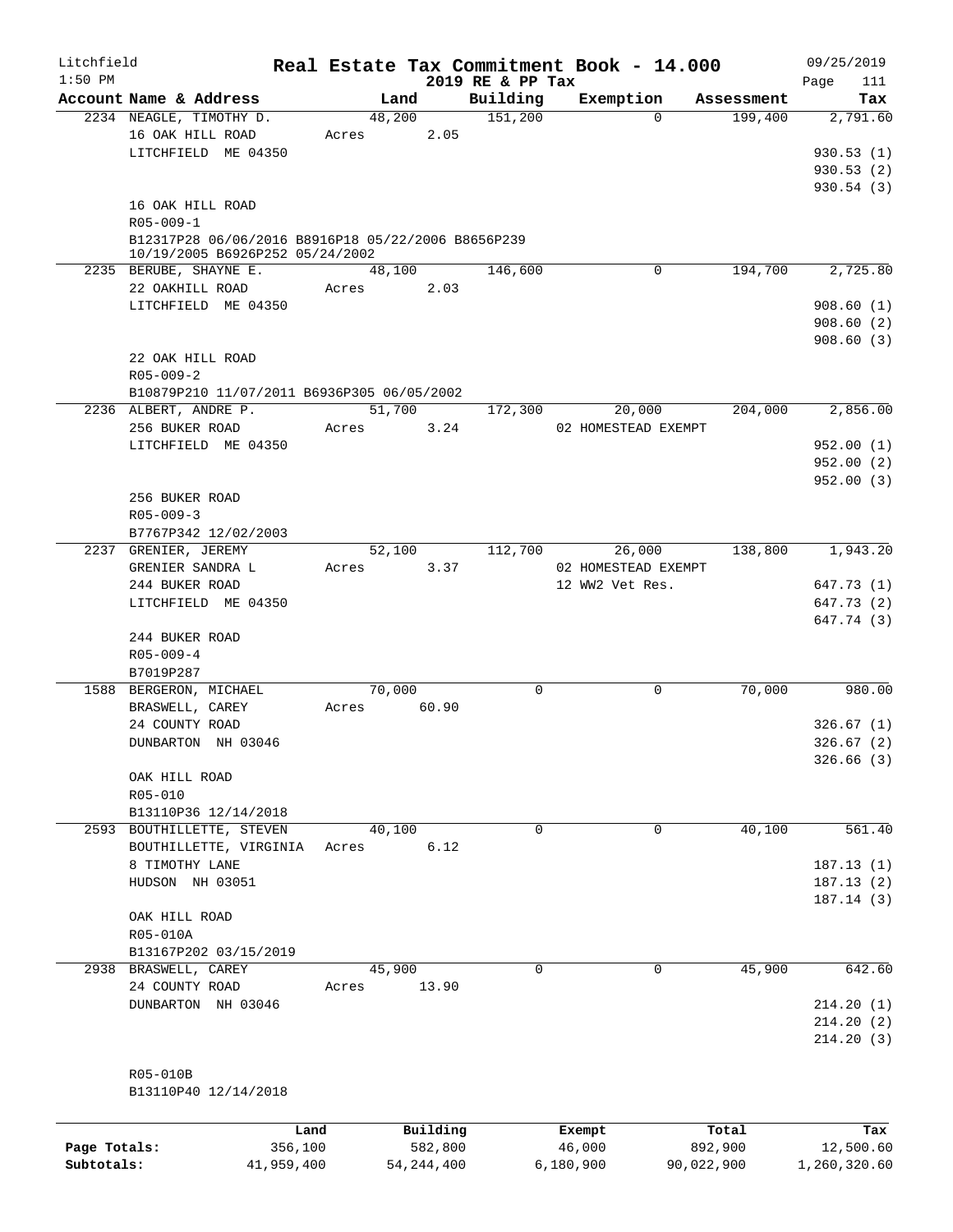Litchfield
1:50 PM

# Real Estate Tax Commitment Book - 14.000
## 2019 RE & PP Tax

09/25/2019

| Account Name & Address | Land | Building | Exemption | Assessment | Tax |
|---|---|---|---|---|---|
| 2234 NEAGLE, TIMOTHY D. | 48,200 | 151,200 | 0 | 199,400 | 2,791.60 |
| 16 OAK HILL ROAD | Acres 2.05 | | | | |
| LITCHFIELD ME 04350 | | | | | 930.53 (1) |
| | | | | | 930.53 (2) |
| | | | | | 930.54 (3) |
| 16 OAK HILL ROAD | | | | | |
| R05-009-1 | | | | | |
| B12317P28 06/06/2016 B8916P18 05/22/2006 B8656P239 10/19/2005 B6926P252 05/24/2002 | | | | | |
| 2235 BERUBE, SHAYNE E. | 48,100 | 146,600 | 0 | 194,700 | 2,725.80 |
| 22 OAKHILL ROAD | Acres 2.03 | | | | |
| LITCHFIELD ME 04350 | | | | | 908.60 (1) |
| | | | | | 908.60 (2) |
| | | | | | 908.60 (3) |
| 22 OAK HILL ROAD | | | | | |
| R05-009-2 | | | | | |
| B10879P210 11/07/2011 B6936P305 06/05/2002 | | | | | |
| 2236 ALBERT, ANDRE P. | 51,700 | 172,300 | 20,000 | 204,000 | 2,856.00 |
| 256 BUKER ROAD | Acres 3.24 | | 02 HOMESTEAD EXEMPT | | |
| LITCHFIELD ME 04350 | | | | | 952.00 (1) |
| | | | | | 952.00 (2) |
| | | | | | 952.00 (3) |
| 256 BUKER ROAD | | | | | |
| R05-009-3 | | | | | |
| B7767P342 12/02/2003 | | | | | |
| 2237 GRENIER, JEREMY | 52,100 | 112,700 | 26,000 | 138,800 | 1,943.20 |
| GRENIER SANDRA L | Acres 3.37 | | 02 HOMESTEAD EXEMPT | | |
| 244 BUKER ROAD | | | 12 WW2 Vet Res. | | 647.73 (1) |
| LITCHFIELD ME 04350 | | | | | 647.73 (2) |
| | | | | | 647.74 (3) |
| 244 BUKER ROAD | | | | | |
| R05-009-4 | | | | | |
| B7019P287 | | | | | |
| 1588 BERGERON, MICHAEL | 70,000 | 0 | 0 | 70,000 | 980.00 |
| BRASWELL, CAREY | Acres 60.90 | | | | |
| 24 COUNTY ROAD | | | | | 326.67 (1) |
| DUNBARTON NH 03046 | | | | | 326.67 (2) |
| | | | | | 326.66 (3) |
| OAK HILL ROAD | | | | | |
| R05-010 | | | | | |
| B13110P36 12/14/2018 | | | | | |
| 2593 BOUTHILLETTE, STEVEN | 40,100 | 0 | 0 | 40,100 | 561.40 |
| BOUTHILLETTE, VIRGINIA | Acres 6.12 | | | | |
| 8 TIMOTHY LANE | | | | | 187.13 (1) |
| HUDSON NH 03051 | | | | | 187.13 (2) |
| | | | | | 187.14 (3) |
| OAK HILL ROAD | | | | | |
| R05-010A | | | | | |
| B13167P202 03/15/2019 | | | | | |
| 2938 BRASWELL, CAREY | 45,900 | 0 | 0 | 45,900 | 642.60 |
| 24 COUNTY ROAD | Acres 13.90 | | | | |
| DUNBARTON NH 03046 | | | | | 214.20 (1) |
| | | | | | 214.20 (2) |
| | | | | | 214.20 (3) |
| R05-010B | | | | | |
| B13110P40 12/14/2018 | | | | | |

| | Land | Building | Exempt | Total | Tax |
|---|---|---|---|---|---|
| Page Totals: | 356,100 | 582,800 | 46,000 | 892,900 | 12,500.60 |
| Subtotals: | 41,959,400 | 54,244,400 | 6,180,900 | 90,022,900 | 1,260,320.60 |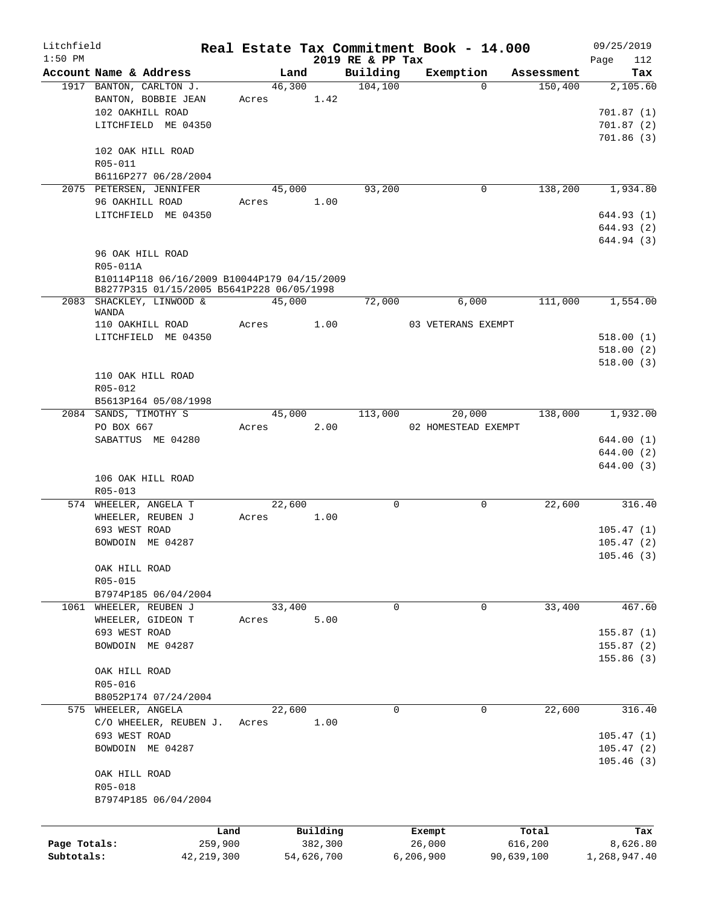Litchfield 1:50 PM

**Real Estate Tax Commitment Book - 14.000**
**2019 RE & PP Tax**

09/25/2019 Page 112

| Account Name & Address | Land | Building | Exemption | Assessment | Tax |
|---|---|---|---|---|---|
| 1917 BANTON, CARLTON J. | 46,300 | 104,100 | 0 | 150,400 | 2,105.60 |
| BANTON, BOBBIE JEAN | Acres 1.42 | | | | |
| 102 OAKHILL ROAD | | | | | 701.87 (1) |
| LITCHFIELD ME 04350 | | | | | 701.87 (2) |
| | | | | | 701.86 (3) |
| 102 OAK HILL ROAD | | | | | |
| R05-011 | | | | | |
| B6116P277 06/28/2004 | | | | | |
| 2075 PETERSEN, JENNIFER | 45,000 | 93,200 | 0 | 138,200 | 1,934.80 |
| 96 OAKHILL ROAD | Acres 1.00 | | | | |
| LITCHFIELD ME 04350 | | | | | 644.93 (1) |
| | | | | | 644.93 (2) |
| | | | | | 644.94 (3) |
| 96 OAK HILL ROAD | | | | | |
| R05-011A | | | | | |
| B10114P118 06/16/2009 B10044P179 04/15/2009 B8277P315 01/15/2005 B5641P228 06/05/1998 | | | | | |
| 2083 SHACKLEY, LINWOOD & WANDA | 45,000 | 72,000 | 6,000 | 111,000 | 1,554.00 |
| 110 OAKHILL ROAD | Acres 1.00 | | 03 VETERANS EXEMPT | | |
| LITCHFIELD ME 04350 | | | | | 518.00 (1) |
| | | | | | 518.00 (2) |
| | | | | | 518.00 (3) |
| 110 OAK HILL ROAD | | | | | |
| R05-012 | | | | | |
| B5613P164 05/08/1998 | | | | | |
| 2084 SANDS, TIMOTHY S | 45,000 | 113,000 | 20,000 | 138,000 | 1,932.00 |
| PO BOX 667 | Acres 2.00 | | 02 HOMESTEAD EXEMPT | | |
| SABATTUS ME 04280 | | | | | 644.00 (1) |
| | | | | | 644.00 (2) |
| | | | | | 644.00 (3) |
| 106 OAK HILL ROAD | | | | | |
| R05-013 | | | | | |
| 574 WHEELER, ANGELA T | 22,600 | 0 | 0 | 22,600 | 316.40 |
| WHEELER, REUBEN J | Acres 1.00 | | | | |
| 693 WEST ROAD | | | | | 105.47 (1) |
| BOWDOIN ME 04287 | | | | | 105.47 (2) |
| | | | | | 105.46 (3) |
| OAK HILL ROAD | | | | | |
| R05-015 | | | | | |
| B7974P185 06/04/2004 | | | | | |
| 1061 WHEELER, REUBEN J | 33,400 | 0 | 0 | 33,400 | 467.60 |
| WHEELER, GIDEON T | Acres 5.00 | | | | |
| 693 WEST ROAD | | | | | 155.87 (1) |
| BOWDOIN ME 04287 | | | | | 155.87 (2) |
| | | | | | 155.86 (3) |
| OAK HILL ROAD | | | | | |
| R05-016 | | | | | |
| B8052P174 07/24/2004 | | | | | |
| 575 WHEELER, ANGELA | 22,600 | 0 | 0 | 22,600 | 316.40 |
| C/O WHEELER, REUBEN J. | Acres 1.00 | | | | |
| 693 WEST ROAD | | | | | 105.47 (1) |
| BOWDOIN ME 04287 | | | | | 105.47 (2) |
| | | | | | 105.46 (3) |
| OAK HILL ROAD | | | | | |
| R05-018 | | | | | |
| B7974P185 06/04/2004 | | | | | |

| | Land | Building | Exempt | Total | Tax |
|---|---|---|---|---|---|
| Page Totals: | 259,900 | 382,300 | 26,000 | 616,200 | 8,626.80 |
| Subtotals: | 42,219,300 | 54,626,700 | 6,206,900 | 90,639,100 | 1,268,947.40 |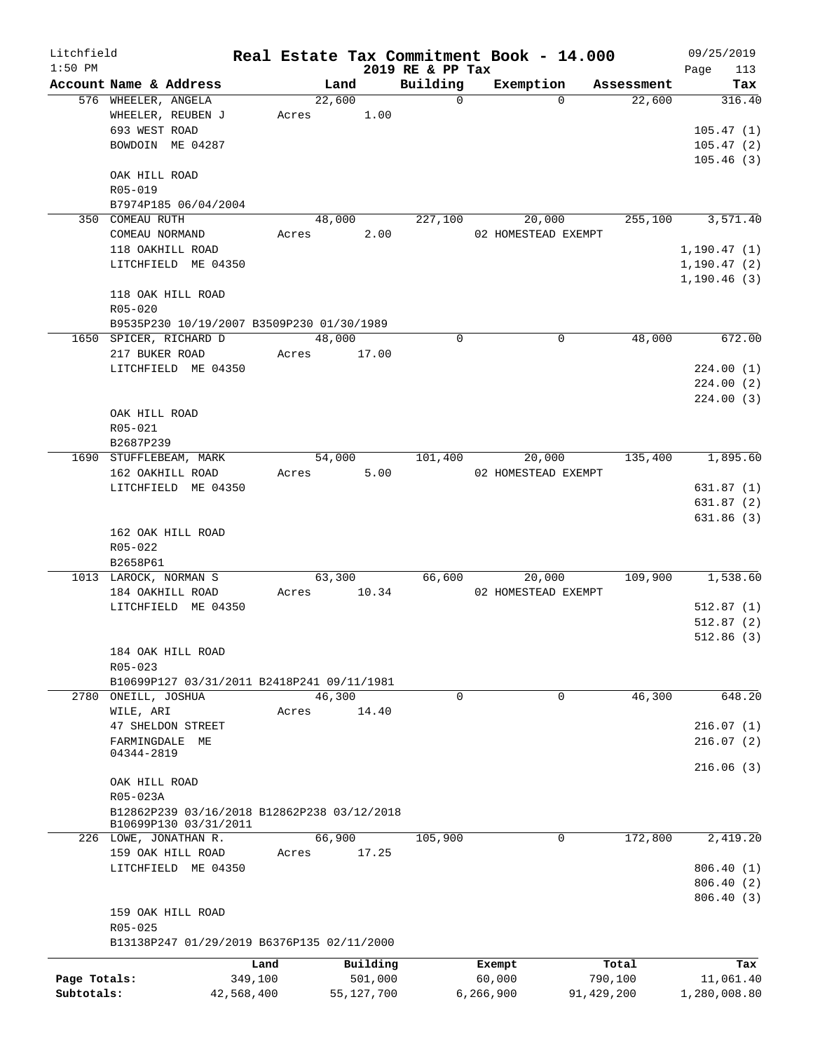Litchfield
1:50 PM

**Real Estate Tax Commitment Book - 14.000**
**2019 RE & PP Tax**

09/25/2019

| Account Name & Address | Land | Building | Exemption | Assessment | Tax |
|---|---|---|---|---|---|
| 576 WHEELER, ANGELA | 22,600 | 0 | 0 | 22,600 | 316.40 |
| WHEELER, REUBEN J | Acres 1.00 | | | | |
| 693 WEST ROAD | | | | | 105.47 (1) |
| BOWDOIN ME 04287 | | | | | 105.47 (2) |
| | | | | | 105.46 (3) |
| OAK HILL ROAD | | | | | |
| R05-019 | | | | | |
| B7974P185 06/04/2004 | | | | | |
| 350 COMEAU RUTH | 48,000 | 227,100 | 20,000 | 255,100 | 3,571.40 |
| COMEAU NORMAND | Acres 2.00 | | 02 HOMESTEAD EXEMPT | | |
| 118 OAKHILL ROAD | | | | | 1,190.47 (1) |
| LITCHFIELD ME 04350 | | | | | 1,190.47 (2) |
| | | | | | 1,190.46 (3) |
| 118 OAK HILL ROAD | | | | | |
| R05-020 | | | | | |
| B9535P230 10/19/2007 B3509P230 01/30/1989 | | | | | |
| 1650 SPICER, RICHARD D | 48,000 | 0 | 0 | 48,000 | 672.00 |
| 217 BUKER ROAD | Acres 17.00 | | | | |
| LITCHFIELD ME 04350 | | | | | 224.00 (1) |
| | | | | | 224.00 (2) |
| | | | | | 224.00 (3) |
| OAK HILL ROAD | | | | | |
| R05-021 | | | | | |
| B2687P239 | | | | | |
| 1690 STUFFLEBEAM, MARK | 54,000 | 101,400 | 20,000 | 135,400 | 1,895.60 |
| 162 OAKHILL ROAD | Acres 5.00 | | 02 HOMESTEAD EXEMPT | | |
| LITCHFIELD ME 04350 | | | | | 631.87 (1) |
| | | | | | 631.87 (2) |
| | | | | | 631.86 (3) |
| 162 OAK HILL ROAD | | | | | |
| R05-022 | | | | | |
| B2658P61 | | | | | |
| 1013 LAROCK, NORMAN S | 63,300 | 66,600 | 20,000 | 109,900 | 1,538.60 |
| 184 OAKHILL ROAD | Acres 10.34 | | 02 HOMESTEAD EXEMPT | | |
| LITCHFIELD ME 04350 | | | | | 512.87 (1) |
| | | | | | 512.87 (2) |
| | | | | | 512.86 (3) |
| 184 OAK HILL ROAD | | | | | |
| R05-023 | | | | | |
| B10699P127 03/31/2011 B2418P241 09/11/1981 | | | | | |
| 2780 ONEILL, JOSHUA | 46,300 | 0 | 0 | 46,300 | 648.20 |
| WILE, ARI | Acres 14.40 | | | | |
| 47 SHELDON STREET | | | | | 216.07 (1) |
| FARMINGDALE ME 04344-2819 | | | | | 216.07 (2) |
| | | | | | 216.06 (3) |
| OAK HILL ROAD | | | | | |
| R05-023A | | | | | |
| B12862P239 03/16/2018 B12862P238 03/12/2018 B10699P130 03/31/2011 | | | | | |
| 226 LOWE, JONATHAN R. | 66,900 | 105,900 | 0 | 172,800 | 2,419.20 |
| 159 OAK HILL ROAD | Acres 17.25 | | | | |
| LITCHFIELD ME 04350 | | | | | 806.40 (1) |
| | | | | | 806.40 (2) |
| | | | | | 806.40 (3) |
| 159 OAK HILL ROAD | | | | | |
| R05-025 | | | | | |
| B13138P247 01/29/2019 B6376P135 02/11/2000 | | | | | |

| | Land | Building | Exempt | Total | Tax |
|---|---|---|---|---|---|
| Page Totals: | 349,100 | 501,000 | 60,000 | 790,100 | 11,061.40 |
| Subtotals: | 42,568,400 | 55,127,700 | 6,266,900 | 91,429,200 | 1,280,008.80 |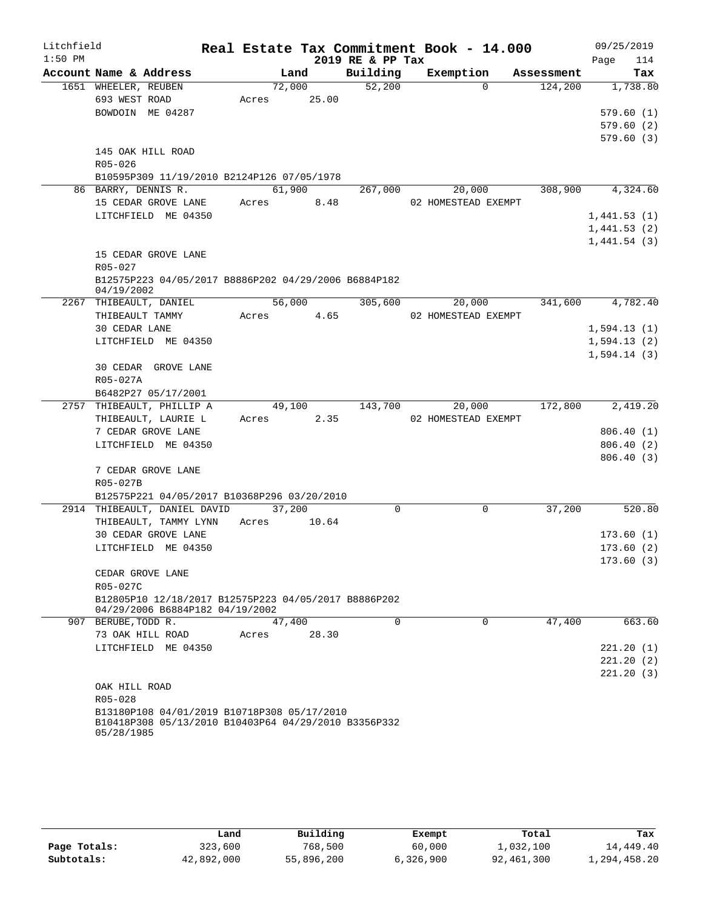# Real Estate Tax Commitment Book - 14.000

Litchfield 1:50 PM — 2019 RE & PP Tax — 09/25/2019

| Account Name & Address | Land | Building | Exemption | Assessment | Tax |
|---|---|---|---|---|---|
| 1651 WHEELER, REUBEN | 72,000 | 52,200 | 0 | 124,200 | 1,738.80 |
| 693 WEST ROAD | Acres 25.00 | | | | |
| BOWDOIN ME 04287 | | | | | 579.60 (1) |
| | | | | | 579.60 (2) |
| | | | | | 579.60 (3) |
| 145 OAK HILL ROAD | | | | | |
| R05-026 | | | | | |
| B10595P309 11/19/2010 B2124P126 07/05/1978 | | | | | |
| 86 BARRY, DENNIS R. | 61,900 | 267,000 | 20,000 | 308,900 | 4,324.60 |
| 15 CEDAR GROVE LANE | Acres 8.48 | | 02 HOMESTEAD EXEMPT | | |
| LITCHFIELD ME 04350 | | | | | 1,441.53 (1) |
| | | | | | 1,441.53 (2) |
| | | | | | 1,441.54 (3) |
| 15 CEDAR GROVE LANE | | | | | |
| R05-027 | | | | | |
| B12575P223 04/05/2017 B8886P202 04/29/2006 B6884P182 04/19/2002 | | | | | |
| 2267 THIBEAULT, DANIEL | 56,000 | 305,600 | 20,000 | 341,600 | 4,782.40 |
| THIBEAULT TAMMY | Acres 4.65 | | 02 HOMESTEAD EXEMPT | | |
| 30 CEDAR LANE | | | | | 1,594.13 (1) |
| LITCHFIELD ME 04350 | | | | | 1,594.13 (2) |
| | | | | | 1,594.14 (3) |
| 30 CEDAR GROVE LANE | | | | | |
| R05-027A | | | | | |
| B6482P27 05/17/2001 | | | | | |
| 2757 THIBEAULT, PHILLIP A | 49,100 | 143,700 | 20,000 | 172,800 | 2,419.20 |
| THIBEAULT, LAURIE L | Acres 2.35 | | 02 HOMESTEAD EXEMPT | | |
| 7 CEDAR GROVE LANE | | | | | 806.40 (1) |
| LITCHFIELD ME 04350 | | | | | 806.40 (2) |
| | | | | | 806.40 (3) |
| 7 CEDAR GROVE LANE | | | | | |
| R05-027B | | | | | |
| B12575P221 04/05/2017 B10368P296 03/20/2010 | | | | | |
| 2914 THIBEAULT, DANIEL DAVID | 37,200 | 0 | 0 | 37,200 | 520.80 |
| THIBEAULT, TAMMY LYNN | Acres 10.64 | | | | |
| 30 CEDAR GROVE LANE | | | | | 173.60 (1) |
| LITCHFIELD ME 04350 | | | | | 173.60 (2) |
| | | | | | 173.60 (3) |
| CEDAR GROVE LANE | | | | | |
| R05-027C | | | | | |
| B12805P10 12/18/2017 B12575P223 04/05/2017 B8886P202 04/29/2006 B6884P182 04/19/2002 | | | | | |
| 907 BERUBE, TODD R. | 47,400 | 0 | 0 | 47,400 | 663.60 |
| 73 OAK HILL ROAD | Acres 28.30 | | | | |
| LITCHFIELD ME 04350 | | | | | 221.20 (1) |
| | | | | | 221.20 (2) |
| | | | | | 221.20 (3) |
| OAK HILL ROAD | | | | | |
| R05-028 | | | | | |
| B13180P108 04/01/2019 B10718P308 05/17/2010 B10418P308 05/13/2010 B10403P64 04/29/2010 B3356P332 05/28/1985 | | | | | |

| | Land | Building | Exempt | Total | Tax |
|---|---|---|---|---|---|
| Page Totals: | 323,600 | 768,500 | 60,000 | 1,032,100 | 14,449.40 |
| Subtotals: | 42,892,000 | 55,896,200 | 6,326,900 | 92,461,300 | 1,294,458.20 |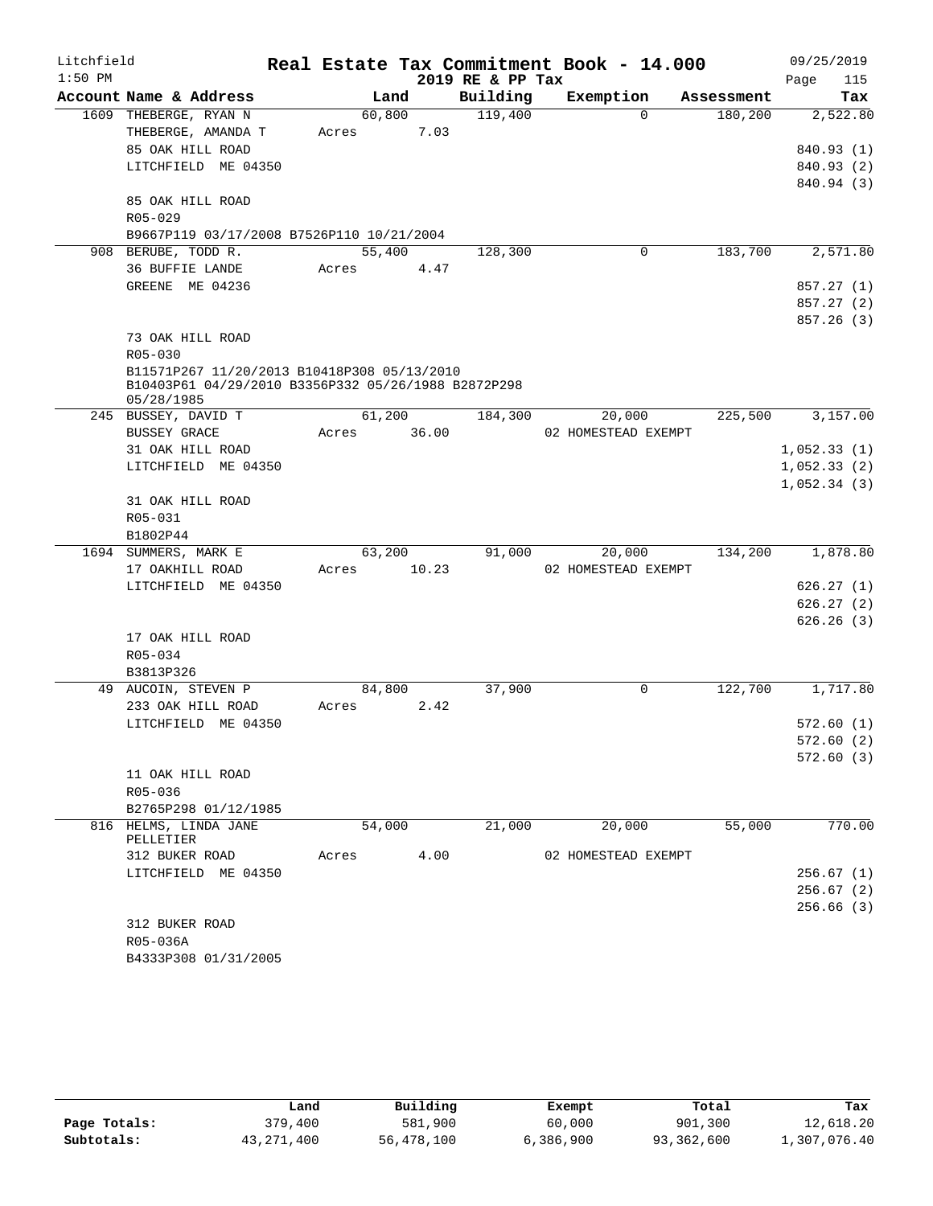Litchfield
1:50 PM

# Real Estate Tax Commitment Book - 14.000

2019 RE & PP Tax

09/25/2019

| Account Name & Address | Land | Building | Exemption | Assessment | Tax |
|---|---|---|---|---|---|
| 1609 THEBERGE, RYAN N | 60,800 | 119,400 | 0 | 180,200 | 2,522.80 |
| THEBERGE, AMANDA T | Acres 7.03 | | | | |
| 85 OAK HILL ROAD | | | | | 840.93 (1) |
| LITCHFIELD ME 04350 | | | | | 840.93 (2) |
| | | | | | 840.94 (3) |
| 85 OAK HILL ROAD | | | | | |
| R05-029 | | | | | |
| B9667P119 03/17/2008 B7526P110 10/21/2004 | | | | | |
| 908 BERUBE, TODD R. | 55,400 | 128,300 | 0 | 183,700 | 2,571.80 |
| 36 BUFFIE LANDE | Acres 4.47 | | | | |
| GREENE ME 04236 | | | | | 857.27 (1) |
| | | | | | 857.27 (2) |
| | | | | | 857.26 (3) |
| 73 OAK HILL ROAD | | | | | |
| R05-030 | | | | | |
| B11571P267 11/20/2013 B10418P308 05/13/2010 B10403P61 04/29/2010 B3356P332 05/26/1988 B2872P298 05/28/1985 | | | | | |
| 245 BUSSEY, DAVID T | 61,200 | 184,300 | 20,000 | 225,500 | 3,157.00 |
| BUSSEY GRACE | Acres 36.00 | | 02 HOMESTEAD EXEMPT | | |
| 31 OAK HILL ROAD | | | | | 1,052.33 (1) |
| LITCHFIELD ME 04350 | | | | | 1,052.33 (2) |
| | | | | | 1,052.34 (3) |
| 31 OAK HILL ROAD | | | | | |
| R05-031 | | | | | |
| B1802P44 | | | | | |
| 1694 SUMMERS, MARK E | 63,200 | 91,000 | 20,000 | 134,200 | 1,878.80 |
| 17 OAKHILL ROAD | Acres 10.23 | | 02 HOMESTEAD EXEMPT | | |
| LITCHFIELD ME 04350 | | | | | 626.27 (1) |
| | | | | | 626.27 (2) |
| | | | | | 626.26 (3) |
| 17 OAK HILL ROAD | | | | | |
| R05-034 | | | | | |
| B3813P326 | | | | | |
| 49 AUCOIN, STEVEN P | 84,800 | 37,900 | 0 | 122,700 | 1,717.80 |
| 233 OAK HILL ROAD | Acres 2.42 | | | | |
| LITCHFIELD ME 04350 | | | | | 572.60 (1) |
| | | | | | 572.60 (2) |
| | | | | | 572.60 (3) |
| 11 OAK HILL ROAD | | | | | |
| R05-036 | | | | | |
| B2765P298 01/12/1985 | | | | | |
| 816 HELMS, LINDA JANE PELLETIER | 54,000 | 21,000 | 20,000 | 55,000 | 770.00 |
| 312 BUKER ROAD | Acres 4.00 | | 02 HOMESTEAD EXEMPT | | |
| LITCHFIELD ME 04350 | | | | | 256.67 (1) |
| | | | | | 256.67 (2) |
| | | | | | 256.66 (3) |
| 312 BUKER ROAD | | | | | |
| R05-036A | | | | | |
| B4333P308 01/31/2005 | | | | | |

| | Land | Building | Exempt | Total | Tax |
|---|---|---|---|---|---|
| Page Totals: | 379,400 | 581,900 | 60,000 | 901,300 | 12,618.20 |
| Subtotals: | 43,271,400 | 56,478,100 | 6,386,900 | 93,362,600 | 1,307,076.40 |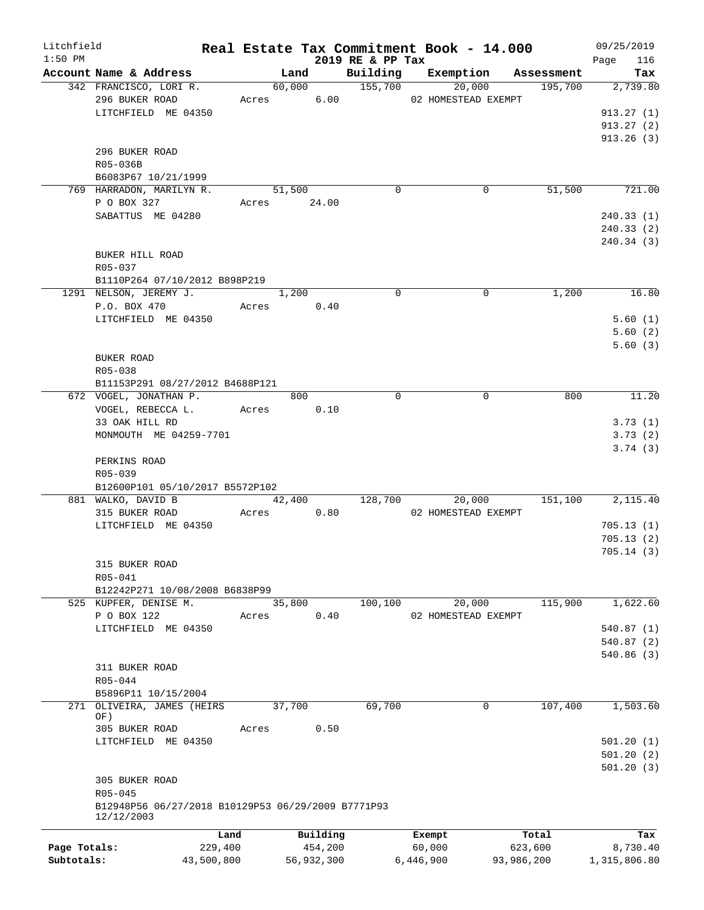# Real Estate Tax Commitment Book - 14.000

Litchfield 1:50 PM — 2019 RE & PP Tax — 09/25/2019

| Account Name & Address | Land | Building | Exemption | Assessment | Tax |
|---|---|---|---|---|---|
| 342 FRANCISCO, LORI R. | 60,000 | 155,700 | 20,000 | 195,700 | 2,739.80 |
| 296 BUKER ROAD | Acres 6.00 | | 02 HOMESTEAD EXEMPT | | |
| LITCHFIELD ME 04350 | | | | | 913.27 (1) |
| | | | | | 913.27 (2) |
| | | | | | 913.26 (3) |
| 296 BUKER ROAD | | | | | |
| R05-036B | | | | | |
| B6083P67 10/21/1999 | | | | | |
| 769 HARRADON, MARILYN R. | 51,500 | 0 | 0 | 51,500 | 721.00 |
| P O BOX 327 | Acres 24.00 | | | | |
| SABATTUS ME 04280 | | | | | 240.33 (1) |
| | | | | | 240.33 (2) |
| | | | | | 240.34 (3) |
| BUKER HILL ROAD | | | | | |
| R05-037 | | | | | |
| B1110P264 07/10/2012 B898P219 | | | | | |
| 1291 NELSON, JEREMY J. | 1,200 | 0 | 0 | 1,200 | 16.80 |
| P.O. BOX 470 | Acres 0.40 | | | | |
| LITCHFIELD ME 04350 | | | | | 5.60 (1) |
| | | | | | 5.60 (2) |
| | | | | | 5.60 (3) |
| BUKER ROAD | | | | | |
| R05-038 | | | | | |
| B11153P291 08/27/2012 B4688P121 | | | | | |
| 672 VOGEL, JONATHAN P. | 800 | 0 | 0 | 800 | 11.20 |
| VOGEL, REBECCA L. | Acres 0.10 | | | | |
| 33 OAK HILL RD | | | | | 3.73 (1) |
| MONMOUTH ME 04259-7701 | | | | | 3.73 (2) |
| | | | | | 3.74 (3) |
| PERKINS ROAD | | | | | |
| R05-039 | | | | | |
| B12600P101 05/10/2017 B5572P102 | | | | | |
| 881 WALKO, DAVID B | 42,400 | 128,700 | 20,000 | 151,100 | 2,115.40 |
| 315 BUKER ROAD | Acres 0.80 | | 02 HOMESTEAD EXEMPT | | |
| LITCHFIELD ME 04350 | | | | | 705.13 (1) |
| | | | | | 705.13 (2) |
| | | | | | 705.14 (3) |
| 315 BUKER ROAD | | | | | |
| R05-041 | | | | | |
| B12242P271 10/08/2008 B6838P99 | | | | | |
| 525 KUPFER, DENISE M. | 35,800 | 100,100 | 20,000 | 115,900 | 1,622.60 |
| P O BOX 122 | Acres 0.40 | | 02 HOMESTEAD EXEMPT | | |
| LITCHFIELD ME 04350 | | | | | 540.87 (1) |
| | | | | | 540.87 (2) |
| | | | | | 540.86 (3) |
| 311 BUKER ROAD | | | | | |
| R05-044 | | | | | |
| B5896P11 10/15/2004 | | | | | |
| 271 OLIVEIRA, JAMES (HEIRS OF) | 37,700 | 69,700 | 0 | 107,400 | 1,503.60 |
| 305 BUKER ROAD | Acres 0.50 | | | | |
| LITCHFIELD ME 04350 | | | | | 501.20 (1) |
| | | | | | 501.20 (2) |
| | | | | | 501.20 (3) |
| 305 BUKER ROAD | | | | | |
| R05-045 | | | | | |
| B12948P56 06/27/2018 B10129P53 06/29/2009 B7771P93 12/12/2003 | | | | | |

| | Land | Building | Exempt | Total | Tax |
|---|---|---|---|---|---|
| Page Totals: | 229,400 | 454,200 | 60,000 | 623,600 | 8,730.40 |
| Subtotals: | 43,500,800 | 56,932,300 | 6,446,900 | 93,986,200 | 1,315,806.80 |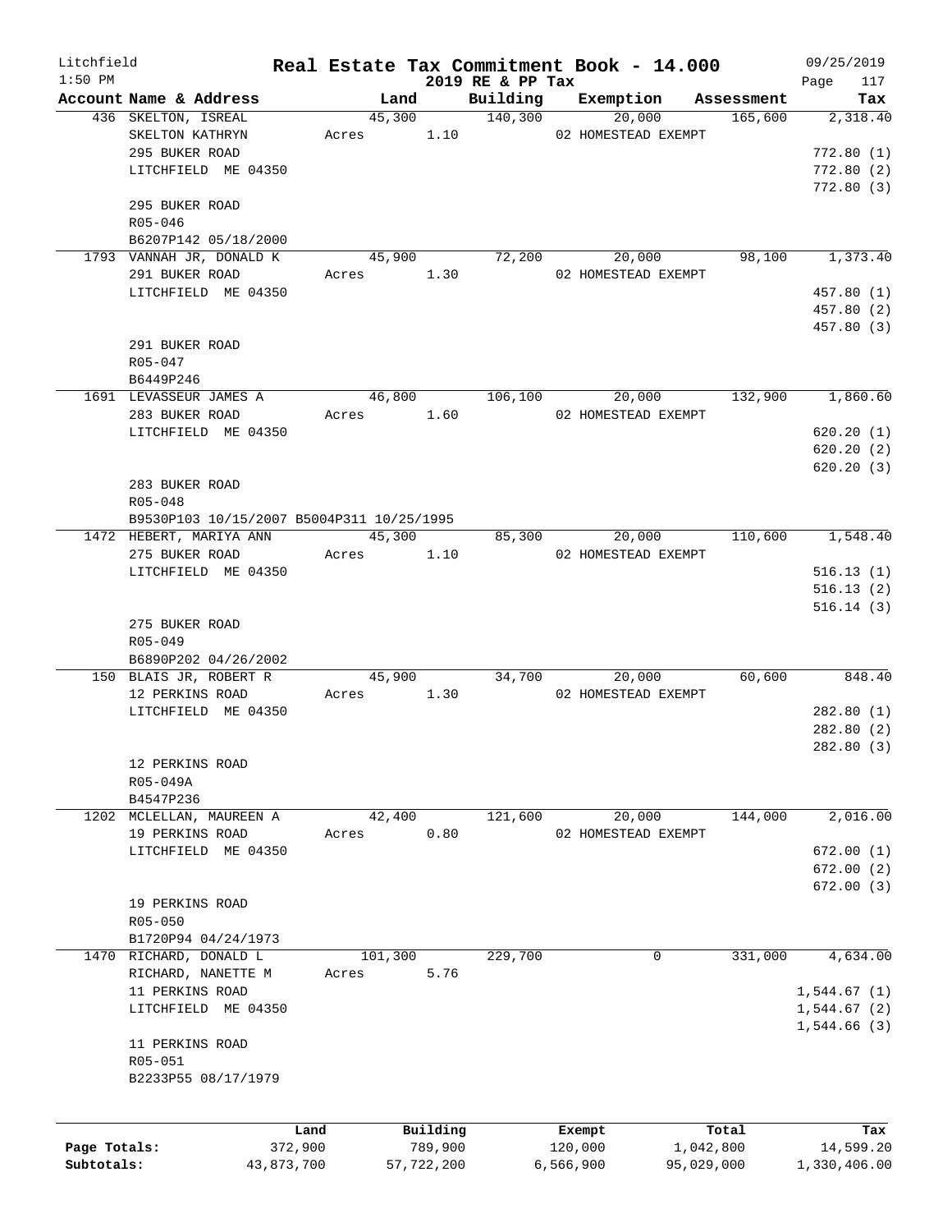# Real Estate Tax Commitment Book - 14.000

Litchfield
1:50 PM

2019 RE & PP Tax

09/25/2019
Page 117

| Account | Name & Address | Land | Building | Exemption | Assessment | Tax |
|---|---|---|---|---|---|---|
| 436 | SKELTON, ISREAL | 45,300 | 140,300 | 20,000 | 165,600 | 2,318.40 |
| | SKELTON KATHRYN | Acres 1.10 | | 02 HOMESTEAD EXEMPT | | |
| | 295 BUKER ROAD | | | | | 772.80 (1) |
| | LITCHFIELD ME 04350 | | | | | 772.80 (2) |
| | | | | | | 772.80 (3) |
| | 295 BUKER ROAD | | | | | |
| | R05-046 | | | | | |
| | B6207P142 05/18/2000 | | | | | |
| 1793 | VANNAH JR, DONALD K | 45,900 | 72,200 | 20,000 | 98,100 | 1,373.40 |
| | 291 BUKER ROAD | Acres 1.30 | | 02 HOMESTEAD EXEMPT | | |
| | LITCHFIELD ME 04350 | | | | | 457.80 (1) |
| | | | | | | 457.80 (2) |
| | | | | | | 457.80 (3) |
| | 291 BUKER ROAD | | | | | |
| | R05-047 | | | | | |
| | B6449P246 | | | | | |
| 1691 | LEVASSEUR JAMES A | 46,800 | 106,100 | 20,000 | 132,900 | 1,860.60 |
| | 283 BUKER ROAD | Acres 1.60 | | 02 HOMESTEAD EXEMPT | | |
| | LITCHFIELD ME 04350 | | | | | 620.20 (1) |
| | | | | | | 620.20 (2) |
| | | | | | | 620.20 (3) |
| | 283 BUKER ROAD | | | | | |
| | R05-048 | | | | | |
| | B9530P103 10/15/2007 B5004P311 10/25/1995 | | | | | |
| 1472 | HEBERT, MARIYA ANN | 45,300 | 85,300 | 20,000 | 110,600 | 1,548.40 |
| | 275 BUKER ROAD | Acres 1.10 | | 02 HOMESTEAD EXEMPT | | |
| | LITCHFIELD ME 04350 | | | | | 516.13 (1) |
| | | | | | | 516.13 (2) |
| | | | | | | 516.14 (3) |
| | 275 BUKER ROAD | | | | | |
| | R05-049 | | | | | |
| | B6890P202 04/26/2002 | | | | | |
| 150 | BLAIS JR, ROBERT R | 45,900 | 34,700 | 20,000 | 60,600 | 848.40 |
| | 12 PERKINS ROAD | Acres 1.30 | | 02 HOMESTEAD EXEMPT | | |
| | LITCHFIELD ME 04350 | | | | | 282.80 (1) |
| | | | | | | 282.80 (2) |
| | | | | | | 282.80 (3) |
| | 12 PERKINS ROAD | | | | | |
| | R05-049A | | | | | |
| | B4547P236 | | | | | |
| 1202 | MCLELLAN, MAUREEN A | 42,400 | 121,600 | 20,000 | 144,000 | 2,016.00 |
| | 19 PERKINS ROAD | Acres 0.80 | | 02 HOMESTEAD EXEMPT | | |
| | LITCHFIELD ME 04350 | | | | | 672.00 (1) |
| | | | | | | 672.00 (2) |
| | | | | | | 672.00 (3) |
| | 19 PERKINS ROAD | | | | | |
| | R05-050 | | | | | |
| | B1720P94 04/24/1973 | | | | | |
| 1470 | RICHARD, DONALD L | 101,300 | 229,700 | 0 | 331,000 | 4,634.00 |
| | RICHARD, NANETTE M | Acres 5.76 | | | | |
| | 11 PERKINS ROAD | | | | | 1,544.67 (1) |
| | LITCHFIELD ME 04350 | | | | | 1,544.67 (2) |
| | | | | | | 1,544.66 (3) |
| | 11 PERKINS ROAD | | | | | |
| | R05-051 | | | | | |
| | B2233P55 08/17/1979 | | | | | |

| | Land | Building | Exempt | Total | Tax |
|---|---|---|---|---|---|
| Page Totals: | 372,900 | 789,900 | 120,000 | 1,042,800 | 14,599.20 |
| Subtotals: | 43,873,700 | 57,722,200 | 6,566,900 | 95,029,000 | 1,330,406.00 |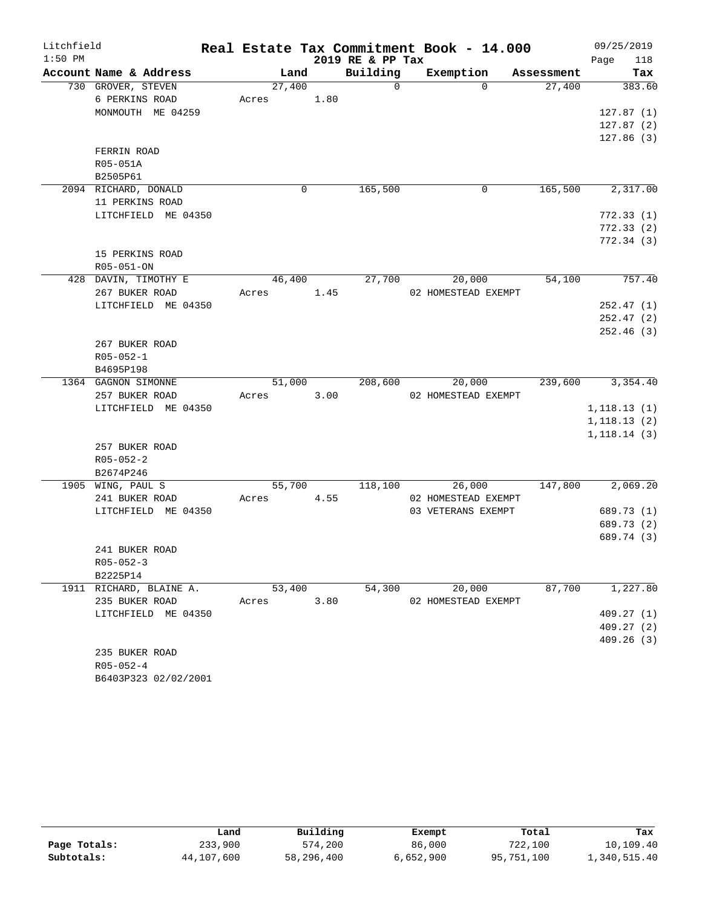Litchfield
1:50 PM

# Real Estate Tax Commitment Book - 14.000

2019 RE & PP Tax

09/25/2019

| Account Name & Address | Land | Building | Exemption | Assessment | Tax |
|---|---|---|---|---|---|
| 730 GROVER, STEVEN | 27,400 | 0 | 0 | 27,400 | 383.60 |
| 6 PERKINS ROAD | Acres 1.80 | | | | |
| MONMOUTH ME 04259 | | | | | 127.87 (1) |
| | | | | | 127.87 (2) |
| | | | | | 127.86 (3) |
| FERRIN ROAD | | | | | |
| R05-051A | | | | | |
| B2505P61 | | | | | |
| 2094 RICHARD, DONALD | 0 | 165,500 | 0 | 165,500 | 2,317.00 |
| 11 PERKINS ROAD | | | | | |
| LITCHFIELD ME 04350 | | | | | 772.33 (1) |
| | | | | | 772.33 (2) |
| | | | | | 772.34 (3) |
| 15 PERKINS ROAD | | | | | |
| R05-051-ON | | | | | |
| 428 DAVIN, TIMOTHY E | 46,400 | 27,700 | 20,000 | 54,100 | 757.40 |
| 267 BUKER ROAD | Acres 1.45 | | 02 HOMESTEAD EXEMPT | | |
| LITCHFIELD ME 04350 | | | | | 252.47 (1) |
| | | | | | 252.47 (2) |
| | | | | | 252.46 (3) |
| 267 BUKER ROAD | | | | | |
| R05-052-1 | | | | | |
| B4695P198 | | | | | |
| 1364 GAGNON SIMONNE | 51,000 | 208,600 | 20,000 | 239,600 | 3,354.40 |
| 257 BUKER ROAD | Acres 3.00 | | 02 HOMESTEAD EXEMPT | | |
| LITCHFIELD ME 04350 | | | | | 1,118.13 (1) |
| | | | | | 1,118.13 (2) |
| | | | | | 1,118.14 (3) |
| 257 BUKER ROAD | | | | | |
| R05-052-2 | | | | | |
| B2674P246 | | | | | |
| 1905 WING, PAUL S | 55,700 | 118,100 | 26,000 | 147,800 | 2,069.20 |
| 241 BUKER ROAD | Acres 4.55 | | 02 HOMESTEAD EXEMPT | | |
| LITCHFIELD ME 04350 | | | 03 VETERANS EXEMPT | | 689.73 (1) |
| | | | | | 689.73 (2) |
| | | | | | 689.74 (3) |
| 241 BUKER ROAD | | | | | |
| R05-052-3 | | | | | |
| B2225P14 | | | | | |
| 1911 RICHARD, BLAINE A. | 53,400 | 54,300 | 20,000 | 87,700 | 1,227.80 |
| 235 BUKER ROAD | Acres 3.80 | | 02 HOMESTEAD EXEMPT | | |
| LITCHFIELD ME 04350 | | | | | 409.27 (1) |
| | | | | | 409.27 (2) |
| | | | | | 409.26 (3) |
| 235 BUKER ROAD | | | | | |
| R05-052-4 | | | | | |
| B6403P323 02/02/2001 | | | | | |

| | Land | Building | Exempt | Total | Tax |
|---|---|---|---|---|---|
| Page Totals: | 233,900 | 574,200 | 86,000 | 722,100 | 10,109.40 |
| Subtotals: | 44,107,600 | 58,296,400 | 6,652,900 | 95,751,100 | 1,340,515.40 |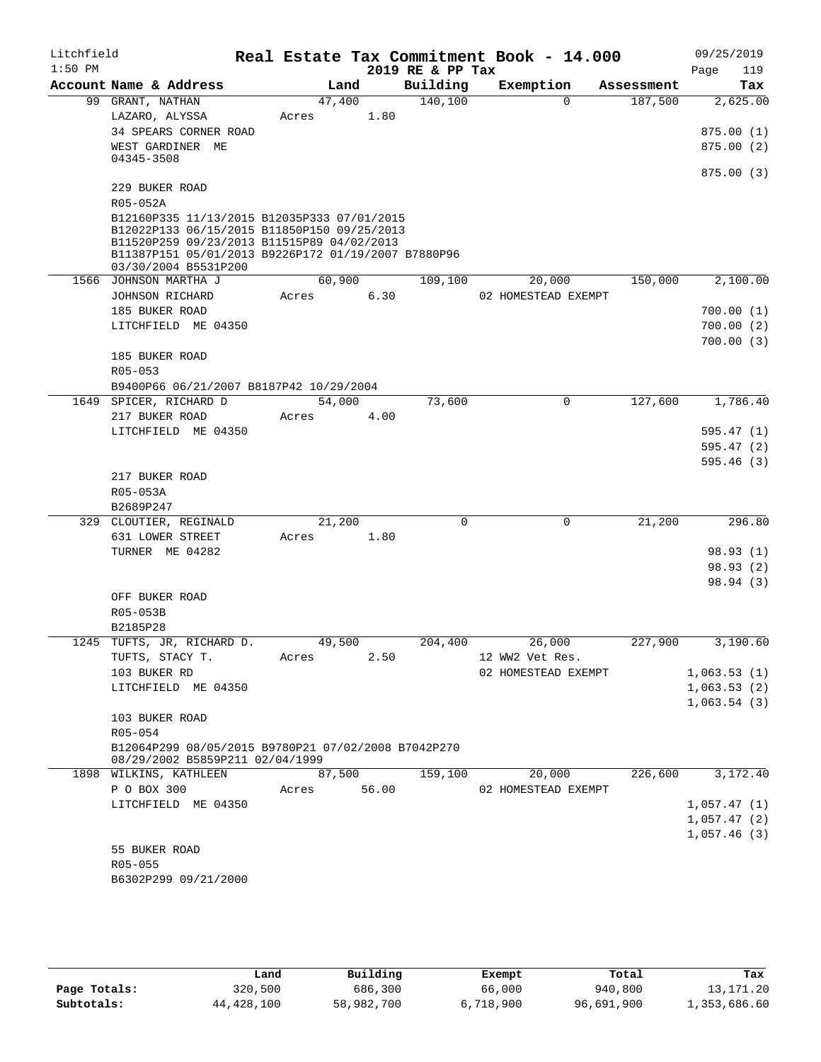Litchfield
1:50 PM

# Real Estate Tax Commitment Book - 14.000

2019 RE & PP Tax

09/25/2019

| Account Name & Address | Land | Building | Exemption | Assessment | Tax |
|---|---|---|---|---|---|
| 99 GRANT, NATHAN | 47,400 | 140,100 | 0 | 187,500 | 2,625.00 |
| LAZARO, ALYSSA | Acres 1.80 | | | | |
| 34 SPEARS CORNER ROAD | | | | | 875.00 (1) |
| WEST GARDINER ME 04345-3508 | | | | | 875.00 (2) |
| | | | | | 875.00 (3) |
| 229 BUKER ROAD | | | | | |
| R05-052A | | | | | |
| B12160P335 11/13/2015 B12035P333 07/01/2015 B12022P133 06/15/2015 B11850P150 09/25/2013 B11520P259 09/23/2013 B11515P89 04/02/2013 B11387P151 05/01/2013 B9226P172 01/19/2007 B7880P96 03/30/2004 B5531P200 | | | | | |
| 1566 JOHNSON MARTHA J | 60,900 | 109,100 | 20,000 | 150,000 | 2,100.00 |
| JOHNSON RICHARD | Acres 6.30 | | 02 HOMESTEAD EXEMPT | | |
| 185 BUKER ROAD | | | | | 700.00 (1) |
| LITCHFIELD ME 04350 | | | | | 700.00 (2) |
| | | | | | 700.00 (3) |
| 185 BUKER ROAD | | | | | |
| R05-053 | | | | | |
| B9400P66 06/21/2007 B8187P42 10/29/2004 | | | | | |
| 1649 SPICER, RICHARD D | 54,000 | 73,600 | 0 | 127,600 | 1,786.40 |
| 217 BUKER ROAD | Acres 4.00 | | | | |
| LITCHFIELD ME 04350 | | | | | 595.47 (1) |
| | | | | | 595.47 (2) |
| | | | | | 595.46 (3) |
| 217 BUKER ROAD | | | | | |
| R05-053A | | | | | |
| B2689P247 | | | | | |
| 329 CLOUTIER, REGINALD | 21,200 | 0 | 0 | 21,200 | 296.80 |
| 631 LOWER STREET | Acres 1.80 | | | | |
| TURNER ME 04282 | | | | | 98.93 (1) |
| | | | | | 98.93 (2) |
| | | | | | 98.94 (3) |
| OFF BUKER ROAD | | | | | |
| R05-053B | | | | | |
| B2185P28 | | | | | |
| 1245 TUFTS, JR, RICHARD D. | 49,500 | 204,400 | 26,000 | 227,900 | 3,190.60 |
| TUFTS, STACY T. | Acres 2.50 | | 12 WW2 Vet Res. | | |
| 103 BUKER RD | | | 02 HOMESTEAD EXEMPT | | 1,063.53 (1) |
| LITCHFIELD ME 04350 | | | | | 1,063.53 (2) |
| | | | | | 1,063.54 (3) |
| 103 BUKER ROAD | | | | | |
| R05-054 | | | | | |
| B12064P299 08/05/2015 B9780P21 07/02/2008 B7042P270 08/29/2002 B5859P211 02/04/1999 | | | | | |
| 1898 WILKINS, KATHLEEN | 87,500 | 159,100 | 20,000 | 226,600 | 3,172.40 |
| P O BOX 300 | Acres 56.00 | | 02 HOMESTEAD EXEMPT | | |
| LITCHFIELD ME 04350 | | | | | 1,057.47 (1) |
| | | | | | 1,057.47 (2) |
| | | | | | 1,057.46 (3) |
| 55 BUKER ROAD | | | | | |
| R05-055 | | | | | |
| B6302P299 09/21/2000 | | | | | |

| | Land | Building | Exempt | Total | Tax |
|---|---|---|---|---|---|
| Page Totals: | 320,500 | 686,300 | 66,000 | 940,800 | 13,171.20 |
| Subtotals: | 44,428,100 | 58,982,700 | 6,718,900 | 96,691,900 | 1,353,686.60 |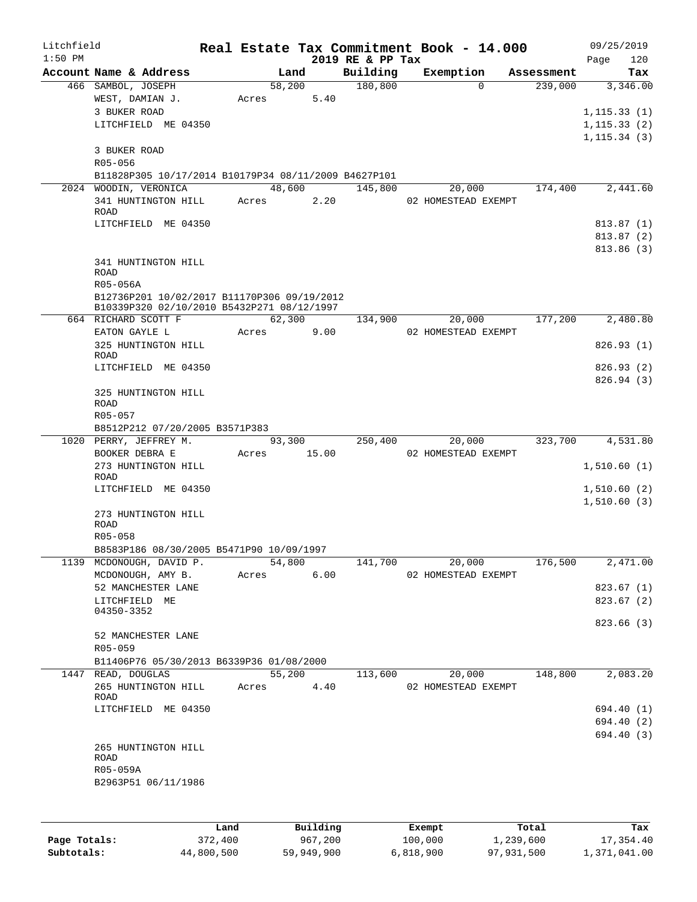Litchfield
1:50 PM

# Real Estate Tax Commitment Book - 14.000

2019 RE & PP Tax

09/25/2019
Page 120

| Account Name & Address | Land | Building | Exemption | Assessment | Tax |
|---|---|---|---|---|---|
| 466 SAMBOL, JOSEPH<br>WEST, DAMIAN J.<br>3 BUKER ROAD<br>LITCHFIELD ME 04350<br><br>3 BUKER ROAD<br>R05-056<br>B11828P305 10/17/2014 B10179P34 08/11/2009 B4627P101 | 58,200<br>Acres 5.40 | 180,800 | 0 | 239,000 | 3,346.00<br><br>1,115.33 (1)<br>1,115.33 (2)<br>1,115.34 (3) |
| 2024 WOODIN, VERONICA<br>341 HUNTINGTON HILL ROAD<br>LITCHFIELD ME 04350<br><br>341 HUNTINGTON HILL ROAD<br>R05-056A<br>B12736P201 10/02/2017 B11170P306 09/19/2012 B10339P320 02/10/2010 B5432P271 08/12/1997 | 48,600<br>Acres 2.20 | 145,800 | 20,000<br>02 HOMESTEAD EXEMPT | 174,400 | 2,441.60<br><br>813.87 (1)<br>813.87 (2)<br>813.86 (3) |
| 664 RICHARD SCOTT F<br>EATON GAYLE L<br>325 HUNTINGTON HILL ROAD<br>LITCHFIELD ME 04350<br><br>325 HUNTINGTON HILL ROAD<br>R05-057<br>B8512P212 07/20/2005 B3571P383 | 62,300<br>Acres 9.00 | 134,900 | 20,000<br>02 HOMESTEAD EXEMPT | 177,200 | 2,480.80<br><br>826.93 (1)<br>826.93 (2)<br>826.94 (3) |
| 1020 PERRY, JEFFREY M.<br>BOOKER DEBRA E<br>273 HUNTINGTON HILL ROAD<br>LITCHFIELD ME 04350<br><br>273 HUNTINGTON HILL ROAD<br>R05-058<br>B8583P186 08/30/2005 B5471P90 10/09/1997 | 93,300<br>Acres 15.00 | 250,400 | 20,000<br>02 HOMESTEAD EXEMPT | 323,700 | 4,531.80<br><br>1,510.60 (1)<br>1,510.60 (2)<br>1,510.60 (3) |
| 1139 MCDONOUGH, DAVID P.<br>MCDONOUGH, AMY B.<br>52 MANCHESTER LANE<br>LITCHFIELD ME 04350-3352<br><br>52 MANCHESTER LANE<br>R05-059<br>B11406P76 05/30/2013 B6339P36 01/08/2000 | 54,800<br>Acres 6.00 | 141,700 | 20,000<br>02 HOMESTEAD EXEMPT | 176,500 | 2,471.00<br><br>823.67 (1)<br>823.67 (2)<br>823.66 (3) |
| 1447 READ, DOUGLAS<br>265 HUNTINGTON HILL ROAD<br>LITCHFIELD ME 04350<br><br>265 HUNTINGTON HILL ROAD<br>R05-059A<br>B2963P51 06/11/1986 | 55,200<br>Acres 4.40 | 113,600 | 20,000<br>02 HOMESTEAD EXEMPT | 148,800 | 2,083.20<br><br>694.40 (1)<br>694.40 (2)<br>694.40 (3) |

| | Land | Building | Exempt | Total | Tax |
|---|---|---|---|---|---|
| **Page Totals:** | 372,400 | 967,200 | 100,000 | 1,239,600 | 17,354.40 |
| **Subtotals:** | 44,800,500 | 59,949,900 | 6,818,900 | 97,931,500 | 1,371,041.00 |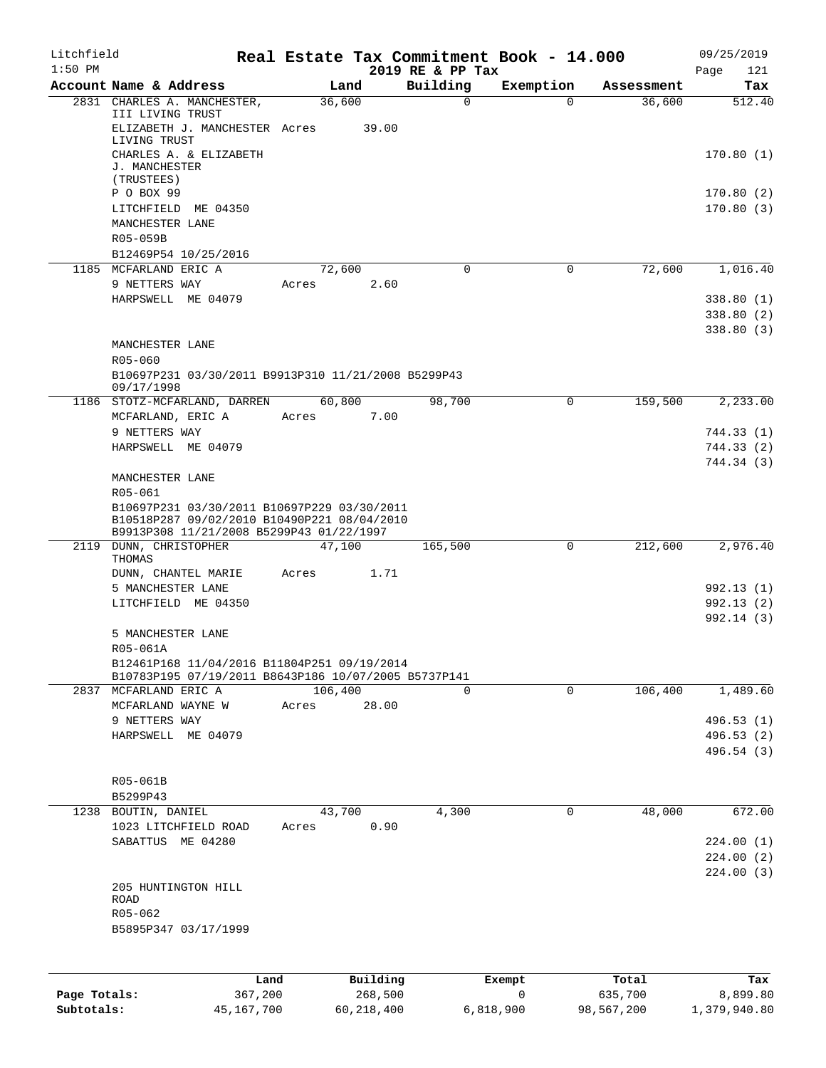Litchfield
1:50 PM

# Real Estate Tax Commitment Book - 14.000
## 2019 RE & PP Tax

09/25/2019

| Account Name & Address | Land | Building | Exemption | Assessment | Tax |
|---|---|---|---|---|---|
| 2831 CHARLES A. MANCHESTER, III LIVING TRUST | 36,600 | 0 | 0 | 36,600 | 512.40 |
| ELIZABETH J. MANCHESTER LIVING TRUST | Acres 39.00 | | | | |
| CHARLES A. & ELIZABETH J. MANCHESTER (TRUSTEES) | | | | | 170.80 (1) |
| P O BOX 99 | | | | | 170.80 (2) |
| LITCHFIELD ME 04350 | | | | | 170.80 (3) |
| MANCHESTER LANE | | | | | |
| R05-059B | | | | | |
| B12469P54 10/25/2016 | | | | | |
| 1185 MCFARLAND ERIC A | 72,600 | 0 | 0 | 72,600 | 1,016.40 |
| 9 NETTERS WAY | Acres 2.60 | | | | |
| HARPSWELL ME 04079 | | | | | 338.80 (1) |
| | | | | | 338.80 (2) |
| | | | | | 338.80 (3) |
| MANCHESTER LANE | | | | | |
| R05-060 | | | | | |
| B10697P231 03/30/2011 B9913P310 11/21/2008 B5299P43 09/17/1998 | | | | | |
| 1186 STOTZ-MCFARLAND, DARREN | 60,800 | 98,700 | 0 | 159,500 | 2,233.00 |
| MCFARLAND, ERIC A | Acres 7.00 | | | | |
| 9 NETTERS WAY | | | | | 744.33 (1) |
| HARPSWELL ME 04079 | | | | | 744.33 (2) |
| | | | | | 744.34 (3) |
| MANCHESTER LANE | | | | | |
| R05-061 | | | | | |
| B10697P231 03/30/2011 B10697P229 03/30/2011 B10518P287 09/02/2010 B10490P221 08/04/2010 B9913P308 11/21/2008 B5299P43 01/22/1997 | | | | | |
| 2119 DUNN, CHRISTOPHER THOMAS | 47,100 | 165,500 | 0 | 212,600 | 2,976.40 |
| DUNN, CHANTEL MARIE | Acres 1.71 | | | | |
| 5 MANCHESTER LANE | | | | | 992.13 (1) |
| LITCHFIELD ME 04350 | | | | | 992.13 (2) |
| | | | | | 992.14 (3) |
| 5 MANCHESTER LANE | | | | | |
| R05-061A | | | | | |
| B12461P168 11/04/2016 B11804P251 09/19/2014 B10783P195 07/19/2011 B8643P186 10/07/2005 B5737P141 | | | | | |
| 2837 MCFARLAND ERIC A | 106,400 | 0 | 0 | 106,400 | 1,489.60 |
| MCFARLAND WAYNE W | Acres 28.00 | | | | |
| 9 NETTERS WAY | | | | | 496.53 (1) |
| HARPSWELL ME 04079 | | | | | 496.53 (2) |
| | | | | | 496.54 (3) |
| R05-061B | | | | | |
| B5299P43 | | | | | |
| 1238 BOUTIN, DANIEL | 43,700 | 4,300 | 0 | 48,000 | 672.00 |
| 1023 LITCHFIELD ROAD | Acres 0.90 | | | | |
| SABATTUS ME 04280 | | | | | 224.00 (1) |
| | | | | | 224.00 (2) |
| | | | | | 224.00 (3) |
| 205 HUNTINGTON HILL ROAD | | | | | |
| R05-062 | | | | | |
| B5895P347 03/17/1999 | | | | | |

| | Land | Building | Exempt | Total | Tax |
|---|---|---|---|---|---|
| Page Totals: | 367,200 | 268,500 | 0 | 635,700 | 8,899.80 |
| Subtotals: | 45,167,700 | 60,218,400 | 6,818,900 | 98,567,200 | 1,379,940.80 |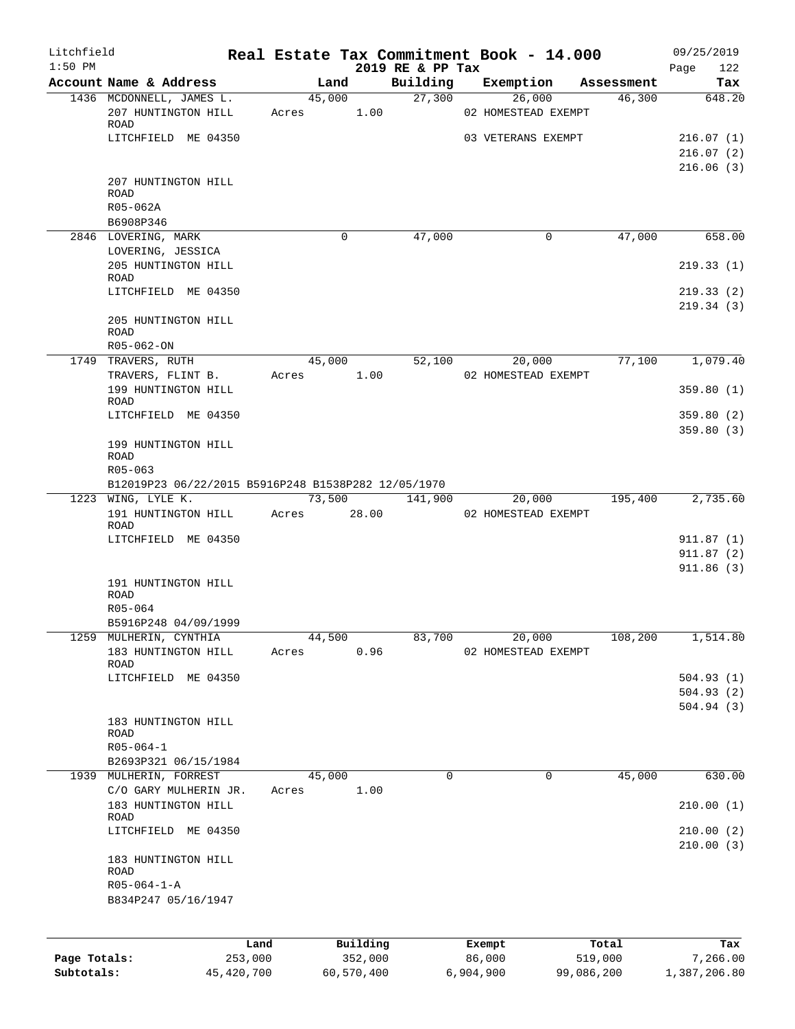# Litchfield — Real Estate Tax Commitment Book - 14.000

1:50 PM — 2019 RE & PP Tax — 09/25/2019

| Account Name & Address | Land | Building | Exemption | Assessment | Tax |
|---|---|---|---|---|---|
| 1436 MCDONNELL, JAMES L. | 45,000 | 27,300 | 26,000 | 46,300 | 648.20 |
| 207 HUNTINGTON HILL ROAD | Acres 1.00 | | 02 HOMESTEAD EXEMPT | | |
| LITCHFIELD ME 04350 | | | 03 VETERANS EXEMPT | | 216.07 (1) |
| | | | | | 216.07 (2) |
| | | | | | 216.06 (3) |
| 207 HUNTINGTON HILL ROAD | | | | | |
| R05-062A | | | | | |
| B6908P346 | | | | | |
| 2846 LOVERING, MARK | 0 | 47,000 | 0 | 47,000 | 658.00 |
| LOVERING, JESSICA | | | | | |
| 205 HUNTINGTON HILL ROAD | | | | | 219.33 (1) |
| LITCHFIELD ME 04350 | | | | | 219.33 (2) |
| | | | | | 219.34 (3) |
| 205 HUNTINGTON HILL ROAD | | | | | |
| R05-062-ON | | | | | |
| 1749 TRAVERS, RUTH | 45,000 | 52,100 | 20,000 | 77,100 | 1,079.40 |
| TRAVERS, FLINT B. | Acres 1.00 | | 02 HOMESTEAD EXEMPT | | |
| 199 HUNTINGTON HILL ROAD | | | | | 359.80 (1) |
| LITCHFIELD ME 04350 | | | | | 359.80 (2) |
| | | | | | 359.80 (3) |
| 199 HUNTINGTON HILL ROAD | | | | | |
| R05-063 | | | | | |
| B12019P23 06/22/2015 B5916P248 B1538P282 12/05/1970 | | | | | |
| 1223 WING, LYLE K. | 73,500 | 141,900 | 20,000 | 195,400 | 2,735.60 |
| 191 HUNTINGTON HILL ROAD | Acres 28.00 | | 02 HOMESTEAD EXEMPT | | |
| LITCHFIELD ME 04350 | | | | | 911.87 (1) |
| | | | | | 911.87 (2) |
| | | | | | 911.86 (3) |
| 191 HUNTINGTON HILL ROAD | | | | | |
| R05-064 | | | | | |
| B5916P248 04/09/1999 | | | | | |
| 1259 MULHERIN, CYNTHIA | 44,500 | 83,700 | 20,000 | 108,200 | 1,514.80 |
| 183 HUNTINGTON HILL ROAD | Acres 0.96 | | 02 HOMESTEAD EXEMPT | | |
| LITCHFIELD ME 04350 | | | | | 504.93 (1) |
| | | | | | 504.93 (2) |
| | | | | | 504.94 (3) |
| 183 HUNTINGTON HILL ROAD | | | | | |
| R05-064-1 | | | | | |
| B2693P321 06/15/1984 | | | | | |
| 1939 MULHERIN, FORREST | 45,000 | 0 | 0 | 45,000 | 630.00 |
| C/O GARY MULHERIN JR. | Acres 1.00 | | | | |
| 183 HUNTINGTON HILL ROAD | | | | | 210.00 (1) |
| LITCHFIELD ME 04350 | | | | | 210.00 (2) |
| | | | | | 210.00 (3) |
| 183 HUNTINGTON HILL ROAD | | | | | |
| R05-064-1-A | | | | | |
| B834P247 05/16/1947 | | | | | |

| | Land | Building | Exempt | Total | Tax |
|---|---|---|---|---|---|
| Page Totals: | 253,000 | 352,000 | 86,000 | 519,000 | 7,266.00 |
| Subtotals: | 45,420,700 | 60,570,400 | 6,904,900 | 99,086,200 | 1,387,206.80 |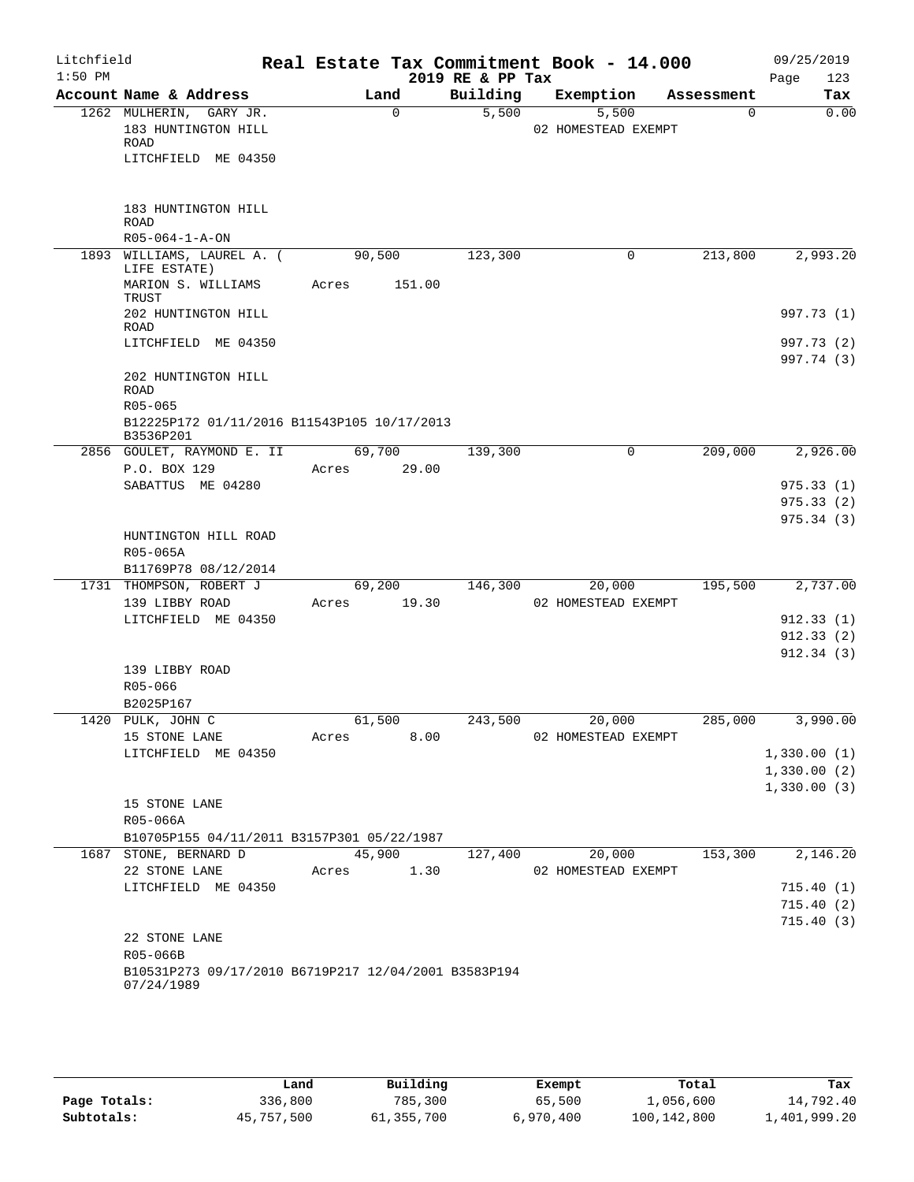Litchfield
1:50 PM

# Real Estate Tax Commitment Book - 14.000

2019 RE & PP Tax

09/25/2019
Page 123

| Account Name & Address | Land | Building | Exemption | Assessment | Tax |
|---|---|---|---|---|---|
| 1262 MULHERIN, GARY JR. | 0 | 5,500 | 5,500 | 0 | 0.00 |
| 183 HUNTINGTON HILL ROAD | | | 02 HOMESTEAD EXEMPT | | |
| LITCHFIELD ME 04350 | | | | | |
| 183 HUNTINGTON HILL ROAD | | | | | |
| R05-064-1-A-ON | | | | | |
| 1893 WILLIAMS, LAUREL A. ( LIFE ESTATE) | 90,500 | 123,300 | 0 | 213,800 | 2,993.20 |
| MARION S. WILLIAMS TRUST | Acres 151.00 | | | | |
| 202 HUNTINGTON HILL ROAD | | | | | 997.73 (1) |
| LITCHFIELD ME 04350 | | | | | 997.73 (2) |
| | | | | | 997.74 (3) |
| 202 HUNTINGTON HILL ROAD | | | | | |
| R05-065 | | | | | |
| B12225P172 01/11/2016 B11543P105 10/17/2013 B3536P201 | | | | | |
| 2856 GOULET, RAYMOND E. II | 69,700 | 139,300 | 0 | 209,000 | 2,926.00 |
| P.O. BOX 129 | Acres 29.00 | | | | |
| SABATTUS ME 04280 | | | | | 975.33 (1) |
| | | | | | 975.33 (2) |
| | | | | | 975.34 (3) |
| HUNTINGTON HILL ROAD | | | | | |
| R05-065A | | | | | |
| B11769P78 08/12/2014 | | | | | |
| 1731 THOMPSON, ROBERT J | 69,200 | 146,300 | 20,000 | 195,500 | 2,737.00 |
| 139 LIBBY ROAD | Acres 19.30 | | 02 HOMESTEAD EXEMPT | | |
| LITCHFIELD ME 04350 | | | | | 912.33 (1) |
| | | | | | 912.33 (2) |
| | | | | | 912.34 (3) |
| 139 LIBBY ROAD | | | | | |
| R05-066 | | | | | |
| B2025P167 | | | | | |
| 1420 PULK, JOHN C | 61,500 | 243,500 | 20,000 | 285,000 | 3,990.00 |
| 15 STONE LANE | Acres 8.00 | | 02 HOMESTEAD EXEMPT | | |
| LITCHFIELD ME 04350 | | | | | 1,330.00 (1) |
| | | | | | 1,330.00 (2) |
| | | | | | 1,330.00 (3) |
| 15 STONE LANE | | | | | |
| R05-066A | | | | | |
| B10705P155 04/11/2011 B3157P301 05/22/1987 | | | | | |
| 1687 STONE, BERNARD D | 45,900 | 127,400 | 20,000 | 153,300 | 2,146.20 |
| 22 STONE LANE | Acres 1.30 | | 02 HOMESTEAD EXEMPT | | |
| LITCHFIELD ME 04350 | | | | | 715.40 (1) |
| | | | | | 715.40 (2) |
| | | | | | 715.40 (3) |
| 22 STONE LANE | | | | | |
| R05-066B | | | | | |
| B10531P273 09/17/2010 B6719P217 12/04/2001 B3583P194 07/24/1989 | | | | | |

| | Land | Building | Exempt | Total | Tax |
|---|---|---|---|---|---|
| Page Totals: | 336,800 | 785,300 | 65,500 | 1,056,600 | 14,792.40 |
| Subtotals: | 45,757,500 | 61,355,700 | 6,970,400 | 100,142,800 | 1,401,999.20 |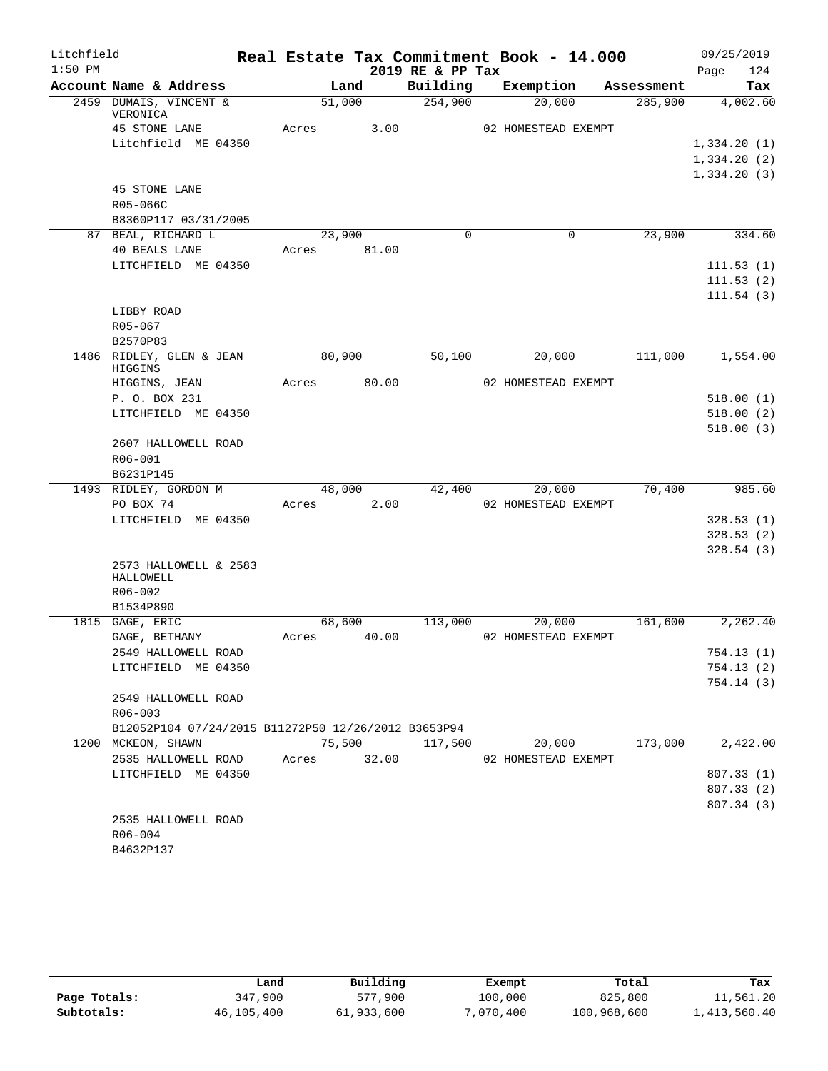Litchfield
1:50 PM

# Real Estate Tax Commitment Book - 14.000

2019 RE & PP Tax

09/25/2019

| Account | Name & Address | Land | Building | Exemption | Assessment | Tax |
|---|---|---|---|---|---|---|
| 2459 | DUMAIS, VINCENT & VERONICA | 51,000 | 254,900 | 20,000 | 285,900 | 4,002.60 |
| | 45 STONE LANE | Acres 3.00 | | 02 HOMESTEAD EXEMPT | | |
| | Litchfield ME 04350 | | | | | 1,334.20 (1) |
| | | | | | | 1,334.20 (2) |
| | | | | | | 1,334.20 (3) |
| | 45 STONE LANE | | | | | |
| | R05-066C | | | | | |
| | B8360P117 03/31/2005 | | | | | |
| 87 | BEAL, RICHARD L | 23,900 | 0 | 0 | 23,900 | 334.60 |
| | 40 BEALS LANE | Acres 81.00 | | | | |
| | LITCHFIELD ME 04350 | | | | | 111.53 (1) |
| | | | | | | 111.53 (2) |
| | | | | | | 111.54 (3) |
| | LIBBY ROAD | | | | | |
| | R05-067 | | | | | |
| | B2570P83 | | | | | |
| 1486 | RIDLEY, GLEN & JEAN HIGGINS | 80,900 | 50,100 | 20,000 | 111,000 | 1,554.00 |
| | HIGGINS, JEAN | Acres 80.00 | | 02 HOMESTEAD EXEMPT | | |
| | P. O. BOX 231 | | | | | 518.00 (1) |
| | LITCHFIELD ME 04350 | | | | | 518.00 (2) |
| | | | | | | 518.00 (3) |
| | 2607 HALLOWELL ROAD | | | | | |
| | R06-001 | | | | | |
| | B6231P145 | | | | | |
| 1493 | RIDLEY, GORDON M | 48,000 | 42,400 | 20,000 | 70,400 | 985.60 |
| | PO BOX 74 | Acres 2.00 | | 02 HOMESTEAD EXEMPT | | |
| | LITCHFIELD ME 04350 | | | | | 328.53 (1) |
| | | | | | | 328.53 (2) |
| | | | | | | 328.54 (3) |
| | 2573 HALLOWELL & 2583 HALLOWELL | | | | | |
| | R06-002 | | | | | |
| | B1534P890 | | | | | |
| 1815 | GAGE, ERIC | 68,600 | 113,000 | 20,000 | 161,600 | 2,262.40 |
| | GAGE, BETHANY | Acres 40.00 | | 02 HOMESTEAD EXEMPT | | |
| | 2549 HALLOWELL ROAD | | | | | 754.13 (1) |
| | LITCHFIELD ME 04350 | | | | | 754.13 (2) |
| | | | | | | 754.14 (3) |
| | 2549 HALLOWELL ROAD | | | | | |
| | R06-003 | | | | | |
| | B12052P104 07/24/2015 B11272P50 12/26/2012 B3653P94 | | | | | |
| 1200 | MCKEON, SHAWN | 75,500 | 117,500 | 20,000 | 173,000 | 2,422.00 |
| | 2535 HALLOWELL ROAD | Acres 32.00 | | 02 HOMESTEAD EXEMPT | | |
| | LITCHFIELD ME 04350 | | | | | 807.33 (1) |
| | | | | | | 807.33 (2) |
| | | | | | | 807.34 (3) |
| | 2535 HALLOWELL ROAD | | | | | |
| | R06-004 | | | | | |
| | B4632P137 | | | | | |

| | Land | Building | Exempt | Total | Tax |
|---|---|---|---|---|---|
| Page Totals: | 347,900 | 577,900 | 100,000 | 825,800 | 11,561.20 |
| Subtotals: | 46,105,400 | 61,933,600 | 7,070,400 | 100,968,600 | 1,413,560.40 |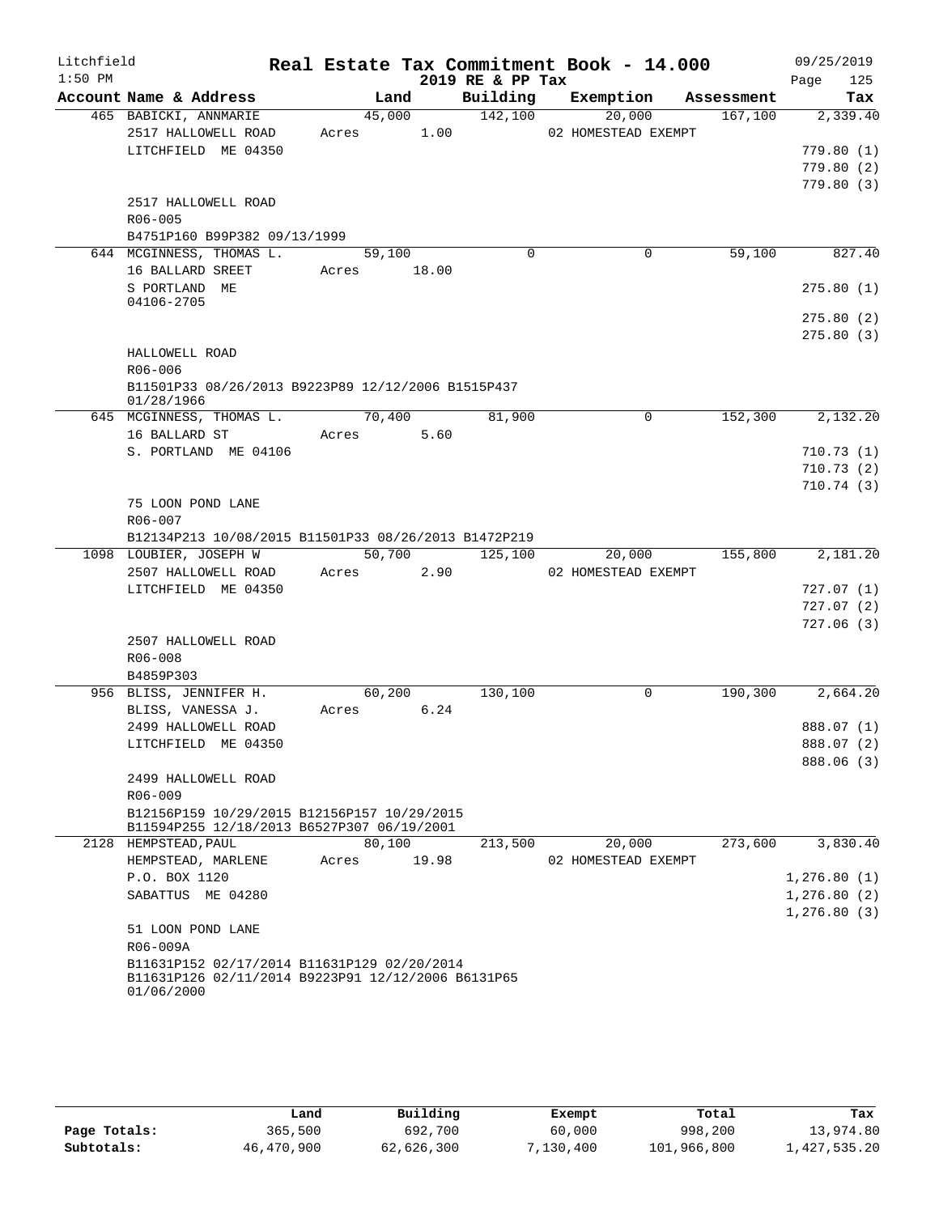Litchfield 1:50 PM

# Real Estate Tax Commitment Book - 14.000

2019 RE & PP Tax

09/25/2019

| Account Name & Address | Land | Building | Exemption | Assessment | Tax |
|---|---|---|---|---|---|
| 465 BABICKI, ANNMARIE | 45,000 | 142,100 | 20,000 | 167,100 | 2,339.40 |
| 2517 HALLOWELL ROAD | Acres 1.00 | | 02 HOMESTEAD EXEMPT | | |
| LITCHFIELD ME 04350 | | | | | 779.80 (1) |
| | | | | | 779.80 (2) |
| | | | | | 779.80 (3) |
| 2517 HALLOWELL ROAD | | | | | |
| R06-005 | | | | | |
| B4751P160 B99P382 09/13/1999 | | | | | |
| 644 MCGINNESS, THOMAS L. | 59,100 | 0 | 0 | 59,100 | 827.40 |
| 16 BALLARD SREET | Acres 18.00 | | | | |
| S PORTLAND ME 04106-2705 | | | | | 275.80 (1) |
| | | | | | 275.80 (2) |
| | | | | | 275.80 (3) |
| HALLOWELL ROAD | | | | | |
| R06-006 | | | | | |
| B11501P33 08/26/2013 B9223P89 12/12/2006 B1515P437 01/28/1966 | | | | | |
| 645 MCGINNESS, THOMAS L. | 70,400 | 81,900 | 0 | 152,300 | 2,132.20 |
| 16 BALLARD ST | Acres 5.60 | | | | |
| S. PORTLAND ME 04106 | | | | | 710.73 (1) |
| | | | | | 710.73 (2) |
| | | | | | 710.74 (3) |
| 75 LOON POND LANE | | | | | |
| R06-007 | | | | | |
| B12134P213 10/08/2015 B11501P33 08/26/2013 B1472P219 | | | | | |
| 1098 LOUBIER, JOSEPH W | 50,700 | 125,100 | 20,000 | 155,800 | 2,181.20 |
| 2507 HALLOWELL ROAD | Acres 2.90 | | 02 HOMESTEAD EXEMPT | | |
| LITCHFIELD ME 04350 | | | | | 727.07 (1) |
| | | | | | 727.07 (2) |
| | | | | | 727.06 (3) |
| 2507 HALLOWELL ROAD | | | | | |
| R06-008 | | | | | |
| B4859P303 | | | | | |
| 956 BLISS, JENNIFER H. | 60,200 | 130,100 | 0 | 190,300 | 2,664.20 |
| BLISS, VANESSA J. | Acres 6.24 | | | | |
| 2499 HALLOWELL ROAD | | | | | 888.07 (1) |
| LITCHFIELD ME 04350 | | | | | 888.07 (2) |
| | | | | | 888.06 (3) |
| 2499 HALLOWELL ROAD | | | | | |
| R06-009 | | | | | |
| B12156P159 10/29/2015 B12156P157 10/29/2015 B11594P255 12/18/2013 B6527P307 06/19/2001 | | | | | |
| 2128 HEMPSTEAD, PAUL | 80,100 | 213,500 | 20,000 | 273,600 | 3,830.40 |
| HEMPSTEAD, MARLENE | Acres 19.98 | | 02 HOMESTEAD EXEMPT | | |
| P.O. BOX 1120 | | | | | 1,276.80 (1) |
| SABATTUS ME 04280 | | | | | 1,276.80 (2) |
| | | | | | 1,276.80 (3) |
| 51 LOON POND LANE | | | | | |
| R06-009A | | | | | |
| B11631P152 02/17/2014 B11631P129 02/20/2014 B11631P126 02/11/2014 B9223P91 12/12/2006 B6131P65 01/06/2000 | | | | | |

| | Land | Building | Exempt | Total | Tax |
|---|---|---|---|---|---|
| Page Totals: | 365,500 | 692,700 | 60,000 | 998,200 | 13,974.80 |
| Subtotals: | 46,470,900 | 62,626,300 | 7,130,400 | 101,966,800 | 1,427,535.20 |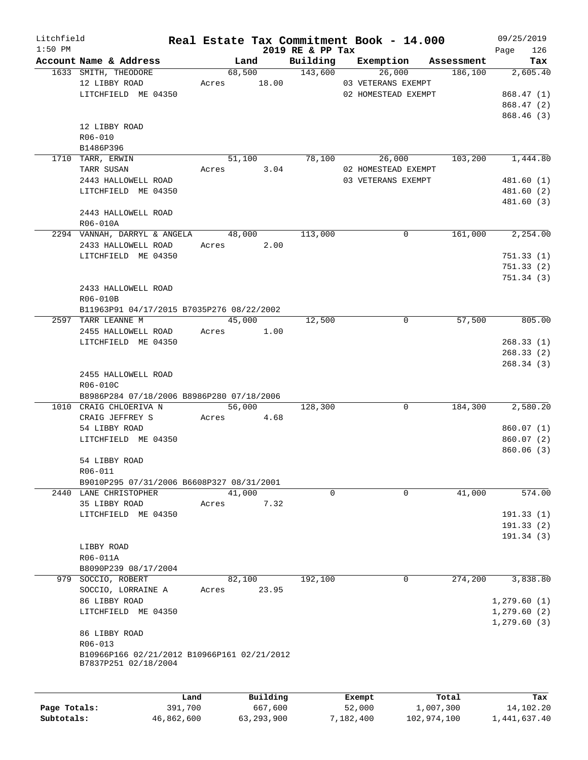Litchfield
1:50 PM

# Real Estate Tax Commitment Book - 14.000
## 2019 RE & PP Tax

09/25/2019

| Account Name & Address | Land | Building | Exemption | Assessment | Tax |
|---|---|---|---|---|---|
| 1633 SMITH, THEODORE | 68,500 | 143,600 | 26,000 | 186,100 | 2,605.40 |
| 12 LIBBY ROAD | Acres 18.00 | | 03 VETERANS EXEMPT | | |
| LITCHFIELD ME 04350 | | | 02 HOMESTEAD EXEMPT | | 868.47 (1) |
| | | | | | 868.47 (2) |
| | | | | | 868.46 (3) |
| 12 LIBBY ROAD | | | | | |
| R06-010 | | | | | |
| B1486P396 | | | | | |
| 1710 TARR, ERWIN | 51,100 | 78,100 | 26,000 | 103,200 | 1,444.80 |
| TARR SUSAN | Acres 3.04 | | 02 HOMESTEAD EXEMPT | | |
| 2443 HALLOWELL ROAD | | | 03 VETERANS EXEMPT | | 481.60 (1) |
| LITCHFIELD ME 04350 | | | | | 481.60 (2) |
| | | | | | 481.60 (3) |
| 2443 HALLOWELL ROAD | | | | | |
| R06-010A | | | | | |
| 2294 VANNAH, DARRYL & ANGELA | 48,000 | 113,000 | 0 | 161,000 | 2,254.00 |
| 2433 HALLOWELL ROAD | Acres 2.00 | | | | |
| LITCHFIELD ME 04350 | | | | | 751.33 (1) |
| | | | | | 751.33 (2) |
| | | | | | 751.34 (3) |
| 2433 HALLOWELL ROAD | | | | | |
| R06-010B | | | | | |
| B11963P91 04/17/2015 B7035P276 08/22/2002 | | | | | |
| 2597 TARR LEANNE M | 45,000 | 12,500 | 0 | 57,500 | 805.00 |
| 2455 HALLOWELL ROAD | Acres 1.00 | | | | |
| LITCHFIELD ME 04350 | | | | | 268.33 (1) |
| | | | | | 268.33 (2) |
| | | | | | 268.34 (3) |
| 2455 HALLOWELL ROAD | | | | | |
| R06-010C | | | | | |
| B8986P284 07/18/2006 B8986P280 07/18/2006 | | | | | |
| 1010 CRAIG CHLOERIVA N | 56,000 | 128,300 | 0 | 184,300 | 2,580.20 |
| CRAIG JEFFREY S | Acres 4.68 | | | | |
| 54 LIBBY ROAD | | | | | 860.07 (1) |
| LITCHFIELD ME 04350 | | | | | 860.07 (2) |
| | | | | | 860.06 (3) |
| 54 LIBBY ROAD | | | | | |
| R06-011 | | | | | |
| B9010P295 07/31/2006 B6608P327 08/31/2001 | | | | | |
| 2440 LANE CHRISTOPHER | 41,000 | 0 | 0 | 41,000 | 574.00 |
| 35 LIBBY ROAD | Acres 7.32 | | | | |
| LITCHFIELD ME 04350 | | | | | 191.33 (1) |
| | | | | | 191.33 (2) |
| | | | | | 191.34 (3) |
| LIBBY ROAD | | | | | |
| R06-011A | | | | | |
| B8090P239 08/17/2004 | | | | | |
| 979 SOCCIO, ROBERT | 82,100 | 192,100 | 0 | 274,200 | 3,838.80 |
| SOCCIO, LORRAINE A | Acres 23.95 | | | | |
| 86 LIBBY ROAD | | | | | 1,279.60 (1) |
| LITCHFIELD ME 04350 | | | | | 1,279.60 (2) |
| | | | | | 1,279.60 (3) |
| 86 LIBBY ROAD | | | | | |
| R06-013 | | | | | |
| B10966P166 02/21/2012 B10966P161 02/21/2012 | | | | | |
| B7837P251 02/18/2004 | | | | | |

| | Land | Building | Exempt | Total | Tax |
|---|---|---|---|---|---|
| Page Totals: | 391,700 | 667,600 | 52,000 | 1,007,300 | 14,102.20 |
| Subtotals: | 46,862,600 | 63,293,900 | 7,182,400 | 102,974,100 | 1,441,637.40 |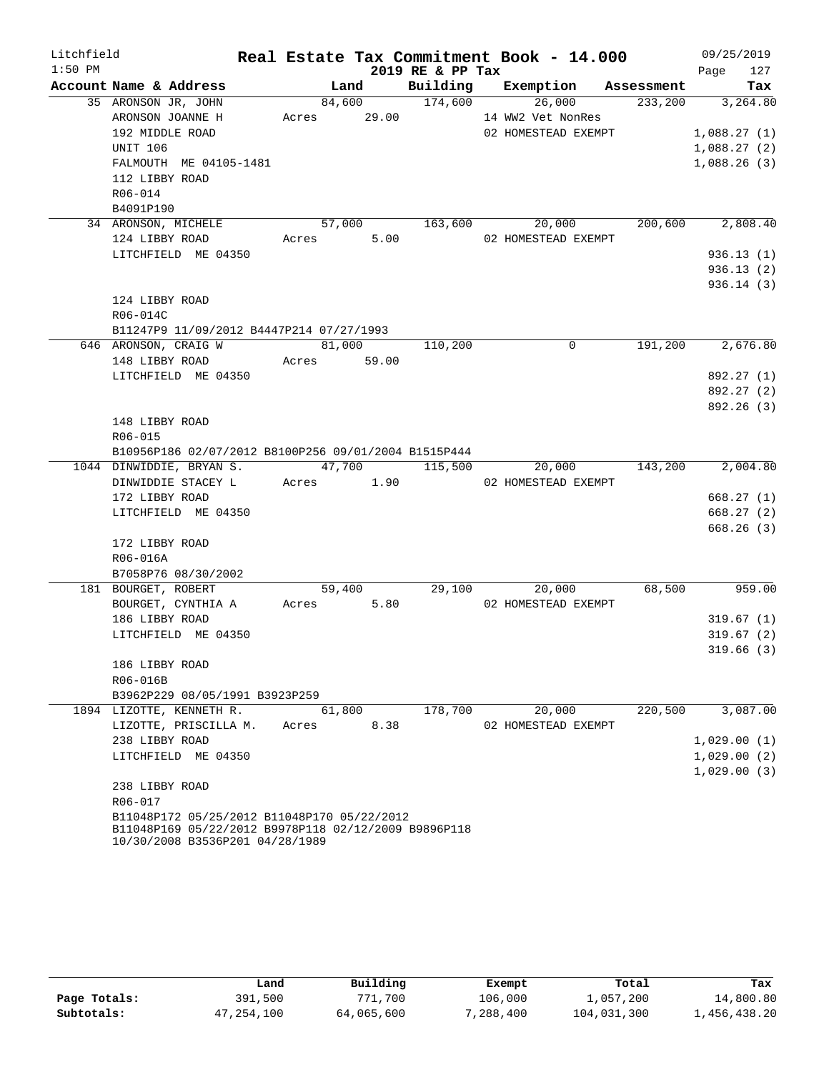# Real Estate Tax Commitment Book - 14.000

Litchfield
1:50 PM

2019 RE & PP Tax

09/25/2019

| Account Name & Address | Land | Building | Exemption | Assessment | Tax |
|---|---|---|---|---|---|
| 35 ARONSON JR, JOHN | 84,600 | 174,600 | 26,000 | 233,200 | 3,264.80 |
| ARONSON JOANNE H | Acres 29.00 | | 14 WW2 Vet NonRes | | |
| 192 MIDDLE ROAD | | | 02 HOMESTEAD EXEMPT | | 1,088.27 (1) |
| UNIT 106 | | | | | 1,088.27 (2) |
| FALMOUTH ME 04105-1481 | | | | | 1,088.26 (3) |
| 112 LIBBY ROAD | | | | | |
| R06-014 | | | | | |
| B4091P190 | | | | | |
| 34 ARONSON, MICHELE | 57,000 | 163,600 | 20,000 | 200,600 | 2,808.40 |
| 124 LIBBY ROAD | Acres 5.00 | | 02 HOMESTEAD EXEMPT | | |
| LITCHFIELD ME 04350 | | | | | 936.13 (1) |
| | | | | | 936.13 (2) |
| | | | | | 936.14 (3) |
| 124 LIBBY ROAD | | | | | |
| R06-014C | | | | | |
| B11247P9 11/09/2012 B4447P214 07/27/1993 | | | | | |
| 646 ARONSON, CRAIG W | 81,000 | 110,200 | 0 | 191,200 | 2,676.80 |
| 148 LIBBY ROAD | Acres 59.00 | | | | |
| LITCHFIELD ME 04350 | | | | | 892.27 (1) |
| | | | | | 892.27 (2) |
| | | | | | 892.26 (3) |
| 148 LIBBY ROAD | | | | | |
| R06-015 | | | | | |
| B10956P186 02/07/2012 B8100P256 09/01/2004 B1515P444 | | | | | |
| 1044 DINWIDDIE, BRYAN S. | 47,700 | 115,500 | 20,000 | 143,200 | 2,004.80 |
| DINWIDDIE STACEY L | Acres 1.90 | | 02 HOMESTEAD EXEMPT | | |
| 172 LIBBY ROAD | | | | | 668.27 (1) |
| LITCHFIELD ME 04350 | | | | | 668.27 (2) |
| | | | | | 668.26 (3) |
| 172 LIBBY ROAD | | | | | |
| R06-016A | | | | | |
| B7058P76 08/30/2002 | | | | | |
| 181 BOURGET, ROBERT | 59,400 | 29,100 | 20,000 | 68,500 | 959.00 |
| BOURGET, CYNTHIA A | Acres 5.80 | | 02 HOMESTEAD EXEMPT | | |
| 186 LIBBY ROAD | | | | | 319.67 (1) |
| LITCHFIELD ME 04350 | | | | | 319.67 (2) |
| | | | | | 319.66 (3) |
| 186 LIBBY ROAD | | | | | |
| R06-016B | | | | | |
| B3962P229 08/05/1991 B3923P259 | | | | | |
| 1894 LIZOTTE, KENNETH R. | 61,800 | 178,700 | 20,000 | 220,500 | 3,087.00 |
| LIZOTTE, PRISCILLA M. | Acres 8.38 | | 02 HOMESTEAD EXEMPT | | |
| 238 LIBBY ROAD | | | | | 1,029.00 (1) |
| LITCHFIELD ME 04350 | | | | | 1,029.00 (2) |
| | | | | | 1,029.00 (3) |
| 238 LIBBY ROAD | | | | | |
| R06-017 | | | | | |
| B11048P172 05/25/2012 B11048P170 05/22/2012 B11048P169 05/22/2012 B9978P118 02/12/2009 B9896P118 10/30/2008 B3536P201 04/28/1989 | | | | | |

| | Land | Building | Exempt | Total | Tax |
|---|---|---|---|---|---|
| Page Totals: | 391,500 | 771,700 | 106,000 | 1,057,200 | 14,800.80 |
| Subtotals: | 47,254,100 | 64,065,600 | 7,288,400 | 104,031,300 | 1,456,438.20 |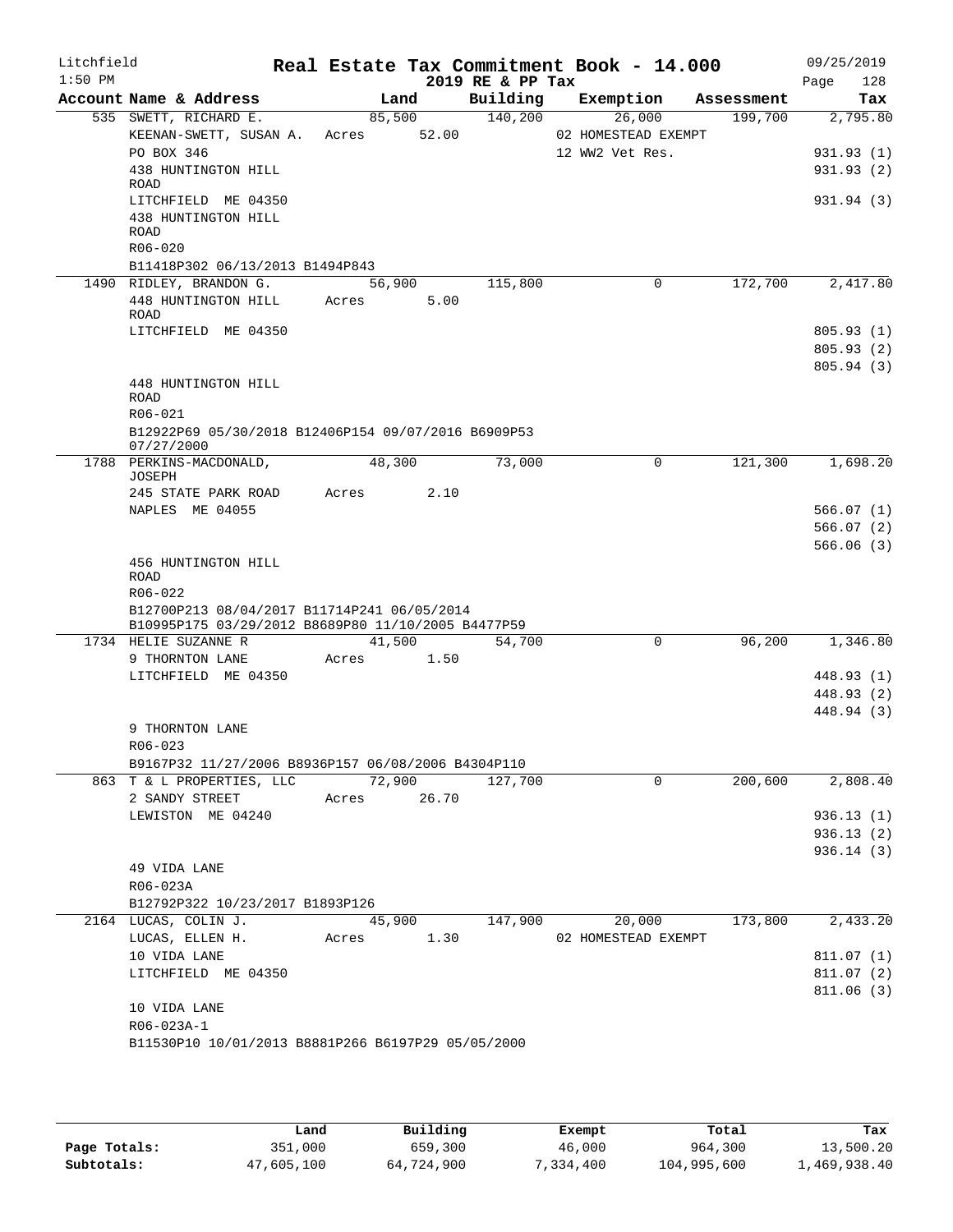Litchfield
1:50 PM

# Real Estate Tax Commitment Book - 14.000

2019 RE & PP Tax

09/25/2019

| Account | Name & Address | Land | Building | Exemption | Assessment | Tax |
|---|---|---|---|---|---|---|
| 535 | SWETT, RICHARD E. | 85,500 | 140,200 | 26,000 | 199,700 | 2,795.80 |
| | KEENAN-SWETT, SUSAN A. | Acres 52.00 | | 02 HOMESTEAD EXEMPT | | |
| | PO BOX 346 | | | 12 WW2 Vet Res. | | 931.93 (1) |
| | 438 HUNTINGTON HILL ROAD | | | | | 931.93 (2) |
| | LITCHFIELD ME 04350 | | | | | 931.94 (3) |
| | 438 HUNTINGTON HILL ROAD | | | | | |
| | R06-020 | | | | | |
| | B11418P302 06/13/2013 B1494P843 | | | | | |
| 1490 | RIDLEY, BRANDON G. | 56,900 | 115,800 | 0 | 172,700 | 2,417.80 |
| | 448 HUNTINGTON HILL ROAD | Acres 5.00 | | | | |
| | LITCHFIELD ME 04350 | | | | | 805.93 (1) |
| | | | | | | 805.93 (2) |
| | | | | | | 805.94 (3) |
| | 448 HUNTINGTON HILL ROAD | | | | | |
| | R06-021 | | | | | |
| | B12922P69 05/30/2018 B12406P154 09/07/2016 B6909P53 07/27/2000 | | | | | |
| 1788 | PERKINS-MACDONALD, JOSEPH | 48,300 | 73,000 | 0 | 121,300 | 1,698.20 |
| | 245 STATE PARK ROAD | Acres 2.10 | | | | |
| | NAPLES ME 04055 | | | | | 566.07 (1) |
| | | | | | | 566.07 (2) |
| | | | | | | 566.06 (3) |
| | 456 HUNTINGTON HILL ROAD | | | | | |
| | R06-022 | | | | | |
| | B12700P213 08/04/2017 B11714P241 06/05/2014 B10995P175 03/29/2012 B8689P80 11/10/2005 B4477P59 | | | | | |
| 1734 | HELIE SUZANNE R | 41,500 | 54,700 | 0 | 96,200 | 1,346.80 |
| | 9 THORNTON LANE | Acres 1.50 | | | | |
| | LITCHFIELD ME 04350 | | | | | 448.93 (1) |
| | | | | | | 448.93 (2) |
| | | | | | | 448.94 (3) |
| | 9 THORNTON LANE | | | | | |
| | R06-023 | | | | | |
| | B9167P32 11/27/2006 B8936P157 06/08/2006 B4304P110 | | | | | |
| 863 | T & L PROPERTIES, LLC | 72,900 | 127,700 | 0 | 200,600 | 2,808.40 |
| | 2 SANDY STREET | Acres 26.70 | | | | |
| | LEWISTON ME 04240 | | | | | 936.13 (1) |
| | | | | | | 936.13 (2) |
| | | | | | | 936.14 (3) |
| | 49 VIDA LANE | | | | | |
| | R06-023A | | | | | |
| | B12792P322 10/23/2017 B1893P126 | | | | | |
| 2164 | LUCAS, COLIN J. | 45,900 | 147,900 | 20,000 | 173,800 | 2,433.20 |
| | LUCAS, ELLEN H. | Acres 1.30 | | 02 HOMESTEAD EXEMPT | | |
| | 10 VIDA LANE | | | | | 811.07 (1) |
| | LITCHFIELD ME 04350 | | | | | 811.07 (2) |
| | | | | | | 811.06 (3) |
| | 10 VIDA LANE | | | | | |
| | R06-023A-1 | | | | | |
| | B11530P10 10/01/2013 B8881P266 B6197P29 05/05/2000 | | | | | |

| | Land | Building | Exempt | Total | Tax |
|---|---|---|---|---|---|
| Page Totals: | 351,000 | 659,300 | 46,000 | 964,300 | 13,500.20 |
| Subtotals: | 47,605,100 | 64,724,900 | 7,334,400 | 104,995,600 | 1,469,938.40 |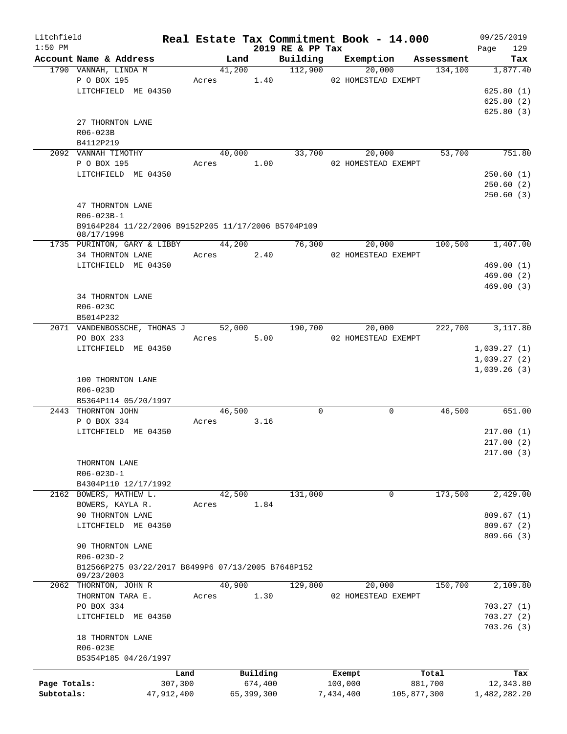Litchfield
1:50 PM

# Real Estate Tax Commitment Book - 14.000

2019 RE & PP Tax

09/25/2019

| Account | Name & Address | Land | Building | Exemption | Assessment | Tax |
|---|---|---|---|---|---|---|
| 1790 | VANNAH, LINDA M<br>P O BOX 195<br>LITCHFIELD ME 04350<br><br>27 THORNTON LANE<br>R06-023B<br>B4112P219 | 41,200<br>Acres 1.40 | 112,900 | 20,000<br>02 HOMESTEAD EXEMPT | 134,100 | 1,877.40<br>625.80 (1)<br>625.80 (2)<br>625.80 (3) |
| 2092 | VANNAH TIMOTHY<br>P O BOX 195<br>LITCHFIELD ME 04350<br><br>47 THORNTON LANE<br>R06-023B-1<br>B9164P284 11/22/2006 B9152P205 11/17/2006 B5704P109 08/17/1998 | 40,000<br>Acres 1.00 | 33,700 | 20,000<br>02 HOMESTEAD EXEMPT | 53,700 | 751.80<br>250.60 (1)<br>250.60 (2)<br>250.60 (3) |
| 1735 | PURINTON, GARY & LIBBY<br>34 THORNTON LANE<br>LITCHFIELD ME 04350<br><br>34 THORNTON LANE<br>R06-023C<br>B5014P232 | 44,200<br>Acres 2.40 | 76,300 | 20,000<br>02 HOMESTEAD EXEMPT | 100,500 | 1,407.00<br>469.00 (1)<br>469.00 (2)<br>469.00 (3) |
| 2071 | VANDENBOSSCHE, THOMAS J<br>PO BOX 233<br>LITCHFIELD ME 04350<br><br>100 THORNTON LANE<br>R06-023D<br>B5364P114 05/20/1997 | 52,000<br>Acres 5.00 | 190,700 | 20,000<br>02 HOMESTEAD EXEMPT | 222,700 | 3,117.80<br>1,039.27 (1)<br>1,039.27 (2)<br>1,039.26 (3) |
| 2443 | THORNTON JOHN<br>P O BOX 334<br>LITCHFIELD ME 04350<br><br>THORNTON LANE<br>R06-023D-1<br>B4304P110 12/17/1992 | 46,500<br>Acres 3.16 | 0 | 0 | 46,500 | 651.00<br>217.00 (1)<br>217.00 (2)<br>217.00 (3) |
| 2162 | BOWERS, MATHEW L.<br>BOWERS, KAYLA R.<br>90 THORNTON LANE<br>LITCHFIELD ME 04350<br><br>90 THORNTON LANE<br>R06-023D-2<br>B12566P275 03/22/2017 B8499P6 07/13/2005 B7648P152 09/23/2003 | 42,500<br>Acres 1.84 | 131,000 | 0 | 173,500 | 2,429.00<br>809.67 (1)<br>809.67 (2)<br>809.66 (3) |
| 2062 | THORNTON, JOHN R<br>THORNTON TARA E.<br>PO BOX 334<br>LITCHFIELD ME 04350<br><br>18 THORNTON LANE<br>R06-023E<br>B5354P185 04/26/1997 | 40,900<br>Acres 1.30 | 129,800 | 20,000<br>02 HOMESTEAD EXEMPT | 150,700 | 2,109.80<br>703.27 (1)<br>703.27 (2)<br>703.26 (3) |

| | Land | Building | Exempt | Total | Tax |
|---|---|---|---|---|---|
| Page Totals: | 307,300 | 674,400 | 100,000 | 881,700 | 12,343.80 |
| Subtotals: | 47,912,400 | 65,399,300 | 7,434,400 | 105,877,300 | 1,482,282.20 |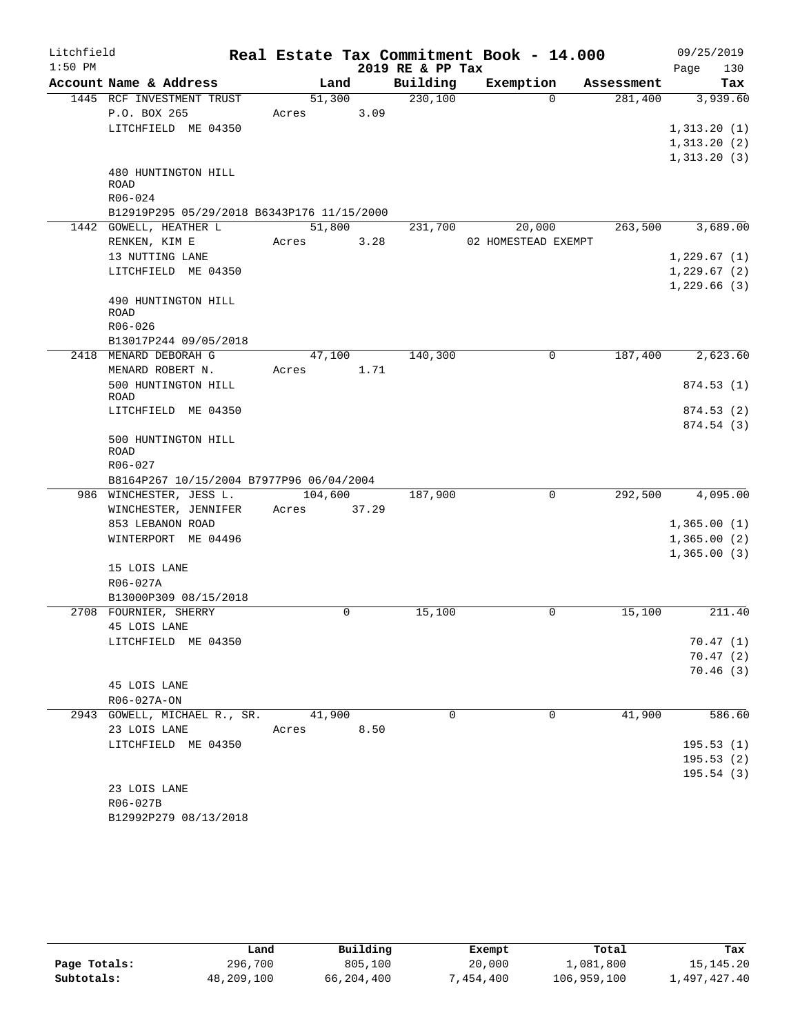# Real Estate Tax Commitment Book - 14.000

Litchfield 1:50 PM — 2019 RE & PP Tax — 09/25/2019

| Account Name & Address | Land | Building | Exemption | Assessment | Tax |
|---|---|---|---|---|---|
| 1445 RCF INVESTMENT TRUST | 51,300 | 230,100 | 0 | 281,400 | 3,939.60 |
| P.O. BOX 265 | Acres 3.09 | | | | |
| LITCHFIELD ME 04350 | | | | | 1,313.20 (1) |
| | | | | | 1,313.20 (2) |
| | | | | | 1,313.20 (3) |
| 480 HUNTINGTON HILL ROAD | | | | | |
| R06-024 | | | | | |
| B12919P295 05/29/2018 B6343P176 11/15/2000 | | | | | |
| 1442 GOWELL, HEATHER L | 51,800 | 231,700 | 20,000 | 263,500 | 3,689.00 |
| RENKEN, KIM E | Acres 3.28 | | 02 HOMESTEAD EXEMPT | | |
| 13 NUTTING LANE | | | | | 1,229.67 (1) |
| LITCHFIELD ME 04350 | | | | | 1,229.67 (2) |
| | | | | | 1,229.66 (3) |
| 490 HUNTINGTON HILL ROAD | | | | | |
| R06-026 | | | | | |
| B13017P244 09/05/2018 | | | | | |
| 2418 MENARD DEBORAH G | 47,100 | 140,300 | 0 | 187,400 | 2,623.60 |
| MENARD ROBERT N. | Acres 1.71 | | | | |
| 500 HUNTINGTON HILL ROAD | | | | | 874.53 (1) |
| LITCHFIELD ME 04350 | | | | | 874.53 (2) |
| | | | | | 874.54 (3) |
| 500 HUNTINGTON HILL ROAD | | | | | |
| R06-027 | | | | | |
| B8164P267 10/15/2004 B7977P96 06/04/2004 | | | | | |
| 986 WINCHESTER, JESS L. | 104,600 | 187,900 | 0 | 292,500 | 4,095.00 |
| WINCHESTER, JENNIFER | Acres 37.29 | | | | |
| 853 LEBANON ROAD | | | | | 1,365.00 (1) |
| WINTERPORT ME 04496 | | | | | 1,365.00 (2) |
| | | | | | 1,365.00 (3) |
| 15 LOIS LANE | | | | | |
| R06-027A | | | | | |
| B13000P309 08/15/2018 | | | | | |
| 2708 FOURNIER, SHERRY | 0 | 15,100 | 0 | 15,100 | 211.40 |
| 45 LOIS LANE | | | | | |
| LITCHFIELD ME 04350 | | | | | 70.47 (1) |
| | | | | | 70.47 (2) |
| | | | | | 70.46 (3) |
| 45 LOIS LANE | | | | | |
| R06-027A-ON | | | | | |
| 2943 GOWELL, MICHAEL R., SR. | 41,900 | 0 | 0 | 41,900 | 586.60 |
| 23 LOIS LANE | Acres 8.50 | | | | |
| LITCHFIELD ME 04350 | | | | | 195.53 (1) |
| | | | | | 195.53 (2) |
| | | | | | 195.54 (3) |
| 23 LOIS LANE | | | | | |
| R06-027B | | | | | |
| B12992P279 08/13/2018 | | | | | |

| | Land | Building | Exempt | Total | Tax |
|---|---|---|---|---|---|
| Page Totals: | 296,700 | 805,100 | 20,000 | 1,081,800 | 15,145.20 |
| Subtotals: | 48,209,100 | 66,204,400 | 7,454,400 | 106,959,100 | 1,497,427.40 |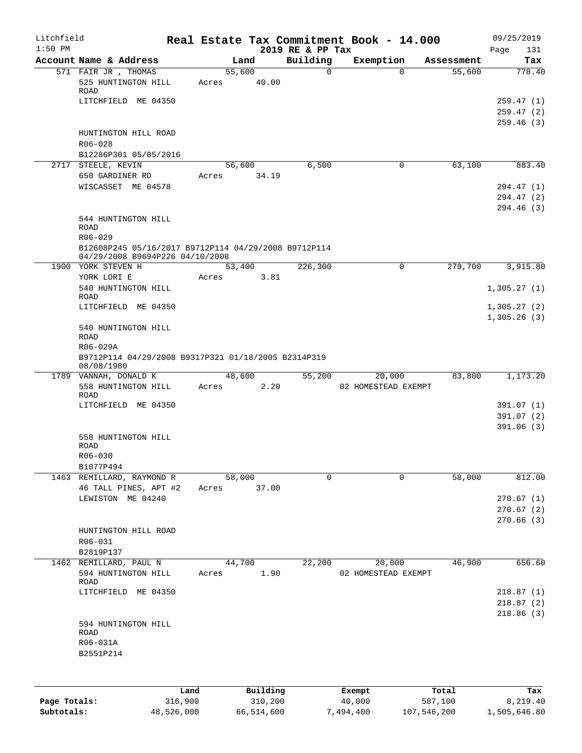Litchfield                    Real Estate Tax Commitment Book - 14.000                    09/25/2019
1:50 PM                                   2019 RE & PP Tax                                Page 131

| Account Name & Address | Land | Building | Exemption | Assessment | Tax |
|---|---|---|---|---|---|
| 571 FAIR JR , THOMAS | 55,600 | 0 | 0 | 55,600 | 778.40 |
| 525 HUNTINGTON HILL ROAD | Acres 40.00 | | | | |
| LITCHFIELD ME 04350 | | | | | 259.47 (1) |
| | | | | | 259.47 (2) |
| | | | | | 259.46 (3) |
| HUNTINGTON HILL ROAD | | | | | |
| R06-028 | | | | | |
| B12286P301 05/05/2016 | | | | | |
| 2717 STEELE, KEVIN | 56,600 | 6,500 | 0 | 63,100 | 883.40 |
| 650 GARDINER RD | Acres 34.19 | | | | |
| WISCASSET ME 04578 | | | | | 294.47 (1) |
| | | | | | 294.47 (2) |
| | | | | | 294.46 (3) |
| 544 HUNTINGTON HILL ROAD | | | | | |
| R06-029 | | | | | |
| B12608P245 05/16/2017 B9712P114 04/29/2008 B9712P114 04/29/2008 B9694P226 04/10/2008 | | | | | |
| 1900 YORK STEVEN H | 53,400 | 226,300 | 0 | 279,700 | 3,915.80 |
| YORK LORI E | Acres 3.81 | | | | |
| 540 HUNTINGTON HILL ROAD | | | | | 1,305.27 (1) |
| LITCHFIELD ME 04350 | | | | | 1,305.27 (2) |
| | | | | | 1,305.26 (3) |
| 540 HUNTINGTON HILL ROAD | | | | | |
| R06-029A | | | | | |
| B9712P114 04/29/2008 B9317P321 01/18/2005 B2314P319 08/08/1980 | | | | | |
| 1789 VANNAH, DONALD K | 48,600 | 55,200 | 20,000 | 83,800 | 1,173.20 |
| 558 HUNTINGTON HILL ROAD | Acres 2.20 | | 02 HOMESTEAD EXEMPT | | |
| LITCHFIELD ME 04350 | | | | | 391.07 (1) |
| | | | | | 391.07 (2) |
| | | | | | 391.06 (3) |
| 558 HUNTINGTON HILL ROAD | | | | | |
| R06-030 | | | | | |
| B1077P494 | | | | | |
| 1463 REMILLARD, RAYMOND R | 58,000 | 0 | 0 | 58,000 | 812.00 |
| 46 TALL PINES, APT #2 | Acres 37.00 | | | | |
| LEWISTON ME 04240 | | | | | 270.67 (1) |
| | | | | | 270.67 (2) |
| | | | | | 270.66 (3) |
| HUNTINGTON HILL ROAD | | | | | |
| R06-031 | | | | | |
| B2819P137 | | | | | |
| 1462 REMILLARD, PAUL N | 44,700 | 22,200 | 20,000 | 46,900 | 656.60 |
| 594 HUNTINGTON HILL ROAD | Acres 1.90 | | 02 HOMESTEAD EXEMPT | | |
| LITCHFIELD ME 04350 | | | | | 218.87 (1) |
| | | | | | 218.87 (2) |
| | | | | | 218.86 (3) |
| 594 HUNTINGTON HILL ROAD | | | | | |
| R06-031A | | | | | |
| B2551P214 | | | | | |

| | Land | Building | Exempt | Total | Tax |
|---|---|---|---|---|---|
| Page Totals: | 316,900 | 310,200 | 40,000 | 587,100 | 8,219.40 |
| Subtotals: | 48,526,000 | 66,514,600 | 7,494,400 | 107,546,200 | 1,505,646.80 |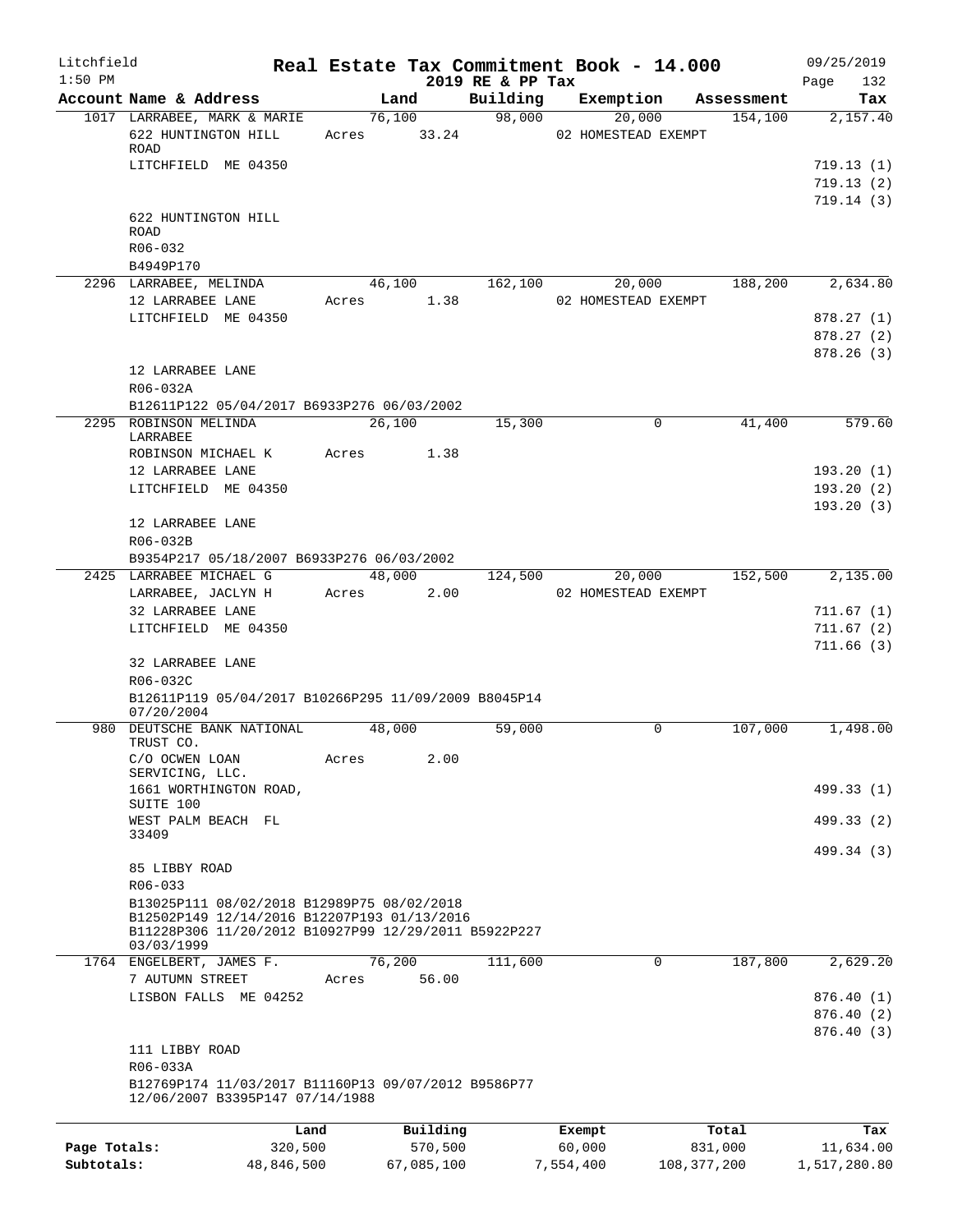Litchfield 1:50 PM

# Real Estate Tax Commitment Book - 14.000

2019 RE & PP Tax

09/25/2019

| Account Name & Address | Land | Building | Exemption | Assessment | Tax |
|---|---|---|---|---|---|
| 1017 LARRABEE, MARK & MARIE | 76,100 | 98,000 | 20,000 | 154,100 | 2,157.40 |
| 622 HUNTINGTON HILL ROAD | Acres 33.24 | | 02 HOMESTEAD EXEMPT | | |
| LITCHFIELD ME 04350 | | | | | 719.13 (1) |
| | | | | | 719.13 (2) |
| | | | | | 719.14 (3) |
| 622 HUNTINGTON HILL ROAD | | | | | |
| R06-032 | | | | | |
| B4949P170 | | | | | |
| 2296 LARRABEE, MELINDA | 46,100 | 162,100 | 20,000 | 188,200 | 2,634.80 |
| 12 LARRABEE LANE | Acres 1.38 | | 02 HOMESTEAD EXEMPT | | |
| LITCHFIELD ME 04350 | | | | | 878.27 (1) |
| | | | | | 878.27 (2) |
| | | | | | 878.26 (3) |
| 12 LARRABEE LANE | | | | | |
| R06-032A | | | | | |
| B12611P122 05/04/2017 B6933P276 06/03/2002 | | | | | |
| 2295 ROBINSON MELINDA LARRABEE | 26,100 | 15,300 | 0 | 41,400 | 579.60 |
| ROBINSON MICHAEL K | Acres 1.38 | | | | |
| 12 LARRABEE LANE | | | | | 193.20 (1) |
| LITCHFIELD ME 04350 | | | | | 193.20 (2) |
| | | | | | 193.20 (3) |
| 12 LARRABEE LANE | | | | | |
| R06-032B | | | | | |
| B9354P217 05/18/2007 B6933P276 06/03/2002 | | | | | |
| 2425 LARRABEE MICHAEL G | 48,000 | 124,500 | 20,000 | 152,500 | 2,135.00 |
| LARRABEE, JACLYN H | Acres 2.00 | | 02 HOMESTEAD EXEMPT | | |
| 32 LARRABEE LANE | | | | | 711.67 (1) |
| LITCHFIELD ME 04350 | | | | | 711.67 (2) |
| | | | | | 711.66 (3) |
| 32 LARRABEE LANE | | | | | |
| R06-032C | | | | | |
| B12611P119 05/04/2017 B10266P295 11/09/2009 B8045P14 07/20/2004 | | | | | |
| 980 DEUTSCHE BANK NATIONAL TRUST CO. | 48,000 | 59,000 | 0 | 107,000 | 1,498.00 |
| C/O OCWEN LOAN SERVICING, LLC. | Acres 2.00 | | | | |
| 1661 WORTHINGTON ROAD, SUITE 100 | | | | | 499.33 (1) |
| WEST PALM BEACH FL 33409 | | | | | 499.33 (2) |
| | | | | | 499.34 (3) |
| 85 LIBBY ROAD | | | | | |
| R06-033 | | | | | |
| B13025P111 08/02/2018 B12989P75 08/02/2018 B12502P149 12/14/2016 B12207P193 01/13/2016 B11228P306 11/20/2012 B10927P99 12/29/2011 B5922P227 03/03/1999 | | | | | |
| 1764 ENGELBERT, JAMES F. | 76,200 | 111,600 | 0 | 187,800 | 2,629.20 |
| 7 AUTUMN STREET | Acres 56.00 | | | | |
| LISBON FALLS ME 04252 | | | | | 876.40 (1) |
| | | | | | 876.40 (2) |
| | | | | | 876.40 (3) |
| 111 LIBBY ROAD | | | | | |
| R06-033A | | | | | |
| B12769P174 11/03/2017 B11160P13 09/07/2012 B9586P77 12/06/2007 B3395P147 07/14/1988 | | | | | |

| | Land | Building | Exempt | Total | Tax |
|---|---|---|---|---|---|
| Page Totals: | 320,500 | 570,500 | 60,000 | 831,000 | 11,634.00 |
| Subtotals: | 48,846,500 | 67,085,100 | 7,554,400 | 108,377,200 | 1,517,280.80 |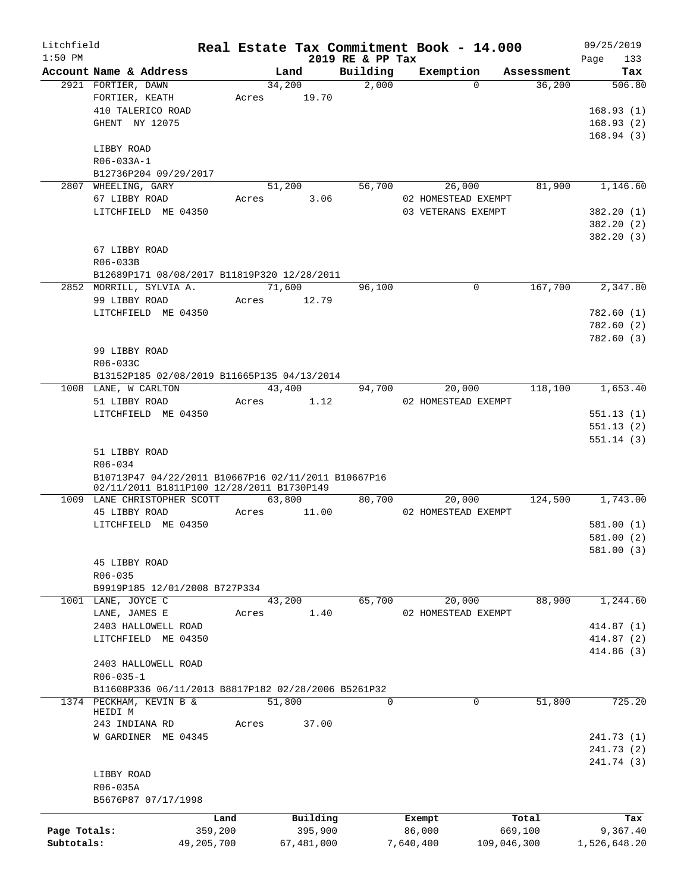Litchfield 1:50 PM

**Real Estate Tax Commitment Book - 14.000**
**2019 RE & PP Tax**

09/25/2019

| Account | Name & Address | Land | Building | Exemption | Assessment | Tax |
|---|---|---|---|---|---|---|
| 2921 | FORTIER, DAWN | 34,200 | 2,000 | 0 | 36,200 | 506.80 |
| | FORTIER, KEATH | Acres 19.70 | | | | |
| | 410 TALERICO ROAD | | | | | 168.93 (1) |
| | GHENT NY 12075 | | | | | 168.93 (2) |
| | | | | | | 168.94 (3) |
| | LIBBY ROAD | | | | | |
| | R06-033A-1 | | | | | |
| | B12736P204 09/29/2017 | | | | | |
| 2807 | WHEELING, GARY | 51,200 | 56,700 | 26,000 | 81,900 | 1,146.60 |
| | 67 LIBBY ROAD | Acres 3.06 | | 02 HOMESTEAD EXEMPT | | |
| | LITCHFIELD ME 04350 | | | 03 VETERANS EXEMPT | | 382.20 (1) |
| | | | | | | 382.20 (2) |
| | | | | | | 382.20 (3) |
| | 67 LIBBY ROAD | | | | | |
| | R06-033B | | | | | |
| | B12689P171 08/08/2017 B11819P320 12/28/2011 | | | | | |
| 2852 | MORRILL, SYLVIA A. | 71,600 | 96,100 | 0 | 167,700 | 2,347.80 |
| | 99 LIBBY ROAD | Acres 12.79 | | | | |
| | LITCHFIELD ME 04350 | | | | | 782.60 (1) |
| | | | | | | 782.60 (2) |
| | | | | | | 782.60 (3) |
| | 99 LIBBY ROAD | | | | | |
| | R06-033C | | | | | |
| | B13152P185 02/08/2019 B11665P135 04/13/2014 | | | | | |
| 1008 | LANE, W CARLTON | 43,400 | 94,700 | 20,000 | 118,100 | 1,653.40 |
| | 51 LIBBY ROAD | Acres 1.12 | | 02 HOMESTEAD EXEMPT | | |
| | LITCHFIELD ME 04350 | | | | | 551.13 (1) |
| | | | | | | 551.13 (2) |
| | | | | | | 551.14 (3) |
| | 51 LIBBY ROAD | | | | | |
| | R06-034 | | | | | |
| | B10713P47 04/22/2011 B10667P16 02/11/2011 B10667P16 02/11/2011 B1811P100 12/28/2011 B1730P149 | | | | | |
| 1009 | LANE CHRISTOPHER SCOTT | 63,800 | 80,700 | 20,000 | 124,500 | 1,743.00 |
| | 45 LIBBY ROAD | Acres 11.00 | | 02 HOMESTEAD EXEMPT | | |
| | LITCHFIELD ME 04350 | | | | | 581.00 (1) |
| | | | | | | 581.00 (2) |
| | | | | | | 581.00 (3) |
| | 45 LIBBY ROAD | | | | | |
| | R06-035 | | | | | |
| | B9919P185 12/01/2008 B727P334 | | | | | |
| 1001 | LANE, JOYCE C | 43,200 | 65,700 | 20,000 | 88,900 | 1,244.60 |
| | LANE, JAMES E | Acres 1.40 | | 02 HOMESTEAD EXEMPT | | |
| | 2403 HALLOWELL ROAD | | | | | 414.87 (1) |
| | LITCHFIELD ME 04350 | | | | | 414.87 (2) |
| | | | | | | 414.86 (3) |
| | 2403 HALLOWELL ROAD | | | | | |
| | R06-035-1 | | | | | |
| | B11608P336 06/11/2013 B8817P182 02/28/2006 B5261P32 | | | | | |
| 1374 | PECKHAM, KEVIN B & HEIDI M | 51,800 | 0 | 0 | 51,800 | 725.20 |
| | 243 INDIANA RD | Acres 37.00 | | | | |
| | W GARDINER ME 04345 | | | | | 241.73 (1) |
| | | | | | | 241.73 (2) |
| | | | | | | 241.74 (3) |
| | LIBBY ROAD | | | | | |
| | R06-035A | | | | | |
| | B5676P87 07/17/1998 | | | | | |

| | Land | Building | Exempt | Total | Tax |
|---|---|---|---|---|---|
| Page Totals: | 359,200 | 395,900 | 86,000 | 669,100 | 9,367.40 |
| Subtotals: | 49,205,700 | 67,481,000 | 7,640,400 | 109,046,300 | 1,526,648.20 |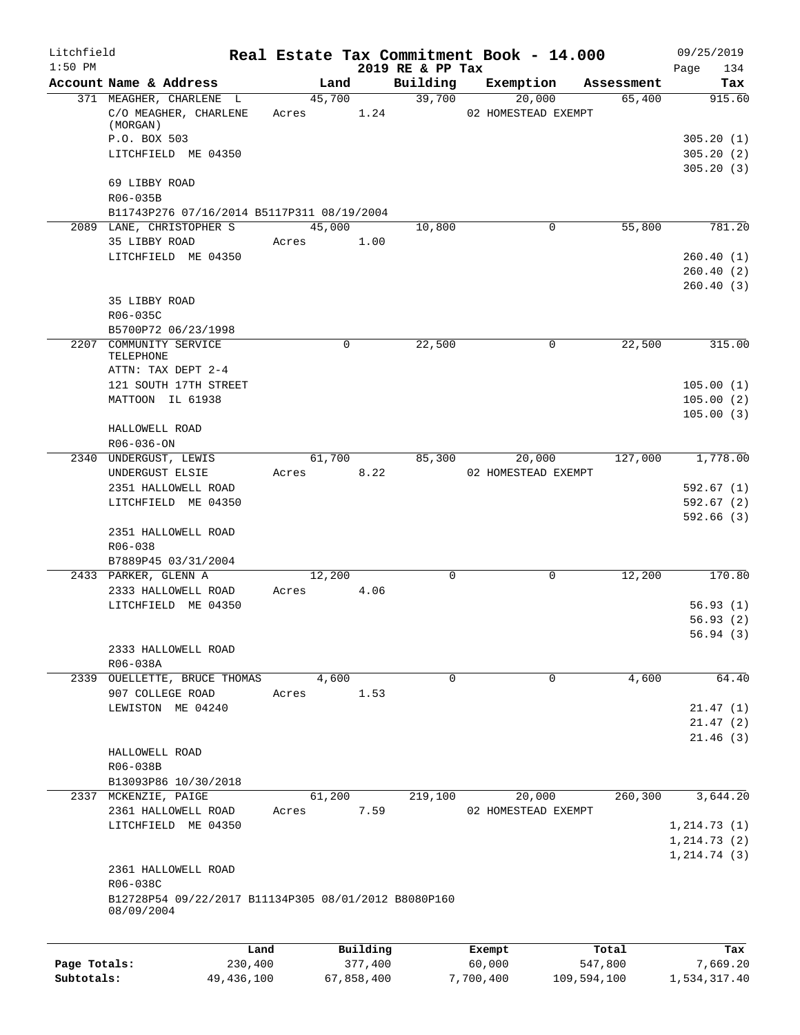Litchfield 1:50 PM

# Real Estate Tax Commitment Book - 14.000

## 2019 RE & PP Tax

09/25/2019

| Account Name & Address | Land | Building | Exemption | Assessment | Tax |
|---|---|---|---|---|---|
| 371 MEAGHER, CHARLENE L | 45,700 | 39,700 | 20,000 | 65,400 | 915.60 |
| C/O MEAGHER, CHARLENE (MORGAN) | Acres 1.24 | | 02 HOMESTEAD EXEMPT | | |
| P.O. BOX 503 | | | | | 305.20 (1) |
| LITCHFIELD ME 04350 | | | | | 305.20 (2) |
| | | | | | 305.20 (3) |
| 69 LIBBY ROAD | | | | | |
| R06-035B | | | | | |
| B11743P276 07/16/2014 B5117P311 08/19/2004 | | | | | |
| 2089 LANE, CHRISTOPHER S | 45,000 | 10,800 | 0 | 55,800 | 781.20 |
| 35 LIBBY ROAD | Acres 1.00 | | | | |
| LITCHFIELD ME 04350 | | | | | 260.40 (1) |
| | | | | | 260.40 (2) |
| | | | | | 260.40 (3) |
| 35 LIBBY ROAD | | | | | |
| R06-035C | | | | | |
| B5700P72 06/23/1998 | | | | | |
| 2207 COMMUNITY SERVICE TELEPHONE | 0 | 22,500 | 0 | 22,500 | 315.00 |
| ATTN: TAX DEPT 2-4 | | | | | |
| 121 SOUTH 17TH STREET | | | | | 105.00 (1) |
| MATTOON IL 61938 | | | | | 105.00 (2) |
| | | | | | 105.00 (3) |
| HALLOWELL ROAD | | | | | |
| R06-036-ON | | | | | |
| 2340 UNDERGUST, LEWIS | 61,700 | 85,300 | 20,000 | 127,000 | 1,778.00 |
| UNDERGUST ELSIE | Acres 8.22 | | 02 HOMESTEAD EXEMPT | | |
| 2351 HALLOWELL ROAD | | | | | 592.67 (1) |
| LITCHFIELD ME 04350 | | | | | 592.67 (2) |
| | | | | | 592.66 (3) |
| 2351 HALLOWELL ROAD | | | | | |
| R06-038 | | | | | |
| B7889P45 03/31/2004 | | | | | |
| 2433 PARKER, GLENN A | 12,200 | 0 | 0 | 12,200 | 170.80 |
| 2333 HALLOWELL ROAD | Acres 4.06 | | | | |
| LITCHFIELD ME 04350 | | | | | 56.93 (1) |
| | | | | | 56.93 (2) |
| | | | | | 56.94 (3) |
| 2333 HALLOWELL ROAD | | | | | |
| R06-038A | | | | | |
| 2339 OUELLETTE, BRUCE THOMAS | 4,600 | 0 | 0 | 4,600 | 64.40 |
| 907 COLLEGE ROAD | Acres 1.53 | | | | |
| LEWISTON ME 04240 | | | | | 21.47 (1) |
| | | | | | 21.47 (2) |
| | | | | | 21.46 (3) |
| HALLOWELL ROAD | | | | | |
| R06-038B | | | | | |
| B13093P86 10/30/2018 | | | | | |
| 2337 MCKENZIE, PAIGE | 61,200 | 219,100 | 20,000 | 260,300 | 3,644.20 |
| 2361 HALLOWELL ROAD | Acres 7.59 | | 02 HOMESTEAD EXEMPT | | |
| LITCHFIELD ME 04350 | | | | | 1,214.73 (1) |
| | | | | | 1,214.73 (2) |
| | | | | | 1,214.74 (3) |
| 2361 HALLOWELL ROAD | | | | | |
| R06-038C | | | | | |
| B12728P54 09/22/2017 B11134P305 08/01/2012 B8080P160 08/09/2004 | | | | | |

| | Land | Building | Exempt | Total | Tax |
|---|---|---|---|---|---|
| Page Totals: | 230,400 | 377,400 | 60,000 | 547,800 | 7,669.20 |
| Subtotals: | 49,436,100 | 67,858,400 | 7,700,400 | 109,594,100 | 1,534,317.40 |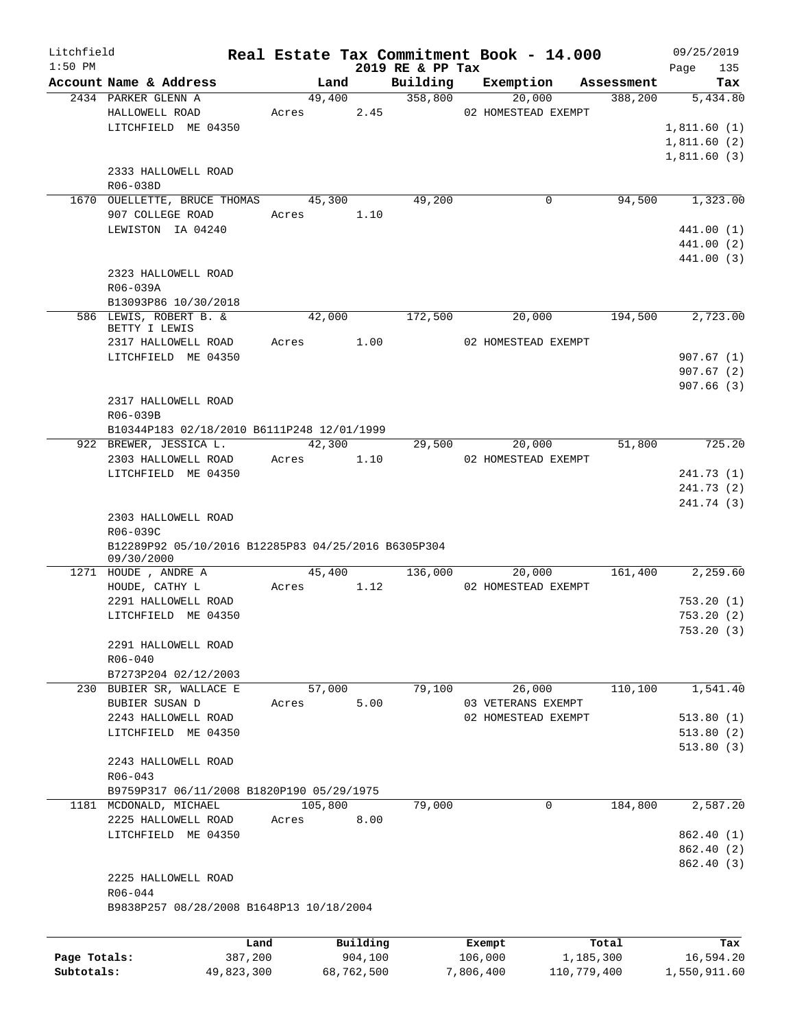Litchfield
1:50 PM

# Real Estate Tax Commitment Book - 14.000

2019 RE & PP Tax

09/25/2019
Page 135

| Account Name & Address | Land | Building | Exemption | Assessment | Tax |
|---|---|---|---|---|---|
| 2434 PARKER GLENN A | 49,400 | 358,800 | 20,000 | 388,200 | 5,434.80 |
| HALLOWELL ROAD | Acres 2.45 | | 02 HOMESTEAD EXEMPT | | |
| LITCHFIELD ME 04350 | | | | | 1,811.60 (1) |
| | | | | | 1,811.60 (2) |
| | | | | | 1,811.60 (3) |
| 2333 HALLOWELL ROAD | | | | | |
| R06-038D | | | | | |
| 1670 OUELLETTE, BRUCE THOMAS | 45,300 | 49,200 | 0 | 94,500 | 1,323.00 |
| 907 COLLEGE ROAD | Acres 1.10 | | | | |
| LEWISTON IA 04240 | | | | | 441.00 (1) |
| | | | | | 441.00 (2) |
| | | | | | 441.00 (3) |
| 2323 HALLOWELL ROAD | | | | | |
| R06-039A | | | | | |
| B13093P86 10/30/2018 | | | | | |
| 586 LEWIS, ROBERT B. & BETTY I LEWIS | 42,000 | 172,500 | 20,000 | 194,500 | 2,723.00 |
| 2317 HALLOWELL ROAD | Acres 1.00 | | 02 HOMESTEAD EXEMPT | | |
| LITCHFIELD ME 04350 | | | | | 907.67 (1) |
| | | | | | 907.67 (2) |
| | | | | | 907.66 (3) |
| 2317 HALLOWELL ROAD | | | | | |
| R06-039B | | | | | |
| B10344P183 02/18/2010 B6111P248 12/01/1999 | | | | | |
| 922 BREWER, JESSICA L. | 42,300 | 29,500 | 20,000 | 51,800 | 725.20 |
| 2303 HALLOWELL ROAD | Acres 1.10 | | 02 HOMESTEAD EXEMPT | | |
| LITCHFIELD ME 04350 | | | | | 241.73 (1) |
| | | | | | 241.73 (2) |
| | | | | | 241.74 (3) |
| 2303 HALLOWELL ROAD | | | | | |
| R06-039C | | | | | |
| B12289P92 05/10/2016 B12285P83 04/25/2016 B6305P304 09/30/2000 | | | | | |
| 1271 HOUDE , ANDRE A | 45,400 | 136,000 | 20,000 | 161,400 | 2,259.60 |
| HOUDE, CATHY L | Acres 1.12 | | 02 HOMESTEAD EXEMPT | | |
| 2291 HALLOWELL ROAD | | | | | 753.20 (1) |
| LITCHFIELD ME 04350 | | | | | 753.20 (2) |
| | | | | | 753.20 (3) |
| 2291 HALLOWELL ROAD | | | | | |
| R06-040 | | | | | |
| B7273P204 02/12/2003 | | | | | |
| 230 BUBIER SR, WALLACE E | 57,000 | 79,100 | 26,000 | 110,100 | 1,541.40 |
| BUBIER SUSAN D | Acres 5.00 | | 03 VETERANS EXEMPT | | |
| 2243 HALLOWELL ROAD | | | 02 HOMESTEAD EXEMPT | | 513.80 (1) |
| LITCHFIELD ME 04350 | | | | | 513.80 (2) |
| | | | | | 513.80 (3) |
| 2243 HALLOWELL ROAD | | | | | |
| R06-043 | | | | | |
| B9759P317 06/11/2008 B1820P190 05/29/1975 | | | | | |
| 1181 MCDONALD, MICHAEL | 105,800 | 79,000 | 0 | 184,800 | 2,587.20 |
| 2225 HALLOWELL ROAD | Acres 8.00 | | | | |
| LITCHFIELD ME 04350 | | | | | 862.40 (1) |
| | | | | | 862.40 (2) |
| | | | | | 862.40 (3) |
| 2225 HALLOWELL ROAD | | | | | |
| R06-044 | | | | | |
| B9838P257 08/28/2008 B1648P13 10/18/2004 | | | | | |

| | Land | Building | Exempt | Total | Tax |
|---|---|---|---|---|---|
| Page Totals: | 387,200 | 904,100 | 106,000 | 1,185,300 | 16,594.20 |
| Subtotals: | 49,823,300 | 68,762,500 | 7,806,400 | 110,779,400 | 1,550,911.60 |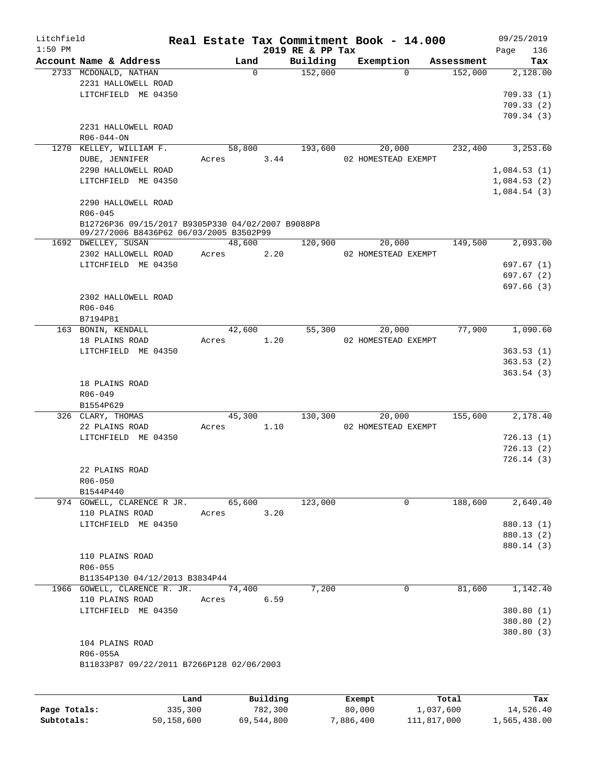Litchfield 1:50 PM

# Real Estate Tax Commitment Book - 14.000

2019 RE & PP Tax

09/25/2019 Page 136

| Account Name & Address | Land | Building | Exemption | Assessment | Tax |
|---|---|---|---|---|---|
| 2733 MCDONALD, NATHAN | 0 | 152,000 | 0 | 152,000 | 2,128.00 |
| 2231 HALLOWELL ROAD | | | | | |
| LITCHFIELD ME 04350 | | | | | 709.33 (1) |
| | | | | | 709.33 (2) |
| | | | | | 709.34 (3) |
| 2231 HALLOWELL ROAD | | | | | |
| R06-044-ON | | | | | |
| 1270 KELLEY, WILLIAM F. | 58,800 | 193,600 | 20,000 | 232,400 | 3,253.60 |
| DUBE, JENNIFER | Acres 3.44 | | 02 HOMESTEAD EXEMPT | | |
| 2290 HALLOWELL ROAD | | | | | 1,084.53 (1) |
| LITCHFIELD ME 04350 | | | | | 1,084.53 (2) |
| | | | | | 1,084.54 (3) |
| 2290 HALLOWELL ROAD | | | | | |
| R06-045 | | | | | |
| B12726P36 09/15/2017 B9305P330 04/02/2007 B9088P8 09/27/2006 B8436P62 06/03/2005 B3502P99 | | | | | |
| 1692 DWELLEY, SUSAN | 48,600 | 120,900 | 20,000 | 149,500 | 2,093.00 |
| 2302 HALLOWELL ROAD | Acres 2.20 | | 02 HOMESTEAD EXEMPT | | |
| LITCHFIELD ME 04350 | | | | | 697.67 (1) |
| | | | | | 697.67 (2) |
| | | | | | 697.66 (3) |
| 2302 HALLOWELL ROAD | | | | | |
| R06-046 | | | | | |
| B7194P81 | | | | | |
| 163 BONIN, KENDALL | 42,600 | 55,300 | 20,000 | 77,900 | 1,090.60 |
| 18 PLAINS ROAD | Acres 1.20 | | 02 HOMESTEAD EXEMPT | | |
| LITCHFIELD ME 04350 | | | | | 363.53 (1) |
| | | | | | 363.53 (2) |
| | | | | | 363.54 (3) |
| 18 PLAINS ROAD | | | | | |
| R06-049 | | | | | |
| B1554P629 | | | | | |
| 326 CLARY, THOMAS | 45,300 | 130,300 | 20,000 | 155,600 | 2,178.40 |
| 22 PLAINS ROAD | Acres 1.10 | | 02 HOMESTEAD EXEMPT | | |
| LITCHFIELD ME 04350 | | | | | 726.13 (1) |
| | | | | | 726.13 (2) |
| | | | | | 726.14 (3) |
| 22 PLAINS ROAD | | | | | |
| R06-050 | | | | | |
| B1544P440 | | | | | |
| 974 GOWELL, CLARENCE R JR. | 65,600 | 123,000 | 0 | 188,600 | 2,640.40 |
| 110 PLAINS ROAD | Acres 3.20 | | | | |
| LITCHFIELD ME 04350 | | | | | 880.13 (1) |
| | | | | | 880.13 (2) |
| | | | | | 880.14 (3) |
| 110 PLAINS ROAD | | | | | |
| R06-055 | | | | | |
| B11354P130 04/12/2013 B3834P44 | | | | | |
| 1966 GOWELL, CLARENCE R. JR. | 74,400 | 7,200 | 0 | 81,600 | 1,142.40 |
| 110 PLAINS ROAD | Acres 6.59 | | | | |
| LITCHFIELD ME 04350 | | | | | 380.80 (1) |
| | | | | | 380.80 (2) |
| | | | | | 380.80 (3) |
| 104 PLAINS ROAD | | | | | |
| R06-055A | | | | | |
| B11833P87 09/22/2011 B7266P128 02/06/2003 | | | | | |

| | Land | Building | Exempt | Total | Tax |
|---|---|---|---|---|---|
| Page Totals: | 335,300 | 782,300 | 80,000 | 1,037,600 | 14,526.40 |
| Subtotals: | 50,158,600 | 69,544,800 | 7,886,400 | 111,817,000 | 1,565,438.00 |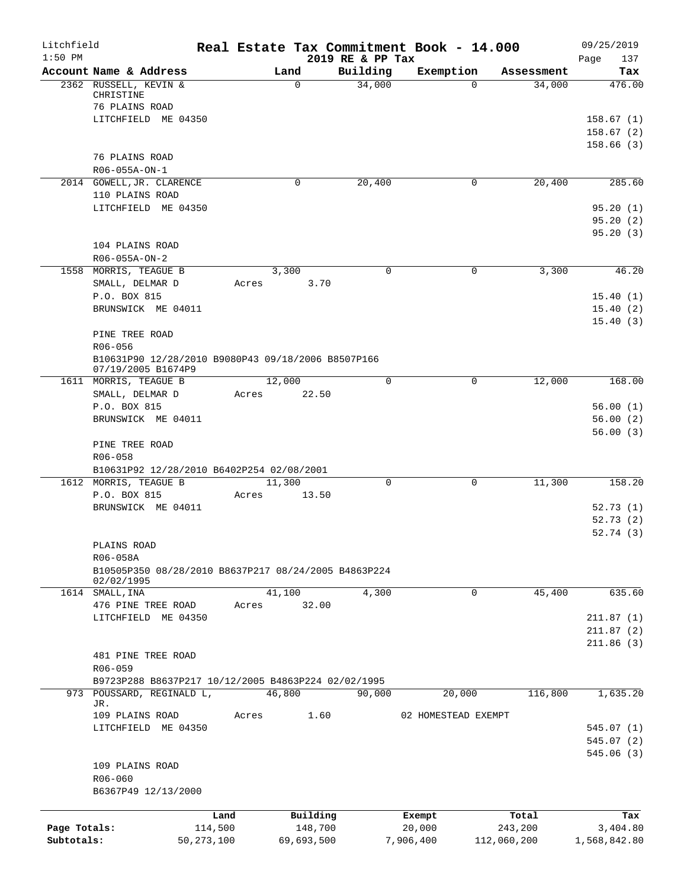Litchfield
1:50 PM

# Real Estate Tax Commitment Book - 14.000

2019 RE & PP Tax

09/25/2019

| Account Name & Address | Land | Building | Exemption | Assessment | Tax |
|---|---|---|---|---|---|
| 2362 RUSSELL, KEVIN & CHRISTINE | 0 | 34,000 | 0 | 34,000 | 476.00 |
| 76 PLAINS ROAD | | | | | |
| LITCHFIELD ME 04350 | | | | | 158.67 (1) |
| | | | | | 158.67 (2) |
| | | | | | 158.66 (3) |
| 76 PLAINS ROAD | | | | | |
| R06-055A-ON-1 | | | | | |
| 2014 GOWELL,JR. CLARENCE | 0 | 20,400 | 0 | 20,400 | 285.60 |
| 110 PLAINS ROAD | | | | | |
| LITCHFIELD ME 04350 | | | | | 95.20 (1) |
| | | | | | 95.20 (2) |
| | | | | | 95.20 (3) |
| 104 PLAINS ROAD | | | | | |
| R06-055A-ON-2 | | | | | |
| 1558 MORRIS, TEAGUE B | 3,300 | 0 | 0 | 3,300 | 46.20 |
| SMALL, DELMAR D | Acres 3.70 | | | | |
| P.O. BOX 815 | | | | | 15.40 (1) |
| BRUNSWICK ME 04011 | | | | | 15.40 (2) |
| | | | | | 15.40 (3) |
| PINE TREE ROAD | | | | | |
| R06-056 | | | | | |
| B10631P90 12/28/2010 B9080P43 09/18/2006 B8507P166 07/19/2005 B1674P9 | | | | | |
| 1611 MORRIS, TEAGUE B | 12,000 | 0 | 0 | 12,000 | 168.00 |
| SMALL, DELMAR D | Acres 22.50 | | | | |
| P.O. BOX 815 | | | | | 56.00 (1) |
| BRUNSWICK ME 04011 | | | | | 56.00 (2) |
| | | | | | 56.00 (3) |
| PINE TREE ROAD | | | | | |
| R06-058 | | | | | |
| B10631P92 12/28/2010 B6402P254 02/08/2001 | | | | | |
| 1612 MORRIS, TEAGUE B | 11,300 | 0 | 0 | 11,300 | 158.20 |
| P.O. BOX 815 | Acres 13.50 | | | | |
| BRUNSWICK ME 04011 | | | | | 52.73 (1) |
| | | | | | 52.73 (2) |
| | | | | | 52.74 (3) |
| PLAINS ROAD | | | | | |
| R06-058A | | | | | |
| B10505P350 08/28/2010 B8637P217 08/24/2005 B4863P224 02/02/1995 | | | | | |
| 1614 SMALL, INA | 41,100 | 4,300 | 0 | 45,400 | 635.60 |
| 476 PINE TREE ROAD | Acres 32.00 | | | | |
| LITCHFIELD ME 04350 | | | | | 211.87 (1) |
| | | | | | 211.87 (2) |
| | | | | | 211.86 (3) |
| 481 PINE TREE ROAD | | | | | |
| R06-059 | | | | | |
| B9723P288 B8637P217 10/12/2005 B4863P224 02/02/1995 | | | | | |
| 973 POUSSARD, REGINALD L, JR. | 46,800 | 90,000 | 20,000 | 116,800 | 1,635.20 |
| 109 PLAINS ROAD | Acres 1.60 | | 02 HOMESTEAD EXEMPT | | |
| LITCHFIELD ME 04350 | | | | | 545.07 (1) |
| | | | | | 545.07 (2) |
| | | | | | 545.06 (3) |
| 109 PLAINS ROAD | | | | | |
| R06-060 | | | | | |
| B6367P49 12/13/2000 | | | | | |

| | Land | Building | Exempt | Total | Tax |
|---|---|---|---|---|---|
| Page Totals: | 114,500 | 148,700 | 20,000 | 243,200 | 3,404.80 |
| Subtotals: | 50,273,100 | 69,693,500 | 7,906,400 | 112,060,200 | 1,568,842.80 |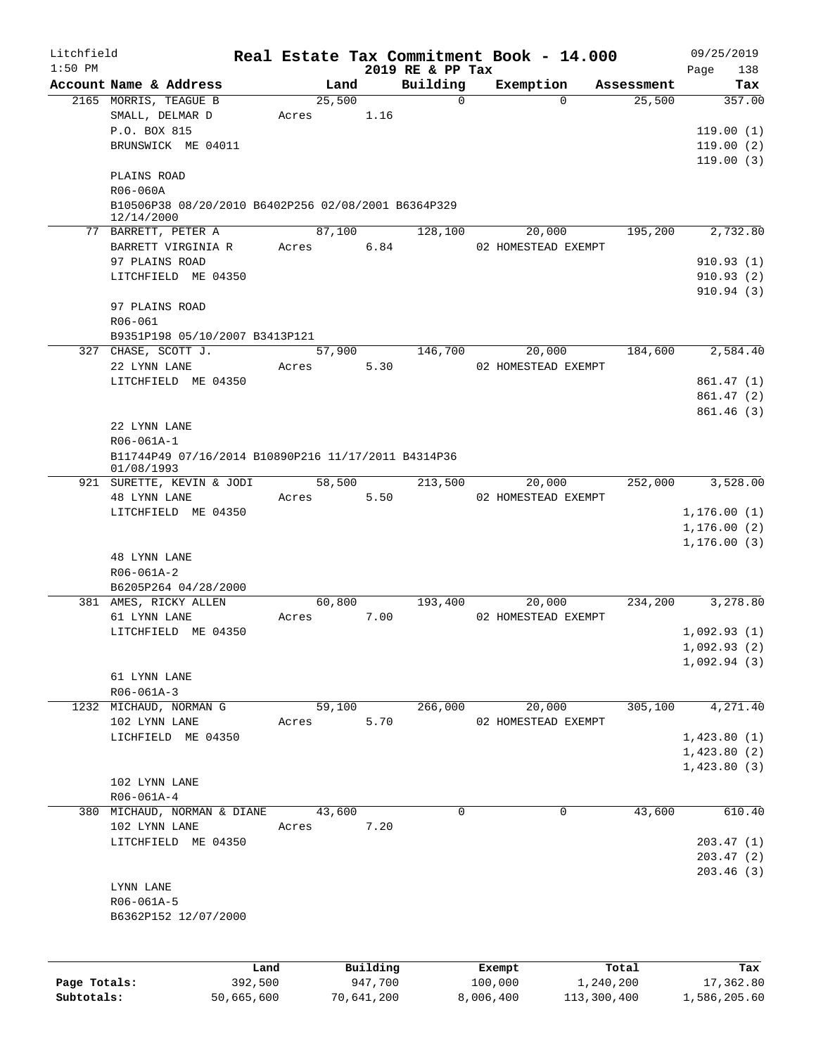Litchfield 1:50 PM

# Real Estate Tax Commitment Book - 14.000

2019 RE & PP Tax

09/25/2019

| Account Name & Address | Land | Building | Exemption | Assessment | Tax |
|---|---|---|---|---|---|
| 2165 MORRIS, TEAGUE B | 25,500 | 0 | 0 | 25,500 | 357.00 |
| SMALL, DELMAR D | Acres 1.16 | | | | |
| P.O. BOX 815 | | | | | 119.00 (1) |
| BRUNSWICK ME 04011 | | | | | 119.00 (2) |
| | | | | | 119.00 (3) |
| PLAINS ROAD | | | | | |
| R06-060A | | | | | |
| B10506P38 08/20/2010 B6402P256 02/08/2001 B6364P329 12/14/2000 | | | | | |
| 77 BARRETT, PETER A | 87,100 | 128,100 | 20,000 | 195,200 | 2,732.80 |
| BARRETT VIRGINIA R | Acres 6.84 | | 02 HOMESTEAD EXEMPT | | |
| 97 PLAINS ROAD | | | | | 910.93 (1) |
| LITCHFIELD ME 04350 | | | | | 910.93 (2) |
| | | | | | 910.94 (3) |
| 97 PLAINS ROAD | | | | | |
| R06-061 | | | | | |
| B9351P198 05/10/2007 B3413P121 | | | | | |
| 327 CHASE, SCOTT J. | 57,900 | 146,700 | 20,000 | 184,600 | 2,584.40 |
| 22 LYNN LANE | Acres 5.30 | | 02 HOMESTEAD EXEMPT | | |
| LITCHFIELD ME 04350 | | | | | 861.47 (1) |
| | | | | | 861.47 (2) |
| | | | | | 861.46 (3) |
| 22 LYNN LANE | | | | | |
| R06-061A-1 | | | | | |
| B11744P49 07/16/2014 B10890P216 11/17/2011 B4314P36 01/08/1993 | | | | | |
| 921 SURETTE, KEVIN & JODI | 58,500 | 213,500 | 20,000 | 252,000 | 3,528.00 |
| 48 LYNN LANE | Acres 5.50 | | 02 HOMESTEAD EXEMPT | | |
| LITCHFIELD ME 04350 | | | | | 1,176.00 (1) |
| | | | | | 1,176.00 (2) |
| | | | | | 1,176.00 (3) |
| 48 LYNN LANE | | | | | |
| R06-061A-2 | | | | | |
| B6205P264 04/28/2000 | | | | | |
| 381 AMES, RICKY ALLEN | 60,800 | 193,400 | 20,000 | 234,200 | 3,278.80 |
| 61 LYNN LANE | Acres 7.00 | | 02 HOMESTEAD EXEMPT | | |
| LITCHFIELD ME 04350 | | | | | 1,092.93 (1) |
| | | | | | 1,092.93 (2) |
| | | | | | 1,092.94 (3) |
| 61 LYNN LANE | | | | | |
| R06-061A-3 | | | | | |
| 1232 MICHAUD, NORMAN G | 59,100 | 266,000 | 20,000 | 305,100 | 4,271.40 |
| 102 LYNN LANE | Acres 5.70 | | 02 HOMESTEAD EXEMPT | | |
| LICHFIELD ME 04350 | | | | | 1,423.80 (1) |
| | | | | | 1,423.80 (2) |
| | | | | | 1,423.80 (3) |
| 102 LYNN LANE | | | | | |
| R06-061A-4 | | | | | |
| 380 MICHAUD, NORMAN & DIANE | 43,600 | 0 | 0 | 43,600 | 610.40 |
| 102 LYNN LANE | Acres 7.20 | | | | |
| LITCHFIELD ME 04350 | | | | | 203.47 (1) |
| | | | | | 203.47 (2) |
| | | | | | 203.46 (3) |
| LYNN LANE | | | | | |
| R06-061A-5 | | | | | |
| B6362P152 12/07/2000 | | | | | |

| | Land | Building | Exempt | Total | Tax |
|---|---|---|---|---|---|
| Page Totals: | 392,500 | 947,700 | 100,000 | 1,240,200 | 17,362.80 |
| Subtotals: | 50,665,600 | 70,641,200 | 8,006,400 | 113,300,400 | 1,586,205.60 |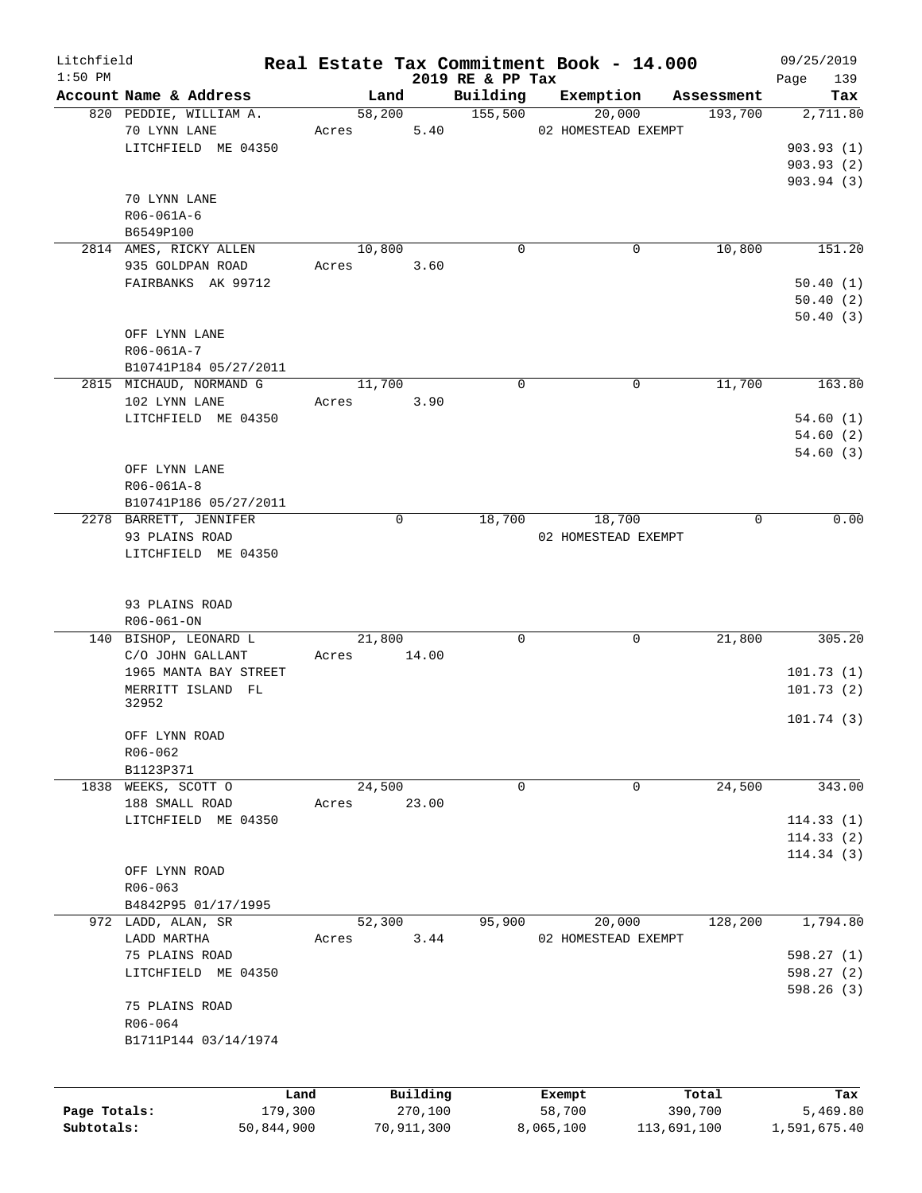Litchfield
1:50 PM

# Real Estate Tax Commitment Book - 14.000
## 2019 RE & PP Tax

09/25/2019

| Account | Name & Address | Land | Building | Exemption | Assessment | Tax |
|---|---|---|---|---|---|---|
| 820 | PEDDIE, WILLIAM A.<br>70 LYNN LANE<br>LITCHFIELD ME 04350<br><br>70 LYNN LANE<br>R06-061A-6<br>B6549P100 | 58,200<br>Acres 5.40 | 155,500 | 20,000<br>02 HOMESTEAD EXEMPT | 193,700 | 2,711.80<br>903.93 (1)<br>903.93 (2)<br>903.94 (3) |
| 2814 | AMES, RICKY ALLEN<br>935 GOLDPAN ROAD<br>FAIRBANKS AK 99712<br><br>OFF LYNN LANE<br>R06-061A-7<br>B10741P184 05/27/2011 | 10,800<br>Acres 3.60 | 0 | 0 | 10,800 | 151.20<br>50.40 (1)<br>50.40 (2)<br>50.40 (3) |
| 2815 | MICHAUD, NORMAND G<br>102 LYNN LANE<br>LITCHFIELD ME 04350<br><br>OFF LYNN LANE<br>R06-061A-8<br>B10741P186 05/27/2011 | 11,700<br>Acres 3.90 | 0 | 0 | 11,700 | 163.80<br>54.60 (1)<br>54.60 (2)<br>54.60 (3) |
| 2278 | BARRETT, JENNIFER<br>93 PLAINS ROAD<br>LITCHFIELD ME 04350<br><br>93 PLAINS ROAD<br>R06-061-ON | 0 | 18,700 | 18,700<br>02 HOMESTEAD EXEMPT | 0 | 0.00 |
| 140 | BISHOP, LEONARD L<br>C/O JOHN GALLANT<br>1965 MANTA BAY STREET<br>MERRITT ISLAND FL 32952<br><br>OFF LYNN ROAD<br>R06-062<br>B1123P371 | 21,800<br>Acres 14.00 | 0 | 0 | 21,800 | 305.20<br>101.73 (1)<br>101.73 (2)<br>101.74 (3) |
| 1838 | WEEKS, SCOTT O<br>188 SMALL ROAD<br>LITCHFIELD ME 04350<br><br>OFF LYNN ROAD<br>R06-063<br>B4842P95 01/17/1995 | 24,500<br>Acres 23.00 | 0 | 0 | 24,500 | 343.00<br>114.33 (1)<br>114.33 (2)<br>114.34 (3) |
| 972 | LADD, ALAN, SR<br>LADD MARTHA<br>75 PLAINS ROAD<br>LITCHFIELD ME 04350<br><br>75 PLAINS ROAD<br>R06-064<br>B1711P144 03/14/1974 | 52,300<br>Acres 3.44 | 95,900 | 20,000<br>02 HOMESTEAD EXEMPT | 128,200 | 1,794.80<br>598.27 (1)<br>598.27 (2)<br>598.26 (3) |

| | Land | Building | Exempt | Total | Tax |
|---|---|---|---|---|---|
| Page Totals: | 179,300 | 270,100 | 58,700 | 390,700 | 5,469.80 |
| Subtotals: | 50,844,900 | 70,911,300 | 8,065,100 | 113,691,100 | 1,591,675.40 |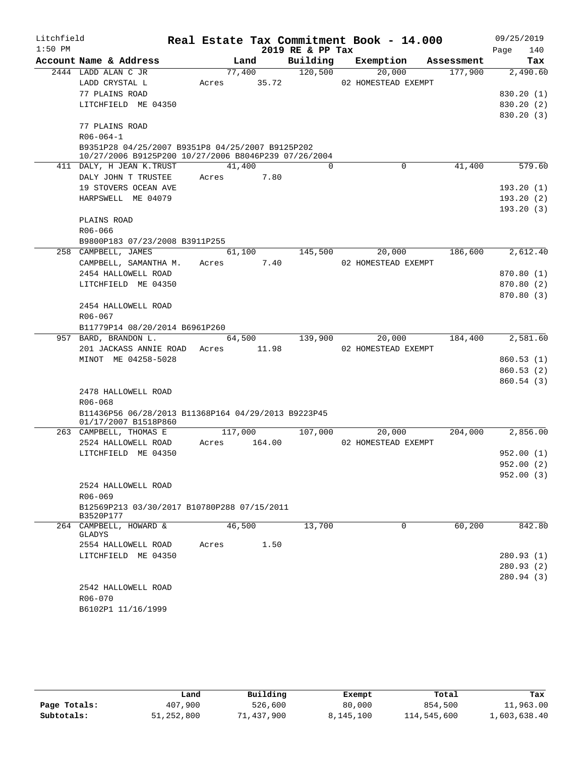Litchfield
1:50 PM

# Real Estate Tax Commitment Book - 14.000

2019 RE & PP Tax

09/25/2019
Page 140

| Account Name & Address | Land | Building | Exemption | Assessment | Tax |
|---|---|---|---|---|---|
| 2444 LADD ALAN C JR | 77,400 | 120,500 | 20,000 | 177,900 | 2,490.60 |
| LADD CRYSTAL L | Acres 35.72 | | 02 HOMESTEAD EXEMPT | | |
| 77 PLAINS ROAD | | | | | 830.20 (1) |
| LITCHFIELD ME 04350 | | | | | 830.20 (2) |
| | | | | | 830.20 (3) |
| 77 PLAINS ROAD | | | | | |
| R06-064-1 | | | | | |
| B9351P28 04/25/2007 B9351P8 04/25/2007 B9125P202 10/27/2006 B9125P200 10/27/2006 B8046P239 07/26/2004 | | | | | |
| 411 DALY, H JEAN K.TRUST | 41,400 | 0 | 0 | 41,400 | 579.60 |
| DALY JOHN T TRUSTEE | Acres 7.80 | | | | |
| 19 STOVERS OCEAN AVE | | | | | 193.20 (1) |
| HARPSWELL ME 04079 | | | | | 193.20 (2) |
| | | | | | 193.20 (3) |
| PLAINS ROAD | | | | | |
| R06-066 | | | | | |
| B9800P183 07/23/2008 B3911P255 | | | | | |
| 258 CAMPBELL, JAMES | 61,100 | 145,500 | 20,000 | 186,600 | 2,612.40 |
| CAMPBELL, SAMANTHA M. | Acres 7.40 | | 02 HOMESTEAD EXEMPT | | |
| 2454 HALLOWELL ROAD | | | | | 870.80 (1) |
| LITCHFIELD ME 04350 | | | | | 870.80 (2) |
| | | | | | 870.80 (3) |
| 2454 HALLOWELL ROAD | | | | | |
| R06-067 | | | | | |
| B11779P14 08/20/2014 B6961P260 | | | | | |
| 957 BARD, BRANDON L. | 64,500 | 139,900 | 20,000 | 184,400 | 2,581.60 |
| 201 JACKASS ANNIE ROAD | Acres 11.98 | | 02 HOMESTEAD EXEMPT | | |
| MINOT ME 04258-5028 | | | | | 860.53 (1) |
| | | | | | 860.53 (2) |
| | | | | | 860.54 (3) |
| 2478 HALLOWELL ROAD | | | | | |
| R06-068 | | | | | |
| B11436P56 06/28/2013 B11368P164 04/29/2013 B9223P45 01/17/2007 B1518P860 | | | | | |
| 263 CAMPBELL, THOMAS E | 117,000 | 107,000 | 20,000 | 204,000 | 2,856.00 |
| 2524 HALLOWELL ROAD | Acres 164.00 | | 02 HOMESTEAD EXEMPT | | |
| LITCHFIELD ME 04350 | | | | | 952.00 (1) |
| | | | | | 952.00 (2) |
| | | | | | 952.00 (3) |
| 2524 HALLOWELL ROAD | | | | | |
| R06-069 | | | | | |
| B12569P213 03/30/2017 B10780P288 07/15/2011 B3520P177 | | | | | |
| 264 CAMPBELL, HOWARD & GLADYS | 46,500 | 13,700 | 0 | 60,200 | 842.80 |
| 2554 HALLOWELL ROAD | Acres 1.50 | | | | |
| LITCHFIELD ME 04350 | | | | | 280.93 (1) |
| | | | | | 280.93 (2) |
| | | | | | 280.94 (3) |
| 2542 HALLOWELL ROAD | | | | | |
| R06-070 | | | | | |
| B6102P1 11/16/1999 | | | | | |

| | Land | Building | Exempt | Total | Tax |
|---|---|---|---|---|---|
| Page Totals: | 407,900 | 526,600 | 80,000 | 854,500 | 11,963.00 |
| Subtotals: | 51,252,800 | 71,437,900 | 8,145,100 | 114,545,600 | 1,603,638.40 |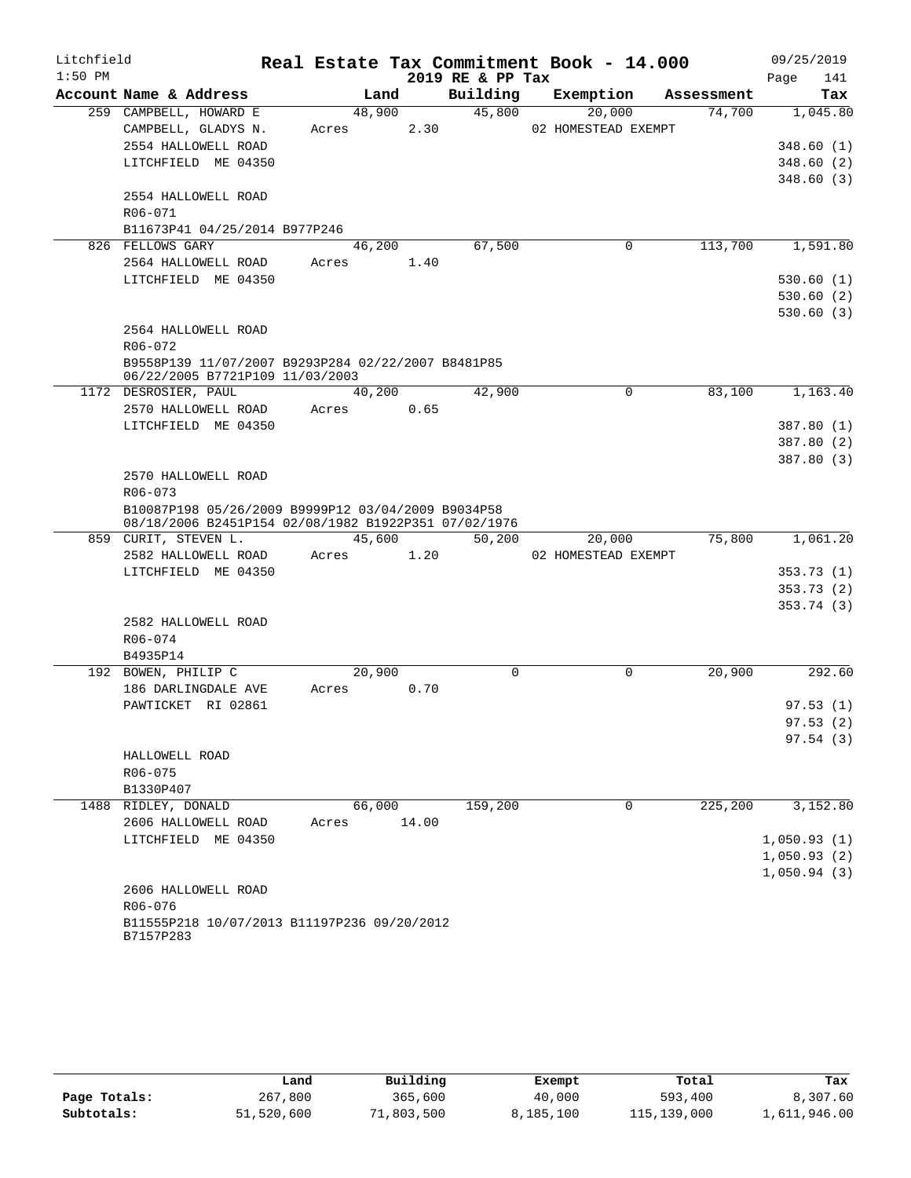Litchfield
1:50 PM

# Real Estate Tax Commitment Book - 14.000

2019 RE & PP Tax

09/25/2019
Page 141

| Account Name & Address | Land | Building | Exemption | Assessment | Tax |
|---|---|---|---|---|---|
| 259 CAMPBELL, HOWARD E | 48,900 | 45,800 | 20,000 | 74,700 | 1,045.80 |
| CAMPBELL, GLADYS N. | Acres 2.30 | | 02 HOMESTEAD EXEMPT | | |
| 2554 HALLOWELL ROAD | | | | | 348.60 (1) |
| LITCHFIELD ME 04350 | | | | | 348.60 (2) |
| | | | | | 348.60 (3) |
| 2554 HALLOWELL ROAD | | | | | |
| R06-071 | | | | | |
| B11673P41 04/25/2014 B977P246 | | | | | |
| 826 FELLOWS GARY | 46,200 | 67,500 | 0 | 113,700 | 1,591.80 |
| 2564 HALLOWELL ROAD | Acres 1.40 | | | | |
| LITCHFIELD ME 04350 | | | | | 530.60 (1) |
| | | | | | 530.60 (2) |
| | | | | | 530.60 (3) |
| 2564 HALLOWELL ROAD | | | | | |
| R06-072 | | | | | |
| B9558P139 11/07/2007 B9293P284 02/22/2007 B8481P85 06/22/2005 B7721P109 11/03/2003 | | | | | |
| 1172 DESROSIER, PAUL | 40,200 | 42,900 | 0 | 83,100 | 1,163.40 |
| 2570 HALLOWELL ROAD | Acres 0.65 | | | | |
| LITCHFIELD ME 04350 | | | | | 387.80 (1) |
| | | | | | 387.80 (2) |
| | | | | | 387.80 (3) |
| 2570 HALLOWELL ROAD | | | | | |
| R06-073 | | | | | |
| B10087P198 05/26/2009 B9999P12 03/04/2009 B9034P58 08/18/2006 B2451P154 02/08/1982 B1922P351 07/02/1976 | | | | | |
| 859 CURIT, STEVEN L. | 45,600 | 50,200 | 20,000 | 75,800 | 1,061.20 |
| 2582 HALLOWELL ROAD | Acres 1.20 | | 02 HOMESTEAD EXEMPT | | |
| LITCHFIELD ME 04350 | | | | | 353.73 (1) |
| | | | | | 353.73 (2) |
| | | | | | 353.74 (3) |
| 2582 HALLOWELL ROAD | | | | | |
| R06-074 | | | | | |
| B4935P14 | | | | | |
| 192 BOWEN, PHILIP C | 20,900 | 0 | 0 | 20,900 | 292.60 |
| 186 DARLINGDALE AVE | Acres 0.70 | | | | |
| PAWTICKET RI 02861 | | | | | 97.53 (1) |
| | | | | | 97.53 (2) |
| | | | | | 97.54 (3) |
| HALLOWELL ROAD | | | | | |
| R06-075 | | | | | |
| B1330P407 | | | | | |
| 1488 RIDLEY, DONALD | 66,000 | 159,200 | 0 | 225,200 | 3,152.80 |
| 2606 HALLOWELL ROAD | Acres 14.00 | | | | |
| LITCHFIELD ME 04350 | | | | | 1,050.93 (1) |
| | | | | | 1,050.93 (2) |
| | | | | | 1,050.94 (3) |
| 2606 HALLOWELL ROAD | | | | | |
| R06-076 | | | | | |
| B11555P218 10/07/2013 B11197P236 09/20/2012 B7157P283 | | | | | |

| | Land | Building | Exempt | Total | Tax |
|---|---|---|---|---|---|
| Page Totals: | 267,800 | 365,600 | 40,000 | 593,400 | 8,307.60 |
| Subtotals: | 51,520,600 | 71,803,500 | 8,185,100 | 115,139,000 | 1,611,946.00 |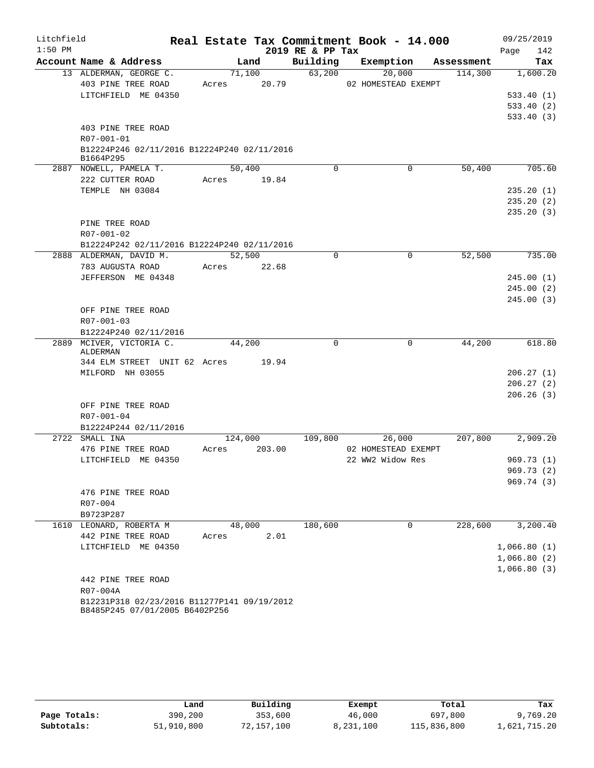Litchfield 1:50 PM

# Real Estate Tax Commitment Book - 14.000

## 2019 RE & PP Tax

09/25/2019 Page 142

| Account Name & Address | Land | Building | Exemption | Assessment | Tax |
|---|---|---|---|---|---|
| 13 ALDERMAN, GEORGE C. | 71,100 | 63,200 | 20,000 | 114,300 | 1,600.20 |
| 403 PINE TREE ROAD | Acres 20.79 | | 02 HOMESTEAD EXEMPT | | |
| LITCHFIELD ME 04350 | | | | | 533.40 (1) |
| | | | | | 533.40 (2) |
| | | | | | 533.40 (3) |
| 403 PINE TREE ROAD | | | | | |
| R07-001-01 | | | | | |
| B12224P246 02/11/2016 B12224P240 02/11/2016 B1664P295 | | | | | |
| 2887 NOWELL, PAMELA T. | 50,400 | 0 | 0 | 50,400 | 705.60 |
| 222 CUTTER ROAD | Acres 19.84 | | | | |
| TEMPLE NH 03084 | | | | | 235.20 (1) |
| | | | | | 235.20 (2) |
| | | | | | 235.20 (3) |
| PINE TREE ROAD | | | | | |
| R07-001-02 | | | | | |
| B12224P242 02/11/2016 B12224P240 02/11/2016 | | | | | |
| 2888 ALDERMAN, DAVID M. | 52,500 | 0 | 0 | 52,500 | 735.00 |
| 783 AUGUSTA ROAD | Acres 22.68 | | | | |
| JEFFERSON ME 04348 | | | | | 245.00 (1) |
| | | | | | 245.00 (2) |
| | | | | | 245.00 (3) |
| OFF PINE TREE ROAD | | | | | |
| R07-001-03 | | | | | |
| B12224P240 02/11/2016 | | | | | |
| 2889 MCIVER, VICTORIA C. ALDERMAN | 44,200 | 0 | 0 | 44,200 | 618.80 |
| 344 ELM STREET UNIT 62 | Acres 19.94 | | | | |
| MILFORD NH 03055 | | | | | 206.27 (1) |
| | | | | | 206.27 (2) |
| | | | | | 206.26 (3) |
| OFF PINE TREE ROAD | | | | | |
| R07-001-04 | | | | | |
| B12224P244 02/11/2016 | | | | | |
| 2722 SMALL INA | 124,000 | 109,800 | 26,000 | 207,800 | 2,909.20 |
| 476 PINE TREE ROAD | Acres 203.00 | | 02 HOMESTEAD EXEMPT | | |
| LITCHFIELD ME 04350 | | | 22 WW2 Widow Res | | 969.73 (1) |
| | | | | | 969.73 (2) |
| | | | | | 969.74 (3) |
| 476 PINE TREE ROAD | | | | | |
| R07-004 | | | | | |
| B9723P287 | | | | | |
| 1610 LEONARD, ROBERTA M | 48,000 | 180,600 | 0 | 228,600 | 3,200.40 |
| 442 PINE TREE ROAD | Acres 2.01 | | | | |
| LITCHFIELD ME 04350 | | | | | 1,066.80 (1) |
| | | | | | 1,066.80 (2) |
| | | | | | 1,066.80 (3) |
| 442 PINE TREE ROAD | | | | | |
| R07-004A | | | | | |
| B12231P318 02/23/2016 B11277P141 09/19/2012 B8485P245 07/01/2005 B6402P256 | | | | | |

| | Land | Building | Exempt | Total | Tax |
|---|---|---|---|---|---|
| Page Totals: | 390,200 | 353,600 | 46,000 | 697,800 | 9,769.20 |
| Subtotals: | 51,910,800 | 72,157,100 | 8,231,100 | 115,836,800 | 1,621,715.20 |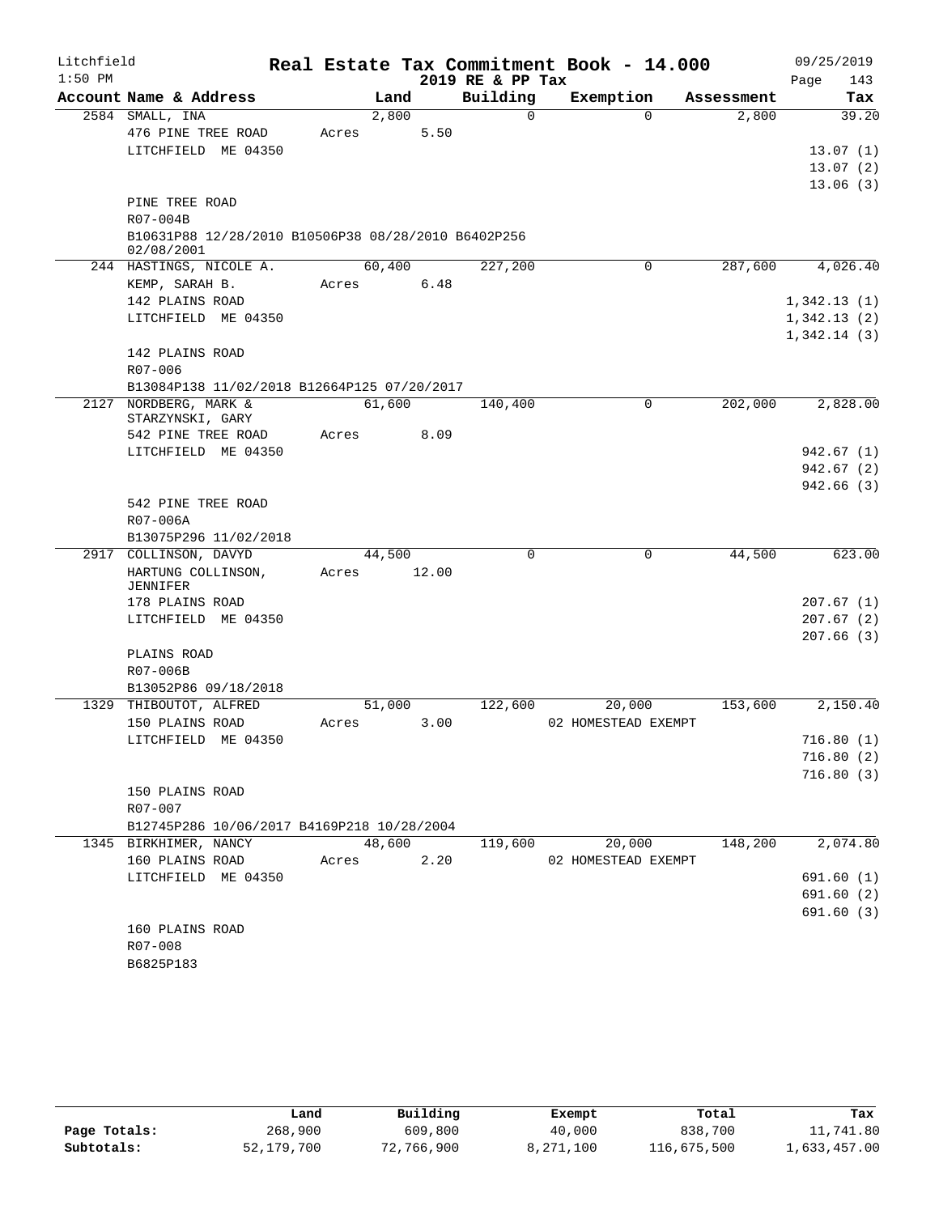Litchfield 1:50 PM

# Real Estate Tax Commitment Book - 14.000

2019 RE & PP Tax

09/25/2019

| Account Name & Address | Land | Building | Exemption | Assessment | Tax |
|---|---|---|---|---|---|
| 2584 SMALL, INA | 2,800 | 0 | 0 | 2,800 | 39.20 |
| 476 PINE TREE ROAD | Acres 5.50 | | | | |
| LITCHFIELD ME 04350 | | | | | 13.07 (1) |
| | | | | | 13.07 (2) |
| | | | | | 13.06 (3) |
| PINE TREE ROAD | | | | | |
| R07-004B | | | | | |
| B10631P88 12/28/2010 B10506P38 08/28/2010 B6402P256 02/08/2001 | | | | | |
| 244 HASTINGS, NICOLE A. | 60,400 | 227,200 | 0 | 287,600 | 4,026.40 |
| KEMP, SARAH B. | Acres 6.48 | | | | |
| 142 PLAINS ROAD | | | | | 1,342.13 (1) |
| LITCHFIELD ME 04350 | | | | | 1,342.13 (2) |
| | | | | | 1,342.14 (3) |
| 142 PLAINS ROAD | | | | | |
| R07-006 | | | | | |
| B13084P138 11/02/2018 B12664P125 07/20/2017 | | | | | |
| 2127 NORDBERG, MARK & STARZYNSKI, GARY | 61,600 | 140,400 | 0 | 202,000 | 2,828.00 |
| 542 PINE TREE ROAD | Acres 8.09 | | | | |
| LITCHFIELD ME 04350 | | | | | 942.67 (1) |
| | | | | | 942.67 (2) |
| | | | | | 942.66 (3) |
| 542 PINE TREE ROAD | | | | | |
| R07-006A | | | | | |
| B13075P296 11/02/2018 | | | | | |
| 2917 COLLINSON, DAVYD | 44,500 | 0 | 0 | 44,500 | 623.00 |
| HARTUNG COLLINSON, JENNIFER | Acres 12.00 | | | | |
| 178 PLAINS ROAD | | | | | 207.67 (1) |
| LITCHFIELD ME 04350 | | | | | 207.67 (2) |
| | | | | | 207.66 (3) |
| PLAINS ROAD | | | | | |
| R07-006B | | | | | |
| B13052P86 09/18/2018 | | | | | |
| 1329 THIBOUTOT, ALFRED | 51,000 | 122,600 | 20,000 | 153,600 | 2,150.40 |
| 150 PLAINS ROAD | Acres 3.00 | | 02 HOMESTEAD EXEMPT | | |
| LITCHFIELD ME 04350 | | | | | 716.80 (1) |
| | | | | | 716.80 (2) |
| | | | | | 716.80 (3) |
| 150 PLAINS ROAD | | | | | |
| R07-007 | | | | | |
| B12745P286 10/06/2017 B4169P218 10/28/2004 | | | | | |
| 1345 BIRKHIMER, NANCY | 48,600 | 119,600 | 20,000 | 148,200 | 2,074.80 |
| 160 PLAINS ROAD | Acres 2.20 | | 02 HOMESTEAD EXEMPT | | |
| LITCHFIELD ME 04350 | | | | | 691.60 (1) |
| | | | | | 691.60 (2) |
| | | | | | 691.60 (3) |
| 160 PLAINS ROAD | | | | | |
| R07-008 | | | | | |
| B6825P183 | | | | | |

| | Land | Building | Exempt | Total | Tax |
|---|---|---|---|---|---|
| Page Totals: | 268,900 | 609,800 | 40,000 | 838,700 | 11,741.80 |
| Subtotals: | 52,179,700 | 72,766,900 | 8,271,100 | 116,675,500 | 1,633,457.00 |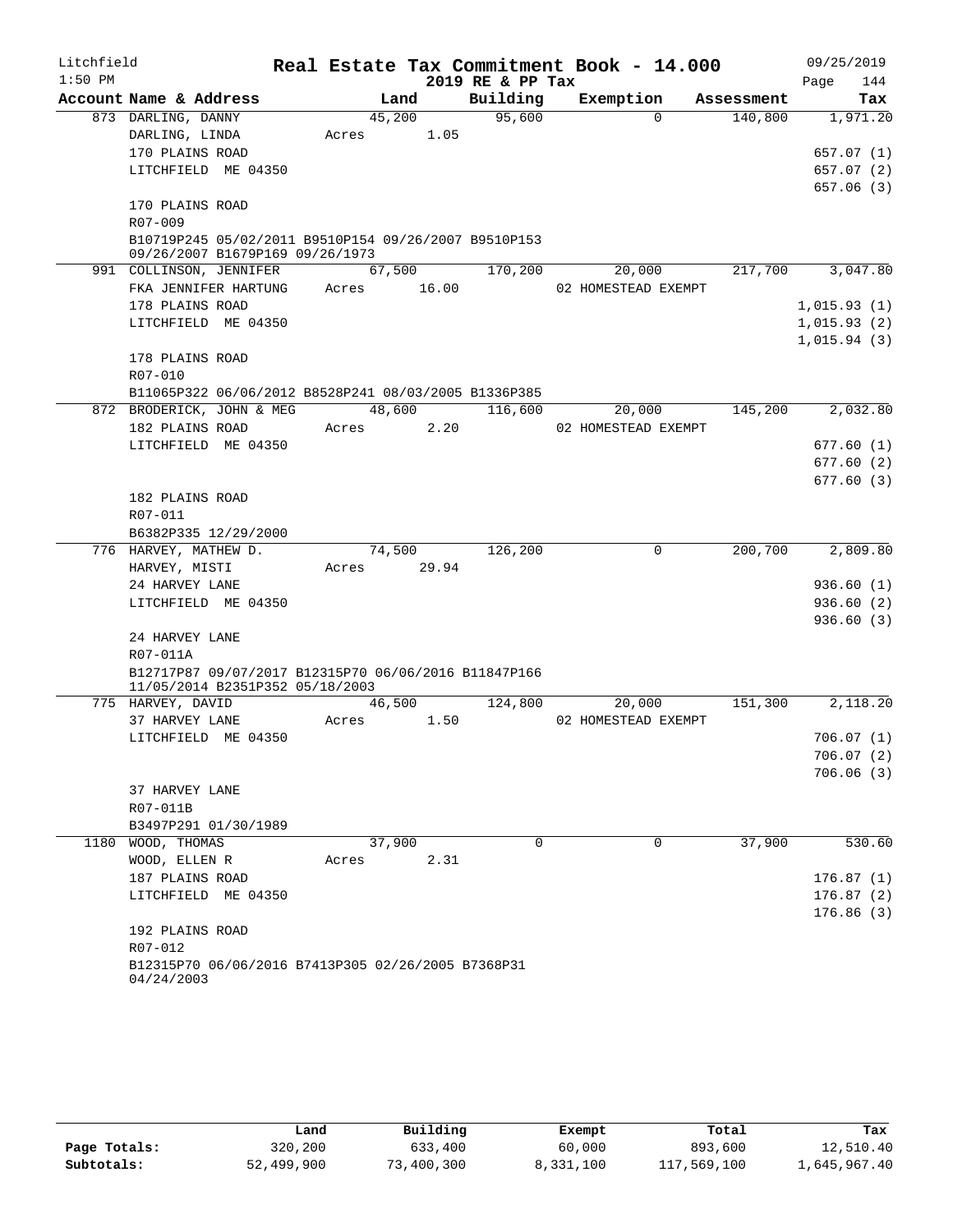Litchfield
1:50 PM

# Real Estate Tax Commitment Book - 14.000

2019 RE & PP Tax

09/25/2019

| Account Name & Address | Land | Building | Exemption | Assessment | Tax |
|---|---|---|---|---|---|
| 873 DARLING, DANNY | 45,200 | 95,600 | 0 | 140,800 | 1,971.20 |
| DARLING, LINDA | Acres 1.05 | | | | |
| 170 PLAINS ROAD | | | | | 657.07 (1) |
| LITCHFIELD ME 04350 | | | | | 657.07 (2) |
| | | | | | 657.06 (3) |
| 170 PLAINS ROAD | | | | | |
| R07-009 | | | | | |
| B10719P245 05/02/2011 B9510P154 09/26/2007 B9510P153 09/26/2007 B1679P169 09/26/1973 | | | | | |
| 991 COLLINSON, JENNIFER | 67,500 | 170,200 | 20,000 | 217,700 | 3,047.80 |
| FKA JENNIFER HARTUNG | Acres 16.00 | | 02 HOMESTEAD EXEMPT | | |
| 178 PLAINS ROAD | | | | | 1,015.93 (1) |
| LITCHFIELD ME 04350 | | | | | 1,015.93 (2) |
| | | | | | 1,015.94 (3) |
| 178 PLAINS ROAD | | | | | |
| R07-010 | | | | | |
| B11065P322 06/06/2012 B8528P241 08/03/2005 B1336P385 | | | | | |
| 872 BRODERICK, JOHN & MEG | 48,600 | 116,600 | 20,000 | 145,200 | 2,032.80 |
| 182 PLAINS ROAD | Acres 2.20 | | 02 HOMESTEAD EXEMPT | | |
| LITCHFIELD ME 04350 | | | | | 677.60 (1) |
| | | | | | 677.60 (2) |
| | | | | | 677.60 (3) |
| 182 PLAINS ROAD | | | | | |
| R07-011 | | | | | |
| B6382P335 12/29/2000 | | | | | |
| 776 HARVEY, MATHEW D. | 74,500 | 126,200 | 0 | 200,700 | 2,809.80 |
| HARVEY, MISTI | Acres 29.94 | | | | |
| 24 HARVEY LANE | | | | | 936.60 (1) |
| LITCHFIELD ME 04350 | | | | | 936.60 (2) |
| | | | | | 936.60 (3) |
| 24 HARVEY LANE | | | | | |
| R07-011A | | | | | |
| B12717P87 09/07/2017 B12315P70 06/06/2016 B11847P166 11/05/2014 B2351P352 05/18/2003 | | | | | |
| 775 HARVEY, DAVID | 46,500 | 124,800 | 20,000 | 151,300 | 2,118.20 |
| 37 HARVEY LANE | Acres 1.50 | | 02 HOMESTEAD EXEMPT | | |
| LITCHFIELD ME 04350 | | | | | 706.07 (1) |
| | | | | | 706.07 (2) |
| | | | | | 706.06 (3) |
| 37 HARVEY LANE | | | | | |
| R07-011B | | | | | |
| B3497P291 01/30/1989 | | | | | |
| 1180 WOOD, THOMAS | 37,900 | 0 | 0 | 37,900 | 530.60 |
| WOOD, ELLEN R | Acres 2.31 | | | | |
| 187 PLAINS ROAD | | | | | 176.87 (1) |
| LITCHFIELD ME 04350 | | | | | 176.87 (2) |
| | | | | | 176.86 (3) |
| 192 PLAINS ROAD | | | | | |
| R07-012 | | | | | |
| B12315P70 06/06/2016 B7413P305 02/26/2005 B7368P31 04/24/2003 | | | | | |

| | Land | Building | Exempt | Total | Tax |
|---|---|---|---|---|---|
| Page Totals: | 320,200 | 633,400 | 60,000 | 893,600 | 12,510.40 |
| Subtotals: | 52,499,900 | 73,400,300 | 8,331,100 | 117,569,100 | 1,645,967.40 |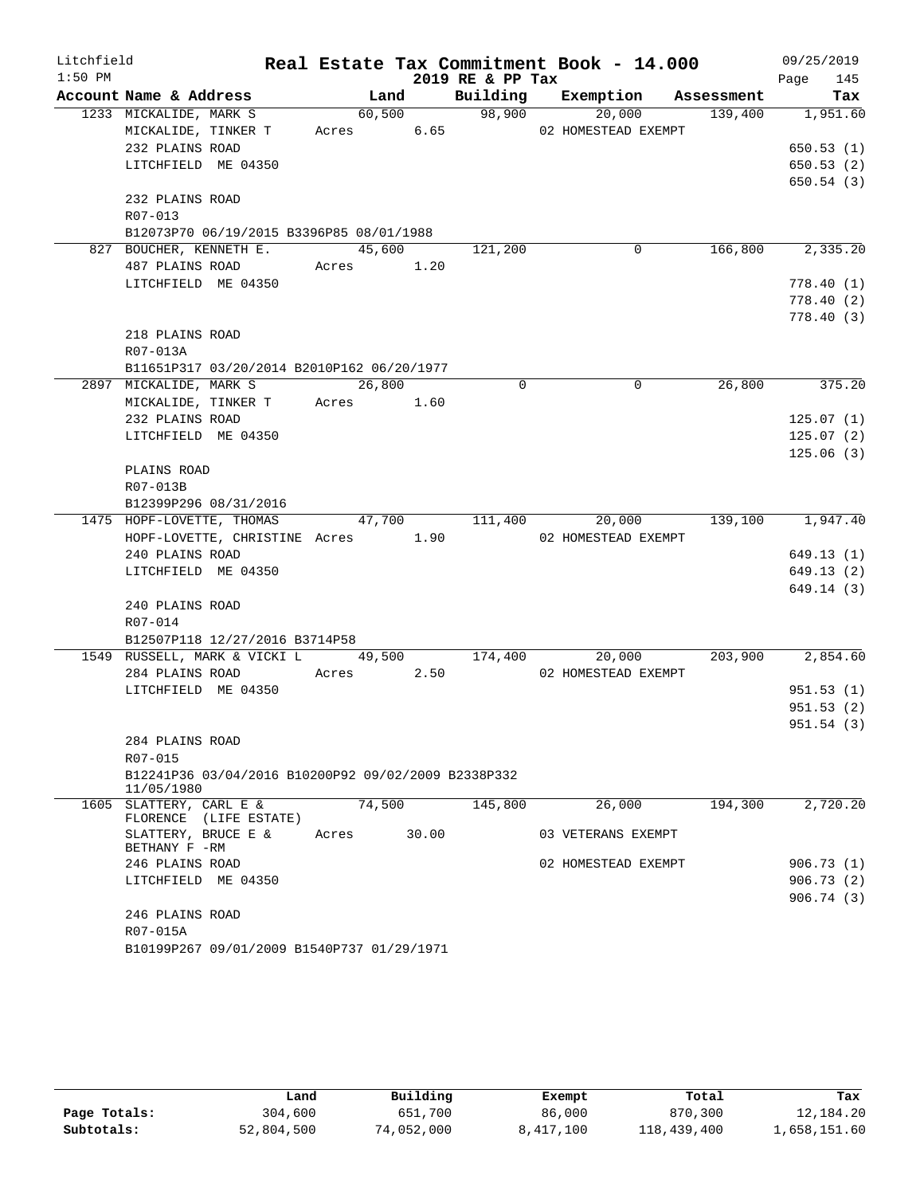Litchfield 1:50 PM

# Real Estate Tax Commitment Book - 14.000
2019 RE & PP Tax

09/25/2019

| Account Name & Address | Land | Building | Exemption | Assessment | Tax |
|---|---|---|---|---|---|
| 1233 MICKALIDE, MARK S | 60,500 | 98,900 | 20,000 | 139,400 | 1,951.60 |
| MICKALIDE, TINKER T | Acres 6.65 | | 02 HOMESTEAD EXEMPT | | |
| 232 PLAINS ROAD | | | | | 650.53 (1) |
| LITCHFIELD ME 04350 | | | | | 650.53 (2) |
| | | | | | 650.54 (3) |
| 232 PLAINS ROAD | | | | | |
| R07-013 | | | | | |
| B12073P70 06/19/2015 B3396P85 08/01/1988 | | | | | |
| 827 BOUCHER, KENNETH E. | 45,600 | 121,200 | 0 | 166,800 | 2,335.20 |
| 487 PLAINS ROAD | Acres 1.20 | | | | |
| LITCHFIELD ME 04350 | | | | | 778.40 (1) |
| | | | | | 778.40 (2) |
| | | | | | 778.40 (3) |
| 218 PLAINS ROAD | | | | | |
| R07-013A | | | | | |
| B11651P317 03/20/2014 B2010P162 06/20/1977 | | | | | |
| 2897 MICKALIDE, MARK S | 26,800 | 0 | 0 | 26,800 | 375.20 |
| MICKALIDE, TINKER T | Acres 1.60 | | | | |
| 232 PLAINS ROAD | | | | | 125.07 (1) |
| LITCHFIELD ME 04350 | | | | | 125.07 (2) |
| | | | | | 125.06 (3) |
| PLAINS ROAD | | | | | |
| R07-013B | | | | | |
| B12399P296 08/31/2016 | | | | | |
| 1475 HOPF-LOVETTE, THOMAS | 47,700 | 111,400 | 20,000 | 139,100 | 1,947.40 |
| HOPF-LOVETTE, CHRISTINE | Acres 1.90 | | 02 HOMESTEAD EXEMPT | | |
| 240 PLAINS ROAD | | | | | 649.13 (1) |
| LITCHFIELD ME 04350 | | | | | 649.13 (2) |
| | | | | | 649.14 (3) |
| 240 PLAINS ROAD | | | | | |
| R07-014 | | | | | |
| B12507P118 12/27/2016 B3714P58 | | | | | |
| 1549 RUSSELL, MARK & VICKI L | 49,500 | 174,400 | 20,000 | 203,900 | 2,854.60 |
| 284 PLAINS ROAD | Acres 2.50 | | 02 HOMESTEAD EXEMPT | | |
| LITCHFIELD ME 04350 | | | | | 951.53 (1) |
| | | | | | 951.53 (2) |
| | | | | | 951.54 (3) |
| 284 PLAINS ROAD | | | | | |
| R07-015 | | | | | |
| B12241P36 03/04/2016 B10200P92 09/02/2009 B2338P332 11/05/1980 | | | | | |
| 1605 SLATTERY, CARL E & FLORENCE (LIFE ESTATE) | 74,500 | 145,800 | 26,000 | 194,300 | 2,720.20 |
| SLATTERY, BRUCE E & BETHANY F -RM | Acres 30.00 | | 03 VETERANS EXEMPT | | |
| 246 PLAINS ROAD | | | 02 HOMESTEAD EXEMPT | | 906.73 (1) |
| LITCHFIELD ME 04350 | | | | | 906.73 (2) |
| | | | | | 906.74 (3) |
| 246 PLAINS ROAD | | | | | |
| R07-015A | | | | | |
| B10199P267 09/01/2009 B1540P737 01/29/1971 | | | | | |

| | Land | Building | Exempt | Total | Tax |
|---|---|---|---|---|---|
| Page Totals: | 304,600 | 651,700 | 86,000 | 870,300 | 12,184.20 |
| Subtotals: | 52,804,500 | 74,052,000 | 8,417,100 | 118,439,400 | 1,658,151.60 |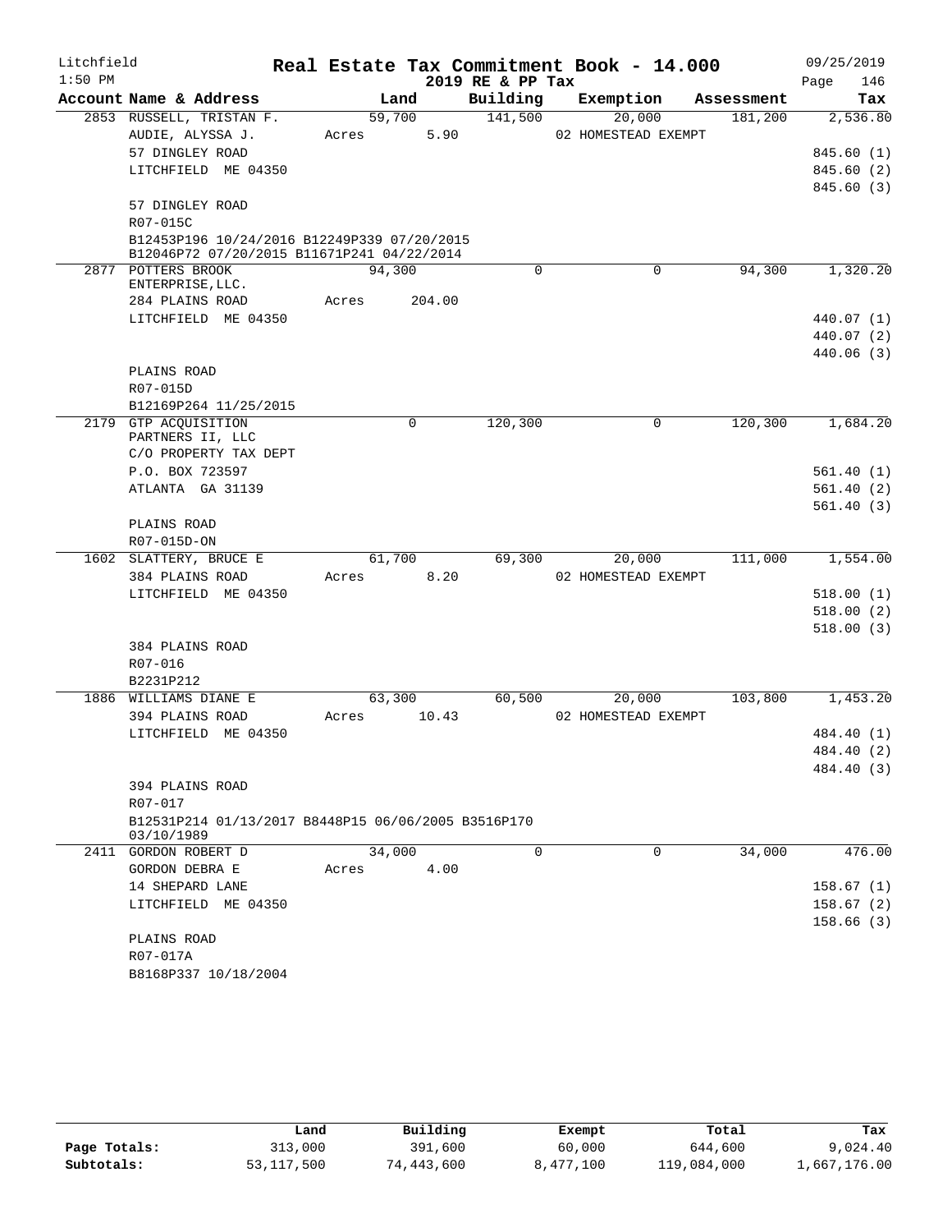Litchfield
1:50 PM

# Real Estate Tax Commitment Book - 14.000

2019 RE & PP Tax

09/25/2019

| Account Name & Address | Land | Building | Exemption | Assessment | Tax |
|---|---|---|---|---|---|
| 2853 RUSSELL, TRISTAN F. | 59,700 | 141,500 | 20,000 | 181,200 | 2,536.80 |
| AUDIE, ALYSSA J. | Acres 5.90 | | 02 HOMESTEAD EXEMPT | | |
| 57 DINGLEY ROAD | | | | | 845.60 (1) |
| LITCHFIELD ME 04350 | | | | | 845.60 (2) |
| | | | | | 845.60 (3) |
| 57 DINGLEY ROAD | | | | | |
| R07-015C | | | | | |
| B12453P196 10/24/2016 B12249P339 07/20/2015 B12046P72 07/20/2015 B11671P241 04/22/2014 | | | | | |
| 2877 POTTERS BROOK ENTERPRISE, LLC. | 94,300 | 0 | 0 | 94,300 | 1,320.20 |
| 284 PLAINS ROAD | Acres 204.00 | | | | |
| LITCHFIELD ME 04350 | | | | | 440.07 (1) |
| | | | | | 440.07 (2) |
| | | | | | 440.06 (3) |
| PLAINS ROAD | | | | | |
| R07-015D | | | | | |
| B12169P264 11/25/2015 | | | | | |
| 2179 GTP ACQUISITION PARTNERS II, LLC | 0 | 120,300 | 0 | 120,300 | 1,684.20 |
| C/O PROPERTY TAX DEPT | | | | | |
| P.O. BOX 723597 | | | | | 561.40 (1) |
| ATLANTA GA 31139 | | | | | 561.40 (2) |
| | | | | | 561.40 (3) |
| PLAINS ROAD | | | | | |
| R07-015D-ON | | | | | |
| 1602 SLATTERY, BRUCE E | 61,700 | 69,300 | 20,000 | 111,000 | 1,554.00 |
| 384 PLAINS ROAD | Acres 8.20 | | 02 HOMESTEAD EXEMPT | | |
| LITCHFIELD ME 04350 | | | | | 518.00 (1) |
| | | | | | 518.00 (2) |
| | | | | | 518.00 (3) |
| 384 PLAINS ROAD | | | | | |
| R07-016 | | | | | |
| B2231P212 | | | | | |
| 1886 WILLIAMS DIANE E | 63,300 | 60,500 | 20,000 | 103,800 | 1,453.20 |
| 394 PLAINS ROAD | Acres 10.43 | | 02 HOMESTEAD EXEMPT | | |
| LITCHFIELD ME 04350 | | | | | 484.40 (1) |
| | | | | | 484.40 (2) |
| | | | | | 484.40 (3) |
| 394 PLAINS ROAD | | | | | |
| R07-017 | | | | | |
| B12531P214 01/13/2017 B8448P15 06/06/2005 B3516P170 03/10/1989 | | | | | |
| 2411 GORDON ROBERT D | 34,000 | 0 | 0 | 34,000 | 476.00 |
| GORDON DEBRA E | Acres 4.00 | | | | |
| 14 SHEPARD LANE | | | | | 158.67 (1) |
| LITCHFIELD ME 04350 | | | | | 158.67 (2) |
| | | | | | 158.66 (3) |
| PLAINS ROAD | | | | | |
| R07-017A | | | | | |
| B8168P337 10/18/2004 | | | | | |

| | Land | Building | Exempt | Total | Tax |
|---|---|---|---|---|---|
| Page Totals: | 313,000 | 391,600 | 60,000 | 644,600 | 9,024.40 |
| Subtotals: | 53,117,500 | 74,443,600 | 8,477,100 | 119,084,000 | 1,667,176.00 |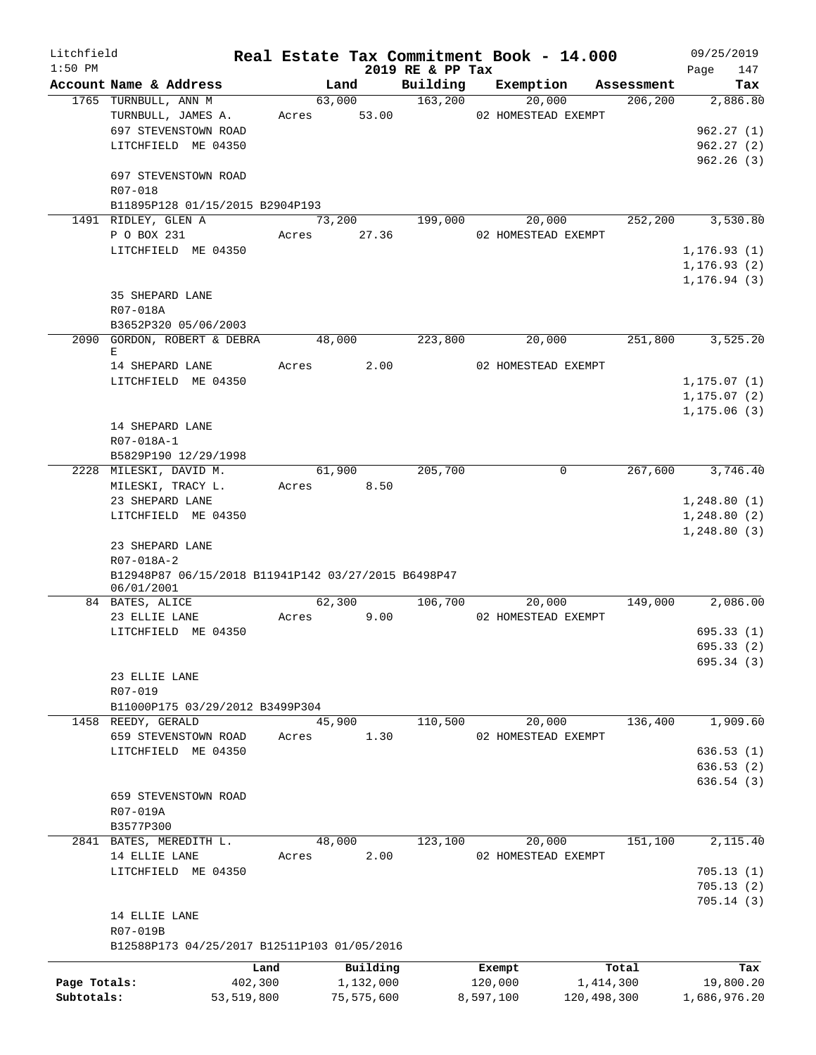Litchfield 1:50 PM

# Real Estate Tax Commitment Book - 14.000

2019 RE & PP Tax

09/25/2019

| Account | Name & Address | Land | Building | Exemption | Assessment | Tax |
|---|---|---|---|---|---|---|
| 1765 | TURNBULL, ANN M<br>TURNBULL, JAMES A.<br>697 STEVENSTOWN ROAD<br>LITCHFIELD ME 04350<br>697 STEVENSTOWN ROAD<br>R07-018<br>B11895P128 01/15/2015 B2904P193 | 63,000<br>Acres 53.00 | 163,200 | 20,000<br>02 HOMESTEAD EXEMPT | 206,200 | 2,886.80<br>962.27 (1)<br>962.27 (2)<br>962.26 (3) |
| 1491 | RIDLEY, GLEN A<br>P O BOX 231<br>LITCHFIELD ME 04350<br>35 SHEPARD LANE<br>R07-018A<br>B3652P320 05/06/2003 | 73,200<br>Acres 27.36 | 199,000 | 20,000<br>02 HOMESTEAD EXEMPT | 252,200 | 3,530.80<br>1,176.93 (1)<br>1,176.93 (2)<br>1,176.94 (3) |
| 2090 | GORDON, ROBERT & DEBRA E<br>14 SHEPARD LANE<br>LITCHFIELD ME 04350<br>14 SHEPARD LANE<br>R07-018A-1<br>B5829P190 12/29/1998 | 48,000<br>Acres 2.00 | 223,800 | 20,000<br>02 HOMESTEAD EXEMPT | 251,800 | 3,525.20<br>1,175.07 (1)<br>1,175.07 (2)<br>1,175.06 (3) |
| 2228 | MILESKI, DAVID M.<br>MILESKI, TRACY L.<br>23 SHEPARD LANE<br>LITCHFIELD ME 04350<br>23 SHEPARD LANE<br>R07-018A-2<br>B12948P87 06/15/2018 B11941P142 03/27/2015 B6498P47 06/01/2001 | 61,900<br>Acres 8.50 | 205,700 | 0 | 267,600 | 3,746.40<br>1,248.80 (1)<br>1,248.80 (2)<br>1,248.80 (3) |
| 84 | BATES, ALICE<br>23 ELLIE LANE<br>LITCHFIELD ME 04350<br>23 ELLIE LANE<br>R07-019<br>B11000P175 03/29/2012 B3499P304 | 62,300<br>Acres 9.00 | 106,700 | 20,000<br>02 HOMESTEAD EXEMPT | 149,000 | 2,086.00<br>695.33 (1)<br>695.33 (2)<br>695.34 (3) |
| 1458 | REEDY, GERALD<br>659 STEVENSTOWN ROAD<br>LITCHFIELD ME 04350<br>659 STEVENSTOWN ROAD<br>R07-019A<br>B3577P300 | 45,900<br>Acres 1.30 | 110,500 | 20,000<br>02 HOMESTEAD EXEMPT | 136,400 | 1,909.60<br>636.53 (1)<br>636.53 (2)<br>636.54 (3) |
| 2841 | BATES, MEREDITH L.<br>14 ELLIE LANE<br>LITCHFIELD ME 04350<br>14 ELLIE LANE<br>R07-019B<br>B12588P173 04/25/2017 B12511P103 01/05/2016 | 48,000<br>Acres 2.00 | 123,100 | 20,000<br>02 HOMESTEAD EXEMPT | 151,100 | 2,115.40<br>705.13 (1)<br>705.13 (2)<br>705.14 (3) |

| | Land | Building | Exempt | Total | Tax |
|---|---|---|---|---|---|
| Page Totals: | 402,300 | 1,132,000 | 120,000 | 1,414,300 | 19,800.20 |
| Subtotals: | 53,519,800 | 75,575,600 | 8,597,100 | 120,498,300 | 1,686,976.20 |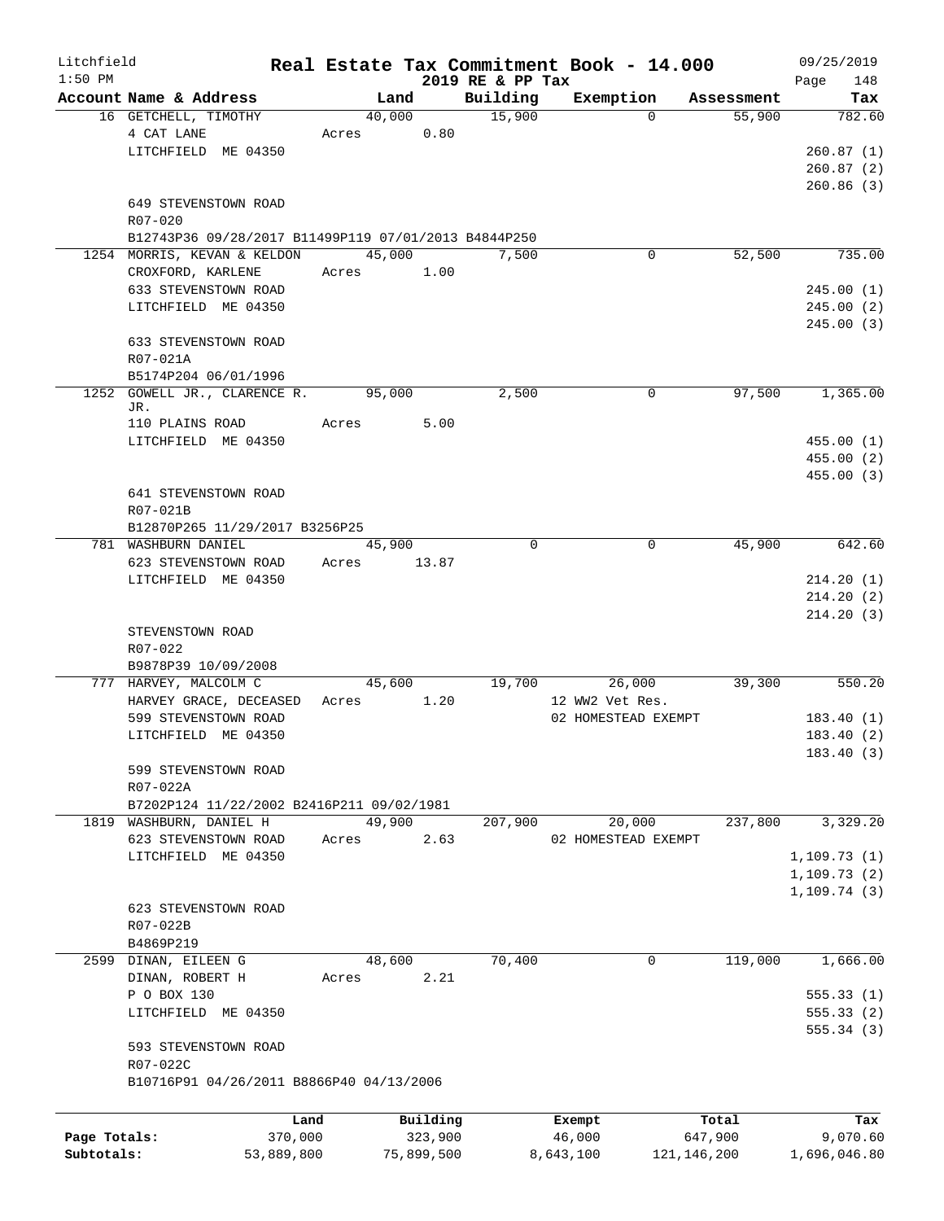Litchfield 1:50 PM

# Real Estate Tax Commitment Book - 14.000

2019 RE & PP Tax

09/25/2019

| Account Name & Address | Land | Building | Exemption | Assessment | Tax |
|---|---|---|---|---|---|
| 16 GETCHELL, TIMOTHY | 40,000 | 15,900 | 0 | 55,900 | 782.60 |
| 4 CAT LANE | Acres 0.80 | | | | |
| LITCHFIELD ME 04350 | | | | | 260.87 (1) |
| | | | | | 260.87 (2) |
| | | | | | 260.86 (3) |
| 649 STEVENSTOWN ROAD | | | | | |
| R07-020 | | | | | |
| B12743P36 09/28/2017 B11499P119 07/01/2013 B4844P250 | | | | | |
| 1254 MORRIS, KEVAN & KELDON | 45,000 | 7,500 | 0 | 52,500 | 735.00 |
| CROXFORD, KARLENE | Acres 1.00 | | | | |
| 633 STEVENSTOWN ROAD | | | | | 245.00 (1) |
| LITCHFIELD ME 04350 | | | | | 245.00 (2) |
| | | | | | 245.00 (3) |
| 633 STEVENSTOWN ROAD | | | | | |
| R07-021A | | | | | |
| B5174P204 06/01/1996 | | | | | |
| 1252 GOWELL JR., CLARENCE R. JR. | 95,000 | 2,500 | 0 | 97,500 | 1,365.00 |
| 110 PLAINS ROAD | Acres 5.00 | | | | |
| LITCHFIELD ME 04350 | | | | | 455.00 (1) |
| | | | | | 455.00 (2) |
| | | | | | 455.00 (3) |
| 641 STEVENSTOWN ROAD | | | | | |
| R07-021B | | | | | |
| B12870P265 11/29/2017 B3256P25 | | | | | |
| 781 WASHBURN DANIEL | 45,900 | 0 | 0 | 45,900 | 642.60 |
| 623 STEVENSTOWN ROAD | Acres 13.87 | | | | |
| LITCHFIELD ME 04350 | | | | | 214.20 (1) |
| | | | | | 214.20 (2) |
| | | | | | 214.20 (3) |
| STEVENSTOWN ROAD | | | | | |
| R07-022 | | | | | |
| B9878P39 10/09/2008 | | | | | |
| 777 HARVEY, MALCOLM C | 45,600 | 19,700 | 26,000 | 39,300 | 550.20 |
| HARVEY GRACE, DECEASED | Acres 1.20 | | 12 WW2 Vet Res. | | |
| 599 STEVENSTOWN ROAD | | | 02 HOMESTEAD EXEMPT | | 183.40 (1) |
| LITCHFIELD ME 04350 | | | | | 183.40 (2) |
| | | | | | 183.40 (3) |
| 599 STEVENSTOWN ROAD | | | | | |
| R07-022A | | | | | |
| B7202P124 11/22/2002 B2416P211 09/02/1981 | | | | | |
| 1819 WASHBURN, DANIEL H | 49,900 | 207,900 | 20,000 | 237,800 | 3,329.20 |
| 623 STEVENSTOWN ROAD | Acres 2.63 | | 02 HOMESTEAD EXEMPT | | |
| LITCHFIELD ME 04350 | | | | | 1,109.73 (1) |
| | | | | | 1,109.73 (2) |
| | | | | | 1,109.74 (3) |
| 623 STEVENSTOWN ROAD | | | | | |
| R07-022B | | | | | |
| B4869P219 | | | | | |
| 2599 DINAN, EILEEN G | 48,600 | 70,400 | 0 | 119,000 | 1,666.00 |
| DINAN, ROBERT H | Acres 2.21 | | | | |
| P O BOX 130 | | | | | 555.33 (1) |
| LITCHFIELD ME 04350 | | | | | 555.33 (2) |
| | | | | | 555.34 (3) |
| 593 STEVENSTOWN ROAD | | | | | |
| R07-022C | | | | | |
| B10716P91 04/26/2011 B8866P40 04/13/2006 | | | | | |

| | Land | Building | Exempt | Total | Tax |
|---|---|---|---|---|---|
| Page Totals: | 370,000 | 323,900 | 46,000 | 647,900 | 9,070.60 |
| Subtotals: | 53,889,800 | 75,899,500 | 8,643,100 | 121,146,200 | 1,696,046.80 |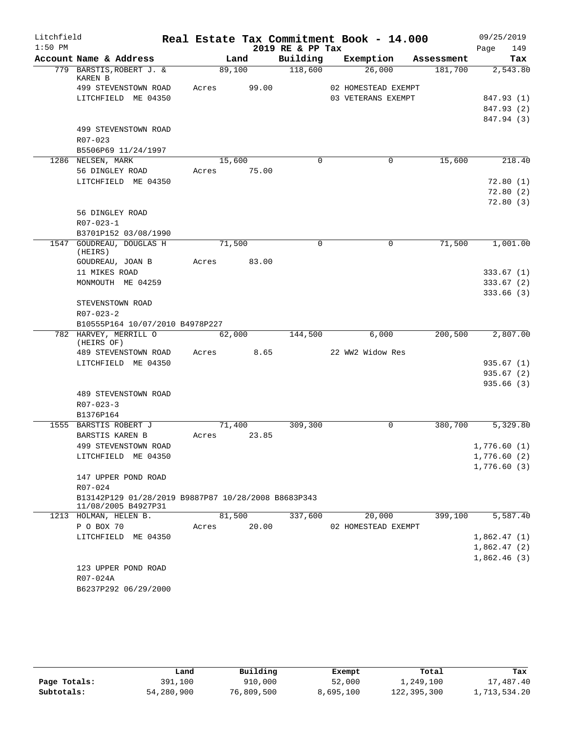Litchfield 1:50 PM

# Real Estate Tax Commitment Book - 14.000

2019 RE & PP Tax

09/25/2019 Page 149

| Account Name & Address | Land | Building | Exemption | Assessment | Tax |
|---|---|---|---|---|---|
| 779 BARSTIS,ROBERT J. & KAREN B | 89,100 | 118,600 | 26,000 | 181,700 | 2,543.80 |
| 499 STEVENSTOWN ROAD | Acres 99.00 | | 02 HOMESTEAD EXEMPT | | |
| LITCHFIELD ME 04350 | | | 03 VETERANS EXEMPT | | 847.93 (1) |
| | | | | | 847.93 (2) |
| | | | | | 847.94 (3) |
| 499 STEVENSTOWN ROAD | | | | | |
| R07-023 | | | | | |
| B5506P69 11/24/1997 | | | | | |
| 1286 NELSEN, MARK | 15,600 | 0 | 0 | 15,600 | 218.40 |
| 56 DINGLEY ROAD | Acres 75.00 | | | | |
| LITCHFIELD ME 04350 | | | | | 72.80 (1) |
| | | | | | 72.80 (2) |
| | | | | | 72.80 (3) |
| 56 DINGLEY ROAD | | | | | |
| R07-023-1 | | | | | |
| B3701P152 03/08/1990 | | | | | |
| 1547 GOUDREAU, DOUGLAS H (HEIRS) | 71,500 | 0 | 0 | 71,500 | 1,001.00 |
| GOUDREAU, JOAN B | Acres 83.00 | | | | |
| 11 MIKES ROAD | | | | | 333.67 (1) |
| MONMOUTH ME 04259 | | | | | 333.67 (2) |
| | | | | | 333.66 (3) |
| STEVENSTOWN ROAD | | | | | |
| R07-023-2 | | | | | |
| B10555P164 10/07/2010 B4978P227 | | | | | |
| 782 HARVEY, MERRILL O (HEIRS OF) | 62,000 | 144,500 | 6,000 | 200,500 | 2,807.00 |
| 489 STEVENSTOWN ROAD | Acres 8.65 | | 22 WW2 Widow Res | | |
| LITCHFIELD ME 04350 | | | | | 935.67 (1) |
| | | | | | 935.67 (2) |
| | | | | | 935.66 (3) |
| 489 STEVENSTOWN ROAD | | | | | |
| R07-023-3 | | | | | |
| B1376P164 | | | | | |
| 1555 BARSTIS ROBERT J | 71,400 | 309,300 | 0 | 380,700 | 5,329.80 |
| BARSTIS KAREN B | Acres 23.85 | | | | |
| 499 STEVENSTOWN ROAD | | | | | 1,776.60 (1) |
| LITCHFIELD ME 04350 | | | | | 1,776.60 (2) |
| | | | | | 1,776.60 (3) |
| 147 UPPER POND ROAD | | | | | |
| R07-024 | | | | | |
| B13142P129 01/28/2019 B9887P87 10/28/2008 B8683P343 11/08/2005 B4927P31 | | | | | |
| 1213 HOLMAN, HELEN B. | 81,500 | 337,600 | 20,000 | 399,100 | 5,587.40 |
| P O BOX 70 | Acres 20.00 | | 02 HOMESTEAD EXEMPT | | |
| LITCHFIELD ME 04350 | | | | | 1,862.47 (1) |
| | | | | | 1,862.47 (2) |
| | | | | | 1,862.46 (3) |
| 123 UPPER POND ROAD | | | | | |
| R07-024A | | | | | |
| B6237P292 06/29/2000 | | | | | |

| | Land | Building | Exempt | Total | Tax |
|---|---|---|---|---|---|
| Page Totals: | 391,100 | 910,000 | 52,000 | 1,249,100 | 17,487.40 |
| Subtotals: | 54,280,900 | 76,809,500 | 8,695,100 | 122,395,300 | 1,713,534.20 |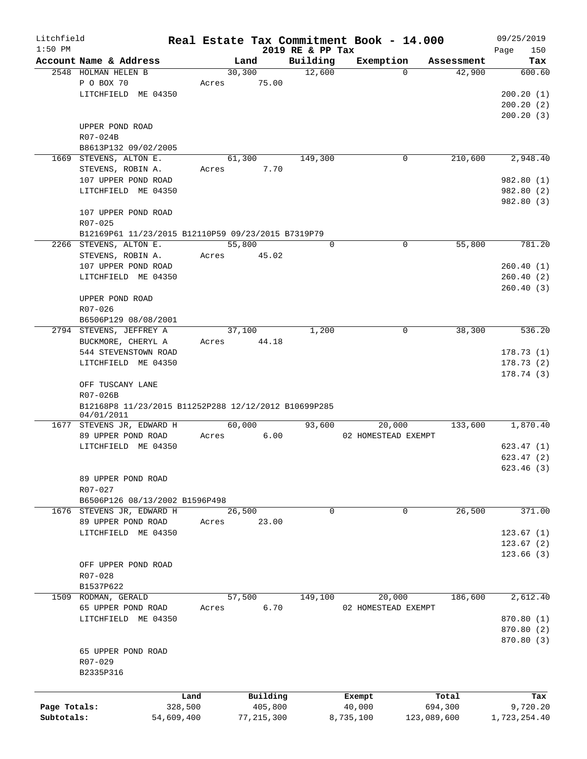# Real Estate Tax Commitment Book - 14.000

Litchfield 1:50 PM — 2019 RE & PP Tax — 09/25/2019

| Account Name & Address | Land | Building | Exemption | Assessment | Tax |
|---|---|---|---|---|---|
| 2548 HOLMAN HELEN B<br>P O BOX 70<br>LITCHFIELD ME 04350<br><br>UPPER POND ROAD<br>R07-024B<br>B8613P132 09/02/2005 | 30,300<br>Acres 75.00 | 12,600 | 0 | 42,900 | 600.60<br>200.20 (1)<br>200.20 (2)<br>200.20 (3) |
| 1669 STEVENS, ALTON E.<br>STEVENS, ROBIN A.<br>107 UPPER POND ROAD<br>LITCHFIELD ME 04350<br><br>107 UPPER POND ROAD<br>R07-025<br>B12169P61 11/23/2015 B12110P59 09/23/2015 B7319P79 | 61,300<br>Acres 7.70 | 149,300 | 0 | 210,600 | 2,948.40<br>982.80 (1)<br>982.80 (2)<br>982.80 (3) |
| 2266 STEVENS, ALTON E.<br>STEVENS, ROBIN A.<br>107 UPPER POND ROAD<br>LITCHFIELD ME 04350<br><br>UPPER POND ROAD<br>R07-026<br>B6506P129 08/08/2001 | 55,800<br>Acres 45.02 | 0 | 0 | 55,800 | 781.20<br>260.40 (1)<br>260.40 (2)<br>260.40 (3) |
| 2794 STEVENS, JEFFREY A<br>BUCKMORE, CHERYL A<br>544 STEVENSTOWN ROAD<br>LITCHFIELD ME 04350<br><br>OFF TUSCANY LANE<br>R07-026B<br>B12168P8 11/23/2015 B11252P288 12/12/2012 B10699P285 04/01/2011 | 37,100<br>Acres 44.18 | 1,200 | 0 | 38,300 | 536.20<br>178.73 (1)<br>178.73 (2)<br>178.74 (3) |
| 1677 STEVENS JR, EDWARD H<br>89 UPPER POND ROAD<br>LITCHFIELD ME 04350<br><br>89 UPPER POND ROAD<br>R07-027<br>B6506P126 08/13/2002 B1596P498 | 60,000<br>Acres 6.00 | 93,600 | 20,000<br>02 HOMESTEAD EXEMPT | 133,600 | 1,870.40<br>623.47 (1)<br>623.47 (2)<br>623.46 (3) |
| 1676 STEVENS JR, EDWARD H<br>89 UPPER POND ROAD<br>LITCHFIELD ME 04350<br><br>OFF UPPER POND ROAD<br>R07-028<br>B1537P622 | 26,500<br>Acres 23.00 | 0 | 0 | 26,500 | 371.00<br>123.67 (1)<br>123.67 (2)<br>123.66 (3) |
| 1509 RODMAN, GERALD<br>65 UPPER POND ROAD<br>LITCHFIELD ME 04350<br><br>65 UPPER POND ROAD<br>R07-029<br>B2335P316 | 57,500<br>Acres 6.70 | 149,100 | 20,000<br>02 HOMESTEAD EXEMPT | 186,600 | 2,612.40<br>870.80 (1)<br>870.80 (2)<br>870.80 (3) |

| | Land | Building | Exempt | Total | Tax |
|---|---|---|---|---|---|
| Page Totals: | 328,500 | 405,800 | 40,000 | 694,300 | 9,720.20 |
| Subtotals: | 54,609,400 | 77,215,300 | 8,735,100 | 123,089,600 | 1,723,254.40 |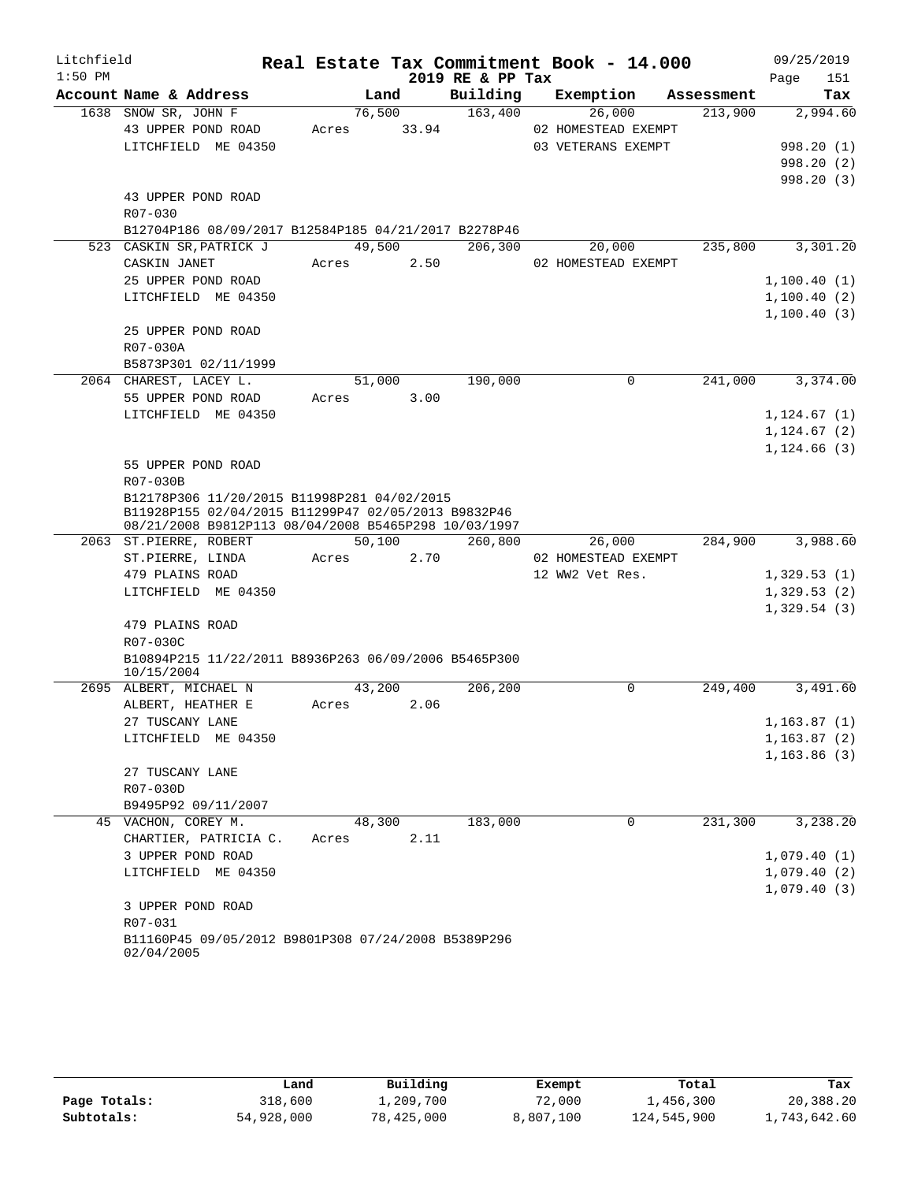Litchfield
1:50 PM

# Real Estate Tax Commitment Book - 14.000

2019 RE & PP Tax

09/25/2019

| Account Name & Address | Land | Building | Exemption | Assessment | Tax |
|---|---|---|---|---|---|
| 1638 SNOW SR, JOHN F | 76,500 | 163,400 | 26,000 | 213,900 | 2,994.60 |
| 43 UPPER POND ROAD | Acres 33.94 | | 02 HOMESTEAD EXEMPT | | |
| LITCHFIELD ME 04350 | | | 03 VETERANS EXEMPT | | 998.20 (1) |
| | | | | | 998.20 (2) |
| | | | | | 998.20 (3) |
| 43 UPPER POND ROAD | | | | | |
| R07-030 | | | | | |
| B12704P186 08/09/2017 B12584P185 04/21/2017 B2278P46 | | | | | |
| 523 CASKIN SR,PATRICK J | 49,500 | 206,300 | 20,000 | 235,800 | 3,301.20 |
| CASKIN JANET | Acres 2.50 | | 02 HOMESTEAD EXEMPT | | |
| 25 UPPER POND ROAD | | | | | 1,100.40 (1) |
| LITCHFIELD ME 04350 | | | | | 1,100.40 (2) |
| | | | | | 1,100.40 (3) |
| 25 UPPER POND ROAD | | | | | |
| R07-030A | | | | | |
| B5873P301 02/11/1999 | | | | | |
| 2064 CHAREST, LACEY L. | 51,000 | 190,000 | 0 | 241,000 | 3,374.00 |
| 55 UPPER POND ROAD | Acres 3.00 | | | | |
| LITCHFIELD ME 04350 | | | | | 1,124.67 (1) |
| | | | | | 1,124.67 (2) |
| | | | | | 1,124.66 (3) |
| 55 UPPER POND ROAD | | | | | |
| R07-030B | | | | | |
| B12178P306 11/20/2015 B11998P281 04/02/2015 B11928P155 02/04/2015 B11299P47 02/05/2013 B9832P46 08/21/2008 B9812P113 08/04/2008 B5465P298 10/03/1997 | | | | | |
| 2063 ST.PIERRE, ROBERT | 50,100 | 260,800 | 26,000 | 284,900 | 3,988.60 |
| ST.PIERRE, LINDA | Acres 2.70 | | 02 HOMESTEAD EXEMPT | | |
| 479 PLAINS ROAD | | | 12 WW2 Vet Res. | | 1,329.53 (1) |
| LITCHFIELD ME 04350 | | | | | 1,329.53 (2) |
| | | | | | 1,329.54 (3) |
| 479 PLAINS ROAD | | | | | |
| R07-030C | | | | | |
| B10894P215 11/22/2011 B8936P263 06/09/2006 B5465P300 10/15/2004 | | | | | |
| 2695 ALBERT, MICHAEL N | 43,200 | 206,200 | 0 | 249,400 | 3,491.60 |
| ALBERT, HEATHER E | Acres 2.06 | | | | |
| 27 TUSCANY LANE | | | | | 1,163.87 (1) |
| LITCHFIELD ME 04350 | | | | | 1,163.87 (2) |
| | | | | | 1,163.86 (3) |
| 27 TUSCANY LANE | | | | | |
| R07-030D | | | | | |
| B9495P92 09/11/2007 | | | | | |
| 45 VACHON, COREY M. | 48,300 | 183,000 | 0 | 231,300 | 3,238.20 |
| CHARTIER, PATRICIA C. | Acres 2.11 | | | | |
| 3 UPPER POND ROAD | | | | | 1,079.40 (1) |
| LITCHFIELD ME 04350 | | | | | 1,079.40 (2) |
| | | | | | 1,079.40 (3) |
| 3 UPPER POND ROAD | | | | | |
| R07-031 | | | | | |
| B11160P45 09/05/2012 B9801P308 07/24/2008 B5389P296 02/04/2005 | | | | | |

| | Land | Building | Exempt | Total | Tax |
|---|---|---|---|---|---|
| Page Totals: | 318,600 | 1,209,700 | 72,000 | 1,456,300 | 20,388.20 |
| Subtotals: | 54,928,000 | 78,425,000 | 8,807,100 | 124,545,900 | 1,743,642.60 |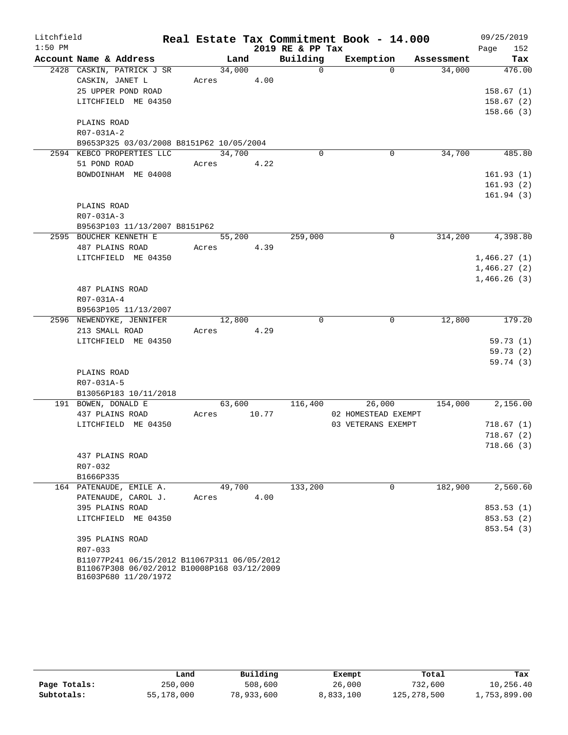Litchfield
1:50 PM

# Real Estate Tax Commitment Book - 14.000

2019 RE & PP Tax

09/25/2019

| Account Name & Address | Land | Building | Exemption | Assessment | Tax |
|---|---|---|---|---|---|
| 2428 CASKIN, PATRICK J SR | 34,000 | 0 | 0 | 34,000 | 476.00 |
| CASKIN, JANET L | Acres 4.00 | | | | |
| 25 UPPER POND ROAD | | | | | 158.67 (1) |
| LITCHFIELD ME 04350 | | | | | 158.67 (2) |
| | | | | | 158.66 (3) |
| PLAINS ROAD | | | | | |
| R07-031A-2 | | | | | |
| B9653P325 03/03/2008 B8151P62 10/05/2004 | | | | | |
| 2594 KEBCO PROPERTIES LLC | 34,700 | 0 | 0 | 34,700 | 485.80 |
| 51 POND ROAD | Acres 4.22 | | | | |
| BOWDOINHAM ME 04008 | | | | | 161.93 (1) |
| | | | | | 161.93 (2) |
| | | | | | 161.94 (3) |
| PLAINS ROAD | | | | | |
| R07-031A-3 | | | | | |
| B9563P103 11/13/2007 B8151P62 | | | | | |
| 2595 BOUCHER KENNETH E | 55,200 | 259,000 | 0 | 314,200 | 4,398.80 |
| 487 PLAINS ROAD | Acres 4.39 | | | | |
| LITCHFIELD ME 04350 | | | | | 1,466.27 (1) |
| | | | | | 1,466.27 (2) |
| | | | | | 1,466.26 (3) |
| 487 PLAINS ROAD | | | | | |
| R07-031A-4 | | | | | |
| B9563P105 11/13/2007 | | | | | |
| 2596 NEWENDYKE, JENNIFER | 12,800 | 0 | 0 | 12,800 | 179.20 |
| 213 SMALL ROAD | Acres 4.29 | | | | |
| LITCHFIELD ME 04350 | | | | | 59.73 (1) |
| | | | | | 59.73 (2) |
| | | | | | 59.74 (3) |
| PLAINS ROAD | | | | | |
| R07-031A-5 | | | | | |
| B13056P183 10/11/2018 | | | | | |
| 191 BOWEN, DONALD E | 63,600 | 116,400 | 26,000 | 154,000 | 2,156.00 |
| 437 PLAINS ROAD | Acres 10.77 | | 02 HOMESTEAD EXEMPT | | |
| LITCHFIELD ME 04350 | | | 03 VETERANS EXEMPT | | 718.67 (1) |
| | | | | | 718.67 (2) |
| | | | | | 718.66 (3) |
| 437 PLAINS ROAD | | | | | |
| R07-032 | | | | | |
| B1666P335 | | | | | |
| 164 PATENAUDE, EMILE A. | 49,700 | 133,200 | 0 | 182,900 | 2,560.60 |
| PATENAUDE, CAROL J. | Acres 4.00 | | | | |
| 395 PLAINS ROAD | | | | | 853.53 (1) |
| LITCHFIELD ME 04350 | | | | | 853.53 (2) |
| | | | | | 853.54 (3) |
| 395 PLAINS ROAD | | | | | |
| R07-033 | | | | | |
| B11077P241 06/15/2012 B11067P311 06/05/2012 B11067P308 06/02/2012 B10008P168 03/12/2009 B1603P680 11/20/1972 | | | | | |

| | Land | Building | Exempt | Total | Tax |
|---|---|---|---|---|---|
| Page Totals: | 250,000 | 508,600 | 26,000 | 732,600 | 10,256.40 |
| Subtotals: | 55,178,000 | 78,933,600 | 8,833,100 | 125,278,500 | 1,753,899.00 |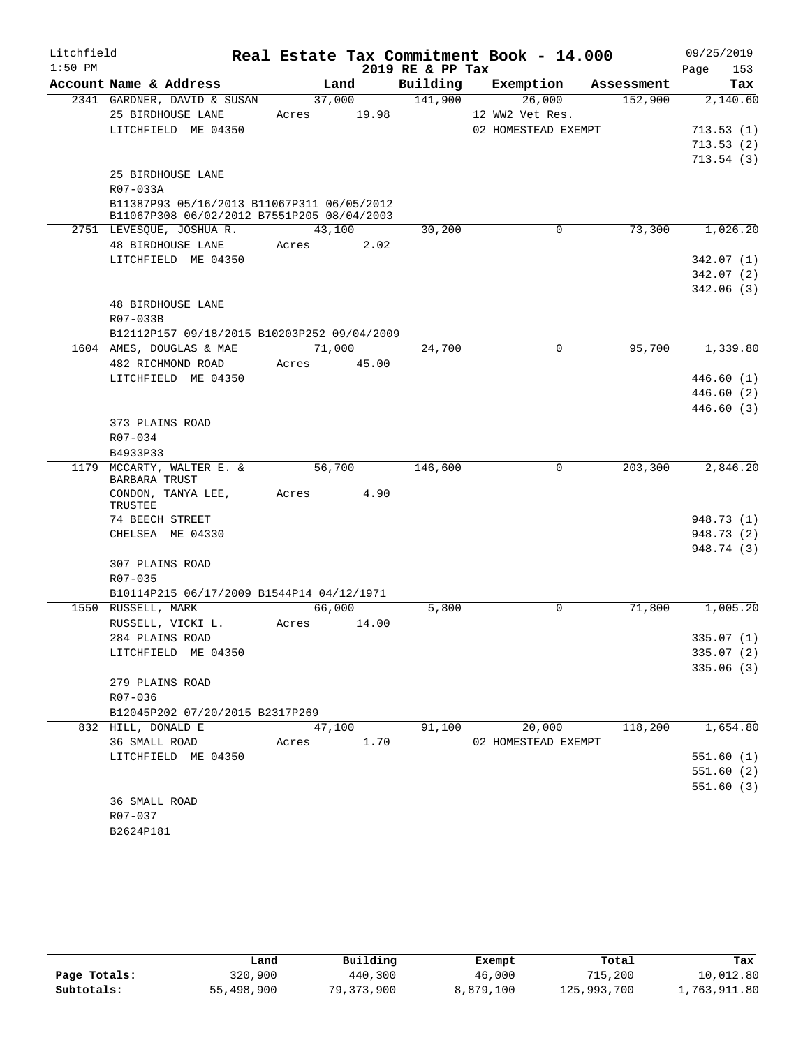# Real Estate Tax Commitment Book - 14.000

Litchfield 1:50 PM — 2019 RE & PP Tax — 09/25/2019

| Account Name & Address | Land | Building | Exemption | Assessment | Tax |
|---|---|---|---|---|---|
| 2341 GARDNER, DAVID & SUSAN | 37,000 | 141,900 | 26,000 | 152,900 | 2,140.60 |
| 25 BIRDHOUSE LANE | Acres 19.98 | | 12 WW2 Vet Res. | | |
| LITCHFIELD ME 04350 | | | 02 HOMESTEAD EXEMPT | | 713.53 (1) |
| | | | | | 713.53 (2) |
| | | | | | 713.54 (3) |
| 25 BIRDHOUSE LANE | | | | | |
| R07-033A | | | | | |
| B11387P93 05/16/2013 B11067P311 06/05/2012 B11067P308 06/02/2012 B7551P205 08/04/2003 | | | | | |
| 2751 LEVESQUE, JOSHUA R. | 43,100 | 30,200 | 0 | 73,300 | 1,026.20 |
| 48 BIRDHOUSE LANE | Acres 2.02 | | | | |
| LITCHFIELD ME 04350 | | | | | 342.07 (1) |
| | | | | | 342.07 (2) |
| | | | | | 342.06 (3) |
| 48 BIRDHOUSE LANE | | | | | |
| R07-033B | | | | | |
| B12112P157 09/18/2015 B10203P252 09/04/2009 | | | | | |
| 1604 AMES, DOUGLAS & MAE | 71,000 | 24,700 | 0 | 95,700 | 1,339.80 |
| 482 RICHMOND ROAD | Acres 45.00 | | | | |
| LITCHFIELD ME 04350 | | | | | 446.60 (1) |
| | | | | | 446.60 (2) |
| | | | | | 446.60 (3) |
| 373 PLAINS ROAD | | | | | |
| R07-034 | | | | | |
| B4933P33 | | | | | |
| 1179 MCCARTY, WALTER E. & BARBARA TRUST | 56,700 | 146,600 | 0 | 203,300 | 2,846.20 |
| CONDON, TANYA LEE, TRUSTEE | Acres 4.90 | | | | |
| 74 BEECH STREET | | | | | 948.73 (1) |
| CHELSEA ME 04330 | | | | | 948.73 (2) |
| | | | | | 948.74 (3) |
| 307 PLAINS ROAD | | | | | |
| R07-035 | | | | | |
| B10114P215 06/17/2009 B1544P14 04/12/1971 | | | | | |
| 1550 RUSSELL, MARK | 66,000 | 5,800 | 0 | 71,800 | 1,005.20 |
| RUSSELL, VICKI L. | Acres 14.00 | | | | |
| 284 PLAINS ROAD | | | | | 335.07 (1) |
| LITCHFIELD ME 04350 | | | | | 335.07 (2) |
| | | | | | 335.06 (3) |
| 279 PLAINS ROAD | | | | | |
| R07-036 | | | | | |
| B12045P202 07/20/2015 B2317P269 | | | | | |
| 832 HILL, DONALD E | 47,100 | 91,100 | 20,000 | 118,200 | 1,654.80 |
| 36 SMALL ROAD | Acres 1.70 | | 02 HOMESTEAD EXEMPT | | |
| LITCHFIELD ME 04350 | | | | | 551.60 (1) |
| | | | | | 551.60 (2) |
| | | | | | 551.60 (3) |
| 36 SMALL ROAD | | | | | |
| R07-037 | | | | | |
| B2624P181 | | | | | |

| | Land | Building | Exempt | Total | Tax |
|---|---|---|---|---|---|
| Page Totals: | 320,900 | 440,300 | 46,000 | 715,200 | 10,012.80 |
| Subtotals: | 55,498,900 | 79,373,900 | 8,879,100 | 125,993,700 | 1,763,911.80 |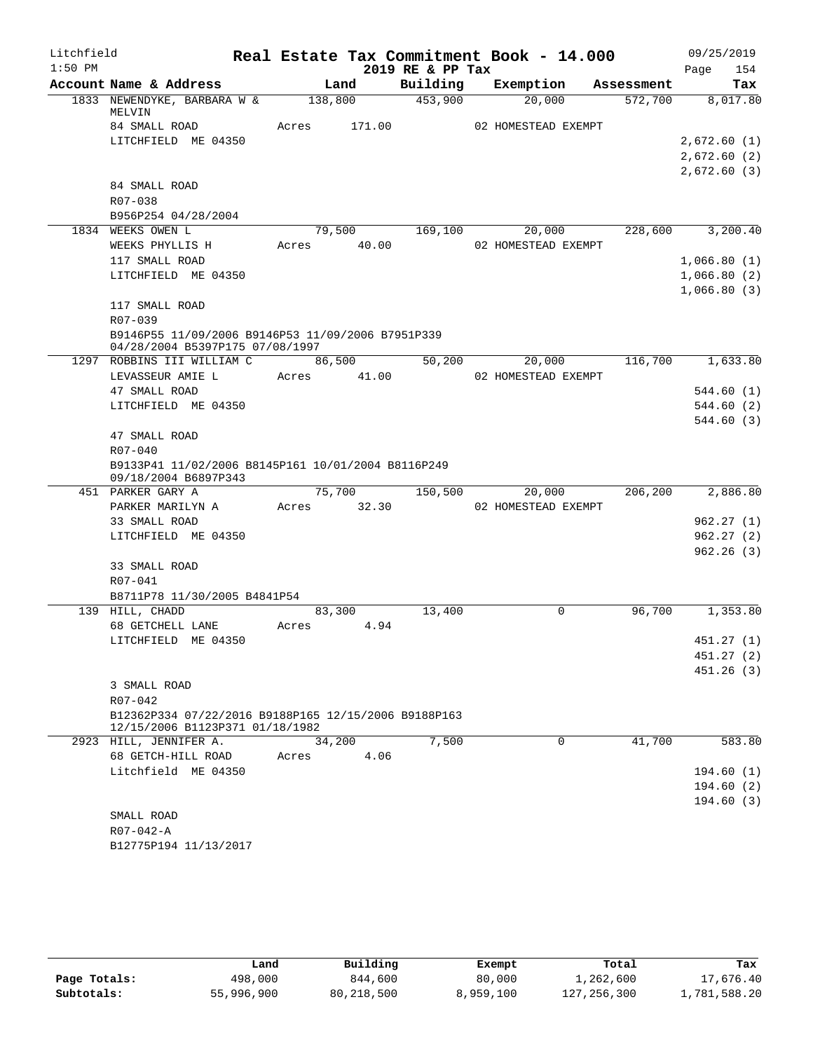# Litchfield — Real Estate Tax Commitment Book - 14.000 — 2019 RE & PP Tax

09/25/2019 1:50 PM

| Account Name & Address | Land | Building | Exemption | Assessment | Tax |
|---|---|---|---|---|---|
| 1833 NEWENDYKE, BARBARA W & MELVIN | 138,800 | 453,900 | 20,000 | 572,700 | 8,017.80 |
| 84 SMALL ROAD | Acres 171.00 | | 02 HOMESTEAD EXEMPT | | |
| LITCHFIELD ME 04350 | | | | | 2,672.60 (1) |
| | | | | | 2,672.60 (2) |
| | | | | | 2,672.60 (3) |
| 84 SMALL ROAD | | | | | |
| R07-038 | | | | | |
| B956P254 04/28/2004 | | | | | |
| 1834 WEEKS OWEN L | 79,500 | 169,100 | 20,000 | 228,600 | 3,200.40 |
| WEEKS PHYLLIS H | Acres 40.00 | | 02 HOMESTEAD EXEMPT | | |
| 117 SMALL ROAD | | | | | 1,066.80 (1) |
| LITCHFIELD ME 04350 | | | | | 1,066.80 (2) |
| | | | | | 1,066.80 (3) |
| 117 SMALL ROAD | | | | | |
| R07-039 | | | | | |
| B9146P55 11/09/2006 B9146P53 11/09/2006 B7951P339 04/28/2004 B5397P175 07/08/1997 | | | | | |
| 1297 ROBBINS III WILLIAM C | 86,500 | 50,200 | 20,000 | 116,700 | 1,633.80 |
| LEVASSEUR AMIE L | Acres 41.00 | | 02 HOMESTEAD EXEMPT | | |
| 47 SMALL ROAD | | | | | 544.60 (1) |
| LITCHFIELD ME 04350 | | | | | 544.60 (2) |
| | | | | | 544.60 (3) |
| 47 SMALL ROAD | | | | | |
| R07-040 | | | | | |
| B9133P41 11/02/2006 B8145P161 10/01/2004 B8116P249 09/18/2004 B6897P343 | | | | | |
| 451 PARKER GARY A | 75,700 | 150,500 | 20,000 | 206,200 | 2,886.80 |
| PARKER MARILYN A | Acres 32.30 | | 02 HOMESTEAD EXEMPT | | |
| 33 SMALL ROAD | | | | | 962.27 (1) |
| LITCHFIELD ME 04350 | | | | | 962.27 (2) |
| | | | | | 962.26 (3) |
| 33 SMALL ROAD | | | | | |
| R07-041 | | | | | |
| B8711P78 11/30/2005 B4841P54 | | | | | |
| 139 HILL, CHADD | 83,300 | 13,400 | 0 | 96,700 | 1,353.80 |
| 68 GETCHELL LANE | Acres 4.94 | | | | |
| LITCHFIELD ME 04350 | | | | | 451.27 (1) |
| | | | | | 451.27 (2) |
| | | | | | 451.26 (3) |
| 3 SMALL ROAD | | | | | |
| R07-042 | | | | | |
| B12362P334 07/22/2016 B9188P165 12/15/2006 B9188P163 12/15/2006 B1123P371 01/18/1982 | | | | | |
| 2923 HILL, JENNIFER A. | 34,200 | 7,500 | 0 | 41,700 | 583.80 |
| 68 GETCH-HILL ROAD | Acres 4.06 | | | | |
| Litchfield ME 04350 | | | | | 194.60 (1) |
| | | | | | 194.60 (2) |
| | | | | | 194.60 (3) |
| SMALL ROAD | | | | | |
| R07-042-A | | | | | |
| B12775P194 11/13/2017 | | | | | |

| | Land | Building | Exempt | Total | Tax |
|---|---|---|---|---|---|
| Page Totals: | 498,000 | 844,600 | 80,000 | 1,262,600 | 17,676.40 |
| Subtotals: | 55,996,900 | 80,218,500 | 8,959,100 | 127,256,300 | 1,781,588.20 |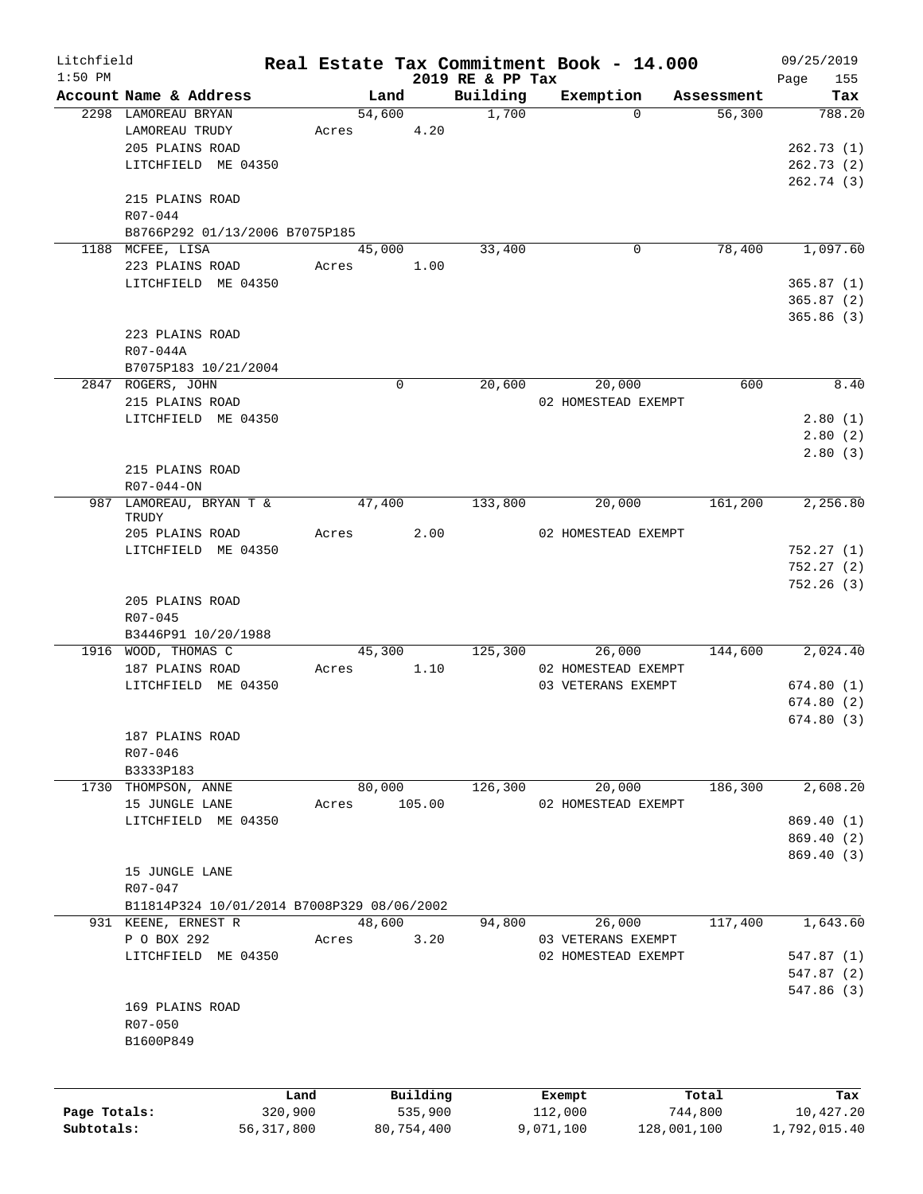# Litchfield — Real Estate Tax Commitment Book - 14.000 — 2019 RE & PP Tax

1:50 PM — 09/25/2019

| Account | Name & Address | Land | Building | Exemption | Assessment | Tax |
|---|---|---|---|---|---|---|
| 2298 | LAMOREAU BRYAN | 54,600 | 1,700 | 0 | 56,300 | 788.20 |
| | LAMOREAU TRUDY | Acres 4.20 | | | | |
| | 205 PLAINS ROAD | | | | | 262.73 (1) |
| | LITCHFIELD ME 04350 | | | | | 262.73 (2) |
| | | | | | | 262.74 (3) |
| | 215 PLAINS ROAD | | | | | |
| | R07-044 | | | | | |
| | B8766P292 01/13/2006 B7075P185 | | | | | |
| 1188 | MCFEE, LISA | 45,000 | 33,400 | 0 | 78,400 | 1,097.60 |
| | 223 PLAINS ROAD | Acres 1.00 | | | | |
| | LITCHFIELD ME 04350 | | | | | 365.87 (1) |
| | | | | | | 365.87 (2) |
| | | | | | | 365.86 (3) |
| | 223 PLAINS ROAD | | | | | |
| | R07-044A | | | | | |
| | B7075P183 10/21/2004 | | | | | |
| 2847 | ROGERS, JOHN | 0 | 20,600 | 20,000 | 600 | 8.40 |
| | 215 PLAINS ROAD | | | 02 HOMESTEAD EXEMPT | | |
| | LITCHFIELD ME 04350 | | | | | 2.80 (1) |
| | | | | | | 2.80 (2) |
| | | | | | | 2.80 (3) |
| | 215 PLAINS ROAD | | | | | |
| | R07-044-ON | | | | | |
| 987 | LAMOREAU, BRYAN T & TRUDY | 47,400 | 133,800 | 20,000 | 161,200 | 2,256.80 |
| | 205 PLAINS ROAD | Acres 2.00 | | 02 HOMESTEAD EXEMPT | | |
| | LITCHFIELD ME 04350 | | | | | 752.27 (1) |
| | | | | | | 752.27 (2) |
| | | | | | | 752.26 (3) |
| | 205 PLAINS ROAD | | | | | |
| | R07-045 | | | | | |
| | B3446P91 10/20/1988 | | | | | |
| 1916 | WOOD, THOMAS C | 45,300 | 125,300 | 26,000 | 144,600 | 2,024.40 |
| | 187 PLAINS ROAD | Acres 1.10 | | 02 HOMESTEAD EXEMPT | | |
| | LITCHFIELD ME 04350 | | | 03 VETERANS EXEMPT | | 674.80 (1) |
| | | | | | | 674.80 (2) |
| | | | | | | 674.80 (3) |
| | 187 PLAINS ROAD | | | | | |
| | R07-046 | | | | | |
| | B3333P183 | | | | | |
| 1730 | THOMPSON, ANNE | 80,000 | 126,300 | 20,000 | 186,300 | 2,608.20 |
| | 15 JUNGLE LANE | Acres 105.00 | | 02 HOMESTEAD EXEMPT | | |
| | LITCHFIELD ME 04350 | | | | | 869.40 (1) |
| | | | | | | 869.40 (2) |
| | | | | | | 869.40 (3) |
| | 15 JUNGLE LANE | | | | | |
| | R07-047 | | | | | |
| | B11814P324 10/01/2014 B7008P329 08/06/2002 | | | | | |
| 931 | KEENE, ERNEST R | 48,600 | 94,800 | 26,000 | 117,400 | 1,643.60 |
| | P O BOX 292 | Acres 3.20 | | 03 VETERANS EXEMPT | | |
| | LITCHFIELD ME 04350 | | | 02 HOMESTEAD EXEMPT | | 547.87 (1) |
| | | | | | | 547.87 (2) |
| | | | | | | 547.86 (3) |
| | 169 PLAINS ROAD | | | | | |
| | R07-050 | | | | | |
| | B1600P849 | | | | | |

| | Land | Building | Exempt | Total | Tax |
|---|---|---|---|---|---|
| Page Totals: | 320,900 | 535,900 | 112,000 | 744,800 | 10,427.20 |
| Subtotals: | 56,317,800 | 80,754,400 | 9,071,100 | 128,001,100 | 1,792,015.40 |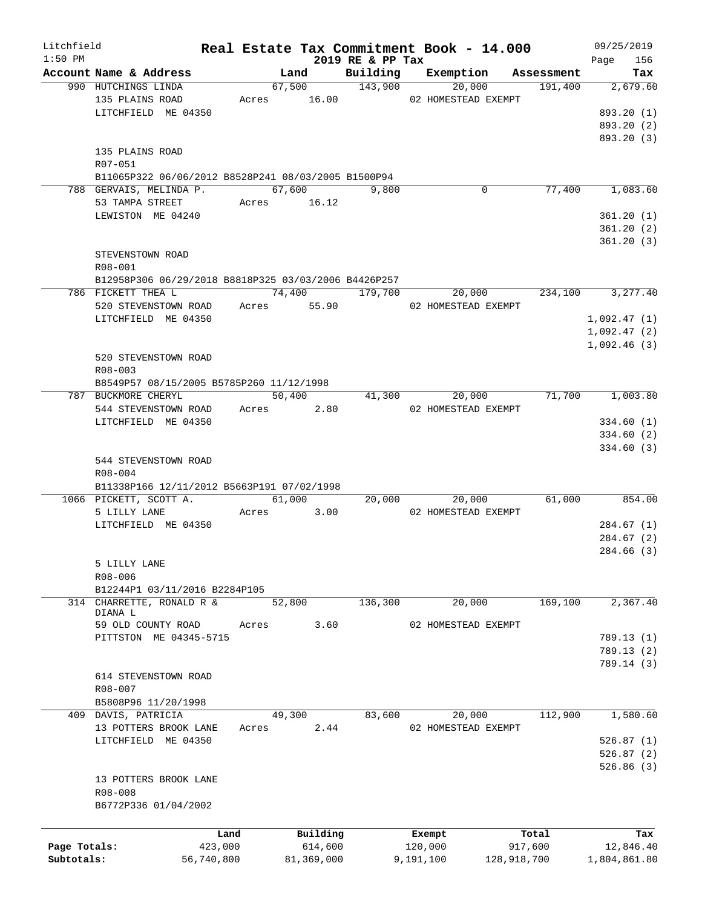Litchfield 1:50 PM

# Real Estate Tax Commitment Book - 14.000
## 2019 RE & PP Tax

09/25/2019

| Account Name & Address | Land | Building | Exemption | Assessment | Tax |
|---|---|---|---|---|---|
| 990 HUTCHINGS LINDA | 67,500 | 143,900 | 20,000 | 191,400 | 2,679.60 |
| 135 PLAINS ROAD | Acres 16.00 | | 02 HOMESTEAD EXEMPT | | |
| LITCHFIELD ME 04350 | | | | | 893.20 (1) |
| | | | | | 893.20 (2) |
| | | | | | 893.20 (3) |
| 135 PLAINS ROAD | | | | | |
| R07-051 | | | | | |
| B11065P322 06/06/2012 B8528P241 08/03/2005 B1500P94 | | | | | |
| 788 GERVAIS, MELINDA P. | 67,600 | 9,800 | 0 | 77,400 | 1,083.60 |
| 53 TAMPA STREET | Acres 16.12 | | | | |
| LEWISTON ME 04240 | | | | | 361.20 (1) |
| | | | | | 361.20 (2) |
| | | | | | 361.20 (3) |
| STEVENSTOWN ROAD | | | | | |
| R08-001 | | | | | |
| B12958P306 06/29/2018 B8818P325 03/03/2006 B4426P257 | | | | | |
| 786 FICKETT THEA L | 74,400 | 179,700 | 20,000 | 234,100 | 3,277.40 |
| 520 STEVENSTOWN ROAD | Acres 55.90 | | 02 HOMESTEAD EXEMPT | | |
| LITCHFIELD ME 04350 | | | | | 1,092.47 (1) |
| | | | | | 1,092.47 (2) |
| | | | | | 1,092.46 (3) |
| 520 STEVENSTOWN ROAD | | | | | |
| R08-003 | | | | | |
| B8549P57 08/15/2005 B5785P260 11/12/1998 | | | | | |
| 787 BUCKMORE CHERYL | 50,400 | 41,300 | 20,000 | 71,700 | 1,003.80 |
| 544 STEVENSTOWN ROAD | Acres 2.80 | | 02 HOMESTEAD EXEMPT | | |
| LITCHFIELD ME 04350 | | | | | 334.60 (1) |
| | | | | | 334.60 (2) |
| | | | | | 334.60 (3) |
| 544 STEVENSTOWN ROAD | | | | | |
| R08-004 | | | | | |
| B11338P166 12/11/2012 B5663P191 07/02/1998 | | | | | |
| 1066 PICKETT, SCOTT A. | 61,000 | 20,000 | 20,000 | 61,000 | 854.00 |
| 5 LILLY LANE | Acres 3.00 | | 02 HOMESTEAD EXEMPT | | |
| LITCHFIELD ME 04350 | | | | | 284.67 (1) |
| | | | | | 284.67 (2) |
| | | | | | 284.66 (3) |
| 5 LILLY LANE | | | | | |
| R08-006 | | | | | |
| B12244P1 03/11/2016 B2284P105 | | | | | |
| 314 CHARRETTE, RONALD R & DIANA L | 52,800 | 136,300 | 20,000 | 169,100 | 2,367.40 |
| 59 OLD COUNTY ROAD | Acres 3.60 | | 02 HOMESTEAD EXEMPT | | |
| PITTSTON ME 04345-5715 | | | | | 789.13 (1) |
| | | | | | 789.13 (2) |
| | | | | | 789.14 (3) |
| 614 STEVENSTOWN ROAD | | | | | |
| R08-007 | | | | | |
| B5808P96 11/20/1998 | | | | | |
| 409 DAVIS, PATRICIA | 49,300 | 83,600 | 20,000 | 112,900 | 1,580.60 |
| 13 POTTERS BROOK LANE | Acres 2.44 | | 02 HOMESTEAD EXEMPT | | |
| LITCHFIELD ME 04350 | | | | | 526.87 (1) |
| | | | | | 526.87 (2) |
| | | | | | 526.86 (3) |
| 13 POTTERS BROOK LANE | | | | | |
| R08-008 | | | | | |
| B6772P336 01/04/2002 | | | | | |

| | Land | Building | Exempt | Total | Tax |
|---|---|---|---|---|---|
| Page Totals: | 423,000 | 614,600 | 120,000 | 917,600 | 12,846.40 |
| Subtotals: | 56,740,800 | 81,369,000 | 9,191,100 | 128,918,700 | 1,804,861.80 |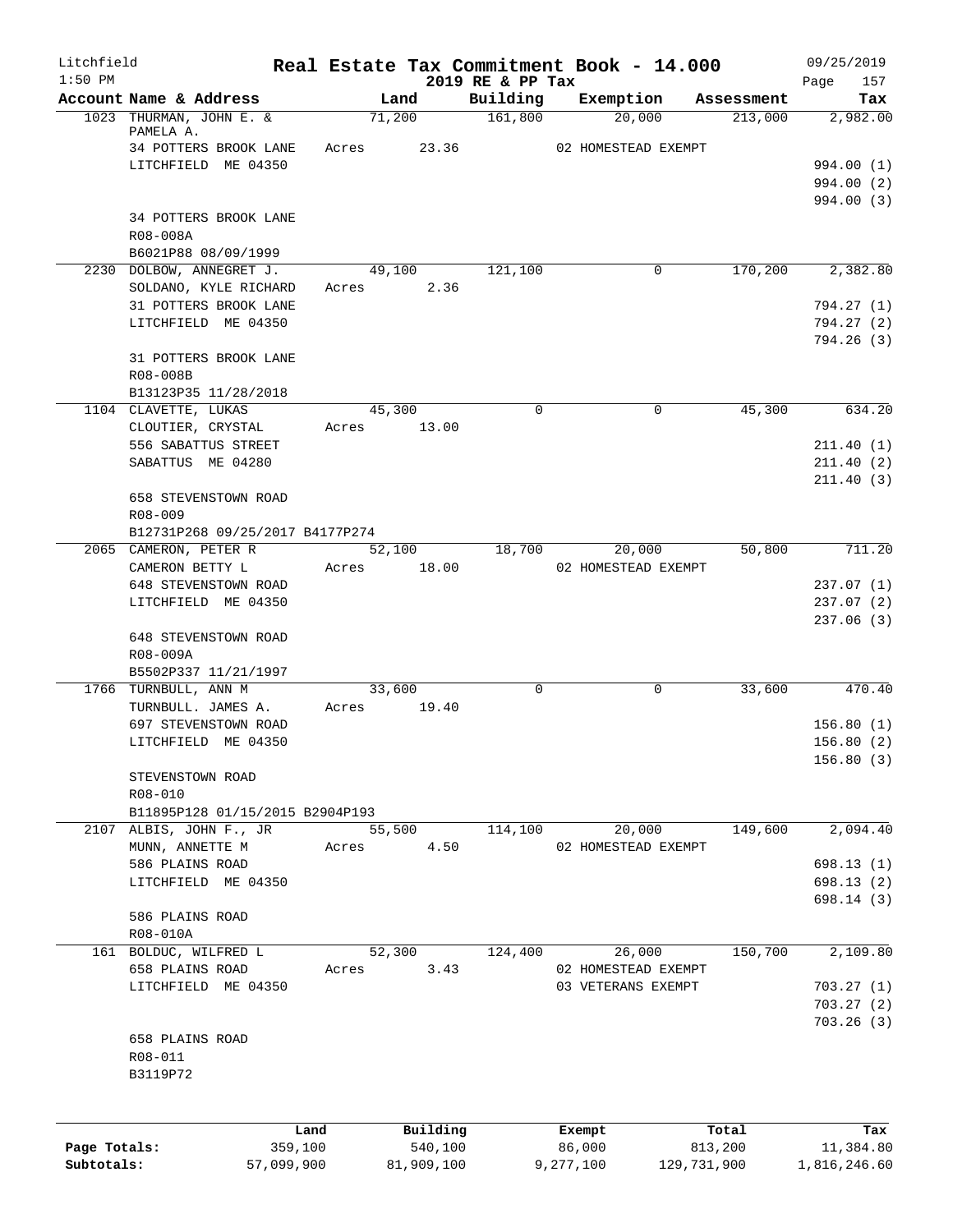# Real Estate Tax Commitment Book - 14.000

Litchfield 1:50 PM — 2019 RE & PP Tax — 09/25/2019

| Account Name & Address | Land | Building | Exemption | Assessment | Tax |
|---|---|---|---|---|---|
| 1023 THURMAN, JOHN E. & PAMELA A. | 71,200 | 161,800 | 20,000 | 213,000 | 2,982.00 |
| 34 POTTERS BROOK LANE | Acres 23.36 | | 02 HOMESTEAD EXEMPT | | |
| LITCHFIELD ME 04350 | | | | | 994.00 (1) |
| | | | | | 994.00 (2) |
| | | | | | 994.00 (3) |
| 34 POTTERS BROOK LANE | | | | | |
| R08-008A | | | | | |
| B6021P88 08/09/1999 | | | | | |
| 2230 DOLBOW, ANNEGRET J. | 49,100 | 121,100 | 0 | 170,200 | 2,382.80 |
| SOLDANO, KYLE RICHARD | Acres 2.36 | | | | |
| 31 POTTERS BROOK LANE | | | | | 794.27 (1) |
| LITCHFIELD ME 04350 | | | | | 794.27 (2) |
| | | | | | 794.26 (3) |
| 31 POTTERS BROOK LANE | | | | | |
| R08-008B | | | | | |
| B13123P35 11/28/2018 | | | | | |
| 1104 CLAVETTE, LUKAS | 45,300 | 0 | 0 | 45,300 | 634.20 |
| CLOUTIER, CRYSTAL | Acres 13.00 | | | | |
| 556 SABATTUS STREET | | | | | 211.40 (1) |
| SABATTUS ME 04280 | | | | | 211.40 (2) |
| | | | | | 211.40 (3) |
| 658 STEVENSTOWN ROAD | | | | | |
| R08-009 | | | | | |
| B12731P268 09/25/2017 B4177P274 | | | | | |
| 2065 CAMERON, PETER R | 52,100 | 18,700 | 20,000 | 50,800 | 711.20 |
| CAMERON BETTY L | Acres 18.00 | | 02 HOMESTEAD EXEMPT | | |
| 648 STEVENSTOWN ROAD | | | | | 237.07 (1) |
| LITCHFIELD ME 04350 | | | | | 237.07 (2) |
| | | | | | 237.06 (3) |
| 648 STEVENSTOWN ROAD | | | | | |
| R08-009A | | | | | |
| B5502P337 11/21/1997 | | | | | |
| 1766 TURNBULL, ANN M | 33,600 | 0 | 0 | 33,600 | 470.40 |
| TURNBULL. JAMES A. | Acres 19.40 | | | | |
| 697 STEVENSTOWN ROAD | | | | | 156.80 (1) |
| LITCHFIELD ME 04350 | | | | | 156.80 (2) |
| | | | | | 156.80 (3) |
| STEVENSTOWN ROAD | | | | | |
| R08-010 | | | | | |
| B11895P128 01/15/2015 B2904P193 | | | | | |
| 2107 ALBIS, JOHN F., JR | 55,500 | 114,100 | 20,000 | 149,600 | 2,094.40 |
| MUNN, ANNETTE M | Acres 4.50 | | 02 HOMESTEAD EXEMPT | | |
| 586 PLAINS ROAD | | | | | 698.13 (1) |
| LITCHFIELD ME 04350 | | | | | 698.13 (2) |
| | | | | | 698.14 (3) |
| 586 PLAINS ROAD | | | | | |
| R08-010A | | | | | |
| 161 BOLDUC, WILFRED L | 52,300 | 124,400 | 26,000 | 150,700 | 2,109.80 |
| 658 PLAINS ROAD | Acres 3.43 | | 02 HOMESTEAD EXEMPT | | |
| LITCHFIELD ME 04350 | | | 03 VETERANS EXEMPT | | 703.27 (1) |
| | | | | | 703.27 (2) |
| | | | | | 703.26 (3) |
| 658 PLAINS ROAD | | | | | |
| R08-011 | | | | | |
| B3119P72 | | | | | |

| | Land | Building | Exempt | Total | Tax |
|---|---|---|---|---|---|
| Page Totals: | 359,100 | 540,100 | 86,000 | 813,200 | 11,384.80 |
| Subtotals: | 57,099,900 | 81,909,100 | 9,277,100 | 129,731,900 | 1,816,246.60 |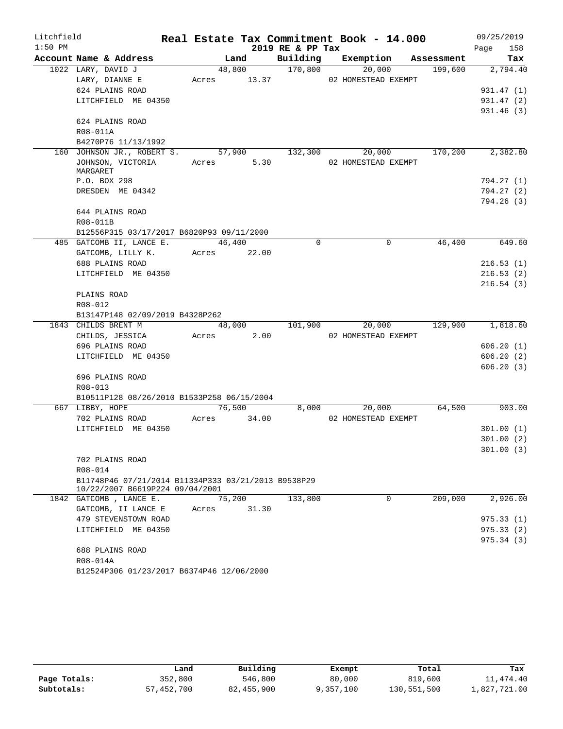Litchfield 1:50 PM

# Real Estate Tax Commitment Book - 14.000

2019 RE & PP Tax

09/25/2019 Page 158

| Account Name & Address | Land | Building | Exemption | Assessment | Tax |
|---|---|---|---|---|---|
| 1022 LARY, DAVID J | 48,800 | 170,800 | 20,000 | 199,600 | 2,794.40 |
| LARY, DIANNE E | Acres 13.37 | | 02 HOMESTEAD EXEMPT | | |
| 624 PLAINS ROAD | | | | | 931.47 (1) |
| LITCHFIELD ME 04350 | | | | | 931.47 (2) |
| | | | | | 931.46 (3) |
| 624 PLAINS ROAD | | | | | |
| R08-011A | | | | | |
| B4270P76 11/13/1992 | | | | | |
| 160 JOHNSON JR., ROBERT S. | 57,900 | 132,300 | 20,000 | 170,200 | 2,382.80 |
| JOHNSON, VICTORIA MARGARET | Acres 5.30 | | 02 HOMESTEAD EXEMPT | | |
| P.O. BOX 298 | | | | | 794.27 (1) |
| DRESDEN ME 04342 | | | | | 794.27 (2) |
| | | | | | 794.26 (3) |
| 644 PLAINS ROAD | | | | | |
| R08-011B | | | | | |
| B12556P315 03/17/2017 B6820P93 09/11/2000 | | | | | |
| 485 GATCOMB II, LANCE E. | 46,400 | 0 | 0 | 46,400 | 649.60 |
| GATCOMB, LILLY K. | Acres 22.00 | | | | |
| 688 PLAINS ROAD | | | | | 216.53 (1) |
| LITCHFIELD ME 04350 | | | | | 216.53 (2) |
| | | | | | 216.54 (3) |
| PLAINS ROAD | | | | | |
| R08-012 | | | | | |
| B13147P148 02/09/2019 B4328P262 | | | | | |
| 1843 CHILDS BRENT M | 48,000 | 101,900 | 20,000 | 129,900 | 1,818.60 |
| CHILDS, JESSICA | Acres 2.00 | | 02 HOMESTEAD EXEMPT | | |
| 696 PLAINS ROAD | | | | | 606.20 (1) |
| LITCHFIELD ME 04350 | | | | | 606.20 (2) |
| | | | | | 606.20 (3) |
| 696 PLAINS ROAD | | | | | |
| R08-013 | | | | | |
| B10511P128 08/26/2010 B1533P258 06/15/2004 | | | | | |
| 667 LIBBY, HOPE | 76,500 | 8,000 | 20,000 | 64,500 | 903.00 |
| 702 PLAINS ROAD | Acres 34.00 | | 02 HOMESTEAD EXEMPT | | |
| LITCHFIELD ME 04350 | | | | | 301.00 (1) |
| | | | | | 301.00 (2) |
| | | | | | 301.00 (3) |
| 702 PLAINS ROAD | | | | | |
| R08-014 | | | | | |
| B11748P46 07/21/2014 B11334P333 03/21/2013 B9538P29 10/22/2007 B6619P224 09/04/2001 | | | | | |
| 1842 GATCOMB , LANCE E. | 75,200 | 133,800 | 0 | 209,000 | 2,926.00 |
| GATCOMB, II LANCE E | Acres 31.30 | | | | |
| 479 STEVENSTOWN ROAD | | | | | 975.33 (1) |
| LITCHFIELD ME 04350 | | | | | 975.33 (2) |
| | | | | | 975.34 (3) |
| 688 PLAINS ROAD | | | | | |
| R08-014A | | | | | |
| B12524P306 01/23/2017 B6374P46 12/06/2000 | | | | | |

| | Land | Building | Exempt | Total | Tax |
|---|---|---|---|---|---|
| Page Totals: | 352,800 | 546,800 | 80,000 | 819,600 | 11,474.40 |
| Subtotals: | 57,452,700 | 82,455,900 | 9,357,100 | 130,551,500 | 1,827,721.00 |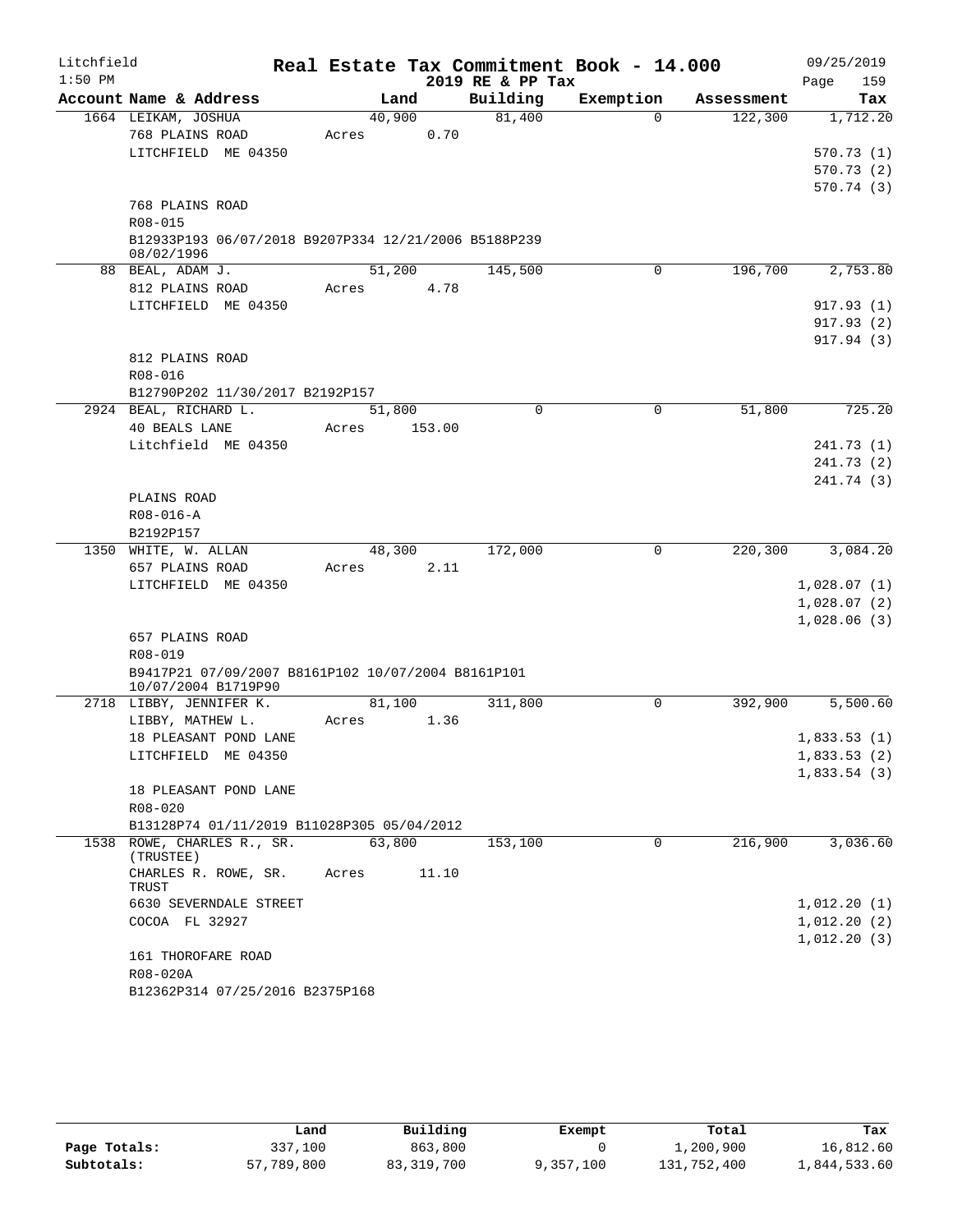Litchfield 1:50 PM

# Real Estate Tax Commitment Book - 14.000

2019 RE & PP Tax

09/25/2019

| Account Name & Address | Land | Building | Exemption | Assessment | Tax |
|---|---|---|---|---|---|
| 1664 LEIKAM, JOSHUA | 40,900 | 81,400 | 0 | 122,300 | 1,712.20 |
| 768 PLAINS ROAD | Acres 0.70 | | | | |
| LITCHFIELD ME 04350 | | | | | 570.73 (1) |
| | | | | | 570.73 (2) |
| | | | | | 570.74 (3) |
| 768 PLAINS ROAD | | | | | |
| R08-015 | | | | | |
| B12933P193 06/07/2018 B9207P334 12/21/2006 B5188P239 08/02/1996 | | | | | |
| 88 BEAL, ADAM J. | 51,200 | 145,500 | 0 | 196,700 | 2,753.80 |
| 812 PLAINS ROAD | Acres 4.78 | | | | |
| LITCHFIELD ME 04350 | | | | | 917.93 (1) |
| | | | | | 917.93 (2) |
| | | | | | 917.94 (3) |
| 812 PLAINS ROAD | | | | | |
| R08-016 | | | | | |
| B12790P202 11/30/2017 B2192P157 | | | | | |
| 2924 BEAL, RICHARD L. | 51,800 | 0 | 0 | 51,800 | 725.20 |
| 40 BEALS LANE | Acres 153.00 | | | | |
| Litchfield ME 04350 | | | | | 241.73 (1) |
| | | | | | 241.73 (2) |
| | | | | | 241.74 (3) |
| PLAINS ROAD | | | | | |
| R08-016-A | | | | | |
| B2192P157 | | | | | |
| 1350 WHITE, W. ALLAN | 48,300 | 172,000 | 0 | 220,300 | 3,084.20 |
| 657 PLAINS ROAD | Acres 2.11 | | | | |
| LITCHFIELD ME 04350 | | | | | 1,028.07 (1) |
| | | | | | 1,028.07 (2) |
| | | | | | 1,028.06 (3) |
| 657 PLAINS ROAD | | | | | |
| R08-019 | | | | | |
| B9417P21 07/09/2007 B8161P102 10/07/2004 B8161P101 10/07/2004 B1719P90 | | | | | |
| 2718 LIBBY, JENNIFER K. | 81,100 | 311,800 | 0 | 392,900 | 5,500.60 |
| LIBBY, MATHEW L. | Acres 1.36 | | | | |
| 18 PLEASANT POND LANE | | | | | 1,833.53 (1) |
| LITCHFIELD ME 04350 | | | | | 1,833.53 (2) |
| | | | | | 1,833.54 (3) |
| 18 PLEASANT POND LANE | | | | | |
| R08-020 | | | | | |
| B13128P74 01/11/2019 B11028P305 05/04/2012 | | | | | |
| 1538 ROWE, CHARLES R., SR. (TRUSTEE) | 63,800 | 153,100 | 0 | 216,900 | 3,036.60 |
| CHARLES R. ROWE, SR. TRUST | Acres 11.10 | | | | |
| 6630 SEVERNDALE STREET | | | | | 1,012.20 (1) |
| COCOA FL 32927 | | | | | 1,012.20 (2) |
| | | | | | 1,012.20 (3) |
| 161 THOROFARE ROAD | | | | | |
| R08-020A | | | | | |
| B12362P314 07/25/2016 B2375P168 | | | | | |

| | Land | Building | Exempt | Total | Tax |
|---|---|---|---|---|---|
| Page Totals: | 337,100 | 863,800 | 0 | 1,200,900 | 16,812.60 |
| Subtotals: | 57,789,800 | 83,319,700 | 9,357,100 | 131,752,400 | 1,844,533.60 |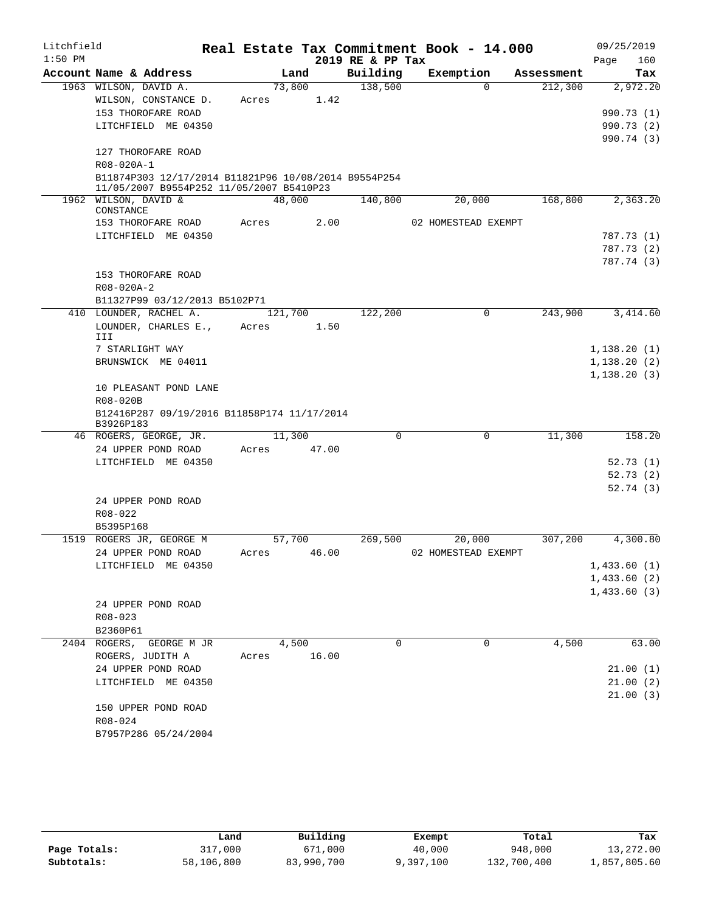Litchfield 1:50 PM

# Real Estate Tax Commitment Book - 14.000

## 2019 RE & PP Tax

09/25/2019

| Account | Name & Address | Land | Building | Exemption | Assessment | Tax |
|---|---|---|---|---|---|---|
| 1963 | WILSON, DAVID A. | 73,800 | 138,500 | 0 | 212,300 | 2,972.20 |
| | WILSON, CONSTANCE D. | Acres 1.42 | | | | |
| | 153 THOROFARE ROAD | | | | | 990.73 (1) |
| | LITCHFIELD ME 04350 | | | | | 990.73 (2) |
| | | | | | | 990.74 (3) |
| | 127 THOROFARE ROAD | | | | | |
| | R08-020A-1 | | | | | |
| | B11874P303 12/17/2014 B11821P96 10/08/2014 B9554P254 11/05/2007 B9554P252 11/05/2007 B5410P23 | | | | | |
| 1962 | WILSON, DAVID & CONSTANCE | 48,000 | 140,800 | 20,000 | 168,800 | 2,363.20 |
| | 153 THOROFARE ROAD | Acres 2.00 | | 02 HOMESTEAD EXEMPT | | |
| | LITCHFIELD ME 04350 | | | | | 787.73 (1) |
| | | | | | | 787.73 (2) |
| | | | | | | 787.74 (3) |
| | 153 THOROFARE ROAD | | | | | |
| | R08-020A-2 | | | | | |
| | B11327P99 03/12/2013 B5102P71 | | | | | |
| 410 | LOUNDER, RACHEL A. | 121,700 | 122,200 | 0 | 243,900 | 3,414.60 |
| | LOUNDER, CHARLES E., III | Acres 1.50 | | | | |
| | 7 STARLIGHT WAY | | | | | 1,138.20 (1) |
| | BRUNSWICK ME 04011 | | | | | 1,138.20 (2) |
| | | | | | | 1,138.20 (3) |
| | 10 PLEASANT POND LANE | | | | | |
| | R08-020B | | | | | |
| | B12416P287 09/19/2016 B11858P174 11/17/2014 B3926P183 | | | | | |
| 46 | ROGERS, GEORGE, JR. | 11,300 | 0 | 0 | 11,300 | 158.20 |
| | 24 UPPER POND ROAD | Acres 47.00 | | | | |
| | LITCHFIELD ME 04350 | | | | | 52.73 (1) |
| | | | | | | 52.73 (2) |
| | | | | | | 52.74 (3) |
| | 24 UPPER POND ROAD | | | | | |
| | R08-022 | | | | | |
| | B5395P168 | | | | | |
| 1519 | ROGERS JR, GEORGE M | 57,700 | 269,500 | 20,000 | 307,200 | 4,300.80 |
| | 24 UPPER POND ROAD | Acres 46.00 | | 02 HOMESTEAD EXEMPT | | |
| | LITCHFIELD ME 04350 | | | | | 1,433.60 (1) |
| | | | | | | 1,433.60 (2) |
| | | | | | | 1,433.60 (3) |
| | 24 UPPER POND ROAD | | | | | |
| | R08-023 | | | | | |
| | B2360P61 | | | | | |
| 2404 | ROGERS, GEORGE M JR | 4,500 | 0 | 0 | 4,500 | 63.00 |
| | ROGERS, JUDITH A | Acres 16.00 | | | | |
| | 24 UPPER POND ROAD | | | | | 21.00 (1) |
| | LITCHFIELD ME 04350 | | | | | 21.00 (2) |
| | | | | | | 21.00 (3) |
| | 150 UPPER POND ROAD | | | | | |
| | R08-024 | | | | | |
| | B7957P286 05/24/2004 | | | | | |

| | Land | Building | Exempt | Total | Tax |
|---|---|---|---|---|---|
| Page Totals: | 317,000 | 671,000 | 40,000 | 948,000 | 13,272.00 |
| Subtotals: | 58,106,800 | 83,990,700 | 9,397,100 | 132,700,400 | 1,857,805.60 |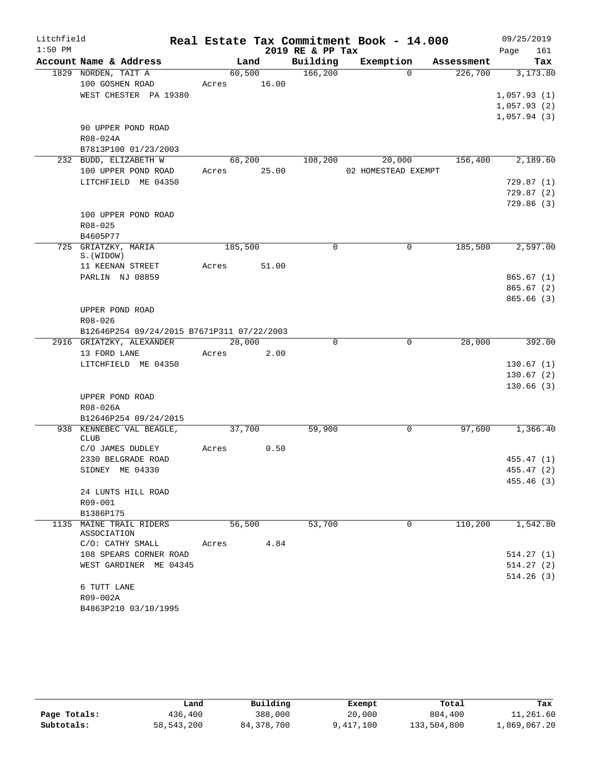# Real Estate Tax Commitment Book - 14.000

Litchfield 1:50 PM — 2019 RE & PP Tax — 09/25/2019

| Account Name & Address | Land | Building | Exemption | Assessment | Tax |
|---|---|---|---|---|---|
| 1829 NORDEN, TAIT A | 60,500 | 166,200 | 0 | 226,700 | 3,173.80 |
| 100 GOSHEN ROAD | Acres 16.00 | | | | |
| WEST CHESTER PA 19380 | | | | | 1,057.93 (1) |
| | | | | | 1,057.93 (2) |
| | | | | | 1,057.94 (3) |
| 90 UPPER POND ROAD | | | | | |
| R08-024A | | | | | |
| B7813P100 01/23/2003 | | | | | |
| 232 BUDD, ELIZABETH W | 68,200 | 108,200 | 20,000 | 156,400 | 2,189.60 |
| 100 UPPER POND ROAD | Acres 25.00 | | 02 HOMESTEAD EXEMPT | | |
| LITCHFIELD ME 04350 | | | | | 729.87 (1) |
| | | | | | 729.87 (2) |
| | | | | | 729.86 (3) |
| 100 UPPER POND ROAD | | | | | |
| R08-025 | | | | | |
| B4605P77 | | | | | |
| 725 GRIATZKY, MARIA S.(WIDOW) | 185,500 | 0 | 0 | 185,500 | 2,597.00 |
| 11 KEENAN STREET | Acres 51.00 | | | | |
| PARLIN NJ 08859 | | | | | 865.67 (1) |
| | | | | | 865.67 (2) |
| | | | | | 865.66 (3) |
| UPPER POND ROAD | | | | | |
| R08-026 | | | | | |
| B12646P254 09/24/2015 B7671P311 07/22/2003 | | | | | |
| 2916 GRIATZKY, ALEXANDER | 28,000 | 0 | 0 | 28,000 | 392.00 |
| 13 FORD LANE | Acres 2.00 | | | | |
| LITCHFIELD ME 04350 | | | | | 130.67 (1) |
| | | | | | 130.67 (2) |
| | | | | | 130.66 (3) |
| UPPER POND ROAD | | | | | |
| R08-026A | | | | | |
| B12646P254 09/24/2015 | | | | | |
| 938 KENNEBEC VAL BEAGLE, CLUB | 37,700 | 59,900 | 0 | 97,600 | 1,366.40 |
| C/O JAMES DUDLEY | Acres 0.50 | | | | |
| 2330 BELGRADE ROAD | | | | | 455.47 (1) |
| SIDNEY ME 04330 | | | | | 455.47 (2) |
| | | | | | 455.46 (3) |
| 24 LUNTS HILL ROAD | | | | | |
| R09-001 | | | | | |
| B1386P175 | | | | | |
| 1135 MAINE TRAIL RIDERS ASSOCIATION | 56,500 | 53,700 | 0 | 110,200 | 1,542.80 |
| C/O: CATHY SMALL | Acres 4.84 | | | | |
| 108 SPEARS CORNER ROAD | | | | | 514.27 (1) |
| WEST GARDINER ME 04345 | | | | | 514.27 (2) |
| | | | | | 514.26 (3) |
| 6 TUTT LANE | | | | | |
| R09-002A | | | | | |
| B4863P210 03/10/1995 | | | | | |

| | Land | Building | Exempt | Total | Tax |
|---|---|---|---|---|---|
| Page Totals: | 436,400 | 388,000 | 20,000 | 804,400 | 11,261.60 |
| Subtotals: | 58,543,200 | 84,378,700 | 9,417,100 | 133,504,800 | 1,869,067.20 |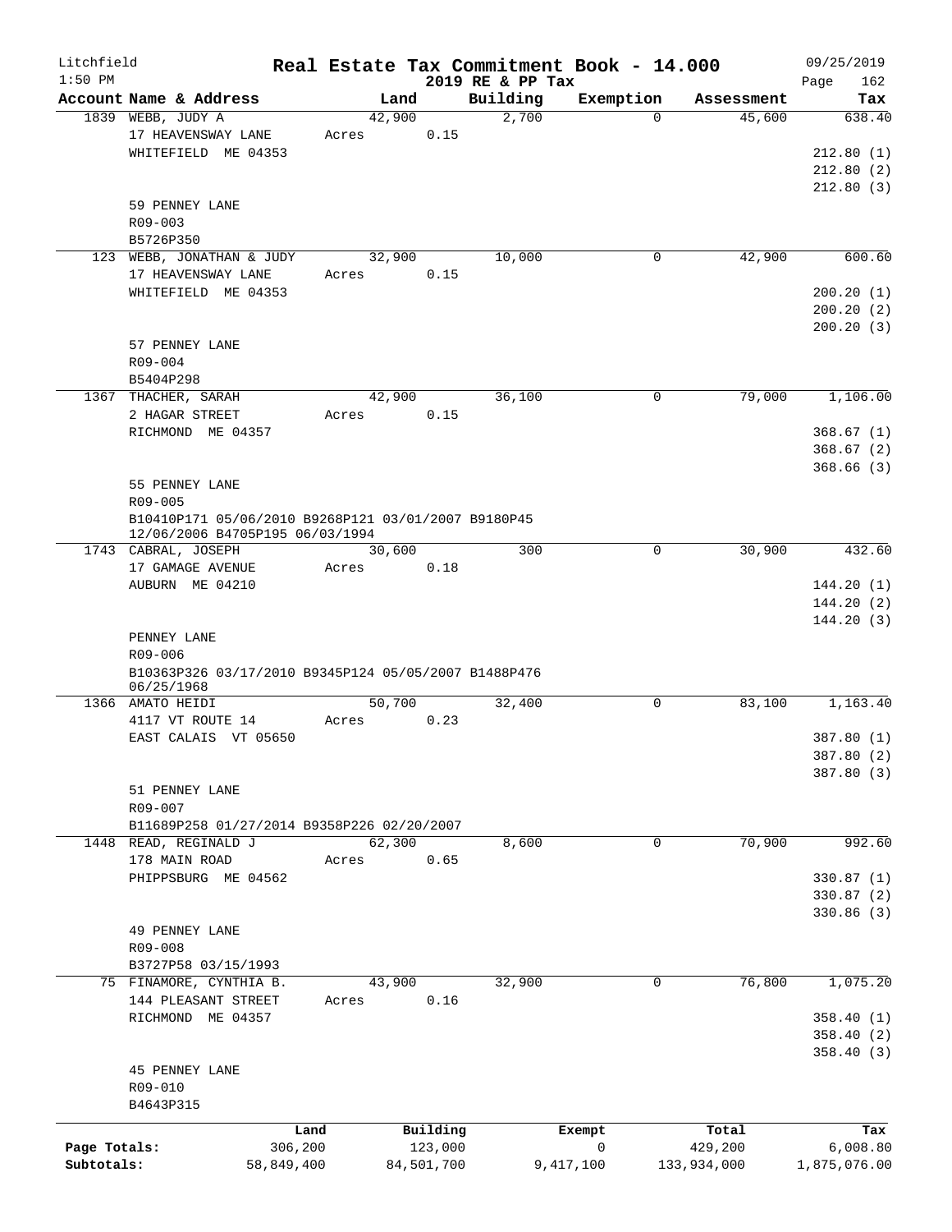Litchfield
1:50 PM

**Real Estate Tax Commitment Book - 14.000**
**2019 RE & PP Tax**

09/25/2019

| Account | Name & Address | Land | Building | Exemption | Assessment | Tax |
|---|---|---|---|---|---|---|
| 1839 | WEBB, JUDY A<br>17 HEAVENSWAY LANE<br>WHITEFIELD ME 04353<br><br>59 PENNEY LANE<br>R09-003<br>B5726P350 | 42,900<br>Acres 0.15 | 2,700 | 0 | 45,600 | 638.40<br><br>212.80 (1)<br>212.80 (2)<br>212.80 (3) |
| 123 | WEBB, JONATHAN & JUDY<br>17 HEAVENSWAY LANE<br>WHITEFIELD ME 04353<br><br>57 PENNEY LANE<br>R09-004<br>B5404P298 | 32,900<br>Acres 0.15 | 10,000 | 0 | 42,900 | 600.60<br><br>200.20 (1)<br>200.20 (2)<br>200.20 (3) |
| 1367 | THACHER, SARAH<br>2 HAGAR STREET<br>RICHMOND ME 04357<br><br>55 PENNEY LANE<br>R09-005<br>B10410P171 05/06/2010 B9268P121 03/01/2007 B9180P45 12/06/2006 B4705P195 06/03/1994 | 42,900<br>Acres 0.15 | 36,100 | 0 | 79,000 | 1,106.00<br><br>368.67 (1)<br>368.67 (2)<br>368.66 (3) |
| 1743 | CABRAL, JOSEPH<br>17 GAMAGE AVENUE<br>AUBURN ME 04210<br><br>PENNEY LANE<br>R09-006<br>B10363P326 03/17/2010 B9345P124 05/05/2007 B1488P476 06/25/1968 | 30,600<br>Acres 0.18 | 300 | 0 | 30,900 | 432.60<br><br>144.20 (1)<br>144.20 (2)<br>144.20 (3) |
| 1366 | AMATO HEIDI<br>4117 VT ROUTE 14<br>EAST CALAIS VT 05650<br><br>51 PENNEY LANE<br>R09-007<br>B11689P258 01/27/2014 B9358P226 02/20/2007 | 50,700<br>Acres 0.23 | 32,400 | 0 | 83,100 | 1,163.40<br><br>387.80 (1)<br>387.80 (2)<br>387.80 (3) |
| 1448 | READ, REGINALD J<br>178 MAIN ROAD<br>PHIPPSBURG ME 04562<br><br>49 PENNEY LANE<br>R09-008<br>B3727P58 03/15/1993 | 62,300<br>Acres 0.65 | 8,600 | 0 | 70,900 | 992.60<br><br>330.87 (1)<br>330.87 (2)<br>330.86 (3) |
| 75 | FINAMORE, CYNTHIA B.<br>144 PLEASANT STREET<br>RICHMOND ME 04357<br><br>45 PENNEY LANE<br>R09-010<br>B4643P315 | 43,900<br>Acres 0.16 | 32,900 | 0 | 76,800 | 1,075.20<br><br>358.40 (1)<br>358.40 (2)<br>358.40 (3) |

| | Land | Building | Exempt | Total | Tax |
|---|---|---|---|---|---|
| Page Totals: | 306,200 | 123,000 | 0 | 429,200 | 6,008.80 |
| Subtotals: | 58,849,400 | 84,501,700 | 9,417,100 | 133,934,000 | 1,875,076.00 |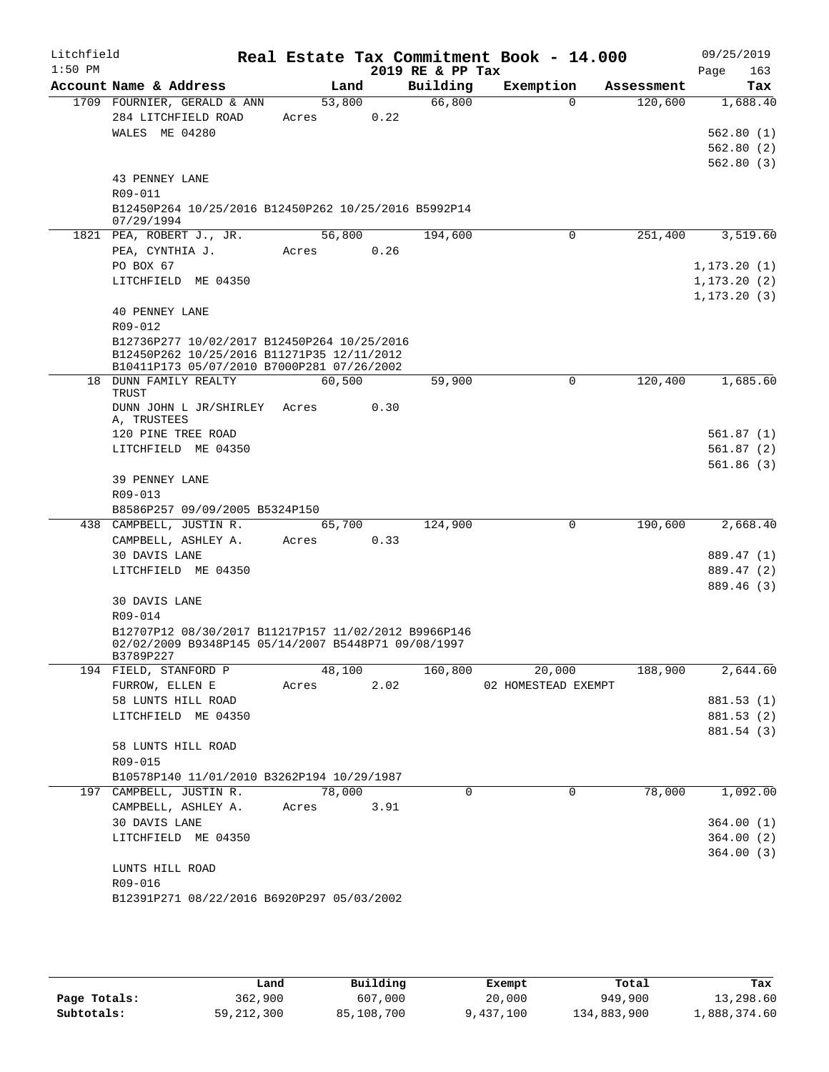Litchfield 1:50 PM — Real Estate Tax Commitment Book - 14.000 — 2019 RE & PP Tax — 09/25/2019

| Account Name & Address | Land | Building | Exemption | Assessment | Tax |
|---|---|---|---|---|---|
| 1709 FOURNIER, GERALD & ANN | 53,800 | 66,800 | 0 | 120,600 | 1,688.40 |
| 284 LITCHFIELD ROAD | Acres 0.22 | | | | |
| WALES ME 04280 | | | | | 562.80 (1) |
| | | | | | 562.80 (2) |
| | | | | | 562.80 (3) |
| 43 PENNEY LANE | | | | | |
| R09-011 | | | | | |
| B12450P264 10/25/2016 B12450P262 10/25/2016 B5992P14 07/29/1994 | | | | | |
| 1821 PEA, ROBERT J., JR. | 56,800 | 194,600 | 0 | 251,400 | 3,519.60 |
| PEA, CYNTHIA J. | Acres 0.26 | | | | |
| PO BOX 67 | | | | | 1,173.20 (1) |
| LITCHFIELD ME 04350 | | | | | 1,173.20 (2) |
| | | | | | 1,173.20 (3) |
| 40 PENNEY LANE | | | | | |
| R09-012 | | | | | |
| B12736P277 10/02/2017 B12450P264 10/25/2016 B12450P262 10/25/2016 B11271P35 12/11/2012 B10411P173 05/07/2010 B7000P281 07/26/2002 | | | | | |
| 18 DUNN FAMILY REALTY TRUST | 60,500 | 59,900 | 0 | 120,400 | 1,685.60 |
| DUNN JOHN L JR/SHIRLEY A, TRUSTEES | Acres 0.30 | | | | |
| 120 PINE TREE ROAD | | | | | 561.87 (1) |
| LITCHFIELD ME 04350 | | | | | 561.87 (2) |
| | | | | | 561.86 (3) |
| 39 PENNEY LANE | | | | | |
| R09-013 | | | | | |
| B8586P257 09/09/2005 B5324P150 | | | | | |
| 438 CAMPBELL, JUSTIN R. | 65,700 | 124,900 | 0 | 190,600 | 2,668.40 |
| CAMPBELL, ASHLEY A. | Acres 0.33 | | | | |
| 30 DAVIS LANE | | | | | 889.47 (1) |
| LITCHFIELD ME 04350 | | | | | 889.47 (2) |
| | | | | | 889.46 (3) |
| 30 DAVIS LANE | | | | | |
| R09-014 | | | | | |
| B12707P12 08/30/2017 B11217P157 11/02/2012 B9966P146 02/02/2009 B9348P145 05/14/2007 B5448P71 09/08/1997 B3789P227 | | | | | |
| 194 FIELD, STANFORD P | 48,100 | 160,800 | 20,000 | 188,900 | 2,644.60 |
| FURROW, ELLEN E | Acres 2.02 | | 02 HOMESTEAD EXEMPT | | |
| 58 LUNTS HILL ROAD | | | | | 881.53 (1) |
| LITCHFIELD ME 04350 | | | | | 881.53 (2) |
| | | | | | 881.54 (3) |
| 58 LUNTS HILL ROAD | | | | | |
| R09-015 | | | | | |
| B10578P140 11/01/2010 B3262P194 10/29/1987 | | | | | |
| 197 CAMPBELL, JUSTIN R. | 78,000 | 0 | 0 | 78,000 | 1,092.00 |
| CAMPBELL, ASHLEY A. | Acres 3.91 | | | | |
| 30 DAVIS LANE | | | | | 364.00 (1) |
| LITCHFIELD ME 04350 | | | | | 364.00 (2) |
| | | | | | 364.00 (3) |
| LUNTS HILL ROAD | | | | | |
| R09-016 | | | | | |
| B12391P271 08/22/2016 B6920P297 05/03/2002 | | | | | |

| | Land | Building | Exempt | Total | Tax |
|---|---|---|---|---|---|
| Page Totals: | 362,900 | 607,000 | 20,000 | 949,900 | 13,298.60 |
| Subtotals: | 59,212,300 | 85,108,700 | 9,437,100 | 134,883,900 | 1,888,374.60 |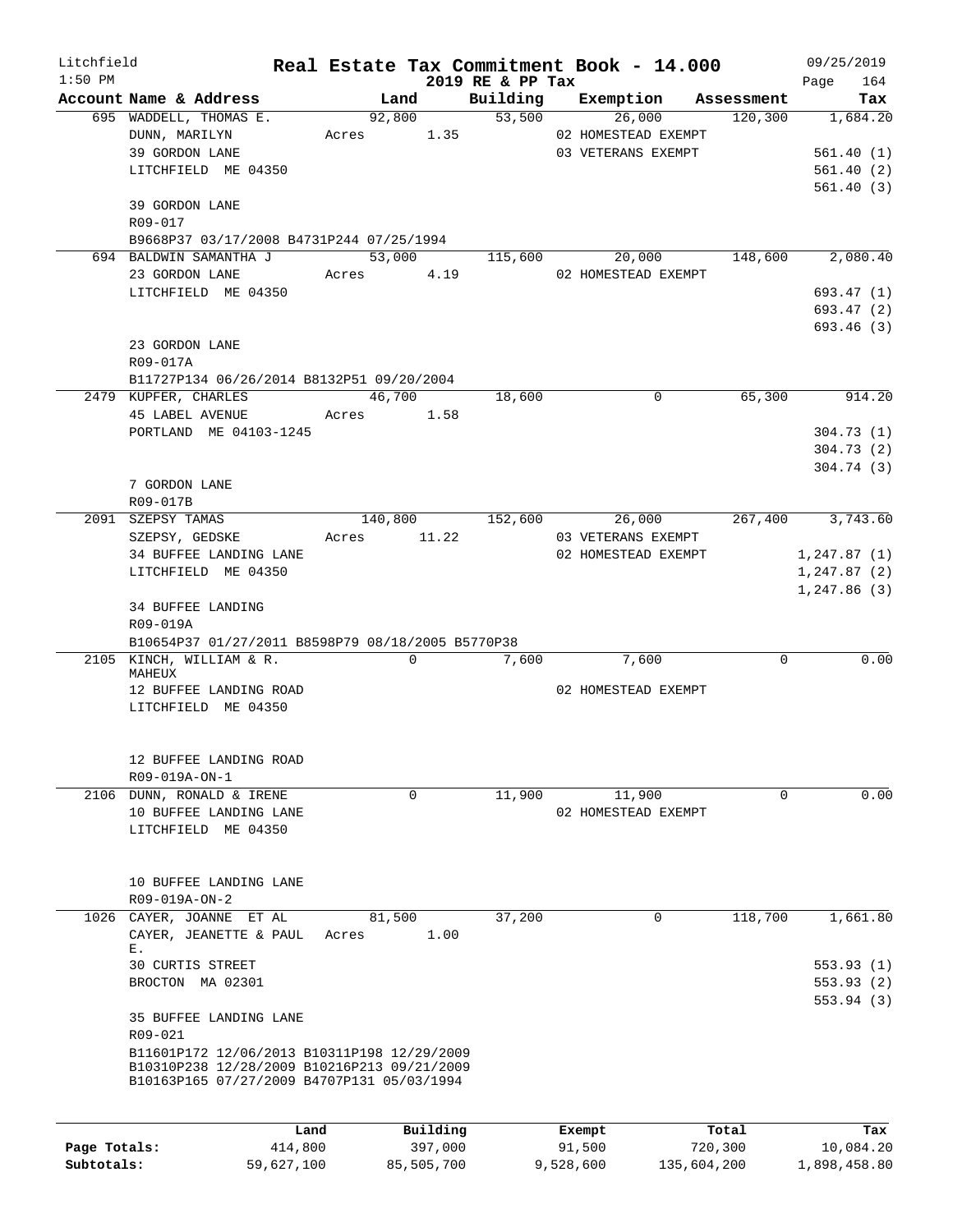# Real Estate Tax Commitment Book - 14.000

Litchfield 1:50 PM — 2019 RE & PP Tax — 09/25/2019

| Account Name & Address | Land | Building | Exemption | Assessment | Tax |
|---|---|---|---|---|---|
| 695 WADDELL, THOMAS E. | 92,800 | 53,500 | 26,000 | 120,300 | 1,684.20 |
| DUNN, MARILYN | Acres 1.35 | | 02 HOMESTEAD EXEMPT | | |
| 39 GORDON LANE | | | 03 VETERANS EXEMPT | | 561.40 (1) |
| LITCHFIELD ME 04350 | | | | | 561.40 (2) |
| | | | | | 561.40 (3) |
| 39 GORDON LANE | | | | | |
| R09-017 | | | | | |
| B9668P37 03/17/2008 B4731P244 07/25/1994 | | | | | |
| 694 BALDWIN SAMANTHA J | 53,000 | 115,600 | 20,000 | 148,600 | 2,080.40 |
| 23 GORDON LANE | Acres 4.19 | | 02 HOMESTEAD EXEMPT | | |
| LITCHFIELD ME 04350 | | | | | 693.47 (1) |
| | | | | | 693.47 (2) |
| | | | | | 693.46 (3) |
| 23 GORDON LANE | | | | | |
| R09-017A | | | | | |
| B11727P134 06/26/2014 B8132P51 09/20/2004 | | | | | |
| 2479 KUPFER, CHARLES | 46,700 | 18,600 | 0 | 65,300 | 914.20 |
| 45 LABEL AVENUE | Acres 1.58 | | | | |
| PORTLAND ME 04103-1245 | | | | | 304.73 (1) |
| | | | | | 304.73 (2) |
| | | | | | 304.74 (3) |
| 7 GORDON LANE | | | | | |
| R09-017B | | | | | |
| 2091 SZEPSY TAMAS | 140,800 | 152,600 | 26,000 | 267,400 | 3,743.60 |
| SZEPSY, GEDSKE | Acres 11.22 | | 03 VETERANS EXEMPT | | |
| 34 BUFFEE LANDING LANE | | | 02 HOMESTEAD EXEMPT | | 1,247.87 (1) |
| LITCHFIELD ME 04350 | | | | | 1,247.87 (2) |
| | | | | | 1,247.86 (3) |
| 34 BUFFEE LANDING | | | | | |
| R09-019A | | | | | |
| B10654P37 01/27/2011 B8598P79 08/18/2005 B5770P38 | | | | | |
| 2105 KINCH, WILLIAM & R. MAHEUX | 0 | 7,600 | 7,600 | 0 | 0.00 |
| 12 BUFFEE LANDING ROAD | | | 02 HOMESTEAD EXEMPT | | |
| LITCHFIELD ME 04350 | | | | | |
| 12 BUFFEE LANDING ROAD | | | | | |
| R09-019A-ON-1 | | | | | |
| 2106 DUNN, RONALD & IRENE | 0 | 11,900 | 11,900 | 0 | 0.00 |
| 10 BUFFEE LANDING LANE | | | 02 HOMESTEAD EXEMPT | | |
| LITCHFIELD ME 04350 | | | | | |
| 10 BUFFEE LANDING LANE | | | | | |
| R09-019A-ON-2 | | | | | |
| 1026 CAYER, JOANNE ET AL | 81,500 | 37,200 | 0 | 118,700 | 1,661.80 |
| CAYER, JEANETTE & PAUL E. | Acres 1.00 | | | | |
| 30 CURTIS STREET | | | | | 553.93 (1) |
| BROCTON MA 02301 | | | | | 553.93 (2) |
| | | | | | 553.94 (3) |
| 35 BUFFEE LANDING LANE | | | | | |
| R09-021 | | | | | |
| B11601P172 12/06/2013 B10311P198 12/29/2009 B10310P238 12/28/2009 B10216P213 09/21/2009 B10163P165 07/27/2009 B4707P131 05/03/1994 | | | | | |

| | Land | Building | Exempt | Total | Tax |
|---|---|---|---|---|---|
| Page Totals: | 414,800 | 397,000 | 91,500 | 720,300 | 10,084.20 |
| Subtotals: | 59,627,100 | 85,505,700 | 9,528,600 | 135,604,200 | 1,898,458.80 |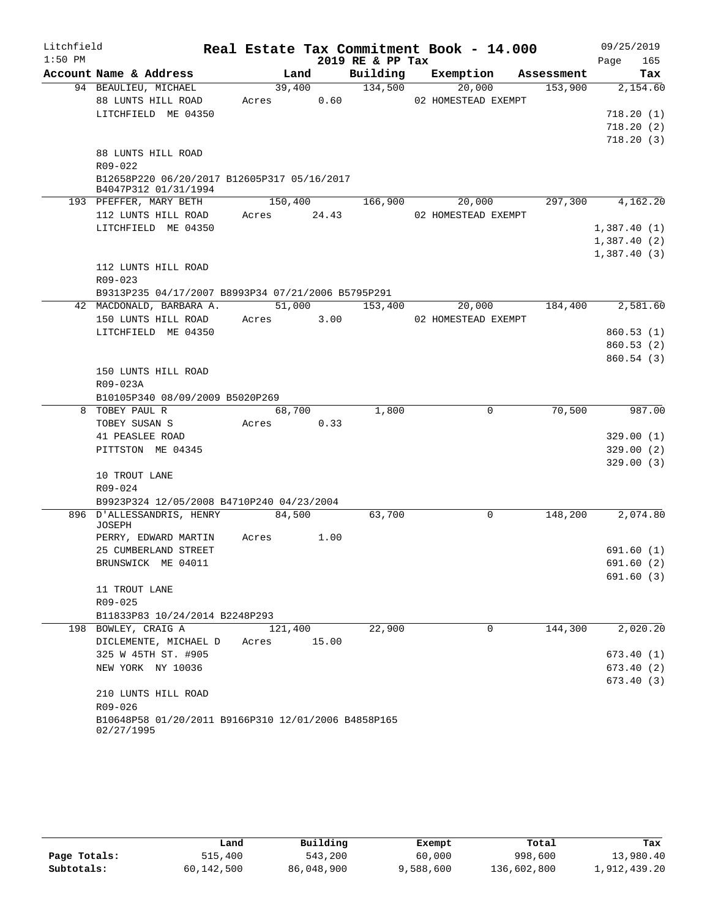Litchfield
1:50 PM

# Real Estate Tax Commitment Book - 14.000

## 2019 RE & PP Tax

09/25/2019

| Account Name & Address | Land | Building | Exemption | Assessment | Tax |
|---|---|---|---|---|---|
| 94 BEAULIEU, MICHAEL | 39,400 | 134,500 | 20,000 | 153,900 | 2,154.60 |
| 88 LUNTS HILL ROAD | Acres 0.60 | | 02 HOMESTEAD EXEMPT | | |
| LITCHFIELD ME 04350 | | | | | 718.20 (1) |
| | | | | | 718.20 (2) |
| | | | | | 718.20 (3) |
| 88 LUNTS HILL ROAD | | | | | |
| R09-022 | | | | | |
| B12658P220 06/20/2017 B12605P317 05/16/2017 B4047P312 01/31/1994 | | | | | |
| 193 PFEFFER, MARY BETH | 150,400 | 166,900 | 20,000 | 297,300 | 4,162.20 |
| 112 LUNTS HILL ROAD | Acres 24.43 | | 02 HOMESTEAD EXEMPT | | |
| LITCHFIELD ME 04350 | | | | | 1,387.40 (1) |
| | | | | | 1,387.40 (2) |
| | | | | | 1,387.40 (3) |
| 112 LUNTS HILL ROAD | | | | | |
| R09-023 | | | | | |
| B9313P235 04/17/2007 B8993P34 07/21/2006 B5795P291 | | | | | |
| 42 MACDONALD, BARBARA A. | 51,000 | 153,400 | 20,000 | 184,400 | 2,581.60 |
| 150 LUNTS HILL ROAD | Acres 3.00 | | 02 HOMESTEAD EXEMPT | | |
| LITCHFIELD ME 04350 | | | | | 860.53 (1) |
| | | | | | 860.53 (2) |
| | | | | | 860.54 (3) |
| 150 LUNTS HILL ROAD | | | | | |
| R09-023A | | | | | |
| B10105P340 08/09/2009 B5020P269 | | | | | |
| 8 TOBEY PAUL R | 68,700 | 1,800 | 0 | 70,500 | 987.00 |
| TOBEY SUSAN S | Acres 0.33 | | | | |
| 41 PEASLEE ROAD | | | | | 329.00 (1) |
| PITTSTON ME 04345 | | | | | 329.00 (2) |
| | | | | | 329.00 (3) |
| 10 TROUT LANE | | | | | |
| R09-024 | | | | | |
| B9923P324 12/05/2008 B4710P240 04/23/2004 | | | | | |
| 896 D'ALLESSANDRIS, HENRY JOSEPH | 84,500 | 63,700 | 0 | 148,200 | 2,074.80 |
| PERRY, EDWARD MARTIN | Acres 1.00 | | | | |
| 25 CUMBERLAND STREET | | | | | 691.60 (1) |
| BRUNSWICK ME 04011 | | | | | 691.60 (2) |
| | | | | | 691.60 (3) |
| 11 TROUT LANE | | | | | |
| R09-025 | | | | | |
| B11833P83 10/24/2014 B2248P293 | | | | | |
| 198 BOWLEY, CRAIG A | 121,400 | 22,900 | 0 | 144,300 | 2,020.20 |
| DICLEMENTE, MICHAEL D | Acres 15.00 | | | | |
| 325 W 45TH ST. #905 | | | | | 673.40 (1) |
| NEW YORK NY 10036 | | | | | 673.40 (2) |
| | | | | | 673.40 (3) |
| 210 LUNTS HILL ROAD | | | | | |
| R09-026 | | | | | |
| B10648P58 01/20/2011 B9166P310 12/01/2006 B4858P165 02/27/1995 | | | | | |

| | Land | Building | Exempt | Total | Tax |
|---|---|---|---|---|---|
| Page Totals: | 515,400 | 543,200 | 60,000 | 998,600 | 13,980.40 |
| Subtotals: | 60,142,500 | 86,048,900 | 9,588,600 | 136,602,800 | 1,912,439.20 |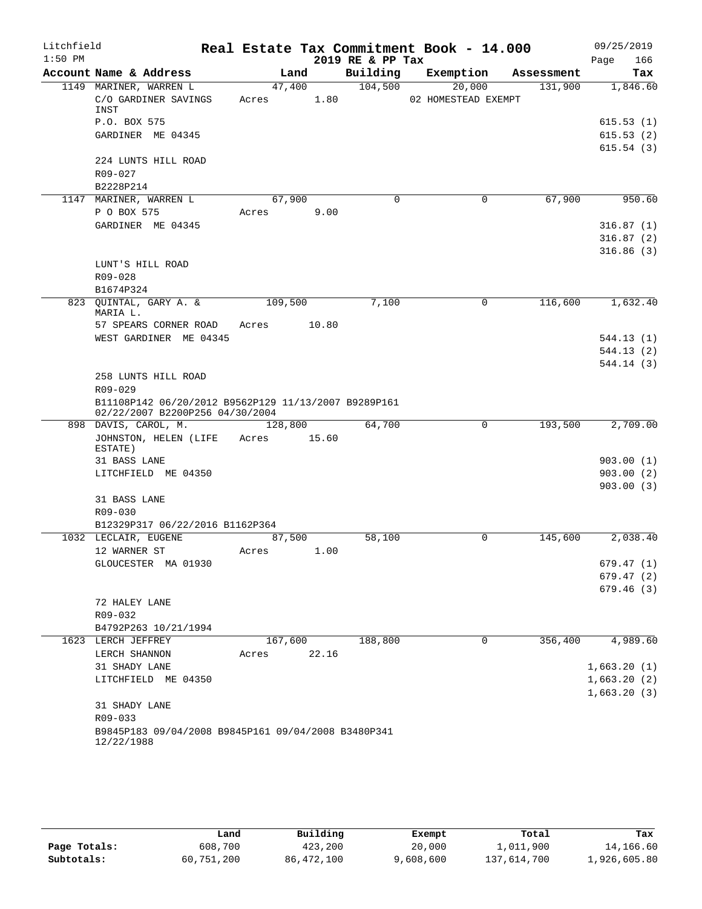Litchfield 1:50 PM

**Real Estate Tax Commitment Book - 14.000**
**2019 RE & PP Tax**

09/25/2019 Page 166

| Account Name & Address | Land | Building | Exemption | Assessment | Tax |
|---|---|---|---|---|---|
| 1149 MARINER, WARREN L | 47,400 | 104,500 | 20,000 | 131,900 | 1,846.60 |
| C/O GARDINER SAVINGS INST | Acres 1.80 | | 02 HOMESTEAD EXEMPT | | |
| P.O. BOX 575 | | | | | 615.53 (1) |
| GARDINER ME 04345 | | | | | 615.53 (2) |
| | | | | | 615.54 (3) |
| 224 LUNTS HILL ROAD | | | | | |
| R09-027 | | | | | |
| B2228P214 | | | | | |
| 1147 MARINER, WARREN L | 67,900 | 0 | 0 | 67,900 | 950.60 |
| P O BOX 575 | Acres 9.00 | | | | |
| GARDINER ME 04345 | | | | | 316.87 (1) |
| | | | | | 316.87 (2) |
| | | | | | 316.86 (3) |
| LUNT'S HILL ROAD | | | | | |
| R09-028 | | | | | |
| B1674P324 | | | | | |
| 823 QUINTAL, GARY A. & MARIA L. | 109,500 | 7,100 | 0 | 116,600 | 1,632.40 |
| 57 SPEARS CORNER ROAD | Acres 10.80 | | | | |
| WEST GARDINER ME 04345 | | | | | 544.13 (1) |
| | | | | | 544.13 (2) |
| | | | | | 544.14 (3) |
| 258 LUNTS HILL ROAD | | | | | |
| R09-029 | | | | | |
| B11108P142 06/20/2012 B9562P129 11/13/2007 B9289P161 02/22/2007 B2200P256 04/30/2004 | | | | | |
| 898 DAVIS, CAROL, M. | 128,800 | 64,700 | 0 | 193,500 | 2,709.00 |
| JOHNSTON, HELEN (LIFE ESTATE) | Acres 15.60 | | | | |
| 31 BASS LANE | | | | | 903.00 (1) |
| LITCHFIELD ME 04350 | | | | | 903.00 (2) |
| | | | | | 903.00 (3) |
| 31 BASS LANE | | | | | |
| R09-030 | | | | | |
| B12329P317 06/22/2016 B1162P364 | | | | | |
| 1032 LECLAIR, EUGENE | 87,500 | 58,100 | 0 | 145,600 | 2,038.40 |
| 12 WARNER ST | Acres 1.00 | | | | |
| GLOUCESTER MA 01930 | | | | | 679.47 (1) |
| | | | | | 679.47 (2) |
| | | | | | 679.46 (3) |
| 72 HALEY LANE | | | | | |
| R09-032 | | | | | |
| B4792P263 10/21/1994 | | | | | |
| 1623 LERCH JEFFREY | 167,600 | 188,800 | 0 | 356,400 | 4,989.60 |
| LERCH SHANNON | Acres 22.16 | | | | |
| 31 SHADY LANE | | | | | 1,663.20 (1) |
| LITCHFIELD ME 04350 | | | | | 1,663.20 (2) |
| | | | | | 1,663.20 (3) |
| 31 SHADY LANE | | | | | |
| R09-033 | | | | | |
| B9845P183 09/04/2008 B9845P161 09/04/2008 B3480P341 12/22/1988 | | | | | |

| | Land | Building | Exempt | Total | Tax |
|---|---|---|---|---|---|
| Page Totals: | 608,700 | 423,200 | 20,000 | 1,011,900 | 14,166.60 |
| Subtotals: | 60,751,200 | 86,472,100 | 9,608,600 | 137,614,700 | 1,926,605.80 |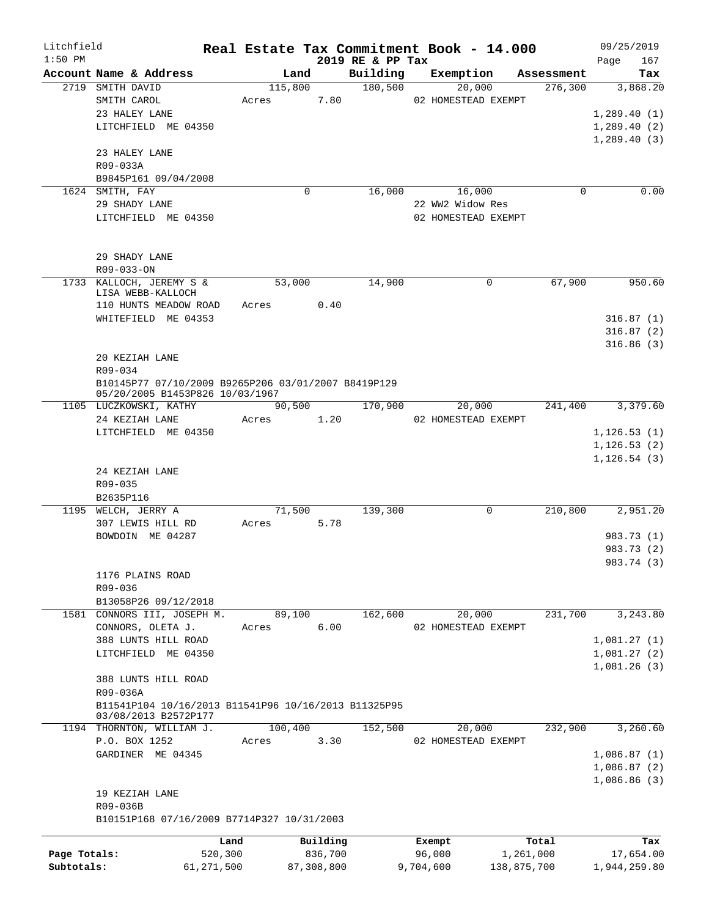Litchfield
1:50 PM

# Real Estate Tax Commitment Book - 14.000

2019 RE & PP Tax

09/25/2019

| Account Name & Address | Land | Building | Exemption | Assessment | Tax |
|---|---|---|---|---|---|
| 2719 SMITH DAVID | 115,800 | 180,500 | 20,000 | 276,300 | 3,868.20 |
| SMITH CAROL | Acres 7.80 | | 02 HOMESTEAD EXEMPT | | |
| 23 HALEY LANE | | | | | 1,289.40 (1) |
| LITCHFIELD ME 04350 | | | | | 1,289.40 (2) |
| | | | | | 1,289.40 (3) |
| 23 HALEY LANE | | | | | |
| R09-033A | | | | | |
| B9845P161 09/04/2008 | | | | | |
| 1624 SMITH, FAY | 0 | 16,000 | 16,000 | 0 | 0.00 |
| 29 SHADY LANE | | | 22 WW2 Widow Res | | |
| LITCHFIELD ME 04350 | | | 02 HOMESTEAD EXEMPT | | |
| 29 SHADY LANE | | | | | |
| R09-033-ON | | | | | |
| 1733 KALLOCH, JEREMY S & LISA WEBB-KALLOCH | 53,000 | 14,900 | 0 | 67,900 | 950.60 |
| 110 HUNTS MEADOW ROAD | Acres 0.40 | | | | |
| WHITEFIELD ME 04353 | | | | | 316.87 (1) |
| | | | | | 316.87 (2) |
| | | | | | 316.86 (3) |
| 20 KEZIAH LANE | | | | | |
| R09-034 | | | | | |
| B10145P77 07/10/2009 B9265P206 03/01/2007 B8419P129 05/20/2005 B1453P826 10/03/1967 | | | | | |
| 1105 LUCZKOWSKI, KATHY | 90,500 | 170,900 | 20,000 | 241,400 | 3,379.60 |
| 24 KEZIAH LANE | Acres 1.20 | | 02 HOMESTEAD EXEMPT | | |
| LITCHFIELD ME 04350 | | | | | 1,126.53 (1) |
| | | | | | 1,126.53 (2) |
| | | | | | 1,126.54 (3) |
| 24 KEZIAH LANE | | | | | |
| R09-035 | | | | | |
| B2635P116 | | | | | |
| 1195 WELCH, JERRY A | 71,500 | 139,300 | 0 | 210,800 | 2,951.20 |
| 307 LEWIS HILL RD | Acres 5.78 | | | | |
| BOWDOIN ME 04287 | | | | | 983.73 (1) |
| | | | | | 983.73 (2) |
| | | | | | 983.74 (3) |
| 1176 PLAINS ROAD | | | | | |
| R09-036 | | | | | |
| B13058P26 09/12/2018 | | | | | |
| 1581 CONNORS III, JOSEPH M. | 89,100 | 162,600 | 20,000 | 231,700 | 3,243.80 |
| CONNORS, OLETA J. | Acres 6.00 | | 02 HOMESTEAD EXEMPT | | |
| 388 LUNTS HILL ROAD | | | | | 1,081.27 (1) |
| LITCHFIELD ME 04350 | | | | | 1,081.27 (2) |
| | | | | | 1,081.26 (3) |
| 388 LUNTS HILL ROAD | | | | | |
| R09-036A | | | | | |
| B11541P104 10/16/2013 B11541P96 10/16/2013 B11325P95 03/08/2013 B2572P177 | | | | | |
| 1194 THORNTON, WILLIAM J. | 100,400 | 152,500 | 20,000 | 232,900 | 3,260.60 |
| P.O. BOX 1252 | Acres 3.30 | | 02 HOMESTEAD EXEMPT | | |
| GARDINER ME 04345 | | | | | 1,086.87 (1) |
| | | | | | 1,086.87 (2) |
| | | | | | 1,086.86 (3) |
| 19 KEZIAH LANE | | | | | |
| R09-036B | | | | | |
| B10151P168 07/16/2009 B7714P327 10/31/2003 | | | | | |

| | Land | Building | Exempt | Total | Tax |
|---|---|---|---|---|---|
| Page Totals: | 520,300 | 836,700 | 96,000 | 1,261,000 | 17,654.00 |
| Subtotals: | 61,271,500 | 87,308,800 | 9,704,600 | 138,875,700 | 1,944,259.80 |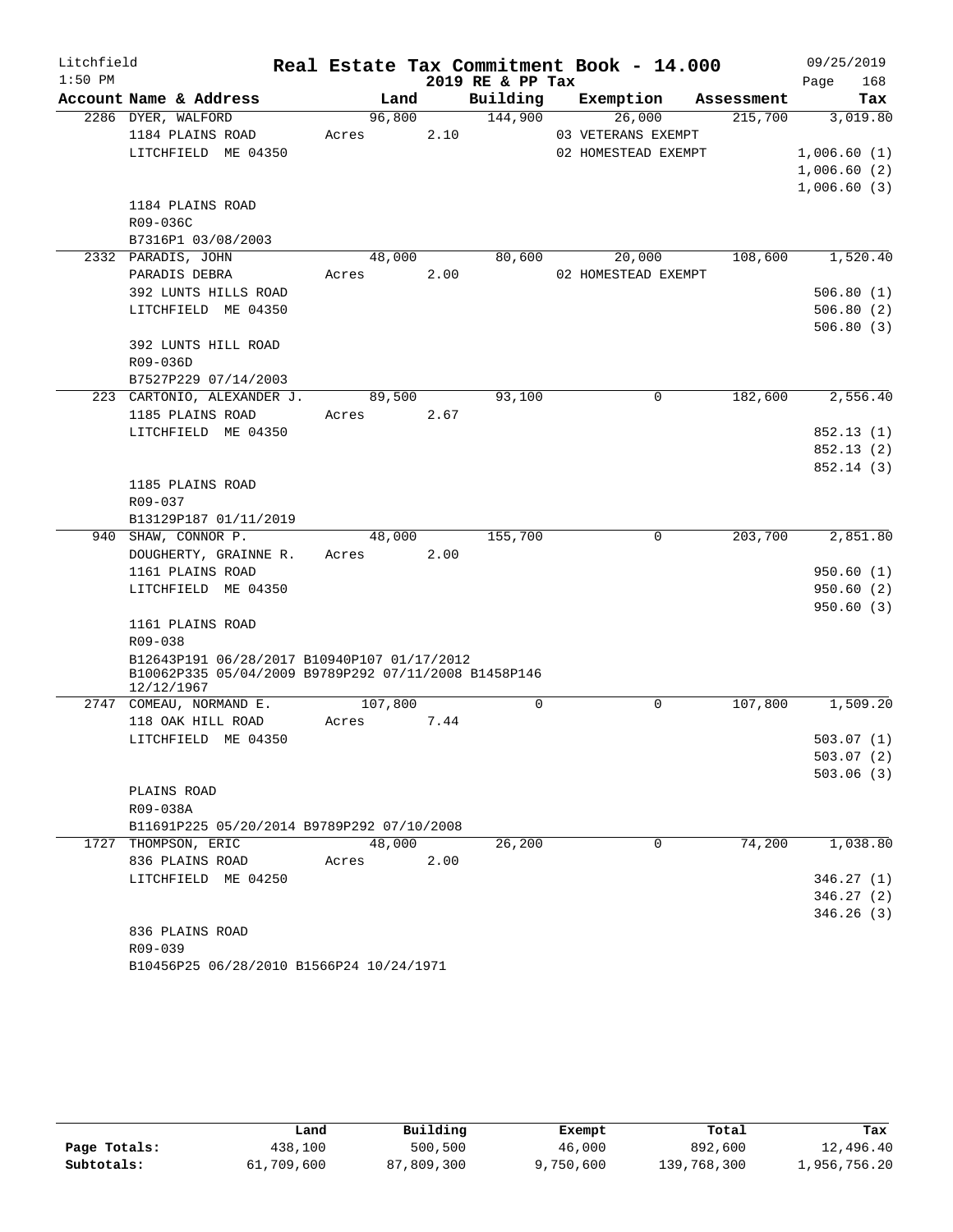Litchfield
1:50 PM

# Real Estate Tax Commitment Book - 14.000

2019 RE & PP Tax

09/25/2019

| Account Name & Address | Land | Building | Exemption | Assessment | Tax |
|---|---|---|---|---|---|
| 2286 DYER, WALFORD | 96,800 | 144,900 | 26,000 | 215,700 | 3,019.80 |
| 1184 PLAINS ROAD | Acres 2.10 | | 03 VETERANS EXEMPT | | |
| LITCHFIELD ME 04350 | | | 02 HOMESTEAD EXEMPT | | 1,006.60 (1) |
| | | | | | 1,006.60 (2) |
| | | | | | 1,006.60 (3) |
| 1184 PLAINS ROAD | | | | | |
| R09-036C | | | | | |
| B7316P1 03/08/2003 | | | | | |
| 2332 PARADIS, JOHN | 48,000 | 80,600 | 20,000 | 108,600 | 1,520.40 |
| PARADIS DEBRA | Acres 2.00 | | 02 HOMESTEAD EXEMPT | | |
| 392 LUNTS HILLS ROAD | | | | | 506.80 (1) |
| LITCHFIELD ME 04350 | | | | | 506.80 (2) |
| | | | | | 506.80 (3) |
| 392 LUNTS HILL ROAD | | | | | |
| R09-036D | | | | | |
| B7527P229 07/14/2003 | | | | | |
| 223 CARTONIO, ALEXANDER J. | 89,500 | 93,100 | 0 | 182,600 | 2,556.40 |
| 1185 PLAINS ROAD | Acres 2.67 | | | | |
| LITCHFIELD ME 04350 | | | | | 852.13 (1) |
| | | | | | 852.13 (2) |
| | | | | | 852.14 (3) |
| 1185 PLAINS ROAD | | | | | |
| R09-037 | | | | | |
| B13129P187 01/11/2019 | | | | | |
| 940 SHAW, CONNOR P. | 48,000 | 155,700 | 0 | 203,700 | 2,851.80 |
| DOUGHERTY, GRAINNE R. | Acres 2.00 | | | | |
| 1161 PLAINS ROAD | | | | | 950.60 (1) |
| LITCHFIELD ME 04350 | | | | | 950.60 (2) |
| | | | | | 950.60 (3) |
| 1161 PLAINS ROAD | | | | | |
| R09-038 | | | | | |
| B12643P191 06/28/2017 B10940P107 01/17/2012 B10062P335 05/04/2009 B9789P292 07/11/2008 B1458P146 12/12/1967 | | | | | |
| 2747 COMEAU, NORMAND E. | 107,800 | 0 | 0 | 107,800 | 1,509.20 |
| 118 OAK HILL ROAD | Acres 7.44 | | | | |
| LITCHFIELD ME 04350 | | | | | 503.07 (1) |
| | | | | | 503.07 (2) |
| | | | | | 503.06 (3) |
| PLAINS ROAD | | | | | |
| R09-038A | | | | | |
| B11691P225 05/20/2014 B9789P292 07/10/2008 | | | | | |
| 1727 THOMPSON, ERIC | 48,000 | 26,200 | 0 | 74,200 | 1,038.80 |
| 836 PLAINS ROAD | Acres 2.00 | | | | |
| LITCHFIELD ME 04250 | | | | | 346.27 (1) |
| | | | | | 346.27 (2) |
| | | | | | 346.26 (3) |
| 836 PLAINS ROAD | | | | | |
| R09-039 | | | | | |
| B10456P25 06/28/2010 B1566P24 10/24/1971 | | | | | |

| | Land | Building | Exempt | Total | Tax |
|---|---|---|---|---|---|
| Page Totals: | 438,100 | 500,500 | 46,000 | 892,600 | 12,496.40 |
| Subtotals: | 61,709,600 | 87,809,300 | 9,750,600 | 139,768,300 | 1,956,756.20 |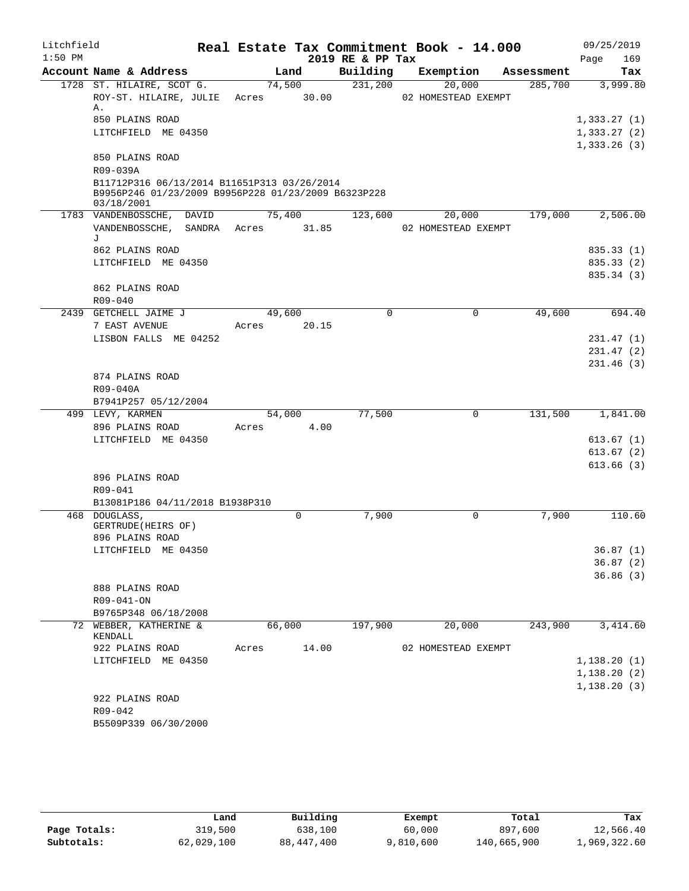Litchfield
1:50 PM

# Real Estate Tax Commitment Book - 14.000

2019 RE & PP Tax

09/25/2019

| Account Name & Address | Land | Building | Exemption | Assessment | Tax |
|---|---|---|---|---|---|
| 1728 ST. HILAIRE, SCOT G. | 74,500 | 231,200 | 20,000 | 285,700 | 3,999.80 |
| ROY-ST. HILAIRE, JULIE A. | Acres 30.00 | | 02 HOMESTEAD EXEMPT | | |
| 850 PLAINS ROAD | | | | | 1,333.27 (1) |
| LITCHFIELD ME 04350 | | | | | 1,333.27 (2) |
| | | | | | 1,333.26 (3) |
| 850 PLAINS ROAD | | | | | |
| R09-039A | | | | | |
| B11712P316 06/13/2014 B11651P313 03/26/2014 B9956P246 01/23/2009 B9956P228 01/23/2009 B6323P228 03/18/2001 | | | | | |
| 1783 VANDENBOSSCHE, DAVID | 75,400 | 123,600 | 20,000 | 179,000 | 2,506.00 |
| VANDENBOSSCHE, SANDRA J | Acres 31.85 | | 02 HOMESTEAD EXEMPT | | |
| 862 PLAINS ROAD | | | | | 835.33 (1) |
| LITCHFIELD ME 04350 | | | | | 835.33 (2) |
| | | | | | 835.34 (3) |
| 862 PLAINS ROAD | | | | | |
| R09-040 | | | | | |
| 2439 GETCHELL JAIME J | 49,600 | 0 | 0 | 49,600 | 694.40 |
| 7 EAST AVENUE | Acres 20.15 | | | | |
| LISBON FALLS ME 04252 | | | | | 231.47 (1) |
| | | | | | 231.47 (2) |
| | | | | | 231.46 (3) |
| 874 PLAINS ROAD | | | | | |
| R09-040A | | | | | |
| B7941P257 05/12/2004 | | | | | |
| 499 LEVY, KARMEN | 54,000 | 77,500 | 0 | 131,500 | 1,841.00 |
| 896 PLAINS ROAD | Acres 4.00 | | | | |
| LITCHFIELD ME 04350 | | | | | 613.67 (1) |
| | | | | | 613.67 (2) |
| | | | | | 613.66 (3) |
| 896 PLAINS ROAD | | | | | |
| R09-041 | | | | | |
| B13081P186 04/11/2018 B1938P310 | | | | | |
| 468 DOUGLASS, GERTRUDE(HEIRS OF) | 0 | 7,900 | 0 | 7,900 | 110.60 |
| 896 PLAINS ROAD | | | | | |
| LITCHFIELD ME 04350 | | | | | 36.87 (1) |
| | | | | | 36.87 (2) |
| | | | | | 36.86 (3) |
| 888 PLAINS ROAD | | | | | |
| R09-041-ON | | | | | |
| B9765P348 06/18/2008 | | | | | |
| 72 WEBBER, KATHERINE & KENDALL | 66,000 | 197,900 | 20,000 | 243,900 | 3,414.60 |
| 922 PLAINS ROAD | Acres 14.00 | | 02 HOMESTEAD EXEMPT | | |
| LITCHFIELD ME 04350 | | | | | 1,138.20 (1) |
| | | | | | 1,138.20 (2) |
| | | | | | 1,138.20 (3) |
| 922 PLAINS ROAD | | | | | |
| R09-042 | | | | | |
| B5509P339 06/30/2000 | | | | | |

| | Land | Building | Exempt | Total | Tax |
|---|---|---|---|---|---|
| Page Totals: | 319,500 | 638,100 | 60,000 | 897,600 | 12,566.40 |
| Subtotals: | 62,029,100 | 88,447,400 | 9,810,600 | 140,665,900 | 1,969,322.60 |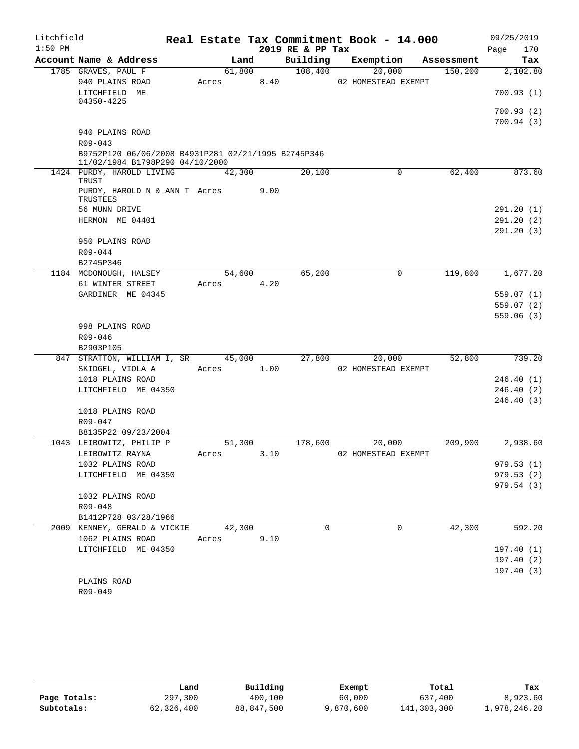# Litchfield — Real Estate Tax Commitment Book - 14.000 — 2019 RE & PP Tax

1:50 PM — 09/25/2019

| Account Name & Address | Land | Building | Exemption | Assessment | Tax |
|---|---|---|---|---|---|
| 1785 GRAVES, PAUL F | 61,800 | 108,400 | 20,000 | 150,200 | 2,102.80 |
| 940 PLAINS ROAD | Acres 8.40 | | 02 HOMESTEAD EXEMPT | | |
| LITCHFIELD ME 04350-4225 | | | | | 700.93 (1) |
| | | | | | 700.93 (2) |
| | | | | | 700.94 (3) |
| 940 PLAINS ROAD | | | | | |
| R09-043 | | | | | |
| B9752P120 06/06/2008 B4931P281 02/21/1995 B2745P346 11/02/1984 B1798P290 04/10/2000 | | | | | |
| 1424 PURDY, HAROLD LIVING TRUST | 42,300 | 20,100 | 0 | 62,400 | 873.60 |
| PURDY, HAROLD N & ANN T TRUSTEES | Acres 9.00 | | | | |
| 56 MUNN DRIVE | | | | | 291.20 (1) |
| HERMON ME 04401 | | | | | 291.20 (2) |
| | | | | | 291.20 (3) |
| 950 PLAINS ROAD | | | | | |
| R09-044 | | | | | |
| B2745P346 | | | | | |
| 1184 MCDONOUGH, HALSEY | 54,600 | 65,200 | 0 | 119,800 | 1,677.20 |
| 61 WINTER STREET | Acres 4.20 | | | | |
| GARDINER ME 04345 | | | | | 559.07 (1) |
| | | | | | 559.07 (2) |
| | | | | | 559.06 (3) |
| 998 PLAINS ROAD | | | | | |
| R09-046 | | | | | |
| B2903P105 | | | | | |
| 847 STRATTON, WILLIAM I, SR | 45,000 | 27,800 | 20,000 | 52,800 | 739.20 |
| SKIDGEL, VIOLA A | Acres 1.00 | | 02 HOMESTEAD EXEMPT | | |
| 1018 PLAINS ROAD | | | | | 246.40 (1) |
| LITCHFIELD ME 04350 | | | | | 246.40 (2) |
| | | | | | 246.40 (3) |
| 1018 PLAINS ROAD | | | | | |
| R09-047 | | | | | |
| B8135P22 09/23/2004 | | | | | |
| 1043 LEIBOWITZ, PHILIP P | 51,300 | 178,600 | 20,000 | 209,900 | 2,938.60 |
| LEIBOWITZ RAYNA | Acres 3.10 | | 02 HOMESTEAD EXEMPT | | |
| 1032 PLAINS ROAD | | | | | 979.53 (1) |
| LITCHFIELD ME 04350 | | | | | 979.53 (2) |
| | | | | | 979.54 (3) |
| 1032 PLAINS ROAD | | | | | |
| R09-048 | | | | | |
| B1412P728 03/28/1966 | | | | | |
| 2009 KENNEY, GERALD & VICKIE | 42,300 | 0 | 0 | 42,300 | 592.20 |
| 1062 PLAINS ROAD | Acres 9.10 | | | | |
| LITCHFIELD ME 04350 | | | | | 197.40 (1) |
| | | | | | 197.40 (2) |
| | | | | | 197.40 (3) |
| PLAINS ROAD | | | | | |
| R09-049 | | | | | |

| | Land | Building | Exempt | Total | Tax |
|---|---|---|---|---|---|
| Page Totals: | 297,300 | 400,100 | 60,000 | 637,400 | 8,923.60 |
| Subtotals: | 62,326,400 | 88,847,500 | 9,870,600 | 141,303,300 | 1,978,246.20 |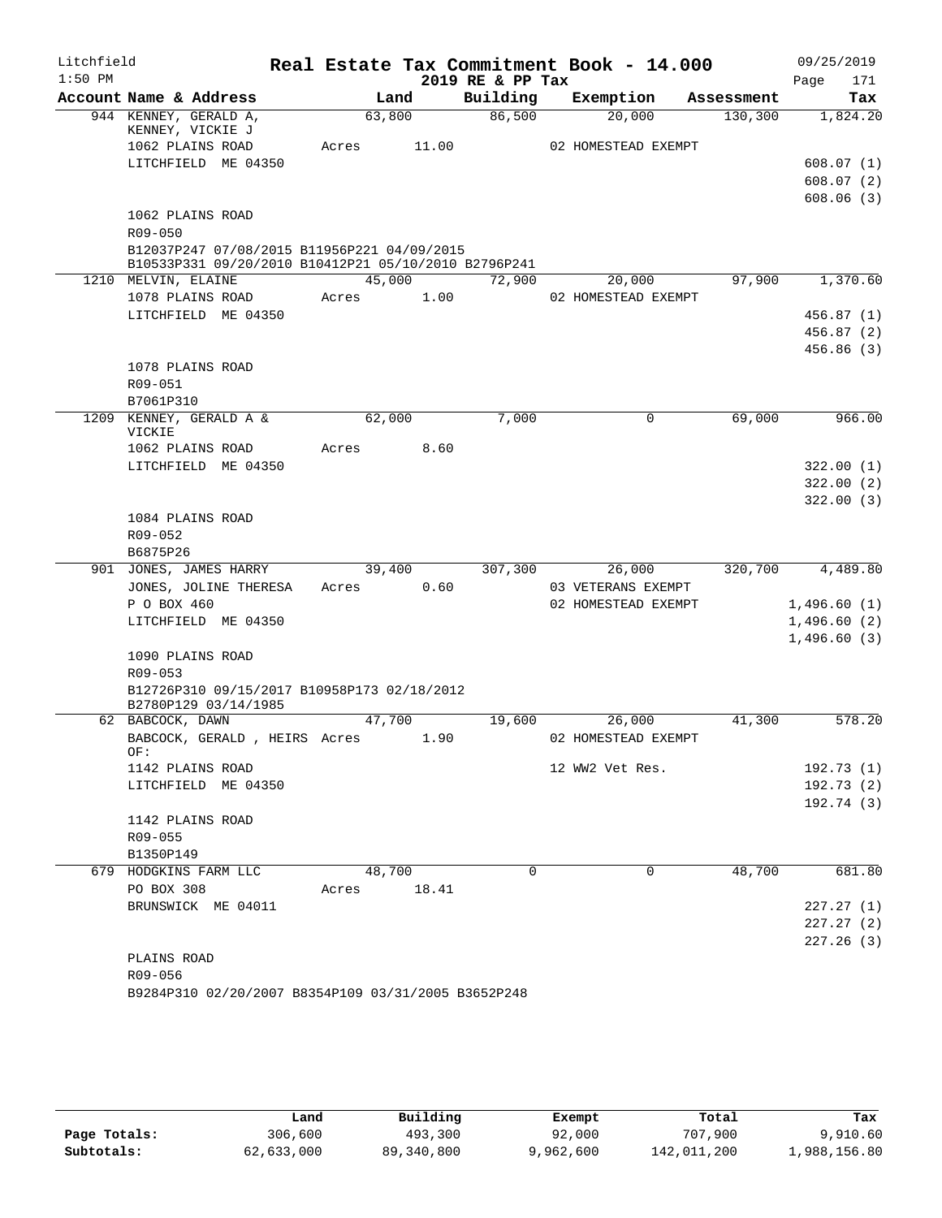Litchfield 1:50 PM

# Real Estate Tax Commitment Book - 14.000
## 2019 RE & PP Tax

09/25/2019

| Account Name & Address | Land | Building | Exemption | Assessment | Tax |
|---|---|---|---|---|---|
| 944 KENNEY, GERALD A, | 63,800 | 86,500 | 20,000 | 130,300 | 1,824.20 |
| KENNEY, VICKIE J | | | | | |
| 1062 PLAINS ROAD | Acres 11.00 | | 02 HOMESTEAD EXEMPT | | |
| LITCHFIELD ME 04350 | | | | | 608.07 (1) |
| | | | | | 608.07 (2) |
| | | | | | 608.06 (3) |
| 1062 PLAINS ROAD | | | | | |
| R09-050 | | | | | |
| B12037P247 07/08/2015 B11956P221 04/09/2015 | | | | | |
| B10533P331 09/20/2010 B10412P21 05/10/2010 B2796P241 | | | | | |
| 1210 MELVIN, ELAINE | 45,000 | 72,900 | 20,000 | 97,900 | 1,370.60 |
| 1078 PLAINS ROAD | Acres 1.00 | | 02 HOMESTEAD EXEMPT | | |
| LITCHFIELD ME 04350 | | | | | 456.87 (1) |
| | | | | | 456.87 (2) |
| | | | | | 456.86 (3) |
| 1078 PLAINS ROAD | | | | | |
| R09-051 | | | | | |
| B7061P310 | | | | | |
| 1209 KENNEY, GERALD A & VICKIE | 62,000 | 7,000 | 0 | 69,000 | 966.00 |
| 1062 PLAINS ROAD | Acres 8.60 | | | | |
| LITCHFIELD ME 04350 | | | | | 322.00 (1) |
| | | | | | 322.00 (2) |
| | | | | | 322.00 (3) |
| 1084 PLAINS ROAD | | | | | |
| R09-052 | | | | | |
| B6875P26 | | | | | |
| 901 JONES, JAMES HARRY | 39,400 | 307,300 | 26,000 | 320,700 | 4,489.80 |
| JONES, JOLINE THERESA | Acres 0.60 | | 03 VETERANS EXEMPT | | |
| P O BOX 460 | | | 02 HOMESTEAD EXEMPT | | 1,496.60 (1) |
| LITCHFIELD ME 04350 | | | | | 1,496.60 (2) |
| | | | | | 1,496.60 (3) |
| 1090 PLAINS ROAD | | | | | |
| R09-053 | | | | | |
| B12726P310 09/15/2017 B10958P173 02/18/2012 | | | | | |
| B2780P129 03/14/1985 | | | | | |
| 62 BABCOCK, DAWN | 47,700 | 19,600 | 26,000 | 41,300 | 578.20 |
| BABCOCK, GERALD , HEIRS OF: | Acres 1.90 | | 02 HOMESTEAD EXEMPT | | |
| 1142 PLAINS ROAD | | | 12 WW2 Vet Res. | | 192.73 (1) |
| LITCHFIELD ME 04350 | | | | | 192.73 (2) |
| | | | | | 192.74 (3) |
| 1142 PLAINS ROAD | | | | | |
| R09-055 | | | | | |
| B1350P149 | | | | | |
| 679 HODGKINS FARM LLC | 48,700 | 0 | 0 | 48,700 | 681.80 |
| PO BOX 308 | Acres 18.41 | | | | |
| BRUNSWICK ME 04011 | | | | | 227.27 (1) |
| | | | | | 227.27 (2) |
| | | | | | 227.26 (3) |
| PLAINS ROAD | | | | | |
| R09-056 | | | | | |
| B9284P310 02/20/2007 B8354P109 03/31/2005 B3652P248 | | | | | |

| | Land | Building | Exempt | Total | Tax |
|---|---|---|---|---|---|
| Page Totals: | 306,600 | 493,300 | 92,000 | 707,900 | 9,910.60 |
| Subtotals: | 62,633,000 | 89,340,800 | 9,962,600 | 142,011,200 | 1,988,156.80 |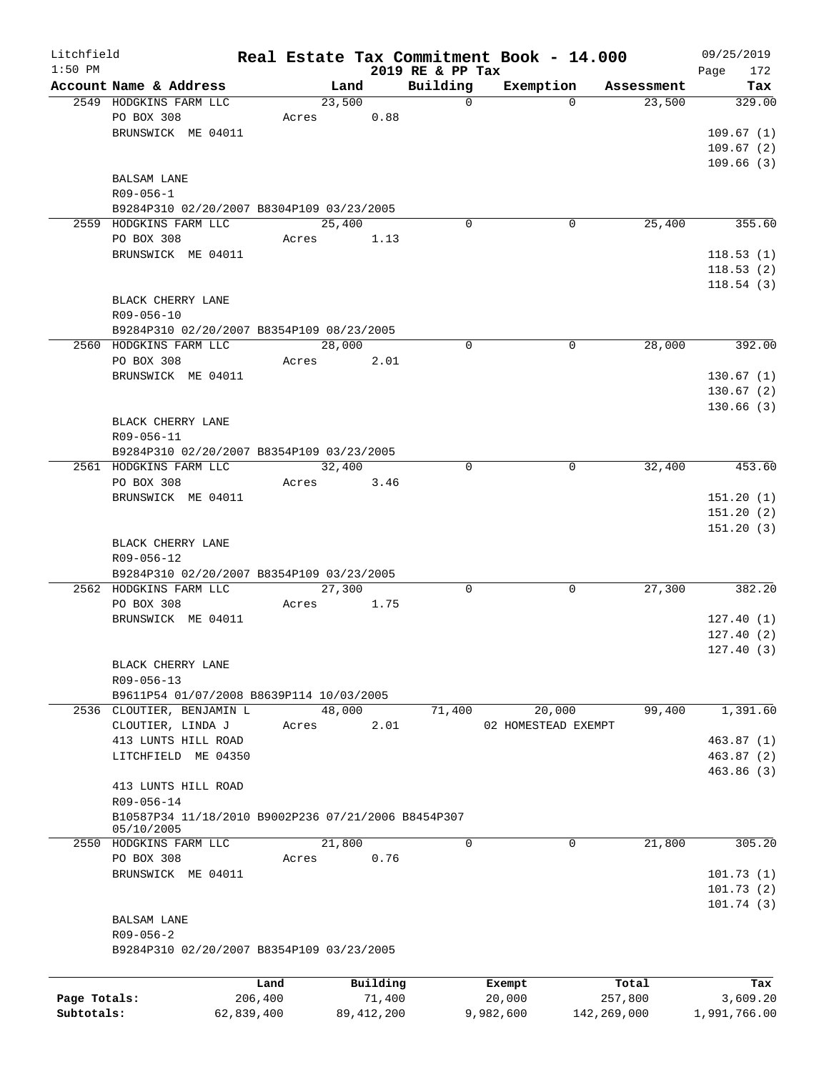# Real Estate Tax Commitment Book - 14.000

Litchfield 1:50 PM — 2019 RE & PP Tax — 09/25/2019

| Account Name & Address | Land | Building | Exemption | Assessment | Tax |
|---|---|---|---|---|---|
| 2549 HODGKINS FARM LLC | 23,500 | 0 | 0 | 23,500 | 329.00 |
| PO BOX 308 | Acres 0.88 | | | | |
| BRUNSWICK ME 04011 | | | | | 109.67 (1) |
| | | | | | 109.67 (2) |
| | | | | | 109.66 (3) |
| BALSAM LANE | | | | | |
| R09-056-1 | | | | | |
| B9284P310 02/20/2007 B8304P109 03/23/2005 | | | | | |
| 2559 HODGKINS FARM LLC | 25,400 | 0 | 0 | 25,400 | 355.60 |
| PO BOX 308 | Acres 1.13 | | | | |
| BRUNSWICK ME 04011 | | | | | 118.53 (1) |
| | | | | | 118.53 (2) |
| | | | | | 118.54 (3) |
| BLACK CHERRY LANE | | | | | |
| R09-056-10 | | | | | |
| B9284P310 02/20/2007 B8354P109 08/23/2005 | | | | | |
| 2560 HODGKINS FARM LLC | 28,000 | 0 | 0 | 28,000 | 392.00 |
| PO BOX 308 | Acres 2.01 | | | | |
| BRUNSWICK ME 04011 | | | | | 130.67 (1) |
| | | | | | 130.67 (2) |
| | | | | | 130.66 (3) |
| BLACK CHERRY LANE | | | | | |
| R09-056-11 | | | | | |
| B9284P310 02/20/2007 B8354P109 03/23/2005 | | | | | |
| 2561 HODGKINS FARM LLC | 32,400 | 0 | 0 | 32,400 | 453.60 |
| PO BOX 308 | Acres 3.46 | | | | |
| BRUNSWICK ME 04011 | | | | | 151.20 (1) |
| | | | | | 151.20 (2) |
| | | | | | 151.20 (3) |
| BLACK CHERRY LANE | | | | | |
| R09-056-12 | | | | | |
| B9284P310 02/20/2007 B8354P109 03/23/2005 | | | | | |
| 2562 HODGKINS FARM LLC | 27,300 | 0 | 0 | 27,300 | 382.20 |
| PO BOX 308 | Acres 1.75 | | | | |
| BRUNSWICK ME 04011 | | | | | 127.40 (1) |
| | | | | | 127.40 (2) |
| | | | | | 127.40 (3) |
| BLACK CHERRY LANE | | | | | |
| R09-056-13 | | | | | |
| B9611P54 01/07/2008 B8639P114 10/03/2005 | | | | | |
| 2536 CLOUTIER, BENJAMIN L | 48,000 | 71,400 | 20,000 | 99,400 | 1,391.60 |
| CLOUTIER, LINDA J | Acres 2.01 | | 02 HOMESTEAD EXEMPT | | |
| 413 LUNTS HILL ROAD | | | | | 463.87 (1) |
| LITCHFIELD ME 04350 | | | | | 463.87 (2) |
| | | | | | 463.86 (3) |
| 413 LUNTS HILL ROAD | | | | | |
| R09-056-14 | | | | | |
| B10587P34 11/18/2010 B9002P236 07/21/2006 B8454P307 05/10/2005 | | | | | |
| 2550 HODGKINS FARM LLC | 21,800 | 0 | 0 | 21,800 | 305.20 |
| PO BOX 308 | Acres 0.76 | | | | |
| BRUNSWICK ME 04011 | | | | | 101.73 (1) |
| | | | | | 101.73 (2) |
| | | | | | 101.74 (3) |
| BALSAM LANE | | | | | |
| R09-056-2 | | | | | |
| B9284P310 02/20/2007 B8354P109 03/23/2005 | | | | | |

| | Land | Building | Exempt | Total | Tax |
|---|---|---|---|---|---|
| Page Totals: | 206,400 | 71,400 | 20,000 | 257,800 | 3,609.20 |
| Subtotals: | 62,839,400 | 89,412,200 | 9,982,600 | 142,269,000 | 1,991,766.00 |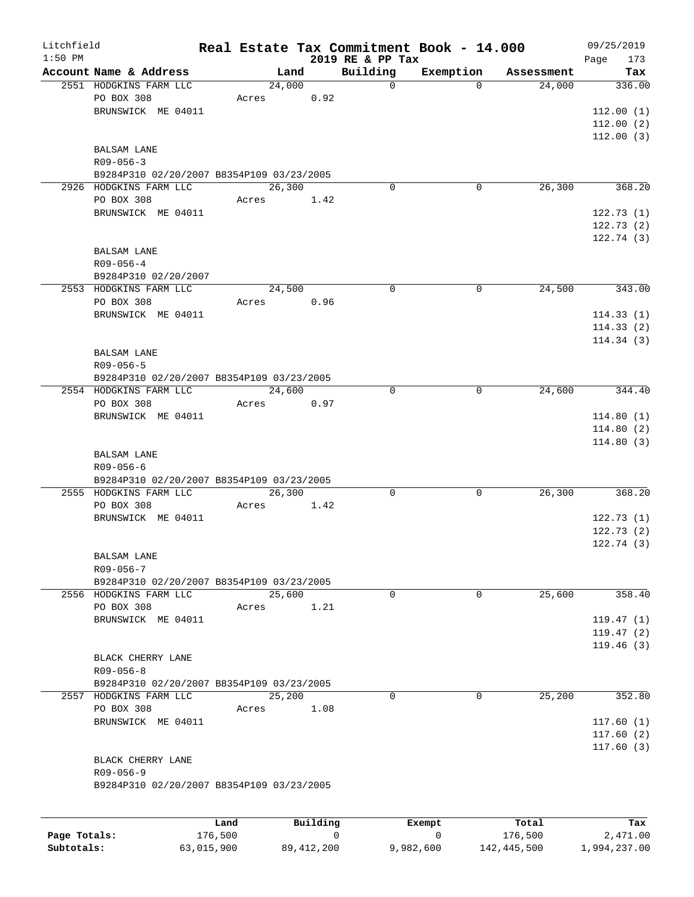# Real Estate Tax Commitment Book - 14.000

Litchfield 1:50 PM — 2019 RE & PP Tax — 09/25/2019

| Account Name & Address | Land | Building | Exemption | Assessment | Tax |
|---|---|---|---|---|---|
| 2551 HODGKINS FARM LLC<br>PO BOX 308<br>BRUNSWICK ME 04011<br>BALSAM LANE<br>R09-056-3<br>B9284P310 02/20/2007 B8354P109 03/23/2005 | 24,000<br>Acres 0.92 | 0 | 0 | 24,000 | 336.00<br>112.00 (1)<br>112.00 (2)<br>112.00 (3) |
| 2926 HODGKINS FARM LLC<br>PO BOX 308<br>BRUNSWICK ME 04011<br>BALSAM LANE<br>R09-056-4<br>B9284P310 02/20/2007 | 26,300<br>Acres 1.42 | 0 | 0 | 26,300 | 368.20<br>122.73 (1)<br>122.73 (2)<br>122.74 (3) |
| 2553 HODGKINS FARM LLC<br>PO BOX 308<br>BRUNSWICK ME 04011<br>BALSAM LANE<br>R09-056-5<br>B9284P310 02/20/2007 B8354P109 03/23/2005 | 24,500<br>Acres 0.96 | 0 | 0 | 24,500 | 343.00<br>114.33 (1)<br>114.33 (2)<br>114.34 (3) |
| 2554 HODGKINS FARM LLC<br>PO BOX 308<br>BRUNSWICK ME 04011<br>BALSAM LANE<br>R09-056-6<br>B9284P310 02/20/2007 B8354P109 03/23/2005 | 24,600<br>Acres 0.97 | 0 | 0 | 24,600 | 344.40<br>114.80 (1)<br>114.80 (2)<br>114.80 (3) |
| 2555 HODGKINS FARM LLC<br>PO BOX 308<br>BRUNSWICK ME 04011<br>BALSAM LANE<br>R09-056-7<br>B9284P310 02/20/2007 B8354P109 03/23/2005 | 26,300<br>Acres 1.42 | 0 | 0 | 26,300 | 368.20<br>122.73 (1)<br>122.73 (2)<br>122.74 (3) |
| 2556 HODGKINS FARM LLC<br>PO BOX 308<br>BRUNSWICK ME 04011<br>BLACK CHERRY LANE<br>R09-056-8<br>B9284P310 02/20/2007 B8354P109 03/23/2005 | 25,600<br>Acres 1.21 | 0 | 0 | 25,600 | 358.40<br>119.47 (1)<br>119.47 (2)<br>119.46 (3) |
| 2557 HODGKINS FARM LLC<br>PO BOX 308<br>BRUNSWICK ME 04011<br>BLACK CHERRY LANE<br>R09-056-9<br>B9284P310 02/20/2007 B8354P109 03/23/2005 | 25,200<br>Acres 1.08 | 0 | 0 | 25,200 | 352.80<br>117.60 (1)<br>117.60 (2)<br>117.60 (3) |

| | Land | Building | Exempt | Total | Tax |
|---|---|---|---|---|---|
| Page Totals: | 176,500 | 0 | 0 | 176,500 | 2,471.00 |
| Subtotals: | 63,015,900 | 89,412,200 | 9,982,600 | 142,445,500 | 1,994,237.00 |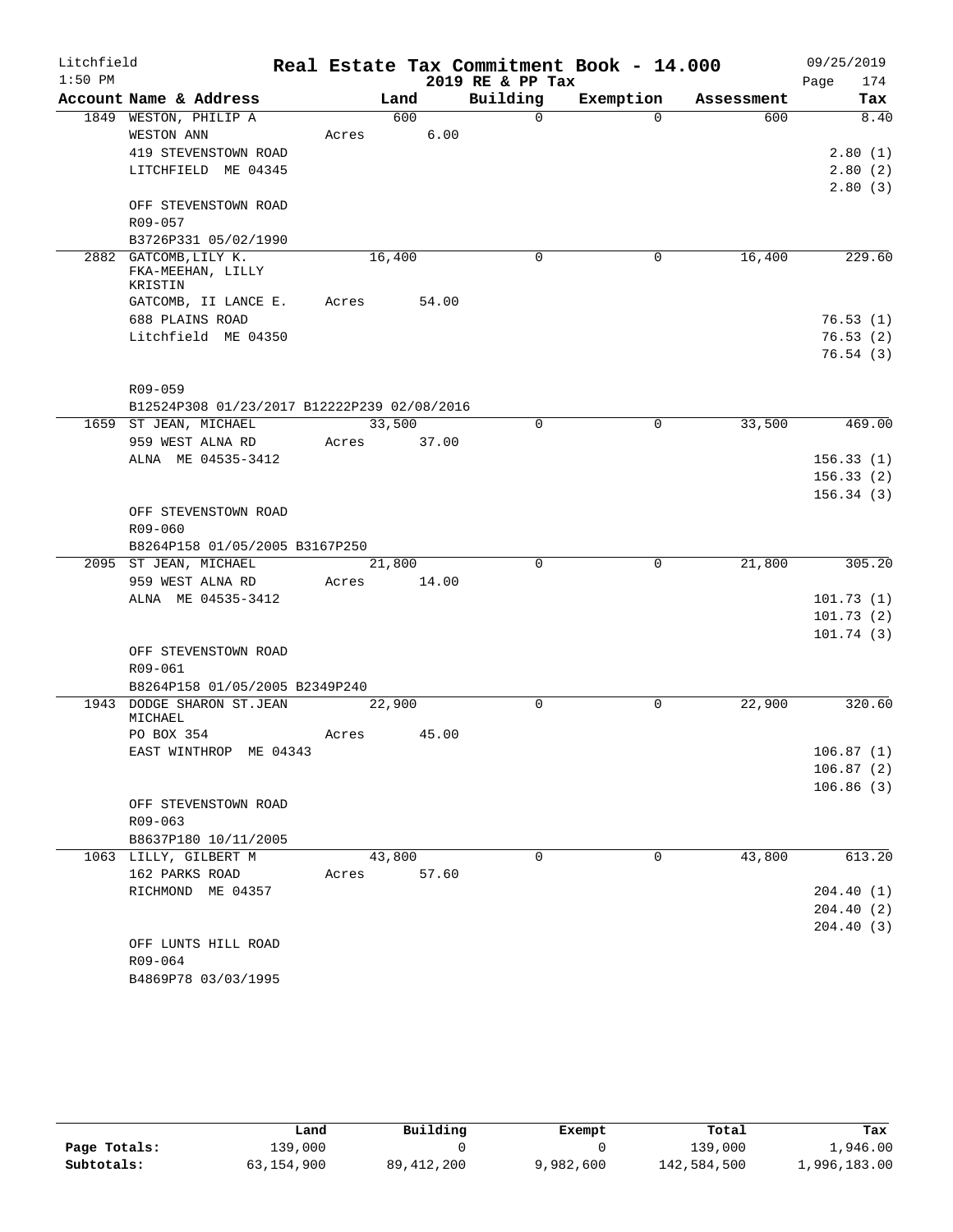Litchfield
1:50 PM

# Real Estate Tax Commitment Book - 14.000
2019 RE & PP Tax

09/25/2019
Page 174

| Account Name & Address | Land | Building | Exemption | Assessment | Tax |
|---|---|---|---|---|---|
| 1849 WESTON, PHILIP A | 600 | 0 | 0 | 600 | 8.40 |
| WESTON ANN | Acres 6.00 | | | | |
| 419 STEVENSTOWN ROAD | | | | | 2.80 (1) |
| LITCHFIELD ME 04345 | | | | | 2.80 (2) |
| | | | | | 2.80 (3) |
| OFF STEVENSTOWN ROAD | | | | | |
| R09-057 | | | | | |
| B3726P331 05/02/1990 | | | | | |
| 2882 GATCOMB,LILY K. FKA-MEEHAN, LILLY KRISTIN | 16,400 | 0 | 0 | 16,400 | 229.60 |
| GATCOMB, II LANCE E. | Acres 54.00 | | | | |
| 688 PLAINS ROAD | | | | | 76.53 (1) |
| Litchfield ME 04350 | | | | | 76.53 (2) |
| | | | | | 76.54 (3) |
| R09-059 | | | | | |
| B12524P308 01/23/2017 B12222P239 02/08/2016 | | | | | |
| 1659 ST JEAN, MICHAEL | 33,500 | 0 | 0 | 33,500 | 469.00 |
| 959 WEST ALNA RD | Acres 37.00 | | | | |
| ALNA ME 04535-3412 | | | | | 156.33 (1) |
| | | | | | 156.33 (2) |
| | | | | | 156.34 (3) |
| OFF STEVENSTOWN ROAD | | | | | |
| R09-060 | | | | | |
| B8264P158 01/05/2005 B3167P250 | | | | | |
| 2095 ST JEAN, MICHAEL | 21,800 | 0 | 0 | 21,800 | 305.20 |
| 959 WEST ALNA RD | Acres 14.00 | | | | |
| ALNA ME 04535-3412 | | | | | 101.73 (1) |
| | | | | | 101.73 (2) |
| | | | | | 101.74 (3) |
| OFF STEVENSTOWN ROAD | | | | | |
| R09-061 | | | | | |
| B8264P158 01/05/2005 B2349P240 | | | | | |
| 1943 DODGE SHARON ST.JEAN MICHAEL | 22,900 | 0 | 0 | 22,900 | 320.60 |
| PO BOX 354 | Acres 45.00 | | | | |
| EAST WINTHROP ME 04343 | | | | | 106.87 (1) |
| | | | | | 106.87 (2) |
| | | | | | 106.86 (3) |
| OFF STEVENSTOWN ROAD | | | | | |
| R09-063 | | | | | |
| B8637P180 10/11/2005 | | | | | |
| 1063 LILLY, GILBERT M | 43,800 | 0 | 0 | 43,800 | 613.20 |
| 162 PARKS ROAD | Acres 57.60 | | | | |
| RICHMOND ME 04357 | | | | | 204.40 (1) |
| | | | | | 204.40 (2) |
| | | | | | 204.40 (3) |
| OFF LUNTS HILL ROAD | | | | | |
| R09-064 | | | | | |
| B4869P78 03/03/1995 | | | | | |

| | Land | Building | Exempt | Total | Tax |
|---|---|---|---|---|---|
| Page Totals: | 139,000 | 0 | 0 | 139,000 | 1,946.00 |
| Subtotals: | 63,154,900 | 89,412,200 | 9,982,600 | 142,584,500 | 1,996,183.00 |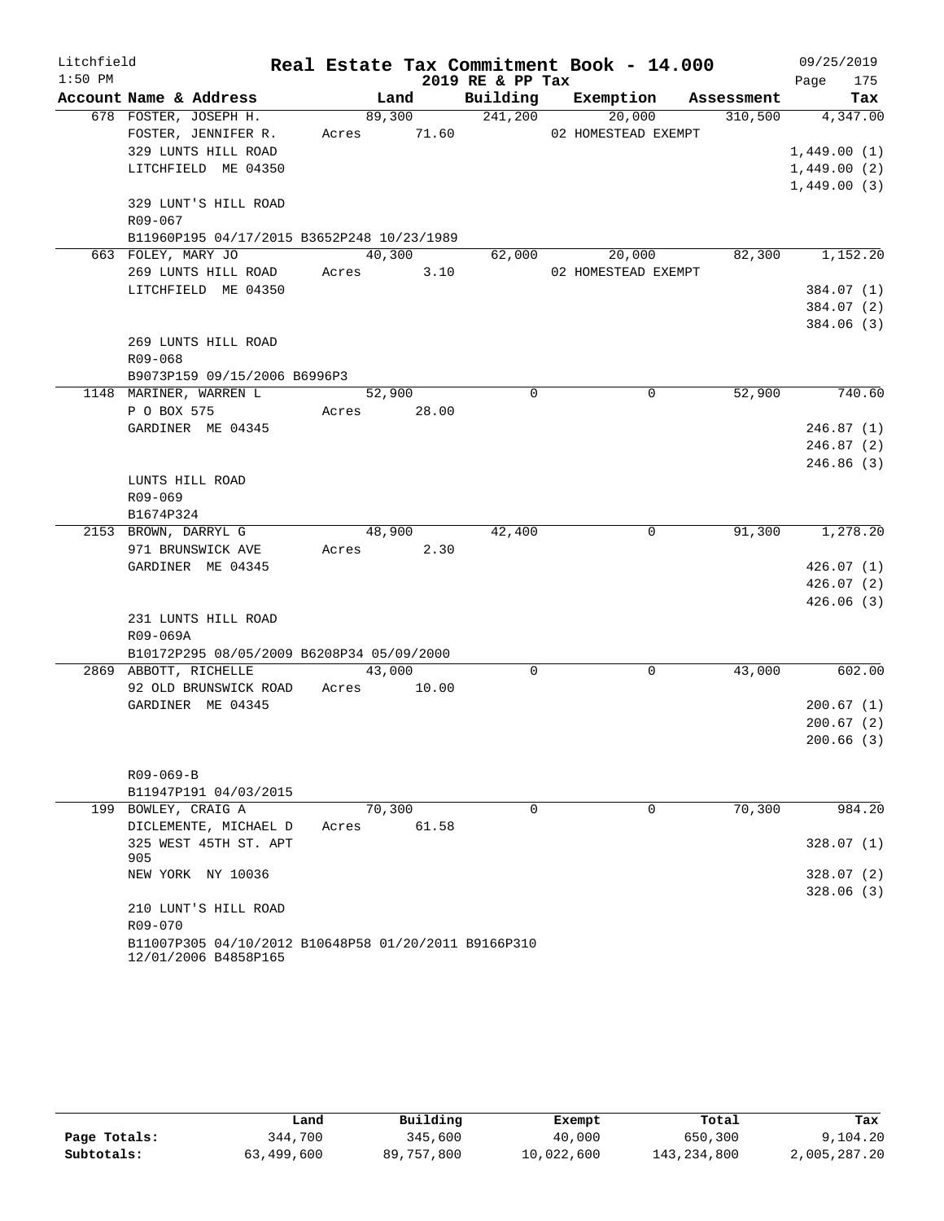# Real Estate Tax Commitment Book - 14.000

Litchfield 1:50 PM — 2019 RE & PP Tax — 09/25/2019

| Account Name & Address | Land | Building | Exemption | Assessment | Tax |
|---|---|---|---|---|---|
| 678 FOSTER, JOSEPH H. | 89,300 | 241,200 | 20,000 | 310,500 | 4,347.00 |
| FOSTER, JENNIFER R. | Acres 71.60 | | 02 HOMESTEAD EXEMPT | | |
| 329 LUNTS HILL ROAD | | | | | 1,449.00 (1) |
| LITCHFIELD ME 04350 | | | | | 1,449.00 (2) |
| | | | | | 1,449.00 (3) |
| 329 LUNT'S HILL ROAD | | | | | |
| R09-067 | | | | | |
| B11960P195 04/17/2015 B3652P248 10/23/1989 | | | | | |
| 663 FOLEY, MARY JO | 40,300 | 62,000 | 20,000 | 82,300 | 1,152.20 |
| 269 LUNTS HILL ROAD | Acres 3.10 | | 02 HOMESTEAD EXEMPT | | |
| LITCHFIELD ME 04350 | | | | | 384.07 (1) |
| | | | | | 384.07 (2) |
| | | | | | 384.06 (3) |
| 269 LUNTS HILL ROAD | | | | | |
| R09-068 | | | | | |
| B9073P159 09/15/2006 B6996P3 | | | | | |
| 1148 MARINER, WARREN L | 52,900 | 0 | 0 | 52,900 | 740.60 |
| P O BOX 575 | Acres 28.00 | | | | |
| GARDINER ME 04345 | | | | | 246.87 (1) |
| | | | | | 246.87 (2) |
| | | | | | 246.86 (3) |
| LUNTS HILL ROAD | | | | | |
| R09-069 | | | | | |
| B1674P324 | | | | | |
| 2153 BROWN, DARRYL G | 48,900 | 42,400 | 0 | 91,300 | 1,278.20 |
| 971 BRUNSWICK AVE | Acres 2.30 | | | | |
| GARDINER ME 04345 | | | | | 426.07 (1) |
| | | | | | 426.07 (2) |
| | | | | | 426.06 (3) |
| 231 LUNTS HILL ROAD | | | | | |
| R09-069A | | | | | |
| B10172P295 08/05/2009 B6208P34 05/09/2000 | | | | | |
| 2869 ABBOTT, RICHELLE | 43,000 | 0 | 0 | 43,000 | 602.00 |
| 92 OLD BRUNSWICK ROAD | Acres 10.00 | | | | |
| GARDINER ME 04345 | | | | | 200.67 (1) |
| | | | | | 200.67 (2) |
| | | | | | 200.66 (3) |
| R09-069-B | | | | | |
| B11947P191 04/03/2015 | | | | | |
| 199 BOWLEY, CRAIG A | 70,300 | 0 | 0 | 70,300 | 984.20 |
| DICLEMENTE, MICHAEL D | Acres 61.58 | | | | |
| 325 WEST 45TH ST. APT 905 | | | | | 328.07 (1) |
| NEW YORK NY 10036 | | | | | 328.07 (2) |
| | | | | | 328.06 (3) |
| 210 LUNT'S HILL ROAD | | | | | |
| R09-070 | | | | | |
| B11007P305 04/10/2012 B10648P58 01/20/2011 B9166P310 12/01/2006 B4858P165 | | | | | |

| | Land | Building | Exempt | Total | Tax |
|---|---|---|---|---|---|
| Page Totals: | 344,700 | 345,600 | 40,000 | 650,300 | 9,104.20 |
| Subtotals: | 63,499,600 | 89,757,800 | 10,022,600 | 143,234,800 | 2,005,287.20 |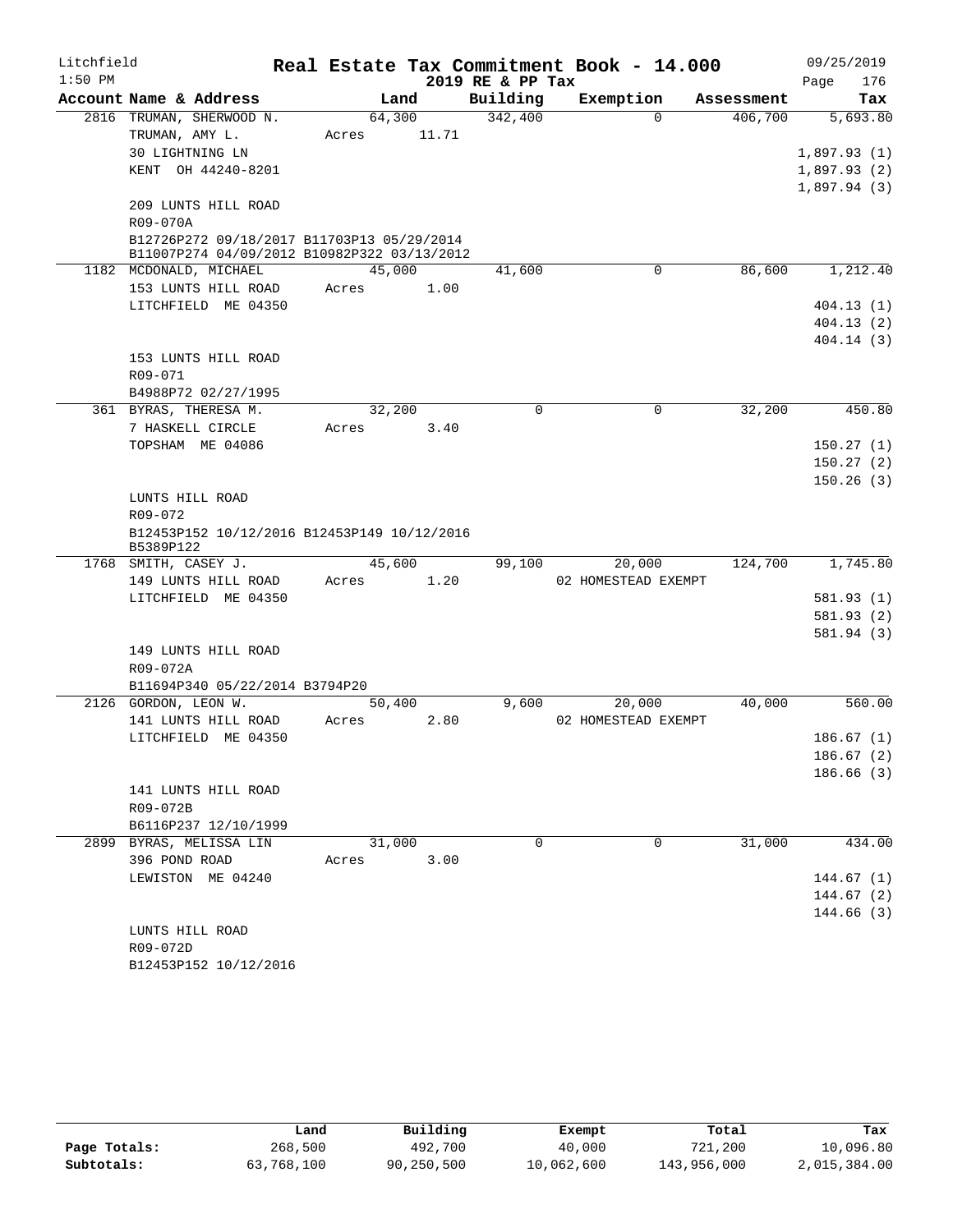Litchfield 1:50 PM

# Real Estate Tax Commitment Book - 14.000

2019 RE & PP Tax

09/25/2019

| Account | Name & Address | Land | Building | Exemption | Assessment | Tax |
|---|---|---|---|---|---|---|
| 2816 | TRUMAN, SHERWOOD N. | 64,300 | 342,400 | 0 | 406,700 | 5,693.80 |
| | TRUMAN, AMY L. | Acres 11.71 | | | | |
| | 30 LIGHTNING LN | | | | | 1,897.93 (1) |
| | KENT OH 44240-8201 | | | | | 1,897.93 (2) |
| | | | | | | 1,897.94 (3) |
| | 209 LUNTS HILL ROAD | | | | | |
| | R09-070A | | | | | |
| | B12726P272 09/18/2017 B11703P13 05/29/2014 | | | | | |
| | B11007P274 04/09/2012 B10982P322 03/13/2012 | | | | | |
| 1182 | MCDONALD, MICHAEL | 45,000 | 41,600 | 0 | 86,600 | 1,212.40 |
| | 153 LUNTS HILL ROAD | Acres 1.00 | | | | |
| | LITCHFIELD ME 04350 | | | | | 404.13 (1) |
| | | | | | | 404.13 (2) |
| | | | | | | 404.14 (3) |
| | 153 LUNTS HILL ROAD | | | | | |
| | R09-071 | | | | | |
| | B4988P72 02/27/1995 | | | | | |
| 361 | BYRAS, THERESA M. | 32,200 | 0 | 0 | 32,200 | 450.80 |
| | 7 HASKELL CIRCLE | Acres 3.40 | | | | |
| | TOPSHAM ME 04086 | | | | | 150.27 (1) |
| | | | | | | 150.27 (2) |
| | | | | | | 150.26 (3) |
| | LUNTS HILL ROAD | | | | | |
| | R09-072 | | | | | |
| | B12453P152 10/12/2016 B12453P149 10/12/2016 | | | | | |
| | B5389P122 | | | | | |
| 1768 | SMITH, CASEY J. | 45,600 | 99,100 | 20,000 | 124,700 | 1,745.80 |
| | 149 LUNTS HILL ROAD | Acres 1.20 | | 02 HOMESTEAD EXEMPT | | |
| | LITCHFIELD ME 04350 | | | | | 581.93 (1) |
| | | | | | | 581.93 (2) |
| | | | | | | 581.94 (3) |
| | 149 LUNTS HILL ROAD | | | | | |
| | R09-072A | | | | | |
| | B11694P340 05/22/2014 B3794P20 | | | | | |
| 2126 | GORDON, LEON W. | 50,400 | 9,600 | 20,000 | 40,000 | 560.00 |
| | 141 LUNTS HILL ROAD | Acres 2.80 | | 02 HOMESTEAD EXEMPT | | |
| | LITCHFIELD ME 04350 | | | | | 186.67 (1) |
| | | | | | | 186.67 (2) |
| | | | | | | 186.66 (3) |
| | 141 LUNTS HILL ROAD | | | | | |
| | R09-072B | | | | | |
| | B6116P237 12/10/1999 | | | | | |
| 2899 | BYRAS, MELISSA LIN | 31,000 | 0 | 0 | 31,000 | 434.00 |
| | 396 POND ROAD | Acres 3.00 | | | | |
| | LEWISTON ME 04240 | | | | | 144.67 (1) |
| | | | | | | 144.67 (2) |
| | | | | | | 144.66 (3) |
| | LUNTS HILL ROAD | | | | | |
| | R09-072D | | | | | |
| | B12453P152 10/12/2016 | | | | | |

| | Land | Building | Exempt | Total | Tax |
|---|---|---|---|---|---|
| Page Totals: | 268,500 | 492,700 | 40,000 | 721,200 | 10,096.80 |
| Subtotals: | 63,768,100 | 90,250,500 | 10,062,600 | 143,956,000 | 2,015,384.00 |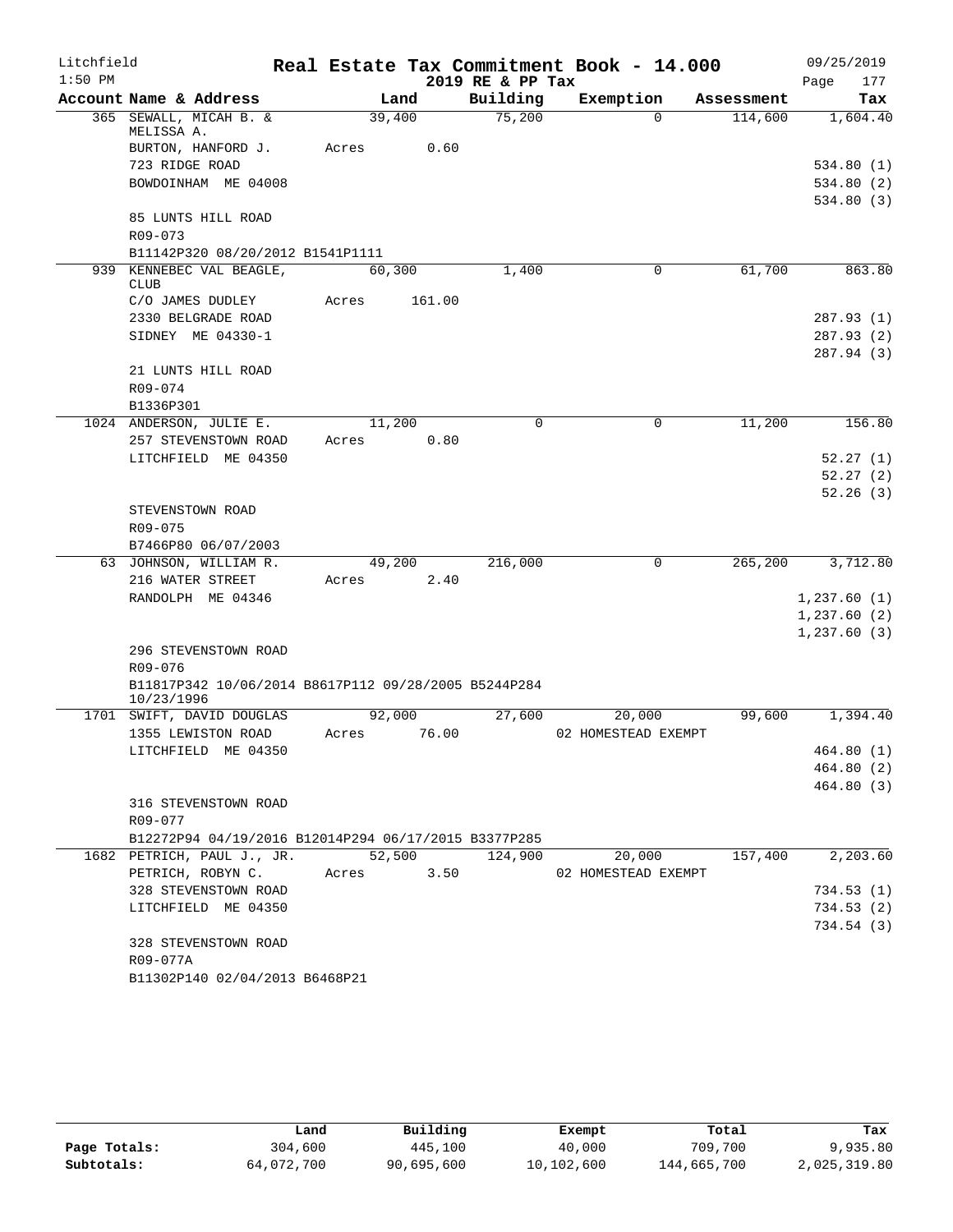Litchfield 1:50 PM

# Real Estate Tax Commitment Book - 14.000

2019 RE & PP Tax

09/25/2019

| Account Name & Address | Land | Building | Exemption | Assessment | Tax |
|---|---|---|---|---|---|
| 365 SEWALL, MICAH B. & MELISSA A. | 39,400 | 75,200 | 0 | 114,600 | 1,604.40 |
| BURTON, HANFORD J. | Acres 0.60 | | | | |
| 723 RIDGE ROAD | | | | | 534.80 (1) |
| BOWDOINHAM ME 04008 | | | | | 534.80 (2) |
| | | | | | 534.80 (3) |
| 85 LUNTS HILL ROAD | | | | | |
| R09-073 | | | | | |
| B11142P320 08/20/2012 B1541P1111 | | | | | |
| 939 KENNEBEC VAL BEAGLE, CLUB | 60,300 | 1,400 | 0 | 61,700 | 863.80 |
| C/O JAMES DUDLEY | Acres 161.00 | | | | |
| 2330 BELGRADE ROAD | | | | | 287.93 (1) |
| SIDNEY ME 04330-1 | | | | | 287.93 (2) |
| | | | | | 287.94 (3) |
| 21 LUNTS HILL ROAD | | | | | |
| R09-074 | | | | | |
| B1336P301 | | | | | |
| 1024 ANDERSON, JULIE E. | 11,200 | 0 | 0 | 11,200 | 156.80 |
| 257 STEVENSTOWN ROAD | Acres 0.80 | | | | |
| LITCHFIELD ME 04350 | | | | | 52.27 (1) |
| | | | | | 52.27 (2) |
| | | | | | 52.26 (3) |
| STEVENSTOWN ROAD | | | | | |
| R09-075 | | | | | |
| B7466P80 06/07/2003 | | | | | |
| 63 JOHNSON, WILLIAM R. | 49,200 | 216,000 | 0 | 265,200 | 3,712.80 |
| 216 WATER STREET | Acres 2.40 | | | | |
| RANDOLPH ME 04346 | | | | | 1,237.60 (1) |
| | | | | | 1,237.60 (2) |
| | | | | | 1,237.60 (3) |
| 296 STEVENSTOWN ROAD | | | | | |
| R09-076 | | | | | |
| B11817P342 10/06/2014 B8617P112 09/28/2005 B5244P284 10/23/1996 | | | | | |
| 1701 SWIFT, DAVID DOUGLAS | 92,000 | 27,600 | 20,000 | 99,600 | 1,394.40 |
| 1355 LEWISTON ROAD | Acres 76.00 | | 02 HOMESTEAD EXEMPT | | |
| LITCHFIELD ME 04350 | | | | | 464.80 (1) |
| | | | | | 464.80 (2) |
| | | | | | 464.80 (3) |
| 316 STEVENSTOWN ROAD | | | | | |
| R09-077 | | | | | |
| B12272P94 04/19/2016 B12014P294 06/17/2015 B3377P285 | | | | | |
| 1682 PETRICH, PAUL J., JR. | 52,500 | 124,900 | 20,000 | 157,400 | 2,203.60 |
| PETRICH, ROBYN C. | Acres 3.50 | | 02 HOMESTEAD EXEMPT | | |
| 328 STEVENSTOWN ROAD | | | | | 734.53 (1) |
| LITCHFIELD ME 04350 | | | | | 734.53 (2) |
| | | | | | 734.54 (3) |
| 328 STEVENSTOWN ROAD | | | | | |
| R09-077A | | | | | |
| B11302P140 02/04/2013 B6468P21 | | | | | |

| | Land | Building | Exempt | Total | Tax |
|---|---|---|---|---|---|
| Page Totals: | 304,600 | 445,100 | 40,000 | 709,700 | 9,935.80 |
| Subtotals: | 64,072,700 | 90,695,600 | 10,102,600 | 144,665,700 | 2,025,319.80 |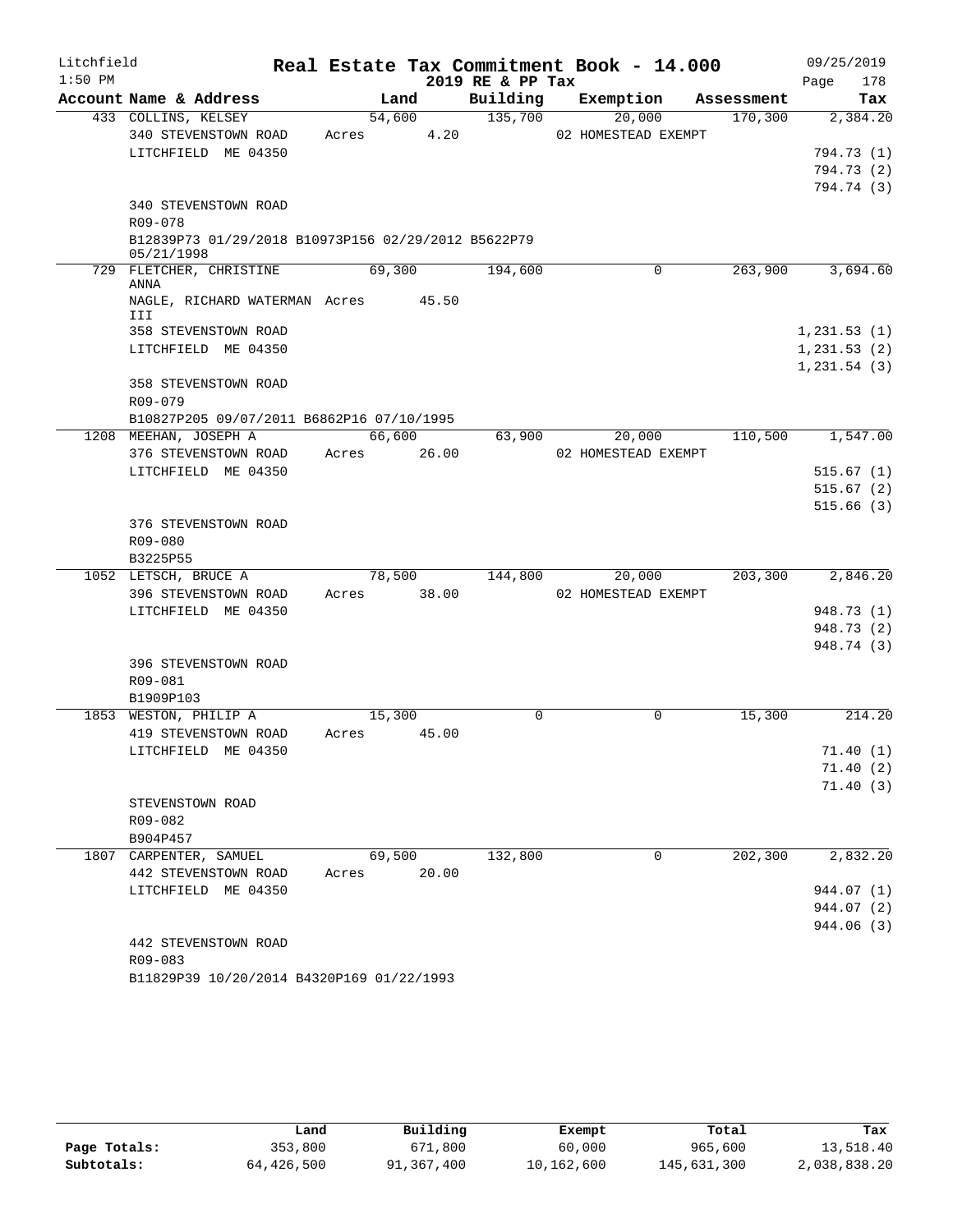# Real Estate Tax Commitment Book - 14.000

Litchfield — 1:50 PM — 2019 RE & PP Tax — 09/25/2019

| Account | Name & Address | Land | Building | Exemption | Assessment | Tax |
|---|---|---|---|---|---|---|
| 433 | COLLINS, KELSEY | 54,600 | 135,700 | 20,000 | 170,300 | 2,384.20 |
| | 340 STEVENSTOWN ROAD | Acres 4.20 | | 02 HOMESTEAD EXEMPT | | |
| | LITCHFIELD ME 04350 | | | | | 794.73 (1) |
| | | | | | | 794.73 (2) |
| | | | | | | 794.74 (3) |
| | 340 STEVENSTOWN ROAD | | | | | |
| | R09-078 | | | | | |
| | B12839P73 01/29/2018 B10973P156 02/29/2012 B5622P79 05/21/1998 | | | | | |
| 729 | FLETCHER, CHRISTINE ANNA | 69,300 | 194,600 | 0 | 263,900 | 3,694.60 |
| | NAGLE, RICHARD WATERMAN III | Acres 45.50 | | | | |
| | 358 STEVENSTOWN ROAD | | | | | 1,231.53 (1) |
| | LITCHFIELD ME 04350 | | | | | 1,231.53 (2) |
| | | | | | | 1,231.54 (3) |
| | 358 STEVENSTOWN ROAD | | | | | |
| | R09-079 | | | | | |
| | B10827P205 09/07/2011 B6862P16 07/10/1995 | | | | | |
| 1208 | MEEHAN, JOSEPH A | 66,600 | 63,900 | 20,000 | 110,500 | 1,547.00 |
| | 376 STEVENSTOWN ROAD | Acres 26.00 | | 02 HOMESTEAD EXEMPT | | |
| | LITCHFIELD ME 04350 | | | | | 515.67 (1) |
| | | | | | | 515.67 (2) |
| | | | | | | 515.66 (3) |
| | 376 STEVENSTOWN ROAD | | | | | |
| | R09-080 | | | | | |
| | B3225P55 | | | | | |
| 1052 | LETSCH, BRUCE A | 78,500 | 144,800 | 20,000 | 203,300 | 2,846.20 |
| | 396 STEVENSTOWN ROAD | Acres 38.00 | | 02 HOMESTEAD EXEMPT | | |
| | LITCHFIELD ME 04350 | | | | | 948.73 (1) |
| | | | | | | 948.73 (2) |
| | | | | | | 948.74 (3) |
| | 396 STEVENSTOWN ROAD | | | | | |
| | R09-081 | | | | | |
| | B1909P103 | | | | | |
| 1853 | WESTON, PHILIP A | 15,300 | 0 | 0 | 15,300 | 214.20 |
| | 419 STEVENSTOWN ROAD | Acres 45.00 | | | | |
| | LITCHFIELD ME 04350 | | | | | 71.40 (1) |
| | | | | | | 71.40 (2) |
| | | | | | | 71.40 (3) |
| | STEVENSTOWN ROAD | | | | | |
| | R09-082 | | | | | |
| | B904P457 | | | | | |
| 1807 | CARPENTER, SAMUEL | 69,500 | 132,800 | 0 | 202,300 | 2,832.20 |
| | 442 STEVENSTOWN ROAD | Acres 20.00 | | | | |
| | LITCHFIELD ME 04350 | | | | | 944.07 (1) |
| | | | | | | 944.07 (2) |
| | | | | | | 944.06 (3) |
| | 442 STEVENSTOWN ROAD | | | | | |
| | R09-083 | | | | | |
| | B11829P39 10/20/2014 B4320P169 01/22/1993 | | | | | |

| | Land | Building | Exempt | Total | Tax |
|---|---|---|---|---|---|
| Page Totals: | 353,800 | 671,800 | 60,000 | 965,600 | 13,518.40 |
| Subtotals: | 64,426,500 | 91,367,400 | 10,162,600 | 145,631,300 | 2,038,838.20 |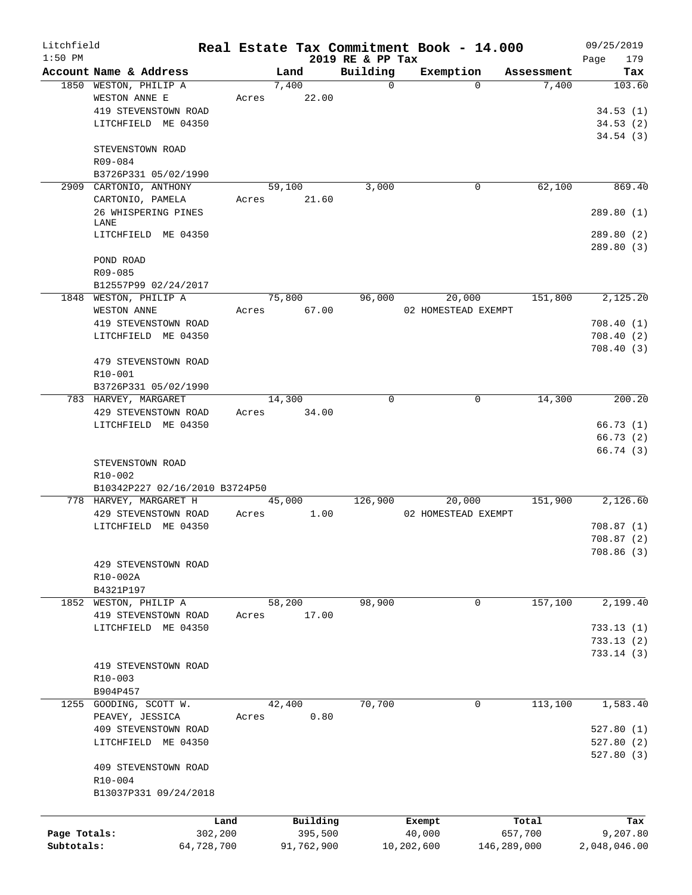Litchfield
1:50 PM

# Real Estate Tax Commitment Book - 14.000
## 2019 RE & PP Tax

09/25/2019
Page 179

| Account Name & Address | Land | Building | Exemption | Assessment | Tax |
|---|---|---|---|---|---|
| 1850 WESTON, PHILIP A | 7,400 | 0 | 0 | 7,400 | 103.60 |
| WESTON ANNE E | Acres 22.00 | | | | |
| 419 STEVENSTOWN ROAD | | | | | 34.53 (1) |
| LITCHFIELD ME 04350 | | | | | 34.53 (2) |
| | | | | | 34.54 (3) |
| STEVENSTOWN ROAD | | | | | |
| R09-084 | | | | | |
| B3726P331 05/02/1990 | | | | | |
| 2909 CARTONIO, ANTHONY | 59,100 | 3,000 | 0 | 62,100 | 869.40 |
| CARTONIO, PAMELA | Acres 21.60 | | | | |
| 26 WHISPERING PINES LANE | | | | | 289.80 (1) |
| LITCHFIELD ME 04350 | | | | | 289.80 (2) |
| | | | | | 289.80 (3) |
| POND ROAD | | | | | |
| R09-085 | | | | | |
| B12557P99 02/24/2017 | | | | | |
| 1848 WESTON, PHILIP A | 75,800 | 96,000 | 20,000 | 151,800 | 2,125.20 |
| WESTON ANNE | Acres 67.00 | | 02 HOMESTEAD EXEMPT | | |
| 419 STEVENSTOWN ROAD | | | | | 708.40 (1) |
| LITCHFIELD ME 04350 | | | | | 708.40 (2) |
| | | | | | 708.40 (3) |
| 479 STEVENSTOWN ROAD | | | | | |
| R10-001 | | | | | |
| B3726P331 05/02/1990 | | | | | |
| 783 HARVEY, MARGARET | 14,300 | 0 | 0 | 14,300 | 200.20 |
| 429 STEVENSTOWN ROAD | Acres 34.00 | | | | |
| LITCHFIELD ME 04350 | | | | | 66.73 (1) |
| | | | | | 66.73 (2) |
| | | | | | 66.74 (3) |
| STEVENSTOWN ROAD | | | | | |
| R10-002 | | | | | |
| B10342P227 02/16/2010 B3724P50 | | | | | |
| 778 HARVEY, MARGARET H | 45,000 | 126,900 | 20,000 | 151,900 | 2,126.60 |
| 429 STEVENSTOWN ROAD | Acres 1.00 | | 02 HOMESTEAD EXEMPT | | |
| LITCHFIELD ME 04350 | | | | | 708.87 (1) |
| | | | | | 708.87 (2) |
| | | | | | 708.86 (3) |
| 429 STEVENSTOWN ROAD | | | | | |
| R10-002A | | | | | |
| B4321P197 | | | | | |
| 1852 WESTON, PHILIP A | 58,200 | 98,900 | 0 | 157,100 | 2,199.40 |
| 419 STEVENSTOWN ROAD | Acres 17.00 | | | | |
| LITCHFIELD ME 04350 | | | | | 733.13 (1) |
| | | | | | 733.13 (2) |
| | | | | | 733.14 (3) |
| 419 STEVENSTOWN ROAD | | | | | |
| R10-003 | | | | | |
| B904P457 | | | | | |
| 1255 GOODING, SCOTT W. | 42,400 | 70,700 | 0 | 113,100 | 1,583.40 |
| PEAVEY, JESSICA | Acres 0.80 | | | | |
| 409 STEVENSTOWN ROAD | | | | | 527.80 (1) |
| LITCHFIELD ME 04350 | | | | | 527.80 (2) |
| | | | | | 527.80 (3) |
| 409 STEVENSTOWN ROAD | | | | | |
| R10-004 | | | | | |
| B13037P331 09/24/2018 | | | | | |

| | Land | Building | Exempt | Total | Tax |
|---|---|---|---|---|---|
| Page Totals: | 302,200 | 395,500 | 40,000 | 657,700 | 9,207.80 |
| Subtotals: | 64,728,700 | 91,762,900 | 10,202,600 | 146,289,000 | 2,048,046.00 |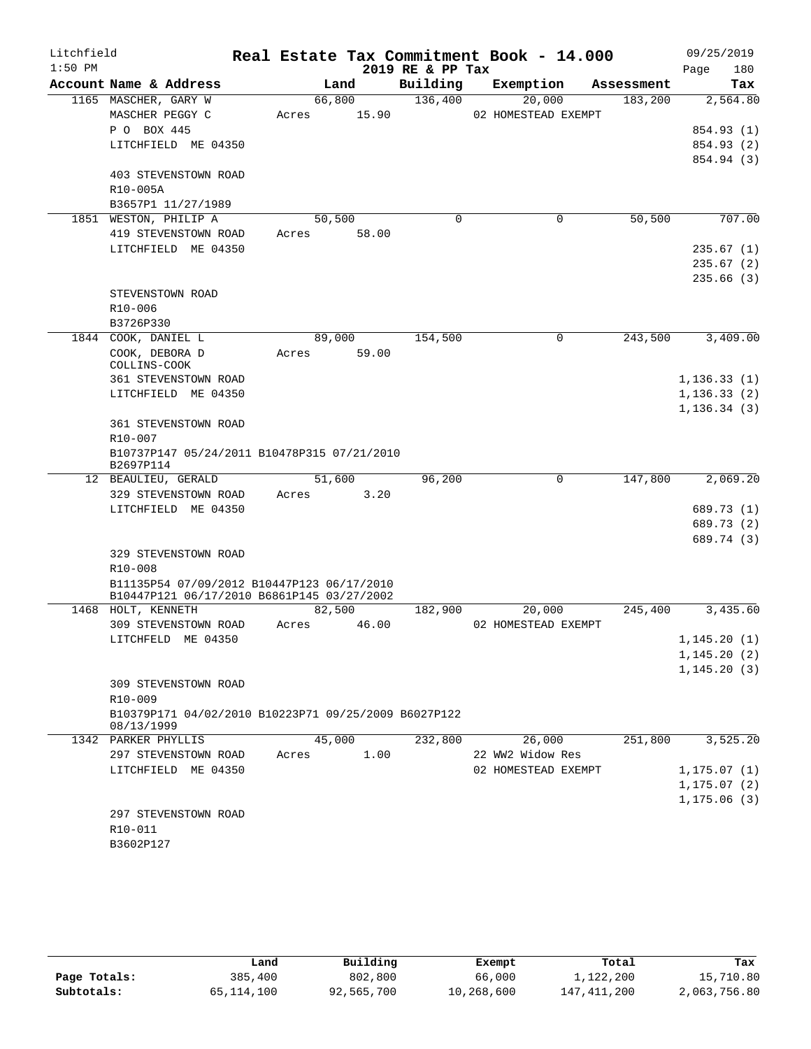Litchfield
1:50 PM

# Real Estate Tax Commitment Book - 14.000

2019 RE & PP Tax

09/25/2019
Page 180

| Account Name & Address | Land | Building | Exemption | Assessment | Tax |
|---|---|---|---|---|---|
| 1165 MASCHER, GARY W | 66,800 | 136,400 | 20,000 | 183,200 | 2,564.80 |
| MASCHER PEGGY C | Acres 15.90 | | 02 HOMESTEAD EXEMPT | | |
| P O BOX 445 | | | | | 854.93 (1) |
| LITCHFIELD ME 04350 | | | | | 854.93 (2) |
| | | | | | 854.94 (3) |
| 403 STEVENSTOWN ROAD | | | | | |
| R10-005A | | | | | |
| B3657P1 11/27/1989 | | | | | |
| 1851 WESTON, PHILIP A | 50,500 | 0 | 0 | 50,500 | 707.00 |
| 419 STEVENSTOWN ROAD | Acres 58.00 | | | | |
| LITCHFIELD ME 04350 | | | | | 235.67 (1) |
| | | | | | 235.67 (2) |
| | | | | | 235.66 (3) |
| STEVENSTOWN ROAD | | | | | |
| R10-006 | | | | | |
| B3726P330 | | | | | |
| 1844 COOK, DANIEL L | 89,000 | 154,500 | 0 | 243,500 | 3,409.00 |
| COOK, DEBORA D COLLINS-COOK | Acres 59.00 | | | | |
| 361 STEVENSTOWN ROAD | | | | | 1,136.33 (1) |
| LITCHFIELD ME 04350 | | | | | 1,136.33 (2) |
| | | | | | 1,136.34 (3) |
| 361 STEVENSTOWN ROAD | | | | | |
| R10-007 | | | | | |
| B10737P147 05/24/2011 B10478P315 07/21/2010 B2697P114 | | | | | |
| 12 BEAULIEU, GERALD | 51,600 | 96,200 | 0 | 147,800 | 2,069.20 |
| 329 STEVENSTOWN ROAD | Acres 3.20 | | | | |
| LITCHFIELD ME 04350 | | | | | 689.73 (1) |
| | | | | | 689.73 (2) |
| | | | | | 689.74 (3) |
| 329 STEVENSTOWN ROAD | | | | | |
| R10-008 | | | | | |
| B11135P54 07/09/2012 B10447P123 06/17/2010 B10447P121 06/17/2010 B6861P145 03/27/2002 | | | | | |
| 1468 HOLT, KENNETH | 82,500 | 182,900 | 20,000 | 245,400 | 3,435.60 |
| 309 STEVENSTOWN ROAD | Acres 46.00 | | 02 HOMESTEAD EXEMPT | | |
| LITCHFELD ME 04350 | | | | | 1,145.20 (1) |
| | | | | | 1,145.20 (2) |
| | | | | | 1,145.20 (3) |
| 309 STEVENSTOWN ROAD | | | | | |
| R10-009 | | | | | |
| B10379P171 04/02/2010 B10223P71 09/25/2009 B6027P122 08/13/1999 | | | | | |
| 1342 PARKER PHYLLIS | 45,000 | 232,800 | 26,000 | 251,800 | 3,525.20 |
| 297 STEVENSTOWN ROAD | Acres 1.00 | | 22 WW2 Widow Res | | |
| LITCHFIELD ME 04350 | | | 02 HOMESTEAD EXEMPT | | 1,175.07 (1) |
| | | | | | 1,175.07 (2) |
| | | | | | 1,175.06 (3) |
| 297 STEVENSTOWN ROAD | | | | | |
| R10-011 | | | | | |
| B3602P127 | | | | | |

| | Land | Building | Exempt | Total | Tax |
|---|---|---|---|---|---|
| Page Totals: | 385,400 | 802,800 | 66,000 | 1,122,200 | 15,710.80 |
| Subtotals: | 65,114,100 | 92,565,700 | 10,268,600 | 147,411,200 | 2,063,756.80 |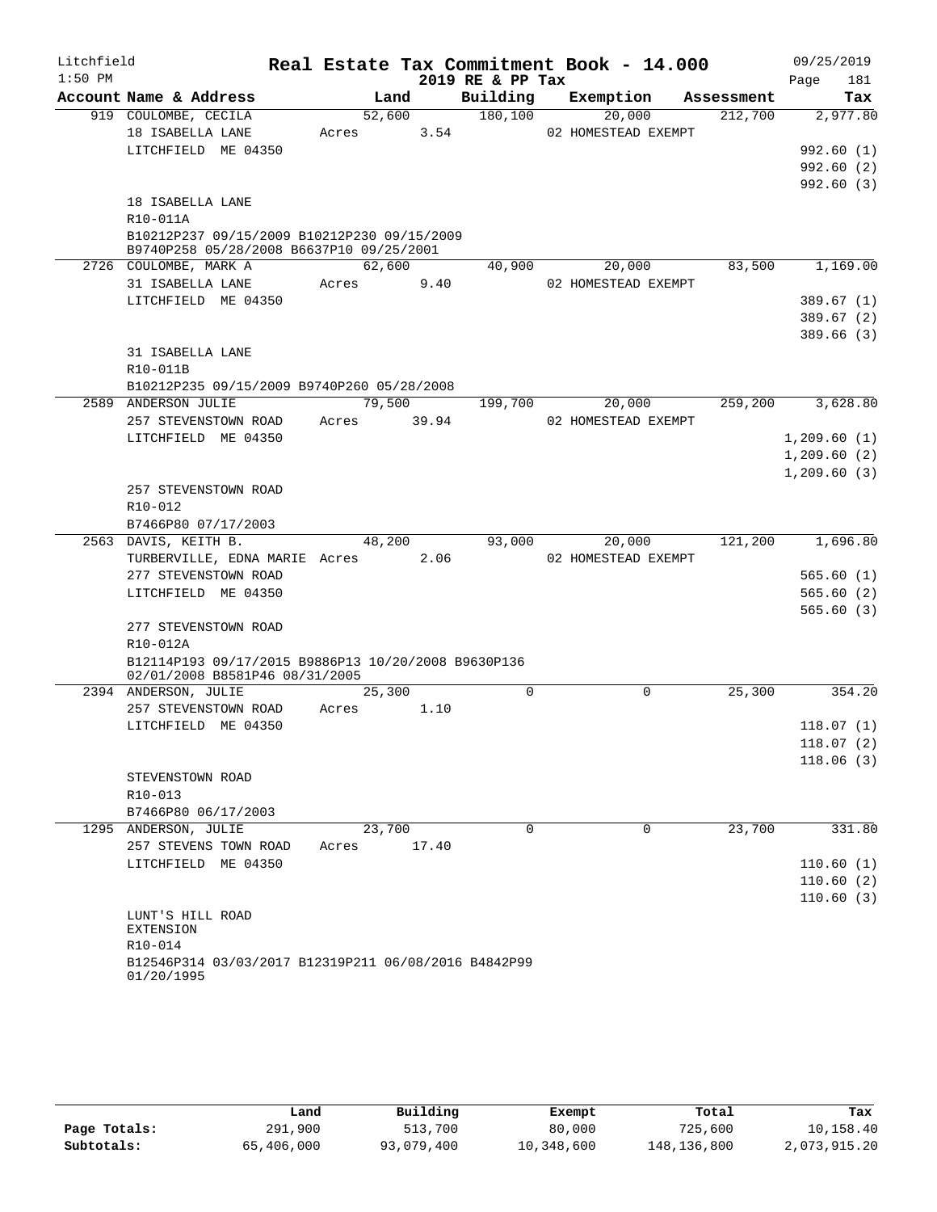Litchfield
1:50 PM

**Real Estate Tax Commitment Book - 14.000**
**2019 RE & PP Tax**

09/25/2019

| Account Name & Address | Land | Building | Exemption | Assessment | Tax |
|---|---|---|---|---|---|
| 919 COULOMBE, CECILA | 52,600 | 180,100 | 20,000 | 212,700 | 2,977.80 |
| 18 ISABELLA LANE | Acres 3.54 | | 02 HOMESTEAD EXEMPT | | |
| LITCHFIELD ME 04350 | | | | | 992.60 (1) |
| | | | | | 992.60 (2) |
| | | | | | 992.60 (3) |
| 18 ISABELLA LANE | | | | | |
| R10-011A | | | | | |
| B10212P237 09/15/2009 B10212P230 09/15/2009 B9740P258 05/28/2008 B6637P10 09/25/2001 | | | | | |
| 2726 COULOMBE, MARK A | 62,600 | 40,900 | 20,000 | 83,500 | 1,169.00 |
| 31 ISABELLA LANE | Acres 9.40 | | 02 HOMESTEAD EXEMPT | | |
| LITCHFIELD ME 04350 | | | | | 389.67 (1) |
| | | | | | 389.67 (2) |
| | | | | | 389.66 (3) |
| 31 ISABELLA LANE | | | | | |
| R10-011B | | | | | |
| B10212P235 09/15/2009 B9740P260 05/28/2008 | | | | | |
| 2589 ANDERSON JULIE | 79,500 | 199,700 | 20,000 | 259,200 | 3,628.80 |
| 257 STEVENSTOWN ROAD | Acres 39.94 | | 02 HOMESTEAD EXEMPT | | |
| LITCHFIELD ME 04350 | | | | | 1,209.60 (1) |
| | | | | | 1,209.60 (2) |
| | | | | | 1,209.60 (3) |
| 257 STEVENSTOWN ROAD | | | | | |
| R10-012 | | | | | |
| B7466P80 07/17/2003 | | | | | |
| 2563 DAVIS, KEITH B. | 48,200 | 93,000 | 20,000 | 121,200 | 1,696.80 |
| TURBERVILLE, EDNA MARIE | Acres 2.06 | | 02 HOMESTEAD EXEMPT | | |
| 277 STEVENSTOWN ROAD | | | | | 565.60 (1) |
| LITCHFIELD ME 04350 | | | | | 565.60 (2) |
| | | | | | 565.60 (3) |
| 277 STEVENSTOWN ROAD | | | | | |
| R10-012A | | | | | |
| B12114P193 09/17/2015 B9886P13 10/20/2008 B9630P136 02/01/2008 B8581P46 08/31/2005 | | | | | |
| 2394 ANDERSON, JULIE | 25,300 | 0 | 0 | 25,300 | 354.20 |
| 257 STEVENSTOWN ROAD | Acres 1.10 | | | | |
| LITCHFIELD ME 04350 | | | | | 118.07 (1) |
| | | | | | 118.07 (2) |
| | | | | | 118.06 (3) |
| STEVENSTOWN ROAD | | | | | |
| R10-013 | | | | | |
| B7466P80 06/17/2003 | | | | | |
| 1295 ANDERSON, JULIE | 23,700 | 0 | 0 | 23,700 | 331.80 |
| 257 STEVENS TOWN ROAD | Acres 17.40 | | | | |
| LITCHFIELD ME 04350 | | | | | 110.60 (1) |
| | | | | | 110.60 (2) |
| | | | | | 110.60 (3) |
| LUNT'S HILL ROAD EXTENSION | | | | | |
| R10-014 | | | | | |
| B12546P314 03/03/2017 B12319P211 06/08/2016 B4842P99 01/20/1995 | | | | | |

| | Land | Building | Exempt | Total | Tax |
|---|---|---|---|---|---|
| Page Totals: | 291,900 | 513,700 | 80,000 | 725,600 | 10,158.40 |
| Subtotals: | 65,406,000 | 93,079,400 | 10,348,600 | 148,136,800 | 2,073,915.20 |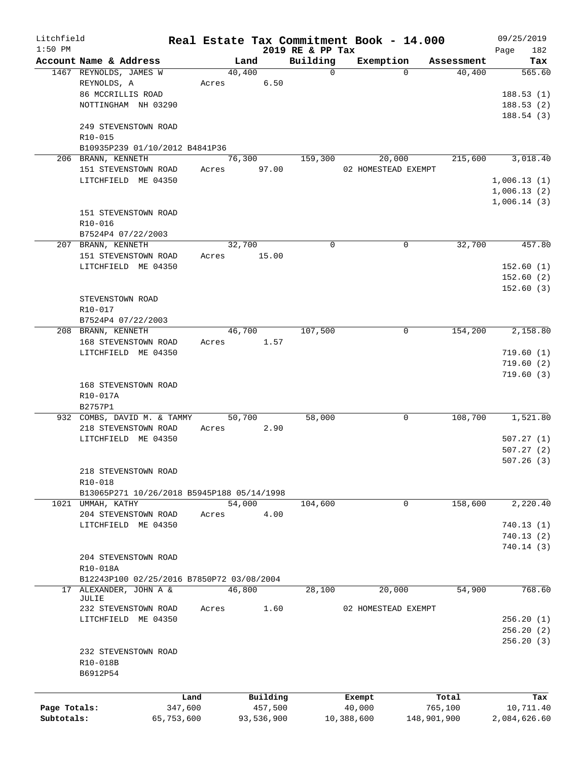# Litchfield — Real Estate Tax Commitment Book - 14.000

1:50 PM — 2019 RE & PP Tax — 09/25/2019

| Account Name & Address | Land | Building | Exemption | Assessment | Tax |
|---|---|---|---|---|---|
| 1467 REYNOLDS, JAMES W | 40,400 | 0 | 0 | 40,400 | 565.60 |
| REYNOLDS, A | Acres 6.50 | | | | |
| 86 MCCRILLIS ROAD | | | | | 188.53 (1) |
| NOTTINGHAM NH 03290 | | | | | 188.53 (2) |
| | | | | | 188.54 (3) |
| 249 STEVENSTOWN ROAD | | | | | |
| R10-015 | | | | | |
| B10935P239 01/10/2012 B4841P36 | | | | | |
| 206 BRANN, KENNETH | 76,300 | 159,300 | 20,000 | 215,600 | 3,018.40 |
| 151 STEVENSTOWN ROAD | Acres 97.00 | | 02 HOMESTEAD EXEMPT | | |
| LITCHFIELD ME 04350 | | | | | 1,006.13 (1) |
| | | | | | 1,006.13 (2) |
| | | | | | 1,006.14 (3) |
| 151 STEVENSTOWN ROAD | | | | | |
| R10-016 | | | | | |
| B7524P4 07/22/2003 | | | | | |
| 207 BRANN, KENNETH | 32,700 | 0 | 0 | 32,700 | 457.80 |
| 151 STEVENSTOWN ROAD | Acres 15.00 | | | | |
| LITCHFIELD ME 04350 | | | | | 152.60 (1) |
| | | | | | 152.60 (2) |
| | | | | | 152.60 (3) |
| STEVENSTOWN ROAD | | | | | |
| R10-017 | | | | | |
| B7524P4 07/22/2003 | | | | | |
| 208 BRANN, KENNETH | 46,700 | 107,500 | 0 | 154,200 | 2,158.80 |
| 168 STEVENSTOWN ROAD | Acres 1.57 | | | | |
| LITCHFIELD ME 04350 | | | | | 719.60 (1) |
| | | | | | 719.60 (2) |
| | | | | | 719.60 (3) |
| 168 STEVENSTOWN ROAD | | | | | |
| R10-017A | | | | | |
| B2757P1 | | | | | |
| 932 COMBS, DAVID M. & TAMMY | 50,700 | 58,000 | 0 | 108,700 | 1,521.80 |
| 218 STEVENSTOWN ROAD | Acres 2.90 | | | | |
| LITCHFIELD ME 04350 | | | | | 507.27 (1) |
| | | | | | 507.27 (2) |
| | | | | | 507.26 (3) |
| 218 STEVENSTOWN ROAD | | | | | |
| R10-018 | | | | | |
| B13065P271 10/26/2018 B5945P188 05/14/1998 | | | | | |
| 1021 UMMAH, KATHY | 54,000 | 104,600 | 0 | 158,600 | 2,220.40 |
| 204 STEVENSTOWN ROAD | Acres 4.00 | | | | |
| LITCHFIELD ME 04350 | | | | | 740.13 (1) |
| | | | | | 740.13 (2) |
| | | | | | 740.14 (3) |
| 204 STEVENSTOWN ROAD | | | | | |
| R10-018A | | | | | |
| B12243P100 02/25/2016 B7850P72 03/08/2004 | | | | | |
| 17 ALEXANDER, JOHN A & JULIE | 46,800 | 28,100 | 20,000 | 54,900 | 768.60 |
| 232 STEVENSTOWN ROAD | Acres 1.60 | | 02 HOMESTEAD EXEMPT | | |
| LITCHFIELD ME 04350 | | | | | 256.20 (1) |
| | | | | | 256.20 (2) |
| | | | | | 256.20 (3) |
| 232 STEVENSTOWN ROAD | | | | | |
| R10-018B | | | | | |
| B6912P54 | | | | | |

| | Land | Building | Exempt | Total | Tax |
|---|---|---|---|---|---|
| Page Totals: | 347,600 | 457,500 | 40,000 | 765,100 | 10,711.40 |
| Subtotals: | 65,753,600 | 93,536,900 | 10,388,600 | 148,901,900 | 2,084,626.60 |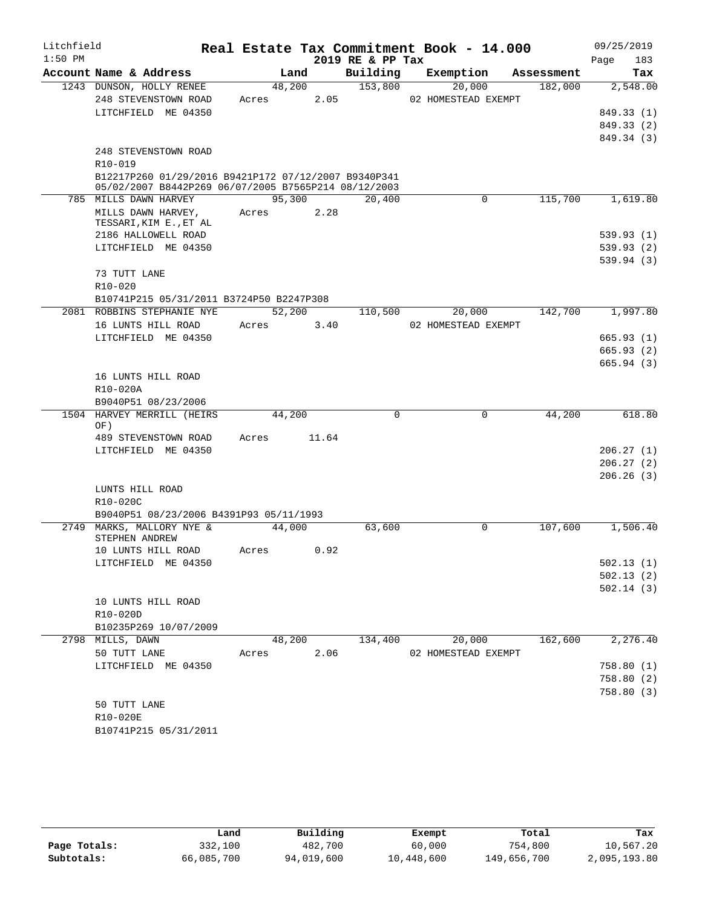Litchfield
1:50 PM

# Real Estate Tax Commitment Book - 14.000
## 2019 RE & PP Tax

09/25/2019

| Account | Name & Address | Land | Building | Exemption | Assessment | Tax |
|---|---|---|---|---|---|---|
| 1243 | DUNSON, HOLLY RENEE<br>248 STEVENSTOWN ROAD<br>LITCHFIELD ME 04350<br><br>248 STEVENSTOWN ROAD<br>R10-019<br>B12217P260 01/29/2016 B9421P172 07/12/2007 B9340P341 05/02/2007 B8442P269 06/07/2005 B7565P214 08/12/2003 | 48,200<br>Acres 2.05 | 153,800 | 20,000<br>02 HOMESTEAD EXEMPT | 182,000 | 2,548.00<br>849.33 (1)<br>849.33 (2)<br>849.34 (3) |
| 785 | MILLS DAWN HARVEY<br>MILLS DAWN HARVEY, TESSARI,KIM E.,ET AL<br>2186 HALLOWELL ROAD<br>LITCHFIELD ME 04350<br><br>73 TUTT LANE<br>R10-020<br>B10741P215 05/31/2011 B3724P50 B2247P308 | 95,300<br>Acres 2.28 | 20,400 | 0 | 115,700 | 1,619.80<br>539.93 (1)<br>539.93 (2)<br>539.94 (3) |
| 2081 | ROBBINS STEPHANIE NYE<br>16 LUNTS HILL ROAD<br>LITCHFIELD ME 04350<br><br>16 LUNTS HILL ROAD<br>R10-020A<br>B9040P51 08/23/2006 | 52,200<br>Acres 3.40 | 110,500 | 20,000<br>02 HOMESTEAD EXEMPT | 142,700 | 1,997.80<br>665.93 (1)<br>665.93 (2)<br>665.94 (3) |
| 1504 | HARVEY MERRILL (HEIRS OF)<br>489 STEVENSTOWN ROAD<br>LITCHFIELD ME 04350<br><br>LUNTS HILL ROAD<br>R10-020C<br>B9040P51 08/23/2006 B4391P93 05/11/1993 | 44,200<br>Acres 11.64 | 0 | 0 | 44,200 | 618.80<br>206.27 (1)<br>206.27 (2)<br>206.26 (3) |
| 2749 | MARKS, MALLORY NYE & STEPHEN ANDREW<br>10 LUNTS HILL ROAD<br>LITCHFIELD ME 04350<br><br>10 LUNTS HILL ROAD<br>R10-020D<br>B10235P269 10/07/2009 | 44,000<br>Acres 0.92 | 63,600 | 0 | 107,600 | 1,506.40<br>502.13 (1)<br>502.13 (2)<br>502.14 (3) |
| 2798 | MILLS, DAWN<br>50 TUTT LANE<br>LITCHFIELD ME 04350<br><br>50 TUTT LANE<br>R10-020E<br>B10741P215 05/31/2011 | 48,200<br>Acres 2.06 | 134,400 | 20,000<br>02 HOMESTEAD EXEMPT | 162,600 | 2,276.40<br>758.80 (1)<br>758.80 (2)<br>758.80 (3) |

| | Land | Building | Exempt | Total | Tax |
|---|---|---|---|---|---|
| Page Totals: | 332,100 | 482,700 | 60,000 | 754,800 | 10,567.20 |
| Subtotals: | 66,085,700 | 94,019,600 | 10,448,600 | 149,656,700 | 2,095,193.80 |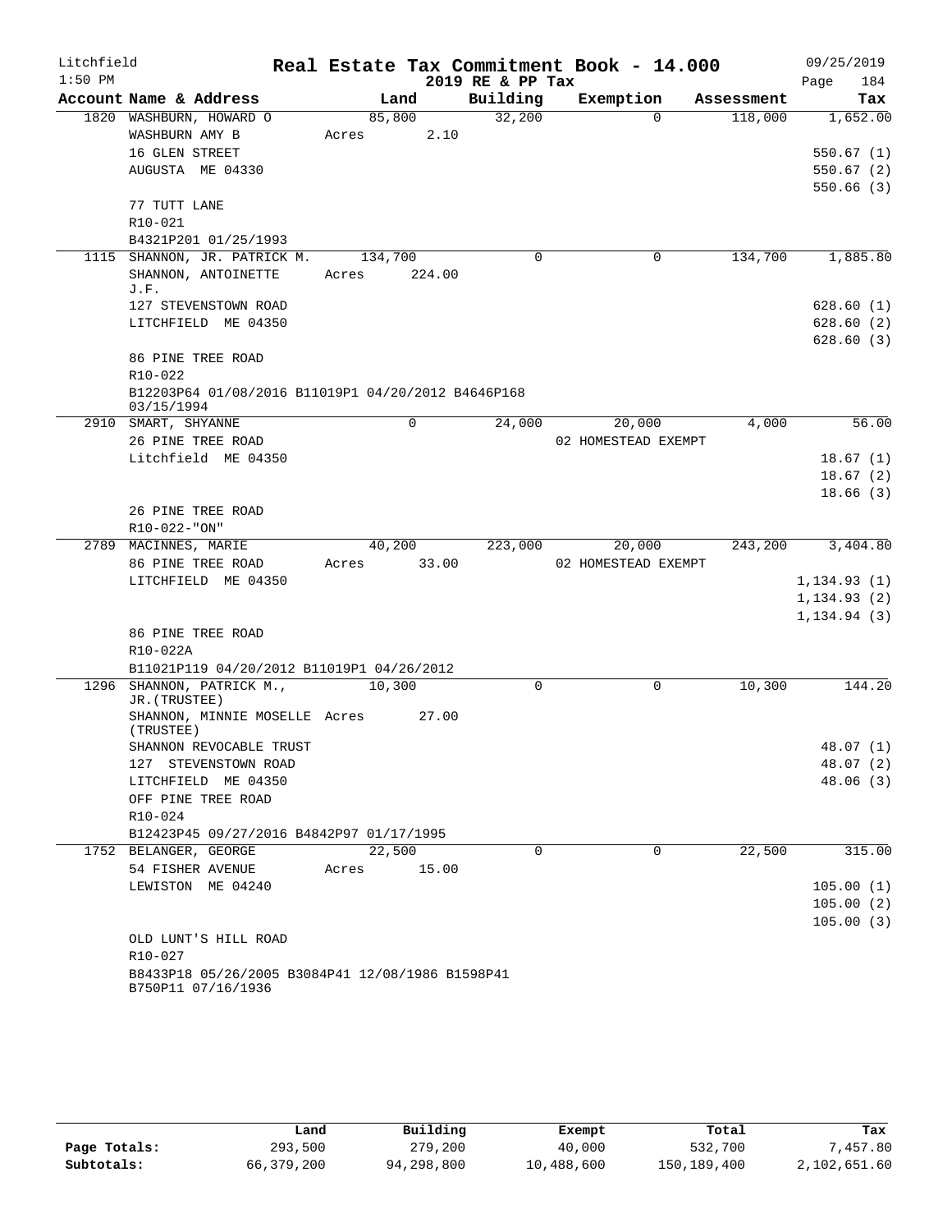Litchfield
1:50 PM

# Real Estate Tax Commitment Book - 14.000
## 2019 RE & PP Tax

09/25/2019

| Account Name & Address | Land | Building | Exemption | Assessment | Tax |
|---|---|---|---|---|---|
| 1820 WASHBURN, HOWARD O | 85,800 | 32,200 | 0 | 118,000 | 1,652.00 |
| WASHBURN AMY B | Acres 2.10 | | | | |
| 16 GLEN STREET | | | | | 550.67 (1) |
| AUGUSTA ME 04330 | | | | | 550.67 (2) |
| | | | | | 550.66 (3) |
| 77 TUTT LANE | | | | | |
| R10-021 | | | | | |
| B4321P201 01/25/1993 | | | | | |
| 1115 SHANNON, JR. PATRICK M. | 134,700 | 0 | 0 | 134,700 | 1,885.80 |
| SHANNON, ANTOINETTE J.F. | Acres 224.00 | | | | |
| 127 STEVENSTOWN ROAD | | | | | 628.60 (1) |
| LITCHFIELD ME 04350 | | | | | 628.60 (2) |
| | | | | | 628.60 (3) |
| 86 PINE TREE ROAD | | | | | |
| R10-022 | | | | | |
| B12203P64 01/08/2016 B11019P1 04/20/2012 B4646P168 03/15/1994 | | | | | |
| 2910 SMART, SHYANNE | 0 | 24,000 | 20,000 | 4,000 | 56.00 |
| 26 PINE TREE ROAD | | | 02 HOMESTEAD EXEMPT | | |
| Litchfield ME 04350 | | | | | 18.67 (1) |
| | | | | | 18.67 (2) |
| | | | | | 18.66 (3) |
| 26 PINE TREE ROAD | | | | | |
| R10-022-"ON" | | | | | |
| 2789 MACINNES, MARIE | 40,200 | 223,000 | 20,000 | 243,200 | 3,404.80 |
| 86 PINE TREE ROAD | Acres 33.00 | | 02 HOMESTEAD EXEMPT | | |
| LITCHFIELD ME 04350 | | | | | 1,134.93 (1) |
| | | | | | 1,134.93 (2) |
| | | | | | 1,134.94 (3) |
| 86 PINE TREE ROAD | | | | | |
| R10-022A | | | | | |
| B11021P119 04/20/2012 B11019P1 04/26/2012 | | | | | |
| 1296 SHANNON, PATRICK M., JR.(TRUSTEE) | 10,300 | 0 | 0 | 10,300 | 144.20 |
| SHANNON, MINNIE MOSELLE (TRUSTEE) | Acres 27.00 | | | | |
| SHANNON REVOCABLE TRUST | | | | | 48.07 (1) |
| 127 STEVENSTOWN ROAD | | | | | 48.07 (2) |
| LITCHFIELD ME 04350 | | | | | 48.06 (3) |
| OFF PINE TREE ROAD | | | | | |
| R10-024 | | | | | |
| B12423P45 09/27/2016 B4842P97 01/17/1995 | | | | | |
| 1752 BELANGER, GEORGE | 22,500 | 0 | 0 | 22,500 | 315.00 |
| 54 FISHER AVENUE | Acres 15.00 | | | | |
| LEWISTON ME 04240 | | | | | 105.00 (1) |
| | | | | | 105.00 (2) |
| | | | | | 105.00 (3) |
| OLD LUNT'S HILL ROAD | | | | | |
| R10-027 | | | | | |
| B8433P18 05/26/2005 B3084P41 12/08/1986 B1598P41 B750P11 07/16/1936 | | | | | |

| | Land | Building | Exempt | Total | Tax |
|---|---|---|---|---|---|
| Page Totals: | 293,500 | 279,200 | 40,000 | 532,700 | 7,457.80 |
| Subtotals: | 66,379,200 | 94,298,800 | 10,488,600 | 150,189,400 | 2,102,651.60 |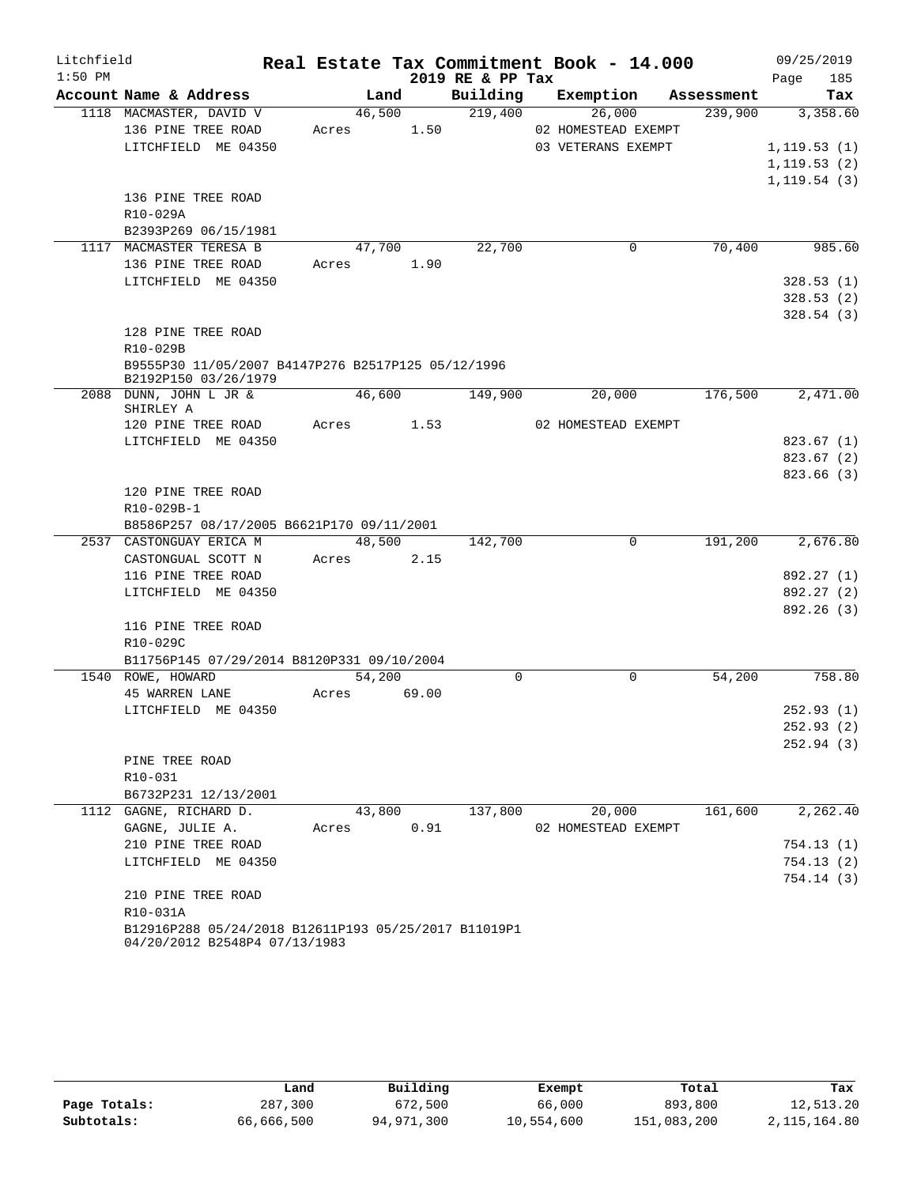# Real Estate Tax Commitment Book - 14.000

Litchfield
1:50 PM

2019 RE & PP Tax

09/25/2019

| Account Name & Address | Land | Building | Exemption | Assessment | Tax |
|---|---|---|---|---|---|
| 1118 MACMASTER, DAVID V | 46,500 | 219,400 | 26,000 | 239,900 | 3,358.60 |
| 136 PINE TREE ROAD | Acres 1.50 | | 02 HOMESTEAD EXEMPT | | |
| LITCHFIELD ME 04350 | | | 03 VETERANS EXEMPT | | 1,119.53 (1) |
| | | | | | 1,119.53 (2) |
| | | | | | 1,119.54 (3) |
| 136 PINE TREE ROAD | | | | | |
| R10-029A | | | | | |
| B2393P269 06/15/1981 | | | | | |
| 1117 MACMASTER TERESA B | 47,700 | 22,700 | 0 | 70,400 | 985.60 |
| 136 PINE TREE ROAD | Acres 1.90 | | | | |
| LITCHFIELD ME 04350 | | | | | 328.53 (1) |
| | | | | | 328.53 (2) |
| | | | | | 328.54 (3) |
| 128 PINE TREE ROAD | | | | | |
| R10-029B | | | | | |
| B9555P30 11/05/2007 B4147P276 B2517P125 05/12/1996 B2192P150 03/26/1979 | | | | | |
| 2088 DUNN, JOHN L JR & SHIRLEY A | 46,600 | 149,900 | 20,000 | 176,500 | 2,471.00 |
| 120 PINE TREE ROAD | Acres 1.53 | | 02 HOMESTEAD EXEMPT | | |
| LITCHFIELD ME 04350 | | | | | 823.67 (1) |
| | | | | | 823.67 (2) |
| | | | | | 823.66 (3) |
| 120 PINE TREE ROAD | | | | | |
| R10-029B-1 | | | | | |
| B8586P257 08/17/2005 B6621P170 09/11/2001 | | | | | |
| 2537 CASTONGUAY ERICA M | 48,500 | 142,700 | 0 | 191,200 | 2,676.80 |
| CASTONGUAL SCOTT N | Acres 2.15 | | | | |
| 116 PINE TREE ROAD | | | | | 892.27 (1) |
| LITCHFIELD ME 04350 | | | | | 892.27 (2) |
| | | | | | 892.26 (3) |
| 116 PINE TREE ROAD | | | | | |
| R10-029C | | | | | |
| B11756P145 07/29/2014 B8120P331 09/10/2004 | | | | | |
| 1540 ROWE, HOWARD | 54,200 | 0 | 0 | 54,200 | 758.80 |
| 45 WARREN LANE | Acres 69.00 | | | | |
| LITCHFIELD ME 04350 | | | | | 252.93 (1) |
| | | | | | 252.93 (2) |
| | | | | | 252.94 (3) |
| PINE TREE ROAD | | | | | |
| R10-031 | | | | | |
| B6732P231 12/13/2001 | | | | | |
| 1112 GAGNE, RICHARD D. | 43,800 | 137,800 | 20,000 | 161,600 | 2,262.40 |
| GAGNE, JULIE A. | Acres 0.91 | | 02 HOMESTEAD EXEMPT | | |
| 210 PINE TREE ROAD | | | | | 754.13 (1) |
| LITCHFIELD ME 04350 | | | | | 754.13 (2) |
| | | | | | 754.14 (3) |
| 210 PINE TREE ROAD | | | | | |
| R10-031A | | | | | |
| B12916P288 05/24/2018 B12611P193 05/25/2017 B11019P1 04/20/2012 B2548P4 07/13/1983 | | | | | |

| | Land | Building | Exempt | Total | Tax |
|---|---|---|---|---|---|
| Page Totals: | 287,300 | 672,500 | 66,000 | 893,800 | 12,513.20 |
| Subtotals: | 66,666,500 | 94,971,300 | 10,554,600 | 151,083,200 | 2,115,164.80 |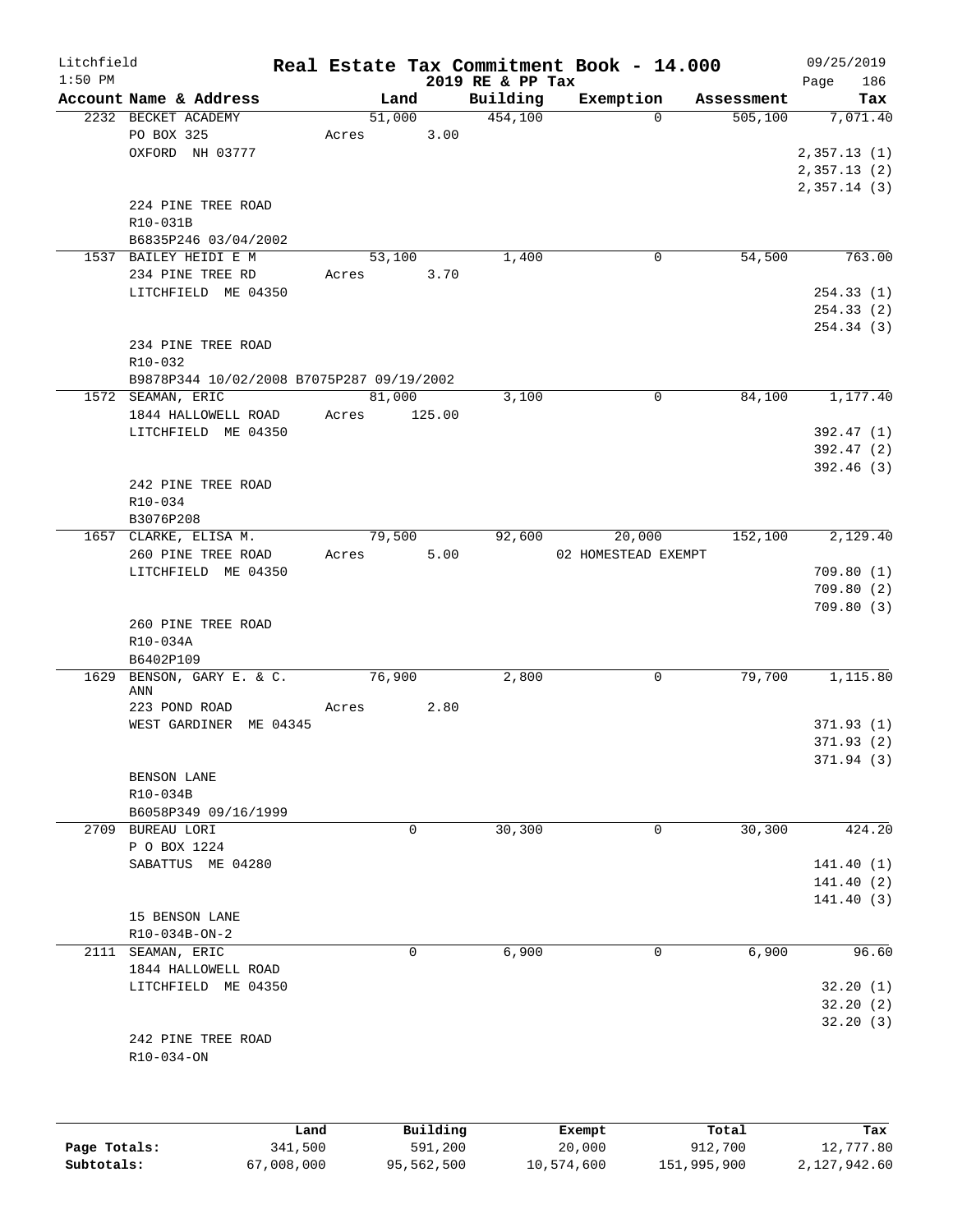# Real Estate Tax Commitment Book - 14.000

Litchfield
1:50 PM

2019 RE & PP Tax

09/25/2019
Page 186

| Account Name & Address | Land | Building | Exemption | Assessment | Tax |
|---|---|---|---|---|---|
| 2232 BECKET ACADEMY | 51,000 | 454,100 | 0 | 505,100 | 7,071.40 |
| PO BOX 325 | Acres 3.00 | | | | |
| OXFORD NH 03777 | | | | | 2,357.13 (1) |
| | | | | | 2,357.13 (2) |
| | | | | | 2,357.14 (3) |
| 224 PINE TREE ROAD | | | | | |
| R10-031B | | | | | |
| B6835P246 03/04/2002 | | | | | |
| 1537 BAILEY HEIDI E M | 53,100 | 1,400 | 0 | 54,500 | 763.00 |
| 234 PINE TREE RD | Acres 3.70 | | | | |
| LITCHFIELD ME 04350 | | | | | 254.33 (1) |
| | | | | | 254.33 (2) |
| | | | | | 254.34 (3) |
| 234 PINE TREE ROAD | | | | | |
| R10-032 | | | | | |
| B9878P344 10/02/2008 B7075P287 09/19/2002 | | | | | |
| 1572 SEAMAN, ERIC | 81,000 | 3,100 | 0 | 84,100 | 1,177.40 |
| 1844 HALLOWELL ROAD | Acres 125.00 | | | | |
| LITCHFIELD ME 04350 | | | | | 392.47 (1) |
| | | | | | 392.47 (2) |
| | | | | | 392.46 (3) |
| 242 PINE TREE ROAD | | | | | |
| R10-034 | | | | | |
| B3076P208 | | | | | |
| 1657 CLARKE, ELISA M. | 79,500 | 92,600 | 20,000 | 152,100 | 2,129.40 |
| 260 PINE TREE ROAD | Acres 5.00 | | 02 HOMESTEAD EXEMPT | | |
| LITCHFIELD ME 04350 | | | | | 709.80 (1) |
| | | | | | 709.80 (2) |
| | | | | | 709.80 (3) |
| 260 PINE TREE ROAD | | | | | |
| R10-034A | | | | | |
| B6402P109 | | | | | |
| 1629 BENSON, GARY E. & C. ANN | 76,900 | 2,800 | 0 | 79,700 | 1,115.80 |
| 223 POND ROAD | Acres 2.80 | | | | |
| WEST GARDINER ME 04345 | | | | | 371.93 (1) |
| | | | | | 371.93 (2) |
| | | | | | 371.94 (3) |
| BENSON LANE | | | | | |
| R10-034B | | | | | |
| B6058P349 09/16/1999 | | | | | |
| 2709 BUREAU LORI | 0 | 30,300 | 0 | 30,300 | 424.20 |
| P O BOX 1224 | | | | | |
| SABATTUS ME 04280 | | | | | 141.40 (1) |
| | | | | | 141.40 (2) |
| | | | | | 141.40 (3) |
| 15 BENSON LANE | | | | | |
| R10-034B-ON-2 | | | | | |
| 2111 SEAMAN, ERIC | 0 | 6,900 | 0 | 6,900 | 96.60 |
| 1844 HALLOWELL ROAD | | | | | |
| LITCHFIELD ME 04350 | | | | | 32.20 (1) |
| | | | | | 32.20 (2) |
| | | | | | 32.20 (3) |
| 242 PINE TREE ROAD | | | | | |
| R10-034-ON | | | | | |

| | Land | Building | Exempt | Total | Tax |
|---|---|---|---|---|---|
| Page Totals: | 341,500 | 591,200 | 20,000 | 912,700 | 12,777.80 |
| Subtotals: | 67,008,000 | 95,562,500 | 10,574,600 | 151,995,900 | 2,127,942.60 |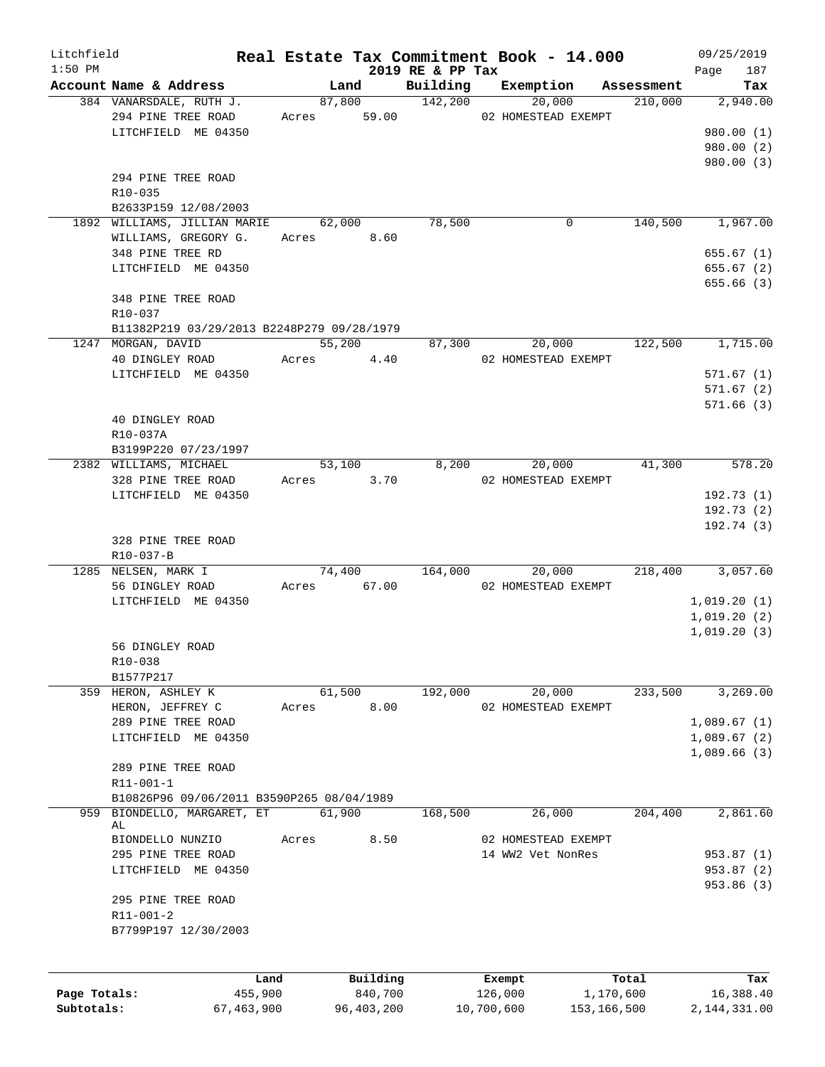Litchfield
1:50 PM

# Real Estate Tax Commitment Book - 14.000
## 2019 RE & PP Tax

09/25/2019
Page 187

| Account Name & Address | Land | Building | Exemption | Assessment | Tax |
|---|---|---|---|---|---|
| 384 VANARSDALE, RUTH J. | 87,800 | 142,200 | 20,000 | 210,000 | 2,940.00 |
| 294 PINE TREE ROAD | Acres 59.00 | | 02 HOMESTEAD EXEMPT | | |
| LITCHFIELD ME 04350 | | | | | 980.00 (1) |
| | | | | | 980.00 (2) |
| | | | | | 980.00 (3) |
| 294 PINE TREE ROAD | | | | | |
| R10-035 | | | | | |
| B2633P159 12/08/2003 | | | | | |
| 1892 WILLIAMS, JILLIAN MARIE | 62,000 | 78,500 | 0 | 140,500 | 1,967.00 |
| WILLIAMS, GREGORY G. | Acres 8.60 | | | | |
| 348 PINE TREE RD | | | | | 655.67 (1) |
| LITCHFIELD ME 04350 | | | | | 655.67 (2) |
| | | | | | 655.66 (3) |
| 348 PINE TREE ROAD | | | | | |
| R10-037 | | | | | |
| B11382P219 03/29/2013 B2248P279 09/28/1979 | | | | | |
| 1247 MORGAN, DAVID | 55,200 | 87,300 | 20,000 | 122,500 | 1,715.00 |
| 40 DINGLEY ROAD | Acres 4.40 | | 02 HOMESTEAD EXEMPT | | |
| LITCHFIELD ME 04350 | | | | | 571.67 (1) |
| | | | | | 571.67 (2) |
| | | | | | 571.66 (3) |
| 40 DINGLEY ROAD | | | | | |
| R10-037A | | | | | |
| B3199P220 07/23/1997 | | | | | |
| 2382 WILLIAMS, MICHAEL | 53,100 | 8,200 | 20,000 | 41,300 | 578.20 |
| 328 PINE TREE ROAD | Acres 3.70 | | 02 HOMESTEAD EXEMPT | | |
| LITCHFIELD ME 04350 | | | | | 192.73 (1) |
| | | | | | 192.73 (2) |
| | | | | | 192.74 (3) |
| 328 PINE TREE ROAD | | | | | |
| R10-037-B | | | | | |
| 1285 NELSEN, MARK I | 74,400 | 164,000 | 20,000 | 218,400 | 3,057.60 |
| 56 DINGLEY ROAD | Acres 67.00 | | 02 HOMESTEAD EXEMPT | | |
| LITCHFIELD ME 04350 | | | | | 1,019.20 (1) |
| | | | | | 1,019.20 (2) |
| | | | | | 1,019.20 (3) |
| 56 DINGLEY ROAD | | | | | |
| R10-038 | | | | | |
| B1577P217 | | | | | |
| 359 HERON, ASHLEY K | 61,500 | 192,000 | 20,000 | 233,500 | 3,269.00 |
| HERON, JEFFREY C | Acres 8.00 | | 02 HOMESTEAD EXEMPT | | |
| 289 PINE TREE ROAD | | | | | 1,089.67 (1) |
| LITCHFIELD ME 04350 | | | | | 1,089.67 (2) |
| | | | | | 1,089.66 (3) |
| 289 PINE TREE ROAD | | | | | |
| R11-001-1 | | | | | |
| B10826P96 09/06/2011 B3590P265 08/04/1989 | | | | | |
| 959 BIONDELLO, MARGARET, ET AL | 61,900 | 168,500 | 26,000 | 204,400 | 2,861.60 |
| BIONDELLO NUNZIO | Acres 8.50 | | 02 HOMESTEAD EXEMPT | | |
| 295 PINE TREE ROAD | | | 14 WW2 Vet NonRes | | 953.87 (1) |
| LITCHFIELD ME 04350 | | | | | 953.87 (2) |
| | | | | | 953.86 (3) |
| 295 PINE TREE ROAD | | | | | |
| R11-001-2 | | | | | |
| B7799P197 12/30/2003 | | | | | |

| | Land | Building | Exempt | Total | Tax |
|---|---|---|---|---|---|
| Page Totals: | 455,900 | 840,700 | 126,000 | 1,170,600 | 16,388.40 |
| Subtotals: | 67,463,900 | 96,403,200 | 10,700,600 | 153,166,500 | 2,144,331.00 |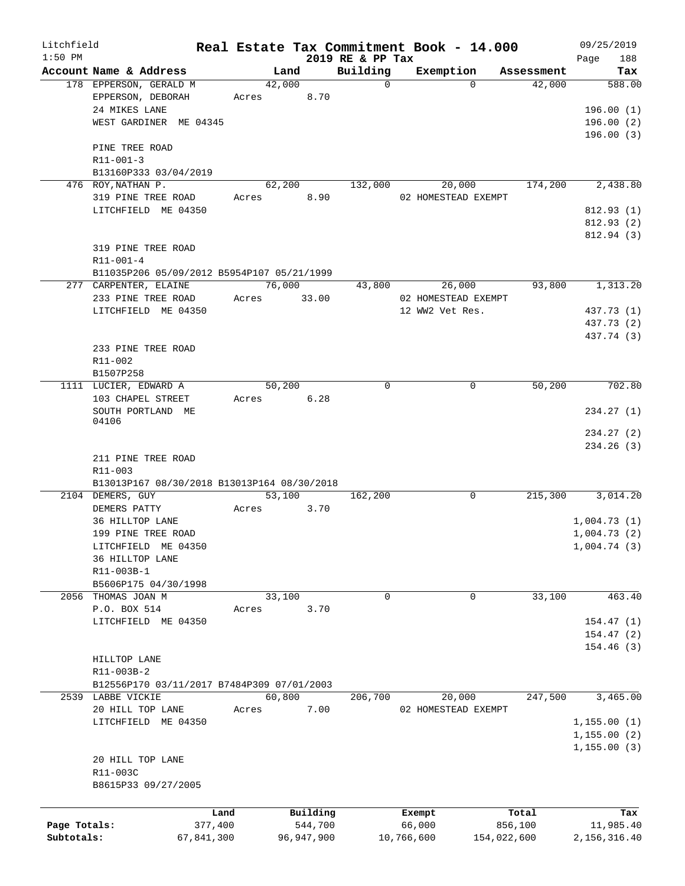Litchfield
1:50 PM

# Real Estate Tax Commitment Book - 14.000
## 2019 RE & PP Tax

09/25/2019

| Account | Name & Address | Land | Building | Exemption | Assessment | Tax |
|---|---|---|---|---|---|---|
| 178 | EPPERSON, GERALD M<br>EPPERSON, DEBORAH<br>24 MIKES LANE<br>WEST GARDINER ME 04345<br><br>PINE TREE ROAD<br>R11-001-3<br>B13160P333 03/04/2019 | 42,000<br>Acres 8.70 | 0 | 0 | 42,000 | 588.00<br>196.00 (1)<br>196.00 (2)<br>196.00 (3) |
| 476 | ROY,NATHAN P.<br>319 PINE TREE ROAD<br>LITCHFIELD ME 04350<br><br>319 PINE TREE ROAD<br>R11-001-4<br>B11035P206 05/09/2012 B5954P107 05/21/1999 | 62,200<br>Acres 8.90 | 132,000 | 20,000<br>02 HOMESTEAD EXEMPT | 174,200 | 2,438.80<br>812.93 (1)<br>812.93 (2)<br>812.94 (3) |
| 277 | CARPENTER, ELAINE<br>233 PINE TREE ROAD<br>LITCHFIELD ME 04350<br><br>233 PINE TREE ROAD<br>R11-002<br>B1507P258 | 76,000<br>Acres 33.00 | 43,800 | 26,000<br>02 HOMESTEAD EXEMPT<br>12 WW2 Vet Res. | 93,800 | 1,313.20<br>437.73 (1)<br>437.73 (2)<br>437.74 (3) |
| 1111 | LUCIER, EDWARD A<br>103 CHAPEL STREET<br>SOUTH PORTLAND ME 04106<br><br>211 PINE TREE ROAD<br>R11-003<br>B13013P167 08/30/2018 B13013P164 08/30/2018 | 50,200<br>Acres 6.28 | 0 | 0 | 50,200 | 702.80<br>234.27 (1)<br>234.27 (2)<br>234.26 (3) |
| 2104 | DEMERS, GUY<br>DEMERS PATTY<br>36 HILLTOP LANE<br>199 PINE TREE ROAD<br>LITCHFIELD ME 04350<br>36 HILLTOP LANE<br>R11-003B-1<br>B5606P175 04/30/1998 | 53,100<br>Acres 3.70 | 162,200 | 0 | 215,300 | 3,014.20<br>1,004.73 (1)<br>1,004.73 (2)<br>1,004.74 (3) |
| 2056 | THOMAS JOAN M<br>P.O. BOX 514<br>LITCHFIELD ME 04350<br><br>HILLTOP LANE<br>R11-003B-2<br>B12556P170 03/11/2017 B7484P309 07/01/2003 | 33,100<br>Acres 3.70 | 0 | 0 | 33,100 | 463.40<br>154.47 (1)<br>154.47 (2)<br>154.46 (3) |
| 2539 | LABBE VICKIE<br>20 HILL TOP LANE<br>LITCHFIELD ME 04350<br><br>20 HILL TOP LANE<br>R11-003C<br>B8615P33 09/27/2005 | 60,800<br>Acres 7.00 | 206,700 | 20,000<br>02 HOMESTEAD EXEMPT | 247,500 | 3,465.00<br>1,155.00 (1)<br>1,155.00 (2)<br>1,155.00 (3) |

| | Land | Building | Exempt | Total | Tax |
|---|---|---|---|---|---|
| Page Totals: | 377,400 | 544,700 | 66,000 | 856,100 | 11,985.40 |
| Subtotals: | 67,841,300 | 96,947,900 | 10,766,600 | 154,022,600 | 2,156,316.40 |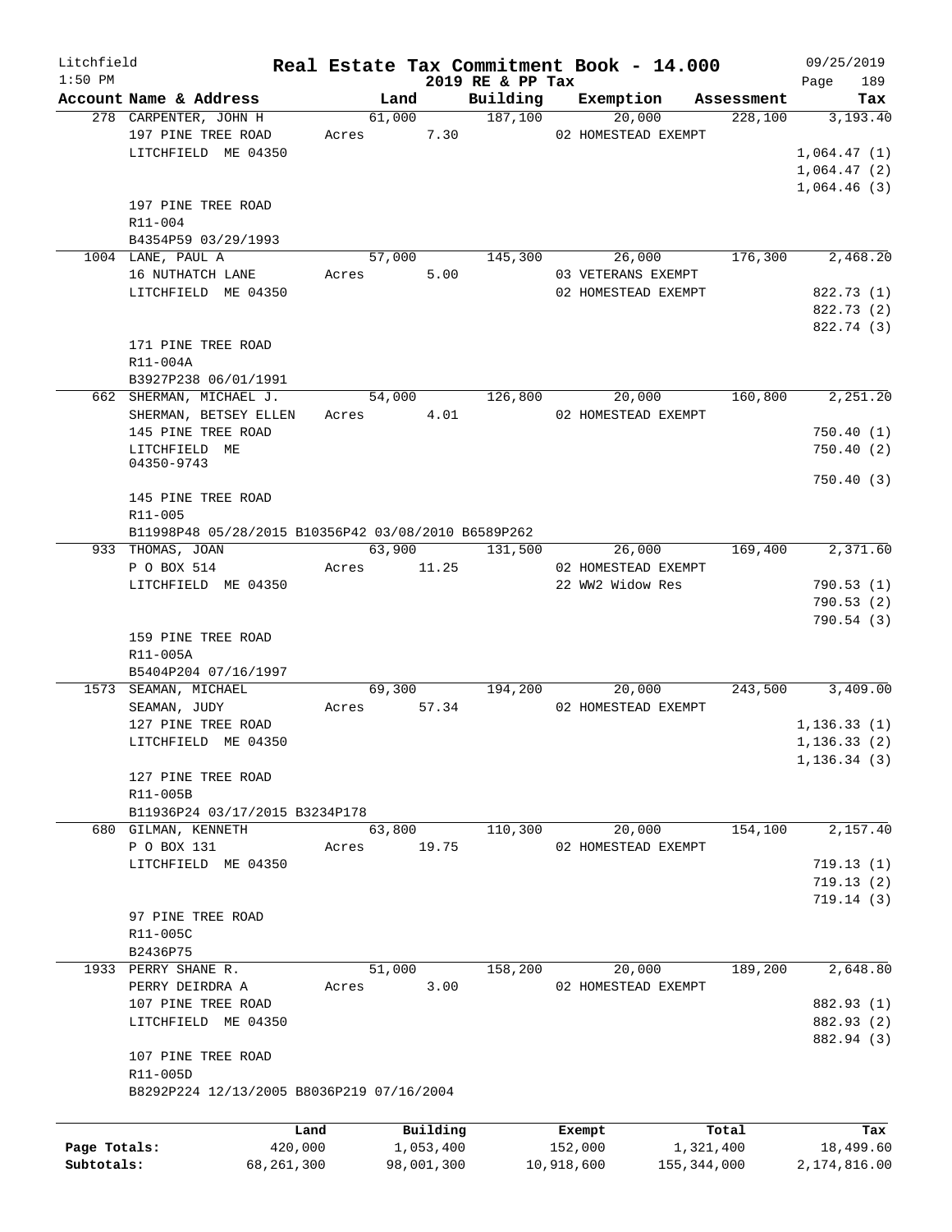Litchfield 1:50 PM

# Real Estate Tax Commitment Book - 14.000

2019 RE & PP Tax

09/25/2019

| Account Name & Address | Land | Building | Exemption | Assessment | Tax |
|---|---|---|---|---|---|
| 278 CARPENTER, JOHN H | 61,000 | 187,100 | 20,000 | 228,100 | 3,193.40 |
| 197 PINE TREE ROAD | Acres 7.30 | | 02 HOMESTEAD EXEMPT | | |
| LITCHFIELD ME 04350 | | | | | 1,064.47 (1) |
| | | | | | 1,064.47 (2) |
| | | | | | 1,064.46 (3) |
| 197 PINE TREE ROAD | | | | | |
| R11-004 | | | | | |
| B4354P59 03/29/1993 | | | | | |
| 1004 LANE, PAUL A | 57,000 | 145,300 | 26,000 | 176,300 | 2,468.20 |
| 16 NUTHATCH LANE | Acres 5.00 | | 03 VETERANS EXEMPT | | |
| LITCHFIELD ME 04350 | | | 02 HOMESTEAD EXEMPT | | 822.73 (1) |
| | | | | | 822.73 (2) |
| | | | | | 822.74 (3) |
| 171 PINE TREE ROAD | | | | | |
| R11-004A | | | | | |
| B3927P238 06/01/1991 | | | | | |
| 662 SHERMAN, MICHAEL J. | 54,000 | 126,800 | 20,000 | 160,800 | 2,251.20 |
| SHERMAN, BETSEY ELLEN | Acres 4.01 | | 02 HOMESTEAD EXEMPT | | |
| 145 PINE TREE ROAD | | | | | 750.40 (1) |
| LITCHFIELD ME 04350-9743 | | | | | 750.40 (2) |
| | | | | | 750.40 (3) |
| 145 PINE TREE ROAD | | | | | |
| R11-005 | | | | | |
| B11998P48 05/28/2015 B10356P42 03/08/2010 B6589P262 | | | | | |
| 933 THOMAS, JOAN | 63,900 | 131,500 | 26,000 | 169,400 | 2,371.60 |
| P O BOX 514 | Acres 11.25 | | 02 HOMESTEAD EXEMPT | | |
| LITCHFIELD ME 04350 | | | 22 WW2 Widow Res | | 790.53 (1) |
| | | | | | 790.53 (2) |
| | | | | | 790.54 (3) |
| 159 PINE TREE ROAD | | | | | |
| R11-005A | | | | | |
| B5404P204 07/16/1997 | | | | | |
| 1573 SEAMAN, MICHAEL | 69,300 | 194,200 | 20,000 | 243,500 | 3,409.00 |
| SEAMAN, JUDY | Acres 57.34 | | 02 HOMESTEAD EXEMPT | | |
| 127 PINE TREE ROAD | | | | | 1,136.33 (1) |
| LITCHFIELD ME 04350 | | | | | 1,136.33 (2) |
| | | | | | 1,136.34 (3) |
| 127 PINE TREE ROAD | | | | | |
| R11-005B | | | | | |
| B11936P24 03/17/2015 B3234P178 | | | | | |
| 680 GILMAN, KENNETH | 63,800 | 110,300 | 20,000 | 154,100 | 2,157.40 |
| P O BOX 131 | Acres 19.75 | | 02 HOMESTEAD EXEMPT | | |
| LITCHFIELD ME 04350 | | | | | 719.13 (1) |
| | | | | | 719.13 (2) |
| | | | | | 719.14 (3) |
| 97 PINE TREE ROAD | | | | | |
| R11-005C | | | | | |
| B2436P75 | | | | | |
| 1933 PERRY SHANE R. | 51,000 | 158,200 | 20,000 | 189,200 | 2,648.80 |
| PERRY DEIRDRA A | Acres 3.00 | | 02 HOMESTEAD EXEMPT | | |
| 107 PINE TREE ROAD | | | | | 882.93 (1) |
| LITCHFIELD ME 04350 | | | | | 882.93 (2) |
| | | | | | 882.94 (3) |
| 107 PINE TREE ROAD | | | | | |
| R11-005D | | | | | |
| B8292P224 12/13/2005 B8036P219 07/16/2004 | | | | | |

| | Land | Building | Exempt | Total | Tax |
|---|---|---|---|---|---|
| Page Totals: | 420,000 | 1,053,400 | 152,000 | 1,321,400 | 18,499.60 |
| Subtotals: | 68,261,300 | 98,001,300 | 10,918,600 | 155,344,000 | 2,174,816.00 |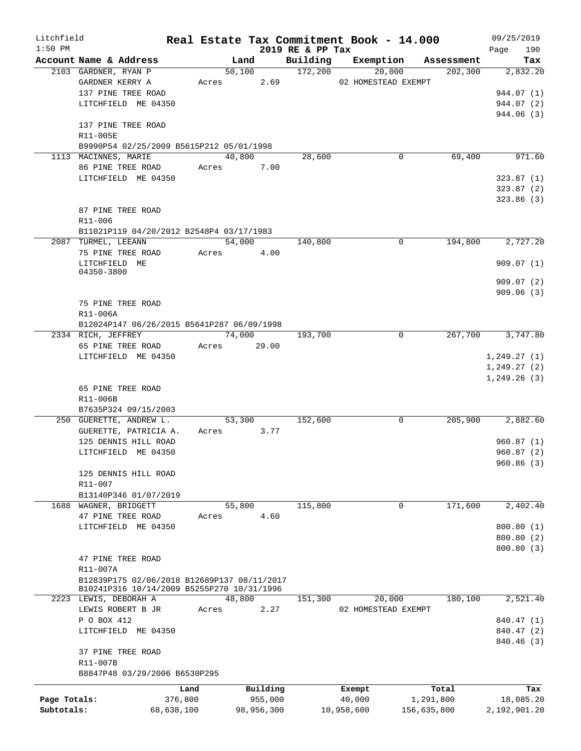Litchfield
1:50 PM

# Real Estate Tax Commitment Book - 14.000

2019 RE & PP Tax

09/25/2019

| Account Name & Address | Land | Building | Exemption | Assessment | Tax |
|---|---|---|---|---|---|
| 2103 GARDNER, RYAN P | 50,100 | 172,200 | 20,000 | 202,300 | 2,832.20 |
| GARDNER KERRY A | Acres 2.69 | | 02 HOMESTEAD EXEMPT | | |
| 137 PINE TREE ROAD | | | | | 944.07 (1) |
| LITCHFIELD ME 04350 | | | | | 944.07 (2) |
| | | | | | 944.06 (3) |
| 137 PINE TREE ROAD | | | | | |
| R11-005E | | | | | |
| B9990P54 02/25/2009 B5615P212 05/01/1998 | | | | | |
| 1113 MACINNES, MARIE | 40,800 | 28,600 | 0 | 69,400 | 971.60 |
| 86 PINE TREE ROAD | Acres 7.00 | | | | |
| LITCHFIELD ME 04350 | | | | | 323.87 (1) |
| | | | | | 323.87 (2) |
| | | | | | 323.86 (3) |
| 87 PINE TREE ROAD | | | | | |
| R11-006 | | | | | |
| B11021P119 04/20/2012 B2548P4 03/17/1983 | | | | | |
| 2087 TURMEL, LEEANN | 54,000 | 140,800 | 0 | 194,800 | 2,727.20 |
| 75 PINE TREE ROAD | Acres 4.00 | | | | |
| LITCHFIELD ME 04350-3800 | | | | | 909.07 (1) |
| | | | | | 909.07 (2) |
| | | | | | 909.06 (3) |
| 75 PINE TREE ROAD | | | | | |
| R11-006A | | | | | |
| B12024P147 06/26/2015 B5641P287 06/09/1998 | | | | | |
| 2334 RICH, JEFFREY | 74,000 | 193,700 | 0 | 267,700 | 3,747.80 |
| 65 PINE TREE ROAD | Acres 29.00 | | | | |
| LITCHFIELD ME 04350 | | | | | 1,249.27 (1) |
| | | | | | 1,249.27 (2) |
| | | | | | 1,249.26 (3) |
| 65 PINE TREE ROAD | | | | | |
| R11-006B | | | | | |
| B7635P324 09/15/2003 | | | | | |
| 250 GUERETTE, ANDREW L. | 53,300 | 152,600 | 0 | 205,900 | 2,882.60 |
| GUERETTE, PATRICIA A. | Acres 3.77 | | | | |
| 125 DENNIS HILL ROAD | | | | | 960.87 (1) |
| LITCHFIELD ME 04350 | | | | | 960.87 (2) |
| | | | | | 960.86 (3) |
| 125 DENNIS HILL ROAD | | | | | |
| R11-007 | | | | | |
| B13140P346 01/07/2019 | | | | | |
| 1688 WAGNER, BRIDGETT | 55,800 | 115,800 | 0 | 171,600 | 2,402.40 |
| 47 PINE TREE ROAD | Acres 4.60 | | | | |
| LITCHFIELD ME 04350 | | | | | 800.80 (1) |
| | | | | | 800.80 (2) |
| | | | | | 800.80 (3) |
| 47 PINE TREE ROAD | | | | | |
| R11-007A | | | | | |
| B12839P175 02/06/2018 B12689P137 08/11/2017 | | | | | |
| B10241P316 10/14/2009 B5255P270 10/31/1996 | | | | | |
| 2223 LEWIS, DEBORAH A | 48,800 | 151,300 | 20,000 | 180,100 | 2,521.40 |
| LEWIS ROBERT B JR | Acres 2.27 | | 02 HOMESTEAD EXEMPT | | |
| P O BOX 412 | | | | | 840.47 (1) |
| LITCHFIELD ME 04350 | | | | | 840.47 (2) |
| | | | | | 840.46 (3) |
| 37 PINE TREE ROAD | | | | | |
| R11-007B | | | | | |
| B8847P48 03/29/2006 B6530P295 | | | | | |

| | Land | Building | Exempt | Total | Tax |
|---|---|---|---|---|---|
| Page Totals: | 376,800 | 955,000 | 40,000 | 1,291,800 | 18,085.20 |
| Subtotals: | 68,638,100 | 98,956,300 | 10,958,600 | 156,635,800 | 2,192,901.20 |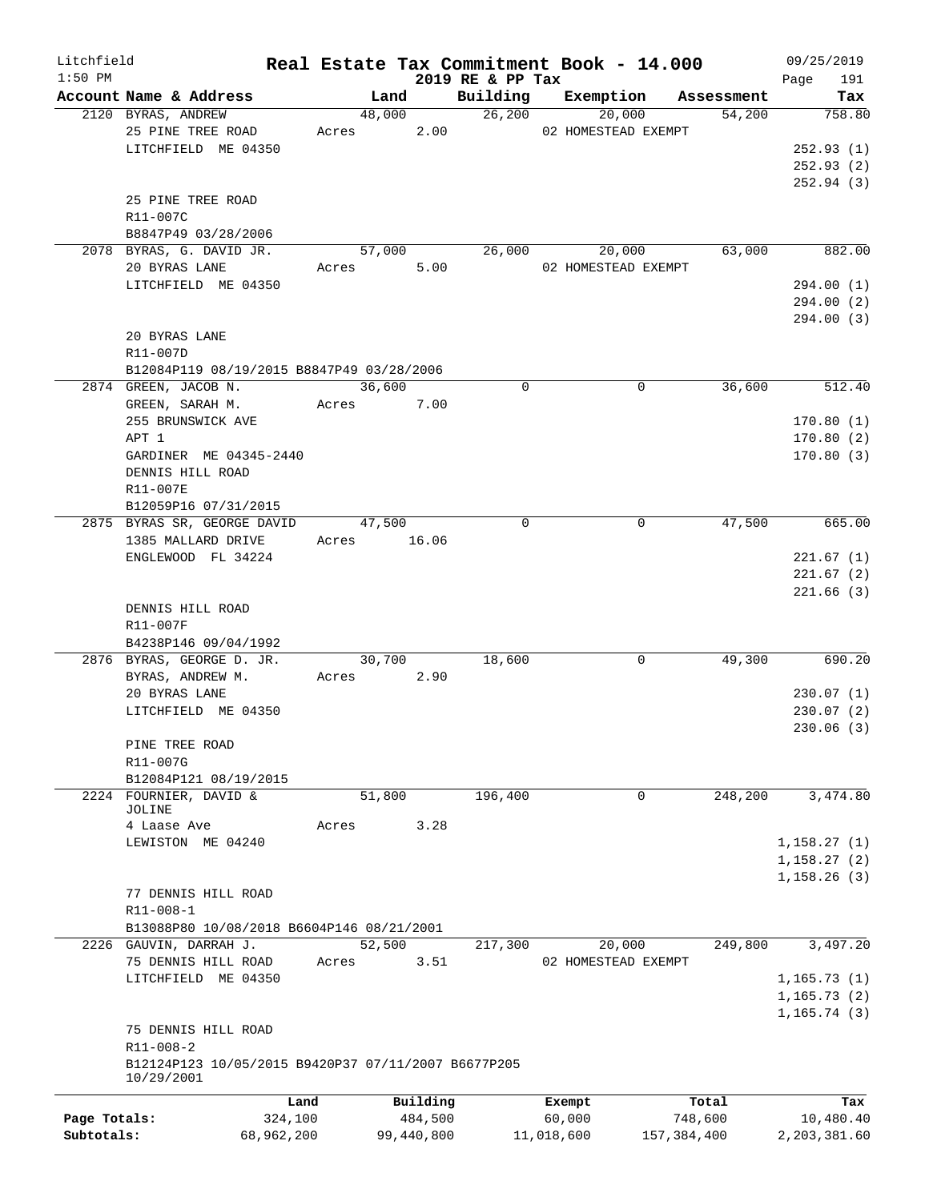Litchfield 1:50 PM

# Real Estate Tax Commitment Book - 14.000

2019 RE & PP Tax

09/25/2019

| Account Name & Address | Land | Building | Exemption | Assessment | Tax |
|---|---|---|---|---|---|
| 2120 BYRAS, ANDREW | 48,000 | 26,200 | 20,000 | 54,200 | 758.80 |
| 25 PINE TREE ROAD | Acres 2.00 | | 02 HOMESTEAD EXEMPT | | |
| LITCHFIELD ME 04350 | | | | | 252.93 (1) |
| | | | | | 252.93 (2) |
| | | | | | 252.94 (3) |
| 25 PINE TREE ROAD | | | | | |
| R11-007C | | | | | |
| B8847P49 03/28/2006 | | | | | |
| 2078 BYRAS, G. DAVID JR. | 57,000 | 26,000 | 20,000 | 63,000 | 882.00 |
| 20 BYRAS LANE | Acres 5.00 | | 02 HOMESTEAD EXEMPT | | |
| LITCHFIELD ME 04350 | | | | | 294.00 (1) |
| | | | | | 294.00 (2) |
| | | | | | 294.00 (3) |
| 20 BYRAS LANE | | | | | |
| R11-007D | | | | | |
| B12084P119 08/19/2015 B8847P49 03/28/2006 | | | | | |
| 2874 GREEN, JACOB N. | 36,600 | 0 | 0 | 36,600 | 512.40 |
| GREEN, SARAH M. | Acres 7.00 | | | | |
| 255 BRUNSWICK AVE | | | | | 170.80 (1) |
| APT 1 | | | | | 170.80 (2) |
| GARDINER ME 04345-2440 | | | | | 170.80 (3) |
| DENNIS HILL ROAD | | | | | |
| R11-007E | | | | | |
| B12059P16 07/31/2015 | | | | | |
| 2875 BYRAS SR, GEORGE DAVID | 47,500 | 0 | 0 | 47,500 | 665.00 |
| 1385 MALLARD DRIVE | Acres 16.06 | | | | |
| ENGLEWOOD FL 34224 | | | | | 221.67 (1) |
| | | | | | 221.67 (2) |
| | | | | | 221.66 (3) |
| DENNIS HILL ROAD | | | | | |
| R11-007F | | | | | |
| B4238P146 09/04/1992 | | | | | |
| 2876 BYRAS, GEORGE D. JR. | 30,700 | 18,600 | 0 | 49,300 | 690.20 |
| BYRAS, ANDREW M. | Acres 2.90 | | | | |
| 20 BYRAS LANE | | | | | 230.07 (1) |
| LITCHFIELD ME 04350 | | | | | 230.07 (2) |
| | | | | | 230.06 (3) |
| PINE TREE ROAD | | | | | |
| R11-007G | | | | | |
| B12084P121 08/19/2015 | | | | | |
| 2224 FOURNIER, DAVID & JOLINE | 51,800 | 196,400 | 0 | 248,200 | 3,474.80 |
| 4 Laase Ave | Acres 3.28 | | | | |
| LEWISTON ME 04240 | | | | | 1,158.27 (1) |
| | | | | | 1,158.27 (2) |
| | | | | | 1,158.26 (3) |
| 77 DENNIS HILL ROAD | | | | | |
| R11-008-1 | | | | | |
| B13088P80 10/08/2018 B6604P146 08/21/2001 | | | | | |
| 2226 GAUVIN, DARRAH J. | 52,500 | 217,300 | 20,000 | 249,800 | 3,497.20 |
| 75 DENNIS HILL ROAD | Acres 3.51 | | 02 HOMESTEAD EXEMPT | | |
| LITCHFIELD ME 04350 | | | | | 1,165.73 (1) |
| | | | | | 1,165.73 (2) |
| | | | | | 1,165.74 (3) |
| 75 DENNIS HILL ROAD | | | | | |
| R11-008-2 | | | | | |
| B12124P123 10/05/2015 B9420P37 07/11/2007 B6677P205 10/29/2001 | | | | | |

| | Land | Building | Exempt | Total | Tax |
|---|---|---|---|---|---|
| Page Totals: | 324,100 | 484,500 | 60,000 | 748,600 | 10,480.40 |
| Subtotals: | 68,962,200 | 99,440,800 | 11,018,600 | 157,384,400 | 2,203,381.60 |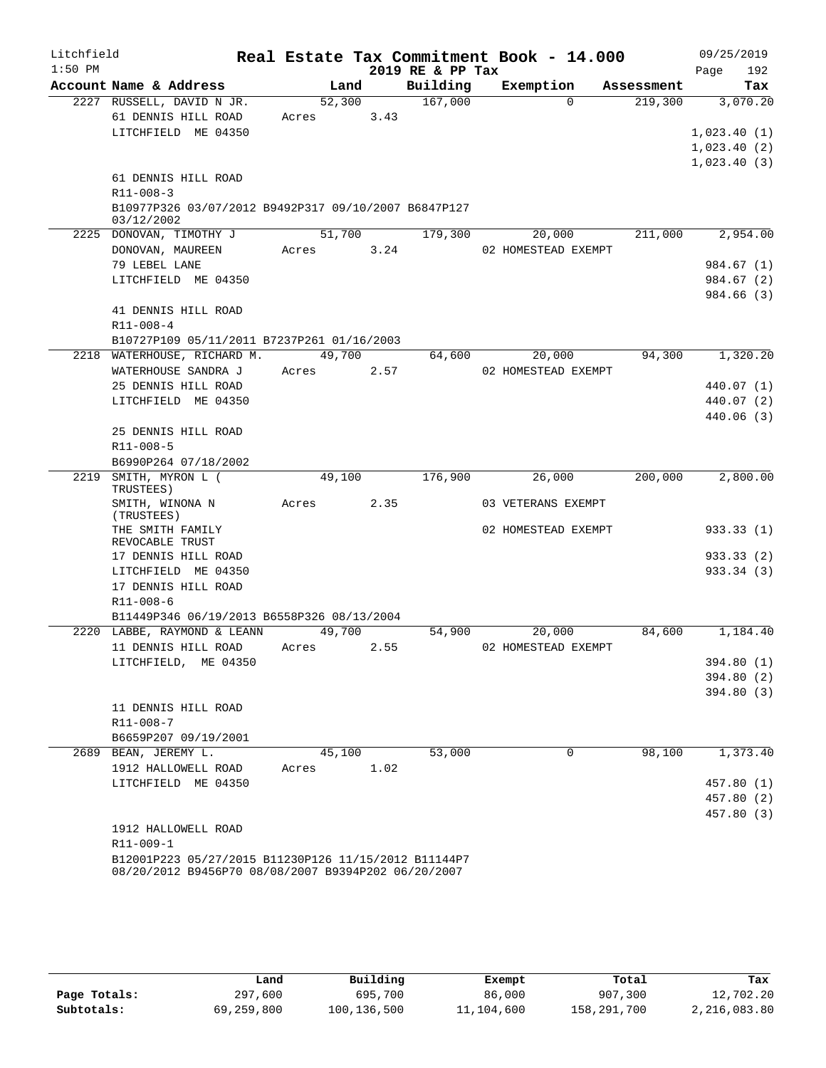Litchfield
1:50 PM

# Real Estate Tax Commitment Book - 14.000

2019 RE & PP Tax

09/25/2019
Page 192

| Account Name & Address | Land | Building | Exemption | Assessment | Tax |
|---|---|---|---|---|---|
| 2227 RUSSELL, DAVID N JR. | 52,300 | 167,000 | 0 | 219,300 | 3,070.20 |
| 61 DENNIS HILL ROAD | Acres 3.43 | | | | |
| LITCHFIELD ME 04350 | | | | | 1,023.40 (1) |
| | | | | | 1,023.40 (2) |
| | | | | | 1,023.40 (3) |
| 61 DENNIS HILL ROAD | | | | | |
| R11-008-3 | | | | | |
| B10977P326 03/07/2012 B9492P317 09/10/2007 B6847P127 03/12/2002 | | | | | |
| 2225 DONOVAN, TIMOTHY J | 51,700 | 179,300 | 20,000 | 211,000 | 2,954.00 |
| DONOVAN, MAUREEN | Acres 3.24 | | 02 HOMESTEAD EXEMPT | | |
| 79 LEBEL LANE | | | | | 984.67 (1) |
| LITCHFIELD ME 04350 | | | | | 984.67 (2) |
| | | | | | 984.66 (3) |
| 41 DENNIS HILL ROAD | | | | | |
| R11-008-4 | | | | | |
| B10727P109 05/11/2011 B7237P261 01/16/2003 | | | | | |
| 2218 WATERHOUSE, RICHARD M. | 49,700 | 64,600 | 20,000 | 94,300 | 1,320.20 |
| WATERHOUSE SANDRA J | Acres 2.57 | | 02 HOMESTEAD EXEMPT | | |
| 25 DENNIS HILL ROAD | | | | | 440.07 (1) |
| LITCHFIELD ME 04350 | | | | | 440.07 (2) |
| | | | | | 440.06 (3) |
| 25 DENNIS HILL ROAD | | | | | |
| R11-008-5 | | | | | |
| B6990P264 07/18/2002 | | | | | |
| 2219 SMITH, MYRON L ( TRUSTEES) | 49,100 | 176,900 | 26,000 | 200,000 | 2,800.00 |
| SMITH, WINONA N (TRUSTEES) | Acres 2.35 | | 03 VETERANS EXEMPT | | |
| THE SMITH FAMILY REVOCABLE TRUST | | | 02 HOMESTEAD EXEMPT | | 933.33 (1) |
| 17 DENNIS HILL ROAD | | | | | 933.33 (2) |
| LITCHFIELD ME 04350 | | | | | 933.34 (3) |
| 17 DENNIS HILL ROAD | | | | | |
| R11-008-6 | | | | | |
| B11449P346 06/19/2013 B6558P326 08/13/2004 | | | | | |
| 2220 LABBE, RAYMOND & LEANN | 49,700 | 54,900 | 20,000 | 84,600 | 1,184.40 |
| 11 DENNIS HILL ROAD | Acres 2.55 | | 02 HOMESTEAD EXEMPT | | |
| LITCHFIELD, ME 04350 | | | | | 394.80 (1) |
| | | | | | 394.80 (2) |
| | | | | | 394.80 (3) |
| 11 DENNIS HILL ROAD | | | | | |
| R11-008-7 | | | | | |
| B6659P207 09/19/2001 | | | | | |
| 2689 BEAN, JEREMY L. | 45,100 | 53,000 | 0 | 98,100 | 1,373.40 |
| 1912 HALLOWELL ROAD | Acres 1.02 | | | | |
| LITCHFIELD ME 04350 | | | | | 457.80 (1) |
| | | | | | 457.80 (2) |
| | | | | | 457.80 (3) |
| 1912 HALLOWELL ROAD | | | | | |
| R11-009-1 | | | | | |
| B12001P223 05/27/2015 B11230P126 11/15/2012 B11144P7 08/20/2012 B9456P70 08/08/2007 B9394P202 06/20/2007 | | | | | |

| | Land | Building | Exempt | Total | Tax |
|---|---|---|---|---|---|
| Page Totals: | 297,600 | 695,700 | 86,000 | 907,300 | 12,702.20 |
| Subtotals: | 69,259,800 | 100,136,500 | 11,104,600 | 158,291,700 | 2,216,083.80 |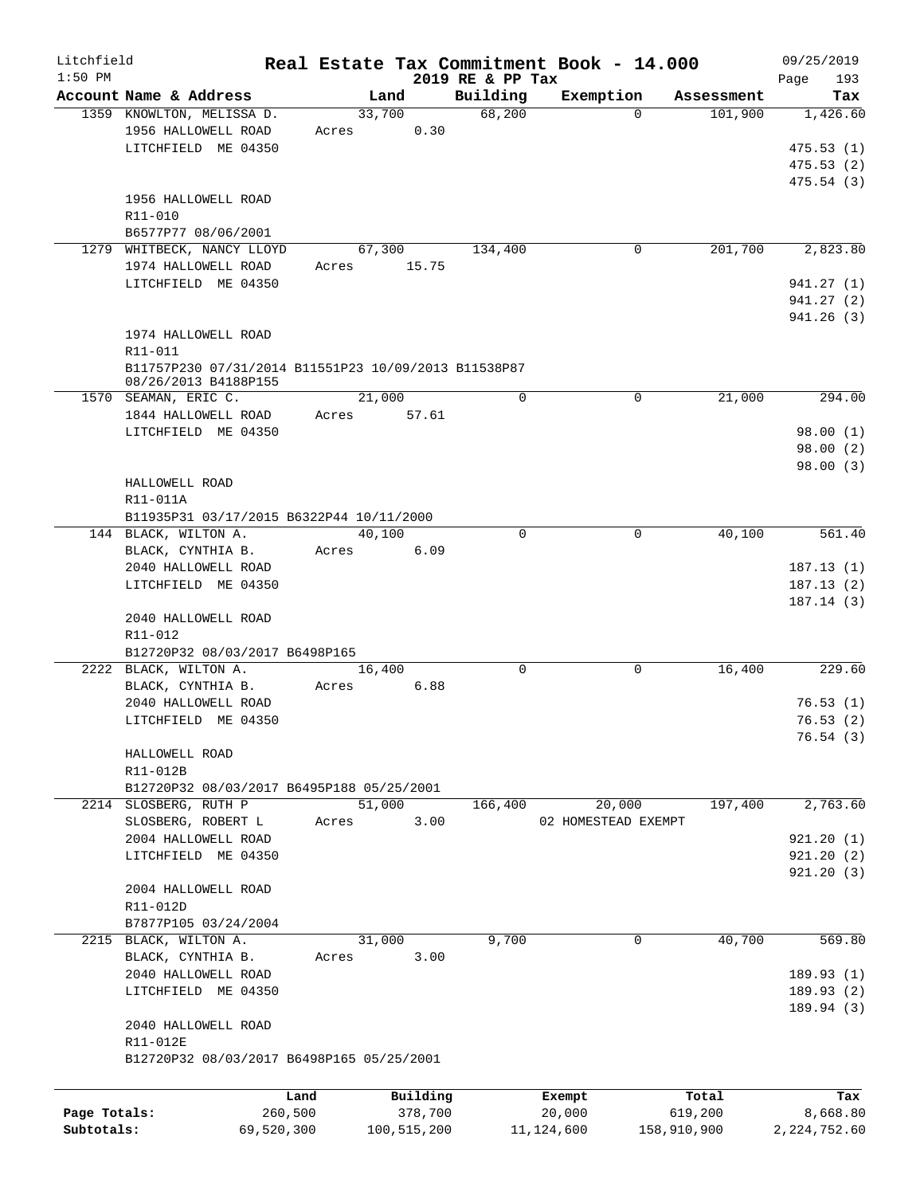Litchfield
1:50 PM

# Real Estate Tax Commitment Book - 14.000
## 2019 RE & PP Tax

09/25/2019

| Account Name & Address | Land | Building | Exemption | Assessment | Tax |
|---|---|---|---|---|---|
| 1359 KNOWLTON, MELISSA D. | 33,700 | 68,200 | 0 | 101,900 | 1,426.60 |
| 1956 HALLOWELL ROAD | Acres 0.30 | | | | |
| LITCHFIELD ME 04350 | | | | | 475.53 (1) |
| | | | | | 475.53 (2) |
| | | | | | 475.54 (3) |
| 1956 HALLOWELL ROAD | | | | | |
| R11-010 | | | | | |
| B6577P77 08/06/2001 | | | | | |
| 1279 WHITBECK, NANCY LLOYD | 67,300 | 134,400 | 0 | 201,700 | 2,823.80 |
| 1974 HALLOWELL ROAD | Acres 15.75 | | | | |
| LITCHFIELD ME 04350 | | | | | 941.27 (1) |
| | | | | | 941.27 (2) |
| | | | | | 941.26 (3) |
| 1974 HALLOWELL ROAD | | | | | |
| R11-011 | | | | | |
| B11757P230 07/31/2014 B11551P23 10/09/2013 B11538P87 08/26/2013 B4188P155 | | | | | |
| 1570 SEAMAN, ERIC C. | 21,000 | 0 | 0 | 21,000 | 294.00 |
| 1844 HALLOWELL ROAD | Acres 57.61 | | | | |
| LITCHFIELD ME 04350 | | | | | 98.00 (1) |
| | | | | | 98.00 (2) |
| | | | | | 98.00 (3) |
| HALLOWELL ROAD | | | | | |
| R11-011A | | | | | |
| B11935P31 03/17/2015 B6322P44 10/11/2000 | | | | | |
| 144 BLACK, WILTON A. | 40,100 | 0 | 0 | 40,100 | 561.40 |
| BLACK, CYNTHIA B. | Acres 6.09 | | | | |
| 2040 HALLOWELL ROAD | | | | | 187.13 (1) |
| LITCHFIELD ME 04350 | | | | | 187.13 (2) |
| | | | | | 187.14 (3) |
| 2040 HALLOWELL ROAD | | | | | |
| R11-012 | | | | | |
| B12720P32 08/03/2017 B6498P165 | | | | | |
| 2222 BLACK, WILTON A. | 16,400 | 0 | 0 | 16,400 | 229.60 |
| BLACK, CYNTHIA B. | Acres 6.88 | | | | |
| 2040 HALLOWELL ROAD | | | | | 76.53 (1) |
| LITCHFIELD ME 04350 | | | | | 76.53 (2) |
| | | | | | 76.54 (3) |
| HALLOWELL ROAD | | | | | |
| R11-012B | | | | | |
| B12720P32 08/03/2017 B6495P188 05/25/2001 | | | | | |
| 2214 SLOSBERG, RUTH P | 51,000 | 166,400 | 20,000 | 197,400 | 2,763.60 |
| SLOSBERG, ROBERT L | Acres 3.00 | | 02 HOMESTEAD EXEMPT | | |
| 2004 HALLOWELL ROAD | | | | | 921.20 (1) |
| LITCHFIELD ME 04350 | | | | | 921.20 (2) |
| | | | | | 921.20 (3) |
| 2004 HALLOWELL ROAD | | | | | |
| R11-012D | | | | | |
| B7877P105 03/24/2004 | | | | | |
| 2215 BLACK, WILTON A. | 31,000 | 9,700 | 0 | 40,700 | 569.80 |
| BLACK, CYNTHIA B. | Acres 3.00 | | | | |
| 2040 HALLOWELL ROAD | | | | | 189.93 (1) |
| LITCHFIELD ME 04350 | | | | | 189.93 (2) |
| | | | | | 189.94 (3) |
| 2040 HALLOWELL ROAD | | | | | |
| R11-012E | | | | | |
| B12720P32 08/03/2017 B6498P165 05/25/2001 | | | | | |

| | Land | Building | Exempt | Total | Tax |
|---|---|---|---|---|---|
| Page Totals: | 260,500 | 378,700 | 20,000 | 619,200 | 8,668.80 |
| Subtotals: | 69,520,300 | 100,515,200 | 11,124,600 | 158,910,900 | 2,224,752.60 |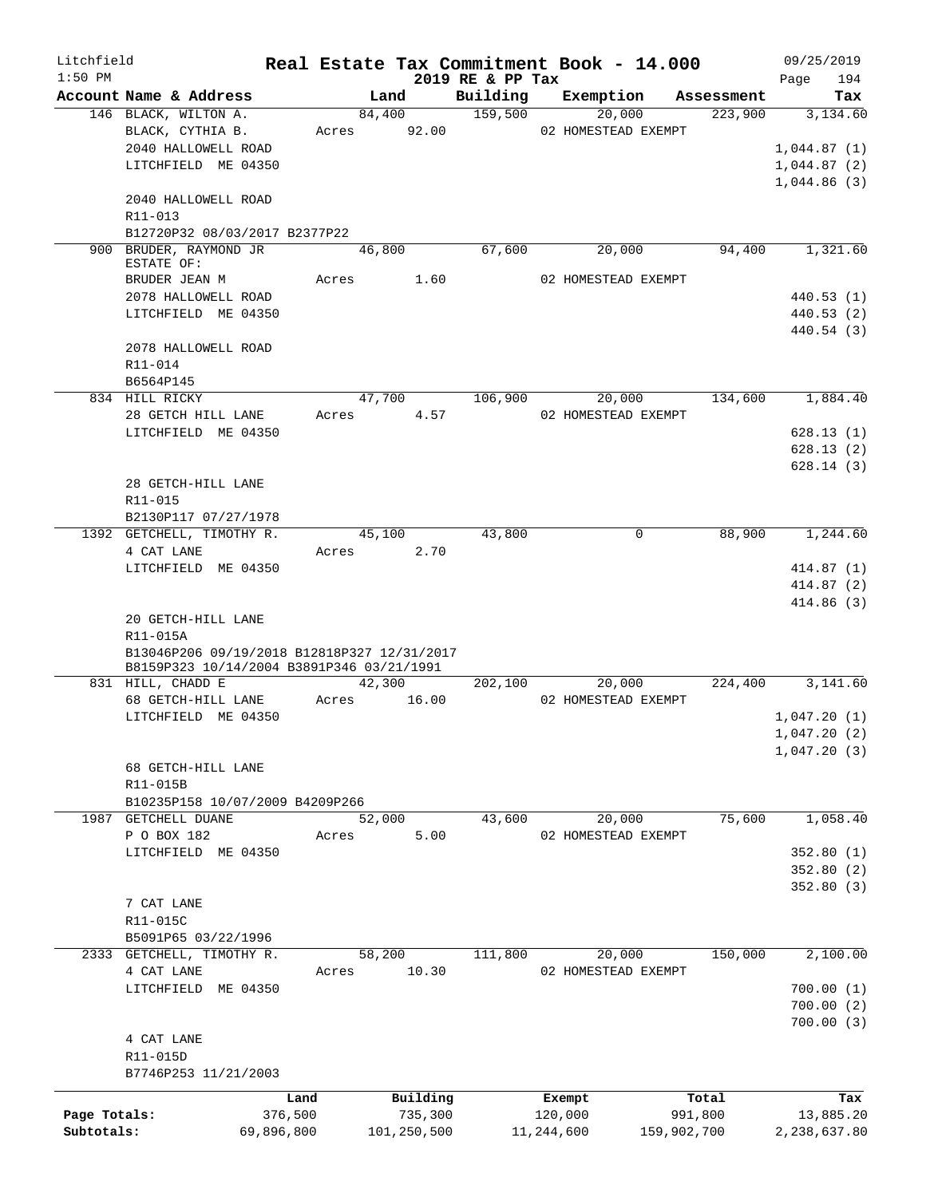Litchfield
1:50 PM

# Real Estate Tax Commitment Book - 14.000
## 2019 RE & PP Tax

09/25/2019

| Account Name & Address | Land | Building | Exemption | Assessment | Tax |
|---|---|---|---|---|---|
| 146 BLACK, WILTON A. | 84,400 | 159,500 | 20,000 | 223,900 | 3,134.60 |
| BLACK, CYTHIA B. | Acres 92.00 | | 02 HOMESTEAD EXEMPT | | |
| 2040 HALLOWELL ROAD | | | | | 1,044.87 (1) |
| LITCHFIELD ME 04350 | | | | | 1,044.87 (2) |
| | | | | | 1,044.86 (3) |
| 2040 HALLOWELL ROAD | | | | | |
| R11-013 | | | | | |
| B12720P32 08/03/2017 B2377P22 | | | | | |
| 900 BRUDER, RAYMOND JR ESTATE OF: | 46,800 | 67,600 | 20,000 | 94,400 | 1,321.60 |
| BRUDER JEAN M | Acres 1.60 | | 02 HOMESTEAD EXEMPT | | |
| 2078 HALLOWELL ROAD | | | | | 440.53 (1) |
| LITCHFIELD ME 04350 | | | | | 440.53 (2) |
| | | | | | 440.54 (3) |
| 2078 HALLOWELL ROAD | | | | | |
| R11-014 | | | | | |
| B6564P145 | | | | | |
| 834 HILL RICKY | 47,700 | 106,900 | 20,000 | 134,600 | 1,884.40 |
| 28 GETCH HILL LANE | Acres 4.57 | | 02 HOMESTEAD EXEMPT | | |
| LITCHFIELD ME 04350 | | | | | 628.13 (1) |
| | | | | | 628.13 (2) |
| | | | | | 628.14 (3) |
| 28 GETCH-HILL LANE | | | | | |
| R11-015 | | | | | |
| B2130P117 07/27/1978 | | | | | |
| 1392 GETCHELL, TIMOTHY R. | 45,100 | 43,800 | 0 | 88,900 | 1,244.60 |
| 4 CAT LANE | Acres 2.70 | | | | |
| LITCHFIELD ME 04350 | | | | | 414.87 (1) |
| | | | | | 414.87 (2) |
| | | | | | 414.86 (3) |
| 20 GETCH-HILL LANE | | | | | |
| R11-015A | | | | | |
| B13046P206 09/19/2018 B12818P327 12/31/2017 | | | | | |
| B8159P323 10/14/2004 B3891P346 03/21/1991 | | | | | |
| 831 HILL, CHADD E | 42,300 | 202,100 | 20,000 | 224,400 | 3,141.60 |
| 68 GETCH-HILL LANE | Acres 16.00 | | 02 HOMESTEAD EXEMPT | | |
| LITCHFIELD ME 04350 | | | | | 1,047.20 (1) |
| | | | | | 1,047.20 (2) |
| | | | | | 1,047.20 (3) |
| 68 GETCH-HILL LANE | | | | | |
| R11-015B | | | | | |
| B10235P158 10/07/2009 B4209P266 | | | | | |
| 1987 GETCHELL DUANE | 52,000 | 43,600 | 20,000 | 75,600 | 1,058.40 |
| P O BOX 182 | Acres 5.00 | | 02 HOMESTEAD EXEMPT | | |
| LITCHFIELD ME 04350 | | | | | 352.80 (1) |
| | | | | | 352.80 (2) |
| | | | | | 352.80 (3) |
| 7 CAT LANE | | | | | |
| R11-015C | | | | | |
| B5091P65 03/22/1996 | | | | | |
| 2333 GETCHELL, TIMOTHY R. | 58,200 | 111,800 | 20,000 | 150,000 | 2,100.00 |
| 4 CAT LANE | Acres 10.30 | | 02 HOMESTEAD EXEMPT | | |
| LITCHFIELD ME 04350 | | | | | 700.00 (1) |
| | | | | | 700.00 (2) |
| | | | | | 700.00 (3) |
| 4 CAT LANE | | | | | |
| R11-015D | | | | | |
| B7746P253 11/21/2003 | | | | | |

| | Land | Building | Exempt | Total | Tax |
|---|---|---|---|---|---|
| Page Totals: | 376,500 | 735,300 | 120,000 | 991,800 | 13,885.20 |
| Subtotals: | 69,896,800 | 101,250,500 | 11,244,600 | 159,902,700 | 2,238,637.80 |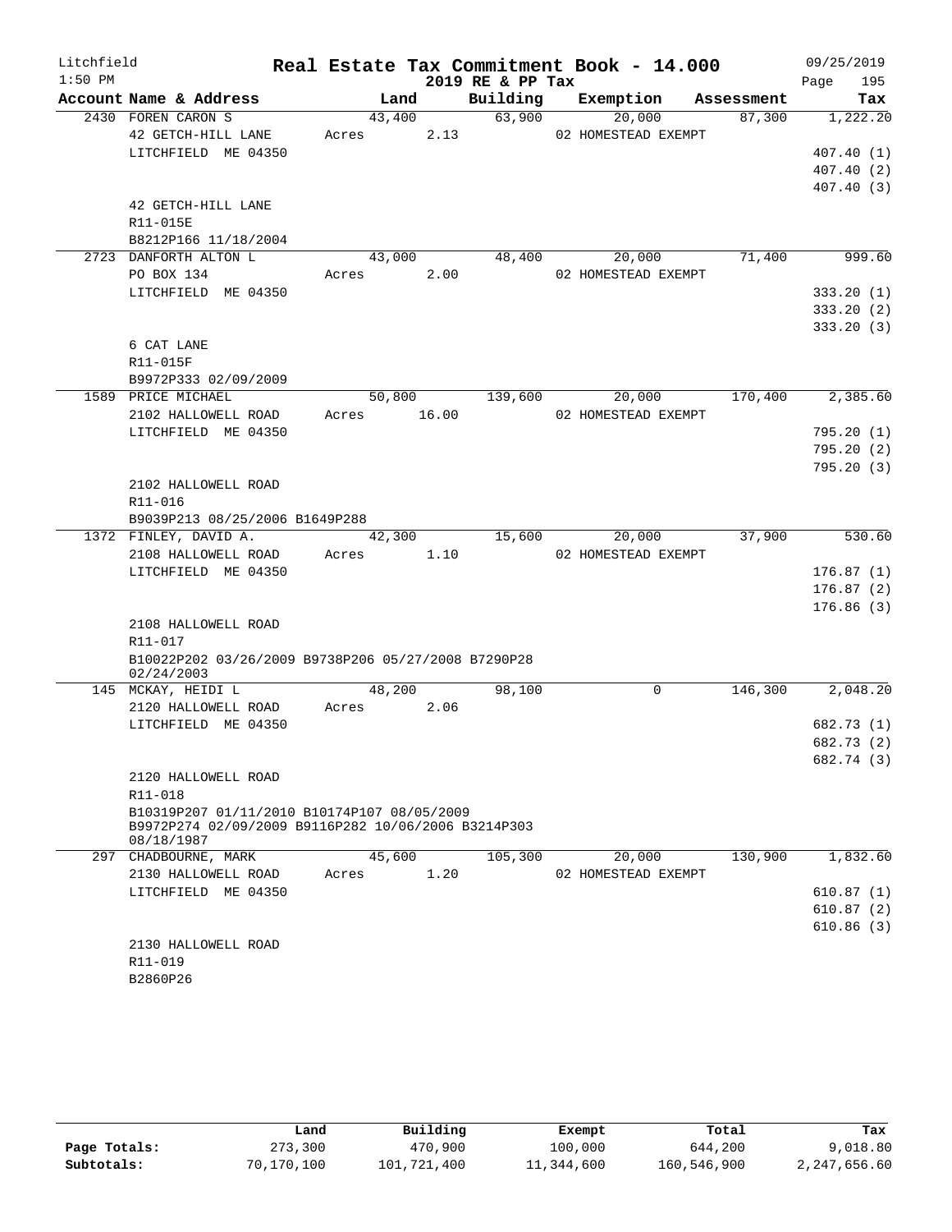Litchfield 1:50 PM — Real Estate Tax Commitment Book - 14.000 — 2019 RE & PP Tax — 09/25/2019

| Account Name & Address | Land | Building | Exemption | Assessment | Tax |
|---|---|---|---|---|---|
| 2430 FOREN CARON S | 43,400 | 63,900 | 20,000 | 87,300 | 1,222.20 |
| 42 GETCH-HILL LANE | Acres 2.13 | | 02 HOMESTEAD EXEMPT | | |
| LITCHFIELD ME 04350 | | | | | 407.40 (1) |
| | | | | | 407.40 (2) |
| | | | | | 407.40 (3) |
| 42 GETCH-HILL LANE | | | | | |
| R11-015E | | | | | |
| B8212P166 11/18/2004 | | | | | |
| 2723 DANFORTH ALTON L | 43,000 | 48,400 | 20,000 | 71,400 | 999.60 |
| PO BOX 134 | Acres 2.00 | | 02 HOMESTEAD EXEMPT | | |
| LITCHFIELD ME 04350 | | | | | 333.20 (1) |
| | | | | | 333.20 (2) |
| | | | | | 333.20 (3) |
| 6 CAT LANE | | | | | |
| R11-015F | | | | | |
| B9972P333 02/09/2009 | | | | | |
| 1589 PRICE MICHAEL | 50,800 | 139,600 | 20,000 | 170,400 | 2,385.60 |
| 2102 HALLOWELL ROAD | Acres 16.00 | | 02 HOMESTEAD EXEMPT | | |
| LITCHFIELD ME 04350 | | | | | 795.20 (1) |
| | | | | | 795.20 (2) |
| | | | | | 795.20 (3) |
| 2102 HALLOWELL ROAD | | | | | |
| R11-016 | | | | | |
| B9039P213 08/25/2006 B1649P288 | | | | | |
| 1372 FINLEY, DAVID A. | 42,300 | 15,600 | 20,000 | 37,900 | 530.60 |
| 2108 HALLOWELL ROAD | Acres 1.10 | | 02 HOMESTEAD EXEMPT | | |
| LITCHFIELD ME 04350 | | | | | 176.87 (1) |
| | | | | | 176.87 (2) |
| | | | | | 176.86 (3) |
| 2108 HALLOWELL ROAD | | | | | |
| R11-017 | | | | | |
| B10022P202 03/26/2009 B9738P206 05/27/2008 B7290P28 02/24/2003 | | | | | |
| 145 MCKAY, HEIDI L | 48,200 | 98,100 | 0 | 146,300 | 2,048.20 |
| 2120 HALLOWELL ROAD | Acres 2.06 | | | | |
| LITCHFIELD ME 04350 | | | | | 682.73 (1) |
| | | | | | 682.73 (2) |
| | | | | | 682.74 (3) |
| 2120 HALLOWELL ROAD | | | | | |
| R11-018 | | | | | |
| B10319P207 01/11/2010 B10174P107 08/05/2009 B9972P274 02/09/2009 B9116P282 10/06/2006 B3214P303 08/18/1987 | | | | | |
| 297 CHADBOURNE, MARK | 45,600 | 105,300 | 20,000 | 130,900 | 1,832.60 |
| 2130 HALLOWELL ROAD | Acres 1.20 | | 02 HOMESTEAD EXEMPT | | |
| LITCHFIELD ME 04350 | | | | | 610.87 (1) |
| | | | | | 610.87 (2) |
| | | | | | 610.86 (3) |
| 2130 HALLOWELL ROAD | | | | | |
| R11-019 | | | | | |
| B2860P26 | | | | | |

| | Land | Building | Exempt | Total | Tax |
|---|---|---|---|---|---|
| Page Totals: | 273,300 | 470,900 | 100,000 | 644,200 | 9,018.80 |
| Subtotals: | 70,170,100 | 101,721,400 | 11,344,600 | 160,546,900 | 2,247,656.60 |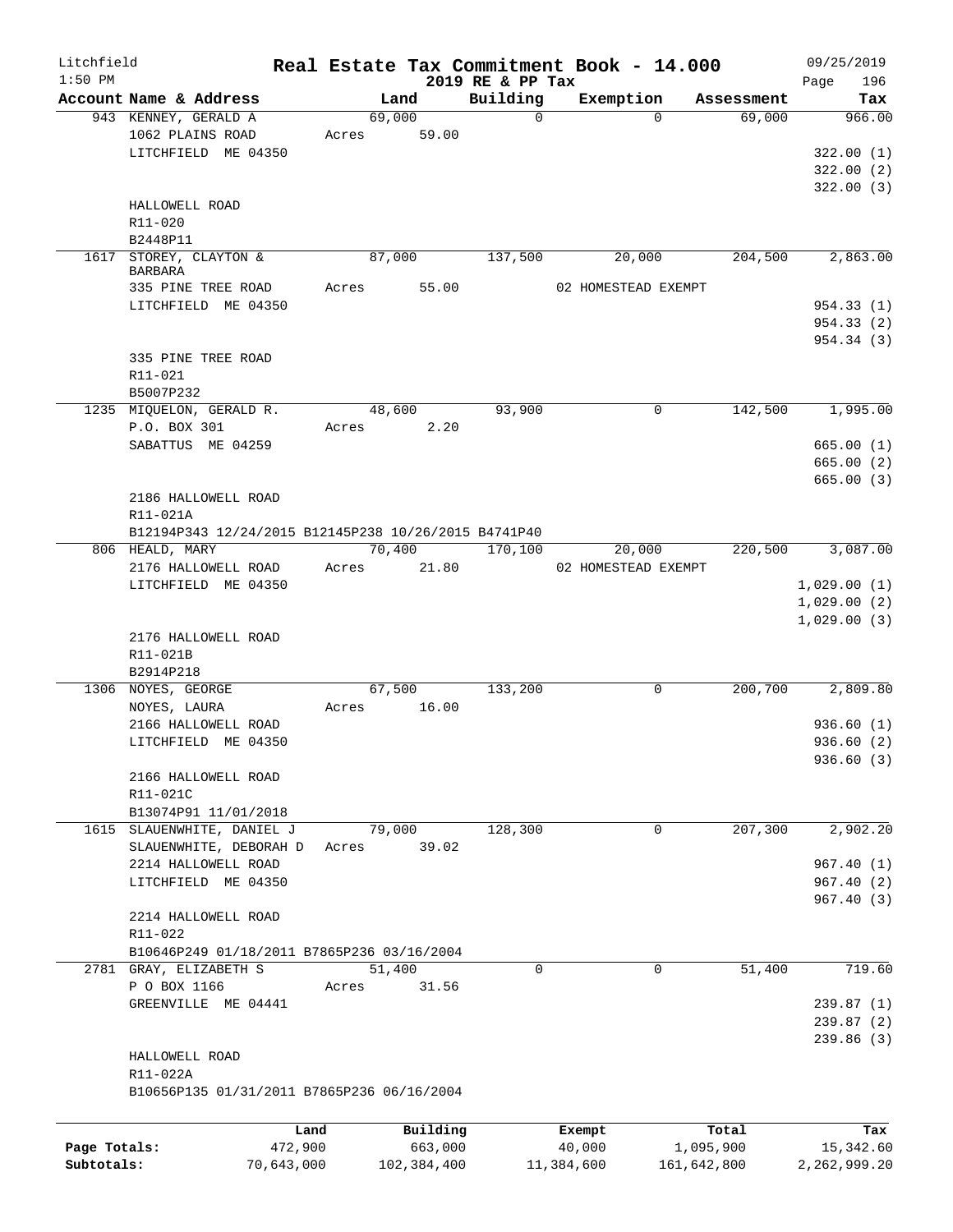Litchfield
1:50 PM

# Real Estate Tax Commitment Book - 14.000

2019 RE & PP Tax

09/25/2019

| Account Name & Address | Land | Building | Exemption | Assessment | Tax |
|---|---|---|---|---|---|
| 943 KENNEY, GERALD A | 69,000 | 0 | 0 | 69,000 | 966.00 |
| 1062 PLAINS ROAD | Acres 59.00 | | | | |
| LITCHFIELD ME 04350 | | | | | 322.00 (1) |
| | | | | | 322.00 (2) |
| | | | | | 322.00 (3) |
| HALLOWELL ROAD | | | | | |
| R11-020 | | | | | |
| B2448P11 | | | | | |
| 1617 STOREY, CLAYTON & BARBARA | 87,000 | 137,500 | 20,000 | 204,500 | 2,863.00 |
| 335 PINE TREE ROAD | Acres 55.00 | | 02 HOMESTEAD EXEMPT | | |
| LITCHFIELD ME 04350 | | | | | 954.33 (1) |
| | | | | | 954.33 (2) |
| | | | | | 954.34 (3) |
| 335 PINE TREE ROAD | | | | | |
| R11-021 | | | | | |
| B5007P232 | | | | | |
| 1235 MIQUELON, GERALD R. | 48,600 | 93,900 | 0 | 142,500 | 1,995.00 |
| P.O. BOX 301 | Acres 2.20 | | | | |
| SABATTUS ME 04259 | | | | | 665.00 (1) |
| | | | | | 665.00 (2) |
| | | | | | 665.00 (3) |
| 2186 HALLOWELL ROAD | | | | | |
| R11-021A | | | | | |
| B12194P343 12/24/2015 B12145P238 10/26/2015 B4741P40 | | | | | |
| 806 HEALD, MARY | 70,400 | 170,100 | 20,000 | 220,500 | 3,087.00 |
| 2176 HALLOWELL ROAD | Acres 21.80 | | 02 HOMESTEAD EXEMPT | | |
| LITCHFIELD ME 04350 | | | | | 1,029.00 (1) |
| | | | | | 1,029.00 (2) |
| | | | | | 1,029.00 (3) |
| 2176 HALLOWELL ROAD | | | | | |
| R11-021B | | | | | |
| B2914P218 | | | | | |
| 1306 NOYES, GEORGE | 67,500 | 133,200 | 0 | 200,700 | 2,809.80 |
| NOYES, LAURA | Acres 16.00 | | | | |
| 2166 HALLOWELL ROAD | | | | | 936.60 (1) |
| LITCHFIELD ME 04350 | | | | | 936.60 (2) |
| | | | | | 936.60 (3) |
| 2166 HALLOWELL ROAD | | | | | |
| R11-021C | | | | | |
| B13074P91 11/01/2018 | | | | | |
| 1615 SLAUENWHITE, DANIEL J | 79,000 | 128,300 | 0 | 207,300 | 2,902.20 |
| SLAUENWHITE, DEBORAH D | Acres 39.02 | | | | |
| 2214 HALLOWELL ROAD | | | | | 967.40 (1) |
| LITCHFIELD ME 04350 | | | | | 967.40 (2) |
| | | | | | 967.40 (3) |
| 2214 HALLOWELL ROAD | | | | | |
| R11-022 | | | | | |
| B10646P249 01/18/2011 B7865P236 03/16/2004 | | | | | |
| 2781 GRAY, ELIZABETH S | 51,400 | 0 | 0 | 51,400 | 719.60 |
| P O BOX 1166 | Acres 31.56 | | | | |
| GREENVILLE ME 04441 | | | | | 239.87 (1) |
| | | | | | 239.87 (2) |
| | | | | | 239.86 (3) |
| HALLOWELL ROAD | | | | | |
| R11-022A | | | | | |
| B10656P135 01/31/2011 B7865P236 06/16/2004 | | | | | |

| | Land | Building | Exempt | Total | Tax |
|---|---|---|---|---|---|
| Page Totals: | 472,900 | 663,000 | 40,000 | 1,095,900 | 15,342.60 |
| Subtotals: | 70,643,000 | 102,384,400 | 11,384,600 | 161,642,800 | 2,262,999.20 |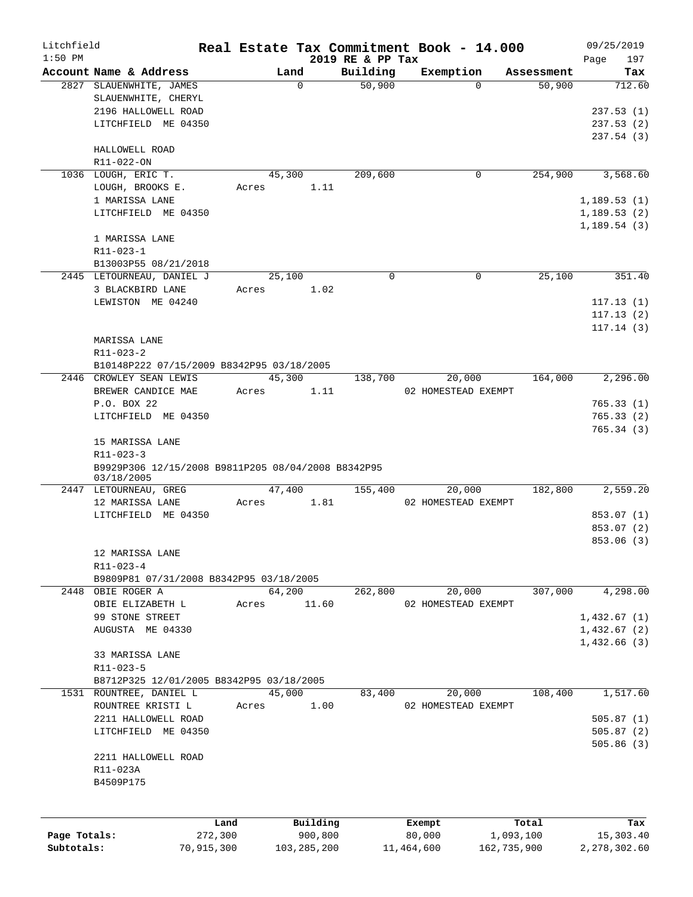# Real Estate Tax Commitment Book - 14.000

Litchfield
1:50 PM

2019 RE & PP Tax

09/25/2019
Page 197

| Account Name & Address | Land | Building | Exemption | Assessment | Tax |
|---|---|---|---|---|---|
| 2827 SLAUENWHITE, JAMES<br>SLAUENWHITE, CHERYL<br>2196 HALLOWELL ROAD<br>LITCHFIELD ME 04350<br><br>HALLOWELL ROAD<br>R11-022-ON | 0 | 50,900 | 0 | 50,900 | 712.60<br><br>237.53 (1)<br>237.53 (2)<br>237.54 (3) |
| 1036 LOUGH, ERIC T.<br>LOUGH, BROOKS E.<br>1 MARISSA LANE<br>LITCHFIELD ME 04350<br><br>1 MARISSA LANE<br>R11-023-1<br>B13003P55 08/21/2018 | 45,300<br>Acres 1.11 | 209,600 | 0 | 254,900 | 3,568.60<br><br>1,189.53 (1)<br>1,189.53 (2)<br>1,189.54 (3) |
| 2445 LETOURNEAU, DANIEL J<br>3 BLACKBIRD LANE<br>LEWISTON ME 04240<br><br>MARISSA LANE<br>R11-023-2<br>B10148P222 07/15/2009 B8342P95 03/18/2005 | 25,100<br>Acres 1.02 | 0 | 0 | 25,100 | 351.40<br><br>117.13 (1)<br>117.13 (2)<br>117.14 (3) |
| 2446 CROWLEY SEAN LEWIS<br>BREWER CANDICE MAE<br>P.O. BOX 22<br>LITCHFIELD ME 04350<br><br>15 MARISSA LANE<br>R11-023-3<br>B9929P306 12/15/2008 B9811P205 08/04/2008 B8342P95 03/18/2005 | 45,300<br>Acres 1.11 | 138,700 | 20,000<br>02 HOMESTEAD EXEMPT | 164,000 | 2,296.00<br><br>765.33 (1)<br>765.33 (2)<br>765.34 (3) |
| 2447 LETOURNEAU, GREG<br>12 MARISSA LANE<br>LITCHFIELD ME 04350<br><br>12 MARISSA LANE<br>R11-023-4<br>B9809P81 07/31/2008 B8342P95 03/18/2005 | 47,400<br>Acres 1.81 | 155,400 | 20,000<br>02 HOMESTEAD EXEMPT | 182,800 | 2,559.20<br><br>853.07 (1)<br>853.07 (2)<br>853.06 (3) |
| 2448 OBIE ROGER A<br>OBIE ELIZABETH L<br>99 STONE STREET<br>AUGUSTA ME 04330<br><br>33 MARISSA LANE<br>R11-023-5<br>B8712P325 12/01/2005 B8342P95 03/18/2005 | 64,200<br>Acres 11.60 | 262,800 | 20,000<br>02 HOMESTEAD EXEMPT | 307,000 | 4,298.00<br><br>1,432.67 (1)<br>1,432.67 (2)<br>1,432.66 (3) |
| 1531 ROUNTREE, DANIEL L<br>ROUNTREE KRISTI L<br>2211 HALLOWELL ROAD<br>LITCHFIELD ME 04350<br><br>2211 HALLOWELL ROAD<br>R11-023A<br>B4509P175 | 45,000<br>Acres 1.00 | 83,400 | 20,000<br>02 HOMESTEAD EXEMPT | 108,400 | 1,517.60<br><br>505.87 (1)<br>505.87 (2)<br>505.86 (3) |

| | Land | Building | Exempt | Total | Tax |
|---|---|---|---|---|---|
| Page Totals: | 272,300 | 900,800 | 80,000 | 1,093,100 | 15,303.40 |
| Subtotals: | 70,915,300 | 103,285,200 | 11,464,600 | 162,735,900 | 2,278,302.60 |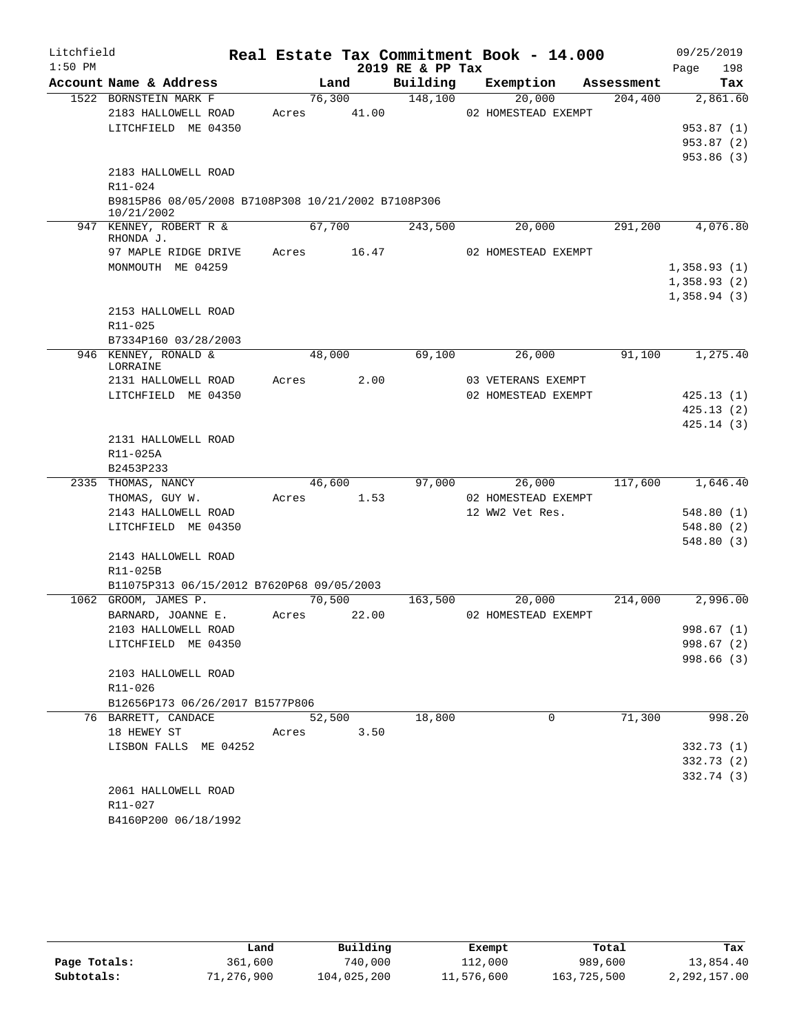# Real Estate Tax Commitment Book - 14.000

Litchfield 1:50 PM — 2019 RE & PP Tax — 09/25/2019

| Account Name & Address | Land | Building | Exemption | Assessment | Tax |
|---|---|---|---|---|---|
| 1522 BORNSTEIN MARK F | 76,300 | 148,100 | 20,000 | 204,400 | 2,861.60 |
| 2183 HALLOWELL ROAD | Acres 41.00 | | 02 HOMESTEAD EXEMPT | | |
| LITCHFIELD ME 04350 | | | | | 953.87 (1) |
| | | | | | 953.87 (2) |
| | | | | | 953.86 (3) |
| 2183 HALLOWELL ROAD | | | | | |
| R11-024 | | | | | |
| B9815P86 08/05/2008 B7108P308 10/21/2002 B7108P306 10/21/2002 | | | | | |
| 947 KENNEY, ROBERT R & RHONDA J. | 67,700 | 243,500 | 20,000 | 291,200 | 4,076.80 |
| 97 MAPLE RIDGE DRIVE | Acres 16.47 | | 02 HOMESTEAD EXEMPT | | |
| MONMOUTH ME 04259 | | | | | 1,358.93 (1) |
| | | | | | 1,358.93 (2) |
| | | | | | 1,358.94 (3) |
| 2153 HALLOWELL ROAD | | | | | |
| R11-025 | | | | | |
| B7334P160 03/28/2003 | | | | | |
| 946 KENNEY, RONALD & LORRAINE | 48,000 | 69,100 | 26,000 | 91,100 | 1,275.40 |
| 2131 HALLOWELL ROAD | Acres 2.00 | | 03 VETERANS EXEMPT | | |
| LITCHFIELD ME 04350 | | | 02 HOMESTEAD EXEMPT | | 425.13 (1) |
| | | | | | 425.13 (2) |
| | | | | | 425.14 (3) |
| 2131 HALLOWELL ROAD | | | | | |
| R11-025A | | | | | |
| B2453P233 | | | | | |
| 2335 THOMAS, NANCY | 46,600 | 97,000 | 26,000 | 117,600 | 1,646.40 |
| THOMAS, GUY W. | Acres 1.53 | | 02 HOMESTEAD EXEMPT | | |
| 2143 HALLOWELL ROAD | | | 12 WW2 Vet Res. | | 548.80 (1) |
| LITCHFIELD ME 04350 | | | | | 548.80 (2) |
| | | | | | 548.80 (3) |
| 2143 HALLOWELL ROAD | | | | | |
| R11-025B | | | | | |
| B11075P313 06/15/2012 B7620P68 09/05/2003 | | | | | |
| 1062 GROOM, JAMES P. | 70,500 | 163,500 | 20,000 | 214,000 | 2,996.00 |
| BARNARD, JOANNE E. | Acres 22.00 | | 02 HOMESTEAD EXEMPT | | |
| 2103 HALLOWELL ROAD | | | | | 998.67 (1) |
| LITCHFIELD ME 04350 | | | | | 998.67 (2) |
| | | | | | 998.66 (3) |
| 2103 HALLOWELL ROAD | | | | | |
| R11-026 | | | | | |
| B12656P173 06/26/2017 B1577P806 | | | | | |
| 76 BARRETT, CANDACE | 52,500 | 18,800 | 0 | 71,300 | 998.20 |
| 18 HEWEY ST | Acres 3.50 | | | | |
| LISBON FALLS ME 04252 | | | | | 332.73 (1) |
| | | | | | 332.73 (2) |
| | | | | | 332.74 (3) |
| 2061 HALLOWELL ROAD | | | | | |
| R11-027 | | | | | |
| B4160P200 06/18/1992 | | | | | |

| | Land | Building | Exempt | Total | Tax |
|---|---|---|---|---|---|
| Page Totals: | 361,600 | 740,000 | 112,000 | 989,600 | 13,854.40 |
| Subtotals: | 71,276,900 | 104,025,200 | 11,576,600 | 163,725,500 | 2,292,157.00 |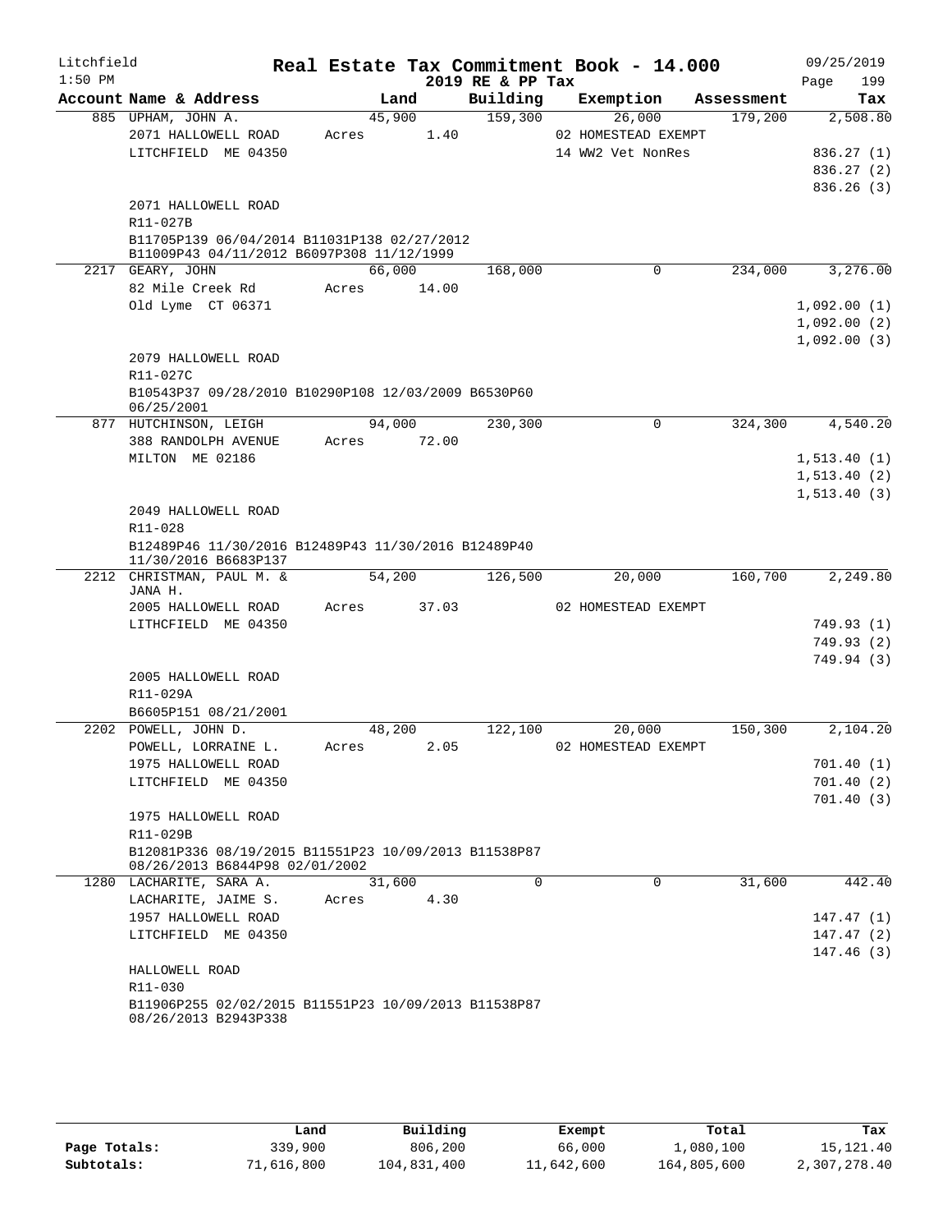Litchfield 1:50 PM

# Real Estate Tax Commitment Book - 14.000

## 2019 RE & PP Tax

09/25/2019

| Account Name & Address | Land | Building | Exemption | Assessment | Tax |
|---|---|---|---|---|---|
| 885 UPHAM, JOHN A. | 45,900 | 159,300 | 26,000 | 179,200 | 2,508.80 |
| 2071 HALLOWELL ROAD | Acres 1.40 | | 02 HOMESTEAD EXEMPT | | |
| LITCHFIELD ME 04350 | | | 14 WW2 Vet NonRes | | 836.27 (1) |
| | | | | | 836.27 (2) |
| | | | | | 836.26 (3) |
| 2071 HALLOWELL ROAD | | | | | |
| R11-027B | | | | | |
| B11705P139 06/04/2014 B11031P138 02/27/2012 B11009P43 04/11/2012 B6097P308 11/12/1999 | | | | | |
| 2217 GEARY, JOHN | 66,000 | 168,000 | 0 | 234,000 | 3,276.00 |
| 82 Mile Creek Rd | Acres 14.00 | | | | |
| Old Lyme CT 06371 | | | | | 1,092.00 (1) |
| | | | | | 1,092.00 (2) |
| | | | | | 1,092.00 (3) |
| 2079 HALLOWELL ROAD | | | | | |
| R11-027C | | | | | |
| B10543P37 09/28/2010 B10290P108 12/03/2009 B6530P60 06/25/2001 | | | | | |
| 877 HUTCHINSON, LEIGH | 94,000 | 230,300 | 0 | 324,300 | 4,540.20 |
| 388 RANDOLPH AVENUE | Acres 72.00 | | | | |
| MILTON ME 02186 | | | | | 1,513.40 (1) |
| | | | | | 1,513.40 (2) |
| | | | | | 1,513.40 (3) |
| 2049 HALLOWELL ROAD | | | | | |
| R11-028 | | | | | |
| B12489P46 11/30/2016 B12489P43 11/30/2016 B12489P40 11/30/2016 B6683P137 | | | | | |
| 2212 CHRISTMAN, PAUL M. & JANA H. | 54,200 | 126,500 | 20,000 | 160,700 | 2,249.80 |
| 2005 HALLOWELL ROAD | Acres 37.03 | | 02 HOMESTEAD EXEMPT | | |
| LITHCFIELD ME 04350 | | | | | 749.93 (1) |
| | | | | | 749.93 (2) |
| | | | | | 749.94 (3) |
| 2005 HALLOWELL ROAD | | | | | |
| R11-029A | | | | | |
| B6605P151 08/21/2001 | | | | | |
| 2202 POWELL, JOHN D. | 48,200 | 122,100 | 20,000 | 150,300 | 2,104.20 |
| POWELL, LORRAINE L. | Acres 2.05 | | 02 HOMESTEAD EXEMPT | | |
| 1975 HALLOWELL ROAD | | | | | 701.40 (1) |
| LITCHFIELD ME 04350 | | | | | 701.40 (2) |
| | | | | | 701.40 (3) |
| 1975 HALLOWELL ROAD | | | | | |
| R11-029B | | | | | |
| B12081P336 08/19/2015 B11551P23 10/09/2013 B11538P87 08/26/2013 B6844P98 02/01/2002 | | | | | |
| 1280 LACHARITE, SARA A. | 31,600 | 0 | 0 | 31,600 | 442.40 |
| LACHARITE, JAIME S. | Acres 4.30 | | | | |
| 1957 HALLOWELL ROAD | | | | | 147.47 (1) |
| LITCHFIELD ME 04350 | | | | | 147.47 (2) |
| | | | | | 147.46 (3) |
| HALLOWELL ROAD | | | | | |
| R11-030 | | | | | |
| B11906P255 02/02/2015 B11551P23 10/09/2013 B11538P87 08/26/2013 B2943P338 | | | | | |

| | Land | Building | Exempt | Total | Tax |
|---|---|---|---|---|---|
| Page Totals: | 339,900 | 806,200 | 66,000 | 1,080,100 | 15,121.40 |
| Subtotals: | 71,616,800 | 104,831,400 | 11,642,600 | 164,805,600 | 2,307,278.40 |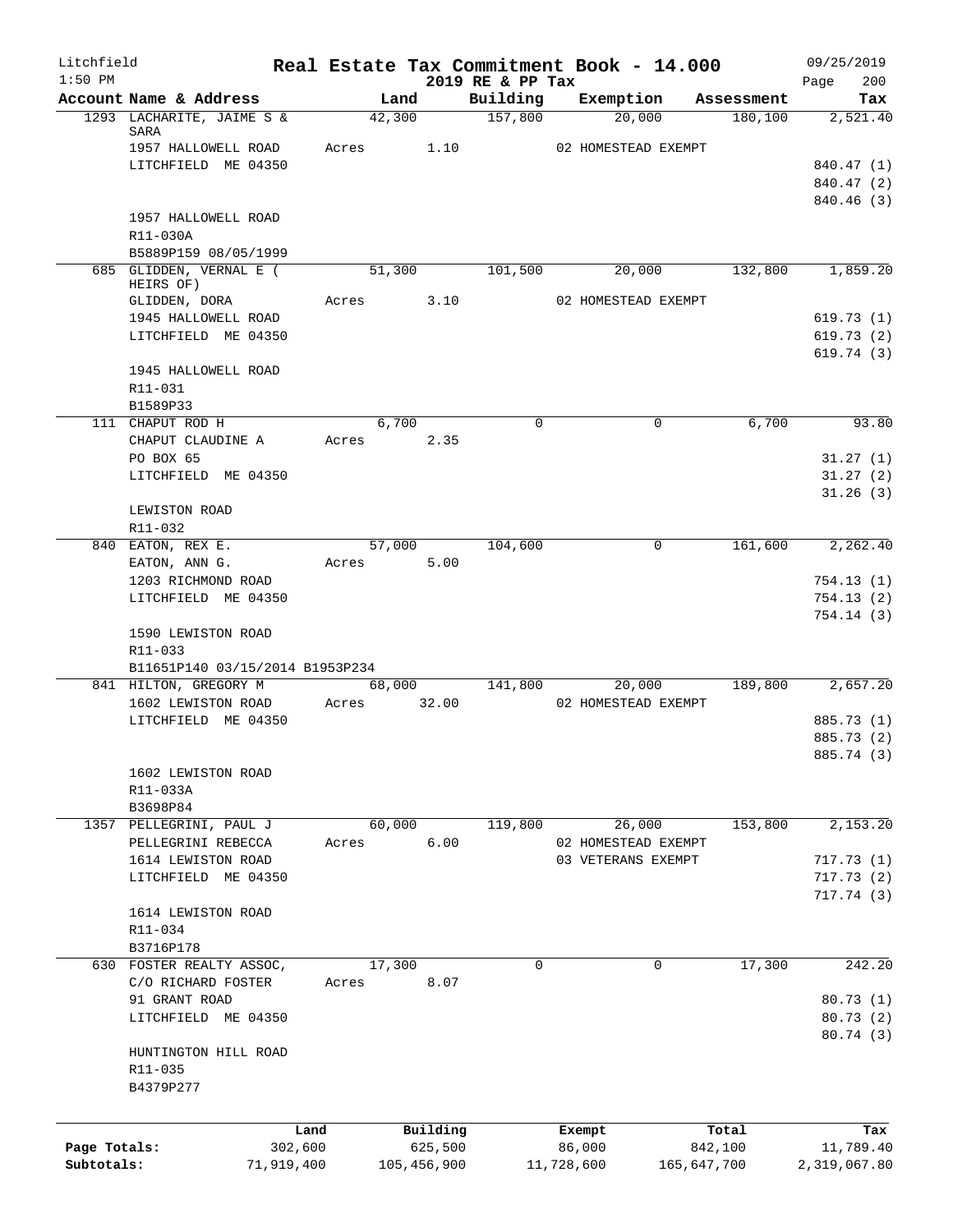# Real Estate Tax Commitment Book - 14.000

Litchfield 1:50 PM — 2019 RE & PP Tax — 09/25/2019

| Account Name & Address | Land | Building | Exemption | Assessment | Tax |
|---|---|---|---|---|---|
| 1293 LACHARITE, JAIME S & SARA | 42,300 | 157,800 | 20,000 | 180,100 | 2,521.40 |
| 1957 HALLOWELL ROAD | Acres 1.10 | | 02 HOMESTEAD EXEMPT | | |
| LITCHFIELD ME 04350 | | | | | 840.47 (1) |
| | | | | | 840.47 (2) |
| | | | | | 840.46 (3) |
| 1957 HALLOWELL ROAD | | | | | |
| R11-030A | | | | | |
| B5889P159 08/05/1999 | | | | | |
| 685 GLIDDEN, VERNAL E ( HEIRS OF) | 51,300 | 101,500 | 20,000 | 132,800 | 1,859.20 |
| GLIDDEN, DORA | Acres 3.10 | | 02 HOMESTEAD EXEMPT | | |
| 1945 HALLOWELL ROAD | | | | | 619.73 (1) |
| LITCHFIELD ME 04350 | | | | | 619.73 (2) |
| | | | | | 619.74 (3) |
| 1945 HALLOWELL ROAD | | | | | |
| R11-031 | | | | | |
| B1589P33 | | | | | |
| 111 CHAPUT ROD H | 6,700 | 0 | 0 | 6,700 | 93.80 |
| CHAPUT CLAUDINE A | Acres 2.35 | | | | |
| PO BOX 65 | | | | | 31.27 (1) |
| LITCHFIELD ME 04350 | | | | | 31.27 (2) |
| | | | | | 31.26 (3) |
| LEWISTON ROAD | | | | | |
| R11-032 | | | | | |
| 840 EATON, REX E. | 57,000 | 104,600 | 0 | 161,600 | 2,262.40 |
| EATON, ANN G. | Acres 5.00 | | | | |
| 1203 RICHMOND ROAD | | | | | 754.13 (1) |
| LITCHFIELD ME 04350 | | | | | 754.13 (2) |
| | | | | | 754.14 (3) |
| 1590 LEWISTON ROAD | | | | | |
| R11-033 | | | | | |
| B11651P140 03/15/2014 B1953P234 | | | | | |
| 841 HILTON, GREGORY M | 68,000 | 141,800 | 20,000 | 189,800 | 2,657.20 |
| 1602 LEWISTON ROAD | Acres 32.00 | | 02 HOMESTEAD EXEMPT | | |
| LITCHFIELD ME 04350 | | | | | 885.73 (1) |
| | | | | | 885.73 (2) |
| | | | | | 885.74 (3) |
| 1602 LEWISTON ROAD | | | | | |
| R11-033A | | | | | |
| B3698P84 | | | | | |
| 1357 PELLEGRINI, PAUL J | 60,000 | 119,800 | 26,000 | 153,800 | 2,153.20 |
| PELLEGRINI REBECCA | Acres 6.00 | | 02 HOMESTEAD EXEMPT | | |
| 1614 LEWISTON ROAD | | | 03 VETERANS EXEMPT | | 717.73 (1) |
| LITCHFIELD ME 04350 | | | | | 717.73 (2) |
| | | | | | 717.74 (3) |
| 1614 LEWISTON ROAD | | | | | |
| R11-034 | | | | | |
| B3716P178 | | | | | |
| 630 FOSTER REALTY ASSOC, | 17,300 | 0 | 0 | 17,300 | 242.20 |
| C/O RICHARD FOSTER | Acres 8.07 | | | | |
| 91 GRANT ROAD | | | | | 80.73 (1) |
| LITCHFIELD ME 04350 | | | | | 80.73 (2) |
| | | | | | 80.74 (3) |
| HUNTINGTON HILL ROAD | | | | | |
| R11-035 | | | | | |
| B4379P277 | | | | | |

| | Land | Building | Exempt | Total | Tax |
|---|---|---|---|---|---|
| Page Totals: | 302,600 | 625,500 | 86,000 | 842,100 | 11,789.40 |
| Subtotals: | 71,919,400 | 105,456,900 | 11,728,600 | 165,647,700 | 2,319,067.80 |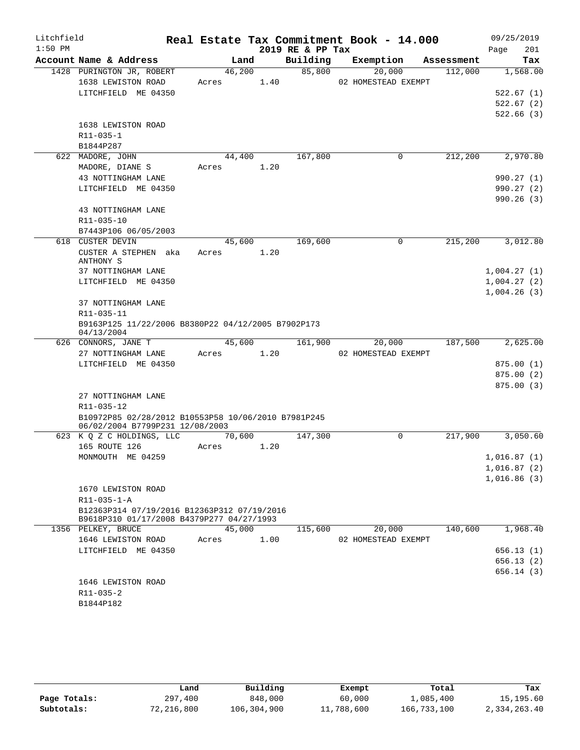Litchfield
1:50 PM

# Real Estate Tax Commitment Book - 14.000
## 2019 RE & PP Tax

09/25/2019

| Account Name & Address | Land | Building | Exemption | Assessment | Tax |
|---|---|---|---|---|---|
| 1428 PURINGTON JR, ROBERT | 46,200 | 85,800 | 20,000 | 112,000 | 1,568.00 |
| 1638 LEWISTON ROAD | Acres 1.40 | | 02 HOMESTEAD EXEMPT | | |
| LITCHFIELD ME 04350 | | | | | 522.67 (1) |
| | | | | | 522.67 (2) |
| | | | | | 522.66 (3) |
| 1638 LEWISTON ROAD | | | | | |
| R11-035-1 | | | | | |
| B1844P287 | | | | | |
| 622 MADORE, JOHN | 44,400 | 167,800 | 0 | 212,200 | 2,970.80 |
| MADORE, DIANE S | Acres 1.20 | | | | |
| 43 NOTTINGHAM LANE | | | | | 990.27 (1) |
| LITCHFIELD ME 04350 | | | | | 990.27 (2) |
| | | | | | 990.26 (3) |
| 43 NOTTINGHAM LANE | | | | | |
| R11-035-10 | | | | | |
| B7443P106 06/05/2003 | | | | | |
| 618 CUSTER DEVIN | 45,600 | 169,600 | 0 | 215,200 | 3,012.80 |
| CUSTER A STEPHEN aka ANTHONY S | Acres 1.20 | | | | |
| 37 NOTTINGHAM LANE | | | | | 1,004.27 (1) |
| LITCHFIELD ME 04350 | | | | | 1,004.27 (2) |
| | | | | | 1,004.26 (3) |
| 37 NOTTINGHAM LANE | | | | | |
| R11-035-11 | | | | | |
| B9163P125 11/22/2006 B8380P22 04/12/2005 B7902P173 04/13/2004 | | | | | |
| 626 CONNORS, JANE T | 45,600 | 161,900 | 20,000 | 187,500 | 2,625.00 |
| 27 NOTTINGHAM LANE | Acres 1.20 | | 02 HOMESTEAD EXEMPT | | |
| LITCHFIELD ME 04350 | | | | | 875.00 (1) |
| | | | | | 875.00 (2) |
| | | | | | 875.00 (3) |
| 27 NOTTINGHAM LANE | | | | | |
| R11-035-12 | | | | | |
| B10972P85 02/28/2012 B10553P58 10/06/2010 B7981P245 06/02/2004 B7799P231 12/08/2003 | | | | | |
| 623 K Q Z C HOLDINGS, LLC | 70,600 | 147,300 | 0 | 217,900 | 3,050.60 |
| 165 ROUTE 126 | Acres 1.20 | | | | |
| MONMOUTH ME 04259 | | | | | 1,016.87 (1) |
| | | | | | 1,016.87 (2) |
| | | | | | 1,016.86 (3) |
| 1670 LEWISTON ROAD | | | | | |
| R11-035-1-A | | | | | |
| B12363P314 07/19/2016 B12363P312 07/19/2016 B9618P310 01/17/2008 B4379P277 04/27/1993 | | | | | |
| 1356 PELKEY, BRUCE | 45,000 | 115,600 | 20,000 | 140,600 | 1,968.40 |
| 1646 LEWISTON ROAD | Acres 1.00 | | 02 HOMESTEAD EXEMPT | | |
| LITCHFIELD ME 04350 | | | | | 656.13 (1) |
| | | | | | 656.13 (2) |
| | | | | | 656.14 (3) |
| 1646 LEWISTON ROAD | | | | | |
| R11-035-2 | | | | | |
| B1844P182 | | | | | |

| | Land | Building | Exempt | Total | Tax |
|---|---|---|---|---|---|
| Page Totals: | 297,400 | 848,000 | 60,000 | 1,085,400 | 15,195.60 |
| Subtotals: | 72,216,800 | 106,304,900 | 11,788,600 | 166,733,100 | 2,334,263.40 |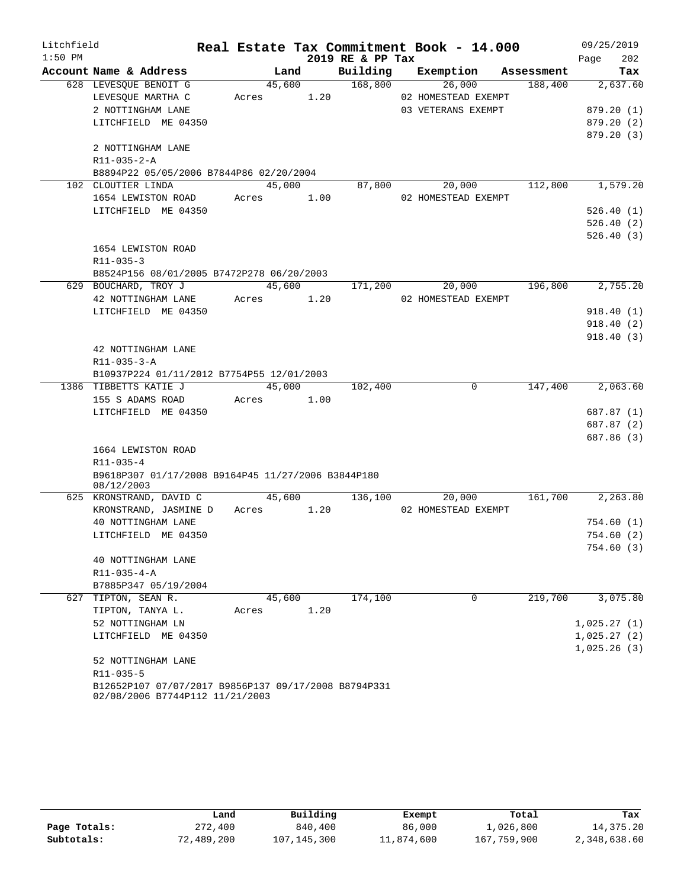Litchfield
1:50 PM

# Real Estate Tax Commitment Book - 14.000

2019 RE & PP Tax

09/25/2019
Page 202

| Account Name & Address | Land | Building | Exemption | Assessment | Tax |
|---|---|---|---|---|---|
| 628 LEVESQUE BENOIT G | 45,600 | 168,800 | 26,000 | 188,400 | 2,637.60 |
| LEVESQUE MARTHA C | Acres 1.20 | | 02 HOMESTEAD EXEMPT | | |
| 2 NOTTINGHAM LANE | | | 03 VETERANS EXEMPT | | 879.20 (1) |
| LITCHFIELD ME 04350 | | | | | 879.20 (2) |
| | | | | | 879.20 (3) |
| 2 NOTTINGHAM LANE | | | | | |
| R11-035-2-A | | | | | |
| B8894P22 05/05/2006 B7844P86 02/20/2004 | | | | | |
| 102 CLOUTIER LINDA | 45,000 | 87,800 | 20,000 | 112,800 | 1,579.20 |
| 1654 LEWISTON ROAD | Acres 1.00 | | 02 HOMESTEAD EXEMPT | | |
| LITCHFIELD ME 04350 | | | | | 526.40 (1) |
| | | | | | 526.40 (2) |
| | | | | | 526.40 (3) |
| 1654 LEWISTON ROAD | | | | | |
| R11-035-3 | | | | | |
| B8524P156 08/01/2005 B7472P278 06/20/2003 | | | | | |
| 629 BOUCHARD, TROY J | 45,600 | 171,200 | 20,000 | 196,800 | 2,755.20 |
| 42 NOTTINGHAM LANE | Acres 1.20 | | 02 HOMESTEAD EXEMPT | | |
| LITCHFIELD ME 04350 | | | | | 918.40 (1) |
| | | | | | 918.40 (2) |
| | | | | | 918.40 (3) |
| 42 NOTTINGHAM LANE | | | | | |
| R11-035-3-A | | | | | |
| B10937P224 01/11/2012 B7754P55 12/01/2003 | | | | | |
| 1386 TIBBETTS KATIE J | 45,000 | 102,400 | 0 | 147,400 | 2,063.60 |
| 155 S ADAMS ROAD | Acres 1.00 | | | | |
| LITCHFIELD ME 04350 | | | | | 687.87 (1) |
| | | | | | 687.87 (2) |
| | | | | | 687.86 (3) |
| 1664 LEWISTON ROAD | | | | | |
| R11-035-4 | | | | | |
| B9618P307 01/17/2008 B9164P45 11/27/2006 B3844P180 08/12/2003 | | | | | |
| 625 KRONSTRAND, DAVID C | 45,600 | 136,100 | 20,000 | 161,700 | 2,263.80 |
| KRONSTRAND, JASMINE D | Acres 1.20 | | 02 HOMESTEAD EXEMPT | | |
| 40 NOTTINGHAM LANE | | | | | 754.60 (1) |
| LITCHFIELD ME 04350 | | | | | 754.60 (2) |
| | | | | | 754.60 (3) |
| 40 NOTTINGHAM LANE | | | | | |
| R11-035-4-A | | | | | |
| B7885P347 05/19/2004 | | | | | |
| 627 TIPTON, SEAN R. | 45,600 | 174,100 | 0 | 219,700 | 3,075.80 |
| TIPTON, TANYA L. | Acres 1.20 | | | | |
| 52 NOTTINGHAM LN | | | | | 1,025.27 (1) |
| LITCHFIELD ME 04350 | | | | | 1,025.27 (2) |
| | | | | | 1,025.26 (3) |
| 52 NOTTINGHAM LANE | | | | | |
| R11-035-5 | | | | | |
| B12652P107 07/07/2017 B9856P137 09/17/2008 B8794P331 02/08/2006 B7744P112 11/21/2003 | | | | | |

| | Land | Building | Exempt | Total | Tax |
|---|---|---|---|---|---|
| Page Totals: | 272,400 | 840,400 | 86,000 | 1,026,800 | 14,375.20 |
| Subtotals: | 72,489,200 | 107,145,300 | 11,874,600 | 167,759,900 | 2,348,638.60 |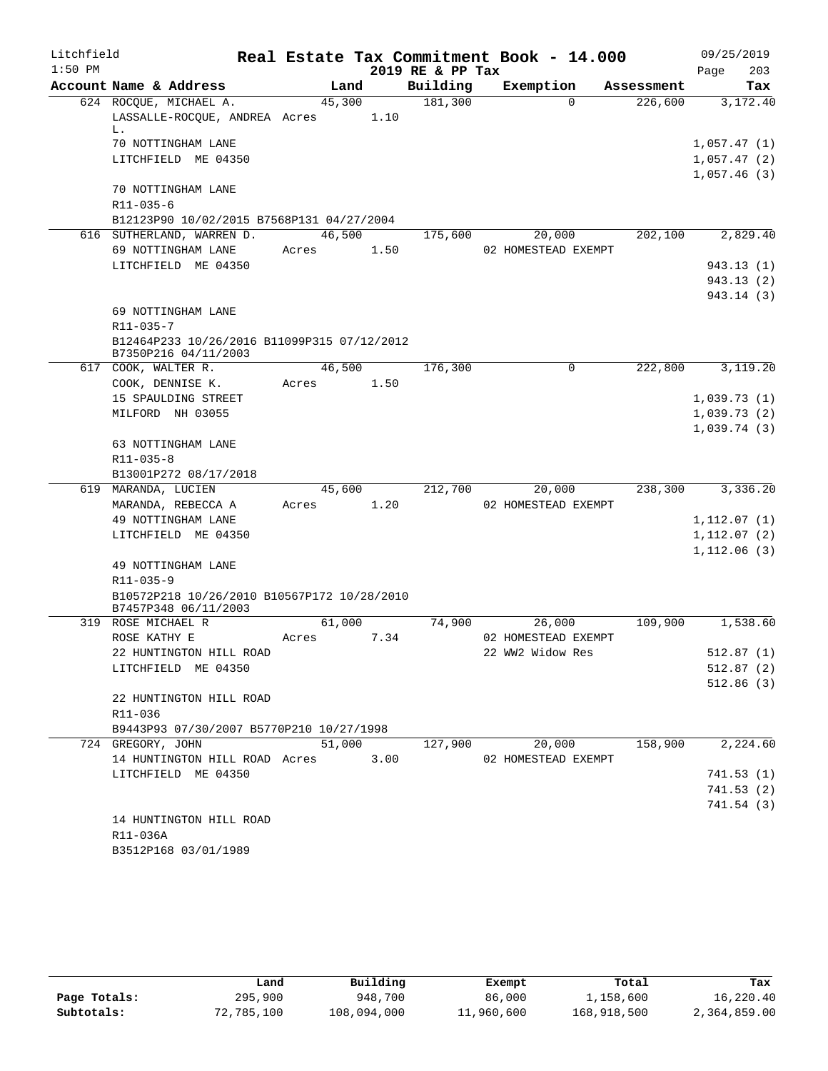Litchfield
1:50 PM

# Real Estate Tax Commitment Book - 14.000

2019 RE & PP Tax

09/25/2019

| Account Name & Address | Land | Building | Exemption | Assessment | Tax |
|---|---|---|---|---|---|
| 624 ROCQUE, MICHAEL A. | 45,300 | 181,300 | 0 | 226,600 | 3,172.40 |
| LASSALLE-ROCQUE, ANDREA L. | Acres 1.10 | | | | |
| 70 NOTTINGHAM LANE | | | | | 1,057.47 (1) |
| LITCHFIELD ME 04350 | | | | | 1,057.47 (2) |
| | | | | | 1,057.46 (3) |
| 70 NOTTINGHAM LANE | | | | | |
| R11-035-6 | | | | | |
| B12123P90 10/02/2015 B7568P131 04/27/2004 | | | | | |
| 616 SUTHERLAND, WARREN D. | 46,500 | 175,600 | 20,000 | 202,100 | 2,829.40 |
| 69 NOTTINGHAM LANE | Acres 1.50 | | 02 HOMESTEAD EXEMPT | | |
| LITCHFIELD ME 04350 | | | | | 943.13 (1) |
| | | | | | 943.13 (2) |
| | | | | | 943.14 (3) |
| 69 NOTTINGHAM LANE | | | | | |
| R11-035-7 | | | | | |
| B12464P233 10/26/2016 B11099P315 07/12/2012 B7350P216 04/11/2003 | | | | | |
| 617 COOK, WALTER R. | 46,500 | 176,300 | 0 | 222,800 | 3,119.20 |
| COOK, DENNISE K. | Acres 1.50 | | | | |
| 15 SPAULDING STREET | | | | | 1,039.73 (1) |
| MILFORD NH 03055 | | | | | 1,039.73 (2) |
| | | | | | 1,039.74 (3) |
| 63 NOTTINGHAM LANE | | | | | |
| R11-035-8 | | | | | |
| B13001P272 08/17/2018 | | | | | |
| 619 MARANDA, LUCIEN | 45,600 | 212,700 | 20,000 | 238,300 | 3,336.20 |
| MARANDA, REBECCA A | Acres 1.20 | | 02 HOMESTEAD EXEMPT | | |
| 49 NOTTINGHAM LANE | | | | | 1,112.07 (1) |
| LITCHFIELD ME 04350 | | | | | 1,112.07 (2) |
| | | | | | 1,112.06 (3) |
| 49 NOTTINGHAM LANE | | | | | |
| R11-035-9 | | | | | |
| B10572P218 10/26/2010 B10567P172 10/28/2010 B7457P348 06/11/2003 | | | | | |
| 319 ROSE MICHAEL R | 61,000 | 74,900 | 26,000 | 109,900 | 1,538.60 |
| ROSE KATHY E | Acres 7.34 | | 02 HOMESTEAD EXEMPT | | |
| 22 HUNTINGTON HILL ROAD | | | 22 WW2 Widow Res | | 512.87 (1) |
| LITCHFIELD ME 04350 | | | | | 512.87 (2) |
| | | | | | 512.86 (3) |
| 22 HUNTINGTON HILL ROAD | | | | | |
| R11-036 | | | | | |
| B9443P93 07/30/2007 B5770P210 10/27/1998 | | | | | |
| 724 GREGORY, JOHN | 51,000 | 127,900 | 20,000 | 158,900 | 2,224.60 |
| 14 HUNTINGTON HILL ROAD | Acres 3.00 | | 02 HOMESTEAD EXEMPT | | |
| LITCHFIELD ME 04350 | | | | | 741.53 (1) |
| | | | | | 741.53 (2) |
| | | | | | 741.54 (3) |
| 14 HUNTINGTON HILL ROAD | | | | | |
| R11-036A | | | | | |
| B3512P168 03/01/1989 | | | | | |

| | Land | Building | Exempt | Total | Tax |
|---|---|---|---|---|---|
| Page Totals: | 295,900 | 948,700 | 86,000 | 1,158,600 | 16,220.40 |
| Subtotals: | 72,785,100 | 108,094,000 | 11,960,600 | 168,918,500 | 2,364,859.00 |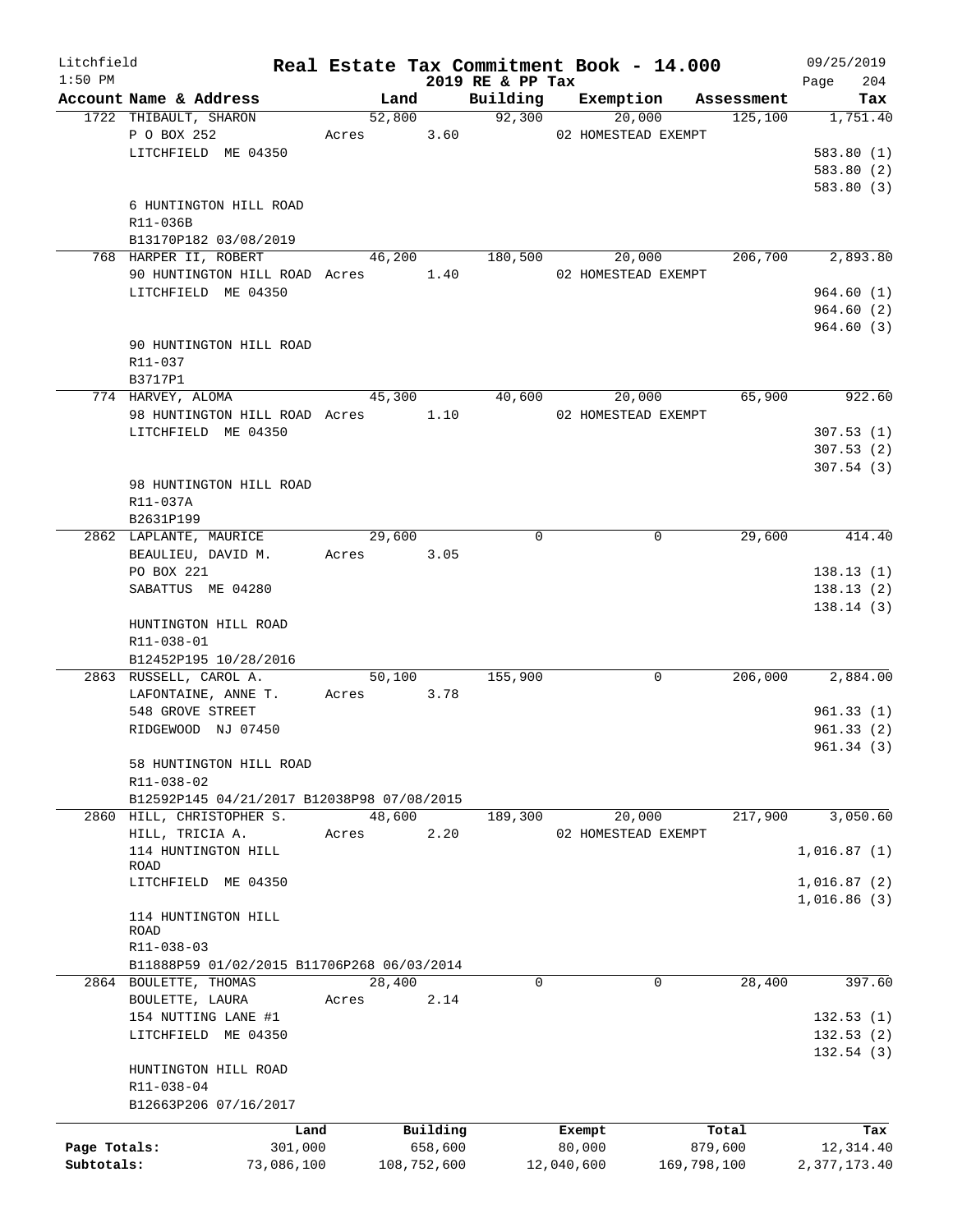Litchfield
1:50 PM

# Real Estate Tax Commitment Book - 14.000

2019 RE & PP Tax

09/25/2019

| Account Name & Address | Land | Building | Exemption | Assessment | Tax |
|---|---|---|---|---|---|
| 1722 THIBAULT, SHARON | 52,800 | 92,300 | 20,000 | 125,100 | 1,751.40 |
| P O BOX 252 | Acres 3.60 | | 02 HOMESTEAD EXEMPT | | |
| LITCHFIELD ME 04350 | | | | | 583.80 (1) |
| | | | | | 583.80 (2) |
| | | | | | 583.80 (3) |
| 6 HUNTINGTON HILL ROAD | | | | | |
| R11-036B | | | | | |
| B13170P182 03/08/2019 | | | | | |
| 768 HARPER II, ROBERT | 46,200 | 180,500 | 20,000 | 206,700 | 2,893.80 |
| 90 HUNTINGTON HILL ROAD | Acres 1.40 | | 02 HOMESTEAD EXEMPT | | |
| LITCHFIELD ME 04350 | | | | | 964.60 (1) |
| | | | | | 964.60 (2) |
| | | | | | 964.60 (3) |
| 90 HUNTINGTON HILL ROAD | | | | | |
| R11-037 | | | | | |
| B3717P1 | | | | | |
| 774 HARVEY, ALOMA | 45,300 | 40,600 | 20,000 | 65,900 | 922.60 |
| 98 HUNTINGTON HILL ROAD | Acres 1.10 | | 02 HOMESTEAD EXEMPT | | |
| LITCHFIELD ME 04350 | | | | | 307.53 (1) |
| | | | | | 307.53 (2) |
| | | | | | 307.54 (3) |
| 98 HUNTINGTON HILL ROAD | | | | | |
| R11-037A | | | | | |
| B2631P199 | | | | | |
| 2862 LAPLANTE, MAURICE | 29,600 | 0 | 0 | 29,600 | 414.40 |
| BEAULIEU, DAVID M. | Acres 3.05 | | | | |
| PO BOX 221 | | | | | 138.13 (1) |
| SABATTUS ME 04280 | | | | | 138.13 (2) |
| | | | | | 138.14 (3) |
| HUNTINGTON HILL ROAD | | | | | |
| R11-038-01 | | | | | |
| B12452P195 10/28/2016 | | | | | |
| 2863 RUSSELL, CAROL A. | 50,100 | 155,900 | 0 | 206,000 | 2,884.00 |
| LAFONTAINE, ANNE T. | Acres 3.78 | | | | |
| 548 GROVE STREET | | | | | 961.33 (1) |
| RIDGEWOOD NJ 07450 | | | | | 961.33 (2) |
| | | | | | 961.34 (3) |
| 58 HUNTINGTON HILL ROAD | | | | | |
| R11-038-02 | | | | | |
| B12592P145 04/21/2017 B12038P98 07/08/2015 | | | | | |
| 2860 HILL, CHRISTOPHER S. | 48,600 | 189,300 | 20,000 | 217,900 | 3,050.60 |
| HILL, TRICIA A. | Acres 2.20 | | 02 HOMESTEAD EXEMPT | | |
| 114 HUNTINGTON HILL ROAD | | | | | 1,016.87 (1) |
| LITCHFIELD ME 04350 | | | | | 1,016.87 (2) |
| | | | | | 1,016.86 (3) |
| 114 HUNTINGTON HILL ROAD | | | | | |
| R11-038-03 | | | | | |
| B11888P59 01/02/2015 B11706P268 06/03/2014 | | | | | |
| 2864 BOULETTE, THOMAS | 28,400 | 0 | 0 | 28,400 | 397.60 |
| BOULETTE, LAURA | Acres 2.14 | | | | |
| 154 NUTTING LANE #1 | | | | | 132.53 (1) |
| LITCHFIELD ME 04350 | | | | | 132.53 (2) |
| | | | | | 132.54 (3) |
| HUNTINGTON HILL ROAD | | | | | |
| R11-038-04 | | | | | |
| B12663P206 07/16/2017 | | | | | |

| | Land | Building | Exempt | Total | Tax |
|---|---|---|---|---|---|
| Page Totals: | 301,000 | 658,600 | 80,000 | 879,600 | 12,314.40 |
| Subtotals: | 73,086,100 | 108,752,600 | 12,040,600 | 169,798,100 | 2,377,173.40 |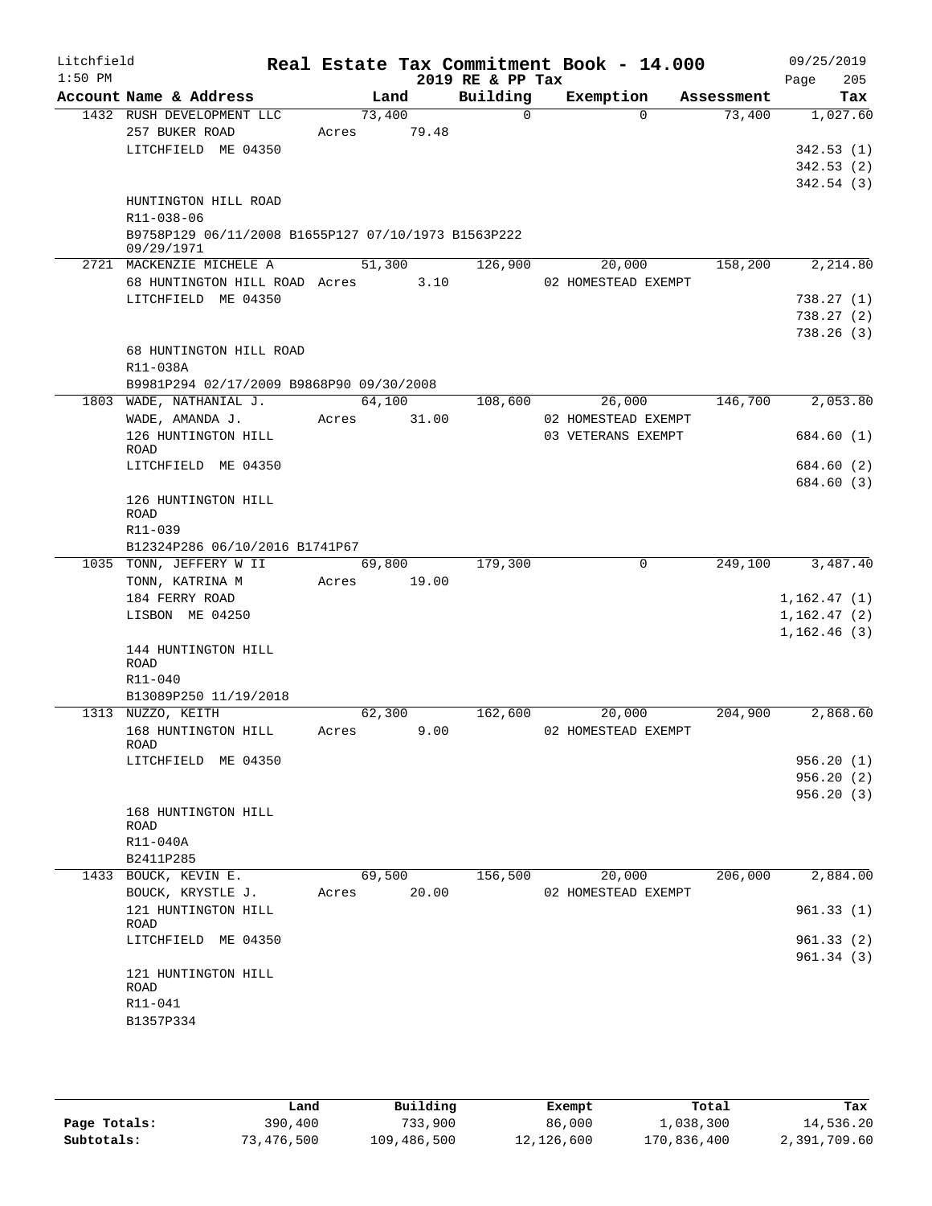Litchfield
1:50 PM

# Real Estate Tax Commitment Book - 14.000
## 2019 RE & PP Tax

09/25/2019

| Account Name & Address | Land | Building | Exemption | Assessment | Tax |
|---|---|---|---|---|---|
| 1432 RUSH DEVELOPMENT LLC | 73,400 | 0 | 0 | 73,400 | 1,027.60 |
| 257 BUKER ROAD | Acres 79.48 | | | | |
| LITCHFIELD ME 04350 | | | | | 342.53 (1) |
| | | | | | 342.53 (2) |
| | | | | | 342.54 (3) |
| HUNTINGTON HILL ROAD | | | | | |
| R11-038-06 | | | | | |
| B9758P129 06/11/2008 B1655P127 07/10/1973 B1563P222 09/29/1971 | | | | | |
| 2721 MACKENZIE MICHELE A | 51,300 | 126,900 | 20,000 | 158,200 | 2,214.80 |
| 68 HUNTINGTON HILL ROAD | Acres 3.10 | | 02 HOMESTEAD EXEMPT | | |
| LITCHFIELD ME 04350 | | | | | 738.27 (1) |
| | | | | | 738.27 (2) |
| | | | | | 738.26 (3) |
| 68 HUNTINGTON HILL ROAD | | | | | |
| R11-038A | | | | | |
| B9981P294 02/17/2009 B9868P90 09/30/2008 | | | | | |
| 1803 WADE, NATHANIAL J. | 64,100 | 108,600 | 26,000 | 146,700 | 2,053.80 |
| WADE, AMANDA J. | Acres 31.00 | | 02 HOMESTEAD EXEMPT | | |
| 126 HUNTINGTON HILL ROAD | | | 03 VETERANS EXEMPT | | 684.60 (1) |
| LITCHFIELD ME 04350 | | | | | 684.60 (2) |
| | | | | | 684.60 (3) |
| 126 HUNTINGTON HILL ROAD | | | | | |
| R11-039 | | | | | |
| B12324P286 06/10/2016 B1741P67 | | | | | |
| 1035 TONN, JEFFERY W II | 69,800 | 179,300 | 0 | 249,100 | 3,487.40 |
| TONN, KATRINA M | Acres 19.00 | | | | |
| 184 FERRY ROAD | | | | | 1,162.47 (1) |
| LISBON ME 04250 | | | | | 1,162.47 (2) |
| | | | | | 1,162.46 (3) |
| 144 HUNTINGTON HILL ROAD | | | | | |
| R11-040 | | | | | |
| B13089P250 11/19/2018 | | | | | |
| 1313 NUZZO, KEITH | 62,300 | 162,600 | 20,000 | 204,900 | 2,868.60 |
| 168 HUNTINGTON HILL ROAD | Acres 9.00 | | 02 HOMESTEAD EXEMPT | | |
| LITCHFIELD ME 04350 | | | | | 956.20 (1) |
| | | | | | 956.20 (2) |
| | | | | | 956.20 (3) |
| 168 HUNTINGTON HILL ROAD | | | | | |
| R11-040A | | | | | |
| B2411P285 | | | | | |
| 1433 BOUCK, KEVIN E. | 69,500 | 156,500 | 20,000 | 206,000 | 2,884.00 |
| BOUCK, KRYSTLE J. | Acres 20.00 | | 02 HOMESTEAD EXEMPT | | |
| 121 HUNTINGTON HILL ROAD | | | | | 961.33 (1) |
| LITCHFIELD ME 04350 | | | | | 961.33 (2) |
| | | | | | 961.34 (3) |
| 121 HUNTINGTON HILL ROAD | | | | | |
| R11-041 | | | | | |
| B1357P334 | | | | | |

| | Land | Building | Exempt | Total | Tax |
|---|---|---|---|---|---|
| Page Totals: | 390,400 | 733,900 | 86,000 | 1,038,300 | 14,536.20 |
| Subtotals: | 73,476,500 | 109,486,500 | 12,126,600 | 170,836,400 | 2,391,709.60 |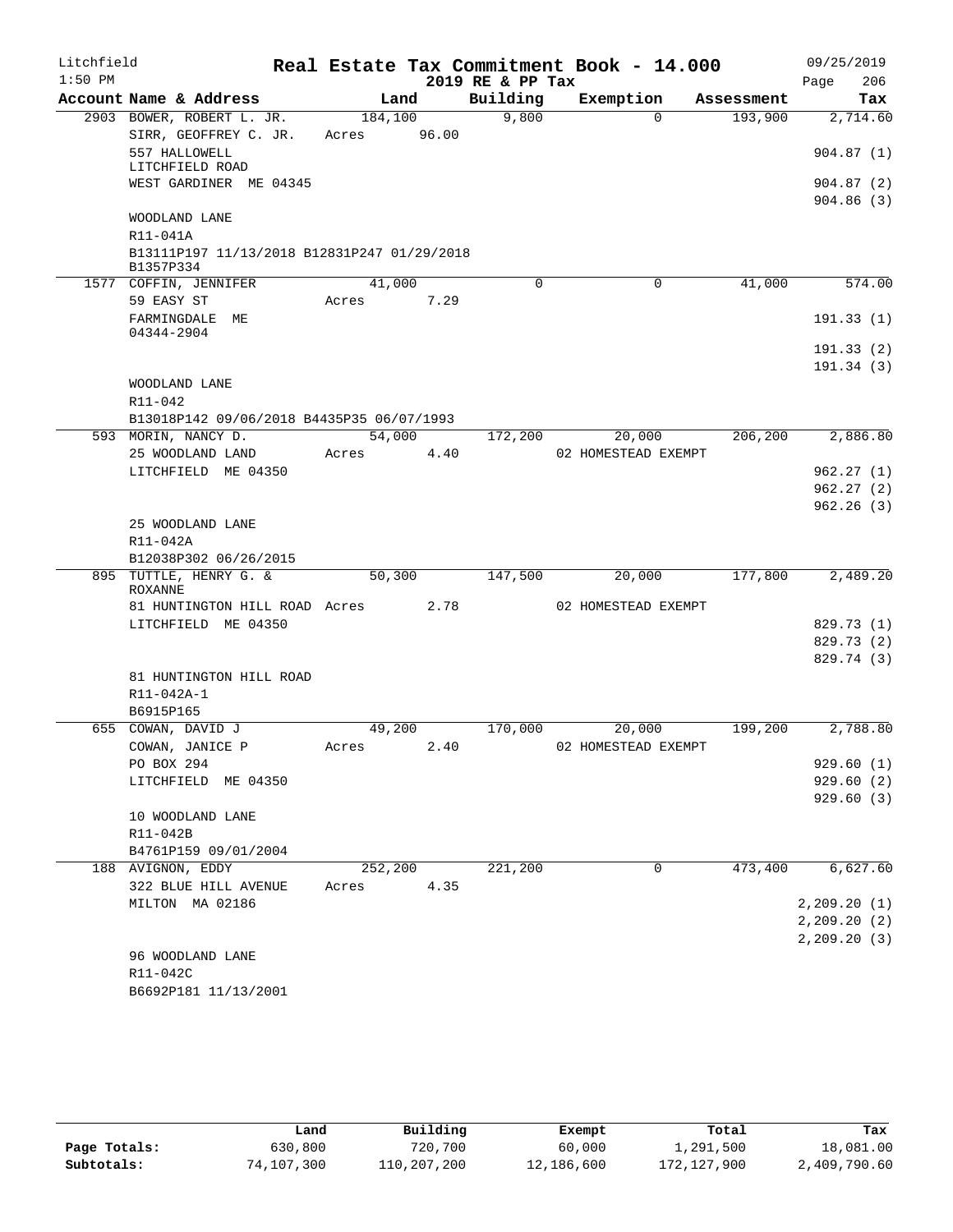# Real Estate Tax Commitment Book - 14.000

Litchfield 1:50 PM — 2019 RE & PP Tax — 09/25/2019

| Account Name & Address | Land | Building | Exemption | Assessment | Tax |
|---|---|---|---|---|---|
| 2903 BOWER, ROBERT L. JR. | 184,100 | 9,800 | 0 | 193,900 | 2,714.60 |
| SIRR, GEOFFREY C. JR. | Acres 96.00 | | | | |
| 557 HALLOWELL LITCHFIELD ROAD | | | | | 904.87 (1) |
| WEST GARDINER ME 04345 | | | | | 904.87 (2) |
| | | | | | 904.86 (3) |
| WOODLAND LANE | | | | | |
| R11-041A | | | | | |
| B13111P197 11/13/2018 B12831P247 01/29/2018 B1357P334 | | | | | |
| 1577 COFFIN, JENNIFER | 41,000 | 0 | 0 | 41,000 | 574.00 |
| 59 EASY ST | Acres 7.29 | | | | |
| FARMINGDALE ME 04344-2904 | | | | | 191.33 (1) |
| | | | | | 191.33 (2) |
| | | | | | 191.34 (3) |
| WOODLAND LANE | | | | | |
| R11-042 | | | | | |
| B13018P142 09/06/2018 B4435P35 06/07/1993 | | | | | |
| 593 MORIN, NANCY D. | 54,000 | 172,200 | 20,000 | 206,200 | 2,886.80 |
| 25 WOODLAND LAND | Acres 4.40 | | 02 HOMESTEAD EXEMPT | | |
| LITCHFIELD ME 04350 | | | | | 962.27 (1) |
| | | | | | 962.27 (2) |
| | | | | | 962.26 (3) |
| 25 WOODLAND LANE | | | | | |
| R11-042A | | | | | |
| B12038P302 06/26/2015 | | | | | |
| 895 TUTTLE, HENRY G. & ROXANNE | 50,300 | 147,500 | 20,000 | 177,800 | 2,489.20 |
| 81 HUNTINGTON HILL ROAD | Acres 2.78 | | 02 HOMESTEAD EXEMPT | | |
| LITCHFIELD ME 04350 | | | | | 829.73 (1) |
| | | | | | 829.73 (2) |
| | | | | | 829.74 (3) |
| 81 HUNTINGTON HILL ROAD | | | | | |
| R11-042A-1 | | | | | |
| B6915P165 | | | | | |
| 655 COWAN, DAVID J | 49,200 | 170,000 | 20,000 | 199,200 | 2,788.80 |
| COWAN, JANICE P | Acres 2.40 | | 02 HOMESTEAD EXEMPT | | |
| PO BOX 294 | | | | | 929.60 (1) |
| LITCHFIELD ME 04350 | | | | | 929.60 (2) |
| | | | | | 929.60 (3) |
| 10 WOODLAND LANE | | | | | |
| R11-042B | | | | | |
| B4761P159 09/01/2004 | | | | | |
| 188 AVIGNON, EDDY | 252,200 | 221,200 | 0 | 473,400 | 6,627.60 |
| 322 BLUE HILL AVENUE | Acres 4.35 | | | | |
| MILTON MA 02186 | | | | | 2,209.20 (1) |
| | | | | | 2,209.20 (2) |
| | | | | | 2,209.20 (3) |
| 96 WOODLAND LANE | | | | | |
| R11-042C | | | | | |
| B6692P181 11/13/2001 | | | | | |

| | Land | Building | Exempt | Total | Tax |
|---|---|---|---|---|---|
| Page Totals: | 630,800 | 720,700 | 60,000 | 1,291,500 | 18,081.00 |
| Subtotals: | 74,107,300 | 110,207,200 | 12,186,600 | 172,127,900 | 2,409,790.60 |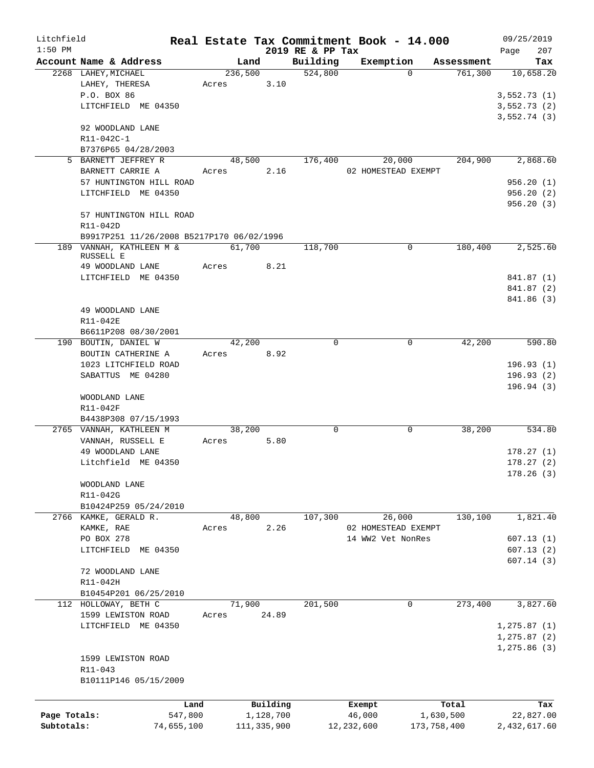Litchfield
1:50 PM

# Real Estate Tax Commitment Book - 14.000
## 2019 RE & PP Tax

09/25/2019

| Account Name & Address | Land | Building | Exemption | Assessment | Tax |
|---|---|---|---|---|---|
| 2268 LAHEY,MICHAEL | 236,500 | 524,800 | 0 | 761,300 | 10,658.20 |
| LAHEY, THERESA | Acres 3.10 | | | | |
| P.O. BOX 86 | | | | | 3,552.73 (1) |
| LITCHFIELD ME 04350 | | | | | 3,552.73 (2) |
| | | | | | 3,552.74 (3) |
| 92 WOODLAND LANE | | | | | |
| R11-042C-1 | | | | | |
| B7376P65 04/28/2003 | | | | | |
| 5 BARNETT JEFFREY R | 48,500 | 176,400 | 20,000 | 204,900 | 2,868.60 |
| BARNETT CARRIE A | Acres 2.16 | | 02 HOMESTEAD EXEMPT | | |
| 57 HUNTINGTON HILL ROAD | | | | | 956.20 (1) |
| LITCHFIELD ME 04350 | | | | | 956.20 (2) |
| | | | | | 956.20 (3) |
| 57 HUNTINGTON HILL ROAD | | | | | |
| R11-042D | | | | | |
| B9917P251 11/26/2008 B5217P170 06/02/1996 | | | | | |
| 189 VANNAH, KATHLEEN M & RUSSELL E | 61,700 | 118,700 | 0 | 180,400 | 2,525.60 |
| 49 WOODLAND LANE | Acres 8.21 | | | | |
| LITCHFIELD ME 04350 | | | | | 841.87 (1) |
| | | | | | 841.87 (2) |
| | | | | | 841.86 (3) |
| 49 WOODLAND LANE | | | | | |
| R11-042E | | | | | |
| B6611P208 08/30/2001 | | | | | |
| 190 BOUTIN, DANIEL W | 42,200 | 0 | 0 | 42,200 | 590.80 |
| BOUTIN CATHERINE A | Acres 8.92 | | | | |
| 1023 LITCHFIELD ROAD | | | | | 196.93 (1) |
| SABATTUS ME 04280 | | | | | 196.93 (2) |
| | | | | | 196.94 (3) |
| WOODLAND LANE | | | | | |
| R11-042F | | | | | |
| B4438P308 07/15/1993 | | | | | |
| 2765 VANNAH, KATHLEEN M | 38,200 | 0 | 0 | 38,200 | 534.80 |
| VANNAH, RUSSELL E | Acres 5.80 | | | | |
| 49 WOODLAND LANE | | | | | 178.27 (1) |
| Litchfield ME 04350 | | | | | 178.27 (2) |
| | | | | | 178.26 (3) |
| WOODLAND LANE | | | | | |
| R11-042G | | | | | |
| B10424P259 05/24/2010 | | | | | |
| 2766 KAMKE, GERALD R. | 48,800 | 107,300 | 26,000 | 130,100 | 1,821.40 |
| KAMKE, RAE | Acres 2.26 | | 02 HOMESTEAD EXEMPT | | |
| PO BOX 278 | | | 14 WW2 Vet NonRes | | 607.13 (1) |
| LITCHFIELD ME 04350 | | | | | 607.13 (2) |
| | | | | | 607.14 (3) |
| 72 WOODLAND LANE | | | | | |
| R11-042H | | | | | |
| B10454P201 06/25/2010 | | | | | |
| 112 HOLLOWAY, BETH C | 71,900 | 201,500 | 0 | 273,400 | 3,827.60 |
| 1599 LEWISTON ROAD | Acres 24.89 | | | | |
| LITCHFIELD ME 04350 | | | | | 1,275.87 (1) |
| | | | | | 1,275.87 (2) |
| | | | | | 1,275.86 (3) |
| 1599 LEWISTON ROAD | | | | | |
| R11-043 | | | | | |
| B10111P146 05/15/2009 | | | | | |

| | Land | Building | Exempt | Total | Tax |
|---|---|---|---|---|---|
| Page Totals: | 547,800 | 1,128,700 | 46,000 | 1,630,500 | 22,827.00 |
| Subtotals: | 74,655,100 | 111,335,900 | 12,232,600 | 173,758,400 | 2,432,617.60 |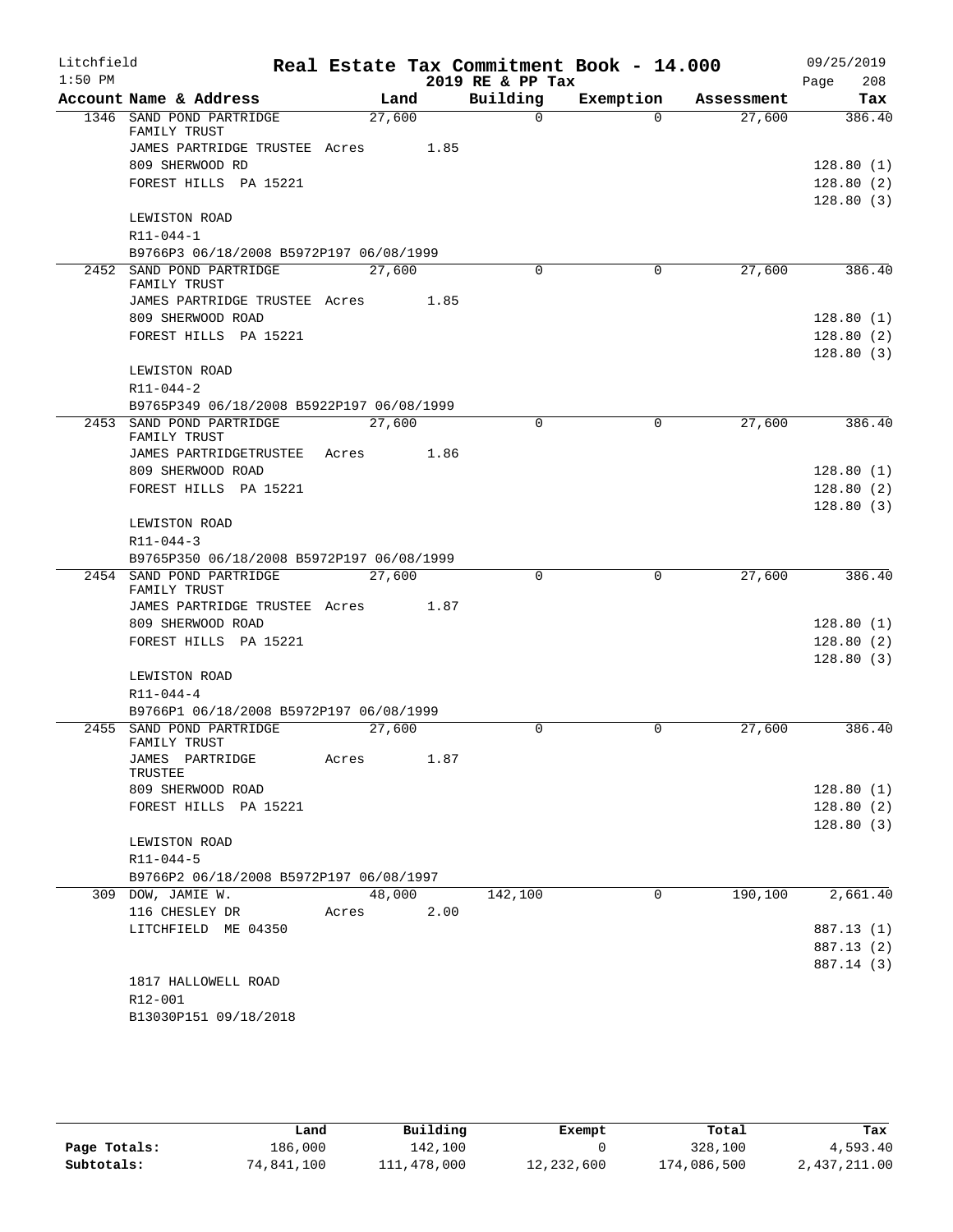# Real Estate Tax Commitment Book - 14.000

Litchfield 1:50 PM — 2019 RE & PP Tax — 09/25/2019

| Account Name & Address | Land | Building | Exemption | Assessment | Tax |
|---|---|---|---|---|---|
| 1346 SAND POND PARTRIDGE FAMILY TRUST | 27,600 | 0 | 0 | 27,600 | 386.40 |
| JAMES PARTRIDGE TRUSTEE Acres 1.85 | | | | | |
| 809 SHERWOOD RD | | | | | 128.80 (1) |
| FOREST HILLS PA 15221 | | | | | 128.80 (2) |
| | | | | | 128.80 (3) |
| LEWISTON ROAD | | | | | |
| R11-044-1 | | | | | |
| B9766P3 06/18/2008 B5972P197 06/08/1999 | | | | | |
| 2452 SAND POND PARTRIDGE FAMILY TRUST | 27,600 | 0 | 0 | 27,600 | 386.40 |
| JAMES PARTRIDGE TRUSTEE Acres 1.85 | | | | | |
| 809 SHERWOOD ROAD | | | | | 128.80 (1) |
| FOREST HILLS PA 15221 | | | | | 128.80 (2) |
| | | | | | 128.80 (3) |
| LEWISTON ROAD | | | | | |
| R11-044-2 | | | | | |
| B9765P349 06/18/2008 B5922P197 06/08/1999 | | | | | |
| 2453 SAND POND PARTRIDGE FAMILY TRUST | 27,600 | 0 | 0 | 27,600 | 386.40 |
| JAMES PARTRIDGETRUSTEE Acres 1.86 | | | | | |
| 809 SHERWOOD ROAD | | | | | 128.80 (1) |
| FOREST HILLS PA 15221 | | | | | 128.80 (2) |
| | | | | | 128.80 (3) |
| LEWISTON ROAD | | | | | |
| R11-044-3 | | | | | |
| B9765P350 06/18/2008 B5972P197 06/08/1999 | | | | | |
| 2454 SAND POND PARTRIDGE FAMILY TRUST | 27,600 | 0 | 0 | 27,600 | 386.40 |
| JAMES PARTRIDGE TRUSTEE Acres 1.87 | | | | | |
| 809 SHERWOOD ROAD | | | | | 128.80 (1) |
| FOREST HILLS PA 15221 | | | | | 128.80 (2) |
| | | | | | 128.80 (3) |
| LEWISTON ROAD | | | | | |
| R11-044-4 | | | | | |
| B9766P1 06/18/2008 B5972P197 06/08/1999 | | | | | |
| 2455 SAND POND PARTRIDGE FAMILY TRUST | 27,600 | 0 | 0 | 27,600 | 386.40 |
| JAMES PARTRIDGE TRUSTEE Acres 1.87 | | | | | |
| 809 SHERWOOD ROAD | | | | | 128.80 (1) |
| FOREST HILLS PA 15221 | | | | | 128.80 (2) |
| | | | | | 128.80 (3) |
| LEWISTON ROAD | | | | | |
| R11-044-5 | | | | | |
| B9766P2 06/18/2008 B5972P197 06/08/1997 | | | | | |
| 309 DOW, JAMIE W. | 48,000 | 142,100 | 0 | 190,100 | 2,661.40 |
| 116 CHESLEY DR Acres 2.00 | | | | | |
| LITCHFIELD ME 04350 | | | | | 887.13 (1) |
| | | | | | 887.13 (2) |
| | | | | | 887.14 (3) |
| 1817 HALLOWELL ROAD | | | | | |
| R12-001 | | | | | |
| B13030P151 09/18/2018 | | | | | |

| | Land | Building | Exempt | Total | Tax |
|---|---|---|---|---|---|
| Page Totals: | 186,000 | 142,100 | 0 | 328,100 | 4,593.40 |
| Subtotals: | 74,841,100 | 111,478,000 | 12,232,600 | 174,086,500 | 2,437,211.00 |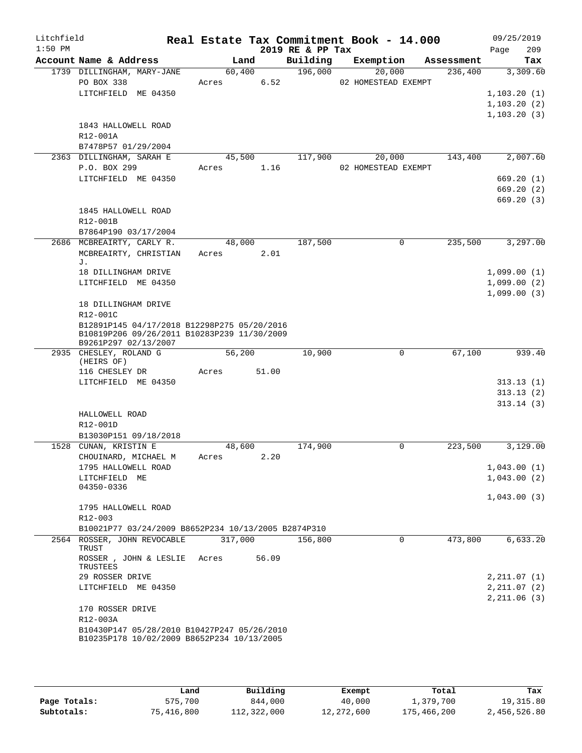Litchfield
1:50 PM

# Real Estate Tax Commitment Book - 14.000

2019 RE & PP Tax

09/25/2019

| Account | Name & Address | Land | Building | Exemption | Assessment | Tax |
|---|---|---|---|---|---|---|
| 1739 | DILLINGHAM, MARY-JANE | 60,400 | 196,000 | 20,000 | 236,400 | 3,309.60 |
| | PO BOX 338 | Acres 6.52 | | 02 HOMESTEAD EXEMPT | | |
| | LITCHFIELD ME 04350 | | | | | 1,103.20 (1) |
| | | | | | | 1,103.20 (2) |
| | | | | | | 1,103.20 (3) |
| | 1843 HALLOWELL ROAD | | | | | |
| | R12-001A | | | | | |
| | B7478P57 01/29/2004 | | | | | |
| 2363 | DILLINGHAM, SARAH E | 45,500 | 117,900 | 20,000 | 143,400 | 2,007.60 |
| | P.O. BOX 299 | Acres 1.16 | | 02 HOMESTEAD EXEMPT | | |
| | LITCHFIELD ME 04350 | | | | | 669.20 (1) |
| | | | | | | 669.20 (2) |
| | | | | | | 669.20 (3) |
| | 1845 HALLOWELL ROAD | | | | | |
| | R12-001B | | | | | |
| | B7864P190 03/17/2004 | | | | | |
| 2686 | MCBREAIRTY, CARLY R. | 48,000 | 187,500 | 0 | 235,500 | 3,297.00 |
| | MCBREAIRTY, CHRISTIAN J. | Acres 2.01 | | | | |
| | 18 DILLINGHAM DRIVE | | | | | 1,099.00 (1) |
| | LITCHFIELD ME 04350 | | | | | 1,099.00 (2) |
| | | | | | | 1,099.00 (3) |
| | 18 DILLINGHAM DRIVE | | | | | |
| | R12-001C | | | | | |
| | B12891P145 04/17/2018 B12298P275 05/20/2016 B10819P206 09/26/2011 B10283P239 11/30/2009 B9261P297 02/13/2007 | | | | | |
| 2935 | CHESLEY, ROLAND G (HEIRS OF) | 56,200 | 10,900 | 0 | 67,100 | 939.40 |
| | 116 CHESLEY DR | Acres 51.00 | | | | |
| | LITCHFIELD ME 04350 | | | | | 313.13 (1) |
| | | | | | | 313.13 (2) |
| | | | | | | 313.14 (3) |
| | HALLOWELL ROAD | | | | | |
| | R12-001D | | | | | |
| | B13030P151 09/18/2018 | | | | | |
| 1528 | CUNAN, KRISTIN E | 48,600 | 174,900 | 0 | 223,500 | 3,129.00 |
| | CHOUINARD, MICHAEL M | Acres 2.20 | | | | |
| | 1795 HALLOWELL ROAD | | | | | 1,043.00 (1) |
| | LITCHFIELD ME 04350-0336 | | | | | 1,043.00 (2) |
| | | | | | | 1,043.00 (3) |
| | 1795 HALLOWELL ROAD | | | | | |
| | R12-003 | | | | | |
| | B10021P77 03/24/2009 B8652P234 10/13/2005 B2874P310 | | | | | |
| 2564 | ROSSER, JOHN REVOCABLE TRUST | 317,000 | 156,800 | 0 | 473,800 | 6,633.20 |
| | ROSSER , JOHN & LESLIE TRUSTEES | Acres 56.09 | | | | |
| | 29 ROSSER DRIVE | | | | | 2,211.07 (1) |
| | LITCHFIELD ME 04350 | | | | | 2,211.07 (2) |
| | | | | | | 2,211.06 (3) |
| | 170 ROSSER DRIVE | | | | | |
| | R12-003A | | | | | |
| | B10430P147 05/28/2010 B10427P247 05/26/2010 B10235P178 10/02/2009 B8652P234 10/13/2005 | | | | | |

| | Land | Building | Exempt | Total | Tax |
|---|---|---|---|---|---|
| Page Totals: | 575,700 | 844,000 | 40,000 | 1,379,700 | 19,315.80 |
| Subtotals: | 75,416,800 | 112,322,000 | 12,272,600 | 175,466,200 | 2,456,526.80 |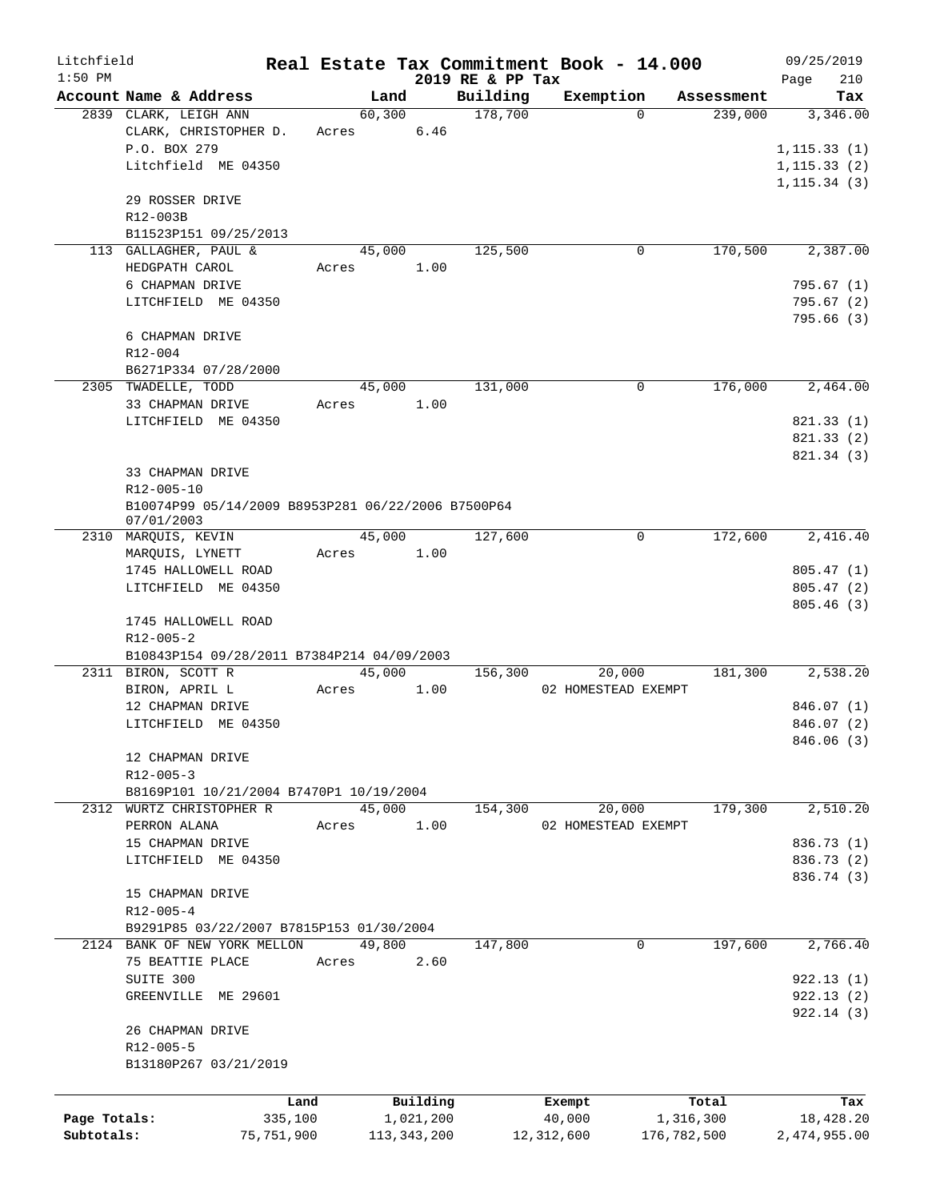Litchfield 1:50 PM

# Real Estate Tax Commitment Book - 14.000
## 2019 RE & PP Tax

09/25/2019 Page 210

| Account | Name & Address | Land | Building | Exemption | Assessment | Tax |
|---|---|---|---|---|---|---|
| 2839 | CLARK, LEIGH ANN<br>CLARK, CHRISTOPHER D.<br>P.O. BOX 279<br>Litchfield ME 04350<br><br>29 ROSSER DRIVE<br>R12-003B<br>B11523P151 09/25/2013 | 60,300<br>Acres 6.46 | 178,700 | 0 | 239,000 | 3,346.00<br><br>1,115.33 (1)<br>1,115.33 (2)<br>1,115.34 (3) |
| 113 | GALLAGHER, PAUL &<br>HEDGPATH CAROL<br>6 CHAPMAN DRIVE<br>LITCHFIELD ME 04350<br><br>6 CHAPMAN DRIVE<br>R12-004<br>B6271P334 07/28/2000 | 45,000<br>Acres 1.00 | 125,500 | 0 | 170,500 | 2,387.00<br><br>795.67 (1)<br>795.67 (2)<br>795.66 (3) |
| 2305 | TWADELLE, TODD<br>33 CHAPMAN DRIVE<br>LITCHFIELD ME 04350<br><br>33 CHAPMAN DRIVE<br>R12-005-10<br>B10074P99 05/14/2009 B8953P281 06/22/2006 B7500P64 07/01/2003 | 45,000<br>Acres 1.00 | 131,000 | 0 | 176,000 | 2,464.00<br><br>821.33 (1)<br>821.33 (2)<br>821.34 (3) |
| 2310 | MARQUIS, KEVIN<br>MARQUIS, LYNETT<br>1745 HALLOWELL ROAD<br>LITCHFIELD ME 04350<br><br>1745 HALLOWELL ROAD<br>R12-005-2<br>B10843P154 09/28/2011 B7384P214 04/09/2003 | 45,000<br>Acres 1.00 | 127,600 | 0 | 172,600 | 2,416.40<br><br>805.47 (1)<br>805.47 (2)<br>805.46 (3) |
| 2311 | BIRON, SCOTT R<br>BIRON, APRIL L<br>12 CHAPMAN DRIVE<br>LITCHFIELD ME 04350<br><br>12 CHAPMAN DRIVE<br>R12-005-3<br>B8169P101 10/21/2004 B7470P1 10/19/2004 | 45,000<br>Acres 1.00 | 156,300 | 20,000<br>02 HOMESTEAD EXEMPT | 181,300 | 2,538.20<br><br>846.07 (1)<br>846.07 (2)<br>846.06 (3) |
| 2312 | WURTZ CHRISTOPHER R<br>PERRON ALANA<br>15 CHAPMAN DRIVE<br>LITCHFIELD ME 04350<br><br>15 CHAPMAN DRIVE<br>R12-005-4<br>B9291P85 03/22/2007 B7815P153 01/30/2004 | 45,000<br>Acres 1.00 | 154,300 | 20,000<br>02 HOMESTEAD EXEMPT | 179,300 | 2,510.20<br><br>836.73 (1)<br>836.73 (2)<br>836.74 (3) |
| 2124 | BANK OF NEW YORK MELLON<br>75 BEATTIE PLACE<br>SUITE 300<br>GREENVILLE ME 29601<br><br>26 CHAPMAN DRIVE<br>R12-005-5<br>B13180P267 03/21/2019 | 49,800<br>Acres 2.60 | 147,800 | 0 | 197,600 | 2,766.40<br><br>922.13 (1)<br>922.13 (2)<br>922.14 (3) |

| | Land | Building | Exempt | Total | Tax |
|---|---|---|---|---|---|
| Page Totals: | 335,100 | 1,021,200 | 40,000 | 1,316,300 | 18,428.20 |
| Subtotals: | 75,751,900 | 113,343,200 | 12,312,600 | 176,782,500 | 2,474,955.00 |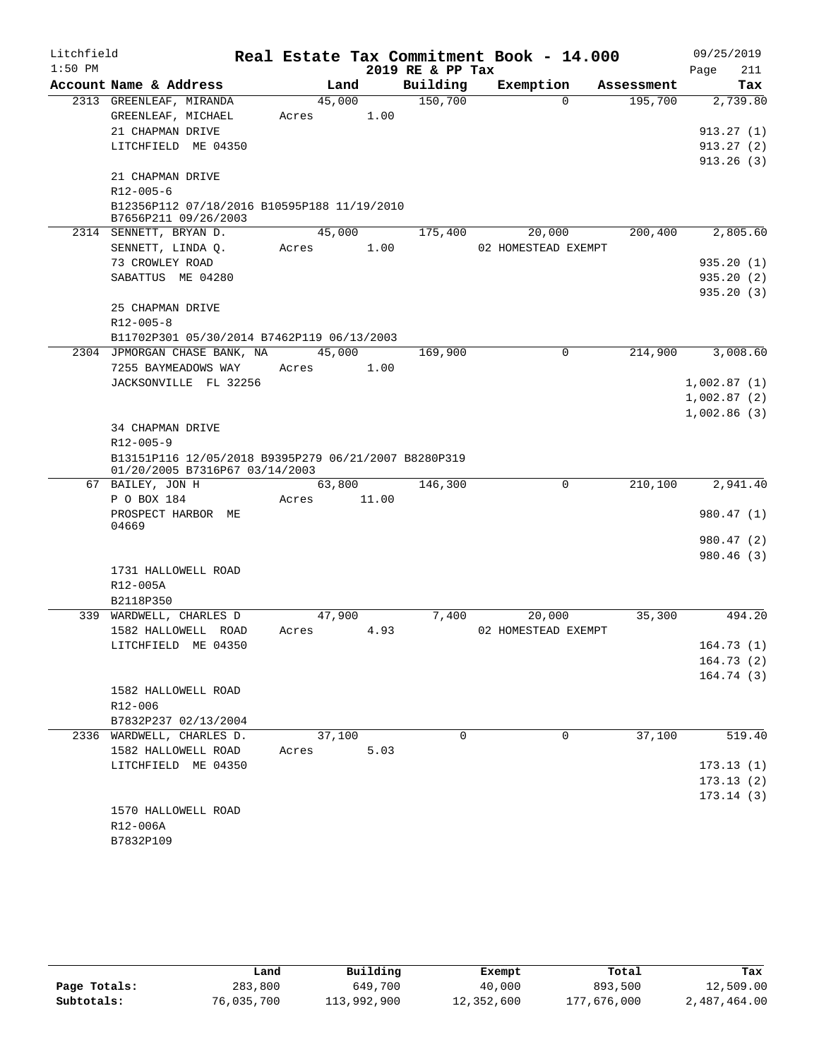Litchfield
1:50 PM

# Real Estate Tax Commitment Book - 14.000

2019 RE & PP Tax

09/25/2019
Page 211

| Account | Name & Address | Land | Building | Exemption | Assessment | Tax |
|---|---|---|---|---|---|---|
| 2313 | GREENLEAF, MIRANDA | 45,000 | 150,700 | 0 | 195,700 | 2,739.80 |
| | GREENLEAF, MICHAEL | Acres 1.00 | | | | |
| | 21 CHAPMAN DRIVE | | | | | 913.27 (1) |
| | LITCHFIELD ME 04350 | | | | | 913.27 (2) |
| | | | | | | 913.26 (3) |
| | 21 CHAPMAN DRIVE | | | | | |
| | R12-005-6 | | | | | |
| | B12356P112 07/18/2016 B10595P188 11/19/2010 B7656P211 09/26/2003 | | | | | |
| 2314 | SENNETT, BRYAN D. | 45,000 | 175,400 | 20,000 | 200,400 | 2,805.60 |
| | SENNETT, LINDA Q. | Acres 1.00 | | 02 HOMESTEAD EXEMPT | | |
| | 73 CROWLEY ROAD | | | | | 935.20 (1) |
| | SABATTUS ME 04280 | | | | | 935.20 (2) |
| | | | | | | 935.20 (3) |
| | 25 CHAPMAN DRIVE | | | | | |
| | R12-005-8 | | | | | |
| | B11702P301 05/30/2014 B7462P119 06/13/2003 | | | | | |
| 2304 | JPMORGAN CHASE BANK, NA | 45,000 | 169,900 | 0 | 214,900 | 3,008.60 |
| | 7255 BAYMEADOWS WAY | Acres 1.00 | | | | |
| | JACKSONVILLE FL 32256 | | | | | 1,002.87 (1) |
| | | | | | | 1,002.87 (2) |
| | | | | | | 1,002.86 (3) |
| | 34 CHAPMAN DRIVE | | | | | |
| | R12-005-9 | | | | | |
| | B13151P116 12/05/2018 B9395P279 06/21/2007 B8280P319 01/20/2005 B7316P67 03/14/2003 | | | | | |
| 67 | BAILEY, JON H | 63,800 | 146,300 | 0 | 210,100 | 2,941.40 |
| | P O BOX 184 | Acres 11.00 | | | | |
| | PROSPECT HARBOR ME 04669 | | | | | 980.47 (1) |
| | | | | | | 980.47 (2) |
| | | | | | | 980.46 (3) |
| | 1731 HALLOWELL ROAD | | | | | |
| | R12-005A | | | | | |
| | B2118P350 | | | | | |
| 339 | WARDWELL, CHARLES D | 47,900 | 7,400 | 20,000 | 35,300 | 494.20 |
| | 1582 HALLOWELL ROAD | Acres 4.93 | | 02 HOMESTEAD EXEMPT | | |
| | LITCHFIELD ME 04350 | | | | | 164.73 (1) |
| | | | | | | 164.73 (2) |
| | | | | | | 164.74 (3) |
| | 1582 HALLOWELL ROAD | | | | | |
| | R12-006 | | | | | |
| | B7832P237 02/13/2004 | | | | | |
| 2336 | WARDWELL, CHARLES D. | 37,100 | 0 | 0 | 37,100 | 519.40 |
| | 1582 HALLOWELL ROAD | Acres 5.03 | | | | |
| | LITCHFIELD ME 04350 | | | | | 173.13 (1) |
| | | | | | | 173.13 (2) |
| | | | | | | 173.14 (3) |
| | 1570 HALLOWELL ROAD | | | | | |
| | R12-006A | | | | | |
| | B7832P109 | | | | | |

| | Land | Building | Exempt | Total | Tax |
|---|---|---|---|---|---|
| Page Totals: | 283,800 | 649,700 | 40,000 | 893,500 | 12,509.00 |
| Subtotals: | 76,035,700 | 113,992,900 | 12,352,600 | 177,676,000 | 2,487,464.00 |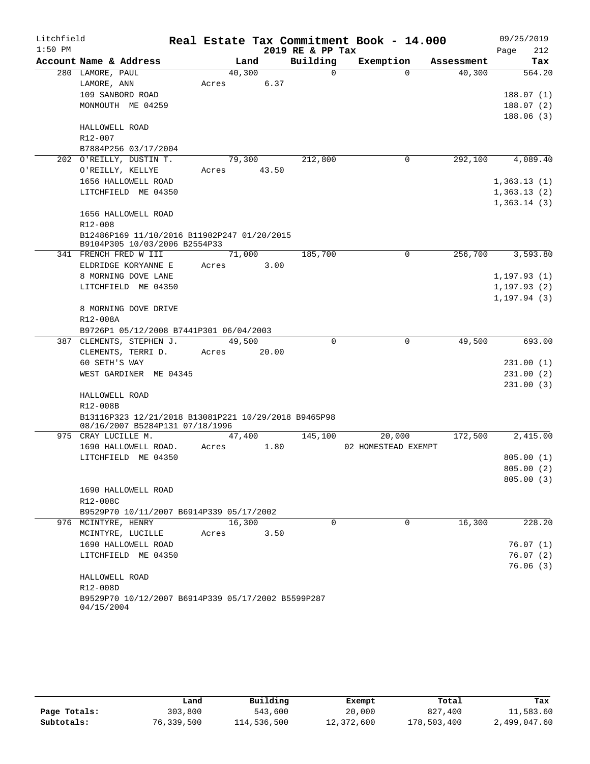Litchfield 1:50 PM

# Real Estate Tax Commitment Book - 14.000

2019 RE & PP Tax

09/25/2019 Page 212

| Account Name & Address | Land | Building | Exemption | Assessment | Tax |
|---|---|---|---|---|---|
| 280 LAMORE, PAUL | 40,300 | 0 | 0 | 40,300 | 564.20 |
| LAMORE, ANN | Acres 6.37 | | | | |
| 109 SANBORD ROAD | | | | | 188.07 (1) |
| MONMOUTH ME 04259 | | | | | 188.07 (2) |
| | | | | | 188.06 (3) |
| HALLOWELL ROAD | | | | | |
| R12-007 | | | | | |
| B7884P256 03/17/2004 | | | | | |
| 202 O'REILLY, DUSTIN T. | 79,300 | 212,800 | 0 | 292,100 | 4,089.40 |
| O'REILLY, KELLYE | Acres 43.50 | | | | |
| 1656 HALLOWELL ROAD | | | | | 1,363.13 (1) |
| LITCHFIELD ME 04350 | | | | | 1,363.13 (2) |
| | | | | | 1,363.14 (3) |
| 1656 HALLOWELL ROAD | | | | | |
| R12-008 | | | | | |
| B12486P169 11/10/2016 B11902P247 01/20/2015 B9104P305 10/03/2006 B2554P33 | | | | | |
| 341 FRENCH FRED W III | 71,000 | 185,700 | 0 | 256,700 | 3,593.80 |
| ELDRIDGE KORYANNE E | Acres 3.00 | | | | |
| 8 MORNING DOVE LANE | | | | | 1,197.93 (1) |
| LITCHFIELD ME 04350 | | | | | 1,197.93 (2) |
| | | | | | 1,197.94 (3) |
| 8 MORNING DOVE DRIVE | | | | | |
| R12-008A | | | | | |
| B9726P1 05/12/2008 B7441P301 06/04/2003 | | | | | |
| 387 CLEMENTS, STEPHEN J. | 49,500 | 0 | 0 | 49,500 | 693.00 |
| CLEMENTS, TERRI D. | Acres 20.00 | | | | |
| 60 SETH'S WAY | | | | | 231.00 (1) |
| WEST GARDINER ME 04345 | | | | | 231.00 (2) |
| | | | | | 231.00 (3) |
| HALLOWELL ROAD | | | | | |
| R12-008B | | | | | |
| B13116P323 12/21/2018 B13081P221 10/29/2018 B9465P98 08/16/2007 B5284P131 07/18/1996 | | | | | |
| 975 CRAY LUCILLE M. | 47,400 | 145,100 | 20,000 | 172,500 | 2,415.00 |
| 1690 HALLOWELL ROAD. | Acres 1.80 | | 02 HOMESTEAD EXEMPT | | |
| LITCHFIELD ME 04350 | | | | | 805.00 (1) |
| | | | | | 805.00 (2) |
| | | | | | 805.00 (3) |
| 1690 HALLOWELL ROAD | | | | | |
| R12-008C | | | | | |
| B9529P70 10/11/2007 B6914P339 05/17/2002 | | | | | |
| 976 MCINTYRE, HENRY | 16,300 | 0 | 0 | 16,300 | 228.20 |
| MCINTYRE, LUCILLE | Acres 3.50 | | | | |
| 1690 HALLOWELL ROAD | | | | | 76.07 (1) |
| LITCHFIELD ME 04350 | | | | | 76.07 (2) |
| | | | | | 76.06 (3) |
| HALLOWELL ROAD | | | | | |
| R12-008D | | | | | |
| B9529P70 10/12/2007 B6914P339 05/17/2002 B5599P287 04/15/2004 | | | | | |

| | Land | Building | Exempt | Total | Tax |
|---|---|---|---|---|---|
| Page Totals: | 303,800 | 543,600 | 20,000 | 827,400 | 11,583.60 |
| Subtotals: | 76,339,500 | 114,536,500 | 12,372,600 | 178,503,400 | 2,499,047.60 |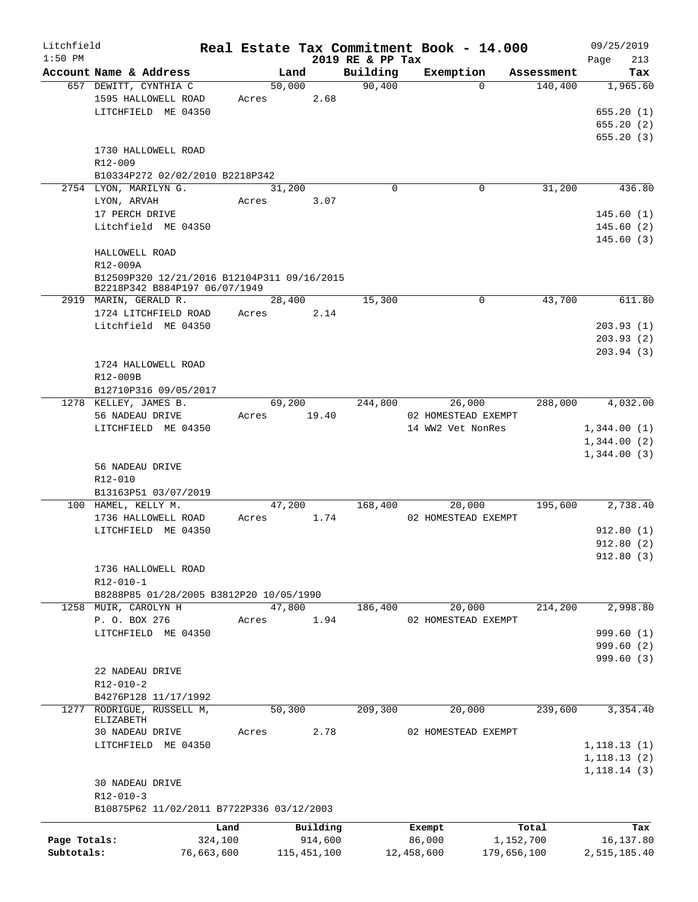Litchfield 1:50 PM

# Real Estate Tax Commitment Book - 14.000

2019 RE & PP Tax

09/25/2019

| Account Name & Address | Land | Building | Exemption | Assessment | Tax |
|---|---|---|---|---|---|
| 657 DEWITT, CYNTHIA C | 50,000 | 90,400 | 0 | 140,400 | 1,965.60 |
| 1595 HALLOWELL ROAD | Acres 2.68 | | | | |
| LITCHFIELD ME 04350 | | | | | 655.20 (1) |
| | | | | | 655.20 (2) |
| | | | | | 655.20 (3) |
| 1730 HALLOWELL ROAD | | | | | |
| R12-009 | | | | | |
| B10334P272 02/02/2010 B2218P342 | | | | | |
| 2754 LYON, MARILYN G. | 31,200 | 0 | 0 | 31,200 | 436.80 |
| LYON, ARVAH | Acres 3.07 | | | | |
| 17 PERCH DRIVE | | | | | 145.60 (1) |
| Litchfield ME 04350 | | | | | 145.60 (2) |
| | | | | | 145.60 (3) |
| HALLOWELL ROAD | | | | | |
| R12-009A | | | | | |
| B12509P320 12/21/2016 B12104P311 09/16/2015 B2218P342 B884P197 06/07/1949 | | | | | |
| 2919 MARIN, GERALD R. | 28,400 | 15,300 | 0 | 43,700 | 611.80 |
| 1724 LITCHFIELD ROAD | Acres 2.14 | | | | |
| Litchfield ME 04350 | | | | | 203.93 (1) |
| | | | | | 203.93 (2) |
| | | | | | 203.94 (3) |
| 1724 HALLOWELL ROAD | | | | | |
| R12-009B | | | | | |
| B12710P316 09/05/2017 | | | | | |
| 1278 KELLEY, JAMES B. | 69,200 | 244,800 | 26,000 | 288,000 | 4,032.00 |
| 56 NADEAU DRIVE | Acres 19.40 | | 02 HOMESTEAD EXEMPT | | |
| LITCHFIELD ME 04350 | | | 14 WW2 Vet NonRes | | 1,344.00 (1) |
| | | | | | 1,344.00 (2) |
| | | | | | 1,344.00 (3) |
| 56 NADEAU DRIVE | | | | | |
| R12-010 | | | | | |
| B13163P51 03/07/2019 | | | | | |
| 100 HAMEL, KELLY M. | 47,200 | 168,400 | 20,000 | 195,600 | 2,738.40 |
| 1736 HALLOWELL ROAD | Acres 1.74 | | 02 HOMESTEAD EXEMPT | | |
| LITCHFIELD ME 04350 | | | | | 912.80 (1) |
| | | | | | 912.80 (2) |
| | | | | | 912.80 (3) |
| 1736 HALLOWELL ROAD | | | | | |
| R12-010-1 | | | | | |
| B8288P85 01/28/2005 B3812P20 10/05/1990 | | | | | |
| 1258 MUIR, CAROLYN H | 47,800 | 186,400 | 20,000 | 214,200 | 2,998.80 |
| P. O. BOX 276 | Acres 1.94 | | 02 HOMESTEAD EXEMPT | | |
| LITCHFIELD ME 04350 | | | | | 999.60 (1) |
| | | | | | 999.60 (2) |
| | | | | | 999.60 (3) |
| 22 NADEAU DRIVE | | | | | |
| R12-010-2 | | | | | |
| B4276P128 11/17/1992 | | | | | |
| 1277 RODRIGUE, RUSSELL M, ELIZABETH | 50,300 | 209,300 | 20,000 | 239,600 | 3,354.40 |
| 30 NADEAU DRIVE | Acres 2.78 | | 02 HOMESTEAD EXEMPT | | |
| LITCHFIELD ME 04350 | | | | | 1,118.13 (1) |
| | | | | | 1,118.13 (2) |
| | | | | | 1,118.14 (3) |
| 30 NADEAU DRIVE | | | | | |
| R12-010-3 | | | | | |
| B10875P62 11/02/2011 B7722P336 03/12/2003 | | | | | |

| | Land | Building | Exempt | Total | Tax |
|---|---|---|---|---|---|
| Page Totals: | 324,100 | 914,600 | 86,000 | 1,152,700 | 16,137.80 |
| Subtotals: | 76,663,600 | 115,451,100 | 12,458,600 | 179,656,100 | 2,515,185.40 |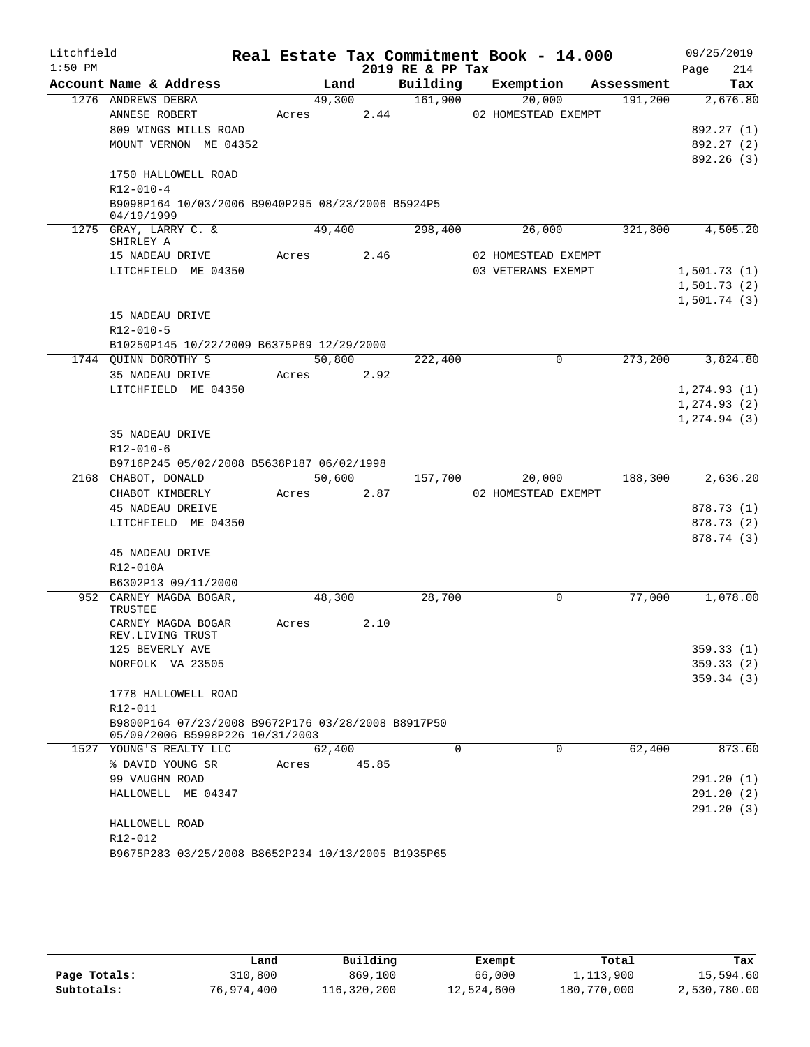Litchfield
1:50 PM

# Real Estate Tax Commitment Book - 14.000

## 2019 RE & PP Tax

09/25/2019
Page 214

| Account Name & Address | Land | Building | Exemption | Assessment | Tax |
|---|---|---|---|---|---|
| 1276 ANDREWS DEBRA | 49,300 | 161,900 | 20,000 | 191,200 | 2,676.80 |
| ANNESE ROBERT | Acres 2.44 | | 02 HOMESTEAD EXEMPT | | |
| 809 WINGS MILLS ROAD | | | | | 892.27 (1) |
| MOUNT VERNON ME 04352 | | | | | 892.27 (2) |
| | | | | | 892.26 (3) |
| 1750 HALLOWELL ROAD | | | | | |
| R12-010-4 | | | | | |
| B9098P164 10/03/2006 B9040P295 08/23/2006 B5924P5 04/19/1999 | | | | | |
| 1275 GRAY, LARRY C. & SHIRLEY A | 49,400 | 298,400 | 26,000 | 321,800 | 4,505.20 |
| 15 NADEAU DRIVE | Acres 2.46 | | 02 HOMESTEAD EXEMPT | | |
| LITCHFIELD ME 04350 | | | 03 VETERANS EXEMPT | | 1,501.73 (1) |
| | | | | | 1,501.73 (2) |
| | | | | | 1,501.74 (3) |
| 15 NADEAU DRIVE | | | | | |
| R12-010-5 | | | | | |
| B10250P145 10/22/2009 B6375P69 12/29/2000 | | | | | |
| 1744 QUINN DOROTHY S | 50,800 | 222,400 | 0 | 273,200 | 3,824.80 |
| 35 NADEAU DRIVE | Acres 2.92 | | | | |
| LITCHFIELD ME 04350 | | | | | 1,274.93 (1) |
| | | | | | 1,274.93 (2) |
| | | | | | 1,274.94 (3) |
| 35 NADEAU DRIVE | | | | | |
| R12-010-6 | | | | | |
| B9716P245 05/02/2008 B5638P187 06/02/1998 | | | | | |
| 2168 CHABOT, DONALD | 50,600 | 157,700 | 20,000 | 188,300 | 2,636.20 |
| CHABOT KIMBERLY | Acres 2.87 | | 02 HOMESTEAD EXEMPT | | |
| 45 NADEAU DREIVE | | | | | 878.73 (1) |
| LITCHFIELD ME 04350 | | | | | 878.73 (2) |
| | | | | | 878.74 (3) |
| 45 NADEAU DRIVE | | | | | |
| R12-010A | | | | | |
| B6302P13 09/11/2000 | | | | | |
| 952 CARNEY MAGDA BOGAR, TRUSTEE | 48,300 | 28,700 | 0 | 77,000 | 1,078.00 |
| CARNEY MAGDA BOGAR REV.LIVING TRUST | Acres 2.10 | | | | |
| 125 BEVERLY AVE | | | | | 359.33 (1) |
| NORFOLK VA 23505 | | | | | 359.33 (2) |
| | | | | | 359.34 (3) |
| 1778 HALLOWELL ROAD | | | | | |
| R12-011 | | | | | |
| B9800P164 07/23/2008 B9672P176 03/28/2008 B8917P50 05/09/2006 B5998P226 10/31/2003 | | | | | |
| 1527 YOUNG'S REALTY LLC | 62,400 | 0 | 0 | 62,400 | 873.60 |
| % DAVID YOUNG SR | Acres 45.85 | | | | |
| 99 VAUGHN ROAD | | | | | 291.20 (1) |
| HALLOWELL ME 04347 | | | | | 291.20 (2) |
| | | | | | 291.20 (3) |
| HALLOWELL ROAD | | | | | |
| R12-012 | | | | | |
| B9675P283 03/25/2008 B8652P234 10/13/2005 B1935P65 | | | | | |

| | Land | Building | Exempt | Total | Tax |
|---|---|---|---|---|---|
| Page Totals: | 310,800 | 869,100 | 66,000 | 1,113,900 | 15,594.60 |
| Subtotals: | 76,974,400 | 116,320,200 | 12,524,600 | 180,770,000 | 2,530,780.00 |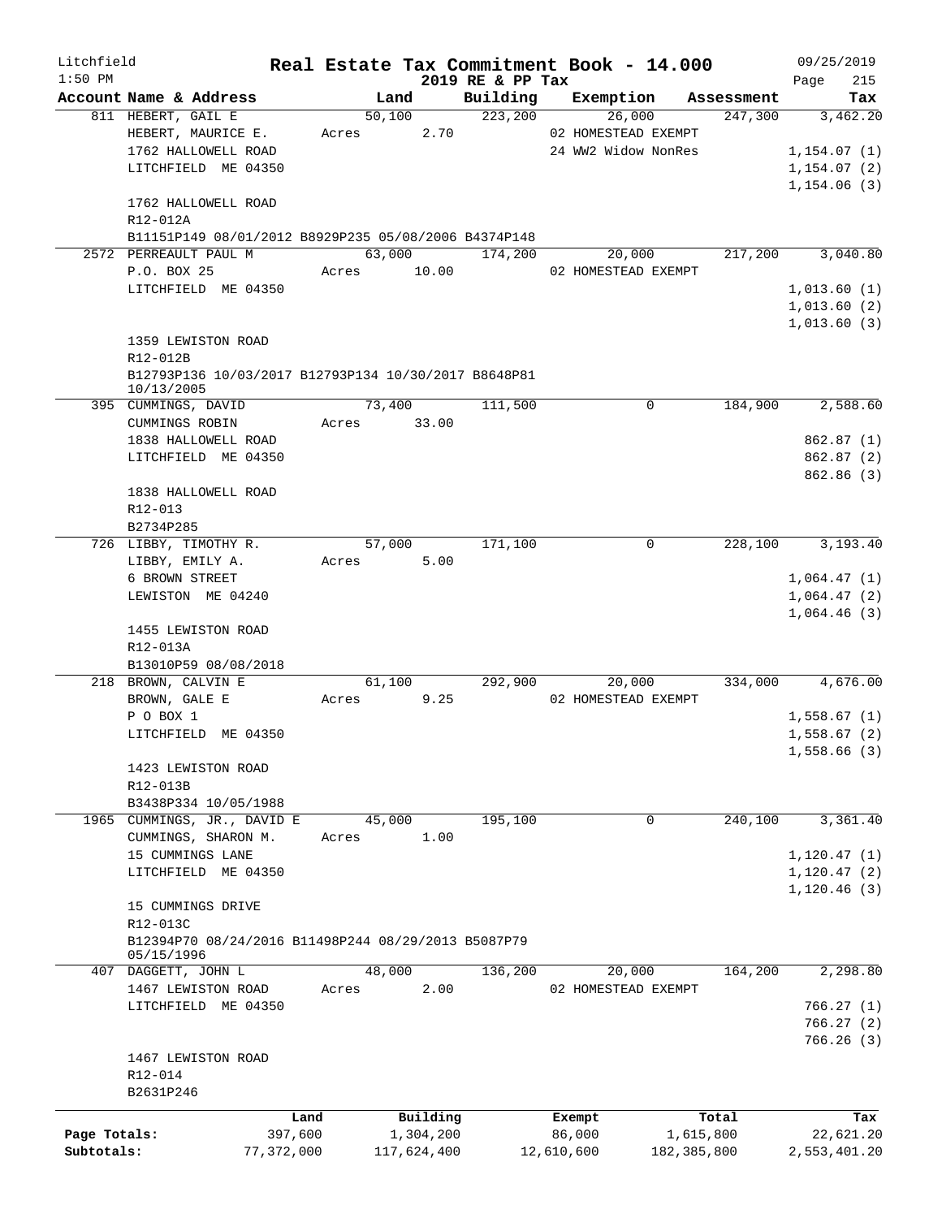Litchfield
1:50 PM

# Real Estate Tax Commitment Book - 14.000

## 2019 RE & PP Tax

09/25/2019

| Account Name & Address | Land | Building | Exemption | Assessment | Tax |
|---|---|---|---|---|---|
| 811 HEBERT, GAIL E | 50,100 | 223,200 | 26,000 | 247,300 | 3,462.20 |
| HEBERT, MAURICE E. | Acres 2.70 | | 02 HOMESTEAD EXEMPT | | |
| 1762 HALLOWELL ROAD | | | 24 WW2 Widow NonRes | | 1,154.07 (1) |
| LITCHFIELD ME 04350 | | | | | 1,154.07 (2) |
| | | | | | 1,154.06 (3) |
| 1762 HALLOWELL ROAD | | | | | |
| R12-012A | | | | | |
| B11151P149 08/01/2012 B8929P235 05/08/2006 B4374P148 | | | | | |
| 2572 PERREAULT PAUL M | 63,000 | 174,200 | 20,000 | 217,200 | 3,040.80 |
| P.O. BOX 25 | Acres 10.00 | | 02 HOMESTEAD EXEMPT | | |
| LITCHFIELD ME 04350 | | | | | 1,013.60 (1) |
| | | | | | 1,013.60 (2) |
| | | | | | 1,013.60 (3) |
| 1359 LEWISTON ROAD | | | | | |
| R12-012B | | | | | |
| B12793P136 10/03/2017 B12793P134 10/30/2017 B8648P81 10/13/2005 | | | | | |
| 395 CUMMINGS, DAVID | 73,400 | 111,500 | 0 | 184,900 | 2,588.60 |
| CUMMINGS ROBIN | Acres 33.00 | | | | |
| 1838 HALLOWELL ROAD | | | | | 862.87 (1) |
| LITCHFIELD ME 04350 | | | | | 862.87 (2) |
| | | | | | 862.86 (3) |
| 1838 HALLOWELL ROAD | | | | | |
| R12-013 | | | | | |
| B2734P285 | | | | | |
| 726 LIBBY, TIMOTHY R. | 57,000 | 171,100 | 0 | 228,100 | 3,193.40 |
| LIBBY, EMILY A. | Acres 5.00 | | | | |
| 6 BROWN STREET | | | | | 1,064.47 (1) |
| LEWISTON ME 04240 | | | | | 1,064.47 (2) |
| | | | | | 1,064.46 (3) |
| 1455 LEWISTON ROAD | | | | | |
| R12-013A | | | | | |
| B13010P59 08/08/2018 | | | | | |
| 218 BROWN, CALVIN E | 61,100 | 292,900 | 20,000 | 334,000 | 4,676.00 |
| BROWN, GALE E | Acres 9.25 | | 02 HOMESTEAD EXEMPT | | |
| P O BOX 1 | | | | | 1,558.67 (1) |
| LITCHFIELD ME 04350 | | | | | 1,558.67 (2) |
| | | | | | 1,558.66 (3) |
| 1423 LEWISTON ROAD | | | | | |
| R12-013B | | | | | |
| B3438P334 10/05/1988 | | | | | |
| 1965 CUMMINGS, JR., DAVID E | 45,000 | 195,100 | 0 | 240,100 | 3,361.40 |
| CUMMINGS, SHARON M. | Acres 1.00 | | | | |
| 15 CUMMINGS LANE | | | | | 1,120.47 (1) |
| LITCHFIELD ME 04350 | | | | | 1,120.47 (2) |
| | | | | | 1,120.46 (3) |
| 15 CUMMINGS DRIVE | | | | | |
| R12-013C | | | | | |
| B12394P70 08/24/2016 B11498P244 08/29/2013 B5087P79 05/15/1996 | | | | | |
| 407 DAGGETT, JOHN L | 48,000 | 136,200 | 20,000 | 164,200 | 2,298.80 |
| 1467 LEWISTON ROAD | Acres 2.00 | | 02 HOMESTEAD EXEMPT | | |
| LITCHFIELD ME 04350 | | | | | 766.27 (1) |
| | | | | | 766.27 (2) |
| | | | | | 766.26 (3) |
| 1467 LEWISTON ROAD | | | | | |
| R12-014 | | | | | |
| B2631P246 | | | | | |

| | Land | Building | Exempt | Total | Tax |
|---|---|---|---|---|---|
| Page Totals: | 397,600 | 1,304,200 | 86,000 | 1,615,800 | 22,621.20 |
| Subtotals: | 77,372,000 | 117,624,400 | 12,610,600 | 182,385,800 | 2,553,401.20 |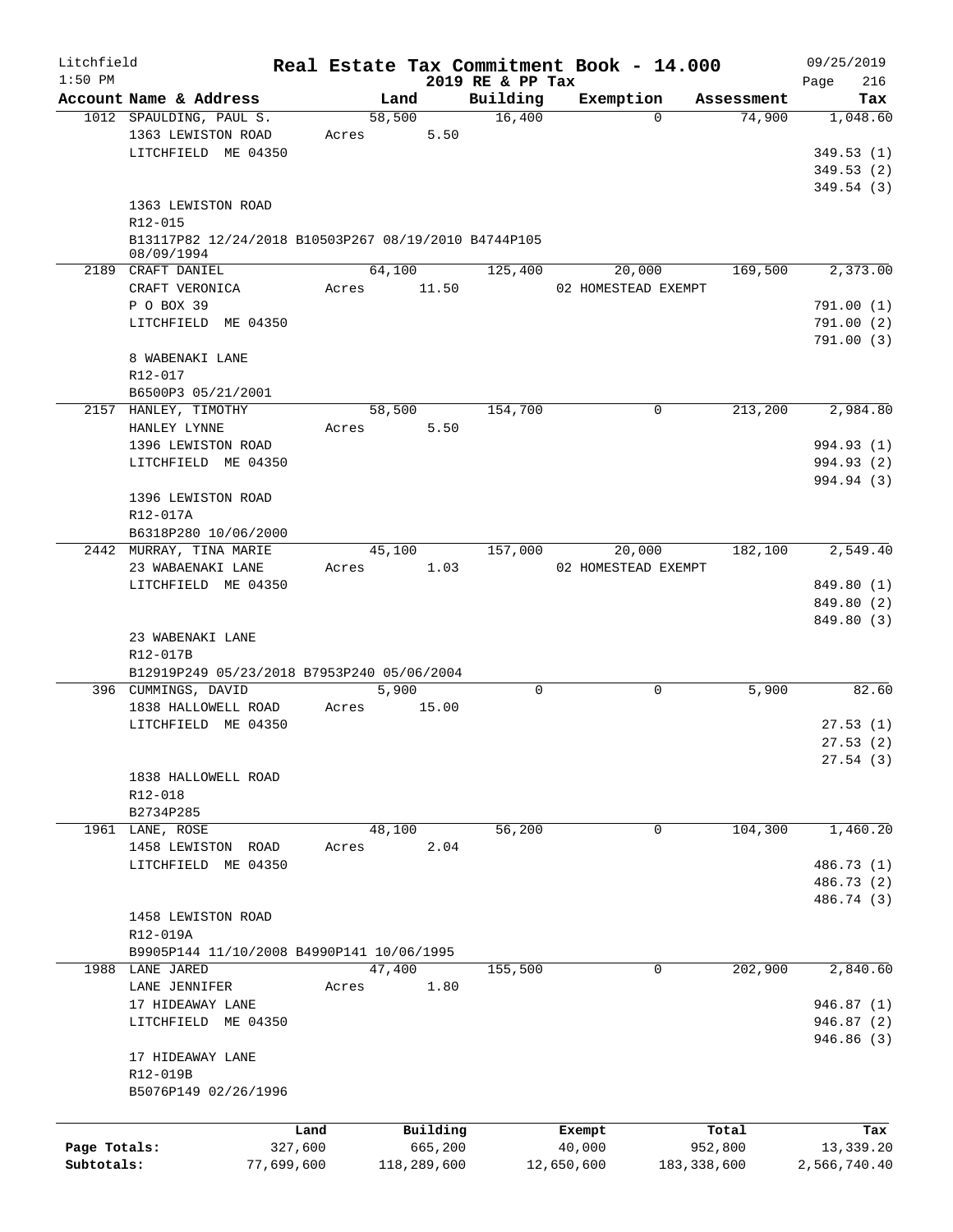Litchfield
1:50 PM

# Real Estate Tax Commitment Book - 14.000
## 2019 RE & PP Tax

09/25/2019
Page 216

| Account Name & Address | Land | Building | Exemption | Assessment | Tax |
|---|---|---|---|---|---|
| 1012 SPAULDING, PAUL S. | 58,500 | 16,400 | 0 | 74,900 | 1,048.60 |
| 1363 LEWISTON ROAD | Acres 5.50 | | | | |
| LITCHFIELD ME 04350 | | | | | 349.53 (1) |
| | | | | | 349.53 (2) |
| | | | | | 349.54 (3) |
| 1363 LEWISTON ROAD | | | | | |
| R12-015 | | | | | |
| B13117P82 12/24/2018 B10503P267 08/19/2010 B4744P105 08/09/1994 | | | | | |
| 2189 CRAFT DANIEL | 64,100 | 125,400 | 20,000 | 169,500 | 2,373.00 |
| CRAFT VERONICA | Acres 11.50 | | 02 HOMESTEAD EXEMPT | | |
| P O BOX 39 | | | | | 791.00 (1) |
| LITCHFIELD ME 04350 | | | | | 791.00 (2) |
| | | | | | 791.00 (3) |
| 8 WABENAKI LANE | | | | | |
| R12-017 | | | | | |
| B6500P3 05/21/2001 | | | | | |
| 2157 HANLEY, TIMOTHY | 58,500 | 154,700 | 0 | 213,200 | 2,984.80 |
| HANLEY LYNNE | Acres 5.50 | | | | |
| 1396 LEWISTON ROAD | | | | | 994.93 (1) |
| LITCHFIELD ME 04350 | | | | | 994.93 (2) |
| | | | | | 994.94 (3) |
| 1396 LEWISTON ROAD | | | | | |
| R12-017A | | | | | |
| B6318P280 10/06/2000 | | | | | |
| 2442 MURRAY, TINA MARIE | 45,100 | 157,000 | 20,000 | 182,100 | 2,549.40 |
| 23 WABAENAKI LANE | Acres 1.03 | | 02 HOMESTEAD EXEMPT | | |
| LITCHFIELD ME 04350 | | | | | 849.80 (1) |
| | | | | | 849.80 (2) |
| | | | | | 849.80 (3) |
| 23 WABENAKI LANE | | | | | |
| R12-017B | | | | | |
| B12919P249 05/23/2018 B7953P240 05/06/2004 | | | | | |
| 396 CUMMINGS, DAVID | 5,900 | 0 | 0 | 5,900 | 82.60 |
| 1838 HALLOWELL ROAD | Acres 15.00 | | | | |
| LITCHFIELD ME 04350 | | | | | 27.53 (1) |
| | | | | | 27.53 (2) |
| | | | | | 27.54 (3) |
| 1838 HALLOWELL ROAD | | | | | |
| R12-018 | | | | | |
| B2734P285 | | | | | |
| 1961 LANE, ROSE | 48,100 | 56,200 | 0 | 104,300 | 1,460.20 |
| 1458 LEWISTON ROAD | Acres 2.04 | | | | |
| LITCHFIELD ME 04350 | | | | | 486.73 (1) |
| | | | | | 486.73 (2) |
| | | | | | 486.74 (3) |
| 1458 LEWISTON ROAD | | | | | |
| R12-019A | | | | | |
| B9905P144 11/10/2008 B4990P141 10/06/1995 | | | | | |
| 1988 LANE JARED | 47,400 | 155,500 | 0 | 202,900 | 2,840.60 |
| LANE JENNIFER | Acres 1.80 | | | | |
| 17 HIDEAWAY LANE | | | | | 946.87 (1) |
| LITCHFIELD ME 04350 | | | | | 946.87 (2) |
| | | | | | 946.86 (3) |
| 17 HIDEAWAY LANE | | | | | |
| R12-019B | | | | | |
| B5076P149 02/26/1996 | | | | | |

| | Land | Building | Exempt | Total | Tax |
|---|---|---|---|---|---|
| Page Totals: | 327,600 | 665,200 | 40,000 | 952,800 | 13,339.20 |
| Subtotals: | 77,699,600 | 118,289,600 | 12,650,600 | 183,338,600 | 2,566,740.40 |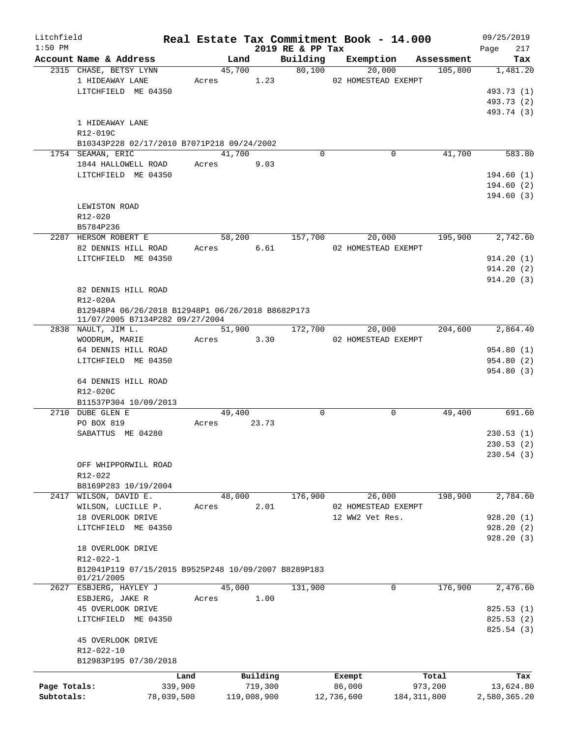Litchfield
1:50 PM

# Real Estate Tax Commitment Book - 14.000
## 2019 RE & PP Tax

09/25/2019

| Account Name & Address | Land | Building | Exemption | Assessment | Tax |
|---|---|---|---|---|---|
| 2315 CHASE, BETSY LYNN | 45,700 | 80,100 | 20,000 | 105,800 | 1,481.20 |
| 1 HIDEAWAY LANE | Acres 1.23 | | 02 HOMESTEAD EXEMPT | | |
| LITCHFIELD ME 04350 | | | | | 493.73 (1) |
| | | | | | 493.73 (2) |
| | | | | | 493.74 (3) |
| 1 HIDEAWAY LANE | | | | | |
| R12-019C | | | | | |
| B10343P228 02/17/2010 B7071P218 09/24/2002 | | | | | |
| 1754 SEAMAN, ERIC | 41,700 | 0 | 0 | 41,700 | 583.80 |
| 1844 HALLOWELL ROAD | Acres 9.03 | | | | |
| LITCHFIELD ME 04350 | | | | | 194.60 (1) |
| | | | | | 194.60 (2) |
| | | | | | 194.60 (3) |
| LEWISTON ROAD | | | | | |
| R12-020 | | | | | |
| B5784P236 | | | | | |
| 2287 HERSOM ROBERT E | 58,200 | 157,700 | 20,000 | 195,900 | 2,742.60 |
| 82 DENNIS HILL ROAD | Acres 6.61 | | 02 HOMESTEAD EXEMPT | | |
| LITCHFIELD ME 04350 | | | | | 914.20 (1) |
| | | | | | 914.20 (2) |
| | | | | | 914.20 (3) |
| 82 DENNIS HILL ROAD | | | | | |
| R12-020A | | | | | |
| B12948P4 06/26/2018 B12948P1 06/26/2018 B8682P173 11/07/2005 B7134P282 09/27/2004 | | | | | |
| 2838 NAULT, JIM L. | 51,900 | 172,700 | 20,000 | 204,600 | 2,864.40 |
| WOODRUM, MARIE | Acres 3.30 | | 02 HOMESTEAD EXEMPT | | |
| 64 DENNIS HILL ROAD | | | | | 954.80 (1) |
| LITCHFIELD ME 04350 | | | | | 954.80 (2) |
| | | | | | 954.80 (3) |
| 64 DENNIS HILL ROAD | | | | | |
| R12-020C | | | | | |
| B11537P304 10/09/2013 | | | | | |
| 2710 DUBE GLEN E | 49,400 | 0 | 0 | 49,400 | 691.60 |
| PO BOX 819 | Acres 23.73 | | | | |
| SABATTUS ME 04280 | | | | | 230.53 (1) |
| | | | | | 230.53 (2) |
| | | | | | 230.54 (3) |
| OFF WHIPPORWILL ROAD | | | | | |
| R12-022 | | | | | |
| B8169P283 10/19/2004 | | | | | |
| 2417 WILSON, DAVID E. | 48,000 | 176,900 | 26,000 | 198,900 | 2,784.60 |
| WILSON, LUCILLE P. | Acres 2.01 | | 02 HOMESTEAD EXEMPT | | |
| 18 OVERLOOK DRIVE | | | 12 WW2 Vet Res. | | 928.20 (1) |
| LITCHFIELD ME 04350 | | | | | 928.20 (2) |
| | | | | | 928.20 (3) |
| 18 OVERLOOK DRIVE | | | | | |
| R12-022-1 | | | | | |
| B12041P119 07/15/2015 B9525P248 10/09/2007 B8289P183 01/21/2005 | | | | | |
| 2627 ESBJERG, HAYLEY J | 45,000 | 131,900 | 0 | 176,900 | 2,476.60 |
| ESBJERG, JAKE R | Acres 1.00 | | | | |
| 45 OVERLOOK DRIVE | | | | | 825.53 (1) |
| LITCHFIELD ME 04350 | | | | | 825.53 (2) |
| | | | | | 825.54 (3) |
| 45 OVERLOOK DRIVE | | | | | |
| R12-022-10 | | | | | |
| B12983P195 07/30/2018 | | | | | |

| | Land | Building | Exempt | Total | Tax |
|---|---|---|---|---|---|
| Page Totals: | 339,900 | 719,300 | 86,000 | 973,200 | 13,624.80 |
| Subtotals: | 78,039,500 | 119,008,900 | 12,736,600 | 184,311,800 | 2,580,365.20 |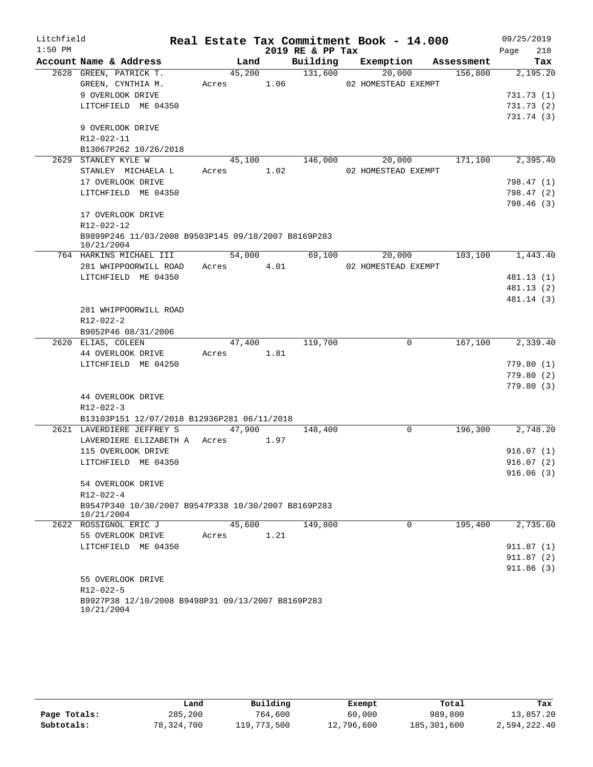Litchfield 1:50 PM

# Real Estate Tax Commitment Book - 14.000

2019 RE & PP Tax

09/25/2019 Page 218

| Account Name & Address | Land | Building | Exemption | Assessment | Tax |
|---|---|---|---|---|---|
| 2628 GREEN, PATRICK T. | 45,200 | 131,600 | 20,000 | 156,800 | 2,195.20 |
| GREEN, CYNTHIA M. | Acres 1.06 | | 02 HOMESTEAD EXEMPT | | |
| 9 OVERLOOK DRIVE | | | | | 731.73 (1) |
| LITCHFIELD ME 04350 | | | | | 731.73 (2) |
| | | | | | 731.74 (3) |
| 9 OVERLOOK DRIVE | | | | | |
| R12-022-11 | | | | | |
| B13067P262 10/26/2018 | | | | | |
| 2629 STANLEY KYLE W | 45,100 | 146,000 | 20,000 | 171,100 | 2,395.40 |
| STANLEY MICHAELA L | Acres 1.02 | | 02 HOMESTEAD EXEMPT | | |
| 17 OVERLOOK DRIVE | | | | | 798.47 (1) |
| LITCHFIELD ME 04350 | | | | | 798.47 (2) |
| | | | | | 798.46 (3) |
| 17 OVERLOOK DRIVE | | | | | |
| R12-022-12 | | | | | |
| B9899P246 11/03/2008 B9503P145 09/18/2007 B8169P283 10/21/2004 | | | | | |
| 764 HARKINS MICHAEL III | 54,000 | 69,100 | 20,000 | 103,100 | 1,443.40 |
| 281 WHIPPOORWILL ROAD | Acres 4.01 | | 02 HOMESTEAD EXEMPT | | |
| LITCHFIELD ME 04350 | | | | | 481.13 (1) |
| | | | | | 481.13 (2) |
| | | | | | 481.14 (3) |
| 281 WHIPPOORWILL ROAD | | | | | |
| R12-022-2 | | | | | |
| B9052P46 08/31/2006 | | | | | |
| 2620 ELIAS, COLEEN | 47,400 | 119,700 | 0 | 167,100 | 2,339.40 |
| 44 OVERLOOK DRIVE | Acres 1.81 | | | | |
| LITCHFIELD ME 04250 | | | | | 779.80 (1) |
| | | | | | 779.80 (2) |
| | | | | | 779.80 (3) |
| 44 OVERLOOK DRIVE | | | | | |
| R12-022-3 | | | | | |
| B13103P151 12/07/2018 B12936P281 06/11/2018 | | | | | |
| 2621 LAVERDIERE JEFFREY S | 47,900 | 148,400 | 0 | 196,300 | 2,748.20 |
| LAVERDIERE ELIZABETH A | Acres 1.97 | | | | |
| 115 OVERLOOK DRIVE | | | | | 916.07 (1) |
| LITCHFIELD ME 04350 | | | | | 916.07 (2) |
| | | | | | 916.06 (3) |
| 54 OVERLOOK DRIVE | | | | | |
| R12-022-4 | | | | | |
| B9547P340 10/30/2007 B9547P338 10/30/2007 B8169P283 10/21/2004 | | | | | |
| 2622 ROSSIGNOL ERIC J | 45,600 | 149,800 | 0 | 195,400 | 2,735.60 |
| 55 OVERLOOK DRIVE | Acres 1.21 | | | | |
| LITCHFIELD ME 04350 | | | | | 911.87 (1) |
| | | | | | 911.87 (2) |
| | | | | | 911.86 (3) |
| 55 OVERLOOK DRIVE | | | | | |
| R12-022-5 | | | | | |
| B9927P38 12/10/2008 B9498P31 09/13/2007 B8169P283 10/21/2004 | | | | | |

| | Land | Building | Exempt | Total | Tax |
|---|---|---|---|---|---|
| Page Totals: | 285,200 | 764,600 | 60,000 | 989,800 | 13,857.20 |
| Subtotals: | 78,324,700 | 119,773,500 | 12,796,600 | 185,301,600 | 2,594,222.40 |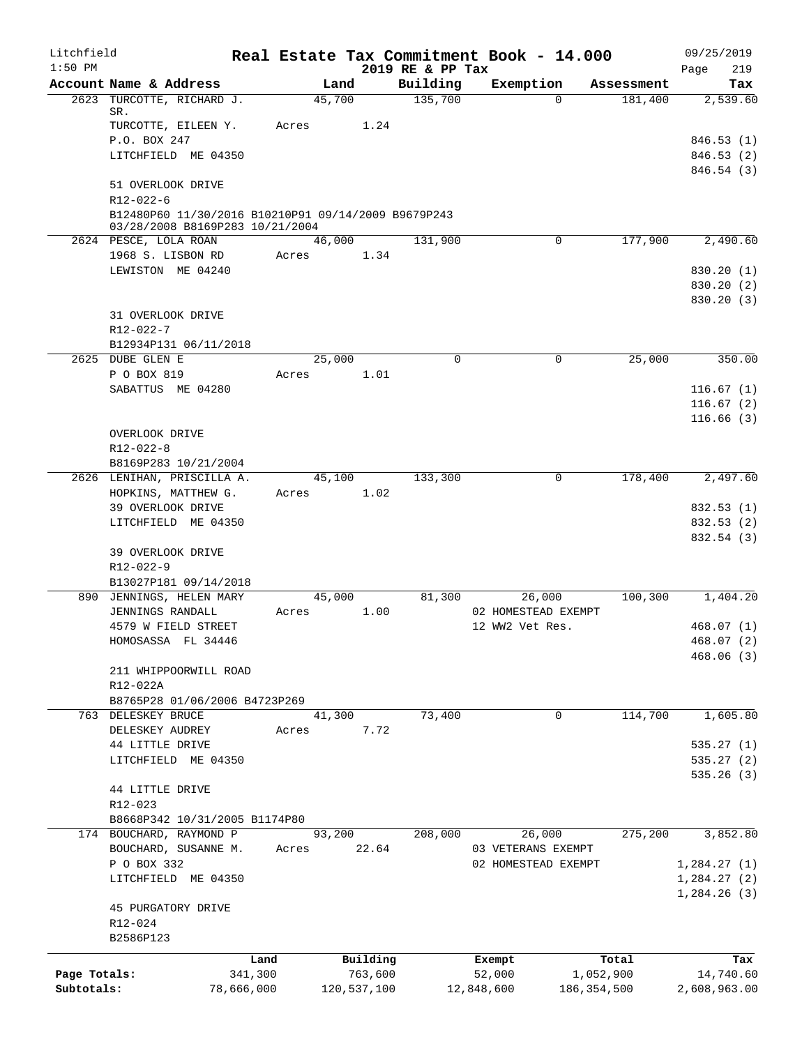Litchfield 1:50 PM

# Real Estate Tax Commitment Book - 14.000

2019 RE & PP Tax

09/25/2019 Page 219

| Account Name & Address | Land | Building | Exemption | Assessment | Tax |
|---|---|---|---|---|---|
| 2623 TURCOTTE, RICHARD J. SR. | 45,700 | 135,700 | 0 | 181,400 | 2,539.60 |
| TURCOTTE, EILEEN Y. | Acres 1.24 | | | | |
| P.O. BOX 247 | | | | | 846.53 (1) |
| LITCHFIELD ME 04350 | | | | | 846.53 (2) |
| | | | | | 846.54 (3) |
| 51 OVERLOOK DRIVE | | | | | |
| R12-022-6 | | | | | |
| B12480P60 11/30/2016 B10210P91 09/14/2009 B9679P243 03/28/2008 B8169P283 10/21/2004 | | | | | |
| 2624 PESCE, LOLA ROAN | 46,000 | 131,900 | 0 | 177,900 | 2,490.60 |
| 1968 S. LISBON RD | Acres 1.34 | | | | |
| LEWISTON ME 04240 | | | | | 830.20 (1) |
| | | | | | 830.20 (2) |
| | | | | | 830.20 (3) |
| 31 OVERLOOK DRIVE | | | | | |
| R12-022-7 | | | | | |
| B12934P131 06/11/2018 | | | | | |
| 2625 DUBE GLEN E | 25,000 | 0 | 0 | 25,000 | 350.00 |
| P O BOX 819 | Acres 1.01 | | | | |
| SABATTUS ME 04280 | | | | | 116.67 (1) |
| | | | | | 116.67 (2) |
| | | | | | 116.66 (3) |
| OVERLOOK DRIVE | | | | | |
| R12-022-8 | | | | | |
| B8169P283 10/21/2004 | | | | | |
| 2626 LENIHAN, PRISCILLA A. | 45,100 | 133,300 | 0 | 178,400 | 2,497.60 |
| HOPKINS, MATTHEW G. | Acres 1.02 | | | | |
| 39 OVERLOOK DRIVE | | | | | 832.53 (1) |
| LITCHFIELD ME 04350 | | | | | 832.53 (2) |
| | | | | | 832.54 (3) |
| 39 OVERLOOK DRIVE | | | | | |
| R12-022-9 | | | | | |
| B13027P181 09/14/2018 | | | | | |
| 890 JENNINGS, HELEN MARY | 45,000 | 81,300 | 26,000 | 100,300 | 1,404.20 |
| JENNINGS RANDALL | Acres 1.00 | | 02 HOMESTEAD EXEMPT | | |
| 4579 W FIELD STREET | | | 12 WW2 Vet Res. | | 468.07 (1) |
| HOMOSASSA FL 34446 | | | | | 468.07 (2) |
| | | | | | 468.06 (3) |
| 211 WHIPPOORWILL ROAD | | | | | |
| R12-022A | | | | | |
| B8765P28 01/06/2006 B4723P269 | | | | | |
| 763 DELESKEY BRUCE | 41,300 | 73,400 | 0 | 114,700 | 1,605.80 |
| DELESKEY AUDREY | Acres 7.72 | | | | |
| 44 LITTLE DRIVE | | | | | 535.27 (1) |
| LITCHFIELD ME 04350 | | | | | 535.27 (2) |
| | | | | | 535.26 (3) |
| 44 LITTLE DRIVE | | | | | |
| R12-023 | | | | | |
| B8668P342 10/31/2005 B1174P80 | | | | | |
| 174 BOUCHARD, RAYMOND P | 93,200 | 208,000 | 26,000 | 275,200 | 3,852.80 |
| BOUCHARD, SUSANNE M. | Acres 22.64 | | 03 VETERANS EXEMPT | | |
| P O BOX 332 | | | 02 HOMESTEAD EXEMPT | | 1,284.27 (1) |
| LITCHFIELD ME 04350 | | | | | 1,284.27 (2) |
| | | | | | 1,284.26 (3) |
| 45 PURGATORY DRIVE | | | | | |
| R12-024 | | | | | |
| B2586P123 | | | | | |

| | Land | Building | Exempt | Total | Tax |
|---|---|---|---|---|---|
| Page Totals: | 341,300 | 763,600 | 52,000 | 1,052,900 | 14,740.60 |
| Subtotals: | 78,666,000 | 120,537,100 | 12,848,600 | 186,354,500 | 2,608,963.00 |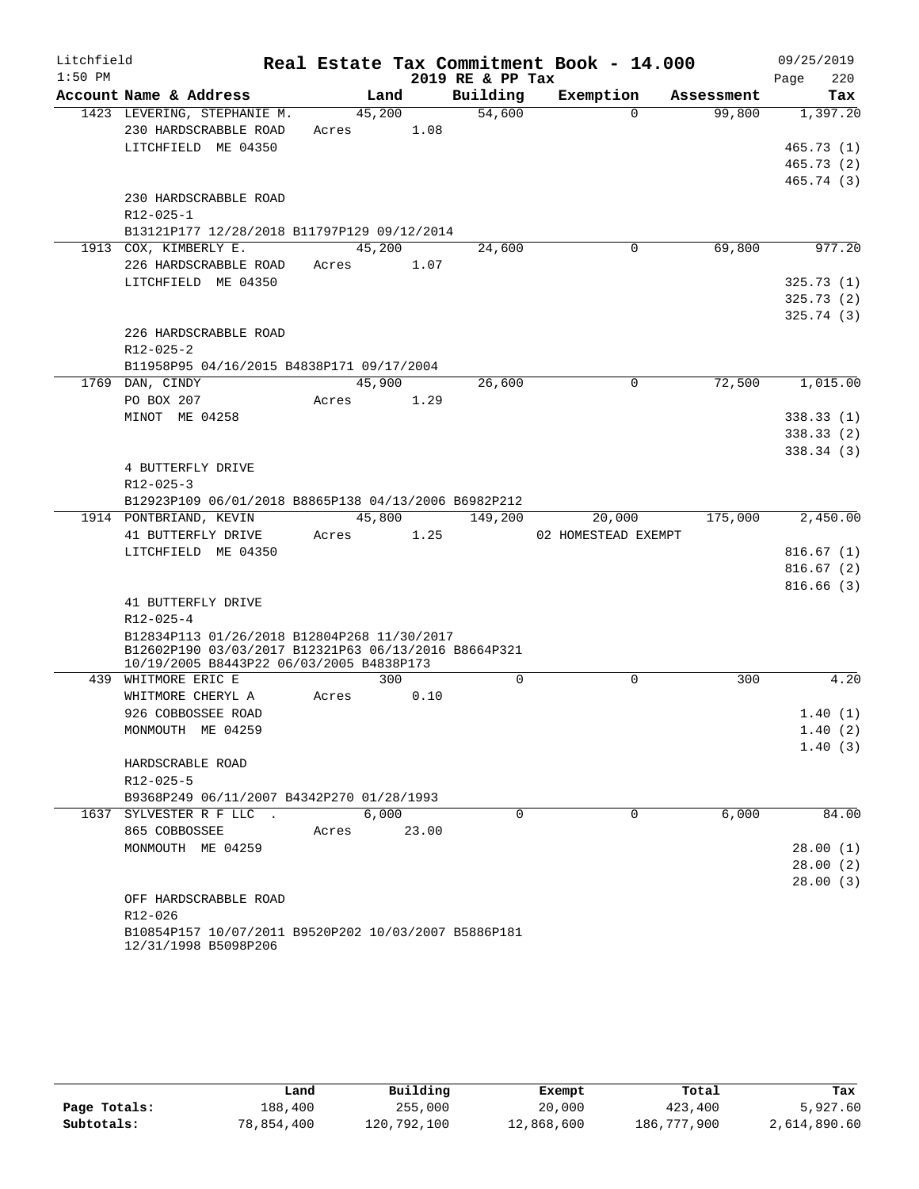Litchfield 1:50 PM

# Real Estate Tax Commitment Book - 14.000

## 2019 RE & PP Tax

09/25/2019 Page 220

| Account Name & Address | Land | Building | Exemption | Assessment | Tax |
|---|---|---|---|---|---|
| 1423 LEVERING, STEPHANIE M. | 45,200 | 54,600 | 0 | 99,800 | 1,397.20 |
| 230 HARDSCRABBLE ROAD | Acres 1.08 | | | | |
| LITCHFIELD ME 04350 | | | | | 465.73 (1) |
| | | | | | 465.73 (2) |
| | | | | | 465.74 (3) |
| 230 HARDSCRABBLE ROAD | | | | | |
| R12-025-1 | | | | | |
| B13121P177 12/28/2018 B11797P129 09/12/2014 | | | | | |
| 1913 COX, KIMBERLY E. | 45,200 | 24,600 | 0 | 69,800 | 977.20 |
| 226 HARDSCRABBLE ROAD | Acres 1.07 | | | | |
| LITCHFIELD ME 04350 | | | | | 325.73 (1) |
| | | | | | 325.73 (2) |
| | | | | | 325.74 (3) |
| 226 HARDSCRABBLE ROAD | | | | | |
| R12-025-2 | | | | | |
| B11958P95 04/16/2015 B4838P171 09/17/2004 | | | | | |
| 1769 DAN, CINDY | 45,900 | 26,600 | 0 | 72,500 | 1,015.00 |
| PO BOX 207 | Acres 1.29 | | | | |
| MINOT ME 04258 | | | | | 338.33 (1) |
| | | | | | 338.33 (2) |
| | | | | | 338.34 (3) |
| 4 BUTTERFLY DRIVE | | | | | |
| R12-025-3 | | | | | |
| B12923P109 06/01/2018 B8865P138 04/13/2006 B6982P212 | | | | | |
| 1914 PONTBRIAND, KEVIN | 45,800 | 149,200 | 20,000 | 175,000 | 2,450.00 |
| 41 BUTTERFLY DRIVE | Acres 1.25 | | 02 HOMESTEAD EXEMPT | | |
| LITCHFIELD ME 04350 | | | | | 816.67 (1) |
| | | | | | 816.67 (2) |
| | | | | | 816.66 (3) |
| 41 BUTTERFLY DRIVE | | | | | |
| R12-025-4 | | | | | |
| B12834P113 01/26/2018 B12804P268 11/30/2017 B12602P190 03/03/2017 B12321P63 06/13/2016 B8664P321 10/19/2005 B8443P22 06/03/2005 B4838P173 | | | | | |
| 439 WHITMORE ERIC E | 300 | 0 | 0 | 300 | 4.20 |
| WHITMORE CHERYL A | Acres 0.10 | | | | |
| 926 COBBOSSEE ROAD | | | | | 1.40 (1) |
| MONMOUTH ME 04259 | | | | | 1.40 (2) |
| | | | | | 1.40 (3) |
| HARDSCRABLE ROAD | | | | | |
| R12-025-5 | | | | | |
| B9368P249 06/11/2007 B4342P270 01/28/1993 | | | | | |
| 1637 SYLVESTER R F LLC . | 6,000 | 0 | 0 | 6,000 | 84.00 |
| 865 COBBOSSEE | Acres 23.00 | | | | |
| MONMOUTH ME 04259 | | | | | 28.00 (1) |
| | | | | | 28.00 (2) |
| | | | | | 28.00 (3) |
| OFF HARDSCRABBLE ROAD | | | | | |
| R12-026 | | | | | |
| B10854P157 10/07/2011 B9520P202 10/03/2007 B5886P181 12/31/1998 B5098P206 | | | | | |

| | Land | Building | Exempt | Total | Tax |
|---|---|---|---|---|---|
| Page Totals: | 188,400 | 255,000 | 20,000 | 423,400 | 5,927.60 |
| Subtotals: | 78,854,400 | 120,792,100 | 12,868,600 | 186,777,900 | 2,614,890.60 |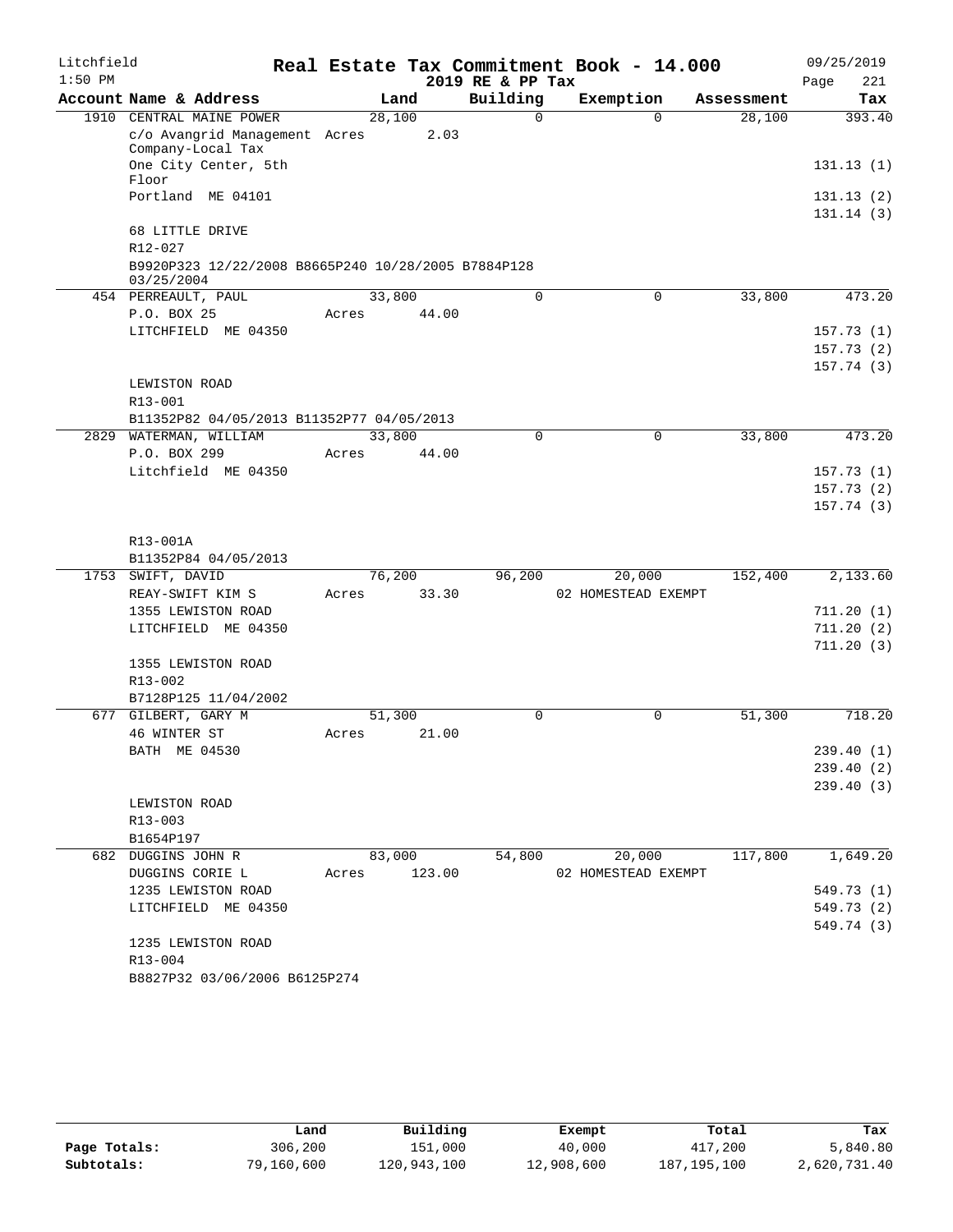# Litchfield — Real Estate Tax Commitment Book - 14.000

1:50 PM — 2019 RE & PP Tax — 09/25/2019 — Page 221

| Account Name & Address | Land | Building | Exemption | Assessment | Tax |
|---|---|---|---|---|---|
| 1910 CENTRAL MAINE POWER | 28,100 | 0 | 0 | 28,100 | 393.40 |
| c/o Avangrid Management Company-Local Tax | Acres 2.03 | | | | |
| One City Center, 5th Floor | | | | | 131.13 (1) |
| Portland ME 04101 | | | | | 131.13 (2) |
| | | | | | 131.14 (3) |
| 68 LITTLE DRIVE | | | | | |
| R12-027 | | | | | |
| B9920P323 12/22/2008 B8665P240 10/28/2005 B7884P128 03/25/2004 | | | | | |
| 454 PERREAULT, PAUL | 33,800 | 0 | 0 | 33,800 | 473.20 |
| P.O. BOX 25 | Acres 44.00 | | | | |
| LITCHFIELD ME 04350 | | | | | 157.73 (1) |
| | | | | | 157.73 (2) |
| | | | | | 157.74 (3) |
| LEWISTON ROAD | | | | | |
| R13-001 | | | | | |
| B11352P82 04/05/2013 B11352P77 04/05/2013 | | | | | |
| 2829 WATERMAN, WILLIAM | 33,800 | 0 | 0 | 33,800 | 473.20 |
| P.O. BOX 299 | Acres 44.00 | | | | |
| Litchfield ME 04350 | | | | | 157.73 (1) |
| | | | | | 157.73 (2) |
| | | | | | 157.74 (3) |
| R13-001A | | | | | |
| B11352P84 04/05/2013 | | | | | |
| 1753 SWIFT, DAVID | 76,200 | 96,200 | 20,000 | 152,400 | 2,133.60 |
| REAY-SWIFT KIM S | Acres 33.30 | | 02 HOMESTEAD EXEMPT | | |
| 1355 LEWISTON ROAD | | | | | 711.20 (1) |
| LITCHFIELD ME 04350 | | | | | 711.20 (2) |
| | | | | | 711.20 (3) |
| 1355 LEWISTON ROAD | | | | | |
| R13-002 | | | | | |
| B7128P125 11/04/2002 | | | | | |
| 677 GILBERT, GARY M | 51,300 | 0 | 0 | 51,300 | 718.20 |
| 46 WINTER ST | Acres 21.00 | | | | |
| BATH ME 04530 | | | | | 239.40 (1) |
| | | | | | 239.40 (2) |
| | | | | | 239.40 (3) |
| LEWISTON ROAD | | | | | |
| R13-003 | | | | | |
| B1654P197 | | | | | |
| 682 DUGGINS JOHN R | 83,000 | 54,800 | 20,000 | 117,800 | 1,649.20 |
| DUGGINS CORIE L | Acres 123.00 | | 02 HOMESTEAD EXEMPT | | |
| 1235 LEWISTON ROAD | | | | | 549.73 (1) |
| LITCHFIELD ME 04350 | | | | | 549.73 (2) |
| | | | | | 549.74 (3) |
| 1235 LEWISTON ROAD | | | | | |
| R13-004 | | | | | |
| B8827P32 03/06/2006 B6125P274 | | | | | |

| | Land | Building | Exempt | Total | Tax |
|---|---|---|---|---|---|
| Page Totals: | 306,200 | 151,000 | 40,000 | 417,200 | 5,840.80 |
| Subtotals: | 79,160,600 | 120,943,100 | 12,908,600 | 187,195,100 | 2,620,731.40 |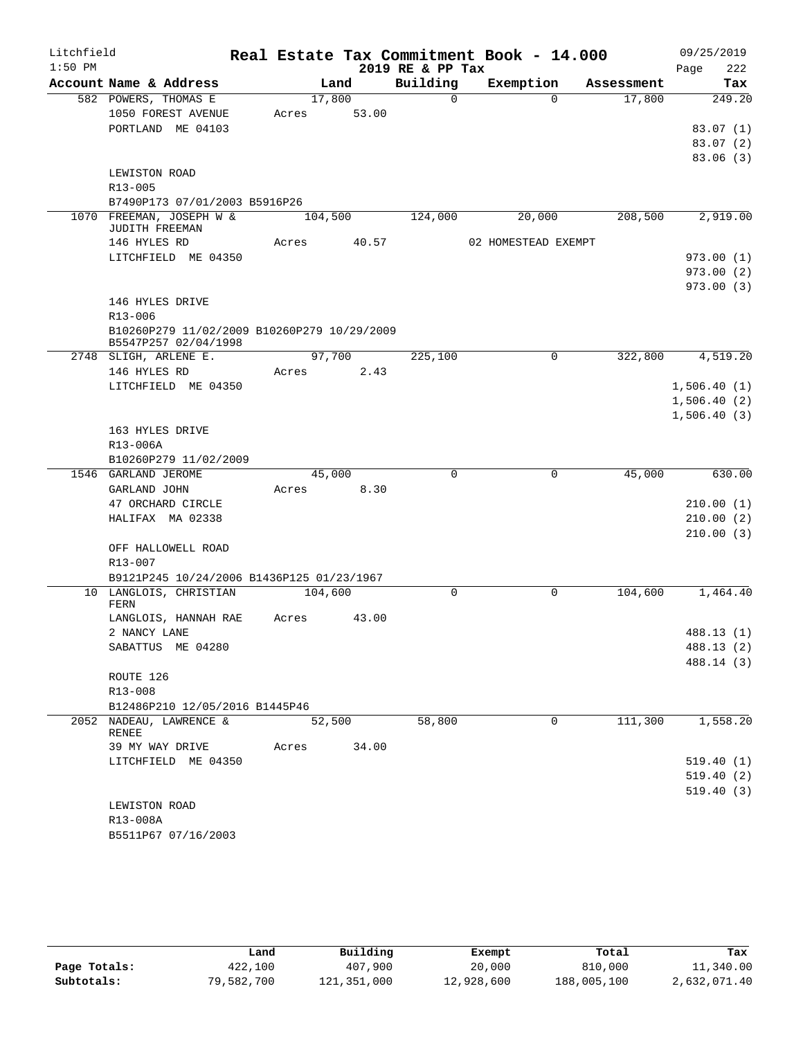# Litchfield — Real Estate Tax Commitment Book - 14.000 — 2019 RE & PP Tax

1:50 PM — 09/25/2019

| Account Name & Address | Land | Building | Exemption | Assessment | Tax |
|---|---|---|---|---|---|
| 582 POWERS, THOMAS E | 17,800 | 0 | 0 | 17,800 | 249.20 |
| 1050 FOREST AVENUE | Acres 53.00 | | | | |
| PORTLAND ME 04103 | | | | | 83.07 (1) |
| | | | | | 83.07 (2) |
| | | | | | 83.06 (3) |
| LEWISTON ROAD | | | | | |
| R13-005 | | | | | |
| B7490P173 07/01/2003 B5916P26 | | | | | |
| 1070 FREEMAN, JOSEPH W & JUDITH FREEMAN | 104,500 | 124,000 | 20,000 | 208,500 | 2,919.00 |
| 146 HYLES RD | Acres 40.57 | | 02 HOMESTEAD EXEMPT | | |
| LITCHFIELD ME 04350 | | | | | 973.00 (1) |
| | | | | | 973.00 (2) |
| | | | | | 973.00 (3) |
| 146 HYLES DRIVE | | | | | |
| R13-006 | | | | | |
| B10260P279 11/02/2009 B10260P279 10/29/2009 B5547P257 02/04/1998 | | | | | |
| 2748 SLIGH, ARLENE E. | 97,700 | 225,100 | 0 | 322,800 | 4,519.20 |
| 146 HYLES RD | Acres 2.43 | | | | |
| LITCHFIELD ME 04350 | | | | | 1,506.40 (1) |
| | | | | | 1,506.40 (2) |
| | | | | | 1,506.40 (3) |
| 163 HYLES DRIVE | | | | | |
| R13-006A | | | | | |
| B10260P279 11/02/2009 | | | | | |
| 1546 GARLAND JEROME | 45,000 | 0 | 0 | 45,000 | 630.00 |
| GARLAND JOHN | Acres 8.30 | | | | |
| 47 ORCHARD CIRCLE | | | | | 210.00 (1) |
| HALIFAX MA 02338 | | | | | 210.00 (2) |
| | | | | | 210.00 (3) |
| OFF HALLOWELL ROAD | | | | | |
| R13-007 | | | | | |
| B9121P245 10/24/2006 B1436P125 01/23/1967 | | | | | |
| 10 LANGLOIS, CHRISTIAN FERN | 104,600 | 0 | 0 | 104,600 | 1,464.40 |
| LANGLOIS, HANNAH RAE | Acres 43.00 | | | | |
| 2 NANCY LANE | | | | | 488.13 (1) |
| SABATTUS ME 04280 | | | | | 488.13 (2) |
| | | | | | 488.14 (3) |
| ROUTE 126 | | | | | |
| R13-008 | | | | | |
| B12486P210 12/05/2016 B1445P46 | | | | | |
| 2052 NADEAU, LAWRENCE & RENEE | 52,500 | 58,800 | 0 | 111,300 | 1,558.20 |
| 39 MY WAY DRIVE | Acres 34.00 | | | | |
| LITCHFIELD ME 04350 | | | | | 519.40 (1) |
| | | | | | 519.40 (2) |
| | | | | | 519.40 (3) |
| LEWISTON ROAD | | | | | |
| R13-008A | | | | | |
| B5511P67 07/16/2003 | | | | | |

| | Land | Building | Exempt | Total | Tax |
|---|---|---|---|---|---|
| Page Totals: | 422,100 | 407,900 | 20,000 | 810,000 | 11,340.00 |
| Subtotals: | 79,582,700 | 121,351,000 | 12,928,600 | 188,005,100 | 2,632,071.40 |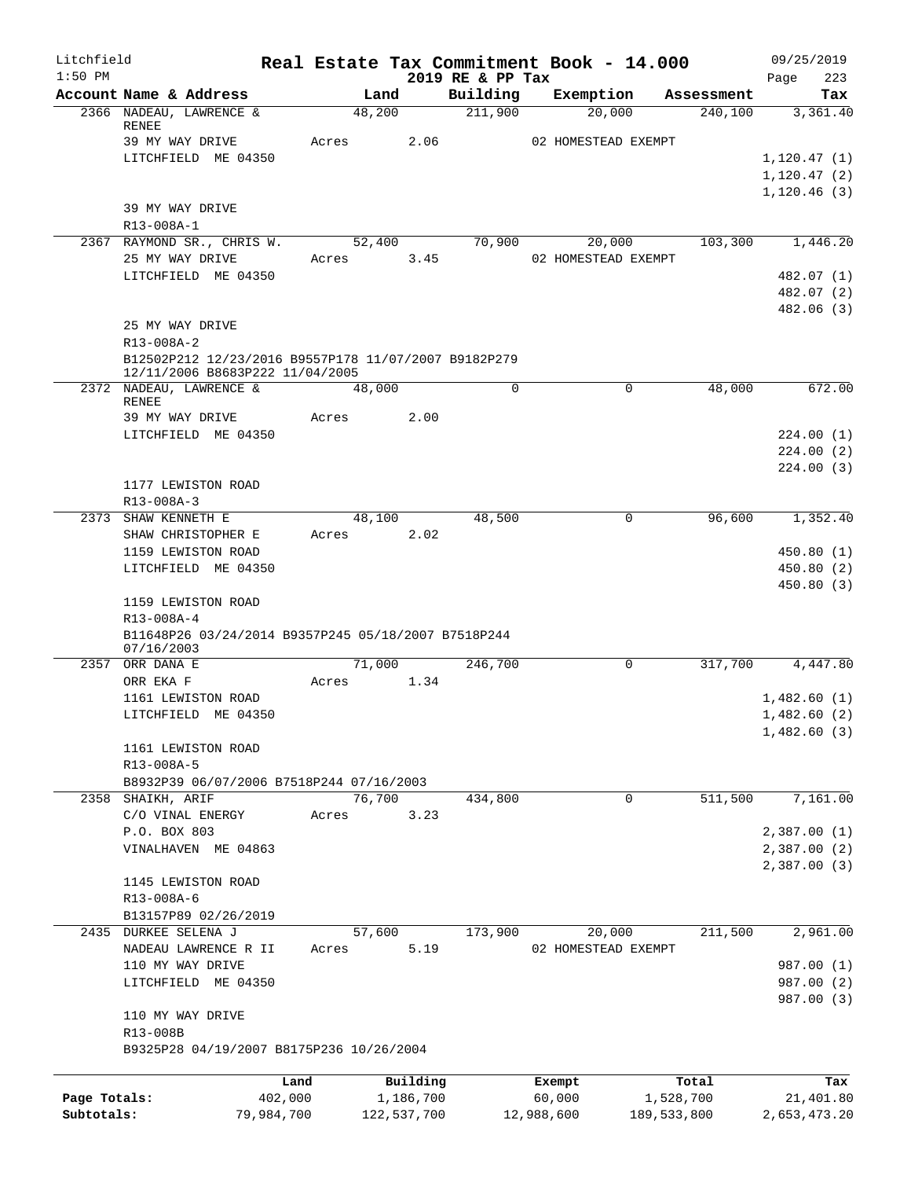Litchfield
1:50 PM

# Real Estate Tax Commitment Book - 14.000

2019 RE & PP Tax

09/25/2019
Page 223

| Account Name & Address | Land | Building | Exemption | Assessment | Tax |
|---|---|---|---|---|---|
| 2366 NADEAU, LAWRENCE & RENEE | 48,200 | 211,900 | 20,000 | 240,100 | 3,361.40 |
| 39 MY WAY DRIVE | Acres 2.06 | | 02 HOMESTEAD EXEMPT | | |
| LITCHFIELD ME 04350 | | | | | 1,120.47 (1) |
| | | | | | 1,120.47 (2) |
| | | | | | 1,120.46 (3) |
| 39 MY WAY DRIVE | | | | | |
| R13-008A-1 | | | | | |
| 2367 RAYMOND SR., CHRIS W. | 52,400 | 70,900 | 20,000 | 103,300 | 1,446.20 |
| 25 MY WAY DRIVE | Acres 3.45 | | 02 HOMESTEAD EXEMPT | | |
| LITCHFIELD ME 04350 | | | | | 482.07 (1) |
| | | | | | 482.07 (2) |
| | | | | | 482.06 (3) |
| 25 MY WAY DRIVE | | | | | |
| R13-008A-2 | | | | | |
| B12502P212 12/23/2016 B9557P178 11/07/2007 B9182P279 12/11/2006 B8683P222 11/04/2005 | | | | | |
| 2372 NADEAU, LAWRENCE & RENEE | 48,000 | 0 | 0 | 48,000 | 672.00 |
| 39 MY WAY DRIVE | Acres 2.00 | | | | |
| LITCHFIELD ME 04350 | | | | | 224.00 (1) |
| | | | | | 224.00 (2) |
| | | | | | 224.00 (3) |
| 1177 LEWISTON ROAD | | | | | |
| R13-008A-3 | | | | | |
| 2373 SHAW KENNETH E | 48,100 | 48,500 | 0 | 96,600 | 1,352.40 |
| SHAW CHRISTOPHER E | Acres 2.02 | | | | |
| 1159 LEWISTON ROAD | | | | | 450.80 (1) |
| LITCHFIELD ME 04350 | | | | | 450.80 (2) |
| | | | | | 450.80 (3) |
| 1159 LEWISTON ROAD | | | | | |
| R13-008A-4 | | | | | |
| B11648P26 03/24/2014 B9357P245 05/18/2007 B7518P244 07/16/2003 | | | | | |
| 2357 ORR DANA E | 71,000 | 246,700 | 0 | 317,700 | 4,447.80 |
| ORR EKA F | Acres 1.34 | | | | |
| 1161 LEWISTON ROAD | | | | | 1,482.60 (1) |
| LITCHFIELD ME 04350 | | | | | 1,482.60 (2) |
| | | | | | 1,482.60 (3) |
| 1161 LEWISTON ROAD | | | | | |
| R13-008A-5 | | | | | |
| B8932P39 06/07/2006 B7518P244 07/16/2003 | | | | | |
| 2358 SHAIKH, ARIF | 76,700 | 434,800 | 0 | 511,500 | 7,161.00 |
| C/O VINAL ENERGY | Acres 3.23 | | | | |
| P.O. BOX 803 | | | | | 2,387.00 (1) |
| VINALHAVEN ME 04863 | | | | | 2,387.00 (2) |
| | | | | | 2,387.00 (3) |
| 1145 LEWISTON ROAD | | | | | |
| R13-008A-6 | | | | | |
| B13157P89 02/26/2019 | | | | | |
| 2435 DURKEE SELENA J | 57,600 | 173,900 | 20,000 | 211,500 | 2,961.00 |
| NADEAU LAWRENCE R II | Acres 5.19 | | 02 HOMESTEAD EXEMPT | | |
| 110 MY WAY DRIVE | | | | | 987.00 (1) |
| LITCHFIELD ME 04350 | | | | | 987.00 (2) |
| | | | | | 987.00 (3) |
| 110 MY WAY DRIVE | | | | | |
| R13-008B | | | | | |
| B9325P28 04/19/2007 B8175P236 10/26/2004 | | | | | |

| | Land | Building | Exempt | Total | Tax |
|---|---|---|---|---|---|
| Page Totals: | 402,000 | 1,186,700 | 60,000 | 1,528,700 | 21,401.80 |
| Subtotals: | 79,984,700 | 122,537,700 | 12,988,600 | 189,533,800 | 2,653,473.20 |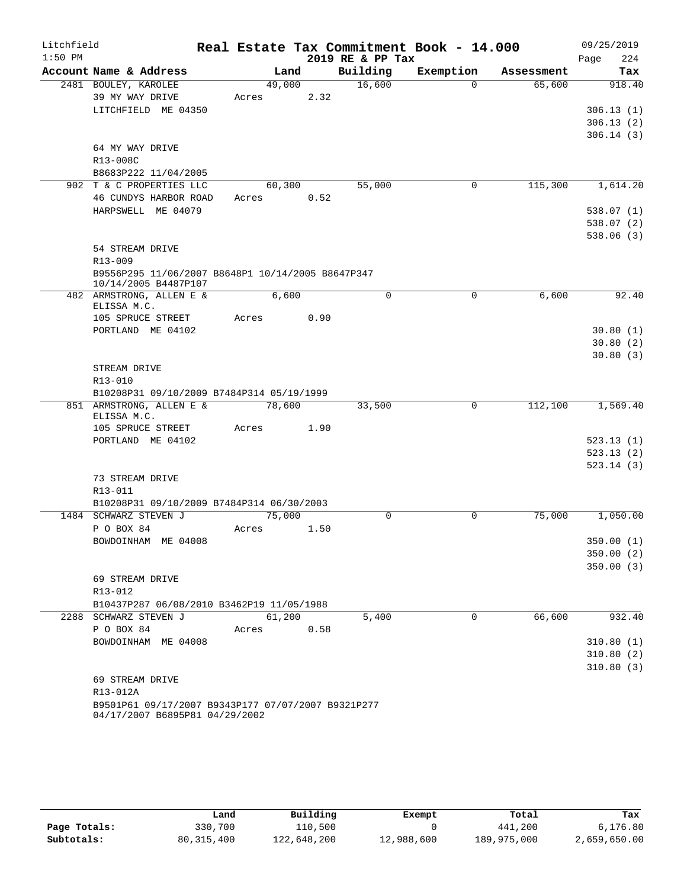Litchfield
1:50 PM

**Real Estate Tax Commitment Book - 14.000**
**2019 RE & PP Tax**

09/25/2019

| Account Name & Address | Land | Building | Exemption | Assessment | Tax |
|---|---|---|---|---|---|
| 2481 BOULEY, KAROLEE | 49,000 | 16,600 | 0 | 65,600 | 918.40 |
| 39 MY WAY DRIVE | Acres 2.32 | | | | |
| LITCHFIELD ME 04350 | | | | | 306.13 (1) |
| | | | | | 306.13 (2) |
| | | | | | 306.14 (3) |
| 64 MY WAY DRIVE | | | | | |
| R13-008C | | | | | |
| B8683P222 11/04/2005 | | | | | |
| 902 T & C PROPERTIES LLC | 60,300 | 55,000 | 0 | 115,300 | 1,614.20 |
| 46 CUNDYS HARBOR ROAD | Acres 0.52 | | | | |
| HARPSWELL ME 04079 | | | | | 538.07 (1) |
| | | | | | 538.07 (2) |
| | | | | | 538.06 (3) |
| 54 STREAM DRIVE | | | | | |
| R13-009 | | | | | |
| B9556P295 11/06/2007 B8648P1 10/14/2005 B8647P347 10/14/2005 B4487P107 | | | | | |
| 482 ARMSTRONG, ALLEN E & ELISSA M.C. | 6,600 | 0 | 0 | 6,600 | 92.40 |
| 105 SPRUCE STREET | Acres 0.90 | | | | |
| PORTLAND ME 04102 | | | | | 30.80 (1) |
| | | | | | 30.80 (2) |
| | | | | | 30.80 (3) |
| STREAM DRIVE | | | | | |
| R13-010 | | | | | |
| B10208P31 09/10/2009 B7484P314 05/19/1999 | | | | | |
| 851 ARMSTRONG, ALLEN E & ELISSA M.C. | 78,600 | 33,500 | 0 | 112,100 | 1,569.40 |
| 105 SPRUCE STREET | Acres 1.90 | | | | |
| PORTLAND ME 04102 | | | | | 523.13 (1) |
| | | | | | 523.13 (2) |
| | | | | | 523.14 (3) |
| 73 STREAM DRIVE | | | | | |
| R13-011 | | | | | |
| B10208P31 09/10/2009 B7484P314 06/30/2003 | | | | | |
| 1484 SCHWARZ STEVEN J | 75,000 | 0 | 0 | 75,000 | 1,050.00 |
| P O BOX 84 | Acres 1.50 | | | | |
| BOWDOINHAM ME 04008 | | | | | 350.00 (1) |
| | | | | | 350.00 (2) |
| | | | | | 350.00 (3) |
| 69 STREAM DRIVE | | | | | |
| R13-012 | | | | | |
| B10437P287 06/08/2010 B3462P19 11/05/1988 | | | | | |
| 2288 SCHWARZ STEVEN J | 61,200 | 5,400 | 0 | 66,600 | 932.40 |
| P O BOX 84 | Acres 0.58 | | | | |
| BOWDOINHAM ME 04008 | | | | | 310.80 (1) |
| | | | | | 310.80 (2) |
| | | | | | 310.80 (3) |
| 69 STREAM DRIVE | | | | | |
| R13-012A | | | | | |
| B9501P61 09/17/2007 B9343P177 07/07/2007 B9321P277 04/17/2007 B6895P81 04/29/2002 | | | | | |

| | Land | Building | Exempt | Total | Tax |
|---|---|---|---|---|---|
| Page Totals: | 330,700 | 110,500 | 0 | 441,200 | 6,176.80 |
| Subtotals: | 80,315,400 | 122,648,200 | 12,988,600 | 189,975,000 | 2,659,650.00 |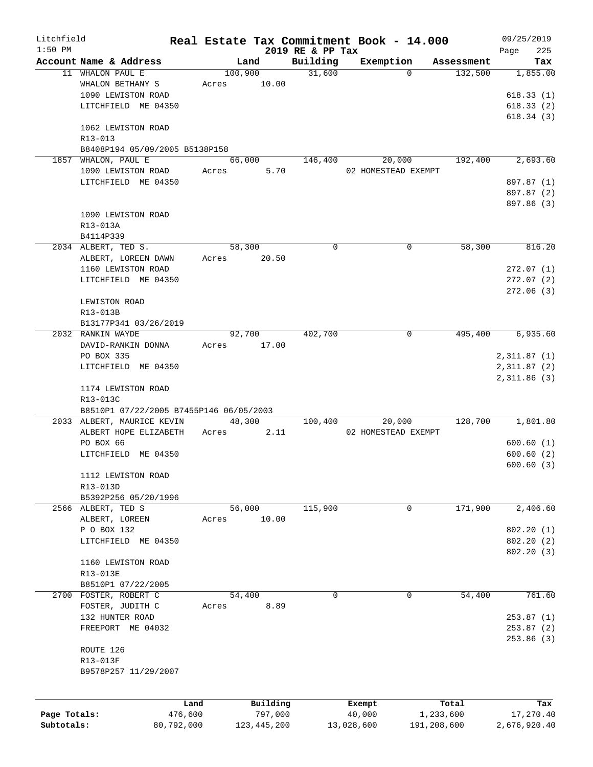Litchfield 1:50 PM

# Real Estate Tax Commitment Book - 14.000

2019 RE & PP Tax

09/25/2019 Page 225

| Account | Name & Address | Land | Building | Exemption | Assessment | Tax |
|---|---|---|---|---|---|---|
| 11 | WHALON PAUL E<br>WHALON BETHANY S<br>1090 LEWISTON ROAD<br>LITCHFIELD ME 04350<br><br>1062 LEWISTON ROAD<br>R13-013<br>B8408P194 05/09/2005 B5138P158 | 100,900<br>Acres 10.00 | 31,600 | 0 | 132,500 | 1,855.00<br><br>618.33 (1)<br>618.33 (2)<br>618.34 (3) |
| 1857 | WHALON, PAUL E<br>1090 LEWISTON ROAD<br>LITCHFIELD ME 04350<br><br>1090 LEWISTON ROAD<br>R13-013A<br>B4114P339 | 66,000<br>Acres 5.70 | 146,400 | 20,000<br>02 HOMESTEAD EXEMPT | 192,400 | 2,693.60<br><br>897.87 (1)<br>897.87 (2)<br>897.86 (3) |
| 2034 | ALBERT, TED S.<br>ALBERT, LOREEN DAWN<br>1160 LEWISTON ROAD<br>LITCHFIELD ME 04350<br><br>LEWISTON ROAD<br>R13-013B<br>B13177P341 03/26/2019 | 58,300<br>Acres 20.50 | 0 | 0 | 58,300 | 816.20<br><br>272.07 (1)<br>272.07 (2)<br>272.06 (3) |
| 2032 | RANKIN WAYDE<br>DAVID-RANKIN DONNA<br>PO BOX 335<br>LITCHFIELD ME 04350<br><br>1174 LEWISTON ROAD<br>R13-013C<br>B8510P1 07/22/2005 B7455P146 06/05/2003 | 92,700<br>Acres 17.00 | 402,700 | 0 | 495,400 | 6,935.60<br><br>2,311.87 (1)<br>2,311.87 (2)<br>2,311.86 (3) |
| 2033 | ALBERT, MAURICE KEVIN<br>ALBERT HOPE ELIZABETH<br>PO BOX 66<br>LITCHFIELD ME 04350<br><br>1112 LEWISTON ROAD<br>R13-013D<br>B5392P256 05/20/1996 | 48,300<br>Acres 2.11 | 100,400 | 20,000<br>02 HOMESTEAD EXEMPT | 128,700 | 1,801.80<br><br>600.60 (1)<br>600.60 (2)<br>600.60 (3) |
| 2566 | ALBERT, TED S<br>ALBERT, LOREEN<br>P O BOX 132<br>LITCHFIELD ME 04350<br><br>1160 LEWISTON ROAD<br>R13-013E<br>B8510P1 07/22/2005 | 56,000<br>Acres 10.00 | 115,900 | 0 | 171,900 | 2,406.60<br><br>802.20 (1)<br>802.20 (2)<br>802.20 (3) |
| 2700 | FOSTER, ROBERT C<br>FOSTER, JUDITH C<br>132 HUNTER ROAD<br>FREEPORT ME 04032<br><br>ROUTE 126<br>R13-013F<br>B9578P257 11/29/2007 | 54,400<br>Acres 8.89 | 0 | 0 | 54,400 | 761.60<br><br>253.87 (1)<br>253.87 (2)<br>253.86 (3) |

| | Land | Building | Exempt | Total | Tax |
|---|---|---|---|---|---|
| Page Totals: | 476,600 | 797,000 | 40,000 | 1,233,600 | 17,270.40 |
| Subtotals: | 80,792,000 | 123,445,200 | 13,028,600 | 191,208,600 | 2,676,920.40 |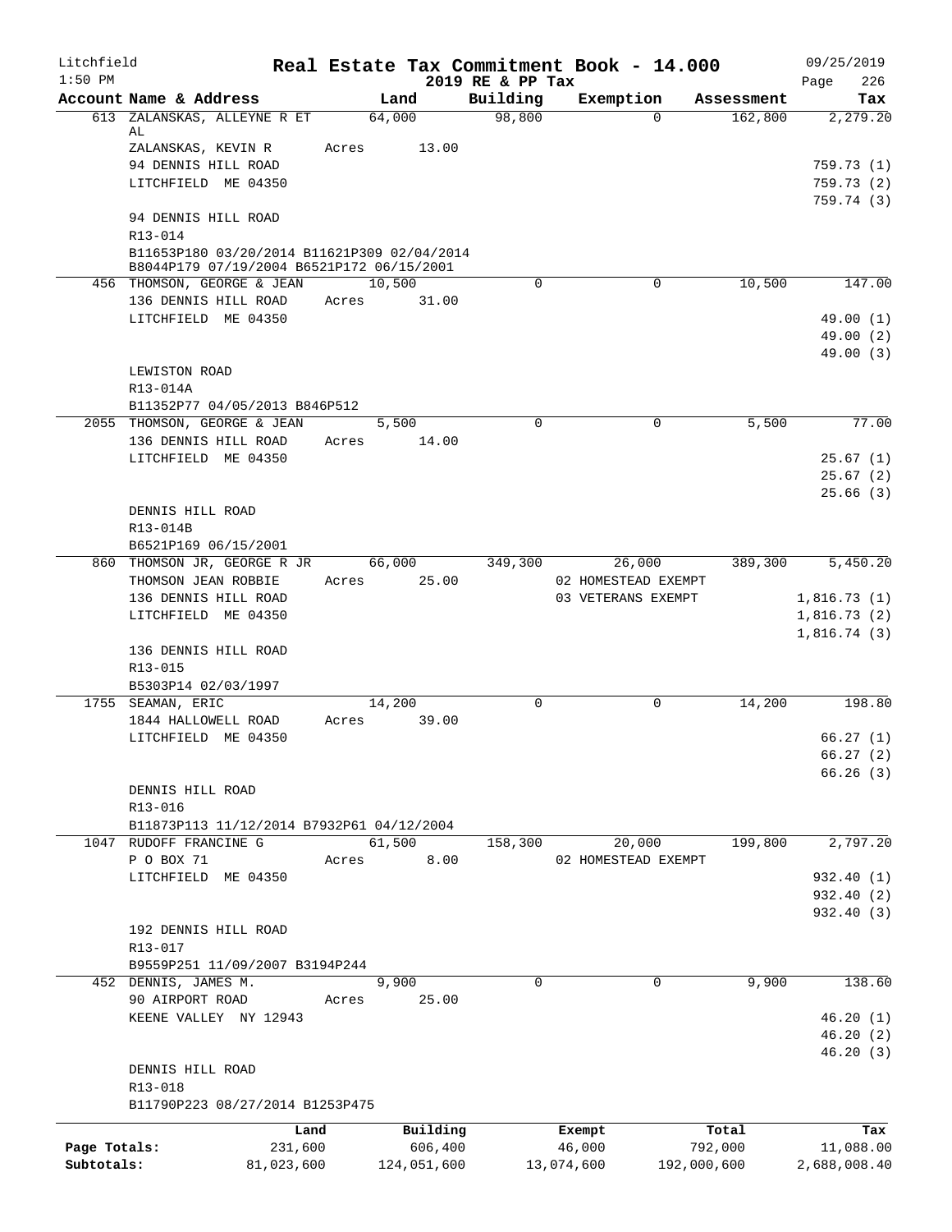Litchfield
1:50 PM

# Real Estate Tax Commitment Book - 14.000

2019 RE & PP Tax

09/25/2019
Page 226

| Account Name & Address | Land | Building | Exemption | Assessment | Tax |
|---|---|---|---|---|---|
| 613 ZALANSKAS, ALLEYNE R ET AL | 64,000 | 98,800 | 0 | 162,800 | 2,279.20 |
| ZALANSKAS, KEVIN R | Acres 13.00 | | | | |
| 94 DENNIS HILL ROAD | | | | | 759.73 (1) |
| LITCHFIELD ME 04350 | | | | | 759.73 (2) |
| | | | | | 759.74 (3) |
| 94 DENNIS HILL ROAD | | | | | |
| R13-014 | | | | | |
| B11653P180 03/20/2014 B11621P309 02/04/2014 B8044P179 07/19/2004 B6521P172 06/15/2001 | | | | | |
| 456 THOMSON, GEORGE & JEAN | 10,500 | 0 | 0 | 10,500 | 147.00 |
| 136 DENNIS HILL ROAD | Acres 31.00 | | | | |
| LITCHFIELD ME 04350 | | | | | 49.00 (1) |
| | | | | | 49.00 (2) |
| | | | | | 49.00 (3) |
| LEWISTON ROAD | | | | | |
| R13-014A | | | | | |
| B11352P77 04/05/2013 B846P512 | | | | | |
| 2055 THOMSON, GEORGE & JEAN | 5,500 | 0 | 0 | 5,500 | 77.00 |
| 136 DENNIS HILL ROAD | Acres 14.00 | | | | |
| LITCHFIELD ME 04350 | | | | | 25.67 (1) |
| | | | | | 25.67 (2) |
| | | | | | 25.66 (3) |
| DENNIS HILL ROAD | | | | | |
| R13-014B | | | | | |
| B6521P169 06/15/2001 | | | | | |
| 860 THOMSON JR, GEORGE R JR | 66,000 | 349,300 | 26,000 | 389,300 | 5,450.20 |
| THOMSON JEAN ROBBIE | Acres 25.00 | | 02 HOMESTEAD EXEMPT | | |
| 136 DENNIS HILL ROAD | | | 03 VETERANS EXEMPT | | 1,816.73 (1) |
| LITCHFIELD ME 04350 | | | | | 1,816.73 (2) |
| | | | | | 1,816.74 (3) |
| 136 DENNIS HILL ROAD | | | | | |
| R13-015 | | | | | |
| B5303P14 02/03/1997 | | | | | |
| 1755 SEAMAN, ERIC | 14,200 | 0 | 0 | 14,200 | 198.80 |
| 1844 HALLOWELL ROAD | Acres 39.00 | | | | |
| LITCHFIELD ME 04350 | | | | | 66.27 (1) |
| | | | | | 66.27 (2) |
| | | | | | 66.26 (3) |
| DENNIS HILL ROAD | | | | | |
| R13-016 | | | | | |
| B11873P113 11/12/2014 B7932P61 04/12/2004 | | | | | |
| 1047 RUDOFF FRANCINE G | 61,500 | 158,300 | 20,000 | 199,800 | 2,797.20 |
| P O BOX 71 | Acres 8.00 | | 02 HOMESTEAD EXEMPT | | |
| LITCHFIELD ME 04350 | | | | | 932.40 (1) |
| | | | | | 932.40 (2) |
| | | | | | 932.40 (3) |
| 192 DENNIS HILL ROAD | | | | | |
| R13-017 | | | | | |
| B9559P251 11/09/2007 B3194P244 | | | | | |
| 452 DENNIS, JAMES M. | 9,900 | 0 | 0 | 9,900 | 138.60 |
| 90 AIRPORT ROAD | Acres 25.00 | | | | |
| KEENE VALLEY NY 12943 | | | | | 46.20 (1) |
| | | | | | 46.20 (2) |
| | | | | | 46.20 (3) |
| DENNIS HILL ROAD | | | | | |
| R13-018 | | | | | |
| B11790P223 08/27/2014 B1253P475 | | | | | |

| | Land | Building | Exempt | Total | Tax |
|---|---|---|---|---|---|
| Page Totals: | 231,600 | 606,400 | 46,000 | 792,000 | 11,088.00 |
| Subtotals: | 81,023,600 | 124,051,600 | 13,074,600 | 192,000,600 | 2,688,008.40 |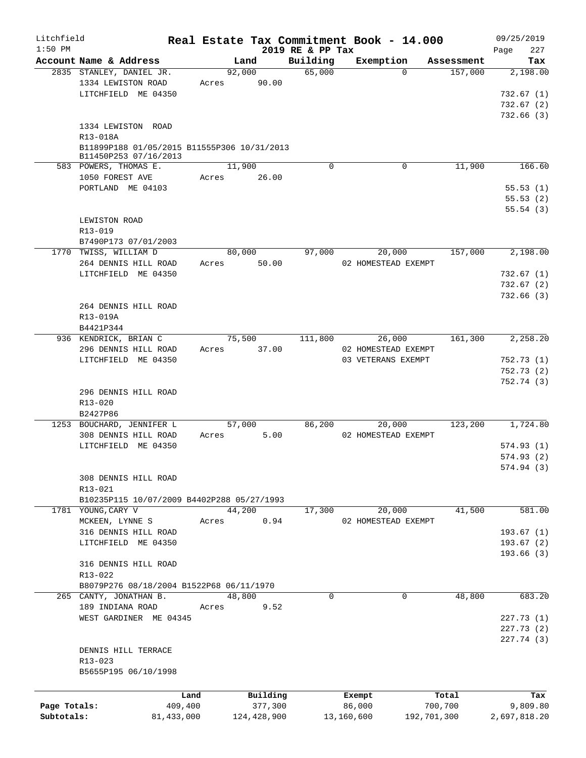Litchfield
1:50 PM

# Real Estate Tax Commitment Book - 14.000

2019 RE & PP Tax

09/25/2019

| Account Name & Address | Land | Building | Exemption | Assessment | Tax |
|---|---|---|---|---|---|
| 2835 STANLEY, DANIEL JR. | 92,000 | 65,000 | 0 | 157,000 | 2,198.00 |
| 1334 LEWISTON ROAD | Acres 90.00 | | | | |
| LITCHFIELD ME 04350 | | | | | 732.67 (1) |
| | | | | | 732.67 (2) |
| | | | | | 732.66 (3) |
| 1334 LEWISTON ROAD | | | | | |
| R13-018A | | | | | |
| B11899P188 01/05/2015 B11555P306 10/31/2013 | | | | | |
| B11450P253 07/16/2013 | | | | | |
| 583 POWERS, THOMAS E. | 11,900 | 0 | 0 | 11,900 | 166.60 |
| 1050 FOREST AVE | Acres 26.00 | | | | |
| PORTLAND ME 04103 | | | | | 55.53 (1) |
| | | | | | 55.53 (2) |
| | | | | | 55.54 (3) |
| LEWISTON ROAD | | | | | |
| R13-019 | | | | | |
| B7490P173 07/01/2003 | | | | | |
| 1770 TWISS, WILLIAM D | 80,000 | 97,000 | 20,000 | 157,000 | 2,198.00 |
| 264 DENNIS HILL ROAD | Acres 50.00 | | 02 HOMESTEAD EXEMPT | | |
| LITCHFIELD ME 04350 | | | | | 732.67 (1) |
| | | | | | 732.67 (2) |
| | | | | | 732.66 (3) |
| 264 DENNIS HILL ROAD | | | | | |
| R13-019A | | | | | |
| B4421P344 | | | | | |
| 936 KENDRICK, BRIAN C | 75,500 | 111,800 | 26,000 | 161,300 | 2,258.20 |
| 296 DENNIS HILL ROAD | Acres 37.00 | | 02 HOMESTEAD EXEMPT | | |
| LITCHFIELD ME 04350 | | | 03 VETERANS EXEMPT | | 752.73 (1) |
| | | | | | 752.73 (2) |
| | | | | | 752.74 (3) |
| 296 DENNIS HILL ROAD | | | | | |
| R13-020 | | | | | |
| B2427P86 | | | | | |
| 1253 BOUCHARD, JENNIFER L | 57,000 | 86,200 | 20,000 | 123,200 | 1,724.80 |
| 308 DENNIS HILL ROAD | Acres 5.00 | | 02 HOMESTEAD EXEMPT | | |
| LITCHFIELD ME 04350 | | | | | 574.93 (1) |
| | | | | | 574.93 (2) |
| | | | | | 574.94 (3) |
| 308 DENNIS HILL ROAD | | | | | |
| R13-021 | | | | | |
| B10235P115 10/07/2009 B4402P288 05/27/1993 | | | | | |
| 1781 YOUNG, CARY V | 44,200 | 17,300 | 20,000 | 41,500 | 581.00 |
| MCKEEN, LYNNE S | Acres 0.94 | | 02 HOMESTEAD EXEMPT | | |
| 316 DENNIS HILL ROAD | | | | | 193.67 (1) |
| LITCHFIELD ME 04350 | | | | | 193.67 (2) |
| | | | | | 193.66 (3) |
| 316 DENNIS HILL ROAD | | | | | |
| R13-022 | | | | | |
| B8079P276 08/18/2004 B1522P68 06/11/1970 | | | | | |
| 265 CANTY, JONATHAN B. | 48,800 | 0 | 0 | 48,800 | 683.20 |
| 189 INDIANA ROAD | Acres 9.52 | | | | |
| WEST GARDINER ME 04345 | | | | | 227.73 (1) |
| | | | | | 227.73 (2) |
| | | | | | 227.74 (3) |
| DENNIS HILL TERRACE | | | | | |
| R13-023 | | | | | |
| B5655P195 06/10/1998 | | | | | |

| | Land | Building | Exempt | Total | Tax |
|---|---|---|---|---|---|
| Page Totals: | 409,400 | 377,300 | 86,000 | 700,700 | 9,809.80 |
| Subtotals: | 81,433,000 | 124,428,900 | 13,160,600 | 192,701,300 | 2,697,818.20 |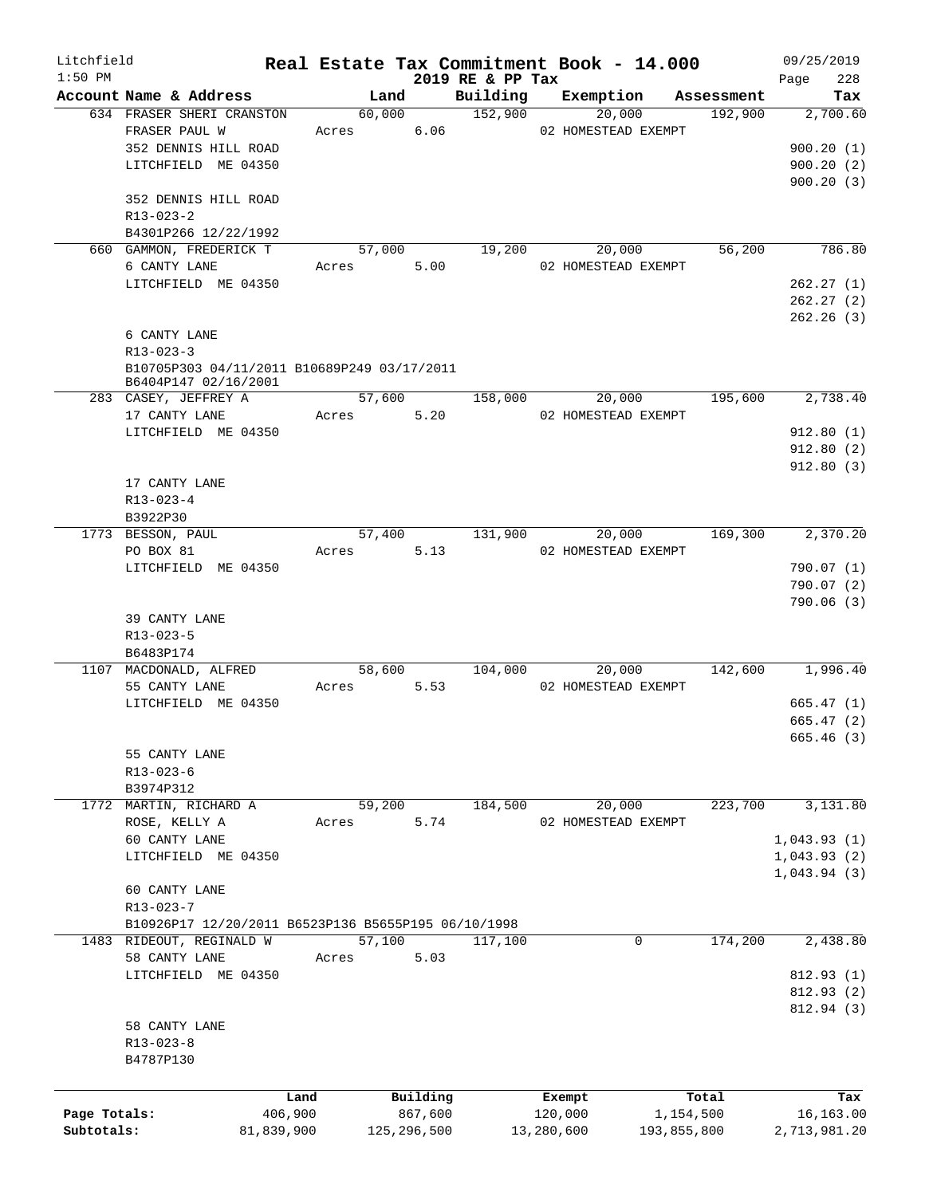Litchfield  
1:50 PM

# Real Estate Tax Commitment Book - 14.000

2019 RE & PP Tax

09/25/2019  
Page 228

| Account Name & Address | Land | Building | Exemption | Assessment | Tax |
|---|---|---|---|---|---|
| 634 FRASER SHERI CRANSTON | 60,000 | 152,900 | 20,000 | 192,900 | 2,700.60 |
| FRASER PAUL W | Acres 6.06 | | 02 HOMESTEAD EXEMPT | | |
| 352 DENNIS HILL ROAD | | | | | 900.20 (1) |
| LITCHFIELD ME 04350 | | | | | 900.20 (2) |
| | | | | | 900.20 (3) |
| 352 DENNIS HILL ROAD | | | | | |
| R13-023-2 | | | | | |
| B4301P266 12/22/1992 | | | | | |
| 660 GAMMON, FREDERICK T | 57,000 | 19,200 | 20,000 | 56,200 | 786.80 |
| 6 CANTY LANE | Acres 5.00 | | 02 HOMESTEAD EXEMPT | | |
| LITCHFIELD ME 04350 | | | | | 262.27 (1) |
| | | | | | 262.27 (2) |
| | | | | | 262.26 (3) |
| 6 CANTY LANE | | | | | |
| R13-023-3 | | | | | |
| B10705P303 04/11/2011 B10689P249 03/17/2011 B6404P147 02/16/2001 | | | | | |
| 283 CASEY, JEFFREY A | 57,600 | 158,000 | 20,000 | 195,600 | 2,738.40 |
| 17 CANTY LANE | Acres 5.20 | | 02 HOMESTEAD EXEMPT | | |
| LITCHFIELD ME 04350 | | | | | 912.80 (1) |
| | | | | | 912.80 (2) |
| | | | | | 912.80 (3) |
| 17 CANTY LANE | | | | | |
| R13-023-4 | | | | | |
| B3922P30 | | | | | |
| 1773 BESSON, PAUL | 57,400 | 131,900 | 20,000 | 169,300 | 2,370.20 |
| PO BOX 81 | Acres 5.13 | | 02 HOMESTEAD EXEMPT | | |
| LITCHFIELD ME 04350 | | | | | 790.07 (1) |
| | | | | | 790.07 (2) |
| | | | | | 790.06 (3) |
| 39 CANTY LANE | | | | | |
| R13-023-5 | | | | | |
| B6483P174 | | | | | |
| 1107 MACDONALD, ALFRED | 58,600 | 104,000 | 20,000 | 142,600 | 1,996.40 |
| 55 CANTY LANE | Acres 5.53 | | 02 HOMESTEAD EXEMPT | | |
| LITCHFIELD ME 04350 | | | | | 665.47 (1) |
| | | | | | 665.47 (2) |
| | | | | | 665.46 (3) |
| 55 CANTY LANE | | | | | |
| R13-023-6 | | | | | |
| B3974P312 | | | | | |
| 1772 MARTIN, RICHARD A | 59,200 | 184,500 | 20,000 | 223,700 | 3,131.80 |
| ROSE, KELLY A | Acres 5.74 | | 02 HOMESTEAD EXEMPT | | |
| 60 CANTY LANE | | | | | 1,043.93 (1) |
| LITCHFIELD ME 04350 | | | | | 1,043.93 (2) |
| | | | | | 1,043.94 (3) |
| 60 CANTY LANE | | | | | |
| R13-023-7 | | | | | |
| B10926P17 12/20/2011 B6523P136 B5655P195 06/10/1998 | | | | | |
| 1483 RIDEOUT, REGINALD W | 57,100 | 117,100 | 0 | 174,200 | 2,438.80 |
| 58 CANTY LANE | Acres 5.03 | | | | |
| LITCHFIELD ME 04350 | | | | | 812.93 (1) |
| | | | | | 812.93 (2) |
| | | | | | 812.94 (3) |
| 58 CANTY LANE | | | | | |
| R13-023-8 | | | | | |
| B4787P130 | | | | | |

| | Land | Building | Exempt | Total | Tax |
|---|---|---|---|---|---|
| Page Totals: | 406,900 | 867,600 | 120,000 | 1,154,500 | 16,163.00 |
| Subtotals: | 81,839,900 | 125,296,500 | 13,280,600 | 193,855,800 | 2,713,981.20 |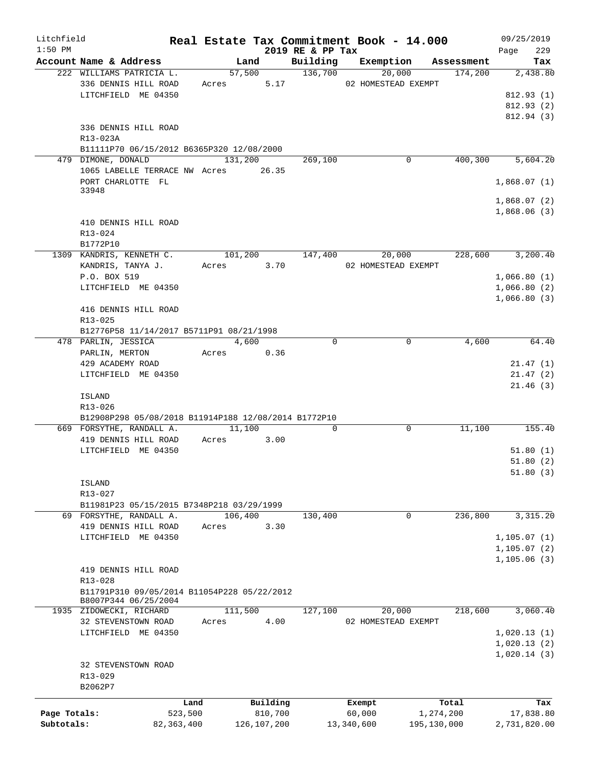Litchfield | | Real Estate Tax Commitment Book - 14.000 | | | | 09/25/2019
1:50 PM | | 2019 RE & PP Tax | | | | Page 229

| Account Name & Address | Land | Building | Exemption | Assessment | Tax |
|---|---|---|---|---|---|
| 222 WILLIAMS PATRICIA L. | 57,500 | 136,700 | 20,000 | 174,200 | 2,438.80 |
| 336 DENNIS HILL ROAD | Acres 5.17 | | 02 HOMESTEAD EXEMPT | | |
| LITCHFIELD ME 04350 | | | | | 812.93 (1) |
| | | | | | 812.93 (2) |
| | | | | | 812.94 (3) |
| 336 DENNIS HILL ROAD | | | | | |
| R13-023A | | | | | |
| B11111P70 06/15/2012 B6365P320 12/08/2000 | | | | | |
| 479 DIMONE, DONALD | 131,200 | 269,100 | 0 | 400,300 | 5,604.20 |
| 1065 LABELLE TERRACE NW | Acres 26.35 | | | | |
| PORT CHARLOTTE FL 33948 | | | | | 1,868.07 (1) |
| | | | | | 1,868.07 (2) |
| | | | | | 1,868.06 (3) |
| 410 DENNIS HILL ROAD | | | | | |
| R13-024 | | | | | |
| B1772P10 | | | | | |
| 1309 KANDRIS, KENNETH C. | 101,200 | 147,400 | 20,000 | 228,600 | 3,200.40 |
| KANDRIS, TANYA J. | Acres 3.70 | | 02 HOMESTEAD EXEMPT | | |
| P.O. BOX 519 | | | | | 1,066.80 (1) |
| LITCHFIELD ME 04350 | | | | | 1,066.80 (2) |
| | | | | | 1,066.80 (3) |
| 416 DENNIS HILL ROAD | | | | | |
| R13-025 | | | | | |
| B12776P58 11/14/2017 B5711P91 08/21/1998 | | | | | |
| 478 PARLIN, JESSICA | 4,600 | 0 | 0 | 4,600 | 64.40 |
| PARLIN, MERTON | Acres 0.36 | | | | |
| 429 ACADEMY ROAD | | | | | 21.47 (1) |
| LITCHFIELD ME 04350 | | | | | 21.47 (2) |
| | | | | | 21.46 (3) |
| ISLAND | | | | | |
| R13-026 | | | | | |
| B12908P298 05/08/2018 B11914P188 12/08/2014 B1772P10 | | | | | |
| 669 FORSYTHE, RANDALL A. | 11,100 | 0 | 0 | 11,100 | 155.40 |
| 419 DENNIS HILL ROAD | Acres 3.00 | | | | |
| LITCHFIELD ME 04350 | | | | | 51.80 (1) |
| | | | | | 51.80 (2) |
| | | | | | 51.80 (3) |
| ISLAND | | | | | |
| R13-027 | | | | | |
| B11981P23 05/15/2015 B7348P218 03/29/1999 | | | | | |
| 69 FORSYTHE, RANDALL A. | 106,400 | 130,400 | 0 | 236,800 | 3,315.20 |
| 419 DENNIS HILL ROAD | Acres 3.30 | | | | |
| LITCHFIELD ME 04350 | | | | | 1,105.07 (1) |
| | | | | | 1,105.07 (2) |
| | | | | | 1,105.06 (3) |
| 419 DENNIS HILL ROAD | | | | | |
| R13-028 | | | | | |
| B11791P310 09/05/2014 B11054P228 05/22/2012 B8007P344 06/25/2004 | | | | | |
| 1935 ZIDOWECKI, RICHARD | 111,500 | 127,100 | 20,000 | 218,600 | 3,060.40 |
| 32 STEVENSTOWN ROAD | Acres 4.00 | | 02 HOMESTEAD EXEMPT | | |
| LITCHFIELD ME 04350 | | | | | 1,020.13 (1) |
| | | | | | 1,020.13 (2) |
| | | | | | 1,020.14 (3) |
| 32 STEVENSTOWN ROAD | | | | | |
| R13-029 | | | | | |
| B2062P7 | | | | | |

| | Land | Building | Exempt | Total | Tax |
|---|---|---|---|---|---|
| Page Totals: | 523,500 | 810,700 | 60,000 | 1,274,200 | 17,838.80 |
| Subtotals: | 82,363,400 | 126,107,200 | 13,340,600 | 195,130,000 | 2,731,820.00 |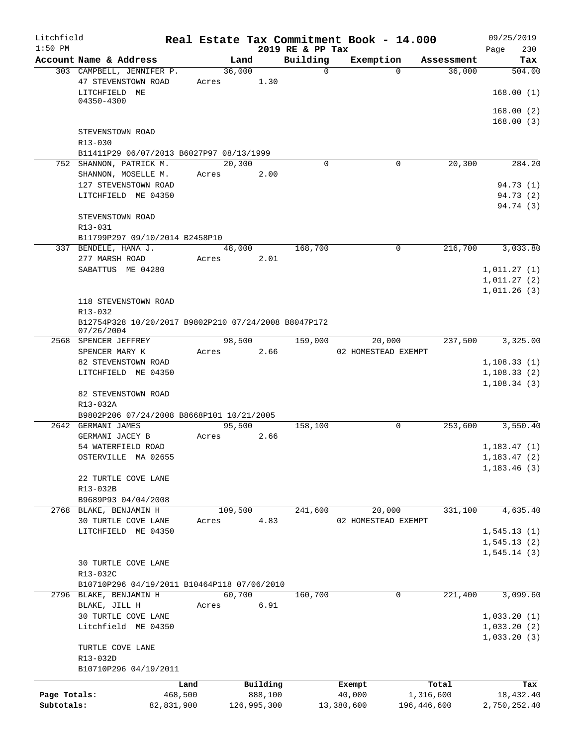Litchfield 1:50 PM

# Real Estate Tax Commitment Book - 14.000

2019 RE & PP Tax

09/25/2019 Page 230

| Account Name & Address | Land | Building | Exemption | Assessment | Tax |
|---|---|---|---|---|---|
| 303 CAMPBELL, JENNIFER P. | 36,000 | 0 | 0 | 36,000 | 504.00 |
| 47 STEVENSTOWN ROAD | Acres 1.30 | | | | |
| LITCHFIELD ME 04350-4300 | | | | | 168.00 (1) |
| | | | | | 168.00 (2) |
| | | | | | 168.00 (3) |
| STEVENSTOWN ROAD | | | | | |
| R13-030 | | | | | |
| B11411P29 06/07/2013 B6027P97 08/13/1999 | | | | | |
| 752 SHANNON, PATRICK M. | 20,300 | 0 | 0 | 20,300 | 284.20 |
| SHANNON, MOSELLE M. | Acres 2.00 | | | | |
| 127 STEVENSTOWN ROAD | | | | | 94.73 (1) |
| LITCHFIELD ME 04350 | | | | | 94.73 (2) |
| | | | | | 94.74 (3) |
| STEVENSTOWN ROAD | | | | | |
| R13-031 | | | | | |
| B11799P297 09/10/2014 B2458P10 | | | | | |
| 337 BENDELE, HANA J. | 48,000 | 168,700 | 0 | 216,700 | 3,033.80 |
| 277 MARSH ROAD | Acres 2.01 | | | | |
| SABATTUS ME 04280 | | | | | 1,011.27 (1) |
| | | | | | 1,011.27 (2) |
| | | | | | 1,011.26 (3) |
| 118 STEVENSTOWN ROAD | | | | | |
| R13-032 | | | | | |
| B12754P328 10/20/2017 B9802P210 07/24/2008 B8047P172 07/26/2004 | | | | | |
| 2568 SPENCER JEFFREY | 98,500 | 159,000 | 20,000 | 237,500 | 3,325.00 |
| SPENCER MARY K | Acres 2.66 | | 02 HOMESTEAD EXEMPT | | |
| 82 STEVENSTOWN ROAD | | | | | 1,108.33 (1) |
| LITCHFIELD ME 04350 | | | | | 1,108.33 (2) |
| | | | | | 1,108.34 (3) |
| 82 STEVENSTOWN ROAD | | | | | |
| R13-032A | | | | | |
| B9802P206 07/24/2008 B8668P101 10/21/2005 | | | | | |
| 2642 GERMANI JAMES | 95,500 | 158,100 | 0 | 253,600 | 3,550.40 |
| GERMANI JACEY B | Acres 2.66 | | | | |
| 54 WATERFIELD ROAD | | | | | 1,183.47 (1) |
| OSTERVILLE MA 02655 | | | | | 1,183.47 (2) |
| | | | | | 1,183.46 (3) |
| 22 TURTLE COVE LANE | | | | | |
| R13-032B | | | | | |
| B9689P93 04/04/2008 | | | | | |
| 2768 BLAKE, BENJAMIN H | 109,500 | 241,600 | 20,000 | 331,100 | 4,635.40 |
| 30 TURTLE COVE LANE | Acres 4.83 | | 02 HOMESTEAD EXEMPT | | |
| LITCHFIELD ME 04350 | | | | | 1,545.13 (1) |
| | | | | | 1,545.13 (2) |
| | | | | | 1,545.14 (3) |
| 30 TURTLE COVE LANE | | | | | |
| R13-032C | | | | | |
| B10710P296 04/19/2011 B10464P118 07/06/2010 | | | | | |
| 2796 BLAKE, BENJAMIN H | 60,700 | 160,700 | 0 | 221,400 | 3,099.60 |
| BLAKE, JILL H | Acres 6.91 | | | | |
| 30 TURTLE COVE LANE | | | | | 1,033.20 (1) |
| Litchfield ME 04350 | | | | | 1,033.20 (2) |
| | | | | | 1,033.20 (3) |
| TURTLE COVE LANE | | | | | |
| R13-032D | | | | | |
| B10710P296 04/19/2011 | | | | | |

| | Land | Building | Exempt | Total | Tax |
|---|---|---|---|---|---|
| Page Totals: | 468,500 | 888,100 | 40,000 | 1,316,600 | 18,432.40 |
| Subtotals: | 82,831,900 | 126,995,300 | 13,380,600 | 196,446,600 | 2,750,252.40 |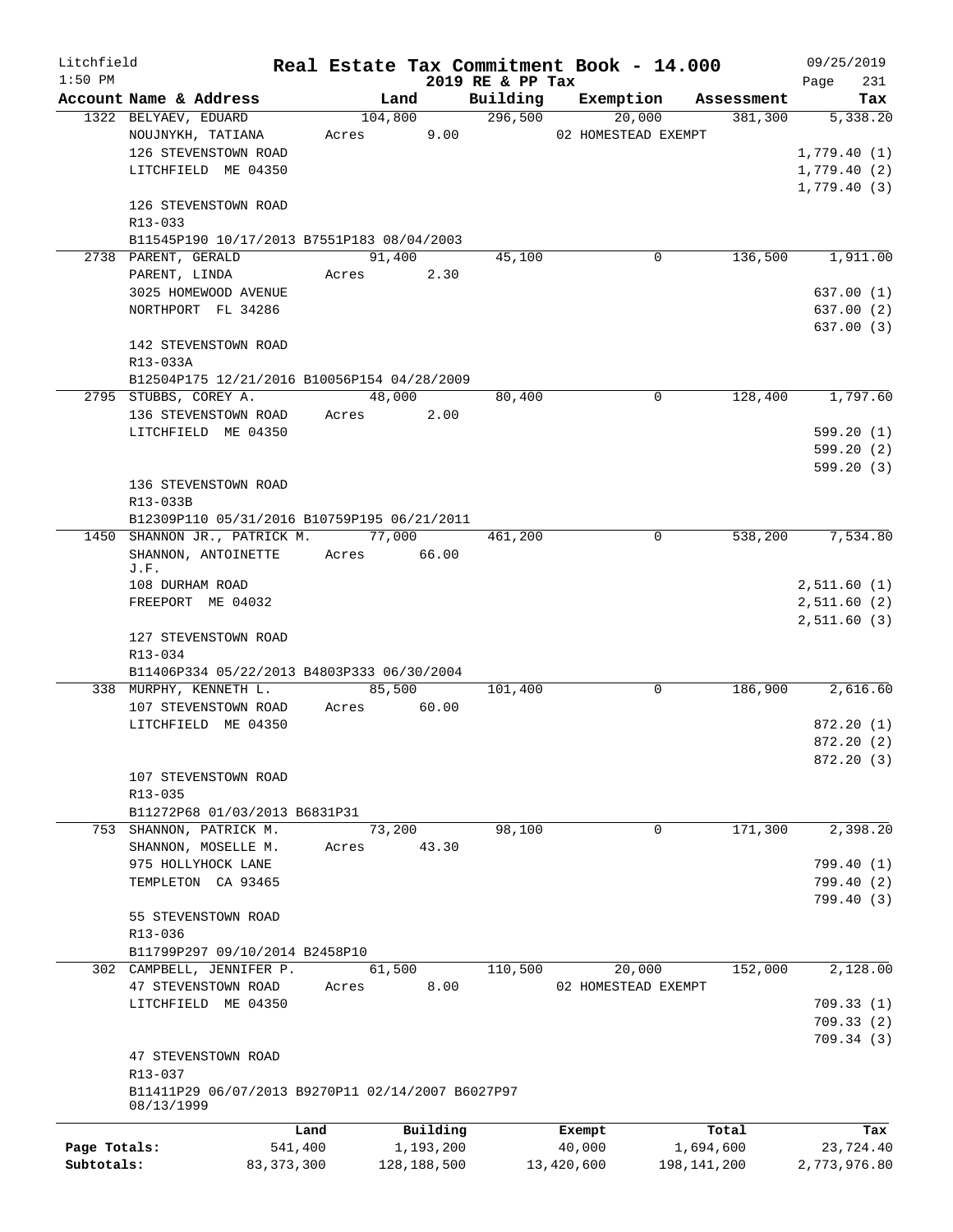Litchfield 1:50 PM

# Real Estate Tax Commitment Book - 14.000

2019 RE & PP Tax

09/25/2019 Page 231

| Account | Name & Address | Land | Building | Exemption | Assessment | Tax |
|---|---|---|---|---|---|---|
| 1322 | BELYAEV, EDUARD<br>NOUJNYKH, TATIANA<br>126 STEVENSTOWN ROAD<br>LITCHFIELD ME 04350<br>126 STEVENSTOWN ROAD<br>R13-033<br>B11545P190 10/17/2013 B7551P183 08/04/2003 | 104,800<br>Acres 9.00 | 296,500 | 20,000<br>02 HOMESTEAD EXEMPT | 381,300 | 5,338.20<br>1,779.40 (1)<br>1,779.40 (2)<br>1,779.40 (3) |
| 2738 | PARENT, GERALD<br>PARENT, LINDA<br>3025 HOMEWOOD AVENUE<br>NORTHPORT FL 34286<br>142 STEVENSTOWN ROAD<br>R13-033A<br>B12504P175 12/21/2016 B10056P154 04/28/2009 | 91,400<br>Acres 2.30 | 45,100 | 0 | 136,500 | 1,911.00<br>637.00 (1)<br>637.00 (2)<br>637.00 (3) |
| 2795 | STUBBS, COREY A.<br>136 STEVENSTOWN ROAD<br>LITCHFIELD ME 04350<br>136 STEVENSTOWN ROAD<br>R13-033B<br>B12309P110 05/31/2016 B10759P195 06/21/2011 | 48,000<br>Acres 2.00 | 80,400 | 0 | 128,400 | 1,797.60<br>599.20 (1)<br>599.20 (2)<br>599.20 (3) |
| 1450 | SHANNON JR., PATRICK M.<br>SHANNON, ANTOINETTE J.F.<br>108 DURHAM ROAD<br>FREEPORT ME 04032<br>127 STEVENSTOWN ROAD<br>R13-034<br>B11406P334 05/22/2013 B4803P333 06/30/2004 | 77,000<br>Acres 66.00 | 461,200 | 0 | 538,200 | 7,534.80<br>2,511.60 (1)<br>2,511.60 (2)<br>2,511.60 (3) |
| 338 | MURPHY, KENNETH L.<br>107 STEVENSTOWN ROAD<br>LITCHFIELD ME 04350<br>107 STEVENSTOWN ROAD<br>R13-035<br>B11272P68 01/03/2013 B6831P31 | 85,500<br>Acres 60.00 | 101,400 | 0 | 186,900 | 2,616.60<br>872.20 (1)<br>872.20 (2)<br>872.20 (3) |
| 753 | SHANNON, PATRICK M.<br>SHANNON, MOSELLE M.<br>975 HOLLYHOCK LANE<br>TEMPLETON CA 93465<br>55 STEVENSTOWN ROAD<br>R13-036<br>B11799P297 09/10/2014 B2458P10 | 73,200<br>Acres 43.30 | 98,100 | 0 | 171,300 | 2,398.20<br>799.40 (1)<br>799.40 (2)<br>799.40 (3) |
| 302 | CAMPBELL, JENNIFER P.<br>47 STEVENSTOWN ROAD<br>LITCHFIELD ME 04350<br>47 STEVENSTOWN ROAD<br>R13-037<br>B11411P29 06/07/2013 B9270P11 02/14/2007 B6027P97 08/13/1999 | 61,500<br>Acres 8.00 | 110,500 | 20,000<br>02 HOMESTEAD EXEMPT | 152,000 | 2,128.00<br>709.33 (1)<br>709.33 (2)<br>709.34 (3) |

| | Land | Building | Exempt | Total | Tax |
|---|---|---|---|---|---|
| Page Totals: | 541,400 | 1,193,200 | 40,000 | 1,694,600 | 23,724.40 |
| Subtotals: | 83,373,300 | 128,188,500 | 13,420,600 | 198,141,200 | 2,773,976.80 |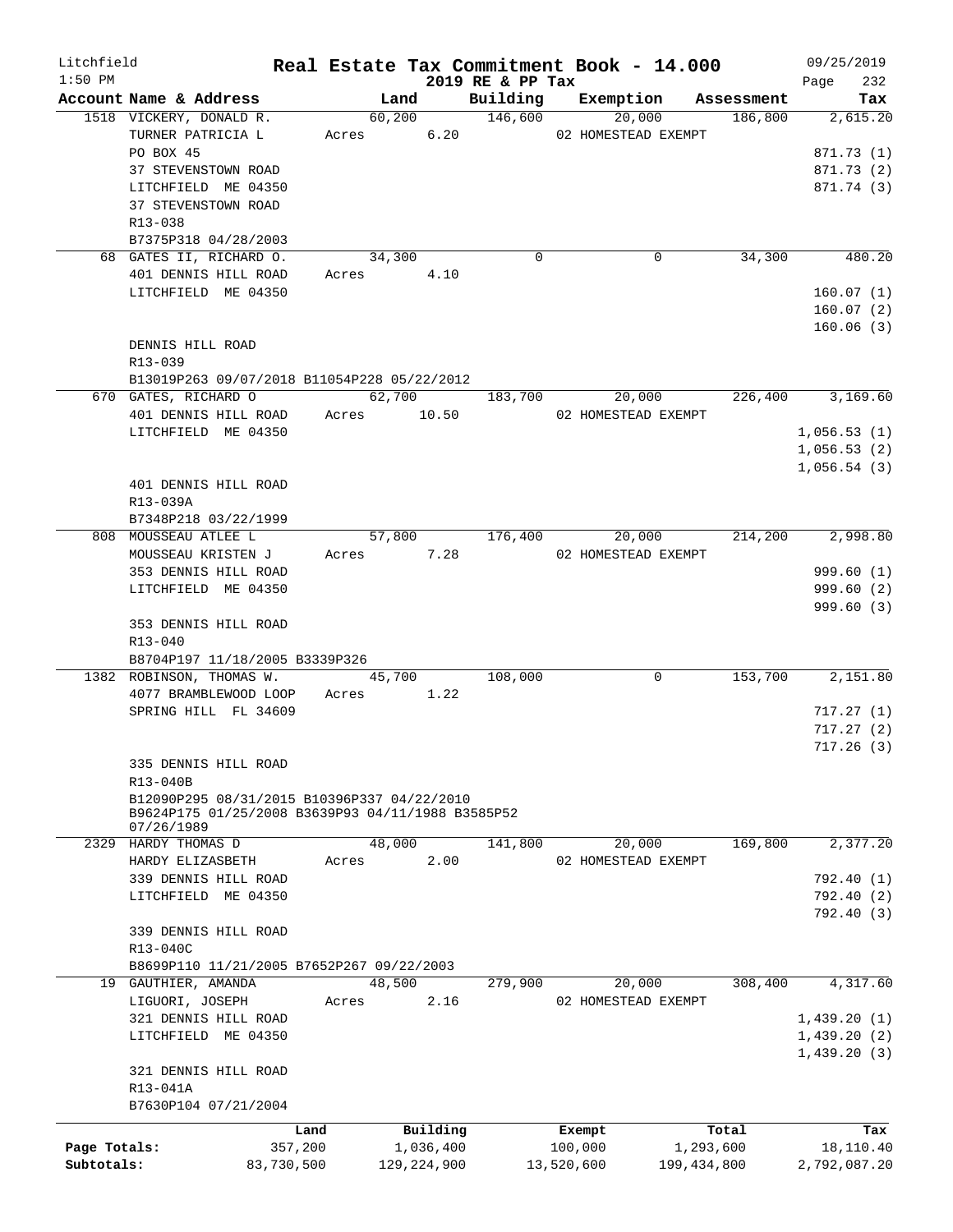Litchfield 1:50 PM

# Real Estate Tax Commitment Book - 14.000

2019 RE & PP Tax

09/25/2019

| Account Name & Address | Land | Building | Exemption | Assessment | Tax |
|---|---|---|---|---|---|
| 1518 VICKERY, DONALD R. | 60,200 | 146,600 | 20,000 | 186,800 | 2,615.20 |
| TURNER PATRICIA L | Acres 6.20 | | 02 HOMESTEAD EXEMPT | | |
| PO BOX 45 | | | | | 871.73 (1) |
| 37 STEVENSTOWN ROAD | | | | | 871.73 (2) |
| LITCHFIELD ME 04350 | | | | | 871.74 (3) |
| 37 STEVENSTOWN ROAD | | | | | |
| R13-038 | | | | | |
| B7375P318 04/28/2003 | | | | | |
| 68 GATES II, RICHARD O. | 34,300 | 0 | 0 | 34,300 | 480.20 |
| 401 DENNIS HILL ROAD | Acres 4.10 | | | | |
| LITCHFIELD ME 04350 | | | | | 160.07 (1) |
| | | | | | 160.07 (2) |
| | | | | | 160.06 (3) |
| DENNIS HILL ROAD | | | | | |
| R13-039 | | | | | |
| B13019P263 09/07/2018 B11054P228 05/22/2012 | | | | | |
| 670 GATES, RICHARD O | 62,700 | 183,700 | 20,000 | 226,400 | 3,169.60 |
| 401 DENNIS HILL ROAD | Acres 10.50 | | 02 HOMESTEAD EXEMPT | | |
| LITCHFIELD ME 04350 | | | | | 1,056.53 (1) |
| | | | | | 1,056.53 (2) |
| | | | | | 1,056.54 (3) |
| 401 DENNIS HILL ROAD | | | | | |
| R13-039A | | | | | |
| B7348P218 03/22/1999 | | | | | |
| 808 MOUSSEAU ATLEE L | 57,800 | 176,400 | 20,000 | 214,200 | 2,998.80 |
| MOUSSEAU KRISTEN J | Acres 7.28 | | 02 HOMESTEAD EXEMPT | | |
| 353 DENNIS HILL ROAD | | | | | 999.60 (1) |
| LITCHFIELD ME 04350 | | | | | 999.60 (2) |
| | | | | | 999.60 (3) |
| 353 DENNIS HILL ROAD | | | | | |
| R13-040 | | | | | |
| B8704P197 11/18/2005 B3339P326 | | | | | |
| 1382 ROBINSON, THOMAS W. | 45,700 | 108,000 | 0 | 153,700 | 2,151.80 |
| 4077 BRAMBLEWOOD LOOP | Acres 1.22 | | | | |
| SPRING HILL FL 34609 | | | | | 717.27 (1) |
| | | | | | 717.27 (2) |
| | | | | | 717.26 (3) |
| 335 DENNIS HILL ROAD | | | | | |
| R13-040B | | | | | |
| B12090P295 08/31/2015 B10396P337 04/22/2010 B9624P175 01/25/2008 B3639P93 04/11/1988 B3585P52 07/26/1989 | | | | | |
| 2329 HARDY THOMAS D | 48,000 | 141,800 | 20,000 | 169,800 | 2,377.20 |
| HARDY ELIZASBETH | Acres 2.00 | | 02 HOMESTEAD EXEMPT | | |
| 339 DENNIS HILL ROAD | | | | | 792.40 (1) |
| LITCHFIELD ME 04350 | | | | | 792.40 (2) |
| | | | | | 792.40 (3) |
| 339 DENNIS HILL ROAD | | | | | |
| R13-040C | | | | | |
| B8699P110 11/21/2005 B7652P267 09/22/2003 | | | | | |
| 19 GAUTHIER, AMANDA | 48,500 | 279,900 | 20,000 | 308,400 | 4,317.60 |
| LIGUORI, JOSEPH | Acres 2.16 | | 02 HOMESTEAD EXEMPT | | |
| 321 DENNIS HILL ROAD | | | | | 1,439.20 (1) |
| LITCHFIELD ME 04350 | | | | | 1,439.20 (2) |
| | | | | | 1,439.20 (3) |
| 321 DENNIS HILL ROAD | | | | | |
| R13-041A | | | | | |
| B7630P104 07/21/2004 | | | | | |

| | Land | Building | Exempt | Total | Tax |
|---|---|---|---|---|---|
| Page Totals: | 357,200 | 1,036,400 | 100,000 | 1,293,600 | 18,110.40 |
| Subtotals: | 83,730,500 | 129,224,900 | 13,520,600 | 199,434,800 | 2,792,087.20 |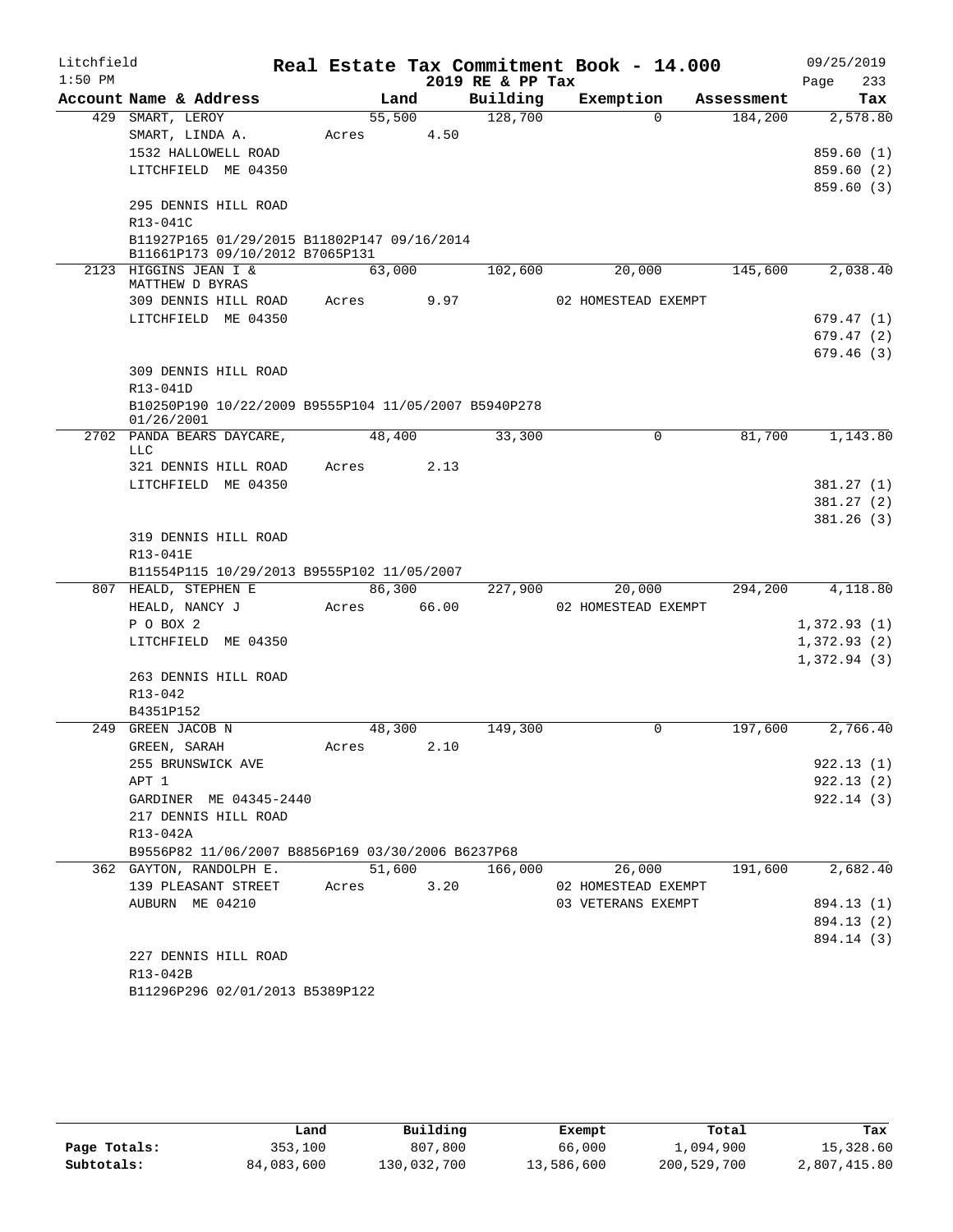Litchfield 1:50 PM

# Real Estate Tax Commitment Book - 14.000

2019 RE & PP Tax

09/25/2019 Page 233

| Account | Name & Address | Land | Building | Exemption | Assessment | Tax |
|---|---|---|---|---|---|---|
| 429 | SMART, LEROY | 55,500 | 128,700 | 0 | 184,200 | 2,578.80 |
| | SMART, LINDA A. | Acres 4.50 | | | | |
| | 1532 HALLOWELL ROAD | | | | | 859.60 (1) |
| | LITCHFIELD ME 04350 | | | | | 859.60 (2) |
| | | | | | | 859.60 (3) |
| | 295 DENNIS HILL ROAD | | | | | |
| | R13-041C | | | | | |
| | B11927P165 01/29/2015 B11802P147 09/16/2014 B11661P173 09/10/2012 B7065P131 | | | | | |
| 2123 | HIGGINS JEAN I & MATTHEW D BYRAS | 63,000 | 102,600 | 20,000 | 145,600 | 2,038.40 |
| | 309 DENNIS HILL ROAD | Acres 9.97 | | 02 HOMESTEAD EXEMPT | | |
| | LITCHFIELD ME 04350 | | | | | 679.47 (1) |
| | | | | | | 679.47 (2) |
| | | | | | | 679.46 (3) |
| | 309 DENNIS HILL ROAD | | | | | |
| | R13-041D | | | | | |
| | B10250P190 10/22/2009 B9555P104 11/05/2007 B5940P278 01/26/2001 | | | | | |
| 2702 | PANDA BEARS DAYCARE, LLC | 48,400 | 33,300 | 0 | 81,700 | 1,143.80 |
| | 321 DENNIS HILL ROAD | Acres 2.13 | | | | |
| | LITCHFIELD ME 04350 | | | | | 381.27 (1) |
| | | | | | | 381.27 (2) |
| | | | | | | 381.26 (3) |
| | 319 DENNIS HILL ROAD | | | | | |
| | R13-041E | | | | | |
| | B11554P115 10/29/2013 B9555P102 11/05/2007 | | | | | |
| 807 | HEALD, STEPHEN E | 86,300 | 227,900 | 20,000 | 294,200 | 4,118.80 |
| | HEALD, NANCY J | Acres 66.00 | | 02 HOMESTEAD EXEMPT | | |
| | P O BOX 2 | | | | | 1,372.93 (1) |
| | LITCHFIELD ME 04350 | | | | | 1,372.93 (2) |
| | | | | | | 1,372.94 (3) |
| | 263 DENNIS HILL ROAD | | | | | |
| | R13-042 | | | | | |
| | B4351P152 | | | | | |
| 249 | GREEN JACOB N | 48,300 | 149,300 | 0 | 197,600 | 2,766.40 |
| | GREEN, SARAH | Acres 2.10 | | | | |
| | 255 BRUNSWICK AVE | | | | | 922.13 (1) |
| | APT 1 | | | | | 922.13 (2) |
| | GARDINER ME 04345-2440 | | | | | 922.14 (3) |
| | 217 DENNIS HILL ROAD | | | | | |
| | R13-042A | | | | | |
| | B9556P82 11/06/2007 B8856P169 03/30/2006 B6237P68 | | | | | |
| 362 | GAYTON, RANDOLPH E. | 51,600 | 166,000 | 26,000 | 191,600 | 2,682.40 |
| | 139 PLEASANT STREET | Acres 3.20 | | 02 HOMESTEAD EXEMPT | | |
| | AUBURN ME 04210 | | | 03 VETERANS EXEMPT | | 894.13 (1) |
| | | | | | | 894.13 (2) |
| | | | | | | 894.14 (3) |
| | 227 DENNIS HILL ROAD | | | | | |
| | R13-042B | | | | | |
| | B11296P296 02/01/2013 B5389P122 | | | | | |

| | Land | Building | Exempt | Total | Tax |
|---|---|---|---|---|---|
| Page Totals: | 353,100 | 807,800 | 66,000 | 1,094,900 | 15,328.60 |
| Subtotals: | 84,083,600 | 130,032,700 | 13,586,600 | 200,529,700 | 2,807,415.80 |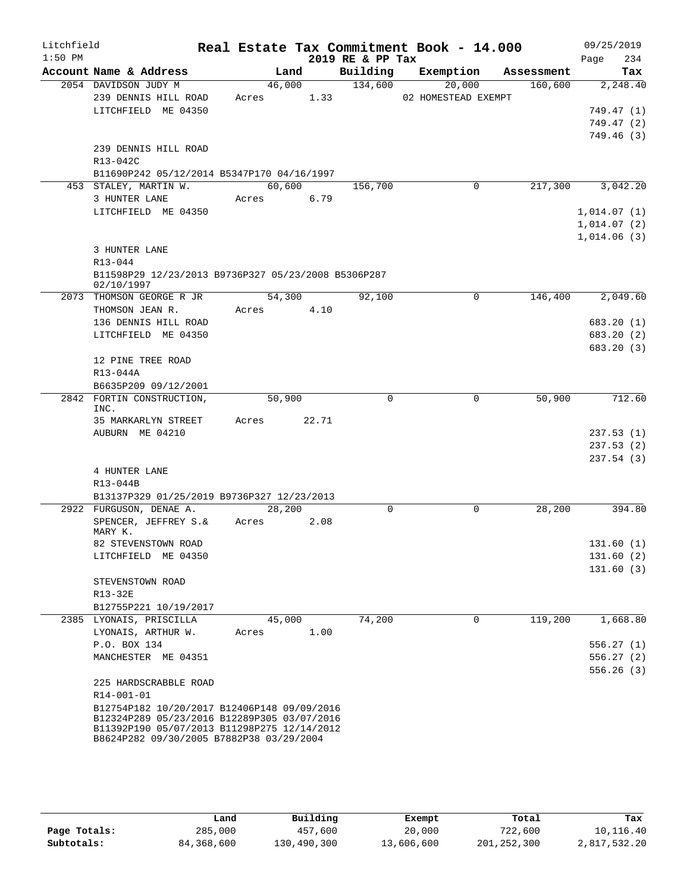Litchfield 1:50 PM

# Real Estate Tax Commitment Book - 14.000

2019 RE & PP Tax

09/25/2019

| Account Name & Address | Land | Building | Exemption | Assessment | Tax |
|---|---|---|---|---|---|
| 2054 DAVIDSON JUDY M | 46,000 | 134,600 | 20,000 | 160,600 | 2,248.40 |
| 239 DENNIS HILL ROAD | Acres 1.33 | | 02 HOMESTEAD EXEMPT | | |
| LITCHFIELD ME 04350 | | | | | 749.47 (1) |
| | | | | | 749.47 (2) |
| | | | | | 749.46 (3) |
| 239 DENNIS HILL ROAD | | | | | |
| R13-042C | | | | | |
| B11690P242 05/12/2014 B5347P170 04/16/1997 | | | | | |
| 453 STALEY, MARTIN W. | 60,600 | 156,700 | 0 | 217,300 | 3,042.20 |
| 3 HUNTER LANE | Acres 6.79 | | | | |
| LITCHFIELD ME 04350 | | | | | 1,014.07 (1) |
| | | | | | 1,014.07 (2) |
| | | | | | 1,014.06 (3) |
| 3 HUNTER LANE | | | | | |
| R13-044 | | | | | |
| B11598P29 12/23/2013 B9736P327 05/23/2008 B5306P287 02/10/1997 | | | | | |
| 2073 THOMSON GEORGE R JR | 54,300 | 92,100 | 0 | 146,400 | 2,049.60 |
| THOMSON JEAN R. | Acres 4.10 | | | | |
| 136 DENNIS HILL ROAD | | | | | 683.20 (1) |
| LITCHFIELD ME 04350 | | | | | 683.20 (2) |
| | | | | | 683.20 (3) |
| 12 PINE TREE ROAD | | | | | |
| R13-044A | | | | | |
| B6635P209 09/12/2001 | | | | | |
| 2842 FORTIN CONSTRUCTION, INC. | 50,900 | 0 | 0 | 50,900 | 712.60 |
| 35 MARKARLYN STREET | Acres 22.71 | | | | |
| AUBURN ME 04210 | | | | | 237.53 (1) |
| | | | | | 237.53 (2) |
| | | | | | 237.54 (3) |
| 4 HUNTER LANE | | | | | |
| R13-044B | | | | | |
| B13137P329 01/25/2019 B9736P327 12/23/2013 | | | | | |
| 2922 FURGUSON, DENAE A. | 28,200 | 0 | 0 | 28,200 | 394.80 |
| SPENCER, JEFFREY S.& MARY K. | Acres 2.08 | | | | |
| 82 STEVENSTOWN ROAD | | | | | 131.60 (1) |
| LITCHFIELD ME 04350 | | | | | 131.60 (2) |
| | | | | | 131.60 (3) |
| STEVENSTOWN ROAD | | | | | |
| R13-32E | | | | | |
| B12755P221 10/19/2017 | | | | | |
| 2385 LYONAIS, PRISCILLA | 45,000 | 74,200 | 0 | 119,200 | 1,668.80 |
| LYONAIS, ARTHUR W. | Acres 1.00 | | | | |
| P.O. BOX 134 | | | | | 556.27 (1) |
| MANCHESTER ME 04351 | | | | | 556.27 (2) |
| | | | | | 556.26 (3) |
| 225 HARDSCRABBLE ROAD | | | | | |
| R14-001-01 | | | | | |
| B12754P182 10/20/2017 B12406P148 09/09/2016 B12324P289 05/23/2016 B12289P305 03/07/2016 B11392P190 05/07/2013 B11298P275 12/14/2012 B8624P282 09/30/2005 B7882P38 03/29/2004 | | | | | |

| | Land | Building | Exempt | Total | Tax |
|---|---|---|---|---|---|
| Page Totals: | 285,000 | 457,600 | 20,000 | 722,600 | 10,116.40 |
| Subtotals: | 84,368,600 | 130,490,300 | 13,606,600 | 201,252,300 | 2,817,532.20 |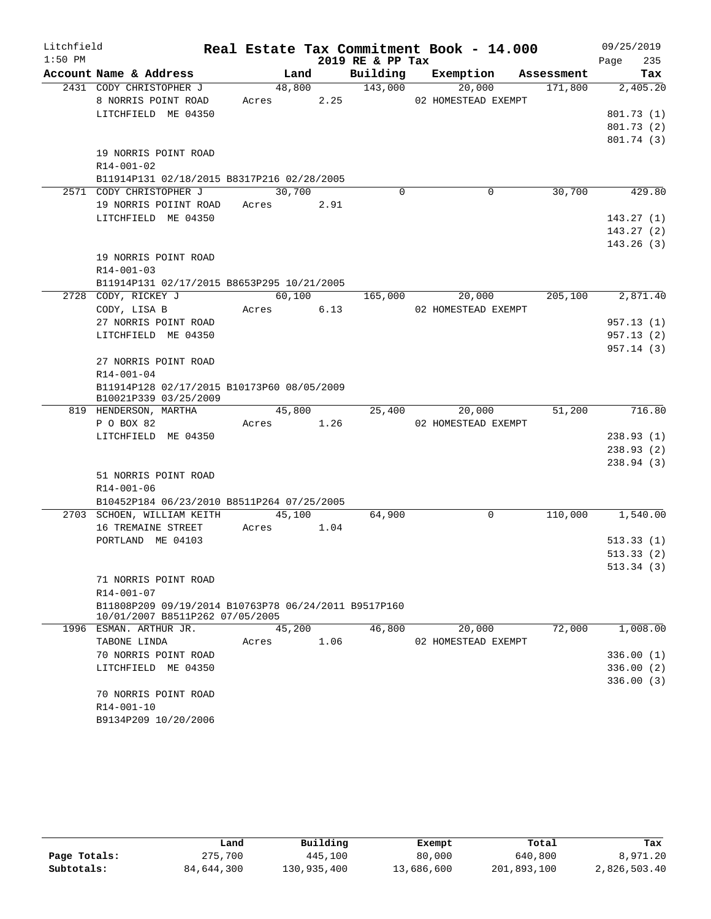Litchfield
1:50 PM

# Real Estate Tax Commitment Book - 14.000

2019 RE & PP Tax

09/25/2019

| Account Name & Address | Land | Building | Exemption | Assessment | Tax |
|---|---|---|---|---|---|
| 2431 CODY CHRISTOPHER J | 48,800 | 143,000 | 20,000 | 171,800 | 2,405.20 |
| 8 NORRIS POINT ROAD | Acres 2.25 | | 02 HOMESTEAD EXEMPT | | |
| LITCHFIELD ME 04350 | | | | | 801.73 (1) |
| | | | | | 801.73 (2) |
| | | | | | 801.74 (3) |
| 19 NORRIS POINT ROAD | | | | | |
| R14-001-02 | | | | | |
| B11914P131 02/18/2015 B8317P216 02/28/2005 | | | | | |
| 2571 CODY CHRISTOPHER J | 30,700 | 0 | 0 | 30,700 | 429.80 |
| 19 NORRIS POIINT ROAD | Acres 2.91 | | | | |
| LITCHFIELD ME 04350 | | | | | 143.27 (1) |
| | | | | | 143.27 (2) |
| | | | | | 143.26 (3) |
| 19 NORRIS POINT ROAD | | | | | |
| R14-001-03 | | | | | |
| B11914P131 02/17/2015 B8653P295 10/21/2005 | | | | | |
| 2728 CODY, RICKEY J | 60,100 | 165,000 | 20,000 | 205,100 | 2,871.40 |
| CODY, LISA B | Acres 6.13 | | 02 HOMESTEAD EXEMPT | | |
| 27 NORRIS POINT ROAD | | | | | 957.13 (1) |
| LITCHFIELD ME 04350 | | | | | 957.13 (2) |
| | | | | | 957.14 (3) |
| 27 NORRIS POINT ROAD | | | | | |
| R14-001-04 | | | | | |
| B11914P128 02/17/2015 B10173P60 08/05/2009 B10021P339 03/25/2009 | | | | | |
| 819 HENDERSON, MARTHA | 45,800 | 25,400 | 20,000 | 51,200 | 716.80 |
| P O BOX 82 | Acres 1.26 | | 02 HOMESTEAD EXEMPT | | |
| LITCHFIELD ME 04350 | | | | | 238.93 (1) |
| | | | | | 238.93 (2) |
| | | | | | 238.94 (3) |
| 51 NORRIS POINT ROAD | | | | | |
| R14-001-06 | | | | | |
| B10452P184 06/23/2010 B8511P264 07/25/2005 | | | | | |
| 2703 SCHOEN, WILLIAM KEITH | 45,100 | 64,900 | 0 | 110,000 | 1,540.00 |
| 16 TREMAINE STREET | Acres 1.04 | | | | |
| PORTLAND ME 04103 | | | | | 513.33 (1) |
| | | | | | 513.33 (2) |
| | | | | | 513.34 (3) |
| 71 NORRIS POINT ROAD | | | | | |
| R14-001-07 | | | | | |
| B11808P209 09/19/2014 B10763P78 06/24/2011 B9517P160 10/01/2007 B8511P262 07/05/2005 | | | | | |
| 1996 ESMAN. ARTHUR JR. | 45,200 | 46,800 | 20,000 | 72,000 | 1,008.00 |
| TABONE LINDA | Acres 1.06 | | 02 HOMESTEAD EXEMPT | | |
| 70 NORRIS POINT ROAD | | | | | 336.00 (1) |
| LITCHFIELD ME 04350 | | | | | 336.00 (2) |
| | | | | | 336.00 (3) |
| 70 NORRIS POINT ROAD | | | | | |
| R14-001-10 | | | | | |
| B9134P209 10/20/2006 | | | | | |

| | Land | Building | Exempt | Total | Tax |
|---|---|---|---|---|---|
| Page Totals: | 275,700 | 445,100 | 80,000 | 640,800 | 8,971.20 |
| Subtotals: | 84,644,300 | 130,935,400 | 13,686,600 | 201,893,100 | 2,826,503.40 |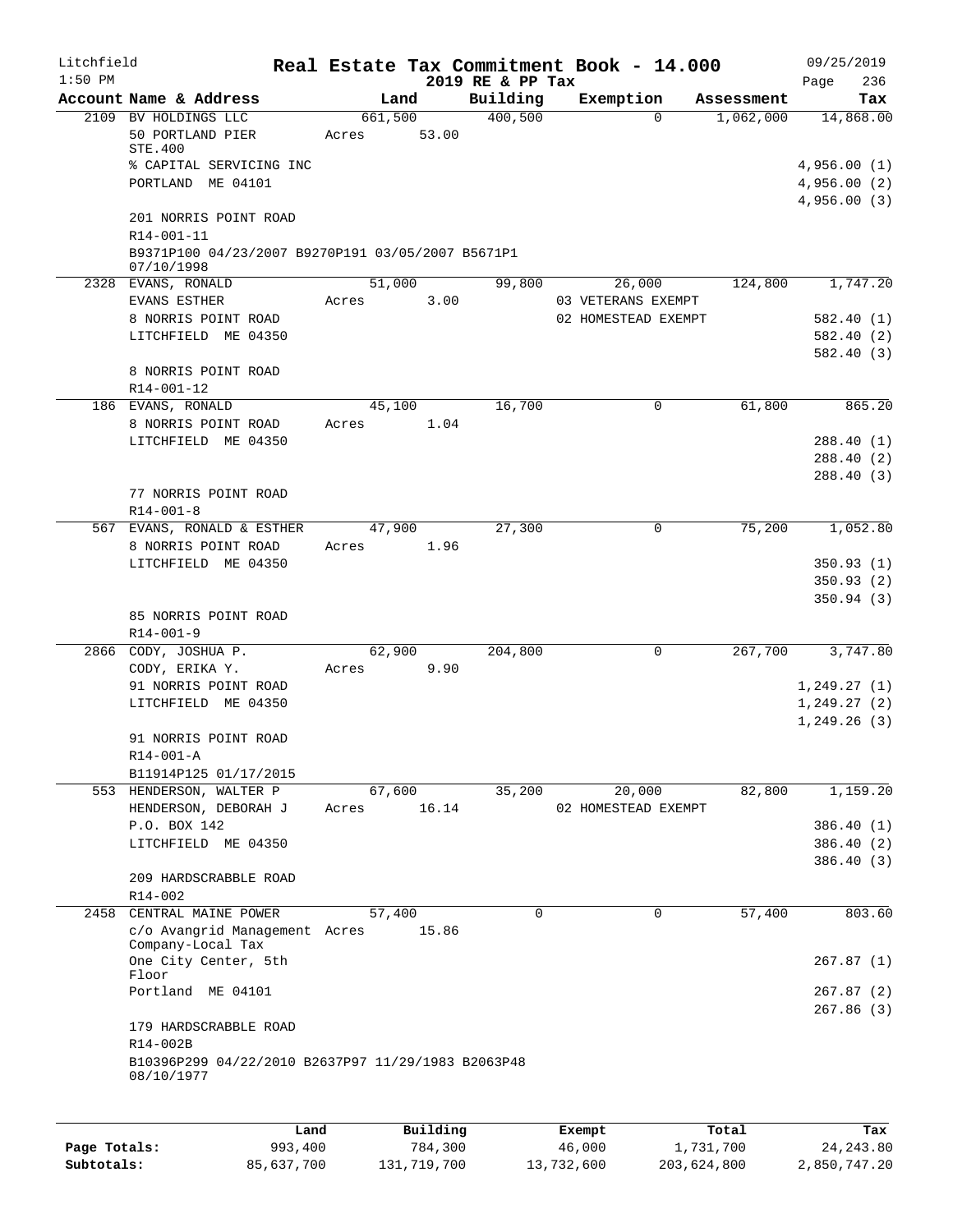Litchfield
1:50 PM

# Real Estate Tax Commitment Book - 14.000

2019 RE & PP Tax

09/25/2019

| Account Name & Address | Land | Building | Exemption | Assessment | Tax |
|---|---|---|---|---|---|
| 2109 BV HOLDINGS LLC | 661,500 | 400,500 | 0 | 1,062,000 | 14,868.00 |
| 50 PORTLAND PIER STE.400 | Acres 53.00 | | | | |
| % CAPITAL SERVICING INC | | | | | 4,956.00 (1) |
| PORTLAND ME 04101 | | | | | 4,956.00 (2) |
| | | | | | 4,956.00 (3) |
| 201 NORRIS POINT ROAD | | | | | |
| R14-001-11 | | | | | |
| B9371P100 04/23/2007 B9270P191 03/05/2007 B5671P1 07/10/1998 | | | | | |
| 2328 EVANS, RONALD | 51,000 | 99,800 | 26,000 | 124,800 | 1,747.20 |
| EVANS ESTHER | Acres 3.00 | | 03 VETERANS EXEMPT | | |
| 8 NORRIS POINT ROAD | | | 02 HOMESTEAD EXEMPT | | 582.40 (1) |
| LITCHFIELD ME 04350 | | | | | 582.40 (2) |
| | | | | | 582.40 (3) |
| 8 NORRIS POINT ROAD | | | | | |
| R14-001-12 | | | | | |
| 186 EVANS, RONALD | 45,100 | 16,700 | 0 | 61,800 | 865.20 |
| 8 NORRIS POINT ROAD | Acres 1.04 | | | | |
| LITCHFIELD ME 04350 | | | | | 288.40 (1) |
| | | | | | 288.40 (2) |
| | | | | | 288.40 (3) |
| 77 NORRIS POINT ROAD | | | | | |
| R14-001-8 | | | | | |
| 567 EVANS, RONALD & ESTHER | 47,900 | 27,300 | 0 | 75,200 | 1,052.80 |
| 8 NORRIS POINT ROAD | Acres 1.96 | | | | |
| LITCHFIELD ME 04350 | | | | | 350.93 (1) |
| | | | | | 350.93 (2) |
| | | | | | 350.94 (3) |
| 85 NORRIS POINT ROAD | | | | | |
| R14-001-9 | | | | | |
| 2866 CODY, JOSHUA P. | 62,900 | 204,800 | 0 | 267,700 | 3,747.80 |
| CODY, ERIKA Y. | Acres 9.90 | | | | |
| 91 NORRIS POINT ROAD | | | | | 1,249.27 (1) |
| LITCHFIELD ME 04350 | | | | | 1,249.27 (2) |
| | | | | | 1,249.26 (3) |
| 91 NORRIS POINT ROAD | | | | | |
| R14-001-A | | | | | |
| B11914P125 01/17/2015 | | | | | |
| 553 HENDERSON, WALTER P | 67,600 | 35,200 | 20,000 | 82,800 | 1,159.20 |
| HENDERSON, DEBORAH J | Acres 16.14 | | 02 HOMESTEAD EXEMPT | | |
| P.O. BOX 142 | | | | | 386.40 (1) |
| LITCHFIELD ME 04350 | | | | | 386.40 (2) |
| | | | | | 386.40 (3) |
| 209 HARDSCRABBLE ROAD | | | | | |
| R14-002 | | | | | |
| 2458 CENTRAL MAINE POWER | 57,400 | 0 | 0 | 57,400 | 803.60 |
| c/o Avangrid Management Company-Local Tax | Acres 15.86 | | | | |
| One City Center, 5th Floor | | | | | 267.87 (1) |
| Portland ME 04101 | | | | | 267.87 (2) |
| | | | | | 267.86 (3) |
| 179 HARDSCRABBLE ROAD | | | | | |
| R14-002B | | | | | |
| B10396P299 04/22/2010 B2637P97 11/29/1983 B2063P48 08/10/1977 | | | | | |

| | Land | Building | Exempt | Total | Tax |
|---|---|---|---|---|---|
| Page Totals: | 993,400 | 784,300 | 46,000 | 1,731,700 | 24,243.80 |
| Subtotals: | 85,637,700 | 131,719,700 | 13,732,600 | 203,624,800 | 2,850,747.20 |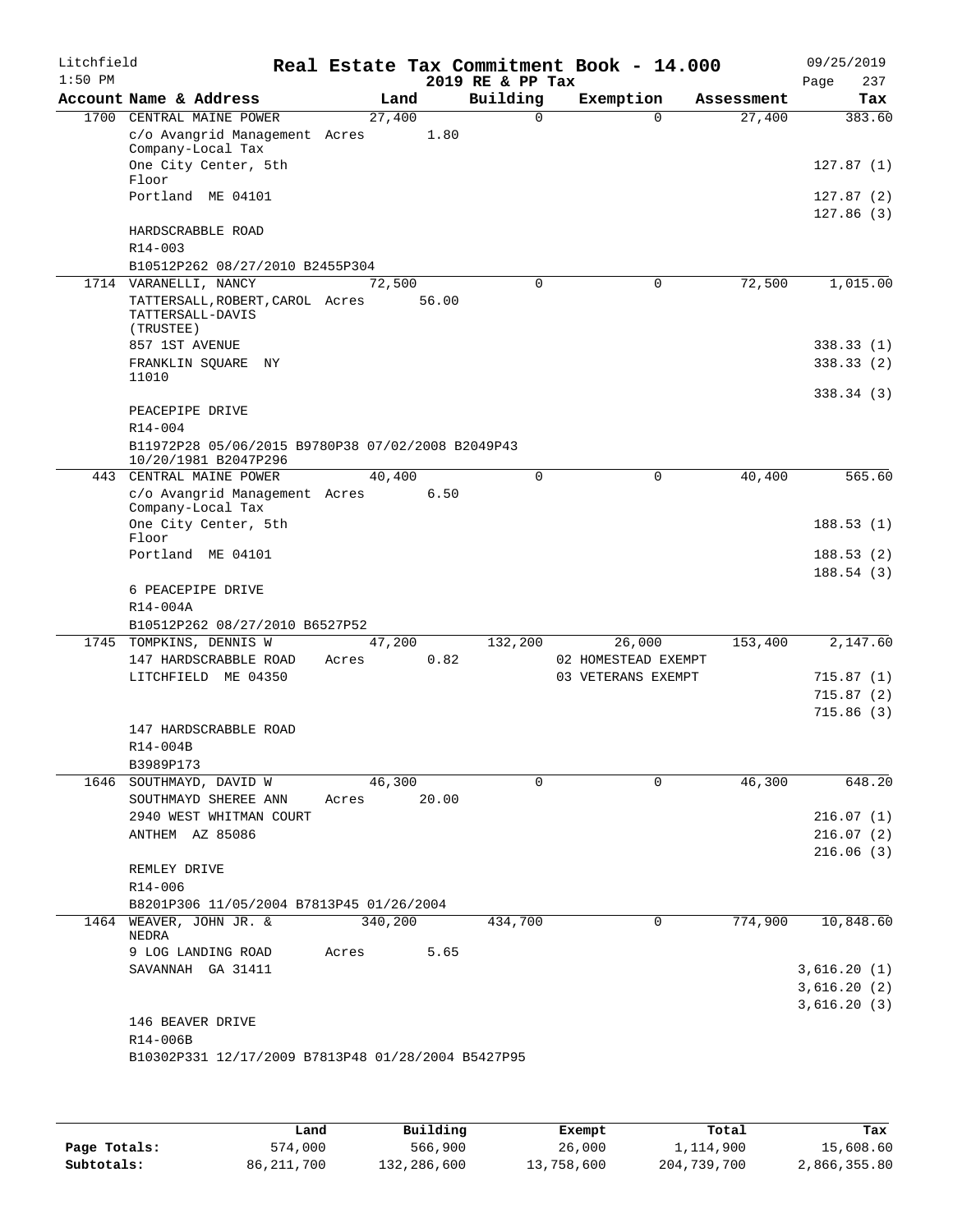Litchfield 1:50 PM

# Real Estate Tax Commitment Book - 14.000

2019 RE & PP Tax

09/25/2019 Page 237

| Account | Name & Address | Land | Building | Exemption | Assessment | Tax |
|---|---|---|---|---|---|---|
| 1700 | CENTRAL MAINE POWER | 27,400 | 0 | 0 | 27,400 | 383.60 |
| | c/o Avangrid Management Company-Local Tax | Acres 1.80 | | | | |
| | One City Center, 5th Floor | | | | | 127.87 (1) |
| | Portland ME 04101 | | | | | 127.87 (2) |
| | | | | | | 127.86 (3) |
| | HARDSCRABBLE ROAD | | | | | |
| | R14-003 | | | | | |
| | B10512P262 08/27/2010 B2455P304 | | | | | |
| 1714 | VARANELLI, NANCY | 72,500 | 0 | 0 | 72,500 | 1,015.00 |
| | TATTERSALL,ROBERT,CAROL TATTERSALL-DAVIS (TRUSTEE) | Acres 56.00 | | | | |
| | 857 1ST AVENUE | | | | | 338.33 (1) |
| | FRANKLIN SQUARE NY 11010 | | | | | 338.33 (2) |
| | | | | | | 338.34 (3) |
| | PEACEPIPE DRIVE | | | | | |
| | R14-004 | | | | | |
| | B11972P28 05/06/2015 B9780P38 07/02/2008 B2049P43 10/20/1981 B2047P296 | | | | | |
| 443 | CENTRAL MAINE POWER | 40,400 | 0 | 0 | 40,400 | 565.60 |
| | c/o Avangrid Management Company-Local Tax | Acres 6.50 | | | | |
| | One City Center, 5th Floor | | | | | 188.53 (1) |
| | Portland ME 04101 | | | | | 188.53 (2) |
| | | | | | | 188.54 (3) |
| | 6 PEACEPIPE DRIVE | | | | | |
| | R14-004A | | | | | |
| | B10512P262 08/27/2010 B6527P52 | | | | | |
| 1745 | TOMPKINS, DENNIS W | 47,200 | 132,200 | 26,000 | 153,400 | 2,147.60 |
| | 147 HARDSCRABBLE ROAD | Acres 0.82 | | 02 HOMESTEAD EXEMPT | | |
| | LITCHFIELD ME 04350 | | | 03 VETERANS EXEMPT | | 715.87 (1) |
| | | | | | | 715.87 (2) |
| | | | | | | 715.86 (3) |
| | 147 HARDSCRABBLE ROAD | | | | | |
| | R14-004B | | | | | |
| | B3989P173 | | | | | |
| 1646 | SOUTHMAYD, DAVID W | 46,300 | 0 | 0 | 46,300 | 648.20 |
| | SOUTHMAYD SHEREE ANN | Acres 20.00 | | | | |
| | 2940 WEST WHITMAN COURT | | | | | 216.07 (1) |
| | ANTHEM AZ 85086 | | | | | 216.07 (2) |
| | | | | | | 216.06 (3) |
| | REMLEY DRIVE | | | | | |
| | R14-006 | | | | | |
| | B8201P306 11/05/2004 B7813P45 01/26/2004 | | | | | |
| 1464 | WEAVER, JOHN JR. & NEDRA | 340,200 | 434,700 | 0 | 774,900 | 10,848.60 |
| | 9 LOG LANDING ROAD | Acres 5.65 | | | | |
| | SAVANNAH GA 31411 | | | | | 3,616.20 (1) |
| | | | | | | 3,616.20 (2) |
| | | | | | | 3,616.20 (3) |
| | 146 BEAVER DRIVE | | | | | |
| | R14-006B | | | | | |
| | B10302P331 12/17/2009 B7813P48 01/28/2004 B5427P95 | | | | | |

| | Land | Building | Exempt | Total | Tax |
|---|---|---|---|---|---|
| Page Totals: | 574,000 | 566,900 | 26,000 | 1,114,900 | 15,608.60 |
| Subtotals: | 86,211,700 | 132,286,600 | 13,758,600 | 204,739,700 | 2,866,355.80 |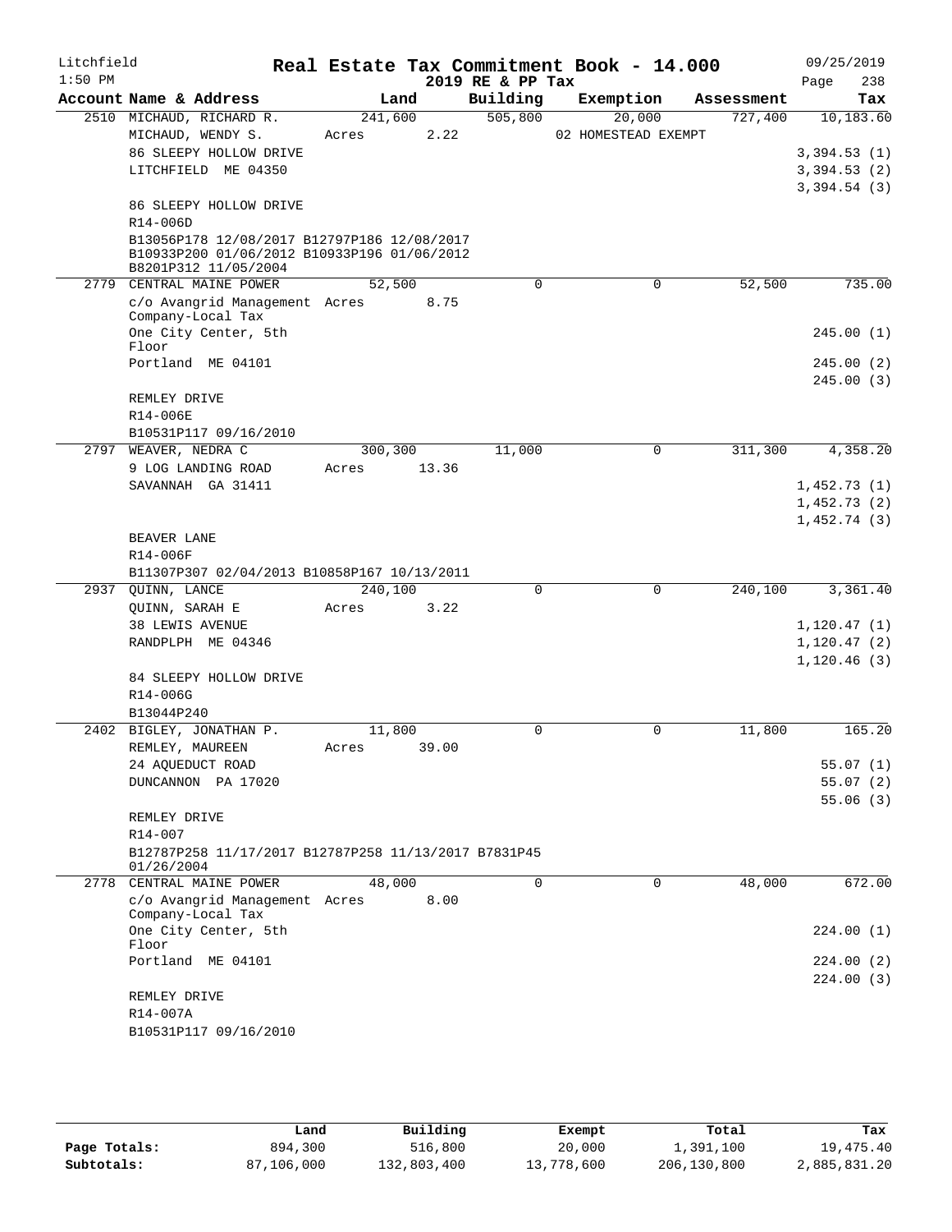Litchfield
1:50 PM

# Real Estate Tax Commitment Book - 14.000

2019 RE & PP Tax

09/25/2019

| Account Name & Address | Land | Building | Exemption | Assessment | Tax |
|---|---|---|---|---|---|
| 2510 MICHAUD, RICHARD R. | 241,600 | 505,800 | 20,000 | 727,400 | 10,183.60 |
| MICHAUD, WENDY S. | Acres 2.22 | | 02 HOMESTEAD EXEMPT | | |
| 86 SLEEPY HOLLOW DRIVE | | | | | 3,394.53 (1) |
| LITCHFIELD ME 04350 | | | | | 3,394.53 (2) |
| | | | | | 3,394.54 (3) |
| 86 SLEEPY HOLLOW DRIVE | | | | | |
| R14-006D | | | | | |
| B13056P178 12/08/2017 B12797P186 12/08/2017 B10933P200 01/06/2012 B10933P196 01/06/2012 B8201P312 11/05/2004 | | | | | |
| 2779 CENTRAL MAINE POWER | 52,500 | 0 | 0 | 52,500 | 735.00 |
| c/o Avangrid Management Company-Local Tax | Acres 8.75 | | | | |
| One City Center, 5th Floor | | | | | 245.00 (1) |
| Portland ME 04101 | | | | | 245.00 (2) |
| | | | | | 245.00 (3) |
| REMLEY DRIVE | | | | | |
| R14-006E | | | | | |
| B10531P117 09/16/2010 | | | | | |
| 2797 WEAVER, NEDRA C | 300,300 | 11,000 | 0 | 311,300 | 4,358.20 |
| 9 LOG LANDING ROAD | Acres 13.36 | | | | |
| SAVANNAH GA 31411 | | | | | 1,452.73 (1) |
| | | | | | 1,452.73 (2) |
| | | | | | 1,452.74 (3) |
| BEAVER LANE | | | | | |
| R14-006F | | | | | |
| B11307P307 02/04/2013 B10858P167 10/13/2011 | | | | | |
| 2937 QUINN, LANCE | 240,100 | 0 | 0 | 240,100 | 3,361.40 |
| QUINN, SARAH E | Acres 3.22 | | | | |
| 38 LEWIS AVENUE | | | | | 1,120.47 (1) |
| RANDPLPH ME 04346 | | | | | 1,120.47 (2) |
| | | | | | 1,120.46 (3) |
| 84 SLEEPY HOLLOW DRIVE | | | | | |
| R14-006G | | | | | |
| B13044P240 | | | | | |
| 2402 BIGLEY, JONATHAN P. | 11,800 | 0 | 0 | 11,800 | 165.20 |
| REMLEY, MAUREEN | Acres 39.00 | | | | |
| 24 AQUEDUCT ROAD | | | | | 55.07 (1) |
| DUNCANNON PA 17020 | | | | | 55.07 (2) |
| | | | | | 55.06 (3) |
| REMLEY DRIVE | | | | | |
| R14-007 | | | | | |
| B12787P258 11/17/2017 B12787P258 11/13/2017 B7831P45 01/26/2004 | | | | | |
| 2778 CENTRAL MAINE POWER | 48,000 | 0 | 0 | 48,000 | 672.00 |
| c/o Avangrid Management Company-Local Tax | Acres 8.00 | | | | |
| One City Center, 5th Floor | | | | | 224.00 (1) |
| Portland ME 04101 | | | | | 224.00 (2) |
| | | | | | 224.00 (3) |
| REMLEY DRIVE | | | | | |
| R14-007A | | | | | |
| B10531P117 09/16/2010 | | | | | |

| | Land | Building | Exempt | Total | Tax |
|---|---|---|---|---|---|
| Page Totals: | 894,300 | 516,800 | 20,000 | 1,391,100 | 19,475.40 |
| Subtotals: | 87,106,000 | 132,803,400 | 13,778,600 | 206,130,800 | 2,885,831.20 |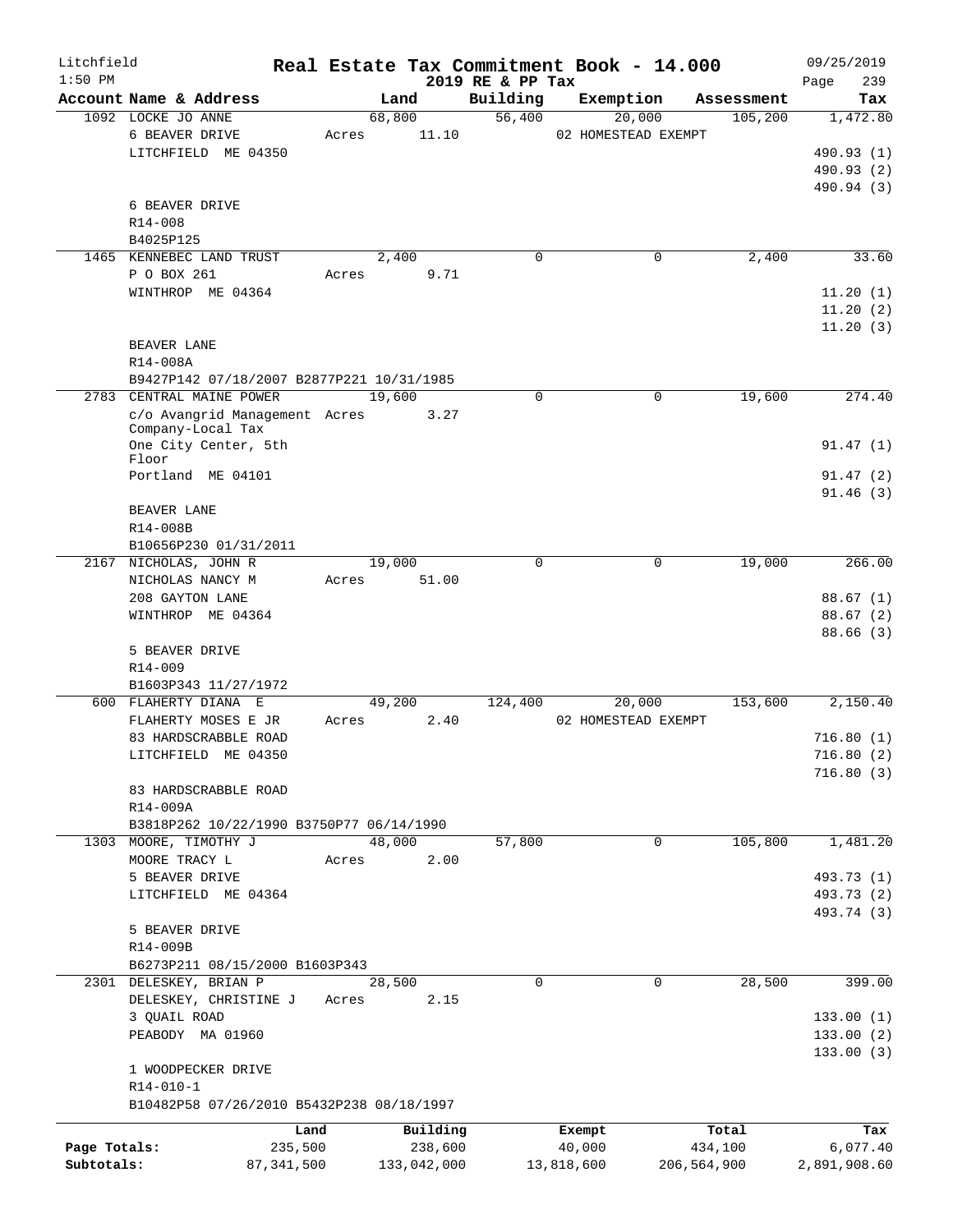# Real Estate Tax Commitment Book - 14.000

Litchfield 1:50 PM — 2019 RE & PP Tax — 09/25/2019

| Account Name & Address | Land | Building | Exemption | Assessment | Tax |
|---|---|---|---|---|---|
| 1092 LOCKE JO ANNE | 68,800 | 56,400 | 20,000 | 105,200 | 1,472.80 |
| 6 BEAVER DRIVE | Acres 11.10 | | 02 HOMESTEAD EXEMPT | | |
| LITCHFIELD ME 04350 | | | | | 490.93 (1) |
| | | | | | 490.93 (2) |
| | | | | | 490.94 (3) |
| 6 BEAVER DRIVE | | | | | |
| R14-008 | | | | | |
| B4025P125 | | | | | |
| 1465 KENNEBEC LAND TRUST | 2,400 | 0 | 0 | 2,400 | 33.60 |
| P O BOX 261 | Acres 9.71 | | | | |
| WINTHROP ME 04364 | | | | | 11.20 (1) |
| | | | | | 11.20 (2) |
| | | | | | 11.20 (3) |
| BEAVER LANE | | | | | |
| R14-008A | | | | | |
| B9427P142 07/18/2007 B2877P221 10/31/1985 | | | | | |
| 2783 CENTRAL MAINE POWER | 19,600 | 0 | 0 | 19,600 | 274.40 |
| c/o Avangrid Management Company-Local Tax | Acres 3.27 | | | | |
| One City Center, 5th Floor | | | | | 91.47 (1) |
| Portland ME 04101 | | | | | 91.47 (2) |
| | | | | | 91.46 (3) |
| BEAVER LANE | | | | | |
| R14-008B | | | | | |
| B10656P230 01/31/2011 | | | | | |
| 2167 NICHOLAS, JOHN R | 19,000 | 0 | 0 | 19,000 | 266.00 |
| NICHOLAS NANCY M | Acres 51.00 | | | | |
| 208 GAYTON LANE | | | | | 88.67 (1) |
| WINTHROP ME 04364 | | | | | 88.67 (2) |
| | | | | | 88.66 (3) |
| 5 BEAVER DRIVE | | | | | |
| R14-009 | | | | | |
| B1603P343 11/27/1972 | | | | | |
| 600 FLAHERTY DIANA E | 49,200 | 124,400 | 20,000 | 153,600 | 2,150.40 |
| FLAHERTY MOSES E JR | Acres 2.40 | | 02 HOMESTEAD EXEMPT | | |
| 83 HARDSCRABBLE ROAD | | | | | 716.80 (1) |
| LITCHFIELD ME 04350 | | | | | 716.80 (2) |
| | | | | | 716.80 (3) |
| 83 HARDSCRABBLE ROAD | | | | | |
| R14-009A | | | | | |
| B3818P262 10/22/1990 B3750P77 06/14/1990 | | | | | |
| 1303 MOORE, TIMOTHY J | 48,000 | 57,800 | 0 | 105,800 | 1,481.20 |
| MOORE TRACY L | Acres 2.00 | | | | |
| 5 BEAVER DRIVE | | | | | 493.73 (1) |
| LITCHFIELD ME 04364 | | | | | 493.73 (2) |
| | | | | | 493.74 (3) |
| 5 BEAVER DRIVE | | | | | |
| R14-009B | | | | | |
| B6273P211 08/15/2000 B1603P343 | | | | | |
| 2301 DELESKEY, BRIAN P | 28,500 | 0 | 0 | 28,500 | 399.00 |
| DELESKEY, CHRISTINE J | Acres 2.15 | | | | |
| 3 QUAIL ROAD | | | | | 133.00 (1) |
| PEABODY MA 01960 | | | | | 133.00 (2) |
| | | | | | 133.00 (3) |
| 1 WOODPECKER DRIVE | | | | | |
| R14-010-1 | | | | | |
| B10482P58 07/26/2010 B5432P238 08/18/1997 | | | | | |

| | Land | Building | Exempt | Total | Tax |
|---|---|---|---|---|---|
| Page Totals: | 235,500 | 238,600 | 40,000 | 434,100 | 6,077.40 |
| Subtotals: | 87,341,500 | 133,042,000 | 13,818,600 | 206,564,900 | 2,891,908.60 |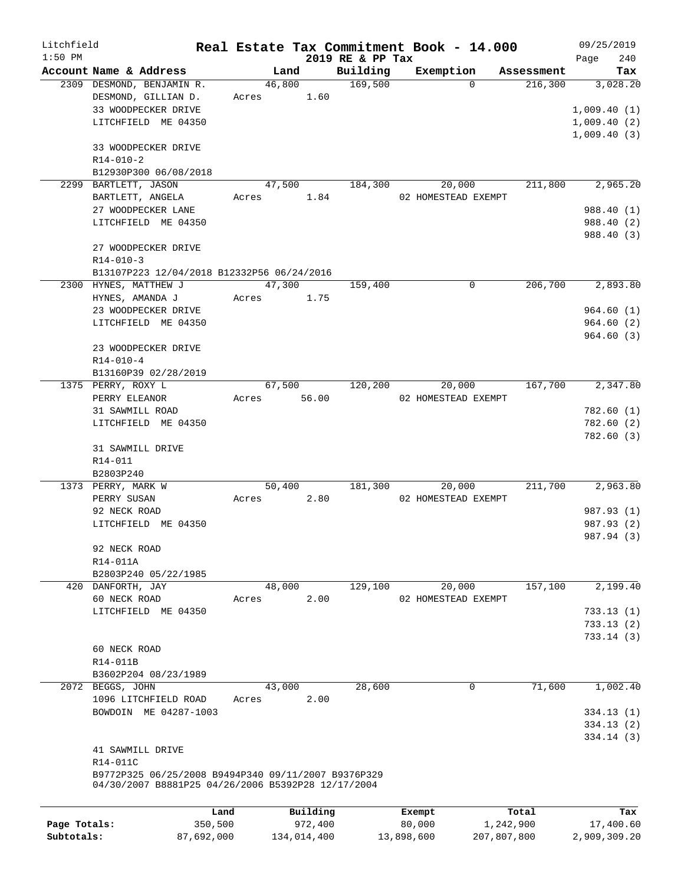Litchfield
1:50 PM

# Real Estate Tax Commitment Book - 14.000

2019 RE & PP Tax

09/25/2019

| Account | Name & Address | Land | Building | Exemption | Assessment | Tax |
|---|---|---|---|---|---|---|
| 2309 | DESMOND, BENJAMIN R.<br>DESMOND, GILLIAN D.<br>33 WOODPECKER DRIVE<br>LITCHFIELD ME 04350<br><br>33 WOODPECKER DRIVE<br>R14-010-2<br>B12930P300 06/08/2018 | 46,800<br>Acres 1.60 | 169,500 | 0 | 216,300 | 3,028.20<br><br>1,009.40 (1)<br>1,009.40 (2)<br>1,009.40 (3) |
| 2299 | BARTLETT, JASON<br>BARTLETT, ANGELA<br>27 WOODPECKER LANE<br>LITCHFIELD ME 04350<br><br>27 WOODPECKER DRIVE<br>R14-010-3<br>B13107P223 12/04/2018 B12332P56 06/24/2016 | 47,500<br>Acres 1.84 | 184,300 | 20,000<br>02 HOMESTEAD EXEMPT | 211,800 | 2,965.20<br><br>988.40 (1)<br>988.40 (2)<br>988.40 (3) |
| 2300 | HYNES, MATTHEW J<br>HYNES, AMANDA J<br>23 WOODPECKER DRIVE<br>LITCHFIELD ME 04350<br><br>23 WOODPECKER DRIVE<br>R14-010-4<br>B13160P39 02/28/2019 | 47,300<br>Acres 1.75 | 159,400 | 0 | 206,700 | 2,893.80<br><br>964.60 (1)<br>964.60 (2)<br>964.60 (3) |
| 1375 | PERRY, ROXY L<br>PERRY ELEANOR<br>31 SAWMILL ROAD<br>LITCHFIELD ME 04350<br><br>31 SAWMILL DRIVE<br>R14-011<br>B2803P240 | 67,500<br>Acres 56.00 | 120,200 | 20,000<br>02 HOMESTEAD EXEMPT | 167,700 | 2,347.80<br><br>782.60 (1)<br>782.60 (2)<br>782.60 (3) |
| 1373 | PERRY, MARK W<br>PERRY SUSAN<br>92 NECK ROAD<br>LITCHFIELD ME 04350<br><br>92 NECK ROAD<br>R14-011A<br>B2803P240 05/22/1985 | 50,400<br>Acres 2.80 | 181,300 | 20,000<br>02 HOMESTEAD EXEMPT | 211,700 | 2,963.80<br><br>987.93 (1)<br>987.93 (2)<br>987.94 (3) |
| 420 | DANFORTH, JAY<br>60 NECK ROAD<br>LITCHFIELD ME 04350<br><br>60 NECK ROAD<br>R14-011B<br>B3602P204 08/23/1989 | 48,000<br>Acres 2.00 | 129,100 | 20,000<br>02 HOMESTEAD EXEMPT | 157,100 | 2,199.40<br><br>733.13 (1)<br>733.13 (2)<br>733.14 (3) |
| 2072 | BEGGS, JOHN<br>1096 LITCHFIELD ROAD<br>BOWDOIN ME 04287-1003<br><br>41 SAWMILL DRIVE<br>R14-011C<br>B9772P325 06/25/2008 B9494P340 09/11/2007 B9376P329 04/30/2007 B8881P25 04/26/2006 B5392P28 12/17/2004 | 43,000<br>Acres 2.00 | 28,600 | 0 | 71,600 | 1,002.40<br><br>334.13 (1)<br>334.13 (2)<br>334.14 (3) |

| | Land | Building | Exempt | Total | Tax |
|---|---|---|---|---|---|
| Page Totals: | 350,500 | 972,400 | 80,000 | 1,242,900 | 17,400.60 |
| Subtotals: | 87,692,000 | 134,014,400 | 13,898,600 | 207,807,800 | 2,909,309.20 |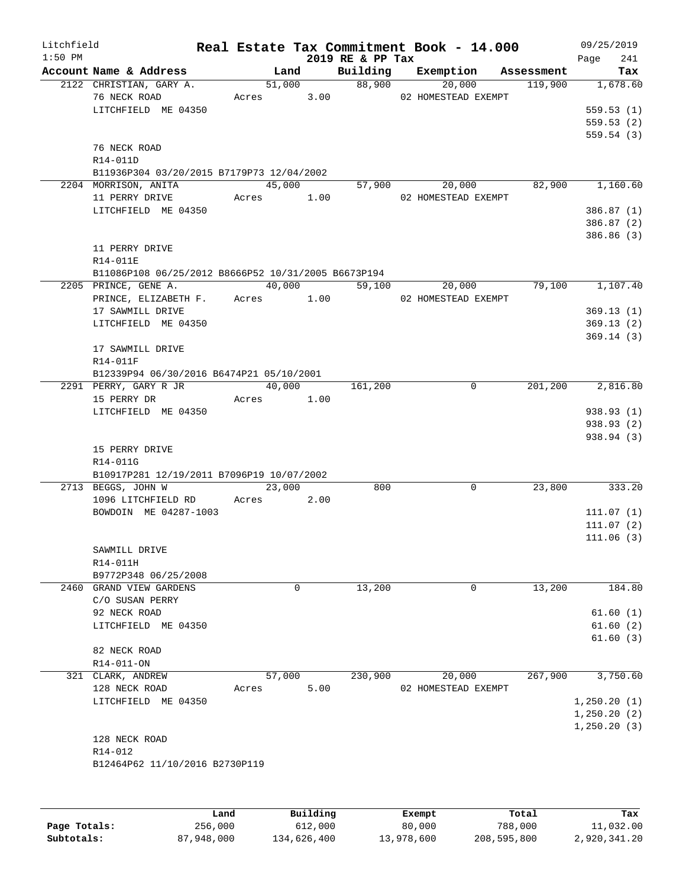Litchfield
1:50 PM

# Real Estate Tax Commitment Book - 14.000
## 2019 RE & PP Tax

09/25/2019
Page 241

| Account Name & Address | Land | Building | Exemption | Assessment | Tax |
|---|---|---|---|---|---|
| 2122 CHRISTIAN, GARY A. | 51,000 | 88,900 | 20,000 | 119,900 | 1,678.60 |
| 76 NECK ROAD | Acres 3.00 | | 02 HOMESTEAD EXEMPT | | |
| LITCHFIELD ME 04350 | | | | | 559.53 (1) |
| | | | | | 559.53 (2) |
| | | | | | 559.54 (3) |
| 76 NECK ROAD | | | | | |
| R14-011D | | | | | |
| B11936P304 03/20/2015 B7179P73 12/04/2002 | | | | | |
| 2204 MORRISON, ANITA | 45,000 | 57,900 | 20,000 | 82,900 | 1,160.60 |
| 11 PERRY DRIVE | Acres 1.00 | | 02 HOMESTEAD EXEMPT | | |
| LITCHFIELD ME 04350 | | | | | 386.87 (1) |
| | | | | | 386.87 (2) |
| | | | | | 386.86 (3) |
| 11 PERRY DRIVE | | | | | |
| R14-011E | | | | | |
| B11086P108 06/25/2012 B8666P52 10/31/2005 B6673P194 | | | | | |
| 2205 PRINCE, GENE A. | 40,000 | 59,100 | 20,000 | 79,100 | 1,107.40 |
| PRINCE, ELIZABETH F. | Acres 1.00 | | 02 HOMESTEAD EXEMPT | | |
| 17 SAWMILL DRIVE | | | | | 369.13 (1) |
| LITCHFIELD ME 04350 | | | | | 369.13 (2) |
| | | | | | 369.14 (3) |
| 17 SAWMILL DRIVE | | | | | |
| R14-011F | | | | | |
| B12339P94 06/30/2016 B6474P21 05/10/2001 | | | | | |
| 2291 PERRY, GARY R JR | 40,000 | 161,200 | 0 | 201,200 | 2,816.80 |
| 15 PERRY DR | Acres 1.00 | | | | |
| LITCHFIELD ME 04350 | | | | | 938.93 (1) |
| | | | | | 938.93 (2) |
| | | | | | 938.94 (3) |
| 15 PERRY DRIVE | | | | | |
| R14-011G | | | | | |
| B10917P281 12/19/2011 B7096P19 10/07/2002 | | | | | |
| 2713 BEGGS, JOHN W | 23,000 | 800 | 0 | 23,800 | 333.20 |
| 1096 LITCHFIELD RD | Acres 2.00 | | | | |
| BOWDOIN ME 04287-1003 | | | | | 111.07 (1) |
| | | | | | 111.07 (2) |
| | | | | | 111.06 (3) |
| SAWMILL DRIVE | | | | | |
| R14-011H | | | | | |
| B9772P348 06/25/2008 | | | | | |
| 2460 GRAND VIEW GARDENS | 0 | 13,200 | 0 | 13,200 | 184.80 |
| C/O SUSAN PERRY | | | | | |
| 92 NECK ROAD | | | | | 61.60 (1) |
| LITCHFIELD ME 04350 | | | | | 61.60 (2) |
| | | | | | 61.60 (3) |
| 82 NECK ROAD | | | | | |
| R14-011-ON | | | | | |
| 321 CLARK, ANDREW | 57,000 | 230,900 | 20,000 | 267,900 | 3,750.60 |
| 128 NECK ROAD | Acres 5.00 | | 02 HOMESTEAD EXEMPT | | |
| LITCHFIELD ME 04350 | | | | | 1,250.20 (1) |
| | | | | | 1,250.20 (2) |
| | | | | | 1,250.20 (3) |
| 128 NECK ROAD | | | | | |
| R14-012 | | | | | |
| B12464P62 11/10/2016 B2730P119 | | | | | |

| | Land | Building | Exempt | Total | Tax |
|---|---|---|---|---|---|
| Page Totals: | 256,000 | 612,000 | 80,000 | 788,000 | 11,032.00 |
| Subtotals: | 87,948,000 | 134,626,400 | 13,978,600 | 208,595,800 | 2,920,341.20 |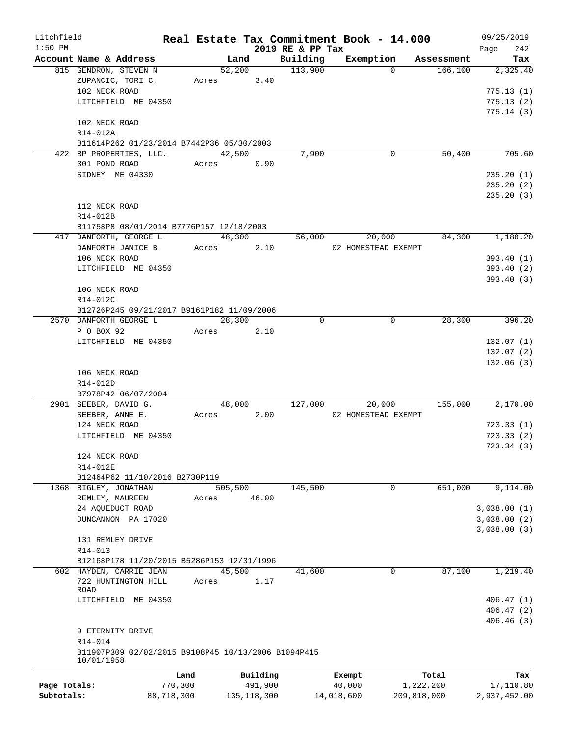Litchfield
1:50 PM

# Real Estate Tax Commitment Book - 14.000

## 2019 RE & PP Tax

09/25/2019
Page 242

| Account Name & Address | Land | Building | Exemption | Assessment | Tax |
|---|---|---|---|---|---|
| 815 GENDRON, STEVEN N | 52,200 | 113,900 | 0 | 166,100 | 2,325.40 |
| ZUPANCIC, TORI C. | Acres 3.40 | | | | |
| 102 NECK ROAD | | | | | 775.13 (1) |
| LITCHFIELD ME 04350 | | | | | 775.13 (2) |
| | | | | | 775.14 (3) |
| 102 NECK ROAD | | | | | |
| R14-012A | | | | | |
| B11614P262 01/23/2014 B7442P36 05/30/2003 | | | | | |
| 422 BP PROPERTIES, LLC. | 42,500 | 7,900 | 0 | 50,400 | 705.60 |
| 301 POND ROAD | Acres 0.90 | | | | |
| SIDNEY ME 04330 | | | | | 235.20 (1) |
| | | | | | 235.20 (2) |
| | | | | | 235.20 (3) |
| 112 NECK ROAD | | | | | |
| R14-012B | | | | | |
| B11758P8 08/01/2014 B7776P157 12/18/2003 | | | | | |
| 417 DANFORTH, GEORGE L | 48,300 | 56,000 | 20,000 | 84,300 | 1,180.20 |
| DANFORTH JANICE B | Acres 2.10 | | 02 HOMESTEAD EXEMPT | | |
| 106 NECK ROAD | | | | | 393.40 (1) |
| LITCHFIELD ME 04350 | | | | | 393.40 (2) |
| | | | | | 393.40 (3) |
| 106 NECK ROAD | | | | | |
| R14-012C | | | | | |
| B12726P245 09/21/2017 B9161P182 11/09/2006 | | | | | |
| 2570 DANFORTH GEORGE L | 28,300 | 0 | 0 | 28,300 | 396.20 |
| P O BOX 92 | Acres 2.10 | | | | |
| LITCHFIELD ME 04350 | | | | | 132.07 (1) |
| | | | | | 132.07 (2) |
| | | | | | 132.06 (3) |
| 106 NECK ROAD | | | | | |
| R14-012D | | | | | |
| B7978P42 06/07/2004 | | | | | |
| 2901 SEEBER, DAVID G. | 48,000 | 127,000 | 20,000 | 155,000 | 2,170.00 |
| SEEBER, ANNE E. | Acres 2.00 | | 02 HOMESTEAD EXEMPT | | |
| 124 NECK ROAD | | | | | 723.33 (1) |
| LITCHFIELD ME 04350 | | | | | 723.33 (2) |
| | | | | | 723.34 (3) |
| 124 NECK ROAD | | | | | |
| R14-012E | | | | | |
| B12464P62 11/10/2016 B2730P119 | | | | | |
| 1368 BIGLEY, JONATHAN | 505,500 | 145,500 | 0 | 651,000 | 9,114.00 |
| REMLEY, MAUREEN | Acres 46.00 | | | | |
| 24 AQUEDUCT ROAD | | | | | 3,038.00 (1) |
| DUNCANNON PA 17020 | | | | | 3,038.00 (2) |
| | | | | | 3,038.00 (3) |
| 131 REMLEY DRIVE | | | | | |
| R14-013 | | | | | |
| B12168P178 11/20/2015 B5286P153 12/31/1996 | | | | | |
| 602 HAYDEN, CARRIE JEAN | 45,500 | 41,600 | 0 | 87,100 | 1,219.40 |
| 722 HUNTINGTON HILL ROAD | Acres 1.17 | | | | |
| LITCHFIELD ME 04350 | | | | | 406.47 (1) |
| | | | | | 406.47 (2) |
| | | | | | 406.46 (3) |
| 9 ETERNITY DRIVE | | | | | |
| R14-014 | | | | | |
| B11907P309 02/02/2015 B9108P45 10/13/2006 B1094P415 10/01/1958 | | | | | |

| | Land | Building | Exempt | Total | Tax |
|---|---|---|---|---|---|
| Page Totals: | 770,300 | 491,900 | 40,000 | 1,222,200 | 17,110.80 |
| Subtotals: | 88,718,300 | 135,118,300 | 14,018,600 | 209,818,000 | 2,937,452.00 |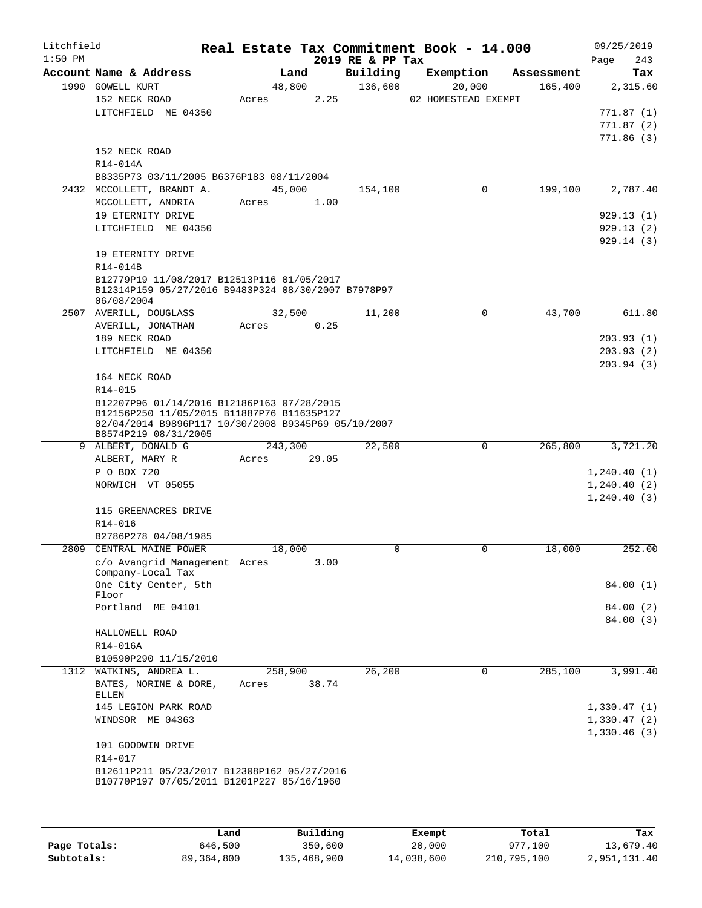# Real Estate Tax Commitment Book - 14.000

Litchfield 1:50 PM — 2019 RE & PP Tax — 09/25/2019

| Account Name & Address | Land | Building | Exemption | Assessment | Tax |
|---|---|---|---|---|---|
| 1990 GOWELL KURT | 48,800 | 136,600 | 20,000 | 165,400 | 2,315.60 |
| 152 NECK ROAD | Acres 2.25 | | 02 HOMESTEAD EXEMPT | | |
| LITCHFIELD ME 04350 | | | | | 771.87 (1) |
| | | | | | 771.87 (2) |
| | | | | | 771.86 (3) |
| 152 NECK ROAD | | | | | |
| R14-014A | | | | | |
| B8335P73 03/11/2005 B6376P183 08/11/2004 | | | | | |
| 2432 MCCOLLETT, BRANDT A. | 45,000 | 154,100 | 0 | 199,100 | 2,787.40 |
| MCCOLLETT, ANDRIA | Acres 1.00 | | | | |
| 19 ETERNITY DRIVE | | | | | 929.13 (1) |
| LITCHFIELD ME 04350 | | | | | 929.13 (2) |
| | | | | | 929.14 (3) |
| 19 ETERNITY DRIVE | | | | | |
| R14-014B | | | | | |
| B12779P19 11/08/2017 B12513P116 01/05/2017 B12314P159 05/27/2016 B9483P324 08/30/2007 B7978P97 06/08/2004 | | | | | |
| 2507 AVERILL, DOUGLASS | 32,500 | 11,200 | 0 | 43,700 | 611.80 |
| AVERILL, JONATHAN | Acres 0.25 | | | | |
| 189 NECK ROAD | | | | | 203.93 (1) |
| LITCHFIELD ME 04350 | | | | | 203.93 (2) |
| | | | | | 203.94 (3) |
| 164 NECK ROAD | | | | | |
| R14-015 | | | | | |
| B12207P96 01/14/2016 B12186P163 07/28/2015 B12156P250 11/05/2015 B11887P76 B11635P127 02/04/2014 B9896P117 10/30/2008 B9345P69 05/10/2007 B8574P219 08/31/2005 | | | | | |
| 9 ALBERT, DONALD G | 243,300 | 22,500 | 0 | 265,800 | 3,721.20 |
| ALBERT, MARY R | Acres 29.05 | | | | |
| P O BOX 720 | | | | | 1,240.40 (1) |
| NORWICH VT 05055 | | | | | 1,240.40 (2) |
| | | | | | 1,240.40 (3) |
| 115 GREENACRES DRIVE | | | | | |
| R14-016 | | | | | |
| B2786P278 04/08/1985 | | | | | |
| 2809 CENTRAL MAINE POWER | 18,000 | 0 | 0 | 18,000 | 252.00 |
| c/o Avangrid Management Company-Local Tax | Acres 3.00 | | | | |
| One City Center, 5th Floor | | | | | 84.00 (1) |
| Portland ME 04101 | | | | | 84.00 (2) |
| | | | | | 84.00 (3) |
| HALLOWELL ROAD | | | | | |
| R14-016A | | | | | |
| B10590P290 11/15/2010 | | | | | |
| 1312 WATKINS, ANDREA L. | 258,900 | 26,200 | 0 | 285,100 | 3,991.40 |
| BATES, NORINE & DORE, ELLEN | Acres 38.74 | | | | |
| 145 LEGION PARK ROAD | | | | | 1,330.47 (1) |
| WINDSOR ME 04363 | | | | | 1,330.47 (2) |
| | | | | | 1,330.46 (3) |
| 101 GOODWIN DRIVE | | | | | |
| R14-017 | | | | | |
| B12611P211 05/23/2017 B12308P162 05/27/2016 B10770P197 07/05/2011 B1201P227 05/16/1960 | | | | | |

| | Land | Building | Exempt | Total | Tax |
|---|---|---|---|---|---|
| Page Totals: | 646,500 | 350,600 | 20,000 | 977,100 | 13,679.40 |
| Subtotals: | 89,364,800 | 135,468,900 | 14,038,600 | 210,795,100 | 2,951,131.40 |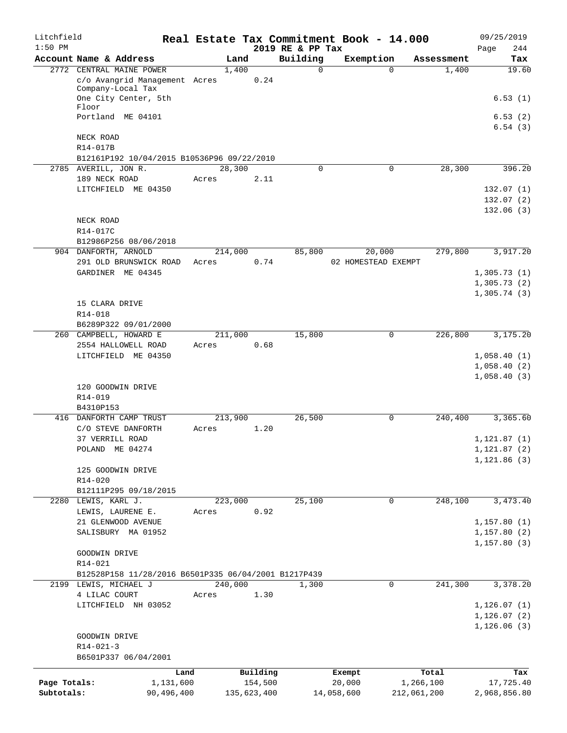Litchfield
1:50 PM

# Real Estate Tax Commitment Book - 14.000

2019 RE & PP Tax

09/25/2019

| Account Name & Address | Land | Building | Exemption | Assessment | Tax |
|---|---|---|---|---|---|
| 2772 CENTRAL MAINE POWER | 1,400 | 0 | 0 | 1,400 | 19.60 |
| c/o Avangrid Management Company-Local Tax | Acres 0.24 | | | | |
| One City Center, 5th Floor | | | | | 6.53 (1) |
| Portland ME 04101 | | | | | 6.53 (2) |
| | | | | | 6.54 (3) |
| NECK ROAD | | | | | |
| R14-017B | | | | | |
| B12161P192 10/04/2015 B10536P96 09/22/2010 | | | | | |
| 2785 AVERILL, JON R. | 28,300 | 0 | 0 | 28,300 | 396.20 |
| 189 NECK ROAD | Acres 2.11 | | | | |
| LITCHFIELD ME 04350 | | | | | 132.07 (1) |
| | | | | | 132.07 (2) |
| | | | | | 132.06 (3) |
| NECK ROAD | | | | | |
| R14-017C | | | | | |
| B12986P256 08/06/2018 | | | | | |
| 904 DANFORTH, ARNOLD | 214,000 | 85,800 | 20,000 | 279,800 | 3,917.20 |
| 291 OLD BRUNSWICK ROAD | Acres 0.74 | | 02 HOMESTEAD EXEMPT | | |
| GARDINER ME 04345 | | | | | 1,305.73 (1) |
| | | | | | 1,305.73 (2) |
| | | | | | 1,305.74 (3) |
| 15 CLARA DRIVE | | | | | |
| R14-018 | | | | | |
| B6289P322 09/01/2000 | | | | | |
| 260 CAMPBELL, HOWARD E | 211,000 | 15,800 | 0 | 226,800 | 3,175.20 |
| 2554 HALLOWELL ROAD | Acres 0.68 | | | | |
| LITCHFIELD ME 04350 | | | | | 1,058.40 (1) |
| | | | | | 1,058.40 (2) |
| | | | | | 1,058.40 (3) |
| 120 GOODWIN DRIVE | | | | | |
| R14-019 | | | | | |
| B4310P153 | | | | | |
| 416 DANFORTH CAMP TRUST | 213,900 | 26,500 | 0 | 240,400 | 3,365.60 |
| C/O STEVE DANFORTH | Acres 1.20 | | | | |
| 37 VERRILL ROAD | | | | | 1,121.87 (1) |
| POLAND ME 04274 | | | | | 1,121.87 (2) |
| | | | | | 1,121.86 (3) |
| 125 GOODWIN DRIVE | | | | | |
| R14-020 | | | | | |
| B12111P295 09/18/2015 | | | | | |
| 2280 LEWIS, KARL J. | 223,000 | 25,100 | 0 | 248,100 | 3,473.40 |
| LEWIS, LAURENE E. | Acres 0.92 | | | | |
| 21 GLENWOOD AVENUE | | | | | 1,157.80 (1) |
| SALISBURY MA 01952 | | | | | 1,157.80 (2) |
| | | | | | 1,157.80 (3) |
| GOODWIN DRIVE | | | | | |
| R14-021 | | | | | |
| B12528P158 11/28/2016 B6501P335 06/04/2001 B1217P439 | | | | | |
| 2199 LEWIS, MICHAEL J | 240,000 | 1,300 | 0 | 241,300 | 3,378.20 |
| 4 LILAC COURT | Acres 1.30 | | | | |
| LITCHFIELD NH 03052 | | | | | 1,126.07 (1) |
| | | | | | 1,126.07 (2) |
| | | | | | 1,126.06 (3) |
| GOODWIN DRIVE | | | | | |
| R14-021-3 | | | | | |
| B6501P337 06/04/2001 | | | | | |

| | Land | Building | Exempt | Total | Tax |
|---|---|---|---|---|---|
| Page Totals: | 1,131,600 | 154,500 | 20,000 | 1,266,100 | 17,725.40 |
| Subtotals: | 90,496,400 | 135,623,400 | 14,058,600 | 212,061,200 | 2,968,856.80 |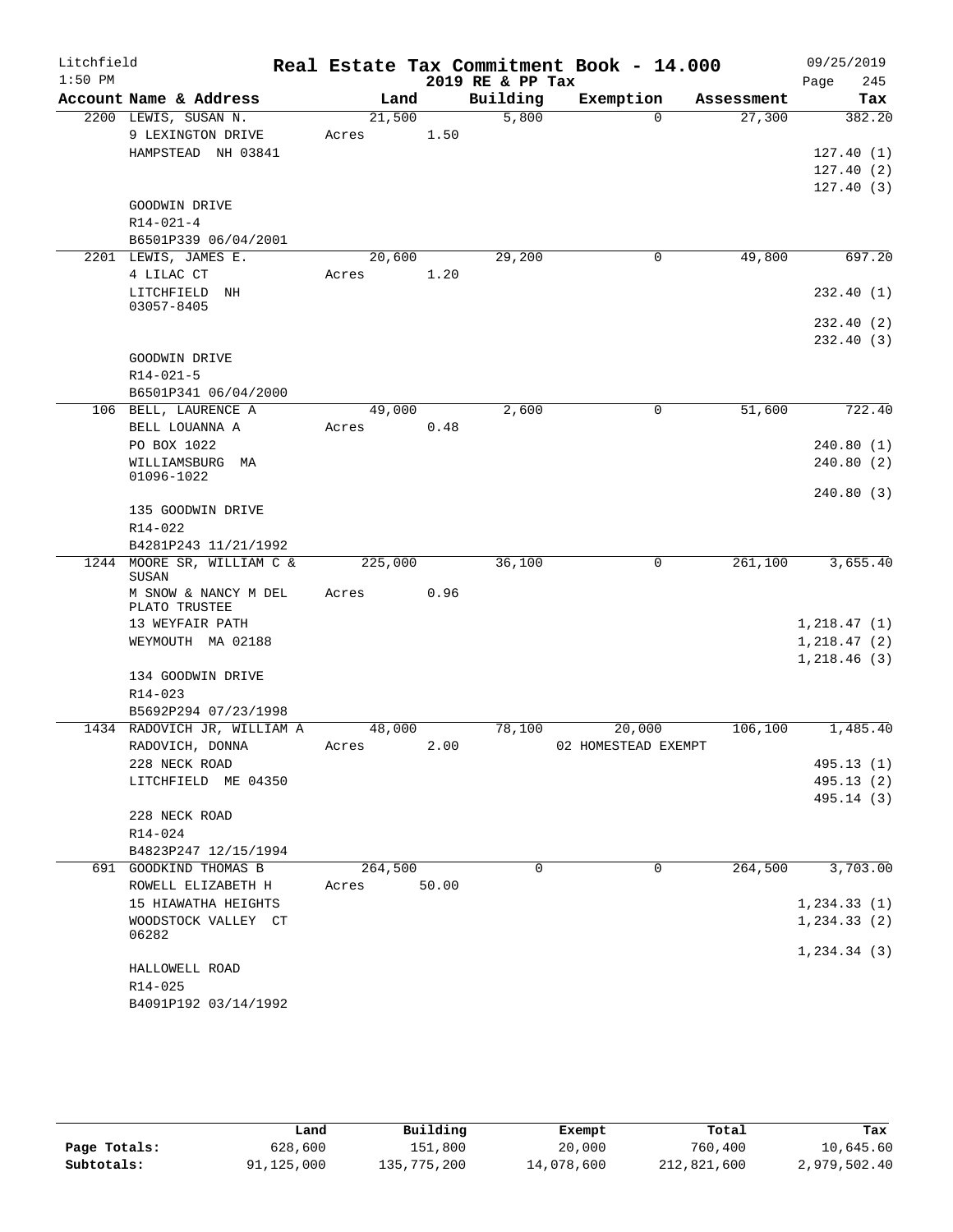Litchfield
1:50 PM

# Real Estate Tax Commitment Book - 14.000

2019 RE & PP Tax

09/25/2019

| Account Name & Address | Land | | Building | Exemption | Assessment | Tax |
|---|---|---|---|---|---|---|
| 2200 LEWIS, SUSAN N. | 21,500 | | 5,800 | 0 | 27,300 | 382.20 |
| 9 LEXINGTON DRIVE | Acres | 1.50 | | | | |
| HAMPSTEAD NH 03841 | | | | | | 127.40 (1) |
| | | | | | | 127.40 (2) |
| | | | | | | 127.40 (3) |
| GOODWIN DRIVE | | | | | | |
| R14-021-4 | | | | | | |
| B6501P339 06/04/2001 | | | | | | |
| 2201 LEWIS, JAMES E. | 20,600 | | 29,200 | 0 | 49,800 | 697.20 |
| 4 LILAC CT | Acres | 1.20 | | | | |
| LITCHFIELD NH 03057-8405 | | | | | | 232.40 (1) |
| | | | | | | 232.40 (2) |
| | | | | | | 232.40 (3) |
| GOODWIN DRIVE | | | | | | |
| R14-021-5 | | | | | | |
| B6501P341 06/04/2000 | | | | | | |
| 106 BELL, LAURENCE A | 49,000 | | 2,600 | 0 | 51,600 | 722.40 |
| BELL LOUANNA A | Acres | 0.48 | | | | |
| PO BOX 1022 | | | | | | 240.80 (1) |
| WILLIAMSBURG MA 01096-1022 | | | | | | 240.80 (2) |
| | | | | | | 240.80 (3) |
| 135 GOODWIN DRIVE | | | | | | |
| R14-022 | | | | | | |
| B4281P243 11/21/1992 | | | | | | |
| 1244 MOORE SR, WILLIAM C & SUSAN | 225,000 | | 36,100 | 0 | 261,100 | 3,655.40 |
| M SNOW & NANCY M DEL PLATO TRUSTEE | Acres | 0.96 | | | | |
| 13 WEYFAIR PATH | | | | | | 1,218.47 (1) |
| WEYMOUTH MA 02188 | | | | | | 1,218.47 (2) |
| | | | | | | 1,218.46 (3) |
| 134 GOODWIN DRIVE | | | | | | |
| R14-023 | | | | | | |
| B5692P294 07/23/1998 | | | | | | |
| 1434 RADOVICH JR, WILLIAM A | 48,000 | | 78,100 | 20,000 | 106,100 | 1,485.40 |
| RADOVICH, DONNA | Acres | 2.00 | | 02 HOMESTEAD EXEMPT | | |
| 228 NECK ROAD | | | | | | 495.13 (1) |
| LITCHFIELD ME 04350 | | | | | | 495.13 (2) |
| | | | | | | 495.14 (3) |
| 228 NECK ROAD | | | | | | |
| R14-024 | | | | | | |
| B4823P247 12/15/1994 | | | | | | |
| 691 GOODKIND THOMAS B | 264,500 | | 0 | 0 | 264,500 | 3,703.00 |
| ROWELL ELIZABETH H | Acres | 50.00 | | | | |
| 15 HIAWATHA HEIGHTS | | | | | | 1,234.33 (1) |
| WOODSTOCK VALLEY CT 06282 | | | | | | 1,234.33 (2) |
| | | | | | | 1,234.34 (3) |
| HALLOWELL ROAD | | | | | | |
| R14-025 | | | | | | |
| B4091P192 03/14/1992 | | | | | | |

| | Land | Building | Exempt | Total | Tax |
|---|---|---|---|---|---|
| Page Totals: | 628,600 | 151,800 | 20,000 | 760,400 | 10,645.60 |
| Subtotals: | 91,125,000 | 135,775,200 | 14,078,600 | 212,821,600 | 2,979,502.40 |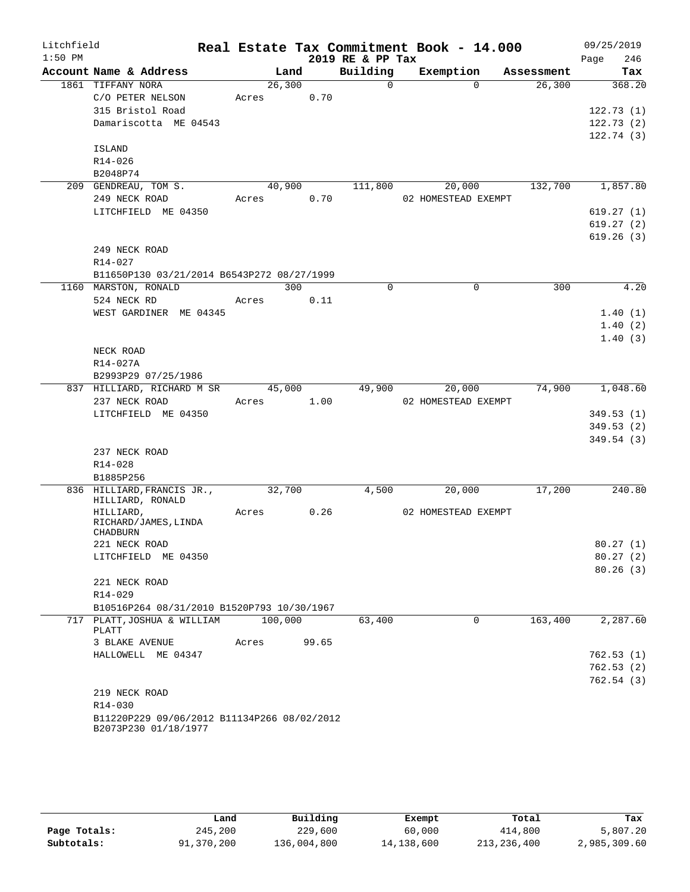# Real Estate Tax Commitment Book - 14.000

Litchfield 1:50 PM — 2019 RE & PP Tax — 09/25/2019

| Account Name & Address | Land | Building | Exemption | Assessment | Tax |
|---|---|---|---|---|---|
| 1861 TIFFANY NORA | 26,300 | 0 | 0 | 26,300 | 368.20 |
| C/O PETER NELSON | Acres 0.70 | | | | |
| 315 Bristol Road | | | | | 122.73 (1) |
| Damariscotta ME 04543 | | | | | 122.73 (2) |
| | | | | | 122.74 (3) |
| ISLAND | | | | | |
| R14-026 | | | | | |
| B2048P74 | | | | | |
| 209 GENDREAU, TOM S. | 40,900 | 111,800 | 20,000 | 132,700 | 1,857.80 |
| 249 NECK ROAD | Acres 0.70 | | 02 HOMESTEAD EXEMPT | | |
| LITCHFIELD ME 04350 | | | | | 619.27 (1) |
| | | | | | 619.27 (2) |
| | | | | | 619.26 (3) |
| 249 NECK ROAD | | | | | |
| R14-027 | | | | | |
| B11650P130 03/21/2014 B6543P272 08/27/1999 | | | | | |
| 1160 MARSTON, RONALD | 300 | 0 | 0 | 300 | 4.20 |
| 524 NECK RD | Acres 0.11 | | | | |
| WEST GARDINER ME 04345 | | | | | 1.40 (1) |
| | | | | | 1.40 (2) |
| | | | | | 1.40 (3) |
| NECK ROAD | | | | | |
| R14-027A | | | | | |
| B2993P29 07/25/1986 | | | | | |
| 837 HILLIARD, RICHARD M SR | 45,000 | 49,900 | 20,000 | 74,900 | 1,048.60 |
| 237 NECK ROAD | Acres 1.00 | | 02 HOMESTEAD EXEMPT | | |
| LITCHFIELD ME 04350 | | | | | 349.53 (1) |
| | | | | | 349.53 (2) |
| | | | | | 349.54 (3) |
| 237 NECK ROAD | | | | | |
| R14-028 | | | | | |
| B1885P256 | | | | | |
| 836 HILLIARD, FRANCIS JR., HILLIARD, RONALD | 32,700 | 4,500 | 20,000 | 17,200 | 240.80 |
| HILLIARD, RICHARD/JAMES, LINDA CHADBURN | Acres 0.26 | | 02 HOMESTEAD EXEMPT | | |
| 221 NECK ROAD | | | | | 80.27 (1) |
| LITCHFIELD ME 04350 | | | | | 80.27 (2) |
| | | | | | 80.26 (3) |
| 221 NECK ROAD | | | | | |
| R14-029 | | | | | |
| B10516P264 08/31/2010 B1520P793 10/30/1967 | | | | | |
| 717 PLATT, JOSHUA & WILLIAM PLATT | 100,000 | 63,400 | 0 | 163,400 | 2,287.60 |
| 3 BLAKE AVENUE | Acres 99.65 | | | | |
| HALLOWELL ME 04347 | | | | | 762.53 (1) |
| | | | | | 762.53 (2) |
| | | | | | 762.54 (3) |
| 219 NECK ROAD | | | | | |
| R14-030 | | | | | |
| B11220P229 09/06/2012 B11134P266 08/02/2012 B2073P230 01/18/1977 | | | | | |

| | Land | Building | Exempt | Total | Tax |
|---|---|---|---|---|---|
| Page Totals: | 245,200 | 229,600 | 60,000 | 414,800 | 5,807.20 |
| Subtotals: | 91,370,200 | 136,004,800 | 14,138,600 | 213,236,400 | 2,985,309.60 |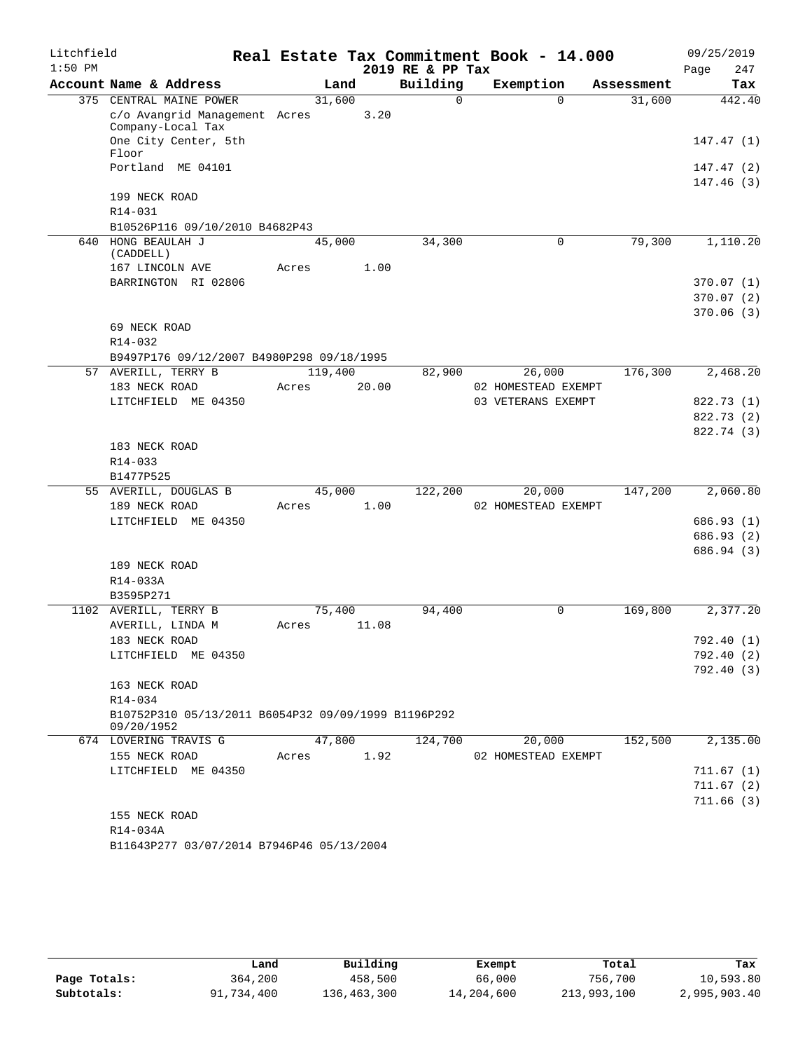Litchfield
1:50 PM

# Real Estate Tax Commitment Book - 14.000

2019 RE & PP Tax

09/25/2019

| Account Name & Address | Land | Building | Exemption | Assessment | Tax |
|---|---|---|---|---|---|
| 375 CENTRAL MAINE POWER | 31,600 | 0 | 0 | 31,600 | 442.40 |
| c/o Avangrid Management Company-Local Tax | Acres 3.20 | | | | |
| One City Center, 5th Floor | | | | | 147.47 (1) |
| Portland ME 04101 | | | | | 147.47 (2) |
| | | | | | 147.46 (3) |
| 199 NECK ROAD | | | | | |
| R14-031 | | | | | |
| B10526P116 09/10/2010 B4682P43 | | | | | |
| 640 HONG BEAULAH J (CADDELL) | 45,000 | 34,300 | 0 | 79,300 | 1,110.20 |
| 167 LINCOLN AVE | Acres 1.00 | | | | |
| BARRINGTON RI 02806 | | | | | 370.07 (1) |
| | | | | | 370.07 (2) |
| | | | | | 370.06 (3) |
| 69 NECK ROAD | | | | | |
| R14-032 | | | | | |
| B9497P176 09/12/2007 B4980P298 09/18/1995 | | | | | |
| 57 AVERILL, TERRY B | 119,400 | 82,900 | 26,000 | 176,300 | 2,468.20 |
| 183 NECK ROAD | Acres 20.00 | | 02 HOMESTEAD EXEMPT | | |
| LITCHFIELD ME 04350 | | | 03 VETERANS EXEMPT | | 822.73 (1) |
| | | | | | 822.73 (2) |
| | | | | | 822.74 (3) |
| 183 NECK ROAD | | | | | |
| R14-033 | | | | | |
| B1477P525 | | | | | |
| 55 AVERILL, DOUGLAS B | 45,000 | 122,200 | 20,000 | 147,200 | 2,060.80 |
| 189 NECK ROAD | Acres 1.00 | | 02 HOMESTEAD EXEMPT | | |
| LITCHFIELD ME 04350 | | | | | 686.93 (1) |
| | | | | | 686.93 (2) |
| | | | | | 686.94 (3) |
| 189 NECK ROAD | | | | | |
| R14-033A | | | | | |
| B3595P271 | | | | | |
| 1102 AVERILL, TERRY B | 75,400 | 94,400 | 0 | 169,800 | 2,377.20 |
| AVERILL, LINDA M | Acres 11.08 | | | | |
| 183 NECK ROAD | | | | | 792.40 (1) |
| LITCHFIELD ME 04350 | | | | | 792.40 (2) |
| | | | | | 792.40 (3) |
| 163 NECK ROAD | | | | | |
| R14-034 | | | | | |
| B10752P310 05/13/2011 B6054P32 09/09/1999 B1196P292 09/20/1952 | | | | | |
| 674 LOVERING TRAVIS G | 47,800 | 124,700 | 20,000 | 152,500 | 2,135.00 |
| 155 NECK ROAD | Acres 1.92 | | 02 HOMESTEAD EXEMPT | | |
| LITCHFIELD ME 04350 | | | | | 711.67 (1) |
| | | | | | 711.67 (2) |
| | | | | | 711.66 (3) |
| 155 NECK ROAD | | | | | |
| R14-034A | | | | | |
| B11643P277 03/07/2014 B7946P46 05/13/2004 | | | | | |

| | Land | Building | Exempt | Total | Tax |
|---|---|---|---|---|---|
| Page Totals: | 364,200 | 458,500 | 66,000 | 756,700 | 10,593.80 |
| Subtotals: | 91,734,400 | 136,463,300 | 14,204,600 | 213,993,100 | 2,995,903.40 |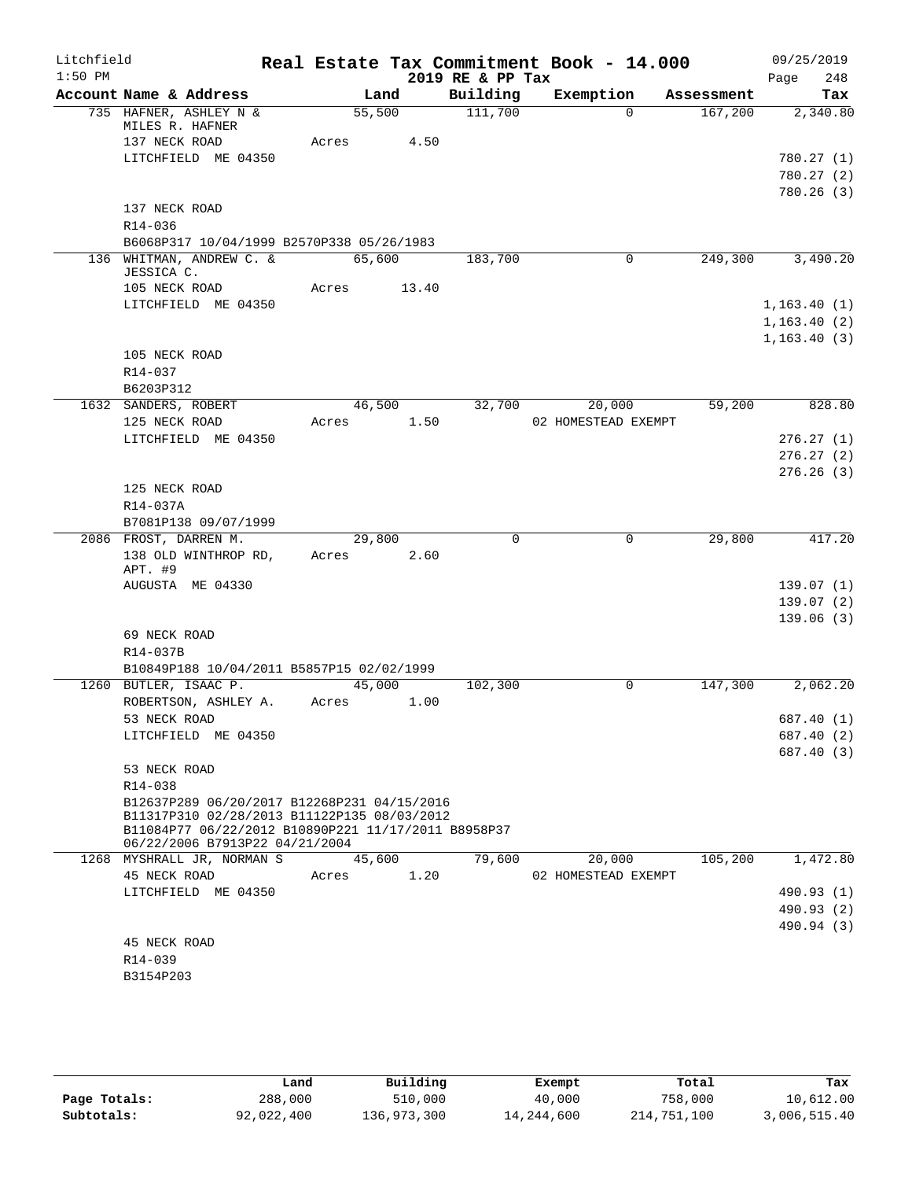Litchfield  
1:50 PM

**Real Estate Tax Commitment Book - 14.000**  
**2019 RE & PP Tax**

09/25/2019  
Page 248

| Account Name & Address | Land | Building | Exemption | Assessment | Tax |
|---|---|---|---|---|---|
| 735 HAFNER, ASHLEY N & MILES R. HAFNER | 55,500 | 111,700 | 0 | 167,200 | 2,340.80 |
| 137 NECK ROAD | Acres 4.50 | | | | |
| LITCHFIELD ME 04350 | | | | | 780.27 (1) |
| | | | | | 780.27 (2) |
| | | | | | 780.26 (3) |
| 137 NECK ROAD | | | | | |
| R14-036 | | | | | |
| B6068P317 10/04/1999 B2570P338 05/26/1983 | | | | | |
| 136 WHITMAN, ANDREW C. & JESSICA C. | 65,600 | 183,700 | 0 | 249,300 | 3,490.20 |
| 105 NECK ROAD | Acres 13.40 | | | | |
| LITCHFIELD ME 04350 | | | | | 1,163.40 (1) |
| | | | | | 1,163.40 (2) |
| | | | | | 1,163.40 (3) |
| 105 NECK ROAD | | | | | |
| R14-037 | | | | | |
| B6203P312 | | | | | |
| 1632 SANDERS, ROBERT | 46,500 | 32,700 | 20,000 | 59,200 | 828.80 |
| 125 NECK ROAD | Acres 1.50 | | 02 HOMESTEAD EXEMPT | | |
| LITCHFIELD ME 04350 | | | | | 276.27 (1) |
| | | | | | 276.27 (2) |
| | | | | | 276.26 (3) |
| 125 NECK ROAD | | | | | |
| R14-037A | | | | | |
| B7081P138 09/07/1999 | | | | | |
| 2086 FROST, DARREN M. | 29,800 | 0 | 0 | 29,800 | 417.20 |
| 138 OLD WINTHROP RD, APT. #9 | Acres 2.60 | | | | |
| AUGUSTA ME 04330 | | | | | 139.07 (1) |
| | | | | | 139.07 (2) |
| | | | | | 139.06 (3) |
| 69 NECK ROAD | | | | | |
| R14-037B | | | | | |
| B10849P188 10/04/2011 B5857P15 02/02/1999 | | | | | |
| 1260 BUTLER, ISAAC P. | 45,000 | 102,300 | 0 | 147,300 | 2,062.20 |
| ROBERTSON, ASHLEY A. | Acres 1.00 | | | | |
| 53 NECK ROAD | | | | | 687.40 (1) |
| LITCHFIELD ME 04350 | | | | | 687.40 (2) |
| | | | | | 687.40 (3) |
| 53 NECK ROAD | | | | | |
| R14-038 | | | | | |
| B12637P289 06/20/2017 B12268P231 04/15/2016 B11317P310 02/28/2013 B11122P135 08/03/2012 B11084P77 06/22/2012 B10890P221 11/17/2011 B8958P37 06/22/2006 B7913P22 04/21/2004 | | | | | |
| 1268 MYSHRALL JR, NORMAN S | 45,600 | 79,600 | 20,000 | 105,200 | 1,472.80 |
| 45 NECK ROAD | Acres 1.20 | | 02 HOMESTEAD EXEMPT | | |
| LITCHFIELD ME 04350 | | | | | 490.93 (1) |
| | | | | | 490.93 (2) |
| | | | | | 490.94 (3) |
| 45 NECK ROAD | | | | | |
| R14-039 | | | | | |
| B3154P203 | | | | | |

| | Land | Building | Exempt | Total | Tax |
|---|---|---|---|---|---|
| Page Totals: | 288,000 | 510,000 | 40,000 | 758,000 | 10,612.00 |
| Subtotals: | 92,022,400 | 136,973,300 | 14,244,600 | 214,751,100 | 3,006,515.40 |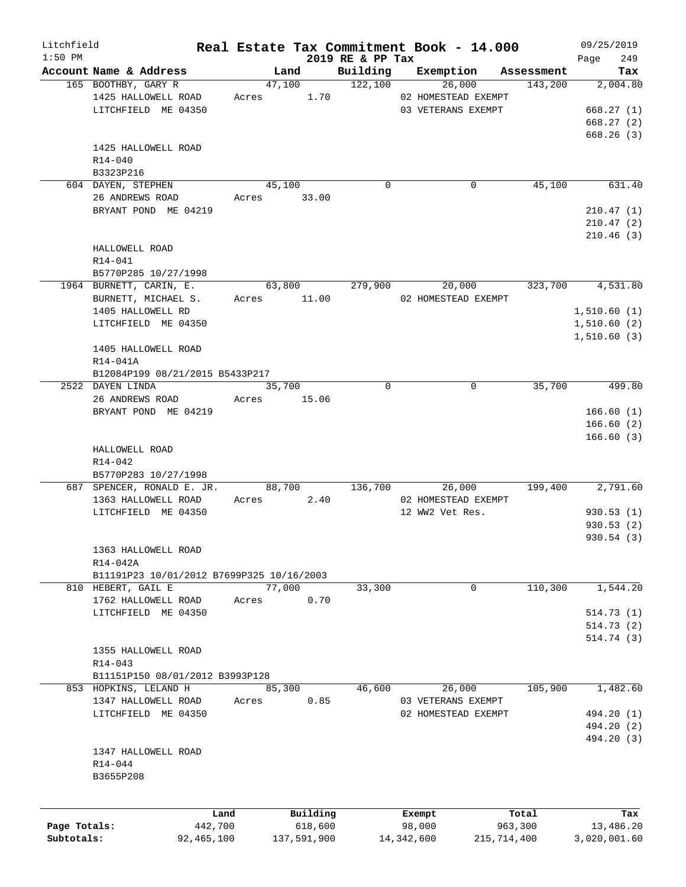Litchfield
1:50 PM

# Real Estate Tax Commitment Book - 14.000

2019 RE & PP Tax

09/25/2019

| Account Name & Address | Land | Building | Exemption | Assessment | Tax |
|---|---|---|---|---|---|
| 165 BOOTHBY, GARY R | 47,100 | 122,100 | 26,000 | 143,200 | 2,004.80 |
| 1425 HALLOWELL ROAD | Acres 1.70 | | 02 HOMESTEAD EXEMPT | | |
| LITCHFIELD ME 04350 | | | 03 VETERANS EXEMPT | | 668.27 (1) |
| | | | | | 668.27 (2) |
| | | | | | 668.26 (3) |
| 1425 HALLOWELL ROAD | | | | | |
| R14-040 | | | | | |
| B3323P216 | | | | | |
| 604 DAYEN, STEPHEN | 45,100 | 0 | 0 | 45,100 | 631.40 |
| 26 ANDREWS ROAD | Acres 33.00 | | | | |
| BRYANT POND ME 04219 | | | | | 210.47 (1) |
| | | | | | 210.47 (2) |
| | | | | | 210.46 (3) |
| HALLOWELL ROAD | | | | | |
| R14-041 | | | | | |
| B5770P285 10/27/1998 | | | | | |
| 1964 BURNETT, CARIN, E. | 63,800 | 279,900 | 20,000 | 323,700 | 4,531.80 |
| BURNETT, MICHAEL S. | Acres 11.00 | | 02 HOMESTEAD EXEMPT | | |
| 1405 HALLOWELL RD | | | | | 1,510.60 (1) |
| LITCHFIELD ME 04350 | | | | | 1,510.60 (2) |
| | | | | | 1,510.60 (3) |
| 1405 HALLOWELL ROAD | | | | | |
| R14-041A | | | | | |
| B12084P199 08/21/2015 B5433P217 | | | | | |
| 2522 DAYEN LINDA | 35,700 | 0 | 0 | 35,700 | 499.80 |
| 26 ANDREWS ROAD | Acres 15.06 | | | | |
| BRYANT POND ME 04219 | | | | | 166.60 (1) |
| | | | | | 166.60 (2) |
| | | | | | 166.60 (3) |
| HALLOWELL ROAD | | | | | |
| R14-042 | | | | | |
| B5770P283 10/27/1998 | | | | | |
| 687 SPENCER, RONALD E. JR. | 88,700 | 136,700 | 26,000 | 199,400 | 2,791.60 |
| 1363 HALLOWELL ROAD | Acres 2.40 | | 02 HOMESTEAD EXEMPT | | |
| LITCHFIELD ME 04350 | | | 12 WW2 Vet Res. | | 930.53 (1) |
| | | | | | 930.53 (2) |
| | | | | | 930.54 (3) |
| 1363 HALLOWELL ROAD | | | | | |
| R14-042A | | | | | |
| B11191P23 10/01/2012 B7699P325 10/16/2003 | | | | | |
| 810 HEBERT, GAIL E | 77,000 | 33,300 | 0 | 110,300 | 1,544.20 |
| 1762 HALLOWELL ROAD | Acres 0.70 | | | | |
| LITCHFIELD ME 04350 | | | | | 514.73 (1) |
| | | | | | 514.73 (2) |
| | | | | | 514.74 (3) |
| 1355 HALLOWELL ROAD | | | | | |
| R14-043 | | | | | |
| B11151P150 08/01/2012 B3993P128 | | | | | |
| 853 HOPKINS, LELAND H | 85,300 | 46,600 | 26,000 | 105,900 | 1,482.60 |
| 1347 HALLOWELL ROAD | Acres 0.85 | | 03 VETERANS EXEMPT | | |
| LITCHFIELD ME 04350 | | | 02 HOMESTEAD EXEMPT | | 494.20 (1) |
| | | | | | 494.20 (2) |
| | | | | | 494.20 (3) |
| 1347 HALLOWELL ROAD | | | | | |
| R14-044 | | | | | |
| B3655P208 | | | | | |

| | Land | Building | Exempt | Total | Tax |
|---|---|---|---|---|---|
| Page Totals: | 442,700 | 618,600 | 98,000 | 963,300 | 13,486.20 |
| Subtotals: | 92,465,100 | 137,591,900 | 14,342,600 | 215,714,400 | 3,020,001.60 |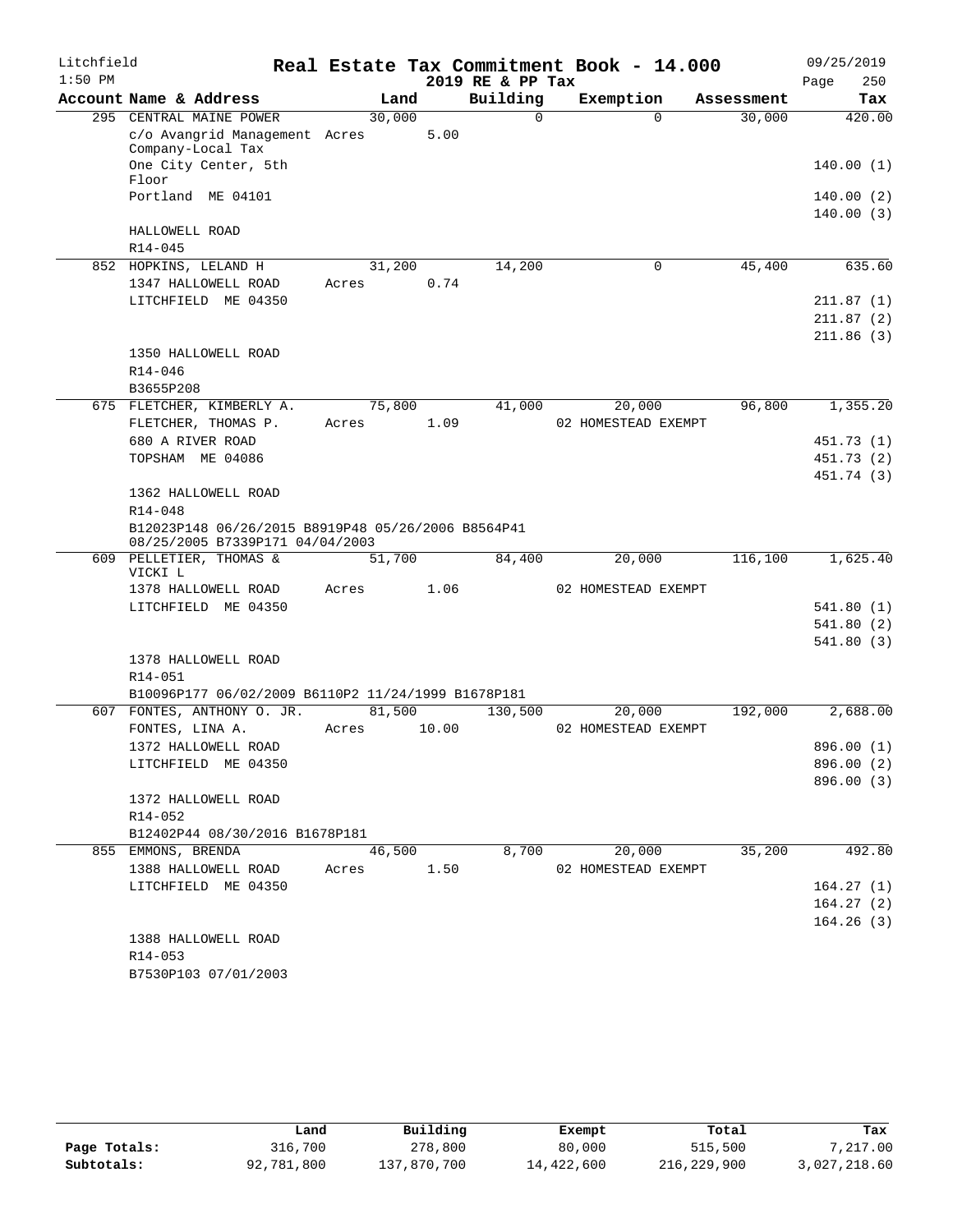Litchfield
1:50 PM

# Real Estate Tax Commitment Book - 14.000

2019 RE & PP Tax

09/25/2019

| Account Name & Address | Land | Building | Exemption | Assessment | Tax |
|---|---|---|---|---|---|
| 295 CENTRAL MAINE POWER | 30,000 | 0 | 0 | 30,000 | 420.00 |
| c/o Avangrid Management Company-Local Tax | Acres 5.00 | | | | |
| One City Center, 5th Floor | | | | | 140.00 (1) |
| Portland ME 04101 | | | | | 140.00 (2) |
| | | | | | 140.00 (3) |
| HALLOWELL ROAD | | | | | |
| R14-045 | | | | | |
| 852 HOPKINS, LELAND H | 31,200 | 14,200 | 0 | 45,400 | 635.60 |
| 1347 HALLOWELL ROAD | Acres 0.74 | | | | |
| LITCHFIELD ME 04350 | | | | | 211.87 (1) |
| | | | | | 211.87 (2) |
| | | | | | 211.86 (3) |
| 1350 HALLOWELL ROAD | | | | | |
| R14-046 | | | | | |
| B3655P208 | | | | | |
| 675 FLETCHER, KIMBERLY A. | 75,800 | 41,000 | 20,000 | 96,800 | 1,355.20 |
| FLETCHER, THOMAS P. | Acres 1.09 | | 02 HOMESTEAD EXEMPT | | |
| 680 A RIVER ROAD | | | | | 451.73 (1) |
| TOPSHAM ME 04086 | | | | | 451.73 (2) |
| | | | | | 451.74 (3) |
| 1362 HALLOWELL ROAD | | | | | |
| R14-048 | | | | | |
| B12023P148 06/26/2015 B8919P48 05/26/2006 B8564P41 08/25/2005 B7339P171 04/04/2003 | | | | | |
| 609 PELLETIER, THOMAS & VICKI L | 51,700 | 84,400 | 20,000 | 116,100 | 1,625.40 |
| 1378 HALLOWELL ROAD | Acres 1.06 | | 02 HOMESTEAD EXEMPT | | |
| LITCHFIELD ME 04350 | | | | | 541.80 (1) |
| | | | | | 541.80 (2) |
| | | | | | 541.80 (3) |
| 1378 HALLOWELL ROAD | | | | | |
| R14-051 | | | | | |
| B10096P177 06/02/2009 B6110P2 11/24/1999 B1678P181 | | | | | |
| 607 FONTES, ANTHONY O. JR. | 81,500 | 130,500 | 20,000 | 192,000 | 2,688.00 |
| FONTES, LINA A. | Acres 10.00 | | 02 HOMESTEAD EXEMPT | | |
| 1372 HALLOWELL ROAD | | | | | 896.00 (1) |
| LITCHFIELD ME 04350 | | | | | 896.00 (2) |
| | | | | | 896.00 (3) |
| 1372 HALLOWELL ROAD | | | | | |
| R14-052 | | | | | |
| B12402P44 08/30/2016 B1678P181 | | | | | |
| 855 EMMONS, BRENDA | 46,500 | 8,700 | 20,000 | 35,200 | 492.80 |
| 1388 HALLOWELL ROAD | Acres 1.50 | | 02 HOMESTEAD EXEMPT | | |
| LITCHFIELD ME 04350 | | | | | 164.27 (1) |
| | | | | | 164.27 (2) |
| | | | | | 164.26 (3) |
| 1388 HALLOWELL ROAD | | | | | |
| R14-053 | | | | | |
| B7530P103 07/01/2003 | | | | | |

| | Land | Building | Exempt | Total | Tax |
|---|---|---|---|---|---|
| Page Totals: | 316,700 | 278,800 | 80,000 | 515,500 | 7,217.00 |
| Subtotals: | 92,781,800 | 137,870,700 | 14,422,600 | 216,229,900 | 3,027,218.60 |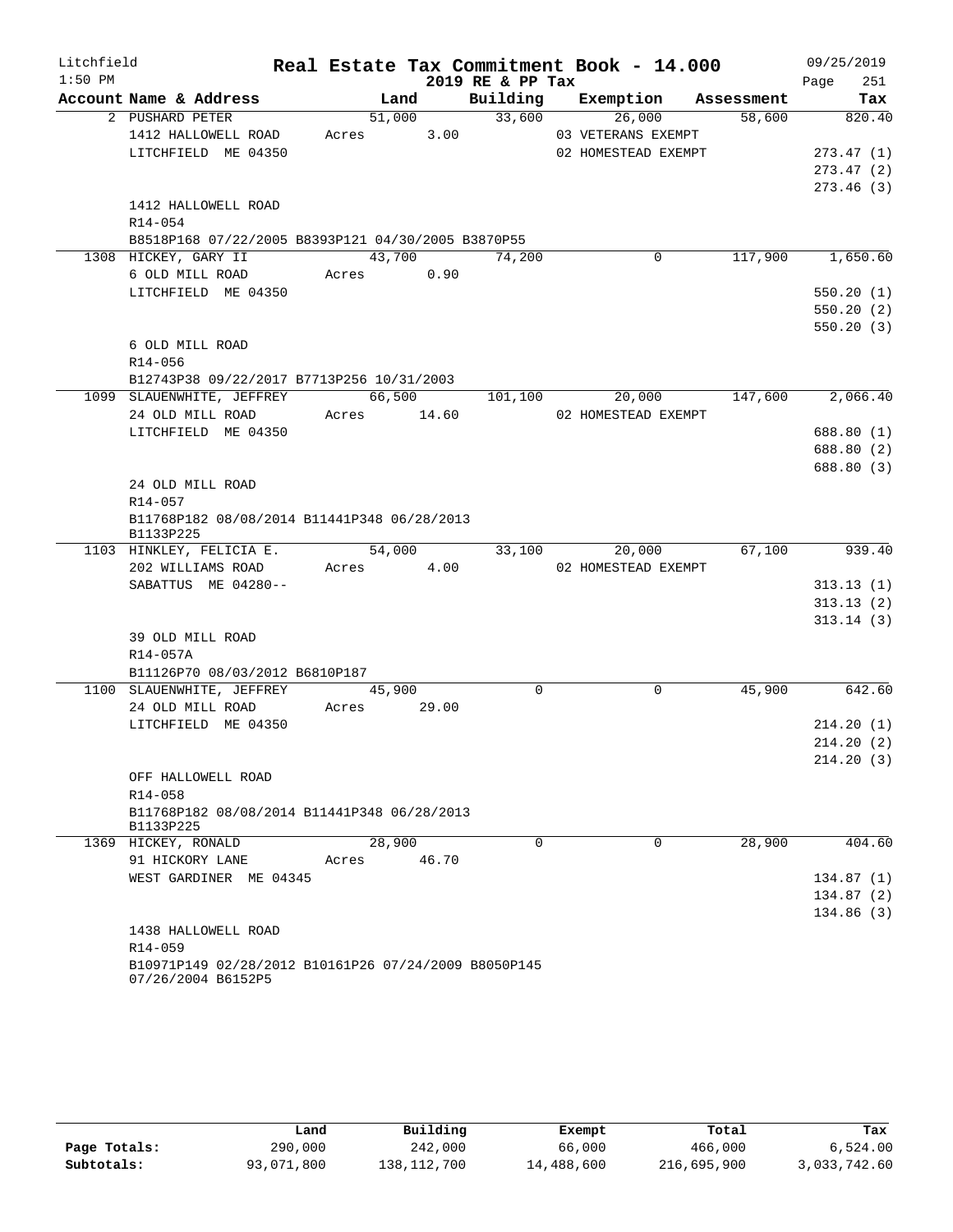Litchfield
1:50 PM

# Real Estate Tax Commitment Book - 14.000

## 2019 RE & PP Tax

09/25/2019
Page 251

| Account | Name & Address | Land | Building | Exemption | Assessment | Tax |
|---|---|---|---|---|---|---|
| 2 | PUSHARD PETER<br>1412 HALLOWELL ROAD<br>LITCHFIELD ME 04350<br><br>1412 HALLOWELL ROAD<br>R14-054<br>B8518P168 07/22/2005 B8393P121 04/30/2005 B3870P55 | 51,000<br>Acres 3.00 | 33,600 | 26,000<br>03 VETERANS EXEMPT<br>02 HOMESTEAD EXEMPT | 58,600 | 820.40<br><br>273.47 (1)<br>273.47 (2)<br>273.46 (3) |
| 1308 | HICKEY, GARY II<br>6 OLD MILL ROAD<br>LITCHFIELD ME 04350<br><br>6 OLD MILL ROAD<br>R14-056<br>B12743P38 09/22/2017 B7713P256 10/31/2003 | 43,700<br>Acres 0.90 | 74,200 | 0 | 117,900 | 1,650.60<br><br>550.20 (1)<br>550.20 (2)<br>550.20 (3) |
| 1099 | SLAUENWHITE, JEFFREY<br>24 OLD MILL ROAD<br>LITCHFIELD ME 04350<br><br>24 OLD MILL ROAD<br>R14-057<br>B11768P182 08/08/2014 B11441P348 06/28/2013 B1133P225 | 66,500<br>Acres 14.60 | 101,100 | 20,000<br>02 HOMESTEAD EXEMPT | 147,600 | 2,066.40<br><br>688.80 (1)<br>688.80 (2)<br>688.80 (3) |
| 1103 | HINKLEY, FELICIA E.<br>202 WILLIAMS ROAD<br>SABATTUS ME 04280--<br><br>39 OLD MILL ROAD<br>R14-057A<br>B11126P70 08/03/2012 B6810P187 | 54,000<br>Acres 4.00 | 33,100 | 20,000<br>02 HOMESTEAD EXEMPT | 67,100 | 939.40<br><br>313.13 (1)<br>313.13 (2)<br>313.14 (3) |
| 1100 | SLAUENWHITE, JEFFREY<br>24 OLD MILL ROAD<br>LITCHFIELD ME 04350<br><br>OFF HALLOWELL ROAD<br>R14-058<br>B11768P182 08/08/2014 B11441P348 06/28/2013 B1133P225 | 45,900<br>Acres 29.00 | 0 | 0 | 45,900 | 642.60<br><br>214.20 (1)<br>214.20 (2)<br>214.20 (3) |
| 1369 | HICKEY, RONALD<br>91 HICKORY LANE<br>WEST GARDINER ME 04345<br><br>1438 HALLOWELL ROAD<br>R14-059<br>B10971P149 02/28/2012 B10161P26 07/24/2009 B8050P145 07/26/2004 B6152P5 | 28,900<br>Acres 46.70 | 0 | 0 | 28,900 | 404.60<br><br>134.87 (1)<br>134.87 (2)<br>134.86 (3) |

| | Land | Building | Exempt | Total | Tax |
|---|---|---|---|---|---|
| Page Totals: | 290,000 | 242,000 | 66,000 | 466,000 | 6,524.00 |
| Subtotals: | 93,071,800 | 138,112,700 | 14,488,600 | 216,695,900 | 3,033,742.60 |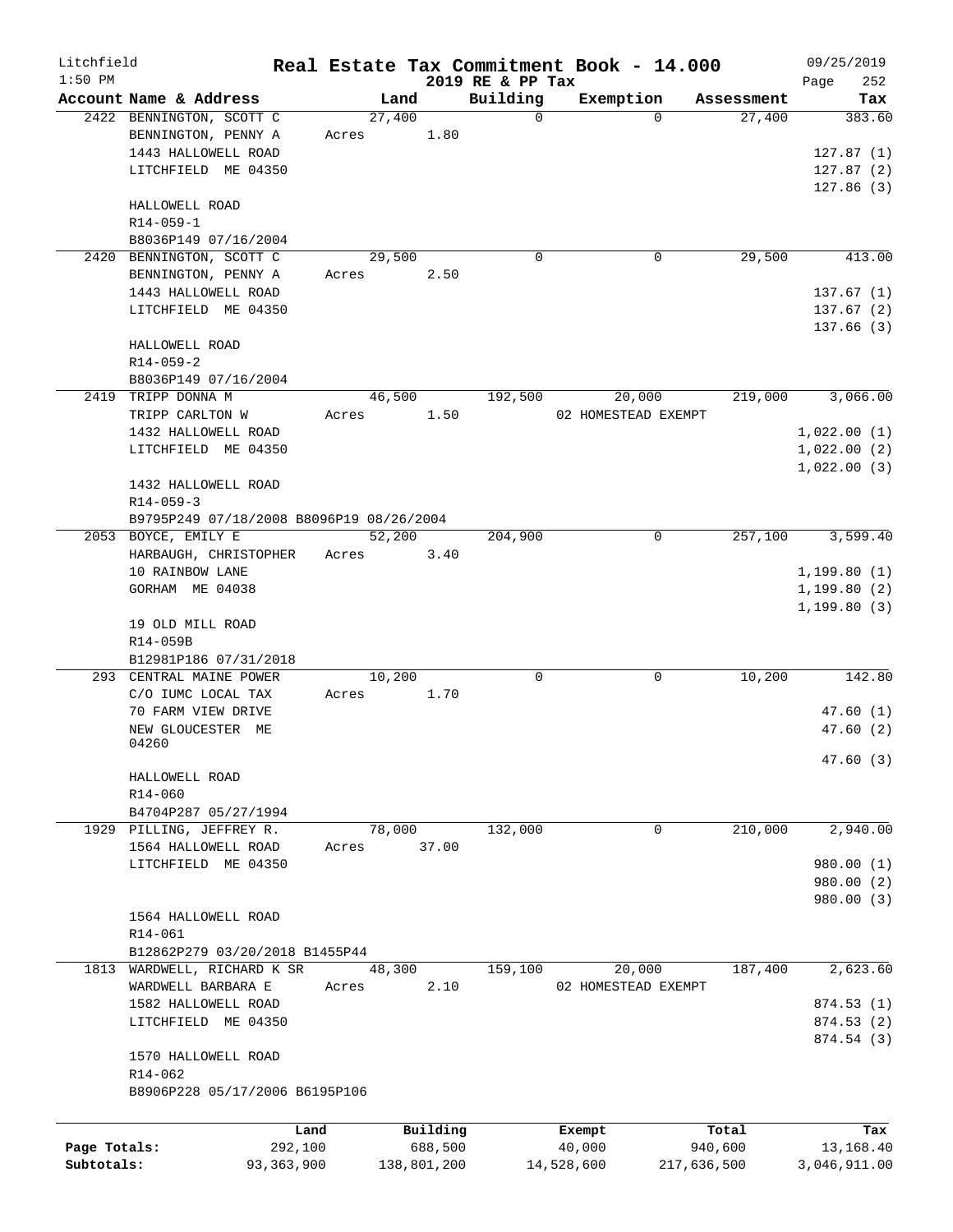Litchfield
1:50 PM

# Real Estate Tax Commitment Book - 14.000

2019 RE & PP Tax

09/25/2019

| Account | Name & Address | Land | Building | Exemption | Assessment | Tax |
|---|---|---|---|---|---|---|
| 2422 | BENNINGTON, SCOTT C | 27,400 | 0 | 0 | 27,400 | 383.60 |
| | BENNINGTON, PENNY A | Acres 1.80 | | | | |
| | 1443 HALLOWELL ROAD | | | | | 127.87 (1) |
| | LITCHFIELD ME 04350 | | | | | 127.87 (2) |
| | | | | | | 127.86 (3) |
| | HALLOWELL ROAD | | | | | |
| | R14-059-1 | | | | | |
| | B8036P149 07/16/2004 | | | | | |
| 2420 | BENNINGTON, SCOTT C | 29,500 | 0 | 0 | 29,500 | 413.00 |
| | BENNINGTON, PENNY A | Acres 2.50 | | | | |
| | 1443 HALLOWELL ROAD | | | | | 137.67 (1) |
| | LITCHFIELD ME 04350 | | | | | 137.67 (2) |
| | | | | | | 137.66 (3) |
| | HALLOWELL ROAD | | | | | |
| | R14-059-2 | | | | | |
| | B8036P149 07/16/2004 | | | | | |
| 2419 | TRIPP DONNA M | 46,500 | 192,500 | 20,000 | 219,000 | 3,066.00 |
| | TRIPP CARLTON W | Acres 1.50 | | 02 HOMESTEAD EXEMPT | | |
| | 1432 HALLOWELL ROAD | | | | | 1,022.00 (1) |
| | LITCHFIELD ME 04350 | | | | | 1,022.00 (2) |
| | | | | | | 1,022.00 (3) |
| | 1432 HALLOWELL ROAD | | | | | |
| | R14-059-3 | | | | | |
| | B9795P249 07/18/2008 B8096P19 08/26/2004 | | | | | |
| 2053 | BOYCE, EMILY E | 52,200 | 204,900 | 0 | 257,100 | 3,599.40 |
| | HARBAUGH, CHRISTOPHER | Acres 3.40 | | | | |
| | 10 RAINBOW LANE | | | | | 1,199.80 (1) |
| | GORHAM ME 04038 | | | | | 1,199.80 (2) |
| | | | | | | 1,199.80 (3) |
| | 19 OLD MILL ROAD | | | | | |
| | R14-059B | | | | | |
| | B12981P186 07/31/2018 | | | | | |
| 293 | CENTRAL MAINE POWER | 10,200 | 0 | 0 | 10,200 | 142.80 |
| | C/O IUMC LOCAL TAX | Acres 1.70 | | | | |
| | 70 FARM VIEW DRIVE | | | | | 47.60 (1) |
| | NEW GLOUCESTER ME 04260 | | | | | 47.60 (2) |
| | | | | | | 47.60 (3) |
| | HALLOWELL ROAD | | | | | |
| | R14-060 | | | | | |
| | B4704P287 05/27/1994 | | | | | |
| 1929 | PILLING, JEFFREY R. | 78,000 | 132,000 | 0 | 210,000 | 2,940.00 |
| | 1564 HALLOWELL ROAD | Acres 37.00 | | | | |
| | LITCHFIELD ME 04350 | | | | | 980.00 (1) |
| | | | | | | 980.00 (2) |
| | | | | | | 980.00 (3) |
| | 1564 HALLOWELL ROAD | | | | | |
| | R14-061 | | | | | |
| | B12862P279 03/20/2018 B1455P44 | | | | | |
| 1813 | WARDWELL, RICHARD K SR | 48,300 | 159,100 | 20,000 | 187,400 | 2,623.60 |
| | WARDWELL BARBARA E | Acres 2.10 | | 02 HOMESTEAD EXEMPT | | |
| | 1582 HALLOWELL ROAD | | | | | 874.53 (1) |
| | LITCHFIELD ME 04350 | | | | | 874.53 (2) |
| | | | | | | 874.54 (3) |
| | 1570 HALLOWELL ROAD | | | | | |
| | R14-062 | | | | | |
| | B8906P228 05/17/2006 B6195P106 | | | | | |

| | Land | Building | Exempt | Total | Tax |
|---|---|---|---|---|---|
| Page Totals: | 292,100 | 688,500 | 40,000 | 940,600 | 13,168.40 |
| Subtotals: | 93,363,900 | 138,801,200 | 14,528,600 | 217,636,500 | 3,046,911.00 |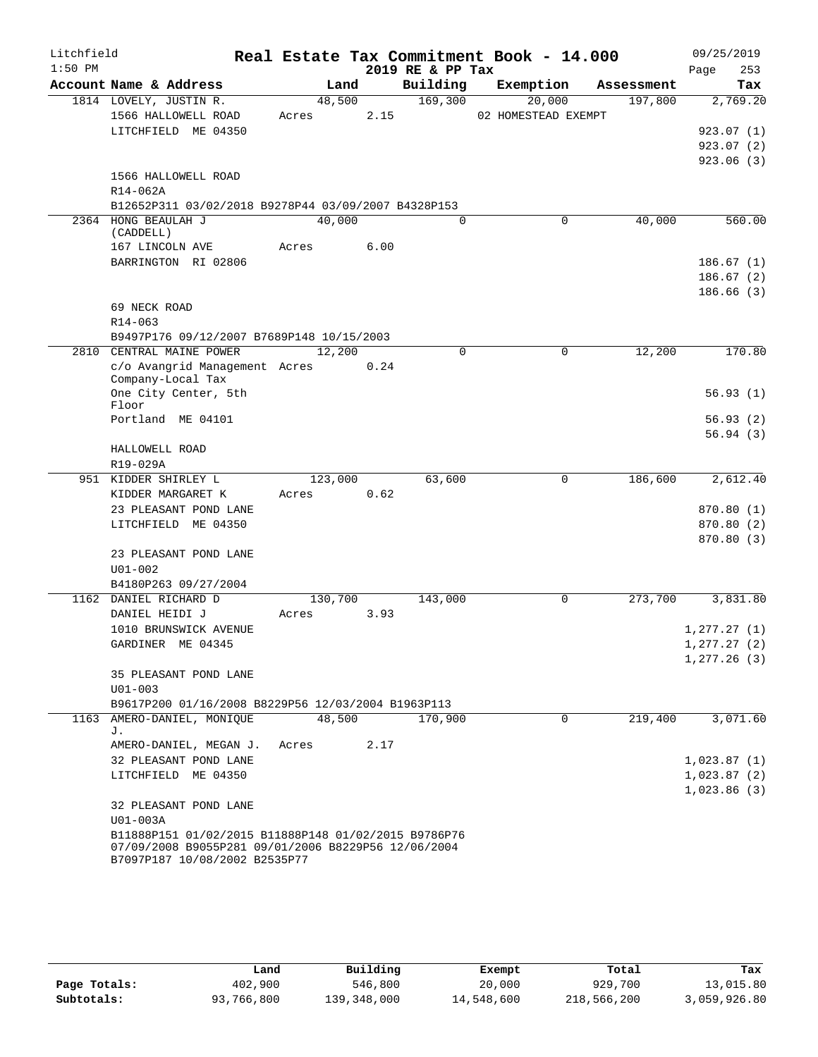Litchfield 1:50 PM

# Real Estate Tax Commitment Book - 14.000

2019 RE & PP Tax

09/25/2019 Page 253

| Account Name & Address | Land | Building | Exemption | Assessment | Tax |
|---|---|---|---|---|---|
| 1814 LOVELY, JUSTIN R. | 48,500 | 169,300 | 20,000 | 197,800 | 2,769.20 |
| 1566 HALLOWELL ROAD | Acres 2.15 | | 02 HOMESTEAD EXEMPT | | |
| LITCHFIELD ME 04350 | | | | | 923.07 (1) |
| | | | | | 923.07 (2) |
| | | | | | 923.06 (3) |
| 1566 HALLOWELL ROAD | | | | | |
| R14-062A | | | | | |
| B12652P311 03/02/2018 B9278P44 03/09/2007 B4328P153 | | | | | |
| 2364 HONG BEAULAH J (CADDELL) | 40,000 | 0 | 0 | 40,000 | 560.00 |
| 167 LINCOLN AVE | Acres 6.00 | | | | |
| BARRINGTON RI 02806 | | | | | 186.67 (1) |
| | | | | | 186.67 (2) |
| | | | | | 186.66 (3) |
| 69 NECK ROAD | | | | | |
| R14-063 | | | | | |
| B9497P176 09/12/2007 B7689P148 10/15/2003 | | | | | |
| 2810 CENTRAL MAINE POWER | 12,200 | 0 | 0 | 12,200 | 170.80 |
| c/o Avangrid Management Company-Local Tax | Acres 0.24 | | | | |
| One City Center, 5th Floor | | | | | 56.93 (1) |
| Portland ME 04101 | | | | | 56.93 (2) |
| | | | | | 56.94 (3) |
| HALLOWELL ROAD | | | | | |
| R19-029A | | | | | |
| 951 KIDDER SHIRLEY L | 123,000 | 63,600 | 0 | 186,600 | 2,612.40 |
| KIDDER MARGARET K | Acres 0.62 | | | | |
| 23 PLEASANT POND LANE | | | | | 870.80 (1) |
| LITCHFIELD ME 04350 | | | | | 870.80 (2) |
| | | | | | 870.80 (3) |
| 23 PLEASANT POND LANE | | | | | |
| U01-002 | | | | | |
| B4180P263 09/27/2004 | | | | | |
| 1162 DANIEL RICHARD D | 130,700 | 143,000 | 0 | 273,700 | 3,831.80 |
| DANIEL HEIDI J | Acres 3.93 | | | | |
| 1010 BRUNSWICK AVENUE | | | | | 1,277.27 (1) |
| GARDINER ME 04345 | | | | | 1,277.27 (2) |
| | | | | | 1,277.26 (3) |
| 35 PLEASANT POND LANE | | | | | |
| U01-003 | | | | | |
| B9617P200 01/16/2008 B8229P56 12/03/2004 B1963P113 | | | | | |
| 1163 AMERO-DANIEL, MONIQUE J. | 48,500 | 170,900 | 0 | 219,400 | 3,071.60 |
| AMERO-DANIEL, MEGAN J. | Acres 2.17 | | | | |
| 32 PLEASANT POND LANE | | | | | 1,023.87 (1) |
| LITCHFIELD ME 04350 | | | | | 1,023.87 (2) |
| | | | | | 1,023.86 (3) |
| 32 PLEASANT POND LANE | | | | | |
| U01-003A | | | | | |
| B11888P151 01/02/2015 B11888P148 01/02/2015 B9786P76 07/09/2008 B9055P281 09/01/2006 B8229P56 12/06/2004 B7097P187 10/08/2002 B2535P77 | | | | | |

| | Land | Building | Exempt | Total | Tax |
|---|---|---|---|---|---|
| Page Totals: | 402,900 | 546,800 | 20,000 | 929,700 | 13,015.80 |
| Subtotals: | 93,766,800 | 139,348,000 | 14,548,600 | 218,566,200 | 3,059,926.80 |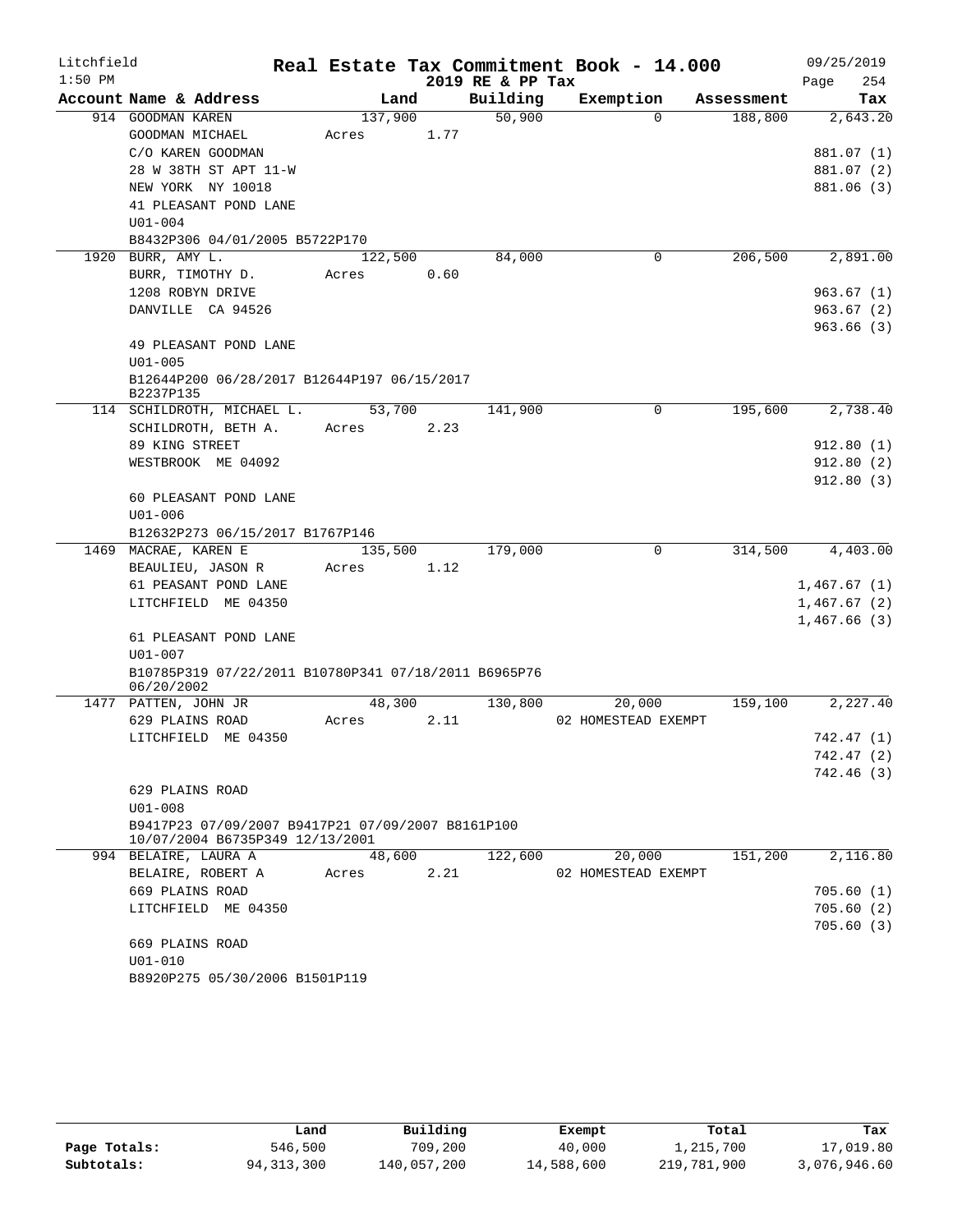Litchfield 1:50 PM

# Real Estate Tax Commitment Book - 14.000

2019 RE & PP Tax

09/25/2019

| Account Name & Address | Land | Building | Exemption | Assessment | Tax |
|---|---|---|---|---|---|
| 914 GOODMAN KAREN | 137,900 | 50,900 | 0 | 188,800 | 2,643.20 |
| GOODMAN MICHAEL | Acres 1.77 | | | | |
| C/O KAREN GOODMAN | | | | | 881.07 (1) |
| 28 W 38TH ST APT 11-W | | | | | 881.07 (2) |
| NEW YORK NY 10018 | | | | | 881.06 (3) |
| 41 PLEASANT POND LANE | | | | | |
| U01-004 | | | | | |
| B8432P306 04/01/2005 B5722P170 | | | | | |
| 1920 BURR, AMY L. | 122,500 | 84,000 | 0 | 206,500 | 2,891.00 |
| BURR, TIMOTHY D. | Acres 0.60 | | | | |
| 1208 ROBYN DRIVE | | | | | 963.67 (1) |
| DANVILLE CA 94526 | | | | | 963.67 (2) |
| | | | | | 963.66 (3) |
| 49 PLEASANT POND LANE | | | | | |
| U01-005 | | | | | |
| B12644P200 06/28/2017 B12644P197 06/15/2017 B2237P135 | | | | | |
| 114 SCHILDROTH, MICHAEL L. | 53,700 | 141,900 | 0 | 195,600 | 2,738.40 |
| SCHILDROTH, BETH A. | Acres 2.23 | | | | |
| 89 KING STREET | | | | | 912.80 (1) |
| WESTBROOK ME 04092 | | | | | 912.80 (2) |
| | | | | | 912.80 (3) |
| 60 PLEASANT POND LANE | | | | | |
| U01-006 | | | | | |
| B12632P273 06/15/2017 B1767P146 | | | | | |
| 1469 MACRAE, KAREN E | 135,500 | 179,000 | 0 | 314,500 | 4,403.00 |
| BEAULIEU, JASON R | Acres 1.12 | | | | |
| 61 PEASANT POND LANE | | | | | 1,467.67 (1) |
| LITCHFIELD ME 04350 | | | | | 1,467.67 (2) |
| | | | | | 1,467.66 (3) |
| 61 PLEASANT POND LANE | | | | | |
| U01-007 | | | | | |
| B10785P319 07/22/2011 B10780P341 07/18/2011 B6965P76 06/20/2002 | | | | | |
| 1477 PATTEN, JOHN JR | 48,300 | 130,800 | 20,000 | 159,100 | 2,227.40 |
| 629 PLAINS ROAD | Acres 2.11 | | 02 HOMESTEAD EXEMPT | | |
| LITCHFIELD ME 04350 | | | | | 742.47 (1) |
| | | | | | 742.47 (2) |
| | | | | | 742.46 (3) |
| 629 PLAINS ROAD | | | | | |
| U01-008 | | | | | |
| B9417P23 07/09/2007 B9417P21 07/09/2007 B8161P100 10/07/2004 B6735P349 12/13/2001 | | | | | |
| 994 BELAIRE, LAURA A | 48,600 | 122,600 | 20,000 | 151,200 | 2,116.80 |
| BELAIRE, ROBERT A | Acres 2.21 | | 02 HOMESTEAD EXEMPT | | |
| 669 PLAINS ROAD | | | | | 705.60 (1) |
| LITCHFIELD ME 04350 | | | | | 705.60 (2) |
| | | | | | 705.60 (3) |
| 669 PLAINS ROAD | | | | | |
| U01-010 | | | | | |
| B8920P275 05/30/2006 B1501P119 | | | | | |

| | Land | Building | Exempt | Total | Tax |
|---|---|---|---|---|---|
| Page Totals: | 546,500 | 709,200 | 40,000 | 1,215,700 | 17,019.80 |
| Subtotals: | 94,313,300 | 140,057,200 | 14,588,600 | 219,781,900 | 3,076,946.60 |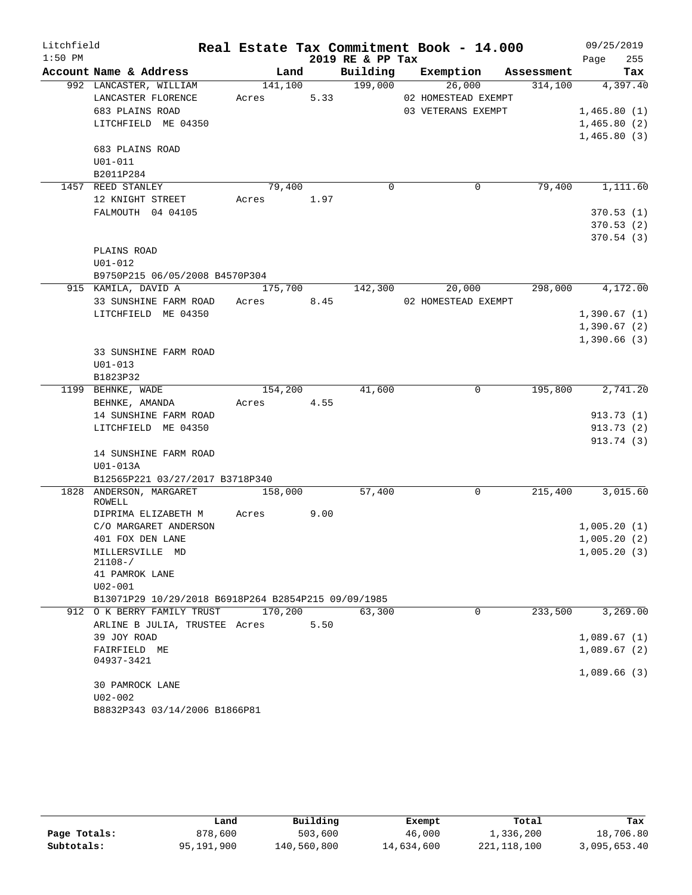# Real Estate Tax Commitment Book - 14.000

Litchfield 1:50 PM — 2019 RE & PP Tax — 09/25/2019

| Account Name & Address | Land | Building | Exemption | Assessment | Tax |
|---|---|---|---|---|---|
| 992 LANCASTER, WILLIAM | 141,100 | 199,000 | 26,000 | 314,100 | 4,397.40 |
| LANCASTER FLORENCE | Acres 5.33 | | 02 HOMESTEAD EXEMPT | | |
| 683 PLAINS ROAD | | | 03 VETERANS EXEMPT | | 1,465.80 (1) |
| LITCHFIELD ME 04350 | | | | | 1,465.80 (2) |
| | | | | | 1,465.80 (3) |
| 683 PLAINS ROAD | | | | | |
| U01-011 | | | | | |
| B2011P284 | | | | | |
| 1457 REED STANLEY | 79,400 | 0 | 0 | 79,400 | 1,111.60 |
| 12 KNIGHT STREET | Acres 1.97 | | | | |
| FALMOUTH 04 04105 | | | | | 370.53 (1) |
| | | | | | 370.53 (2) |
| | | | | | 370.54 (3) |
| PLAINS ROAD | | | | | |
| U01-012 | | | | | |
| B9750P215 06/05/2008 B4570P304 | | | | | |
| 915 KAMILA, DAVID A | 175,700 | 142,300 | 20,000 | 298,000 | 4,172.00 |
| 33 SUNSHINE FARM ROAD | Acres 8.45 | | 02 HOMESTEAD EXEMPT | | |
| LITCHFIELD ME 04350 | | | | | 1,390.67 (1) |
| | | | | | 1,390.67 (2) |
| | | | | | 1,390.66 (3) |
| 33 SUNSHINE FARM ROAD | | | | | |
| U01-013 | | | | | |
| B1823P32 | | | | | |
| 1199 BEHNKE, WADE | 154,200 | 41,600 | 0 | 195,800 | 2,741.20 |
| BEHNKE, AMANDA | Acres 4.55 | | | | |
| 14 SUNSHINE FARM ROAD | | | | | 913.73 (1) |
| LITCHFIELD ME 04350 | | | | | 913.73 (2) |
| | | | | | 913.74 (3) |
| 14 SUNSHINE FARM ROAD | | | | | |
| U01-013A | | | | | |
| B12565P221 03/27/2017 B3718P340 | | | | | |
| 1828 ANDERSON, MARGARET ROWELL | 158,000 | 57,400 | 0 | 215,400 | 3,015.60 |
| DIPRIMA ELIZABETH M | Acres 9.00 | | | | |
| C/O MARGARET ANDERSON | | | | | 1,005.20 (1) |
| 401 FOX DEN LANE | | | | | 1,005.20 (2) |
| MILLERSVILLE MD 21108-/ | | | | | 1,005.20 (3) |
| 41 PAMROK LANE | | | | | |
| U02-001 | | | | | |
| B13071P29 10/29/2018 B6918P264 B2854P215 09/09/1985 | | | | | |
| 912 O K BERRY FAMILY TRUST | 170,200 | 63,300 | 0 | 233,500 | 3,269.00 |
| ARLINE B JULIA, TRUSTEE | Acres 5.50 | | | | |
| 39 JOY ROAD | | | | | 1,089.67 (1) |
| FAIRFIELD ME 04937-3421 | | | | | 1,089.67 (2) |
| | | | | | 1,089.66 (3) |
| 30 PAMROCK LANE | | | | | |
| U02-002 | | | | | |
| B8832P343 03/14/2006 B1866P81 | | | | | |

| | Land | Building | Exempt | Total | Tax |
|---|---|---|---|---|---|
| Page Totals: | 878,600 | 503,600 | 46,000 | 1,336,200 | 18,706.80 |
| Subtotals: | 95,191,900 | 140,560,800 | 14,634,600 | 221,118,100 | 3,095,653.40 |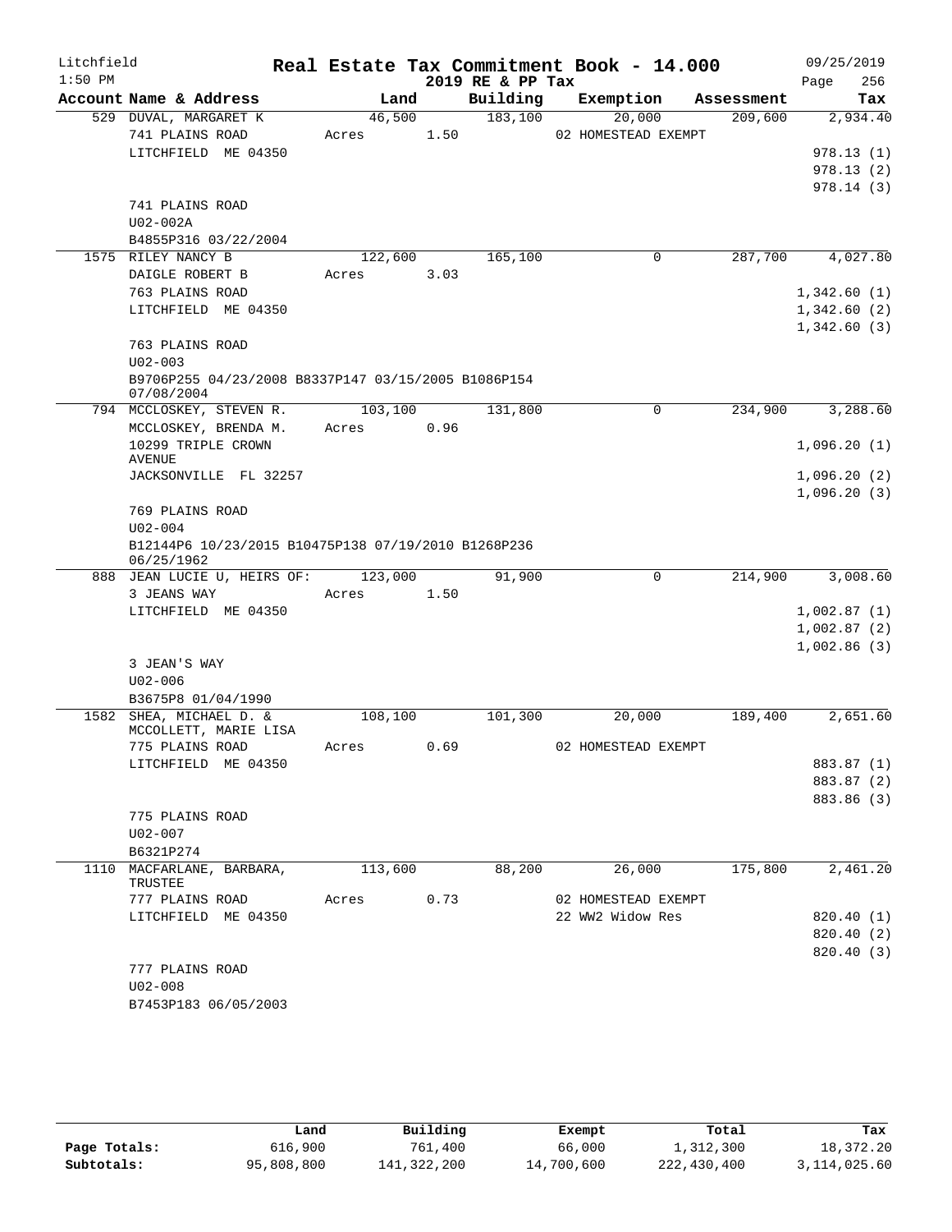# Real Estate Tax Commitment Book - 14.000

Litchfield 1:50 PM — 2019 RE & PP Tax — 09/25/2019

| Account Name & Address | Land | Building | Exemption | Assessment | Tax |
|---|---|---|---|---|---|
| 529 DUVAL, MARGARET K | 46,500 | 183,100 | 20,000 | 209,600 | 2,934.40 |
| 741 PLAINS ROAD | Acres 1.50 | | 02 HOMESTEAD EXEMPT | | |
| LITCHFIELD ME 04350 | | | | | 978.13 (1) |
| | | | | | 978.13 (2) |
| | | | | | 978.14 (3) |
| 741 PLAINS ROAD | | | | | |
| U02-002A | | | | | |
| B4855P316 03/22/2004 | | | | | |
| 1575 RILEY NANCY B | 122,600 | 165,100 | 0 | 287,700 | 4,027.80 |
| DAIGLE ROBERT B | Acres 3.03 | | | | |
| 763 PLAINS ROAD | | | | | 1,342.60 (1) |
| LITCHFIELD ME 04350 | | | | | 1,342.60 (2) |
| | | | | | 1,342.60 (3) |
| 763 PLAINS ROAD | | | | | |
| U02-003 | | | | | |
| B9706P255 04/23/2008 B8337P147 03/15/2005 B1086P154 07/08/2004 | | | | | |
| 794 MCCLOSKEY, STEVEN R. | 103,100 | 131,800 | 0 | 234,900 | 3,288.60 |
| MCCLOSKEY, BRENDA M. | Acres 0.96 | | | | |
| 10299 TRIPLE CROWN AVENUE | | | | | 1,096.20 (1) |
| JACKSONVILLE FL 32257 | | | | | 1,096.20 (2) |
| | | | | | 1,096.20 (3) |
| 769 PLAINS ROAD | | | | | |
| U02-004 | | | | | |
| B12144P6 10/23/2015 B10475P138 07/19/2010 B1268P236 06/25/1962 | | | | | |
| 888 JEAN LUCIE U, HEIRS OF: | 123,000 | 91,900 | 0 | 214,900 | 3,008.60 |
| 3 JEANS WAY | Acres 1.50 | | | | |
| LITCHFIELD ME 04350 | | | | | 1,002.87 (1) |
| | | | | | 1,002.87 (2) |
| | | | | | 1,002.86 (3) |
| 3 JEAN'S WAY | | | | | |
| U02-006 | | | | | |
| B3675P8 01/04/1990 | | | | | |
| 1582 SHEA, MICHAEL D. & MCCOLLETT, MARIE LISA | 108,100 | 101,300 | 20,000 | 189,400 | 2,651.60 |
| 775 PLAINS ROAD | Acres 0.69 | | 02 HOMESTEAD EXEMPT | | |
| LITCHFIELD ME 04350 | | | | | 883.87 (1) |
| | | | | | 883.87 (2) |
| | | | | | 883.86 (3) |
| 775 PLAINS ROAD | | | | | |
| U02-007 | | | | | |
| B6321P274 | | | | | |
| 1110 MACFARLANE, BARBARA, TRUSTEE | 113,600 | 88,200 | 26,000 | 175,800 | 2,461.20 |
| 777 PLAINS ROAD | Acres 0.73 | | 02 HOMESTEAD EXEMPT | | |
| LITCHFIELD ME 04350 | | | 22 WW2 Widow Res | | 820.40 (1) |
| | | | | | 820.40 (2) |
| | | | | | 820.40 (3) |
| 777 PLAINS ROAD | | | | | |
| U02-008 | | | | | |
| B7453P183 06/05/2003 | | | | | |

| | Land | Building | Exempt | Total | Tax |
|---|---|---|---|---|---|
| Page Totals: | 616,900 | 761,400 | 66,000 | 1,312,300 | 18,372.20 |
| Subtotals: | 95,808,800 | 141,322,200 | 14,700,600 | 222,430,400 | 3,114,025.60 |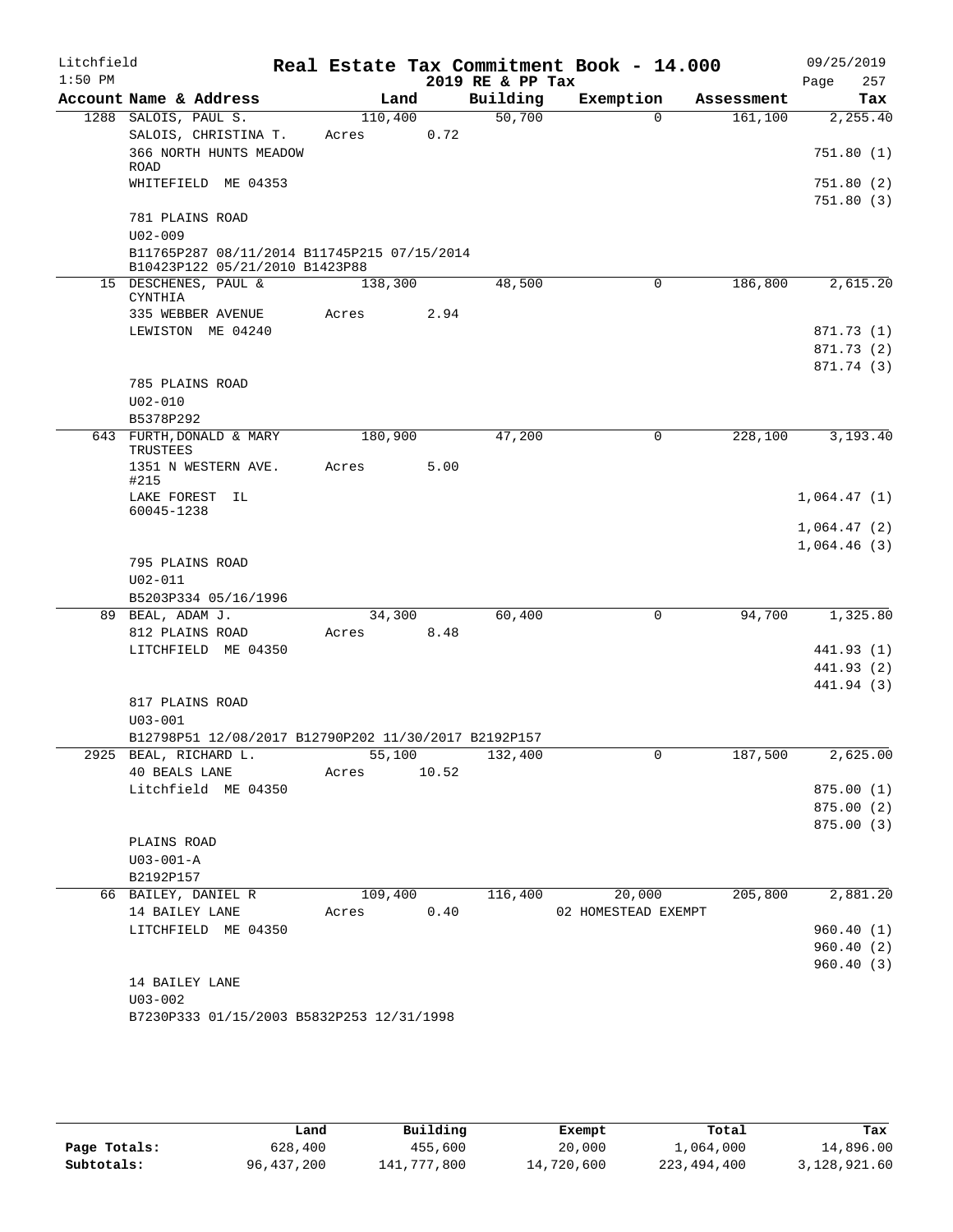# Real Estate Tax Commitment Book - 14.000

Litchfield 1:50 PM — 2019 RE & PP Tax — 09/25/2019

| Account Name & Address | Land | Building | Exemption | Assessment | Tax |
|---|---|---|---|---|---|
| 1288 SALOIS, PAUL S. | 110,400 | 50,700 | 0 | 161,100 | 2,255.40 |
| SALOIS, CHRISTINA T. | Acres 0.72 | | | | |
| 366 NORTH HUNTS MEADOW ROAD | | | | | 751.80 (1) |
| WHITEFIELD ME 04353 | | | | | 751.80 (2) |
| | | | | | 751.80 (3) |
| 781 PLAINS ROAD | | | | | |
| U02-009 | | | | | |
| B11765P287 08/11/2014 B11745P215 07/15/2014 B10423P122 05/21/2010 B1423P88 | | | | | |
| 15 DESCHENES, PAUL & CYNTHIA | 138,300 | 48,500 | 0 | 186,800 | 2,615.20 |
| 335 WEBBER AVENUE | Acres 2.94 | | | | |
| LEWISTON ME 04240 | | | | | 871.73 (1) |
| | | | | | 871.73 (2) |
| | | | | | 871.74 (3) |
| 785 PLAINS ROAD | | | | | |
| U02-010 | | | | | |
| B5378P292 | | | | | |
| 643 FURTH, DONALD & MARY TRUSTEES | 180,900 | 47,200 | 0 | 228,100 | 3,193.40 |
| 1351 N WESTERN AVE. #215 | Acres 5.00 | | | | |
| LAKE FOREST IL 60045-1238 | | | | | 1,064.47 (1) |
| | | | | | 1,064.47 (2) |
| | | | | | 1,064.46 (3) |
| 795 PLAINS ROAD | | | | | |
| U02-011 | | | | | |
| B5203P334 05/16/1996 | | | | | |
| 89 BEAL, ADAM J. | 34,300 | 60,400 | 0 | 94,700 | 1,325.80 |
| 812 PLAINS ROAD | Acres 8.48 | | | | |
| LITCHFIELD ME 04350 | | | | | 441.93 (1) |
| | | | | | 441.93 (2) |
| | | | | | 441.94 (3) |
| 817 PLAINS ROAD | | | | | |
| U03-001 | | | | | |
| B12798P51 12/08/2017 B12790P202 11/30/2017 B2192P157 | | | | | |
| 2925 BEAL, RICHARD L. | 55,100 | 132,400 | 0 | 187,500 | 2,625.00 |
| 40 BEALS LANE | Acres 10.52 | | | | |
| Litchfield ME 04350 | | | | | 875.00 (1) |
| | | | | | 875.00 (2) |
| | | | | | 875.00 (3) |
| PLAINS ROAD | | | | | |
| U03-001-A | | | | | |
| B2192P157 | | | | | |
| 66 BAILEY, DANIEL R | 109,400 | 116,400 | 20,000 | 205,800 | 2,881.20 |
| 14 BAILEY LANE | Acres 0.40 | | 02 HOMESTEAD EXEMPT | | |
| LITCHFIELD ME 04350 | | | | | 960.40 (1) |
| | | | | | 960.40 (2) |
| | | | | | 960.40 (3) |
| 14 BAILEY LANE | | | | | |
| U03-002 | | | | | |
| B7230P333 01/15/2003 B5832P253 12/31/1998 | | | | | |

| | Land | Building | Exempt | Total | Tax |
|---|---|---|---|---|---|
| Page Totals: | 628,400 | 455,600 | 20,000 | 1,064,000 | 14,896.00 |
| Subtotals: | 96,437,200 | 141,777,800 | 14,720,600 | 223,494,400 | 3,128,921.60 |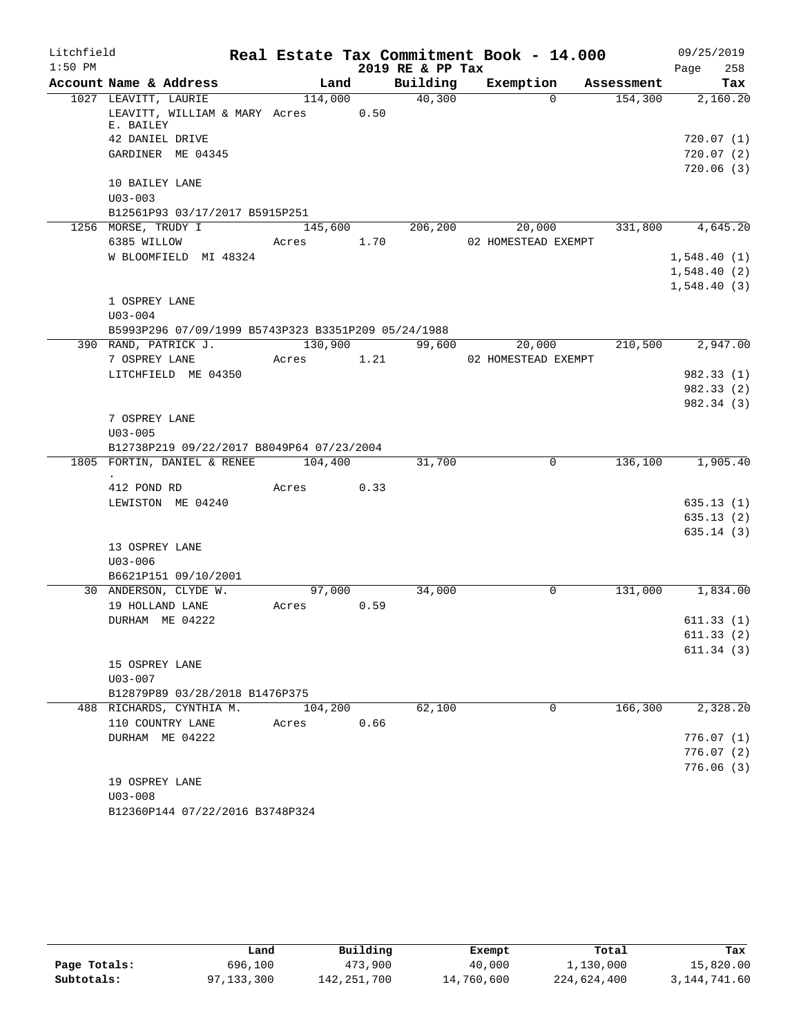Litchfield
1:50 PM

# Real Estate Tax Commitment Book - 14.000

2019 RE & PP Tax

09/25/2019

| Account Name & Address | Land | Building | Exemption | Assessment | Tax |
|---|---|---|---|---|---|
| 1027 LEAVITT, LAURIE | 114,000 | 40,300 | 0 | 154,300 | 2,160.20 |
| LEAVITT, WILLIAM & MARY E. BAILEY | Acres 0.50 | | | | |
| 42 DANIEL DRIVE | | | | | 720.07 (1) |
| GARDINER ME 04345 | | | | | 720.07 (2) |
| | | | | | 720.06 (3) |
| 10 BAILEY LANE | | | | | |
| U03-003 | | | | | |
| B12561P93 03/17/2017 B5915P251 | | | | | |
| 1256 MORSE, TRUDY I | 145,600 | 206,200 | 20,000 | 331,800 | 4,645.20 |
| 6385 WILLOW | Acres 1.70 | | 02 HOMESTEAD EXEMPT | | |
| W BLOOMFIELD MI 48324 | | | | | 1,548.40 (1) |
| | | | | | 1,548.40 (2) |
| | | | | | 1,548.40 (3) |
| 1 OSPREY LANE | | | | | |
| U03-004 | | | | | |
| B5993P296 07/09/1999 B5743P323 B3351P209 05/24/1988 | | | | | |
| 390 RAND, PATRICK J. | 130,900 | 99,600 | 20,000 | 210,500 | 2,947.00 |
| 7 OSPREY LANE | Acres 1.21 | | 02 HOMESTEAD EXEMPT | | |
| LITCHFIELD ME 04350 | | | | | 982.33 (1) |
| | | | | | 982.33 (2) |
| | | | | | 982.34 (3) |
| 7 OSPREY LANE | | | | | |
| U03-005 | | | | | |
| B12738P219 09/22/2017 B8049P64 07/23/2004 | | | | | |
| 1805 FORTIN, DANIEL & RENEE . | 104,400 | 31,700 | 0 | 136,100 | 1,905.40 |
| 412 POND RD | Acres 0.33 | | | | |
| LEWISTON ME 04240 | | | | | 635.13 (1) |
| | | | | | 635.13 (2) |
| | | | | | 635.14 (3) |
| 13 OSPREY LANE | | | | | |
| U03-006 | | | | | |
| B6621P151 09/10/2001 | | | | | |
| 30 ANDERSON, CLYDE W. | 97,000 | 34,000 | 0 | 131,000 | 1,834.00 |
| 19 HOLLAND LANE | Acres 0.59 | | | | |
| DURHAM ME 04222 | | | | | 611.33 (1) |
| | | | | | 611.33 (2) |
| | | | | | 611.34 (3) |
| 15 OSPREY LANE | | | | | |
| U03-007 | | | | | |
| B12879P89 03/28/2018 B1476P375 | | | | | |
| 488 RICHARDS, CYNTHIA M. | 104,200 | 62,100 | 0 | 166,300 | 2,328.20 |
| 110 COUNTRY LANE | Acres 0.66 | | | | |
| DURHAM ME 04222 | | | | | 776.07 (1) |
| | | | | | 776.07 (2) |
| | | | | | 776.06 (3) |
| 19 OSPREY LANE | | | | | |
| U03-008 | | | | | |
| B12360P144 07/22/2016 B3748P324 | | | | | |

| | Land | Building | Exempt | Total | Tax |
|---|---|---|---|---|---|
| Page Totals: | 696,100 | 473,900 | 40,000 | 1,130,000 | 15,820.00 |
| Subtotals: | 97,133,300 | 142,251,700 | 14,760,600 | 224,624,400 | 3,144,741.60 |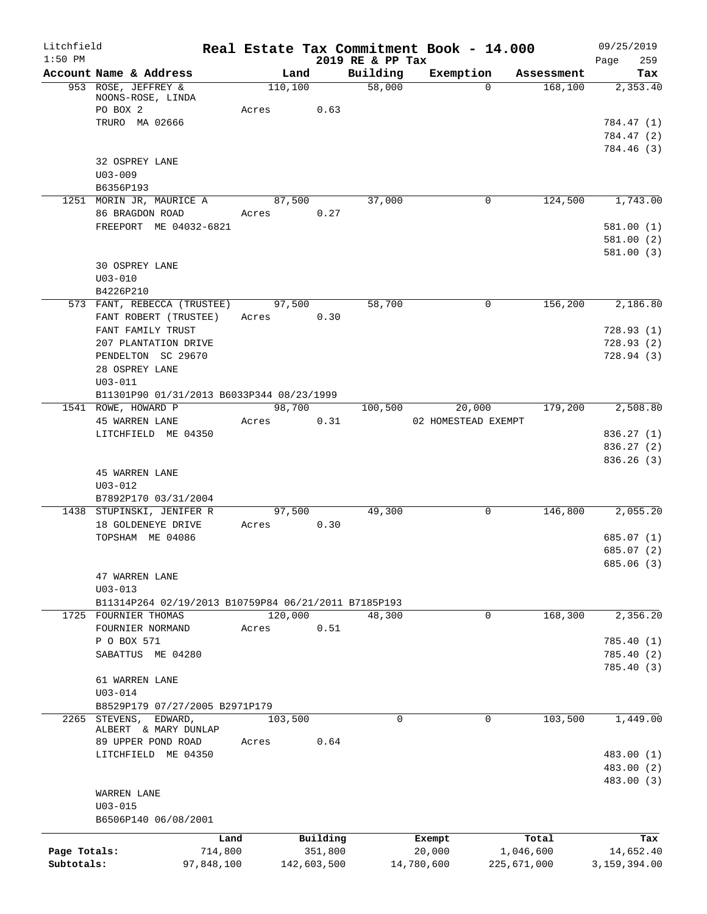Litchfield
1:50 PM

# Real Estate Tax Commitment Book - 14.000

2019 RE & PP Tax

09/25/2019

| Account | Name & Address | Land | Building | Exemption | Assessment | Tax |
|---|---|---|---|---|---|---|
| 953 | ROSE, JEFFREY & | 110,100 | 58,000 | 0 | 168,100 | 2,353.40 |
| | NOONS-ROSE, LINDA | | | | | |
| | PO BOX 2 | Acres 0.63 | | | | |
| | TRURO MA 02666 | | | | | 784.47 (1) |
| | | | | | | 784.47 (2) |
| | | | | | | 784.46 (3) |
| | 32 OSPREY LANE | | | | | |
| | U03-009 | | | | | |
| | B6356P193 | | | | | |
| 1251 | MORIN JR, MAURICE A | 87,500 | 37,000 | 0 | 124,500 | 1,743.00 |
| | 86 BRAGDON ROAD | Acres 0.27 | | | | |
| | FREEPORT ME 04032-6821 | | | | | 581.00 (1) |
| | | | | | | 581.00 (2) |
| | | | | | | 581.00 (3) |
| | 30 OSPREY LANE | | | | | |
| | U03-010 | | | | | |
| | B4226P210 | | | | | |
| 573 | FANT, REBECCA (TRUSTEE) | 97,500 | 58,700 | 0 | 156,200 | 2,186.80 |
| | FANT ROBERT (TRUSTEE) | Acres 0.30 | | | | |
| | FANT FAMILY TRUST | | | | | 728.93 (1) |
| | 207 PLANTATION DRIVE | | | | | 728.93 (2) |
| | PENDELTON SC 29670 | | | | | 728.94 (3) |
| | 28 OSPREY LANE | | | | | |
| | U03-011 | | | | | |
| | B11301P90 01/31/2013 B6033P344 08/23/1999 | | | | | |
| 1541 | ROWE, HOWARD P | 98,700 | 100,500 | 20,000 | 179,200 | 2,508.80 |
| | 45 WARREN LANE | Acres 0.31 | | 02 HOMESTEAD EXEMPT | | |
| | LITCHFIELD ME 04350 | | | | | 836.27 (1) |
| | | | | | | 836.27 (2) |
| | | | | | | 836.26 (3) |
| | 45 WARREN LANE | | | | | |
| | U03-012 | | | | | |
| | B7892P170 03/31/2004 | | | | | |
| 1438 | STUPINSKI, JENIFER R | 97,500 | 49,300 | 0 | 146,800 | 2,055.20 |
| | 18 GOLDENEYE DRIVE | Acres 0.30 | | | | |
| | TOPSHAM ME 04086 | | | | | 685.07 (1) |
| | | | | | | 685.07 (2) |
| | | | | | | 685.06 (3) |
| | 47 WARREN LANE | | | | | |
| | U03-013 | | | | | |
| | B11314P264 02/19/2013 B10759P84 06/21/2011 B7185P193 | | | | | |
| 1725 | FOURNIER THOMAS | 120,000 | 48,300 | 0 | 168,300 | 2,356.20 |
| | FOURNIER NORMAND | Acres 0.51 | | | | |
| | P O BOX 571 | | | | | 785.40 (1) |
| | SABATTUS ME 04280 | | | | | 785.40 (2) |
| | | | | | | 785.40 (3) |
| | 61 WARREN LANE | | | | | |
| | U03-014 | | | | | |
| | B8529P179 07/27/2005 B2971P179 | | | | | |
| 2265 | STEVENS, EDWARD, | 103,500 | 0 | 0 | 103,500 | 1,449.00 |
| | ALBERT & MARY DUNLAP | | | | | |
| | 89 UPPER POND ROAD | Acres 0.64 | | | | |
| | LITCHFIELD ME 04350 | | | | | 483.00 (1) |
| | | | | | | 483.00 (2) |
| | | | | | | 483.00 (3) |
| | WARREN LANE | | | | | |
| | U03-015 | | | | | |
| | B6506P140 06/08/2001 | | | | | |

| | Land | Building | Exempt | Total | Tax |
|---|---|---|---|---|---|
| Page Totals: | 714,800 | 351,800 | 20,000 | 1,046,600 | 14,652.40 |
| Subtotals: | 97,848,100 | 142,603,500 | 14,780,600 | 225,671,000 | 3,159,394.00 |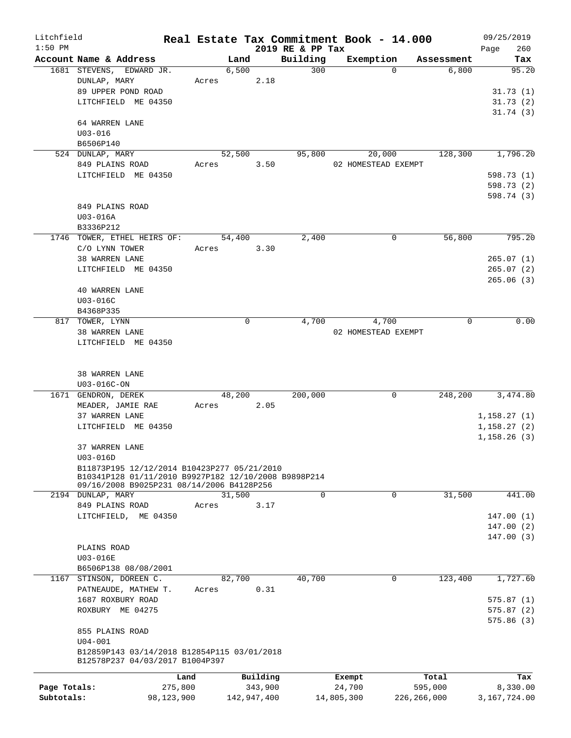Litchfield
1:50 PM

# Real Estate Tax Commitment Book - 14.000
## 2019 RE & PP Tax

09/25/2019

| Account Name & Address | Land | Building | Exemption | Assessment | Tax |
|---|---|---|---|---|---|
| 1681 STEVENS, EDWARD JR. | 6,500 | 300 | 0 | 6,800 | 95.20 |
| DUNLAP, MARY | Acres 2.18 | | | | |
| 89 UPPER POND ROAD | | | | | 31.73 (1) |
| LITCHFIELD ME 04350 | | | | | 31.73 (2) |
| | | | | | 31.74 (3) |
| 64 WARREN LANE | | | | | |
| U03-016 | | | | | |
| B6506P140 | | | | | |
| 524 DUNLAP, MARY | 52,500 | 95,800 | 20,000 | 128,300 | 1,796.20 |
| 849 PLAINS ROAD | Acres 3.50 | | 02 HOMESTEAD EXEMPT | | |
| LITCHFIELD ME 04350 | | | | | 598.73 (1) |
| | | | | | 598.73 (2) |
| | | | | | 598.74 (3) |
| 849 PLAINS ROAD | | | | | |
| U03-016A | | | | | |
| B3336P212 | | | | | |
| 1746 TOWER, ETHEL HEIRS OF: | 54,400 | 2,400 | 0 | 56,800 | 795.20 |
| C/O LYNN TOWER | Acres 3.30 | | | | |
| 38 WARREN LANE | | | | | 265.07 (1) |
| LITCHFIELD ME 04350 | | | | | 265.07 (2) |
| | | | | | 265.06 (3) |
| 40 WARREN LANE | | | | | |
| U03-016C | | | | | |
| B4368P335 | | | | | |
| 817 TOWER, LYNN | 0 | 4,700 | 4,700 | 0 | 0.00 |
| 38 WARREN LANE | | | 02 HOMESTEAD EXEMPT | | |
| LITCHFIELD ME 04350 | | | | | |
| 38 WARREN LANE | | | | | |
| U03-016C-ON | | | | | |
| 1671 GENDRON, DEREK | 48,200 | 200,000 | 0 | 248,200 | 3,474.80 |
| MEADER, JAMIE RAE | Acres 2.05 | | | | |
| 37 WARREN LANE | | | | | 1,158.27 (1) |
| LITCHFIELD ME 04350 | | | | | 1,158.27 (2) |
| | | | | | 1,158.26 (3) |
| 37 WARREN LANE | | | | | |
| U03-016D | | | | | |
| B11873P195 12/12/2014 B10423P277 05/21/2010 B10341P128 01/11/2010 B9927P182 12/10/2008 B9898P214 09/16/2008 B9025P231 08/14/2006 B4128P256 | | | | | |
| 2194 DUNLAP, MARY | 31,500 | 0 | 0 | 31,500 | 441.00 |
| 849 PLAINS ROAD | Acres 3.17 | | | | |
| LITCHFIELD, ME 04350 | | | | | 147.00 (1) |
| | | | | | 147.00 (2) |
| | | | | | 147.00 (3) |
| PLAINS ROAD | | | | | |
| U03-016E | | | | | |
| B6506P138 08/08/2001 | | | | | |
| 1167 STINSON, DOREEN C. | 82,700 | 40,700 | 0 | 123,400 | 1,727.60 |
| PATNEAUDE, MATHEW T. | Acres 0.31 | | | | |
| 1687 ROXBURY ROAD | | | | | 575.87 (1) |
| ROXBURY ME 04275 | | | | | 575.87 (2) |
| | | | | | 575.86 (3) |
| 855 PLAINS ROAD | | | | | |
| U04-001 | | | | | |
| B12859P143 03/14/2018 B12854P115 03/01/2018 B12578P237 04/03/2017 B1004P397 | | | | | |

| | Land | Building | Exempt | Total | Tax |
|---|---|---|---|---|---|
| Page Totals: | 275,800 | 343,900 | 24,700 | 595,000 | 8,330.00 |
| Subtotals: | 98,123,900 | 142,947,400 | 14,805,300 | 226,266,000 | 3,167,724.00 |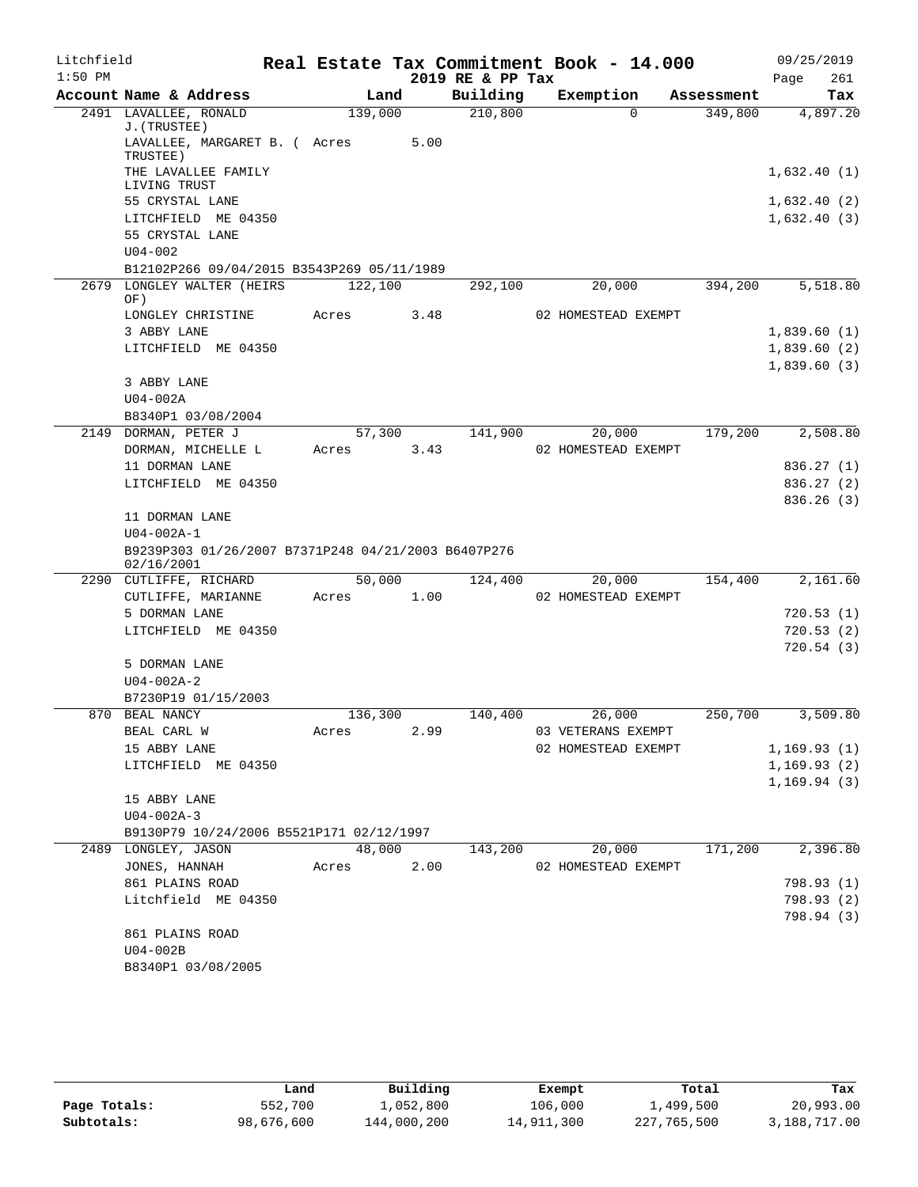# Real Estate Tax Commitment Book - 14.000

Litchfield 1:50 PM — 2019 RE & PP Tax — 09/25/2019

| Account Name & Address | Land | Building | Exemption | Assessment | Tax |
|---|---|---|---|---|---|
| 2491 LAVALLEE, RONALD J.(TRUSTEE) | 139,000 | 210,800 | 0 | 349,800 | 4,897.20 |
| LAVALLEE, MARGARET B. ( TRUSTEE) | Acres 5.00 | | | | |
| THE LAVALLEE FAMILY LIVING TRUST | | | | | 1,632.40 (1) |
| 55 CRYSTAL LANE | | | | | 1,632.40 (2) |
| LITCHFIELD ME 04350 | | | | | 1,632.40 (3) |
| 55 CRYSTAL LANE | | | | | |
| U04-002 | | | | | |
| B12102P266 09/04/2015 B3543P269 05/11/1989 | | | | | |
| 2679 LONGLEY WALTER (HEIRS OF) | 122,100 | 292,100 | 20,000 | 394,200 | 5,518.80 |
| LONGLEY CHRISTINE | Acres 3.48 | | 02 HOMESTEAD EXEMPT | | |
| 3 ABBY LANE | | | | | 1,839.60 (1) |
| LITCHFIELD ME 04350 | | | | | 1,839.60 (2) |
| | | | | | 1,839.60 (3) |
| 3 ABBY LANE | | | | | |
| U04-002A | | | | | |
| B8340P1 03/08/2004 | | | | | |
| 2149 DORMAN, PETER J | 57,300 | 141,900 | 20,000 | 179,200 | 2,508.80 |
| DORMAN, MICHELLE L | Acres 3.43 | | 02 HOMESTEAD EXEMPT | | |
| 11 DORMAN LANE | | | | | 836.27 (1) |
| LITCHFIELD ME 04350 | | | | | 836.27 (2) |
| | | | | | 836.26 (3) |
| 11 DORMAN LANE | | | | | |
| U04-002A-1 | | | | | |
| B9239P303 01/26/2007 B7371P248 04/21/2003 B6407P276 02/16/2001 | | | | | |
| 2290 CUTLIFFE, RICHARD | 50,000 | 124,400 | 20,000 | 154,400 | 2,161.60 |
| CUTLIFFE, MARIANNE | Acres 1.00 | | 02 HOMESTEAD EXEMPT | | |
| 5 DORMAN LANE | | | | | 720.53 (1) |
| LITCHFIELD ME 04350 | | | | | 720.53 (2) |
| | | | | | 720.54 (3) |
| 5 DORMAN LANE | | | | | |
| U04-002A-2 | | | | | |
| B7230P19 01/15/2003 | | | | | |
| 870 BEAL NANCY | 136,300 | 140,400 | 26,000 | 250,700 | 3,509.80 |
| BEAL CARL W | Acres 2.99 | | 03 VETERANS EXEMPT | | |
| 15 ABBY LANE | | | 02 HOMESTEAD EXEMPT | | 1,169.93 (1) |
| LITCHFIELD ME 04350 | | | | | 1,169.93 (2) |
| | | | | | 1,169.94 (3) |
| 15 ABBY LANE | | | | | |
| U04-002A-3 | | | | | |
| B9130P79 10/24/2006 B5521P171 02/12/1997 | | | | | |
| 2489 LONGLEY, JASON | 48,000 | 143,200 | 20,000 | 171,200 | 2,396.80 |
| JONES, HANNAH | Acres 2.00 | | 02 HOMESTEAD EXEMPT | | |
| 861 PLAINS ROAD | | | | | 798.93 (1) |
| Litchfield ME 04350 | | | | | 798.93 (2) |
| | | | | | 798.94 (3) |
| 861 PLAINS ROAD | | | | | |
| U04-002B | | | | | |
| B8340P1 03/08/2005 | | | | | |

| | Land | Building | Exempt | Total | Tax |
|---|---|---|---|---|---|
| Page Totals: | 552,700 | 1,052,800 | 106,000 | 1,499,500 | 20,993.00 |
| Subtotals: | 98,676,600 | 144,000,200 | 14,911,300 | 227,765,500 | 3,188,717.00 |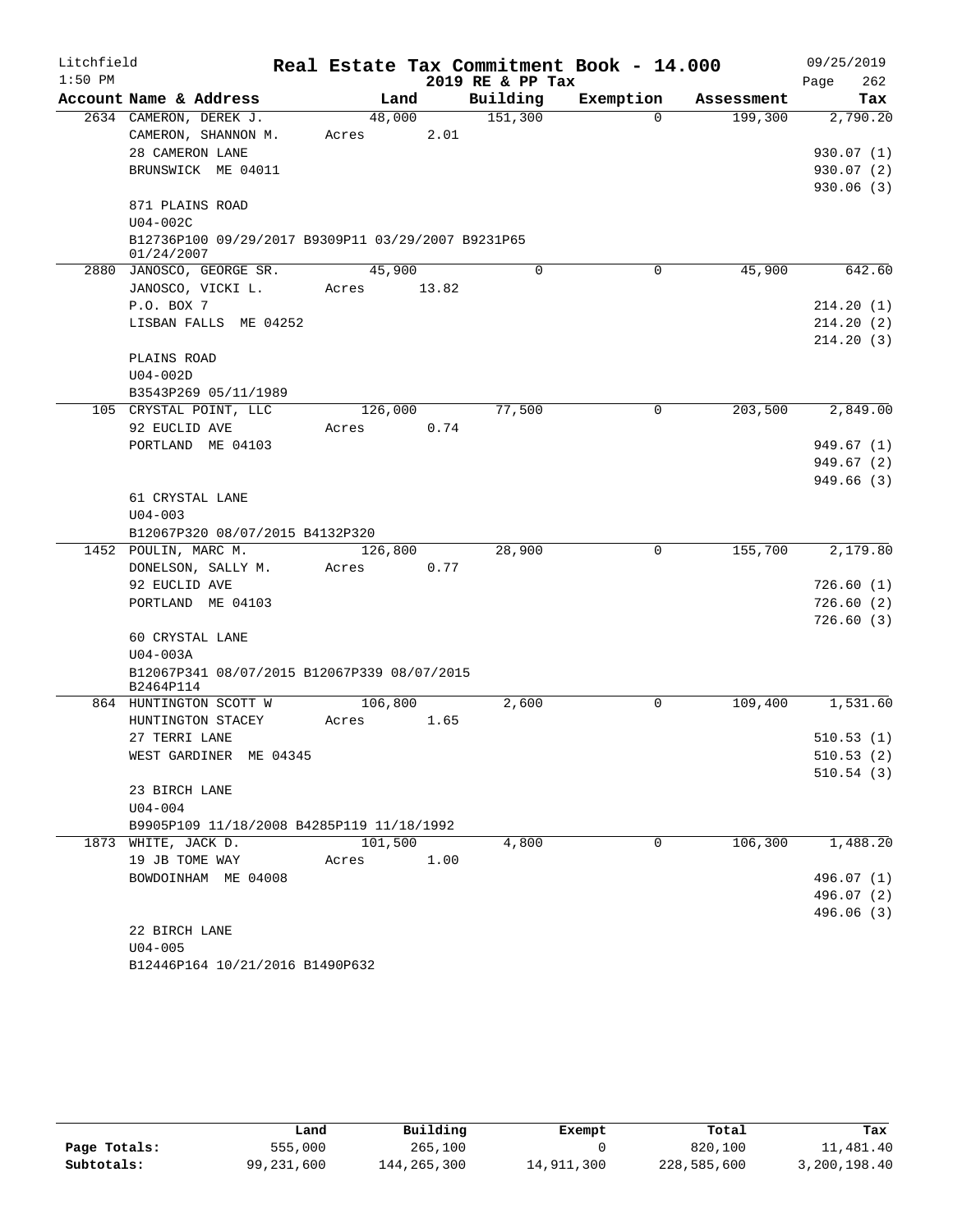Litchfield
1:50 PM

# Real Estate Tax Commitment Book - 14.000
## 2019 RE & PP Tax

09/25/2019

| Account Name & Address | Land | Building | Exemption | Assessment | Tax |
|---|---|---|---|---|---|
| 2634 CAMERON, DEREK J. | 48,000 | 151,300 | 0 | 199,300 | 2,790.20 |
| CAMERON, SHANNON M. | Acres 2.01 | | | | |
| 28 CAMERON LANE | | | | | 930.07 (1) |
| BRUNSWICK ME 04011 | | | | | 930.07 (2) |
| | | | | | 930.06 (3) |
| 871 PLAINS ROAD | | | | | |
| U04-002C | | | | | |
| B12736P100 09/29/2017 B9309P11 03/29/2007 B9231P65 01/24/2007 | | | | | |
| 2880 JANOSCO, GEORGE SR. | 45,900 | 0 | 0 | 45,900 | 642.60 |
| JANOSCO, VICKI L. | Acres 13.82 | | | | |
| P.O. BOX 7 | | | | | 214.20 (1) |
| LISBAN FALLS ME 04252 | | | | | 214.20 (2) |
| | | | | | 214.20 (3) |
| PLAINS ROAD | | | | | |
| U04-002D | | | | | |
| B3543P269 05/11/1989 | | | | | |
| 105 CRYSTAL POINT, LLC | 126,000 | 77,500 | 0 | 203,500 | 2,849.00 |
| 92 EUCLID AVE | Acres 0.74 | | | | |
| PORTLAND ME 04103 | | | | | 949.67 (1) |
| | | | | | 949.67 (2) |
| | | | | | 949.66 (3) |
| 61 CRYSTAL LANE | | | | | |
| U04-003 | | | | | |
| B12067P320 08/07/2015 B4132P320 | | | | | |
| 1452 POULIN, MARC M. | 126,800 | 28,900 | 0 | 155,700 | 2,179.80 |
| DONELSON, SALLY M. | Acres 0.77 | | | | |
| 92 EUCLID AVE | | | | | 726.60 (1) |
| PORTLAND ME 04103 | | | | | 726.60 (2) |
| | | | | | 726.60 (3) |
| 60 CRYSTAL LANE | | | | | |
| U04-003A | | | | | |
| B12067P341 08/07/2015 B12067P339 08/07/2015 B2464P114 | | | | | |
| 864 HUNTINGTON SCOTT W | 106,800 | 2,600 | 0 | 109,400 | 1,531.60 |
| HUNTINGTON STACEY | Acres 1.65 | | | | |
| 27 TERRI LANE | | | | | 510.53 (1) |
| WEST GARDINER ME 04345 | | | | | 510.53 (2) |
| | | | | | 510.54 (3) |
| 23 BIRCH LANE | | | | | |
| U04-004 | | | | | |
| B9905P109 11/18/2008 B4285P119 11/18/1992 | | | | | |
| 1873 WHITE, JACK D. | 101,500 | 4,800 | 0 | 106,300 | 1,488.20 |
| 19 JB TOME WAY | Acres 1.00 | | | | |
| BOWDOINHAM ME 04008 | | | | | 496.07 (1) |
| | | | | | 496.07 (2) |
| | | | | | 496.06 (3) |
| 22 BIRCH LANE | | | | | |
| U04-005 | | | | | |
| B12446P164 10/21/2016 B1490P632 | | | | | |

| | Land | Building | Exempt | Total | Tax |
|---|---|---|---|---|---|
| Page Totals: | 555,000 | 265,100 | 0 | 820,100 | 11,481.40 |
| Subtotals: | 99,231,600 | 144,265,300 | 14,911,300 | 228,585,600 | 3,200,198.40 |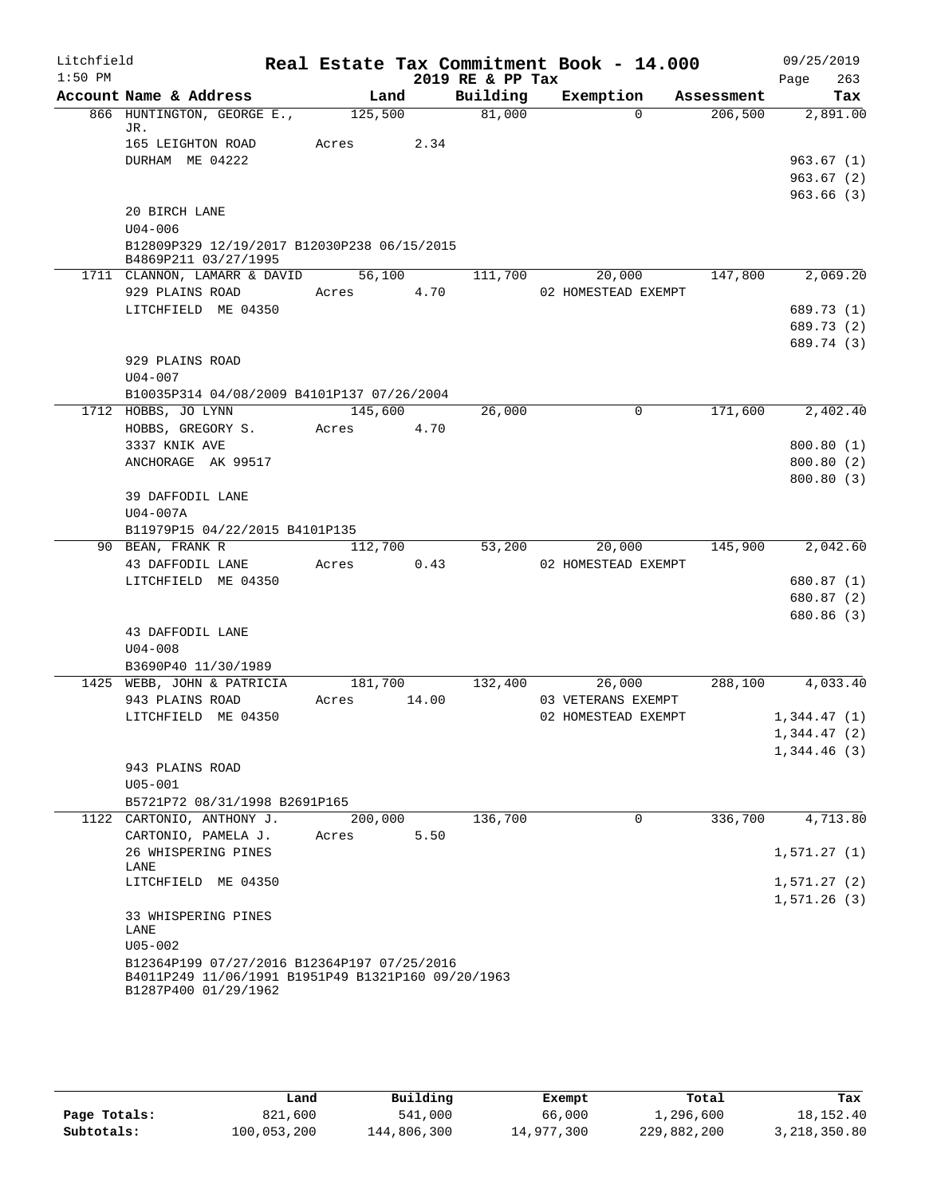Litchfield
1:50 PM

# Real Estate Tax Commitment Book - 14.000
## 2019 RE & PP Tax

09/25/2019

| Account Name & Address | Land | Building | Exemption | Assessment | Tax |
|---|---|---|---|---|---|
| 866 HUNTINGTON, GEORGE E., JR. | 125,500 | 81,000 | 0 | 206,500 | 2,891.00 |
| 165 LEIGHTON ROAD | Acres 2.34 | | | | |
| DURHAM ME 04222 | | | | | 963.67 (1) |
| | | | | | 963.67 (2) |
| | | | | | 963.66 (3) |
| 20 BIRCH LANE | | | | | |
| U04-006 | | | | | |
| B12809P329 12/19/2017 B12030P238 06/15/2015 B4869P211 03/27/1995 | | | | | |
| 1711 CLANNON, LAMARR & DAVID | 56,100 | 111,700 | 20,000 | 147,800 | 2,069.20 |
| 929 PLAINS ROAD | Acres 4.70 | | 02 HOMESTEAD EXEMPT | | |
| LITCHFIELD ME 04350 | | | | | 689.73 (1) |
| | | | | | 689.73 (2) |
| | | | | | 689.74 (3) |
| 929 PLAINS ROAD | | | | | |
| U04-007 | | | | | |
| B10035P314 04/08/2009 B4101P137 07/26/2004 | | | | | |
| 1712 HOBBS, JO LYNN | 145,600 | 26,000 | 0 | 171,600 | 2,402.40 |
| HOBBS, GREGORY S. | Acres 4.70 | | | | |
| 3337 KNIK AVE | | | | | 800.80 (1) |
| ANCHORAGE AK 99517 | | | | | 800.80 (2) |
| | | | | | 800.80 (3) |
| 39 DAFFODIL LANE | | | | | |
| U04-007A | | | | | |
| B11979P15 04/22/2015 B4101P135 | | | | | |
| 90 BEAN, FRANK R | 112,700 | 53,200 | 20,000 | 145,900 | 2,042.60 |
| 43 DAFFODIL LANE | Acres 0.43 | | 02 HOMESTEAD EXEMPT | | |
| LITCHFIELD ME 04350 | | | | | 680.87 (1) |
| | | | | | 680.87 (2) |
| | | | | | 680.86 (3) |
| 43 DAFFODIL LANE | | | | | |
| U04-008 | | | | | |
| B3690P40 11/30/1989 | | | | | |
| 1425 WEBB, JOHN & PATRICIA | 181,700 | 132,400 | 26,000 | 288,100 | 4,033.40 |
| 943 PLAINS ROAD | Acres 14.00 | | 03 VETERANS EXEMPT | | |
| LITCHFIELD ME 04350 | | | 02 HOMESTEAD EXEMPT | | 1,344.47 (1) |
| | | | | | 1,344.47 (2) |
| | | | | | 1,344.46 (3) |
| 943 PLAINS ROAD | | | | | |
| U05-001 | | | | | |
| B5721P72 08/31/1998 B2691P165 | | | | | |
| 1122 CARTONIO, ANTHONY J. | 200,000 | 136,700 | 0 | 336,700 | 4,713.80 |
| CARTONIO, PAMELA J. | Acres 5.50 | | | | |
| 26 WHISPERING PINES LANE | | | | | 1,571.27 (1) |
| LITCHFIELD ME 04350 | | | | | 1,571.27 (2) |
| | | | | | 1,571.26 (3) |
| 33 WHISPERING PINES LANE | | | | | |
| U05-002 | | | | | |
| B12364P199 07/27/2016 B12364P197 07/25/2016 B4011P249 11/06/1991 B1951P49 B1321P160 09/20/1963 B1287P400 01/29/1962 | | | | | |

| | Land | Building | Exempt | Total | Tax |
|---|---|---|---|---|---|
| Page Totals: | 821,600 | 541,000 | 66,000 | 1,296,600 | 18,152.40 |
| Subtotals: | 100,053,200 | 144,806,300 | 14,977,300 | 229,882,200 | 3,218,350.80 |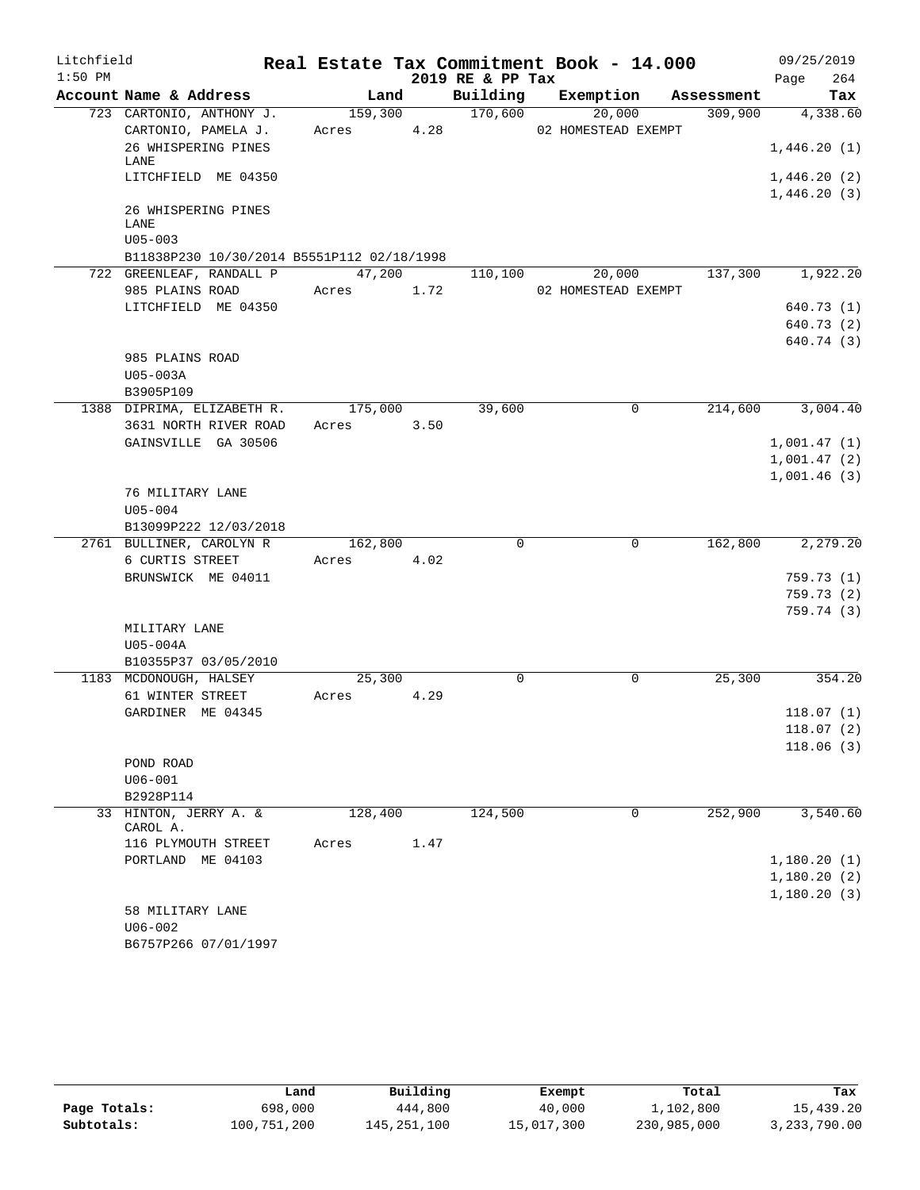Litchfield
1:50 PM

# Real Estate Tax Commitment Book - 14.000

2019 RE & PP Tax

09/25/2019
Page 264

| Account Name & Address | Land | Building | Exemption | Assessment | Tax |
|---|---|---|---|---|---|
| 723 CARTONIO, ANTHONY J. | 159,300 | 170,600 | 20,000 | 309,900 | 4,338.60 |
| CARTONIO, PAMELA J. | Acres 4.28 | | 02 HOMESTEAD EXEMPT | | |
| 26 WHISPERING PINES LANE | | | | | 1,446.20 (1) |
| LITCHFIELD ME 04350 | | | | | 1,446.20 (2) |
| | | | | | 1,446.20 (3) |
| 26 WHISPERING PINES LANE | | | | | |
| U05-003 | | | | | |
| B11838P230 10/30/2014 B5551P112 02/18/1998 | | | | | |
| 722 GREENLEAF, RANDALL P | 47,200 | 110,100 | 20,000 | 137,300 | 1,922.20 |
| 985 PLAINS ROAD | Acres 1.72 | | 02 HOMESTEAD EXEMPT | | |
| LITCHFIELD ME 04350 | | | | | 640.73 (1) |
| | | | | | 640.73 (2) |
| | | | | | 640.74 (3) |
| 985 PLAINS ROAD | | | | | |
| U05-003A | | | | | |
| B3905P109 | | | | | |
| 1388 DIPRIMA, ELIZABETH R. | 175,000 | 39,600 | 0 | 214,600 | 3,004.40 |
| 3631 NORTH RIVER ROAD | Acres 3.50 | | | | |
| GAINSVILLE GA 30506 | | | | | 1,001.47 (1) |
| | | | | | 1,001.47 (2) |
| | | | | | 1,001.46 (3) |
| 76 MILITARY LANE | | | | | |
| U05-004 | | | | | |
| B13099P222 12/03/2018 | | | | | |
| 2761 BULLINER, CAROLYN R | 162,800 | 0 | 0 | 162,800 | 2,279.20 |
| 6 CURTIS STREET | Acres 4.02 | | | | |
| BRUNSWICK ME 04011 | | | | | 759.73 (1) |
| | | | | | 759.73 (2) |
| | | | | | 759.74 (3) |
| MILITARY LANE | | | | | |
| U05-004A | | | | | |
| B10355P37 03/05/2010 | | | | | |
| 1183 MCDONOUGH, HALSEY | 25,300 | 0 | 0 | 25,300 | 354.20 |
| 61 WINTER STREET | Acres 4.29 | | | | |
| GARDINER ME 04345 | | | | | 118.07 (1) |
| | | | | | 118.07 (2) |
| | | | | | 118.06 (3) |
| POND ROAD | | | | | |
| U06-001 | | | | | |
| B2928P114 | | | | | |
| 33 HINTON, JERRY A. & CAROL A. | 128,400 | 124,500 | 0 | 252,900 | 3,540.60 |
| 116 PLYMOUTH STREET | Acres 1.47 | | | | |
| PORTLAND ME 04103 | | | | | 1,180.20 (1) |
| | | | | | 1,180.20 (2) |
| | | | | | 1,180.20 (3) |
| 58 MILITARY LANE | | | | | |
| U06-002 | | | | | |
| B6757P266 07/01/1997 | | | | | |

| | Land | Building | Exempt | Total | Tax |
|---|---|---|---|---|---|
| Page Totals: | 698,000 | 444,800 | 40,000 | 1,102,800 | 15,439.20 |
| Subtotals: | 100,751,200 | 145,251,100 | 15,017,300 | 230,985,000 | 3,233,790.00 |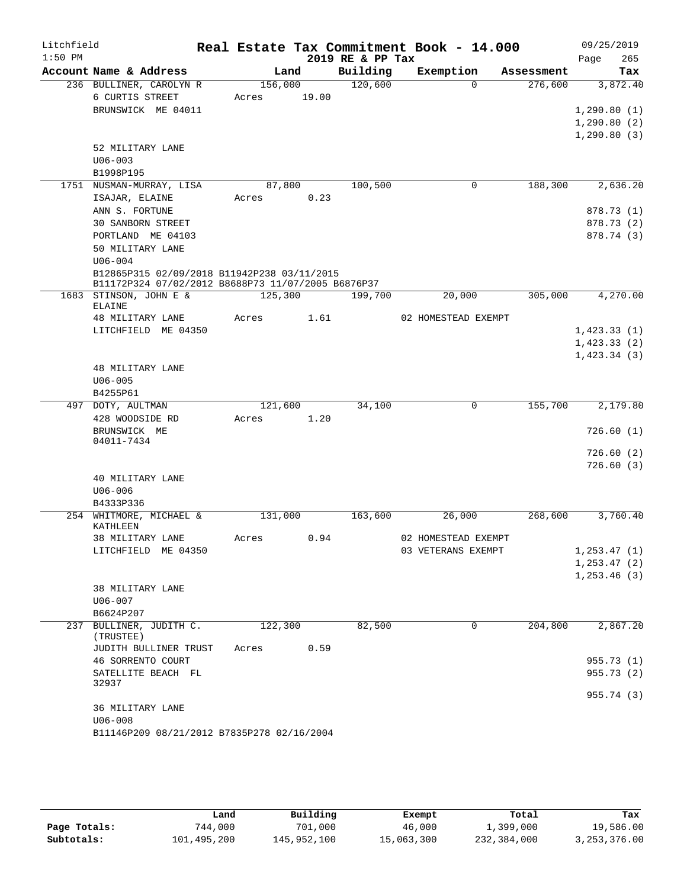Litchfield  
1:50 PM

# Real Estate Tax Commitment Book - 14.000

2019 RE & PP Tax

09/25/2019  
Page 265

| Account Name & Address | Land | Building | Exemption | Assessment | Tax |
|---|---|---|---|---|---|
| 236 BULLINER, CAROLYN R | 156,000 | 120,600 | 0 | 276,600 | 3,872.40 |
| 6 CURTIS STREET | Acres 19.00 | | | | |
| BRUNSWICK ME 04011 | | | | | 1,290.80 (1) |
| | | | | | 1,290.80 (2) |
| | | | | | 1,290.80 (3) |
| 52 MILITARY LANE | | | | | |
| U06-003 | | | | | |
| B1998P195 | | | | | |
| 1751 NUSMAN-MURRAY, LISA | 87,800 | 100,500 | 0 | 188,300 | 2,636.20 |
| ISAJAR, ELAINE | Acres 0.23 | | | | |
| ANN S. FORTUNE | | | | | 878.73 (1) |
| 30 SANBORN STREET | | | | | 878.73 (2) |
| PORTLAND ME 04103 | | | | | 878.74 (3) |
| 50 MILITARY LANE | | | | | |
| U06-004 | | | | | |
| B12865P315 02/09/2018 B11942P238 03/11/2015 B11172P324 07/02/2012 B8688P73 11/07/2005 B6876P37 | | | | | |
| 1683 STINSON, JOHN E & ELAINE | 125,300 | 199,700 | 20,000 | 305,000 | 4,270.00 |
| 48 MILITARY LANE | Acres 1.61 | | 02 HOMESTEAD EXEMPT | | |
| LITCHFIELD ME 04350 | | | | | 1,423.33 (1) |
| | | | | | 1,423.33 (2) |
| | | | | | 1,423.34 (3) |
| 48 MILITARY LANE | | | | | |
| U06-005 | | | | | |
| B4255P61 | | | | | |
| 497 DOTY, AULTMAN | 121,600 | 34,100 | 0 | 155,700 | 2,179.80 |
| 428 WOODSIDE RD | Acres 1.20 | | | | |
| BRUNSWICK ME 04011-7434 | | | | | 726.60 (1) |
| | | | | | 726.60 (2) |
| | | | | | 726.60 (3) |
| 40 MILITARY LANE | | | | | |
| U06-006 | | | | | |
| B4333P336 | | | | | |
| 254 WHITMORE, MICHAEL & KATHLEEN | 131,000 | 163,600 | 26,000 | 268,600 | 3,760.40 |
| 38 MILITARY LANE | Acres 0.94 | | 02 HOMESTEAD EXEMPT | | |
| LITCHFIELD ME 04350 | | | 03 VETERANS EXEMPT | | 1,253.47 (1) |
| | | | | | 1,253.47 (2) |
| | | | | | 1,253.46 (3) |
| 38 MILITARY LANE | | | | | |
| U06-007 | | | | | |
| B6624P207 | | | | | |
| 237 BULLINER, JUDITH C. (TRUSTEE) | 122,300 | 82,500 | 0 | 204,800 | 2,867.20 |
| JUDITH BULLINER TRUST | Acres 0.59 | | | | |
| 46 SORRENTO COURT | | | | | 955.73 (1) |
| SATELLITE BEACH FL 32937 | | | | | 955.73 (2) |
| | | | | | 955.74 (3) |
| 36 MILITARY LANE | | | | | |
| U06-008 | | | | | |
| B11146P209 08/21/2012 B7835P278 02/16/2004 | | | | | |

| | Land | Building | Exempt | Total | Tax |
|---|---|---|---|---|---|
| **Page Totals:** | 744,000 | 701,000 | 46,000 | 1,399,000 | 19,586.00 |
| **Subtotals:** | 101,495,200 | 145,952,100 | 15,063,300 | 232,384,000 | 3,253,376.00 |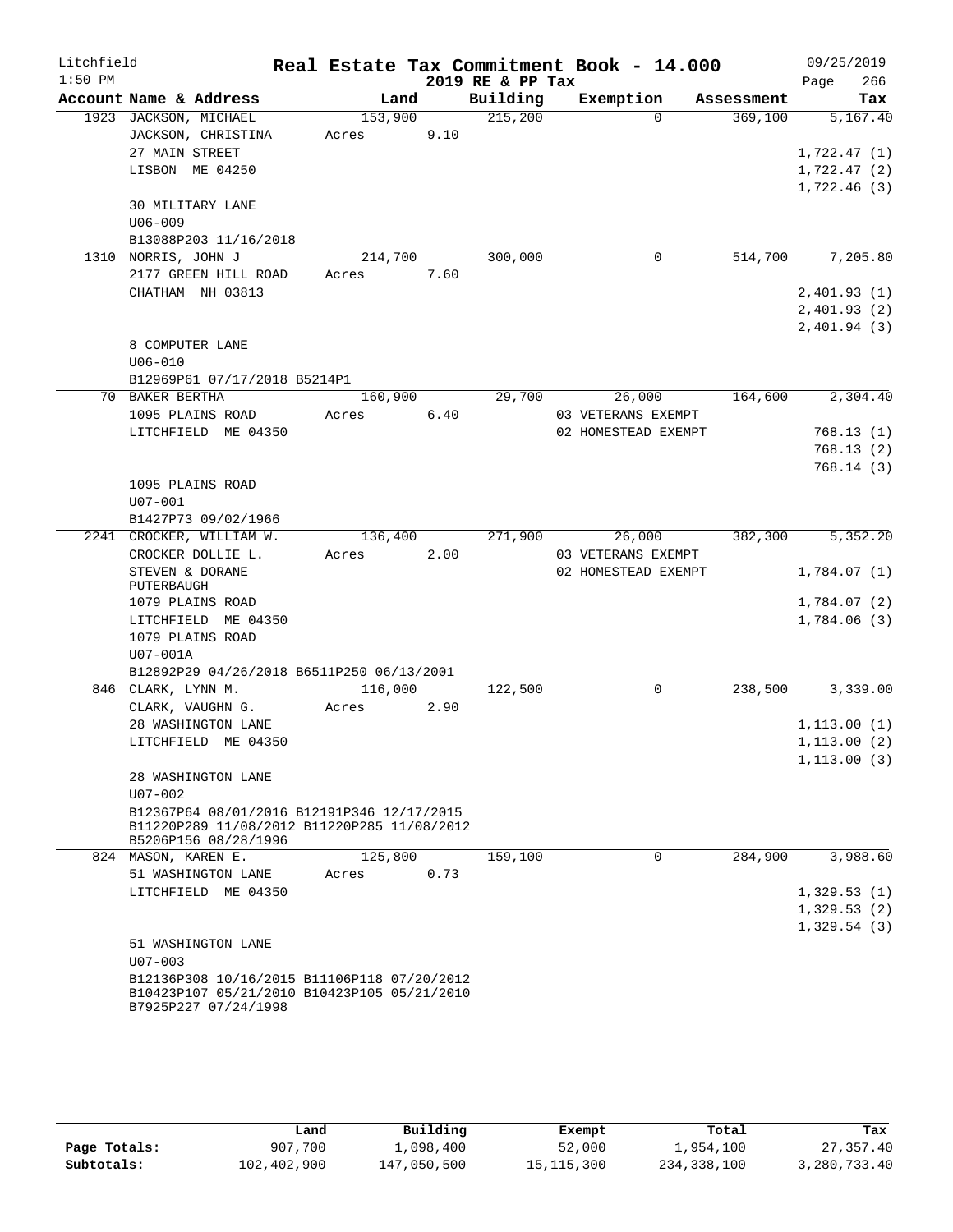Litchfield
1:50 PM

# Real Estate Tax Commitment Book - 14.000

2019 RE & PP Tax

09/25/2019
Page 266

| Account | Name & Address | Land | Building | Exemption | Assessment | Tax |
|---|---|---|---|---|---|---|
| 1923 | JACKSON, MICHAEL | 153,900 | 215,200 | 0 | 369,100 | 5,167.40 |
| | JACKSON, CHRISTINA | Acres 9.10 | | | | |
| | 27 MAIN STREET | | | | | 1,722.47 (1) |
| | LISBON ME 04250 | | | | | 1,722.47 (2) |
| | | | | | | 1,722.46 (3) |
| | 30 MILITARY LANE | | | | | |
| | U06-009 | | | | | |
| | B13088P203 11/16/2018 | | | | | |
| 1310 | NORRIS, JOHN J | 214,700 | 300,000 | 0 | 514,700 | 7,205.80 |
| | 2177 GREEN HILL ROAD | Acres 7.60 | | | | |
| | CHATHAM NH 03813 | | | | | 2,401.93 (1) |
| | | | | | | 2,401.93 (2) |
| | | | | | | 2,401.94 (3) |
| | 8 COMPUTER LANE | | | | | |
| | U06-010 | | | | | |
| | B12969P61 07/17/2018 B5214P1 | | | | | |
| 70 | BAKER BERTHA | 160,900 | 29,700 | 26,000 | 164,600 | 2,304.40 |
| | 1095 PLAINS ROAD | Acres 6.40 | | 03 VETERANS EXEMPT | | |
| | LITCHFIELD ME 04350 | | | 02 HOMESTEAD EXEMPT | | 768.13 (1) |
| | | | | | | 768.13 (2) |
| | | | | | | 768.14 (3) |
| | 1095 PLAINS ROAD | | | | | |
| | U07-001 | | | | | |
| | B1427P73 09/02/1966 | | | | | |
| 2241 | CROCKER, WILLIAM W. | 136,400 | 271,900 | 26,000 | 382,300 | 5,352.20 |
| | CROCKER DOLLIE L. | Acres 2.00 | | 03 VETERANS EXEMPT | | |
| | STEVEN & DORANE PUTERBAUGH | | | 02 HOMESTEAD EXEMPT | | 1,784.07 (1) |
| | 1079 PLAINS ROAD | | | | | 1,784.07 (2) |
| | LITCHFIELD ME 04350 | | | | | 1,784.06 (3) |
| | 1079 PLAINS ROAD | | | | | |
| | U07-001A | | | | | |
| | B12892P29 04/26/2018 B6511P250 06/13/2001 | | | | | |
| 846 | CLARK, LYNN M. | 116,000 | 122,500 | 0 | 238,500 | 3,339.00 |
| | CLARK, VAUGHN G. | Acres 2.90 | | | | |
| | 28 WASHINGTON LANE | | | | | 1,113.00 (1) |
| | LITCHFIELD ME 04350 | | | | | 1,113.00 (2) |
| | | | | | | 1,113.00 (3) |
| | 28 WASHINGTON LANE | | | | | |
| | U07-002 | | | | | |
| | B12367P64 08/01/2016 B12191P346 12/17/2015 B11220P289 11/08/2012 B11220P285 11/08/2012 B5206P156 08/28/1996 | | | | | |
| 824 | MASON, KAREN E. | 125,800 | 159,100 | 0 | 284,900 | 3,988.60 |
| | 51 WASHINGTON LANE | Acres 0.73 | | | | |
| | LITCHFIELD ME 04350 | | | | | 1,329.53 (1) |
| | | | | | | 1,329.53 (2) |
| | | | | | | 1,329.54 (3) |
| | 51 WASHINGTON LANE | | | | | |
| | U07-003 | | | | | |
| | B12136P308 10/16/2015 B11106P118 07/20/2012 B10423P107 05/21/2010 B10423P105 05/21/2010 B7925P227 07/24/1998 | | | | | |

| | Land | Building | Exempt | Total | Tax |
|---|---|---|---|---|---|
| Page Totals: | 907,700 | 1,098,400 | 52,000 | 1,954,100 | 27,357.40 |
| Subtotals: | 102,402,900 | 147,050,500 | 15,115,300 | 234,338,100 | 3,280,733.40 |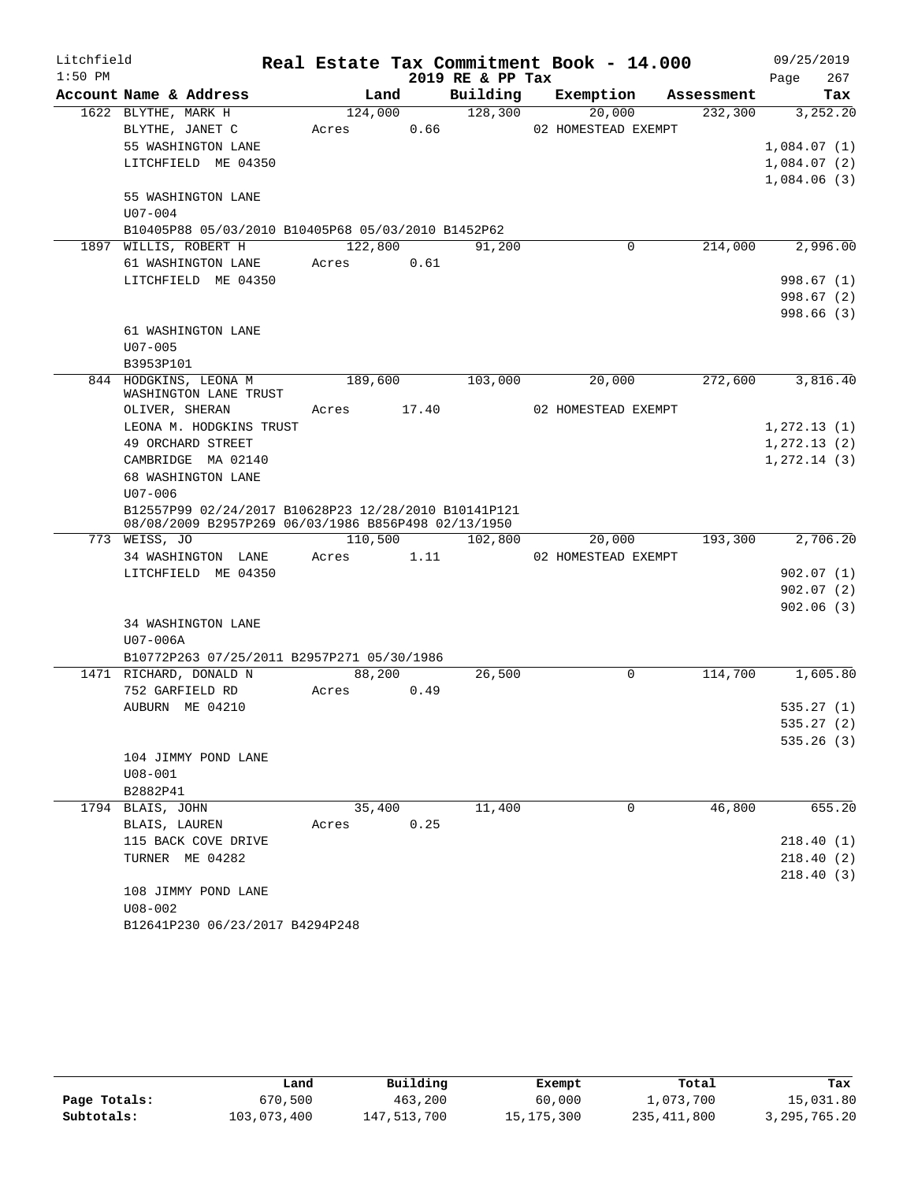# Real Estate Tax Commitment Book - 14.000

Litchfield 1:50 PM — 2019 RE & PP Tax — 09/25/2019

| Account Name & Address | Land | Building | Exemption | Assessment | Tax |
|---|---|---|---|---|---|
| 1622 BLYTHE, MARK H | 124,000 | 128,300 | 20,000 | 232,300 | 3,252.20 |
| BLYTHE, JANET C | Acres 0.66 | | 02 HOMESTEAD EXEMPT | | |
| 55 WASHINGTON LANE | | | | | 1,084.07 (1) |
| LITCHFIELD ME 04350 | | | | | 1,084.07 (2) |
| | | | | | 1,084.06 (3) |
| 55 WASHINGTON LANE | | | | | |
| U07-004 | | | | | |
| B10405P88 05/03/2010 B10405P68 05/03/2010 B1452P62 | | | | | |
| 1897 WILLIS, ROBERT H | 122,800 | 91,200 | 0 | 214,000 | 2,996.00 |
| 61 WASHINGTON LANE | Acres 0.61 | | | | |
| LITCHFIELD ME 04350 | | | | | 998.67 (1) |
| | | | | | 998.67 (2) |
| | | | | | 998.66 (3) |
| 61 WASHINGTON LANE | | | | | |
| U07-005 | | | | | |
| B3953P101 | | | | | |
| 844 HODGKINS, LEONA M WASHINGTON LANE TRUST | 189,600 | 103,000 | 20,000 | 272,600 | 3,816.40 |
| OLIVER, SHERAN | Acres 17.40 | | 02 HOMESTEAD EXEMPT | | |
| LEONA M. HODGKINS TRUST | | | | | 1,272.13 (1) |
| 49 ORCHARD STREET | | | | | 1,272.13 (2) |
| CAMBRIDGE MA 02140 | | | | | 1,272.14 (3) |
| 68 WASHINGTON LANE | | | | | |
| U07-006 | | | | | |
| B12557P99 02/24/2017 B10628P23 12/28/2010 B10141P121 08/08/2009 B2957P269 06/03/1986 B856P498 02/13/1950 | | | | | |
| 773 WEISS, JO | 110,500 | 102,800 | 20,000 | 193,300 | 2,706.20 |
| 34 WASHINGTON LANE | Acres 1.11 | | 02 HOMESTEAD EXEMPT | | |
| LITCHFIELD ME 04350 | | | | | 902.07 (1) |
| | | | | | 902.07 (2) |
| | | | | | 902.06 (3) |
| 34 WASHINGTON LANE | | | | | |
| U07-006A | | | | | |
| B10772P263 07/25/2011 B2957P271 05/30/1986 | | | | | |
| 1471 RICHARD, DONALD N | 88,200 | 26,500 | 0 | 114,700 | 1,605.80 |
| 752 GARFIELD RD | Acres 0.49 | | | | |
| AUBURN ME 04210 | | | | | 535.27 (1) |
| | | | | | 535.27 (2) |
| | | | | | 535.26 (3) |
| 104 JIMMY POND LANE | | | | | |
| U08-001 | | | | | |
| B2882P41 | | | | | |
| 1794 BLAIS, JOHN | 35,400 | 11,400 | 0 | 46,800 | 655.20 |
| BLAIS, LAUREN | Acres 0.25 | | | | |
| 115 BACK COVE DRIVE | | | | | 218.40 (1) |
| TURNER ME 04282 | | | | | 218.40 (2) |
| | | | | | 218.40 (3) |
| 108 JIMMY POND LANE | | | | | |
| U08-002 | | | | | |
| B12641P230 06/23/2017 B4294P248 | | | | | |

| | Land | Building | Exempt | Total | Tax |
|---|---|---|---|---|---|
| Page Totals: | 670,500 | 463,200 | 60,000 | 1,073,700 | 15,031.80 |
| Subtotals: | 103,073,400 | 147,513,700 | 15,175,300 | 235,411,800 | 3,295,765.20 |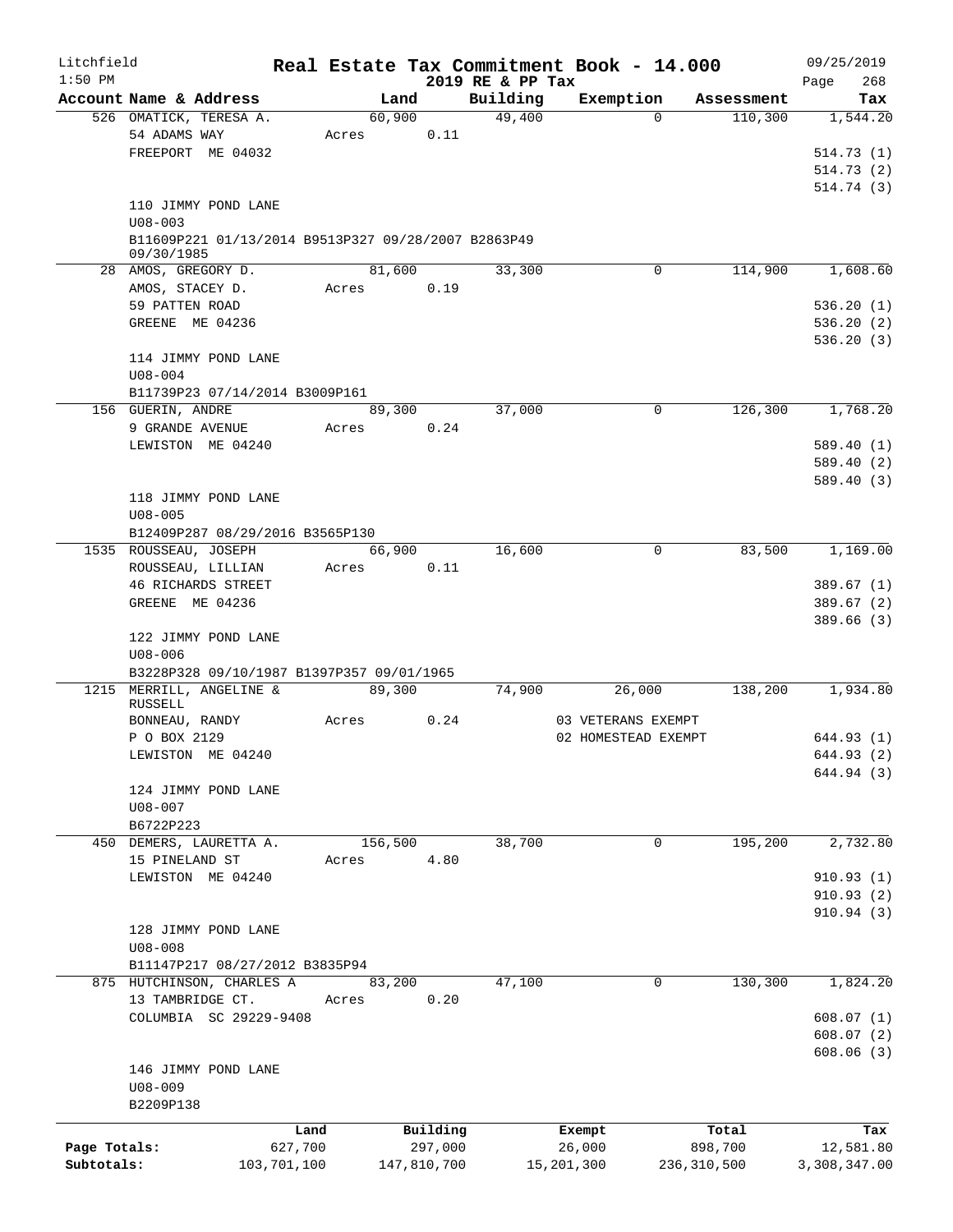Litchfield 1:50 PM

# Real Estate Tax Commitment Book - 14.000

2019 RE & PP Tax

09/25/2019 Page 268

| Account Name & Address | Land | Building | Exemption | Assessment | Tax |
|---|---|---|---|---|---|
| 526 OMATICK, TERESA A. | 60,900 | 49,400 | 0 | 110,300 | 1,544.20 |
| 54 ADAMS WAY | Acres 0.11 | | | | |
| FREEPORT ME 04032 | | | | | 514.73 (1) |
| | | | | | 514.73 (2) |
| | | | | | 514.74 (3) |
| 110 JIMMY POND LANE | | | | | |
| U08-003 | | | | | |
| B11609P221 01/13/2014 B9513P327 09/28/2007 B2863P49 09/30/1985 | | | | | |
| 28 AMOS, GREGORY D. | 81,600 | 33,300 | 0 | 114,900 | 1,608.60 |
| AMOS, STACEY D. | Acres 0.19 | | | | |
| 59 PATTEN ROAD | | | | | 536.20 (1) |
| GREENE ME 04236 | | | | | 536.20 (2) |
| | | | | | 536.20 (3) |
| 114 JIMMY POND LANE | | | | | |
| U08-004 | | | | | |
| B11739P23 07/14/2014 B3009P161 | | | | | |
| 156 GUERIN, ANDRE | 89,300 | 37,000 | 0 | 126,300 | 1,768.20 |
| 9 GRANDE AVENUE | Acres 0.24 | | | | |
| LEWISTON ME 04240 | | | | | 589.40 (1) |
| | | | | | 589.40 (2) |
| | | | | | 589.40 (3) |
| 118 JIMMY POND LANE | | | | | |
| U08-005 | | | | | |
| B12409P287 08/29/2016 B3565P130 | | | | | |
| 1535 ROUSSEAU, JOSEPH | 66,900 | 16,600 | 0 | 83,500 | 1,169.00 |
| ROUSSEAU, LILLIAN | Acres 0.11 | | | | |
| 46 RICHARDS STREET | | | | | 389.67 (1) |
| GREENE ME 04236 | | | | | 389.67 (2) |
| | | | | | 389.66 (3) |
| 122 JIMMY POND LANE | | | | | |
| U08-006 | | | | | |
| B3228P328 09/10/1987 B1397P357 09/01/1965 | | | | | |
| 1215 MERRILL, ANGELINE & RUSSELL | 89,300 | 74,900 | 26,000 | 138,200 | 1,934.80 |
| BONNEAU, RANDY | Acres 0.24 | | 03 VETERANS EXEMPT | | |
| P O BOX 2129 | | | 02 HOMESTEAD EXEMPT | | 644.93 (1) |
| LEWISTON ME 04240 | | | | | 644.93 (2) |
| | | | | | 644.94 (3) |
| 124 JIMMY POND LANE | | | | | |
| U08-007 | | | | | |
| B6722P223 | | | | | |
| 450 DEMERS, LAURETTA A. | 156,500 | 38,700 | 0 | 195,200 | 2,732.80 |
| 15 PINELAND ST | Acres 4.80 | | | | |
| LEWISTON ME 04240 | | | | | 910.93 (1) |
| | | | | | 910.93 (2) |
| | | | | | 910.94 (3) |
| 128 JIMMY POND LANE | | | | | |
| U08-008 | | | | | |
| B11147P217 08/27/2012 B3835P94 | | | | | |
| 875 HUTCHINSON, CHARLES A | 83,200 | 47,100 | 0 | 130,300 | 1,824.20 |
| 13 TAMBRIDGE CT. | Acres 0.20 | | | | |
| COLUMBIA SC 29229-9408 | | | | | 608.07 (1) |
| | | | | | 608.07 (2) |
| | | | | | 608.06 (3) |
| 146 JIMMY POND LANE | | | | | |
| U08-009 | | | | | |
| B2209P138 | | | | | |

| | Land | Building | Exempt | Total | Tax |
|---|---|---|---|---|---|
| Page Totals: | 627,700 | 297,000 | 26,000 | 898,700 | 12,581.80 |
| Subtotals: | 103,701,100 | 147,810,700 | 15,201,300 | 236,310,500 | 3,308,347.00 |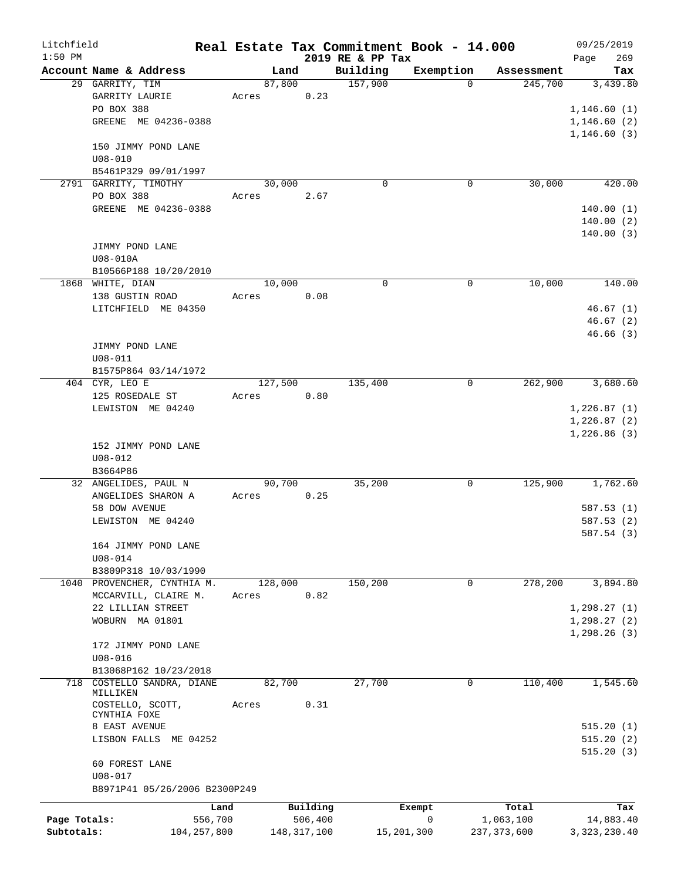Litchfield 1:50 PM

**Real Estate Tax Commitment Book - 14.000**

**2019 RE & PP Tax**

09/25/2019

| Account Name & Address | Land | Building | Exemption | Assessment | Tax |
|---|---|---|---|---|---|
| 29 GARRITY, TIM<br>GARRITY LAURIE<br>PO BOX 388<br>GREENE ME 04236-0388<br><br>150 JIMMY POND LANE<br>U08-010<br>B5461P329 09/01/1997 | 87,800<br>Acres 0.23 | 157,900 | 0 | 245,700 | 3,439.80<br>1,146.60 (1)<br>1,146.60 (2)<br>1,146.60 (3) |
| 2791 GARRITY, TIMOTHY<br>PO BOX 388<br>GREENE ME 04236-0388<br><br>JIMMY POND LANE<br>U08-010A<br>B10566P188 10/20/2010 | 30,000<br>Acres 2.67 | 0 | 0 | 30,000 | 420.00<br>140.00 (1)<br>140.00 (2)<br>140.00 (3) |
| 1868 WHITE, DIAN<br>138 GUSTIN ROAD<br>LITCHFIELD ME 04350<br><br>JIMMY POND LANE<br>U08-011<br>B1575P864 03/14/1972 | 10,000<br>Acres 0.08 | 0 | 0 | 10,000 | 140.00<br>46.67 (1)<br>46.67 (2)<br>46.66 (3) |
| 404 CYR, LEO E<br>125 ROSEDALE ST<br>LEWISTON ME 04240<br><br>152 JIMMY POND LANE<br>U08-012<br>B3664P86 | 127,500<br>Acres 0.80 | 135,400 | 0 | 262,900 | 3,680.60<br>1,226.87 (1)<br>1,226.87 (2)<br>1,226.86 (3) |
| 32 ANGELIDES, PAUL N<br>ANGELIDES SHARON A<br>58 DOW AVENUE<br>LEWISTON ME 04240<br><br>164 JIMMY POND LANE<br>U08-014<br>B3809P318 10/03/1990 | 90,700<br>Acres 0.25 | 35,200 | 0 | 125,900 | 1,762.60<br>587.53 (1)<br>587.53 (2)<br>587.54 (3) |
| 1040 PROVENCHER, CYNTHIA M.<br>MCCARVILL, CLAIRE M.<br>22 LILLIAN STREET<br>WOBURN MA 01801<br><br>172 JIMMY POND LANE<br>U08-016<br>B13068P162 10/23/2018 | 128,000<br>Acres 0.82 | 150,200 | 0 | 278,200 | 3,894.80<br>1,298.27 (1)<br>1,298.27 (2)<br>1,298.26 (3) |
| 718 COSTELLO SANDRA, DIANE MILLIKEN<br>COSTELLO, SCOTT, CYNTHIA FOXE<br>8 EAST AVENUE<br>LISBON FALLS ME 04252<br><br>60 FOREST LANE<br>U08-017<br>B8971P41 05/26/2006 B2300P249 | 82,700<br>Acres 0.31 | 27,700 | 0 | 110,400 | 1,545.60<br>515.20 (1)<br>515.20 (2)<br>515.20 (3) |

| | Land | Building | Exempt | Total | Tax |
|---|---|---|---|---|---|
| Page Totals: | 556,700 | 506,400 | 0 | 1,063,100 | 14,883.40 |
| Subtotals: | 104,257,800 | 148,317,100 | 15,201,300 | 237,373,600 | 3,323,230.40 |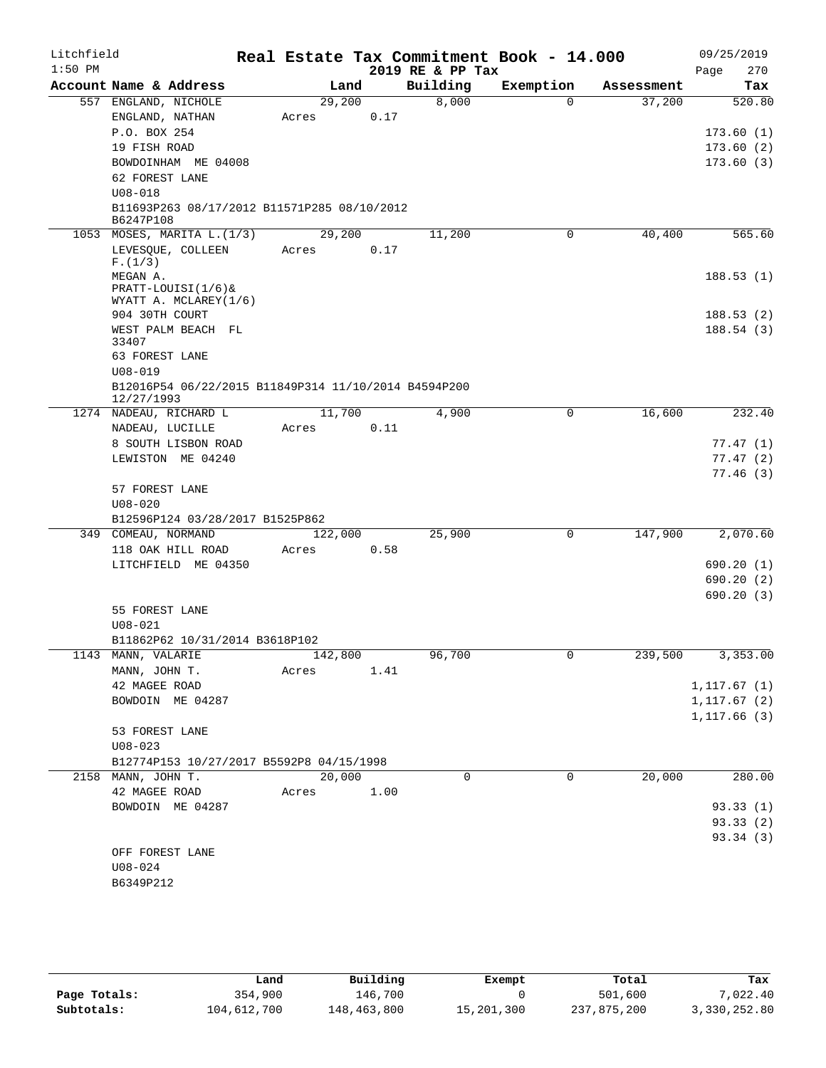Litchfield
1:50 PM

# Real Estate Tax Commitment Book - 14.000

2019 RE & PP Tax

09/25/2019
Page 270

| Account Name & Address | Land | Building | Exemption | Assessment | Tax |
|---|---|---|---|---|---|
| 557 ENGLAND, NICHOLE | 29,200 | 8,000 | 0 | 37,200 | 520.80 |
| ENGLAND, NATHAN | Acres 0.17 | | | | |
| P.O. BOX 254 | | | | | 173.60 (1) |
| 19 FISH ROAD | | | | | 173.60 (2) |
| BOWDOINHAM ME 04008 | | | | | 173.60 (3) |
| 62 FOREST LANE | | | | | |
| U08-018 | | | | | |
| B11693P263 08/17/2012 B11571P285 08/10/2012 B6247P108 | | | | | |
| 1053 MOSES, MARITA L.(1/3) | 29,200 | 11,200 | 0 | 40,400 | 565.60 |
| LEVESQUE, COLLEEN F.(1/3) | Acres 0.17 | | | | |
| MEGAN A. PRATT-LOUISI(1/6)& WYATT A. MCLAREY(1/6) | | | | | 188.53 (1) |
| 904 30TH COURT | | | | | 188.53 (2) |
| WEST PALM BEACH FL 33407 | | | | | 188.54 (3) |
| 63 FOREST LANE | | | | | |
| U08-019 | | | | | |
| B12016P54 06/22/2015 B11849P314 11/10/2014 B4594P200 12/27/1993 | | | | | |
| 1274 NADEAU, RICHARD L | 11,700 | 4,900 | 0 | 16,600 | 232.40 |
| NADEAU, LUCILLE | Acres 0.11 | | | | |
| 8 SOUTH LISBON ROAD | | | | | 77.47 (1) |
| LEWISTON ME 04240 | | | | | 77.47 (2) |
| | | | | | 77.46 (3) |
| 57 FOREST LANE | | | | | |
| U08-020 | | | | | |
| B12596P124 03/28/2017 B1525P862 | | | | | |
| 349 COMEAU, NORMAND | 122,000 | 25,900 | 0 | 147,900 | 2,070.60 |
| 118 OAK HILL ROAD | Acres 0.58 | | | | |
| LITCHFIELD ME 04350 | | | | | 690.20 (1) |
| | | | | | 690.20 (2) |
| | | | | | 690.20 (3) |
| 55 FOREST LANE | | | | | |
| U08-021 | | | | | |
| B11862P62 10/31/2014 B3618P102 | | | | | |
| 1143 MANN, VALARIE | 142,800 | 96,700 | 0 | 239,500 | 3,353.00 |
| MANN, JOHN T. | Acres 1.41 | | | | |
| 42 MAGEE ROAD | | | | | 1,117.67 (1) |
| BOWDOIN ME 04287 | | | | | 1,117.67 (2) |
| | | | | | 1,117.66 (3) |
| 53 FOREST LANE | | | | | |
| U08-023 | | | | | |
| B12774P153 10/27/2017 B5592P8 04/15/1998 | | | | | |
| 2158 MANN, JOHN T. | 20,000 | 0 | 0 | 20,000 | 280.00 |
| 42 MAGEE ROAD | Acres 1.00 | | | | |
| BOWDOIN ME 04287 | | | | | 93.33 (1) |
| | | | | | 93.33 (2) |
| | | | | | 93.34 (3) |
| OFF FOREST LANE | | | | | |
| U08-024 | | | | | |
| B6349P212 | | | | | |

| | Land | Building | Exempt | Total | Tax |
|---|---|---|---|---|---|
| Page Totals: | 354,900 | 146,700 | 0 | 501,600 | 7,022.40 |
| Subtotals: | 104,612,700 | 148,463,800 | 15,201,300 | 237,875,200 | 3,330,252.80 |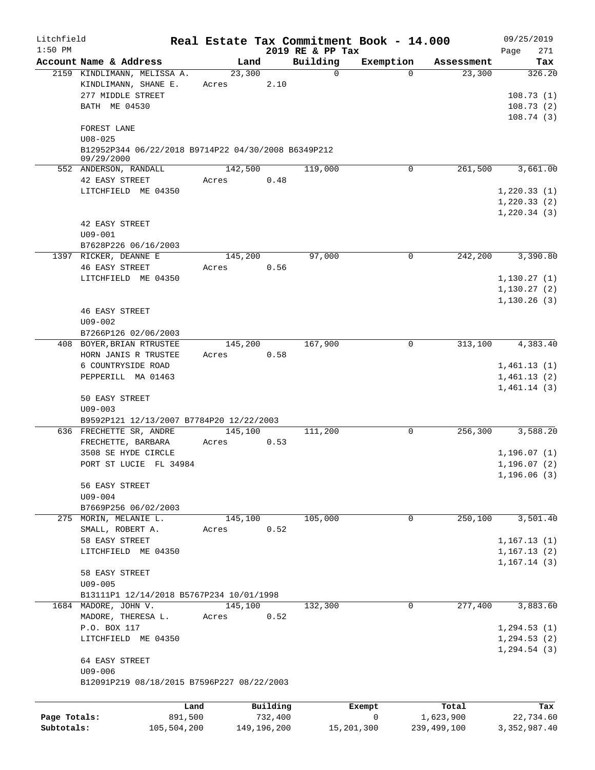Litchfield
1:50 PM

# Real Estate Tax Commitment Book - 14.000

2019 RE & PP Tax

09/25/2019

| Account Name & Address | Land | Building | Exemption | Assessment | Tax |
|---|---|---|---|---|---|
| 2159 KINDLIMANN, MELISSA A. | 23,300 | 0 | 0 | 23,300 | 326.20 |
| KINDLIMANN, SHANE E. | Acres 2.10 | | | | |
| 277 MIDDLE STREET | | | | | 108.73 (1) |
| BATH ME 04530 | | | | | 108.73 (2) |
| | | | | | 108.74 (3) |
| FOREST LANE | | | | | |
| U08-025 | | | | | |
| B12952P344 06/22/2018 B9714P22 04/30/2008 B6349P212 09/29/2000 | | | | | |
| 552 ANDERSON, RANDALL | 142,500 | 119,000 | 0 | 261,500 | 3,661.00 |
| 42 EASY STREET | Acres 0.48 | | | | |
| LITCHFIELD ME 04350 | | | | | 1,220.33 (1) |
| | | | | | 1,220.33 (2) |
| | | | | | 1,220.34 (3) |
| 42 EASY STREET | | | | | |
| U09-001 | | | | | |
| B7628P226 06/16/2003 | | | | | |
| 1397 RICKER, DEANNE E | 145,200 | 97,000 | 0 | 242,200 | 3,390.80 |
| 46 EASY STREET | Acres 0.56 | | | | |
| LITCHFIELD ME 04350 | | | | | 1,130.27 (1) |
| | | | | | 1,130.27 (2) |
| | | | | | 1,130.26 (3) |
| 46 EASY STREET | | | | | |
| U09-002 | | | | | |
| B7266P126 02/06/2003 | | | | | |
| 408 BOYER,BRIAN RTRUSTEE | 145,200 | 167,900 | 0 | 313,100 | 4,383.40 |
| HORN JANIS R TRUSTEE | Acres 0.58 | | | | |
| 6 COUNTRYSIDE ROAD | | | | | 1,461.13 (1) |
| PEPPERILL MA 01463 | | | | | 1,461.13 (2) |
| | | | | | 1,461.14 (3) |
| 50 EASY STREET | | | | | |
| U09-003 | | | | | |
| B9592P121 12/13/2007 B7784P20 12/22/2003 | | | | | |
| 636 FRECHETTE SR, ANDRE | 145,100 | 111,200 | 0 | 256,300 | 3,588.20 |
| FRECHETTE, BARBARA | Acres 0.53 | | | | |
| 3508 SE HYDE CIRCLE | | | | | 1,196.07 (1) |
| PORT ST LUCIE FL 34984 | | | | | 1,196.07 (2) |
| | | | | | 1,196.06 (3) |
| 56 EASY STREET | | | | | |
| U09-004 | | | | | |
| B7669P256 06/02/2003 | | | | | |
| 275 MORIN, MELANIE L. | 145,100 | 105,000 | 0 | 250,100 | 3,501.40 |
| SMALL, ROBERT A. | Acres 0.52 | | | | |
| 58 EASY STREET | | | | | 1,167.13 (1) |
| LITCHFIELD ME 04350 | | | | | 1,167.13 (2) |
| | | | | | 1,167.14 (3) |
| 58 EASY STREET | | | | | |
| U09-005 | | | | | |
| B13111P1 12/14/2018 B5767P234 10/01/1998 | | | | | |
| 1684 MADORE, JOHN V. | 145,100 | 132,300 | 0 | 277,400 | 3,883.60 |
| MADORE, THERESA L. | Acres 0.52 | | | | |
| P.O. BOX 117 | | | | | 1,294.53 (1) |
| LITCHFIELD ME 04350 | | | | | 1,294.53 (2) |
| | | | | | 1,294.54 (3) |
| 64 EASY STREET | | | | | |
| U09-006 | | | | | |
| B12091P219 08/18/2015 B7596P227 08/22/2003 | | | | | |

| | Land | Building | Exempt | Total | Tax |
|---|---|---|---|---|---|
| Page Totals: | 891,500 | 732,400 | 0 | 1,623,900 | 22,734.60 |
| Subtotals: | 105,504,200 | 149,196,200 | 15,201,300 | 239,499,100 | 3,352,987.40 |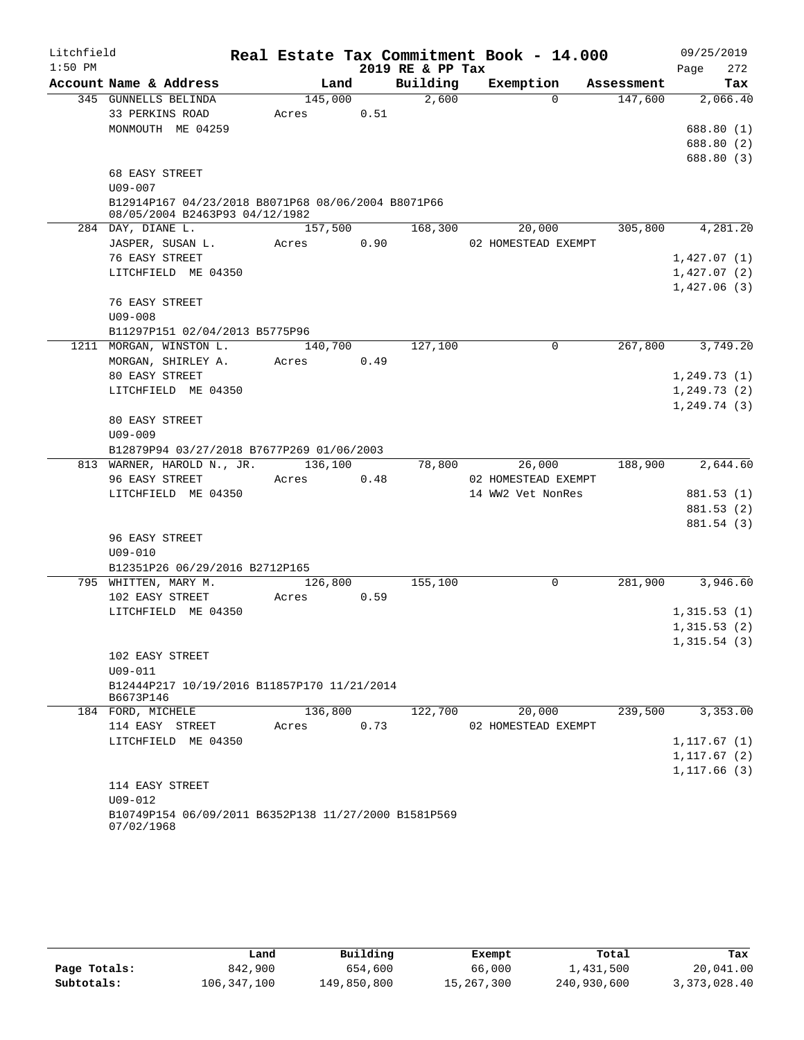Litchfield 1:50 PM

# Real Estate Tax Commitment Book - 14.000

2019 RE & PP Tax

09/25/2019

| Account Name & Address | Land | Building | Exemption | Assessment | Tax |
|---|---|---|---|---|---|
| 345 GUNNELLS BELINDA | 145,000 | 2,600 | 0 | 147,600 | 2,066.40 |
| 33 PERKINS ROAD | Acres 0.51 | | | | |
| MONMOUTH ME 04259 | | | | | 688.80 (1) |
| | | | | | 688.80 (2) |
| | | | | | 688.80 (3) |
| 68 EASY STREET | | | | | |
| U09-007 | | | | | |
| B12914P167 04/23/2018 B8071P68 08/06/2004 B8071P66 08/05/2004 B2463P93 04/12/1982 | | | | | |
| 284 DAY, DIANE L. | 157,500 | 168,300 | 20,000 | 305,800 | 4,281.20 |
| JASPER, SUSAN L. | Acres 0.90 | | 02 HOMESTEAD EXEMPT | | |
| 76 EASY STREET | | | | | 1,427.07 (1) |
| LITCHFIELD ME 04350 | | | | | 1,427.07 (2) |
| | | | | | 1,427.06 (3) |
| 76 EASY STREET | | | | | |
| U09-008 | | | | | |
| B11297P151 02/04/2013 B5775P96 | | | | | |
| 1211 MORGAN, WINSTON L. | 140,700 | 127,100 | 0 | 267,800 | 3,749.20 |
| MORGAN, SHIRLEY A. | Acres 0.49 | | | | |
| 80 EASY STREET | | | | | 1,249.73 (1) |
| LITCHFIELD ME 04350 | | | | | 1,249.73 (2) |
| | | | | | 1,249.74 (3) |
| 80 EASY STREET | | | | | |
| U09-009 | | | | | |
| B12879P94 03/27/2018 B7677P269 01/06/2003 | | | | | |
| 813 WARNER, HAROLD N., JR. | 136,100 | 78,800 | 26,000 | 188,900 | 2,644.60 |
| 96 EASY STREET | Acres 0.48 | | 02 HOMESTEAD EXEMPT | | |
| LITCHFIELD ME 04350 | | | 14 WW2 Vet NonRes | | 881.53 (1) |
| | | | | | 881.53 (2) |
| | | | | | 881.54 (3) |
| 96 EASY STREET | | | | | |
| U09-010 | | | | | |
| B12351P26 06/29/2016 B2712P165 | | | | | |
| 795 WHITTEN, MARY M. | 126,800 | 155,100 | 0 | 281,900 | 3,946.60 |
| 102 EASY STREET | Acres 0.59 | | | | |
| LITCHFIELD ME 04350 | | | | | 1,315.53 (1) |
| | | | | | 1,315.53 (2) |
| | | | | | 1,315.54 (3) |
| 102 EASY STREET | | | | | |
| U09-011 | | | | | |
| B12444P217 10/19/2016 B11857P170 11/21/2014 B6673P146 | | | | | |
| 184 FORD, MICHELE | 136,800 | 122,700 | 20,000 | 239,500 | 3,353.00 |
| 114 EASY STREET | Acres 0.73 | | 02 HOMESTEAD EXEMPT | | |
| LITCHFIELD ME 04350 | | | | | 1,117.67 (1) |
| | | | | | 1,117.67 (2) |
| | | | | | 1,117.66 (3) |
| 114 EASY STREET | | | | | |
| U09-012 | | | | | |
| B10749P154 06/09/2011 B6352P138 11/27/2000 B1581P569 07/02/1968 | | | | | |

| | Land | Building | Exempt | Total | Tax |
|---|---|---|---|---|---|
| Page Totals: | 842,900 | 654,600 | 66,000 | 1,431,500 | 20,041.00 |
| Subtotals: | 106,347,100 | 149,850,800 | 15,267,300 | 240,930,600 | 3,373,028.40 |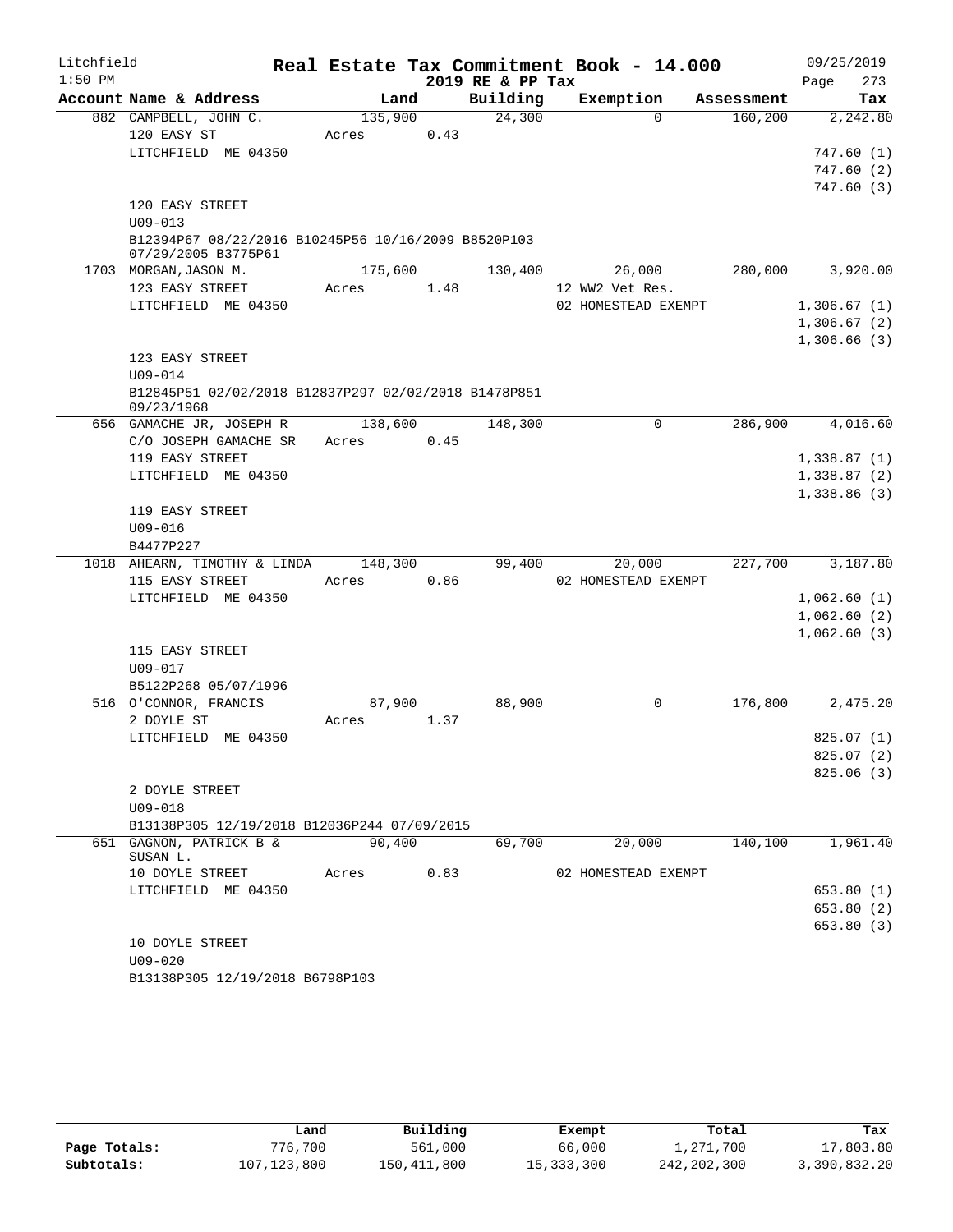Litchfield 1:50 PM

# Real Estate Tax Commitment Book - 14.000

2019 RE & PP Tax

09/25/2019 Page 273

| Account Name & Address | Land | Building | Exemption | Assessment | Tax |
|---|---|---|---|---|---|
| 882 CAMPBELL, JOHN C. | 135,900 | 24,300 | 0 | 160,200 | 2,242.80 |
| 120 EASY ST | Acres 0.43 | | | | |
| LITCHFIELD ME 04350 | | | | | 747.60 (1) |
| | | | | | 747.60 (2) |
| | | | | | 747.60 (3) |
| 120 EASY STREET | | | | | |
| U09-013 | | | | | |
| B12394P67 08/22/2016 B10245P56 10/16/2009 B8520P103 07/29/2005 B3775P61 | | | | | |
| 1703 MORGAN, JASON M. | 175,600 | 130,400 | 26,000 | 280,000 | 3,920.00 |
| 123 EASY STREET | Acres 1.48 | | 12 WW2 Vet Res. | | |
| LITCHFIELD ME 04350 | | | 02 HOMESTEAD EXEMPT | | 1,306.67 (1) |
| | | | | | 1,306.67 (2) |
| | | | | | 1,306.66 (3) |
| 123 EASY STREET | | | | | |
| U09-014 | | | | | |
| B12845P51 02/02/2018 B12837P297 02/02/2018 B1478P851 09/23/1968 | | | | | |
| 656 GAMACHE JR, JOSEPH R | 138,600 | 148,300 | 0 | 286,900 | 4,016.60 |
| C/O JOSEPH GAMACHE SR | Acres 0.45 | | | | |
| 119 EASY STREET | | | | | 1,338.87 (1) |
| LITCHFIELD ME 04350 | | | | | 1,338.87 (2) |
| | | | | | 1,338.86 (3) |
| 119 EASY STREET | | | | | |
| U09-016 | | | | | |
| B4477P227 | | | | | |
| 1018 AHEARN, TIMOTHY & LINDA | 148,300 | 99,400 | 20,000 | 227,700 | 3,187.80 |
| 115 EASY STREET | Acres 0.86 | | 02 HOMESTEAD EXEMPT | | |
| LITCHFIELD ME 04350 | | | | | 1,062.60 (1) |
| | | | | | 1,062.60 (2) |
| | | | | | 1,062.60 (3) |
| 115 EASY STREET | | | | | |
| U09-017 | | | | | |
| B5122P268 05/07/1996 | | | | | |
| 516 O'CONNOR, FRANCIS | 87,900 | 88,900 | 0 | 176,800 | 2,475.20 |
| 2 DOYLE ST | Acres 1.37 | | | | |
| LITCHFIELD ME 04350 | | | | | 825.07 (1) |
| | | | | | 825.07 (2) |
| | | | | | 825.06 (3) |
| 2 DOYLE STREET | | | | | |
| U09-018 | | | | | |
| B13138P305 12/19/2018 B12036P244 07/09/2015 | | | | | |
| 651 GAGNON, PATRICK B & SUSAN L. | 90,400 | 69,700 | 20,000 | 140,100 | 1,961.40 |
| 10 DOYLE STREET | Acres 0.83 | | 02 HOMESTEAD EXEMPT | | |
| LITCHFIELD ME 04350 | | | | | 653.80 (1) |
| | | | | | 653.80 (2) |
| | | | | | 653.80 (3) |
| 10 DOYLE STREET | | | | | |
| U09-020 | | | | | |
| B13138P305 12/19/2018 B6798P103 | | | | | |

| | Land | Building | Exempt | Total | Tax |
|---|---|---|---|---|---|
| Page Totals: | 776,700 | 561,000 | 66,000 | 1,271,700 | 17,803.80 |
| Subtotals: | 107,123,800 | 150,411,800 | 15,333,300 | 242,202,300 | 3,390,832.20 |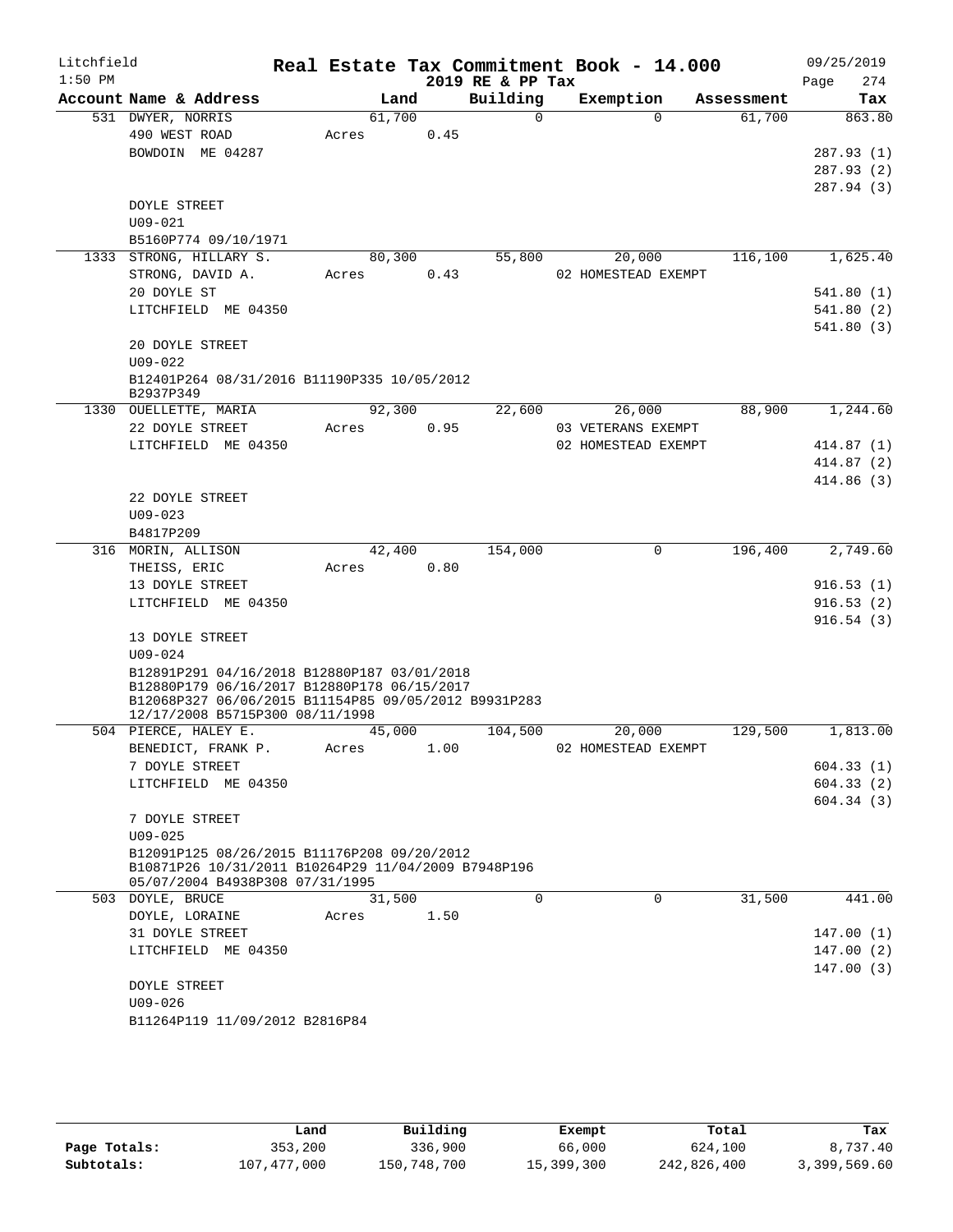# Real Estate Tax Commitment Book - 14.000

Litchfield 1:50 PM — 2019 RE & PP Tax — 09/25/2019

| Account Name & Address | Land | Building | Exemption | Assessment | Tax |
|---|---|---|---|---|---|
| 531 DWYER, NORRIS<br>490 WEST ROAD<br>BOWDOIN ME 04287<br><br>DOYLE STREET<br>U09-021<br>B5160P774 09/10/1971 | 61,700<br>Acres 0.45 | 0 | 0 | 61,700 | 863.80<br>287.93 (1)<br>287.93 (2)<br>287.94 (3) |
| 1333 STRONG, HILLARY S.<br>STRONG, DAVID A.<br>20 DOYLE ST<br>LITCHFIELD ME 04350<br><br>20 DOYLE STREET<br>U09-022<br>B12401P264 08/31/2016 B11190P335 10/05/2012 B2937P349 | 80,300<br>Acres 0.43 | 55,800 | 20,000<br>02 HOMESTEAD EXEMPT | 116,100 | 1,625.40<br>541.80 (1)<br>541.80 (2)<br>541.80 (3) |
| 1330 OUELLETTE, MARIA<br>22 DOYLE STREET<br>LITCHFIELD ME 04350<br><br>22 DOYLE STREET<br>U09-023<br>B4817P209 | 92,300<br>Acres 0.95 | 22,600 | 26,000<br>03 VETERANS EXEMPT<br>02 HOMESTEAD EXEMPT | 88,900 | 1,244.60<br>414.87 (1)<br>414.87 (2)<br>414.86 (3) |
| 316 MORIN, ALLISON<br>THEISS, ERIC<br>13 DOYLE STREET<br>LITCHFIELD ME 04350<br><br>13 DOYLE STREET<br>U09-024<br>B12891P291 04/16/2018 B12880P187 03/01/2018 B12880P179 06/16/2017 B12880P178 06/15/2017 B12068P327 06/06/2015 B11154P85 09/05/2012 B9931P283 12/17/2008 B5715P300 08/11/1998 | 42,400<br>Acres 0.80 | 154,000 | 0 | 196,400 | 2,749.60<br>916.53 (1)<br>916.53 (2)<br>916.54 (3) |
| 504 PIERCE, HALEY E.<br>BENEDICT, FRANK P.<br>7 DOYLE STREET<br>LITCHFIELD ME 04350<br><br>7 DOYLE STREET<br>U09-025<br>B12091P125 08/26/2015 B11176P208 09/20/2012 B10871P26 10/31/2011 B10264P29 11/04/2009 B7948P196 05/07/2004 B4938P308 07/31/1995 | 45,000<br>Acres 1.00 | 104,500 | 20,000<br>02 HOMESTEAD EXEMPT | 129,500 | 1,813.00<br>604.33 (1)<br>604.33 (2)<br>604.34 (3) |
| 503 DOYLE, BRUCE<br>DOYLE, LORAINE<br>31 DOYLE STREET<br>LITCHFIELD ME 04350<br><br>DOYLE STREET<br>U09-026<br>B11264P119 11/09/2012 B2816P84 | 31,500<br>Acres 1.50 | 0 | 0 | 31,500 | 441.00<br>147.00 (1)<br>147.00 (2)<br>147.00 (3) |

| | Land | Building | Exempt | Total | Tax |
|---|---|---|---|---|---|
| Page Totals: | 353,200 | 336,900 | 66,000 | 624,100 | 8,737.40 |
| Subtotals: | 107,477,000 | 150,748,700 | 15,399,300 | 242,826,400 | 3,399,569.60 |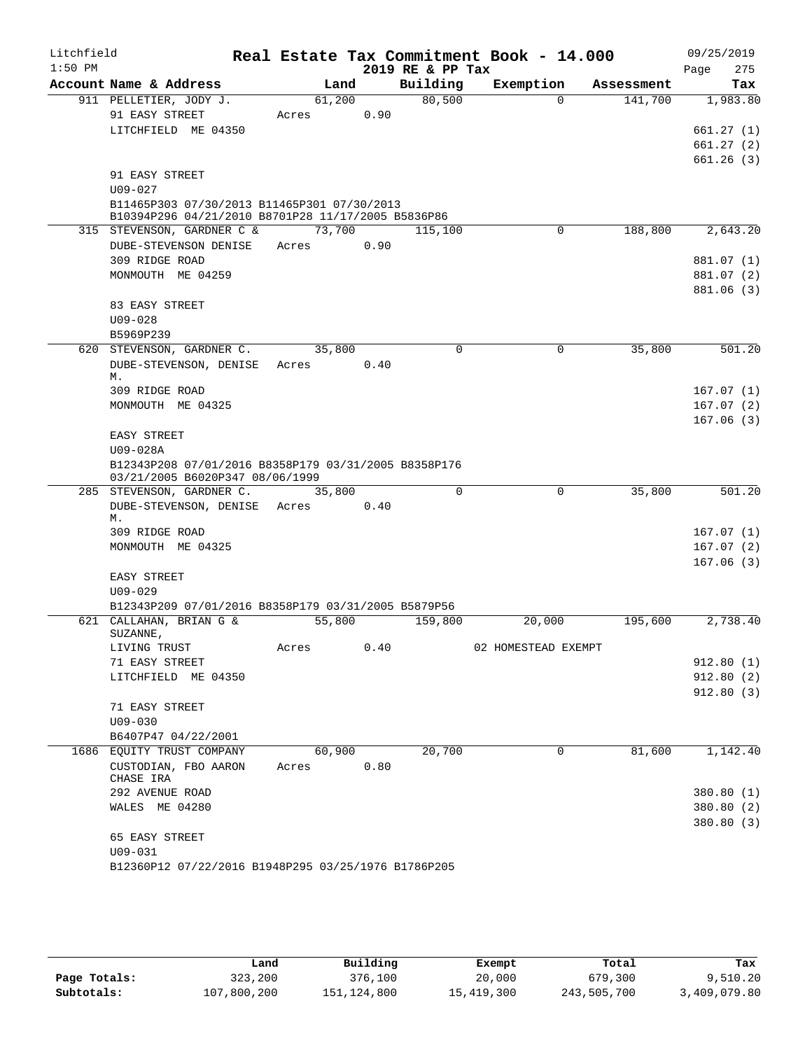Litchfield
1:50 PM

# Real Estate Tax Commitment Book - 14.000

2019 RE & PP Tax

09/25/2019

| Account | Name & Address | Land | Building | Exemption | Assessment | Tax |
|---|---|---|---|---|---|---|
| 911 | PELLETIER, JODY J. | 61,200 | 80,500 | 0 | 141,700 | 1,983.80 |
| | 91 EASY STREET | Acres 0.90 | | | | |
| | LITCHFIELD ME 04350 | | | | | 661.27 (1) |
| | | | | | | 661.27 (2) |
| | | | | | | 661.26 (3) |
| | 91 EASY STREET | | | | | |
| | U09-027 | | | | | |
| | B11465P303 07/30/2013 B11465P301 07/30/2013 B10394P296 04/21/2010 B8701P28 11/17/2005 B5836P86 | | | | | |
| 315 | STEVENSON, GARDNER C & | 73,700 | 115,100 | 0 | 188,800 | 2,643.20 |
| | DUBE-STEVENSON DENISE | Acres 0.90 | | | | |
| | 309 RIDGE ROAD | | | | | 881.07 (1) |
| | MONMOUTH ME 04259 | | | | | 881.07 (2) |
| | | | | | | 881.06 (3) |
| | 83 EASY STREET | | | | | |
| | U09-028 | | | | | |
| | B5969P239 | | | | | |
| 620 | STEVENSON, GARDNER C. | 35,800 | 0 | 0 | 35,800 | 501.20 |
| | DUBE-STEVENSON, DENISE M. | Acres 0.40 | | | | |
| | 309 RIDGE ROAD | | | | | 167.07 (1) |
| | MONMOUTH ME 04325 | | | | | 167.07 (2) |
| | | | | | | 167.06 (3) |
| | EASY STREET | | | | | |
| | U09-028A | | | | | |
| | B12343P208 07/01/2016 B8358P179 03/31/2005 B8358P176 03/21/2005 B6020P347 08/06/1999 | | | | | |
| 285 | STEVENSON, GARDNER C. | 35,800 | 0 | 0 | 35,800 | 501.20 |
| | DUBE-STEVENSON, DENISE M. | Acres 0.40 | | | | |
| | 309 RIDGE ROAD | | | | | 167.07 (1) |
| | MONMOUTH ME 04325 | | | | | 167.07 (2) |
| | | | | | | 167.06 (3) |
| | EASY STREET | | | | | |
| | U09-029 | | | | | |
| | B12343P209 07/01/2016 B8358P179 03/31/2005 B5879P56 | | | | | |
| 621 | CALLAHAN, BRIAN G & SUZANNE, | 55,800 | 159,800 | 20,000 | 195,600 | 2,738.40 |
| | LIVING TRUST | Acres 0.40 | | 02 HOMESTEAD EXEMPT | | |
| | 71 EASY STREET | | | | | 912.80 (1) |
| | LITCHFIELD ME 04350 | | | | | 912.80 (2) |
| | | | | | | 912.80 (3) |
| | 71 EASY STREET | | | | | |
| | U09-030 | | | | | |
| | B6407P47 04/22/2001 | | | | | |
| 1686 | EQUITY TRUST COMPANY | 60,900 | 20,700 | 0 | 81,600 | 1,142.40 |
| | CUSTODIAN, FBO AARON CHASE IRA | Acres 0.80 | | | | |
| | 292 AVENUE ROAD | | | | | 380.80 (1) |
| | WALES ME 04280 | | | | | 380.80 (2) |
| | | | | | | 380.80 (3) |
| | 65 EASY STREET | | | | | |
| | U09-031 | | | | | |
| | B12360P12 07/22/2016 B1948P295 03/25/1976 B1786P205 | | | | | |

| | Land | Building | Exempt | Total | Tax |
|---|---|---|---|---|---|
| Page Totals: | 323,200 | 376,100 | 20,000 | 679,300 | 9,510.20 |
| Subtotals: | 107,800,200 | 151,124,800 | 15,419,300 | 243,505,700 | 3,409,079.80 |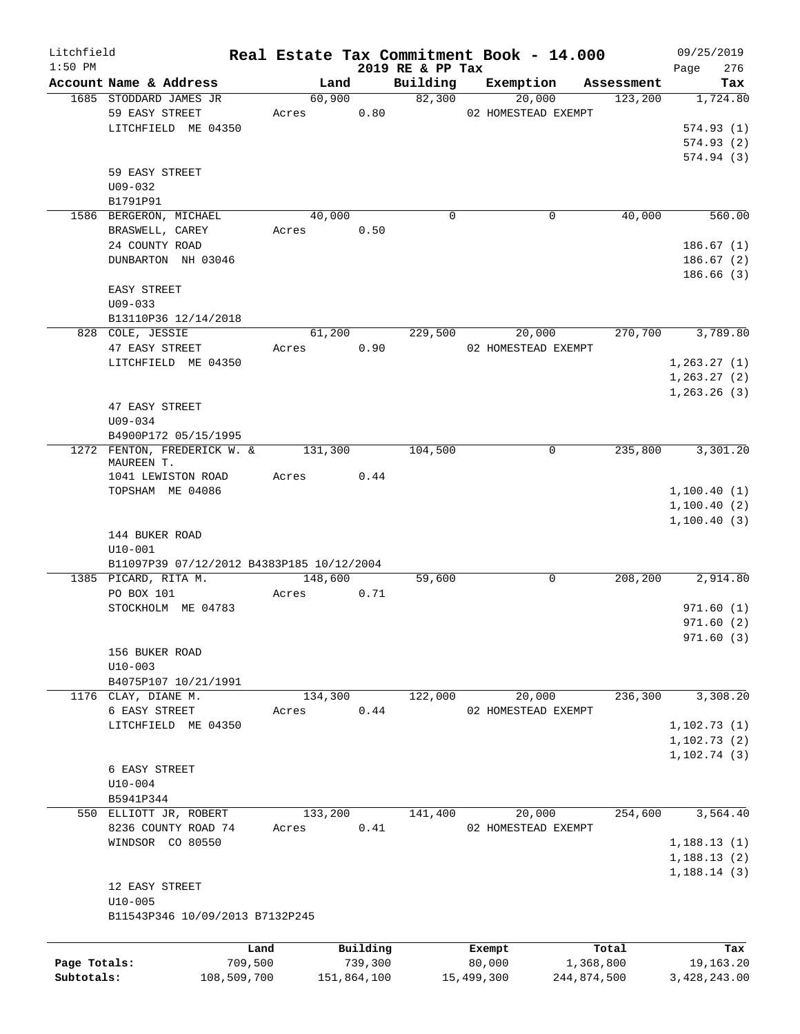Litchfield
1:50 PM

# Real Estate Tax Commitment Book - 14.000

2019 RE & PP Tax

09/25/2019

| Account Name & Address | Land | Building | Exemption | Assessment | Tax |
|---|---|---|---|---|---|
| 1685 STODDARD JAMES JR | 60,900 | 82,300 | 20,000 | 123,200 | 1,724.80 |
| 59 EASY STREET | Acres 0.80 | | 02 HOMESTEAD EXEMPT | | |
| LITCHFIELD ME 04350 | | | | | 574.93 (1) |
| | | | | | 574.93 (2) |
| | | | | | 574.94 (3) |
| 59 EASY STREET | | | | | |
| U09-032 | | | | | |
| B1791P91 | | | | | |
| 1586 BERGERON, MICHAEL | 40,000 | 0 | 0 | 40,000 | 560.00 |
| BRASWELL, CAREY | Acres 0.50 | | | | |
| 24 COUNTY ROAD | | | | | 186.67 (1) |
| DUNBARTON NH 03046 | | | | | 186.67 (2) |
| | | | | | 186.66 (3) |
| EASY STREET | | | | | |
| U09-033 | | | | | |
| B13110P36 12/14/2018 | | | | | |
| 828 COLE, JESSIE | 61,200 | 229,500 | 20,000 | 270,700 | 3,789.80 |
| 47 EASY STREET | Acres 0.90 | | 02 HOMESTEAD EXEMPT | | |
| LITCHFIELD ME 04350 | | | | | 1,263.27 (1) |
| | | | | | 1,263.27 (2) |
| | | | | | 1,263.26 (3) |
| 47 EASY STREET | | | | | |
| U09-034 | | | | | |
| B4900P172 05/15/1995 | | | | | |
| 1272 FENTON, FREDERICK W. & MAUREEN T. | 131,300 | 104,500 | 0 | 235,800 | 3,301.20 |
| 1041 LEWISTON ROAD | Acres 0.44 | | | | |
| TOPSHAM ME 04086 | | | | | 1,100.40 (1) |
| | | | | | 1,100.40 (2) |
| | | | | | 1,100.40 (3) |
| 144 BUKER ROAD | | | | | |
| U10-001 | | | | | |
| B11097P39 07/12/2012 B4383P185 10/12/2004 | | | | | |
| 1385 PICARD, RITA M. | 148,600 | 59,600 | 0 | 208,200 | 2,914.80 |
| PO BOX 101 | Acres 0.71 | | | | |
| STOCKHOLM ME 04783 | | | | | 971.60 (1) |
| | | | | | 971.60 (2) |
| | | | | | 971.60 (3) |
| 156 BUKER ROAD | | | | | |
| U10-003 | | | | | |
| B4075P107 10/21/1991 | | | | | |
| 1176 CLAY, DIANE M. | 134,300 | 122,000 | 20,000 | 236,300 | 3,308.20 |
| 6 EASY STREET | Acres 0.44 | | 02 HOMESTEAD EXEMPT | | |
| LITCHFIELD ME 04350 | | | | | 1,102.73 (1) |
| | | | | | 1,102.73 (2) |
| | | | | | 1,102.74 (3) |
| 6 EASY STREET | | | | | |
| U10-004 | | | | | |
| B5941P344 | | | | | |
| 550 ELLIOTT JR, ROBERT | 133,200 | 141,400 | 20,000 | 254,600 | 3,564.40 |
| 8236 COUNTY ROAD 74 | Acres 0.41 | | 02 HOMESTEAD EXEMPT | | |
| WINDSOR CO 80550 | | | | | 1,188.13 (1) |
| | | | | | 1,188.13 (2) |
| | | | | | 1,188.14 (3) |
| 12 EASY STREET | | | | | |
| U10-005 | | | | | |
| B11543P346 10/09/2013 B7132P245 | | | | | |

| | Land | Building | Exempt | Total | Tax |
|---|---|---|---|---|---|
| Page Totals: | 709,500 | 739,300 | 80,000 | 1,368,800 | 19,163.20 |
| Subtotals: | 108,509,700 | 151,864,100 | 15,499,300 | 244,874,500 | 3,428,243.00 |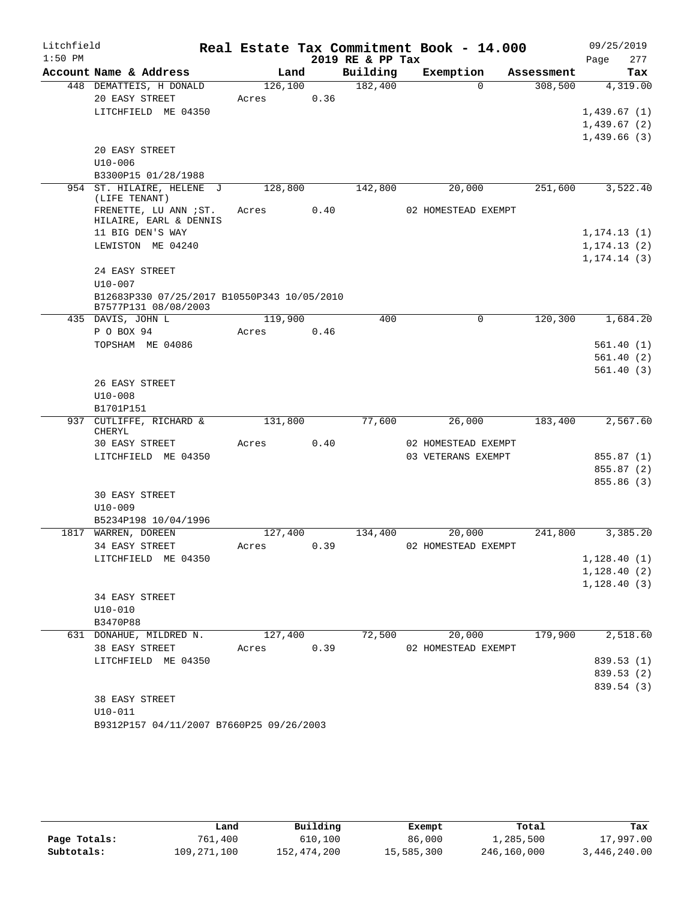Litchfield
1:50 PM

# Real Estate Tax Commitment Book - 14.000

2019 RE & PP Tax

09/25/2019
Page 277

| Account Name & Address | Land | Building | Exemption | Assessment | Tax |
|---|---|---|---|---|---|
| 448 DEMATTEIS, H DONALD | 126,100 | 182,400 | 0 | 308,500 | 4,319.00 |
| 20 EASY STREET | Acres 0.36 | | | | |
| LITCHFIELD ME 04350 | | | | | 1,439.67 (1) |
| | | | | | 1,439.67 (2) |
| | | | | | 1,439.66 (3) |
| 20 EASY STREET | | | | | |
| U10-006 | | | | | |
| B3300P15 01/28/1988 | | | | | |
| 954 ST. HILAIRE, HELENE J (LIFE TENANT) | 128,800 | 142,800 | 20,000 | 251,600 | 3,522.40 |
| FRENETTE, LU ANN ;ST. HILAIRE, EARL & DENNIS | Acres 0.40 | | 02 HOMESTEAD EXEMPT | | |
| 11 BIG DEN'S WAY | | | | | 1,174.13 (1) |
| LEWISTON ME 04240 | | | | | 1,174.13 (2) |
| | | | | | 1,174.14 (3) |
| 24 EASY STREET | | | | | |
| U10-007 | | | | | |
| B12683P330 07/25/2017 B10550P343 10/05/2010 B7577P131 08/08/2003 | | | | | |
| 435 DAVIS, JOHN L | 119,900 | 400 | 0 | 120,300 | 1,684.20 |
| P O BOX 94 | Acres 0.46 | | | | |
| TOPSHAM ME 04086 | | | | | 561.40 (1) |
| | | | | | 561.40 (2) |
| | | | | | 561.40 (3) |
| 26 EASY STREET | | | | | |
| U10-008 | | | | | |
| B1701P151 | | | | | |
| 937 CUTLIFFE, RICHARD & CHERYL | 131,800 | 77,600 | 26,000 | 183,400 | 2,567.60 |
| 30 EASY STREET | Acres 0.40 | | 02 HOMESTEAD EXEMPT | | |
| LITCHFIELD ME 04350 | | | 03 VETERANS EXEMPT | | 855.87 (1) |
| | | | | | 855.87 (2) |
| | | | | | 855.86 (3) |
| 30 EASY STREET | | | | | |
| U10-009 | | | | | |
| B5234P198 10/04/1996 | | | | | |
| 1817 WARREN, DOREEN | 127,400 | 134,400 | 20,000 | 241,800 | 3,385.20 |
| 34 EASY STREET | Acres 0.39 | | 02 HOMESTEAD EXEMPT | | |
| LITCHFIELD ME 04350 | | | | | 1,128.40 (1) |
| | | | | | 1,128.40 (2) |
| | | | | | 1,128.40 (3) |
| 34 EASY STREET | | | | | |
| U10-010 | | | | | |
| B3470P88 | | | | | |
| 631 DONAHUE, MILDRED N. | 127,400 | 72,500 | 20,000 | 179,900 | 2,518.60 |
| 38 EASY STREET | Acres 0.39 | | 02 HOMESTEAD EXEMPT | | |
| LITCHFIELD ME 04350 | | | | | 839.53 (1) |
| | | | | | 839.53 (2) |
| | | | | | 839.54 (3) |
| 38 EASY STREET | | | | | |
| U10-011 | | | | | |
| B9312P157 04/11/2007 B7660P25 09/26/2003 | | | | | |

| | Land | Building | Exempt | Total | Tax |
|---|---|---|---|---|---|
| Page Totals: | 761,400 | 610,100 | 86,000 | 1,285,500 | 17,997.00 |
| Subtotals: | 109,271,100 | 152,474,200 | 15,585,300 | 246,160,000 | 3,446,240.00 |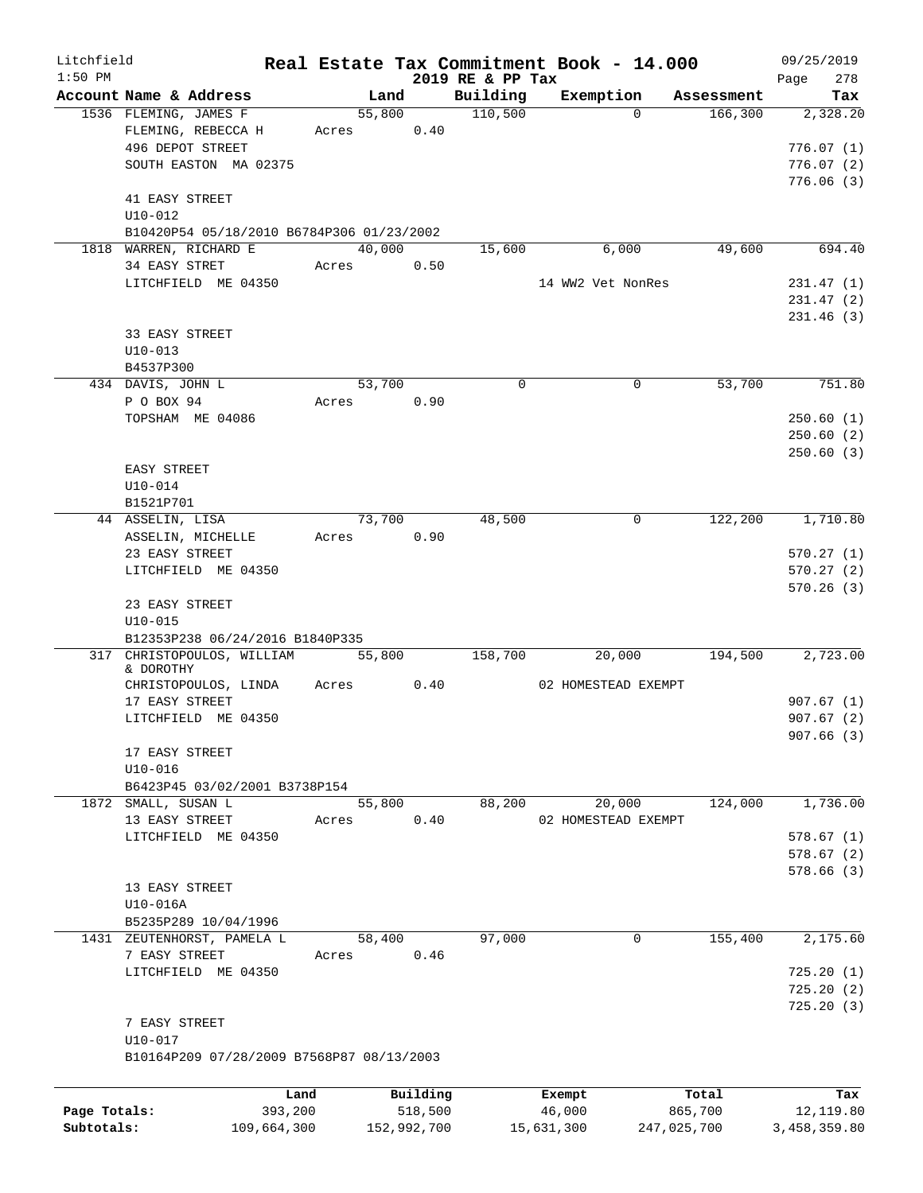Litchfield
1:50 PM

# Real Estate Tax Commitment Book - 14.000

2019 RE & PP Tax

09/25/2019

| Account Name & Address | Land | Building | Exemption | Assessment | Tax |
|---|---|---|---|---|---|
| 1536 FLEMING, JAMES F | 55,800 | 110,500 | 0 | 166,300 | 2,328.20 |
| FLEMING, REBECCA H | Acres 0.40 | | | | |
| 496 DEPOT STREET | | | | | 776.07 (1) |
| SOUTH EASTON MA 02375 | | | | | 776.07 (2) |
| | | | | | 776.06 (3) |
| 41 EASY STREET | | | | | |
| U10-012 | | | | | |
| B10420P54 05/18/2010 B6784P306 01/23/2002 | | | | | |
| 1818 WARREN, RICHARD E | 40,000 | 15,600 | 6,000 | 49,600 | 694.40 |
| 34 EASY STRET | Acres 0.50 | | | | |
| LITCHFIELD ME 04350 | | | 14 WW2 Vet NonRes | | 231.47 (1) |
| | | | | | 231.47 (2) |
| | | | | | 231.46 (3) |
| 33 EASY STREET | | | | | |
| U10-013 | | | | | |
| B4537P300 | | | | | |
| 434 DAVIS, JOHN L | 53,700 | 0 | 0 | 53,700 | 751.80 |
| P O BOX 94 | Acres 0.90 | | | | |
| TOPSHAM ME 04086 | | | | | 250.60 (1) |
| | | | | | 250.60 (2) |
| | | | | | 250.60 (3) |
| EASY STREET | | | | | |
| U10-014 | | | | | |
| B1521P701 | | | | | |
| 44 ASSELIN, LISA | 73,700 | 48,500 | 0 | 122,200 | 1,710.80 |
| ASSELIN, MICHELLE | Acres 0.90 | | | | |
| 23 EASY STREET | | | | | 570.27 (1) |
| LITCHFIELD ME 04350 | | | | | 570.27 (2) |
| | | | | | 570.26 (3) |
| 23 EASY STREET | | | | | |
| U10-015 | | | | | |
| B12353P238 06/24/2016 B1840P335 | | | | | |
| 317 CHRISTOPOULOS, WILLIAM & DOROTHY | 55,800 | 158,700 | 20,000 | 194,500 | 2,723.00 |
| CHRISTOPOULOS, LINDA | Acres 0.40 | | 02 HOMESTEAD EXEMPT | | |
| 17 EASY STREET | | | | | 907.67 (1) |
| LITCHFIELD ME 04350 | | | | | 907.67 (2) |
| | | | | | 907.66 (3) |
| 17 EASY STREET | | | | | |
| U10-016 | | | | | |
| B6423P45 03/02/2001 B3738P154 | | | | | |
| 1872 SMALL, SUSAN L | 55,800 | 88,200 | 20,000 | 124,000 | 1,736.00 |
| 13 EASY STREET | Acres 0.40 | | 02 HOMESTEAD EXEMPT | | |
| LITCHFIELD ME 04350 | | | | | 578.67 (1) |
| | | | | | 578.67 (2) |
| | | | | | 578.66 (3) |
| 13 EASY STREET | | | | | |
| U10-016A | | | | | |
| B5235P289 10/04/1996 | | | | | |
| 1431 ZEUTENHORST, PAMELA L | 58,400 | 97,000 | 0 | 155,400 | 2,175.60 |
| 7 EASY STREET | Acres 0.46 | | | | |
| LITCHFIELD ME 04350 | | | | | 725.20 (1) |
| | | | | | 725.20 (2) |
| | | | | | 725.20 (3) |
| 7 EASY STREET | | | | | |
| U10-017 | | | | | |
| B10164P209 07/28/2009 B7568P87 08/13/2003 | | | | | |

| | Land | Building | Exempt | Total | Tax |
|---|---|---|---|---|---|
| Page Totals: | 393,200 | 518,500 | 46,000 | 865,700 | 12,119.80 |
| Subtotals: | 109,664,300 | 152,992,700 | 15,631,300 | 247,025,700 | 3,458,359.80 |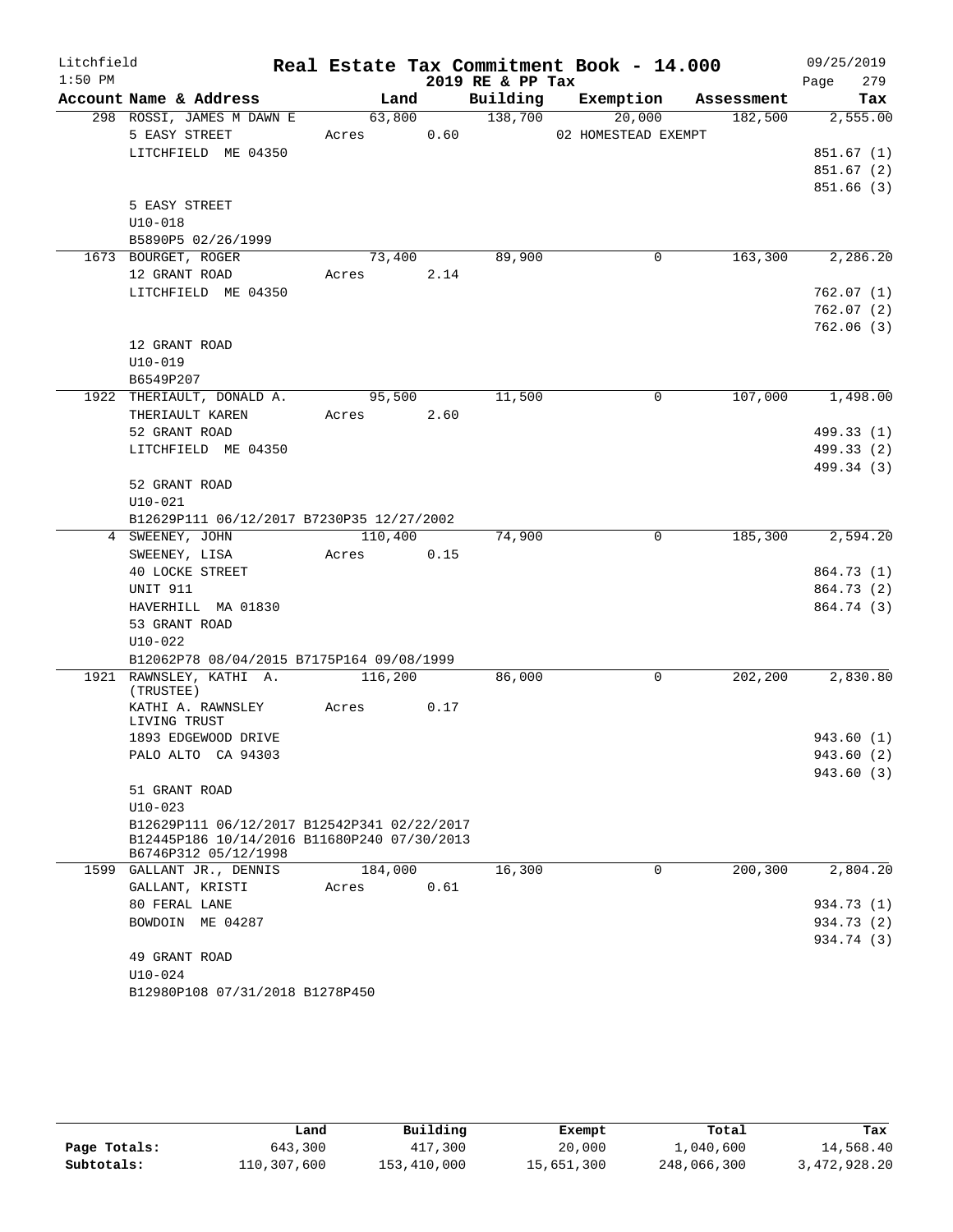Litchfield
1:50 PM

# Real Estate Tax Commitment Book - 14.000
## 2019 RE & PP Tax

09/25/2019
Page 279

| Account Name & Address | Land | Building | Exemption | Assessment | Tax |
|---|---|---|---|---|---|
| 298 ROSSI, JAMES M DAWN E | 63,800 | 138,700 | 20,000 | 182,500 | 2,555.00 |
| 5 EASY STREET | Acres 0.60 | | 02 HOMESTEAD EXEMPT | | |
| LITCHFIELD ME 04350 | | | | | 851.67 (1) |
| | | | | | 851.67 (2) |
| | | | | | 851.66 (3) |
| 5 EASY STREET | | | | | |
| U10-018 | | | | | |
| B5890P5 02/26/1999 | | | | | |
| 1673 BOURGET, ROGER | 73,400 | 89,900 | 0 | 163,300 | 2,286.20 |
| 12 GRANT ROAD | Acres 2.14 | | | | |
| LITCHFIELD ME 04350 | | | | | 762.07 (1) |
| | | | | | 762.07 (2) |
| | | | | | 762.06 (3) |
| 12 GRANT ROAD | | | | | |
| U10-019 | | | | | |
| B6549P207 | | | | | |
| 1922 THERIAULT, DONALD A. | 95,500 | 11,500 | 0 | 107,000 | 1,498.00 |
| THERIAULT KAREN | Acres 2.60 | | | | |
| 52 GRANT ROAD | | | | | 499.33 (1) |
| LITCHFIELD ME 04350 | | | | | 499.33 (2) |
| | | | | | 499.34 (3) |
| 52 GRANT ROAD | | | | | |
| U10-021 | | | | | |
| B12629P111 06/12/2017 B7230P35 12/27/2002 | | | | | |
| 4 SWEENEY, JOHN | 110,400 | 74,900 | 0 | 185,300 | 2,594.20 |
| SWEENEY, LISA | Acres 0.15 | | | | |
| 40 LOCKE STREET | | | | | 864.73 (1) |
| UNIT 911 | | | | | 864.73 (2) |
| HAVERHILL MA 01830 | | | | | 864.74 (3) |
| 53 GRANT ROAD | | | | | |
| U10-022 | | | | | |
| B12062P78 08/04/2015 B7175P164 09/08/1999 | | | | | |
| 1921 RAWNSLEY, KATHI A. (TRUSTEE) | 116,200 | 86,000 | 0 | 202,200 | 2,830.80 |
| KATHI A. RAWNSLEY LIVING TRUST | Acres 0.17 | | | | |
| 1893 EDGEWOOD DRIVE | | | | | 943.60 (1) |
| PALO ALTO CA 94303 | | | | | 943.60 (2) |
| | | | | | 943.60 (3) |
| 51 GRANT ROAD | | | | | |
| U10-023 | | | | | |
| B12629P111 06/12/2017 B12542P341 02/22/2017 B12445P186 10/14/2016 B11680P240 07/30/2013 B6746P312 05/12/1998 | | | | | |
| 1599 GALLANT JR., DENNIS | 184,000 | 16,300 | 0 | 200,300 | 2,804.20 |
| GALLANT, KRISTI | Acres 0.61 | | | | |
| 80 FERAL LANE | | | | | 934.73 (1) |
| BOWDOIN ME 04287 | | | | | 934.73 (2) |
| | | | | | 934.74 (3) |
| 49 GRANT ROAD | | | | | |
| U10-024 | | | | | |
| B12980P108 07/31/2018 B1278P450 | | | | | |

| | Land | Building | Exempt | Total | Tax |
|---|---|---|---|---|---|
| Page Totals: | 643,300 | 417,300 | 20,000 | 1,040,600 | 14,568.40 |
| Subtotals: | 110,307,600 | 153,410,000 | 15,651,300 | 248,066,300 | 3,472,928.20 |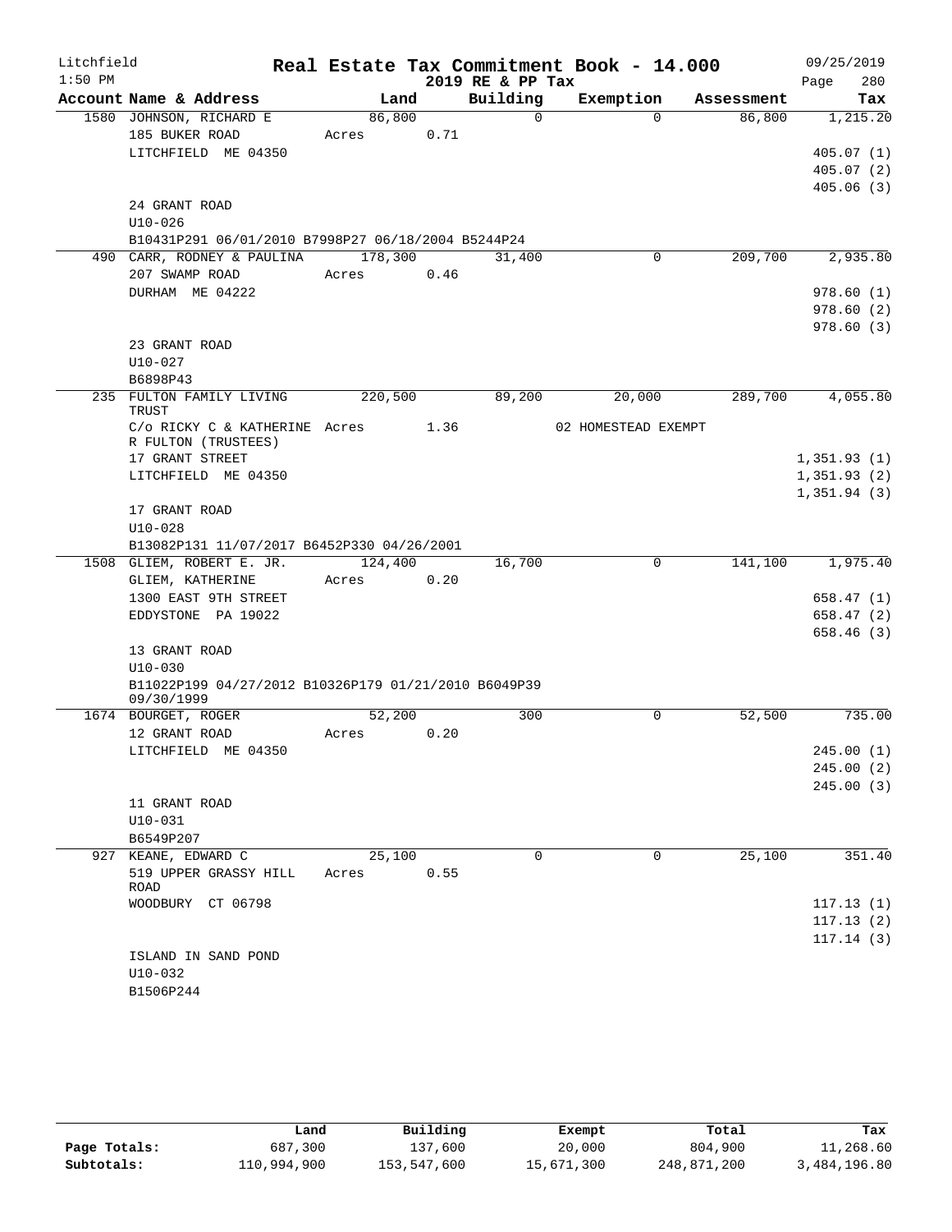# Real Estate Tax Commitment Book - 14.000

Litchfield 1:50 PM — 2019 RE & PP Tax — 09/25/2019

| Account Name & Address | Land | Building | Exemption | Assessment | Tax |
|---|---|---|---|---|---|
| 1580 JOHNSON, RICHARD E | 86,800 | 0 | 0 | 86,800 | 1,215.20 |
| 185 BUKER ROAD | Acres 0.71 | | | | |
| LITCHFIELD ME 04350 | | | | | 405.07 (1) |
| | | | | | 405.07 (2) |
| | | | | | 405.06 (3) |
| 24 GRANT ROAD | | | | | |
| U10-026 | | | | | |
| B10431P291 06/01/2010 B7998P27 06/18/2004 B5244P24 | | | | | |
| 490 CARR, RODNEY & PAULINA | 178,300 | 31,400 | 0 | 209,700 | 2,935.80 |
| 207 SWAMP ROAD | Acres 0.46 | | | | |
| DURHAM ME 04222 | | | | | 978.60 (1) |
| | | | | | 978.60 (2) |
| | | | | | 978.60 (3) |
| 23 GRANT ROAD | | | | | |
| U10-027 | | | | | |
| B6898P43 | | | | | |
| 235 FULTON FAMILY LIVING TRUST | 220,500 | 89,200 | 20,000 | 289,700 | 4,055.80 |
| C/o RICKY C & KATHERINE R FULTON (TRUSTEES) | Acres 1.36 | | 02 HOMESTEAD EXEMPT | | |
| 17 GRANT STREET | | | | | 1,351.93 (1) |
| LITCHFIELD ME 04350 | | | | | 1,351.93 (2) |
| | | | | | 1,351.94 (3) |
| 17 GRANT ROAD | | | | | |
| U10-028 | | | | | |
| B13082P131 11/07/2017 B6452P330 04/26/2001 | | | | | |
| 1508 GLIEM, ROBERT E. JR. | 124,400 | 16,700 | 0 | 141,100 | 1,975.40 |
| GLIEM, KATHERINE | Acres 0.20 | | | | |
| 1300 EAST 9TH STREET | | | | | 658.47 (1) |
| EDDYSTONE PA 19022 | | | | | 658.47 (2) |
| | | | | | 658.46 (3) |
| 13 GRANT ROAD | | | | | |
| U10-030 | | | | | |
| B11022P199 04/27/2012 B10326P179 01/21/2010 B6049P39 09/30/1999 | | | | | |
| 1674 BOURGET, ROGER | 52,200 | 300 | 0 | 52,500 | 735.00 |
| 12 GRANT ROAD | Acres 0.20 | | | | |
| LITCHFIELD ME 04350 | | | | | 245.00 (1) |
| | | | | | 245.00 (2) |
| | | | | | 245.00 (3) |
| 11 GRANT ROAD | | | | | |
| U10-031 | | | | | |
| B6549P207 | | | | | |
| 927 KEANE, EDWARD C | 25,100 | 0 | 0 | 25,100 | 351.40 |
| 519 UPPER GRASSY HILL ROAD | Acres 0.55 | | | | |
| WOODBURY CT 06798 | | | | | 117.13 (1) |
| | | | | | 117.13 (2) |
| | | | | | 117.14 (3) |
| ISLAND IN SAND POND | | | | | |
| U10-032 | | | | | |
| B1506P244 | | | | | |

| | Land | Building | Exempt | Total | Tax |
|---|---|---|---|---|---|
| Page Totals: | 687,300 | 137,600 | 20,000 | 804,900 | 11,268.60 |
| Subtotals: | 110,994,900 | 153,547,600 | 15,671,300 | 248,871,200 | 3,484,196.80 |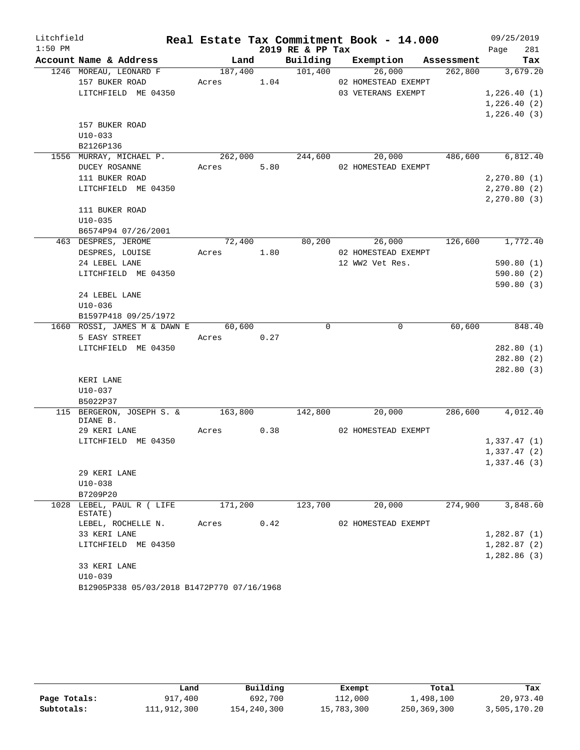# Real Estate Tax Commitment Book - 14.000

Litchfield — 1:50 PM — 2019 RE & PP Tax — 09/25/2019

| Account Name & Address | Land | Building | Exemption | Assessment | Tax |
|---|---|---|---|---|---|
| 1246 MOREAU, LEONARD F | 187,400 | 101,400 | 26,000 | 262,800 | 3,679.20 |
| 157 BUKER ROAD | Acres 1.04 | | 02 HOMESTEAD EXEMPT | | |
| LITCHFIELD ME 04350 | | | 03 VETERANS EXEMPT | | 1,226.40 (1) |
| | | | | | 1,226.40 (2) |
| | | | | | 1,226.40 (3) |
| 157 BUKER ROAD | | | | | |
| U10-033 | | | | | |
| B2126P136 | | | | | |
| 1556 MURRAY, MICHAEL P. | 262,000 | 244,600 | 20,000 | 486,600 | 6,812.40 |
| DUCEY ROSANNE | Acres 5.80 | | 02 HOMESTEAD EXEMPT | | |
| 111 BUKER ROAD | | | | | 2,270.80 (1) |
| LITCHFIELD ME 04350 | | | | | 2,270.80 (2) |
| | | | | | 2,270.80 (3) |
| 111 BUKER ROAD | | | | | |
| U10-035 | | | | | |
| B6574P94 07/26/2001 | | | | | |
| 463 DESPRES, JEROME | 72,400 | 80,200 | 26,000 | 126,600 | 1,772.40 |
| DESPRES, LOUISE | Acres 1.80 | | 02 HOMESTEAD EXEMPT | | |
| 24 LEBEL LANE | | | 12 WW2 Vet Res. | | 590.80 (1) |
| LITCHFIELD ME 04350 | | | | | 590.80 (2) |
| | | | | | 590.80 (3) |
| 24 LEBEL LANE | | | | | |
| U10-036 | | | | | |
| B1597P418 09/25/1972 | | | | | |
| 1660 ROSSI, JAMES M & DAWN E | 60,600 | 0 | 0 | 60,600 | 848.40 |
| 5 EASY STREET | Acres 0.27 | | | | |
| LITCHFIELD ME 04350 | | | | | 282.80 (1) |
| | | | | | 282.80 (2) |
| | | | | | 282.80 (3) |
| KERI LANE | | | | | |
| U10-037 | | | | | |
| B5022P37 | | | | | |
| 115 BERGERON, JOSEPH S. & DIANE B. | 163,800 | 142,800 | 20,000 | 286,600 | 4,012.40 |
| 29 KERI LANE | Acres 0.38 | | 02 HOMESTEAD EXEMPT | | |
| LITCHFIELD ME 04350 | | | | | 1,337.47 (1) |
| | | | | | 1,337.47 (2) |
| | | | | | 1,337.46 (3) |
| 29 KERI LANE | | | | | |
| U10-038 | | | | | |
| B7209P20 | | | | | |
| 1028 LEBEL, PAUL R ( LIFE ESTATE) | 171,200 | 123,700 | 20,000 | 274,900 | 3,848.60 |
| LEBEL, ROCHELLE N. | Acres 0.42 | | 02 HOMESTEAD EXEMPT | | |
| 33 KERI LANE | | | | | 1,282.87 (1) |
| LITCHFIELD ME 04350 | | | | | 1,282.87 (2) |
| | | | | | 1,282.86 (3) |
| 33 KERI LANE | | | | | |
| U10-039 | | | | | |
| B12905P338 05/03/2018 B1472P770 07/16/1968 | | | | | |

| | Land | Building | Exempt | Total | Tax |
|---|---|---|---|---|---|
| Page Totals: | 917,400 | 692,700 | 112,000 | 1,498,100 | 20,973.40 |
| Subtotals: | 111,912,300 | 154,240,300 | 15,783,300 | 250,369,300 | 3,505,170.20 |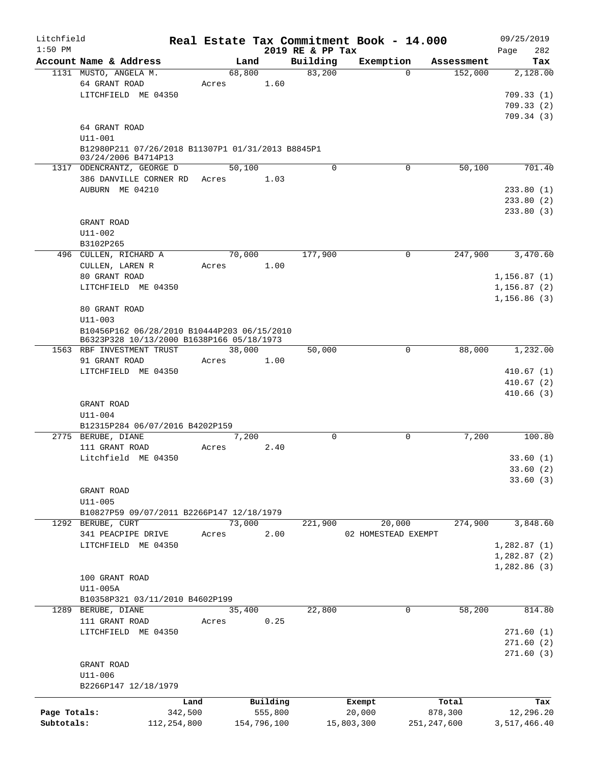Litchfield 1:50 PM

# Real Estate Tax Commitment Book - 14.000

2019 RE & PP Tax

09/25/2019

| Account Name & Address | Land | Building | Exemption | Assessment | Tax |
|---|---|---|---|---|---|
| 1131 MUSTO, ANGELA M. | 68,800 | 83,200 | 0 | 152,000 | 2,128.00 |
| 64 GRANT ROAD | Acres 1.60 | | | | |
| LITCHFIELD ME 04350 | | | | | 709.33 (1) |
| | | | | | 709.33 (2) |
| | | | | | 709.34 (3) |
| 64 GRANT ROAD | | | | | |
| U11-001 | | | | | |
| B12980P211 07/26/2018 B11307P1 01/31/2013 B8845P1 03/24/2006 B4714P13 | | | | | |
| 1317 ODENCRANTZ, GEORGE D | 50,100 | 0 | 0 | 50,100 | 701.40 |
| 386 DANVILLE CORNER RD | Acres 1.03 | | | | |
| AUBURN ME 04210 | | | | | 233.80 (1) |
| | | | | | 233.80 (2) |
| | | | | | 233.80 (3) |
| GRANT ROAD | | | | | |
| U11-002 | | | | | |
| B3102P265 | | | | | |
| 496 CULLEN, RICHARD A | 70,000 | 177,900 | 0 | 247,900 | 3,470.60 |
| CULLEN, LAREN R | Acres 1.00 | | | | |
| 80 GRANT ROAD | | | | | 1,156.87 (1) |
| LITCHFIELD ME 04350 | | | | | 1,156.87 (2) |
| | | | | | 1,156.86 (3) |
| 80 GRANT ROAD | | | | | |
| U11-003 | | | | | |
| B10456P162 06/28/2010 B10444P203 06/15/2010 B6323P328 10/13/2000 B1638P166 05/18/1973 | | | | | |
| 1563 RBF INVESTMENT TRUST | 38,000 | 50,000 | 0 | 88,000 | 1,232.00 |
| 91 GRANT ROAD | Acres 1.00 | | | | |
| LITCHFIELD ME 04350 | | | | | 410.67 (1) |
| | | | | | 410.67 (2) |
| | | | | | 410.66 (3) |
| GRANT ROAD | | | | | |
| U11-004 | | | | | |
| B12315P284 06/07/2016 B4202P159 | | | | | |
| 2775 BERUBE, DIANE | 7,200 | 0 | 0 | 7,200 | 100.80 |
| 111 GRANT ROAD | Acres 2.40 | | | | |
| Litchfield ME 04350 | | | | | 33.60 (1) |
| | | | | | 33.60 (2) |
| | | | | | 33.60 (3) |
| GRANT ROAD | | | | | |
| U11-005 | | | | | |
| B10827P59 09/07/2011 B2266P147 12/18/1979 | | | | | |
| 1292 BERUBE, CURT | 73,000 | 221,900 | 20,000 | 274,900 | 3,848.60 |
| 341 PEACPIPE DRIVE | Acres 2.00 | | 02 HOMESTEAD EXEMPT | | |
| LITCHFIELD ME 04350 | | | | | 1,282.87 (1) |
| | | | | | 1,282.87 (2) |
| | | | | | 1,282.86 (3) |
| 100 GRANT ROAD | | | | | |
| U11-005A | | | | | |
| B10358P321 03/11/2010 B4602P199 | | | | | |
| 1289 BERUBE, DIANE | 35,400 | 22,800 | 0 | 58,200 | 814.80 |
| 111 GRANT ROAD | Acres 0.25 | | | | |
| LITCHFIELD ME 04350 | | | | | 271.60 (1) |
| | | | | | 271.60 (2) |
| | | | | | 271.60 (3) |
| GRANT ROAD | | | | | |
| U11-006 | | | | | |
| B2266P147 12/18/1979 | | | | | |

| | Land | Building | Exempt | Total | Tax |
|---|---|---|---|---|---|
| Page Totals: | 342,500 | 555,800 | 20,000 | 878,300 | 12,296.20 |
| Subtotals: | 112,254,800 | 154,796,100 | 15,803,300 | 251,247,600 | 3,517,466.40 |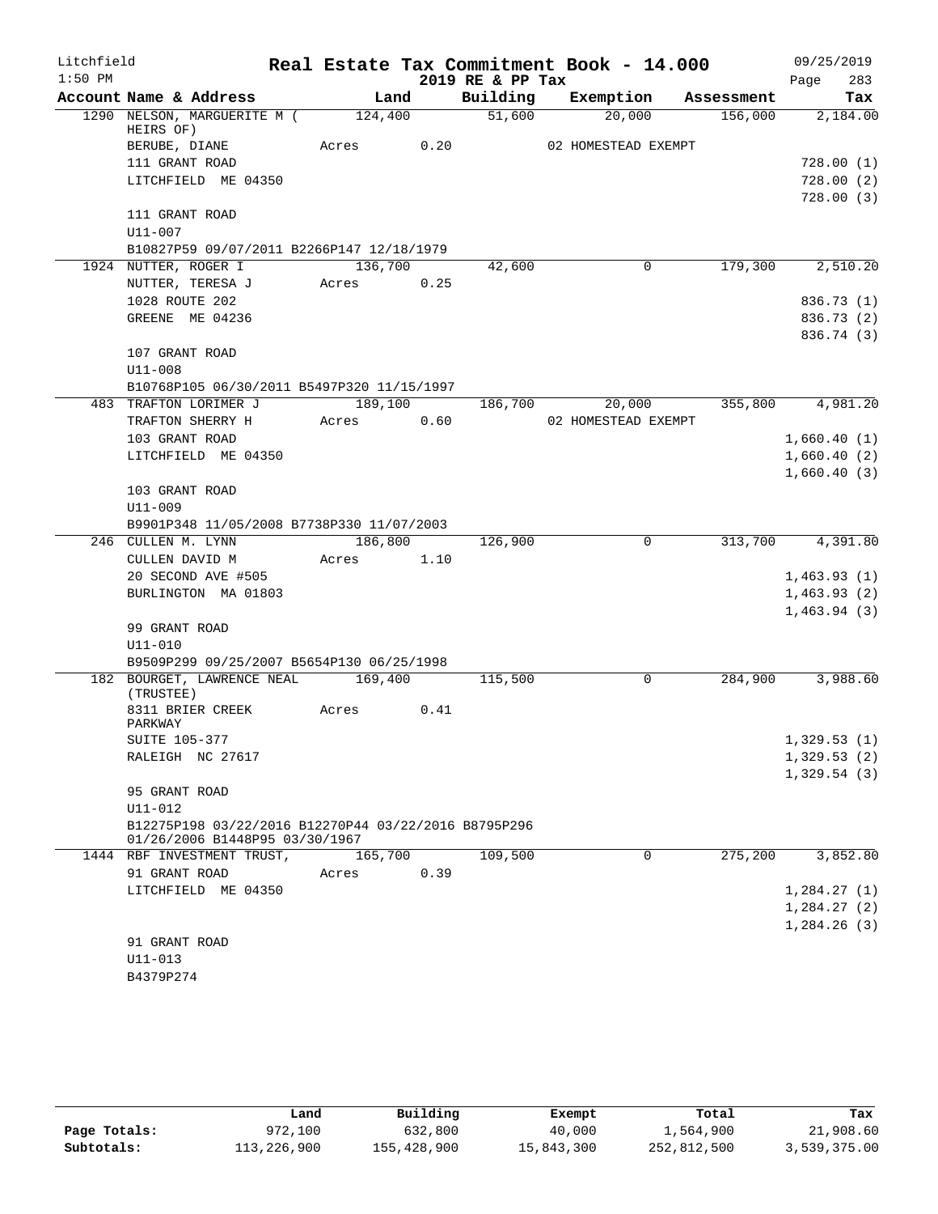Litchfield 1:50 PM

# Real Estate Tax Commitment Book - 14.000
## 2019 RE & PP Tax

09/25/2019

| Account Name & Address | Land | Building | Exemption | Assessment | Tax |
|---|---|---|---|---|---|
| 1290 NELSON, MARGUERITE M ( HEIRS OF) | 124,400 | 51,600 | 20,000 | 156,000 | 2,184.00 |
| BERUBE, DIANE | Acres 0.20 | | 02 HOMESTEAD EXEMPT | | |
| 111 GRANT ROAD | | | | | 728.00 (1) |
| LITCHFIELD ME 04350 | | | | | 728.00 (2) |
| | | | | | 728.00 (3) |
| 111 GRANT ROAD | | | | | |
| U11-007 | | | | | |
| B10827P59 09/07/2011 B2266P147 12/18/1979 | | | | | |
| 1924 NUTTER, ROGER I | 136,700 | 42,600 | 0 | 179,300 | 2,510.20 |
| NUTTER, TERESA J | Acres 0.25 | | | | |
| 1028 ROUTE 202 | | | | | 836.73 (1) |
| GREENE ME 04236 | | | | | 836.73 (2) |
| | | | | | 836.74 (3) |
| 107 GRANT ROAD | | | | | |
| U11-008 | | | | | |
| B10768P105 06/30/2011 B5497P320 11/15/1997 | | | | | |
| 483 TRAFTON LORIMER J | 189,100 | 186,700 | 20,000 | 355,800 | 4,981.20 |
| TRAFTON SHERRY H | Acres 0.60 | | 02 HOMESTEAD EXEMPT | | |
| 103 GRANT ROAD | | | | | 1,660.40 (1) |
| LITCHFIELD ME 04350 | | | | | 1,660.40 (2) |
| | | | | | 1,660.40 (3) |
| 103 GRANT ROAD | | | | | |
| U11-009 | | | | | |
| B9901P348 11/05/2008 B7738P330 11/07/2003 | | | | | |
| 246 CULLEN M. LYNN | 186,800 | 126,900 | 0 | 313,700 | 4,391.80 |
| CULLEN DAVID M | Acres 1.10 | | | | |
| 20 SECOND AVE #505 | | | | | 1,463.93 (1) |
| BURLINGTON MA 01803 | | | | | 1,463.93 (2) |
| | | | | | 1,463.94 (3) |
| 99 GRANT ROAD | | | | | |
| U11-010 | | | | | |
| B9509P299 09/25/2007 B5654P130 06/25/1998 | | | | | |
| 182 BOURGET, LAWRENCE NEAL (TRUSTEE) | 169,400 | 115,500 | 0 | 284,900 | 3,988.60 |
| 8311 BRIER CREEK PARKWAY | Acres 0.41 | | | | |
| SUITE 105-377 | | | | | 1,329.53 (1) |
| RALEIGH NC 27617 | | | | | 1,329.53 (2) |
| | | | | | 1,329.54 (3) |
| 95 GRANT ROAD | | | | | |
| U11-012 | | | | | |
| B12275P198 03/22/2016 B12270P44 03/22/2016 B8795P296 01/26/2006 B1448P95 03/30/1967 | | | | | |
| 1444 RBF INVESTMENT TRUST, | 165,700 | 109,500 | 0 | 275,200 | 3,852.80 |
| 91 GRANT ROAD | Acres 0.39 | | | | |
| LITCHFIELD ME 04350 | | | | | 1,284.27 (1) |
| | | | | | 1,284.27 (2) |
| | | | | | 1,284.26 (3) |
| 91 GRANT ROAD | | | | | |
| U11-013 | | | | | |
| B4379P274 | | | | | |

| | Land | Building | Exempt | Total | Tax |
|---|---|---|---|---|---|
| Page Totals: | 972,100 | 632,800 | 40,000 | 1,564,900 | 21,908.60 |
| Subtotals: | 113,226,900 | 155,428,900 | 15,843,300 | 252,812,500 | 3,539,375.00 |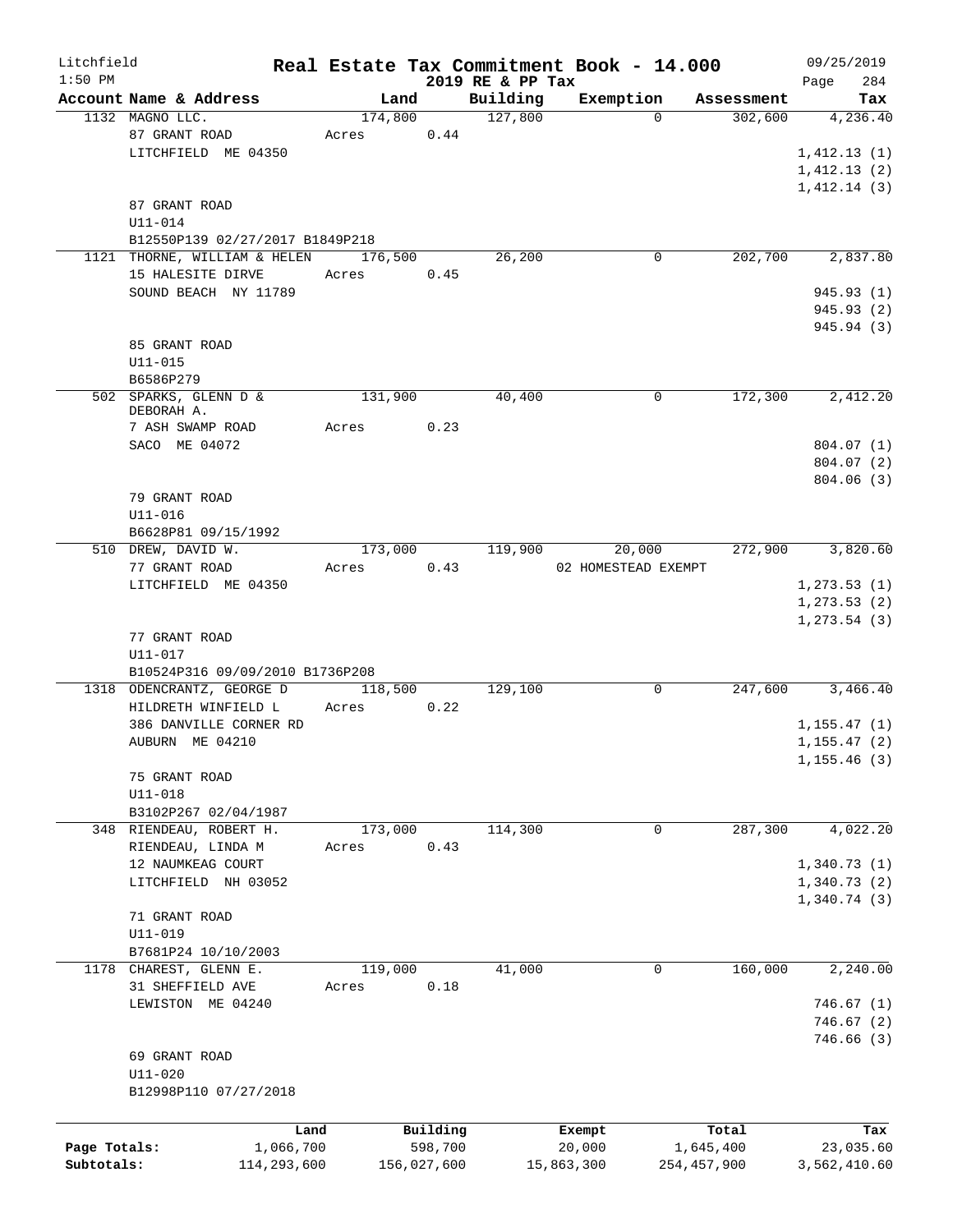Litchfield
1:50 PM

# Real Estate Tax Commitment Book - 14.000

2019 RE & PP Tax

09/25/2019
Page 284

| Account | Name & Address | Land | Building | Exemption | Assessment | Tax |
|---|---|---|---|---|---|---|
| 1132 | MAGNO LLC. | 174,800 | 127,800 | 0 | 302,600 | 4,236.40 |
| | 87 GRANT ROAD | Acres 0.44 | | | | |
| | LITCHFIELD ME 04350 | | | | | 1,412.13 (1) |
| | | | | | | 1,412.13 (2) |
| | | | | | | 1,412.14 (3) |
| | 87 GRANT ROAD | | | | | |
| | U11-014 | | | | | |
| | B12550P139 02/27/2017 B1849P218 | | | | | |
| 1121 | THORNE, WILLIAM & HELEN | 176,500 | 26,200 | 0 | 202,700 | 2,837.80 |
| | 15 HALESITE DIRVE | Acres 0.45 | | | | |
| | SOUND BEACH NY 11789 | | | | | 945.93 (1) |
| | | | | | | 945.93 (2) |
| | | | | | | 945.94 (3) |
| | 85 GRANT ROAD | | | | | |
| | U11-015 | | | | | |
| | B6586P279 | | | | | |
| 502 | SPARKS, GLENN D & DEBORAH A. | 131,900 | 40,400 | 0 | 172,300 | 2,412.20 |
| | 7 ASH SWAMP ROAD | Acres 0.23 | | | | |
| | SACO ME 04072 | | | | | 804.07 (1) |
| | | | | | | 804.07 (2) |
| | | | | | | 804.06 (3) |
| | 79 GRANT ROAD | | | | | |
| | U11-016 | | | | | |
| | B6628P81 09/15/1992 | | | | | |
| 510 | DREW, DAVID W. | 173,000 | 119,900 | 20,000 | 272,900 | 3,820.60 |
| | 77 GRANT ROAD | Acres 0.43 | | 02 HOMESTEAD EXEMPT | | |
| | LITCHFIELD ME 04350 | | | | | 1,273.53 (1) |
| | | | | | | 1,273.53 (2) |
| | | | | | | 1,273.54 (3) |
| | 77 GRANT ROAD | | | | | |
| | U11-017 | | | | | |
| | B10524P316 09/09/2010 B1736P208 | | | | | |
| 1318 | ODENCRANTZ, GEORGE D | 118,500 | 129,100 | 0 | 247,600 | 3,466.40 |
| | HILDRETH WINFIELD L | Acres 0.22 | | | | |
| | 386 DANVILLE CORNER RD | | | | | 1,155.47 (1) |
| | AUBURN ME 04210 | | | | | 1,155.47 (2) |
| | | | | | | 1,155.46 (3) |
| | 75 GRANT ROAD | | | | | |
| | U11-018 | | | | | |
| | B3102P267 02/04/1987 | | | | | |
| 348 | RIENDEAU, ROBERT H. | 173,000 | 114,300 | 0 | 287,300 | 4,022.20 |
| | RIENDEAU, LINDA M | Acres 0.43 | | | | |
| | 12 NAUMKEAG COURT | | | | | 1,340.73 (1) |
| | LITCHFIELD NH 03052 | | | | | 1,340.73 (2) |
| | | | | | | 1,340.74 (3) |
| | 71 GRANT ROAD | | | | | |
| | U11-019 | | | | | |
| | B7681P24 10/10/2003 | | | | | |
| 1178 | CHAREST, GLENN E. | 119,000 | 41,000 | 0 | 160,000 | 2,240.00 |
| | 31 SHEFFIELD AVE | Acres 0.18 | | | | |
| | LEWISTON ME 04240 | | | | | 746.67 (1) |
| | | | | | | 746.67 (2) |
| | | | | | | 746.66 (3) |
| | 69 GRANT ROAD | | | | | |
| | U11-020 | | | | | |
| | B12998P110 07/27/2018 | | | | | |

| | Land | Building | Exempt | Total | Tax |
|---|---|---|---|---|---|
| Page Totals: | 1,066,700 | 598,700 | 20,000 | 1,645,400 | 23,035.60 |
| Subtotals: | 114,293,600 | 156,027,600 | 15,863,300 | 254,457,900 | 3,562,410.60 |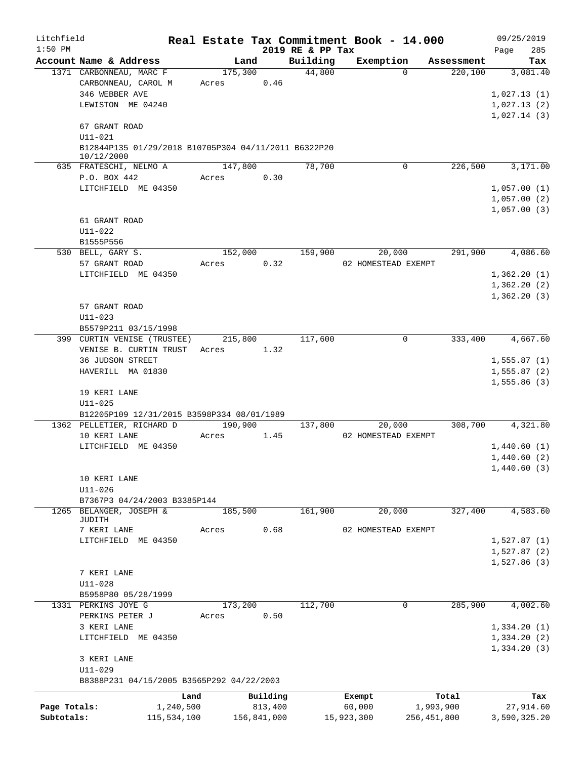# Real Estate Tax Commitment Book - 14.000

Litchfield 1:50 PM — 2019 RE & PP Tax — 09/25/2019

| Account Name & Address | Land | Building | Exemption | Assessment | Tax |
|---|---|---|---|---|---|
| 1371 CARBONNEAU, MARC F | 175,300 | 44,800 | 0 | 220,100 | 3,081.40 |
| CARBONNEAU, CAROL M | Acres 0.46 | | | | |
| 346 WEBBER AVE | | | | | 1,027.13 (1) |
| LEWISTON ME 04240 | | | | | 1,027.13 (2) |
| | | | | | 1,027.14 (3) |
| 67 GRANT ROAD | | | | | |
| U11-021 | | | | | |
| B12844P135 01/29/2018 B10705P304 04/11/2011 B6322P20 10/12/2000 | | | | | |
| 635 FRATESCHI, NELMO A | 147,800 | 78,700 | 0 | 226,500 | 3,171.00 |
| P.O. BOX 442 | Acres 0.30 | | | | |
| LITCHFIELD ME 04350 | | | | | 1,057.00 (1) |
| | | | | | 1,057.00 (2) |
| | | | | | 1,057.00 (3) |
| 61 GRANT ROAD | | | | | |
| U11-022 | | | | | |
| B1555P556 | | | | | |
| 530 BELL, GARY S. | 152,000 | 159,900 | 20,000 | 291,900 | 4,086.60 |
| 57 GRANT ROAD | Acres 0.32 | | 02 HOMESTEAD EXEMPT | | |
| LITCHFIELD ME 04350 | | | | | 1,362.20 (1) |
| | | | | | 1,362.20 (2) |
| | | | | | 1,362.20 (3) |
| 57 GRANT ROAD | | | | | |
| U11-023 | | | | | |
| B5579P211 03/15/1998 | | | | | |
| 399 CURTIN VENISE (TRUSTEE) | 215,800 | 117,600 | 0 | 333,400 | 4,667.60 |
| VENISE B. CURTIN TRUST | Acres 1.32 | | | | |
| 36 JUDSON STREET | | | | | 1,555.87 (1) |
| HAVERILL MA 01830 | | | | | 1,555.87 (2) |
| | | | | | 1,555.86 (3) |
| 19 KERI LANE | | | | | |
| U11-025 | | | | | |
| B12205P109 12/31/2015 B3598P334 08/01/1989 | | | | | |
| 1362 PELLETIER, RICHARD D | 190,900 | 137,800 | 20,000 | 308,700 | 4,321.80 |
| 10 KERI LANE | Acres 1.45 | | 02 HOMESTEAD EXEMPT | | |
| LITCHFIELD ME 04350 | | | | | 1,440.60 (1) |
| | | | | | 1,440.60 (2) |
| | | | | | 1,440.60 (3) |
| 10 KERI LANE | | | | | |
| U11-026 | | | | | |
| B7367P3 04/24/2003 B3385P144 | | | | | |
| 1265 BELANGER, JOSEPH & JUDITH | 185,500 | 161,900 | 20,000 | 327,400 | 4,583.60 |
| 7 KERI LANE | Acres 0.68 | | 02 HOMESTEAD EXEMPT | | |
| LITCHFIELD ME 04350 | | | | | 1,527.87 (1) |
| | | | | | 1,527.87 (2) |
| | | | | | 1,527.86 (3) |
| 7 KERI LANE | | | | | |
| U11-028 | | | | | |
| B5958P80 05/28/1999 | | | | | |
| 1331 PERKINS JOYE G | 173,200 | 112,700 | 0 | 285,900 | 4,002.60 |
| PERKINS PETER J | Acres 0.50 | | | | |
| 3 KERI LANE | | | | | 1,334.20 (1) |
| LITCHFIELD ME 04350 | | | | | 1,334.20 (2) |
| | | | | | 1,334.20 (3) |
| 3 KERI LANE | | | | | |
| U11-029 | | | | | |
| B8388P231 04/15/2005 B3565P292 04/22/2003 | | | | | |

| | Land | Building | Exempt | Total | Tax |
|---|---|---|---|---|---|
| Page Totals: | 1,240,500 | 813,400 | 60,000 | 1,993,900 | 27,914.60 |
| Subtotals: | 115,534,100 | 156,841,000 | 15,923,300 | 256,451,800 | 3,590,325.20 |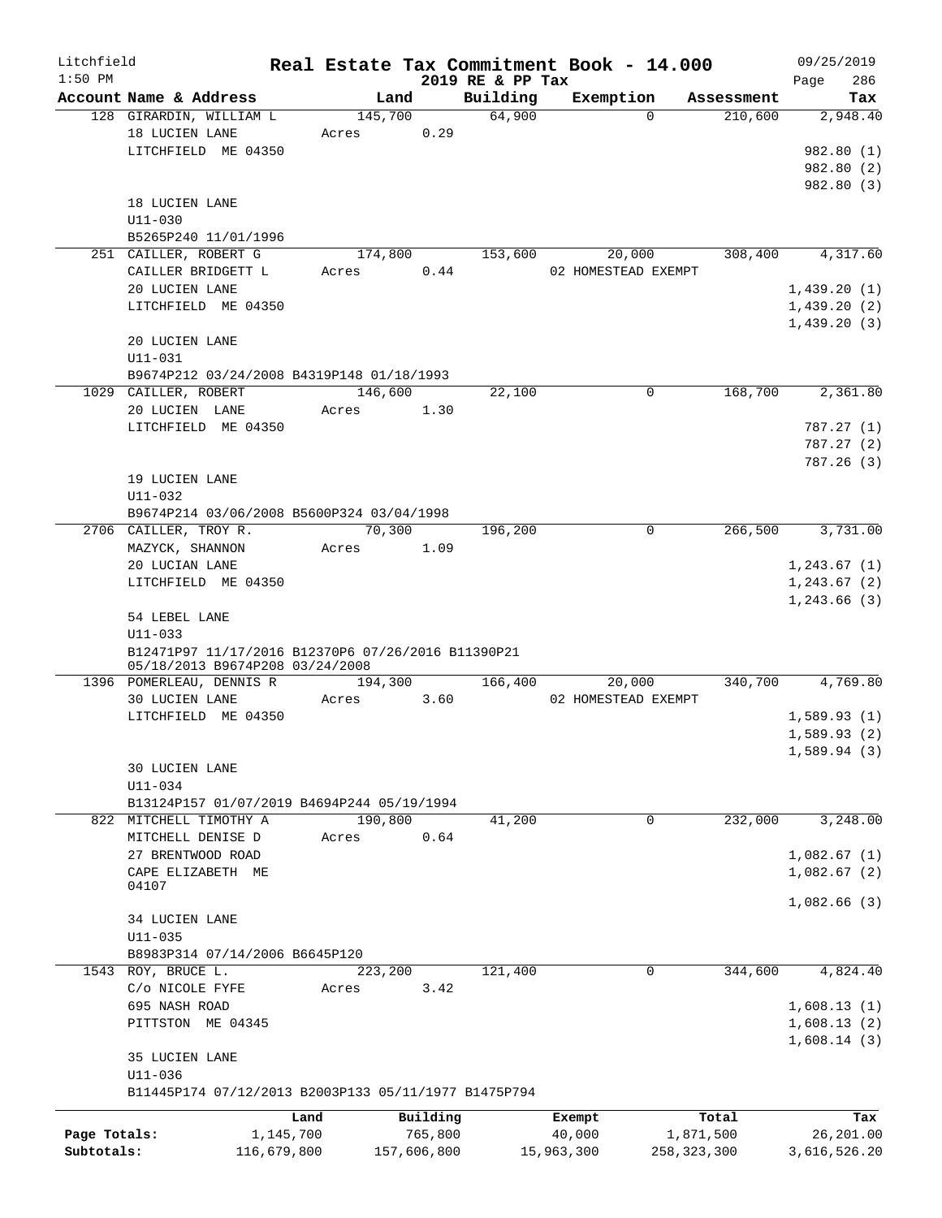Litchfield 1:50 PM

# Real Estate Tax Commitment Book - 14.000

2019 RE & PP Tax

09/25/2019

| Account | Name & Address | Land | Building | Exemption | Assessment | Tax |
|---|---|---|---|---|---|---|
| 128 | GIRARDIN, WILLIAM L<br>18 LUCIEN LANE<br>LITCHFIELD ME 04350<br><br>18 LUCIEN LANE<br>U11-030<br>B5265P240 11/01/1996 | 145,700<br>Acres 0.29 | 64,900 | 0 | 210,600 | 2,948.40<br>982.80 (1)<br>982.80 (2)<br>982.80 (3) |
| 251 | CAILLER, ROBERT G<br>CAILLER BRIDGETT L<br>20 LUCIEN LANE<br>LITCHFIELD ME 04350<br><br>20 LUCIEN LANE<br>U11-031<br>B9674P212 03/24/2008 B4319P148 01/18/1993 | 174,800<br>Acres 0.44 | 153,600 | 20,000<br>02 HOMESTEAD EXEMPT | 308,400 | 4,317.60<br>1,439.20 (1)<br>1,439.20 (2)<br>1,439.20 (3) |
| 1029 | CAILLER, ROBERT<br>20 LUCIEN LANE<br>LITCHFIELD ME 04350<br><br>19 LUCIEN LANE<br>U11-032<br>B9674P214 03/06/2008 B5600P324 03/04/1998 | 146,600<br>Acres 1.30 | 22,100 | 0 | 168,700 | 2,361.80<br>787.27 (1)<br>787.27 (2)<br>787.26 (3) |
| 2706 | CAILLER, TROY R.<br>MAZYCK, SHANNON<br>20 LUCIAN LANE<br>LITCHFIELD ME 04350<br><br>54 LEBEL LANE<br>U11-033<br>B12471P97 11/17/2016 B12370P6 07/26/2016 B11390P21 05/18/2013 B9674P208 03/24/2008 | 70,300<br>Acres 1.09 | 196,200 | 0 | 266,500 | 3,731.00<br>1,243.67 (1)<br>1,243.67 (2)<br>1,243.66 (3) |
| 1396 | POMERLEAU, DENNIS R<br>30 LUCIEN LANE<br>LITCHFIELD ME 04350<br><br>30 LUCIEN LANE<br>U11-034<br>B13124P157 01/07/2019 B4694P244 05/19/1994 | 194,300<br>Acres 3.60 | 166,400 | 20,000<br>02 HOMESTEAD EXEMPT | 340,700 | 4,769.80<br>1,589.93 (1)<br>1,589.93 (2)<br>1,589.94 (3) |
| 822 | MITCHELL TIMOTHY A<br>MITCHELL DENISE D<br>27 BRENTWOOD ROAD<br>CAPE ELIZABETH ME 04107<br><br>34 LUCIEN LANE<br>U11-035<br>B8983P314 07/14/2006 B6645P120 | 190,800<br>Acres 0.64 | 41,200 | 0 | 232,000 | 3,248.00<br>1,082.67 (1)<br>1,082.67 (2)<br>1,082.66 (3) |
| 1543 | ROY, BRUCE L.<br>C/o NICOLE FYFE<br>695 NASH ROAD<br>PITTSTON ME 04345<br><br>35 LUCIEN LANE<br>U11-036<br>B11445P174 07/12/2013 B2003P133 05/11/1977 B1475P794 | 223,200<br>Acres 3.42 | 121,400 | 0 | 344,600 | 4,824.40<br>1,608.13 (1)<br>1,608.13 (2)<br>1,608.14 (3) |

| | Land | Building | Exempt | Total | Tax |
|---|---|---|---|---|---|
| Page Totals: | 1,145,700 | 765,800 | 40,000 | 1,871,500 | 26,201.00 |
| Subtotals: | 116,679,800 | 157,606,800 | 15,963,300 | 258,323,300 | 3,616,526.20 |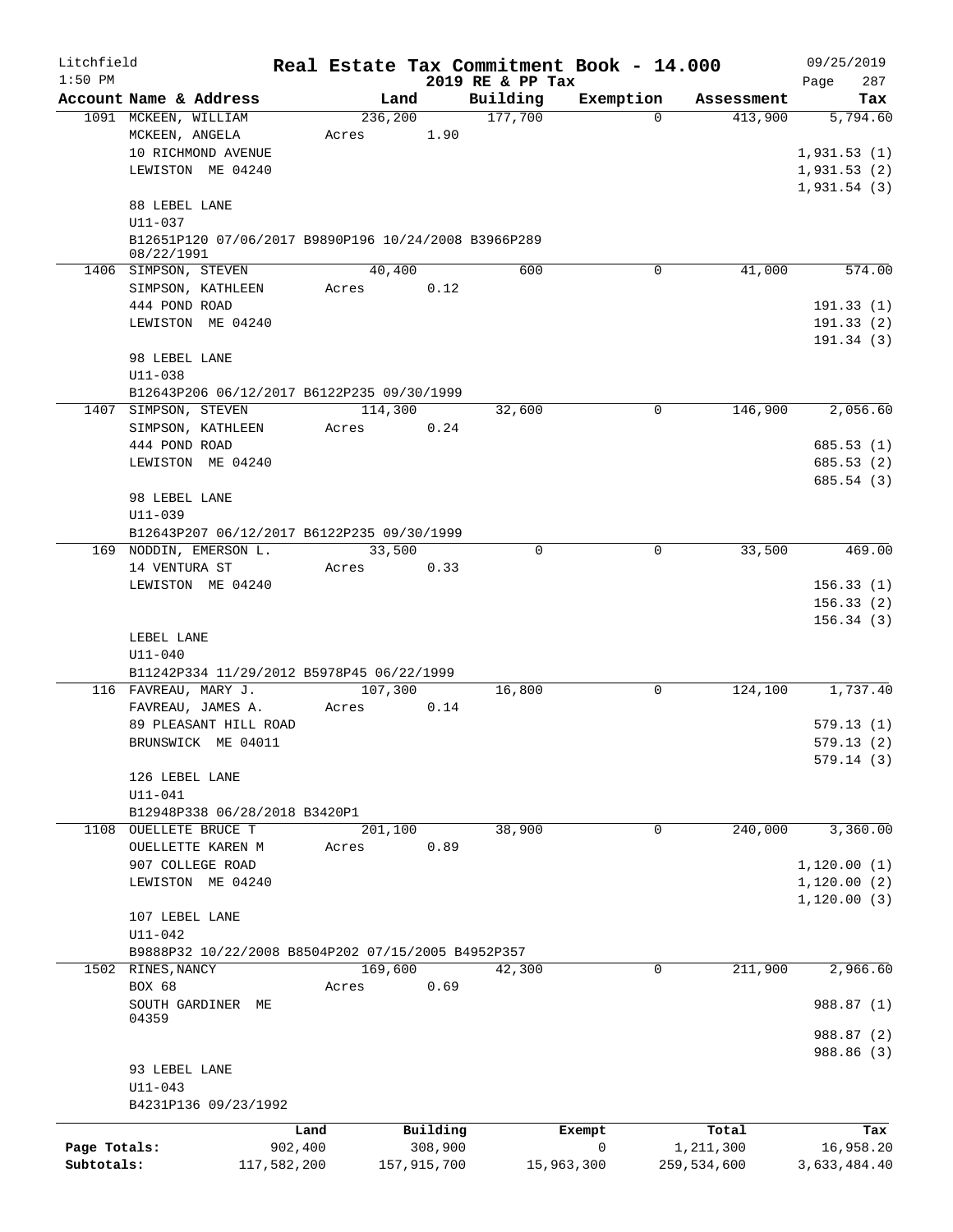Litchfield 1:50 PM

# Real Estate Tax Commitment Book - 14.000
## 2019 RE & PP Tax

09/25/2019 Page 287

| Account Name & Address | Land | Building | Exemption | Assessment | Tax |
|---|---|---|---|---|---|
| 1091 MCKEEN, WILLIAM | 236,200 | 177,700 | 0 | 413,900 | 5,794.60 |
| MCKEEN, ANGELA | Acres 1.90 | | | | |
| 10 RICHMOND AVENUE | | | | | 1,931.53 (1) |
| LEWISTON ME 04240 | | | | | 1,931.53 (2) |
| | | | | | 1,931.54 (3) |
| 88 LEBEL LANE | | | | | |
| U11-037 | | | | | |
| B12651P120 07/06/2017 B9890P196 10/24/2008 B3966P289 08/22/1991 | | | | | |
| 1406 SIMPSON, STEVEN | 40,400 | 600 | 0 | 41,000 | 574.00 |
| SIMPSON, KATHLEEN | Acres 0.12 | | | | |
| 444 POND ROAD | | | | | 191.33 (1) |
| LEWISTON ME 04240 | | | | | 191.33 (2) |
| | | | | | 191.34 (3) |
| 98 LEBEL LANE | | | | | |
| U11-038 | | | | | |
| B12643P206 06/12/2017 B6122P235 09/30/1999 | | | | | |
| 1407 SIMPSON, STEVEN | 114,300 | 32,600 | 0 | 146,900 | 2,056.60 |
| SIMPSON, KATHLEEN | Acres 0.24 | | | | |
| 444 POND ROAD | | | | | 685.53 (1) |
| LEWISTON ME 04240 | | | | | 685.53 (2) |
| | | | | | 685.54 (3) |
| 98 LEBEL LANE | | | | | |
| U11-039 | | | | | |
| B12643P207 06/12/2017 B6122P235 09/30/1999 | | | | | |
| 169 NODDIN, EMERSON L. | 33,500 | 0 | 0 | 33,500 | 469.00 |
| 14 VENTURA ST | Acres 0.33 | | | | |
| LEWISTON ME 04240 | | | | | 156.33 (1) |
| | | | | | 156.33 (2) |
| | | | | | 156.34 (3) |
| LEBEL LANE | | | | | |
| U11-040 | | | | | |
| B11242P334 11/29/2012 B5978P45 06/22/1999 | | | | | |
| 116 FAVREAU, MARY J. | 107,300 | 16,800 | 0 | 124,100 | 1,737.40 |
| FAVREAU, JAMES A. | Acres 0.14 | | | | |
| 89 PLEASANT HILL ROAD | | | | | 579.13 (1) |
| BRUNSWICK ME 04011 | | | | | 579.13 (2) |
| | | | | | 579.14 (3) |
| 126 LEBEL LANE | | | | | |
| U11-041 | | | | | |
| B12948P338 06/28/2018 B3420P1 | | | | | |
| 1108 OUELLETE BRUCE T | 201,100 | 38,900 | 0 | 240,000 | 3,360.00 |
| OUELLETTE KAREN M | Acres 0.89 | | | | |
| 907 COLLEGE ROAD | | | | | 1,120.00 (1) |
| LEWISTON ME 04240 | | | | | 1,120.00 (2) |
| | | | | | 1,120.00 (3) |
| 107 LEBEL LANE | | | | | |
| U11-042 | | | | | |
| B9888P32 10/22/2008 B8504P202 07/15/2005 B4952P357 | | | | | |
| 1502 RINES,NANCY | 169,600 | 42,300 | 0 | 211,900 | 2,966.60 |
| BOX 68 | Acres 0.69 | | | | |
| SOUTH GARDINER ME 04359 | | | | | 988.87 (1) |
| | | | | | 988.87 (2) |
| | | | | | 988.86 (3) |
| 93 LEBEL LANE | | | | | |
| U11-043 | | | | | |
| B4231P136 09/23/1992 | | | | | |

| | Land | Building | Exempt | Total | Tax |
|---|---|---|---|---|---|
| Page Totals: | 902,400 | 308,900 | 0 | 1,211,300 | 16,958.20 |
| Subtotals: | 117,582,200 | 157,915,700 | 15,963,300 | 259,534,600 | 3,633,484.40 |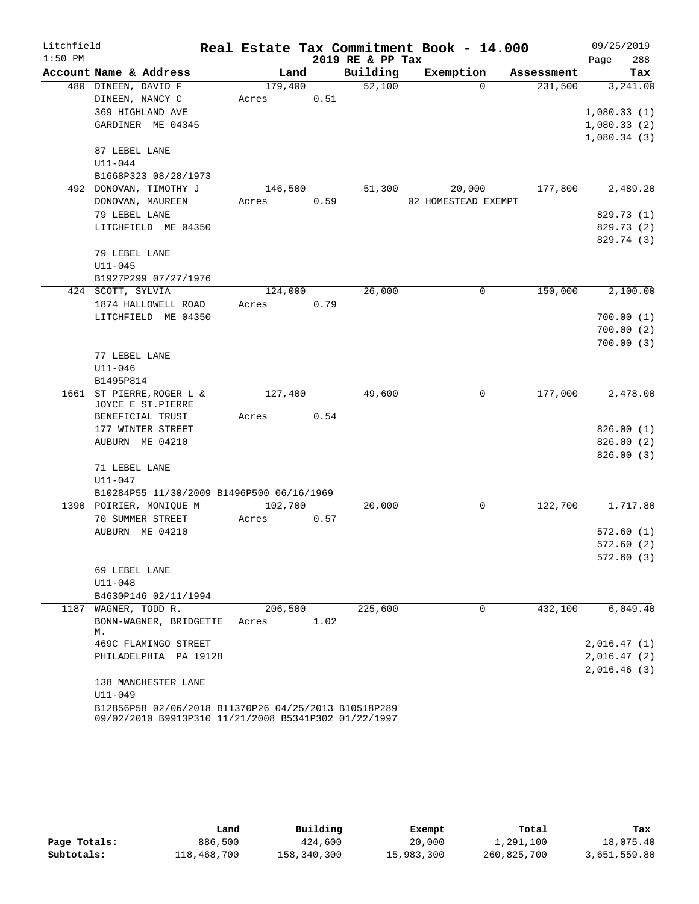Litchfield
1:50 PM

# Real Estate Tax Commitment Book - 14.000
## 2019 RE & PP Tax

09/25/2019

| Account Name & Address | Land | Building | Exemption | Assessment | Tax |
|---|---|---|---|---|---|
| 480 DINEEN, DAVID F | 179,400 | 52,100 | 0 | 231,500 | 3,241.00 |
| DINEEN, NANCY C | Acres 0.51 | | | | |
| 369 HIGHLAND AVE | | | | | 1,080.33 (1) |
| GARDINER ME 04345 | | | | | 1,080.33 (2) |
| | | | | | 1,080.34 (3) |
| 87 LEBEL LANE | | | | | |
| U11-044 | | | | | |
| B1668P323 08/28/1973 | | | | | |
| 492 DONOVAN, TIMOTHY J | 146,500 | 51,300 | 20,000 | 177,800 | 2,489.20 |
| DONOVAN, MAUREEN | Acres 0.59 | | 02 HOMESTEAD EXEMPT | | |
| 79 LEBEL LANE | | | | | 829.73 (1) |
| LITCHFIELD ME 04350 | | | | | 829.73 (2) |
| | | | | | 829.74 (3) |
| 79 LEBEL LANE | | | | | |
| U11-045 | | | | | |
| B1927P299 07/27/1976 | | | | | |
| 424 SCOTT, SYLVIA | 124,000 | 26,000 | 0 | 150,000 | 2,100.00 |
| 1874 HALLOWELL ROAD | Acres 0.79 | | | | |
| LITCHFIELD ME 04350 | | | | | 700.00 (1) |
| | | | | | 700.00 (2) |
| | | | | | 700.00 (3) |
| 77 LEBEL LANE | | | | | |
| U11-046 | | | | | |
| B1495P814 | | | | | |
| 1661 ST PIERRE,ROGER L & | 127,400 | 49,600 | 0 | 177,000 | 2,478.00 |
| JOYCE E ST.PIERRE | | | | | |
| BENEFICIAL TRUST | Acres 0.54 | | | | |
| 177 WINTER STREET | | | | | 826.00 (1) |
| AUBURN ME 04210 | | | | | 826.00 (2) |
| | | | | | 826.00 (3) |
| 71 LEBEL LANE | | | | | |
| U11-047 | | | | | |
| B10284P55 11/30/2009 B1496P500 06/16/1969 | | | | | |
| 1390 POIRIER, MONIQUE M | 102,700 | 20,000 | 0 | 122,700 | 1,717.80 |
| 70 SUMMER STREET | Acres 0.57 | | | | |
| AUBURN ME 04210 | | | | | 572.60 (1) |
| | | | | | 572.60 (2) |
| | | | | | 572.60 (3) |
| 69 LEBEL LANE | | | | | |
| U11-048 | | | | | |
| B4630P146 02/11/1994 | | | | | |
| 1187 WAGNER, TODD R. | 206,500 | 225,600 | 0 | 432,100 | 6,049.40 |
| BONN-WAGNER, BRIDGETTE M. | Acres 1.02 | | | | |
| 469C FLAMINGO STREET | | | | | 2,016.47 (1) |
| PHILADELPHIA PA 19128 | | | | | 2,016.47 (2) |
| | | | | | 2,016.46 (3) |
| 138 MANCHESTER LANE | | | | | |
| U11-049 | | | | | |
| B12856P58 02/06/2018 B11370P26 04/25/2013 B10518P289 09/02/2010 B9913P310 11/21/2008 B5341P302 01/22/1997 | | | | | |

| | Land | Building | Exempt | Total | Tax |
|---|---|---|---|---|---|
| Page Totals: | 886,500 | 424,600 | 20,000 | 1,291,100 | 18,075.40 |
| Subtotals: | 118,468,700 | 158,340,300 | 15,983,300 | 260,825,700 | 3,651,559.80 |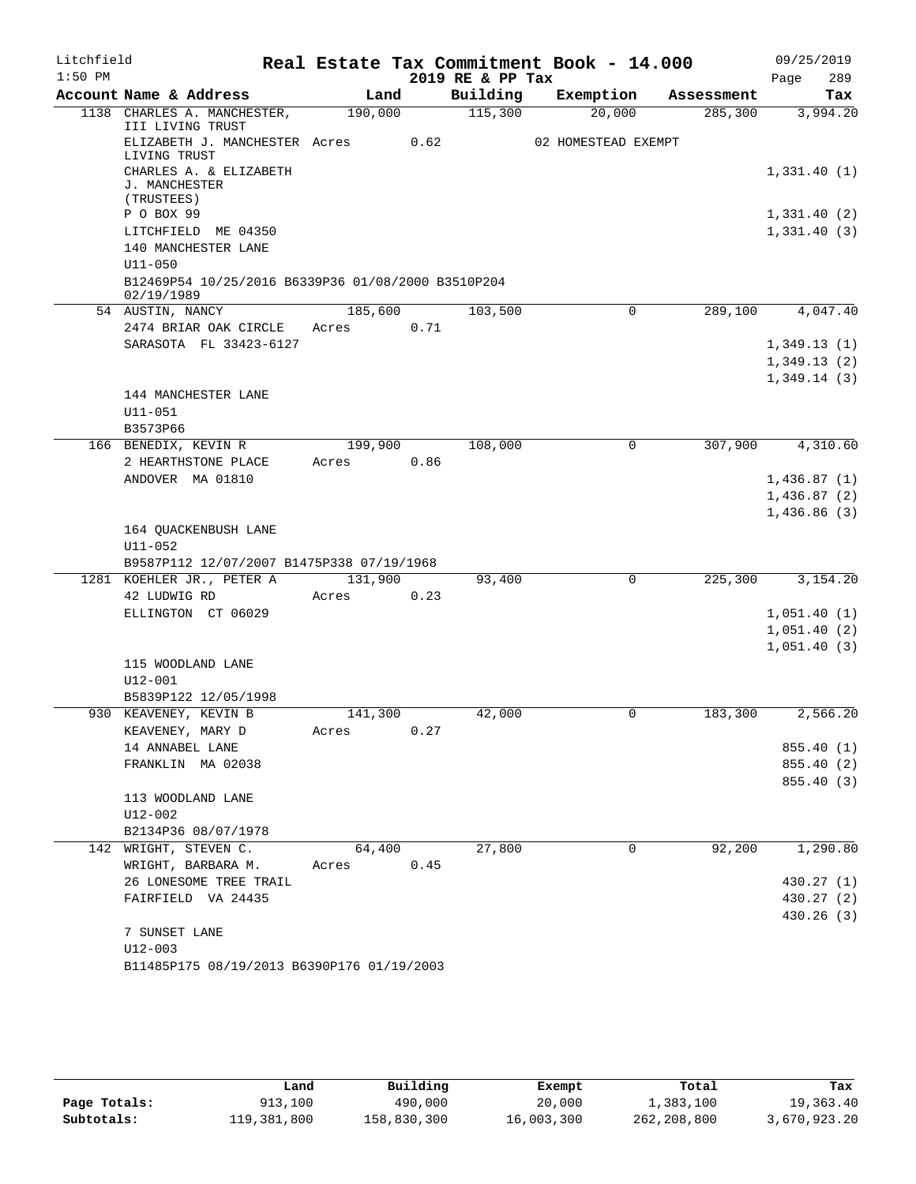Litchfield 1:50 PM

# Real Estate Tax Commitment Book - 14.000

2019 RE & PP Tax

09/25/2019 Page 289

| Account Name & Address | Land | Building | Exemption | Assessment | Tax |
|---|---|---|---|---|---|
| 1138 CHARLES A. MANCHESTER, III LIVING TRUST | 190,000 | 115,300 | 20,000 | 285,300 | 3,994.20 |
| ELIZABETH J. MANCHESTER LIVING TRUST | Acres 0.62 | | 02 HOMESTEAD EXEMPT | | |
| CHARLES A. & ELIZABETH J. MANCHESTER (TRUSTEES) | | | | | 1,331.40 (1) |
| P O BOX 99 | | | | | 1,331.40 (2) |
| LITCHFIELD ME 04350 | | | | | 1,331.40 (3) |
| 140 MANCHESTER LANE | | | | | |
| U11-050 | | | | | |
| B12469P54 10/25/2016 B6339P36 01/08/2000 B3510P204 02/19/1989 | | | | | |
| 54 AUSTIN, NANCY | 185,600 | 103,500 | 0 | 289,100 | 4,047.40 |
| 2474 BRIAR OAK CIRCLE | Acres 0.71 | | | | |
| SARASOTA FL 33423-6127 | | | | | 1,349.13 (1) |
| | | | | | 1,349.13 (2) |
| | | | | | 1,349.14 (3) |
| 144 MANCHESTER LANE | | | | | |
| U11-051 | | | | | |
| B3573P66 | | | | | |
| 166 BENEDIX, KEVIN R | 199,900 | 108,000 | 0 | 307,900 | 4,310.60 |
| 2 HEARTHSTONE PLACE | Acres 0.86 | | | | |
| ANDOVER MA 01810 | | | | | 1,436.87 (1) |
| | | | | | 1,436.87 (2) |
| | | | | | 1,436.86 (3) |
| 164 QUACKENBUSH LANE | | | | | |
| U11-052 | | | | | |
| B9587P112 12/07/2007 B1475P338 07/19/1968 | | | | | |
| 1281 KOEHLER JR., PETER A | 131,900 | 93,400 | 0 | 225,300 | 3,154.20 |
| 42 LUDWIG RD | Acres 0.23 | | | | |
| ELLINGTON CT 06029 | | | | | 1,051.40 (1) |
| | | | | | 1,051.40 (2) |
| | | | | | 1,051.40 (3) |
| 115 WOODLAND LANE | | | | | |
| U12-001 | | | | | |
| B5839P122 12/05/1998 | | | | | |
| 930 KEAVENEY, KEVIN B | 141,300 | 42,000 | 0 | 183,300 | 2,566.20 |
| KEAVENEY, MARY D | Acres 0.27 | | | | |
| 14 ANNABEL LANE | | | | | 855.40 (1) |
| FRANKLIN MA 02038 | | | | | 855.40 (2) |
| | | | | | 855.40 (3) |
| 113 WOODLAND LANE | | | | | |
| U12-002 | | | | | |
| B2134P36 08/07/1978 | | | | | |
| 142 WRIGHT, STEVEN C. | 64,400 | 27,800 | 0 | 92,200 | 1,290.80 |
| WRIGHT, BARBARA M. | Acres 0.45 | | | | |
| 26 LONESOME TREE TRAIL | | | | | 430.27 (1) |
| FAIRFIELD VA 24435 | | | | | 430.27 (2) |
| | | | | | 430.26 (3) |
| 7 SUNSET LANE | | | | | |
| U12-003 | | | | | |
| B11485P175 08/19/2013 B6390P176 01/19/2003 | | | | | |

| | Land | Building | Exempt | Total | Tax |
|---|---|---|---|---|---|
| Page Totals: | 913,100 | 490,000 | 20,000 | 1,383,100 | 19,363.40 |
| Subtotals: | 119,381,800 | 158,830,300 | 16,003,300 | 262,208,800 | 3,670,923.20 |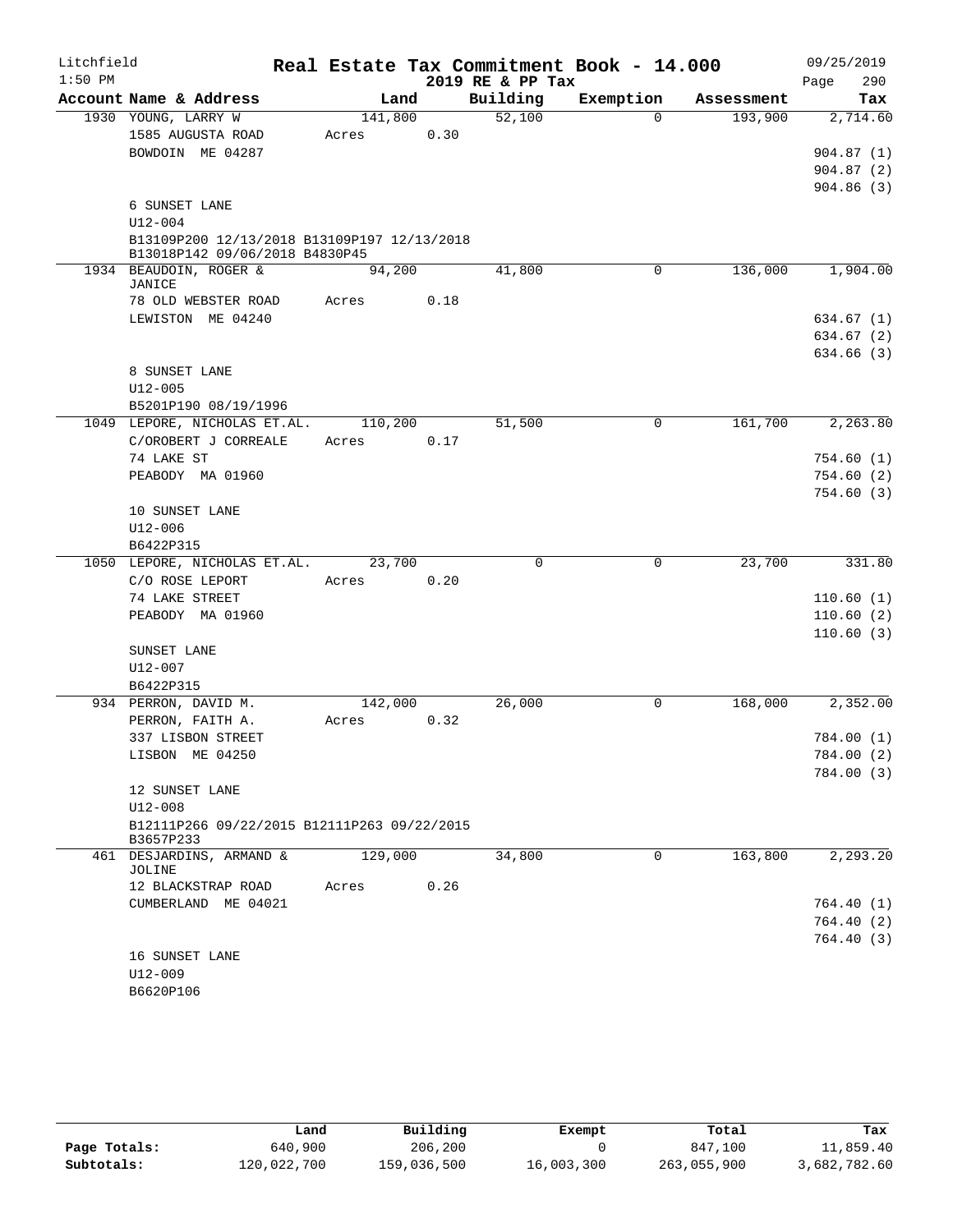Litchfield | Real Estate Tax Commitment Book - 14.000 | 09/25/2019
1:50 PM | 2019 RE & PP Tax | Page 290

| Account Name & Address | Land | Building | Exemption | Assessment | Tax |
|---|---|---|---|---|---|
| 1930 YOUNG, LARRY W | 141,800 | 52,100 | 0 | 193,900 | 2,714.60 |
| 1585 AUGUSTA ROAD | Acres 0.30 | | | | |
| BOWDOIN ME 04287 | | | | | 904.87 (1) |
| | | | | | 904.87 (2) |
| | | | | | 904.86 (3) |
| 6 SUNSET LANE | | | | | |
| U12-004 | | | | | |
| B13109P200 12/13/2018 B13109P197 12/13/2018 B13018P142 09/06/2018 B4830P45 | | | | | |
| 1934 BEAUDOIN, ROGER & JANICE | 94,200 | 41,800 | 0 | 136,000 | 1,904.00 |
| 78 OLD WEBSTER ROAD | Acres 0.18 | | | | |
| LEWISTON ME 04240 | | | | | 634.67 (1) |
| | | | | | 634.67 (2) |
| | | | | | 634.66 (3) |
| 8 SUNSET LANE | | | | | |
| U12-005 | | | | | |
| B5201P190 08/19/1996 | | | | | |
| 1049 LEPORE, NICHOLAS ET.AL. | 110,200 | 51,500 | 0 | 161,700 | 2,263.80 |
| C/OROBERT J CORREALE | Acres 0.17 | | | | |
| 74 LAKE ST | | | | | 754.60 (1) |
| PEABODY MA 01960 | | | | | 754.60 (2) |
| | | | | | 754.60 (3) |
| 10 SUNSET LANE | | | | | |
| U12-006 | | | | | |
| B6422P315 | | | | | |
| 1050 LEPORE, NICHOLAS ET.AL. | 23,700 | 0 | 0 | 23,700 | 331.80 |
| C/O ROSE LEPORT | Acres 0.20 | | | | |
| 74 LAKE STREET | | | | | 110.60 (1) |
| PEABODY MA 01960 | | | | | 110.60 (2) |
| | | | | | 110.60 (3) |
| SUNSET LANE | | | | | |
| U12-007 | | | | | |
| B6422P315 | | | | | |
| 934 PERRON, DAVID M. | 142,000 | 26,000 | 0 | 168,000 | 2,352.00 |
| PERRON, FAITH A. | Acres 0.32 | | | | |
| 337 LISBON STREET | | | | | 784.00 (1) |
| LISBON ME 04250 | | | | | 784.00 (2) |
| | | | | | 784.00 (3) |
| 12 SUNSET LANE | | | | | |
| U12-008 | | | | | |
| B12111P266 09/22/2015 B12111P263 09/22/2015 B3657P233 | | | | | |
| 461 DESJARDINS, ARMAND & JOLINE | 129,000 | 34,800 | 0 | 163,800 | 2,293.20 |
| 12 BLACKSTRAP ROAD | Acres 0.26 | | | | |
| CUMBERLAND ME 04021 | | | | | 764.40 (1) |
| | | | | | 764.40 (2) |
| | | | | | 764.40 (3) |
| 16 SUNSET LANE | | | | | |
| U12-009 | | | | | |
| B6620P106 | | | | | |

| | Land | Building | Exempt | Total | Tax |
|---|---|---|---|---|---|
| Page Totals: | 640,900 | 206,200 | 0 | 847,100 | 11,859.40 |
| Subtotals: | 120,022,700 | 159,036,500 | 16,003,300 | 263,055,900 | 3,682,782.60 |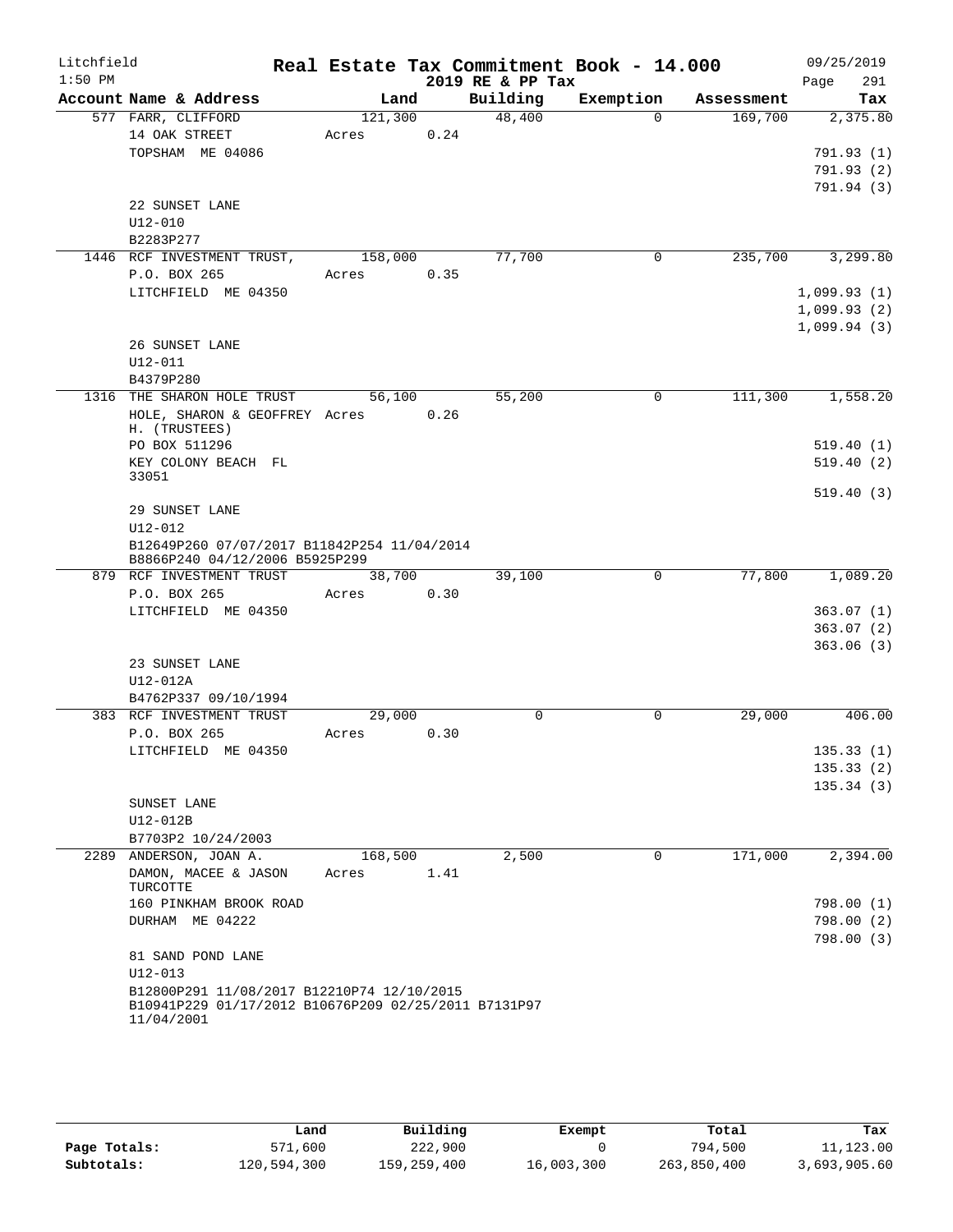Litchfield
1:50 PM

# Real Estate Tax Commitment Book - 14.000
## 2019 RE & PP Tax

09/25/2019

| Account Name & Address | Land | Building | Exemption | Assessment | Tax |
|---|---|---|---|---|---|
| 577 FARR, CLIFFORD | 121,300 | 48,400 | 0 | 169,700 | 2,375.80 |
| 14 OAK STREET | Acres 0.24 | | | | |
| TOPSHAM ME 04086 | | | | | 791.93 (1) |
| | | | | | 791.93 (2) |
| | | | | | 791.94 (3) |
| 22 SUNSET LANE | | | | | |
| U12-010 | | | | | |
| B2283P277 | | | | | |
| 1446 RCF INVESTMENT TRUST, | 158,000 | 77,700 | 0 | 235,700 | 3,299.80 |
| P.O. BOX 265 | Acres 0.35 | | | | |
| LITCHFIELD ME 04350 | | | | | 1,099.93 (1) |
| | | | | | 1,099.93 (2) |
| | | | | | 1,099.94 (3) |
| 26 SUNSET LANE | | | | | |
| U12-011 | | | | | |
| B4379P280 | | | | | |
| 1316 THE SHARON HOLE TRUST | 56,100 | 55,200 | 0 | 111,300 | 1,558.20 |
| HOLE, SHARON & GEOFFREY H. (TRUSTEES) | Acres 0.26 | | | | |
| PO BOX 511296 | | | | | 519.40 (1) |
| KEY COLONY BEACH FL 33051 | | | | | 519.40 (2) |
| | | | | | 519.40 (3) |
| 29 SUNSET LANE | | | | | |
| U12-012 | | | | | |
| B12649P260 07/07/2017 B11842P254 11/04/2014 B8866P240 04/12/2006 B5925P299 | | | | | |
| 879 RCF INVESTMENT TRUST | 38,700 | 39,100 | 0 | 77,800 | 1,089.20 |
| P.O. BOX 265 | Acres 0.30 | | | | |
| LITCHFIELD ME 04350 | | | | | 363.07 (1) |
| | | | | | 363.07 (2) |
| | | | | | 363.06 (3) |
| 23 SUNSET LANE | | | | | |
| U12-012A | | | | | |
| B4762P337 09/10/1994 | | | | | |
| 383 RCF INVESTMENT TRUST | 29,000 | 0 | 0 | 29,000 | 406.00 |
| P.O. BOX 265 | Acres 0.30 | | | | |
| LITCHFIELD ME 04350 | | | | | 135.33 (1) |
| | | | | | 135.33 (2) |
| | | | | | 135.34 (3) |
| SUNSET LANE | | | | | |
| U12-012B | | | | | |
| B7703P2 10/24/2003 | | | | | |
| 2289 ANDERSON, JOAN A. | 168,500 | 2,500 | 0 | 171,000 | 2,394.00 |
| DAMON, MACEE & JASON TURCOTTE | Acres 1.41 | | | | |
| 160 PINKHAM BROOK ROAD | | | | | 798.00 (1) |
| DURHAM ME 04222 | | | | | 798.00 (2) |
| | | | | | 798.00 (3) |
| 81 SAND POND LANE | | | | | |
| U12-013 | | | | | |
| B12800P291 11/08/2017 B12210P74 12/10/2015 B10941P229 01/17/2012 B10676P209 02/25/2011 B7131P97 11/04/2001 | | | | | |

| | Land | Building | Exempt | Total | Tax |
|---|---|---|---|---|---|
| Page Totals: | 571,600 | 222,900 | 0 | 794,500 | 11,123.00 |
| Subtotals: | 120,594,300 | 159,259,400 | 16,003,300 | 263,850,400 | 3,693,905.60 |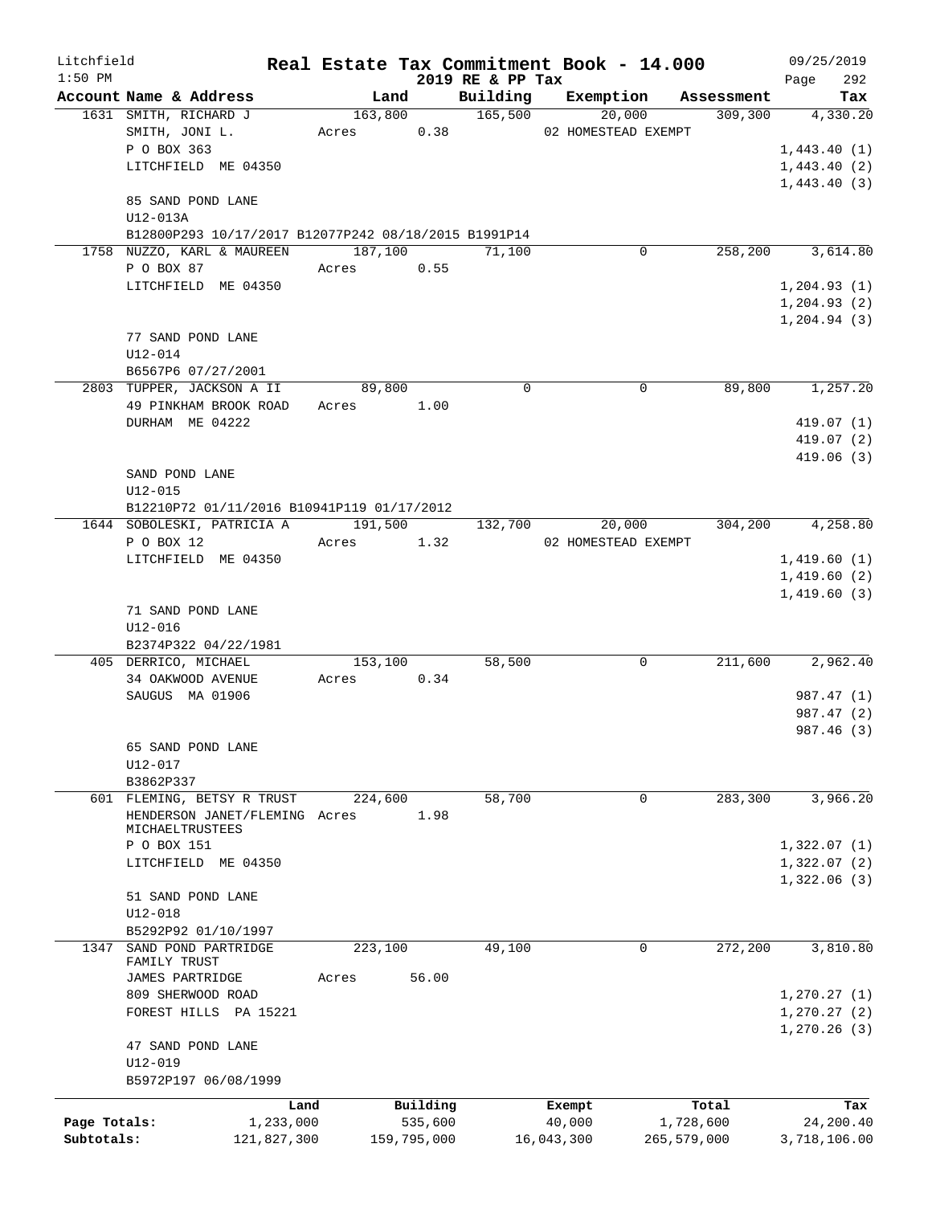# Real Estate Tax Commitment Book - 14.000

Litchfield 1:50 PM — 2019 RE & PP Tax — 09/25/2019

| Account Name & Address | Land | Building | Exemption | Assessment | Tax |
|---|---|---|---|---|---|
| 1631 SMITH, RICHARD J | 163,800 | 165,500 | 20,000 | 309,300 | 4,330.20 |
| SMITH, JONI L. | Acres 0.38 | | 02 HOMESTEAD EXEMPT | | |
| P O BOX 363 | | | | | 1,443.40 (1) |
| LITCHFIELD ME 04350 | | | | | 1,443.40 (2) |
| | | | | | 1,443.40 (3) |
| 85 SAND POND LANE | | | | | |
| U12-013A | | | | | |
| B12800P293 10/17/2017 B12077P242 08/18/2015 B1991P14 | | | | | |
| 1758 NUZZO, KARL & MAUREEN | 187,100 | 71,100 | 0 | 258,200 | 3,614.80 |
| P O BOX 87 | Acres 0.55 | | | | |
| LITCHFIELD ME 04350 | | | | | 1,204.93 (1) |
| | | | | | 1,204.93 (2) |
| | | | | | 1,204.94 (3) |
| 77 SAND POND LANE | | | | | |
| U12-014 | | | | | |
| B6567P6 07/27/2001 | | | | | |
| 2803 TUPPER, JACKSON A II | 89,800 | 0 | 0 | 89,800 | 1,257.20 |
| 49 PINKHAM BROOK ROAD | Acres 1.00 | | | | |
| DURHAM ME 04222 | | | | | 419.07 (1) |
| | | | | | 419.07 (2) |
| | | | | | 419.06 (3) |
| SAND POND LANE | | | | | |
| U12-015 | | | | | |
| B12210P72 01/11/2016 B10941P119 01/17/2012 | | | | | |
| 1644 SOBOLESKI, PATRICIA A | 191,500 | 132,700 | 20,000 | 304,200 | 4,258.80 |
| P O BOX 12 | Acres 1.32 | | 02 HOMESTEAD EXEMPT | | |
| LITCHFIELD ME 04350 | | | | | 1,419.60 (1) |
| | | | | | 1,419.60 (2) |
| | | | | | 1,419.60 (3) |
| 71 SAND POND LANE | | | | | |
| U12-016 | | | | | |
| B2374P322 04/22/1981 | | | | | |
| 405 DERRICO, MICHAEL | 153,100 | 58,500 | 0 | 211,600 | 2,962.40 |
| 34 OAKWOOD AVENUE | Acres 0.34 | | | | |
| SAUGUS MA 01906 | | | | | 987.47 (1) |
| | | | | | 987.47 (2) |
| | | | | | 987.46 (3) |
| 65 SAND POND LANE | | | | | |
| U12-017 | | | | | |
| B3862P337 | | | | | |
| 601 FLEMING, BETSY R TRUST | 224,600 | 58,700 | 0 | 283,300 | 3,966.20 |
| HENDERSON JANET/FLEMING MICHAELTRUSTEES | Acres 1.98 | | | | |
| P O BOX 151 | | | | | 1,322.07 (1) |
| LITCHFIELD ME 04350 | | | | | 1,322.07 (2) |
| | | | | | 1,322.06 (3) |
| 51 SAND POND LANE | | | | | |
| U12-018 | | | | | |
| B5292P92 01/10/1997 | | | | | |
| 1347 SAND POND PARTRIDGE FAMILY TRUST | 223,100 | 49,100 | 0 | 272,200 | 3,810.80 |
| JAMES PARTRIDGE | Acres 56.00 | | | | |
| 809 SHERWOOD ROAD | | | | | 1,270.27 (1) |
| FOREST HILLS PA 15221 | | | | | 1,270.27 (2) |
| | | | | | 1,270.26 (3) |
| 47 SAND POND LANE | | | | | |
| U12-019 | | | | | |
| B5972P197 06/08/1999 | | | | | |

| | Land | Building | Exempt | Total | Tax |
|---|---|---|---|---|---|
| Page Totals: | 1,233,000 | 535,600 | 40,000 | 1,728,600 | 24,200.40 |
| Subtotals: | 121,827,300 | 159,795,000 | 16,043,300 | 265,579,000 | 3,718,106.00 |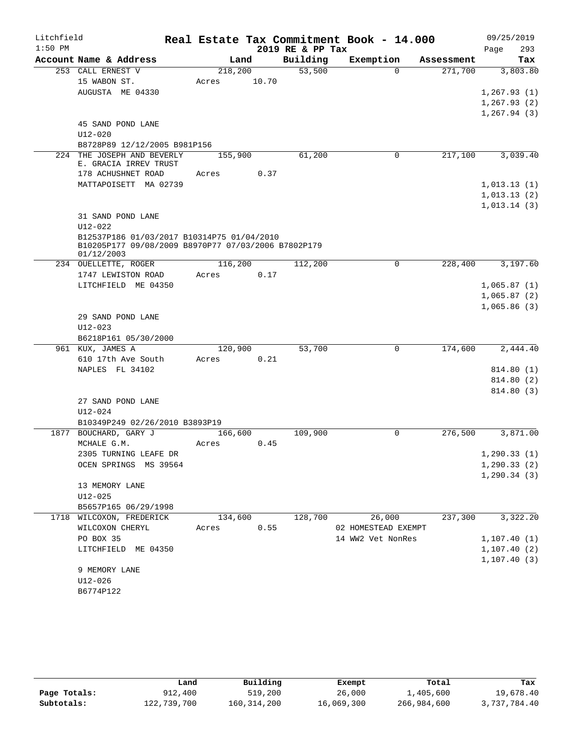# Real Estate Tax Commitment Book - 14.000

Litchfield 1:50 PM — 2019 RE & PP Tax — 09/25/2019

| Account Name & Address | Land | Building | Exemption | Assessment | Tax |
|---|---|---|---|---|---|
| 253 CALL ERNEST V | 218,200 | 53,500 | 0 | 271,700 | 3,803.80 |
| 15 WABON ST. | Acres 10.70 | | | | |
| AUGUSTA ME 04330 | | | | | 1,267.93 (1) |
| | | | | | 1,267.93 (2) |
| | | | | | 1,267.94 (3) |
| 45 SAND POND LANE | | | | | |
| U12-020 | | | | | |
| B8728P89 12/12/2005 B981P156 | | | | | |
| 224 THE JOSEPH AND BEVERLY E. GRACIA IRREV TRUST | 155,900 | 61,200 | 0 | 217,100 | 3,039.40 |
| 178 ACHUSHNET ROAD | Acres 0.37 | | | | |
| MATTAPOISETT MA 02739 | | | | | 1,013.13 (1) |
| | | | | | 1,013.13 (2) |
| | | | | | 1,013.14 (3) |
| 31 SAND POND LANE | | | | | |
| U12-022 | | | | | |
| B12537P186 01/03/2017 B10314P75 01/04/2010 B10205P177 09/08/2009 B8970P77 07/03/2006 B7802P179 01/12/2003 | | | | | |
| 234 OUELLETTE, ROGER | 116,200 | 112,200 | 0 | 228,400 | 3,197.60 |
| 1747 LEWISTON ROAD | Acres 0.17 | | | | |
| LITCHFIELD ME 04350 | | | | | 1,065.87 (1) |
| | | | | | 1,065.87 (2) |
| | | | | | 1,065.86 (3) |
| 29 SAND POND LANE | | | | | |
| U12-023 | | | | | |
| B6218P161 05/30/2000 | | | | | |
| 961 KUX, JAMES A | 120,900 | 53,700 | 0 | 174,600 | 2,444.40 |
| 610 17th Ave South | Acres 0.21 | | | | |
| NAPLES FL 34102 | | | | | 814.80 (1) |
| | | | | | 814.80 (2) |
| | | | | | 814.80 (3) |
| 27 SAND POND LANE | | | | | |
| U12-024 | | | | | |
| B10349P249 02/26/2010 B3893P19 | | | | | |
| 1877 BOUCHARD, GARY J | 166,600 | 109,900 | 0 | 276,500 | 3,871.00 |
| MCHALE G.M. | Acres 0.45 | | | | |
| 2305 TURNING LEAFE DR | | | | | 1,290.33 (1) |
| OCEN SPRINGS MS 39564 | | | | | 1,290.33 (2) |
| | | | | | 1,290.34 (3) |
| 13 MEMORY LANE | | | | | |
| U12-025 | | | | | |
| B5657P165 06/29/1998 | | | | | |
| 1718 WILCOXON, FREDERICK | 134,600 | 128,700 | 26,000 | 237,300 | 3,322.20 |
| WILCOXON CHERYL | Acres 0.55 | | 02 HOMESTEAD EXEMPT | | |
| PO BOX 35 | | | 14 WW2 Vet NonRes | | 1,107.40 (1) |
| LITCHFIELD ME 04350 | | | | | 1,107.40 (2) |
| | | | | | 1,107.40 (3) |
| 9 MEMORY LANE | | | | | |
| U12-026 | | | | | |
| B6774P122 | | | | | |

| | Land | Building | Exempt | Total | Tax |
|---|---|---|---|---|---|
| Page Totals: | 912,400 | 519,200 | 26,000 | 1,405,600 | 19,678.40 |
| Subtotals: | 122,739,700 | 160,314,200 | 16,069,300 | 266,984,600 | 3,737,784.40 |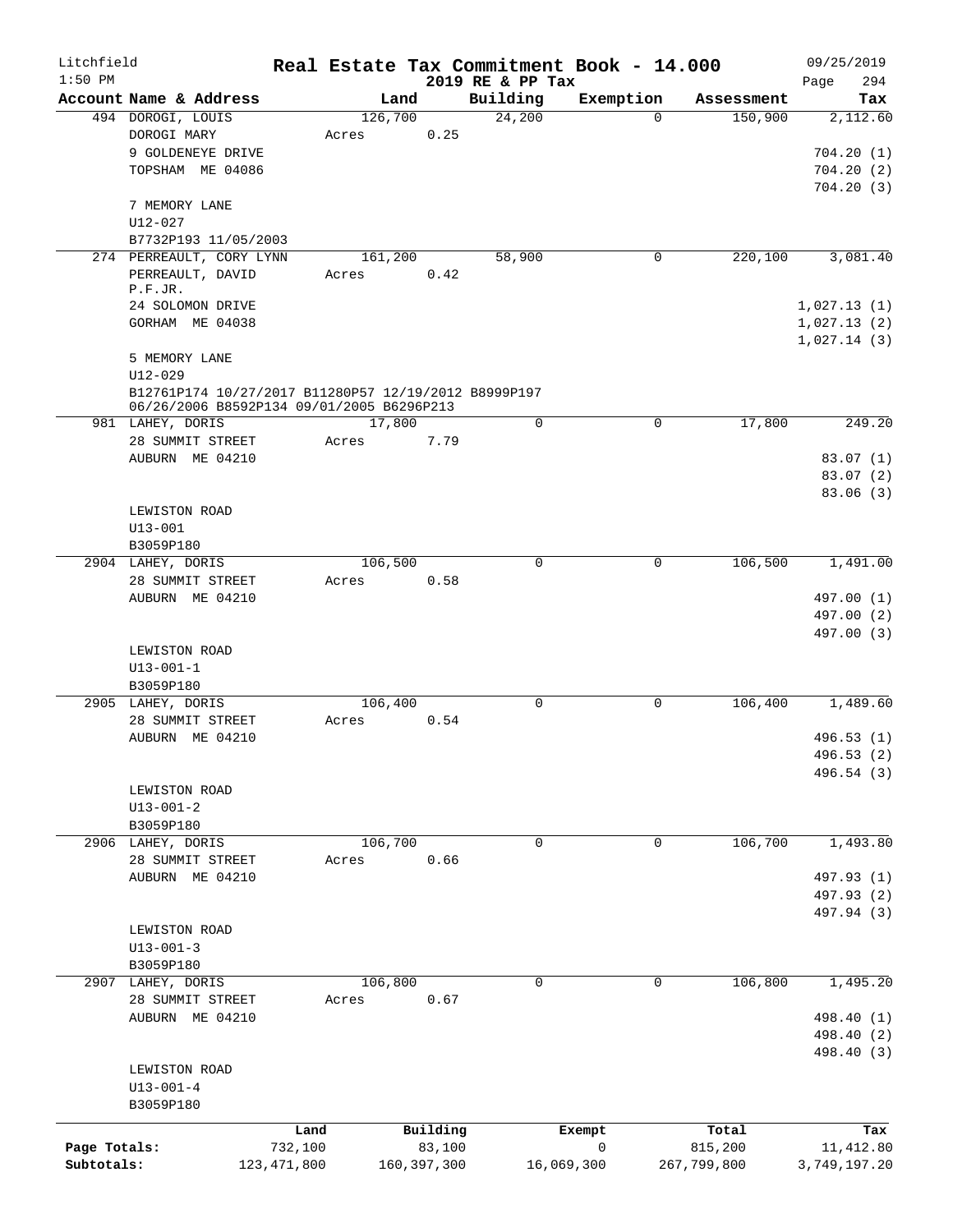Litchfield
1:50 PM

# Real Estate Tax Commitment Book - 14.000

2019 RE & PP Tax

09/25/2019

| Account Name & Address | Land | Building | Exemption | Assessment | Tax |
|---|---|---|---|---|---|
| 494 DOROGI, LOUIS | 126,700 | 24,200 | 0 | 150,900 | 2,112.60 |
| DOROGI MARY | Acres 0.25 | | | | |
| 9 GOLDENEYE DRIVE | | | | | 704.20 (1) |
| TOPSHAM ME 04086 | | | | | 704.20 (2) |
| | | | | | 704.20 (3) |
| 7 MEMORY LANE | | | | | |
| U12-027 | | | | | |
| B7732P193 11/05/2003 | | | | | |
| 274 PERREAULT, CORY LYNN | 161,200 | 58,900 | 0 | 220,100 | 3,081.40 |
| PERREAULT, DAVID P.F.JR. | Acres 0.42 | | | | |
| 24 SOLOMON DRIVE | | | | | 1,027.13 (1) |
| GORHAM ME 04038 | | | | | 1,027.13 (2) |
| | | | | | 1,027.14 (3) |
| 5 MEMORY LANE | | | | | |
| U12-029 | | | | | |
| B12761P174 10/27/2017 B11280P57 12/19/2012 B8999P197 06/26/2006 B8592P134 09/01/2005 B6296P213 | | | | | |
| 981 LAHEY, DORIS | 17,800 | 0 | 0 | 17,800 | 249.20 |
| 28 SUMMIT STREET | Acres 7.79 | | | | |
| AUBURN ME 04210 | | | | | 83.07 (1) |
| | | | | | 83.07 (2) |
| | | | | | 83.06 (3) |
| LEWISTON ROAD | | | | | |
| U13-001 | | | | | |
| B3059P180 | | | | | |
| 2904 LAHEY, DORIS | 106,500 | 0 | 0 | 106,500 | 1,491.00 |
| 28 SUMMIT STREET | Acres 0.58 | | | | |
| AUBURN ME 04210 | | | | | 497.00 (1) |
| | | | | | 497.00 (2) |
| | | | | | 497.00 (3) |
| LEWISTON ROAD | | | | | |
| U13-001-1 | | | | | |
| B3059P180 | | | | | |
| 2905 LAHEY, DORIS | 106,400 | 0 | 0 | 106,400 | 1,489.60 |
| 28 SUMMIT STREET | Acres 0.54 | | | | |
| AUBURN ME 04210 | | | | | 496.53 (1) |
| | | | | | 496.53 (2) |
| | | | | | 496.54 (3) |
| LEWISTON ROAD | | | | | |
| U13-001-2 | | | | | |
| B3059P180 | | | | | |
| 2906 LAHEY, DORIS | 106,700 | 0 | 0 | 106,700 | 1,493.80 |
| 28 SUMMIT STREET | Acres 0.66 | | | | |
| AUBURN ME 04210 | | | | | 497.93 (1) |
| | | | | | 497.93 (2) |
| | | | | | 497.94 (3) |
| LEWISTON ROAD | | | | | |
| U13-001-3 | | | | | |
| B3059P180 | | | | | |
| 2907 LAHEY, DORIS | 106,800 | 0 | 0 | 106,800 | 1,495.20 |
| 28 SUMMIT STREET | Acres 0.67 | | | | |
| AUBURN ME 04210 | | | | | 498.40 (1) |
| | | | | | 498.40 (2) |
| | | | | | 498.40 (3) |
| LEWISTON ROAD | | | | | |
| U13-001-4 | | | | | |
| B3059P180 | | | | | |

| | Land | Building | Exempt | Total | Tax |
|---|---|---|---|---|---|
| Page Totals: | 732,100 | 83,100 | 0 | 815,200 | 11,412.80 |
| Subtotals: | 123,471,800 | 160,397,300 | 16,069,300 | 267,799,800 | 3,749,197.20 |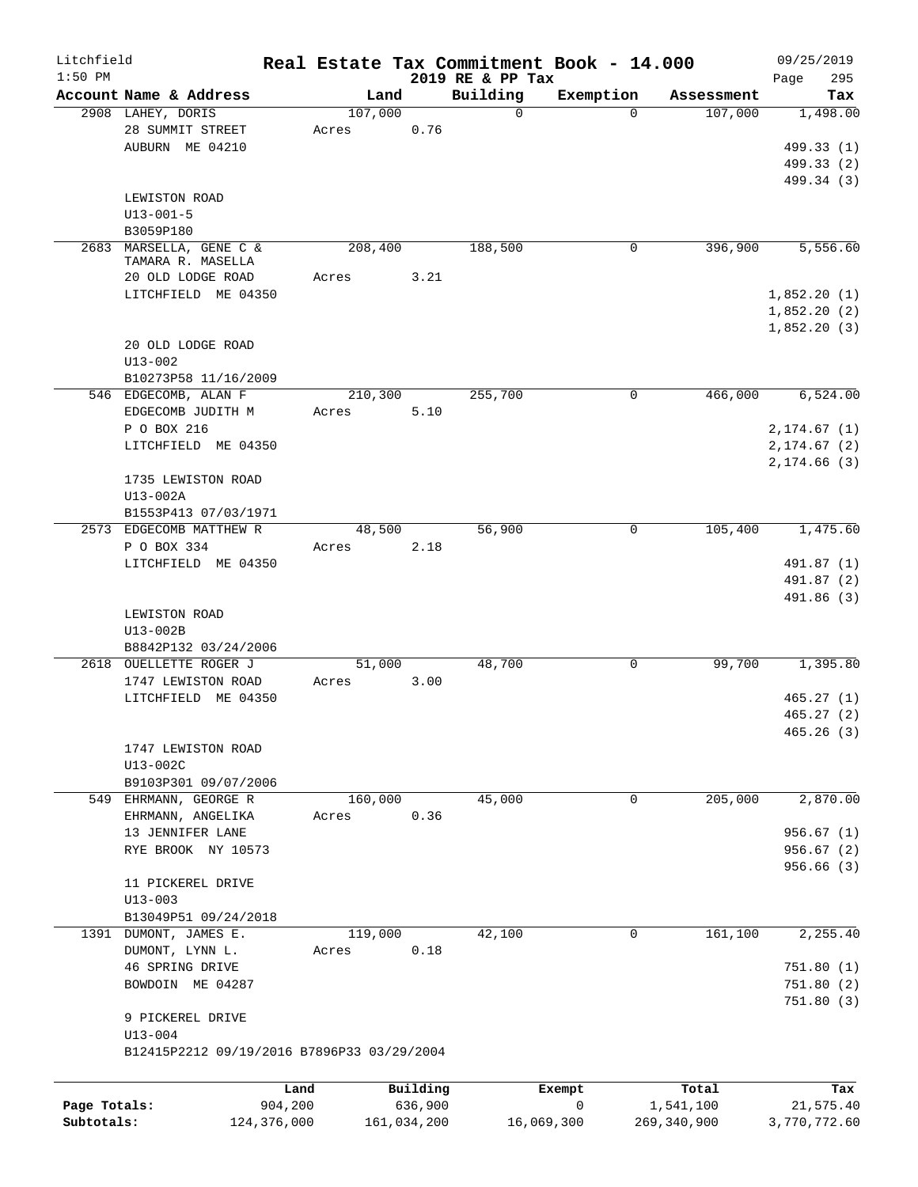Litchfield
1:50 PM

# Real Estate Tax Commitment Book - 14.000
## 2019 RE & PP Tax

09/25/2019

| Account | Name & Address | Land | Building | Exemption | Assessment | Tax |
|---|---|---|---|---|---|---|
| 2908 | LAHEY, DORIS<br>28 SUMMIT STREET<br>AUBURN ME 04210<br><br>LEWISTON ROAD<br>U13-001-5<br>B3059P180 | 107,000<br>Acres 0.76 | 0 | 0 | 107,000 | 1,498.00<br>499.33 (1)<br>499.33 (2)<br>499.34 (3) |
| 2683 | MARSELLA, GENE C &<br>TAMARA R. MASELLA<br>20 OLD LODGE ROAD<br>LITCHFIELD ME 04350<br><br>20 OLD LODGE ROAD<br>U13-002<br>B10273P58 11/16/2009 | 208,400<br>Acres 3.21 | 188,500 | 0 | 396,900 | 5,556.60<br>1,852.20 (1)<br>1,852.20 (2)<br>1,852.20 (3) |
| 546 | EDGECOMB, ALAN F<br>EDGECOMB JUDITH M<br>P O BOX 216<br>LITCHFIELD ME 04350<br><br>1735 LEWISTON ROAD<br>U13-002A<br>B1553P413 07/03/1971 | 210,300<br>Acres 5.10 | 255,700 | 0 | 466,000 | 6,524.00<br>2,174.67 (1)<br>2,174.67 (2)<br>2,174.66 (3) |
| 2573 | EDGECOMB MATTHEW R<br>P O BOX 334<br>LITCHFIELD ME 04350<br><br>LEWISTON ROAD<br>U13-002B<br>B8842P132 03/24/2006 | 48,500<br>Acres 2.18 | 56,900 | 0 | 105,400 | 1,475.60<br>491.87 (1)<br>491.87 (2)<br>491.86 (3) |
| 2618 | OUELLETTE ROGER J<br>1747 LEWISTON ROAD<br>LITCHFIELD ME 04350<br><br>1747 LEWISTON ROAD<br>U13-002C<br>B9103P301 09/07/2006 | 51,000<br>Acres 3.00 | 48,700 | 0 | 99,700 | 1,395.80<br>465.27 (1)<br>465.27 (2)<br>465.26 (3) |
| 549 | EHRMANN, GEORGE R<br>EHRMANN, ANGELIKA<br>13 JENNIFER LANE<br>RYE BROOK NY 10573<br><br>11 PICKEREL DRIVE<br>U13-003<br>B13049P51 09/24/2018 | 160,000<br>Acres 0.36 | 45,000 | 0 | 205,000 | 2,870.00<br>956.67 (1)<br>956.67 (2)<br>956.66 (3) |
| 1391 | DUMONT, JAMES E.<br>DUMONT, LYNN L.<br>46 SPRING DRIVE<br>BOWDOIN ME 04287<br><br>9 PICKEREL DRIVE<br>U13-004<br>B12415P2212 09/19/2016 B7896P33 03/29/2004 | 119,000<br>Acres 0.18 | 42,100 | 0 | 161,100 | 2,255.40<br>751.80 (1)<br>751.80 (2)<br>751.80 (3) |

| | Land | Building | Exempt | Total | Tax |
|---|---|---|---|---|---|
| Page Totals: | 904,200 | 636,900 | 0 | 1,541,100 | 21,575.40 |
| Subtotals: | 124,376,000 | 161,034,200 | 16,069,300 | 269,340,900 | 3,770,772.60 |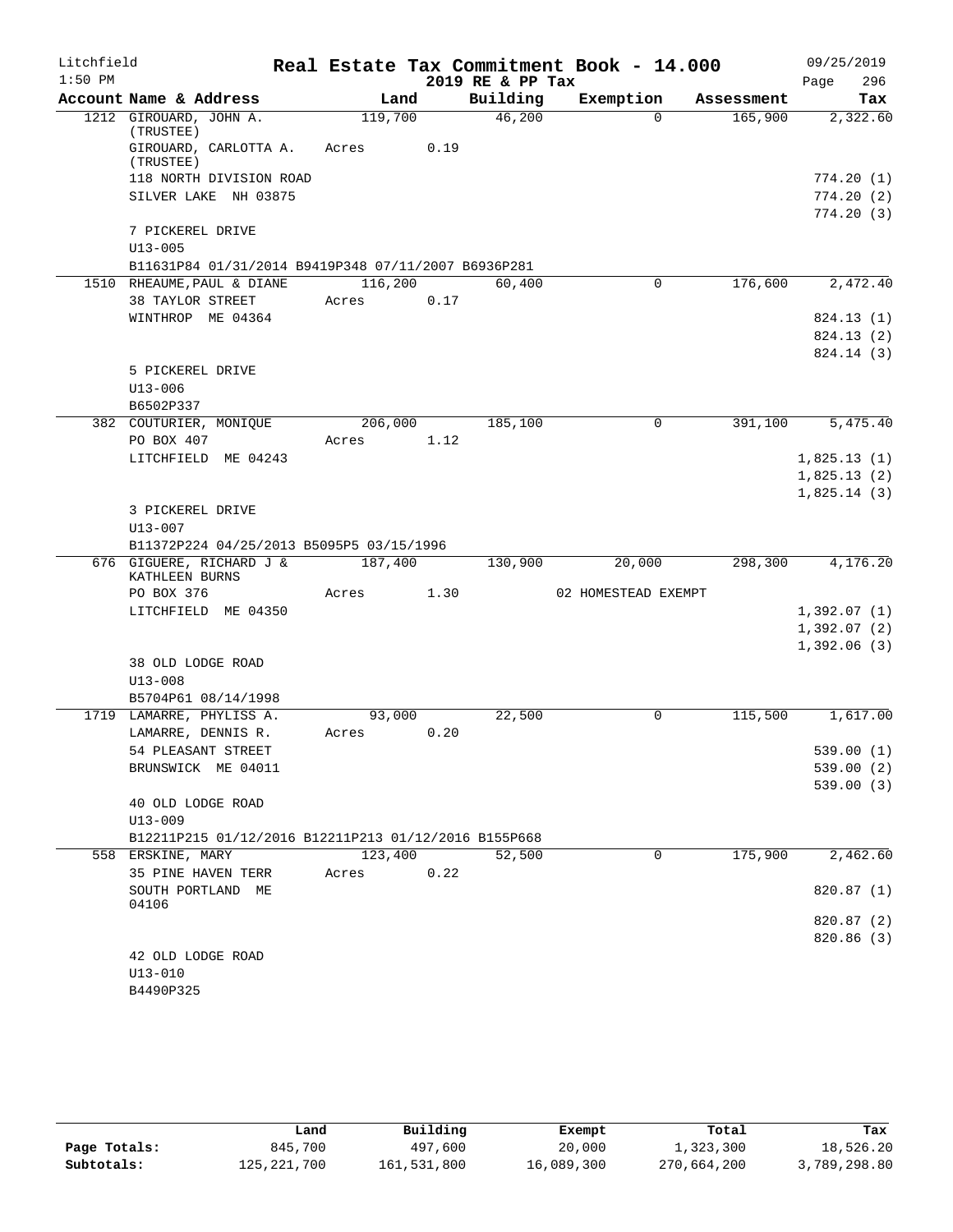Litchfield | Real Estate Tax Commitment Book - 14.000 | 09/25/2019
1:50 PM | 2019 RE & PP Tax | Page 296

| Account Name & Address | Land | Building | Exemption | Assessment | Tax |
|---|---|---|---|---|---|
| 1212 GIROUARD, JOHN A. (TRUSTEE) | 119,700 | 46,200 | 0 | 165,900 | 2,322.60 |
| GIROUARD, CARLOTTA A. (TRUSTEE) | Acres 0.19 | | | | |
| 118 NORTH DIVISION ROAD | | | | | 774.20 (1) |
| SILVER LAKE NH 03875 | | | | | 774.20 (2) |
| | | | | | 774.20 (3) |
| 7 PICKEREL DRIVE | | | | | |
| U13-005 | | | | | |
| B11631P84 01/31/2014 B9419P348 07/11/2007 B6936P281 | | | | | |
| 1510 RHEAUME, PAUL & DIANE | 116,200 | 60,400 | 0 | 176,600 | 2,472.40 |
| 38 TAYLOR STREET | Acres 0.17 | | | | |
| WINTHROP ME 04364 | | | | | 824.13 (1) |
| | | | | | 824.13 (2) |
| | | | | | 824.14 (3) |
| 5 PICKEREL DRIVE | | | | | |
| U13-006 | | | | | |
| B6502P337 | | | | | |
| 382 COUTURIER, MONIQUE | 206,000 | 185,100 | 0 | 391,100 | 5,475.40 |
| PO BOX 407 | Acres 1.12 | | | | |
| LITCHFIELD ME 04243 | | | | | 1,825.13 (1) |
| | | | | | 1,825.13 (2) |
| | | | | | 1,825.14 (3) |
| 3 PICKEREL DRIVE | | | | | |
| U13-007 | | | | | |
| B11372P224 04/25/2013 B5095P5 03/15/1996 | | | | | |
| 676 GIGUERE, RICHARD J & KATHLEEN BURNS | 187,400 | 130,900 | 20,000 | 298,300 | 4,176.20 |
| PO BOX 376 | Acres 1.30 | | 02 HOMESTEAD EXEMPT | | |
| LITCHFIELD ME 04350 | | | | | 1,392.07 (1) |
| | | | | | 1,392.07 (2) |
| | | | | | 1,392.06 (3) |
| 38 OLD LODGE ROAD | | | | | |
| U13-008 | | | | | |
| B5704P61 08/14/1998 | | | | | |
| 1719 LAMARRE, PHYLISS A. | 93,000 | 22,500 | 0 | 115,500 | 1,617.00 |
| LAMARRE, DENNIS R. | Acres 0.20 | | | | |
| 54 PLEASANT STREET | | | | | 539.00 (1) |
| BRUNSWICK ME 04011 | | | | | 539.00 (2) |
| | | | | | 539.00 (3) |
| 40 OLD LODGE ROAD | | | | | |
| U13-009 | | | | | |
| B12211P215 01/12/2016 B12211P213 01/12/2016 B155P668 | | | | | |
| 558 ERSKINE, MARY | 123,400 | 52,500 | 0 | 175,900 | 2,462.60 |
| 35 PINE HAVEN TERR | Acres 0.22 | | | | |
| SOUTH PORTLAND ME 04106 | | | | | 820.87 (1) |
| | | | | | 820.87 (2) |
| | | | | | 820.86 (3) |
| 42 OLD LODGE ROAD | | | | | |
| U13-010 | | | | | |
| B4490P325 | | | | | |

| | Land | Building | Exempt | Total | Tax |
|---|---|---|---|---|---|
| Page Totals: | 845,700 | 497,600 | 20,000 | 1,323,300 | 18,526.20 |
| Subtotals: | 125,221,700 | 161,531,800 | 16,089,300 | 270,664,200 | 3,789,298.80 |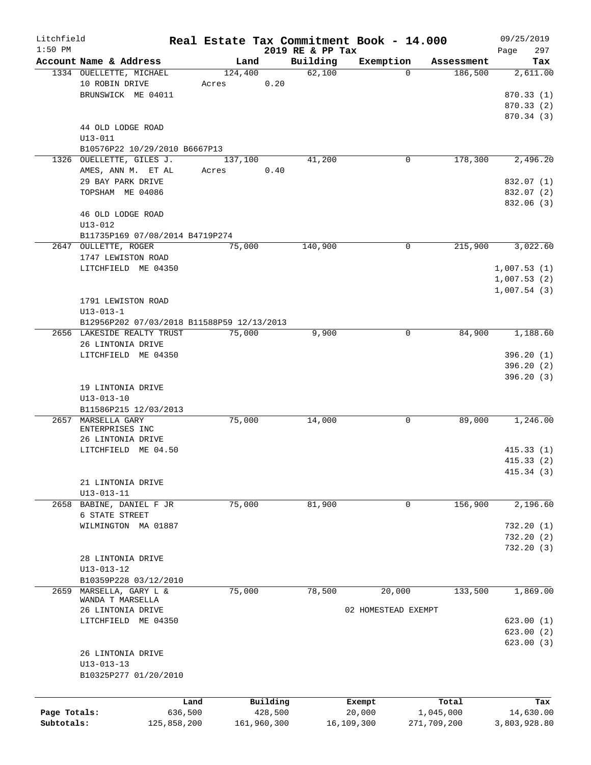# Litchfield — Real Estate Tax Commitment Book - 14.000

1:50 PM — 2019 RE & PP Tax — 09/25/2019

| Account Name & Address | Land | Building | Exemption | Assessment | Tax |
|---|---|---|---|---|---|
| 1334 OUELLETTE, MICHAEL | 124,400 | 62,100 | 0 | 186,500 | 2,611.00 |
| 10 ROBIN DRIVE | Acres 0.20 | | | | |
| BRUNSWICK ME 04011 | | | | | 870.33 (1) |
| | | | | | 870.33 (2) |
| | | | | | 870.34 (3) |
| 44 OLD LODGE ROAD | | | | | |
| U13-011 | | | | | |
| B10576P22 10/29/2010 B6667P13 | | | | | |
| 1326 OUELLETTE, GILES J. | 137,100 | 41,200 | 0 | 178,300 | 2,496.20 |
| AMES, ANN M. ET AL | Acres 0.40 | | | | |
| 29 BAY PARK DRIVE | | | | | 832.07 (1) |
| TOPSHAM ME 04086 | | | | | 832.07 (2) |
| | | | | | 832.06 (3) |
| 46 OLD LODGE ROAD | | | | | |
| U13-012 | | | | | |
| B11735P169 07/08/2014 B4719P274 | | | | | |
| 2647 OULLETTE, ROGER | 75,000 | 140,900 | 0 | 215,900 | 3,022.60 |
| 1747 LEWISTON ROAD | | | | | |
| LITCHFIELD ME 04350 | | | | | 1,007.53 (1) |
| | | | | | 1,007.53 (2) |
| | | | | | 1,007.54 (3) |
| 1791 LEWISTON ROAD | | | | | |
| U13-013-1 | | | | | |
| B12956P202 07/03/2018 B11588P59 12/13/2013 | | | | | |
| 2656 LAKESIDE REALTY TRUST | 75,000 | 9,900 | 0 | 84,900 | 1,188.60 |
| 26 LINTONIA DRIVE | | | | | |
| LITCHFIELD ME 04350 | | | | | 396.20 (1) |
| | | | | | 396.20 (2) |
| | | | | | 396.20 (3) |
| 19 LINTONIA DRIVE | | | | | |
| U13-013-10 | | | | | |
| B11586P215 12/03/2013 | | | | | |
| 2657 MARSELLA GARY ENTERPRISES INC | 75,000 | 14,000 | 0 | 89,000 | 1,246.00 |
| 26 LINTONIA DRIVE | | | | | |
| LITCHFIELD ME 04.50 | | | | | 415.33 (1) |
| | | | | | 415.33 (2) |
| | | | | | 415.34 (3) |
| 21 LINTONIA DRIVE | | | | | |
| U13-013-11 | | | | | |
| 2658 BABINE, DANIEL F JR | 75,000 | 81,900 | 0 | 156,900 | 2,196.60 |
| 6 STATE STREET | | | | | |
| WILMINGTON MA 01887 | | | | | 732.20 (1) |
| | | | | | 732.20 (2) |
| | | | | | 732.20 (3) |
| 28 LINTONIA DRIVE | | | | | |
| U13-013-12 | | | | | |
| B10359P228 03/12/2010 | | | | | |
| 2659 MARSELLA, GARY L & WANDA T MARSELLA | 75,000 | 78,500 | 20,000 | 133,500 | 1,869.00 |
| 26 LINTONIA DRIVE | | | 02 HOMESTEAD EXEMPT | | |
| LITCHFIELD ME 04350 | | | | | 623.00 (1) |
| | | | | | 623.00 (2) |
| | | | | | 623.00 (3) |
| 26 LINTONIA DRIVE | | | | | |
| U13-013-13 | | | | | |
| B10325P277 01/20/2010 | | | | | |

| | Land | Building | Exempt | Total | Tax |
|---|---|---|---|---|---|
| Page Totals: | 636,500 | 428,500 | 20,000 | 1,045,000 | 14,630.00 |
| Subtotals: | 125,858,200 | 161,960,300 | 16,109,300 | 271,709,200 | 3,803,928.80 |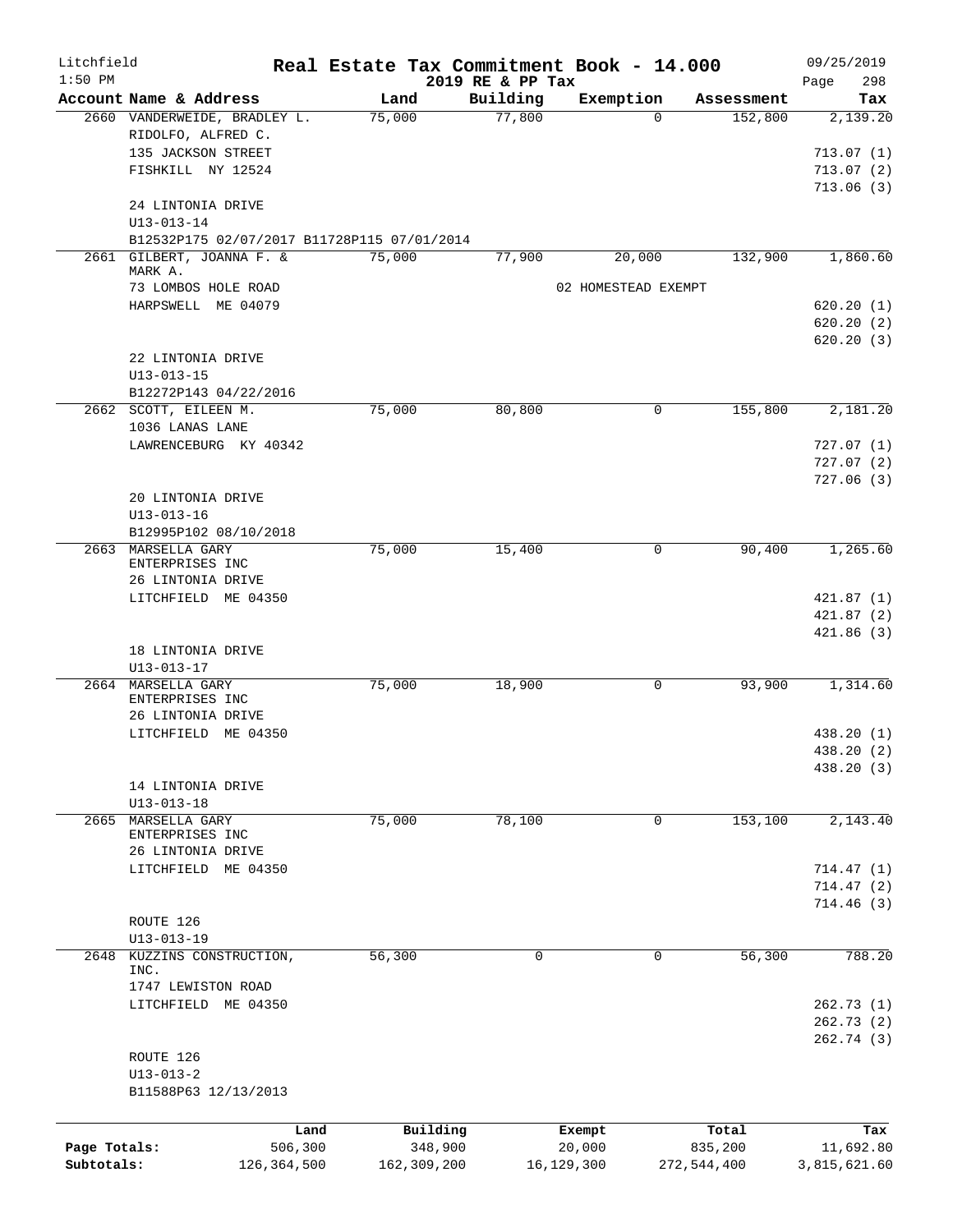Litchfield
1:50 PM

# Real Estate Tax Commitment Book - 14.000

2019 RE & PP Tax

09/25/2019

| Account Name & Address | Land | Building | Exemption | Assessment | Tax |
|---|---|---|---|---|---|
| 2660 VANDERWEIDE, BRADLEY L. | 75,000 | 77,800 | 0 | 152,800 | 2,139.20 |
| RIDOLFO, ALFRED C. | | | | | |
| 135 JACKSON STREET | | | | | 713.07 (1) |
| FISHKILL NY 12524 | | | | | 713.07 (2) |
| | | | | | 713.06 (3) |
| 24 LINTONIA DRIVE | | | | | |
| U13-013-14 | | | | | |
| B12532P175 02/07/2017 B11728P115 07/01/2014 | | | | | |
| 2661 GILBERT, JOANNA F. & MARK A. | 75,000 | 77,900 | 20,000 | 132,900 | 1,860.60 |
| 73 LOMBOS HOLE ROAD | | | 02 HOMESTEAD EXEMPT | | |
| HARPSWELL ME 04079 | | | | | 620.20 (1) |
| | | | | | 620.20 (2) |
| | | | | | 620.20 (3) |
| 22 LINTONIA DRIVE | | | | | |
| U13-013-15 | | | | | |
| B12272P143 04/22/2016 | | | | | |
| 2662 SCOTT, EILEEN M. | 75,000 | 80,800 | 0 | 155,800 | 2,181.20 |
| 1036 LANAS LANE | | | | | |
| LAWRENCEBURG KY 40342 | | | | | 727.07 (1) |
| | | | | | 727.07 (2) |
| | | | | | 727.06 (3) |
| 20 LINTONIA DRIVE | | | | | |
| U13-013-16 | | | | | |
| B12995P102 08/10/2018 | | | | | |
| 2663 MARSELLA GARY ENTERPRISES INC | 75,000 | 15,400 | 0 | 90,400 | 1,265.60 |
| 26 LINTONIA DRIVE | | | | | |
| LITCHFIELD ME 04350 | | | | | 421.87 (1) |
| | | | | | 421.87 (2) |
| | | | | | 421.86 (3) |
| 18 LINTONIA DRIVE | | | | | |
| U13-013-17 | | | | | |
| 2664 MARSELLA GARY ENTERPRISES INC | 75,000 | 18,900 | 0 | 93,900 | 1,314.60 |
| 26 LINTONIA DRIVE | | | | | |
| LITCHFIELD ME 04350 | | | | | 438.20 (1) |
| | | | | | 438.20 (2) |
| | | | | | 438.20 (3) |
| 14 LINTONIA DRIVE | | | | | |
| U13-013-18 | | | | | |
| 2665 MARSELLA GARY ENTERPRISES INC | 75,000 | 78,100 | 0 | 153,100 | 2,143.40 |
| 26 LINTONIA DRIVE | | | | | |
| LITCHFIELD ME 04350 | | | | | 714.47 (1) |
| | | | | | 714.47 (2) |
| | | | | | 714.46 (3) |
| ROUTE 126 | | | | | |
| U13-013-19 | | | | | |
| 2648 KUZZINS CONSTRUCTION, INC. | 56,300 | 0 | 0 | 56,300 | 788.20 |
| 1747 LEWISTON ROAD | | | | | |
| LITCHFIELD ME 04350 | | | | | 262.73 (1) |
| | | | | | 262.73 (2) |
| | | | | | 262.74 (3) |
| ROUTE 126 | | | | | |
| U13-013-2 | | | | | |
| B11588P63 12/13/2013 | | | | | |

| | Land | Building | Exempt | Total | Tax |
|---|---|---|---|---|---|
| Page Totals: | 506,300 | 348,900 | 20,000 | 835,200 | 11,692.80 |
| Subtotals: | 126,364,500 | 162,309,200 | 16,129,300 | 272,544,400 | 3,815,621.60 |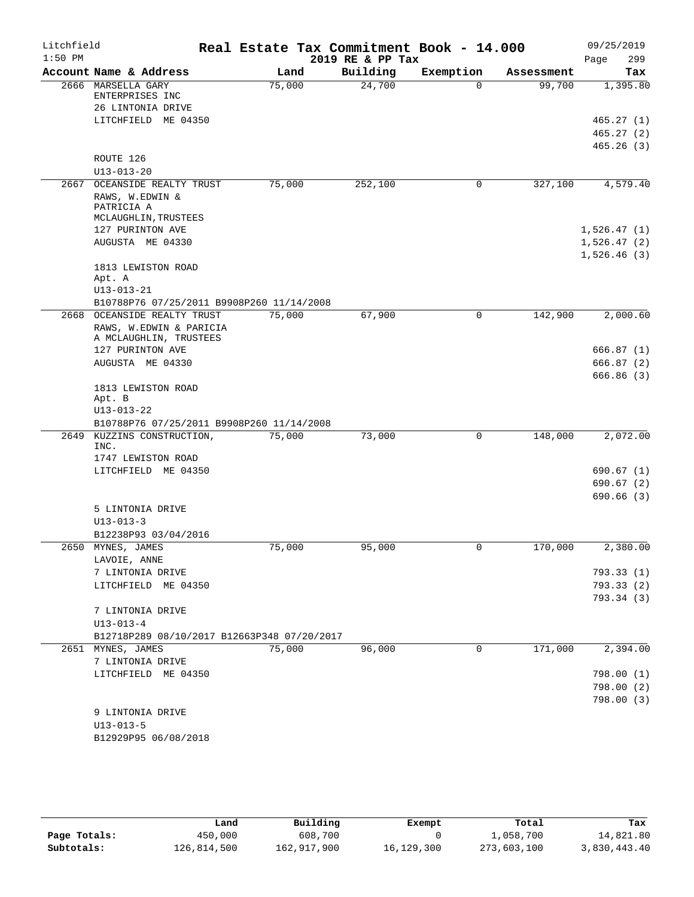Litchfield
1:50 PM

# Real Estate Tax Commitment Book - 14.000

2019 RE & PP Tax

09/25/2019

| Account Name & Address | Land | Building | Exemption | Assessment | Tax |
|---|---|---|---|---|---|
| 2666 MARSELLA GARY ENTERPRISES INC<br>26 LINTONIA DRIVE<br>LITCHFIELD ME 04350<br><br>ROUTE 126<br>U13-013-20 | 75,000 | 24,700 | 0 | 99,700 | 1,395.80<br><br>465.27 (1)<br>465.27 (2)<br>465.26 (3) |
| 2667 OCEANSIDE REALTY TRUST<br>RAWS, W.EDWIN & PATRICIA A MCLAUGHLIN,TRUSTEES<br>127 PURINTON AVE<br>AUGUSTA ME 04330<br><br>1813 LEWISTON ROAD<br>Apt. A<br>U13-013-21<br>B10788P76 07/25/2011 B9908P260 11/14/2008 | 75,000 | 252,100 | 0 | 327,100 | 4,579.40<br><br>1,526.47 (1)<br>1,526.47 (2)<br>1,526.46 (3) |
| 2668 OCEANSIDE REALTY TRUST<br>RAWS, W.EDWIN & PARICIA A MCLAUGHLIN, TRUSTEES<br>127 PURINTON AVE<br>AUGUSTA ME 04330<br><br>1813 LEWISTON ROAD<br>Apt. B<br>U13-013-22<br>B10788P76 07/25/2011 B9908P260 11/14/2008 | 75,000 | 67,900 | 0 | 142,900 | 2,000.60<br><br>666.87 (1)<br>666.87 (2)<br>666.86 (3) |
| 2649 KUZZINS CONSTRUCTION, INC.<br>1747 LEWISTON ROAD<br>LITCHFIELD ME 04350<br><br>5 LINTONIA DRIVE<br>U13-013-3<br>B12238P93 03/04/2016 | 75,000 | 73,000 | 0 | 148,000 | 2,072.00<br><br>690.67 (1)<br>690.67 (2)<br>690.66 (3) |
| 2650 MYNES, JAMES<br>LAVOIE, ANNE<br>7 LINTONIA DRIVE<br>LITCHFIELD ME 04350<br><br>7 LINTONIA DRIVE<br>U13-013-4<br>B12718P289 08/10/2017 B12663P348 07/20/2017 | 75,000 | 95,000 | 0 | 170,000 | 2,380.00<br><br>793.33 (1)<br>793.33 (2)<br>793.34 (3) |
| 2651 MYNES, JAMES<br>7 LINTONIA DRIVE<br>LITCHFIELD ME 04350<br><br>9 LINTONIA DRIVE<br>U13-013-5<br>B12929P95 06/08/2018 | 75,000 | 96,000 | 0 | 171,000 | 2,394.00<br><br>798.00 (1)<br>798.00 (2)<br>798.00 (3) |

| | Land | Building | Exempt | Total | Tax |
|---|---|---|---|---|---|
| Page Totals: | 450,000 | 608,700 | 0 | 1,058,700 | 14,821.80 |
| Subtotals: | 126,814,500 | 162,917,900 | 16,129,300 | 273,603,100 | 3,830,443.40 |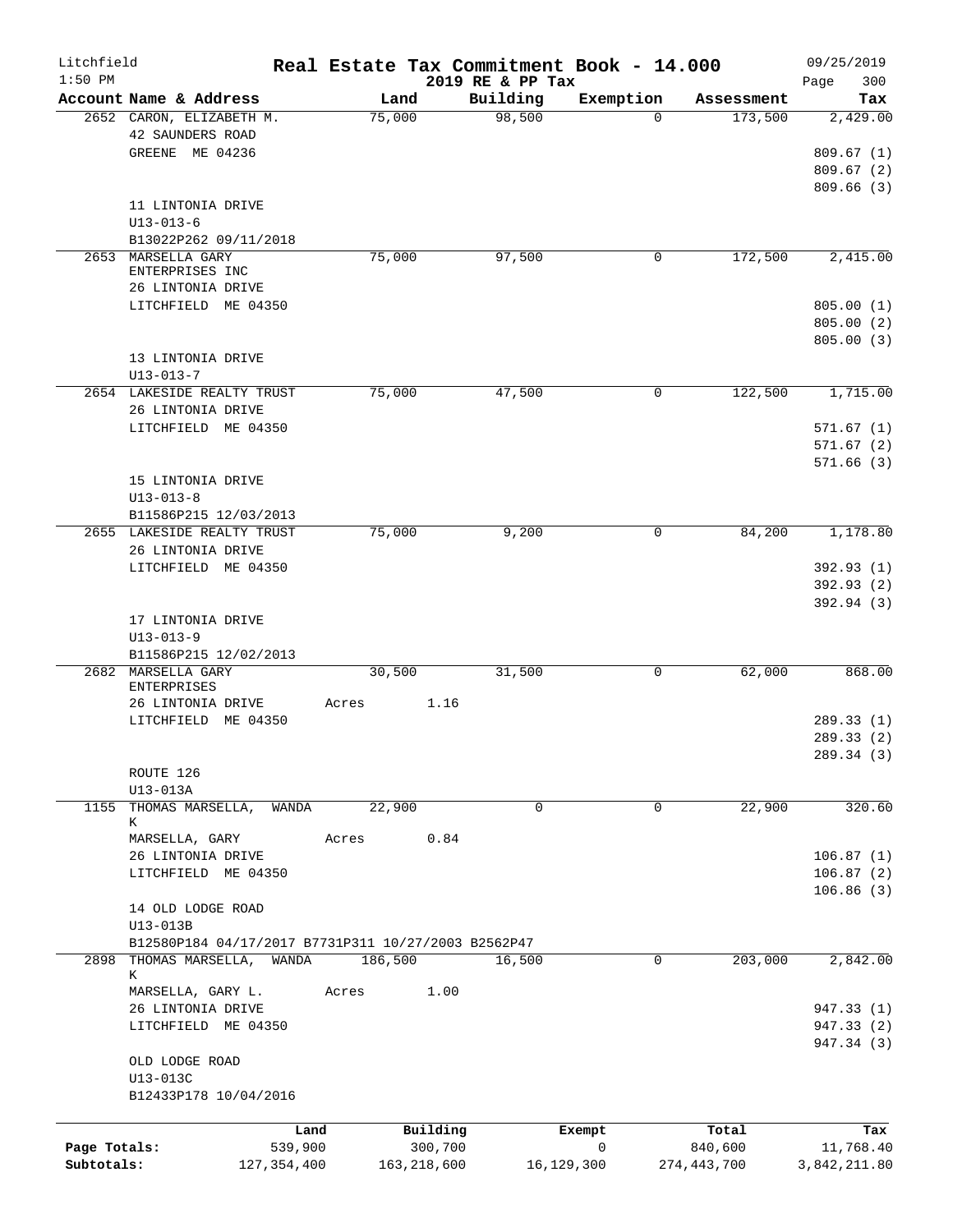Litchfield 1:50 PM

# Real Estate Tax Commitment Book - 14.000

## 2019 RE & PP Tax

09/25/2019 Page 300

| Account Name & Address | Land | Building | Exemption | Assessment | Tax |
|---|---|---|---|---|---|
| 2652 CARON, ELIZABETH M.<br>42 SAUNDERS ROAD<br>GREENE ME 04236<br><br>11 LINTONIA DRIVE<br>U13-013-6<br>B13022P262 09/11/2018 | 75,000 | 98,500 | 0 | 173,500 | 2,429.00<br><br>809.67 (1)<br>809.67 (2)<br>809.66 (3) |
| 2653 MARSELLA GARY ENTERPRISES INC<br>26 LINTONIA DRIVE<br>LITCHFIELD ME 04350<br><br>13 LINTONIA DRIVE<br>U13-013-7 | 75,000 | 97,500 | 0 | 172,500 | 2,415.00<br><br>805.00 (1)<br>805.00 (2)<br>805.00 (3) |
| 2654 LAKESIDE REALTY TRUST<br>26 LINTONIA DRIVE<br>LITCHFIELD ME 04350<br><br>15 LINTONIA DRIVE<br>U13-013-8<br>B11586P215 12/03/2013 | 75,000 | 47,500 | 0 | 122,500 | 1,715.00<br><br>571.67 (1)<br>571.67 (2)<br>571.66 (3) |
| 2655 LAKESIDE REALTY TRUST<br>26 LINTONIA DRIVE<br>LITCHFIELD ME 04350<br><br>17 LINTONIA DRIVE<br>U13-013-9<br>B11586P215 12/02/2013 | 75,000 | 9,200 | 0 | 84,200 | 1,178.80<br><br>392.93 (1)<br>392.93 (2)<br>392.94 (3) |
| 2682 MARSELLA GARY ENTERPRISES<br>26 LINTONIA DRIVE<br>LITCHFIELD ME 04350<br><br>ROUTE 126<br>U13-013A | 30,500<br>Acres 1.16 | 31,500 | 0 | 62,000 | 868.00<br><br>289.33 (1)<br>289.33 (2)<br>289.34 (3) |
| 1155 THOMAS MARSELLA, WANDA K<br>MARSELLA, GARY<br>26 LINTONIA DRIVE<br>LITCHFIELD ME 04350<br><br>14 OLD LODGE ROAD<br>U13-013B<br>B12580P184 04/17/2017 B7731P311 10/27/2003 B2562P47 | 22,900<br>Acres 0.84 | 0 | 0 | 22,900 | 320.60<br><br>106.87 (1)<br>106.87 (2)<br>106.86 (3) |
| 2898 THOMAS MARSELLA, WANDA K<br>MARSELLA, GARY L.<br>26 LINTONIA DRIVE<br>LITCHFIELD ME 04350<br><br>OLD LODGE ROAD<br>U13-013C<br>B12433P178 10/04/2016 | 186,500<br>Acres 1.00 | 16,500 | 0 | 203,000 | 2,842.00<br><br>947.33 (1)<br>947.33 (2)<br>947.34 (3) |

| | Land | Building | Exempt | Total | Tax |
|---|---|---|---|---|---|
| Page Totals: | 539,900 | 300,700 | 0 | 840,600 | 11,768.40 |
| Subtotals: | 127,354,400 | 163,218,600 | 16,129,300 | 274,443,700 | 3,842,211.80 |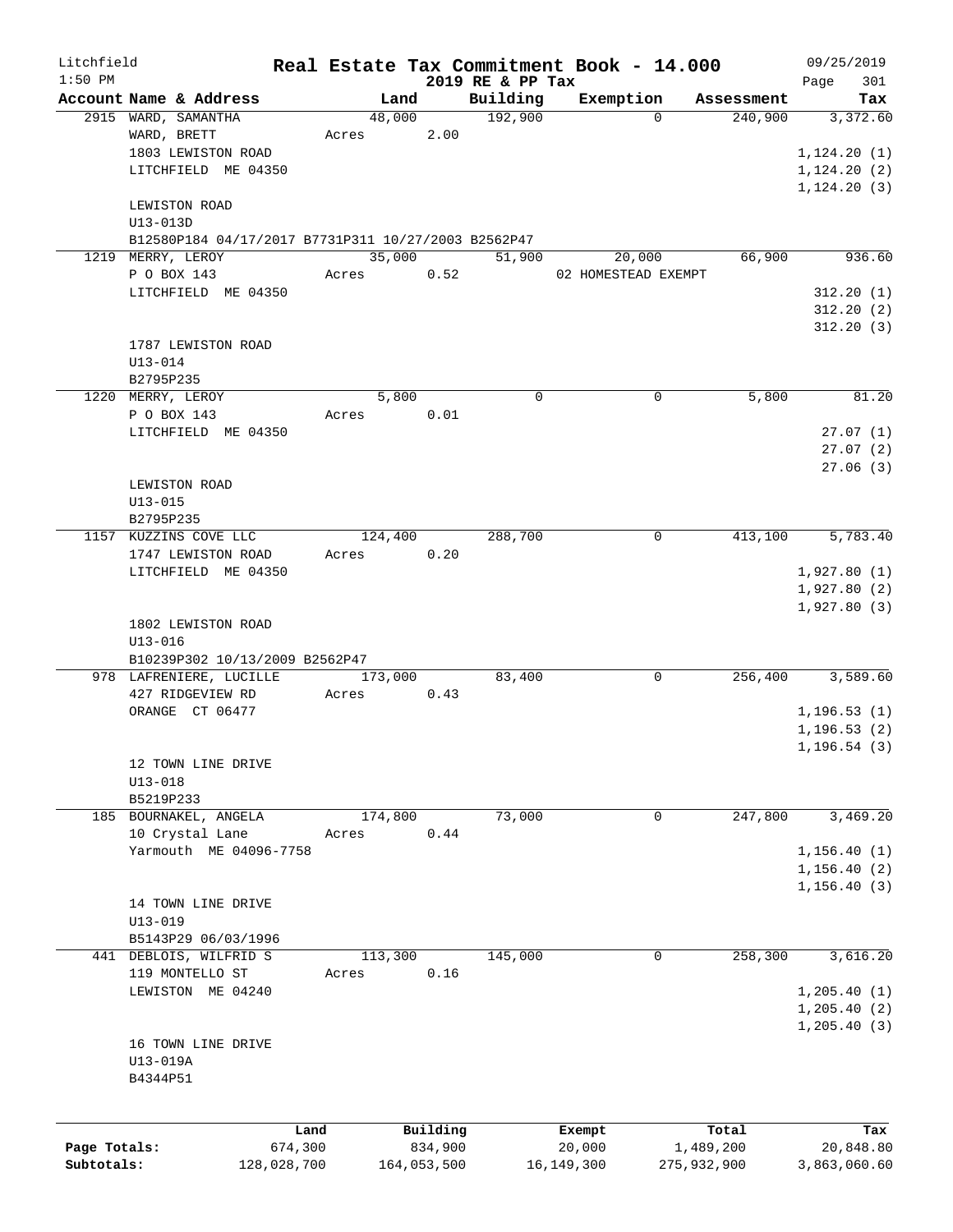Litchfield 1:50 PM

# Real Estate Tax Commitment Book - 14.000

2019 RE & PP Tax

09/25/2019 Page 301

| Account | Name & Address | Land | Building | Exemption | Assessment | Tax |
|---|---|---|---|---|---|---|
| 2915 | WARD, SAMANTHA | 48,000 | 192,900 | 0 | 240,900 | 3,372.60 |
| | WARD, BRETT | Acres 2.00 | | | | |
| | 1803 LEWISTON ROAD | | | | | 1,124.20 (1) |
| | LITCHFIELD ME 04350 | | | | | 1,124.20 (2) |
| | | | | | | 1,124.20 (3) |
| | LEWISTON ROAD | | | | | |
| | U13-013D | | | | | |
| | B12580P184 04/17/2017 B7731P311 10/27/2003 B2562P47 | | | | | |
| 1219 | MERRY, LEROY | 35,000 | 51,900 | 20,000 | 66,900 | 936.60 |
| | P O BOX 143 | Acres 0.52 | | 02 HOMESTEAD EXEMPT | | |
| | LITCHFIELD ME 04350 | | | | | 312.20 (1) |
| | | | | | | 312.20 (2) |
| | | | | | | 312.20 (3) |
| | 1787 LEWISTON ROAD | | | | | |
| | U13-014 | | | | | |
| | B2795P235 | | | | | |
| 1220 | MERRY, LEROY | 5,800 | 0 | 0 | 5,800 | 81.20 |
| | P O BOX 143 | Acres 0.01 | | | | |
| | LITCHFIELD ME 04350 | | | | | 27.07 (1) |
| | | | | | | 27.07 (2) |
| | | | | | | 27.06 (3) |
| | LEWISTON ROAD | | | | | |
| | U13-015 | | | | | |
| | B2795P235 | | | | | |
| 1157 | KUZZINS COVE LLC | 124,400 | 288,700 | 0 | 413,100 | 5,783.40 |
| | 1747 LEWISTON ROAD | Acres 0.20 | | | | |
| | LITCHFIELD ME 04350 | | | | | 1,927.80 (1) |
| | | | | | | 1,927.80 (2) |
| | | | | | | 1,927.80 (3) |
| | 1802 LEWISTON ROAD | | | | | |
| | U13-016 | | | | | |
| | B10239P302 10/13/2009 B2562P47 | | | | | |
| 978 | LAFRENIERE, LUCILLE | 173,000 | 83,400 | 0 | 256,400 | 3,589.60 |
| | 427 RIDGEVIEW RD | Acres 0.43 | | | | |
| | ORANGE CT 06477 | | | | | 1,196.53 (1) |
| | | | | | | 1,196.53 (2) |
| | | | | | | 1,196.54 (3) |
| | 12 TOWN LINE DRIVE | | | | | |
| | U13-018 | | | | | |
| | B5219P233 | | | | | |
| 185 | BOURNAKEL, ANGELA | 174,800 | 73,000 | 0 | 247,800 | 3,469.20 |
| | 10 Crystal Lane | Acres 0.44 | | | | |
| | Yarmouth ME 04096-7758 | | | | | 1,156.40 (1) |
| | | | | | | 1,156.40 (2) |
| | | | | | | 1,156.40 (3) |
| | 14 TOWN LINE DRIVE | | | | | |
| | U13-019 | | | | | |
| | B5143P29 06/03/1996 | | | | | |
| 441 | DEBLOIS, WILFRID S | 113,300 | 145,000 | 0 | 258,300 | 3,616.20 |
| | 119 MONTELLO ST | Acres 0.16 | | | | |
| | LEWISTON ME 04240 | | | | | 1,205.40 (1) |
| | | | | | | 1,205.40 (2) |
| | | | | | | 1,205.40 (3) |
| | 16 TOWN LINE DRIVE | | | | | |
| | U13-019A | | | | | |
| | B4344P51 | | | | | |

| | Land | Building | Exempt | Total | Tax |
|---|---|---|---|---|---|
| Page Totals: | 674,300 | 834,900 | 20,000 | 1,489,200 | 20,848.80 |
| Subtotals: | 128,028,700 | 164,053,500 | 16,149,300 | 275,932,900 | 3,863,060.60 |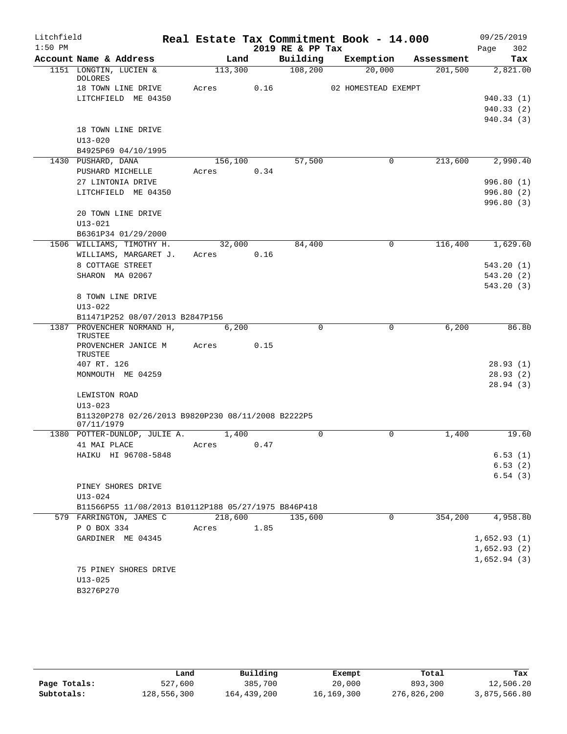Litchfield
1:50 PM

# Real Estate Tax Commitment Book - 14.000
## 2019 RE & PP Tax

09/25/2019
Page 302

| Account Name & Address | Land | Building | Exemption | Assessment | Tax |
|---|---|---|---|---|---|
| 1151 LONGTIN, LUCIEN & DOLORES | 113,300 | 108,200 | 20,000 | 201,500 | 2,821.00 |
| 18 TOWN LINE DRIVE | Acres 0.16 | | 02 HOMESTEAD EXEMPT | | |
| LITCHFIELD ME 04350 | | | | | 940.33 (1) |
| | | | | | 940.33 (2) |
| | | | | | 940.34 (3) |
| 18 TOWN LINE DRIVE | | | | | |
| U13-020 | | | | | |
| B4925P69 04/10/1995 | | | | | |
| 1430 PUSHARD, DANA | 156,100 | 57,500 | 0 | 213,600 | 2,990.40 |
| PUSHARD MICHELLE | Acres 0.34 | | | | |
| 27 LINTONIA DRIVE | | | | | 996.80 (1) |
| LITCHFIELD ME 04350 | | | | | 996.80 (2) |
| | | | | | 996.80 (3) |
| 20 TOWN LINE DRIVE | | | | | |
| U13-021 | | | | | |
| B6361P34 01/29/2000 | | | | | |
| 1506 WILLIAMS, TIMOTHY H. | 32,000 | 84,400 | 0 | 116,400 | 1,629.60 |
| WILLIAMS, MARGARET J. | Acres 0.16 | | | | |
| 8 COTTAGE STREET | | | | | 543.20 (1) |
| SHARON MA 02067 | | | | | 543.20 (2) |
| | | | | | 543.20 (3) |
| 8 TOWN LINE DRIVE | | | | | |
| U13-022 | | | | | |
| B11471P252 08/07/2013 B2847P156 | | | | | |
| 1387 PROVENCHER NORMAND H, TRUSTEE | 6,200 | 0 | 0 | 6,200 | 86.80 |
| PROVENCHER JANICE M TRUSTEE | Acres 0.15 | | | | |
| 407 RT. 126 | | | | | 28.93 (1) |
| MONMOUTH ME 04259 | | | | | 28.93 (2) |
| | | | | | 28.94 (3) |
| LEWISTON ROAD | | | | | |
| U13-023 | | | | | |
| B11320P278 02/26/2013 B9820P230 08/11/2008 B2222P5 07/11/1979 | | | | | |
| 1380 POTTER-DUNLOP, JULIE A. | 1,400 | 0 | 0 | 1,400 | 19.60 |
| 41 MAI PLACE | Acres 0.47 | | | | |
| HAIKU HI 96708-5848 | | | | | 6.53 (1) |
| | | | | | 6.53 (2) |
| | | | | | 6.54 (3) |
| PINEY SHORES DRIVE | | | | | |
| U13-024 | | | | | |
| B11566P55 11/08/2013 B10112P188 05/27/1975 B846P418 | | | | | |
| 579 FARRINGTON, JAMES C | 218,600 | 135,600 | 0 | 354,200 | 4,958.80 |
| P O BOX 334 | Acres 1.85 | | | | |
| GARDINER ME 04345 | | | | | 1,652.93 (1) |
| | | | | | 1,652.93 (2) |
| | | | | | 1,652.94 (3) |
| 75 PINEY SHORES DRIVE | | | | | |
| U13-025 | | | | | |
| B3276P270 | | | | | |

| | Land | Building | Exempt | Total | Tax |
|---|---|---|---|---|---|
| Page Totals: | 527,600 | 385,700 | 20,000 | 893,300 | 12,506.20 |
| Subtotals: | 128,556,300 | 164,439,200 | 16,169,300 | 276,826,200 | 3,875,566.80 |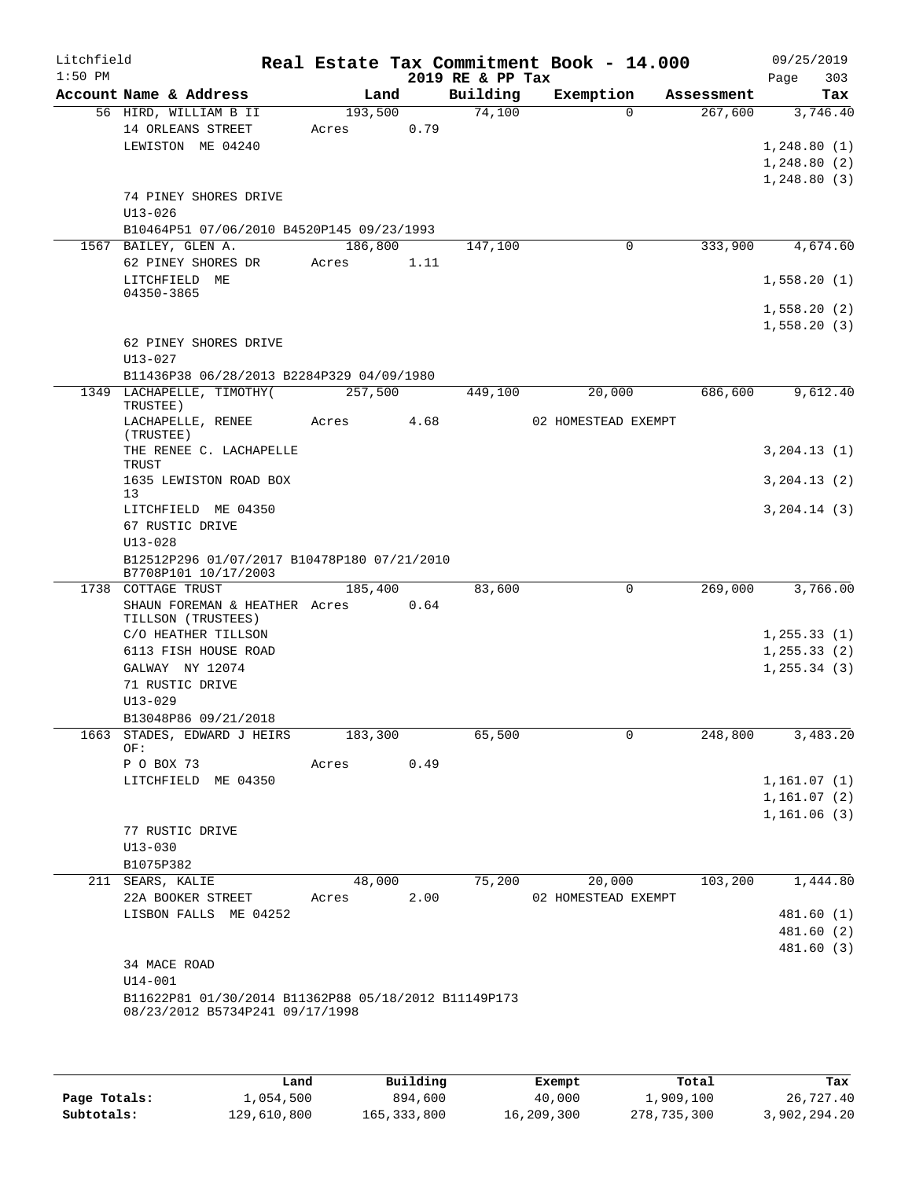Litchfield 1:50 PM

# Real Estate Tax Commitment Book - 14.000

## 2019 RE & PP Tax

09/25/2019

| Account Name & Address | Land | Building | Exemption | Assessment | Tax |
|---|---|---|---|---|---|
| 56 HIRD, WILLIAM B II | 193,500 | 74,100 | 0 | 267,600 | 3,746.40 |
| 14 ORLEANS STREET | Acres 0.79 | | | | |
| LEWISTON ME 04240 | | | | | 1,248.80 (1) |
| | | | | | 1,248.80 (2) |
| | | | | | 1,248.80 (3) |
| 74 PINEY SHORES DRIVE | | | | | |
| U13-026 | | | | | |
| B10464P51 07/06/2010 B4520P145 09/23/1993 | | | | | |
| 1567 BAILEY, GLEN A. | 186,800 | 147,100 | 0 | 333,900 | 4,674.60 |
| 62 PINEY SHORES DR | Acres 1.11 | | | | |
| LITCHFIELD ME 04350-3865 | | | | | 1,558.20 (1) |
| | | | | | 1,558.20 (2) |
| | | | | | 1,558.20 (3) |
| 62 PINEY SHORES DRIVE | | | | | |
| U13-027 | | | | | |
| B11436P38 06/28/2013 B2284P329 04/09/1980 | | | | | |
| 1349 LACHAPELLE, TIMOTHY( TRUSTEE) | 257,500 | 449,100 | 20,000 | 686,600 | 9,612.40 |
| LACHAPELLE, RENEE (TRUSTEE) | Acres 4.68 | | 02 HOMESTEAD EXEMPT | | |
| THE RENEE C. LACHAPELLE TRUST | | | | | 3,204.13 (1) |
| 1635 LEWISTON ROAD BOX 13 | | | | | 3,204.13 (2) |
| LITCHFIELD ME 04350 | | | | | 3,204.14 (3) |
| 67 RUSTIC DRIVE | | | | | |
| U13-028 | | | | | |
| B12512P296 01/07/2017 B10478P180 07/21/2010 B7708P101 10/17/2003 | | | | | |
| 1738 COTTAGE TRUST | 185,400 | 83,600 | 0 | 269,000 | 3,766.00 |
| SHAUN FOREMAN & HEATHER TILLSON (TRUSTEES) | Acres 0.64 | | | | |
| C/O HEATHER TILLSON | | | | | 1,255.33 (1) |
| 6113 FISH HOUSE ROAD | | | | | 1,255.33 (2) |
| GALWAY NY 12074 | | | | | 1,255.34 (3) |
| 71 RUSTIC DRIVE | | | | | |
| U13-029 | | | | | |
| B13048P86 09/21/2018 | | | | | |
| 1663 STADES, EDWARD J HEIRS OF: | 183,300 | 65,500 | 0 | 248,800 | 3,483.20 |
| P O BOX 73 | Acres 0.49 | | | | |
| LITCHFIELD ME 04350 | | | | | 1,161.07 (1) |
| | | | | | 1,161.07 (2) |
| | | | | | 1,161.06 (3) |
| 77 RUSTIC DRIVE | | | | | |
| U13-030 | | | | | |
| B1075P382 | | | | | |
| 211 SEARS, KALIE | 48,000 | 75,200 | 20,000 | 103,200 | 1,444.80 |
| 22A BOOKER STREET | Acres 2.00 | | 02 HOMESTEAD EXEMPT | | |
| LISBON FALLS ME 04252 | | | | | 481.60 (1) |
| | | | | | 481.60 (2) |
| | | | | | 481.60 (3) |
| 34 MACE ROAD | | | | | |
| U14-001 | | | | | |
| B11622P81 01/30/2014 B11362P88 05/18/2012 B11149P173 08/23/2012 B5734P241 09/17/1998 | | | | | |

| | Land | Building | Exempt | Total | Tax |
|---|---|---|---|---|---|
| Page Totals: | 1,054,500 | 894,600 | 40,000 | 1,909,100 | 26,727.40 |
| Subtotals: | 129,610,800 | 165,333,800 | 16,209,300 | 278,735,300 | 3,902,294.20 |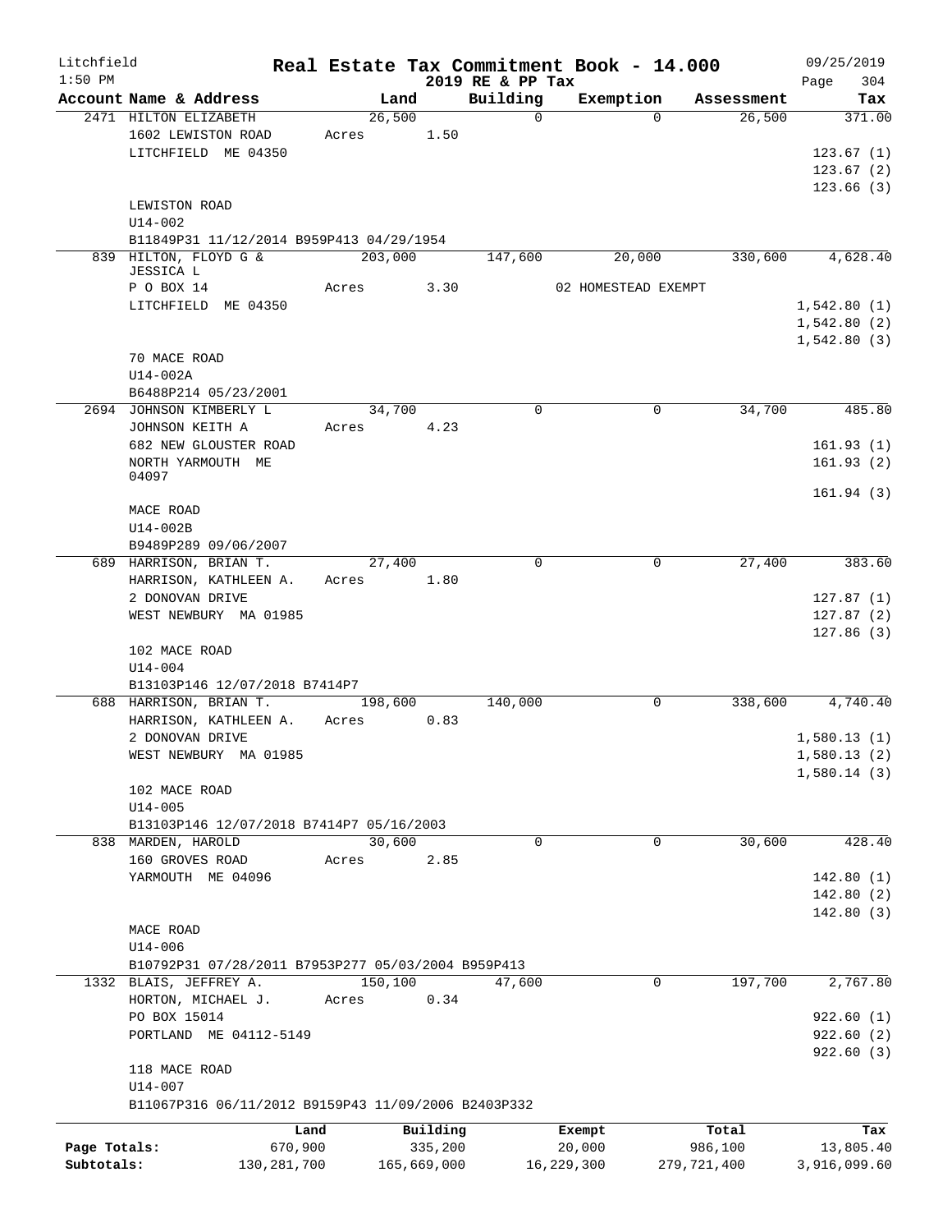Litchfield
1:50 PM

# Real Estate Tax Commitment Book - 14.000

2019 RE & PP Tax

09/25/2019

| Account Name & Address | Land | Building | Exemption | Assessment | Tax |
|---|---|---|---|---|---|
| 2471 HILTON ELIZABETH | 26,500 | 0 | 0 | 26,500 | 371.00 |
| 1602 LEWISTON ROAD | Acres 1.50 | | | | |
| LITCHFIELD ME 04350 | | | | | 123.67 (1) |
| | | | | | 123.67 (2) |
| | | | | | 123.66 (3) |
| LEWISTON ROAD | | | | | |
| U14-002 | | | | | |
| B11849P31 11/12/2014 B959P413 04/29/1954 | | | | | |
| 839 HILTON, FLOYD G & JESSICA L | 203,000 | 147,600 | 20,000 | 330,600 | 4,628.40 |
| P O BOX 14 | Acres 3.30 | | 02 HOMESTEAD EXEMPT | | |
| LITCHFIELD ME 04350 | | | | | 1,542.80 (1) |
| | | | | | 1,542.80 (2) |
| | | | | | 1,542.80 (3) |
| 70 MACE ROAD | | | | | |
| U14-002A | | | | | |
| B6488P214 05/23/2001 | | | | | |
| 2694 JOHNSON KIMBERLY L | 34,700 | 0 | 0 | 34,700 | 485.80 |
| JOHNSON KEITH A | Acres 4.23 | | | | |
| 682 NEW GLOUSTER ROAD | | | | | 161.93 (1) |
| NORTH YARMOUTH ME 04097 | | | | | 161.93 (2) |
| | | | | | 161.94 (3) |
| MACE ROAD | | | | | |
| U14-002B | | | | | |
| B9489P289 09/06/2007 | | | | | |
| 689 HARRISON, BRIAN T. | 27,400 | 0 | 0 | 27,400 | 383.60 |
| HARRISON, KATHLEEN A. | Acres 1.80 | | | | |
| 2 DONOVAN DRIVE | | | | | 127.87 (1) |
| WEST NEWBURY MA 01985 | | | | | 127.87 (2) |
| | | | | | 127.86 (3) |
| 102 MACE ROAD | | | | | |
| U14-004 | | | | | |
| B13103P146 12/07/2018 B7414P7 | | | | | |
| 688 HARRISON, BRIAN T. | 198,600 | 140,000 | 0 | 338,600 | 4,740.40 |
| HARRISON, KATHLEEN A. | Acres 0.83 | | | | |
| 2 DONOVAN DRIVE | | | | | 1,580.13 (1) |
| WEST NEWBURY MA 01985 | | | | | 1,580.13 (2) |
| | | | | | 1,580.14 (3) |
| 102 MACE ROAD | | | | | |
| U14-005 | | | | | |
| B13103P146 12/07/2018 B7414P7 05/16/2003 | | | | | |
| 838 MARDEN, HAROLD | 30,600 | 0 | 0 | 30,600 | 428.40 |
| 160 GROVES ROAD | Acres 2.85 | | | | |
| YARMOUTH ME 04096 | | | | | 142.80 (1) |
| | | | | | 142.80 (2) |
| | | | | | 142.80 (3) |
| MACE ROAD | | | | | |
| U14-006 | | | | | |
| B10792P31 07/28/2011 B7953P277 05/03/2004 B959P413 | | | | | |
| 1332 BLAIS, JEFFREY A. | 150,100 | 47,600 | 0 | 197,700 | 2,767.80 |
| HORTON, MICHAEL J. | Acres 0.34 | | | | |
| PO BOX 15014 | | | | | 922.60 (1) |
| PORTLAND ME 04112-5149 | | | | | 922.60 (2) |
| | | | | | 922.60 (3) |
| 118 MACE ROAD | | | | | |
| U14-007 | | | | | |
| B11067P316 06/11/2012 B9159P43 11/09/2006 B2403P332 | | | | | |

| | Land | Building | Exempt | Total | Tax |
|---|---|---|---|---|---|
| Page Totals: | 670,900 | 335,200 | 20,000 | 986,100 | 13,805.40 |
| Subtotals: | 130,281,700 | 165,669,000 | 16,229,300 | 279,721,400 | 3,916,099.60 |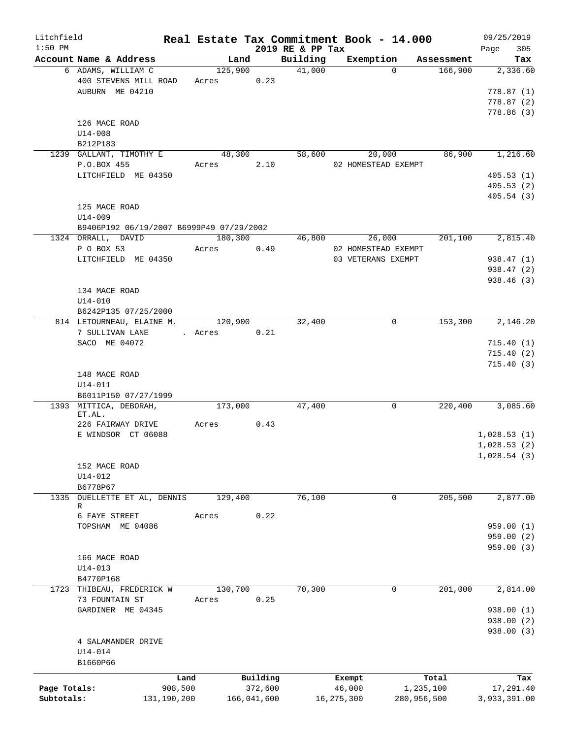Litchfield 1:50 PM

# Real Estate Tax Commitment Book - 14.000

2019 RE & PP Tax

09/25/2019

| Account | Name & Address | Land | Building | Exemption | Assessment | Tax |
|---|---|---|---|---|---|---|
| 6 | ADAMS, WILLIAM C<br>400 STEVENS MILL ROAD<br>AUBURN ME 04210<br><br>126 MACE ROAD<br>U14-008<br>B212P183 | 125,900<br>Acres 0.23 | 41,000 | 0 | 166,900 | 2,336.60<br><br>778.87 (1)<br>778.87 (2)<br>778.86 (3) |
| 1239 | GALLANT, TIMOTHY E<br>P.O.BOX 455<br>LITCHFIELD ME 04350<br><br>125 MACE ROAD<br>U14-009<br>B9406P192 06/19/2007 B6999P49 07/29/2002 | 48,300<br>Acres 2.10 | 58,600 | 20,000<br>02 HOMESTEAD EXEMPT | 86,900 | 1,216.60<br><br>405.53 (1)<br>405.53 (2)<br>405.54 (3) |
| 1324 | ORRALL, DAVID<br>P O BOX 53<br>LITCHFIELD ME 04350<br><br>134 MACE ROAD<br>U14-010<br>B6242P135 07/25/2000 | 180,300<br>Acres 0.49 | 46,800 | 26,000<br>02 HOMESTEAD EXEMPT<br>03 VETERANS EXEMPT | 201,100 | 2,815.40<br><br>938.47 (1)<br>938.47 (2)<br>938.46 (3) |
| 814 | LETOURNEAU, ELAINE M.<br>7 SULLIVAN LANE<br>SACO ME 04072<br><br>148 MACE ROAD<br>U14-011<br>B6011P150 07/27/1999 | 120,900<br>. Acres 0.21 | 32,400 | 0 | 153,300 | 2,146.20<br><br>715.40 (1)<br>715.40 (2)<br>715.40 (3) |
| 1393 | MITTICA, DEBORAH, ET.AL.<br>226 FAIRWAY DRIVE<br>E WINDSOR CT 06088<br><br>152 MACE ROAD<br>U14-012<br>B6778P67 | 173,000<br>Acres 0.43 | 47,400 | 0 | 220,400 | 3,085.60<br><br>1,028.53 (1)<br>1,028.53 (2)<br>1,028.54 (3) |
| 1335 | OUELLETTE ET AL, DENNIS R<br>6 FAYE STREET<br>TOPSHAM ME 04086<br><br>166 MACE ROAD<br>U14-013<br>B4770P168 | 129,400<br>Acres 0.22 | 76,100 | 0 | 205,500 | 2,877.00<br><br>959.00 (1)<br>959.00 (2)<br>959.00 (3) |
| 1723 | THIBEAU, FREDERICK W<br>73 FOUNTAIN ST<br>GARDINER ME 04345<br><br>4 SALAMANDER DRIVE<br>U14-014<br>B1660P66 | 130,700<br>Acres 0.25 | 70,300 | 0 | 201,000 | 2,814.00<br><br>938.00 (1)<br>938.00 (2)<br>938.00 (3) |

| | Land | Building | Exempt | Total | Tax |
|---|---|---|---|---|---|
| Page Totals: | 908,500 | 372,600 | 46,000 | 1,235,100 | 17,291.40 |
| Subtotals: | 131,190,200 | 166,041,600 | 16,275,300 | 280,956,500 | 3,933,391.00 |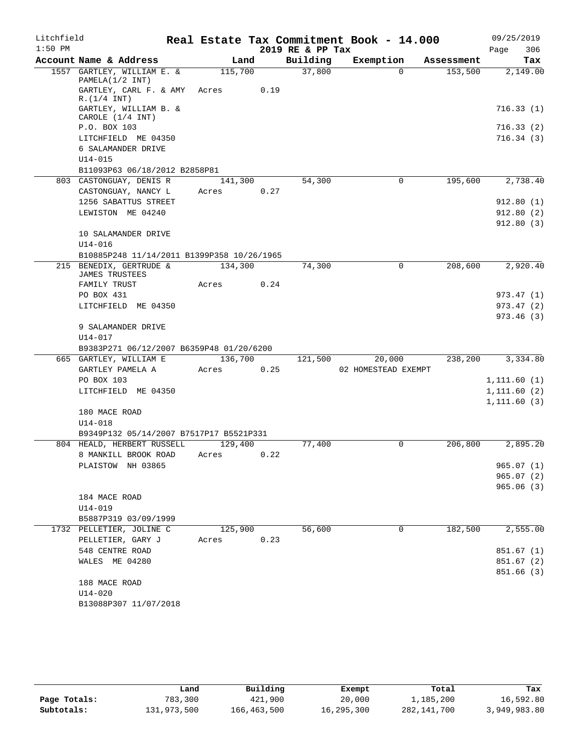Litchfield 1:50 PM

# Real Estate Tax Commitment Book - 14.000

2019 RE & PP Tax

09/25/2019

| Account | Name & Address | Land | Building | Exemption | Assessment | Tax |
|---|---|---|---|---|---|---|
| 1557 | GARTLEY, WILLIAM E. & PAMELA(1/2 INT) | 115,700 | 37,800 | 0 | 153,500 | 2,149.00 |
| | GARTLEY, CARL F. & AMY R.(1/4 INT) | Acres 0.19 | | | | |
| | GARTLEY, WILLIAM B. & CAROLE (1/4 INT) | | | | | 716.33 (1) |
| | P.O. BOX 103 | | | | | 716.33 (2) |
| | LITCHFIELD ME 04350 | | | | | 716.34 (3) |
| | 6 SALAMANDER DRIVE | | | | | |
| | U14-015 | | | | | |
| | B11093P63 06/18/2012 B2858P81 | | | | | |
| 803 | CASTONGUAY, DENIS R | 141,300 | 54,300 | 0 | 195,600 | 2,738.40 |
| | CASTONGUAY, NANCY L | Acres 0.27 | | | | |
| | 1256 SABATTUS STREET | | | | | 912.80 (1) |
| | LEWISTON ME 04240 | | | | | 912.80 (2) |
| | | | | | | 912.80 (3) |
| | 10 SALAMANDER DRIVE | | | | | |
| | U14-016 | | | | | |
| | B10885P248 11/14/2011 B1399P358 10/26/1965 | | | | | |
| 215 | BENEDIX, GERTRUDE & JAMES TRUSTEES | 134,300 | 74,300 | 0 | 208,600 | 2,920.40 |
| | FAMILY TRUST | Acres 0.24 | | | | |
| | PO BOX 431 | | | | | 973.47 (1) |
| | LITCHFIELD ME 04350 | | | | | 973.47 (2) |
| | | | | | | 973.46 (3) |
| | 9 SALAMANDER DRIVE | | | | | |
| | U14-017 | | | | | |
| | B9383P271 06/12/2007 B6359P48 01/20/6200 | | | | | |
| 665 | GARTLEY, WILLIAM E | 136,700 | 121,500 | 20,000 | 238,200 | 3,334.80 |
| | GARTLEY PAMELA A | Acres 0.25 | | 02 HOMESTEAD EXEMPT | | |
| | PO BOX 103 | | | | | 1,111.60 (1) |
| | LITCHFIELD ME 04350 | | | | | 1,111.60 (2) |
| | | | | | | 1,111.60 (3) |
| | 180 MACE ROAD | | | | | |
| | U14-018 | | | | | |
| | B9349P132 05/14/2007 B7517P17 B5521P331 | | | | | |
| 804 | HEALD, HERBERT RUSSELL | 129,400 | 77,400 | 0 | 206,800 | 2,895.20 |
| | 8 MANKILL BROOK ROAD | Acres 0.22 | | | | |
| | PLAISTOW NH 03865 | | | | | 965.07 (1) |
| | | | | | | 965.07 (2) |
| | | | | | | 965.06 (3) |
| | 184 MACE ROAD | | | | | |
| | U14-019 | | | | | |
| | B5887P319 03/09/1999 | | | | | |
| 1732 | PELLETIER, JOLINE C | 125,900 | 56,600 | 0 | 182,500 | 2,555.00 |
| | PELLETIER, GARY J | Acres 0.23 | | | | |
| | 548 CENTRE ROAD | | | | | 851.67 (1) |
| | WALES ME 04280 | | | | | 851.67 (2) |
| | | | | | | 851.66 (3) |
| | 188 MACE ROAD | | | | | |
| | U14-020 | | | | | |
| | B13088P307 11/07/2018 | | | | | |

| | Land | Building | Exempt | Total | Tax |
|---|---|---|---|---|---|
| Page Totals: | 783,300 | 421,900 | 20,000 | 1,185,200 | 16,592.80 |
| Subtotals: | 131,973,500 | 166,463,500 | 16,295,300 | 282,141,700 | 3,949,983.80 |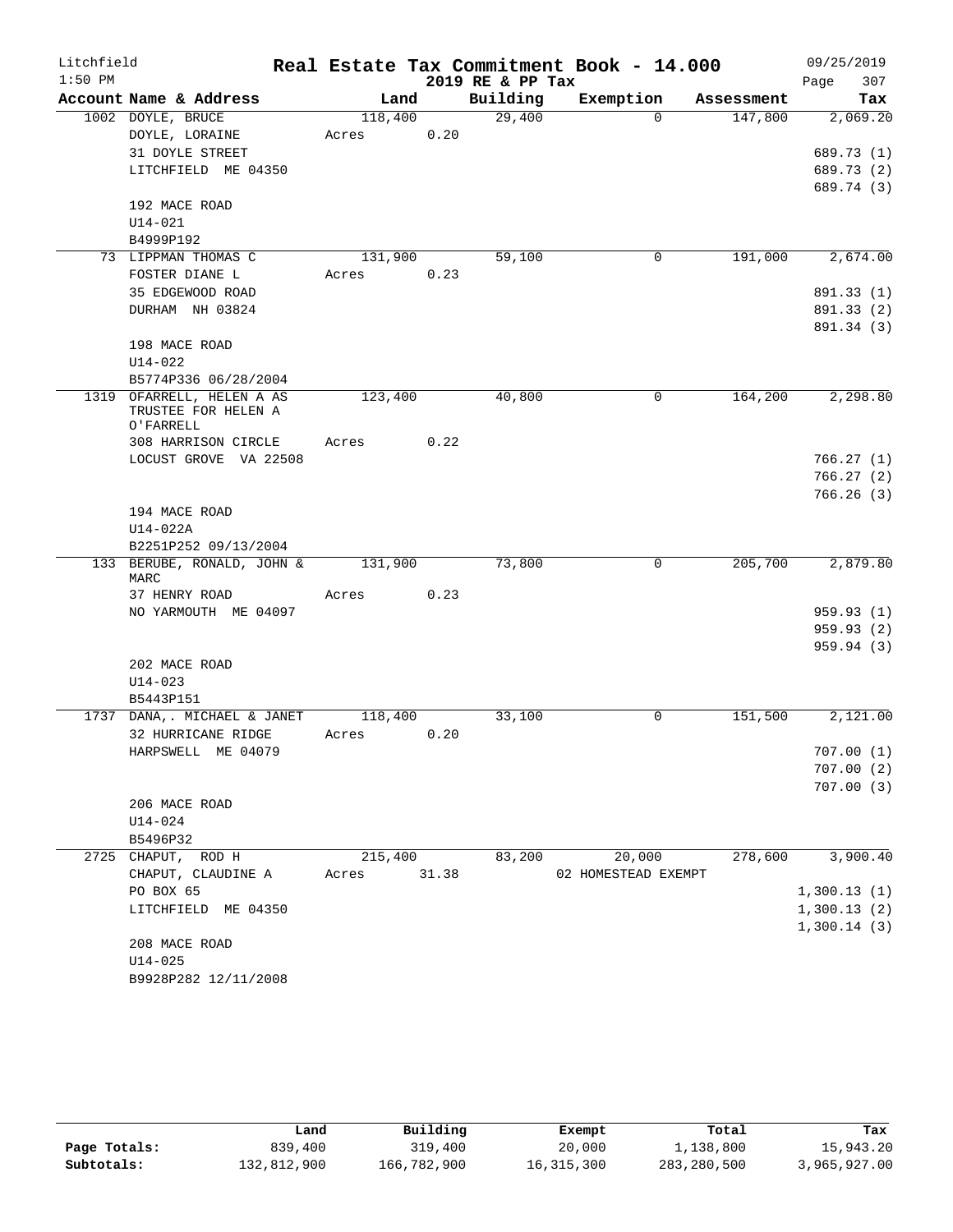Litchfield
1:50 PM

# Real Estate Tax Commitment Book - 14.000

2019 RE & PP Tax

09/25/2019

| Account Name & Address | Land | | Building | Exemption | Assessment | Tax |
|---|---|---|---|---|---|---|
| 1002 DOYLE, BRUCE | 118,400 | | 29,400 | 0 | 147,800 | 2,069.20 |
| DOYLE, LORAINE | Acres | 0.20 | | | | |
| 31 DOYLE STREET | | | | | | 689.73 (1) |
| LITCHFIELD ME 04350 | | | | | | 689.73 (2) |
| | | | | | | 689.74 (3) |
| 192 MACE ROAD | | | | | | |
| U14-021 | | | | | | |
| B4999P192 | | | | | | |
| 73 LIPPMAN THOMAS C | 131,900 | | 59,100 | 0 | 191,000 | 2,674.00 |
| FOSTER DIANE L | Acres | 0.23 | | | | |
| 35 EDGEWOOD ROAD | | | | | | 891.33 (1) |
| DURHAM NH 03824 | | | | | | 891.33 (2) |
| | | | | | | 891.34 (3) |
| 198 MACE ROAD | | | | | | |
| U14-022 | | | | | | |
| B5774P336 06/28/2004 | | | | | | |
| 1319 OFARRELL, HELEN A AS TRUSTEE FOR HELEN A O'FARRELL | 123,400 | | 40,800 | 0 | 164,200 | 2,298.80 |
| 308 HARRISON CIRCLE | Acres | 0.22 | | | | |
| LOCUST GROVE VA 22508 | | | | | | 766.27 (1) |
| | | | | | | 766.27 (2) |
| | | | | | | 766.26 (3) |
| 194 MACE ROAD | | | | | | |
| U14-022A | | | | | | |
| B2251P252 09/13/2004 | | | | | | |
| 133 BERUBE, RONALD, JOHN & MARC | 131,900 | | 73,800 | 0 | 205,700 | 2,879.80 |
| 37 HENRY ROAD | Acres | 0.23 | | | | |
| NO YARMOUTH ME 04097 | | | | | | 959.93 (1) |
| | | | | | | 959.93 (2) |
| | | | | | | 959.94 (3) |
| 202 MACE ROAD | | | | | | |
| U14-023 | | | | | | |
| B5443P151 | | | | | | |
| 1737 DANA,. MICHAEL & JANET | 118,400 | | 33,100 | 0 | 151,500 | 2,121.00 |
| 32 HURRICANE RIDGE | Acres | 0.20 | | | | |
| HARPSWELL ME 04079 | | | | | | 707.00 (1) |
| | | | | | | 707.00 (2) |
| | | | | | | 707.00 (3) |
| 206 MACE ROAD | | | | | | |
| U14-024 | | | | | | |
| B5496P32 | | | | | | |
| 2725 CHAPUT, ROD H | 215,400 | | 83,200 | 20,000 | 278,600 | 3,900.40 |
| CHAPUT, CLAUDINE A | Acres | 31.38 | | 02 HOMESTEAD EXEMPT | | |
| PO BOX 65 | | | | | | 1,300.13 (1) |
| LITCHFIELD ME 04350 | | | | | | 1,300.13 (2) |
| | | | | | | 1,300.14 (3) |
| 208 MACE ROAD | | | | | | |
| U14-025 | | | | | | |
| B9928P282 12/11/2008 | | | | | | |

| | Land | Building | Exempt | Total | Tax |
|---|---|---|---|---|---|
| Page Totals: | 839,400 | 319,400 | 20,000 | 1,138,800 | 15,943.20 |
| Subtotals: | 132,812,900 | 166,782,900 | 16,315,300 | 283,280,500 | 3,965,927.00 |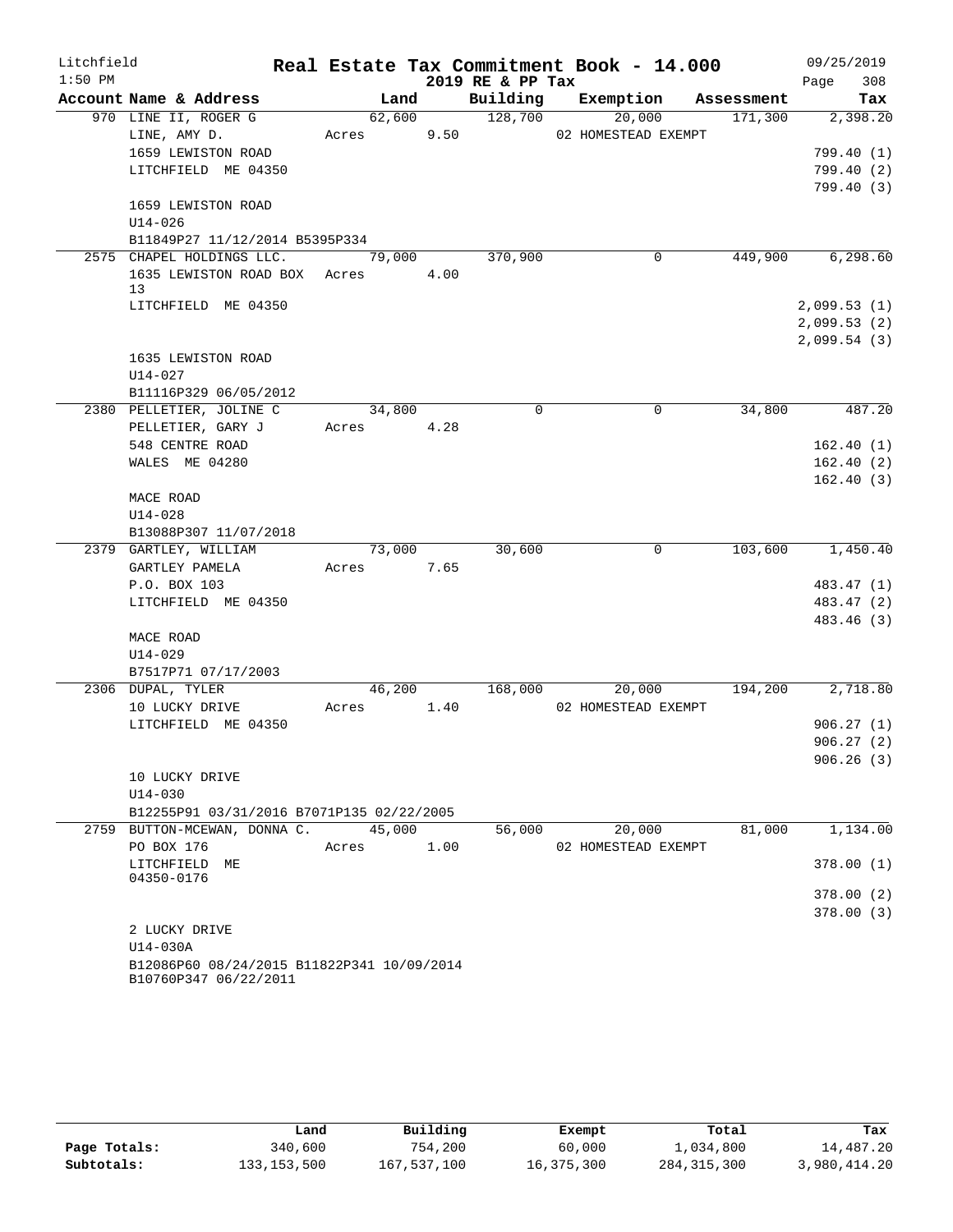Litchfield 1:50 PM

# Real Estate Tax Commitment Book - 14.000

## 2019 RE & PP Tax

09/25/2019 Page 308

| Account | Name & Address | Land | Building | Exemption | Assessment | Tax |
|---|---|---|---|---|---|---|
| 970 | LINE II, ROGER G<br>LINE, AMY D.<br>1659 LEWISTON ROAD<br>LITCHFIELD ME 04350<br><br>1659 LEWISTON ROAD<br>U14-026<br>B11849P27 11/12/2014 B5395P334 | 62,600<br>Acres 9.50 | 128,700 | 20,000<br>02 HOMESTEAD EXEMPT | 171,300 | 2,398.20<br><br>799.40 (1)<br>799.40 (2)<br>799.40 (3) |
| 2575 | CHAPEL HOLDINGS LLC.<br>1635 LEWISTON ROAD BOX 13<br>LITCHFIELD ME 04350<br><br>1635 LEWISTON ROAD<br>U14-027<br>B11116P329 06/05/2012 | 79,000<br>Acres 4.00 | 370,900 | 0 | 449,900 | 6,298.60<br><br>2,099.53 (1)<br>2,099.53 (2)<br>2,099.54 (3) |
| 2380 | PELLETIER, JOLINE C<br>PELLETIER, GARY J<br>548 CENTRE ROAD<br>WALES ME 04280<br><br>MACE ROAD<br>U14-028<br>B13088P307 11/07/2018 | 34,800<br>Acres 4.28 | 0 | 0 | 34,800 | 487.20<br><br>162.40 (1)<br>162.40 (2)<br>162.40 (3) |
| 2379 | GARTLEY, WILLIAM<br>GARTLEY PAMELA<br>P.O. BOX 103<br>LITCHFIELD ME 04350<br><br>MACE ROAD<br>U14-029<br>B7517P71 07/17/2003 | 73,000<br>Acres 7.65 | 30,600 | 0 | 103,600 | 1,450.40<br><br>483.47 (1)<br>483.47 (2)<br>483.46 (3) |
| 2306 | DUPAL, TYLER<br>10 LUCKY DRIVE<br>LITCHFIELD ME 04350<br><br>10 LUCKY DRIVE<br>U14-030<br>B12255P91 03/31/2016 B7071P135 02/22/2005 | 46,200<br>Acres 1.40 | 168,000 | 20,000<br>02 HOMESTEAD EXEMPT | 194,200 | 2,718.80<br><br>906.27 (1)<br>906.27 (2)<br>906.26 (3) |
| 2759 | BUTTON-MCEWAN, DONNA C.<br>PO BOX 176<br>LITCHFIELD ME 04350-0176<br><br>2 LUCKY DRIVE<br>U14-030A<br>B12086P60 08/24/2015 B11822P341 10/09/2014 B10760P347 06/22/2011 | 45,000<br>Acres 1.00 | 56,000 | 20,000<br>02 HOMESTEAD EXEMPT | 81,000 | 1,134.00<br><br>378.00 (1)<br>378.00 (2)<br>378.00 (3) |

| | Land | Building | Exempt | Total | Tax |
|---|---|---|---|---|---|
| Page Totals: | 340,600 | 754,200 | 60,000 | 1,034,800 | 14,487.20 |
| Subtotals: | 133,153,500 | 167,537,100 | 16,375,300 | 284,315,300 | 3,980,414.20 |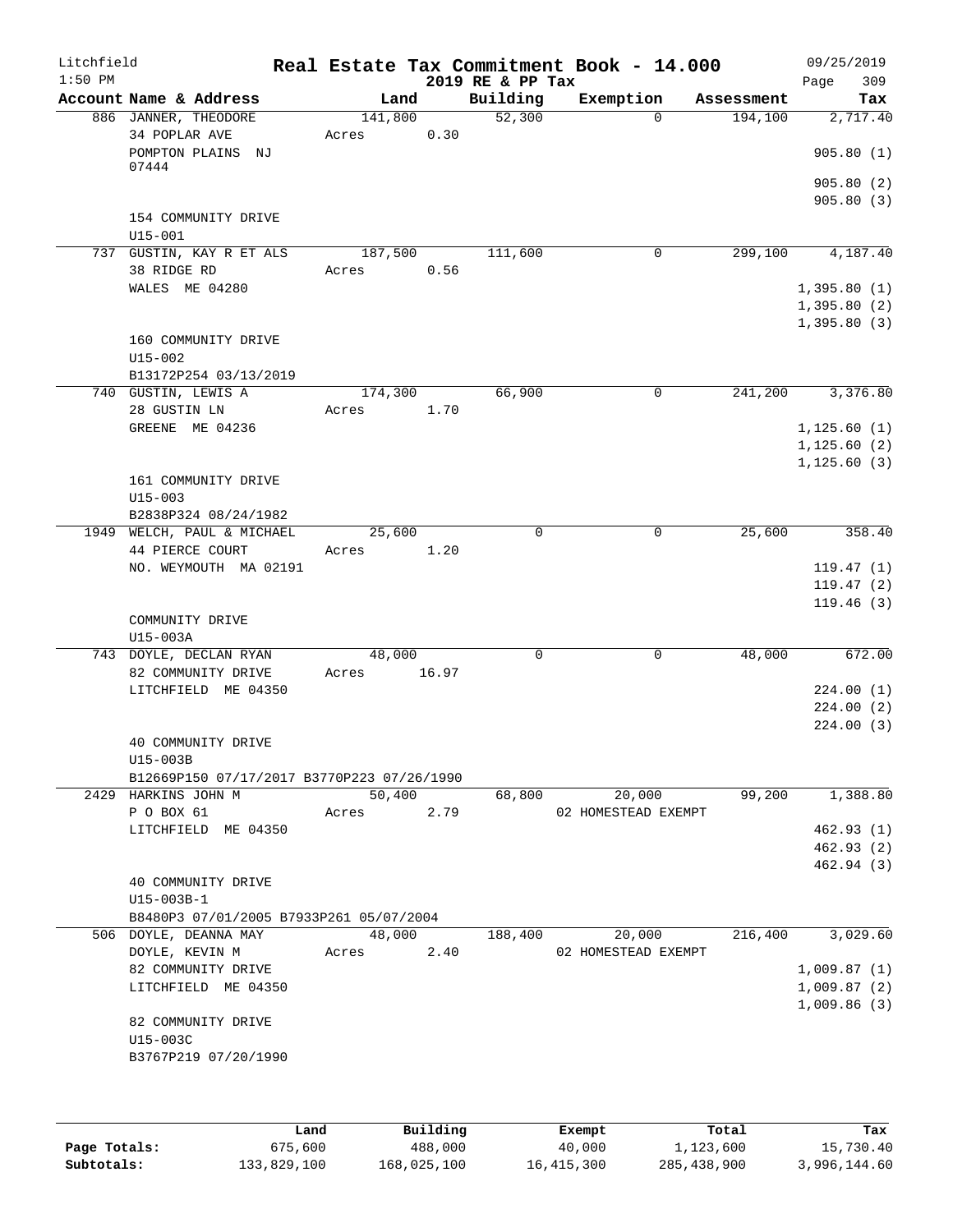Litchfield
1:50 PM

# Real Estate Tax Commitment Book - 14.000

2019 RE & PP Tax

09/25/2019

| Account Name & Address | Land | Building | Exemption | Assessment | Tax |
|---|---|---|---|---|---|
| 886 JANNER, THEODORE | 141,800 | 52,300 | 0 | 194,100 | 2,717.40 |
| 34 POPLAR AVE | Acres 0.30 | | | | |
| POMPTON PLAINS NJ 07444 | | | | | 905.80 (1) |
| | | | | | 905.80 (2) |
| | | | | | 905.80 (3) |
| 154 COMMUNITY DRIVE | | | | | |
| U15-001 | | | | | |
| 737 GUSTIN, KAY R ET ALS | 187,500 | 111,600 | 0 | 299,100 | 4,187.40 |
| 38 RIDGE RD | Acres 0.56 | | | | |
| WALES ME 04280 | | | | | 1,395.80 (1) |
| | | | | | 1,395.80 (2) |
| | | | | | 1,395.80 (3) |
| 160 COMMUNITY DRIVE | | | | | |
| U15-002 | | | | | |
| B13172P254 03/13/2019 | | | | | |
| 740 GUSTIN, LEWIS A | 174,300 | 66,900 | 0 | 241,200 | 3,376.80 |
| 28 GUSTIN LN | Acres 1.70 | | | | |
| GREENE ME 04236 | | | | | 1,125.60 (1) |
| | | | | | 1,125.60 (2) |
| | | | | | 1,125.60 (3) |
| 161 COMMUNITY DRIVE | | | | | |
| U15-003 | | | | | |
| B2838P324 08/24/1982 | | | | | |
| 1949 WELCH, PAUL & MICHAEL | 25,600 | 0 | 0 | 25,600 | 358.40 |
| 44 PIERCE COURT | Acres 1.20 | | | | |
| NO. WEYMOUTH MA 02191 | | | | | 119.47 (1) |
| | | | | | 119.47 (2) |
| | | | | | 119.46 (3) |
| COMMUNITY DRIVE | | | | | |
| U15-003A | | | | | |
| 743 DOYLE, DECLAN RYAN | 48,000 | 0 | 0 | 48,000 | 672.00 |
| 82 COMMUNITY DRIVE | Acres 16.97 | | | | |
| LITCHFIELD ME 04350 | | | | | 224.00 (1) |
| | | | | | 224.00 (2) |
| | | | | | 224.00 (3) |
| 40 COMMUNITY DRIVE | | | | | |
| U15-003B | | | | | |
| B12669P150 07/17/2017 B3770P223 07/26/1990 | | | | | |
| 2429 HARKINS JOHN M | 50,400 | 68,800 | 20,000 | 99,200 | 1,388.80 |
| P O BOX 61 | Acres 2.79 | | 02 HOMESTEAD EXEMPT | | |
| LITCHFIELD ME 04350 | | | | | 462.93 (1) |
| | | | | | 462.93 (2) |
| | | | | | 462.94 (3) |
| 40 COMMUNITY DRIVE | | | | | |
| U15-003B-1 | | | | | |
| B8480P3 07/01/2005 B7933P261 05/07/2004 | | | | | |
| 506 DOYLE, DEANNA MAY | 48,000 | 188,400 | 20,000 | 216,400 | 3,029.60 |
| DOYLE, KEVIN M | Acres 2.40 | | 02 HOMESTEAD EXEMPT | | |
| 82 COMMUNITY DRIVE | | | | | 1,009.87 (1) |
| LITCHFIELD ME 04350 | | | | | 1,009.87 (2) |
| | | | | | 1,009.86 (3) |
| 82 COMMUNITY DRIVE | | | | | |
| U15-003C | | | | | |
| B3767P219 07/20/1990 | | | | | |

| | Land | Building | Exempt | Total | Tax |
|---|---|---|---|---|---|
| Page Totals: | 675,600 | 488,000 | 40,000 | 1,123,600 | 15,730.40 |
| Subtotals: | 133,829,100 | 168,025,100 | 16,415,300 | 285,438,900 | 3,996,144.60 |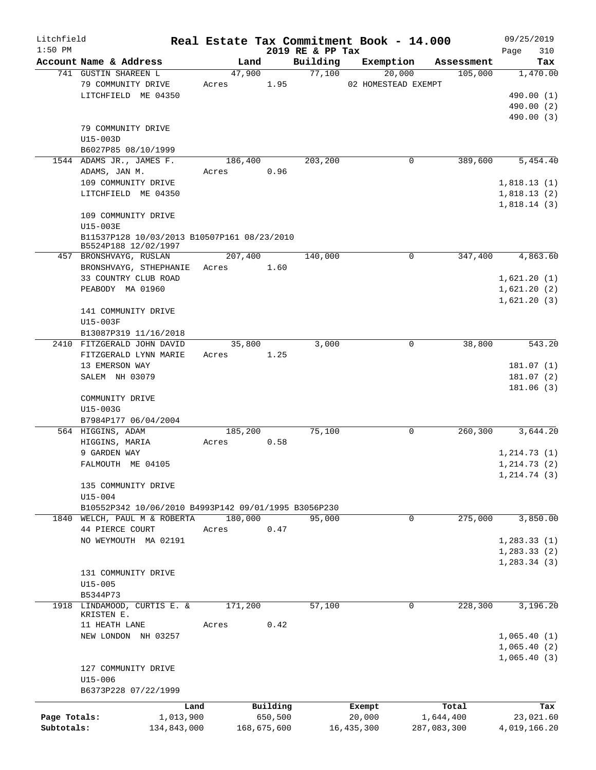# Real Estate Tax Commitment Book - 14.000

Litchfield 1:50 PM — 2019 RE & PP Tax — 09/25/2019 Page 310

| Account Name & Address | Land | Building | Exemption | Assessment | Tax |
|---|---|---|---|---|---|
| 741 GUSTIN SHAREEN L | 47,900 | 77,100 | 20,000 | 105,000 | 1,470.00 |
| 79 COMMUNITY DRIVE | Acres 1.95 | | 02 HOMESTEAD EXEMPT | | |
| LITCHFIELD ME 04350 | | | | | 490.00 (1) |
| | | | | | 490.00 (2) |
| | | | | | 490.00 (3) |
| 79 COMMUNITY DRIVE | | | | | |
| U15-003D | | | | | |
| B6027P85 08/10/1999 | | | | | |
| 1544 ADAMS JR., JAMES F. | 186,400 | 203,200 | 0 | 389,600 | 5,454.40 |
| ADAMS, JAN M. | Acres 0.96 | | | | |
| 109 COMMUNITY DRIVE | | | | | 1,818.13 (1) |
| LITCHFIELD ME 04350 | | | | | 1,818.13 (2) |
| | | | | | 1,818.14 (3) |
| 109 COMMUNITY DRIVE | | | | | |
| U15-003E | | | | | |
| B11537P128 10/03/2013 B10507P161 08/23/2010 B5524P188 12/02/1997 | | | | | |
| 457 BRONSHVAYG, RUSLAN | 207,400 | 140,000 | 0 | 347,400 | 4,863.60 |
| BRONSHVAYG, STHEPHANIE | Acres 1.60 | | | | |
| 33 COUNTRY CLUB ROAD | | | | | 1,621.20 (1) |
| PEABODY MA 01960 | | | | | 1,621.20 (2) |
| | | | | | 1,621.20 (3) |
| 141 COMMUNITY DRIVE | | | | | |
| U15-003F | | | | | |
| B13087P319 11/16/2018 | | | | | |
| 2410 FITZGERALD JOHN DAVID | 35,800 | 3,000 | 0 | 38,800 | 543.20 |
| FITZGERALD LYNN MARIE | Acres 1.25 | | | | |
| 13 EMERSON WAY | | | | | 181.07 (1) |
| SALEM NH 03079 | | | | | 181.07 (2) |
| | | | | | 181.06 (3) |
| COMMUNITY DRIVE | | | | | |
| U15-003G | | | | | |
| B7984P177 06/04/2004 | | | | | |
| 564 HIGGINS, ADAM | 185,200 | 75,100 | 0 | 260,300 | 3,644.20 |
| HIGGINS, MARIA | Acres 0.58 | | | | |
| 9 GARDEN WAY | | | | | 1,214.73 (1) |
| FALMOUTH ME 04105 | | | | | 1,214.73 (2) |
| | | | | | 1,214.74 (3) |
| 135 COMMUNITY DRIVE | | | | | |
| U15-004 | | | | | |
| B10552P342 10/06/2010 B4993P142 09/01/1995 B3056P230 | | | | | |
| 1840 WELCH, PAUL M & ROBERTA | 180,000 | 95,000 | 0 | 275,000 | 3,850.00 |
| 44 PIERCE COURT | Acres 0.47 | | | | |
| NO WEYMOUTH MA 02191 | | | | | 1,283.33 (1) |
| | | | | | 1,283.33 (2) |
| | | | | | 1,283.34 (3) |
| 131 COMMUNITY DRIVE | | | | | |
| U15-005 | | | | | |
| B5344P73 | | | | | |
| 1918 LINDAMOOD, CURTIS E. & KRISTEN E. | 171,200 | 57,100 | 0 | 228,300 | 3,196.20 |
| 11 HEATH LANE | Acres 0.42 | | | | |
| NEW LONDON NH 03257 | | | | | 1,065.40 (1) |
| | | | | | 1,065.40 (2) |
| | | | | | 1,065.40 (3) |
| 127 COMMUNITY DRIVE | | | | | |
| U15-006 | | | | | |
| B6373P228 07/22/1999 | | | | | |

| | Land | Building | Exempt | Total | Tax |
|---|---|---|---|---|---|
| Page Totals: | 1,013,900 | 650,500 | 20,000 | 1,644,400 | 23,021.60 |
| Subtotals: | 134,843,000 | 168,675,600 | 16,435,300 | 287,083,300 | 4,019,166.20 |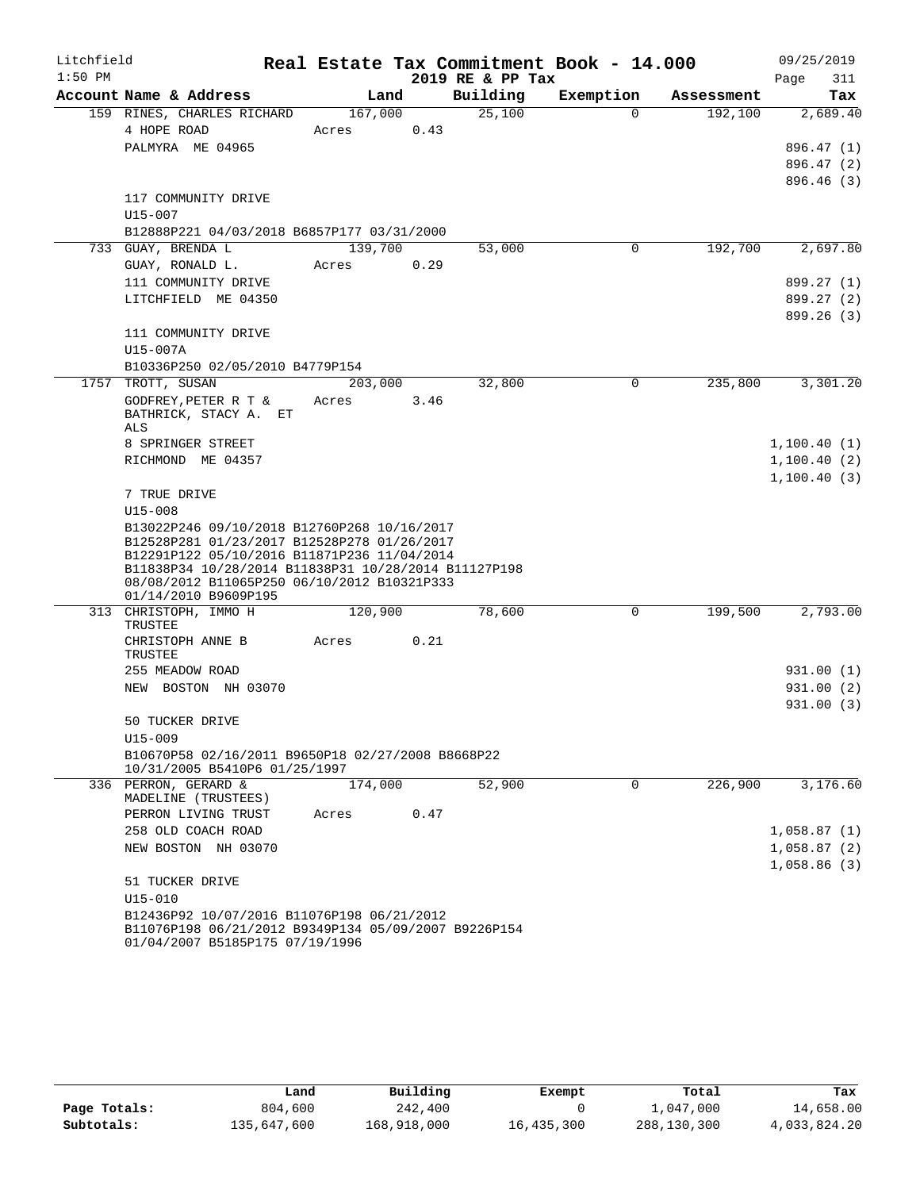Litchfield 1:50 PM

# Real Estate Tax Commitment Book - 14.000

2019 RE & PP Tax

09/25/2019

| Account | Name & Address | Land | Building | Exemption | Assessment | Tax |
|---|---|---|---|---|---|---|
| 159 | RINES, CHARLES RICHARD | 167,000 | 25,100 | 0 | 192,100 | 2,689.40 |
| | 4 HOPE ROAD | Acres 0.43 | | | | |
| | PALMYRA ME 04965 | | | | | 896.47 (1) |
| | | | | | | 896.47 (2) |
| | | | | | | 896.46 (3) |
| | 117 COMMUNITY DRIVE | | | | | |
| | U15-007 | | | | | |
| | B12888P221 04/03/2018 B6857P177 03/31/2000 | | | | | |
| 733 | GUAY, BRENDA L | 139,700 | 53,000 | 0 | 192,700 | 2,697.80 |
| | GUAY, RONALD L. | Acres 0.29 | | | | |
| | 111 COMMUNITY DRIVE | | | | | 899.27 (1) |
| | LITCHFIELD ME 04350 | | | | | 899.27 (2) |
| | | | | | | 899.26 (3) |
| | 111 COMMUNITY DRIVE | | | | | |
| | U15-007A | | | | | |
| | B10336P250 02/05/2010 B4779P154 | | | | | |
| 1757 | TROTT, SUSAN | 203,000 | 32,800 | 0 | 235,800 | 3,301.20 |
| | GODFREY, PETER R T & BATHRICK, STACY A. ET ALS | Acres 3.46 | | | | |
| | 8 SPRINGER STREET | | | | | 1,100.40 (1) |
| | RICHMOND ME 04357 | | | | | 1,100.40 (2) |
| | | | | | | 1,100.40 (3) |
| | 7 TRUE DRIVE | | | | | |
| | U15-008 | | | | | |
| | B13022P246 09/10/2018 B12760P268 10/16/2017 B12528P281 01/23/2017 B12528P278 01/26/2017 B12291P122 05/10/2016 B11871P236 11/04/2014 B11838P34 10/28/2014 B11838P31 10/28/2014 B11127P198 08/08/2012 B11065P250 06/10/2012 B10321P333 01/14/2010 B9609P195 | | | | | |
| 313 | CHRISTOPH, IMMO H TRUSTEE | 120,900 | 78,600 | 0 | 199,500 | 2,793.00 |
| | CHRISTOPH ANNE B TRUSTEE | Acres 0.21 | | | | |
| | 255 MEADOW ROAD | | | | | 931.00 (1) |
| | NEW BOSTON NH 03070 | | | | | 931.00 (2) |
| | | | | | | 931.00 (3) |
| | 50 TUCKER DRIVE | | | | | |
| | U15-009 | | | | | |
| | B10670P58 02/16/2011 B9650P18 02/27/2008 B8668P22 10/31/2005 B5410P6 01/25/1997 | | | | | |
| 336 | PERRON, GERARD & MADELINE (TRUSTEES) | 174,000 | 52,900 | 0 | 226,900 | 3,176.60 |
| | PERRON LIVING TRUST | Acres 0.47 | | | | |
| | 258 OLD COACH ROAD | | | | | 1,058.87 (1) |
| | NEW BOSTON NH 03070 | | | | | 1,058.87 (2) |
| | | | | | | 1,058.86 (3) |
| | 51 TUCKER DRIVE | | | | | |
| | U15-010 | | | | | |
| | B12436P92 10/07/2016 B11076P198 06/21/2012 B11076P198 06/21/2012 B9349P134 05/09/2007 B9226P154 01/04/2007 B5185P175 07/19/1996 | | | | | |

| | Land | Building | Exempt | Total | Tax |
|---|---|---|---|---|---|
| Page Totals: | 804,600 | 242,400 | 0 | 1,047,000 | 14,658.00 |
| Subtotals: | 135,647,600 | 168,918,000 | 16,435,300 | 288,130,300 | 4,033,824.20 |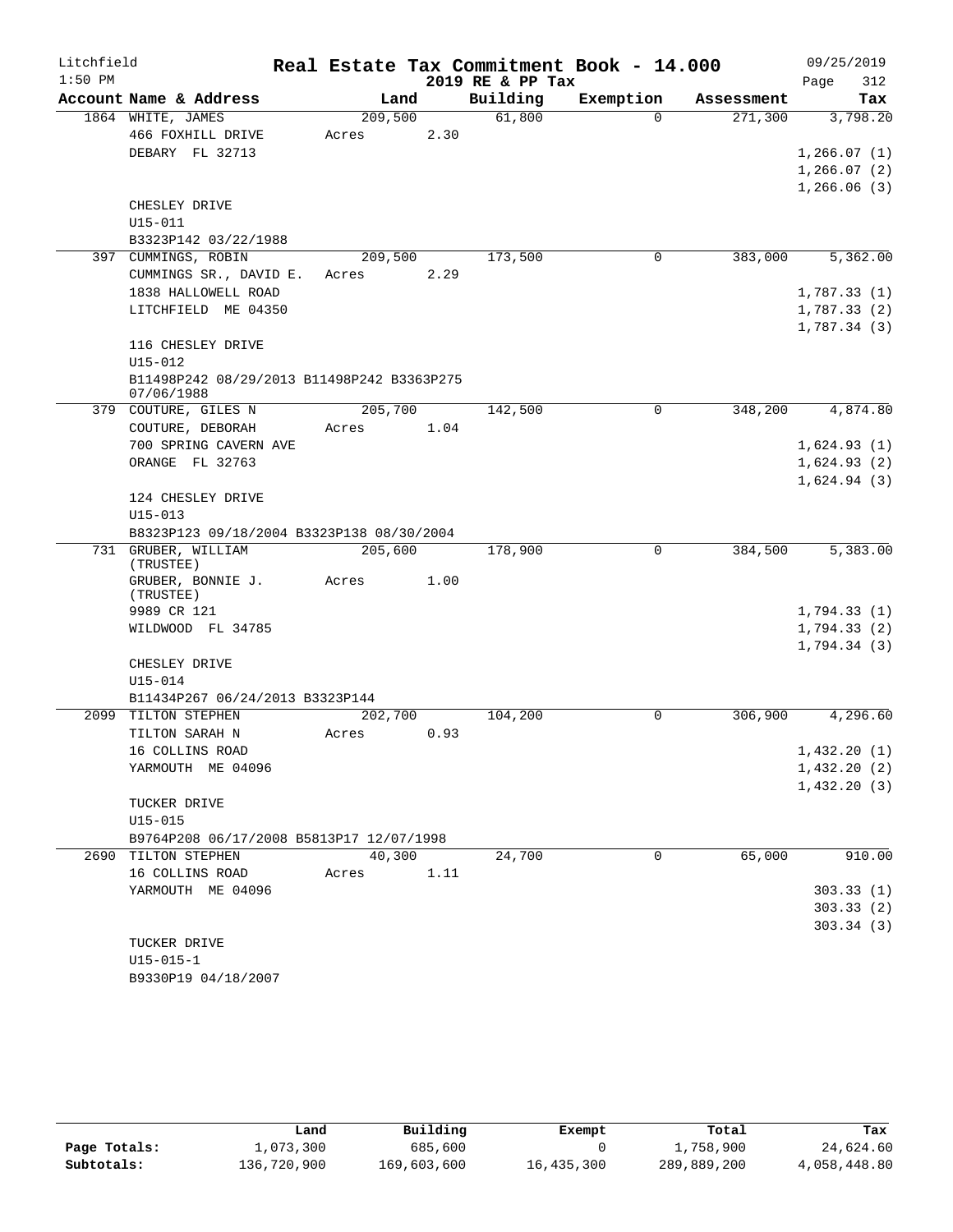Litchfield | Real Estate Tax Commitment Book - 14.000 | 09/25/2019
1:50 PM | 2019 RE & PP Tax | Page 312

| Account Name & Address | Land | Building | Exemption | Assessment | Tax |
|---|---|---|---|---|---|
| 1864 WHITE, JAMES | 209,500 | 61,800 | 0 | 271,300 | 3,798.20 |
| 466 FOXHILL DRIVE | Acres 2.30 | | | | |
| DEBARY FL 32713 | | | | | 1,266.07 (1) |
| | | | | | 1,266.07 (2) |
| | | | | | 1,266.06 (3) |
| CHESLEY DRIVE | | | | | |
| U15-011 | | | | | |
| B3323P142 03/22/1988 | | | | | |
| 397 CUMMINGS, ROBIN | 209,500 | 173,500 | 0 | 383,000 | 5,362.00 |
| CUMMINGS SR., DAVID E. | Acres 2.29 | | | | |
| 1838 HALLOWELL ROAD | | | | | 1,787.33 (1) |
| LITCHFIELD ME 04350 | | | | | 1,787.33 (2) |
| | | | | | 1,787.34 (3) |
| 116 CHESLEY DRIVE | | | | | |
| U15-012 | | | | | |
| B11498P242 08/29/2013 B11498P242 B3363P275 07/06/1988 | | | | | |
| 379 COUTURE, GILES N | 205,700 | 142,500 | 0 | 348,200 | 4,874.80 |
| COUTURE, DEBORAH | Acres 1.04 | | | | |
| 700 SPRING CAVERN AVE | | | | | 1,624.93 (1) |
| ORANGE FL 32763 | | | | | 1,624.93 (2) |
| | | | | | 1,624.94 (3) |
| 124 CHESLEY DRIVE | | | | | |
| U15-013 | | | | | |
| B8323P123 09/18/2004 B3323P138 08/30/2004 | | | | | |
| 731 GRUBER, WILLIAM (TRUSTEE) | 205,600 | 178,900 | 0 | 384,500 | 5,383.00 |
| GRUBER, BONNIE J. (TRUSTEE) | Acres 1.00 | | | | |
| 9989 CR 121 | | | | | 1,794.33 (1) |
| WILDWOOD FL 34785 | | | | | 1,794.33 (2) |
| | | | | | 1,794.34 (3) |
| CHESLEY DRIVE | | | | | |
| U15-014 | | | | | |
| B11434P267 06/24/2013 B3323P144 | | | | | |
| 2099 TILTON STEPHEN | 202,700 | 104,200 | 0 | 306,900 | 4,296.60 |
| TILTON SARAH N | Acres 0.93 | | | | |
| 16 COLLINS ROAD | | | | | 1,432.20 (1) |
| YARMOUTH ME 04096 | | | | | 1,432.20 (2) |
| | | | | | 1,432.20 (3) |
| TUCKER DRIVE | | | | | |
| U15-015 | | | | | |
| B9764P208 06/17/2008 B5813P17 12/07/1998 | | | | | |
| 2690 TILTON STEPHEN | 40,300 | 24,700 | 0 | 65,000 | 910.00 |
| 16 COLLINS ROAD | Acres 1.11 | | | | |
| YARMOUTH ME 04096 | | | | | 303.33 (1) |
| | | | | | 303.33 (2) |
| | | | | | 303.34 (3) |
| TUCKER DRIVE | | | | | |
| U15-015-1 | | | | | |
| B9330P19 04/18/2007 | | | | | |

| | Land | Building | Exempt | Total | Tax |
|---|---|---|---|---|---|
| Page Totals: | 1,073,300 | 685,600 | 0 | 1,758,900 | 24,624.60 |
| Subtotals: | 136,720,900 | 169,603,600 | 16,435,300 | 289,889,200 | 4,058,448.80 |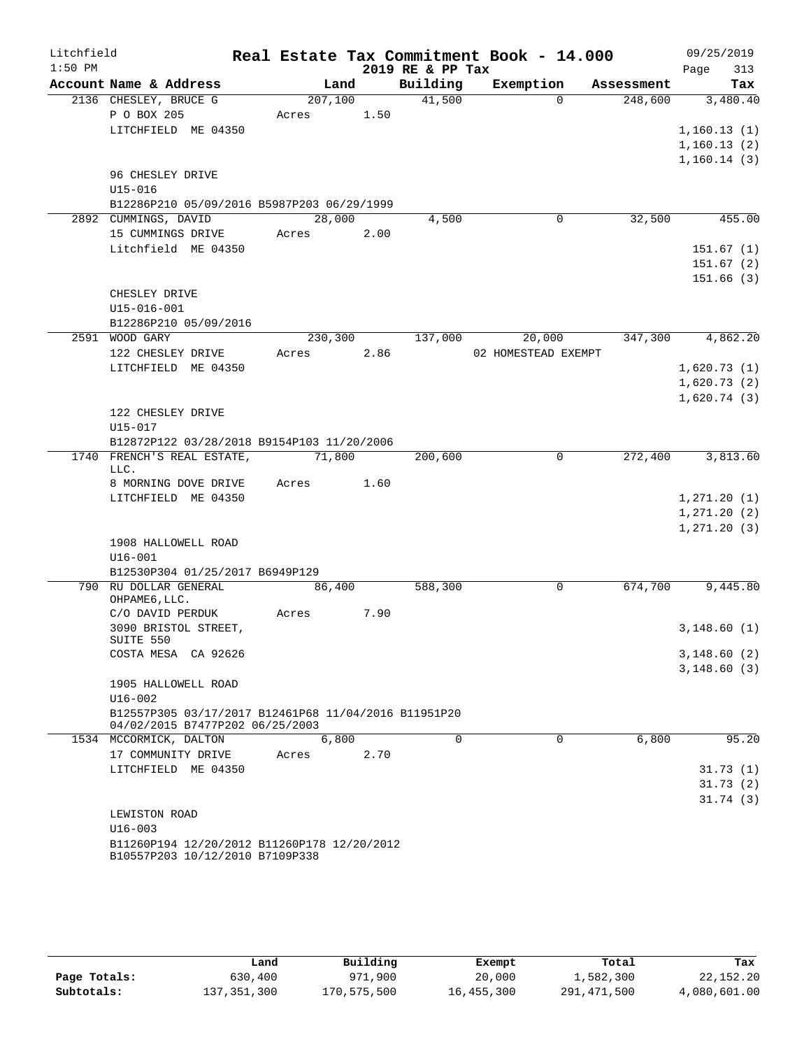Litchfield
1:50 PM

# Real Estate Tax Commitment Book - 14.000

2019 RE & PP Tax

09/25/2019

| Account Name & Address | Land | Building | Exemption | Assessment | Tax |
|---|---|---|---|---|---|
| 2136 CHESLEY, BRUCE G | 207,100 | 41,500 | 0 | 248,600 | 3,480.40 |
| P O BOX 205 | Acres 1.50 | | | | |
| LITCHFIELD ME 04350 | | | | | 1,160.13 (1) |
| | | | | | 1,160.13 (2) |
| | | | | | 1,160.14 (3) |
| 96 CHESLEY DRIVE | | | | | |
| U15-016 | | | | | |
| B12286P210 05/09/2016 B5987P203 06/29/1999 | | | | | |
| 2892 CUMMINGS, DAVID | 28,000 | 4,500 | 0 | 32,500 | 455.00 |
| 15 CUMMINGS DRIVE | Acres 2.00 | | | | |
| Litchfield ME 04350 | | | | | 151.67 (1) |
| | | | | | 151.67 (2) |
| | | | | | 151.66 (3) |
| CHESLEY DRIVE | | | | | |
| U15-016-001 | | | | | |
| B12286P210 05/09/2016 | | | | | |
| 2591 WOOD GARY | 230,300 | 137,000 | 20,000 | 347,300 | 4,862.20 |
| 122 CHESLEY DRIVE | Acres 2.86 | | 02 HOMESTEAD EXEMPT | | |
| LITCHFIELD ME 04350 | | | | | 1,620.73 (1) |
| | | | | | 1,620.73 (2) |
| | | | | | 1,620.74 (3) |
| 122 CHESLEY DRIVE | | | | | |
| U15-017 | | | | | |
| B12872P122 03/28/2018 B9154P103 11/20/2006 | | | | | |
| 1740 FRENCH'S REAL ESTATE, LLC. | 71,800 | 200,600 | 0 | 272,400 | 3,813.60 |
| 8 MORNING DOVE DRIVE | Acres 1.60 | | | | |
| LITCHFIELD ME 04350 | | | | | 1,271.20 (1) |
| | | | | | 1,271.20 (2) |
| | | | | | 1,271.20 (3) |
| 1908 HALLOWELL ROAD | | | | | |
| U16-001 | | | | | |
| B12530P304 01/25/2017 B6949P129 | | | | | |
| 790 RU DOLLAR GENERAL OHPAME6, LLC. | 86,400 | 588,300 | 0 | 674,700 | 9,445.80 |
| C/O DAVID PERDUK | Acres 7.90 | | | | |
| 3090 BRISTOL STREET, SUITE 550 | | | | | 3,148.60 (1) |
| COSTA MESA CA 92626 | | | | | 3,148.60 (2) |
| | | | | | 3,148.60 (3) |
| 1905 HALLOWELL ROAD | | | | | |
| U16-002 | | | | | |
| B12557P305 03/17/2017 B12461P68 11/04/2016 B11951P20 04/02/2015 B7477P202 06/25/2003 | | | | | |
| 1534 MCCORMICK, DALTON | 6,800 | 0 | 0 | 6,800 | 95.20 |
| 17 COMMUNITY DRIVE | Acres 2.70 | | | | |
| LITCHFIELD ME 04350 | | | | | 31.73 (1) |
| | | | | | 31.73 (2) |
| | | | | | 31.74 (3) |
| LEWISTON ROAD | | | | | |
| U16-003 | | | | | |
| B11260P194 12/20/2012 B11260P178 12/20/2012 B10557P203 10/12/2010 B7109P338 | | | | | |

| | Land | Building | Exempt | Total | Tax |
|---|---|---|---|---|---|
| **Page Totals:** | 630,400 | 971,900 | 20,000 | 1,582,300 | 22,152.20 |
| **Subtotals:** | 137,351,300 | 170,575,500 | 16,455,300 | 291,471,500 | 4,080,601.00 |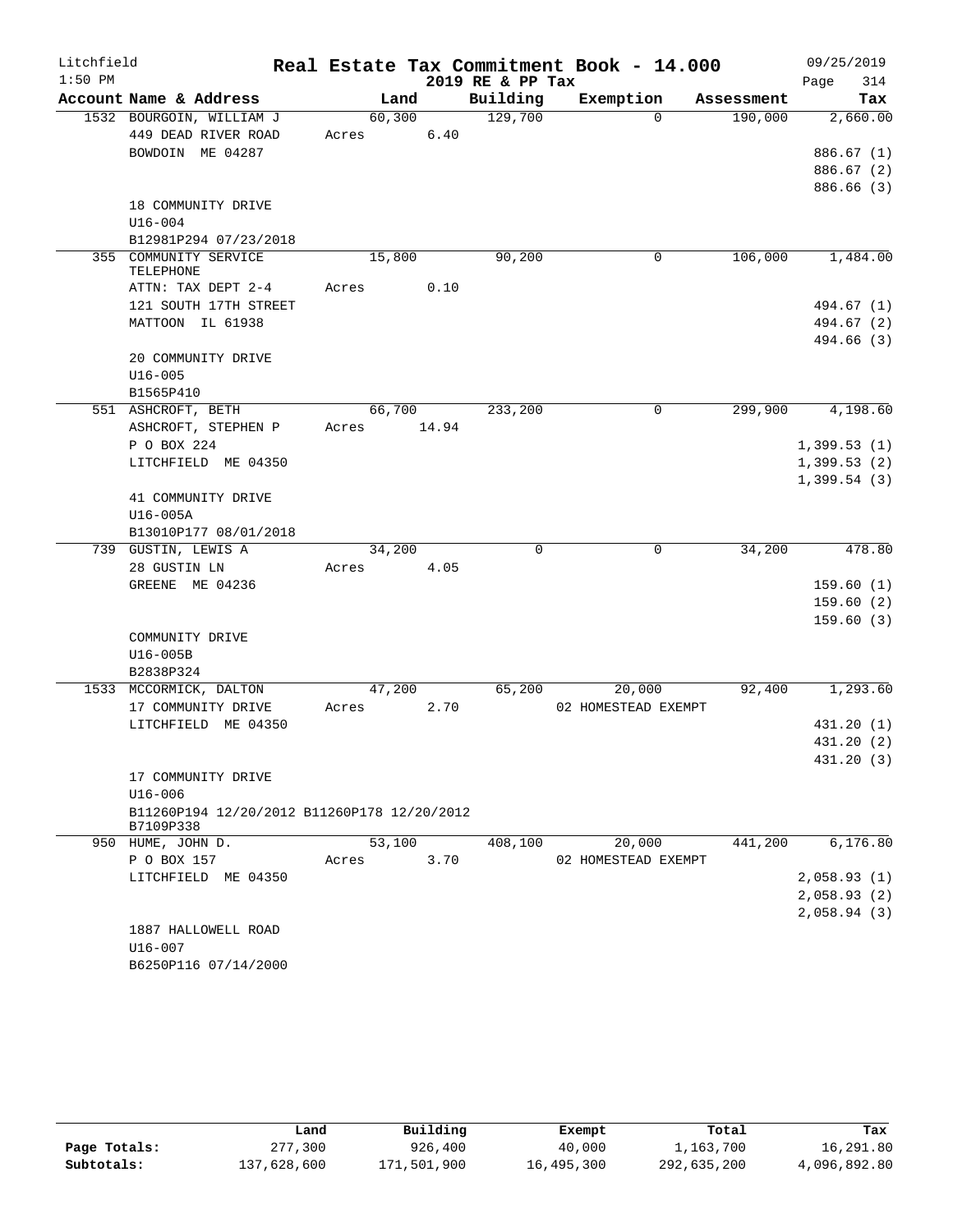Litchfield
1:50 PM

**Real Estate Tax Commitment Book - 14.000**
**2019 RE & PP Tax**

09/25/2019
Page 314

| Account Name & Address | Land | Building | Exemption | Assessment | Tax |
|---|---|---|---|---|---|
| 1532 BOURGOIN, WILLIAM J | 60,300 | 129,700 | 0 | 190,000 | 2,660.00 |
| 449 DEAD RIVER ROAD | Acres 6.40 | | | | |
| BOWDOIN ME 04287 | | | | | 886.67 (1) |
| | | | | | 886.67 (2) |
| | | | | | 886.66 (3) |
| 18 COMMUNITY DRIVE | | | | | |
| U16-004 | | | | | |
| B12981P294 07/23/2018 | | | | | |
| 355 COMMUNITY SERVICE TELEPHONE | 15,800 | 90,200 | 0 | 106,000 | 1,484.00 |
| ATTN: TAX DEPT 2-4 | Acres 0.10 | | | | |
| 121 SOUTH 17TH STREET | | | | | 494.67 (1) |
| MATTOON IL 61938 | | | | | 494.67 (2) |
| | | | | | 494.66 (3) |
| 20 COMMUNITY DRIVE | | | | | |
| U16-005 | | | | | |
| B1565P410 | | | | | |
| 551 ASHCROFT, BETH | 66,700 | 233,200 | 0 | 299,900 | 4,198.60 |
| ASHCROFT, STEPHEN P | Acres 14.94 | | | | |
| P O BOX 224 | | | | | 1,399.53 (1) |
| LITCHFIELD ME 04350 | | | | | 1,399.53 (2) |
| | | | | | 1,399.54 (3) |
| 41 COMMUNITY DRIVE | | | | | |
| U16-005A | | | | | |
| B13010P177 08/01/2018 | | | | | |
| 739 GUSTIN, LEWIS A | 34,200 | 0 | 0 | 34,200 | 478.80 |
| 28 GUSTIN LN | Acres 4.05 | | | | |
| GREENE ME 04236 | | | | | 159.60 (1) |
| | | | | | 159.60 (2) |
| | | | | | 159.60 (3) |
| COMMUNITY DRIVE | | | | | |
| U16-005B | | | | | |
| B2838P324 | | | | | |
| 1533 MCCORMICK, DALTON | 47,200 | 65,200 | 20,000 | 92,400 | 1,293.60 |
| 17 COMMUNITY DRIVE | Acres 2.70 | | 02 HOMESTEAD EXEMPT | | |
| LITCHFIELD ME 04350 | | | | | 431.20 (1) |
| | | | | | 431.20 (2) |
| | | | | | 431.20 (3) |
| 17 COMMUNITY DRIVE | | | | | |
| U16-006 | | | | | |
| B11260P194 12/20/2012 B11260P178 12/20/2012 B7109P338 | | | | | |
| 950 HUME, JOHN D. | 53,100 | 408,100 | 20,000 | 441,200 | 6,176.80 |
| P O BOX 157 | Acres 3.70 | | 02 HOMESTEAD EXEMPT | | |
| LITCHFIELD ME 04350 | | | | | 2,058.93 (1) |
| | | | | | 2,058.93 (2) |
| | | | | | 2,058.94 (3) |
| 1887 HALLOWELL ROAD | | | | | |
| U16-007 | | | | | |
| B6250P116 07/14/2000 | | | | | |

| | Land | Building | Exempt | Total | Tax |
|---|---|---|---|---|---|
| Page Totals: | 277,300 | 926,400 | 40,000 | 1,163,700 | 16,291.80 |
| Subtotals: | 137,628,600 | 171,501,900 | 16,495,300 | 292,635,200 | 4,096,892.80 |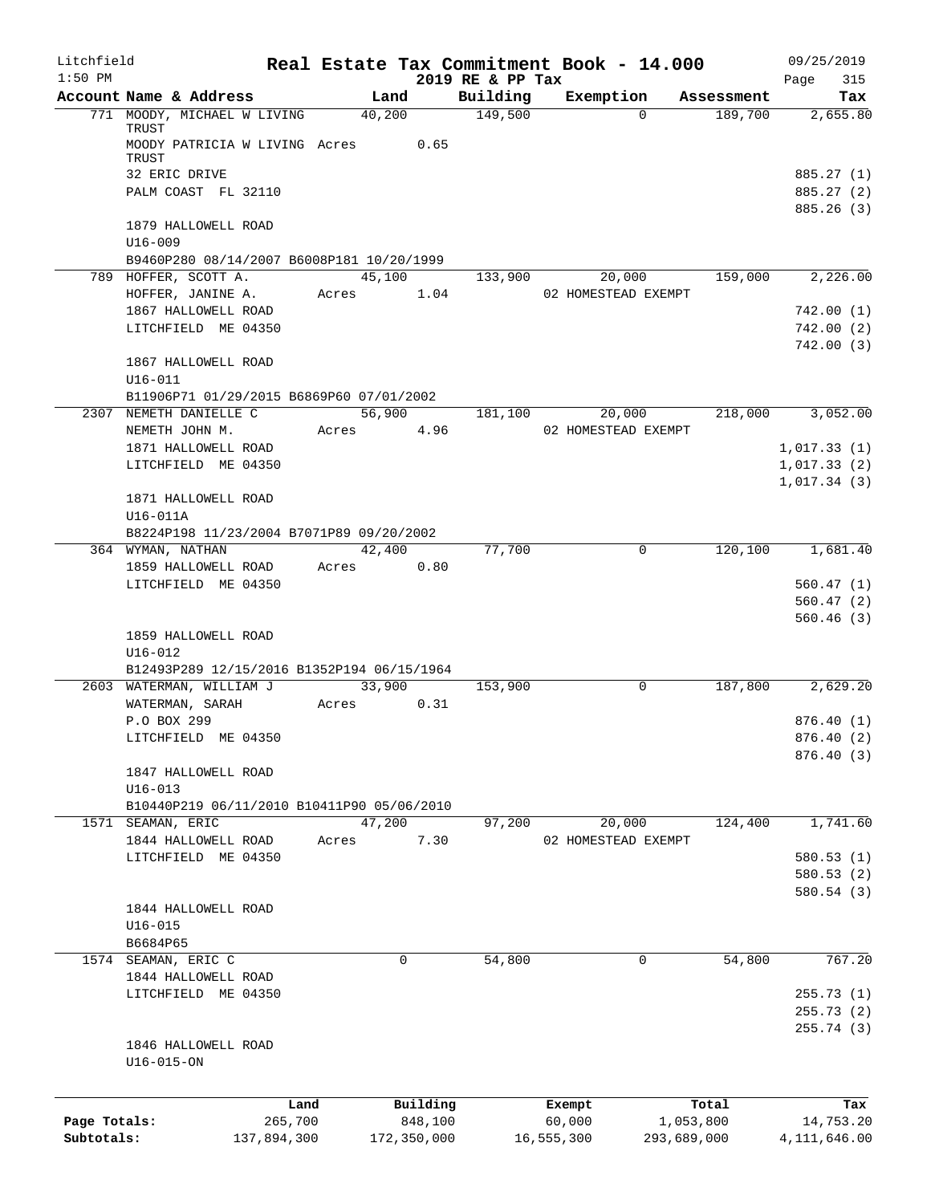Litchfield 1:50 PM

# Real Estate Tax Commitment Book - 14.000
## 2019 RE & PP Tax

09/25/2019 Page 315

| Account Name & Address | Land | Building | Exemption | Assessment | Tax |
|---|---|---|---|---|---|
| 771 MOODY, MICHAEL W LIVING TRUST | 40,200 | 149,500 | 0 | 189,700 | 2,655.80 |
| MOODY PATRICIA W LIVING TRUST | Acres 0.65 | | | | |
| 32 ERIC DRIVE | | | | | 885.27 (1) |
| PALM COAST FL 32110 | | | | | 885.27 (2) |
| | | | | | 885.26 (3) |
| 1879 HALLOWELL ROAD | | | | | |
| U16-009 | | | | | |
| B9460P280 08/14/2007 B6008P181 10/20/1999 | | | | | |
| 789 HOFFER, SCOTT A. | 45,100 | 133,900 | 20,000 | 159,000 | 2,226.00 |
| HOFFER, JANINE A. | Acres 1.04 | | 02 HOMESTEAD EXEMPT | | |
| 1867 HALLOWELL ROAD | | | | | 742.00 (1) |
| LITCHFIELD ME 04350 | | | | | 742.00 (2) |
| | | | | | 742.00 (3) |
| 1867 HALLOWELL ROAD | | | | | |
| U16-011 | | | | | |
| B11906P71 01/29/2015 B6869P60 07/01/2002 | | | | | |
| 2307 NEMETH DANIELLE C | 56,900 | 181,100 | 20,000 | 218,000 | 3,052.00 |
| NEMETH JOHN M. | Acres 4.96 | | 02 HOMESTEAD EXEMPT | | |
| 1871 HALLOWELL ROAD | | | | | 1,017.33 (1) |
| LITCHFIELD ME 04350 | | | | | 1,017.33 (2) |
| | | | | | 1,017.34 (3) |
| 1871 HALLOWELL ROAD | | | | | |
| U16-011A | | | | | |
| B8224P198 11/23/2004 B7071P89 09/20/2002 | | | | | |
| 364 WYMAN, NATHAN | 42,400 | 77,700 | 0 | 120,100 | 1,681.40 |
| 1859 HALLOWELL ROAD | Acres 0.80 | | | | |
| LITCHFIELD ME 04350 | | | | | 560.47 (1) |
| | | | | | 560.47 (2) |
| | | | | | 560.46 (3) |
| 1859 HALLOWELL ROAD | | | | | |
| U16-012 | | | | | |
| B12493P289 12/15/2016 B1352P194 06/15/1964 | | | | | |
| 2603 WATERMAN, WILLIAM J | 33,900 | 153,900 | 0 | 187,800 | 2,629.20 |
| WATERMAN, SARAH | Acres 0.31 | | | | |
| P.O BOX 299 | | | | | 876.40 (1) |
| LITCHFIELD ME 04350 | | | | | 876.40 (2) |
| | | | | | 876.40 (3) |
| 1847 HALLOWELL ROAD | | | | | |
| U16-013 | | | | | |
| B10440P219 06/11/2010 B10411P90 05/06/2010 | | | | | |
| 1571 SEAMAN, ERIC | 47,200 | 97,200 | 20,000 | 124,400 | 1,741.60 |
| 1844 HALLOWELL ROAD | Acres 7.30 | | 02 HOMESTEAD EXEMPT | | |
| LITCHFIELD ME 04350 | | | | | 580.53 (1) |
| | | | | | 580.53 (2) |
| | | | | | 580.54 (3) |
| 1844 HALLOWELL ROAD | | | | | |
| U16-015 | | | | | |
| B6684P65 | | | | | |
| 1574 SEAMAN, ERIC C | 0 | 54,800 | 0 | 54,800 | 767.20 |
| 1844 HALLOWELL ROAD | | | | | |
| LITCHFIELD ME 04350 | | | | | 255.73 (1) |
| | | | | | 255.73 (2) |
| | | | | | 255.74 (3) |
| 1846 HALLOWELL ROAD | | | | | |
| U16-015-ON | | | | | |

| | Land | Building | Exempt | Total | Tax |
|---|---|---|---|---|---|
| Page Totals: | 265,700 | 848,100 | 60,000 | 1,053,800 | 14,753.20 |
| Subtotals: | 137,894,300 | 172,350,000 | 16,555,300 | 293,689,000 | 4,111,646.00 |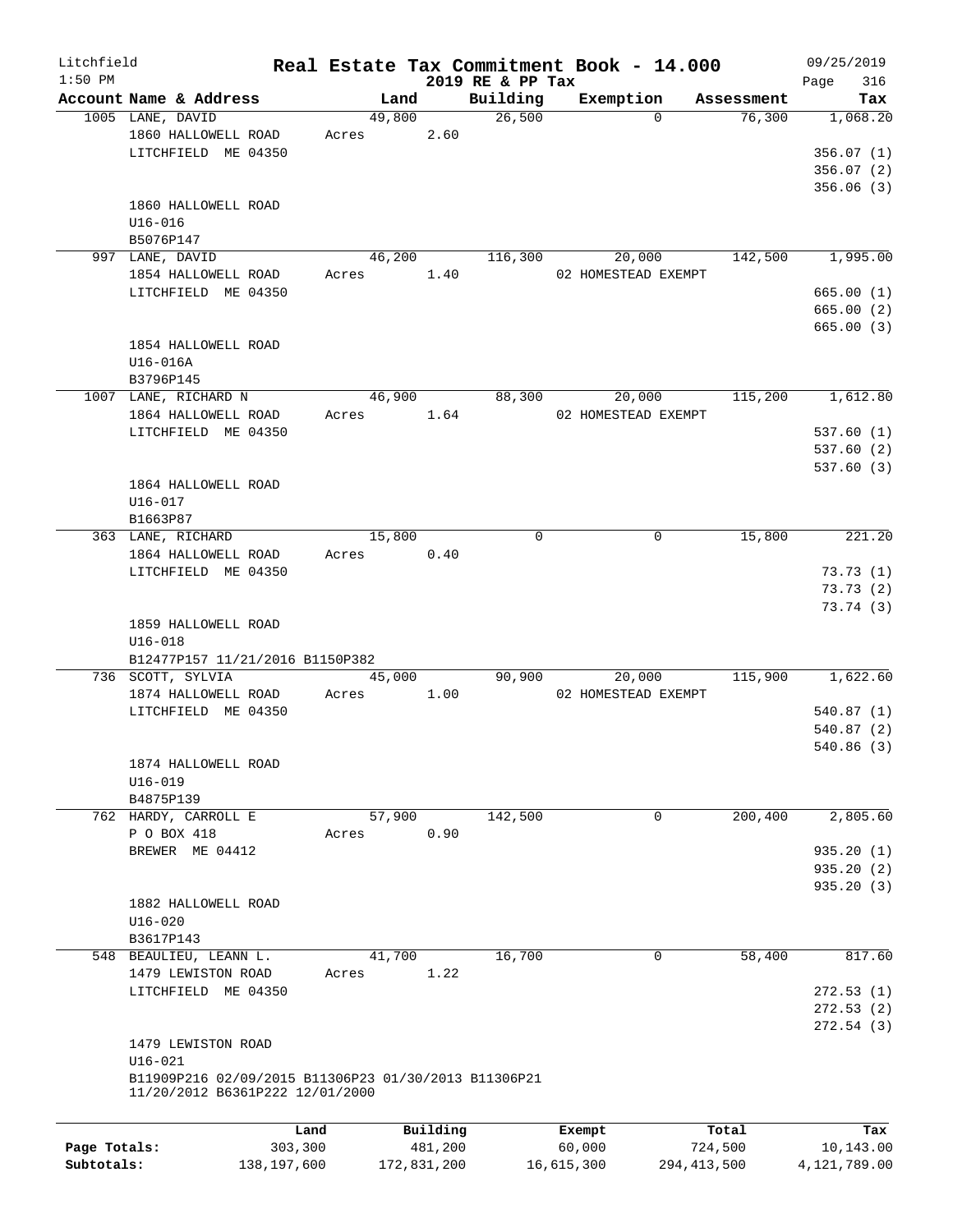# Real Estate Tax Commitment Book - 14.000

Litchfield 1:50 PM — 2019 RE & PP Tax — 09/25/2019

| Account Name & Address | Land | Building | Exemption | Assessment | Tax |
|---|---|---|---|---|---|
| 1005 LANE, DAVID | 49,800 | 26,500 | 0 | 76,300 | 1,068.20 |
| 1860 HALLOWELL ROAD | Acres 2.60 | | | | |
| LITCHFIELD ME 04350 | | | | | 356.07 (1) |
| | | | | | 356.07 (2) |
| | | | | | 356.06 (3) |
| 1860 HALLOWELL ROAD | | | | | |
| U16-016 | | | | | |
| B5076P147 | | | | | |
| 997 LANE, DAVID | 46,200 | 116,300 | 20,000 | 142,500 | 1,995.00 |
| 1854 HALLOWELL ROAD | Acres 1.40 | | 02 HOMESTEAD EXEMPT | | |
| LITCHFIELD ME 04350 | | | | | 665.00 (1) |
| | | | | | 665.00 (2) |
| | | | | | 665.00 (3) |
| 1854 HALLOWELL ROAD | | | | | |
| U16-016A | | | | | |
| B3796P145 | | | | | |
| 1007 LANE, RICHARD N | 46,900 | 88,300 | 20,000 | 115,200 | 1,612.80 |
| 1864 HALLOWELL ROAD | Acres 1.64 | | 02 HOMESTEAD EXEMPT | | |
| LITCHFIELD ME 04350 | | | | | 537.60 (1) |
| | | | | | 537.60 (2) |
| | | | | | 537.60 (3) |
| 1864 HALLOWELL ROAD | | | | | |
| U16-017 | | | | | |
| B1663P87 | | | | | |
| 363 LANE, RICHARD | 15,800 | 0 | 0 | 15,800 | 221.20 |
| 1864 HALLOWELL ROAD | Acres 0.40 | | | | |
| LITCHFIELD ME 04350 | | | | | 73.73 (1) |
| | | | | | 73.73 (2) |
| | | | | | 73.74 (3) |
| 1859 HALLOWELL ROAD | | | | | |
| U16-018 | | | | | |
| B12477P157 11/21/2016 B1150P382 | | | | | |
| 736 SCOTT, SYLVIA | 45,000 | 90,900 | 20,000 | 115,900 | 1,622.60 |
| 1874 HALLOWELL ROAD | Acres 1.00 | | 02 HOMESTEAD EXEMPT | | |
| LITCHFIELD ME 04350 | | | | | 540.87 (1) |
| | | | | | 540.87 (2) |
| | | | | | 540.86 (3) |
| 1874 HALLOWELL ROAD | | | | | |
| U16-019 | | | | | |
| B4875P139 | | | | | |
| 762 HARDY, CARROLL E | 57,900 | 142,500 | 0 | 200,400 | 2,805.60 |
| P O BOX 418 | Acres 0.90 | | | | |
| BREWER ME 04412 | | | | | 935.20 (1) |
| | | | | | 935.20 (2) |
| | | | | | 935.20 (3) |
| 1882 HALLOWELL ROAD | | | | | |
| U16-020 | | | | | |
| B3617P143 | | | | | |
| 548 BEAULIEU, LEANN L. | 41,700 | 16,700 | 0 | 58,400 | 817.60 |
| 1479 LEWISTON ROAD | Acres 1.22 | | | | |
| LITCHFIELD ME 04350 | | | | | 272.53 (1) |
| | | | | | 272.53 (2) |
| | | | | | 272.54 (3) |
| 1479 LEWISTON ROAD | | | | | |
| U16-021 | | | | | |
| B11909P216 02/09/2015 B11306P23 01/30/2013 B11306P21 11/20/2012 B6361P222 12/01/2000 | | | | | |

| | Land | Building | Exempt | Total | Tax |
|---|---|---|---|---|---|
| Page Totals: | 303,300 | 481,200 | 60,000 | 724,500 | 10,143.00 |
| Subtotals: | 138,197,600 | 172,831,200 | 16,615,300 | 294,413,500 | 4,121,789.00 |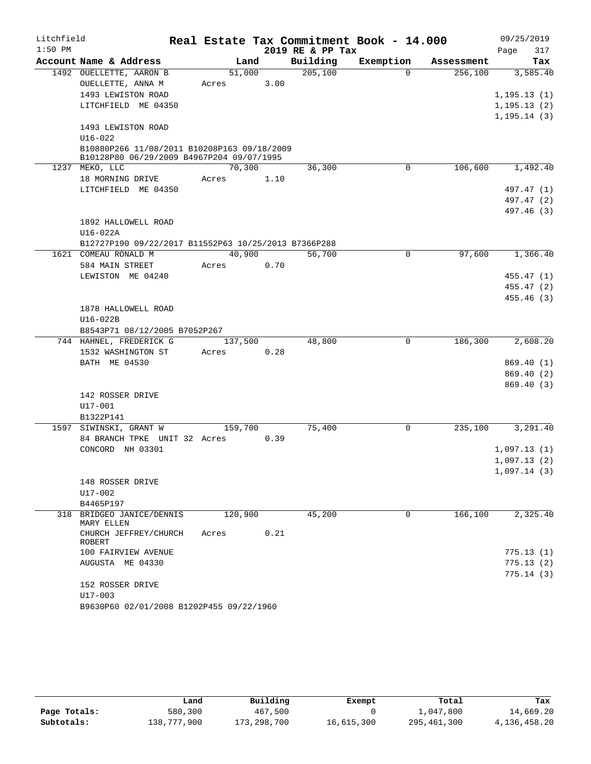# Real Estate Tax Commitment Book - 14.000

Litchfield — 2019 RE & PP Tax

| Account Name & Address | Land | Building | Exemption | Assessment | Tax |
|---|---|---|---|---|---|
| 1492 OUELLETTE, AARON B | 51,000 | 205,100 | 0 | 256,100 | 3,585.40 |
| OUELLETTE, ANNA M | Acres 3.00 | | | | |
| 1493 LEWISTON ROAD | | | | | 1,195.13 (1) |
| LITCHFIELD ME 04350 | | | | | 1,195.13 (2) |
| | | | | | 1,195.14 (3) |
| 1493 LEWISTON ROAD | | | | | |
| U16-022 | | | | | |
| B10880P266 11/08/2011 B10208P163 09/18/2009 B10128P80 06/29/2009 B4967P204 09/07/1995 | | | | | |
| 1237 MEKO, LLC | 70,300 | 36,300 | 0 | 106,600 | 1,492.40 |
| 18 MORNING DRIVE | Acres 1.10 | | | | |
| LITCHFIELD ME 04350 | | | | | 497.47 (1) |
| | | | | | 497.47 (2) |
| | | | | | 497.46 (3) |
| 1892 HALLOWELL ROAD | | | | | |
| U16-022A | | | | | |
| B12727P190 09/22/2017 B11552P63 10/25/2013 B7366P288 | | | | | |
| 1621 COMEAU RONALD M | 40,900 | 56,700 | 0 | 97,600 | 1,366.40 |
| 584 MAIN STREET | Acres 0.70 | | | | |
| LEWISTON ME 04240 | | | | | 455.47 (1) |
| | | | | | 455.47 (2) |
| | | | | | 455.46 (3) |
| 1878 HALLOWELL ROAD | | | | | |
| U16-022B | | | | | |
| B8543P71 08/12/2005 B7052P267 | | | | | |
| 744 HAHNEL, FREDERICK G | 137,500 | 48,800 | 0 | 186,300 | 2,608.20 |
| 1532 WASHINGTON ST | Acres 0.28 | | | | |
| BATH ME 04530 | | | | | 869.40 (1) |
| | | | | | 869.40 (2) |
| | | | | | 869.40 (3) |
| 142 ROSSER DRIVE | | | | | |
| U17-001 | | | | | |
| B1322P141 | | | | | |
| 1597 SIWINSKI, GRANT W | 159,700 | 75,400 | 0 | 235,100 | 3,291.40 |
| 84 BRANCH TPKE UNIT 32 | Acres 0.39 | | | | |
| CONCORD NH 03301 | | | | | 1,097.13 (1) |
| | | | | | 1,097.13 (2) |
| | | | | | 1,097.14 (3) |
| 148 ROSSER DRIVE | | | | | |
| U17-002 | | | | | |
| B4465P197 | | | | | |
| 318 BRIDGEO JANICE/DENNIS MARY ELLEN | 120,900 | 45,200 | 0 | 166,100 | 2,325.40 |
| CHURCH JEFFREY/CHURCH ROBERT | Acres 0.21 | | | | |
| 100 FAIRVIEW AVENUE | | | | | 775.13 (1) |
| AUGUSTA ME 04330 | | | | | 775.13 (2) |
| | | | | | 775.14 (3) |
| 152 ROSSER DRIVE | | | | | |
| U17-003 | | | | | |
| B9630P60 02/01/2008 B1202P455 09/22/1960 | | | | | |

| | Land | Building | Exempt | Total | Tax |
|---|---|---|---|---|---|
| Page Totals: | 580,300 | 467,500 | 0 | 1,047,800 | 14,669.20 |
| Subtotals: | 138,777,900 | 173,298,700 | 16,615,300 | 295,461,300 | 4,136,458.20 |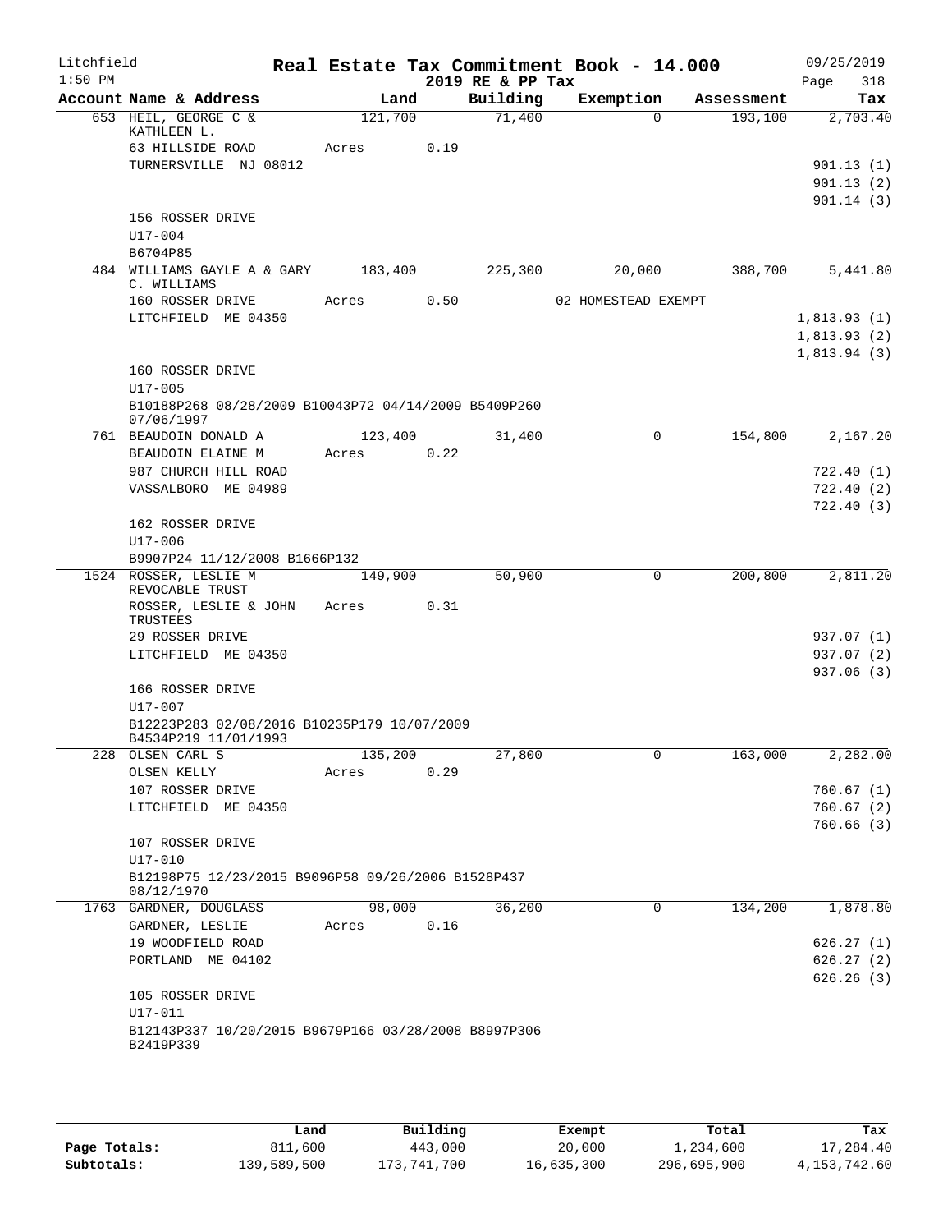Litchfield 1:50 PM — **Real Estate Tax Commitment Book - 14.000** — 2019 RE & PP Tax — 09/25/2019 Page 318

| Account Name & Address | Land | Building | Exemption | Assessment | Tax |
|---|---|---|---|---|---|
| 653 HEIL, GEORGE C & KATHLEEN L. | 121,700 | 71,400 | 0 | 193,100 | 2,703.40 |
| 63 HILLSIDE ROAD | Acres 0.19 | | | | |
| TURNERSVILLE NJ 08012 | | | | | 901.13 (1) |
| | | | | | 901.13 (2) |
| | | | | | 901.14 (3) |
| 156 ROSSER DRIVE | | | | | |
| U17-004 | | | | | |
| B6704P85 | | | | | |
| 484 WILLIAMS GAYLE A & GARY C. WILLIAMS | 183,400 | 225,300 | 20,000 | 388,700 | 5,441.80 |
| 160 ROSSER DRIVE | Acres 0.50 | | 02 HOMESTEAD EXEMPT | | |
| LITCHFIELD ME 04350 | | | | | 1,813.93 (1) |
| | | | | | 1,813.93 (2) |
| | | | | | 1,813.94 (3) |
| 160 ROSSER DRIVE | | | | | |
| U17-005 | | | | | |
| B10188P268 08/28/2009 B10043P72 04/14/2009 B5409P260 07/06/1997 | | | | | |
| 761 BEAUDOIN DONALD A | 123,400 | 31,400 | 0 | 154,800 | 2,167.20 |
| BEAUDOIN ELAINE M | Acres 0.22 | | | | |
| 987 CHURCH HILL ROAD | | | | | 722.40 (1) |
| VASSALBORO ME 04989 | | | | | 722.40 (2) |
| | | | | | 722.40 (3) |
| 162 ROSSER DRIVE | | | | | |
| U17-006 | | | | | |
| B9907P24 11/12/2008 B1666P132 | | | | | |
| 1524 ROSSER, LESLIE M REVOCABLE TRUST | 149,900 | 50,900 | 0 | 200,800 | 2,811.20 |
| ROSSER, LESLIE & JOHN TRUSTEES | Acres 0.31 | | | | |
| 29 ROSSER DRIVE | | | | | 937.07 (1) |
| LITCHFIELD ME 04350 | | | | | 937.07 (2) |
| | | | | | 937.06 (3) |
| 166 ROSSER DRIVE | | | | | |
| U17-007 | | | | | |
| B12223P283 02/08/2016 B10235P179 10/07/2009 B4534P219 11/01/1993 | | | | | |
| 228 OLSEN CARL S | 135,200 | 27,800 | 0 | 163,000 | 2,282.00 |
| OLSEN KELLY | Acres 0.29 | | | | |
| 107 ROSSER DRIVE | | | | | 760.67 (1) |
| LITCHFIELD ME 04350 | | | | | 760.67 (2) |
| | | | | | 760.66 (3) |
| 107 ROSSER DRIVE | | | | | |
| U17-010 | | | | | |
| B12198P75 12/23/2015 B9096P58 09/26/2006 B1528P437 08/12/1970 | | | | | |
| 1763 GARDNER, DOUGLASS | 98,000 | 36,200 | 0 | 134,200 | 1,878.80 |
| GARDNER, LESLIE | Acres 0.16 | | | | |
| 19 WOODFIELD ROAD | | | | | 626.27 (1) |
| PORTLAND ME 04102 | | | | | 626.27 (2) |
| | | | | | 626.26 (3) |
| 105 ROSSER DRIVE | | | | | |
| U17-011 | | | | | |
| B12143P337 10/20/2015 B9679P166 03/28/2008 B8997P306 B2419P339 | | | | | |

| | Land | Building | Exempt | Total | Tax |
|---|---|---|---|---|---|
| Page Totals: | 811,600 | 443,000 | 20,000 | 1,234,600 | 17,284.40 |
| Subtotals: | 139,589,500 | 173,741,700 | 16,635,300 | 296,695,900 | 4,153,742.60 |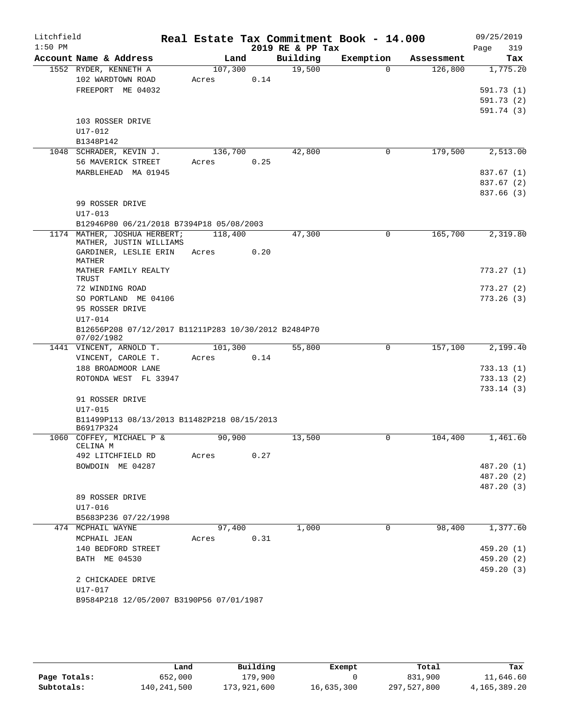Litchfield
1:50 PM

# Real Estate Tax Commitment Book - 14.000

2019 RE & PP Tax

09/25/2019

| Account Name & Address | Land | Building | Exemption | Assessment | Tax |
|---|---|---|---|---|---|
| 1552 RYDER, KENNETH A | 107,300 | 19,500 | 0 | 126,800 | 1,775.20 |
| 102 WARDTOWN ROAD | Acres 0.14 | | | | |
| FREEPORT ME 04032 | | | | | 591.73 (1) |
| | | | | | 591.73 (2) |
| | | | | | 591.74 (3) |
| 103 ROSSER DRIVE | | | | | |
| U17-012 | | | | | |
| B1348P142 | | | | | |
| 1048 SCHRADER, KEVIN J. | 136,700 | 42,800 | 0 | 179,500 | 2,513.00 |
| 56 MAVERICK STREET | Acres 0.25 | | | | |
| MARBLEHEAD MA 01945 | | | | | 837.67 (1) |
| | | | | | 837.67 (2) |
| | | | | | 837.66 (3) |
| 99 ROSSER DRIVE | | | | | |
| U17-013 | | | | | |
| B12946P80 06/21/2018 B7394P18 05/08/2003 | | | | | |
| 1174 MATHER, JOSHUA HERBERT; MATHER, JUSTIN WILLIAMS | 118,400 | 47,300 | 0 | 165,700 | 2,319.80 |
| GARDINER, LESLIE ERIN MATHER | Acres 0.20 | | | | |
| MATHER FAMILY REALTY TRUST | | | | | 773.27 (1) |
| 72 WINDING ROAD | | | | | 773.27 (2) |
| SO PORTLAND ME 04106 | | | | | 773.26 (3) |
| 95 ROSSER DRIVE | | | | | |
| U17-014 | | | | | |
| B12656P208 07/12/2017 B11211P283 10/30/2012 B2484P70 07/02/1982 | | | | | |
| 1441 VINCENT, ARNOLD T. | 101,300 | 55,800 | 0 | 157,100 | 2,199.40 |
| VINCENT, CAROLE T. | Acres 0.14 | | | | |
| 188 BROADMOOR LANE | | | | | 733.13 (1) |
| ROTONDA WEST FL 33947 | | | | | 733.13 (2) |
| | | | | | 733.14 (3) |
| 91 ROSSER DRIVE | | | | | |
| U17-015 | | | | | |
| B11499P113 08/13/2013 B11482P218 08/15/2013 B6917P324 | | | | | |
| 1060 COFFEY, MICHAEL P & CELINA M | 90,900 | 13,500 | 0 | 104,400 | 1,461.60 |
| 492 LITCHFIELD RD | Acres 0.27 | | | | |
| BOWDOIN ME 04287 | | | | | 487.20 (1) |
| | | | | | 487.20 (2) |
| | | | | | 487.20 (3) |
| 89 ROSSER DRIVE | | | | | |
| U17-016 | | | | | |
| B5683P236 07/22/1998 | | | | | |
| 474 MCPHAIL WAYNE | 97,400 | 1,000 | 0 | 98,400 | 1,377.60 |
| MCPHAIL JEAN | Acres 0.31 | | | | |
| 140 BEDFORD STREET | | | | | 459.20 (1) |
| BATH ME 04530 | | | | | 459.20 (2) |
| | | | | | 459.20 (3) |
| 2 CHICKADEE DRIVE | | | | | |
| U17-017 | | | | | |
| B9584P218 12/05/2007 B3190P56 07/01/1987 | | | | | |

| | Land | Building | Exempt | Total | Tax |
|---|---|---|---|---|---|
| Page Totals: | 652,000 | 179,900 | 0 | 831,900 | 11,646.60 |
| Subtotals: | 140,241,500 | 173,921,600 | 16,635,300 | 297,527,800 | 4,165,389.20 |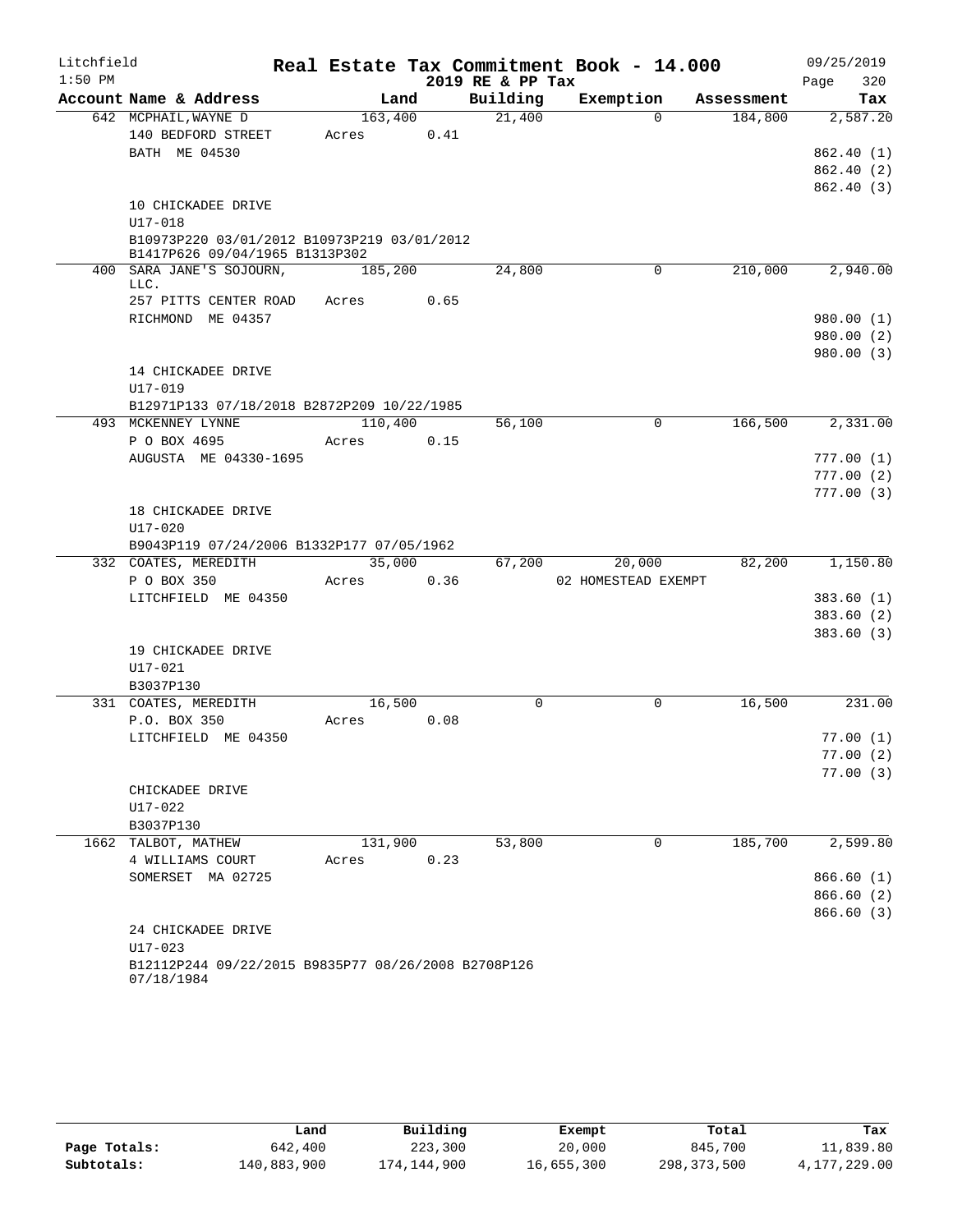Litchfield 1:50 PM

# Real Estate Tax Commitment Book - 14.000

2019 RE & PP Tax

09/25/2019

| Account Name & Address | Land | Building | Exemption | Assessment | Tax |
|---|---|---|---|---|---|
| 642 MCPHAIL,WAYNE D | 163,400 | 21,400 | 0 | 184,800 | 2,587.20 |
| 140 BEDFORD STREET | Acres 0.41 | | | | |
| BATH ME 04530 | | | | | 862.40 (1) |
| | | | | | 862.40 (2) |
| | | | | | 862.40 (3) |
| 10 CHICKADEE DRIVE | | | | | |
| U17-018 | | | | | |
| B10973P220 03/01/2012 B10973P219 03/01/2012 B1417P626 09/04/1965 B1313P302 | | | | | |
| 400 SARA JANE'S SOJOURN, LLC. | 185,200 | 24,800 | 0 | 210,000 | 2,940.00 |
| 257 PITTS CENTER ROAD | Acres 0.65 | | | | |
| RICHMOND ME 04357 | | | | | 980.00 (1) |
| | | | | | 980.00 (2) |
| | | | | | 980.00 (3) |
| 14 CHICKADEE DRIVE | | | | | |
| U17-019 | | | | | |
| B12971P133 07/18/2018 B2872P209 10/22/1985 | | | | | |
| 493 MCKENNEY LYNNE | 110,400 | 56,100 | 0 | 166,500 | 2,331.00 |
| P O BOX 4695 | Acres 0.15 | | | | |
| AUGUSTA ME 04330-1695 | | | | | 777.00 (1) |
| | | | | | 777.00 (2) |
| | | | | | 777.00 (3) |
| 18 CHICKADEE DRIVE | | | | | |
| U17-020 | | | | | |
| B9043P119 07/24/2006 B1332P177 07/05/1962 | | | | | |
| 332 COATES, MEREDITH | 35,000 | 67,200 | 20,000 | 82,200 | 1,150.80 |
| P O BOX 350 | Acres 0.36 | | 02 HOMESTEAD EXEMPT | | |
| LITCHFIELD ME 04350 | | | | | 383.60 (1) |
| | | | | | 383.60 (2) |
| | | | | | 383.60 (3) |
| 19 CHICKADEE DRIVE | | | | | |
| U17-021 | | | | | |
| B3037P130 | | | | | |
| 331 COATES, MEREDITH | 16,500 | 0 | 0 | 16,500 | 231.00 |
| P.O. BOX 350 | Acres 0.08 | | | | |
| LITCHFIELD ME 04350 | | | | | 77.00 (1) |
| | | | | | 77.00 (2) |
| | | | | | 77.00 (3) |
| CHICKADEE DRIVE | | | | | |
| U17-022 | | | | | |
| B3037P130 | | | | | |
| 1662 TALBOT, MATHEW | 131,900 | 53,800 | 0 | 185,700 | 2,599.80 |
| 4 WILLIAMS COURT | Acres 0.23 | | | | |
| SOMERSET MA 02725 | | | | | 866.60 (1) |
| | | | | | 866.60 (2) |
| | | | | | 866.60 (3) |
| 24 CHICKADEE DRIVE | | | | | |
| U17-023 | | | | | |
| B12112P244 09/22/2015 B9835P77 08/26/2008 B2708P126 07/18/1984 | | | | | |

| | Land | Building | Exempt | Total | Tax |
|---|---|---|---|---|---|
| Page Totals: | 642,400 | 223,300 | 20,000 | 845,700 | 11,839.80 |
| Subtotals: | 140,883,900 | 174,144,900 | 16,655,300 | 298,373,500 | 4,177,229.00 |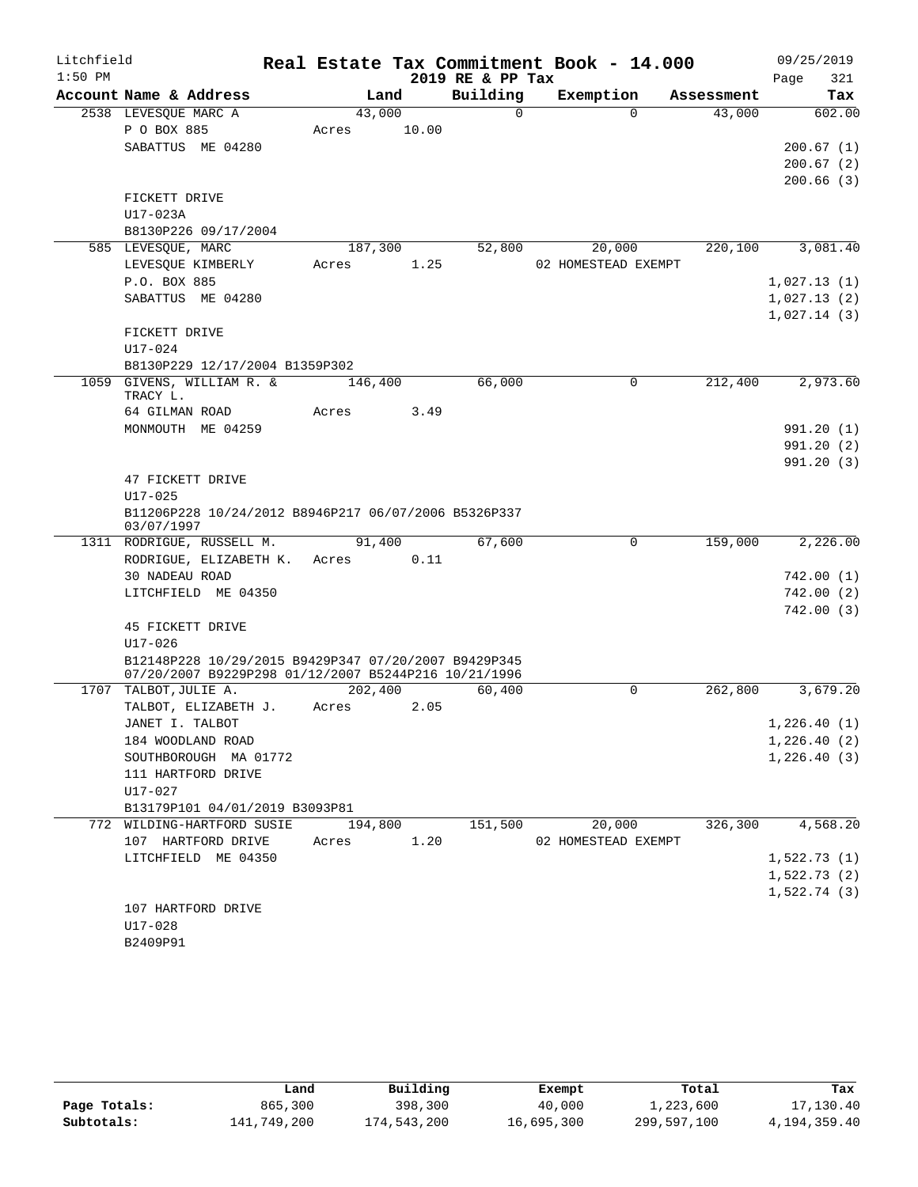# Real Estate Tax Commitment Book - 14.000

Litchfield
1:50 PM

2019 RE & PP Tax

09/25/2019

| Account Name & Address | Land | Building | Exemption | Assessment | Tax |
|---|---|---|---|---|---|
| 2538 LEVESQUE MARC A | 43,000 | 0 | 0 | 43,000 | 602.00 |
| P O BOX 885 | Acres 10.00 | | | | |
| SABATTUS ME 04280 | | | | | 200.67 (1) |
| | | | | | 200.67 (2) |
| | | | | | 200.66 (3) |
| FICKETT DRIVE | | | | | |
| U17-023A | | | | | |
| B8130P226 09/17/2004 | | | | | |
| 585 LEVESQUE, MARC | 187,300 | 52,800 | 20,000 | 220,100 | 3,081.40 |
| LEVESQUE KIMBERLY | Acres 1.25 | | 02 HOMESTEAD EXEMPT | | |
| P.O. BOX 885 | | | | | 1,027.13 (1) |
| SABATTUS ME 04280 | | | | | 1,027.13 (2) |
| | | | | | 1,027.14 (3) |
| FICKETT DRIVE | | | | | |
| U17-024 | | | | | |
| B8130P229 12/17/2004 B1359P302 | | | | | |
| 1059 GIVENS, WILLIAM R. & TRACY L. | 146,400 | 66,000 | 0 | 212,400 | 2,973.60 |
| 64 GILMAN ROAD | Acres 3.49 | | | | |
| MONMOUTH ME 04259 | | | | | 991.20 (1) |
| | | | | | 991.20 (2) |
| | | | | | 991.20 (3) |
| 47 FICKETT DRIVE | | | | | |
| U17-025 | | | | | |
| B11206P228 10/24/2012 B8946P217 06/07/2006 B5326P337 03/07/1997 | | | | | |
| 1311 RODRIGUE, RUSSELL M. | 91,400 | 67,600 | 0 | 159,000 | 2,226.00 |
| RODRIGUE, ELIZABETH K. | Acres 0.11 | | | | |
| 30 NADEAU ROAD | | | | | 742.00 (1) |
| LITCHFIELD ME 04350 | | | | | 742.00 (2) |
| | | | | | 742.00 (3) |
| 45 FICKETT DRIVE | | | | | |
| U17-026 | | | | | |
| B12148P228 10/29/2015 B9429P347 07/20/2007 B9429P345 07/20/2007 B9229P298 01/12/2007 B5244P216 10/21/1996 | | | | | |
| 1707 TALBOT, JULIE A. | 202,400 | 60,400 | 0 | 262,800 | 3,679.20 |
| TALBOT, ELIZABETH J. | Acres 2.05 | | | | |
| JANET I. TALBOT | | | | | 1,226.40 (1) |
| 184 WOODLAND ROAD | | | | | 1,226.40 (2) |
| SOUTHBOROUGH MA 01772 | | | | | 1,226.40 (3) |
| 111 HARTFORD DRIVE | | | | | |
| U17-027 | | | | | |
| B13179P101 04/01/2019 B3093P81 | | | | | |
| 772 WILDING-HARTFORD SUSIE | 194,800 | 151,500 | 20,000 | 326,300 | 4,568.20 |
| 107 HARTFORD DRIVE | Acres 1.20 | | 02 HOMESTEAD EXEMPT | | |
| LITCHFIELD ME 04350 | | | | | 1,522.73 (1) |
| | | | | | 1,522.73 (2) |
| | | | | | 1,522.74 (3) |
| 107 HARTFORD DRIVE | | | | | |
| U17-028 | | | | | |
| B2409P91 | | | | | |

| | Land | Building | Exempt | Total | Tax |
|---|---|---|---|---|---|
| Page Totals: | 865,300 | 398,300 | 40,000 | 1,223,600 | 17,130.40 |
| Subtotals: | 141,749,200 | 174,543,200 | 16,695,300 | 299,597,100 | 4,194,359.40 |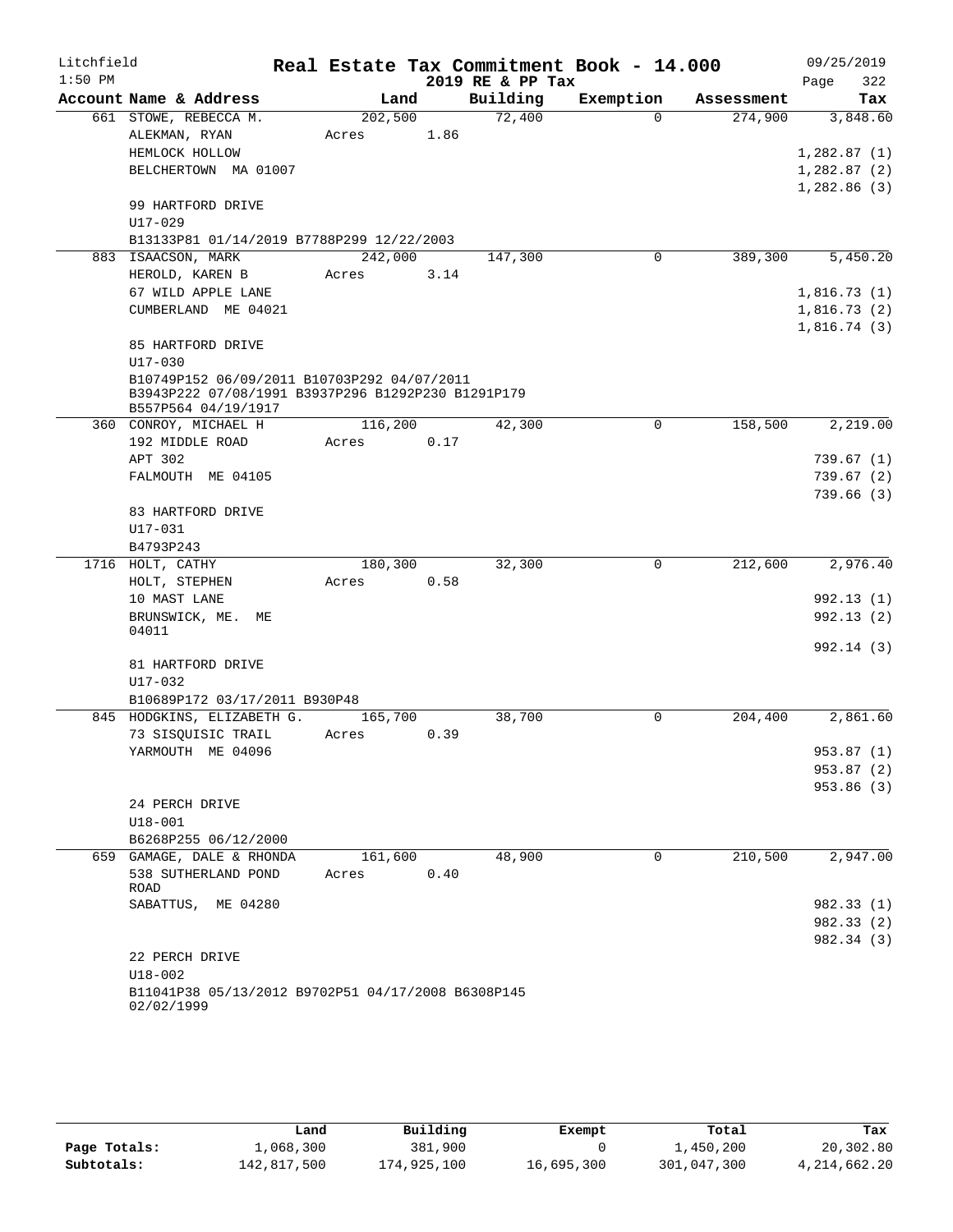# Real Estate Tax Commitment Book - 14.000

Litchfield 1:50 PM — 2019 RE & PP Tax — 09/25/2019

| Account Name & Address | Land | Building | Exemption | Assessment | Tax |
|---|---|---|---|---|---|
| 661 STOWE, REBECCA M. | 202,500 | 72,400 | 0 | 274,900 | 3,848.60 |
| ALEKMAN, RYAN | Acres 1.86 | | | | |
| HEMLOCK HOLLOW | | | | | 1,282.87 (1) |
| BELCHERTOWN MA 01007 | | | | | 1,282.87 (2) |
| | | | | | 1,282.86 (3) |
| 99 HARTFORD DRIVE | | | | | |
| U17-029 | | | | | |
| B13133P81 01/14/2019 B7788P299 12/22/2003 | | | | | |
| 883 ISAACSON, MARK | 242,000 | 147,300 | 0 | 389,300 | 5,450.20 |
| HEROLD, KAREN B | Acres 3.14 | | | | |
| 67 WILD APPLE LANE | | | | | 1,816.73 (1) |
| CUMBERLAND ME 04021 | | | | | 1,816.73 (2) |
| | | | | | 1,816.74 (3) |
| 85 HARTFORD DRIVE | | | | | |
| U17-030 | | | | | |
| B10749P152 06/09/2011 B10703P292 04/07/2011 B3943P222 07/08/1991 B3937P296 B1292P230 B1291P179 B557P564 04/19/1917 | | | | | |
| 360 CONROY, MICHAEL H | 116,200 | 42,300 | 0 | 158,500 | 2,219.00 |
| 192 MIDDLE ROAD | Acres 0.17 | | | | |
| APT 302 | | | | | 739.67 (1) |
| FALMOUTH ME 04105 | | | | | 739.67 (2) |
| | | | | | 739.66 (3) |
| 83 HARTFORD DRIVE | | | | | |
| U17-031 | | | | | |
| B4793P243 | | | | | |
| 1716 HOLT, CATHY | 180,300 | 32,300 | 0 | 212,600 | 2,976.40 |
| HOLT, STEPHEN | Acres 0.58 | | | | |
| 10 MAST LANE | | | | | 992.13 (1) |
| BRUNSWICK, ME. ME 04011 | | | | | 992.13 (2) |
| | | | | | 992.14 (3) |
| 81 HARTFORD DRIVE | | | | | |
| U17-032 | | | | | |
| B10689P172 03/17/2011 B930P48 | | | | | |
| 845 HODGKINS, ELIZABETH G. | 165,700 | 38,700 | 0 | 204,400 | 2,861.60 |
| 73 SISQUISIC TRAIL | Acres 0.39 | | | | |
| YARMOUTH ME 04096 | | | | | 953.87 (1) |
| | | | | | 953.87 (2) |
| | | | | | 953.86 (3) |
| 24 PERCH DRIVE | | | | | |
| U18-001 | | | | | |
| B6268P255 06/12/2000 | | | | | |
| 659 GAMAGE, DALE & RHONDA | 161,600 | 48,900 | 0 | 210,500 | 2,947.00 |
| 538 SUTHERLAND POND ROAD | Acres 0.40 | | | | |
| SABATTUS, ME 04280 | | | | | 982.33 (1) |
| | | | | | 982.33 (2) |
| | | | | | 982.34 (3) |
| 22 PERCH DRIVE | | | | | |
| U18-002 | | | | | |
| B11041P38 05/13/2012 B9702P51 04/17/2008 B6308P145 02/02/1999 | | | | | |

| | Land | Building | Exempt | Total | Tax |
|---|---|---|---|---|---|
| Page Totals: | 1,068,300 | 381,900 | 0 | 1,450,200 | 20,302.80 |
| Subtotals: | 142,817,500 | 174,925,100 | 16,695,300 | 301,047,300 | 4,214,662.20 |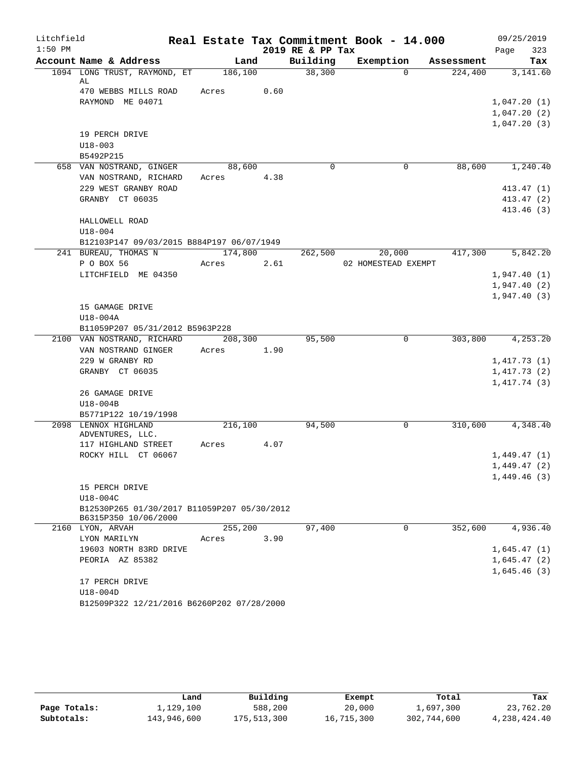Litchfield  
1:50 PM

**Real Estate Tax Commitment Book - 14.000**  
**2019 RE & PP Tax**

09/25/2019  
Page 323

| Account Name & Address | Land | Building | Exemption | Assessment | Tax |
|---|---|---|---|---|---|
| 1094 LONG TRUST, RAYMOND, ET AL | 186,100 | 38,300 | 0 | 224,400 | 3,141.60 |
| 470 WEBBS MILLS ROAD | Acres 0.60 | | | | |
| RAYMOND ME 04071 | | | | | 1,047.20 (1) |
| | | | | | 1,047.20 (2) |
| | | | | | 1,047.20 (3) |
| 19 PERCH DRIVE | | | | | |
| U18-003 | | | | | |
| B5492P215 | | | | | |
| 658 VAN NOSTRAND, GINGER | 88,600 | 0 | 0 | 88,600 | 1,240.40 |
| VAN NOSTRAND, RICHARD | Acres 4.38 | | | | |
| 229 WEST GRANBY ROAD | | | | | 413.47 (1) |
| GRANBY CT 06035 | | | | | 413.47 (2) |
| | | | | | 413.46 (3) |
| HALLOWELL ROAD | | | | | |
| U18-004 | | | | | |
| B12103P147 09/03/2015 B884P197 06/07/1949 | | | | | |
| 241 BUREAU, THOMAS N | 174,800 | 262,500 | 20,000 | 417,300 | 5,842.20 |
| P O BOX 56 | Acres 2.61 | | 02 HOMESTEAD EXEMPT | | |
| LITCHFIELD ME 04350 | | | | | 1,947.40 (1) |
| | | | | | 1,947.40 (2) |
| | | | | | 1,947.40 (3) |
| 15 GAMAGE DRIVE | | | | | |
| U18-004A | | | | | |
| B11059P207 05/31/2012 B5963P228 | | | | | |
| 2100 VAN NOSTRAND, RICHARD | 208,300 | 95,500 | 0 | 303,800 | 4,253.20 |
| VAN NOSTRAND GINGER | Acres 1.90 | | | | |
| 229 W GRANBY RD | | | | | 1,417.73 (1) |
| GRANBY CT 06035 | | | | | 1,417.73 (2) |
| | | | | | 1,417.74 (3) |
| 26 GAMAGE DRIVE | | | | | |
| U18-004B | | | | | |
| B5771P122 10/19/1998 | | | | | |
| 2098 LENNOX HIGHLAND ADVENTURES, LLC. | 216,100 | 94,500 | 0 | 310,600 | 4,348.40 |
| 117 HIGHLAND STREET | Acres 4.07 | | | | |
| ROCKY HILL CT 06067 | | | | | 1,449.47 (1) |
| | | | | | 1,449.47 (2) |
| | | | | | 1,449.46 (3) |
| 15 PERCH DRIVE | | | | | |
| U18-004C | | | | | |
| B12530P265 01/30/2017 B11059P207 05/30/2012 B6315P350 10/06/2000 | | | | | |
| 2160 LYON, ARVAH | 255,200 | 97,400 | 0 | 352,600 | 4,936.40 |
| LYON MARILYN | Acres 3.90 | | | | |
| 19603 NORTH 83RD DRIVE | | | | | 1,645.47 (1) |
| PEORIA AZ 85382 | | | | | 1,645.47 (2) |
| | | | | | 1,645.46 (3) |
| 17 PERCH DRIVE | | | | | |
| U18-004D | | | | | |
| B12509P322 12/21/2016 B6260P202 07/28/2000 | | | | | |

| | Land | Building | Exempt | Total | Tax |
|---|---|---|---|---|---|
| Page Totals: | 1,129,100 | 588,200 | 20,000 | 1,697,300 | 23,762.20 |
| Subtotals: | 143,946,600 | 175,513,300 | 16,715,300 | 302,744,600 | 4,238,424.40 |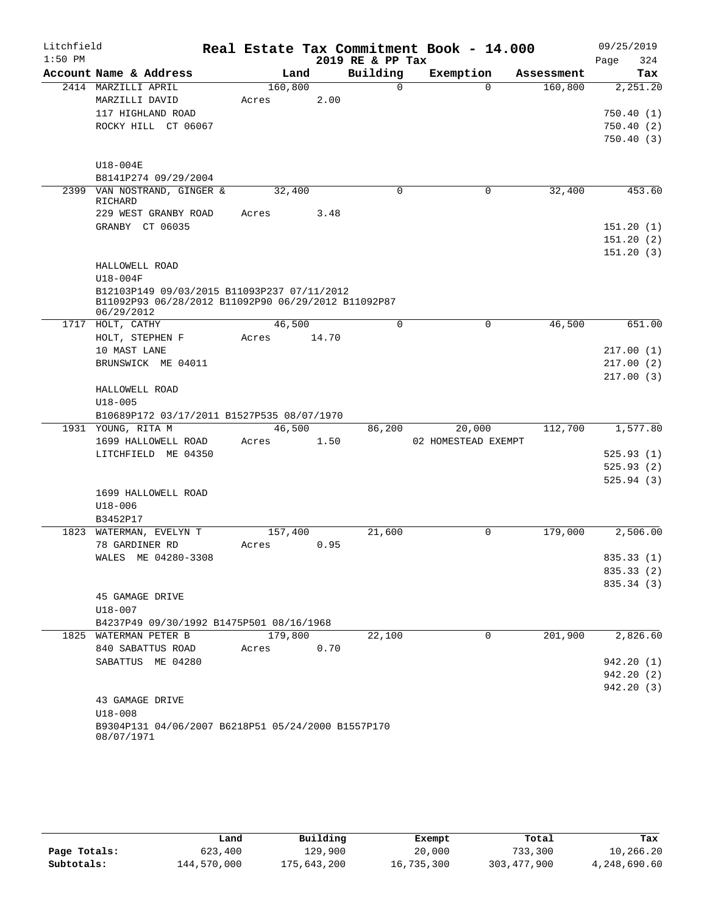Litchfield
1:50 PM

# Real Estate Tax Commitment Book - 14.000
## 2019 RE & PP Tax

09/25/2019

| Account Name & Address | Land | Building | Exemption | Assessment | Tax |
|---|---|---|---|---|---|
| 2414 MARZILLI APRIL<br>MARZILLI DAVID<br>117 HIGHLAND ROAD<br>ROCKY HILL CT 06067<br><br>U18-004E<br>B8141P274 09/29/2004 | 160,800<br>Acres 2.00 | 0 | 0 | 160,800 | 2,251.20<br><br>750.40 (1)<br>750.40 (2)<br>750.40 (3) |
| 2399 VAN NOSTRAND, GINGER & RICHARD<br>229 WEST GRANBY ROAD<br>GRANBY CT 06035<br><br>HALLOWELL ROAD<br>U18-004F<br>B12103P149 09/03/2015 B11093P237 07/11/2012 B11092P93 06/28/2012 B11092P90 06/29/2012 B11092P87 06/29/2012 | 32,400<br>Acres 3.48 | 0 | 0 | 32,400 | 453.60<br><br>151.20 (1)<br>151.20 (2)<br>151.20 (3) |
| 1717 HOLT, CATHY<br>HOLT, STEPHEN F<br>10 MAST LANE<br>BRUNSWICK ME 04011<br><br>HALLOWELL ROAD<br>U18-005<br>B10689P172 03/17/2011 B1527P535 08/07/1970 | 46,500<br>Acres 14.70 | 0 | 0 | 46,500 | 651.00<br><br>217.00 (1)<br>217.00 (2)<br>217.00 (3) |
| 1931 YOUNG, RITA M<br>1699 HALLOWELL ROAD<br>LITCHFIELD ME 04350<br><br>1699 HALLOWELL ROAD<br>U18-006<br>B3452P17 | 46,500<br>Acres 1.50 | 86,200 | 20,000<br>02 HOMESTEAD EXEMPT | 112,700 | 1,577.80<br><br>525.93 (1)<br>525.93 (2)<br>525.94 (3) |
| 1823 WATERMAN, EVELYN T<br>78 GARDINER RD<br>WALES ME 04280-3308<br><br>45 GAMAGE DRIVE<br>U18-007<br>B4237P49 09/30/1992 B1475P501 08/16/1968 | 157,400<br>Acres 0.95 | 21,600 | 0 | 179,000 | 2,506.00<br><br>835.33 (1)<br>835.33 (2)<br>835.34 (3) |
| 1825 WATERMAN PETER B<br>840 SABATTUS ROAD<br>SABATTUS ME 04280<br><br>43 GAMAGE DRIVE<br>U18-008<br>B9304P131 04/06/2007 B6218P51 05/24/2000 B1557P170 08/07/1971 | 179,800<br>Acres 0.70 | 22,100 | 0 | 201,900 | 2,826.60<br><br>942.20 (1)<br>942.20 (2)<br>942.20 (3) |

| | Land | Building | Exempt | Total | Tax |
|---|---|---|---|---|---|
| Page Totals: | 623,400 | 129,900 | 20,000 | 733,300 | 10,266.20 |
| Subtotals: | 144,570,000 | 175,643,200 | 16,735,300 | 303,477,900 | 4,248,690.60 |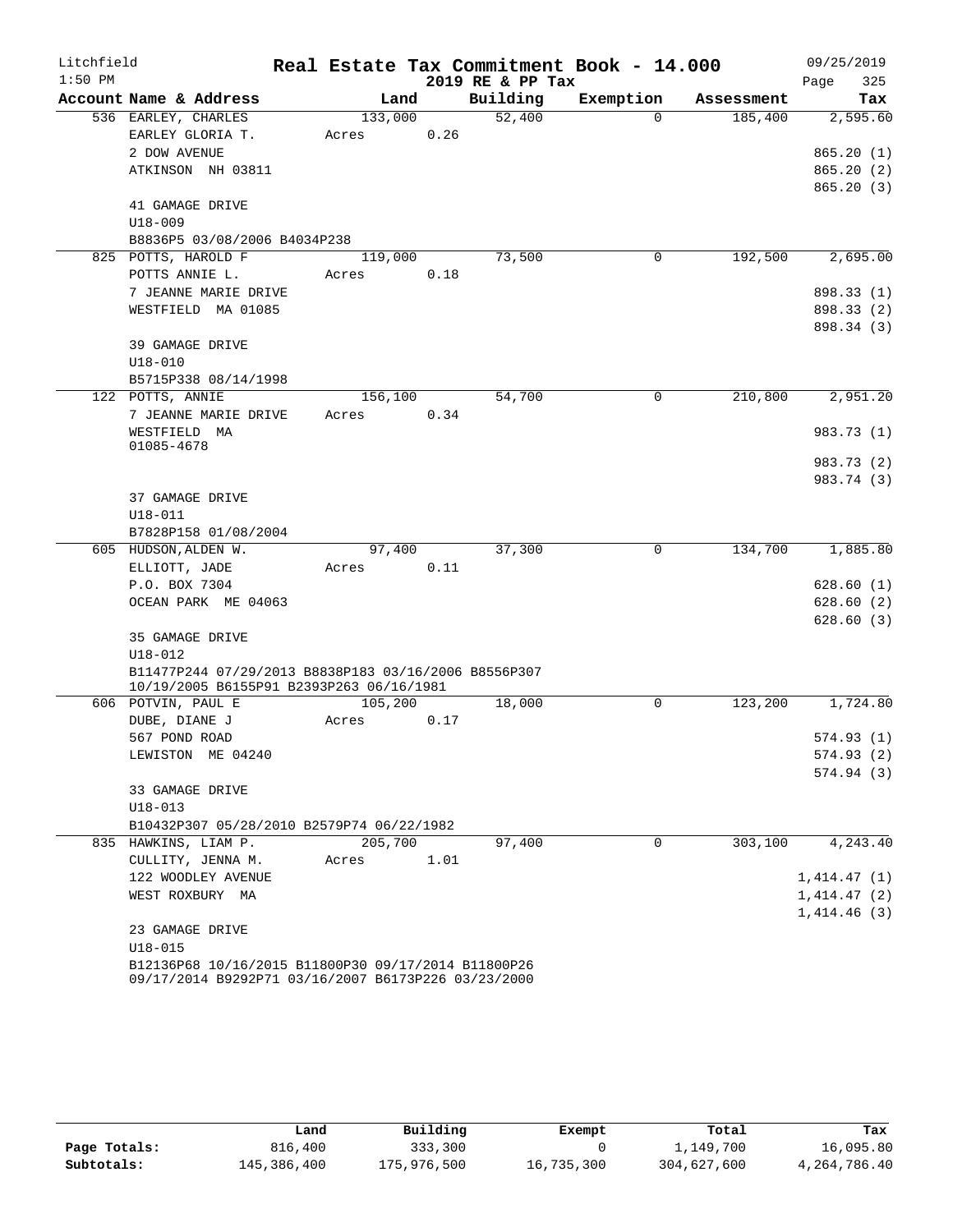Litchfield 1:50 PM

# Real Estate Tax Commitment Book - 14.000

2019 RE & PP Tax

09/25/2019

| Account Name & Address | Land | Building | Exemption | Assessment | Tax |
|---|---|---|---|---|---|
| 536 EARLEY, CHARLES | 133,000 | 52,400 | 0 | 185,400 | 2,595.60 |
| EARLEY GLORIA T. | Acres 0.26 | | | | |
| 2 DOW AVENUE | | | | | 865.20 (1) |
| ATKINSON NH 03811 | | | | | 865.20 (2) |
| | | | | | 865.20 (3) |
| 41 GAMAGE DRIVE | | | | | |
| U18-009 | | | | | |
| B8836P5 03/08/2006 B4034P238 | | | | | |
| 825 POTTS, HAROLD F | 119,000 | 73,500 | 0 | 192,500 | 2,695.00 |
| POTTS ANNIE L. | Acres 0.18 | | | | |
| 7 JEANNE MARIE DRIVE | | | | | 898.33 (1) |
| WESTFIELD MA 01085 | | | | | 898.33 (2) |
| | | | | | 898.34 (3) |
| 39 GAMAGE DRIVE | | | | | |
| U18-010 | | | | | |
| B5715P338 08/14/1998 | | | | | |
| 122 POTTS, ANNIE | 156,100 | 54,700 | 0 | 210,800 | 2,951.20 |
| 7 JEANNE MARIE DRIVE | Acres 0.34 | | | | |
| WESTFIELD MA 01085-4678 | | | | | 983.73 (1) |
| | | | | | 983.73 (2) |
| | | | | | 983.74 (3) |
| 37 GAMAGE DRIVE | | | | | |
| U18-011 | | | | | |
| B7828P158 01/08/2004 | | | | | |
| 605 HUDSON, ALDEN W. | 97,400 | 37,300 | 0 | 134,700 | 1,885.80 |
| ELLIOTT, JADE | Acres 0.11 | | | | |
| P.O. BOX 7304 | | | | | 628.60 (1) |
| OCEAN PARK ME 04063 | | | | | 628.60 (2) |
| | | | | | 628.60 (3) |
| 35 GAMAGE DRIVE | | | | | |
| U18-012 | | | | | |
| B11477P244 07/29/2013 B8838P183 03/16/2006 B8556P307 10/19/2005 B6155P91 B2393P263 06/16/1981 | | | | | |
| 606 POTVIN, PAUL E | 105,200 | 18,000 | 0 | 123,200 | 1,724.80 |
| DUBE, DIANE J | Acres 0.17 | | | | |
| 567 POND ROAD | | | | | 574.93 (1) |
| LEWISTON ME 04240 | | | | | 574.93 (2) |
| | | | | | 574.94 (3) |
| 33 GAMAGE DRIVE | | | | | |
| U18-013 | | | | | |
| B10432P307 05/28/2010 B2579P74 06/22/1982 | | | | | |
| 835 HAWKINS, LIAM P. | 205,700 | 97,400 | 0 | 303,100 | 4,243.40 |
| CULLITY, JENNA M. | Acres 1.01 | | | | |
| 122 WOODLEY AVENUE | | | | | 1,414.47 (1) |
| WEST ROXBURY MA | | | | | 1,414.47 (2) |
| | | | | | 1,414.46 (3) |
| 23 GAMAGE DRIVE | | | | | |
| U18-015 | | | | | |
| B12136P68 10/16/2015 B11800P30 09/17/2014 B11800P26 09/17/2014 B9292P71 03/16/2007 B6173P226 03/23/2000 | | | | | |

| | Land | Building | Exempt | Total | Tax |
|---|---|---|---|---|---|
| Page Totals: | 816,400 | 333,300 | 0 | 1,149,700 | 16,095.80 |
| Subtotals: | 145,386,400 | 175,976,500 | 16,735,300 | 304,627,600 | 4,264,786.40 |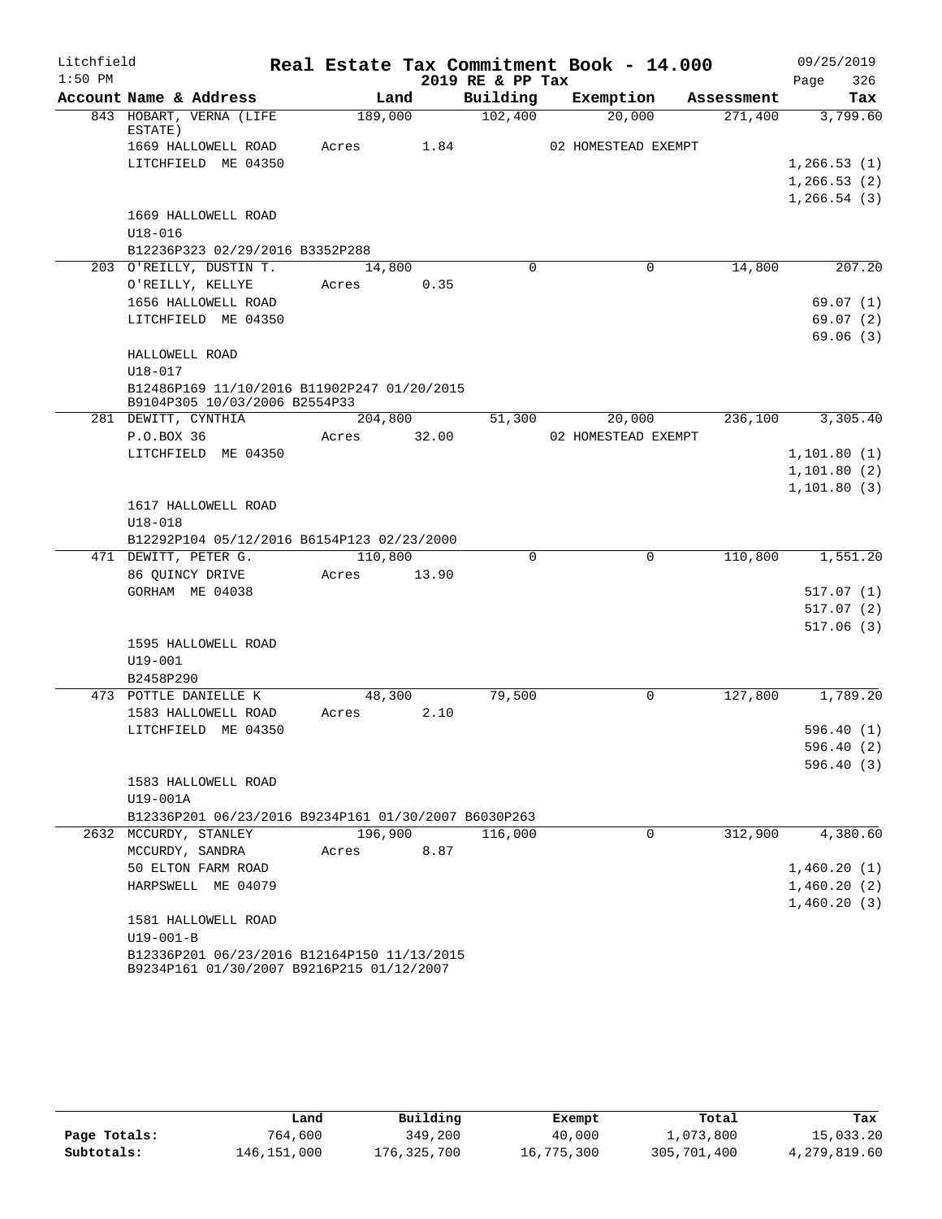Litchfield 1:50 PM

# Real Estate Tax Commitment Book - 14.000

2019 RE & PP Tax

09/25/2019 Page 326

| Account Name & Address | Land | Building | Exemption | Assessment | Tax |
|---|---|---|---|---|---|
| 843 HOBART, VERNA (LIFE ESTATE) | 189,000 | 102,400 | 20,000 | 271,400 | 3,799.60 |
| 1669 HALLOWELL ROAD | Acres 1.84 | | 02 HOMESTEAD EXEMPT | | |
| LITCHFIELD ME 04350 | | | | | 1,266.53 (1) |
| | | | | | 1,266.53 (2) |
| | | | | | 1,266.54 (3) |
| 1669 HALLOWELL ROAD | | | | | |
| U18-016 | | | | | |
| B12236P323 02/29/2016 B3352P288 | | | | | |
| 203 O'REILLY, DUSTIN T. | 14,800 | 0 | 0 | 14,800 | 207.20 |
| O'REILLY, KELLYE | Acres 0.35 | | | | |
| 1656 HALLOWELL ROAD | | | | | 69.07 (1) |
| LITCHFIELD ME 04350 | | | | | 69.07 (2) |
| | | | | | 69.06 (3) |
| HALLOWELL ROAD | | | | | |
| U18-017 | | | | | |
| B12486P169 11/10/2016 B11902P247 01/20/2015 B9104P305 10/03/2006 B2554P33 | | | | | |
| 281 DEWITT, CYNTHIA | 204,800 | 51,300 | 20,000 | 236,100 | 3,305.40 |
| P.O.BOX 36 | Acres 32.00 | | 02 HOMESTEAD EXEMPT | | |
| LITCHFIELD ME 04350 | | | | | 1,101.80 (1) |
| | | | | | 1,101.80 (2) |
| | | | | | 1,101.80 (3) |
| 1617 HALLOWELL ROAD | | | | | |
| U18-018 | | | | | |
| B12292P104 05/12/2016 B6154P123 02/23/2000 | | | | | |
| 471 DEWITT, PETER G. | 110,800 | 0 | 0 | 110,800 | 1,551.20 |
| 86 QUINCY DRIVE | Acres 13.90 | | | | |
| GORHAM ME 04038 | | | | | 517.07 (1) |
| | | | | | 517.07 (2) |
| | | | | | 517.06 (3) |
| 1595 HALLOWELL ROAD | | | | | |
| U19-001 | | | | | |
| B2458P290 | | | | | |
| 473 POTTLE DANIELLE K | 48,300 | 79,500 | 0 | 127,800 | 1,789.20 |
| 1583 HALLOWELL ROAD | Acres 2.10 | | | | |
| LITCHFIELD ME 04350 | | | | | 596.40 (1) |
| | | | | | 596.40 (2) |
| | | | | | 596.40 (3) |
| 1583 HALLOWELL ROAD | | | | | |
| U19-001A | | | | | |
| B12336P201 06/23/2016 B9234P161 01/30/2007 B6030P263 | | | | | |
| 2632 MCCURDY, STANLEY | 196,900 | 116,000 | 0 | 312,900 | 4,380.60 |
| MCCURDY, SANDRA | Acres 8.87 | | | | |
| 50 ELTON FARM ROAD | | | | | 1,460.20 (1) |
| HARPSWELL ME 04079 | | | | | 1,460.20 (2) |
| | | | | | 1,460.20 (3) |
| 1581 HALLOWELL ROAD | | | | | |
| U19-001-B | | | | | |
| B12336P201 06/23/2016 B12164P150 11/13/2015 B9234P161 01/30/2007 B9216P215 01/12/2007 | | | | | |

| | Land | Building | Exempt | Total | Tax |
|---|---|---|---|---|---|
| Page Totals: | 764,600 | 349,200 | 40,000 | 1,073,800 | 15,033.20 |
| Subtotals: | 146,151,000 | 176,325,700 | 16,775,300 | 305,701,400 | 4,279,819.60 |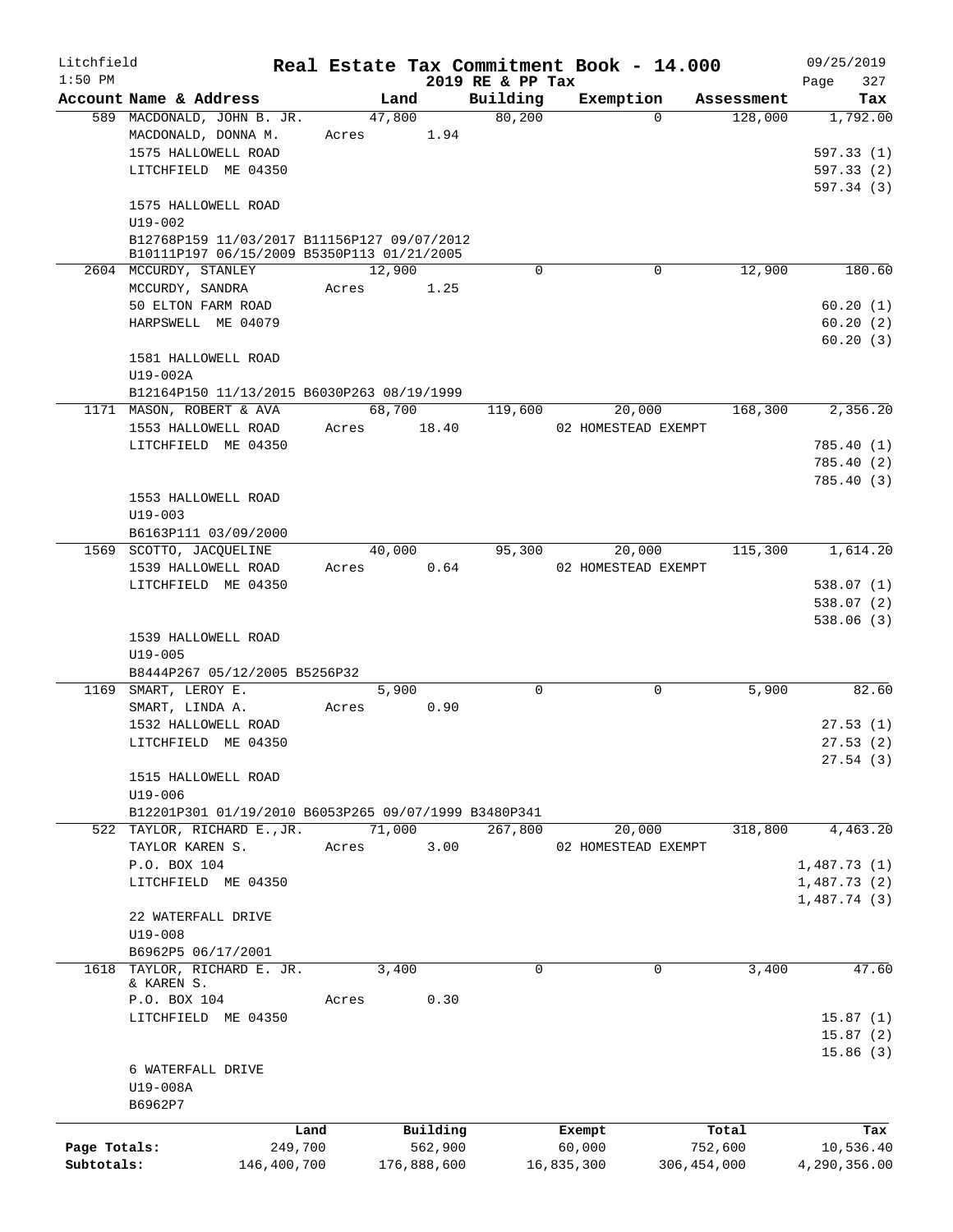Litchfield
1:50 PM

# Real Estate Tax Commitment Book - 14.000

2019 RE & PP Tax

09/25/2019
Page 327

| Account | Name & Address | Land | Building | Exemption | Assessment | Tax |
|---|---|---|---|---|---|---|
| 589 | MACDONALD, JOHN B. JR. | 47,800 | 80,200 | 0 | 128,000 | 1,792.00 |
| | MACDONALD, DONNA M. | Acres 1.94 | | | | |
| | 1575 HALLOWELL ROAD | | | | | 597.33 (1) |
| | LITCHFIELD ME 04350 | | | | | 597.33 (2) |
| | | | | | | 597.34 (3) |
| | 1575 HALLOWELL ROAD | | | | | |
| | U19-002 | | | | | |
| | B12768P159 11/03/2017 B11156P127 09/07/2012 | | | | | |
| | B10111P197 06/15/2009 B5350P113 01/21/2005 | | | | | |
| 2604 | MCCURDY, STANLEY | 12,900 | 0 | 0 | 12,900 | 180.60 |
| | MCCURDY, SANDRA | Acres 1.25 | | | | |
| | 50 ELTON FARM ROAD | | | | | 60.20 (1) |
| | HARPSWELL ME 04079 | | | | | 60.20 (2) |
| | | | | | | 60.20 (3) |
| | 1581 HALLOWELL ROAD | | | | | |
| | U19-002A | | | | | |
| | B12164P150 11/13/2015 B6030P263 08/19/1999 | | | | | |
| 1171 | MASON, ROBERT & AVA | 68,700 | 119,600 | 20,000 | 168,300 | 2,356.20 |
| | 1553 HALLOWELL ROAD | Acres 18.40 | | 02 HOMESTEAD EXEMPT | | |
| | LITCHFIELD ME 04350 | | | | | 785.40 (1) |
| | | | | | | 785.40 (2) |
| | | | | | | 785.40 (3) |
| | 1553 HALLOWELL ROAD | | | | | |
| | U19-003 | | | | | |
| | B6163P111 03/09/2000 | | | | | |
| 1569 | SCOTTO, JACQUELINE | 40,000 | 95,300 | 20,000 | 115,300 | 1,614.20 |
| | 1539 HALLOWELL ROAD | Acres 0.64 | | 02 HOMESTEAD EXEMPT | | |
| | LITCHFIELD ME 04350 | | | | | 538.07 (1) |
| | | | | | | 538.07 (2) |
| | | | | | | 538.06 (3) |
| | 1539 HALLOWELL ROAD | | | | | |
| | U19-005 | | | | | |
| | B8444P267 05/12/2005 B5256P32 | | | | | |
| 1169 | SMART, LEROY E. | 5,900 | 0 | 0 | 5,900 | 82.60 |
| | SMART, LINDA A. | Acres 0.90 | | | | |
| | 1532 HALLOWELL ROAD | | | | | 27.53 (1) |
| | LITCHFIELD ME 04350 | | | | | 27.53 (2) |
| | | | | | | 27.54 (3) |
| | 1515 HALLOWELL ROAD | | | | | |
| | U19-006 | | | | | |
| | B12201P301 01/19/2010 B6053P265 09/07/1999 B3480P341 | | | | | |
| 522 | TAYLOR, RICHARD E.,JR. | 71,000 | 267,800 | 20,000 | 318,800 | 4,463.20 |
| | TAYLOR KAREN S. | Acres 3.00 | | 02 HOMESTEAD EXEMPT | | |
| | P.O. BOX 104 | | | | | 1,487.73 (1) |
| | LITCHFIELD ME 04350 | | | | | 1,487.73 (2) |
| | | | | | | 1,487.74 (3) |
| | 22 WATERFALL DRIVE | | | | | |
| | U19-008 | | | | | |
| | B6962P5 06/17/2001 | | | | | |
| 1618 | TAYLOR, RICHARD E. JR. & KAREN S. | 3,400 | 0 | 0 | 3,400 | 47.60 |
| | P.O. BOX 104 | Acres 0.30 | | | | |
| | LITCHFIELD ME 04350 | | | | | 15.87 (1) |
| | | | | | | 15.87 (2) |
| | | | | | | 15.86 (3) |
| | 6 WATERFALL DRIVE | | | | | |
| | U19-008A | | | | | |
| | B6962P7 | | | | | |

| | Land | Building | Exempt | Total | Tax |
|---|---|---|---|---|---|
| Page Totals: | 249,700 | 562,900 | 60,000 | 752,600 | 10,536.40 |
| Subtotals: | 146,400,700 | 176,888,600 | 16,835,300 | 306,454,000 | 4,290,356.00 |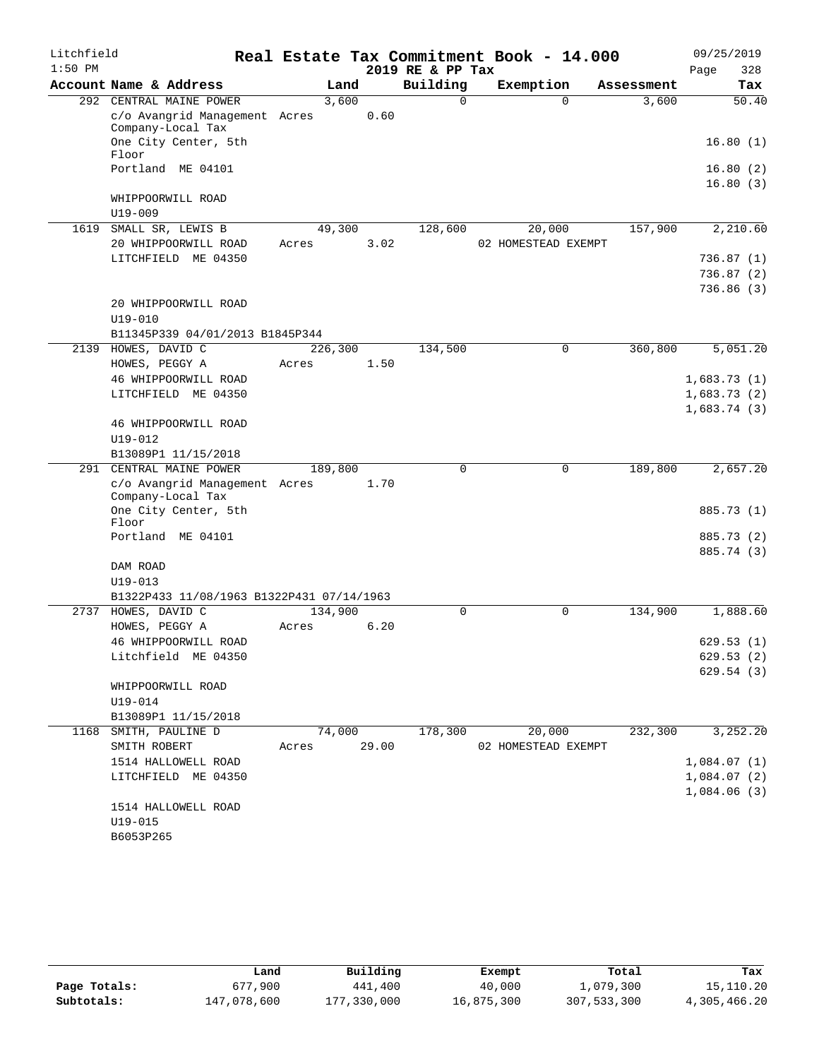Litchfield
1:50 PM

# Real Estate Tax Commitment Book - 14.000

2019 RE & PP Tax

09/25/2019

| Account Name & Address | Land | Building | Exemption | Assessment | Tax |
|---|---|---|---|---|---|
| 292 CENTRAL MAINE POWER | 3,600 | 0 | 0 | 3,600 | 50.40 |
| c/o Avangrid Management Company-Local Tax | Acres 0.60 | | | | |
| One City Center, 5th Floor | | | | | 16.80 (1) |
| Portland ME 04101 | | | | | 16.80 (2) |
| | | | | | 16.80 (3) |
| WHIPPOORWILL ROAD | | | | | |
| U19-009 | | | | | |
| 1619 SMALL SR, LEWIS B | 49,300 | 128,600 | 20,000 | 157,900 | 2,210.60 |
| 20 WHIPPOORWILL ROAD | Acres 3.02 | | 02 HOMESTEAD EXEMPT | | |
| LITCHFIELD ME 04350 | | | | | 736.87 (1) |
| | | | | | 736.87 (2) |
| | | | | | 736.86 (3) |
| 20 WHIPPOORWILL ROAD | | | | | |
| U19-010 | | | | | |
| B11345P339 04/01/2013 B1845P344 | | | | | |
| 2139 HOWES, DAVID C | 226,300 | 134,500 | 0 | 360,800 | 5,051.20 |
| HOWES, PEGGY A | Acres 1.50 | | | | |
| 46 WHIPPOORWILL ROAD | | | | | 1,683.73 (1) |
| LITCHFIELD ME 04350 | | | | | 1,683.73 (2) |
| | | | | | 1,683.74 (3) |
| 46 WHIPPOORWILL ROAD | | | | | |
| U19-012 | | | | | |
| B13089P1 11/15/2018 | | | | | |
| 291 CENTRAL MAINE POWER | 189,800 | 0 | 0 | 189,800 | 2,657.20 |
| c/o Avangrid Management Company-Local Tax | Acres 1.70 | | | | |
| One City Center, 5th Floor | | | | | 885.73 (1) |
| Portland ME 04101 | | | | | 885.73 (2) |
| | | | | | 885.74 (3) |
| DAM ROAD | | | | | |
| U19-013 | | | | | |
| B1322P433 11/08/1963 B1322P431 07/14/1963 | | | | | |
| 2737 HOWES, DAVID C | 134,900 | 0 | 0 | 134,900 | 1,888.60 |
| HOWES, PEGGY A | Acres 6.20 | | | | |
| 46 WHIPPOORWILL ROAD | | | | | 629.53 (1) |
| Litchfield ME 04350 | | | | | 629.53 (2) |
| | | | | | 629.54 (3) |
| WHIPPOORWILL ROAD | | | | | |
| U19-014 | | | | | |
| B13089P1 11/15/2018 | | | | | |
| 1168 SMITH, PAULINE D | 74,000 | 178,300 | 20,000 | 232,300 | 3,252.20 |
| SMITH ROBERT | Acres 29.00 | | 02 HOMESTEAD EXEMPT | | |
| 1514 HALLOWELL ROAD | | | | | 1,084.07 (1) |
| LITCHFIELD ME 04350 | | | | | 1,084.07 (2) |
| | | | | | 1,084.06 (3) |
| 1514 HALLOWELL ROAD | | | | | |
| U19-015 | | | | | |
| B6053P265 | | | | | |

| | Land | Building | Exempt | Total | Tax |
|---|---|---|---|---|---|
| Page Totals: | 677,900 | 441,400 | 40,000 | 1,079,300 | 15,110.20 |
| Subtotals: | 147,078,600 | 177,330,000 | 16,875,300 | 307,533,300 | 4,305,466.20 |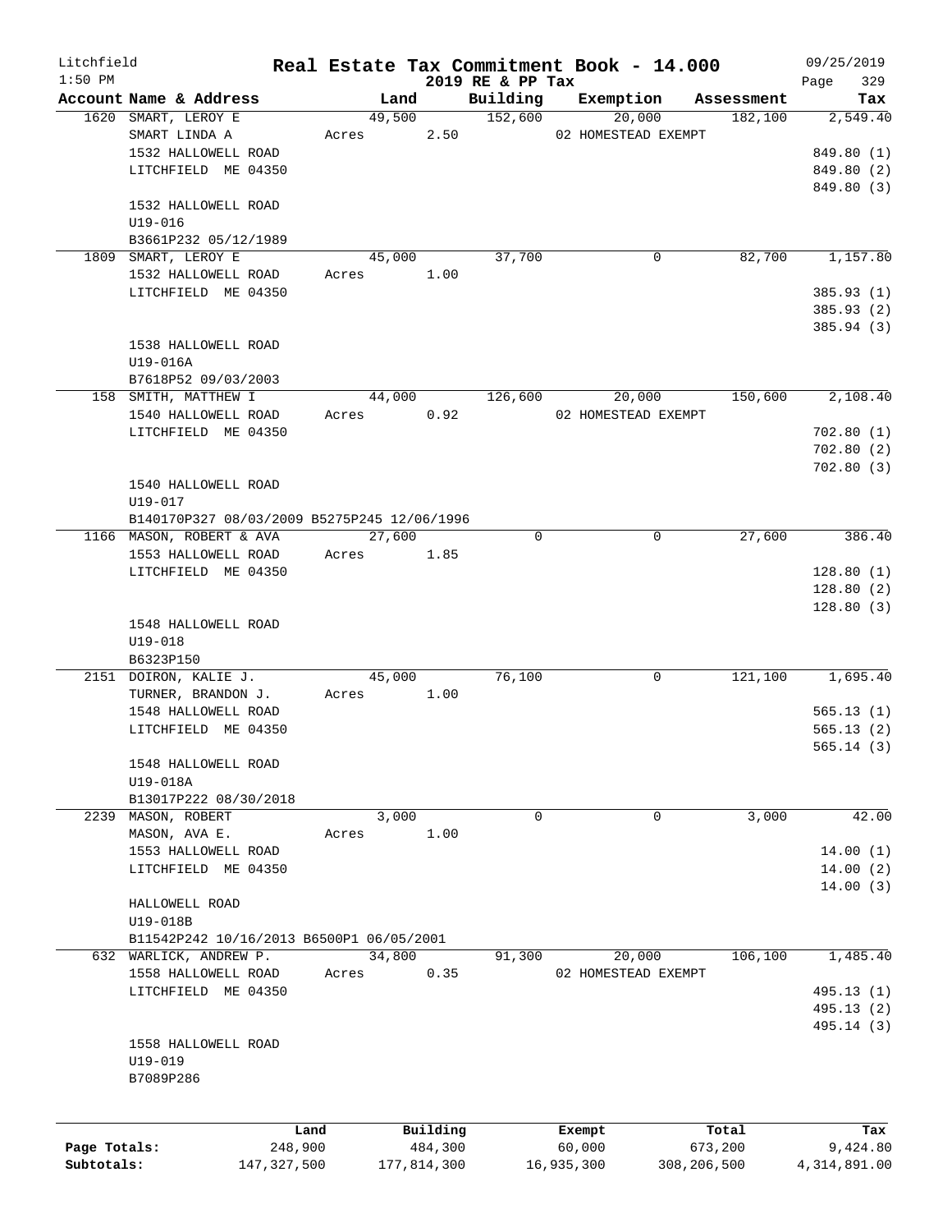Litchfield
1:50 PM

# Real Estate Tax Commitment Book - 14.000

## 2019 RE & PP Tax

09/25/2019

| Account | Name & Address | Land | Building | Exemption | Assessment | Tax |
|---|---|---|---|---|---|---|
| 1620 | SMART, LEROY E<br>SMART LINDA A<br>1532 HALLOWELL ROAD<br>LITCHFIELD ME 04350<br><br>1532 HALLOWELL ROAD<br>U19-016<br>B3661P232 05/12/1989 | 49,500<br>Acres 2.50 | 152,600 | 20,000<br>02 HOMESTEAD EXEMPT | 182,100 | 2,549.40<br><br>849.80 (1)<br>849.80 (2)<br>849.80 (3) |
| 1809 | SMART, LEROY E<br>1532 HALLOWELL ROAD<br>LITCHFIELD ME 04350<br><br>1538 HALLOWELL ROAD<br>U19-016A<br>B7618P52 09/03/2003 | 45,000<br>Acres 1.00 | 37,700 | 0 | 82,700 | 1,157.80<br><br>385.93 (1)<br>385.93 (2)<br>385.94 (3) |
| 158 | SMITH, MATTHEW I<br>1540 HALLOWELL ROAD<br>LITCHFIELD ME 04350<br><br>1540 HALLOWELL ROAD<br>U19-017<br>B140170P327 08/03/2009 B5275P245 12/06/1996 | 44,000<br>Acres 0.92 | 126,600 | 20,000<br>02 HOMESTEAD EXEMPT | 150,600 | 2,108.40<br><br>702.80 (1)<br>702.80 (2)<br>702.80 (3) |
| 1166 | MASON, ROBERT & AVA<br>1553 HALLOWELL ROAD<br>LITCHFIELD ME 04350<br><br>1548 HALLOWELL ROAD<br>U19-018<br>B6323P150 | 27,600<br>Acres 1.85 | 0 | 0 | 27,600 | 386.40<br><br>128.80 (1)<br>128.80 (2)<br>128.80 (3) |
| 2151 | DOIRON, KALIE J.<br>TURNER, BRANDON J.<br>1548 HALLOWELL ROAD<br>LITCHFIELD ME 04350<br><br>1548 HALLOWELL ROAD<br>U19-018A<br>B13017P222 08/30/2018 | 45,000<br>Acres 1.00 | 76,100 | 0 | 121,100 | 1,695.40<br><br>565.13 (1)<br>565.13 (2)<br>565.14 (3) |
| 2239 | MASON, ROBERT<br>MASON, AVA E.<br>1553 HALLOWELL ROAD<br>LITCHFIELD ME 04350<br><br>HALLOWELL ROAD<br>U19-018B<br>B11542P242 10/16/2013 B6500P1 06/05/2001 | 3,000<br>Acres 1.00 | 0 | 0 | 3,000 | 42.00<br><br>14.00 (1)<br>14.00 (2)<br>14.00 (3) |
| 632 | WARLICK, ANDREW P.<br>1558 HALLOWELL ROAD<br>LITCHFIELD ME 04350<br><br>1558 HALLOWELL ROAD<br>U19-019<br>B7089P286 | 34,800<br>Acres 0.35 | 91,300 | 20,000<br>02 HOMESTEAD EXEMPT | 106,100 | 1,485.40<br><br>495.13 (1)<br>495.13 (2)<br>495.14 (3) |

| | Land | Building | Exempt | Total | Tax |
|---|---|---|---|---|---|
| Page Totals: | 248,900 | 484,300 | 60,000 | 673,200 | 9,424.80 |
| Subtotals: | 147,327,500 | 177,814,300 | 16,935,300 | 308,206,500 | 4,314,891.00 |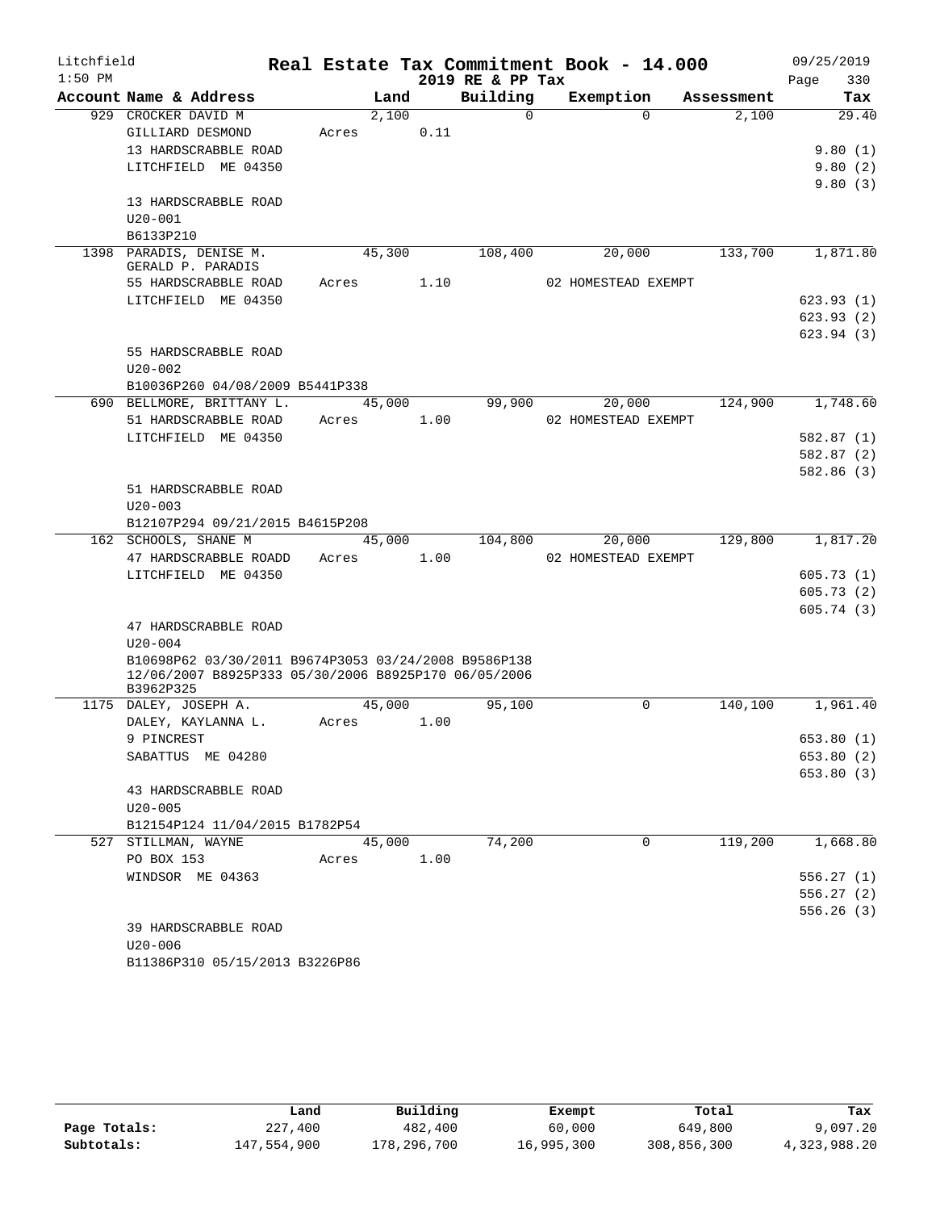Litchfield 1:50 PM

# Real Estate Tax Commitment Book - 14.000

2019 RE & PP Tax

09/25/2019

| Account | Name & Address | Land | Building | Exemption | Assessment | Tax |
|---|---|---|---|---|---|---|
| 929 | CROCKER DAVID M | 2,100 | 0 | 0 | 2,100 | 29.40 |
| | GILLIARD DESMOND | Acres 0.11 | | | | |
| | 13 HARDSCRABBLE ROAD | | | | | 9.80 (1) |
| | LITCHFIELD ME 04350 | | | | | 9.80 (2) |
| | | | | | | 9.80 (3) |
| | 13 HARDSCRABBLE ROAD | | | | | |
| | U20-001 | | | | | |
| | B6133P210 | | | | | |
| 1398 | PARADIS, DENISE M. | 45,300 | 108,400 | 20,000 | 133,700 | 1,871.80 |
| | GERALD P. PARADIS | | | | | |
| | 55 HARDSCRABBLE ROAD | Acres 1.10 | | 02 HOMESTEAD EXEMPT | | |
| | LITCHFIELD ME 04350 | | | | | 623.93 (1) |
| | | | | | | 623.93 (2) |
| | | | | | | 623.94 (3) |
| | 55 HARDSCRABBLE ROAD | | | | | |
| | U20-002 | | | | | |
| | B10036P260 04/08/2009 B5441P338 | | | | | |
| 690 | BELLMORE, BRITTANY L. | 45,000 | 99,900 | 20,000 | 124,900 | 1,748.60 |
| | 51 HARDSCRABBLE ROAD | Acres 1.00 | | 02 HOMESTEAD EXEMPT | | |
| | LITCHFIELD ME 04350 | | | | | 582.87 (1) |
| | | | | | | 582.87 (2) |
| | | | | | | 582.86 (3) |
| | 51 HARDSCRABBLE ROAD | | | | | |
| | U20-003 | | | | | |
| | B12107P294 09/21/2015 B4615P208 | | | | | |
| 162 | SCHOOLS, SHANE M | 45,000 | 104,800 | 20,000 | 129,800 | 1,817.20 |
| | 47 HARDSCRABBLE ROADD | Acres 1.00 | | 02 HOMESTEAD EXEMPT | | |
| | LITCHFIELD ME 04350 | | | | | 605.73 (1) |
| | | | | | | 605.73 (2) |
| | | | | | | 605.74 (3) |
| | 47 HARDSCRABBLE ROAD | | | | | |
| | U20-004 | | | | | |
| | B10698P62 03/30/2011 B9674P3053 03/24/2008 B9586P138 12/06/2007 B8925P333 05/30/2006 B8925P170 06/05/2006 B3962P325 | | | | | |
| 1175 | DALEY, JOSEPH A. | 45,000 | 95,100 | 0 | 140,100 | 1,961.40 |
| | DALEY, KAYLANNA L. | Acres 1.00 | | | | |
| | 9 PINCREST | | | | | 653.80 (1) |
| | SABATTUS ME 04280 | | | | | 653.80 (2) |
| | | | | | | 653.80 (3) |
| | 43 HARDSCRABBLE ROAD | | | | | |
| | U20-005 | | | | | |
| | B12154P124 11/04/2015 B1782P54 | | | | | |
| 527 | STILLMAN, WAYNE | 45,000 | 74,200 | 0 | 119,200 | 1,668.80 |
| | PO BOX 153 | Acres 1.00 | | | | |
| | WINDSOR ME 04363 | | | | | 556.27 (1) |
| | | | | | | 556.27 (2) |
| | | | | | | 556.26 (3) |
| | 39 HARDSCRABBLE ROAD | | | | | |
| | U20-006 | | | | | |
| | B11386P310 05/15/2013 B3226P86 | | | | | |

| | Land | Building | Exempt | Total | Tax |
|---|---|---|---|---|---|
| Page Totals: | 227,400 | 482,400 | 60,000 | 649,800 | 9,097.20 |
| Subtotals: | 147,554,900 | 178,296,700 | 16,995,300 | 308,856,300 | 4,323,988.20 |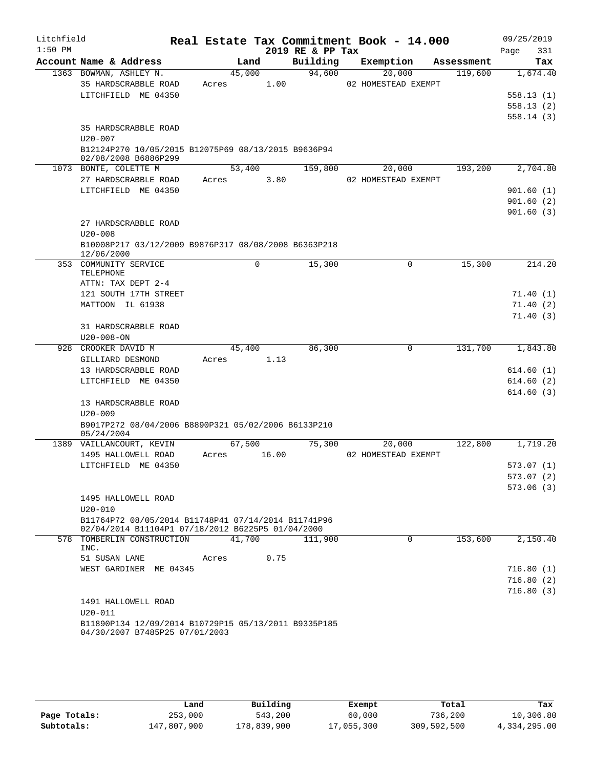Litchfield
1:50 PM

# Real Estate Tax Commitment Book - 14.000

2019 RE & PP Tax

09/25/2019

| Account | Name & Address | Land | Building | Exemption | Assessment | Tax |
|---|---|---|---|---|---|---|
| 1363 | BOWMAN, ASHLEY N.<br>35 HARDSCRABBLE ROAD<br>LITCHFIELD ME 04350<br><br>35 HARDSCRABBLE ROAD<br>U20-007<br>B12124P270 10/05/2015 B12075P69 08/13/2015 B9636P94 02/08/2008 B6886P299 | 45,000<br>Acres 1.00 | 94,600 | 20,000<br>02 HOMESTEAD EXEMPT | 119,600 | 1,674.40<br>558.13 (1)<br>558.13 (2)<br>558.14 (3) |
| 1073 | BONTE, COLETTE M<br>27 HARDSCRABBLE ROAD<br>LITCHFIELD ME 04350<br><br>27 HARDSCRABBLE ROAD<br>U20-008<br>B10008P217 03/12/2009 B9876P317 08/08/2008 B6363P218 12/06/2000 | 53,400<br>Acres 3.80 | 159,800 | 20,000<br>02 HOMESTEAD EXEMPT | 193,200 | 2,704.80<br>901.60 (1)<br>901.60 (2)<br>901.60 (3) |
| 353 | COMMUNITY SERVICE TELEPHONE<br>ATTN: TAX DEPT 2-4<br>121 SOUTH 17TH STREET<br>MATTOON IL 61938<br><br>31 HARDSCRABBLE ROAD<br>U20-008-ON | 0 | 15,300 | 0 | 15,300 | 214.20<br>71.40 (1)<br>71.40 (2)<br>71.40 (3) |
| 928 | CROOKER DAVID M<br>GILLIARD DESMOND<br>13 HARDSCRABBLE ROAD<br>LITCHFIELD ME 04350<br><br>13 HARDSCRABBLE ROAD<br>U20-009<br>B9017P272 08/04/2006 B8890P321 05/02/2006 B6133P210 05/24/2004 | 45,400<br>Acres 1.13 | 86,300 | 0 | 131,700 | 1,843.80<br>614.60 (1)<br>614.60 (2)<br>614.60 (3) |
| 1389 | VAILLANCOURT, KEVIN<br>1495 HALLOWELL ROAD<br>LITCHFIELD ME 04350<br><br>1495 HALLOWELL ROAD<br>U20-010<br>B11764P72 08/05/2014 B11748P41 07/14/2014 B11741P96 02/04/2014 B11104P1 07/18/2012 B6225P5 01/04/2000 | 67,500<br>Acres 16.00 | 75,300 | 20,000<br>02 HOMESTEAD EXEMPT | 122,800 | 1,719.20<br>573.07 (1)<br>573.07 (2)<br>573.06 (3) |
| 578 | TOMBERLIN CONSTRUCTION INC.<br>51 SUSAN LANE<br>WEST GARDINER ME 04345<br><br>1491 HALLOWELL ROAD<br>U20-011<br>B11890P134 12/09/2014 B10729P15 05/13/2011 B9335P185 04/30/2007 B7485P25 07/01/2003 | 41,700<br>Acres 0.75 | 111,900 | 0 | 153,600 | 2,150.40<br>716.80 (1)<br>716.80 (2)<br>716.80 (3) |

| | Land | Building | Exempt | Total | Tax |
|---|---|---|---|---|---|
| Page Totals: | 253,000 | 543,200 | 60,000 | 736,200 | 10,306.80 |
| Subtotals: | 147,807,900 | 178,839,900 | 17,055,300 | 309,592,500 | 4,334,295.00 |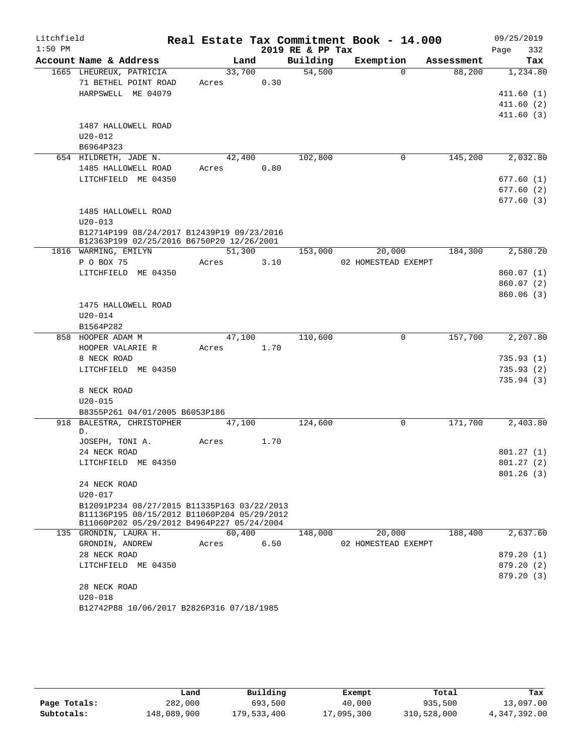Litchfield 1:50 PM

# Real Estate Tax Commitment Book - 14.000

2019 RE & PP Tax

09/25/2019 Page 332

| Account Name & Address | Land | Building | Exemption | Assessment | Tax |
|---|---|---|---|---|---|
| 1665 LHEUREUX, PATRICIA | 33,700 | 54,500 | 0 | 88,200 | 1,234.80 |
| 71 BETHEL POINT ROAD | Acres 0.30 | | | | |
| HARPSWELL ME 04079 | | | | | 411.60 (1) |
| | | | | | 411.60 (2) |
| | | | | | 411.60 (3) |
| 1487 HALLOWELL ROAD | | | | | |
| U20-012 | | | | | |
| B6964P323 | | | | | |
| 654 HILDRETH, JADE N. | 42,400 | 102,800 | 0 | 145,200 | 2,032.80 |
| 1485 HALLOWELL ROAD | Acres 0.80 | | | | |
| LITCHFIELD ME 04350 | | | | | 677.60 (1) |
| | | | | | 677.60 (2) |
| | | | | | 677.60 (3) |
| 1485 HALLOWELL ROAD | | | | | |
| U20-013 | | | | | |
| B12714P199 08/24/2017 B12439P19 09/23/2016 B12363P199 02/25/2016 B6750P20 12/26/2001 | | | | | |
| 1816 WARMING, EMILYN | 51,300 | 153,000 | 20,000 | 184,300 | 2,580.20 |
| P O BOX 75 | Acres 3.10 | | 02 HOMESTEAD EXEMPT | | |
| LITCHFIELD ME 04350 | | | | | 860.07 (1) |
| | | | | | 860.07 (2) |
| | | | | | 860.06 (3) |
| 1475 HALLOWELL ROAD | | | | | |
| U20-014 | | | | | |
| B1564P282 | | | | | |
| 858 HOOPER ADAM M | 47,100 | 110,600 | 0 | 157,700 | 2,207.80 |
| HOOPER VALARIE R | Acres 1.70 | | | | |
| 8 NECK ROAD | | | | | 735.93 (1) |
| LITCHFIELD ME 04350 | | | | | 735.93 (2) |
| | | | | | 735.94 (3) |
| 8 NECK ROAD | | | | | |
| U20-015 | | | | | |
| B8355P261 04/01/2005 B6053P186 | | | | | |
| 918 BALESTRA, CHRISTOPHER D. | 47,100 | 124,600 | 0 | 171,700 | 2,403.80 |
| JOSEPH, TONI A. | Acres 1.70 | | | | |
| 24 NECK ROAD | | | | | 801.27 (1) |
| LITCHFIELD ME 04350 | | | | | 801.27 (2) |
| | | | | | 801.26 (3) |
| 24 NECK ROAD | | | | | |
| U20-017 | | | | | |
| B12091P234 08/27/2015 B11335P163 03/22/2013 B11136P195 08/15/2012 B11060P204 05/29/2012 B11060P202 05/29/2012 B4964P227 05/24/2004 | | | | | |
| 135 GRONDIN, LAURA H. | 60,400 | 148,000 | 20,000 | 188,400 | 2,637.60 |
| GRONDIN, ANDREW | Acres 6.50 | | 02 HOMESTEAD EXEMPT | | |
| 28 NECK ROAD | | | | | 879.20 (1) |
| LITCHFIELD ME 04350 | | | | | 879.20 (2) |
| | | | | | 879.20 (3) |
| 28 NECK ROAD | | | | | |
| U20-018 | | | | | |
| B12742P88 10/06/2017 B2826P316 07/18/1985 | | | | | |

| | Land | Building | Exempt | Total | Tax |
|---|---|---|---|---|---|
| Page Totals: | 282,000 | 693,500 | 40,000 | 935,500 | 13,097.00 |
| Subtotals: | 148,089,900 | 179,533,400 | 17,095,300 | 310,528,000 | 4,347,392.00 |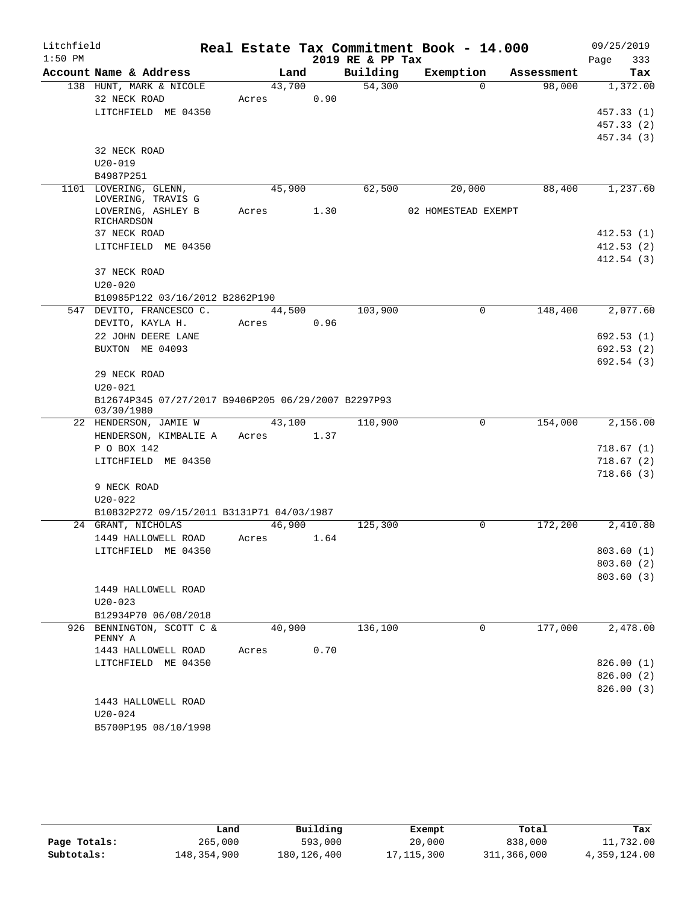Litchfield 1:50 PM

# Real Estate Tax Commitment Book - 14.000
## 2019 RE & PP Tax

09/25/2019 Page 333

| Account | Name & Address | Land | Building | Exemption | Assessment | Tax |
|---|---|---|---|---|---|---|
| 138 | HUNT, MARK & NICOLE | 43,700 | 54,300 | 0 | 98,000 | 1,372.00 |
| | 32 NECK ROAD | Acres 0.90 | | | | |
| | LITCHFIELD ME 04350 | | | | | 457.33 (1) |
| | | | | | | 457.33 (2) |
| | | | | | | 457.34 (3) |
| | 32 NECK ROAD | | | | | |
| | U20-019 | | | | | |
| | B4987P251 | | | | | |
| 1101 | LOVERING, GLENN, LOVERING, TRAVIS G | 45,900 | 62,500 | 20,000 | 88,400 | 1,237.60 |
| | LOVERING, ASHLEY B RICHARDSON | Acres 1.30 | | 02 HOMESTEAD EXEMPT | | |
| | 37 NECK ROAD | | | | | 412.53 (1) |
| | LITCHFIELD ME 04350 | | | | | 412.53 (2) |
| | | | | | | 412.54 (3) |
| | 37 NECK ROAD | | | | | |
| | U20-020 | | | | | |
| | B10985P122 03/16/2012 B2862P190 | | | | | |
| 547 | DEVITO, FRANCESCO C. | 44,500 | 103,900 | 0 | 148,400 | 2,077.60 |
| | DEVITO, KAYLA H. | Acres 0.96 | | | | |
| | 22 JOHN DEERE LANE | | | | | 692.53 (1) |
| | BUXTON ME 04093 | | | | | 692.53 (2) |
| | | | | | | 692.54 (3) |
| | 29 NECK ROAD | | | | | |
| | U20-021 | | | | | |
| | B12674P345 07/27/2017 B9406P205 06/29/2007 B2297P93 03/30/1980 | | | | | |
| 22 | HENDERSON, JAMIE W | 43,100 | 110,900 | 0 | 154,000 | 2,156.00 |
| | HENDERSON, KIMBALIE A | Acres 1.37 | | | | |
| | P O BOX 142 | | | | | 718.67 (1) |
| | LITCHFIELD ME 04350 | | | | | 718.67 (2) |
| | | | | | | 718.66 (3) |
| | 9 NECK ROAD | | | | | |
| | U20-022 | | | | | |
| | B10832P272 09/15/2011 B3131P71 04/03/1987 | | | | | |
| 24 | GRANT, NICHOLAS | 46,900 | 125,300 | 0 | 172,200 | 2,410.80 |
| | 1449 HALLOWELL ROAD | Acres 1.64 | | | | |
| | LITCHFIELD ME 04350 | | | | | 803.60 (1) |
| | | | | | | 803.60 (2) |
| | | | | | | 803.60 (3) |
| | 1449 HALLOWELL ROAD | | | | | |
| | U20-023 | | | | | |
| | B12934P70 06/08/2018 | | | | | |
| 926 | BENNINGTON, SCOTT C & PENNY A | 40,900 | 136,100 | 0 | 177,000 | 2,478.00 |
| | 1443 HALLOWELL ROAD | Acres 0.70 | | | | |
| | LITCHFIELD ME 04350 | | | | | 826.00 (1) |
| | | | | | | 826.00 (2) |
| | | | | | | 826.00 (3) |
| | 1443 HALLOWELL ROAD | | | | | |
| | U20-024 | | | | | |
| | B5700P195 08/10/1998 | | | | | |

| | Land | Building | Exempt | Total | Tax |
|---|---|---|---|---|---|
| Page Totals: | 265,000 | 593,000 | 20,000 | 838,000 | 11,732.00 |
| Subtotals: | 148,354,900 | 180,126,400 | 17,115,300 | 311,366,000 | 4,359,124.00 |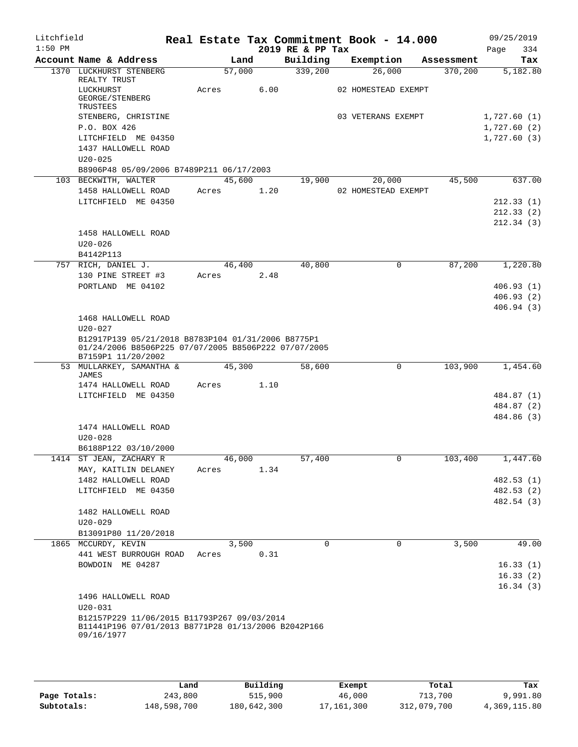Litchfield
1:50 PM

# Real Estate Tax Commitment Book - 14.000

2019 RE & PP Tax

09/25/2019

| Account Name & Address | Land | Building | Exemption | Assessment | Tax |
|---|---|---|---|---|---|
| 1370 LUCKHURST STENBERG REALTY TRUST | 57,000 | 339,200 | 26,000 | 370,200 | 5,182.80 |
| LUCKHURST GEORGE/STENBERG TRUSTEES | Acres 6.00 | | 02 HOMESTEAD EXEMPT | | |
| STENBERG, CHRISTINE | | | 03 VETERANS EXEMPT | | 1,727.60 (1) |
| P.O. BOX 426 | | | | | 1,727.60 (2) |
| LITCHFIELD ME 04350 | | | | | 1,727.60 (3) |
| 1437 HALLOWELL ROAD | | | | | |
| U20-025 | | | | | |
| B8906P48 05/09/2006 B7489P211 06/17/2003 | | | | | |
| 103 BECKWITH, WALTER | 45,600 | 19,900 | 20,000 | 45,500 | 637.00 |
| 1458 HALLOWELL ROAD | Acres 1.20 | | 02 HOMESTEAD EXEMPT | | |
| LITCHFIELD ME 04350 | | | | | 212.33 (1) |
| | | | | | 212.33 (2) |
| | | | | | 212.34 (3) |
| 1458 HALLOWELL ROAD | | | | | |
| U20-026 | | | | | |
| B4142P113 | | | | | |
| 757 RICH, DANIEL J. | 46,400 | 40,800 | 0 | 87,200 | 1,220.80 |
| 130 PINE STREET #3 | Acres 2.48 | | | | |
| PORTLAND ME 04102 | | | | | 406.93 (1) |
| | | | | | 406.93 (2) |
| | | | | | 406.94 (3) |
| 1468 HALLOWELL ROAD | | | | | |
| U20-027 | | | | | |
| B12917P139 05/21/2018 B8783P104 01/31/2006 B8775P1 01/24/2006 B8506P225 07/07/2005 B8506P222 07/07/2005 B7159P1 11/20/2002 | | | | | |
| 53 MULLARKEY, SAMANTHA & JAMES | 45,300 | 58,600 | 0 | 103,900 | 1,454.60 |
| 1474 HALLOWELL ROAD | Acres 1.10 | | | | |
| LITCHFIELD ME 04350 | | | | | 484.87 (1) |
| | | | | | 484.87 (2) |
| | | | | | 484.86 (3) |
| 1474 HALLOWELL ROAD | | | | | |
| U20-028 | | | | | |
| B6188P122 03/10/2000 | | | | | |
| 1414 ST JEAN, ZACHARY R | 46,000 | 57,400 | 0 | 103,400 | 1,447.60 |
| MAY, KAITLIN DELANEY | Acres 1.34 | | | | |
| 1482 HALLOWELL ROAD | | | | | 482.53 (1) |
| LITCHFIELD ME 04350 | | | | | 482.53 (2) |
| | | | | | 482.54 (3) |
| 1482 HALLOWELL ROAD | | | | | |
| U20-029 | | | | | |
| B13091P80 11/20/2018 | | | | | |
| 1865 MCCURDY, KEVIN | 3,500 | 0 | 0 | 3,500 | 49.00 |
| 441 WEST BURROUGH ROAD | Acres 0.31 | | | | |
| BOWDOIN ME 04287 | | | | | 16.33 (1) |
| | | | | | 16.33 (2) |
| | | | | | 16.34 (3) |
| 1496 HALLOWELL ROAD | | | | | |
| U20-031 | | | | | |
| B12157P229 11/06/2015 B11793P267 09/03/2014 B11441P196 07/01/2013 B8771P28 01/13/2006 B2042P166 09/16/1977 | | | | | |

| | Land | Building | Exempt | Total | Tax |
|---|---|---|---|---|---|
| Page Totals: | 243,800 | 515,900 | 46,000 | 713,700 | 9,991.80 |
| Subtotals: | 148,598,700 | 180,642,300 | 17,161,300 | 312,079,700 | 4,369,115.80 |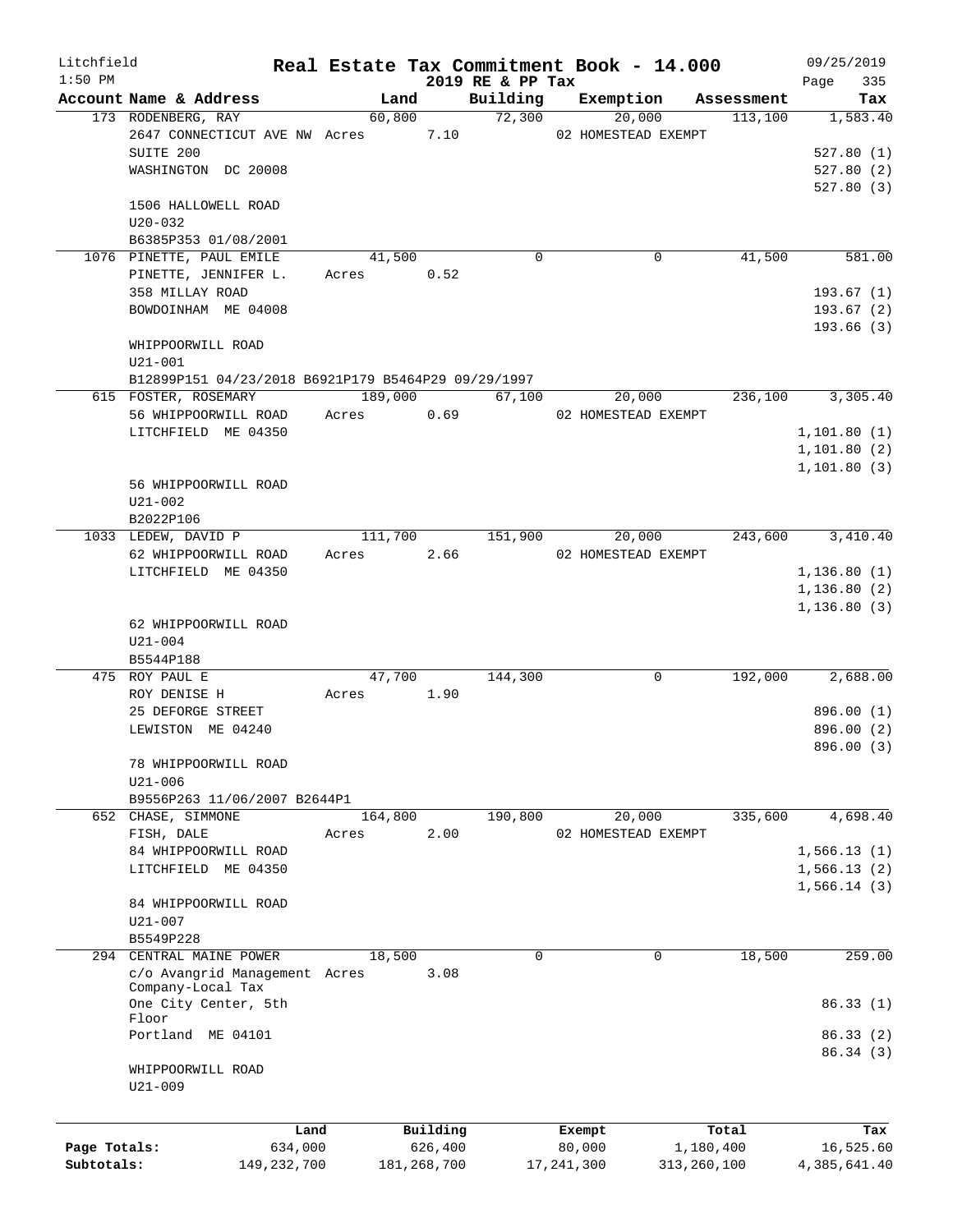Litchfield
1:50 PM

# Real Estate Tax Commitment Book - 14.000
## 2019 RE & PP Tax

09/25/2019

| Account Name & Address | Land | Building | Exemption | Assessment | Tax |
|---|---|---|---|---|---|
| 173 RODENBERG, RAY | 60,800 | 72,300 | 20,000 | 113,100 | 1,583.40 |
| 2647 CONNECTICUT AVE NW Acres 7.10 | | | 02 HOMESTEAD EXEMPT | | |
| SUITE 200 | | | | | 527.80 (1) |
| WASHINGTON DC 20008 | | | | | 527.80 (2) |
| | | | | | 527.80 (3) |
| 1506 HALLOWELL ROAD | | | | | |
| U20-032 | | | | | |
| B6385P353 01/08/2001 | | | | | |
| 1076 PINETTE, PAUL EMILE | 41,500 | 0 | 0 | 41,500 | 581.00 |
| PINETTE, JENNIFER L. Acres 0.52 | | | | | |
| 358 MILLAY ROAD | | | | | 193.67 (1) |
| BOWDOINHAM ME 04008 | | | | | 193.67 (2) |
| | | | | | 193.66 (3) |
| WHIPPOORWILL ROAD | | | | | |
| U21-001 | | | | | |
| B12899P151 04/23/2018 B6921P179 B5464P29 09/29/1997 | | | | | |
| 615 FOSTER, ROSEMARY | 189,000 | 67,100 | 20,000 | 236,100 | 3,305.40 |
| 56 WHIPPOORWILL ROAD Acres 0.69 | | | 02 HOMESTEAD EXEMPT | | |
| LITCHFIELD ME 04350 | | | | | 1,101.80 (1) |
| | | | | | 1,101.80 (2) |
| | | | | | 1,101.80 (3) |
| 56 WHIPPOORWILL ROAD | | | | | |
| U21-002 | | | | | |
| B2022P106 | | | | | |
| 1033 LEDEW, DAVID P | 111,700 | 151,900 | 20,000 | 243,600 | 3,410.40 |
| 62 WHIPPOORWILL ROAD Acres 2.66 | | | 02 HOMESTEAD EXEMPT | | |
| LITCHFIELD ME 04350 | | | | | 1,136.80 (1) |
| | | | | | 1,136.80 (2) |
| | | | | | 1,136.80 (3) |
| 62 WHIPPOORWILL ROAD | | | | | |
| U21-004 | | | | | |
| B5544P188 | | | | | |
| 475 ROY PAUL E | 47,700 | 144,300 | 0 | 192,000 | 2,688.00 |
| ROY DENISE H Acres 1.90 | | | | | |
| 25 DEFORGE STREET | | | | | 896.00 (1) |
| LEWISTON ME 04240 | | | | | 896.00 (2) |
| | | | | | 896.00 (3) |
| 78 WHIPPOORWILL ROAD | | | | | |
| U21-006 | | | | | |
| B9556P263 11/06/2007 B2644P1 | | | | | |
| 652 CHASE, SIMMONE | 164,800 | 190,800 | 20,000 | 335,600 | 4,698.40 |
| FISH, DALE Acres 2.00 | | | 02 HOMESTEAD EXEMPT | | |
| 84 WHIPPOORWILL ROAD | | | | | 1,566.13 (1) |
| LITCHFIELD ME 04350 | | | | | 1,566.13 (2) |
| | | | | | 1,566.14 (3) |
| 84 WHIPPOORWILL ROAD | | | | | |
| U21-007 | | | | | |
| B5549P228 | | | | | |
| 294 CENTRAL MAINE POWER | 18,500 | 0 | 0 | 18,500 | 259.00 |
| c/o Avangrid Management Acres 3.08 | | | | | |
| Company-Local Tax | | | | | |
| One City Center, 5th Floor | | | | | 86.33 (1) |
| Portland ME 04101 | | | | | 86.33 (2) |
| | | | | | 86.34 (3) |
| WHIPPOORWILL ROAD | | | | | |
| U21-009 | | | | | |

| | Land | Building | Exempt | Total | Tax |
|---|---|---|---|---|---|
| Page Totals: | 634,000 | 626,400 | 80,000 | 1,180,400 | 16,525.60 |
| Subtotals: | 149,232,700 | 181,268,700 | 17,241,300 | 313,260,100 | 4,385,641.40 |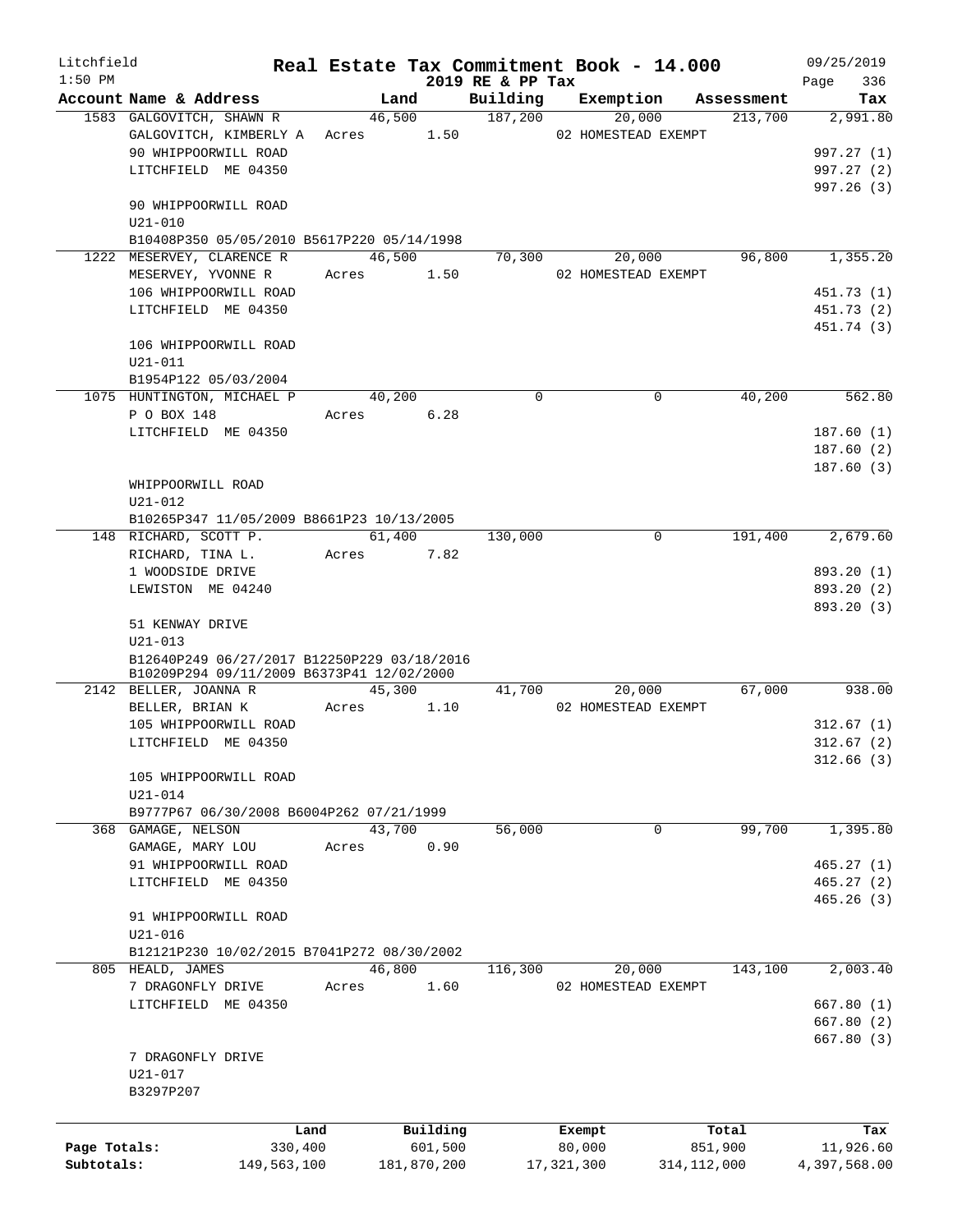# Real Estate Tax Commitment Book - 14.000

Litchfield 1:50 PM — 2019 RE & PP Tax — 09/25/2019

| Account Name & Address | Land | Building | Exemption | Assessment | Tax |
|---|---|---|---|---|---|
| 1583 GALGOVITCH, SHAWN R | 46,500 | 187,200 | 20,000 | 213,700 | 2,991.80 |
| GALGOVITCH, KIMBERLY A | Acres 1.50 | | 02 HOMESTEAD EXEMPT | | |
| 90 WHIPPOORWILL ROAD | | | | | 997.27 (1) |
| LITCHFIELD ME 04350 | | | | | 997.27 (2) |
| | | | | | 997.26 (3) |
| 90 WHIPPOORWILL ROAD | | | | | |
| U21-010 | | | | | |
| B10408P350 05/05/2010 B5617P220 05/14/1998 | | | | | |
| 1222 MESERVEY, CLARENCE R | 46,500 | 70,300 | 20,000 | 96,800 | 1,355.20 |
| MESERVEY, YVONNE R | Acres 1.50 | | 02 HOMESTEAD EXEMPT | | |
| 106 WHIPPOORWILL ROAD | | | | | 451.73 (1) |
| LITCHFIELD ME 04350 | | | | | 451.73 (2) |
| | | | | | 451.74 (3) |
| 106 WHIPPOORWILL ROAD | | | | | |
| U21-011 | | | | | |
| B1954P122 05/03/2004 | | | | | |
| 1075 HUNTINGTON, MICHAEL P | 40,200 | 0 | 0 | 40,200 | 562.80 |
| P O BOX 148 | Acres 6.28 | | | | |
| LITCHFIELD ME 04350 | | | | | 187.60 (1) |
| | | | | | 187.60 (2) |
| | | | | | 187.60 (3) |
| WHIPPOORWILL ROAD | | | | | |
| U21-012 | | | | | |
| B10265P347 11/05/2009 B8661P23 10/13/2005 | | | | | |
| 148 RICHARD, SCOTT P. | 61,400 | 130,000 | 0 | 191,400 | 2,679.60 |
| RICHARD, TINA L. | Acres 7.82 | | | | |
| 1 WOODSIDE DRIVE | | | | | 893.20 (1) |
| LEWISTON ME 04240 | | | | | 893.20 (2) |
| | | | | | 893.20 (3) |
| 51 KENWAY DRIVE | | | | | |
| U21-013 | | | | | |
| B12640P249 06/27/2017 B12250P229 03/18/2016 | | | | | |
| B10209P294 09/11/2009 B6373P41 12/02/2000 | | | | | |
| 2142 BELLER, JOANNA R | 45,300 | 41,700 | 20,000 | 67,000 | 938.00 |
| BELLER, BRIAN K | Acres 1.10 | | 02 HOMESTEAD EXEMPT | | |
| 105 WHIPPOORWILL ROAD | | | | | 312.67 (1) |
| LITCHFIELD ME 04350 | | | | | 312.67 (2) |
| | | | | | 312.66 (3) |
| 105 WHIPPOORWILL ROAD | | | | | |
| U21-014 | | | | | |
| B9777P67 06/30/2008 B6004P262 07/21/1999 | | | | | |
| 368 GAMAGE, NELSON | 43,700 | 56,000 | 0 | 99,700 | 1,395.80 |
| GAMAGE, MARY LOU | Acres 0.90 | | | | |
| 91 WHIPPOORWILL ROAD | | | | | 465.27 (1) |
| LITCHFIELD ME 04350 | | | | | 465.27 (2) |
| | | | | | 465.26 (3) |
| 91 WHIPPOORWILL ROAD | | | | | |
| U21-016 | | | | | |
| B12121P230 10/02/2015 B7041P272 08/30/2002 | | | | | |
| 805 HEALD, JAMES | 46,800 | 116,300 | 20,000 | 143,100 | 2,003.40 |
| 7 DRAGONFLY DRIVE | Acres 1.60 | | 02 HOMESTEAD EXEMPT | | |
| LITCHFIELD ME 04350 | | | | | 667.80 (1) |
| | | | | | 667.80 (2) |
| | | | | | 667.80 (3) |
| 7 DRAGONFLY DRIVE | | | | | |
| U21-017 | | | | | |
| B3297P207 | | | | | |

| | Land | Building | Exempt | Total | Tax |
|---|---|---|---|---|---|
| Page Totals: | 330,400 | 601,500 | 80,000 | 851,900 | 11,926.60 |
| Subtotals: | 149,563,100 | 181,870,200 | 17,321,300 | 314,112,000 | 4,397,568.00 |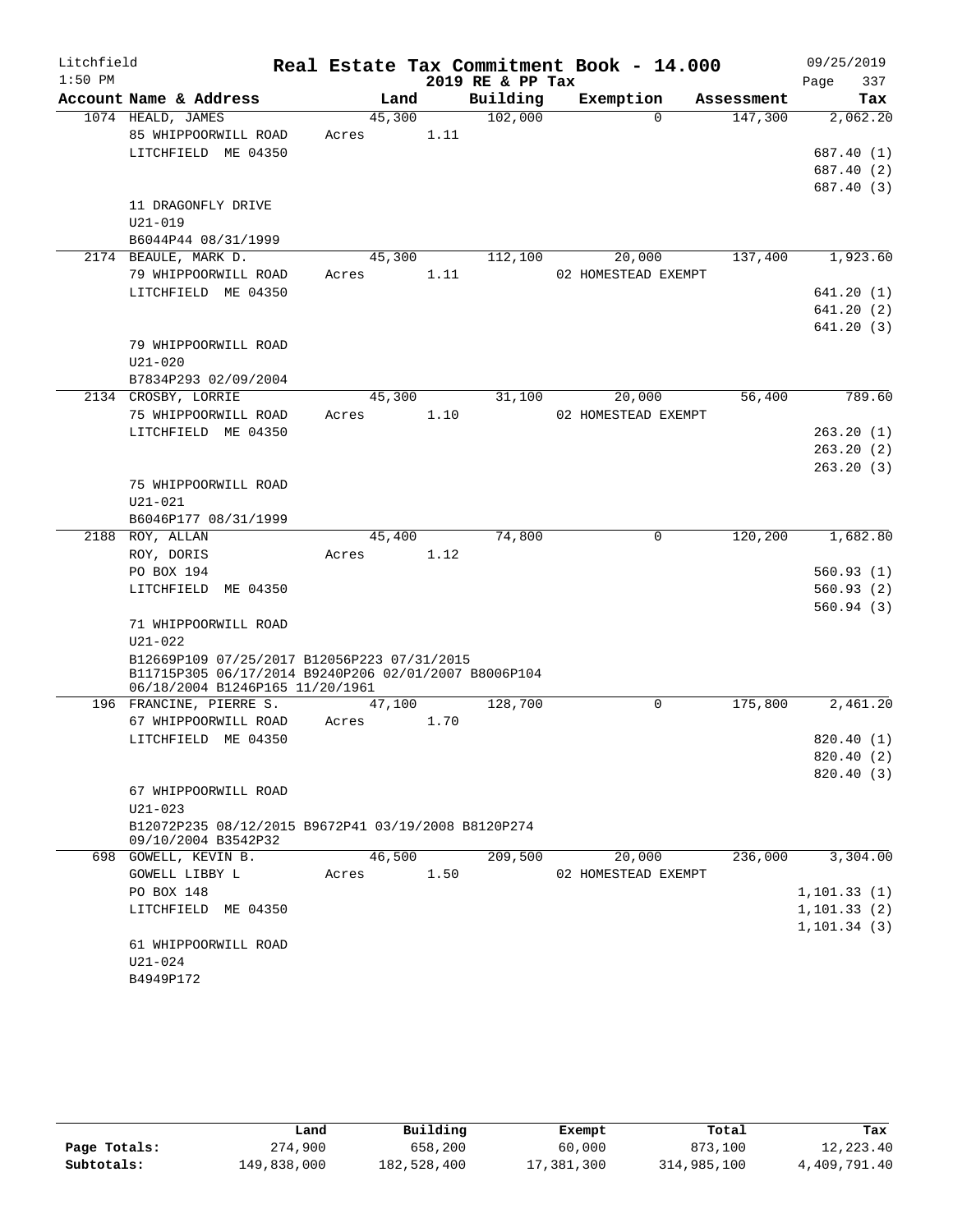Litchfield
1:50 PM

# Real Estate Tax Commitment Book - 14.000
## 2019 RE & PP Tax

09/25/2019

| Account Name & Address | Land | Building | Exemption | Assessment | Tax |
|---|---|---|---|---|---|
| 1074 HEALD, JAMES | 45,300 | 102,000 | 0 | 147,300 | 2,062.20 |
| 85 WHIPPOORWILL ROAD | Acres 1.11 | | | | |
| LITCHFIELD ME 04350 | | | | | 687.40 (1) |
| | | | | | 687.40 (2) |
| | | | | | 687.40 (3) |
| 11 DRAGONFLY DRIVE | | | | | |
| U21-019 | | | | | |
| B6044P44 08/31/1999 | | | | | |
| 2174 BEAULE, MARK D. | 45,300 | 112,100 | 20,000 | 137,400 | 1,923.60 |
| 79 WHIPPOORWILL ROAD | Acres 1.11 | | 02 HOMESTEAD EXEMPT | | |
| LITCHFIELD ME 04350 | | | | | 641.20 (1) |
| | | | | | 641.20 (2) |
| | | | | | 641.20 (3) |
| 79 WHIPPOORWILL ROAD | | | | | |
| U21-020 | | | | | |
| B7834P293 02/09/2004 | | | | | |
| 2134 CROSBY, LORRIE | 45,300 | 31,100 | 20,000 | 56,400 | 789.60 |
| 75 WHIPPOORWILL ROAD | Acres 1.10 | | 02 HOMESTEAD EXEMPT | | |
| LITCHFIELD ME 04350 | | | | | 263.20 (1) |
| | | | | | 263.20 (2) |
| | | | | | 263.20 (3) |
| 75 WHIPPOORWILL ROAD | | | | | |
| U21-021 | | | | | |
| B6046P177 08/31/1999 | | | | | |
| 2188 ROY, ALLAN | 45,400 | 74,800 | 0 | 120,200 | 1,682.80 |
| ROY, DORIS | Acres 1.12 | | | | |
| PO BOX 194 | | | | | 560.93 (1) |
| LITCHFIELD ME 04350 | | | | | 560.93 (2) |
| | | | | | 560.94 (3) |
| 71 WHIPPOORWILL ROAD | | | | | |
| U21-022 | | | | | |
| B12669P109 07/25/2017 B12056P223 07/31/2015 B11715P305 06/17/2014 B9240P206 02/01/2007 B8006P104 06/18/2004 B1246P165 11/20/1961 | | | | | |
| 196 FRANCINE, PIERRE S. | 47,100 | 128,700 | 0 | 175,800 | 2,461.20 |
| 67 WHIPPOORWILL ROAD | Acres 1.70 | | | | |
| LITCHFIELD ME 04350 | | | | | 820.40 (1) |
| | | | | | 820.40 (2) |
| | | | | | 820.40 (3) |
| 67 WHIPPOORWILL ROAD | | | | | |
| U21-023 | | | | | |
| B12072P235 08/12/2015 B9672P41 03/19/2008 B8120P274 09/10/2004 B3542P32 | | | | | |
| 698 GOWELL, KEVIN B. | 46,500 | 209,500 | 20,000 | 236,000 | 3,304.00 |
| GOWELL LIBBY L | Acres 1.50 | | 02 HOMESTEAD EXEMPT | | |
| PO BOX 148 | | | | | 1,101.33 (1) |
| LITCHFIELD ME 04350 | | | | | 1,101.33 (2) |
| | | | | | 1,101.34 (3) |
| 61 WHIPPOORWILL ROAD | | | | | |
| U21-024 | | | | | |
| B4949P172 | | | | | |

| | Land | Building | Exempt | Total | Tax |
|---|---|---|---|---|---|
| Page Totals: | 274,900 | 658,200 | 60,000 | 873,100 | 12,223.40 |
| Subtotals: | 149,838,000 | 182,528,400 | 17,381,300 | 314,985,100 | 4,409,791.40 |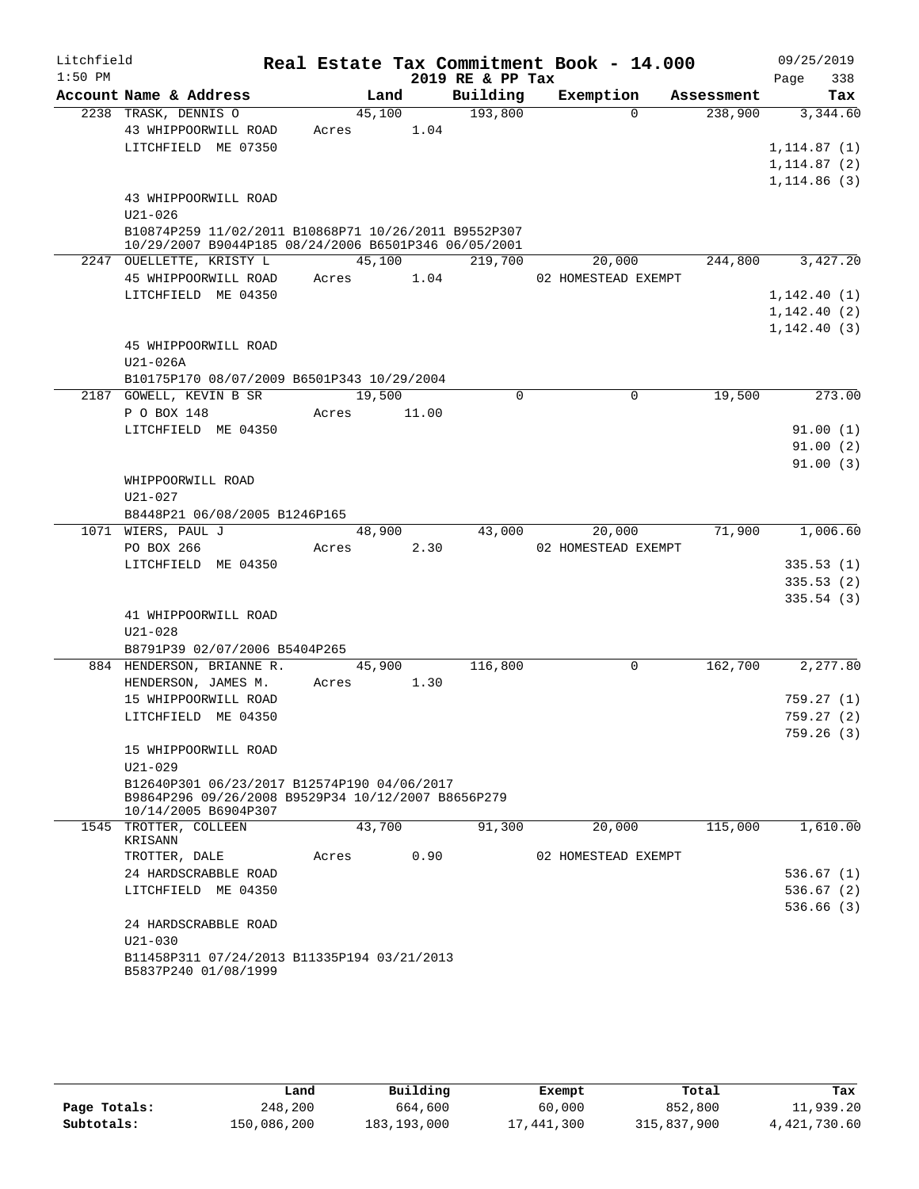Litchfield  **Real Estate Tax Commitment Book - 14.000**  09/25/2019
1:50 PM  **2019 RE & PP Tax**

| Account Name & Address | Land | Building | Exemption | Assessment | Tax |
|---|---|---|---|---|---|
| 2238 TRASK, DENNIS O | 45,100 | 193,800 | 0 | 238,900 | 3,344.60 |
| 43 WHIPPOORWILL ROAD | Acres 1.04 | | | | |
| LITCHFIELD ME 07350 | | | | | 1,114.87 (1) |
| | | | | | 1,114.87 (2) |
| | | | | | 1,114.86 (3) |
| 43 WHIPPOORWILL ROAD | | | | | |
| U21-026 | | | | | |
| B10874P259 11/02/2011 B10868P71 10/26/2011 B9552P307 10/29/2007 B9044P185 08/24/2006 B6501P346 06/05/2001 | | | | | |
| 2247 OUELLETTE, KRISTY L | 45,100 | 219,700 | 20,000 | 244,800 | 3,427.20 |
| 45 WHIPPOORWILL ROAD | Acres 1.04 | | 02 HOMESTEAD EXEMPT | | |
| LITCHFIELD ME 04350 | | | | | 1,142.40 (1) |
| | | | | | 1,142.40 (2) |
| | | | | | 1,142.40 (3) |
| 45 WHIPPOORWILL ROAD | | | | | |
| U21-026A | | | | | |
| B10175P170 08/07/2009 B6501P343 10/29/2004 | | | | | |
| 2187 GOWELL, KEVIN B SR | 19,500 | 0 | 0 | 19,500 | 273.00 |
| P O BOX 148 | Acres 11.00 | | | | |
| LITCHFIELD ME 04350 | | | | | 91.00 (1) |
| | | | | | 91.00 (2) |
| | | | | | 91.00 (3) |
| WHIPPOORWILL ROAD | | | | | |
| U21-027 | | | | | |
| B8448P21 06/08/2005 B1246P165 | | | | | |
| 1071 WIERS, PAUL J | 48,900 | 43,000 | 20,000 | 71,900 | 1,006.60 |
| PO BOX 266 | Acres 2.30 | | 02 HOMESTEAD EXEMPT | | |
| LITCHFIELD ME 04350 | | | | | 335.53 (1) |
| | | | | | 335.53 (2) |
| | | | | | 335.54 (3) |
| 41 WHIPPOORWILL ROAD | | | | | |
| U21-028 | | | | | |
| B8791P39 02/07/2006 B5404P265 | | | | | |
| 884 HENDERSON, BRIANNE R. | 45,900 | 116,800 | 0 | 162,700 | 2,277.80 |
| HENDERSON, JAMES M. | Acres 1.30 | | | | |
| 15 WHIPPOORWILL ROAD | | | | | 759.27 (1) |
| LITCHFIELD ME 04350 | | | | | 759.27 (2) |
| | | | | | 759.26 (3) |
| 15 WHIPPOORWILL ROAD | | | | | |
| U21-029 | | | | | |
| B12640P301 06/23/2017 B12574P190 04/06/2017 B9864P296 09/26/2008 B9529P34 10/12/2007 B8656P279 10/14/2005 B6904P307 | | | | | |
| 1545 TROTTER, COLLEEN KRISANN | 43,700 | 91,300 | 20,000 | 115,000 | 1,610.00 |
| TROTTER, DALE | Acres 0.90 | | 02 HOMESTEAD EXEMPT | | |
| 24 HARDSCRABBLE ROAD | | | | | 536.67 (1) |
| LITCHFIELD ME 04350 | | | | | 536.67 (2) |
| | | | | | 536.66 (3) |
| 24 HARDSCRABBLE ROAD | | | | | |
| U21-030 | | | | | |
| B11458P311 07/24/2013 B11335P194 03/21/2013 B5837P240 01/08/1999 | | | | | |

| | Land | Building | Exempt | Total | Tax |
|---|---|---|---|---|---|
| Page Totals: | 248,200 | 664,600 | 60,000 | 852,800 | 11,939.20 |
| Subtotals: | 150,086,200 | 183,193,000 | 17,441,300 | 315,837,900 | 4,421,730.60 |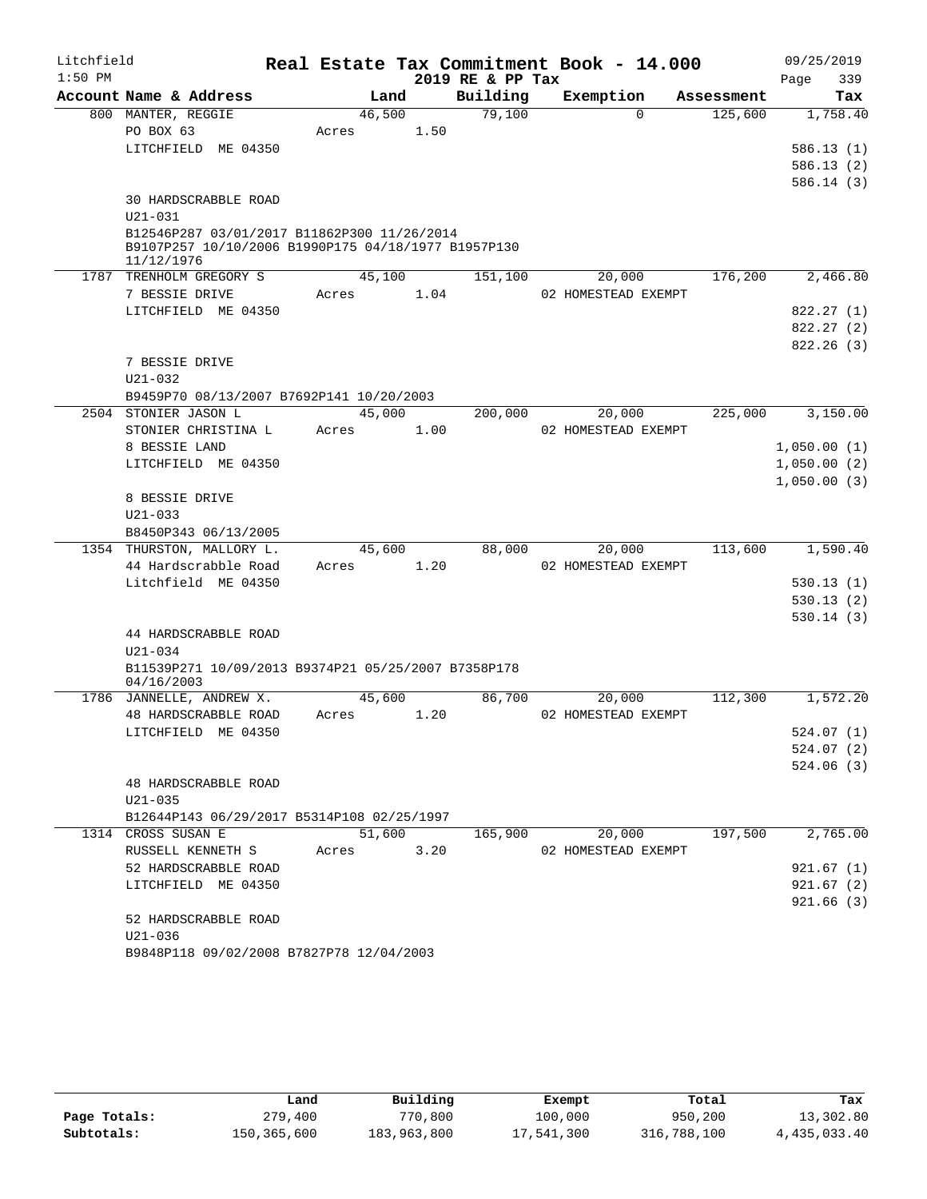Litchfield 1:50 PM

# Real Estate Tax Commitment Book - 14.000

2019 RE & PP Tax

09/25/2019

| Account | Name & Address | Land | Building | Exemption | Assessment | Tax |
|---|---|---|---|---|---|---|
| 800 | MANTER, REGGIE<br>PO BOX 63<br>LITCHFIELD ME 04350<br><br>30 HARDSCRABBLE ROAD<br>U21-031<br>B12546P287 03/01/2017 B11862P300 11/26/2014<br>B9107P257 10/10/2006 B1990P175 04/18/1977 B1957P130 11/12/1976 | 46,500<br>Acres 1.50 | 79,100 | 0 | 125,600 | 1,758.40<br><br>586.13 (1)<br>586.13 (2)<br>586.14 (3) |
| 1787 | TRENHOLM GREGORY S<br>7 BESSIE DRIVE<br>LITCHFIELD ME 04350<br><br>7 BESSIE DRIVE<br>U21-032<br>B9459P70 08/13/2007 B7692P141 10/20/2003 | 45,100<br>Acres 1.04 | 151,100 | 20,000<br>02 HOMESTEAD EXEMPT | 176,200 | 2,466.80<br><br>822.27 (1)<br>822.27 (2)<br>822.26 (3) |
| 2504 | STONIER JASON L<br>STONIER CHRISTINA L<br>8 BESSIE LAND<br>LITCHFIELD ME 04350<br><br>8 BESSIE DRIVE<br>U21-033<br>B8450P343 06/13/2005 | 45,000<br>Acres 1.00 | 200,000 | 20,000<br>02 HOMESTEAD EXEMPT | 225,000 | 3,150.00<br><br>1,050.00 (1)<br>1,050.00 (2)<br>1,050.00 (3) |
| 1354 | THURSTON, MALLORY L.<br>44 Hardscrabble Road<br>Litchfield ME 04350<br><br>44 HARDSCRABBLE ROAD<br>U21-034<br>B11539P271 10/09/2013 B9374P21 05/25/2007 B7358P178 04/16/2003 | 45,600<br>Acres 1.20 | 88,000 | 20,000<br>02 HOMESTEAD EXEMPT | 113,600 | 1,590.40<br><br>530.13 (1)<br>530.13 (2)<br>530.14 (3) |
| 1786 | JANNELLE, ANDREW X.<br>48 HARDSCRABBLE ROAD<br>LITCHFIELD ME 04350<br><br>48 HARDSCRABBLE ROAD<br>U21-035<br>B12644P143 06/29/2017 B5314P108 02/25/1997 | 45,600<br>Acres 1.20 | 86,700 | 20,000<br>02 HOMESTEAD EXEMPT | 112,300 | 1,572.20<br><br>524.07 (1)<br>524.07 (2)<br>524.06 (3) |
| 1314 | CROSS SUSAN E<br>RUSSELL KENNETH S<br>52 HARDSCRABBLE ROAD<br>LITCHFIELD ME 04350<br><br>52 HARDSCRABBLE ROAD<br>U21-036<br>B9848P118 09/02/2008 B7827P78 12/04/2003 | 51,600<br>Acres 3.20 | 165,900 | 20,000<br>02 HOMESTEAD EXEMPT | 197,500 | 2,765.00<br><br>921.67 (1)<br>921.67 (2)<br>921.66 (3) |

| | Land | Building | Exempt | Total | Tax |
|---|---|---|---|---|---|
| Page Totals: | 279,400 | 770,800 | 100,000 | 950,200 | 13,302.80 |
| Subtotals: | 150,365,600 | 183,963,800 | 17,541,300 | 316,788,100 | 4,435,033.40 |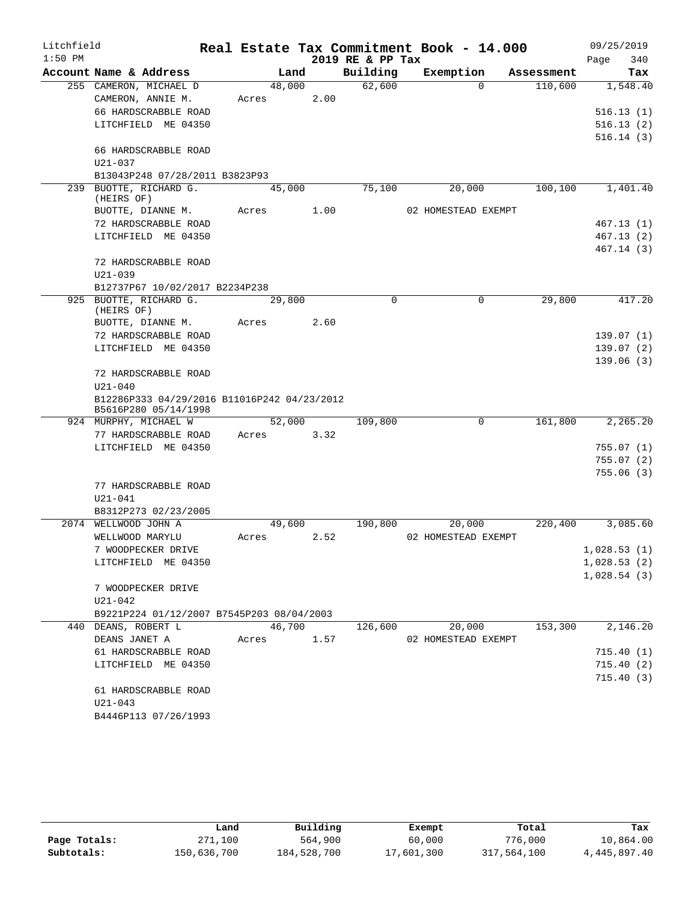# Real Estate Tax Commitment Book - 14.000

Litchfield 1:50 PM — 2019 RE & PP Tax — 09/25/2019

| Account Name & Address | Land | Building | Exemption | Assessment | Tax |
|---|---|---|---|---|---|
| 255 CAMERON, MICHAEL D | 48,000 | 62,600 | 0 | 110,600 | 1,548.40 |
| CAMERON, ANNIE M. | Acres 2.00 | | | | |
| 66 HARDSCRABBLE ROAD | | | | | 516.13 (1) |
| LITCHFIELD ME 04350 | | | | | 516.13 (2) |
| | | | | | 516.14 (3) |
| 66 HARDSCRABBLE ROAD | | | | | |
| U21-037 | | | | | |
| B13043P248 07/28/2011 B3823P93 | | | | | |
| 239 BUOTTE, RICHARD G. (HEIRS OF) | 45,000 | 75,100 | 20,000 | 100,100 | 1,401.40 |
| BUOTTE, DIANNE M. | Acres 1.00 | | 02 HOMESTEAD EXEMPT | | |
| 72 HARDSCRABBLE ROAD | | | | | 467.13 (1) |
| LITCHFIELD ME 04350 | | | | | 467.13 (2) |
| | | | | | 467.14 (3) |
| 72 HARDSCRABBLE ROAD | | | | | |
| U21-039 | | | | | |
| B12737P67 10/02/2017 B2234P238 | | | | | |
| 925 BUOTTE, RICHARD G. (HEIRS OF) | 29,800 | 0 | 0 | 29,800 | 417.20 |
| BUOTTE, DIANNE M. | Acres 2.60 | | | | |
| 72 HARDSCRABBLE ROAD | | | | | 139.07 (1) |
| LITCHFIELD ME 04350 | | | | | 139.07 (2) |
| | | | | | 139.06 (3) |
| 72 HARDSCRABBLE ROAD | | | | | |
| U21-040 | | | | | |
| B12286P333 04/29/2016 B11016P242 04/23/2012 B5616P280 05/14/1998 | | | | | |
| 924 MURPHY, MICHAEL W | 52,000 | 109,800 | 0 | 161,800 | 2,265.20 |
| 77 HARDSCRABBLE ROAD | Acres 3.32 | | | | |
| LITCHFIELD ME 04350 | | | | | 755.07 (1) |
| | | | | | 755.07 (2) |
| | | | | | 755.06 (3) |
| 77 HARDSCRABBLE ROAD | | | | | |
| U21-041 | | | | | |
| B8312P273 02/23/2005 | | | | | |
| 2074 WELLWOOD JOHN A | 49,600 | 190,800 | 20,000 | 220,400 | 3,085.60 |
| WELLWOOD MARYLU | Acres 2.52 | | 02 HOMESTEAD EXEMPT | | |
| 7 WOODPECKER DRIVE | | | | | 1,028.53 (1) |
| LITCHFIELD ME 04350 | | | | | 1,028.53 (2) |
| | | | | | 1,028.54 (3) |
| 7 WOODPECKER DRIVE | | | | | |
| U21-042 | | | | | |
| B9221P224 01/12/2007 B7545P203 08/04/2003 | | | | | |
| 440 DEANS, ROBERT L | 46,700 | 126,600 | 20,000 | 153,300 | 2,146.20 |
| DEANS JANET A | Acres 1.57 | | 02 HOMESTEAD EXEMPT | | |
| 61 HARDSCRABBLE ROAD | | | | | 715.40 (1) |
| LITCHFIELD ME 04350 | | | | | 715.40 (2) |
| | | | | | 715.40 (3) |
| 61 HARDSCRABBLE ROAD | | | | | |
| U21-043 | | | | | |
| B4446P113 07/26/1993 | | | | | |

| | Land | Building | Exempt | Total | Tax |
|---|---|---|---|---|---|
| Page Totals: | 271,100 | 564,900 | 60,000 | 776,000 | 10,864.00 |
| Subtotals: | 150,636,700 | 184,528,700 | 17,601,300 | 317,564,100 | 4,445,897.40 |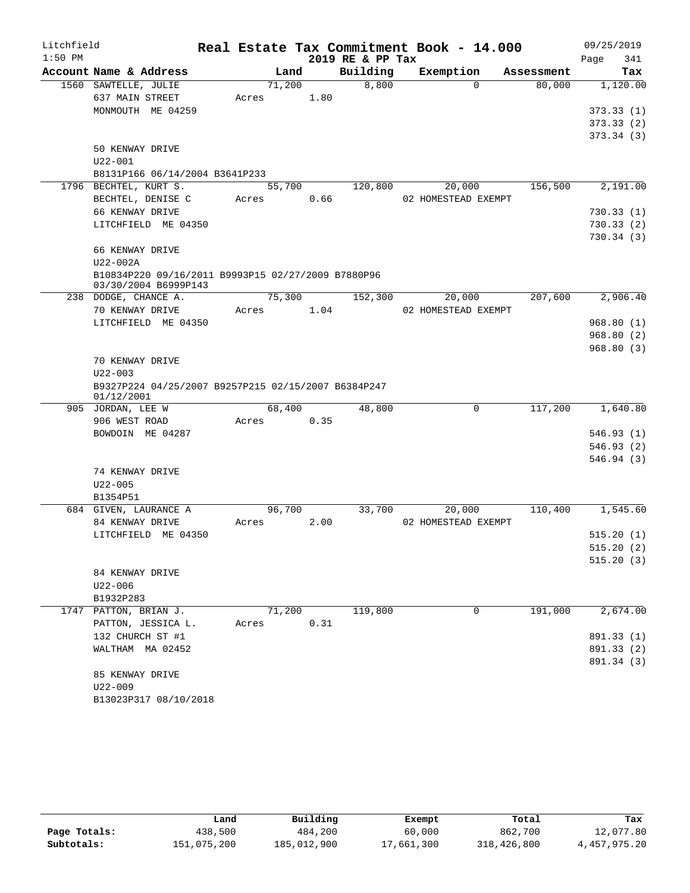Litchfield
1:50 PM

# Real Estate Tax Commitment Book - 14.000

2019 RE & PP Tax

09/25/2019
Page 341

| Account Name & Address | Land | Building | Exemption | Assessment | Tax |
|---|---|---|---|---|---|
| 1560 SAWTELLE, JULIE | 71,200 | 8,800 | 0 | 80,000 | 1,120.00 |
| 637 MAIN STREET | Acres 1.80 | | | | |
| MONMOUTH ME 04259 | | | | | 373.33 (1) |
| | | | | | 373.33 (2) |
| | | | | | 373.34 (3) |
| 50 KENWAY DRIVE | | | | | |
| U22-001 | | | | | |
| B8131P166 06/14/2004 B3641P233 | | | | | |
| 1796 BECHTEL, KURT S. | 55,700 | 120,800 | 20,000 | 156,500 | 2,191.00 |
| BECHTEL, DENISE C | Acres 0.66 | | 02 HOMESTEAD EXEMPT | | |
| 66 KENWAY DRIVE | | | | | 730.33 (1) |
| LITCHFIELD ME 04350 | | | | | 730.33 (2) |
| | | | | | 730.34 (3) |
| 66 KENWAY DRIVE | | | | | |
| U22-002A | | | | | |
| B10834P220 09/16/2011 B9993P15 02/27/2009 B7880P96 03/30/2004 B6999P143 | | | | | |
| 238 DODGE, CHANCE A. | 75,300 | 152,300 | 20,000 | 207,600 | 2,906.40 |
| 70 KENWAY DRIVE | Acres 1.04 | | 02 HOMESTEAD EXEMPT | | |
| LITCHFIELD ME 04350 | | | | | 968.80 (1) |
| | | | | | 968.80 (2) |
| | | | | | 968.80 (3) |
| 70 KENWAY DRIVE | | | | | |
| U22-003 | | | | | |
| B9327P224 04/25/2007 B9257P215 02/15/2007 B6384P247 01/12/2001 | | | | | |
| 905 JORDAN, LEE W | 68,400 | 48,800 | 0 | 117,200 | 1,640.80 |
| 906 WEST ROAD | Acres 0.35 | | | | |
| BOWDOIN ME 04287 | | | | | 546.93 (1) |
| | | | | | 546.93 (2) |
| | | | | | 546.94 (3) |
| 74 KENWAY DRIVE | | | | | |
| U22-005 | | | | | |
| B1354P51 | | | | | |
| 684 GIVEN, LAURANCE A | 96,700 | 33,700 | 20,000 | 110,400 | 1,545.60 |
| 84 KENWAY DRIVE | Acres 2.00 | | 02 HOMESTEAD EXEMPT | | |
| LITCHFIELD ME 04350 | | | | | 515.20 (1) |
| | | | | | 515.20 (2) |
| | | | | | 515.20 (3) |
| 84 KENWAY DRIVE | | | | | |
| U22-006 | | | | | |
| B1932P283 | | | | | |
| 1747 PATTON, BRIAN J. | 71,200 | 119,800 | 0 | 191,000 | 2,674.00 |
| PATTON, JESSICA L. | Acres 0.31 | | | | |
| 132 CHURCH ST #1 | | | | | 891.33 (1) |
| WALTHAM MA 02452 | | | | | 891.33 (2) |
| | | | | | 891.34 (3) |
| 85 KENWAY DRIVE | | | | | |
| U22-009 | | | | | |
| B13023P317 08/10/2018 | | | | | |

| | Land | Building | Exempt | Total | Tax |
|---|---|---|---|---|---|
| Page Totals: | 438,500 | 484,200 | 60,000 | 862,700 | 12,077.80 |
| Subtotals: | 151,075,200 | 185,012,900 | 17,661,300 | 318,426,800 | 4,457,975.20 |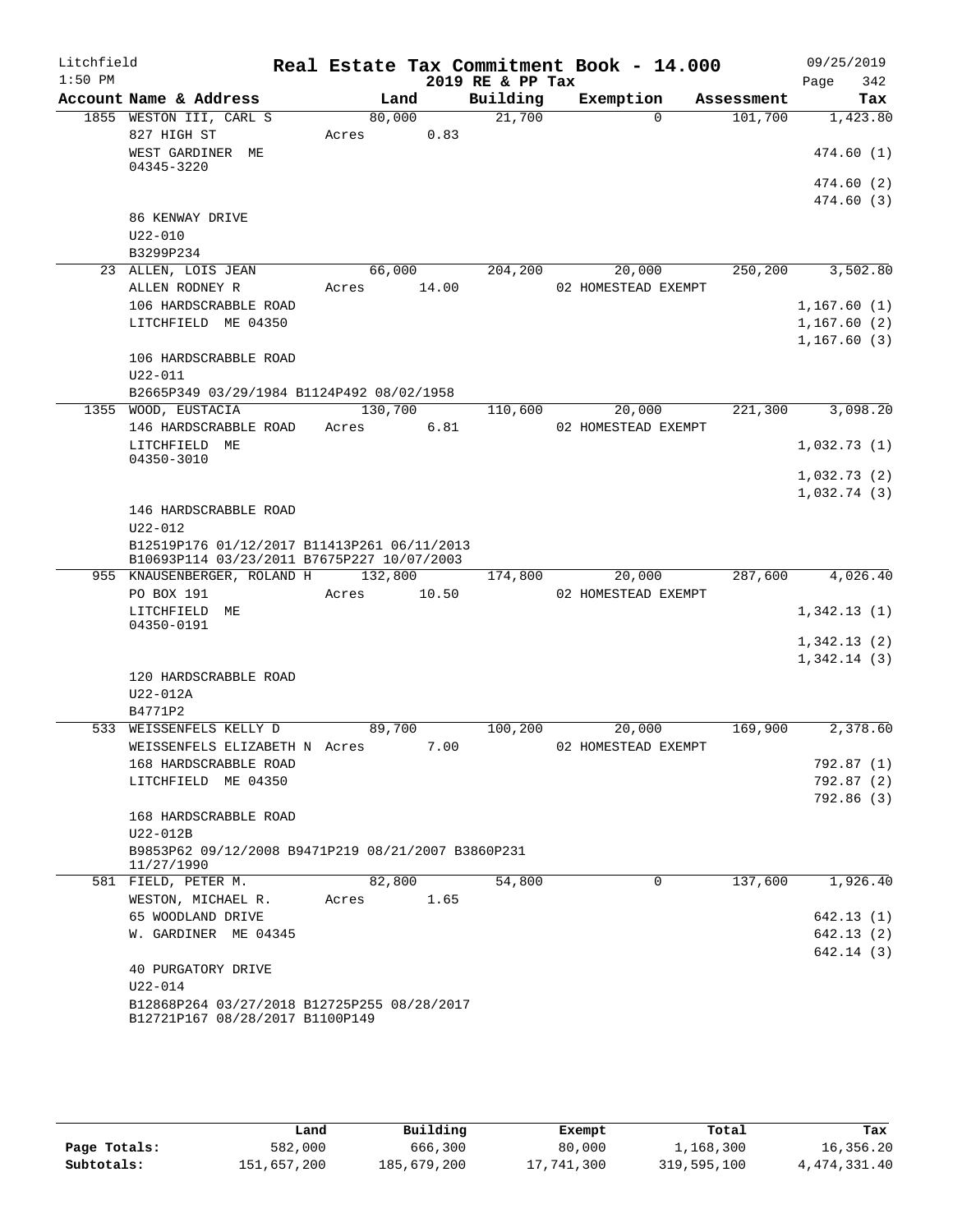Litchfield
1:50 PM

# Real Estate Tax Commitment Book - 14.000

2019 RE & PP Tax

09/25/2019

| Account Name & Address | Land | Building | Exemption | Assessment | Tax |
|---|---|---|---|---|---|
| 1855 WESTON III, CARL S | 80,000 | 21,700 | 0 | 101,700 | 1,423.80 |
| 827 HIGH ST | Acres 0.83 | | | | |
| WEST GARDINER ME 04345-3220 | | | | | 474.60 (1) |
| | | | | | 474.60 (2) |
| | | | | | 474.60 (3) |
| 86 KENWAY DRIVE | | | | | |
| U22-010 | | | | | |
| B3299P234 | | | | | |
| 23 ALLEN, LOIS JEAN | 66,000 | 204,200 | 20,000 | 250,200 | 3,502.80 |
| ALLEN RODNEY R | Acres 14.00 | | 02 HOMESTEAD EXEMPT | | |
| 106 HARDSCRABBLE ROAD | | | | | 1,167.60 (1) |
| LITCHFIELD ME 04350 | | | | | 1,167.60 (2) |
| | | | | | 1,167.60 (3) |
| 106 HARDSCRABBLE ROAD | | | | | |
| U22-011 | | | | | |
| B2665P349 03/29/1984 B1124P492 08/02/1958 | | | | | |
| 1355 WOOD, EUSTACIA | 130,700 | 110,600 | 20,000 | 221,300 | 3,098.20 |
| 146 HARDSCRABBLE ROAD | Acres 6.81 | | 02 HOMESTEAD EXEMPT | | |
| LITCHFIELD ME 04350-3010 | | | | | 1,032.73 (1) |
| | | | | | 1,032.73 (2) |
| | | | | | 1,032.74 (3) |
| 146 HARDSCRABBLE ROAD | | | | | |
| U22-012 | | | | | |
| B12519P176 01/12/2017 B11413P261 06/11/2013 B10693P114 03/23/2011 B7675P227 10/07/2003 | | | | | |
| 955 KNAUSENBERGER, ROLAND H | 132,800 | 174,800 | 20,000 | 287,600 | 4,026.40 |
| PO BOX 191 | Acres 10.50 | | 02 HOMESTEAD EXEMPT | | |
| LITCHFIELD ME 04350-0191 | | | | | 1,342.13 (1) |
| | | | | | 1,342.13 (2) |
| | | | | | 1,342.14 (3) |
| 120 HARDSCRABBLE ROAD | | | | | |
| U22-012A | | | | | |
| B4771P2 | | | | | |
| 533 WEISSENFELS KELLY D | 89,700 | 100,200 | 20,000 | 169,900 | 2,378.60 |
| WEISSENFELS ELIZABETH N | Acres 7.00 | | 02 HOMESTEAD EXEMPT | | |
| 168 HARDSCRABBLE ROAD | | | | | 792.87 (1) |
| LITCHFIELD ME 04350 | | | | | 792.87 (2) |
| | | | | | 792.86 (3) |
| 168 HARDSCRABBLE ROAD | | | | | |
| U22-012B | | | | | |
| B9853P62 09/12/2008 B9471P219 08/21/2007 B3860P231 11/27/1990 | | | | | |
| 581 FIELD, PETER M. | 82,800 | 54,800 | 0 | 137,600 | 1,926.40 |
| WESTON, MICHAEL R. | Acres 1.65 | | | | |
| 65 WOODLAND DRIVE | | | | | 642.13 (1) |
| W. GARDINER ME 04345 | | | | | 642.13 (2) |
| | | | | | 642.14 (3) |
| 40 PURGATORY DRIVE | | | | | |
| U22-014 | | | | | |
| B12868P264 03/27/2018 B12725P255 08/28/2017 B12721P167 08/28/2017 B1100P149 | | | | | |

| | Land | Building | Exempt | Total | Tax |
|---|---|---|---|---|---|
| Page Totals: | 582,000 | 666,300 | 80,000 | 1,168,300 | 16,356.20 |
| Subtotals: | 151,657,200 | 185,679,200 | 17,741,300 | 319,595,100 | 4,474,331.40 |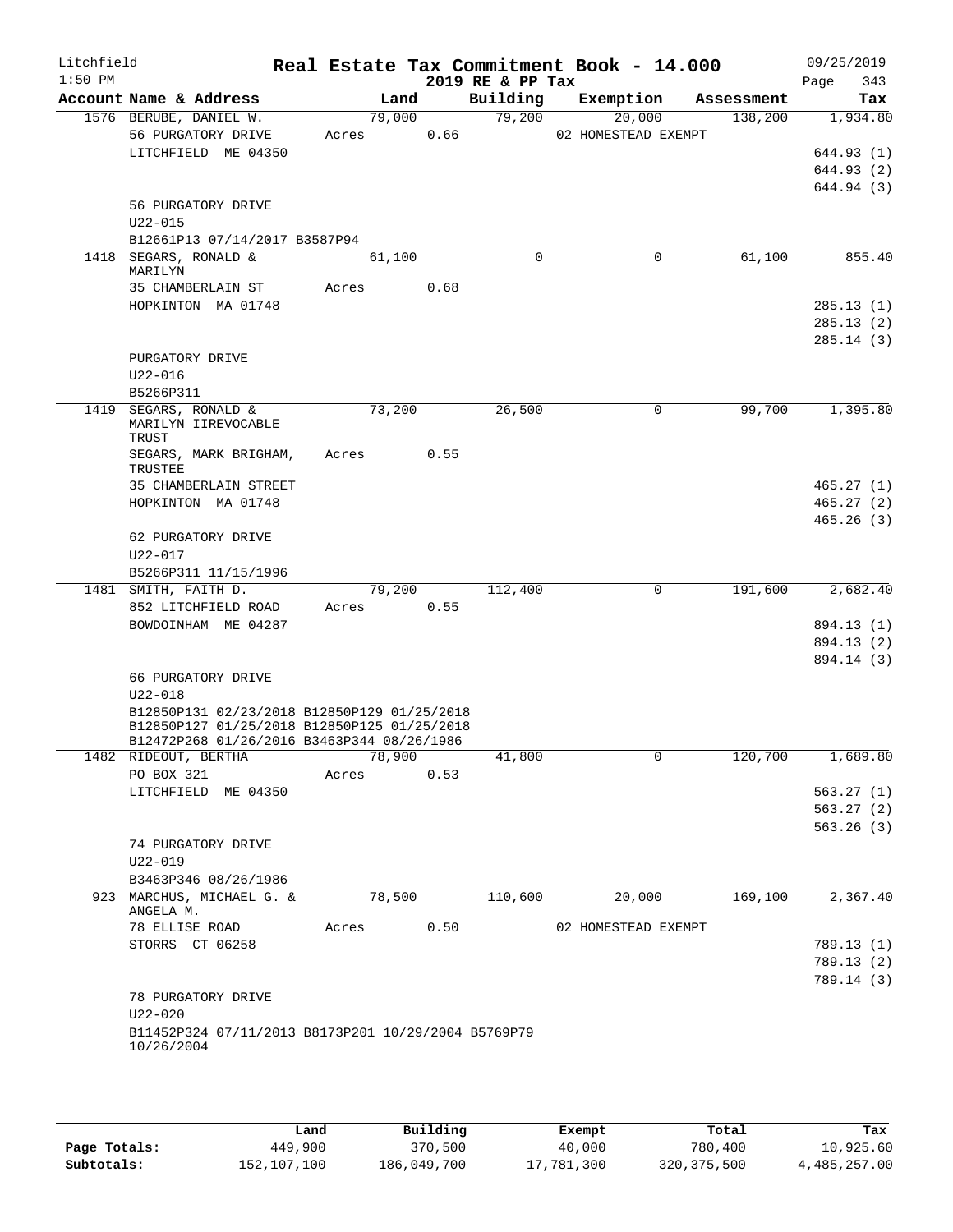Litchfield 1:50 PM

# Real Estate Tax Commitment Book - 14.000

2019 RE & PP Tax

09/25/2019

| Account Name & Address | Land | Building | Exemption | Assessment | Tax |
|---|---|---|---|---|---|
| 1576 BERUBE, DANIEL W. | 79,000 | 79,200 | 20,000 | 138,200 | 1,934.80 |
| 56 PURGATORY DRIVE | Acres 0.66 | | 02 HOMESTEAD EXEMPT | | |
| LITCHFIELD ME 04350 | | | | | 644.93 (1) |
| | | | | | 644.93 (2) |
| | | | | | 644.94 (3) |
| 56 PURGATORY DRIVE | | | | | |
| U22-015 | | | | | |
| B12661P13 07/14/2017 B3587P94 | | | | | |
| 1418 SEGARS, RONALD & MARILYN | 61,100 | 0 | 0 | 61,100 | 855.40 |
| 35 CHAMBERLAIN ST | Acres 0.68 | | | | |
| HOPKINTON MA 01748 | | | | | 285.13 (1) |
| | | | | | 285.13 (2) |
| | | | | | 285.14 (3) |
| PURGATORY DRIVE | | | | | |
| U22-016 | | | | | |
| B5266P311 | | | | | |
| 1419 SEGARS, RONALD & MARILYN IIREVOCABLE TRUST | 73,200 | 26,500 | 0 | 99,700 | 1,395.80 |
| SEGARS, MARK BRIGHAM, TRUSTEE | Acres 0.55 | | | | |
| 35 CHAMBERLAIN STREET | | | | | 465.27 (1) |
| HOPKINTON MA 01748 | | | | | 465.27 (2) |
| | | | | | 465.26 (3) |
| 62 PURGATORY DRIVE | | | | | |
| U22-017 | | | | | |
| B5266P311 11/15/1996 | | | | | |
| 1481 SMITH, FAITH D. | 79,200 | 112,400 | 0 | 191,600 | 2,682.40 |
| 852 LITCHFIELD ROAD | Acres 0.55 | | | | |
| BOWDOINHAM ME 04287 | | | | | 894.13 (1) |
| | | | | | 894.13 (2) |
| | | | | | 894.14 (3) |
| 66 PURGATORY DRIVE | | | | | |
| U22-018 | | | | | |
| B12850P131 02/23/2018 B12850P129 01/25/2018 B12850P127 01/25/2018 B12850P125 01/25/2018 B12472P268 01/26/2016 B3463P344 08/26/1986 | | | | | |
| 1482 RIDEOUT, BERTHA | 78,900 | 41,800 | 0 | 120,700 | 1,689.80 |
| PO BOX 321 | Acres 0.53 | | | | |
| LITCHFIELD ME 04350 | | | | | 563.27 (1) |
| | | | | | 563.27 (2) |
| | | | | | 563.26 (3) |
| 74 PURGATORY DRIVE | | | | | |
| U22-019 | | | | | |
| B3463P346 08/26/1986 | | | | | |
| 923 MARCHUS, MICHAEL G. & ANGELA M. | 78,500 | 110,600 | 20,000 | 169,100 | 2,367.40 |
| 78 ELLISE ROAD | Acres 0.50 | | 02 HOMESTEAD EXEMPT | | |
| STORRS CT 06258 | | | | | 789.13 (1) |
| | | | | | 789.13 (2) |
| | | | | | 789.14 (3) |
| 78 PURGATORY DRIVE | | | | | |
| U22-020 | | | | | |
| B11452P324 07/11/2013 B8173P201 10/29/2004 B5769P79 10/26/2004 | | | | | |

| | Land | Building | Exempt | Total | Tax |
|---|---|---|---|---|---|
| Page Totals: | 449,900 | 370,500 | 40,000 | 780,400 | 10,925.60 |
| Subtotals: | 152,107,100 | 186,049,700 | 17,781,300 | 320,375,500 | 4,485,257.00 |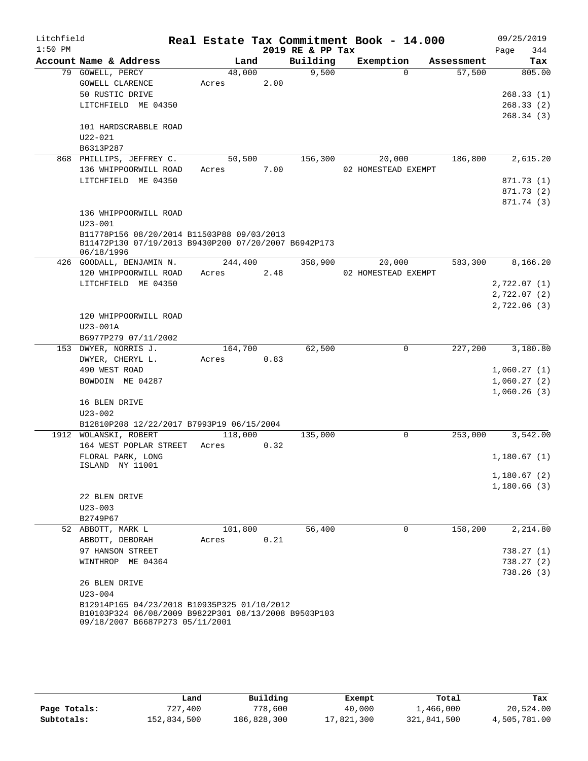Litchfield
1:50 PM

# Real Estate Tax Commitment Book - 14.000

2019 RE & PP Tax

09/25/2019
Page 344

| Account Name & Address | Land | Building | Exemption | Assessment | Tax |
|---|---|---|---|---|---|
| 79 GOWELL, PERCY | 48,000 | 9,500 | 0 | 57,500 | 805.00 |
| GOWELL CLARENCE | Acres 2.00 | | | | |
| 50 RUSTIC DRIVE | | | | | 268.33 (1) |
| LITCHFIELD ME 04350 | | | | | 268.33 (2) |
| | | | | | 268.34 (3) |
| 101 HARDSCRABBLE ROAD | | | | | |
| U22-021 | | | | | |
| B6313P287 | | | | | |
| 868 PHILLIPS, JEFFREY C. | 50,500 | 156,300 | 20,000 | 186,800 | 2,615.20 |
| 136 WHIPPOORWILL ROAD | Acres 7.00 | | 02 HOMESTEAD EXEMPT | | |
| LITCHFIELD ME 04350 | | | | | 871.73 (1) |
| | | | | | 871.73 (2) |
| | | | | | 871.74 (3) |
| 136 WHIPPOORWILL ROAD | | | | | |
| U23-001 | | | | | |
| B11778P156 08/20/2014 B11503P88 09/03/2013 B11472P130 07/19/2013 B9430P200 07/20/2007 B6942P173 06/18/1996 | | | | | |
| 426 GOODALL, BENJAMIN N. | 244,400 | 358,900 | 20,000 | 583,300 | 8,166.20 |
| 120 WHIPPOORWILL ROAD | Acres 2.48 | | 02 HOMESTEAD EXEMPT | | |
| LITCHFIELD ME 04350 | | | | | 2,722.07 (1) |
| | | | | | 2,722.07 (2) |
| | | | | | 2,722.06 (3) |
| 120 WHIPPOORWILL ROAD | | | | | |
| U23-001A | | | | | |
| B6977P279 07/11/2002 | | | | | |
| 153 DWYER, NORRIS J. | 164,700 | 62,500 | 0 | 227,200 | 3,180.80 |
| DWYER, CHERYL L. | Acres 0.83 | | | | |
| 490 WEST ROAD | | | | | 1,060.27 (1) |
| BOWDOIN ME 04287 | | | | | 1,060.27 (2) |
| | | | | | 1,060.26 (3) |
| 16 BLEN DRIVE | | | | | |
| U23-002 | | | | | |
| B12810P208 12/22/2017 B7993P19 06/15/2004 | | | | | |
| 1912 WOLANSKI, ROBERT | 118,000 | 135,000 | 0 | 253,000 | 3,542.00 |
| 164 WEST POPLAR STREET | Acres 0.32 | | | | |
| FLORAL PARK, LONG ISLAND NY 11001 | | | | | 1,180.67 (1) |
| | | | | | 1,180.67 (2) |
| | | | | | 1,180.66 (3) |
| 22 BLEN DRIVE | | | | | |
| U23-003 | | | | | |
| B2749P67 | | | | | |
| 52 ABBOTT, MARK L | 101,800 | 56,400 | 0 | 158,200 | 2,214.80 |
| ABBOTT, DEBORAH | Acres 0.21 | | | | |
| 97 HANSON STREET | | | | | 738.27 (1) |
| WINTHROP ME 04364 | | | | | 738.27 (2) |
| | | | | | 738.26 (3) |
| 26 BLEN DRIVE | | | | | |
| U23-004 | | | | | |
| B12914P165 04/23/2018 B10935P325 01/10/2012 B10103P324 06/08/2009 B9822P301 08/13/2008 B9503P103 09/18/2007 B6687P273 05/11/2001 | | | | | |

| | Land | Building | Exempt | Total | Tax |
|---|---|---|---|---|---|
| Page Totals: | 727,400 | 778,600 | 40,000 | 1,466,000 | 20,524.00 |
| Subtotals: | 152,834,500 | 186,828,300 | 17,821,300 | 321,841,500 | 4,505,781.00 |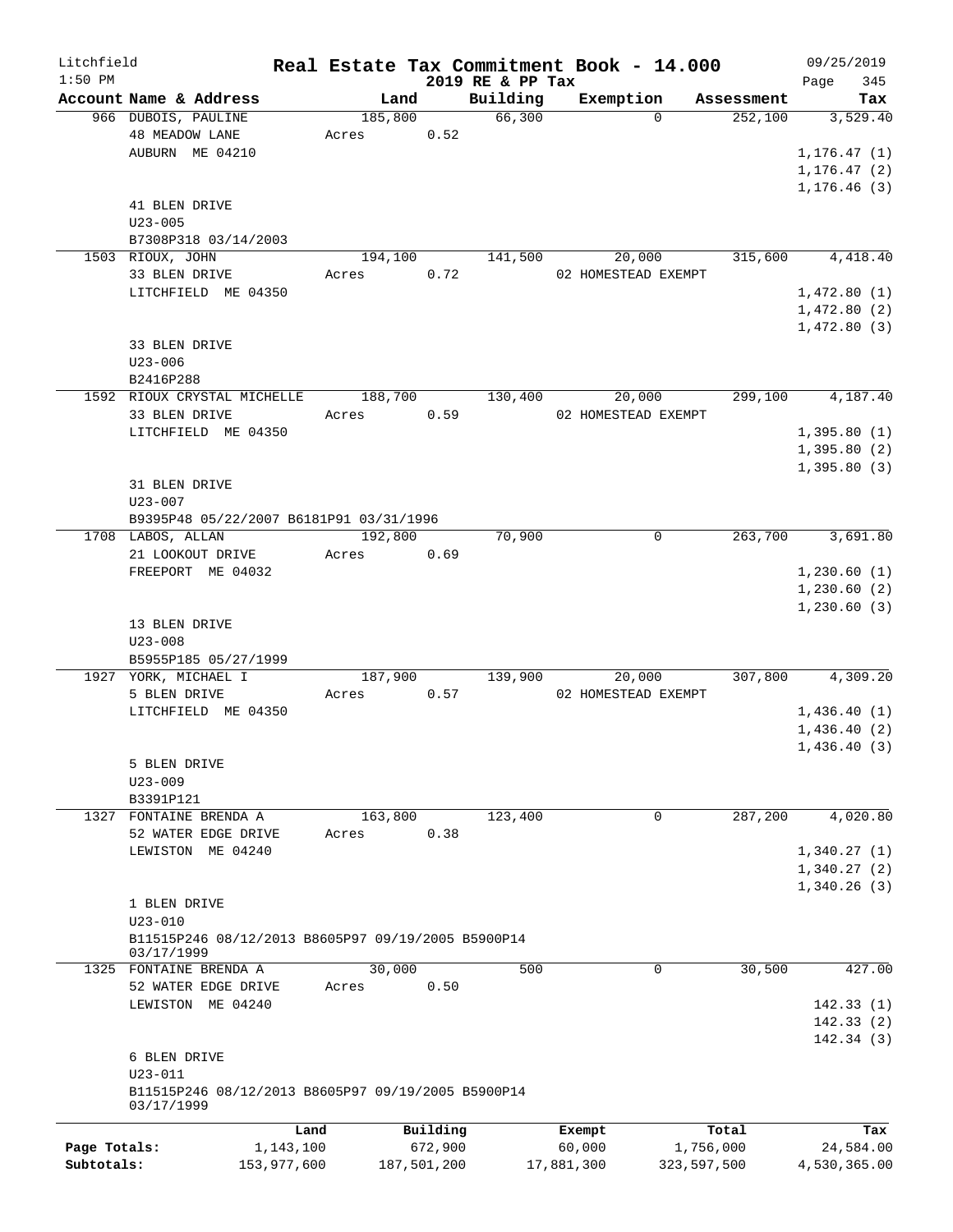Litchfield
1:50 PM

# Real Estate Tax Commitment Book - 14.000

2019 RE & PP Tax

09/25/2019

| Account Name & Address | Land | Building | Exemption | Assessment | Tax |
|---|---|---|---|---|---|
| 966 DUBOIS, PAULINE | 185,800 | 66,300 | 0 | 252,100 | 3,529.40 |
| 48 MEADOW LANE | Acres 0.52 | | | | |
| AUBURN ME 04210 | | | | | 1,176.47 (1) |
| | | | | | 1,176.47 (2) |
| | | | | | 1,176.46 (3) |
| 41 BLEN DRIVE | | | | | |
| U23-005 | | | | | |
| B7308P318 03/14/2003 | | | | | |
| 1503 RIOUX, JOHN | 194,100 | 141,500 | 20,000 | 315,600 | 4,418.40 |
| 33 BLEN DRIVE | Acres 0.72 | | 02 HOMESTEAD EXEMPT | | |
| LITCHFIELD ME 04350 | | | | | 1,472.80 (1) |
| | | | | | 1,472.80 (2) |
| | | | | | 1,472.80 (3) |
| 33 BLEN DRIVE | | | | | |
| U23-006 | | | | | |
| B2416P288 | | | | | |
| 1592 RIOUX CRYSTAL MICHELLE | 188,700 | 130,400 | 20,000 | 299,100 | 4,187.40 |
| 33 BLEN DRIVE | Acres 0.59 | | 02 HOMESTEAD EXEMPT | | |
| LITCHFIELD ME 04350 | | | | | 1,395.80 (1) |
| | | | | | 1,395.80 (2) |
| | | | | | 1,395.80 (3) |
| 31 BLEN DRIVE | | | | | |
| U23-007 | | | | | |
| B9395P48 05/22/2007 B6181P91 03/31/1996 | | | | | |
| 1708 LABOS, ALLAN | 192,800 | 70,900 | 0 | 263,700 | 3,691.80 |
| 21 LOOKOUT DRIVE | Acres 0.69 | | | | |
| FREEPORT ME 04032 | | | | | 1,230.60 (1) |
| | | | | | 1,230.60 (2) |
| | | | | | 1,230.60 (3) |
| 13 BLEN DRIVE | | | | | |
| U23-008 | | | | | |
| B5955P185 05/27/1999 | | | | | |
| 1927 YORK, MICHAEL I | 187,900 | 139,900 | 20,000 | 307,800 | 4,309.20 |
| 5 BLEN DRIVE | Acres 0.57 | | 02 HOMESTEAD EXEMPT | | |
| LITCHFIELD ME 04350 | | | | | 1,436.40 (1) |
| | | | | | 1,436.40 (2) |
| | | | | | 1,436.40 (3) |
| 5 BLEN DRIVE | | | | | |
| U23-009 | | | | | |
| B3391P121 | | | | | |
| 1327 FONTAINE BRENDA A | 163,800 | 123,400 | 0 | 287,200 | 4,020.80 |
| 52 WATER EDGE DRIVE | Acres 0.38 | | | | |
| LEWISTON ME 04240 | | | | | 1,340.27 (1) |
| | | | | | 1,340.27 (2) |
| | | | | | 1,340.26 (3) |
| 1 BLEN DRIVE | | | | | |
| U23-010 | | | | | |
| B11515P246 08/12/2013 B8605P97 09/19/2005 B5900P14 03/17/1999 | | | | | |
| 1325 FONTAINE BRENDA A | 30,000 | 500 | 0 | 30,500 | 427.00 |
| 52 WATER EDGE DRIVE | Acres 0.50 | | | | |
| LEWISTON ME 04240 | | | | | 142.33 (1) |
| | | | | | 142.33 (2) |
| | | | | | 142.34 (3) |
| 6 BLEN DRIVE | | | | | |
| U23-011 | | | | | |
| B11515P246 08/12/2013 B8605P97 09/19/2005 B5900P14 03/17/1999 | | | | | |

| | Land | Building | Exempt | Total | Tax |
|---|---|---|---|---|---|
| Page Totals: | 1,143,100 | 672,900 | 60,000 | 1,756,000 | 24,584.00 |
| Subtotals: | 153,977,600 | 187,501,200 | 17,881,300 | 323,597,500 | 4,530,365.00 |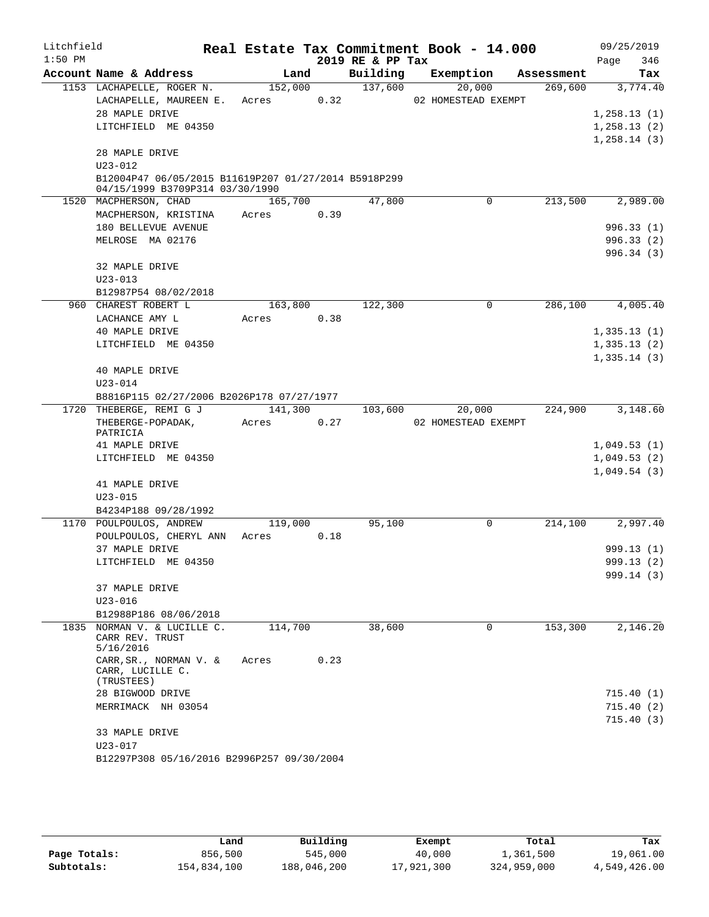Litchfield
1:50 PM

# Real Estate Tax Commitment Book - 14.000

## 2019 RE & PP Tax

09/25/2019

| Account Name & Address | Land | Building | Exemption | Assessment | Tax |
|---|---|---|---|---|---|
| 1153 LACHAPELLE, ROGER N. | 152,000 | 137,600 | 20,000 | 269,600 | 3,774.40 |
| LACHAPELLE, MAUREEN E. | Acres 0.32 | | 02 HOMESTEAD EXEMPT | | |
| 28 MAPLE DRIVE | | | | | 1,258.13 (1) |
| LITCHFIELD ME 04350 | | | | | 1,258.13 (2) |
| | | | | | 1,258.14 (3) |
| 28 MAPLE DRIVE | | | | | |
| U23-012 | | | | | |
| B12004P47 06/05/2015 B11619P207 01/27/2014 B5918P299 04/15/1999 B3709P314 03/30/1990 | | | | | |
| 1520 MACPHERSON, CHAD | 165,700 | 47,800 | 0 | 213,500 | 2,989.00 |
| MACPHERSON, KRISTINA | Acres 0.39 | | | | |
| 180 BELLEVUE AVENUE | | | | | 996.33 (1) |
| MELROSE MA 02176 | | | | | 996.33 (2) |
| | | | | | 996.34 (3) |
| 32 MAPLE DRIVE | | | | | |
| U23-013 | | | | | |
| B12987P54 08/02/2018 | | | | | |
| 960 CHAREST ROBERT L | 163,800 | 122,300 | 0 | 286,100 | 4,005.40 |
| LACHANCE AMY L | Acres 0.38 | | | | |
| 40 MAPLE DRIVE | | | | | 1,335.13 (1) |
| LITCHFIELD ME 04350 | | | | | 1,335.13 (2) |
| | | | | | 1,335.14 (3) |
| 40 MAPLE DRIVE | | | | | |
| U23-014 | | | | | |
| B8816P115 02/27/2006 B2026P178 07/27/1977 | | | | | |
| 1720 THEBERGE, REMI G J | 141,300 | 103,600 | 20,000 | 224,900 | 3,148.60 |
| THEBERGE-POPADAK, PATRICIA | Acres 0.27 | | 02 HOMESTEAD EXEMPT | | |
| 41 MAPLE DRIVE | | | | | 1,049.53 (1) |
| LITCHFIELD ME 04350 | | | | | 1,049.53 (2) |
| | | | | | 1,049.54 (3) |
| 41 MAPLE DRIVE | | | | | |
| U23-015 | | | | | |
| B4234P188 09/28/1992 | | | | | |
| 1170 POULPOULOS, ANDREW | 119,000 | 95,100 | 0 | 214,100 | 2,997.40 |
| POULPOULOS, CHERYL ANN | Acres 0.18 | | | | |
| 37 MAPLE DRIVE | | | | | 999.13 (1) |
| LITCHFIELD ME 04350 | | | | | 999.13 (2) |
| | | | | | 999.14 (3) |
| 37 MAPLE DRIVE | | | | | |
| U23-016 | | | | | |
| B12988P186 08/06/2018 | | | | | |
| 1835 NORMAN V. & LUCILLE C. CARR REV. TRUST 5/16/2016 | 114,700 | 38,600 | 0 | 153,300 | 2,146.20 |
| CARR,SR., NORMAN V. & CARR, LUCILLE C. (TRUSTEES) | Acres 0.23 | | | | |
| 28 BIGWOOD DRIVE | | | | | 715.40 (1) |
| MERRIMACK NH 03054 | | | | | 715.40 (2) |
| | | | | | 715.40 (3) |
| 33 MAPLE DRIVE | | | | | |
| U23-017 | | | | | |
| B12297P308 05/16/2016 B2996P257 09/30/2004 | | | | | |

| | Land | Building | Exempt | Total | Tax |
|---|---|---|---|---|---|
| Page Totals: | 856,500 | 545,000 | 40,000 | 1,361,500 | 19,061.00 |
| Subtotals: | 154,834,100 | 188,046,200 | 17,921,300 | 324,959,000 | 4,549,426.00 |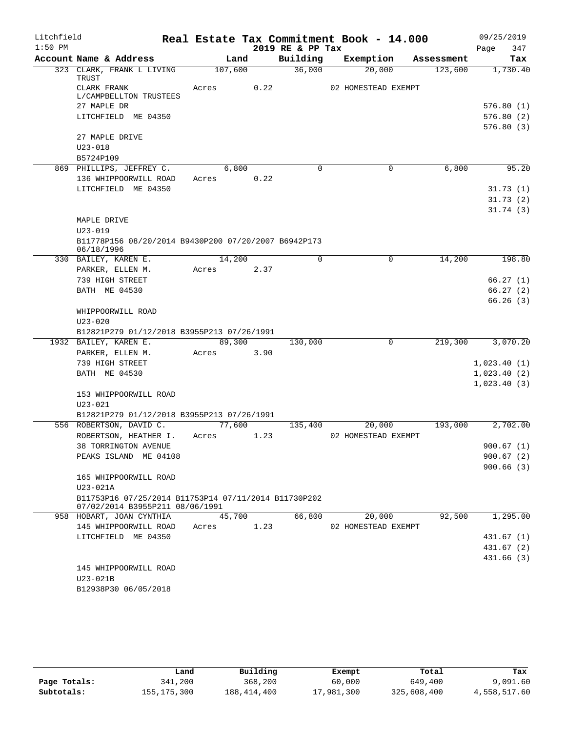Litchfield | Real Estate Tax Commitment Book - 14.000 | 09/25/2019
1:50 PM | 2019 RE & PP Tax | Page 347

| Account Name & Address | Land | Building | Exemption | Assessment | Tax |
|---|---|---|---|---|---|
| 323 CLARK, FRANK L LIVING TRUST | 107,600 | 36,000 | 20,000 | 123,600 | 1,730.40 |
| CLARK FRANK L/CAMPBELLTON TRUSTEES | Acres 0.22 | | 02 HOMESTEAD EXEMPT | | |
| 27 MAPLE DR | | | | | 576.80 (1) |
| LITCHFIELD ME 04350 | | | | | 576.80 (2) |
| | | | | | 576.80 (3) |
| 27 MAPLE DRIVE | | | | | |
| U23-018 | | | | | |
| B5724P109 | | | | | |
| 869 PHILLIPS, JEFFREY C. | 6,800 | 0 | 0 | 6,800 | 95.20 |
| 136 WHIPPOORWILL ROAD | Acres 0.22 | | | | |
| LITCHFIELD ME 04350 | | | | | 31.73 (1) |
| | | | | | 31.73 (2) |
| | | | | | 31.74 (3) |
| MAPLE DRIVE | | | | | |
| U23-019 | | | | | |
| B11778P156 08/20/2014 B9430P200 07/20/2007 B6942P173 06/18/1996 | | | | | |
| 330 BAILEY, KAREN E. | 14,200 | 0 | 0 | 14,200 | 198.80 |
| PARKER, ELLEN M. | Acres 2.37 | | | | |
| 739 HIGH STREET | | | | | 66.27 (1) |
| BATH ME 04530 | | | | | 66.27 (2) |
| | | | | | 66.26 (3) |
| WHIPPOORWILL ROAD | | | | | |
| U23-020 | | | | | |
| B12821P279 01/12/2018 B3955P213 07/26/1991 | | | | | |
| 1932 BAILEY, KAREN E. | 89,300 | 130,000 | 0 | 219,300 | 3,070.20 |
| PARKER, ELLEN M. | Acres 3.90 | | | | |
| 739 HIGH STREET | | | | | 1,023.40 (1) |
| BATH ME 04530 | | | | | 1,023.40 (2) |
| | | | | | 1,023.40 (3) |
| 153 WHIPPOORWILL ROAD | | | | | |
| U23-021 | | | | | |
| B12821P279 01/12/2018 B3955P213 07/26/1991 | | | | | |
| 556 ROBERTSON, DAVID C. | 77,600 | 135,400 | 20,000 | 193,000 | 2,702.00 |
| ROBERTSON, HEATHER I. | Acres 1.23 | | 02 HOMESTEAD EXEMPT | | |
| 38 TORRINGTON AVENUE | | | | | 900.67 (1) |
| PEAKS ISLAND ME 04108 | | | | | 900.67 (2) |
| | | | | | 900.66 (3) |
| 165 WHIPPOORWILL ROAD | | | | | |
| U23-021A | | | | | |
| B11753P16 07/25/2014 B11753P14 07/11/2014 B11730P202 07/02/2014 B3955P211 08/06/1991 | | | | | |
| 958 HOBART, JOAN CYNTHIA | 45,700 | 66,800 | 20,000 | 92,500 | 1,295.00 |
| 145 WHIPPOORWILL ROAD | Acres 1.23 | | 02 HOMESTEAD EXEMPT | | |
| LITCHFIELD ME 04350 | | | | | 431.67 (1) |
| | | | | | 431.67 (2) |
| | | | | | 431.66 (3) |
| 145 WHIPPOORWILL ROAD | | | | | |
| U23-021B | | | | | |
| B12938P30 06/05/2018 | | | | | |

| | Land | Building | Exempt | Total | Tax |
|---|---|---|---|---|---|
| Page Totals: | 341,200 | 368,200 | 60,000 | 649,400 | 9,091.60 |
| Subtotals: | 155,175,300 | 188,414,400 | 17,981,300 | 325,608,400 | 4,558,517.60 |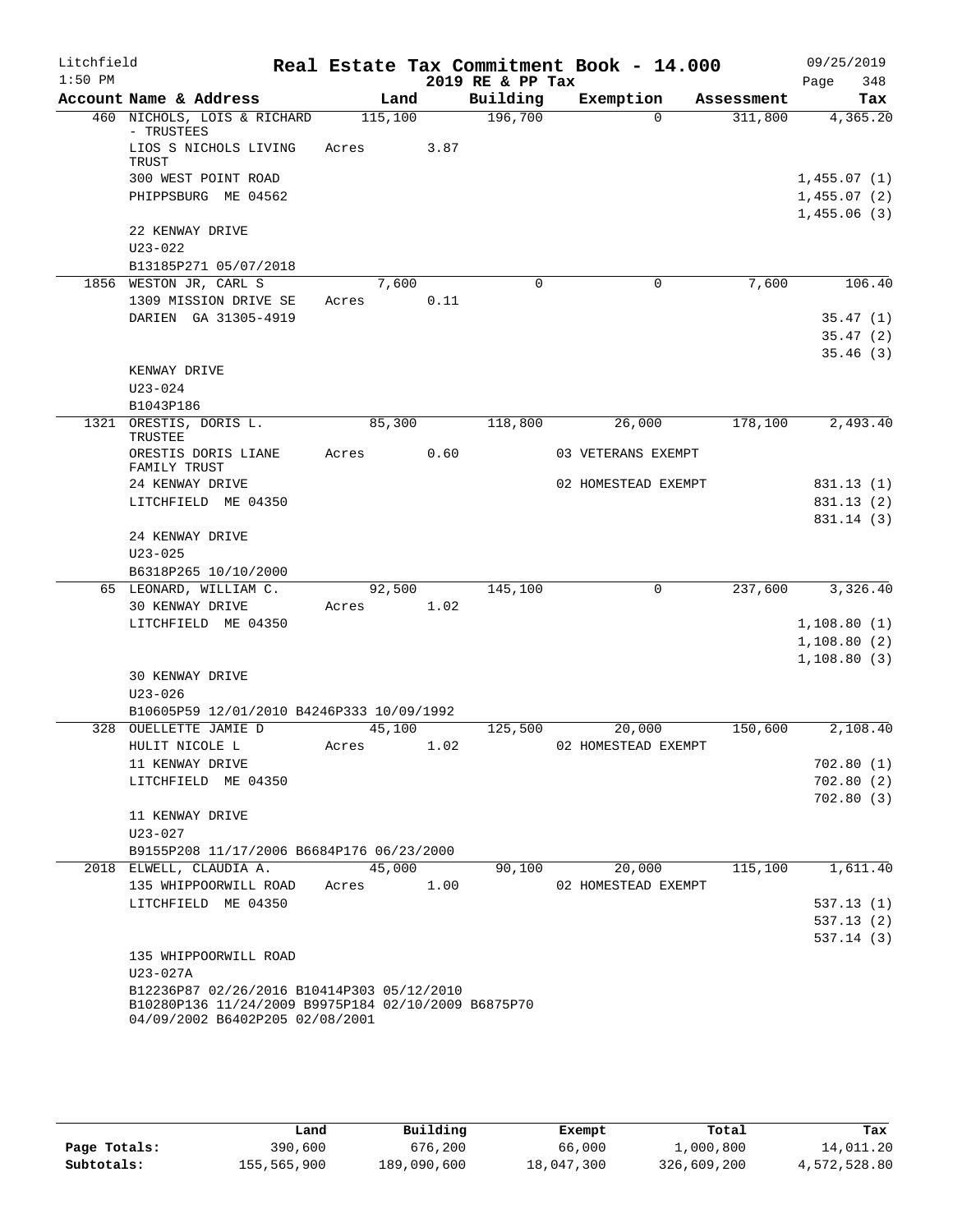Litchfield                Real Estate Tax Commitment Book - 14.000                09/25/2019
1:50 PM                              2019 RE & PP Tax                              Page 348

| Account Name & Address | Land | Building | Exemption | Assessment | Tax |
|---|---|---|---|---|---|
| 460 NICHOLS, LOIS & RICHARD - TRUSTEES | 115,100 | 196,700 | 0 | 311,800 | 4,365.20 |
| LIOS S NICHOLS LIVING TRUST | Acres 3.87 | | | | |
| 300 WEST POINT ROAD | | | | | 1,455.07 (1) |
| PHIPPSBURG ME 04562 | | | | | 1,455.07 (2) |
| | | | | | 1,455.06 (3) |
| 22 KENWAY DRIVE | | | | | |
| U23-022 | | | | | |
| B13185P271 05/07/2018 | | | | | |
| 1856 WESTON JR, CARL S | 7,600 | 0 | 0 | 7,600 | 106.40 |
| 1309 MISSION DRIVE SE | Acres 0.11 | | | | |
| DARIEN GA 31305-4919 | | | | | 35.47 (1) |
| | | | | | 35.47 (2) |
| | | | | | 35.46 (3) |
| KENWAY DRIVE | | | | | |
| U23-024 | | | | | |
| B1043P186 | | | | | |
| 1321 ORESTIS, DORIS L. TRUSTEE | 85,300 | 118,800 | 26,000 | 178,100 | 2,493.40 |
| ORESTIS DORIS LIANE FAMILY TRUST | Acres 0.60 | | 03 VETERANS EXEMPT | | |
| 24 KENWAY DRIVE | | | 02 HOMESTEAD EXEMPT | | 831.13 (1) |
| LITCHFIELD ME 04350 | | | | | 831.13 (2) |
| | | | | | 831.14 (3) |
| 24 KENWAY DRIVE | | | | | |
| U23-025 | | | | | |
| B6318P265 10/10/2000 | | | | | |
| 65 LEONARD, WILLIAM C. | 92,500 | 145,100 | 0 | 237,600 | 3,326.40 |
| 30 KENWAY DRIVE | Acres 1.02 | | | | |
| LITCHFIELD ME 04350 | | | | | 1,108.80 (1) |
| | | | | | 1,108.80 (2) |
| | | | | | 1,108.80 (3) |
| 30 KENWAY DRIVE | | | | | |
| U23-026 | | | | | |
| B10605P59 12/01/2010 B4246P333 10/09/1992 | | | | | |
| 328 OUELLETTE JAMIE D | 45,100 | 125,500 | 20,000 | 150,600 | 2,108.40 |
| HULIT NICOLE L | Acres 1.02 | | 02 HOMESTEAD EXEMPT | | |
| 11 KENWAY DRIVE | | | | | 702.80 (1) |
| LITCHFIELD ME 04350 | | | | | 702.80 (2) |
| | | | | | 702.80 (3) |
| 11 KENWAY DRIVE | | | | | |
| U23-027 | | | | | |
| B9155P208 11/17/2006 B6684P176 06/23/2000 | | | | | |
| 2018 ELWELL, CLAUDIA A. | 45,000 | 90,100 | 20,000 | 115,100 | 1,611.40 |
| 135 WHIPPOORWILL ROAD | Acres 1.00 | | 02 HOMESTEAD EXEMPT | | |
| LITCHFIELD ME 04350 | | | | | 537.13 (1) |
| | | | | | 537.13 (2) |
| | | | | | 537.14 (3) |
| 135 WHIPPOORWILL ROAD | | | | | |
| U23-027A | | | | | |
| B12236P87 02/26/2016 B10414P303 05/12/2010 B10280P136 11/24/2009 B9975P184 02/10/2009 B6875P70 04/09/2002 B6402P205 02/08/2001 | | | | | |

| | Land | Building | Exempt | Total | Tax |
|---|---|---|---|---|---|
| Page Totals: | 390,600 | 676,200 | 66,000 | 1,000,800 | 14,011.20 |
| Subtotals: | 155,565,900 | 189,090,600 | 18,047,300 | 326,609,200 | 4,572,528.80 |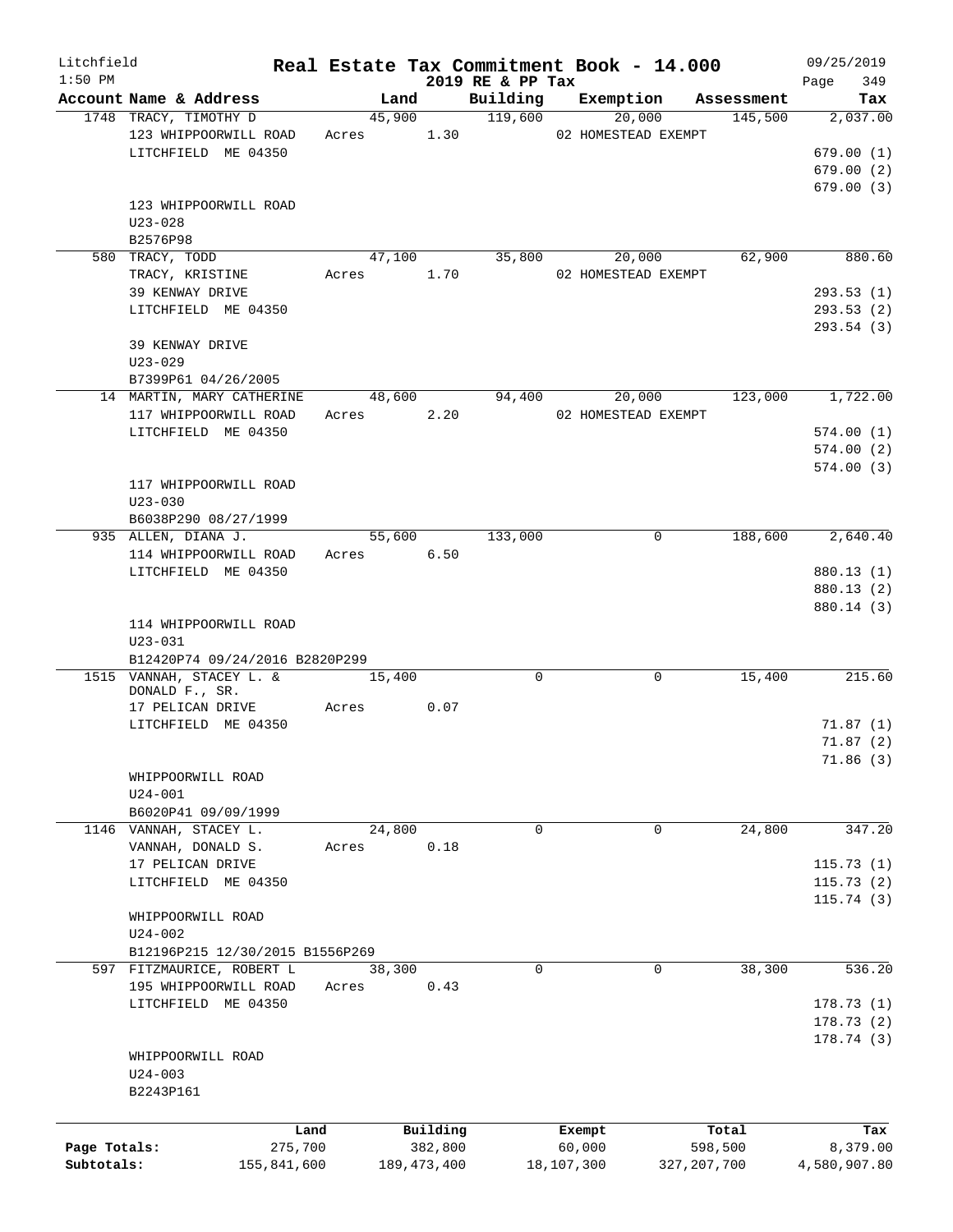Litchfield 1:50 PM

# Real Estate Tax Commitment Book - 14.000

2019 RE & PP Tax

09/25/2019

| Account Name & Address | Land | Building | Exemption | Assessment | Tax |
|---|---|---|---|---|---|
| 1748 TRACY, TIMOTHY D | 45,900 | 119,600 | 20,000 | 145,500 | 2,037.00 |
| 123 WHIPPOORWILL ROAD | Acres 1.30 | | 02 HOMESTEAD EXEMPT | | |
| LITCHFIELD ME 04350 | | | | | 679.00 (1) |
| | | | | | 679.00 (2) |
| | | | | | 679.00 (3) |
| 123 WHIPPOORWILL ROAD | | | | | |
| U23-028 | | | | | |
| B2576P98 | | | | | |
| 580 TRACY, TODD | 47,100 | 35,800 | 20,000 | 62,900 | 880.60 |
| TRACY, KRISTINE | Acres 1.70 | | 02 HOMESTEAD EXEMPT | | |
| 39 KENWAY DRIVE | | | | | 293.53 (1) |
| LITCHFIELD ME 04350 | | | | | 293.53 (2) |
| | | | | | 293.54 (3) |
| 39 KENWAY DRIVE | | | | | |
| U23-029 | | | | | |
| B7399P61 04/26/2005 | | | | | |
| 14 MARTIN, MARY CATHERINE | 48,600 | 94,400 | 20,000 | 123,000 | 1,722.00 |
| 117 WHIPPOORWILL ROAD | Acres 2.20 | | 02 HOMESTEAD EXEMPT | | |
| LITCHFIELD ME 04350 | | | | | 574.00 (1) |
| | | | | | 574.00 (2) |
| | | | | | 574.00 (3) |
| 117 WHIPPOORWILL ROAD | | | | | |
| U23-030 | | | | | |
| B6038P290 08/27/1999 | | | | | |
| 935 ALLEN, DIANA J. | 55,600 | 133,000 | 0 | 188,600 | 2,640.40 |
| 114 WHIPPOORWILL ROAD | Acres 6.50 | | | | |
| LITCHFIELD ME 04350 | | | | | 880.13 (1) |
| | | | | | 880.13 (2) |
| | | | | | 880.14 (3) |
| 114 WHIPPOORWILL ROAD | | | | | |
| U23-031 | | | | | |
| B12420P74 09/24/2016 B2820P299 | | | | | |
| 1515 VANNAH, STACEY L. & DONALD F., SR. | 15,400 | 0 | 0 | 15,400 | 215.60 |
| 17 PELICAN DRIVE | Acres 0.07 | | | | |
| LITCHFIELD ME 04350 | | | | | 71.87 (1) |
| | | | | | 71.87 (2) |
| | | | | | 71.86 (3) |
| WHIPPOORWILL ROAD | | | | | |
| U24-001 | | | | | |
| B6020P41 09/09/1999 | | | | | |
| 1146 VANNAH, STACEY L. | 24,800 | 0 | 0 | 24,800 | 347.20 |
| VANNAH, DONALD S. | Acres 0.18 | | | | |
| 17 PELICAN DRIVE | | | | | 115.73 (1) |
| LITCHFIELD ME 04350 | | | | | 115.73 (2) |
| | | | | | 115.74 (3) |
| WHIPPOORWILL ROAD | | | | | |
| U24-002 | | | | | |
| B12196P215 12/30/2015 B1556P269 | | | | | |
| 597 FITZMAURICE, ROBERT L | 38,300 | 0 | 0 | 38,300 | 536.20 |
| 195 WHIPPOORWILL ROAD | Acres 0.43 | | | | |
| LITCHFIELD ME 04350 | | | | | 178.73 (1) |
| | | | | | 178.73 (2) |
| | | | | | 178.74 (3) |
| WHIPPOORWILL ROAD | | | | | |
| U24-003 | | | | | |
| B2243P161 | | | | | |

| | Land | Building | Exempt | Total | Tax |
|---|---|---|---|---|---|
| Page Totals: | 275,700 | 382,800 | 60,000 | 598,500 | 8,379.00 |
| Subtotals: | 155,841,600 | 189,473,400 | 18,107,300 | 327,207,700 | 4,580,907.80 |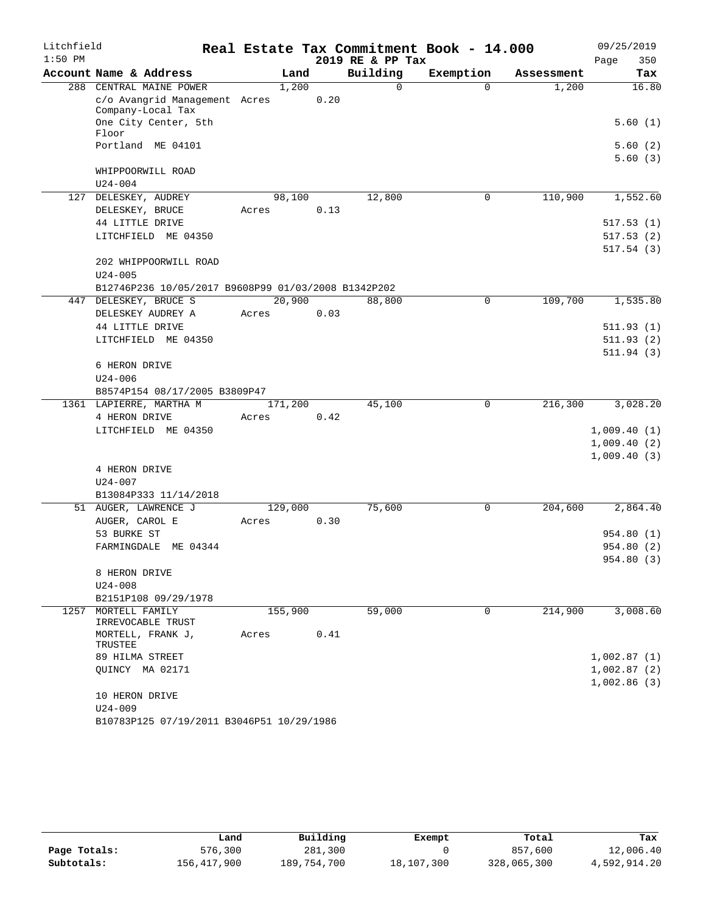# Real Estate Tax Commitment Book - 14.000

Litchfield 1:50 PM — 2019 RE & PP Tax — 09/25/2019

| Account Name & Address | Land | Building | Exemption | Assessment | Tax |
|---|---|---|---|---|---|
| 288 CENTRAL MAINE POWER | 1,200 | 0 | 0 | 1,200 | 16.80 |
| c/o Avangrid Management Company-Local Tax | Acres 0.20 | | | | |
| One City Center, 5th Floor | | | | | 5.60 (1) |
| Portland ME 04101 | | | | | 5.60 (2) |
| | | | | | 5.60 (3) |
| WHIPPOORWILL ROAD | | | | | |
| U24-004 | | | | | |
| 127 DELESKEY, AUDREY | 98,100 | 12,800 | 0 | 110,900 | 1,552.60 |
| DELESKEY, BRUCE | Acres 0.13 | | | | |
| 44 LITTLE DRIVE | | | | | 517.53 (1) |
| LITCHFIELD ME 04350 | | | | | 517.53 (2) |
| | | | | | 517.54 (3) |
| 202 WHIPPOORWILL ROAD | | | | | |
| U24-005 | | | | | |
| B12746P236 10/05/2017 B9608P99 01/03/2008 B1342P202 | | | | | |
| 447 DELESKEY, BRUCE S | 20,900 | 88,800 | 0 | 109,700 | 1,535.80 |
| DELESKEY AUDREY A | Acres 0.03 | | | | |
| 44 LITTLE DRIVE | | | | | 511.93 (1) |
| LITCHFIELD ME 04350 | | | | | 511.93 (2) |
| | | | | | 511.94 (3) |
| 6 HERON DRIVE | | | | | |
| U24-006 | | | | | |
| B8574P154 08/17/2005 B3809P47 | | | | | |
| 1361 LAPIERRE, MARTHA M | 171,200 | 45,100 | 0 | 216,300 | 3,028.20 |
| 4 HERON DRIVE | Acres 0.42 | | | | |
| LITCHFIELD ME 04350 | | | | | 1,009.40 (1) |
| | | | | | 1,009.40 (2) |
| | | | | | 1,009.40 (3) |
| 4 HERON DRIVE | | | | | |
| U24-007 | | | | | |
| B13084P333 11/14/2018 | | | | | |
| 51 AUGER, LAWRENCE J | 129,000 | 75,600 | 0 | 204,600 | 2,864.40 |
| AUGER, CAROL E | Acres 0.30 | | | | |
| 53 BURKE ST | | | | | 954.80 (1) |
| FARMINGDALE ME 04344 | | | | | 954.80 (2) |
| | | | | | 954.80 (3) |
| 8 HERON DRIVE | | | | | |
| U24-008 | | | | | |
| B2151P108 09/29/1978 | | | | | |
| 1257 MORTELL FAMILY IRREVOCABLE TRUST | 155,900 | 59,000 | 0 | 214,900 | 3,008.60 |
| MORTELL, FRANK J, TRUSTEE | Acres 0.41 | | | | |
| 89 HILMA STREET | | | | | 1,002.87 (1) |
| QUINCY MA 02171 | | | | | 1,002.87 (2) |
| | | | | | 1,002.86 (3) |
| 10 HERON DRIVE | | | | | |
| U24-009 | | | | | |
| B10783P125 07/19/2011 B3046P51 10/29/1986 | | | | | |

| | Land | Building | Exempt | Total | Tax |
|---|---|---|---|---|---|
| Page Totals: | 576,300 | 281,300 | 0 | 857,600 | 12,006.40 |
| Subtotals: | 156,417,900 | 189,754,700 | 18,107,300 | 328,065,300 | 4,592,914.20 |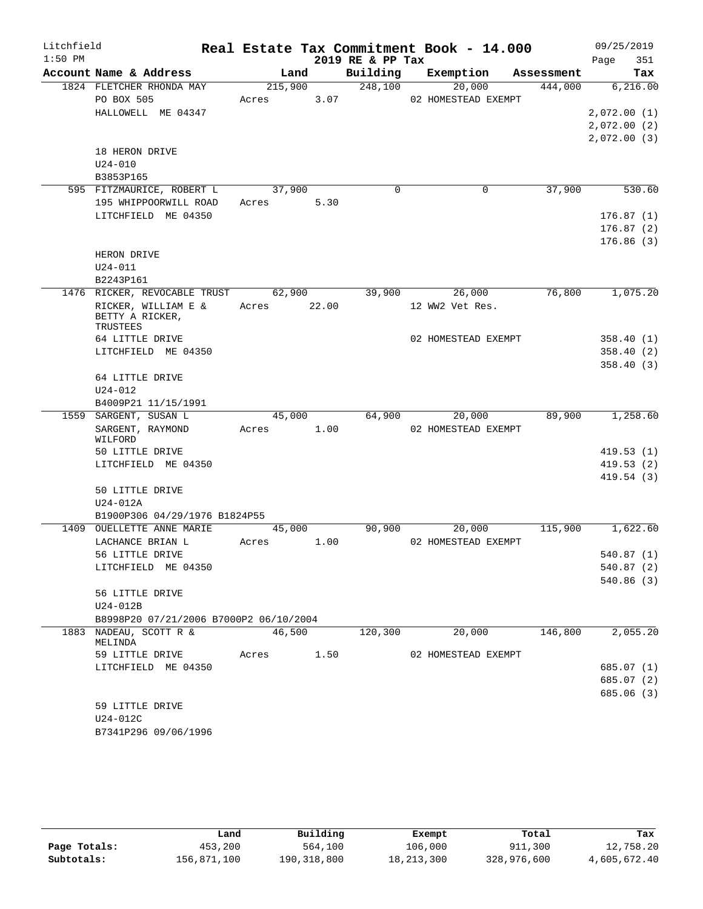Litchfield
1:50 PM

# Real Estate Tax Commitment Book - 14.000

2019 RE & PP Tax

09/25/2019

| Account Name & Address | Land | Building | Exemption | Assessment | Tax |
|---|---|---|---|---|---|
| 1824 FLETCHER RHONDA MAY | 215,900 | 248,100 | 20,000 | 444,000 | 6,216.00 |
| PO BOX 505 | Acres 3.07 | | 02 HOMESTEAD EXEMPT | | |
| HALLOWELL ME 04347 | | | | | 2,072.00 (1) |
| | | | | | 2,072.00 (2) |
| | | | | | 2,072.00 (3) |
| 18 HERON DRIVE | | | | | |
| U24-010 | | | | | |
| B3853P165 | | | | | |
| 595 FITZMAURICE, ROBERT L | 37,900 | 0 | 0 | 37,900 | 530.60 |
| 195 WHIPPOORWILL ROAD | Acres 5.30 | | | | |
| LITCHFIELD ME 04350 | | | | | 176.87 (1) |
| | | | | | 176.87 (2) |
| | | | | | 176.86 (3) |
| HERON DRIVE | | | | | |
| U24-011 | | | | | |
| B2243P161 | | | | | |
| 1476 RICKER, REVOCABLE TRUST | 62,900 | 39,900 | 26,000 | 76,800 | 1,075.20 |
| RICKER, WILLIAM E & BETTY A RICKER, TRUSTEES | Acres 22.00 | | 12 WW2 Vet Res. | | |
| 64 LITTLE DRIVE | | | 02 HOMESTEAD EXEMPT | | 358.40 (1) |
| LITCHFIELD ME 04350 | | | | | 358.40 (2) |
| | | | | | 358.40 (3) |
| 64 LITTLE DRIVE | | | | | |
| U24-012 | | | | | |
| B4009P21 11/15/1991 | | | | | |
| 1559 SARGENT, SUSAN L | 45,000 | 64,900 | 20,000 | 89,900 | 1,258.60 |
| SARGENT, RAYMOND WILFORD | Acres 1.00 | | 02 HOMESTEAD EXEMPT | | |
| 50 LITTLE DRIVE | | | | | 419.53 (1) |
| LITCHFIELD ME 04350 | | | | | 419.53 (2) |
| | | | | | 419.54 (3) |
| 50 LITTLE DRIVE | | | | | |
| U24-012A | | | | | |
| B1900P306 04/29/1976 B1824P55 | | | | | |
| 1409 OUELLETTE ANNE MARIE | 45,000 | 90,900 | 20,000 | 115,900 | 1,622.60 |
| LACHANCE BRIAN L | Acres 1.00 | | 02 HOMESTEAD EXEMPT | | |
| 56 LITTLE DRIVE | | | | | 540.87 (1) |
| LITCHFIELD ME 04350 | | | | | 540.87 (2) |
| | | | | | 540.86 (3) |
| 56 LITTLE DRIVE | | | | | |
| U24-012B | | | | | |
| B8998P20 07/21/2006 B7000P2 06/10/2004 | | | | | |
| 1883 NADEAU, SCOTT R & MELINDA | 46,500 | 120,300 | 20,000 | 146,800 | 2,055.20 |
| 59 LITTLE DRIVE | Acres 1.50 | | 02 HOMESTEAD EXEMPT | | |
| LITCHFIELD ME 04350 | | | | | 685.07 (1) |
| | | | | | 685.07 (2) |
| | | | | | 685.06 (3) |
| 59 LITTLE DRIVE | | | | | |
| U24-012C | | | | | |
| B7341P296 09/06/1996 | | | | | |

| | Land | Building | Exempt | Total | Tax |
|---|---|---|---|---|---|
| Page Totals: | 453,200 | 564,100 | 106,000 | 911,300 | 12,758.20 |
| Subtotals: | 156,871,100 | 190,318,800 | 18,213,300 | 328,976,600 | 4,605,672.40 |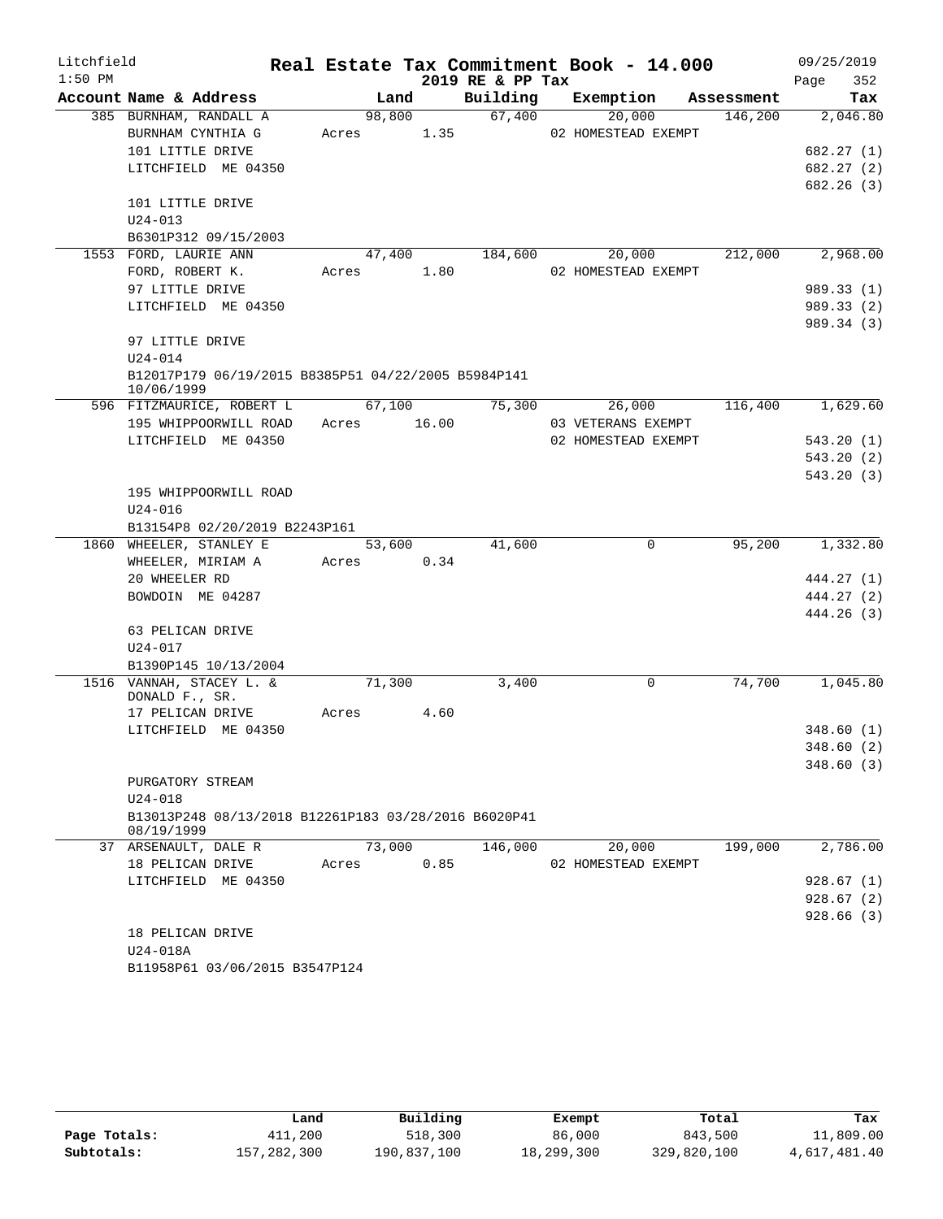Litchfield
1:50 PM

# Real Estate Tax Commitment Book - 14.000
## 2019 RE & PP Tax

09/25/2019

| Account Name & Address | Land | Building | Exemption | Assessment | Tax |
|---|---|---|---|---|---|
| 385 BURNHAM, RANDALL A | 98,800 | 67,400 | 20,000 | 146,200 | 2,046.80 |
| BURNHAM CYNTHIA G | Acres 1.35 | | 02 HOMESTEAD EXEMPT | | |
| 101 LITTLE DRIVE | | | | | 682.27 (1) |
| LITCHFIELD ME 04350 | | | | | 682.27 (2) |
| | | | | | 682.26 (3) |
| 101 LITTLE DRIVE | | | | | |
| U24-013 | | | | | |
| B6301P312 09/15/2003 | | | | | |
| 1553 FORD, LAURIE ANN | 47,400 | 184,600 | 20,000 | 212,000 | 2,968.00 |
| FORD, ROBERT K. | Acres 1.80 | | 02 HOMESTEAD EXEMPT | | |
| 97 LITTLE DRIVE | | | | | 989.33 (1) |
| LITCHFIELD ME 04350 | | | | | 989.33 (2) |
| | | | | | 989.34 (3) |
| 97 LITTLE DRIVE | | | | | |
| U24-014 | | | | | |
| B12017P179 06/19/2015 B8385P51 04/22/2005 B5984P141 10/06/1999 | | | | | |
| 596 FITZMAURICE, ROBERT L | 67,100 | 75,300 | 26,000 | 116,400 | 1,629.60 |
| 195 WHIPPOORWILL ROAD | Acres 16.00 | | 03 VETERANS EXEMPT | | |
| LITCHFIELD ME 04350 | | | 02 HOMESTEAD EXEMPT | | 543.20 (1) |
| | | | | | 543.20 (2) |
| | | | | | 543.20 (3) |
| 195 WHIPPOORWILL ROAD | | | | | |
| U24-016 | | | | | |
| B13154P8 02/20/2019 B2243P161 | | | | | |
| 1860 WHEELER, STANLEY E | 53,600 | 41,600 | 0 | 95,200 | 1,332.80 |
| WHEELER, MIRIAM A | Acres 0.34 | | | | |
| 20 WHEELER RD | | | | | 444.27 (1) |
| BOWDOIN ME 04287 | | | | | 444.27 (2) |
| | | | | | 444.26 (3) |
| 63 PELICAN DRIVE | | | | | |
| U24-017 | | | | | |
| B1390P145 10/13/2004 | | | | | |
| 1516 VANNAH, STACEY L. & DONALD F., SR. | 71,300 | 3,400 | 0 | 74,700 | 1,045.80 |
| 17 PELICAN DRIVE | Acres 4.60 | | | | |
| LITCHFIELD ME 04350 | | | | | 348.60 (1) |
| | | | | | 348.60 (2) |
| | | | | | 348.60 (3) |
| PURGATORY STREAM | | | | | |
| U24-018 | | | | | |
| B13013P248 08/13/2018 B12261P183 03/28/2016 B6020P41 08/19/1999 | | | | | |
| 37 ARSENAULT, DALE R | 73,000 | 146,000 | 20,000 | 199,000 | 2,786.00 |
| 18 PELICAN DRIVE | Acres 0.85 | | 02 HOMESTEAD EXEMPT | | |
| LITCHFIELD ME 04350 | | | | | 928.67 (1) |
| | | | | | 928.67 (2) |
| | | | | | 928.66 (3) |
| 18 PELICAN DRIVE | | | | | |
| U24-018A | | | | | |
| B11958P61 03/06/2015 B3547P124 | | | | | |

| | Land | Building | Exempt | Total | Tax |
|---|---|---|---|---|---|
| Page Totals: | 411,200 | 518,300 | 86,000 | 843,500 | 11,809.00 |
| Subtotals: | 157,282,300 | 190,837,100 | 18,299,300 | 329,820,100 | 4,617,481.40 |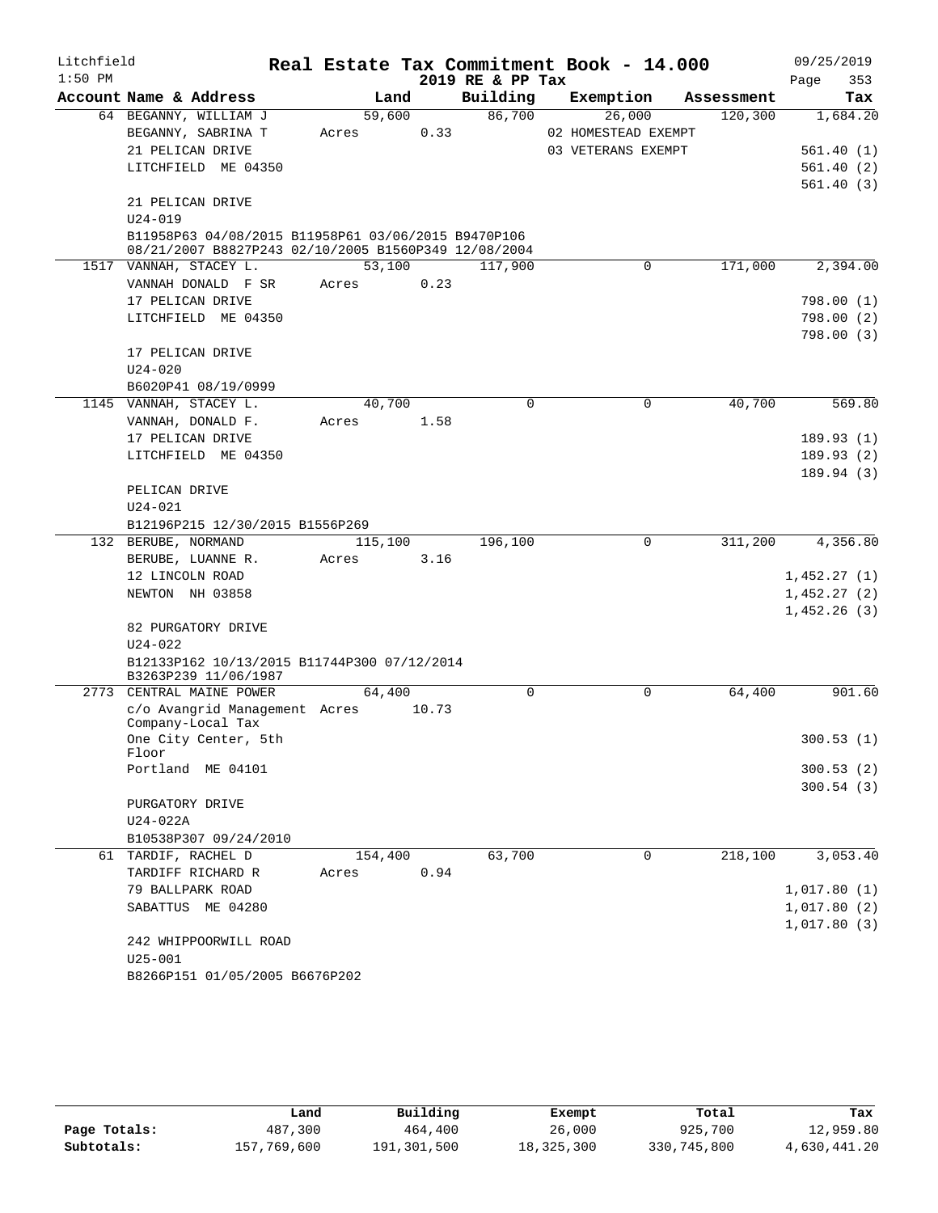Litchfield 1:50 PM

# Real Estate Tax Commitment Book - 14.000

2019 RE & PP Tax

09/25/2019 Page 353

| Account Name & Address | Land | Building | Exemption | Assessment | Tax |
|---|---|---|---|---|---|
| 64 BEGANNY, WILLIAM J | 59,600 | 86,700 | 26,000 | 120,300 | 1,684.20 |
| BEGANNY, SABRINA T | Acres 0.33 | | 02 HOMESTEAD EXEMPT | | |
| 21 PELICAN DRIVE | | | 03 VETERANS EXEMPT | | 561.40 (1) |
| LITCHFIELD ME 04350 | | | | | 561.40 (2) |
| | | | | | 561.40 (3) |
| 21 PELICAN DRIVE | | | | | |
| U24-019 | | | | | |
| B11958P63 04/08/2015 B11958P61 03/06/2015 B9470P106 08/21/2007 B8827P243 02/10/2005 B1560P349 12/08/2004 | | | | | |
| 1517 VANNAH, STACEY L. | 53,100 | 117,900 | 0 | 171,000 | 2,394.00 |
| VANNAH DONALD F SR | Acres 0.23 | | | | |
| 17 PELICAN DRIVE | | | | | 798.00 (1) |
| LITCHFIELD ME 04350 | | | | | 798.00 (2) |
| | | | | | 798.00 (3) |
| 17 PELICAN DRIVE | | | | | |
| U24-020 | | | | | |
| B6020P41 08/19/0999 | | | | | |
| 1145 VANNAH, STACEY L. | 40,700 | 0 | 0 | 40,700 | 569.80 |
| VANNAH, DONALD F. | Acres 1.58 | | | | |
| 17 PELICAN DRIVE | | | | | 189.93 (1) |
| LITCHFIELD ME 04350 | | | | | 189.93 (2) |
| | | | | | 189.94 (3) |
| PELICAN DRIVE | | | | | |
| U24-021 | | | | | |
| B12196P215 12/30/2015 B1556P269 | | | | | |
| 132 BERUBE, NORMAND | 115,100 | 196,100 | 0 | 311,200 | 4,356.80 |
| BERUBE, LUANNE R. | Acres 3.16 | | | | |
| 12 LINCOLN ROAD | | | | | 1,452.27 (1) |
| NEWTON NH 03858 | | | | | 1,452.27 (2) |
| | | | | | 1,452.26 (3) |
| 82 PURGATORY DRIVE | | | | | |
| U24-022 | | | | | |
| B12133P162 10/13/2015 B11744P300 07/12/2014 B3263P239 11/06/1987 | | | | | |
| 2773 CENTRAL MAINE POWER | 64,400 | 0 | 0 | 64,400 | 901.60 |
| c/o Avangrid Management Company-Local Tax | Acres 10.73 | | | | |
| One City Center, 5th Floor | | | | | 300.53 (1) |
| Portland ME 04101 | | | | | 300.53 (2) |
| | | | | | 300.54 (3) |
| PURGATORY DRIVE | | | | | |
| U24-022A | | | | | |
| B10538P307 09/24/2010 | | | | | |
| 61 TARDIF, RACHEL D | 154,400 | 63,700 | 0 | 218,100 | 3,053.40 |
| TARDIFF RICHARD R | Acres 0.94 | | | | |
| 79 BALLPARK ROAD | | | | | 1,017.80 (1) |
| SABATTUS ME 04280 | | | | | 1,017.80 (2) |
| | | | | | 1,017.80 (3) |
| 242 WHIPPOORWILL ROAD | | | | | |
| U25-001 | | | | | |
| B8266P151 01/05/2005 B6676P202 | | | | | |

| | Land | Building | Exempt | Total | Tax |
|---|---|---|---|---|---|
| Page Totals: | 487,300 | 464,400 | 26,000 | 925,700 | 12,959.80 |
| Subtotals: | 157,769,600 | 191,301,500 | 18,325,300 | 330,745,800 | 4,630,441.20 |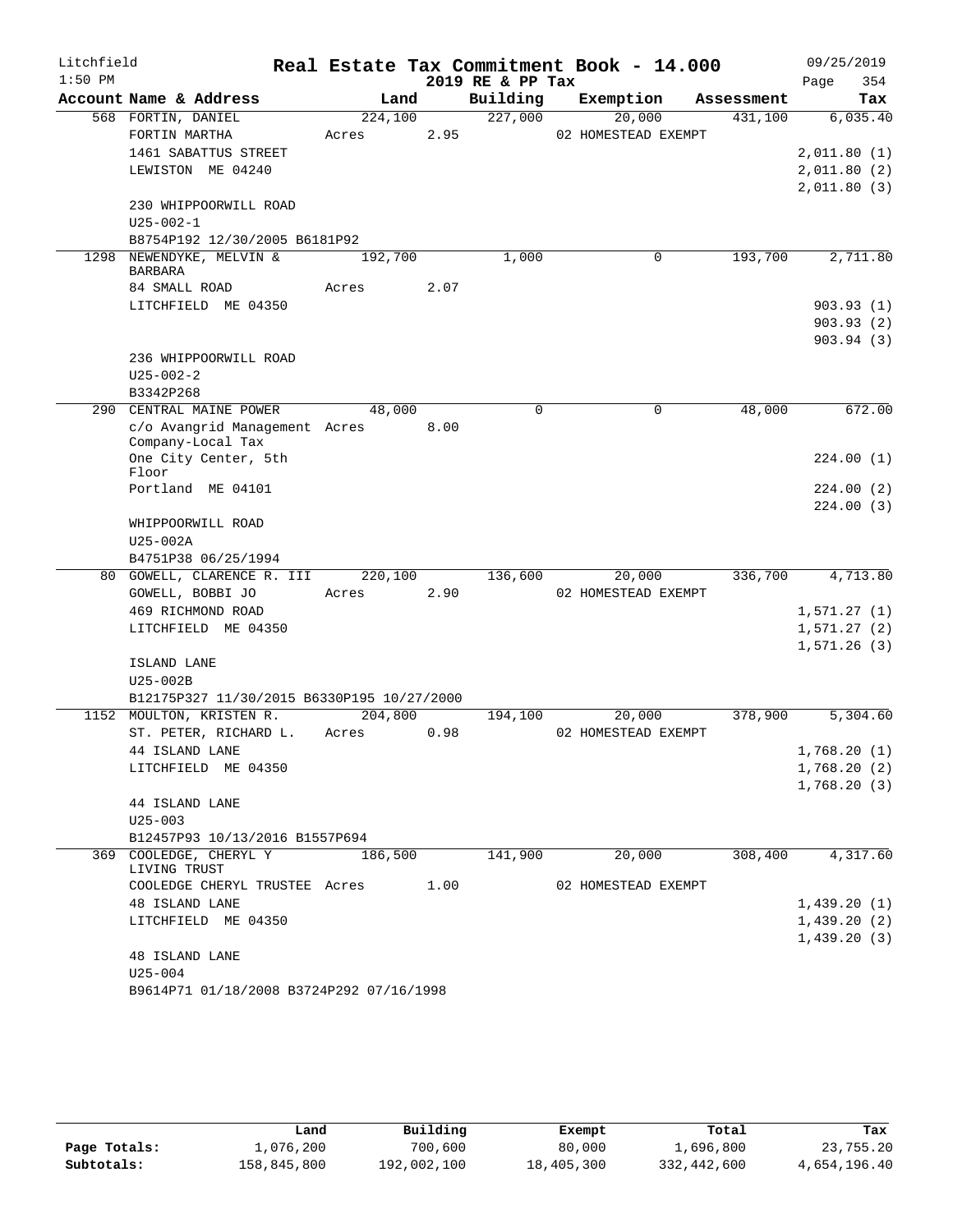Litchfield
1:50 PM

# Real Estate Tax Commitment Book - 14.000

2019 RE & PP Tax

09/25/2019

| Account Name & Address | Land | Building | Exemption | Assessment | Tax |
|---|---|---|---|---|---|
| 568 FORTIN, DANIEL | 224,100 | 227,000 | 20,000 | 431,100 | 6,035.40 |
| FORTIN MARTHA | Acres 2.95 | | 02 HOMESTEAD EXEMPT | | |
| 1461 SABATTUS STREET | | | | | 2,011.80 (1) |
| LEWISTON ME 04240 | | | | | 2,011.80 (2) |
| | | | | | 2,011.80 (3) |
| 230 WHIPPOORWILL ROAD | | | | | |
| U25-002-1 | | | | | |
| B8754P192 12/30/2005 B6181P92 | | | | | |
| 1298 NEWENDYKE, MELVIN & BARBARA | 192,700 | 1,000 | 0 | 193,700 | 2,711.80 |
| 84 SMALL ROAD | Acres 2.07 | | | | |
| LITCHFIELD ME 04350 | | | | | 903.93 (1) |
| | | | | | 903.93 (2) |
| | | | | | 903.94 (3) |
| 236 WHIPPOORWILL ROAD | | | | | |
| U25-002-2 | | | | | |
| B3342P268 | | | | | |
| 290 CENTRAL MAINE POWER | 48,000 | 0 | 0 | 48,000 | 672.00 |
| c/o Avangrid Management Company-Local Tax | Acres 8.00 | | | | |
| One City Center, 5th Floor | | | | | 224.00 (1) |
| Portland ME 04101 | | | | | 224.00 (2) |
| | | | | | 224.00 (3) |
| WHIPPOORWILL ROAD | | | | | |
| U25-002A | | | | | |
| B4751P38 06/25/1994 | | | | | |
| 80 GOWELL, CLARENCE R. III | 220,100 | 136,600 | 20,000 | 336,700 | 4,713.80 |
| GOWELL, BOBBI JO | Acres 2.90 | | 02 HOMESTEAD EXEMPT | | |
| 469 RICHMOND ROAD | | | | | 1,571.27 (1) |
| LITCHFIELD ME 04350 | | | | | 1,571.27 (2) |
| | | | | | 1,571.26 (3) |
| ISLAND LANE | | | | | |
| U25-002B | | | | | |
| B12175P327 11/30/2015 B6330P195 10/27/2000 | | | | | |
| 1152 MOULTON, KRISTEN R. | 204,800 | 194,100 | 20,000 | 378,900 | 5,304.60 |
| ST. PETER, RICHARD L. | Acres 0.98 | | 02 HOMESTEAD EXEMPT | | |
| 44 ISLAND LANE | | | | | 1,768.20 (1) |
| LITCHFIELD ME 04350 | | | | | 1,768.20 (2) |
| | | | | | 1,768.20 (3) |
| 44 ISLAND LANE | | | | | |
| U25-003 | | | | | |
| B12457P93 10/13/2016 B1557P694 | | | | | |
| 369 COOLEDGE, CHERYL Y LIVING TRUST | 186,500 | 141,900 | 20,000 | 308,400 | 4,317.60 |
| COOLEDGE CHERYL TRUSTEE | Acres 1.00 | | 02 HOMESTEAD EXEMPT | | |
| 48 ISLAND LANE | | | | | 1,439.20 (1) |
| LITCHFIELD ME 04350 | | | | | 1,439.20 (2) |
| | | | | | 1,439.20 (3) |
| 48 ISLAND LANE | | | | | |
| U25-004 | | | | | |
| B9614P71 01/18/2008 B3724P292 07/16/1998 | | | | | |

| | Land | Building | Exempt | Total | Tax |
|---|---|---|---|---|---|
| Page Totals: | 1,076,200 | 700,600 | 80,000 | 1,696,800 | 23,755.20 |
| Subtotals: | 158,845,800 | 192,002,100 | 18,405,300 | 332,442,600 | 4,654,196.40 |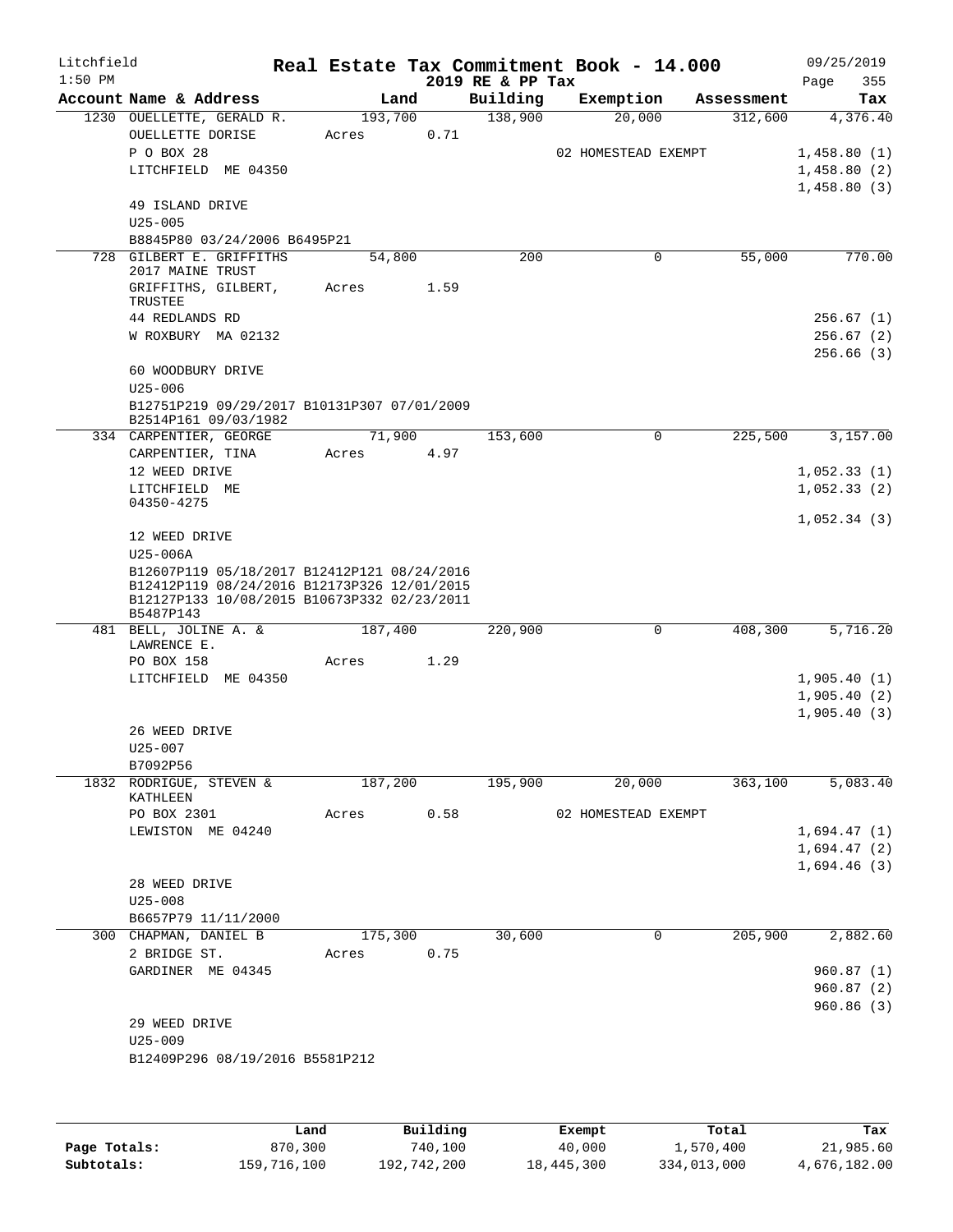Litchfield 1:50 PM

# Real Estate Tax Commitment Book - 14.000

2019 RE & PP Tax

09/25/2019 Page 355

| Account Name & Address | Land | Building | Exemption | Assessment | Tax |
|---|---|---|---|---|---|
| 1230 OUELLETTE, GERALD R. | 193,700 | 138,900 | 20,000 | 312,600 | 4,376.40 |
| OUELLETTE DORISE | Acres 0.71 | | | | |
| P O BOX 28 | | | 02 HOMESTEAD EXEMPT | | 1,458.80 (1) |
| LITCHFIELD ME 04350 | | | | | 1,458.80 (2) |
| | | | | | 1,458.80 (3) |
| 49 ISLAND DRIVE | | | | | |
| U25-005 | | | | | |
| B8845P80 03/24/2006 B6495P21 | | | | | |
| 728 GILBERT E. GRIFFITHS 2017 MAINE TRUST | 54,800 | 200 | 0 | 55,000 | 770.00 |
| GRIFFITHS, GILBERT, TRUSTEE | Acres 1.59 | | | | |
| 44 REDLANDS RD | | | | | 256.67 (1) |
| W ROXBURY MA 02132 | | | | | 256.67 (2) |
| | | | | | 256.66 (3) |
| 60 WOODBURY DRIVE | | | | | |
| U25-006 | | | | | |
| B12751P219 09/29/2017 B10131P307 07/01/2009 B2514P161 09/03/1982 | | | | | |
| 334 CARPENTIER, GEORGE | 71,900 | 153,600 | 0 | 225,500 | 3,157.00 |
| CARPENTIER, TINA | Acres 4.97 | | | | |
| 12 WEED DRIVE | | | | | 1,052.33 (1) |
| LITCHFIELD ME 04350-4275 | | | | | 1,052.33 (2) |
| | | | | | 1,052.34 (3) |
| 12 WEED DRIVE | | | | | |
| U25-006A | | | | | |
| B12607P119 05/18/2017 B12412P121 08/24/2016 B12412P119 08/24/2016 B12173P326 12/01/2015 B12127P133 10/08/2015 B10673P332 02/23/2011 B5487P143 | | | | | |
| 481 BELL, JOLINE A. & LAWRENCE E. | 187,400 | 220,900 | 0 | 408,300 | 5,716.20 |
| PO BOX 158 | Acres 1.29 | | | | |
| LITCHFIELD ME 04350 | | | | | 1,905.40 (1) |
| | | | | | 1,905.40 (2) |
| | | | | | 1,905.40 (3) |
| 26 WEED DRIVE | | | | | |
| U25-007 | | | | | |
| B7092P56 | | | | | |
| 1832 RODRIGUE, STEVEN & KATHLEEN | 187,200 | 195,900 | 20,000 | 363,100 | 5,083.40 |
| PO BOX 2301 | Acres 0.58 | | 02 HOMESTEAD EXEMPT | | |
| LEWISTON ME 04240 | | | | | 1,694.47 (1) |
| | | | | | 1,694.47 (2) |
| | | | | | 1,694.46 (3) |
| 28 WEED DRIVE | | | | | |
| U25-008 | | | | | |
| B6657P79 11/11/2000 | | | | | |
| 300 CHAPMAN, DANIEL B | 175,300 | 30,600 | 0 | 205,900 | 2,882.60 |
| 2 BRIDGE ST. | Acres 0.75 | | | | |
| GARDINER ME 04345 | | | | | 960.87 (1) |
| | | | | | 960.87 (2) |
| | | | | | 960.86 (3) |
| 29 WEED DRIVE | | | | | |
| U25-009 | | | | | |
| B12409P296 08/19/2016 B5581P212 | | | | | |

| | Land | Building | Exempt | Total | Tax |
|---|---|---|---|---|---|
| Page Totals: | 870,300 | 740,100 | 40,000 | 1,570,400 | 21,985.60 |
| Subtotals: | 159,716,100 | 192,742,200 | 18,445,300 | 334,013,000 | 4,676,182.00 |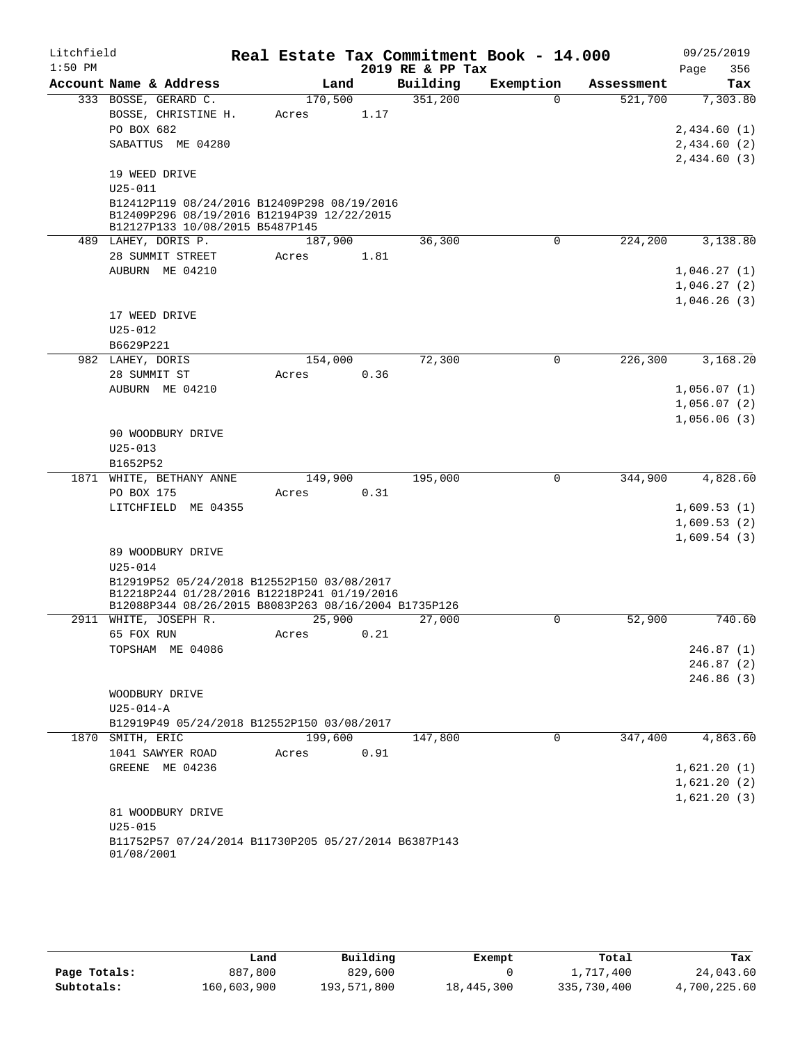Litchfield
1:50 PM

# Real Estate Tax Commitment Book - 14.000

2019 RE & PP Tax

09/25/2019
Page 356

| Account Name & Address | Land | Building | Exemption | Assessment | Tax |
|---|---|---|---|---|---|
| 333 BOSSE, GERARD C. | 170,500 | 351,200 | 0 | 521,700 | 7,303.80 |
| BOSSE, CHRISTINE H. | Acres 1.17 | | | | |
| PO BOX 682 | | | | | 2,434.60 (1) |
| SABATTUS ME 04280 | | | | | 2,434.60 (2) |
| | | | | | 2,434.60 (3) |
| 19 WEED DRIVE | | | | | |
| U25-011 | | | | | |
| B12412P119 08/24/2016 B12409P298 08/19/2016 B12409P296 08/19/2016 B12194P39 12/22/2015 B12127P133 10/08/2015 B5487P145 | | | | | |
| 489 LAHEY, DORIS P. | 187,900 | 36,300 | 0 | 224,200 | 3,138.80 |
| 28 SUMMIT STREET | Acres 1.81 | | | | |
| AUBURN ME 04210 | | | | | 1,046.27 (1) |
| | | | | | 1,046.27 (2) |
| | | | | | 1,046.26 (3) |
| 17 WEED DRIVE | | | | | |
| U25-012 | | | | | |
| B6629P221 | | | | | |
| 982 LAHEY, DORIS | 154,000 | 72,300 | 0 | 226,300 | 3,168.20 |
| 28 SUMMIT ST | Acres 0.36 | | | | |
| AUBURN ME 04210 | | | | | 1,056.07 (1) |
| | | | | | 1,056.07 (2) |
| | | | | | 1,056.06 (3) |
| 90 WOODBURY DRIVE | | | | | |
| U25-013 | | | | | |
| B1652P52 | | | | | |
| 1871 WHITE, BETHANY ANNE | 149,900 | 195,000 | 0 | 344,900 | 4,828.60 |
| PO BOX 175 | Acres 0.31 | | | | |
| LITCHFIELD ME 04355 | | | | | 1,609.53 (1) |
| | | | | | 1,609.53 (2) |
| | | | | | 1,609.54 (3) |
| 89 WOODBURY DRIVE | | | | | |
| U25-014 | | | | | |
| B12919P52 05/24/2018 B12552P150 03/08/2017 B12218P244 01/28/2016 B12218P241 01/19/2016 B12088P344 08/26/2015 B8083P263 08/16/2004 B1735P126 | | | | | |
| 2911 WHITE, JOSEPH R. | 25,900 | 27,000 | 0 | 52,900 | 740.60 |
| 65 FOX RUN | Acres 0.21 | | | | |
| TOPSHAM ME 04086 | | | | | 246.87 (1) |
| | | | | | 246.87 (2) |
| | | | | | 246.86 (3) |
| WOODBURY DRIVE | | | | | |
| U25-014-A | | | | | |
| B12919P49 05/24/2018 B12552P150 03/08/2017 | | | | | |
| 1870 SMITH, ERIC | 199,600 | 147,800 | 0 | 347,400 | 4,863.60 |
| 1041 SAWYER ROAD | Acres 0.91 | | | | |
| GREENE ME 04236 | | | | | 1,621.20 (1) |
| | | | | | 1,621.20 (2) |
| | | | | | 1,621.20 (3) |
| 81 WOODBURY DRIVE | | | | | |
| U25-015 | | | | | |
| B11752P57 07/24/2014 B11730P205 05/27/2014 B6387P143 01/08/2001 | | | | | |

| | Land | Building | Exempt | Total | Tax |
|---|---|---|---|---|---|
| Page Totals: | 887,800 | 829,600 | 0 | 1,717,400 | 24,043.60 |
| Subtotals: | 160,603,900 | 193,571,800 | 18,445,300 | 335,730,400 | 4,700,225.60 |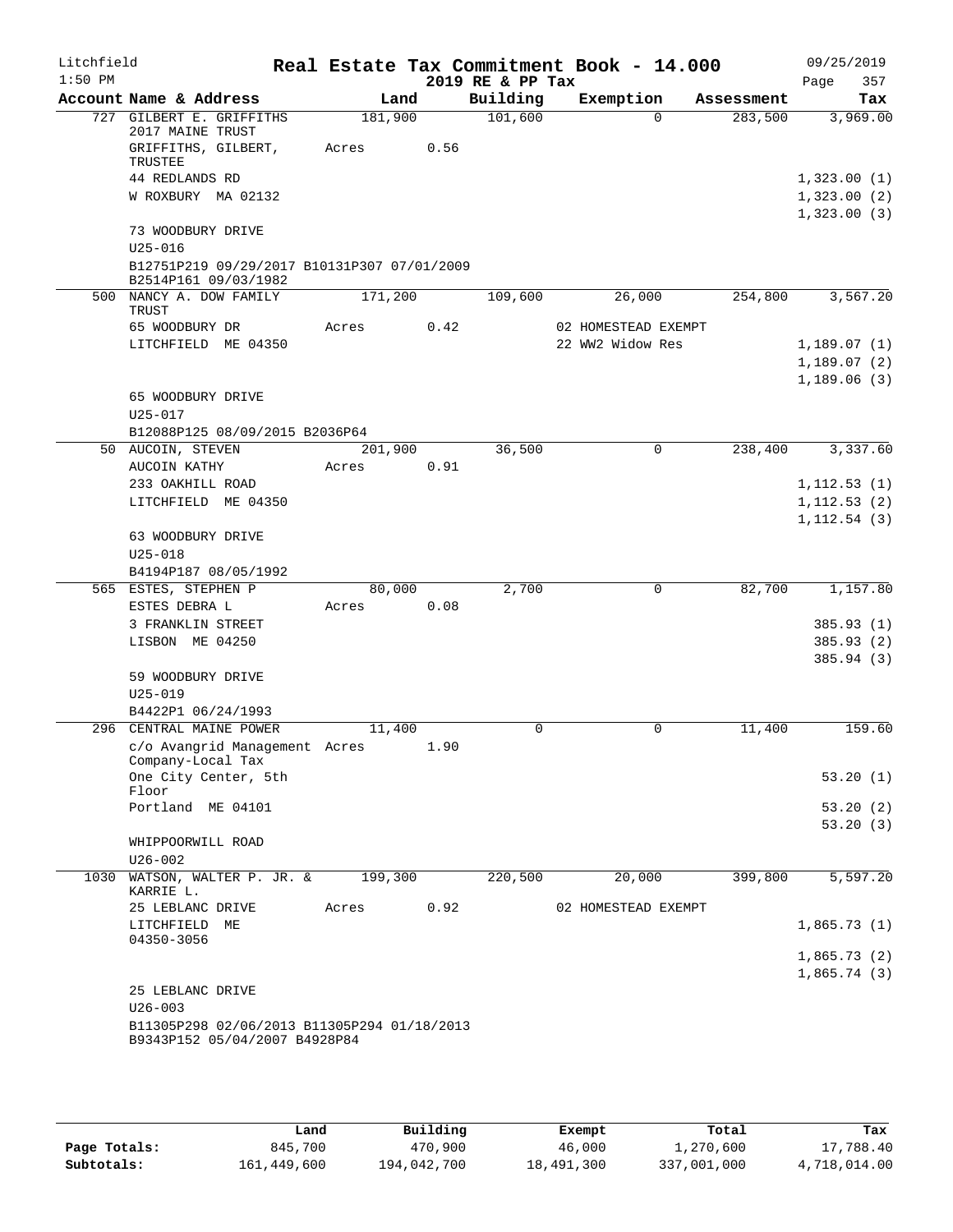Litchfield
1:50 PM

# Real Estate Tax Commitment Book - 14.000
## 2019 RE & PP Tax

09/25/2019

| Account | Name & Address | Land | Building | Exemption | Assessment | Tax |
|---|---|---|---|---|---|---|
| 727 | GILBERT E. GRIFFITHS 2017 MAINE TRUST | 181,900 | 101,600 | 0 | 283,500 | 3,969.00 |
| | GRIFFITHS, GILBERT, TRUSTEE | Acres 0.56 | | | | |
| | 44 REDLANDS RD | | | | | 1,323.00 (1) |
| | W ROXBURY MA 02132 | | | | | 1,323.00 (2) |
| | | | | | | 1,323.00 (3) |
| | 73 WOODBURY DRIVE | | | | | |
| | U25-016 | | | | | |
| | B12751P219 09/29/2017 B10131P307 07/01/2009 B2514P161 09/03/1982 | | | | | |
| 500 | NANCY A. DOW FAMILY TRUST | 171,200 | 109,600 | 26,000 | 254,800 | 3,567.20 |
| | 65 WOODBURY DR | Acres 0.42 | | 02 HOMESTEAD EXEMPT | | |
| | LITCHFIELD ME 04350 | | | 22 WW2 Widow Res | | 1,189.07 (1) |
| | | | | | | 1,189.07 (2) |
| | | | | | | 1,189.06 (3) |
| | 65 WOODBURY DRIVE | | | | | |
| | U25-017 | | | | | |
| | B12088P125 08/09/2015 B2036P64 | | | | | |
| 50 | AUCOIN, STEVEN | 201,900 | 36,500 | 0 | 238,400 | 3,337.60 |
| | AUCOIN KATHY | Acres 0.91 | | | | |
| | 233 OAKHILL ROAD | | | | | 1,112.53 (1) |
| | LITCHFIELD ME 04350 | | | | | 1,112.53 (2) |
| | | | | | | 1,112.54 (3) |
| | 63 WOODBURY DRIVE | | | | | |
| | U25-018 | | | | | |
| | B4194P187 08/05/1992 | | | | | |
| 565 | ESTES, STEPHEN P | 80,000 | 2,700 | 0 | 82,700 | 1,157.80 |
| | ESTES DEBRA L | Acres 0.08 | | | | |
| | 3 FRANKLIN STREET | | | | | 385.93 (1) |
| | LISBON ME 04250 | | | | | 385.93 (2) |
| | | | | | | 385.94 (3) |
| | 59 WOODBURY DRIVE | | | | | |
| | U25-019 | | | | | |
| | B4422P1 06/24/1993 | | | | | |
| 296 | CENTRAL MAINE POWER | 11,400 | 0 | 0 | 11,400 | 159.60 |
| | c/o Avangrid Management Company-Local Tax | Acres 1.90 | | | | |
| | One City Center, 5th Floor | | | | | 53.20 (1) |
| | Portland ME 04101 | | | | | 53.20 (2) |
| | | | | | | 53.20 (3) |
| | WHIPPOORWILL ROAD | | | | | |
| | U26-002 | | | | | |
| 1030 | WATSON, WALTER P. JR. & KARRIE L. | 199,300 | 220,500 | 20,000 | 399,800 | 5,597.20 |
| | 25 LEBLANC DRIVE | Acres 0.92 | | 02 HOMESTEAD EXEMPT | | |
| | LITCHFIELD ME 04350-3056 | | | | | 1,865.73 (1) |
| | | | | | | 1,865.73 (2) |
| | | | | | | 1,865.74 (3) |
| | 25 LEBLANC DRIVE | | | | | |
| | U26-003 | | | | | |
| | B11305P298 02/06/2013 B11305P294 01/18/2013 B9343P152 05/04/2007 B4928P84 | | | | | |

| | Land | Building | Exempt | Total | Tax |
|---|---|---|---|---|---|
| Page Totals: | 845,700 | 470,900 | 46,000 | 1,270,600 | 17,788.40 |
| Subtotals: | 161,449,600 | 194,042,700 | 18,491,300 | 337,001,000 | 4,718,014.00 |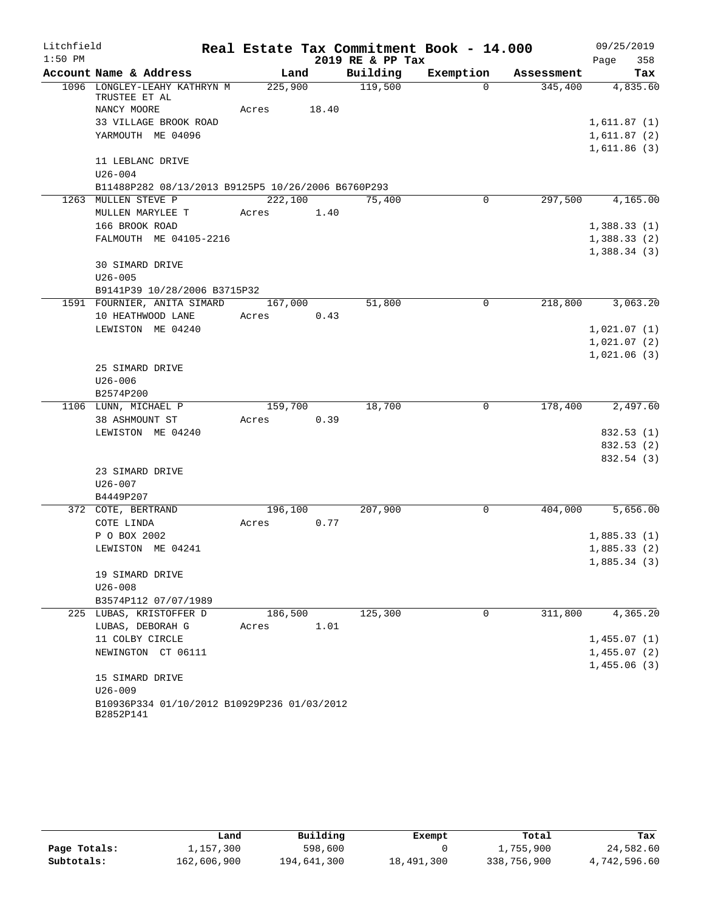Litchfield
1:50 PM

# Real Estate Tax Commitment Book - 14.000
## 2019 RE & PP Tax

09/25/2019
Page 358

| Account Name & Address | Land | Building | Exemption | Assessment | Tax |
|---|---|---|---|---|---|
| 1096 LONGLEY-LEAHY KATHRYN M TRUSTEE ET AL | 225,900 | 119,500 | 0 | 345,400 | 4,835.60 |
| NANCY MOORE | Acres 18.40 | | | | |
| 33 VILLAGE BROOK ROAD | | | | | 1,611.87 (1) |
| YARMOUTH ME 04096 | | | | | 1,611.87 (2) |
| | | | | | 1,611.86 (3) |
| 11 LEBLANC DRIVE | | | | | |
| U26-004 | | | | | |
| B11488P282 08/13/2013 B9125P5 10/26/2006 B6760P293 | | | | | |
| 1263 MULLEN STEVE P | 222,100 | 75,400 | 0 | 297,500 | 4,165.00 |
| MULLEN MARYLEE T | Acres 1.40 | | | | |
| 166 BROOK ROAD | | | | | 1,388.33 (1) |
| FALMOUTH ME 04105-2216 | | | | | 1,388.33 (2) |
| | | | | | 1,388.34 (3) |
| 30 SIMARD DRIVE | | | | | |
| U26-005 | | | | | |
| B9141P39 10/28/2006 B3715P32 | | | | | |
| 1591 FOURNIER, ANITA SIMARD | 167,000 | 51,800 | 0 | 218,800 | 3,063.20 |
| 10 HEATHWOOD LANE | Acres 0.43 | | | | |
| LEWISTON ME 04240 | | | | | 1,021.07 (1) |
| | | | | | 1,021.07 (2) |
| | | | | | 1,021.06 (3) |
| 25 SIMARD DRIVE | | | | | |
| U26-006 | | | | | |
| B2574P200 | | | | | |
| 1106 LUNN, MICHAEL P | 159,700 | 18,700 | 0 | 178,400 | 2,497.60 |
| 38 ASHMOUNT ST | Acres 0.39 | | | | |
| LEWISTON ME 04240 | | | | | 832.53 (1) |
| | | | | | 832.53 (2) |
| | | | | | 832.54 (3) |
| 23 SIMARD DRIVE | | | | | |
| U26-007 | | | | | |
| B4449P207 | | | | | |
| 372 COTE, BERTRAND | 196,100 | 207,900 | 0 | 404,000 | 5,656.00 |
| COTE LINDA | Acres 0.77 | | | | |
| P O BOX 2002 | | | | | 1,885.33 (1) |
| LEWISTON ME 04241 | | | | | 1,885.33 (2) |
| | | | | | 1,885.34 (3) |
| 19 SIMARD DRIVE | | | | | |
| U26-008 | | | | | |
| B3574P112 07/07/1989 | | | | | |
| 225 LUBAS, KRISTOFFER D | 186,500 | 125,300 | 0 | 311,800 | 4,365.20 |
| LUBAS, DEBORAH G | Acres 1.01 | | | | |
| 11 COLBY CIRCLE | | | | | 1,455.07 (1) |
| NEWINGTON CT 06111 | | | | | 1,455.07 (2) |
| | | | | | 1,455.06 (3) |
| 15 SIMARD DRIVE | | | | | |
| U26-009 | | | | | |
| B10936P334 01/10/2012 B10929P236 01/03/2012 B2852P141 | | | | | |

| | Land | Building | Exempt | Total | Tax |
|---|---|---|---|---|---|
| Page Totals: | 1,157,300 | 598,600 | 0 | 1,755,900 | 24,582.60 |
| Subtotals: | 162,606,900 | 194,641,300 | 18,491,300 | 338,756,900 | 4,742,596.60 |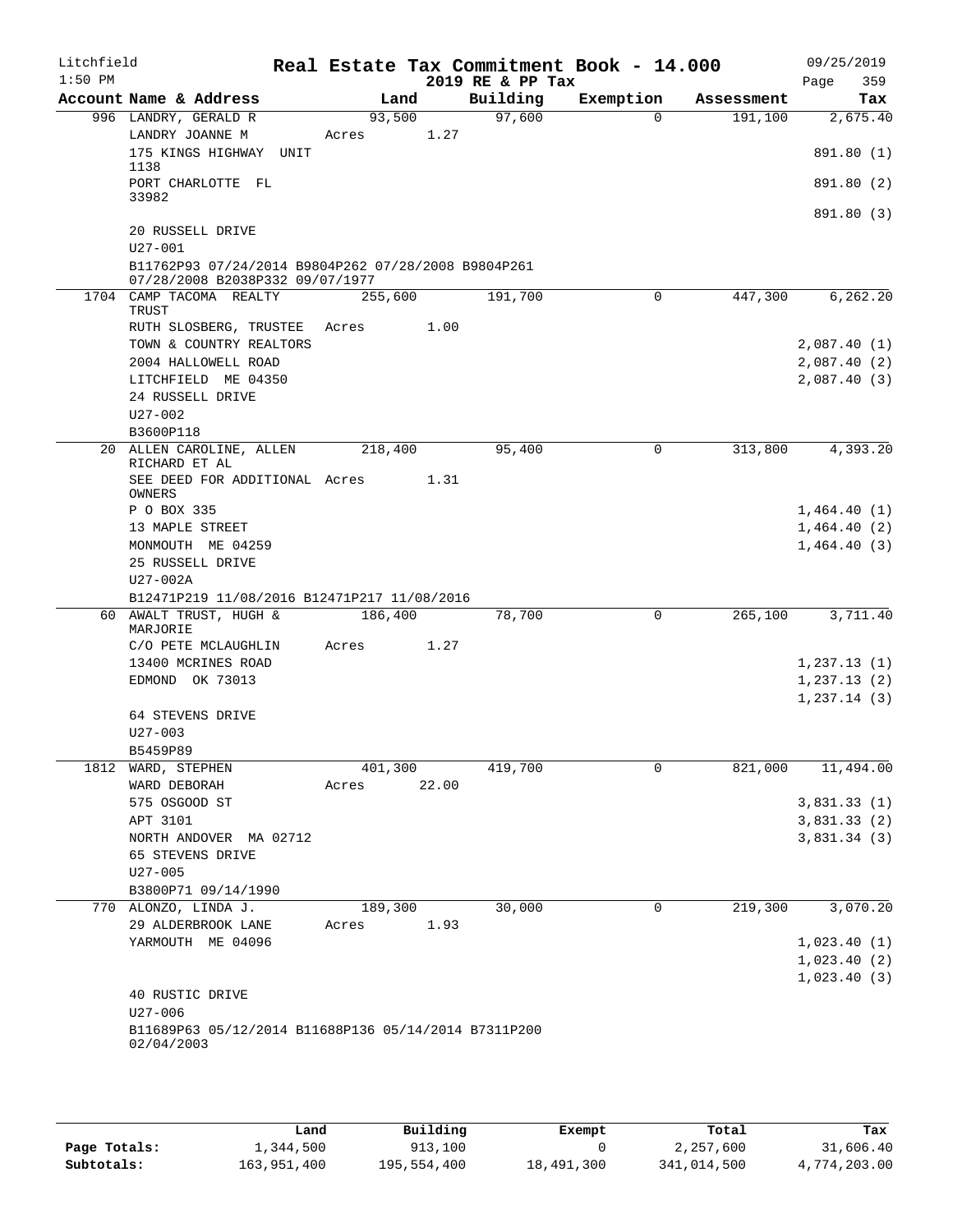Litchfield 1:50 PM

# Real Estate Tax Commitment Book - 14.000
## 2019 RE & PP Tax

09/25/2019 Page 359

| Account | Name & Address | Land | Building | Exemption | Assessment | Tax |
|---|---|---|---|---|---|---|
| 996 | LANDRY, GERALD R | 93,500 | 97,600 | 0 | 191,100 | 2,675.40 |
| | LANDRY JOANNE M | Acres 1.27 | | | | |
| | 175 KINGS HIGHWAY UNIT 1138 | | | | | 891.80 (1) |
| | PORT CHARLOTTE FL 33982 | | | | | 891.80 (2) |
| | | | | | | 891.80 (3) |
| | 20 RUSSELL DRIVE | | | | | |
| | U27-001 | | | | | |
| | B11762P93 07/24/2014 B9804P262 07/28/2008 B9804P261 07/28/2008 B2038P332 09/07/1977 | | | | | |
| 1704 | CAMP TACOMA REALTY TRUST | 255,600 | 191,700 | 0 | 447,300 | 6,262.20 |
| | RUTH SLOSBERG, TRUSTEE | Acres 1.00 | | | | |
| | TOWN & COUNTRY REALTORS | | | | | 2,087.40 (1) |
| | 2004 HALLOWELL ROAD | | | | | 2,087.40 (2) |
| | LITCHFIELD ME 04350 | | | | | 2,087.40 (3) |
| | 24 RUSSELL DRIVE | | | | | |
| | U27-002 | | | | | |
| | B3600P118 | | | | | |
| 20 | ALLEN CAROLINE, ALLEN RICHARD ET AL | 218,400 | 95,400 | 0 | 313,800 | 4,393.20 |
| | SEE DEED FOR ADDITIONAL OWNERS | Acres 1.31 | | | | |
| | P O BOX 335 | | | | | 1,464.40 (1) |
| | 13 MAPLE STREET | | | | | 1,464.40 (2) |
| | MONMOUTH ME 04259 | | | | | 1,464.40 (3) |
| | 25 RUSSELL DRIVE | | | | | |
| | U27-002A | | | | | |
| | B12471P219 11/08/2016 B12471P217 11/08/2016 | | | | | |
| 60 | AWALT TRUST, HUGH & MARJORIE | 186,400 | 78,700 | 0 | 265,100 | 3,711.40 |
| | C/O PETE MCLAUGHLIN | Acres 1.27 | | | | |
| | 13400 MCRINES ROAD | | | | | 1,237.13 (1) |
| | EDMOND OK 73013 | | | | | 1,237.13 (2) |
| | | | | | | 1,237.14 (3) |
| | 64 STEVENS DRIVE | | | | | |
| | U27-003 | | | | | |
| | B5459P89 | | | | | |
| 1812 | WARD, STEPHEN | 401,300 | 419,700 | 0 | 821,000 | 11,494.00 |
| | WARD DEBORAH | Acres 22.00 | | | | |
| | 575 OSGOOD ST | | | | | 3,831.33 (1) |
| | APT 3101 | | | | | 3,831.33 (2) |
| | NORTH ANDOVER MA 02712 | | | | | 3,831.34 (3) |
| | 65 STEVENS DRIVE | | | | | |
| | U27-005 | | | | | |
| | B3800P71 09/14/1990 | | | | | |
| 770 | ALONZO, LINDA J. | 189,300 | 30,000 | 0 | 219,300 | 3,070.20 |
| | 29 ALDERBROOK LANE | Acres 1.93 | | | | |
| | YARMOUTH ME 04096 | | | | | 1,023.40 (1) |
| | | | | | | 1,023.40 (2) |
| | | | | | | 1,023.40 (3) |
| | 40 RUSTIC DRIVE | | | | | |
| | U27-006 | | | | | |
| | B11689P63 05/12/2014 B11688P136 05/14/2014 B7311P200 02/04/2003 | | | | | |

| | Land | Building | Exempt | Total | Tax |
|---|---|---|---|---|---|
| Page Totals: | 1,344,500 | 913,100 | 0 | 2,257,600 | 31,606.40 |
| Subtotals: | 163,951,400 | 195,554,400 | 18,491,300 | 341,014,500 | 4,774,203.00 |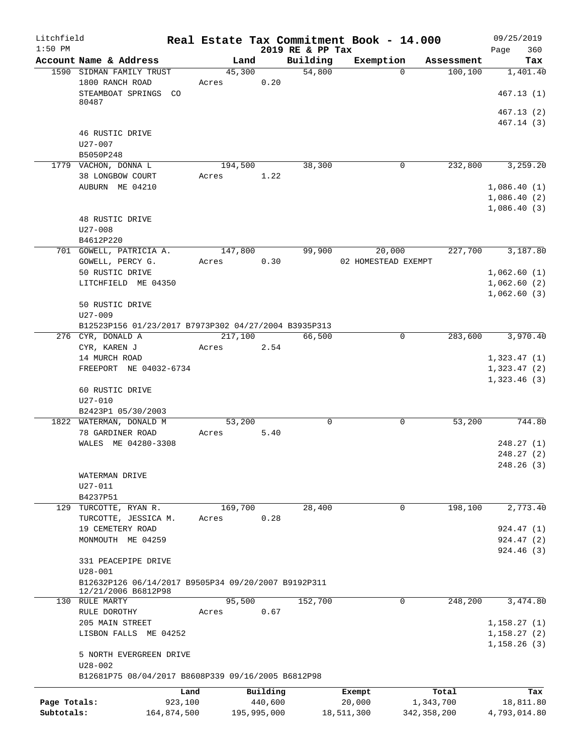Litchfield
1:50 PM

# Real Estate Tax Commitment Book - 14.000

2019 RE & PP Tax

09/25/2019
Page 360

| Account Name & Address | Land | Building | Exemption | Assessment | Tax |
|---|---|---|---|---|---|
| 1590 SIDMAN FAMILY TRUST<br>1800 RANCH ROAD<br>STEAMBOAT SPRINGS CO 80487<br><br>46 RUSTIC DRIVE<br>U27-007<br>B5050P248 | 45,300<br>Acres 0.20 | 54,800 | 0 | 100,100 | 1,401.40<br><br>467.13 (1)<br>467.13 (2)<br>467.14 (3) |
| 1779 VACHON, DONNA L<br>38 LONGBOW COURT<br>AUBURN ME 04210<br><br>48 RUSTIC DRIVE<br>U27-008<br>B4612P220 | 194,500<br>Acres 1.22 | 38,300 | 0 | 232,800 | 3,259.20<br><br>1,086.40 (1)<br>1,086.40 (2)<br>1,086.40 (3) |
| 701 GOWELL, PATRICIA A.<br>GOWELL, PERCY G.<br>50 RUSTIC DRIVE<br>LITCHFIELD ME 04350<br><br>50 RUSTIC DRIVE<br>U27-009<br>B12523P156 01/23/2017 B7973P302 04/27/2004 B3935P313 | 147,800<br>Acres 0.30 | 99,900 | 20,000<br>02 HOMESTEAD EXEMPT | 227,700 | 3,187.80<br><br>1,062.60 (1)<br>1,062.60 (2)<br>1,062.60 (3) |
| 276 CYR, DONALD A<br>CYR, KAREN J<br>14 MURCH ROAD<br>FREEPORT NE 04032-6734<br><br>60 RUSTIC DRIVE<br>U27-010<br>B2423P1 05/30/2003 | 217,100<br>Acres 2.54 | 66,500 | 0 | 283,600 | 3,970.40<br><br>1,323.47 (1)<br>1,323.47 (2)<br>1,323.46 (3) |
| 1822 WATERMAN, DONALD M<br>78 GARDINER ROAD<br>WALES ME 04280-3308<br><br>WATERMAN DRIVE<br>U27-011<br>B4237P51 | 53,200<br>Acres 5.40 | 0 | 0 | 53,200 | 744.80<br><br>248.27 (1)<br>248.27 (2)<br>248.26 (3) |
| 129 TURCOTTE, RYAN R.<br>TURCOTTE, JESSICA M.<br>19 CEMETERY ROAD<br>MONMOUTH ME 04259<br><br>331 PEACEPIPE DRIVE<br>U28-001<br>B12632P126 06/14/2017 B9505P34 09/20/2007 B9192P311 12/21/2006 B6812P98 | 169,700<br>Acres 0.28 | 28,400 | 0 | 198,100 | 2,773.40<br><br>924.47 (1)<br>924.47 (2)<br>924.46 (3) |
| 130 RULE MARTY<br>RULE DOROTHY<br>205 MAIN STREET<br>LISBON FALLS ME 04252<br><br>5 NORTH EVERGREEN DRIVE<br>U28-002<br>B12681P75 08/04/2017 B8608P339 09/16/2005 B6812P98 | 95,500<br>Acres 0.67 | 152,700 | 0 | 248,200 | 3,474.80<br><br>1,158.27 (1)<br>1,158.27 (2)<br>1,158.26 (3) |

| | Land | Building | Exempt | Total | Tax |
|---|---|---|---|---|---|
| Page Totals: | 923,100 | 440,600 | 20,000 | 1,343,700 | 18,811.80 |
| Subtotals: | 164,874,500 | 195,995,000 | 18,511,300 | 342,358,200 | 4,793,014.80 |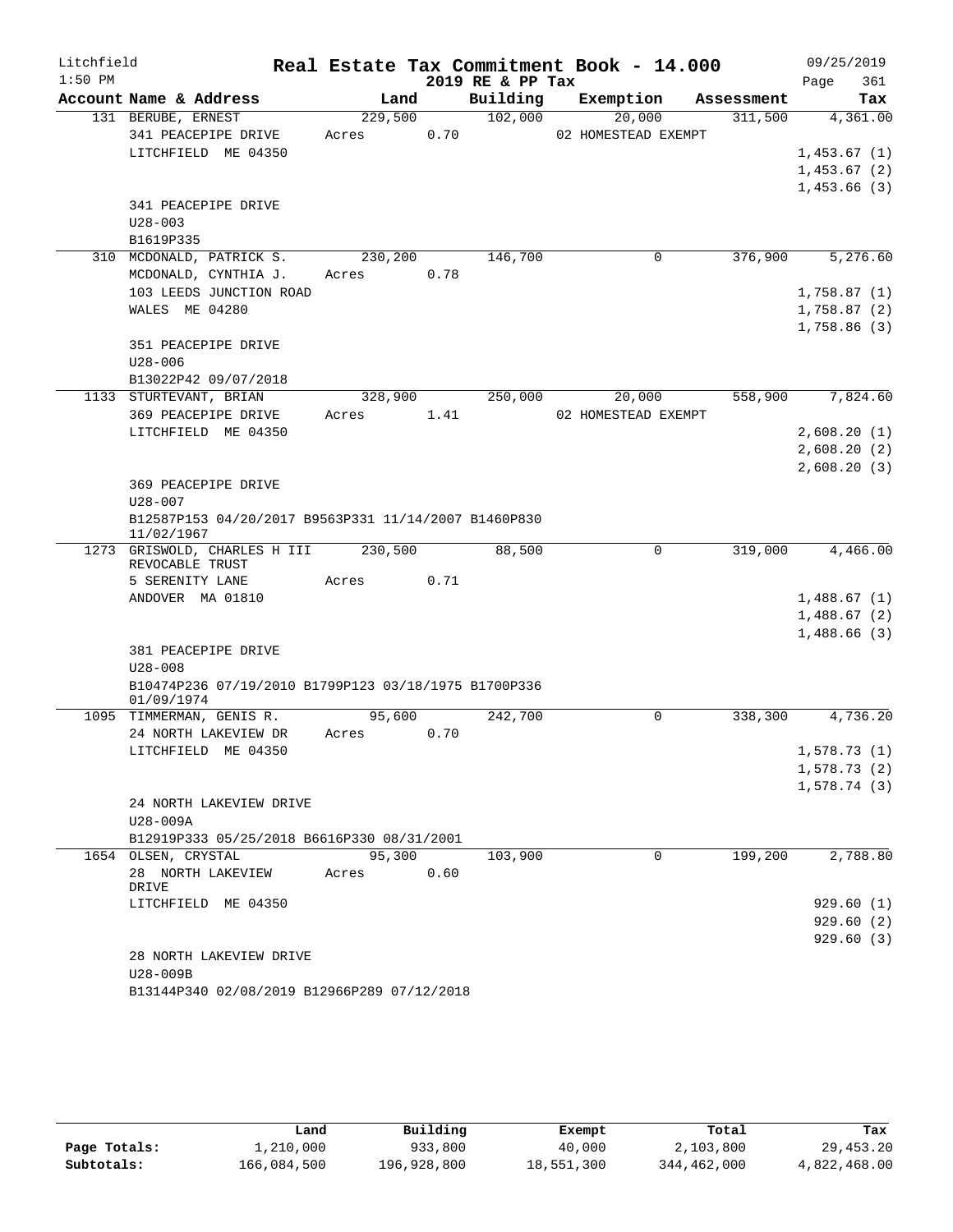Litchfield
1:50 PM

# Real Estate Tax Commitment Book - 14.000

2019 RE & PP Tax

09/25/2019

| Account Name & Address | Land | Building | Exemption | Assessment | Tax |
|---|---|---|---|---|---|
| 131 BERUBE, ERNEST | 229,500 | 102,000 | 20,000 | 311,500 | 4,361.00 |
| 341 PEACEPIPE DRIVE | Acres 0.70 | | 02 HOMESTEAD EXEMPT | | |
| LITCHFIELD ME 04350 | | | | | 1,453.67 (1) |
| | | | | | 1,453.67 (2) |
| | | | | | 1,453.66 (3) |
| 341 PEACEPIPE DRIVE | | | | | |
| U28-003 | | | | | |
| B1619P335 | | | | | |
| 310 MCDONALD, PATRICK S. | 230,200 | 146,700 | 0 | 376,900 | 5,276.60 |
| MCDONALD, CYNTHIA J. | Acres 0.78 | | | | |
| 103 LEEDS JUNCTION ROAD | | | | | 1,758.87 (1) |
| WALES ME 04280 | | | | | 1,758.87 (2) |
| | | | | | 1,758.86 (3) |
| 351 PEACEPIPE DRIVE | | | | | |
| U28-006 | | | | | |
| B13022P42 09/07/2018 | | | | | |
| 1133 STURTEVANT, BRIAN | 328,900 | 250,000 | 20,000 | 558,900 | 7,824.60 |
| 369 PEACEPIPE DRIVE | Acres 1.41 | | 02 HOMESTEAD EXEMPT | | |
| LITCHFIELD ME 04350 | | | | | 2,608.20 (1) |
| | | | | | 2,608.20 (2) |
| | | | | | 2,608.20 (3) |
| 369 PEACEPIPE DRIVE | | | | | |
| U28-007 | | | | | |
| B12587P153 04/20/2017 B9563P331 11/14/2007 B1460P830 11/02/1967 | | | | | |
| 1273 GRISWOLD, CHARLES H III REVOCABLE TRUST | 230,500 | 88,500 | 0 | 319,000 | 4,466.00 |
| 5 SERENITY LANE | Acres 0.71 | | | | |
| ANDOVER MA 01810 | | | | | 1,488.67 (1) |
| | | | | | 1,488.67 (2) |
| | | | | | 1,488.66 (3) |
| 381 PEACEPIPE DRIVE | | | | | |
| U28-008 | | | | | |
| B10474P236 07/19/2010 B1799P123 03/18/1975 B1700P336 01/09/1974 | | | | | |
| 1095 TIMMERMAN, GENIS R. | 95,600 | 242,700 | 0 | 338,300 | 4,736.20 |
| 24 NORTH LAKEVIEW DR | Acres 0.70 | | | | |
| LITCHFIELD ME 04350 | | | | | 1,578.73 (1) |
| | | | | | 1,578.73 (2) |
| | | | | | 1,578.74 (3) |
| 24 NORTH LAKEVIEW DRIVE | | | | | |
| U28-009A | | | | | |
| B12919P333 05/25/2018 B6616P330 08/31/2001 | | | | | |
| 1654 OLSEN, CRYSTAL | 95,300 | 103,900 | 0 | 199,200 | 2,788.80 |
| 28 NORTH LAKEVIEW DRIVE | Acres 0.60 | | | | |
| LITCHFIELD ME 04350 | | | | | 929.60 (1) |
| | | | | | 929.60 (2) |
| | | | | | 929.60 (3) |
| 28 NORTH LAKEVIEW DRIVE | | | | | |
| U28-009B | | | | | |
| B13144P340 02/08/2019 B12966P289 07/12/2018 | | | | | |

| | Land | Building | Exempt | Total | Tax |
|---|---|---|---|---|---|
| Page Totals: | 1,210,000 | 933,800 | 40,000 | 2,103,800 | 29,453.20 |
| Subtotals: | 166,084,500 | 196,928,800 | 18,551,300 | 344,462,000 | 4,822,468.00 |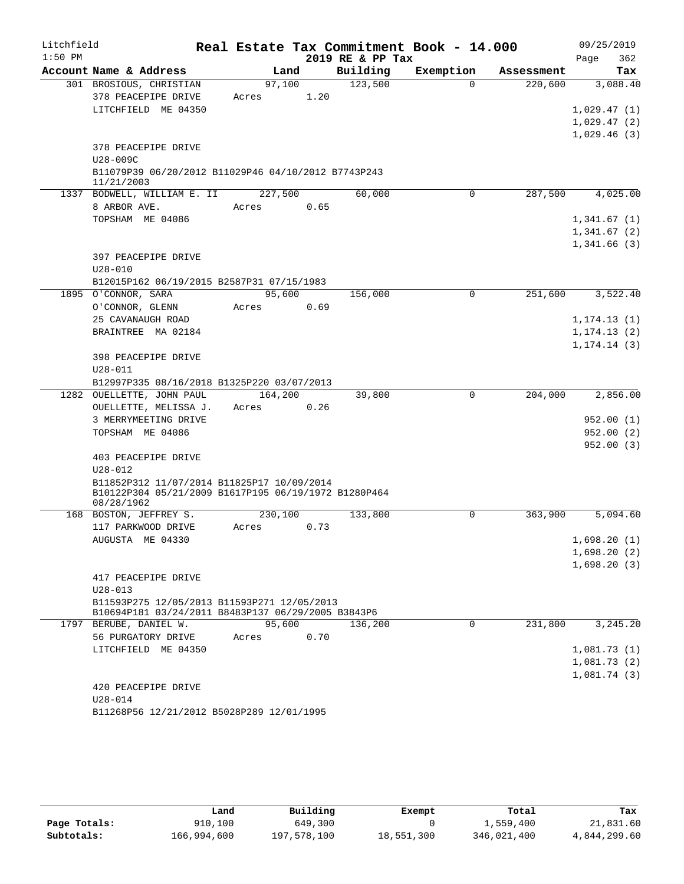Litchfield 1:50 PM

# Real Estate Tax Commitment Book - 14.000

2019 RE & PP Tax

09/25/2019

| Account Name & Address | Land | Building | Exemption | Assessment | Tax |
|---|---|---|---|---|---|
| 301 BROSIOUS, CHRISTIAN | 97,100 | 123,500 | 0 | 220,600 | 3,088.40 |
| 378 PEACEPIPE DRIVE | Acres 1.20 | | | | |
| LITCHFIELD ME 04350 | | | | | 1,029.47 (1) |
| | | | | | 1,029.47 (2) |
| | | | | | 1,029.46 (3) |
| 378 PEACEPIPE DRIVE | | | | | |
| U28-009C | | | | | |
| B11079P39 06/20/2012 B11029P46 04/10/2012 B7743P243 11/21/2003 | | | | | |
| 1337 BODWELL, WILLIAM E. II | 227,500 | 60,000 | 0 | 287,500 | 4,025.00 |
| 8 ARBOR AVE. | Acres 0.65 | | | | |
| TOPSHAM ME 04086 | | | | | 1,341.67 (1) |
| | | | | | 1,341.67 (2) |
| | | | | | 1,341.66 (3) |
| 397 PEACEPIPE DRIVE | | | | | |
| U28-010 | | | | | |
| B12015P162 06/19/2015 B2587P31 07/15/1983 | | | | | |
| 1895 O'CONNOR, SARA | 95,600 | 156,000 | 0 | 251,600 | 3,522.40 |
| O'CONNOR, GLENN | Acres 0.69 | | | | |
| 25 CAVANAUGH ROAD | | | | | 1,174.13 (1) |
| BRAINTREE MA 02184 | | | | | 1,174.13 (2) |
| | | | | | 1,174.14 (3) |
| 398 PEACEPIPE DRIVE | | | | | |
| U28-011 | | | | | |
| B12997P335 08/16/2018 B1325P220 03/07/2013 | | | | | |
| 1282 OUELLETTE, JOHN PAUL | 164,200 | 39,800 | 0 | 204,000 | 2,856.00 |
| OUELLETTE, MELISSA J. | Acres 0.26 | | | | |
| 3 MERRYMEETING DRIVE | | | | | 952.00 (1) |
| TOPSHAM ME 04086 | | | | | 952.00 (2) |
| | | | | | 952.00 (3) |
| 403 PEACEPIPE DRIVE | | | | | |
| U28-012 | | | | | |
| B11852P312 11/07/2014 B11825P17 10/09/2014 B10122P304 05/21/2009 B1617P195 06/19/1972 B1280P464 08/28/1962 | | | | | |
| 168 BOSTON, JEFFREY S. | 230,100 | 133,800 | 0 | 363,900 | 5,094.60 |
| 117 PARKWOOD DRIVE | Acres 0.73 | | | | |
| AUGUSTA ME 04330 | | | | | 1,698.20 (1) |
| | | | | | 1,698.20 (2) |
| | | | | | 1,698.20 (3) |
| 417 PEACEPIPE DRIVE | | | | | |
| U28-013 | | | | | |
| B11593P275 12/05/2013 B11593P271 12/05/2013 B10694P181 03/24/2011 B8483P137 06/29/2005 B3843P6 | | | | | |
| 1797 BERUBE, DANIEL W. | 95,600 | 136,200 | 0 | 231,800 | 3,245.20 |
| 56 PURGATORY DRIVE | Acres 0.70 | | | | |
| LITCHFIELD ME 04350 | | | | | 1,081.73 (1) |
| | | | | | 1,081.73 (2) |
| | | | | | 1,081.74 (3) |
| 420 PEACEPIPE DRIVE | | | | | |
| U28-014 | | | | | |
| B11268P56 12/21/2012 B5028P289 12/01/1995 | | | | | |

| | Land | Building | Exempt | Total | Tax |
|---|---|---|---|---|---|
| Page Totals: | 910,100 | 649,300 | 0 | 1,559,400 | 21,831.60 |
| Subtotals: | 166,994,600 | 197,578,100 | 18,551,300 | 346,021,400 | 4,844,299.60 |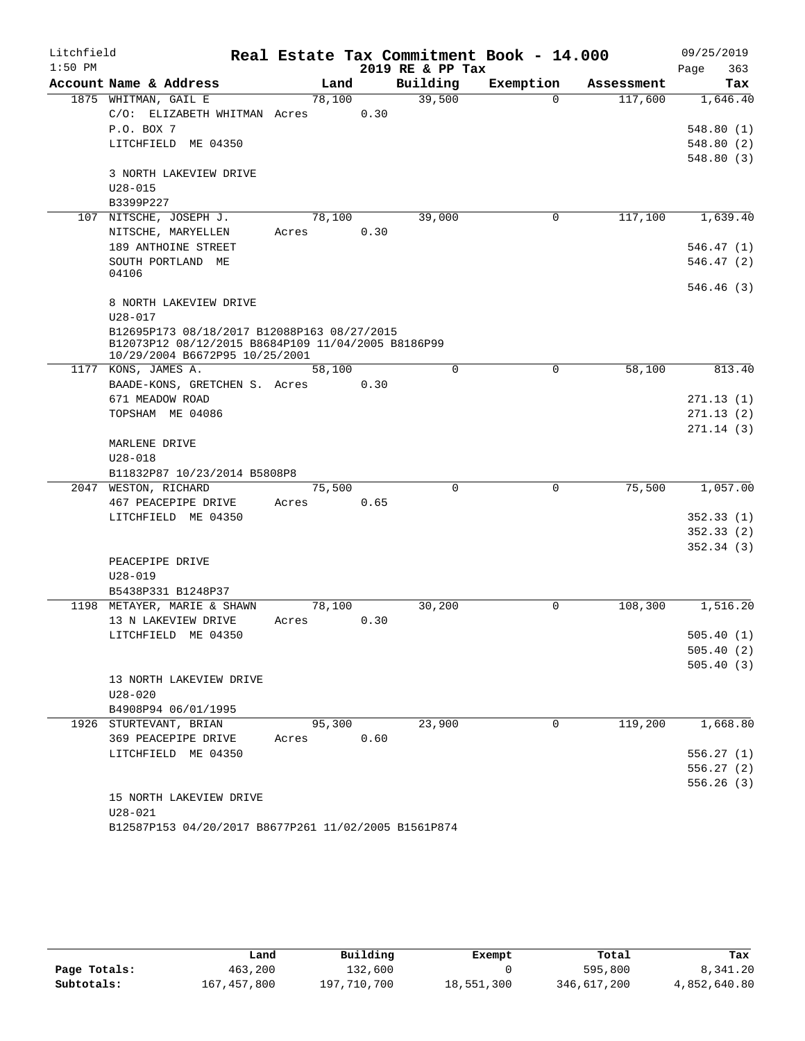Litchfield 1:50 PM

# Real Estate Tax Commitment Book - 14.000

2019 RE & PP Tax

09/25/2019

| Account Name & Address | Land | Building | Exemption | Assessment | Tax |
|---|---|---|---|---|---|
| 1875 WHITMAN, GAIL E | 78,100 | 39,500 | 0 | 117,600 | 1,646.40 |
| C/O: ELIZABETH WHITMAN Acres 0.30 | | | | | |
| P.O. BOX 7 | | | | | 548.80 (1) |
| LITCHFIELD ME 04350 | | | | | 548.80 (2) |
| | | | | | 548.80 (3) |
| 3 NORTH LAKEVIEW DRIVE | | | | | |
| U28-015 | | | | | |
| B3399P227 | | | | | |
| 107 NITSCHE, JOSEPH J. | 78,100 | 39,000 | 0 | 117,100 | 1,639.40 |
| NITSCHE, MARYELLEN Acres 0.30 | | | | | |
| 189 ANTHOINE STREET | | | | | 546.47 (1) |
| SOUTH PORTLAND ME 04106 | | | | | 546.47 (2) |
| | | | | | 546.46 (3) |
| 8 NORTH LAKEVIEW DRIVE | | | | | |
| U28-017 | | | | | |
| B12695P173 08/18/2017 B12088P163 08/27/2015 B12073P12 08/12/2015 B8684P109 11/04/2005 B8186P99 10/29/2004 B6672P95 10/25/2001 | | | | | |
| 1177 KONS, JAMES A. | 58,100 | 0 | 0 | 58,100 | 813.40 |
| BAADE-KONS, GRETCHEN S. Acres 0.30 | | | | | |
| 671 MEADOW ROAD | | | | | 271.13 (1) |
| TOPSHAM ME 04086 | | | | | 271.13 (2) |
| | | | | | 271.14 (3) |
| MARLENE DRIVE | | | | | |
| U28-018 | | | | | |
| B11832P87 10/23/2014 B5808P8 | | | | | |
| 2047 WESTON, RICHARD | 75,500 | 0 | 0 | 75,500 | 1,057.00 |
| 467 PEACEPIPE DRIVE Acres 0.65 | | | | | |
| LITCHFIELD ME 04350 | | | | | 352.33 (1) |
| | | | | | 352.33 (2) |
| | | | | | 352.34 (3) |
| PEACEPIPE DRIVE | | | | | |
| U28-019 | | | | | |
| B5438P331 B1248P37 | | | | | |
| 1198 METAYER, MARIE & SHAWN | 78,100 | 30,200 | 0 | 108,300 | 1,516.20 |
| 13 N LAKEVIEW DRIVE Acres 0.30 | | | | | |
| LITCHFIELD ME 04350 | | | | | 505.40 (1) |
| | | | | | 505.40 (2) |
| | | | | | 505.40 (3) |
| 13 NORTH LAKEVIEW DRIVE | | | | | |
| U28-020 | | | | | |
| B4908P94 06/01/1995 | | | | | |
| 1926 STURTEVANT, BRIAN | 95,300 | 23,900 | 0 | 119,200 | 1,668.80 |
| 369 PEACEPIPE DRIVE Acres 0.60 | | | | | |
| LITCHFIELD ME 04350 | | | | | 556.27 (1) |
| | | | | | 556.27 (2) |
| | | | | | 556.26 (3) |
| 15 NORTH LAKEVIEW DRIVE | | | | | |
| U28-021 | | | | | |
| B12587P153 04/20/2017 B8677P261 11/02/2005 B1561P874 | | | | | |

| | Land | Building | Exempt | Total | Tax |
|---|---|---|---|---|---|
| Page Totals: | 463,200 | 132,600 | 0 | 595,800 | 8,341.20 |
| Subtotals: | 167,457,800 | 197,710,700 | 18,551,300 | 346,617,200 | 4,852,640.80 |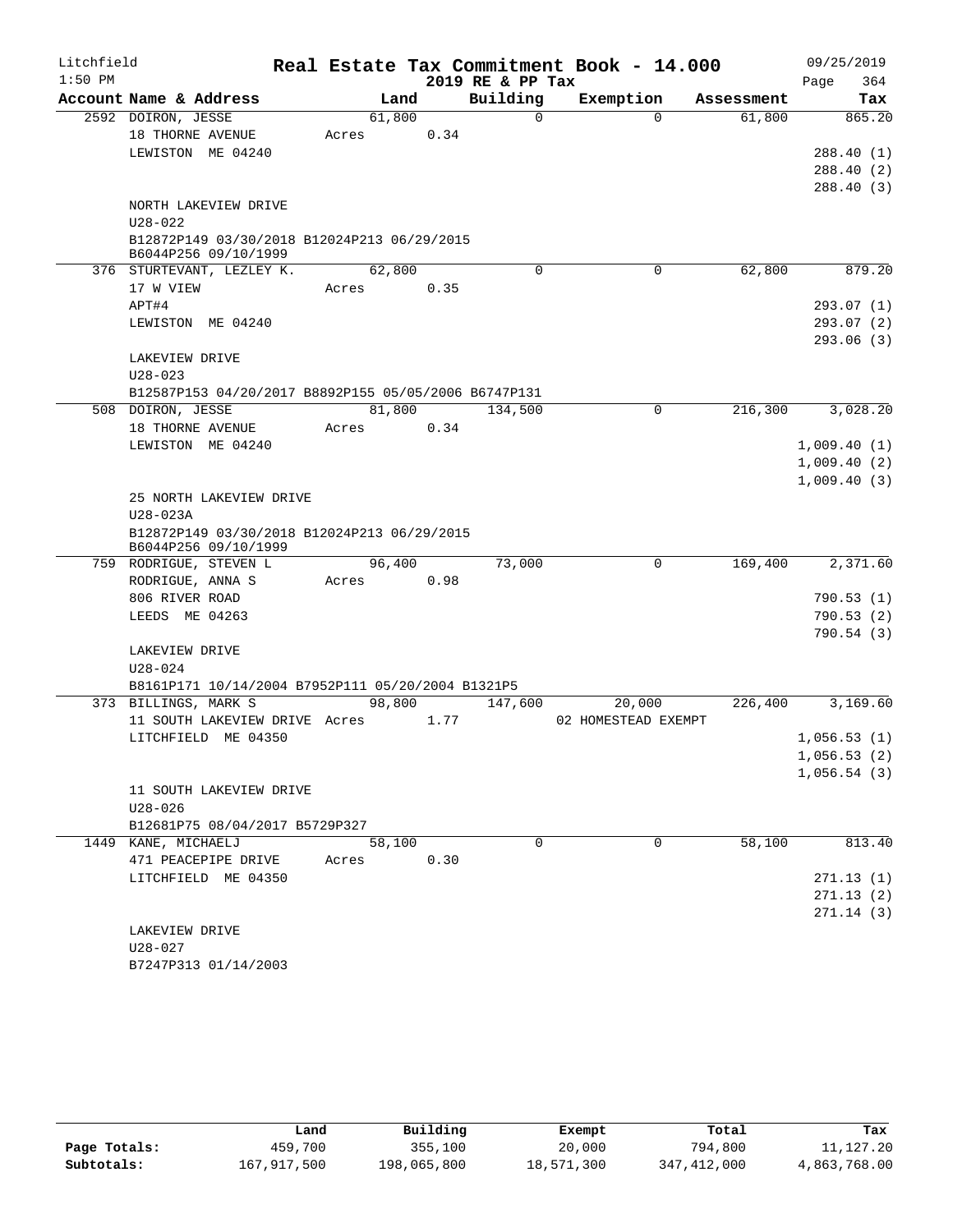Litchfield
1:50 PM

# Real Estate Tax Commitment Book - 14.000

2019 RE & PP Tax

09/25/2019

| Account Name & Address | Land | Building | Exemption | Assessment | Tax |
|---|---|---|---|---|---|
| 2592 DOIRON, JESSE | 61,800 | 0 | 0 | 61,800 | 865.20 |
| 18 THORNE AVENUE | Acres 0.34 | | | | |
| LEWISTON ME 04240 | | | | | 288.40 (1) |
| | | | | | 288.40 (2) |
| | | | | | 288.40 (3) |
| NORTH LAKEVIEW DRIVE | | | | | |
| U28-022 | | | | | |
| B12872P149 03/30/2018 B12024P213 06/29/2015 B6044P256 09/10/1999 | | | | | |
| 376 STURTEVANT, LEZLEY K. | 62,800 | 0 | 0 | 62,800 | 879.20 |
| 17 W VIEW | Acres 0.35 | | | | |
| APT#4 | | | | | 293.07 (1) |
| LEWISTON ME 04240 | | | | | 293.07 (2) |
| | | | | | 293.06 (3) |
| LAKEVIEW DRIVE | | | | | |
| U28-023 | | | | | |
| B12587P153 04/20/2017 B8892P155 05/05/2006 B6747P131 | | | | | |
| 508 DOIRON, JESSE | 81,800 | 134,500 | 0 | 216,300 | 3,028.20 |
| 18 THORNE AVENUE | Acres 0.34 | | | | |
| LEWISTON ME 04240 | | | | | 1,009.40 (1) |
| | | | | | 1,009.40 (2) |
| | | | | | 1,009.40 (3) |
| 25 NORTH LAKEVIEW DRIVE | | | | | |
| U28-023A | | | | | |
| B12872P149 03/30/2018 B12024P213 06/29/2015 B6044P256 09/10/1999 | | | | | |
| 759 RODRIGUE, STEVEN L | 96,400 | 73,000 | 0 | 169,400 | 2,371.60 |
| RODRIGUE, ANNA S | Acres 0.98 | | | | |
| 806 RIVER ROAD | | | | | 790.53 (1) |
| LEEDS ME 04263 | | | | | 790.53 (2) |
| | | | | | 790.54 (3) |
| LAKEVIEW DRIVE | | | | | |
| U28-024 | | | | | |
| B8161P171 10/14/2004 B7952P111 05/20/2004 B1321P5 | | | | | |
| 373 BILLINGS, MARK S | 98,800 | 147,600 | 20,000 | 226,400 | 3,169.60 |
| 11 SOUTH LAKEVIEW DRIVE | Acres 1.77 | | 02 HOMESTEAD EXEMPT | | |
| LITCHFIELD ME 04350 | | | | | 1,056.53 (1) |
| | | | | | 1,056.53 (2) |
| | | | | | 1,056.54 (3) |
| 11 SOUTH LAKEVIEW DRIVE | | | | | |
| U28-026 | | | | | |
| B12681P75 08/04/2017 B5729P327 | | | | | |
| 1449 KANE, MICHAELJ | 58,100 | 0 | 0 | 58,100 | 813.40 |
| 471 PEACEPIPE DRIVE | Acres 0.30 | | | | |
| LITCHFIELD ME 04350 | | | | | 271.13 (1) |
| | | | | | 271.13 (2) |
| | | | | | 271.14 (3) |
| LAKEVIEW DRIVE | | | | | |
| U28-027 | | | | | |
| B7247P313 01/14/2003 | | | | | |

| | Land | Building | Exempt | Total | Tax |
|---|---|---|---|---|---|
| Page Totals: | 459,700 | 355,100 | 20,000 | 794,800 | 11,127.20 |
| Subtotals: | 167,917,500 | 198,065,800 | 18,571,300 | 347,412,000 | 4,863,768.00 |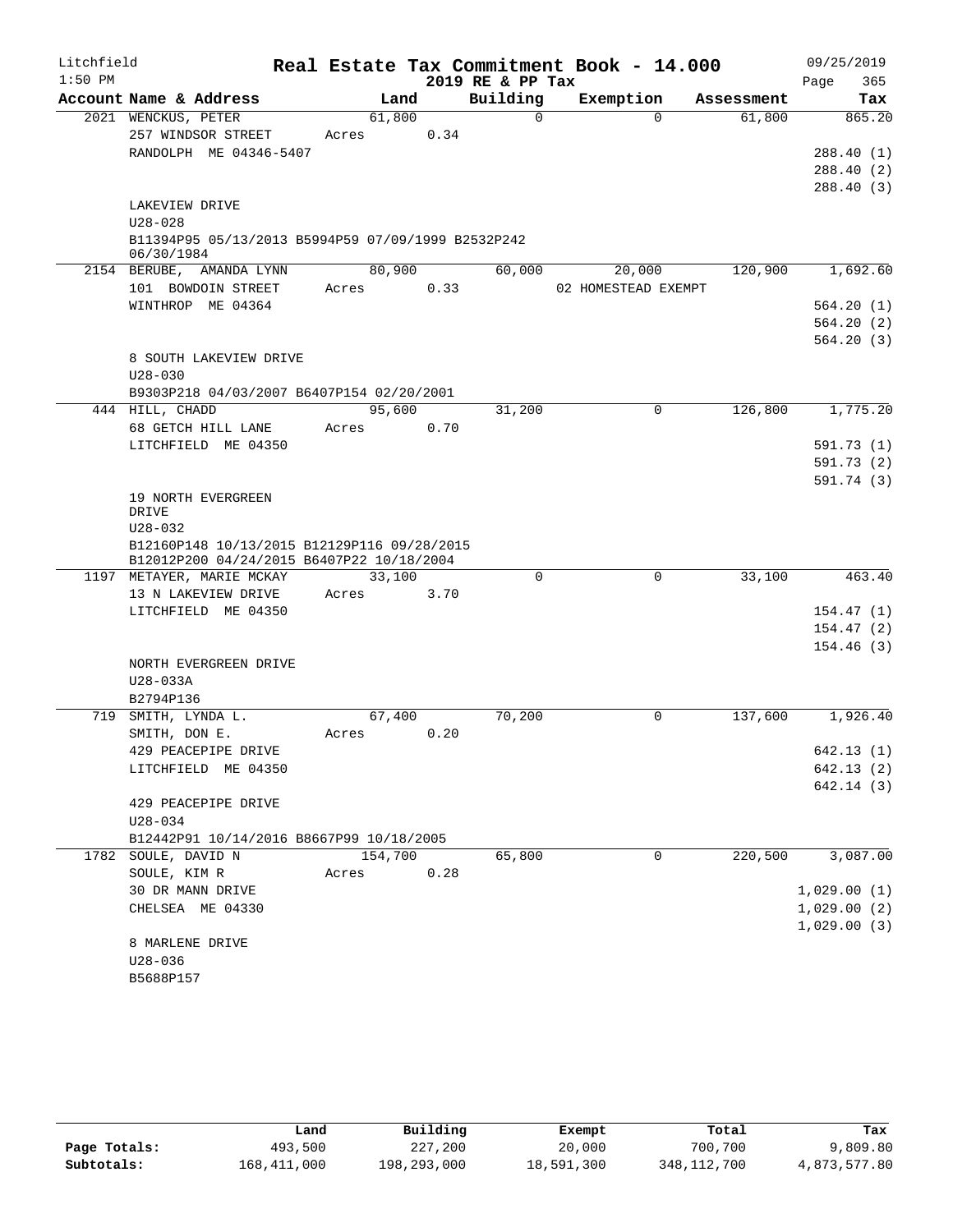Litchfield
1:50 PM

# Real Estate Tax Commitment Book - 14.000

2019 RE & PP Tax

09/25/2019

| Account | Name & Address | Land | Building | Exemption | Assessment | Tax |
|---|---|---|---|---|---|---|
| 2021 | WENCKUS, PETER<br>257 WINDSOR STREET<br>RANDOLPH ME 04346-5407<br><br>LAKEVIEW DRIVE<br>U28-028<br>B11394P95 05/13/2013 B5994P59 07/09/1999 B2532P242 06/30/1984 | 61,800<br>Acres 0.34 | 0 | 0 | 61,800 | 865.20<br><br>288.40 (1)<br>288.40 (2)<br>288.40 (3) |
| 2154 | BERUBE, AMANDA LYNN<br>101 BOWDOIN STREET<br>WINTHROP ME 04364<br><br>8 SOUTH LAKEVIEW DRIVE<br>U28-030<br>B9303P218 04/03/2007 B6407P154 02/20/2001 | 80,900<br>Acres 0.33 | 60,000 | 20,000<br>02 HOMESTEAD EXEMPT | 120,900 | 1,692.60<br><br>564.20 (1)<br>564.20 (2)<br>564.20 (3) |
| 444 | HILL, CHADD<br>68 GETCH HILL LANE<br>LITCHFIELD ME 04350<br><br>19 NORTH EVERGREEN DRIVE<br>U28-032<br>B12160P148 10/13/2015 B12129P116 09/28/2015 B12012P200 04/24/2015 B6407P22 10/18/2004 | 95,600<br>Acres 0.70 | 31,200 | 0 | 126,800 | 1,775.20<br><br>591.73 (1)<br>591.73 (2)<br>591.74 (3) |
| 1197 | METAYER, MARIE MCKAY<br>13 N LAKEVIEW DRIVE<br>LITCHFIELD ME 04350<br><br>NORTH EVERGREEN DRIVE<br>U28-033A<br>B2794P136 | 33,100<br>Acres 3.70 | 0 | 0 | 33,100 | 463.40<br><br>154.47 (1)<br>154.47 (2)<br>154.46 (3) |
| 719 | SMITH, LYNDA L.<br>SMITH, DON E.<br>429 PEACEPIPE DRIVE<br>LITCHFIELD ME 04350<br><br>429 PEACEPIPE DRIVE<br>U28-034<br>B12442P91 10/14/2016 B8667P99 10/18/2005 | 67,400<br>Acres 0.20 | 70,200 | 0 | 137,600 | 1,926.40<br><br>642.13 (1)<br>642.13 (2)<br>642.14 (3) |
| 1782 | SOULE, DAVID N<br>SOULE, KIM R<br>30 DR MANN DRIVE<br>CHELSEA ME 04330<br><br>8 MARLENE DRIVE<br>U28-036<br>B5688P157 | 154,700<br>Acres 0.28 | 65,800 | 0 | 220,500 | 3,087.00<br><br>1,029.00 (1)<br>1,029.00 (2)<br>1,029.00 (3) |

| | Land | Building | Exempt | Total | Tax |
|---|---|---|---|---|---|
| Page Totals: | 493,500 | 227,200 | 20,000 | 700,700 | 9,809.80 |
| Subtotals: | 168,411,000 | 198,293,000 | 18,591,300 | 348,112,700 | 4,873,577.80 |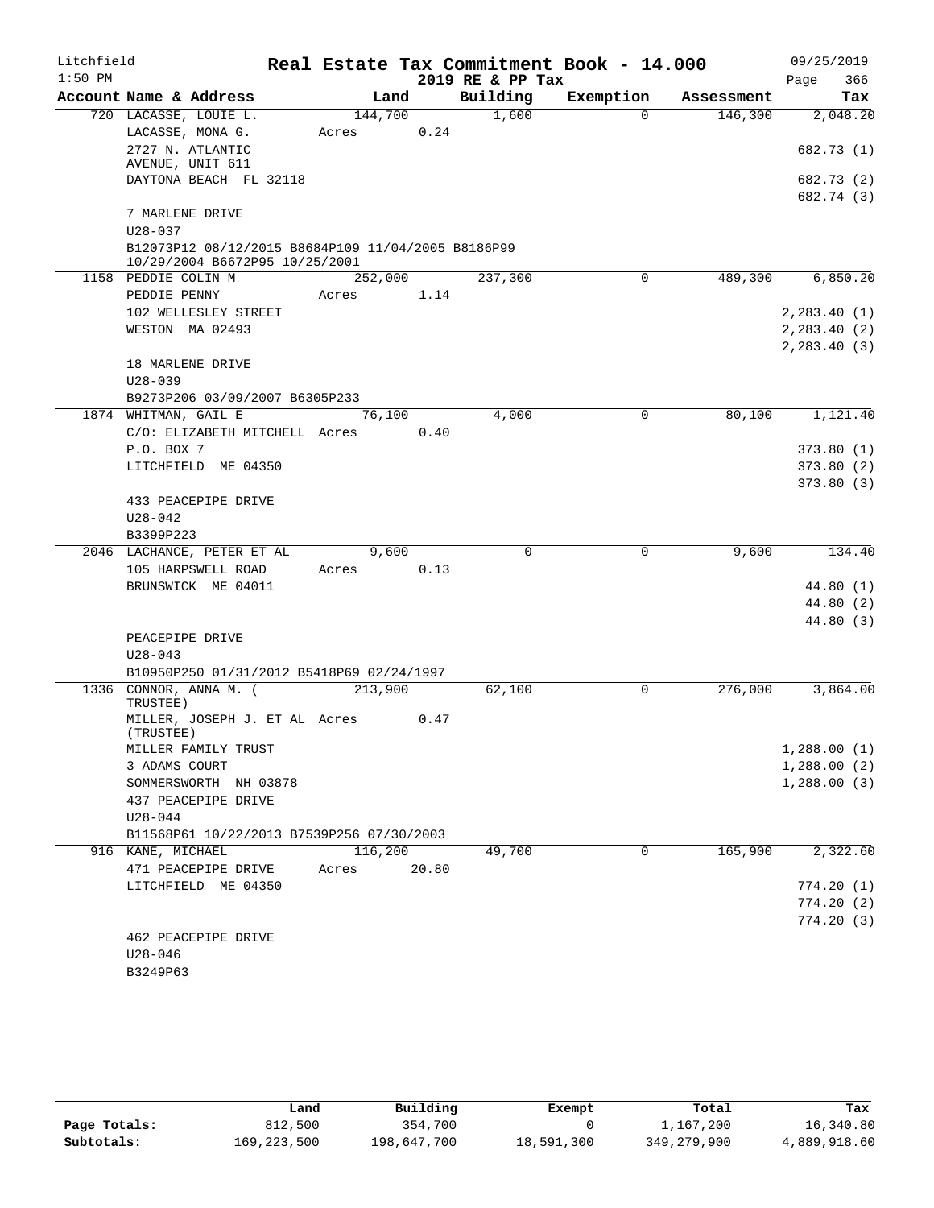Litchfield
1:50 PM

# Real Estate Tax Commitment Book - 14.000

2019 RE & PP Tax

09/25/2019

| Account Name & Address | Land | Building | Exemption | Assessment | Tax |
|---|---|---|---|---|---|
| 720 LACASSE, LOUIE L. | 144,700 | 1,600 | 0 | 146,300 | 2,048.20 |
| LACASSE, MONA G. | Acres 0.24 | | | | |
| 2727 N. ATLANTIC AVENUE, UNIT 611 | | | | | 682.73 (1) |
| DAYTONA BEACH FL 32118 | | | | | 682.73 (2) |
| | | | | | 682.74 (3) |
| 7 MARLENE DRIVE | | | | | |
| U28-037 | | | | | |
| B12073P12 08/12/2015 B8684P109 11/04/2005 B8186P99 10/29/2004 B6672P95 10/25/2001 | | | | | |
| 1158 PEDDIE COLIN M | 252,000 | 237,300 | 0 | 489,300 | 6,850.20 |
| PEDDIE PENNY | Acres 1.14 | | | | |
| 102 WELLESLEY STREET | | | | | 2,283.40 (1) |
| WESTON MA 02493 | | | | | 2,283.40 (2) |
| | | | | | 2,283.40 (3) |
| 18 MARLENE DRIVE | | | | | |
| U28-039 | | | | | |
| B9273P206 03/09/2007 B6305P233 | | | | | |
| 1874 WHITMAN, GAIL E | 76,100 | 4,000 | 0 | 80,100 | 1,121.40 |
| C/O: ELIZABETH MITCHELL | Acres 0.40 | | | | |
| P.O. BOX 7 | | | | | 373.80 (1) |
| LITCHFIELD ME 04350 | | | | | 373.80 (2) |
| | | | | | 373.80 (3) |
| 433 PEACEPIPE DRIVE | | | | | |
| U28-042 | | | | | |
| B3399P223 | | | | | |
| 2046 LACHANCE, PETER ET AL | 9,600 | 0 | 0 | 9,600 | 134.40 |
| 105 HARPSWELL ROAD | Acres 0.13 | | | | |
| BRUNSWICK ME 04011 | | | | | 44.80 (1) |
| | | | | | 44.80 (2) |
| | | | | | 44.80 (3) |
| PEACEPIPE DRIVE | | | | | |
| U28-043 | | | | | |
| B10950P250 01/31/2012 B5418P69 02/24/1997 | | | | | |
| 1336 CONNOR, ANNA M. ( TRUSTEE) | 213,900 | 62,100 | 0 | 276,000 | 3,864.00 |
| MILLER, JOSEPH J. ET AL (TRUSTEE) | Acres 0.47 | | | | |
| MILLER FAMILY TRUST | | | | | 1,288.00 (1) |
| 3 ADAMS COURT | | | | | 1,288.00 (2) |
| SOMMERSWORTH NH 03878 | | | | | 1,288.00 (3) |
| 437 PEACEPIPE DRIVE | | | | | |
| U28-044 | | | | | |
| B11568P61 10/22/2013 B7539P256 07/30/2003 | | | | | |
| 916 KANE, MICHAEL | 116,200 | 49,700 | 0 | 165,900 | 2,322.60 |
| 471 PEACEPIPE DRIVE | Acres 20.80 | | | | |
| LITCHFIELD ME 04350 | | | | | 774.20 (1) |
| | | | | | 774.20 (2) |
| | | | | | 774.20 (3) |
| 462 PEACEPIPE DRIVE | | | | | |
| U28-046 | | | | | |
| B3249P63 | | | | | |

| | Land | Building | Exempt | Total | Tax |
|---|---|---|---|---|---|
| Page Totals: | 812,500 | 354,700 | 0 | 1,167,200 | 16,340.80 |
| Subtotals: | 169,223,500 | 198,647,700 | 18,591,300 | 349,279,900 | 4,889,918.60 |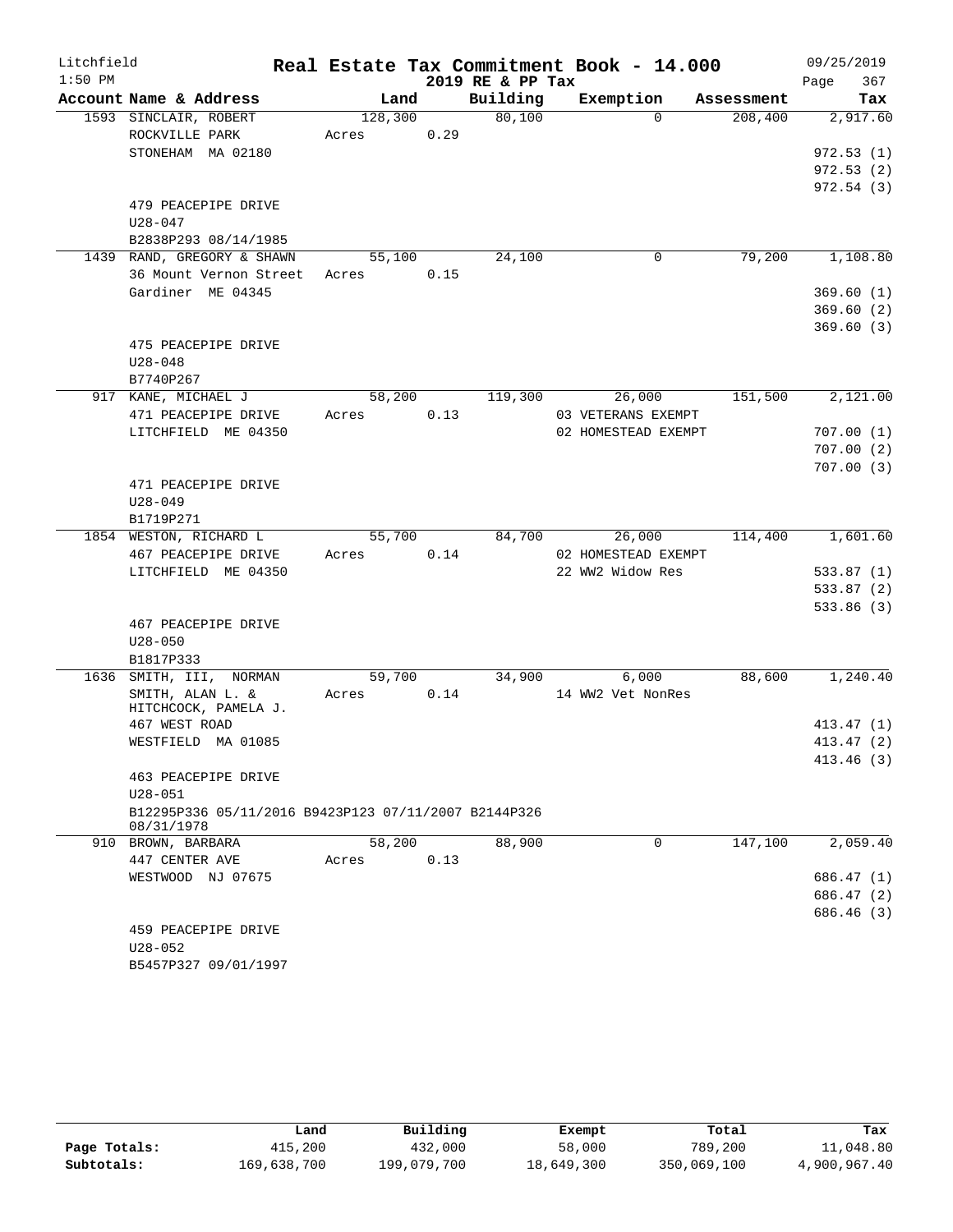Litchfield
1:50 PM

# Real Estate Tax Commitment Book - 14.000
## 2019 RE & PP Tax

09/25/2019
Page 367

| Account Name & Address | Land | Building | Exemption | Assessment | Tax |
|---|---|---|---|---|---|
| 1593 SINCLAIR, ROBERT<br>ROCKVILLE PARK<br>STONEHAM MA 02180<br><br>479 PEACEPIPE DRIVE<br>U28-047<br>B2838P293 08/14/1985 | 128,300<br>Acres 0.29 | 80,100 | 0 | 208,400 | 2,917.60<br>972.53 (1)<br>972.53 (2)<br>972.54 (3) |
| 1439 RAND, GREGORY & SHAWN<br>36 Mount Vernon Street<br>Gardiner ME 04345<br><br>475 PEACEPIPE DRIVE<br>U28-048<br>B7740P267 | 55,100<br>Acres 0.15 | 24,100 | 0 | 79,200 | 1,108.80<br>369.60 (1)<br>369.60 (2)<br>369.60 (3) |
| 917 KANE, MICHAEL J<br>471 PEACEPIPE DRIVE<br>LITCHFIELD ME 04350<br><br>471 PEACEPIPE DRIVE<br>U28-049<br>B1719P271 | 58,200<br>Acres 0.13 | 119,300 | 26,000<br>03 VETERANS EXEMPT<br>02 HOMESTEAD EXEMPT | 151,500 | 2,121.00<br>707.00 (1)<br>707.00 (2)<br>707.00 (3) |
| 1854 WESTON, RICHARD L<br>467 PEACEPIPE DRIVE<br>LITCHFIELD ME 04350<br><br>467 PEACEPIPE DRIVE<br>U28-050<br>B1817P333 | 55,700<br>Acres 0.14 | 84,700 | 26,000<br>02 HOMESTEAD EXEMPT<br>22 WW2 Widow Res | 114,400 | 1,601.60<br>533.87 (1)<br>533.87 (2)<br>533.86 (3) |
| 1636 SMITH, III, NORMAN<br>SMITH, ALAN L. &<br>HITCHCOCK, PAMELA J.<br>467 WEST ROAD<br>WESTFIELD MA 01085<br><br>463 PEACEPIPE DRIVE<br>U28-051<br>B12295P336 05/11/2016 B9423P123 07/11/2007 B2144P326 08/31/1978 | 59,700<br>Acres 0.14 | 34,900 | 6,000<br>14 WW2 Vet NonRes | 88,600 | 1,240.40<br>413.47 (1)<br>413.47 (2)<br>413.46 (3) |
| 910 BROWN, BARBARA<br>447 CENTER AVE<br>WESTWOOD NJ 07675<br><br>459 PEACEPIPE DRIVE<br>U28-052<br>B5457P327 09/01/1997 | 58,200<br>Acres 0.13 | 88,900 | 0 | 147,100 | 2,059.40<br>686.47 (1)<br>686.47 (2)<br>686.46 (3) |

| | Land | Building | Exempt | Total | Tax |
|---|---|---|---|---|---|
| Page Totals: | 415,200 | 432,000 | 58,000 | 789,200 | 11,048.80 |
| Subtotals: | 169,638,700 | 199,079,700 | 18,649,300 | 350,069,100 | 4,900,967.40 |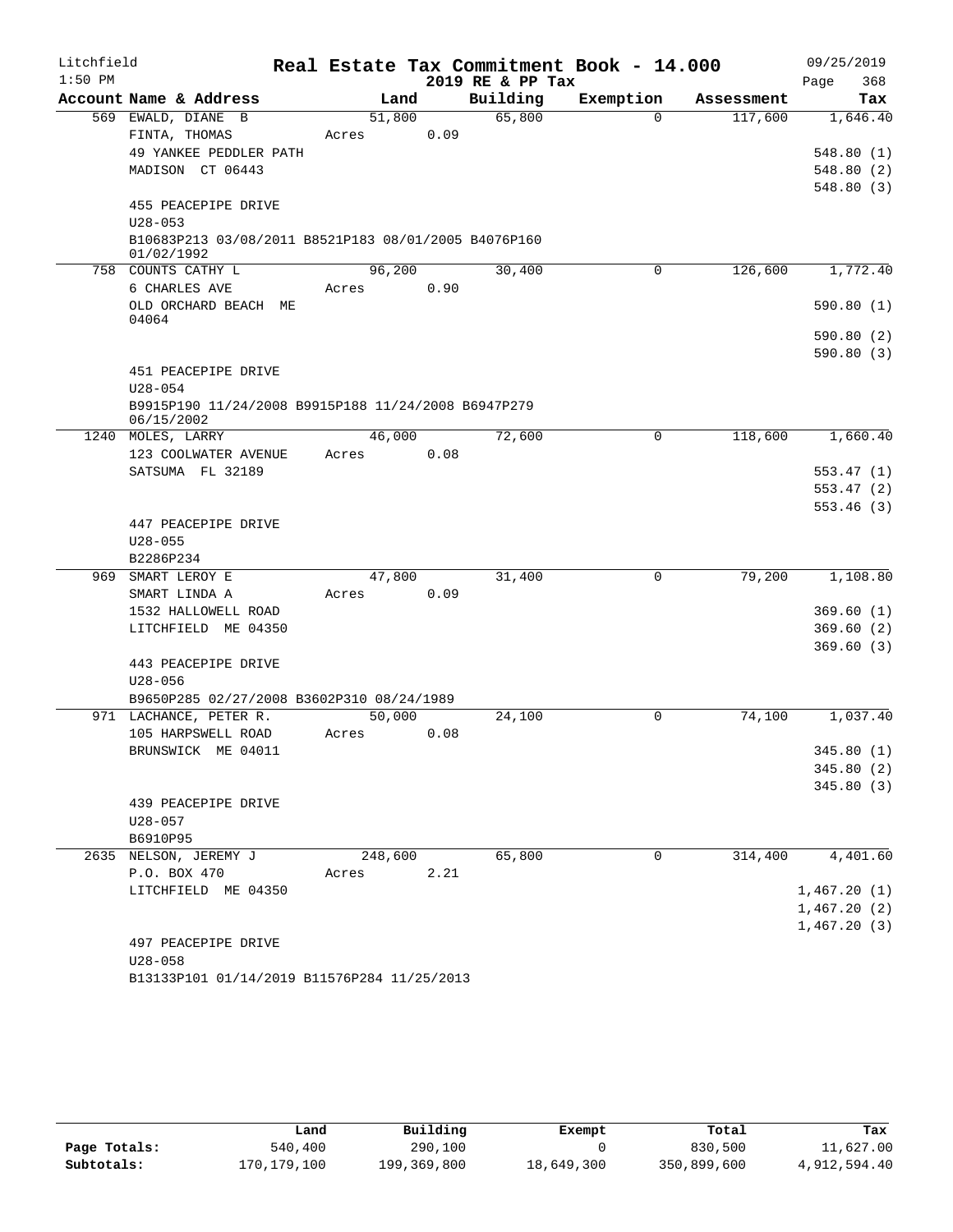Litchfield
1:50 PM

**Real Estate Tax Commitment Book - 14.000**
**2019 RE & PP Tax**

09/25/2019

| Account Name & Address | Land | Building | Exemption | Assessment | Tax |
|---|---|---|---|---|---|
| 569 EWALD, DIANE B | 51,800 | 65,800 | 0 | 117,600 | 1,646.40 |
| FINTA, THOMAS | Acres 0.09 | | | | |
| 49 YANKEE PEDDLER PATH | | | | | 548.80 (1) |
| MADISON CT 06443 | | | | | 548.80 (2) |
| | | | | | 548.80 (3) |
| 455 PEACEPIPE DRIVE | | | | | |
| U28-053 | | | | | |
| B10683P213 03/08/2011 B8521P183 08/01/2005 B4076P160 01/02/1992 | | | | | |
| 758 COUNTS CATHY L | 96,200 | 30,400 | 0 | 126,600 | 1,772.40 |
| 6 CHARLES AVE | Acres 0.90 | | | | |
| OLD ORCHARD BEACH ME 04064 | | | | | 590.80 (1) |
| | | | | | 590.80 (2) |
| | | | | | 590.80 (3) |
| 451 PEACEPIPE DRIVE | | | | | |
| U28-054 | | | | | |
| B9915P190 11/24/2008 B9915P188 11/24/2008 B6947P279 06/15/2002 | | | | | |
| 1240 MOLES, LARRY | 46,000 | 72,600 | 0 | 118,600 | 1,660.40 |
| 123 COOLWATER AVENUE | Acres 0.08 | | | | |
| SATSUMA FL 32189 | | | | | 553.47 (1) |
| | | | | | 553.47 (2) |
| | | | | | 553.46 (3) |
| 447 PEACEPIPE DRIVE | | | | | |
| U28-055 | | | | | |
| B2286P234 | | | | | |
| 969 SMART LEROY E | 47,800 | 31,400 | 0 | 79,200 | 1,108.80 |
| SMART LINDA A | Acres 0.09 | | | | |
| 1532 HALLOWELL ROAD | | | | | 369.60 (1) |
| LITCHFIELD ME 04350 | | | | | 369.60 (2) |
| | | | | | 369.60 (3) |
| 443 PEACEPIPE DRIVE | | | | | |
| U28-056 | | | | | |
| B9650P285 02/27/2008 B3602P310 08/24/1989 | | | | | |
| 971 LACHANCE, PETER R. | 50,000 | 24,100 | 0 | 74,100 | 1,037.40 |
| 105 HARPSWELL ROAD | Acres 0.08 | | | | |
| BRUNSWICK ME 04011 | | | | | 345.80 (1) |
| | | | | | 345.80 (2) |
| | | | | | 345.80 (3) |
| 439 PEACEPIPE DRIVE | | | | | |
| U28-057 | | | | | |
| B6910P95 | | | | | |
| 2635 NELSON, JEREMY J | 248,600 | 65,800 | 0 | 314,400 | 4,401.60 |
| P.O. BOX 470 | Acres 2.21 | | | | |
| LITCHFIELD ME 04350 | | | | | 1,467.20 (1) |
| | | | | | 1,467.20 (2) |
| | | | | | 1,467.20 (3) |
| 497 PEACEPIPE DRIVE | | | | | |
| U28-058 | | | | | |
| B13133P101 01/14/2019 B11576P284 11/25/2013 | | | | | |

| | Land | Building | Exempt | Total | Tax |
|---|---|---|---|---|---|
| **Page Totals:** | 540,400 | 290,100 | 0 | 830,500 | 11,627.00 |
| **Subtotals:** | 170,179,100 | 199,369,800 | 18,649,300 | 350,899,600 | 4,912,594.40 |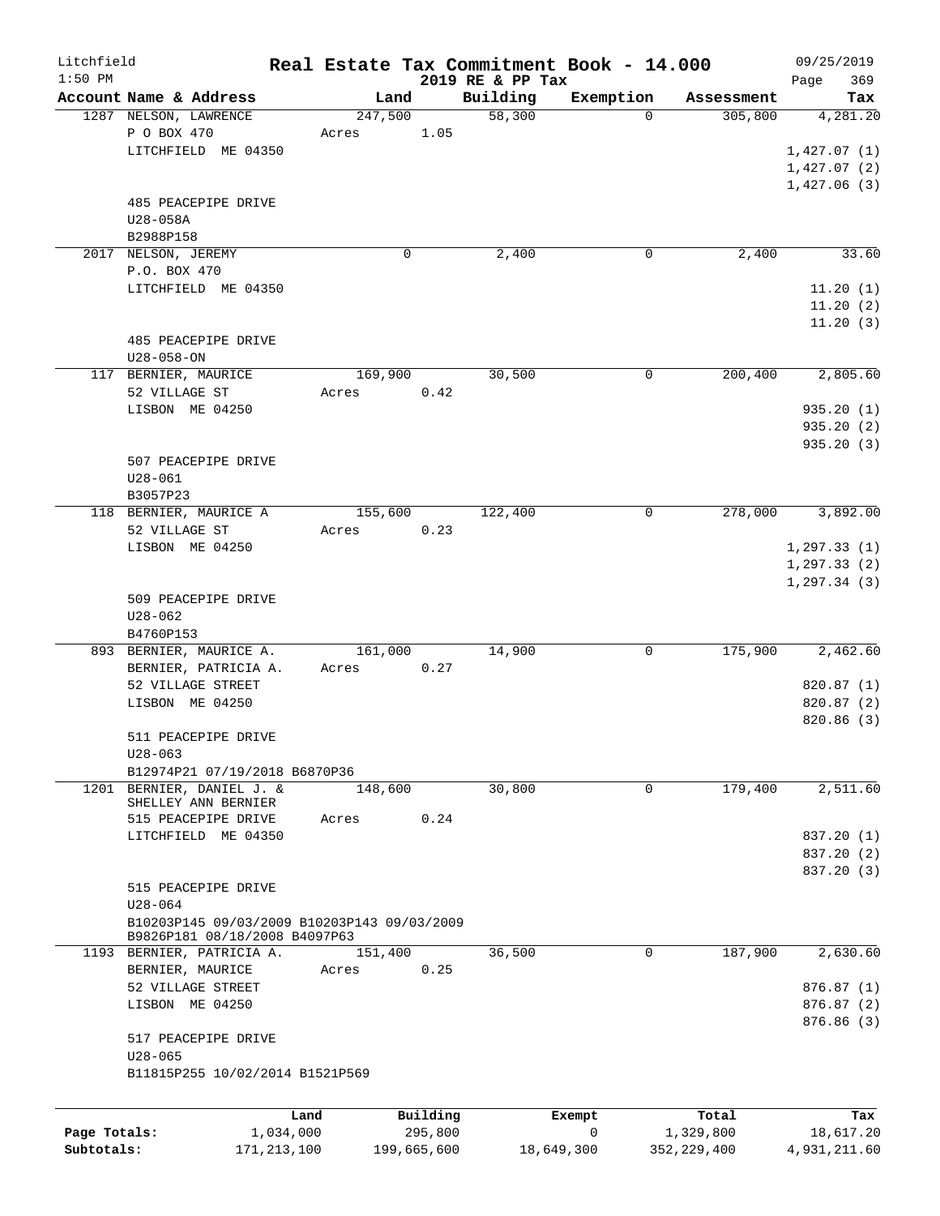Litchfield
1:50 PM

# Real Estate Tax Commitment Book - 14.000
## 2019 RE & PP Tax

09/25/2019

| Account Name & Address | Land | Building | Exemption | Assessment | Tax |
|---|---|---|---|---|---|
| 1287 NELSON, LAWRENCE<br>P O BOX 470<br>LITCHFIELD ME 04350<br><br>485 PEACEPIPE DRIVE<br>U28-058A<br>B2988P158 | 247,500<br>Acres 1.05 | 58,300 | 0 | 305,800 | 4,281.20<br><br>1,427.07 (1)<br>1,427.07 (2)<br>1,427.06 (3) |
| 2017 NELSON, JEREMY<br>P.O. BOX 470<br>LITCHFIELD ME 04350<br><br>485 PEACEPIPE DRIVE<br>U28-058-ON | 0 | 2,400 | 0 | 2,400 | 33.60<br><br>11.20 (1)<br>11.20 (2)<br>11.20 (3) |
| 117 BERNIER, MAURICE<br>52 VILLAGE ST<br>LISBON ME 04250<br><br>507 PEACEPIPE DRIVE<br>U28-061<br>B3057P23 | 169,900<br>Acres 0.42 | 30,500 | 0 | 200,400 | 2,805.60<br><br>935.20 (1)<br>935.20 (2)<br>935.20 (3) |
| 118 BERNIER, MAURICE A<br>52 VILLAGE ST<br>LISBON ME 04250<br><br>509 PEACEPIPE DRIVE<br>U28-062<br>B4760P153 | 155,600<br>Acres 0.23 | 122,400 | 0 | 278,000 | 3,892.00<br><br>1,297.33 (1)<br>1,297.33 (2)<br>1,297.34 (3) |
| 893 BERNIER, MAURICE A.<br>BERNIER, PATRICIA A.<br>52 VILLAGE STREET<br>LISBON ME 04250<br><br>511 PEACEPIPE DRIVE<br>U28-063<br>B12974P21 07/19/2018 B6870P36 | 161,000<br>Acres 0.27 | 14,900 | 0 | 175,900 | 2,462.60<br><br>820.87 (1)<br>820.87 (2)<br>820.86 (3) |
| 1201 BERNIER, DANIEL J. &<br>SHELLEY ANN BERNIER<br>515 PEACEPIPE DRIVE<br>LITCHFIELD ME 04350<br><br>515 PEACEPIPE DRIVE<br>U28-064<br>B10203P145 09/03/2009 B10203P143 09/03/2009<br>B9826P181 08/18/2008 B4097P63 | 148,600<br>Acres 0.24 | 30,800 | 0 | 179,400 | 2,511.60<br><br>837.20 (1)<br>837.20 (2)<br>837.20 (3) |
| 1193 BERNIER, PATRICIA A.<br>BERNIER, MAURICE<br>52 VILLAGE STREET<br>LISBON ME 04250<br><br>517 PEACEPIPE DRIVE<br>U28-065<br>B11815P255 10/02/2014 B1521P569 | 151,400<br>Acres 0.25 | 36,500 | 0 | 187,900 | 2,630.60<br><br>876.87 (1)<br>876.87 (2)<br>876.86 (3) |

| | Land | Building | Exempt | Total | Tax |
|---|---|---|---|---|---|
| Page Totals: | 1,034,000 | 295,800 | 0 | 1,329,800 | 18,617.20 |
| Subtotals: | 171,213,100 | 199,665,600 | 18,649,300 | 352,229,400 | 4,931,211.60 |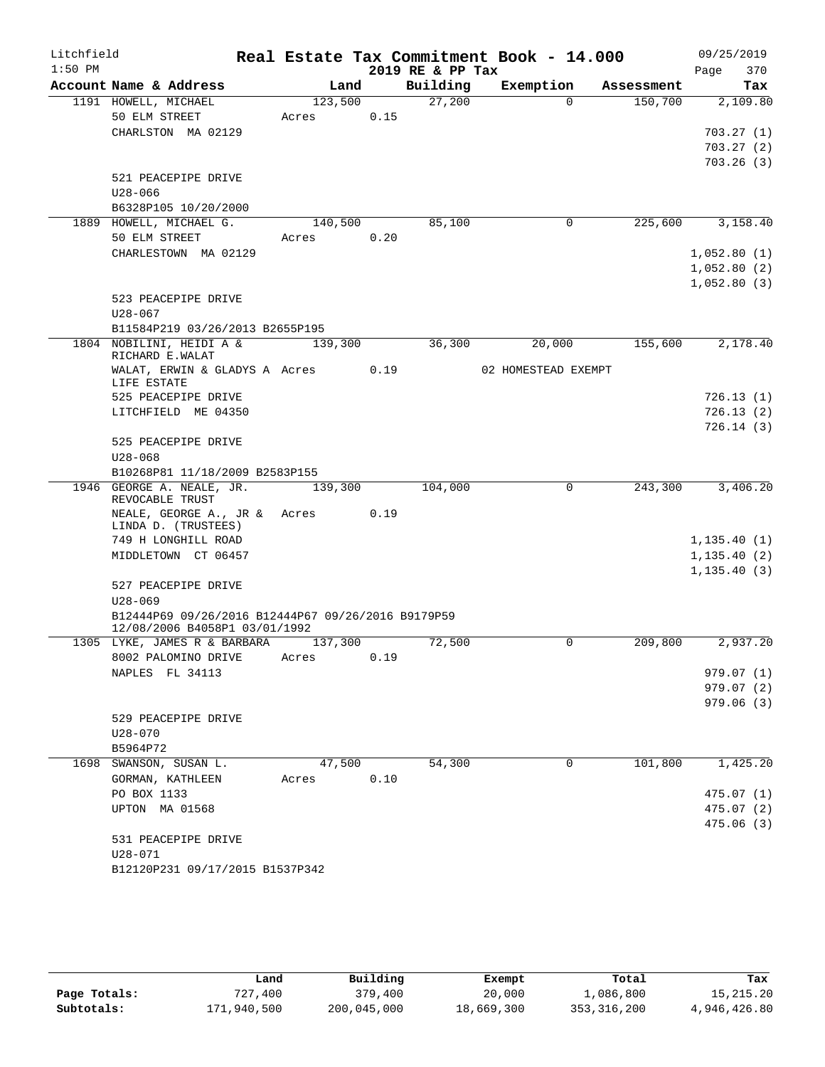Litchfield 1:50 PM

# Real Estate Tax Commitment Book - 14.000

2019 RE & PP Tax

09/25/2019 Page 370

| Account Name & Address | Land | Building | Exemption | Assessment | Tax |
|---|---|---|---|---|---|
| 1191 HOWELL, MICHAEL | 123,500 | 27,200 | 0 | 150,700 | 2,109.80 |
| 50 ELM STREET | Acres 0.15 | | | | |
| CHARLSTON MA 02129 | | | | | 703.27 (1) |
| | | | | | 703.27 (2) |
| | | | | | 703.26 (3) |
| 521 PEACEPIPE DRIVE | | | | | |
| U28-066 | | | | | |
| B6328P105 10/20/2000 | | | | | |
| 1889 HOWELL, MICHAEL G. | 140,500 | 85,100 | 0 | 225,600 | 3,158.40 |
| 50 ELM STREET | Acres 0.20 | | | | |
| CHARLESTOWN MA 02129 | | | | | 1,052.80 (1) |
| | | | | | 1,052.80 (2) |
| | | | | | 1,052.80 (3) |
| 523 PEACEPIPE DRIVE | | | | | |
| U28-067 | | | | | |
| B11584P219 03/26/2013 B2655P195 | | | | | |
| 1804 NOBILINI, HEIDI A & RICHARD E.WALAT | 139,300 | 36,300 | 20,000 | 155,600 | 2,178.40 |
| WALAT, ERWIN & GLADYS A LIFE ESTATE | Acres 0.19 | | 02 HOMESTEAD EXEMPT | | |
| 525 PEACEPIPE DRIVE | | | | | 726.13 (1) |
| LITCHFIELD ME 04350 | | | | | 726.13 (2) |
| | | | | | 726.14 (3) |
| 525 PEACEPIPE DRIVE | | | | | |
| U28-068 | | | | | |
| B10268P81 11/18/2009 B2583P155 | | | | | |
| 1946 GEORGE A. NEALE, JR. REVOCABLE TRUST | 139,300 | 104,000 | 0 | 243,300 | 3,406.20 |
| NEALE, GEORGE A., JR & LINDA D. (TRUSTEES) | Acres 0.19 | | | | |
| 749 H LONGHILL ROAD | | | | | 1,135.40 (1) |
| MIDDLETOWN CT 06457 | | | | | 1,135.40 (2) |
| | | | | | 1,135.40 (3) |
| 527 PEACEPIPE DRIVE | | | | | |
| U28-069 | | | | | |
| B12444P69 09/26/2016 B12444P67 09/26/2016 B9179P59 12/08/2006 B4058P1 03/01/1992 | | | | | |
| 1305 LYKE, JAMES R & BARBARA | 137,300 | 72,500 | 0 | 209,800 | 2,937.20 |
| 8002 PALOMINO DRIVE | Acres 0.19 | | | | |
| NAPLES FL 34113 | | | | | 979.07 (1) |
| | | | | | 979.07 (2) |
| | | | | | 979.06 (3) |
| 529 PEACEPIPE DRIVE | | | | | |
| U28-070 | | | | | |
| B5964P72 | | | | | |
| 1698 SWANSON, SUSAN L. | 47,500 | 54,300 | 0 | 101,800 | 1,425.20 |
| GORMAN, KATHLEEN | Acres 0.10 | | | | |
| PO BOX 1133 | | | | | 475.07 (1) |
| UPTON MA 01568 | | | | | 475.07 (2) |
| | | | | | 475.06 (3) |
| 531 PEACEPIPE DRIVE | | | | | |
| U28-071 | | | | | |
| B12120P231 09/17/2015 B1537P342 | | | | | |

| | Land | Building | Exempt | Total | Tax |
|---|---|---|---|---|---|
| Page Totals: | 727,400 | 379,400 | 20,000 | 1,086,800 | 15,215.20 |
| Subtotals: | 171,940,500 | 200,045,000 | 18,669,300 | 353,316,200 | 4,946,426.80 |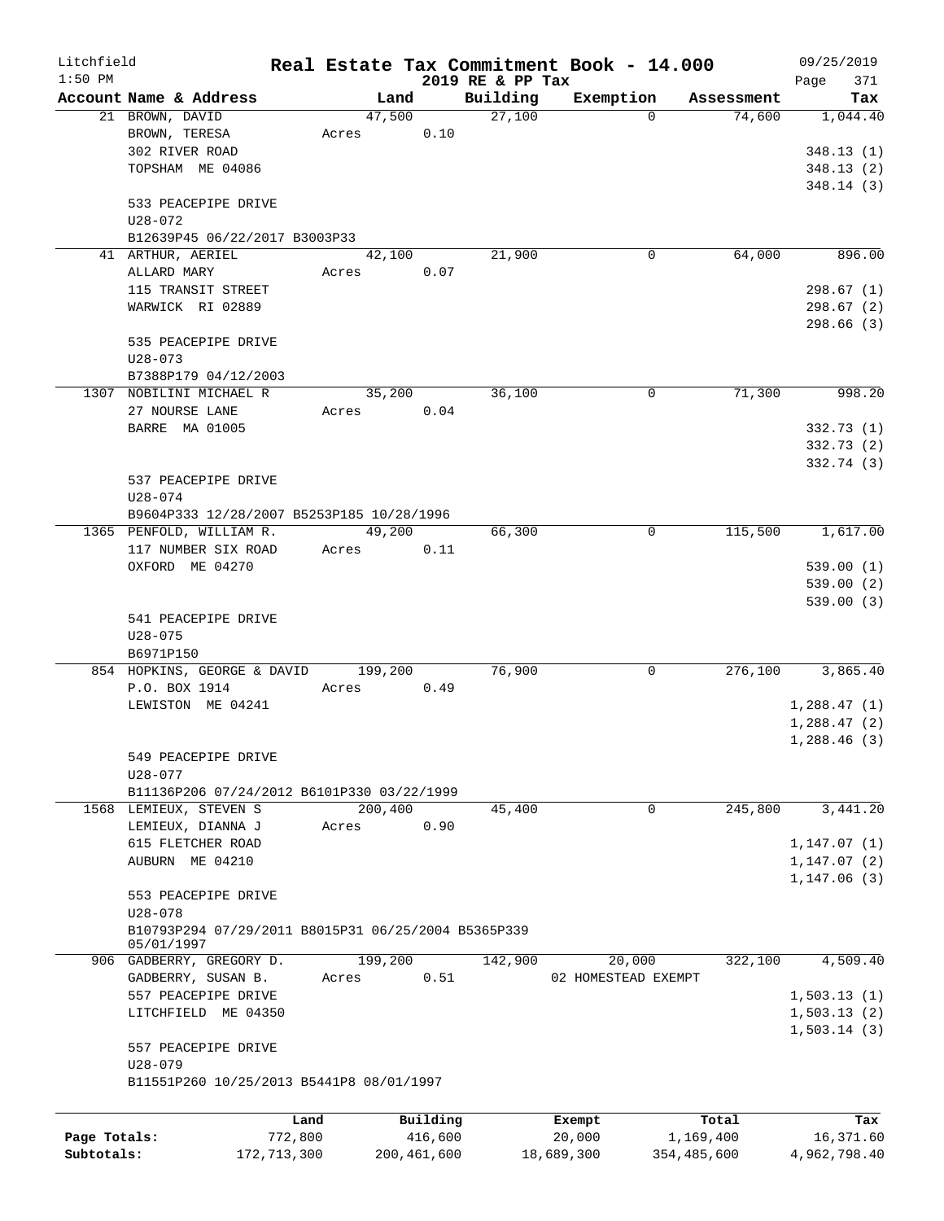Litchfield
1:50 PM

# Real Estate Tax Commitment Book - 14.000
## 2019 RE & PP Tax

09/25/2019
Page 371

| Account Name & Address | Land | Building | Exemption | Assessment | Tax |
|---|---|---|---|---|---|
| 21 BROWN, DAVID | 47,500 | 27,100 | 0 | 74,600 | 1,044.40 |
| BROWN, TERESA | Acres 0.10 | | | | |
| 302 RIVER ROAD | | | | | 348.13 (1) |
| TOPSHAM ME 04086 | | | | | 348.13 (2) |
| | | | | | 348.14 (3) |
| 533 PEACEPIPE DRIVE | | | | | |
| U28-072 | | | | | |
| B12639P45 06/22/2017 B3003P33 | | | | | |
| 41 ARTHUR, AERIEL | 42,100 | 21,900 | 0 | 64,000 | 896.00 |
| ALLARD MARY | Acres 0.07 | | | | |
| 115 TRANSIT STREET | | | | | 298.67 (1) |
| WARWICK RI 02889 | | | | | 298.67 (2) |
| | | | | | 298.66 (3) |
| 535 PEACEPIPE DRIVE | | | | | |
| U28-073 | | | | | |
| B7388P179 04/12/2003 | | | | | |
| 1307 NOBILINI MICHAEL R | 35,200 | 36,100 | 0 | 71,300 | 998.20 |
| 27 NOURSE LANE | Acres 0.04 | | | | |
| BARRE MA 01005 | | | | | 332.73 (1) |
| | | | | | 332.73 (2) |
| | | | | | 332.74 (3) |
| 537 PEACEPIPE DRIVE | | | | | |
| U28-074 | | | | | |
| B9604P333 12/28/2007 B5253P185 10/28/1996 | | | | | |
| 1365 PENFOLD, WILLIAM R. | 49,200 | 66,300 | 0 | 115,500 | 1,617.00 |
| 117 NUMBER SIX ROAD | Acres 0.11 | | | | |
| OXFORD ME 04270 | | | | | 539.00 (1) |
| | | | | | 539.00 (2) |
| | | | | | 539.00 (3) |
| 541 PEACEPIPE DRIVE | | | | | |
| U28-075 | | | | | |
| B6971P150 | | | | | |
| 854 HOPKINS, GEORGE & DAVID | 199,200 | 76,900 | 0 | 276,100 | 3,865.40 |
| P.O. BOX 1914 | Acres 0.49 | | | | |
| LEWISTON ME 04241 | | | | | 1,288.47 (1) |
| | | | | | 1,288.47 (2) |
| | | | | | 1,288.46 (3) |
| 549 PEACEPIPE DRIVE | | | | | |
| U28-077 | | | | | |
| B11136P206 07/24/2012 B6101P330 03/22/1999 | | | | | |
| 1568 LEMIEUX, STEVEN S | 200,400 | 45,400 | 0 | 245,800 | 3,441.20 |
| LEMIEUX, DIANNA J | Acres 0.90 | | | | |
| 615 FLETCHER ROAD | | | | | 1,147.07 (1) |
| AUBURN ME 04210 | | | | | 1,147.07 (2) |
| | | | | | 1,147.06 (3) |
| 553 PEACEPIPE DRIVE | | | | | |
| U28-078 | | | | | |
| B10793P294 07/29/2011 B8015P31 06/25/2004 B5365P339 05/01/1997 | | | | | |
| 906 GADBERRY, GREGORY D. | 199,200 | 142,900 | 20,000 | 322,100 | 4,509.40 |
| GADBERRY, SUSAN B. | Acres 0.51 | | 02 HOMESTEAD EXEMPT | | |
| 557 PEACEPIPE DRIVE | | | | | 1,503.13 (1) |
| LITCHFIELD ME 04350 | | | | | 1,503.13 (2) |
| | | | | | 1,503.14 (3) |
| 557 PEACEPIPE DRIVE | | | | | |
| U28-079 | | | | | |
| B11551P260 10/25/2013 B5441P8 08/01/1997 | | | | | |

| | Land | Building | Exempt | Total | Tax |
|---|---|---|---|---|---|
| Page Totals: | 772,800 | 416,600 | 20,000 | 1,169,400 | 16,371.60 |
| Subtotals: | 172,713,300 | 200,461,600 | 18,689,300 | 354,485,600 | 4,962,798.40 |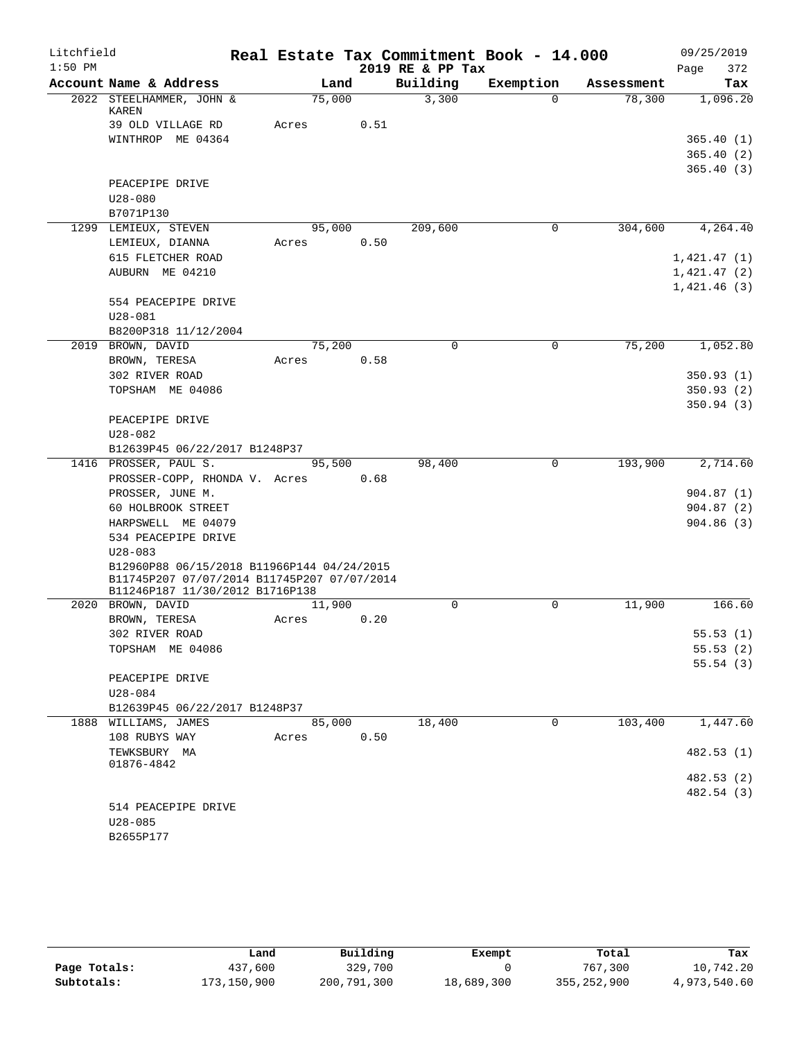Litchfield · Real Estate Tax Commitment Book - 14.000 · 09/25/2019

1:50 PM · 2019 RE & PP Tax

| Account Name & Address | Land | Building | Exemption | Assessment | Tax |
|---|---|---|---|---|---|
| 2022 STEELHAMMER, JOHN & KAREN | 75,000 | 3,300 | 0 | 78,300 | 1,096.20 |
| 39 OLD VILLAGE RD | Acres 0.51 | | | | |
| WINTHROP ME 04364 | | | | | 365.40 (1) |
| | | | | | 365.40 (2) |
| | | | | | 365.40 (3) |
| PEACEPIPE DRIVE | | | | | |
| U28-080 | | | | | |
| B7071P130 | | | | | |
| 1299 LEMIEUX, STEVEN | 95,000 | 209,600 | 0 | 304,600 | 4,264.40 |
| LEMIEUX, DIANNA | Acres 0.50 | | | | |
| 615 FLETCHER ROAD | | | | | 1,421.47 (1) |
| AUBURN ME 04210 | | | | | 1,421.47 (2) |
| | | | | | 1,421.46 (3) |
| 554 PEACEPIPE DRIVE | | | | | |
| U28-081 | | | | | |
| B8200P318 11/12/2004 | | | | | |
| 2019 BROWN, DAVID | 75,200 | 0 | 0 | 75,200 | 1,052.80 |
| BROWN, TERESA | Acres 0.58 | | | | |
| 302 RIVER ROAD | | | | | 350.93 (1) |
| TOPSHAM ME 04086 | | | | | 350.93 (2) |
| | | | | | 350.94 (3) |
| PEACEPIPE DRIVE | | | | | |
| U28-082 | | | | | |
| B12639P45 06/22/2017 B1248P37 | | | | | |
| 1416 PROSSER, PAUL S. | 95,500 | 98,400 | 0 | 193,900 | 2,714.60 |
| PROSSER-COPP, RHONDA V. | Acres 0.68 | | | | |
| PROSSER, JUNE M. | | | | | 904.87 (1) |
| 60 HOLBROOK STREET | | | | | 904.87 (2) |
| HARPSWELL ME 04079 | | | | | 904.86 (3) |
| 534 PEACEPIPE DRIVE | | | | | |
| U28-083 | | | | | |
| B12960P88 06/15/2018 B11966P144 04/24/2015 B11745P207 07/07/2014 B11745P207 07/07/2014 B11246P187 11/30/2012 B1716P138 | | | | | |
| 2020 BROWN, DAVID | 11,900 | 0 | 0 | 11,900 | 166.60 |
| BROWN, TERESA | Acres 0.20 | | | | |
| 302 RIVER ROAD | | | | | 55.53 (1) |
| TOPSHAM ME 04086 | | | | | 55.53 (2) |
| | | | | | 55.54 (3) |
| PEACEPIPE DRIVE | | | | | |
| U28-084 | | | | | |
| B12639P45 06/22/2017 B1248P37 | | | | | |
| 1888 WILLIAMS, JAMES | 85,000 | 18,400 | 0 | 103,400 | 1,447.60 |
| 108 RUBYS WAY | Acres 0.50 | | | | |
| TEWKSBURY MA 01876-4842 | | | | | 482.53 (1) |
| | | | | | 482.53 (2) |
| | | | | | 482.54 (3) |
| 514 PEACEPIPE DRIVE | | | | | |
| U28-085 | | | | | |
| B2655P177 | | | | | |

| | Land | Building | Exempt | Total | Tax |
|---|---|---|---|---|---|
| Page Totals: | 437,600 | 329,700 | 0 | 767,300 | 10,742.20 |
| Subtotals: | 173,150,900 | 200,791,300 | 18,689,300 | 355,252,900 | 4,973,540.60 |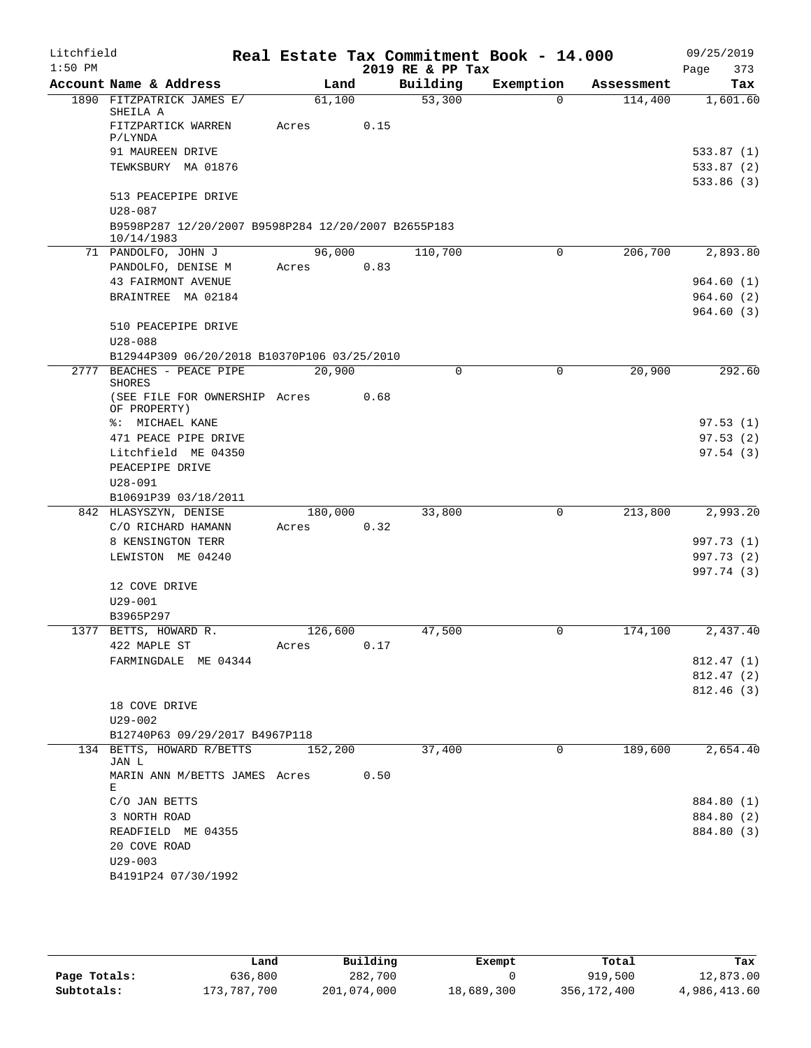# Real Estate Tax Commitment Book - 14.000

Litchfield 1:50 PM — 2019 RE & PP Tax — 09/25/2019

| Account Name & Address | Land | Building | Exemption | Assessment | Tax |
|---|---|---|---|---|---|
| 1890 FITZPATRICK JAMES E/ SHEILA A | 61,100 | 53,300 | 0 | 114,400 | 1,601.60 |
| FITZPARTICK WARREN P/LYNDA | Acres 0.15 | | | | |
| 91 MAUREEN DRIVE | | | | | 533.87 (1) |
| TEWKSBURY MA 01876 | | | | | 533.87 (2) |
| | | | | | 533.86 (3) |
| 513 PEACEPIPE DRIVE | | | | | |
| U28-087 | | | | | |
| B9598P287 12/20/2007 B9598P284 12/20/2007 B2655P183 10/14/1983 | | | | | |
| 71 PANDOLFO, JOHN J | 96,000 | 110,700 | 0 | 206,700 | 2,893.80 |
| PANDOLFO, DENISE M | Acres 0.83 | | | | |
| 43 FAIRMONT AVENUE | | | | | 964.60 (1) |
| BRAINTREE MA 02184 | | | | | 964.60 (2) |
| | | | | | 964.60 (3) |
| 510 PEACEPIPE DRIVE | | | | | |
| U28-088 | | | | | |
| B12944P309 06/20/2018 B10370P106 03/25/2010 | | | | | |
| 2777 BEACHES - PEACE PIPE SHORES | 20,900 | 0 | 0 | 20,900 | 292.60 |
| (SEE FILE FOR OWNERSHIP OF PROPERTY) | Acres 0.68 | | | | |
| %: MICHAEL KANE | | | | | 97.53 (1) |
| 471 PEACE PIPE DRIVE | | | | | 97.53 (2) |
| Litchfield ME 04350 | | | | | 97.54 (3) |
| PEACEPIPE DRIVE | | | | | |
| U28-091 | | | | | |
| B10691P39 03/18/2011 | | | | | |
| 842 HLASYSZYN, DENISE | 180,000 | 33,800 | 0 | 213,800 | 2,993.20 |
| C/O RICHARD HAMANN | Acres 0.32 | | | | |
| 8 KENSINGTON TERR | | | | | 997.73 (1) |
| LEWISTON ME 04240 | | | | | 997.73 (2) |
| | | | | | 997.74 (3) |
| 12 COVE DRIVE | | | | | |
| U29-001 | | | | | |
| B3965P297 | | | | | |
| 1377 BETTS, HOWARD R. | 126,600 | 47,500 | 0 | 174,100 | 2,437.40 |
| 422 MAPLE ST | Acres 0.17 | | | | |
| FARMINGDALE ME 04344 | | | | | 812.47 (1) |
| | | | | | 812.47 (2) |
| | | | | | 812.46 (3) |
| 18 COVE DRIVE | | | | | |
| U29-002 | | | | | |
| B12740P63 09/29/2017 B4967P118 | | | | | |
| 134 BETTS, HOWARD R/BETTS JAN L | 152,200 | 37,400 | 0 | 189,600 | 2,654.40 |
| MARIN ANN M/BETTS JAMES E | Acres 0.50 | | | | |
| C/O JAN BETTS | | | | | 884.80 (1) |
| 3 NORTH ROAD | | | | | 884.80 (2) |
| READFIELD ME 04355 | | | | | 884.80 (3) |
| 20 COVE ROAD | | | | | |
| U29-003 | | | | | |
| B4191P24 07/30/1992 | | | | | |

| | Land | Building | Exempt | Total | Tax |
|---|---|---|---|---|---|
| Page Totals: | 636,800 | 282,700 | 0 | 919,500 | 12,873.00 |
| Subtotals: | 173,787,700 | 201,074,000 | 18,689,300 | 356,172,400 | 4,986,413.60 |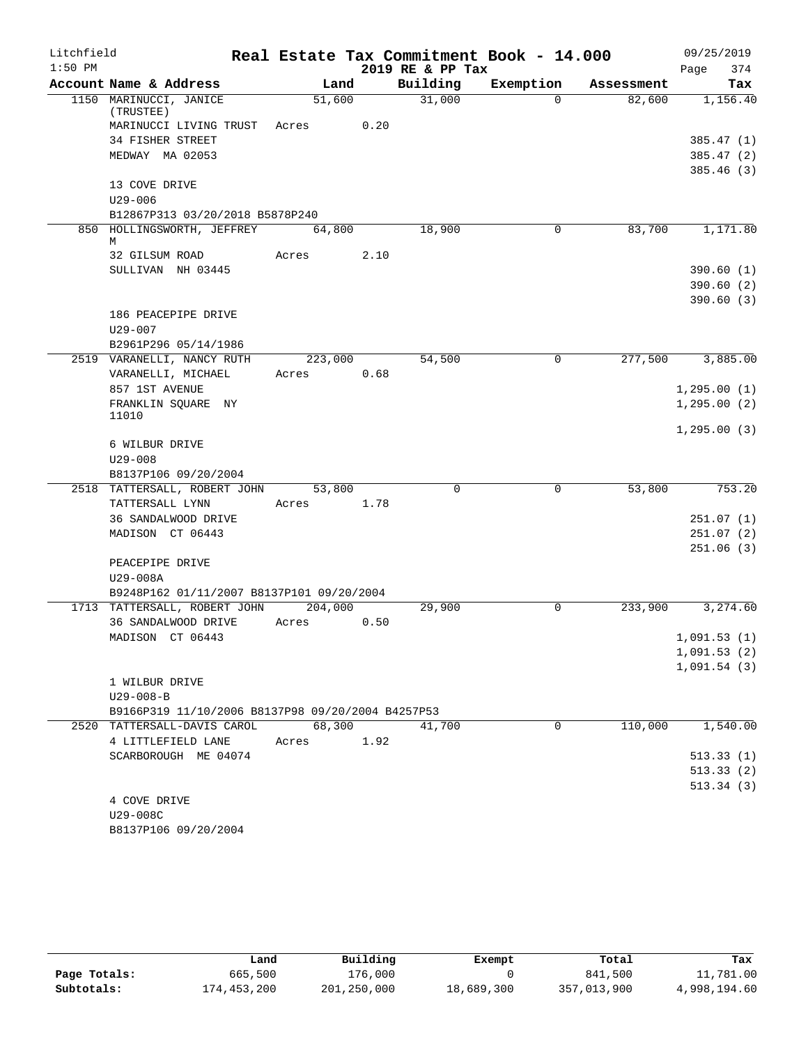Litchfield 1:50 PM

# Real Estate Tax Commitment Book - 14.000

2019 RE & PP Tax

09/25/2019 Page 374

| Account Name & Address | Land | Building | Exemption | Assessment | Tax |
|---|---|---|---|---|---|
| 1150 MARINUCCI, JANICE (TRUSTEE) | 51,600 | 31,000 | 0 | 82,600 | 1,156.40 |
| MARINUCCI LIVING TRUST | Acres 0.20 | | | | |
| 34 FISHER STREET | | | | | 385.47 (1) |
| MEDWAY MA 02053 | | | | | 385.47 (2) |
| | | | | | 385.46 (3) |
| 13 COVE DRIVE | | | | | |
| U29-006 | | | | | |
| B12867P313 03/20/2018 B5878P240 | | | | | |
| 850 HOLLINGSWORTH, JEFFREY M | 64,800 | 18,900 | 0 | 83,700 | 1,171.80 |
| 32 GILSUM ROAD | Acres 2.10 | | | | |
| SULLIVAN NH 03445 | | | | | 390.60 (1) |
| | | | | | 390.60 (2) |
| | | | | | 390.60 (3) |
| 186 PEACEPIPE DRIVE | | | | | |
| U29-007 | | | | | |
| B2961P296 05/14/1986 | | | | | |
| 2519 VARANELLI, NANCY RUTH | 223,000 | 54,500 | 0 | 277,500 | 3,885.00 |
| VARANELLI, MICHAEL | Acres 0.68 | | | | |
| 857 1ST AVENUE | | | | | 1,295.00 (1) |
| FRANKLIN SQUARE NY 11010 | | | | | 1,295.00 (2) |
| | | | | | 1,295.00 (3) |
| 6 WILBUR DRIVE | | | | | |
| U29-008 | | | | | |
| B8137P106 09/20/2004 | | | | | |
| 2518 TATTERSALL, ROBERT JOHN | 53,800 | 0 | 0 | 53,800 | 753.20 |
| TATTERSALL LYNN | Acres 1.78 | | | | |
| 36 SANDALWOOD DRIVE | | | | | 251.07 (1) |
| MADISON CT 06443 | | | | | 251.07 (2) |
| | | | | | 251.06 (3) |
| PEACEPIPE DRIVE | | | | | |
| U29-008A | | | | | |
| B9248P162 01/11/2007 B8137P101 09/20/2004 | | | | | |
| 1713 TATTERSALL, ROBERT JOHN | 204,000 | 29,900 | 0 | 233,900 | 3,274.60 |
| 36 SANDALWOOD DRIVE | Acres 0.50 | | | | |
| MADISON CT 06443 | | | | | 1,091.53 (1) |
| | | | | | 1,091.53 (2) |
| | | | | | 1,091.54 (3) |
| 1 WILBUR DRIVE | | | | | |
| U29-008-B | | | | | |
| B9166P319 11/10/2006 B8137P98 09/20/2004 B4257P53 | | | | | |
| 2520 TATTERSALL-DAVIS CAROL | 68,300 | 41,700 | 0 | 110,000 | 1,540.00 |
| 4 LITTLEFIELD LANE | Acres 1.92 | | | | |
| SCARBOROUGH ME 04074 | | | | | 513.33 (1) |
| | | | | | 513.33 (2) |
| | | | | | 513.34 (3) |
| 4 COVE DRIVE | | | | | |
| U29-008C | | | | | |
| B8137P106 09/20/2004 | | | | | |

| | Land | Building | Exempt | Total | Tax |
|---|---|---|---|---|---|
| Page Totals: | 665,500 | 176,000 | 0 | 841,500 | 11,781.00 |
| Subtotals: | 174,453,200 | 201,250,000 | 18,689,300 | 357,013,900 | 4,998,194.60 |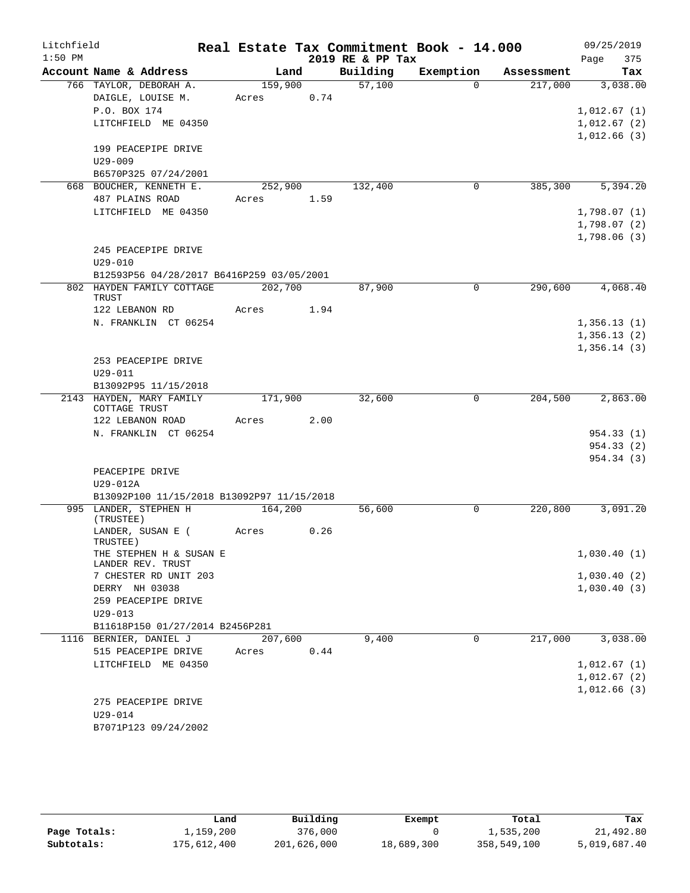Litchfield 1:50 PM

# Real Estate Tax Commitment Book - 14.000

## 2019 RE & PP Tax

09/25/2019

| Account Name & Address | Land | Building | Exemption | Assessment | Tax |
|---|---|---|---|---|---|
| 766 TAYLOR, DEBORAH A. | 159,900 | 57,100 | 0 | 217,000 | 3,038.00 |
| DAIGLE, LOUISE M. | Acres 0.74 | | | | |
| P.O. BOX 174 | | | | | 1,012.67 (1) |
| LITCHFIELD ME 04350 | | | | | 1,012.67 (2) |
| | | | | | 1,012.66 (3) |
| 199 PEACEPIPE DRIVE | | | | | |
| U29-009 | | | | | |
| B6570P325 07/24/2001 | | | | | |
| 668 BOUCHER, KENNETH E. | 252,900 | 132,400 | 0 | 385,300 | 5,394.20 |
| 487 PLAINS ROAD | Acres 1.59 | | | | |
| LITCHFIELD ME 04350 | | | | | 1,798.07 (1) |
| | | | | | 1,798.07 (2) |
| | | | | | 1,798.06 (3) |
| 245 PEACEPIPE DRIVE | | | | | |
| U29-010 | | | | | |
| B12593P56 04/28/2017 B6416P259 03/05/2001 | | | | | |
| 802 HAYDEN FAMILY COTTAGE TRUST | 202,700 | 87,900 | 0 | 290,600 | 4,068.40 |
| 122 LEBANON RD | Acres 1.94 | | | | |
| N. FRANKLIN CT 06254 | | | | | 1,356.13 (1) |
| | | | | | 1,356.13 (2) |
| | | | | | 1,356.14 (3) |
| 253 PEACEPIPE DRIVE | | | | | |
| U29-011 | | | | | |
| B13092P95 11/15/2018 | | | | | |
| 2143 HAYDEN, MARY FAMILY COTTAGE TRUST | 171,900 | 32,600 | 0 | 204,500 | 2,863.00 |
| 122 LEBANON ROAD | Acres 2.00 | | | | |
| N. FRANKLIN CT 06254 | | | | | 954.33 (1) |
| | | | | | 954.33 (2) |
| | | | | | 954.34 (3) |
| PEACEPIPE DRIVE | | | | | |
| U29-012A | | | | | |
| B13092P100 11/15/2018 B13092P97 11/15/2018 | | | | | |
| 995 LANDER, STEPHEN H (TRUSTEE) | 164,200 | 56,600 | 0 | 220,800 | 3,091.20 |
| LANDER, SUSAN E ( TRUSTEE) | Acres 0.26 | | | | |
| THE STEPHEN H & SUSAN E LANDER REV. TRUST | | | | | 1,030.40 (1) |
| 7 CHESTER RD UNIT 203 | | | | | 1,030.40 (2) |
| DERRY NH 03038 | | | | | 1,030.40 (3) |
| 259 PEACEPIPE DRIVE | | | | | |
| U29-013 | | | | | |
| B11618P150 01/27/2014 B2456P281 | | | | | |
| 1116 BERNIER, DANIEL J | 207,600 | 9,400 | 0 | 217,000 | 3,038.00 |
| 515 PEACEPIPE DRIVE | Acres 0.44 | | | | |
| LITCHFIELD ME 04350 | | | | | 1,012.67 (1) |
| | | | | | 1,012.67 (2) |
| | | | | | 1,012.66 (3) |
| 275 PEACEPIPE DRIVE | | | | | |
| U29-014 | | | | | |
| B7071P123 09/24/2002 | | | | | |

| | Land | Building | Exempt | Total | Tax |
|---|---|---|---|---|---|
| Page Totals: | 1,159,200 | 376,000 | 0 | 1,535,200 | 21,492.80 |
| Subtotals: | 175,612,400 | 201,626,000 | 18,689,300 | 358,549,100 | 5,019,687.40 |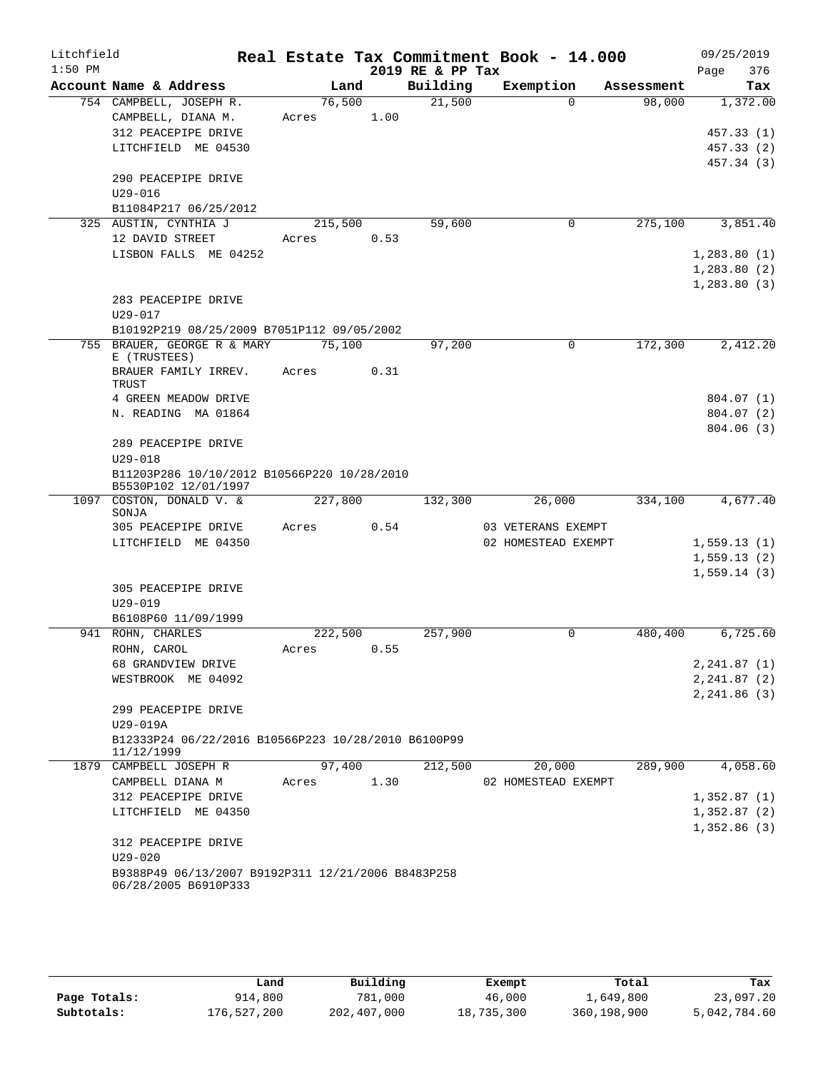Litchfield
1:50 PM

# Real Estate Tax Commitment Book - 14.000

2019 RE & PP Tax

09/25/2019

| Account Name & Address | Land | Building | Exemption | Assessment | Tax |
|---|---|---|---|---|---|
| 754 CAMPBELL, JOSEPH R. | 76,500 | 21,500 | 0 | 98,000 | 1,372.00 |
| CAMPBELL, DIANA M. | Acres 1.00 | | | | |
| 312 PEACEPIPE DRIVE | | | | | 457.33 (1) |
| LITCHFIELD ME 04530 | | | | | 457.33 (2) |
| | | | | | 457.34 (3) |
| 290 PEACEPIPE DRIVE | | | | | |
| U29-016 | | | | | |
| B11084P217 06/25/2012 | | | | | |
| 325 AUSTIN, CYNTHIA J | 215,500 | 59,600 | 0 | 275,100 | 3,851.40 |
| 12 DAVID STREET | Acres 0.53 | | | | |
| LISBON FALLS ME 04252 | | | | | 1,283.80 (1) |
| | | | | | 1,283.80 (2) |
| | | | | | 1,283.80 (3) |
| 283 PEACEPIPE DRIVE | | | | | |
| U29-017 | | | | | |
| B10192P219 08/25/2009 B7051P112 09/05/2002 | | | | | |
| 755 BRAUER, GEORGE R & MARY E (TRUSTEES) | 75,100 | 97,200 | 0 | 172,300 | 2,412.20 |
| BRAUER FAMILY IRREV. TRUST | Acres 0.31 | | | | |
| 4 GREEN MEADOW DRIVE | | | | | 804.07 (1) |
| N. READING MA 01864 | | | | | 804.07 (2) |
| | | | | | 804.06 (3) |
| 289 PEACEPIPE DRIVE | | | | | |
| U29-018 | | | | | |
| B11203P286 10/10/2012 B10566P220 10/28/2010 B5530P102 12/01/1997 | | | | | |
| 1097 COSTON, DONALD V. & SONJA | 227,800 | 132,300 | 26,000 | 334,100 | 4,677.40 |
| 305 PEACEPIPE DRIVE | Acres 0.54 | | 03 VETERANS EXEMPT | | |
| LITCHFIELD ME 04350 | | | 02 HOMESTEAD EXEMPT | | 1,559.13 (1) |
| | | | | | 1,559.13 (2) |
| | | | | | 1,559.14 (3) |
| 305 PEACEPIPE DRIVE | | | | | |
| U29-019 | | | | | |
| B6108P60 11/09/1999 | | | | | |
| 941 ROHN, CHARLES | 222,500 | 257,900 | 0 | 480,400 | 6,725.60 |
| ROHN, CAROL | Acres 0.55 | | | | |
| 68 GRANDVIEW DRIVE | | | | | 2,241.87 (1) |
| WESTBROOK ME 04092 | | | | | 2,241.87 (2) |
| | | | | | 2,241.86 (3) |
| 299 PEACEPIPE DRIVE | | | | | |
| U29-019A | | | | | |
| B12333P24 06/22/2016 B10566P223 10/28/2010 B6100P99 11/12/1999 | | | | | |
| 1879 CAMPBELL JOSEPH R | 97,400 | 212,500 | 20,000 | 289,900 | 4,058.60 |
| CAMPBELL DIANA M | Acres 1.30 | | 02 HOMESTEAD EXEMPT | | |
| 312 PEACEPIPE DRIVE | | | | | 1,352.87 (1) |
| LITCHFIELD ME 04350 | | | | | 1,352.87 (2) |
| | | | | | 1,352.86 (3) |
| 312 PEACEPIPE DRIVE | | | | | |
| U29-020 | | | | | |
| B9388P49 06/13/2007 B9192P311 12/21/2006 B8483P258 06/28/2005 B6910P333 | | | | | |

| | Land | Building | Exempt | Total | Tax |
|---|---|---|---|---|---|
| Page Totals: | 914,800 | 781,000 | 46,000 | 1,649,800 | 23,097.20 |
| Subtotals: | 176,527,200 | 202,407,000 | 18,735,300 | 360,198,900 | 5,042,784.60 |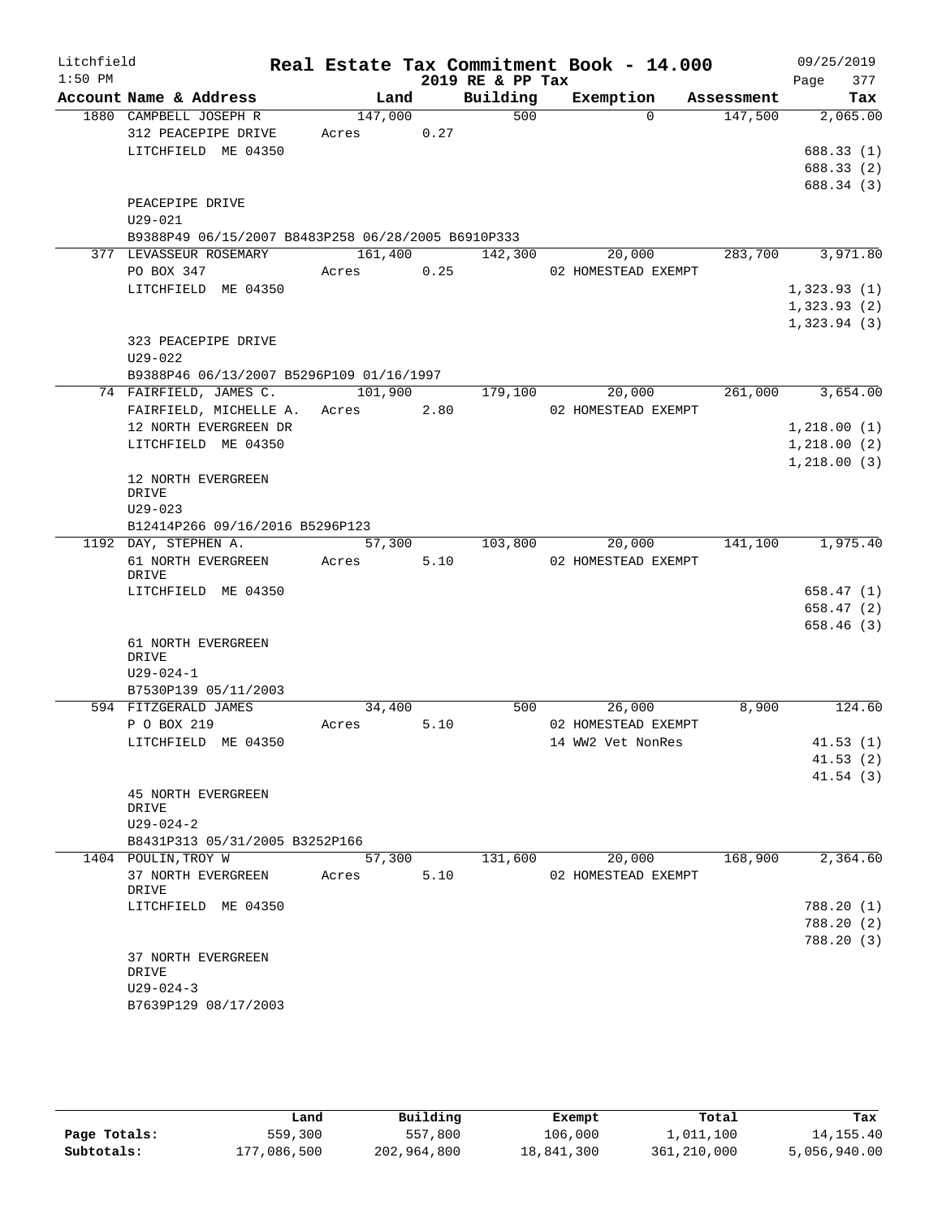Litchfield — Real Estate Tax Commitment Book - 14.000 — 09/25/2019
1:50 PM — 2019 RE & PP Tax — Page 377

| Account | Name & Address | Land | Building | Exemption | Assessment | Tax |
|---|---|---|---|---|---|---|
| 1880 | CAMPBELL JOSEPH R<br>312 PEACEPIPE DRIVE<br>LITCHFIELD ME 04350<br><br>PEACEPIPE DRIVE<br>U29-021<br>B9388P49 06/15/2007 B8483P258 06/28/2005 B6910P333 | 147,000<br>Acres 0.27 | 500 | 0 | 147,500 | 2,065.00<br>688.33 (1)<br>688.33 (2)<br>688.34 (3) |
| 377 | LEVASSEUR ROSEMARY<br>PO BOX 347<br>LITCHFIELD ME 04350<br><br>323 PEACEPIPE DRIVE<br>U29-022<br>B9388P46 06/13/2007 B5296P109 01/16/1997 | 161,400<br>Acres 0.25 | 142,300 | 20,000<br>02 HOMESTEAD EXEMPT | 283,700 | 3,971.80<br>1,323.93 (1)<br>1,323.93 (2)<br>1,323.94 (3) |
| 74 | FAIRFIELD, JAMES C.<br>FAIRFIELD, MICHELLE A.<br>12 NORTH EVERGREEN DR<br>LITCHFIELD ME 04350<br><br>12 NORTH EVERGREEN DRIVE<br>U29-023<br>B12414P266 09/16/2016 B5296P123 | 101,900<br>Acres 2.80 | 179,100 | 20,000<br>02 HOMESTEAD EXEMPT | 261,000 | 3,654.00<br>1,218.00 (1)<br>1,218.00 (2)<br>1,218.00 (3) |
| 1192 | DAY, STEPHEN A.<br>61 NORTH EVERGREEN DRIVE<br>LITCHFIELD ME 04350<br><br>61 NORTH EVERGREEN DRIVE<br>U29-024-1<br>B7530P139 05/11/2003 | 57,300<br>Acres 5.10 | 103,800 | 20,000<br>02 HOMESTEAD EXEMPT | 141,100 | 1,975.40<br>658.47 (1)<br>658.47 (2)<br>658.46 (3) |
| 594 | FITZGERALD JAMES<br>P O BOX 219<br>LITCHFIELD ME 04350<br><br>45 NORTH EVERGREEN DRIVE<br>U29-024-2<br>B8431P313 05/31/2005 B3252P166 | 34,400<br>Acres 5.10 | 500 | 26,000<br>02 HOMESTEAD EXEMPT<br>14 WW2 Vet NonRes | 8,900 | 124.60<br>41.53 (1)<br>41.53 (2)<br>41.54 (3) |
| 1404 | POULIN,TROY W<br>37 NORTH EVERGREEN DRIVE<br>LITCHFIELD ME 04350<br><br>37 NORTH EVERGREEN DRIVE<br>U29-024-3<br>B7639P129 08/17/2003 | 57,300<br>Acres 5.10 | 131,600 | 20,000<br>02 HOMESTEAD EXEMPT | 168,900 | 2,364.60<br>788.20 (1)<br>788.20 (2)<br>788.20 (3) |

| | Land | Building | Exempt | Total | Tax |
|---|---|---|---|---|---|
| Page Totals: | 559,300 | 557,800 | 106,000 | 1,011,100 | 14,155.40 |
| Subtotals: | 177,086,500 | 202,964,800 | 18,841,300 | 361,210,000 | 5,056,940.00 |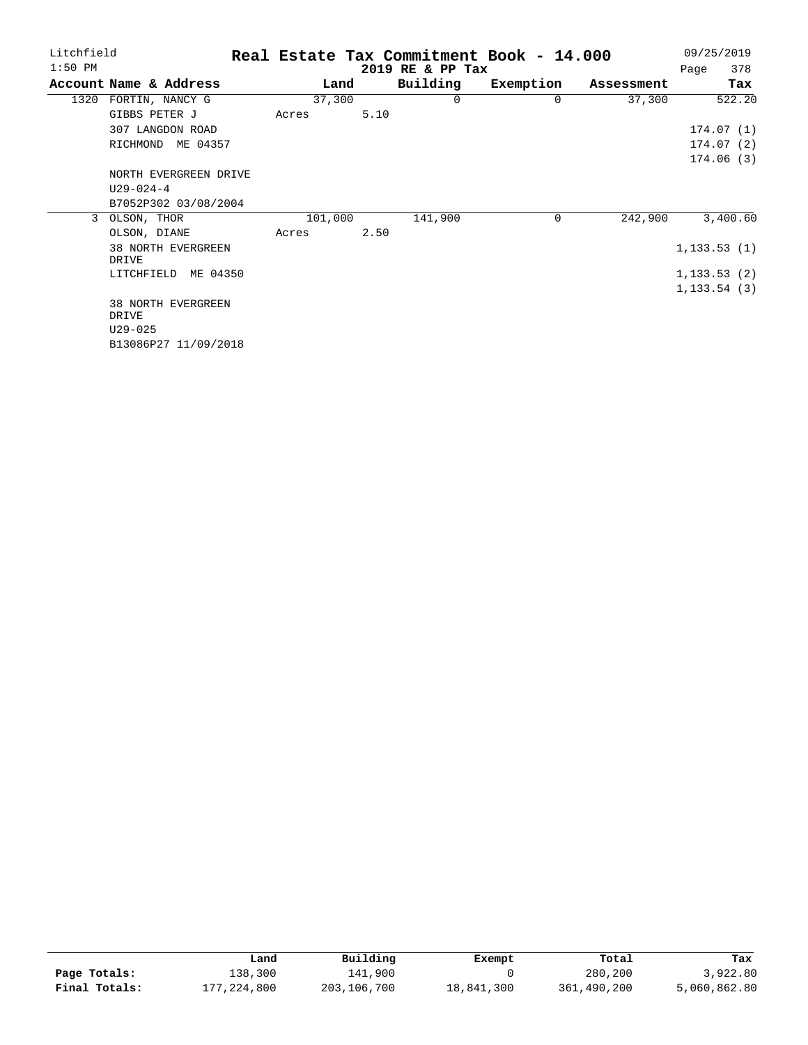Litchfield 1:50 PM

# Real Estate Tax Commitment Book - 14.000

2019 RE & PP Tax

09/25/2019

| Account Name & Address | Land | | Building | Exemption | Assessment | Tax |
|---|---|---|---|---|---|---|
| 1320 FORTIN, NANCY G | 37,300 | | 0 | 0 | 37,300 | 522.20 |
| GIBBS PETER J | Acres | 5.10 | | | | |
| 307 LANGDON ROAD | | | | | | 174.07 (1) |
| RICHMOND ME 04357 | | | | | | 174.07 (2) |
| | | | | | | 174.06 (3) |
| NORTH EVERGREEN DRIVE | | | | | | |
| U29-024-4 | | | | | | |
| B7052P302 03/08/2004 | | | | | | |
| 3 OLSON, THOR | 101,000 | | 141,900 | 0 | 242,900 | 3,400.60 |
| OLSON, DIANE | Acres | 2.50 | | | | |
| 38 NORTH EVERGREEN DRIVE | | | | | | 1,133.53 (1) |
| LITCHFIELD ME 04350 | | | | | | 1,133.53 (2) |
| | | | | | | 1,133.54 (3) |
| 38 NORTH EVERGREEN DRIVE | | | | | | |
| U29-025 | | | | | | |
| B13086P27 11/09/2018 | | | | | | |

| | Land | Building | Exempt | Total | Tax |
|---|---|---|---|---|---|
| **Page Totals:** | 138,300 | 141,900 | 0 | 280,200 | 3,922.80 |
| **Final Totals:** | 177,224,800 | 203,106,700 | 18,841,300 | 361,490,200 | 5,060,862.80 |